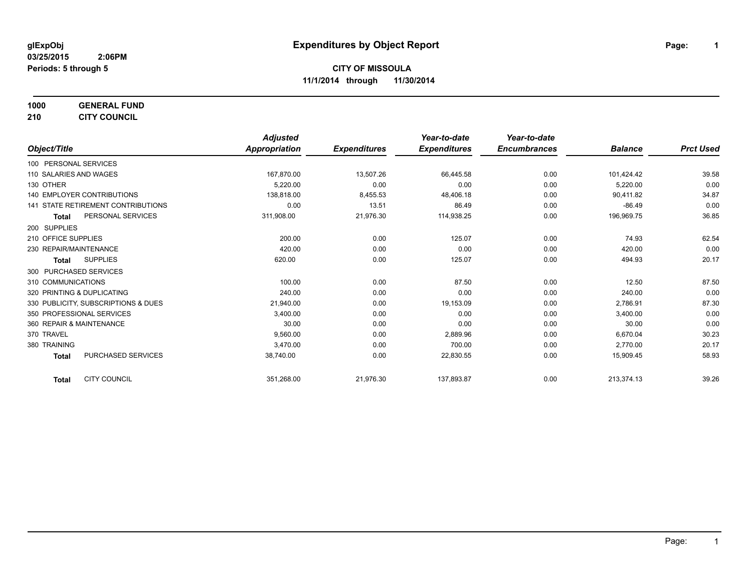glExpObj
03/25/2015 2:06PM
Periods: 5 through 5

# Expenditures by Object Report

**CITY OF MISSOULA**
**11/1/2014 through 11/30/2014**

**1000 GENERAL FUND**
**210 CITY COUNCIL**

| Object/Title | Adjusted Appropriation | Expenditures | Year-to-date Expenditures | Year-to-date Encumbrances | Balance | Prct Used |
|---|---|---|---|---|---|---|
| 100 PERSONAL SERVICES | | | | | | |
| 110 SALARIES AND WAGES | 167,870.00 | 13,507.26 | 66,445.58 | 0.00 | 101,424.42 | 39.58 |
| 130 OTHER | 5,220.00 | 0.00 | 0.00 | 0.00 | 5,220.00 | 0.00 |
| 140 EMPLOYER CONTRIBUTIONS | 138,818.00 | 8,455.53 | 48,406.18 | 0.00 | 90,411.82 | 34.87 |
| 141 STATE RETIREMENT CONTRIBUTIONS | 0.00 | 13.51 | 86.49 | 0.00 | -86.49 | 0.00 |
| **Total** PERSONAL SERVICES | 311,908.00 | 21,976.30 | 114,938.25 | 0.00 | 196,969.75 | 36.85 |
| 200 SUPPLIES | | | | | | |
| 210 OFFICE SUPPLIES | 200.00 | 0.00 | 125.07 | 0.00 | 74.93 | 62.54 |
| 230 REPAIR/MAINTENANCE | 420.00 | 0.00 | 0.00 | 0.00 | 420.00 | 0.00 |
| **Total** SUPPLIES | 620.00 | 0.00 | 125.07 | 0.00 | 494.93 | 20.17 |
| 300 PURCHASED SERVICES | | | | | | |
| 310 COMMUNICATIONS | 100.00 | 0.00 | 87.50 | 0.00 | 12.50 | 87.50 |
| 320 PRINTING & DUPLICATING | 240.00 | 0.00 | 0.00 | 0.00 | 240.00 | 0.00 |
| 330 PUBLICITY, SUBSCRIPTIONS & DUES | 21,940.00 | 0.00 | 19,153.09 | 0.00 | 2,786.91 | 87.30 |
| 350 PROFESSIONAL SERVICES | 3,400.00 | 0.00 | 0.00 | 0.00 | 3,400.00 | 0.00 |
| 360 REPAIR & MAINTENANCE | 30.00 | 0.00 | 0.00 | 0.00 | 30.00 | 0.00 |
| 370 TRAVEL | 9,560.00 | 0.00 | 2,889.96 | 0.00 | 6,670.04 | 30.23 |
| 380 TRAINING | 3,470.00 | 0.00 | 700.00 | 0.00 | 2,770.00 | 20.17 |
| **Total** PURCHASED SERVICES | 38,740.00 | 0.00 | 22,830.55 | 0.00 | 15,909.45 | 58.93 |
| **Total** CITY COUNCIL | 351,268.00 | 21,976.30 | 137,893.87 | 0.00 | 213,374.13 | 39.26 |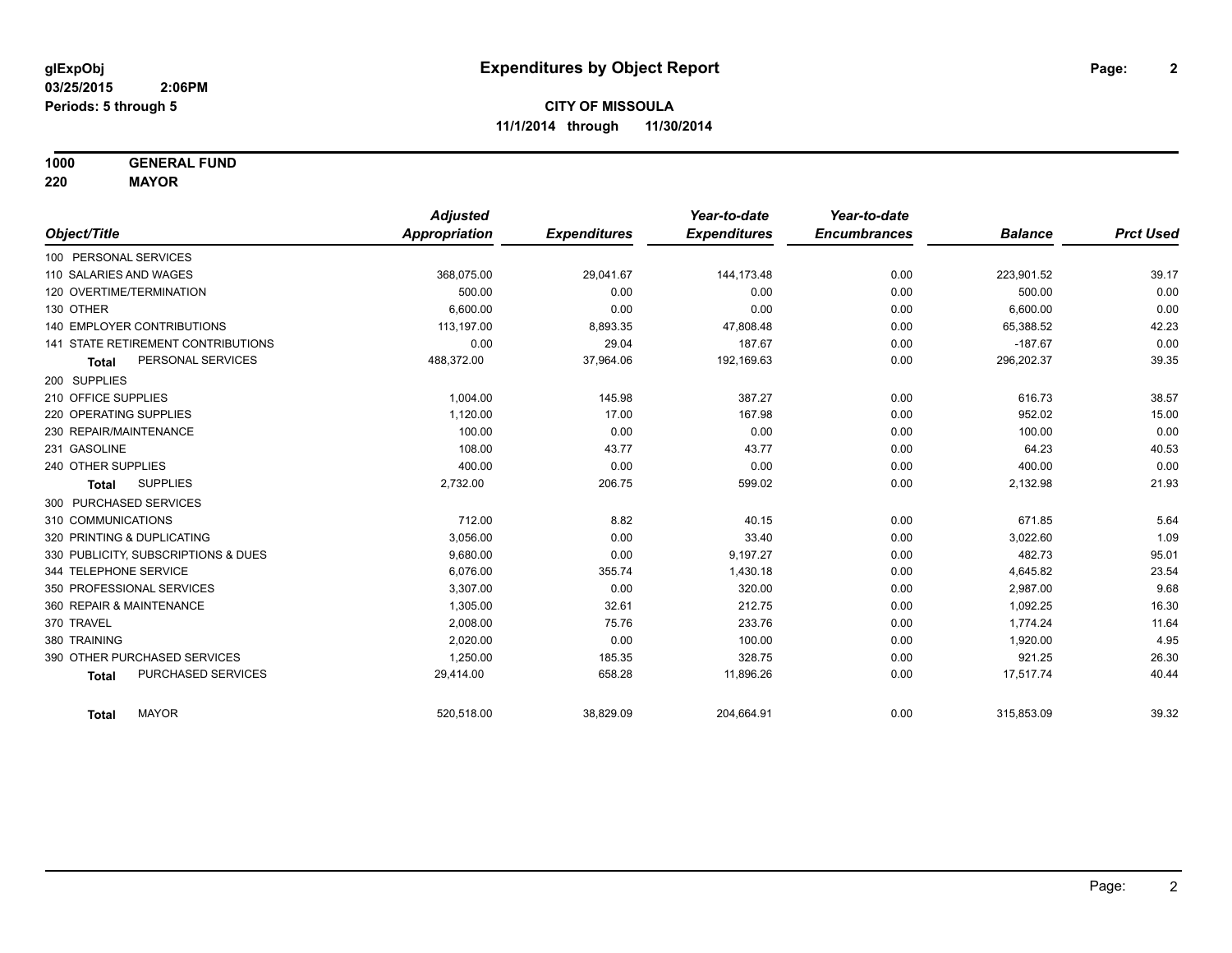# Expenditures by Object Report

glExpObj
03/25/2015 2:06PM
Periods: 5 through 5

**CITY OF MISSOULA**
**11/1/2014 through 11/30/2014**

**1000 GENERAL FUND**
**220 MAYOR**

| Object/Title | Adjusted Appropriation | Expenditures | Year-to-date Expenditures | Year-to-date Encumbrances | Balance | Prct Used |
|---|---|---|---|---|---|---|
| 100 PERSONAL SERVICES | | | | | | |
| 110 SALARIES AND WAGES | 368,075.00 | 29,041.67 | 144,173.48 | 0.00 | 223,901.52 | 39.17 |
| 120 OVERTIME/TERMINATION | 500.00 | 0.00 | 0.00 | 0.00 | 500.00 | 0.00 |
| 130 OTHER | 6,600.00 | 0.00 | 0.00 | 0.00 | 6,600.00 | 0.00 |
| 140 EMPLOYER CONTRIBUTIONS | 113,197.00 | 8,893.35 | 47,808.48 | 0.00 | 65,388.52 | 42.23 |
| 141 STATE RETIREMENT CONTRIBUTIONS | 0.00 | 29.04 | 187.67 | 0.00 | -187.67 | 0.00 |
| **Total** PERSONAL SERVICES | 488,372.00 | 37,964.06 | 192,169.63 | 0.00 | 296,202.37 | 39.35 |
| 200 SUPPLIES | | | | | | |
| 210 OFFICE SUPPLIES | 1,004.00 | 145.98 | 387.27 | 0.00 | 616.73 | 38.57 |
| 220 OPERATING SUPPLIES | 1,120.00 | 17.00 | 167.98 | 0.00 | 952.02 | 15.00 |
| 230 REPAIR/MAINTENANCE | 100.00 | 0.00 | 0.00 | 0.00 | 100.00 | 0.00 |
| 231 GASOLINE | 108.00 | 43.77 | 43.77 | 0.00 | 64.23 | 40.53 |
| 240 OTHER SUPPLIES | 400.00 | 0.00 | 0.00 | 0.00 | 400.00 | 0.00 |
| **Total** SUPPLIES | 2,732.00 | 206.75 | 599.02 | 0.00 | 2,132.98 | 21.93 |
| 300 PURCHASED SERVICES | | | | | | |
| 310 COMMUNICATIONS | 712.00 | 8.82 | 40.15 | 0.00 | 671.85 | 5.64 |
| 320 PRINTING & DUPLICATING | 3,056.00 | 0.00 | 33.40 | 0.00 | 3,022.60 | 1.09 |
| 330 PUBLICITY, SUBSCRIPTIONS & DUES | 9,680.00 | 0.00 | 9,197.27 | 0.00 | 482.73 | 95.01 |
| 344 TELEPHONE SERVICE | 6,076.00 | 355.74 | 1,430.18 | 0.00 | 4,645.82 | 23.54 |
| 350 PROFESSIONAL SERVICES | 3,307.00 | 0.00 | 320.00 | 0.00 | 2,987.00 | 9.68 |
| 360 REPAIR & MAINTENANCE | 1,305.00 | 32.61 | 212.75 | 0.00 | 1,092.25 | 16.30 |
| 370 TRAVEL | 2,008.00 | 75.76 | 233.76 | 0.00 | 1,774.24 | 11.64 |
| 380 TRAINING | 2,020.00 | 0.00 | 100.00 | 0.00 | 1,920.00 | 4.95 |
| 390 OTHER PURCHASED SERVICES | 1,250.00 | 185.35 | 328.75 | 0.00 | 921.25 | 26.30 |
| **Total** PURCHASED SERVICES | 29,414.00 | 658.28 | 11,896.26 | 0.00 | 17,517.74 | 40.44 |
| **Total** MAYOR | 520,518.00 | 38,829.09 | 204,664.91 | 0.00 | 315,853.09 | 39.32 |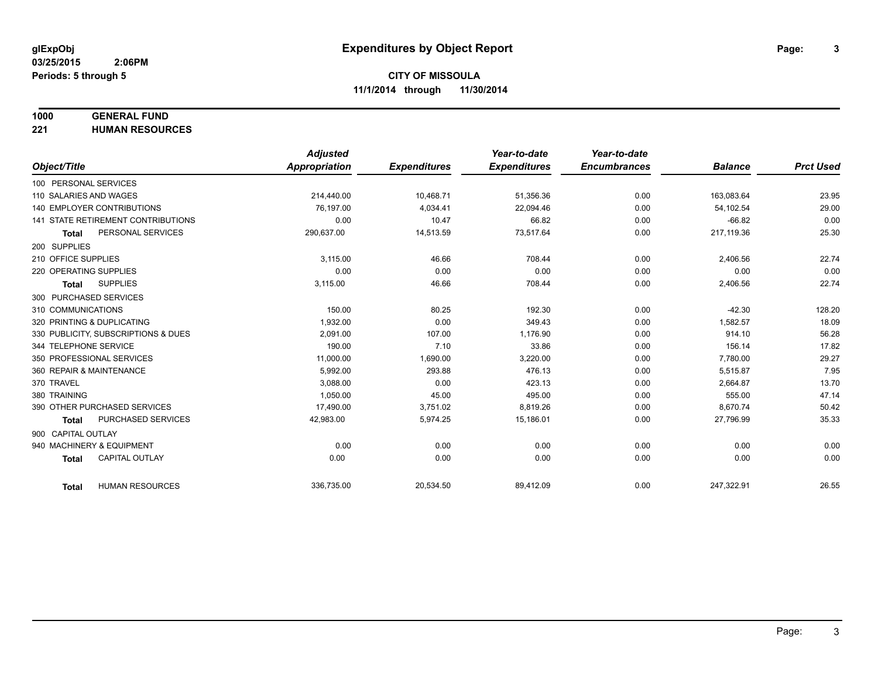# Expenditures by Object Report

glExpObj
03/25/2015 2:06PM
Periods: 5 through 5

**CITY OF MISSOULA**
**11/1/2014 through 11/30/2014**

**1000 GENERAL FUND**
**221 HUMAN RESOURCES**

| Object/Title | Adjusted Appropriation | Expenditures | Year-to-date Expenditures | Year-to-date Encumbrances | Balance | Prct Used |
|---|---|---|---|---|---|---|
| 100 PERSONAL SERVICES | | | | | | |
| 110 SALARIES AND WAGES | 214,440.00 | 10,468.71 | 51,356.36 | 0.00 | 163,083.64 | 23.95 |
| 140 EMPLOYER CONTRIBUTIONS | 76,197.00 | 4,034.41 | 22,094.46 | 0.00 | 54,102.54 | 29.00 |
| 141 STATE RETIREMENT CONTRIBUTIONS | 0.00 | 10.47 | 66.82 | 0.00 | -66.82 | 0.00 |
| **Total** PERSONAL SERVICES | 290,637.00 | 14,513.59 | 73,517.64 | 0.00 | 217,119.36 | 25.30 |
| 200 SUPPLIES | | | | | | |
| 210 OFFICE SUPPLIES | 3,115.00 | 46.66 | 708.44 | 0.00 | 2,406.56 | 22.74 |
| 220 OPERATING SUPPLIES | 0.00 | 0.00 | 0.00 | 0.00 | 0.00 | 0.00 |
| **Total** SUPPLIES | 3,115.00 | 46.66 | 708.44 | 0.00 | 2,406.56 | 22.74 |
| 300 PURCHASED SERVICES | | | | | | |
| 310 COMMUNICATIONS | 150.00 | 80.25 | 192.30 | 0.00 | -42.30 | 128.20 |
| 320 PRINTING & DUPLICATING | 1,932.00 | 0.00 | 349.43 | 0.00 | 1,582.57 | 18.09 |
| 330 PUBLICITY, SUBSCRIPTIONS & DUES | 2,091.00 | 107.00 | 1,176.90 | 0.00 | 914.10 | 56.28 |
| 344 TELEPHONE SERVICE | 190.00 | 7.10 | 33.86 | 0.00 | 156.14 | 17.82 |
| 350 PROFESSIONAL SERVICES | 11,000.00 | 1,690.00 | 3,220.00 | 0.00 | 7,780.00 | 29.27 |
| 360 REPAIR & MAINTENANCE | 5,992.00 | 293.88 | 476.13 | 0.00 | 5,515.87 | 7.95 |
| 370 TRAVEL | 3,088.00 | 0.00 | 423.13 | 0.00 | 2,664.87 | 13.70 |
| 380 TRAINING | 1,050.00 | 45.00 | 495.00 | 0.00 | 555.00 | 47.14 |
| 390 OTHER PURCHASED SERVICES | 17,490.00 | 3,751.02 | 8,819.26 | 0.00 | 8,670.74 | 50.42 |
| **Total** PURCHASED SERVICES | 42,983.00 | 5,974.25 | 15,186.01 | 0.00 | 27,796.99 | 35.33 |
| 900 CAPITAL OUTLAY | | | | | | |
| 940 MACHINERY & EQUIPMENT | 0.00 | 0.00 | 0.00 | 0.00 | 0.00 | 0.00 |
| **Total** CAPITAL OUTLAY | 0.00 | 0.00 | 0.00 | 0.00 | 0.00 | 0.00 |
| **Total** HUMAN RESOURCES | 336,735.00 | 20,534.50 | 89,412.09 | 0.00 | 247,322.91 | 26.55 |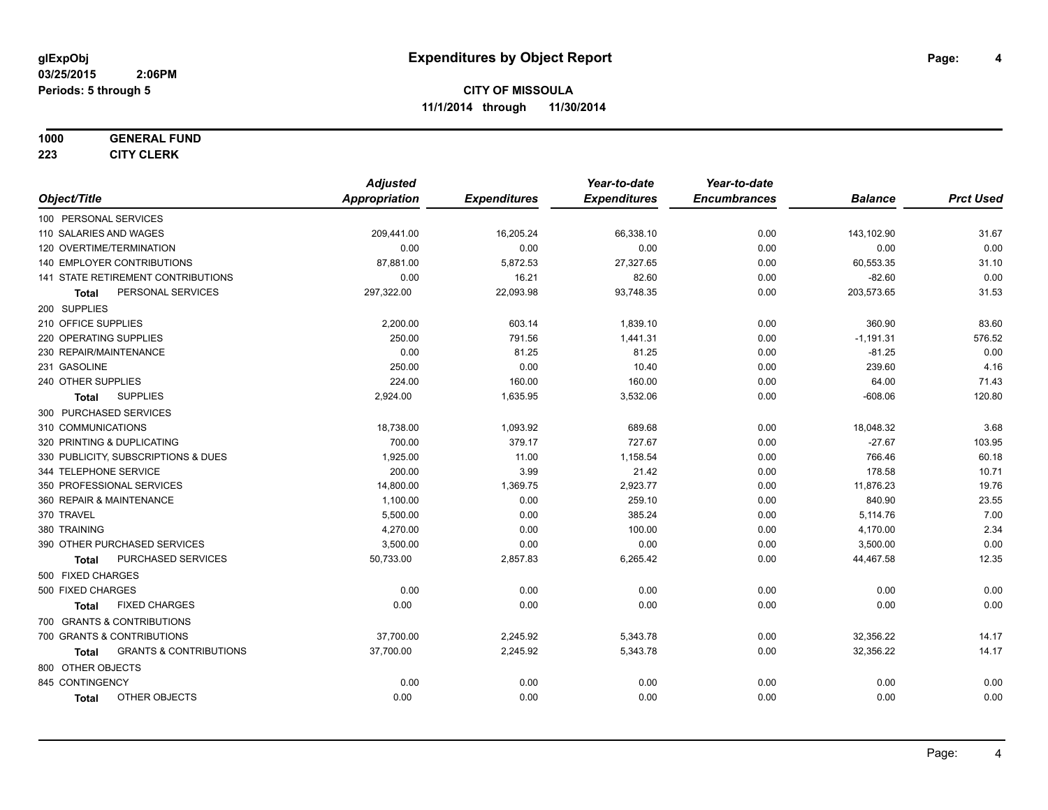# Expenditures by Object Report

glExpObj
03/25/2015 2:06PM
Periods: 5 through 5

**CITY OF MISSOULA**
**11/1/2014 through 11/30/2014**

**1000 GENERAL FUND**
**223 CITY CLERK**

| Object/Title | Adjusted Appropriation | Expenditures | Year-to-date Expenditures | Year-to-date Encumbrances | Balance | Prct Used |
|---|---|---|---|---|---|---|
| 100 PERSONAL SERVICES | | | | | | |
| 110 SALARIES AND WAGES | 209,441.00 | 16,205.24 | 66,338.10 | 0.00 | 143,102.90 | 31.67 |
| 120 OVERTIME/TERMINATION | 0.00 | 0.00 | 0.00 | 0.00 | 0.00 | 0.00 |
| 140 EMPLOYER CONTRIBUTIONS | 87,881.00 | 5,872.53 | 27,327.65 | 0.00 | 60,553.35 | 31.10 |
| 141 STATE RETIREMENT CONTRIBUTIONS | 0.00 | 16.21 | 82.60 | 0.00 | -82.60 | 0.00 |
| **Total** PERSONAL SERVICES | 297,322.00 | 22,093.98 | 93,748.35 | 0.00 | 203,573.65 | 31.53 |
| 200 SUPPLIES | | | | | | |
| 210 OFFICE SUPPLIES | 2,200.00 | 603.14 | 1,839.10 | 0.00 | 360.90 | 83.60 |
| 220 OPERATING SUPPLIES | 250.00 | 791.56 | 1,441.31 | 0.00 | -1,191.31 | 576.52 |
| 230 REPAIR/MAINTENANCE | 0.00 | 81.25 | 81.25 | 0.00 | -81.25 | 0.00 |
| 231 GASOLINE | 250.00 | 0.00 | 10.40 | 0.00 | 239.60 | 4.16 |
| 240 OTHER SUPPLIES | 224.00 | 160.00 | 160.00 | 0.00 | 64.00 | 71.43 |
| **Total** SUPPLIES | 2,924.00 | 1,635.95 | 3,532.06 | 0.00 | -608.06 | 120.80 |
| 300 PURCHASED SERVICES | | | | | | |
| 310 COMMUNICATIONS | 18,738.00 | 1,093.92 | 689.68 | 0.00 | 18,048.32 | 3.68 |
| 320 PRINTING & DUPLICATING | 700.00 | 379.17 | 727.67 | 0.00 | -27.67 | 103.95 |
| 330 PUBLICITY, SUBSCRIPTIONS & DUES | 1,925.00 | 11.00 | 1,158.54 | 0.00 | 766.46 | 60.18 |
| 344 TELEPHONE SERVICE | 200.00 | 3.99 | 21.42 | 0.00 | 178.58 | 10.71 |
| 350 PROFESSIONAL SERVICES | 14,800.00 | 1,369.75 | 2,923.77 | 0.00 | 11,876.23 | 19.76 |
| 360 REPAIR & MAINTENANCE | 1,100.00 | 0.00 | 259.10 | 0.00 | 840.90 | 23.55 |
| 370 TRAVEL | 5,500.00 | 0.00 | 385.24 | 0.00 | 5,114.76 | 7.00 |
| 380 TRAINING | 4,270.00 | 0.00 | 100.00 | 0.00 | 4,170.00 | 2.34 |
| 390 OTHER PURCHASED SERVICES | 3,500.00 | 0.00 | 0.00 | 0.00 | 3,500.00 | 0.00 |
| **Total** PURCHASED SERVICES | 50,733.00 | 2,857.83 | 6,265.42 | 0.00 | 44,467.58 | 12.35 |
| 500 FIXED CHARGES | | | | | | |
| 500 FIXED CHARGES | 0.00 | 0.00 | 0.00 | 0.00 | 0.00 | 0.00 |
| **Total** FIXED CHARGES | 0.00 | 0.00 | 0.00 | 0.00 | 0.00 | 0.00 |
| 700 GRANTS & CONTRIBUTIONS | | | | | | |
| 700 GRANTS & CONTRIBUTIONS | 37,700.00 | 2,245.92 | 5,343.78 | 0.00 | 32,356.22 | 14.17 |
| **Total** GRANTS & CONTRIBUTIONS | 37,700.00 | 2,245.92 | 5,343.78 | 0.00 | 32,356.22 | 14.17 |
| 800 OTHER OBJECTS | | | | | | |
| 845 CONTINGENCY | 0.00 | 0.00 | 0.00 | 0.00 | 0.00 | 0.00 |
| **Total** OTHER OBJECTS | 0.00 | 0.00 | 0.00 | 0.00 | 0.00 | 0.00 |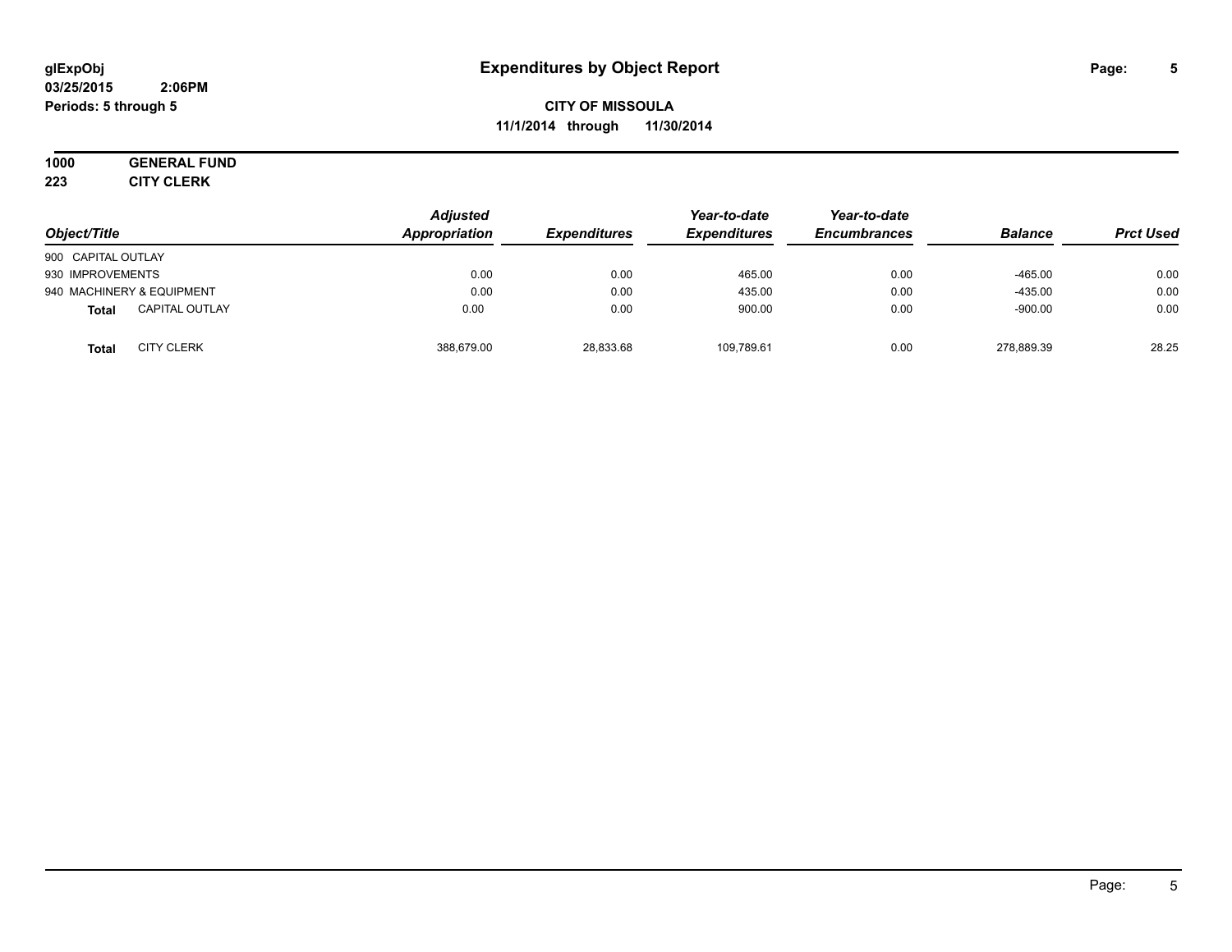**glExpObj**
**03/25/2015 2:06PM**
**Periods: 5 through 5**

# Expenditures by Object Report

**CITY OF MISSOULA**
**11/1/2014 through 11/30/2014**

**1000 GENERAL FUND**
**223 CITY CLERK**

| Object/Title | | Adjusted Appropriation | Expenditures | Year-to-date Expenditures | Year-to-date Encumbrances | Balance | Prct Used |
|---|---|---|---|---|---|---|---|
| 900 CAPITAL OUTLAY | | | | | | | |
| 930 IMPROVEMENTS | | 0.00 | 0.00 | 465.00 | 0.00 | -465.00 | 0.00 |
| 940 MACHINERY & EQUIPMENT | | 0.00 | 0.00 | 435.00 | 0.00 | -435.00 | 0.00 |
| **Total** | CAPITAL OUTLAY | 0.00 | 0.00 | 900.00 | 0.00 | -900.00 | 0.00 |
| **Total** | CITY CLERK | 388,679.00 | 28,833.68 | 109,789.61 | 0.00 | 278,889.39 | 28.25 |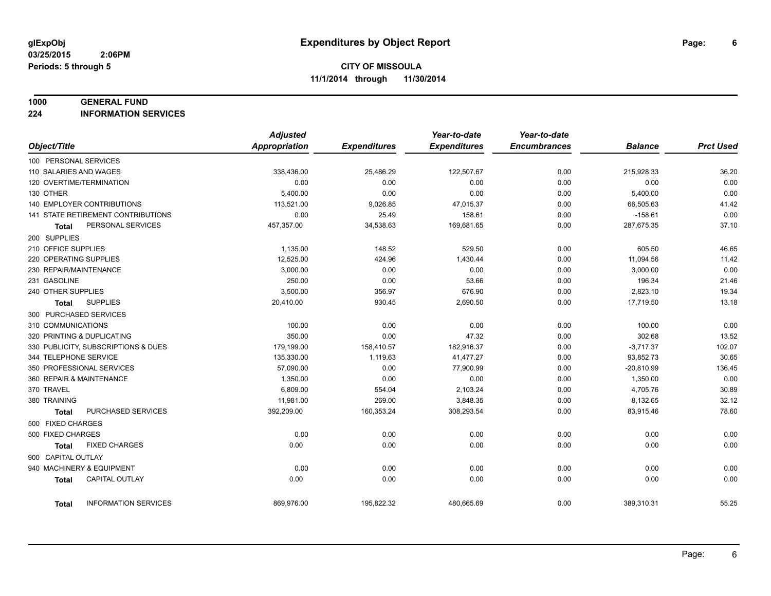glExpObj
03/25/2015 2:06PM
Periods: 5 through 5

# Expenditures by Object Report

**CITY OF MISSOULA**
**11/1/2014 through 11/30/2014**

**1000 GENERAL FUND**
**224 INFORMATION SERVICES**

| Object/Title | Adjusted Appropriation | Expenditures | Year-to-date Expenditures | Year-to-date Encumbrances | Balance | Prct Used |
|---|---|---|---|---|---|---|
| 100 PERSONAL SERVICES | | | | | | |
| 110 SALARIES AND WAGES | 338,436.00 | 25,486.29 | 122,507.67 | 0.00 | 215,928.33 | 36.20 |
| 120 OVERTIME/TERMINATION | 0.00 | 0.00 | 0.00 | 0.00 | 0.00 | 0.00 |
| 130 OTHER | 5,400.00 | 0.00 | 0.00 | 0.00 | 5,400.00 | 0.00 |
| 140 EMPLOYER CONTRIBUTIONS | 113,521.00 | 9,026.85 | 47,015.37 | 0.00 | 66,505.63 | 41.42 |
| 141 STATE RETIREMENT CONTRIBUTIONS | 0.00 | 25.49 | 158.61 | 0.00 | -158.61 | 0.00 |
| **Total** PERSONAL SERVICES | 457,357.00 | 34,538.63 | 169,681.65 | 0.00 | 287,675.35 | 37.10 |
| 200 SUPPLIES | | | | | | |
| 210 OFFICE SUPPLIES | 1,135.00 | 148.52 | 529.50 | 0.00 | 605.50 | 46.65 |
| 220 OPERATING SUPPLIES | 12,525.00 | 424.96 | 1,430.44 | 0.00 | 11,094.56 | 11.42 |
| 230 REPAIR/MAINTENANCE | 3,000.00 | 0.00 | 0.00 | 0.00 | 3,000.00 | 0.00 |
| 231 GASOLINE | 250.00 | 0.00 | 53.66 | 0.00 | 196.34 | 21.46 |
| 240 OTHER SUPPLIES | 3,500.00 | 356.97 | 676.90 | 0.00 | 2,823.10 | 19.34 |
| **Total** SUPPLIES | 20,410.00 | 930.45 | 2,690.50 | 0.00 | 17,719.50 | 13.18 |
| 300 PURCHASED SERVICES | | | | | | |
| 310 COMMUNICATIONS | 100.00 | 0.00 | 0.00 | 0.00 | 100.00 | 0.00 |
| 320 PRINTING & DUPLICATING | 350.00 | 0.00 | 47.32 | 0.00 | 302.68 | 13.52 |
| 330 PUBLICITY, SUBSCRIPTIONS & DUES | 179,199.00 | 158,410.57 | 182,916.37 | 0.00 | -3,717.37 | 102.07 |
| 344 TELEPHONE SERVICE | 135,330.00 | 1,119.63 | 41,477.27 | 0.00 | 93,852.73 | 30.65 |
| 350 PROFESSIONAL SERVICES | 57,090.00 | 0.00 | 77,900.99 | 0.00 | -20,810.99 | 136.45 |
| 360 REPAIR & MAINTENANCE | 1,350.00 | 0.00 | 0.00 | 0.00 | 1,350.00 | 0.00 |
| 370 TRAVEL | 6,809.00 | 554.04 | 2,103.24 | 0.00 | 4,705.76 | 30.89 |
| 380 TRAINING | 11,981.00 | 269.00 | 3,848.35 | 0.00 | 8,132.65 | 32.12 |
| **Total** PURCHASED SERVICES | 392,209.00 | 160,353.24 | 308,293.54 | 0.00 | 83,915.46 | 78.60 |
| 500 FIXED CHARGES | | | | | | |
| 500 FIXED CHARGES | 0.00 | 0.00 | 0.00 | 0.00 | 0.00 | 0.00 |
| **Total** FIXED CHARGES | 0.00 | 0.00 | 0.00 | 0.00 | 0.00 | 0.00 |
| 900 CAPITAL OUTLAY | | | | | | |
| 940 MACHINERY & EQUIPMENT | 0.00 | 0.00 | 0.00 | 0.00 | 0.00 | 0.00 |
| **Total** CAPITAL OUTLAY | 0.00 | 0.00 | 0.00 | 0.00 | 0.00 | 0.00 |
| **Total** INFORMATION SERVICES | 869,976.00 | 195,822.32 | 480,665.69 | 0.00 | 389,310.31 | 55.25 |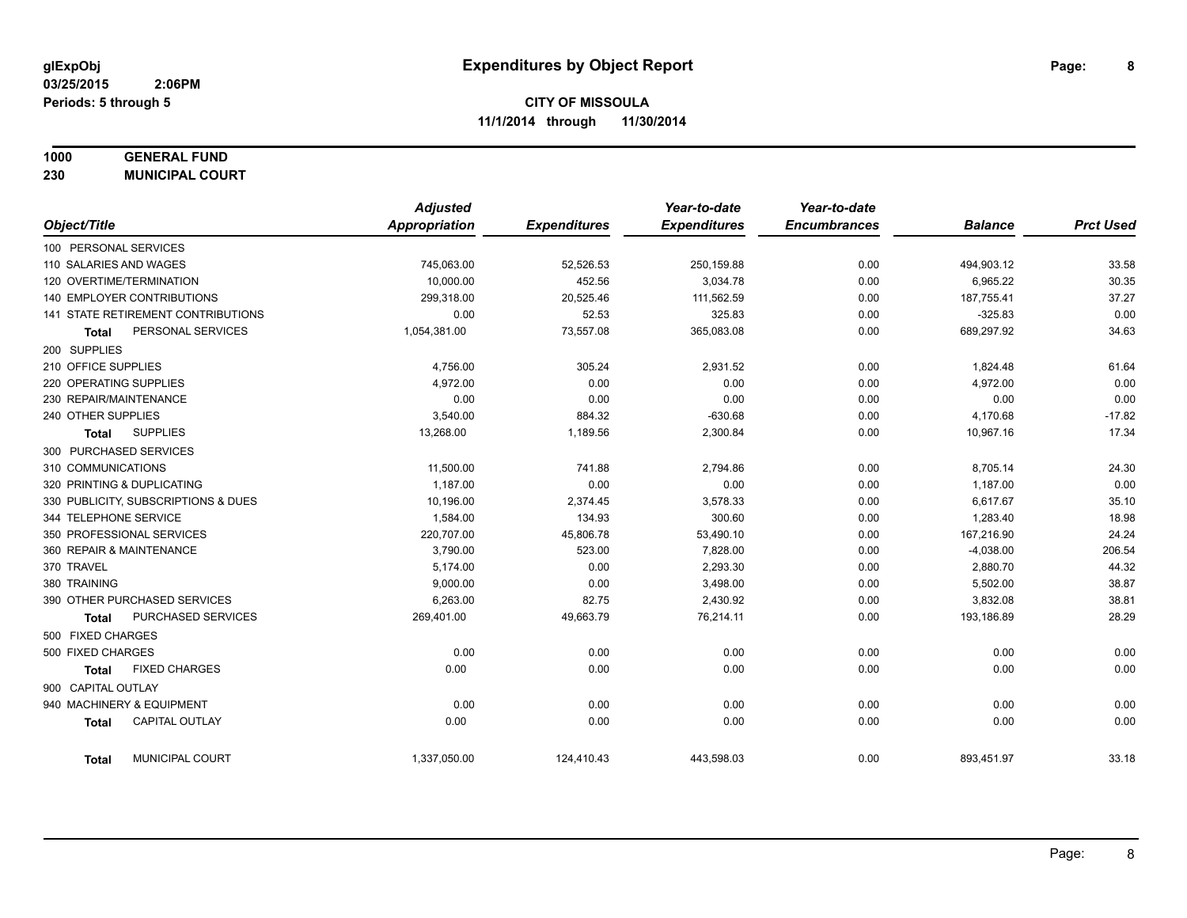# Expenditures by Object Report

glExpObj
03/25/2015 2:06PM
Periods: 5 through 5

**CITY OF MISSOULA**
**11/1/2014 through 11/30/2014**

**1000 GENERAL FUND**
**230 MUNICIPAL COURT**

| Object/Title | Adjusted Appropriation | Expenditures | Year-to-date Expenditures | Year-to-date Encumbrances | Balance | Prct Used |
|---|---|---|---|---|---|---|
| 100 PERSONAL SERVICES | | | | | | |
| 110 SALARIES AND WAGES | 745,063.00 | 52,526.53 | 250,159.88 | 0.00 | 494,903.12 | 33.58 |
| 120 OVERTIME/TERMINATION | 10,000.00 | 452.56 | 3,034.78 | 0.00 | 6,965.22 | 30.35 |
| 140 EMPLOYER CONTRIBUTIONS | 299,318.00 | 20,525.46 | 111,562.59 | 0.00 | 187,755.41 | 37.27 |
| 141 STATE RETIREMENT CONTRIBUTIONS | 0.00 | 52.53 | 325.83 | 0.00 | -325.83 | 0.00 |
| **Total** PERSONAL SERVICES | 1,054,381.00 | 73,557.08 | 365,083.08 | 0.00 | 689,297.92 | 34.63 |
| 200 SUPPLIES | | | | | | |
| 210 OFFICE SUPPLIES | 4,756.00 | 305.24 | 2,931.52 | 0.00 | 1,824.48 | 61.64 |
| 220 OPERATING SUPPLIES | 4,972.00 | 0.00 | 0.00 | 0.00 | 4,972.00 | 0.00 |
| 230 REPAIR/MAINTENANCE | 0.00 | 0.00 | 0.00 | 0.00 | 0.00 | 0.00 |
| 240 OTHER SUPPLIES | 3,540.00 | 884.32 | -630.68 | 0.00 | 4,170.68 | -17.82 |
| **Total** SUPPLIES | 13,268.00 | 1,189.56 | 2,300.84 | 0.00 | 10,967.16 | 17.34 |
| 300 PURCHASED SERVICES | | | | | | |
| 310 COMMUNICATIONS | 11,500.00 | 741.88 | 2,794.86 | 0.00 | 8,705.14 | 24.30 |
| 320 PRINTING & DUPLICATING | 1,187.00 | 0.00 | 0.00 | 0.00 | 1,187.00 | 0.00 |
| 330 PUBLICITY, SUBSCRIPTIONS & DUES | 10,196.00 | 2,374.45 | 3,578.33 | 0.00 | 6,617.67 | 35.10 |
| 344 TELEPHONE SERVICE | 1,584.00 | 134.93 | 300.60 | 0.00 | 1,283.40 | 18.98 |
| 350 PROFESSIONAL SERVICES | 220,707.00 | 45,806.78 | 53,490.10 | 0.00 | 167,216.90 | 24.24 |
| 360 REPAIR & MAINTENANCE | 3,790.00 | 523.00 | 7,828.00 | 0.00 | -4,038.00 | 206.54 |
| 370 TRAVEL | 5,174.00 | 0.00 | 2,293.30 | 0.00 | 2,880.70 | 44.32 |
| 380 TRAINING | 9,000.00 | 0.00 | 3,498.00 | 0.00 | 5,502.00 | 38.87 |
| 390 OTHER PURCHASED SERVICES | 6,263.00 | 82.75 | 2,430.92 | 0.00 | 3,832.08 | 38.81 |
| **Total** PURCHASED SERVICES | 269,401.00 | 49,663.79 | 76,214.11 | 0.00 | 193,186.89 | 28.29 |
| 500 FIXED CHARGES | | | | | | |
| 500 FIXED CHARGES | 0.00 | 0.00 | 0.00 | 0.00 | 0.00 | 0.00 |
| **Total** FIXED CHARGES | 0.00 | 0.00 | 0.00 | 0.00 | 0.00 | 0.00 |
| 900 CAPITAL OUTLAY | | | | | | |
| 940 MACHINERY & EQUIPMENT | 0.00 | 0.00 | 0.00 | 0.00 | 0.00 | 0.00 |
| **Total** CAPITAL OUTLAY | 0.00 | 0.00 | 0.00 | 0.00 | 0.00 | 0.00 |
| **Total** MUNICIPAL COURT | 1,337,050.00 | 124,410.43 | 443,598.03 | 0.00 | 893,451.97 | 33.18 |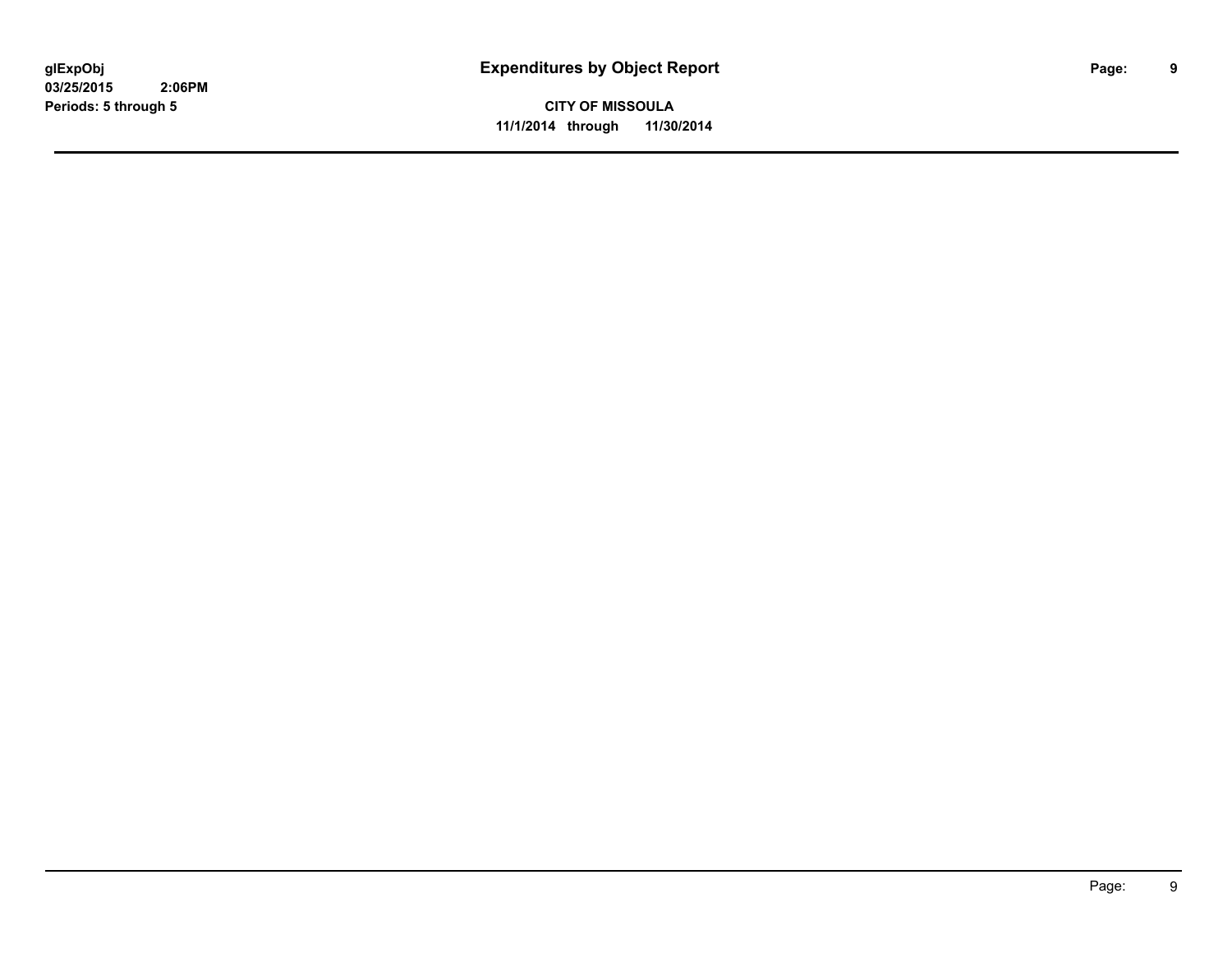glExpObj
03/25/2015 2:06PM
Periods: 5 through 5

# Expenditures by Object Report

CITY OF MISSOULA

11/1/2014 through 11/30/2014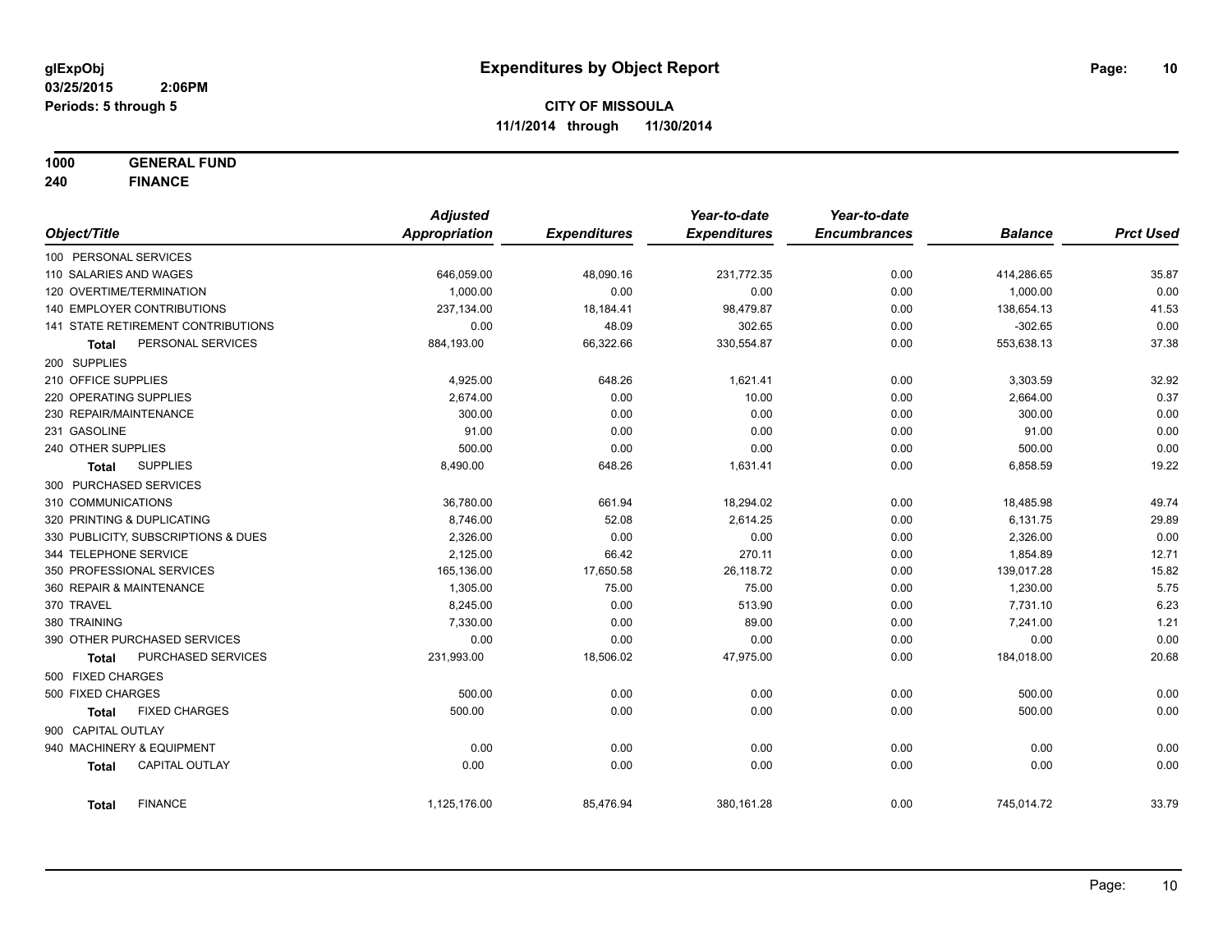**glExpObj**
**03/25/2015 2:06PM**
**Periods: 5 through 5**

# Expenditures by Object Report

**CITY OF MISSOULA**
**11/1/2014 through 11/30/2014**

**1000 GENERAL FUND**
**240 FINANCE**

| Object/Title | Adjusted Appropriation | Expenditures | Year-to-date Expenditures | Year-to-date Encumbrances | Balance | Prct Used |
|---|---|---|---|---|---|---|
| 100 PERSONAL SERVICES | | | | | | |
| 110 SALARIES AND WAGES | 646,059.00 | 48,090.16 | 231,772.35 | 0.00 | 414,286.65 | 35.87 |
| 120 OVERTIME/TERMINATION | 1,000.00 | 0.00 | 0.00 | 0.00 | 1,000.00 | 0.00 |
| 140 EMPLOYER CONTRIBUTIONS | 237,134.00 | 18,184.41 | 98,479.87 | 0.00 | 138,654.13 | 41.53 |
| 141 STATE RETIREMENT CONTRIBUTIONS | 0.00 | 48.09 | 302.65 | 0.00 | -302.65 | 0.00 |
| **Total** PERSONAL SERVICES | 884,193.00 | 66,322.66 | 330,554.87 | 0.00 | 553,638.13 | 37.38 |
| 200 SUPPLIES | | | | | | |
| 210 OFFICE SUPPLIES | 4,925.00 | 648.26 | 1,621.41 | 0.00 | 3,303.59 | 32.92 |
| 220 OPERATING SUPPLIES | 2,674.00 | 0.00 | 10.00 | 0.00 | 2,664.00 | 0.37 |
| 230 REPAIR/MAINTENANCE | 300.00 | 0.00 | 0.00 | 0.00 | 300.00 | 0.00 |
| 231 GASOLINE | 91.00 | 0.00 | 0.00 | 0.00 | 91.00 | 0.00 |
| 240 OTHER SUPPLIES | 500.00 | 0.00 | 0.00 | 0.00 | 500.00 | 0.00 |
| **Total** SUPPLIES | 8,490.00 | 648.26 | 1,631.41 | 0.00 | 6,858.59 | 19.22 |
| 300 PURCHASED SERVICES | | | | | | |
| 310 COMMUNICATIONS | 36,780.00 | 661.94 | 18,294.02 | 0.00 | 18,485.98 | 49.74 |
| 320 PRINTING & DUPLICATING | 8,746.00 | 52.08 | 2,614.25 | 0.00 | 6,131.75 | 29.89 |
| 330 PUBLICITY, SUBSCRIPTIONS & DUES | 2,326.00 | 0.00 | 0.00 | 0.00 | 2,326.00 | 0.00 |
| 344 TELEPHONE SERVICE | 2,125.00 | 66.42 | 270.11 | 0.00 | 1,854.89 | 12.71 |
| 350 PROFESSIONAL SERVICES | 165,136.00 | 17,650.58 | 26,118.72 | 0.00 | 139,017.28 | 15.82 |
| 360 REPAIR & MAINTENANCE | 1,305.00 | 75.00 | 75.00 | 0.00 | 1,230.00 | 5.75 |
| 370 TRAVEL | 8,245.00 | 0.00 | 513.90 | 0.00 | 7,731.10 | 6.23 |
| 380 TRAINING | 7,330.00 | 0.00 | 89.00 | 0.00 | 7,241.00 | 1.21 |
| 390 OTHER PURCHASED SERVICES | 0.00 | 0.00 | 0.00 | 0.00 | 0.00 | 0.00 |
| **Total** PURCHASED SERVICES | 231,993.00 | 18,506.02 | 47,975.00 | 0.00 | 184,018.00 | 20.68 |
| 500 FIXED CHARGES | | | | | | |
| 500 FIXED CHARGES | 500.00 | 0.00 | 0.00 | 0.00 | 500.00 | 0.00 |
| **Total** FIXED CHARGES | 500.00 | 0.00 | 0.00 | 0.00 | 500.00 | 0.00 |
| 900 CAPITAL OUTLAY | | | | | | |
| 940 MACHINERY & EQUIPMENT | 0.00 | 0.00 | 0.00 | 0.00 | 0.00 | 0.00 |
| **Total** CAPITAL OUTLAY | 0.00 | 0.00 | 0.00 | 0.00 | 0.00 | 0.00 |
| **Total** FINANCE | 1,125,176.00 | 85,476.94 | 380,161.28 | 0.00 | 745,014.72 | 33.79 |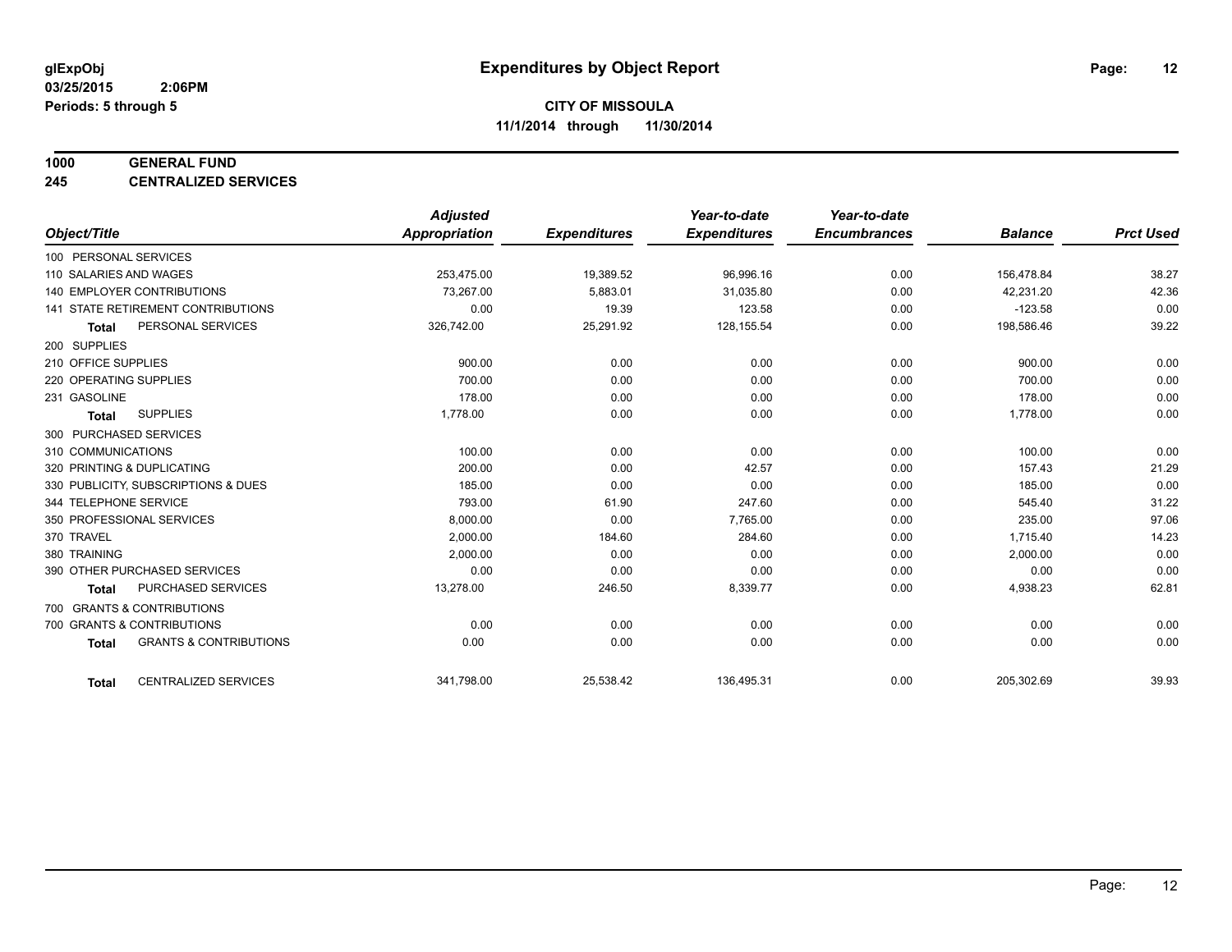# Expenditures by Object Report

glExpObj
03/25/2015 2:06PM
Periods: 5 through 5

**CITY OF MISSOULA**
**11/1/2014 through 11/30/2014**

**1000 GENERAL FUND**
**245 CENTRALIZED SERVICES**

| Object/Title | Adjusted Appropriation | Expenditures | Year-to-date Expenditures | Year-to-date Encumbrances | Balance | Prct Used |
|---|---|---|---|---|---|---|
| 100 PERSONAL SERVICES | | | | | | |
| 110 SALARIES AND WAGES | 253,475.00 | 19,389.52 | 96,996.16 | 0.00 | 156,478.84 | 38.27 |
| 140 EMPLOYER CONTRIBUTIONS | 73,267.00 | 5,883.01 | 31,035.80 | 0.00 | 42,231.20 | 42.36 |
| 141 STATE RETIREMENT CONTRIBUTIONS | 0.00 | 19.39 | 123.58 | 0.00 | -123.58 | 0.00 |
| **Total** PERSONAL SERVICES | 326,742.00 | 25,291.92 | 128,155.54 | 0.00 | 198,586.46 | 39.22 |
| 200 SUPPLIES | | | | | | |
| 210 OFFICE SUPPLIES | 900.00 | 0.00 | 0.00 | 0.00 | 900.00 | 0.00 |
| 220 OPERATING SUPPLIES | 700.00 | 0.00 | 0.00 | 0.00 | 700.00 | 0.00 |
| 231 GASOLINE | 178.00 | 0.00 | 0.00 | 0.00 | 178.00 | 0.00 |
| **Total** SUPPLIES | 1,778.00 | 0.00 | 0.00 | 0.00 | 1,778.00 | 0.00 |
| 300 PURCHASED SERVICES | | | | | | |
| 310 COMMUNICATIONS | 100.00 | 0.00 | 0.00 | 0.00 | 100.00 | 0.00 |
| 320 PRINTING & DUPLICATING | 200.00 | 0.00 | 42.57 | 0.00 | 157.43 | 21.29 |
| 330 PUBLICITY, SUBSCRIPTIONS & DUES | 185.00 | 0.00 | 0.00 | 0.00 | 185.00 | 0.00 |
| 344 TELEPHONE SERVICE | 793.00 | 61.90 | 247.60 | 0.00 | 545.40 | 31.22 |
| 350 PROFESSIONAL SERVICES | 8,000.00 | 0.00 | 7,765.00 | 0.00 | 235.00 | 97.06 |
| 370 TRAVEL | 2,000.00 | 184.60 | 284.60 | 0.00 | 1,715.40 | 14.23 |
| 380 TRAINING | 2,000.00 | 0.00 | 0.00 | 0.00 | 2,000.00 | 0.00 |
| 390 OTHER PURCHASED SERVICES | 0.00 | 0.00 | 0.00 | 0.00 | 0.00 | 0.00 |
| **Total** PURCHASED SERVICES | 13,278.00 | 246.50 | 8,339.77 | 0.00 | 4,938.23 | 62.81 |
| 700 GRANTS & CONTRIBUTIONS | | | | | | |
| 700 GRANTS & CONTRIBUTIONS | 0.00 | 0.00 | 0.00 | 0.00 | 0.00 | 0.00 |
| **Total** GRANTS & CONTRIBUTIONS | 0.00 | 0.00 | 0.00 | 0.00 | 0.00 | 0.00 |
| **Total** CENTRALIZED SERVICES | 341,798.00 | 25,538.42 | 136,495.31 | 0.00 | 205,302.69 | 39.93 |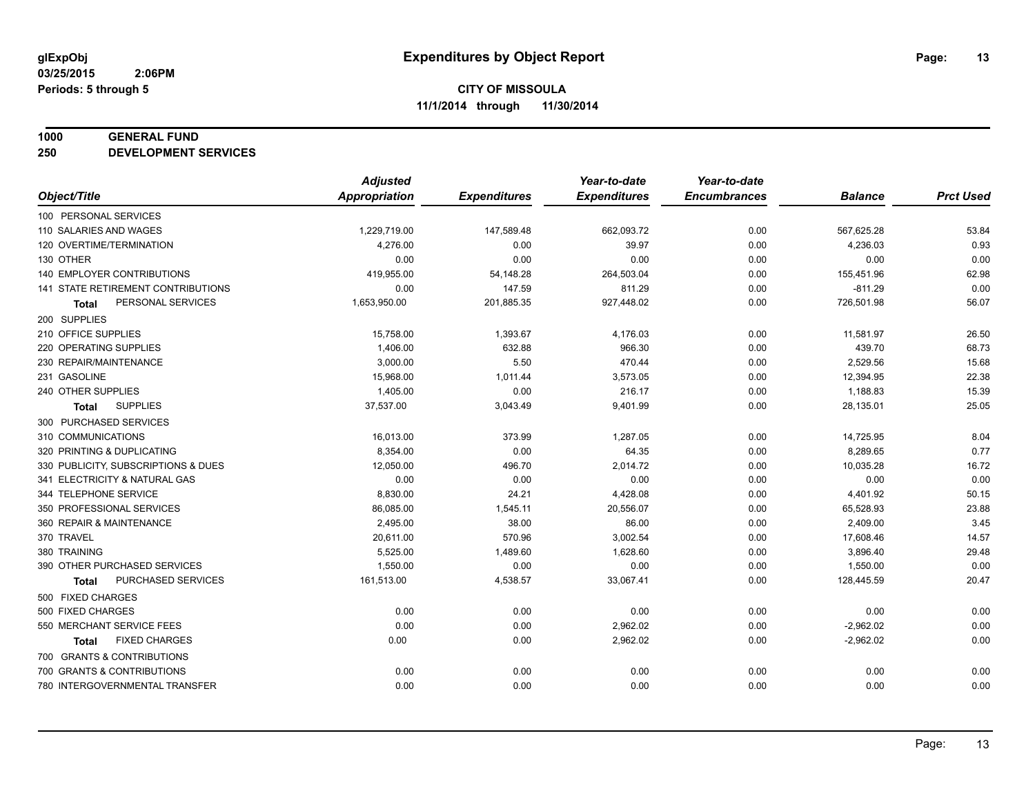**glExpObj**
**03/25/2015 2:06PM**
**Periods: 5 through 5**

# Expenditures by Object Report

**CITY OF MISSOULA**
**11/1/2014 through 11/30/2014**

**1000 GENERAL FUND**
**250 DEVELOPMENT SERVICES**

| Object/Title | Adjusted Appropriation | Expenditures | Year-to-date Expenditures | Year-to-date Encumbrances | Balance | Prct Used |
|---|---|---|---|---|---|---|
| 100 PERSONAL SERVICES | | | | | | |
| 110 SALARIES AND WAGES | 1,229,719.00 | 147,589.48 | 662,093.72 | 0.00 | 567,625.28 | 53.84 |
| 120 OVERTIME/TERMINATION | 4,276.00 | 0.00 | 39.97 | 0.00 | 4,236.03 | 0.93 |
| 130 OTHER | 0.00 | 0.00 | 0.00 | 0.00 | 0.00 | 0.00 |
| 140 EMPLOYER CONTRIBUTIONS | 419,955.00 | 54,148.28 | 264,503.04 | 0.00 | 155,451.96 | 62.98 |
| 141 STATE RETIREMENT CONTRIBUTIONS | 0.00 | 147.59 | 811.29 | 0.00 | -811.29 | 0.00 |
| **Total** PERSONAL SERVICES | 1,653,950.00 | 201,885.35 | 927,448.02 | 0.00 | 726,501.98 | 56.07 |
| 200 SUPPLIES | | | | | | |
| 210 OFFICE SUPPLIES | 15,758.00 | 1,393.67 | 4,176.03 | 0.00 | 11,581.97 | 26.50 |
| 220 OPERATING SUPPLIES | 1,406.00 | 632.88 | 966.30 | 0.00 | 439.70 | 68.73 |
| 230 REPAIR/MAINTENANCE | 3,000.00 | 5.50 | 470.44 | 0.00 | 2,529.56 | 15.68 |
| 231 GASOLINE | 15,968.00 | 1,011.44 | 3,573.05 | 0.00 | 12,394.95 | 22.38 |
| 240 OTHER SUPPLIES | 1,405.00 | 0.00 | 216.17 | 0.00 | 1,188.83 | 15.39 |
| **Total** SUPPLIES | 37,537.00 | 3,043.49 | 9,401.99 | 0.00 | 28,135.01 | 25.05 |
| 300 PURCHASED SERVICES | | | | | | |
| 310 COMMUNICATIONS | 16,013.00 | 373.99 | 1,287.05 | 0.00 | 14,725.95 | 8.04 |
| 320 PRINTING & DUPLICATING | 8,354.00 | 0.00 | 64.35 | 0.00 | 8,289.65 | 0.77 |
| 330 PUBLICITY, SUBSCRIPTIONS & DUES | 12,050.00 | 496.70 | 2,014.72 | 0.00 | 10,035.28 | 16.72 |
| 341 ELECTRICITY & NATURAL GAS | 0.00 | 0.00 | 0.00 | 0.00 | 0.00 | 0.00 |
| 344 TELEPHONE SERVICE | 8,830.00 | 24.21 | 4,428.08 | 0.00 | 4,401.92 | 50.15 |
| 350 PROFESSIONAL SERVICES | 86,085.00 | 1,545.11 | 20,556.07 | 0.00 | 65,528.93 | 23.88 |
| 360 REPAIR & MAINTENANCE | 2,495.00 | 38.00 | 86.00 | 0.00 | 2,409.00 | 3.45 |
| 370 TRAVEL | 20,611.00 | 570.96 | 3,002.54 | 0.00 | 17,608.46 | 14.57 |
| 380 TRAINING | 5,525.00 | 1,489.60 | 1,628.60 | 0.00 | 3,896.40 | 29.48 |
| 390 OTHER PURCHASED SERVICES | 1,550.00 | 0.00 | 0.00 | 0.00 | 1,550.00 | 0.00 |
| **Total** PURCHASED SERVICES | 161,513.00 | 4,538.57 | 33,067.41 | 0.00 | 128,445.59 | 20.47 |
| 500 FIXED CHARGES | | | | | | |
| 500 FIXED CHARGES | 0.00 | 0.00 | 0.00 | 0.00 | 0.00 | 0.00 |
| 550 MERCHANT SERVICE FEES | 0.00 | 0.00 | 2,962.02 | 0.00 | -2,962.02 | 0.00 |
| **Total** FIXED CHARGES | 0.00 | 0.00 | 2,962.02 | 0.00 | -2,962.02 | 0.00 |
| 700 GRANTS & CONTRIBUTIONS | | | | | | |
| 700 GRANTS & CONTRIBUTIONS | 0.00 | 0.00 | 0.00 | 0.00 | 0.00 | 0.00 |
| 780 INTERGOVERNMENTAL TRANSFER | 0.00 | 0.00 | 0.00 | 0.00 | 0.00 | 0.00 |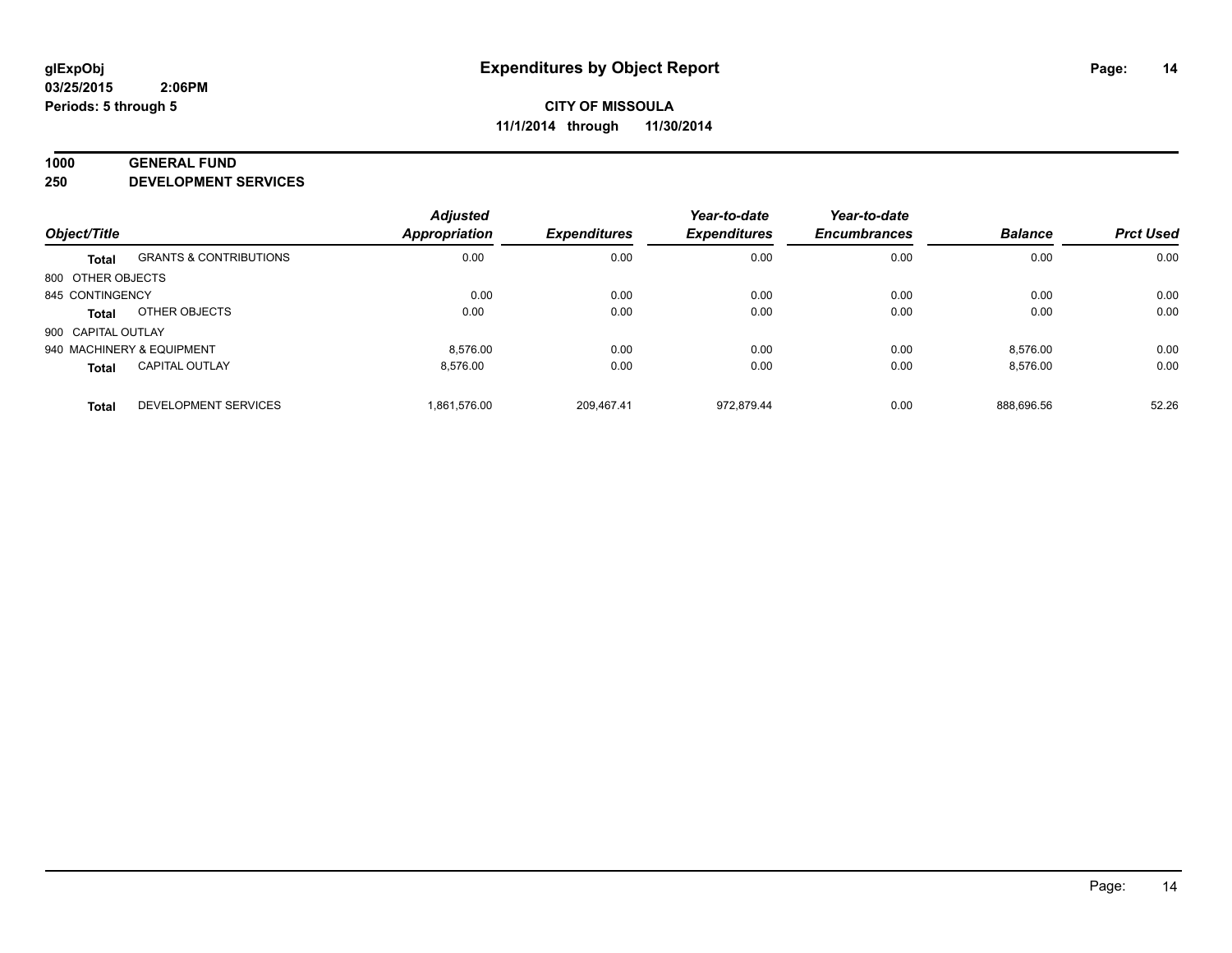# Expenditures by Object Report

glExpObj
03/25/2015 2:06PM
Periods: 5 through 5

**CITY OF MISSOULA**
**11/1/2014 through 11/30/2014**

**1000 GENERAL FUND**
**250 DEVELOPMENT SERVICES**

| Object/Title | | Adjusted Appropriation | Expenditures | Year-to-date Expenditures | Year-to-date Encumbrances | Balance | Prct Used |
|---|---|---|---|---|---|---|---|
| **Total** | GRANTS & CONTRIBUTIONS | 0.00 | 0.00 | 0.00 | 0.00 | 0.00 | 0.00 |
| 800 OTHER OBJECTS | | | | | | | |
| 845 CONTINGENCY | | 0.00 | 0.00 | 0.00 | 0.00 | 0.00 | 0.00 |
| **Total** | OTHER OBJECTS | 0.00 | 0.00 | 0.00 | 0.00 | 0.00 | 0.00 |
| 900 CAPITAL OUTLAY | | | | | | | |
| 940 MACHINERY & EQUIPMENT | | 8,576.00 | 0.00 | 0.00 | 0.00 | 8,576.00 | 0.00 |
| **Total** | CAPITAL OUTLAY | 8,576.00 | 0.00 | 0.00 | 0.00 | 8,576.00 | 0.00 |
| **Total** | DEVELOPMENT SERVICES | 1,861,576.00 | 209,467.41 | 972,879.44 | 0.00 | 888,696.56 | 52.26 |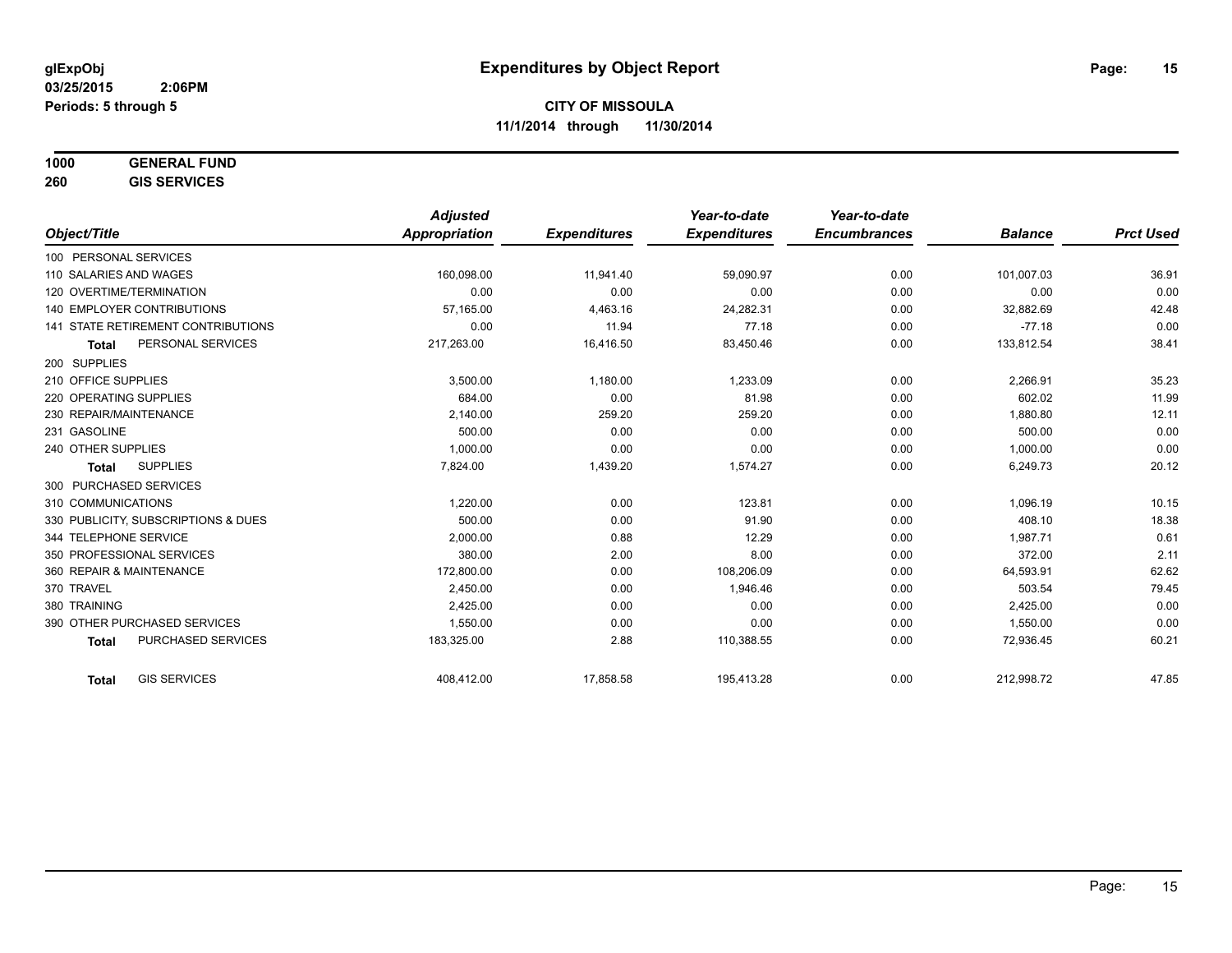glExpObj
03/25/2015 2:06PM
Periods: 5 through 5

# Expenditures by Object Report

**CITY OF MISSOULA**
**11/1/2014 through 11/30/2014**

**1000 GENERAL FUND**
**260 GIS SERVICES**

| Object/Title | Adjusted Appropriation | Expenditures | Year-to-date Expenditures | Year-to-date Encumbrances | Balance | Prct Used |
|---|---|---|---|---|---|---|
| 100 PERSONAL SERVICES | | | | | | |
| 110 SALARIES AND WAGES | 160,098.00 | 11,941.40 | 59,090.97 | 0.00 | 101,007.03 | 36.91 |
| 120 OVERTIME/TERMINATION | 0.00 | 0.00 | 0.00 | 0.00 | 0.00 | 0.00 |
| 140 EMPLOYER CONTRIBUTIONS | 57,165.00 | 4,463.16 | 24,282.31 | 0.00 | 32,882.69 | 42.48 |
| 141 STATE RETIREMENT CONTRIBUTIONS | 0.00 | 11.94 | 77.18 | 0.00 | -77.18 | 0.00 |
| **Total** PERSONAL SERVICES | 217,263.00 | 16,416.50 | 83,450.46 | 0.00 | 133,812.54 | 38.41 |
| 200 SUPPLIES | | | | | | |
| 210 OFFICE SUPPLIES | 3,500.00 | 1,180.00 | 1,233.09 | 0.00 | 2,266.91 | 35.23 |
| 220 OPERATING SUPPLIES | 684.00 | 0.00 | 81.98 | 0.00 | 602.02 | 11.99 |
| 230 REPAIR/MAINTENANCE | 2,140.00 | 259.20 | 259.20 | 0.00 | 1,880.80 | 12.11 |
| 231 GASOLINE | 500.00 | 0.00 | 0.00 | 0.00 | 500.00 | 0.00 |
| 240 OTHER SUPPLIES | 1,000.00 | 0.00 | 0.00 | 0.00 | 1,000.00 | 0.00 |
| **Total** SUPPLIES | 7,824.00 | 1,439.20 | 1,574.27 | 0.00 | 6,249.73 | 20.12 |
| 300 PURCHASED SERVICES | | | | | | |
| 310 COMMUNICATIONS | 1,220.00 | 0.00 | 123.81 | 0.00 | 1,096.19 | 10.15 |
| 330 PUBLICITY, SUBSCRIPTIONS & DUES | 500.00 | 0.00 | 91.90 | 0.00 | 408.10 | 18.38 |
| 344 TELEPHONE SERVICE | 2,000.00 | 0.88 | 12.29 | 0.00 | 1,987.71 | 0.61 |
| 350 PROFESSIONAL SERVICES | 380.00 | 2.00 | 8.00 | 0.00 | 372.00 | 2.11 |
| 360 REPAIR & MAINTENANCE | 172,800.00 | 0.00 | 108,206.09 | 0.00 | 64,593.91 | 62.62 |
| 370 TRAVEL | 2,450.00 | 0.00 | 1,946.46 | 0.00 | 503.54 | 79.45 |
| 380 TRAINING | 2,425.00 | 0.00 | 0.00 | 0.00 | 2,425.00 | 0.00 |
| 390 OTHER PURCHASED SERVICES | 1,550.00 | 0.00 | 0.00 | 0.00 | 1,550.00 | 0.00 |
| **Total** PURCHASED SERVICES | 183,325.00 | 2.88 | 110,388.55 | 0.00 | 72,936.45 | 60.21 |
| **Total** GIS SERVICES | 408,412.00 | 17,858.58 | 195,413.28 | 0.00 | 212,998.72 | 47.85 |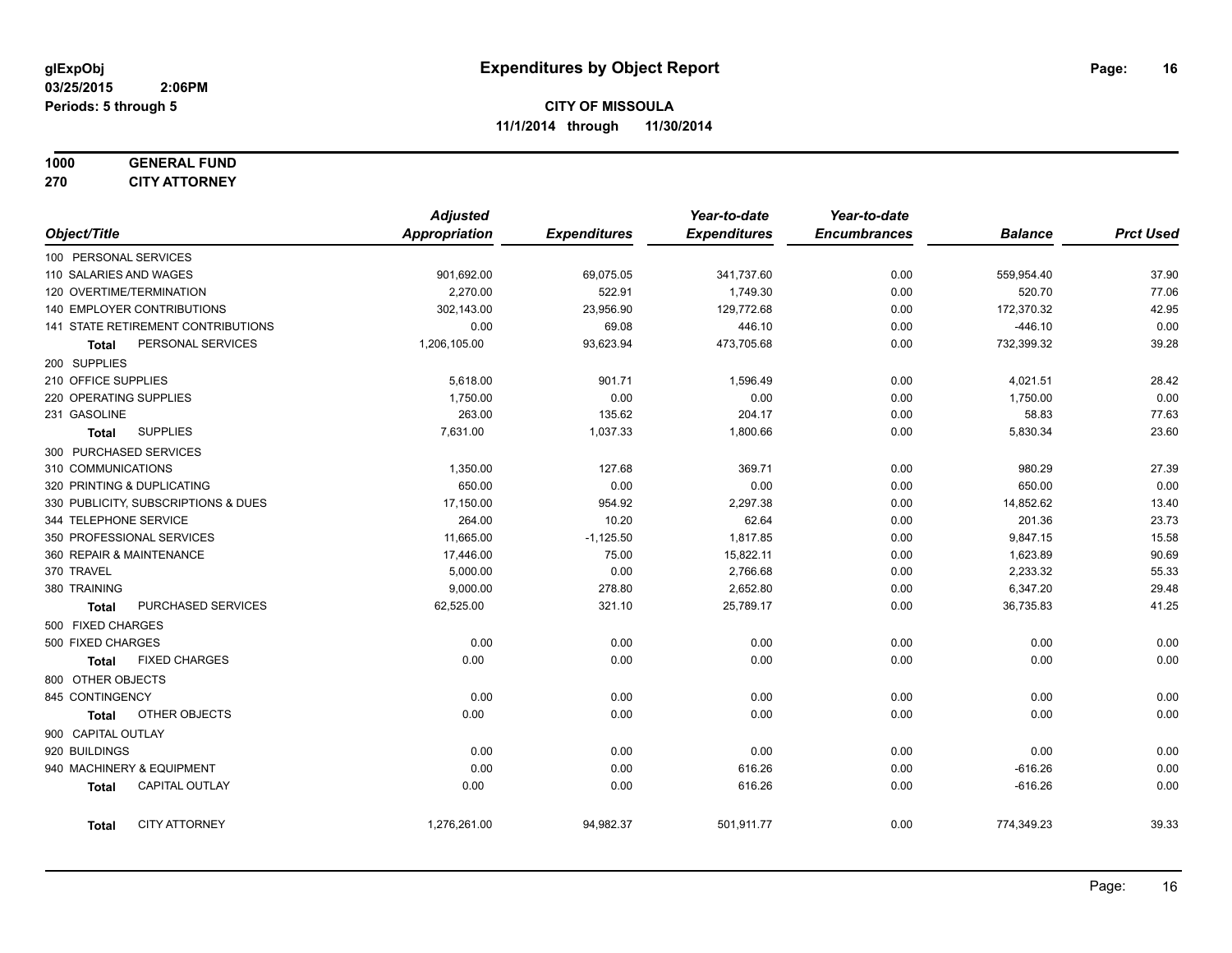# Expenditures by Object Report

glExpObj
03/25/2015 2:06PM
Periods: 5 through 5

**CITY OF MISSOULA**
**11/1/2014 through 11/30/2014**

**1000 GENERAL FUND**
**270 CITY ATTORNEY**

| Object/Title | Adjusted Appropriation | Expenditures | Year-to-date Expenditures | Year-to-date Encumbrances | Balance | Prct Used |
|---|---|---|---|---|---|---|
| 100 PERSONAL SERVICES | | | | | | |
| 110 SALARIES AND WAGES | 901,692.00 | 69,075.05 | 341,737.60 | 0.00 | 559,954.40 | 37.90 |
| 120 OVERTIME/TERMINATION | 2,270.00 | 522.91 | 1,749.30 | 0.00 | 520.70 | 77.06 |
| 140 EMPLOYER CONTRIBUTIONS | 302,143.00 | 23,956.90 | 129,772.68 | 0.00 | 172,370.32 | 42.95 |
| 141 STATE RETIREMENT CONTRIBUTIONS | 0.00 | 69.08 | 446.10 | 0.00 | -446.10 | 0.00 |
| **Total** PERSONAL SERVICES | 1,206,105.00 | 93,623.94 | 473,705.68 | 0.00 | 732,399.32 | 39.28 |
| 200 SUPPLIES | | | | | | |
| 210 OFFICE SUPPLIES | 5,618.00 | 901.71 | 1,596.49 | 0.00 | 4,021.51 | 28.42 |
| 220 OPERATING SUPPLIES | 1,750.00 | 0.00 | 0.00 | 0.00 | 1,750.00 | 0.00 |
| 231 GASOLINE | 263.00 | 135.62 | 204.17 | 0.00 | 58.83 | 77.63 |
| **Total** SUPPLIES | 7,631.00 | 1,037.33 | 1,800.66 | 0.00 | 5,830.34 | 23.60 |
| 300 PURCHASED SERVICES | | | | | | |
| 310 COMMUNICATIONS | 1,350.00 | 127.68 | 369.71 | 0.00 | 980.29 | 27.39 |
| 320 PRINTING & DUPLICATING | 650.00 | 0.00 | 0.00 | 0.00 | 650.00 | 0.00 |
| 330 PUBLICITY, SUBSCRIPTIONS & DUES | 17,150.00 | 954.92 | 2,297.38 | 0.00 | 14,852.62 | 13.40 |
| 344 TELEPHONE SERVICE | 264.00 | 10.20 | 62.64 | 0.00 | 201.36 | 23.73 |
| 350 PROFESSIONAL SERVICES | 11,665.00 | -1,125.50 | 1,817.85 | 0.00 | 9,847.15 | 15.58 |
| 360 REPAIR & MAINTENANCE | 17,446.00 | 75.00 | 15,822.11 | 0.00 | 1,623.89 | 90.69 |
| 370 TRAVEL | 5,000.00 | 0.00 | 2,766.68 | 0.00 | 2,233.32 | 55.33 |
| 380 TRAINING | 9,000.00 | 278.80 | 2,652.80 | 0.00 | 6,347.20 | 29.48 |
| **Total** PURCHASED SERVICES | 62,525.00 | 321.10 | 25,789.17 | 0.00 | 36,735.83 | 41.25 |
| 500 FIXED CHARGES | | | | | | |
| 500 FIXED CHARGES | 0.00 | 0.00 | 0.00 | 0.00 | 0.00 | 0.00 |
| **Total** FIXED CHARGES | 0.00 | 0.00 | 0.00 | 0.00 | 0.00 | 0.00 |
| 800 OTHER OBJECTS | | | | | | |
| 845 CONTINGENCY | 0.00 | 0.00 | 0.00 | 0.00 | 0.00 | 0.00 |
| **Total** OTHER OBJECTS | 0.00 | 0.00 | 0.00 | 0.00 | 0.00 | 0.00 |
| 900 CAPITAL OUTLAY | | | | | | |
| 920 BUILDINGS | 0.00 | 0.00 | 0.00 | 0.00 | 0.00 | 0.00 |
| 940 MACHINERY & EQUIPMENT | 0.00 | 0.00 | 616.26 | 0.00 | -616.26 | 0.00 |
| **Total** CAPITAL OUTLAY | 0.00 | 0.00 | 616.26 | 0.00 | -616.26 | 0.00 |
| **Total** CITY ATTORNEY | 1,276,261.00 | 94,982.37 | 501,911.77 | 0.00 | 774,349.23 | 39.33 |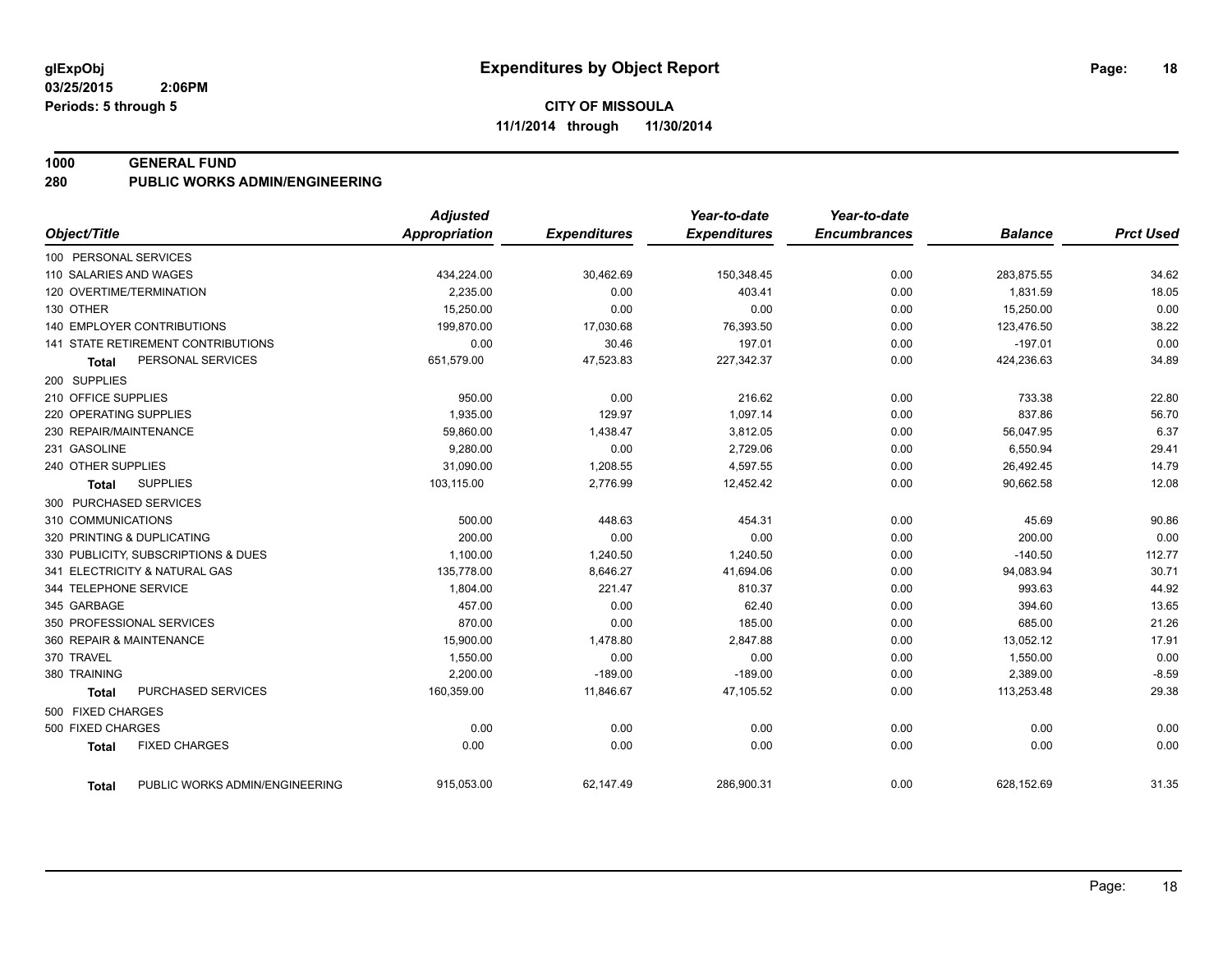# Expenditures by Object Report

**glExpObj**
**03/25/2015 2:06PM**
**Periods: 5 through 5**

**CITY OF MISSOULA**
**11/1/2014 through 11/30/2014**

**1000 GENERAL FUND**
**280 PUBLIC WORKS ADMIN/ENGINEERING**

| Object/Title | Adjusted Appropriation | Expenditures | Year-to-date Expenditures | Year-to-date Encumbrances | Balance | Prct Used |
|---|---|---|---|---|---|---|
| 100 PERSONAL SERVICES | | | | | | |
| 110 SALARIES AND WAGES | 434,224.00 | 30,462.69 | 150,348.45 | 0.00 | 283,875.55 | 34.62 |
| 120 OVERTIME/TERMINATION | 2,235.00 | 0.00 | 403.41 | 0.00 | 1,831.59 | 18.05 |
| 130 OTHER | 15,250.00 | 0.00 | 0.00 | 0.00 | 15,250.00 | 0.00 |
| 140 EMPLOYER CONTRIBUTIONS | 199,870.00 | 17,030.68 | 76,393.50 | 0.00 | 123,476.50 | 38.22 |
| 141 STATE RETIREMENT CONTRIBUTIONS | 0.00 | 30.46 | 197.01 | 0.00 | -197.01 | 0.00 |
| **Total** PERSONAL SERVICES | 651,579.00 | 47,523.83 | 227,342.37 | 0.00 | 424,236.63 | 34.89 |
| 200 SUPPLIES | | | | | | |
| 210 OFFICE SUPPLIES | 950.00 | 0.00 | 216.62 | 0.00 | 733.38 | 22.80 |
| 220 OPERATING SUPPLIES | 1,935.00 | 129.97 | 1,097.14 | 0.00 | 837.86 | 56.70 |
| 230 REPAIR/MAINTENANCE | 59,860.00 | 1,438.47 | 3,812.05 | 0.00 | 56,047.95 | 6.37 |
| 231 GASOLINE | 9,280.00 | 0.00 | 2,729.06 | 0.00 | 6,550.94 | 29.41 |
| 240 OTHER SUPPLIES | 31,090.00 | 1,208.55 | 4,597.55 | 0.00 | 26,492.45 | 14.79 |
| **Total** SUPPLIES | 103,115.00 | 2,776.99 | 12,452.42 | 0.00 | 90,662.58 | 12.08 |
| 300 PURCHASED SERVICES | | | | | | |
| 310 COMMUNICATIONS | 500.00 | 448.63 | 454.31 | 0.00 | 45.69 | 90.86 |
| 320 PRINTING & DUPLICATING | 200.00 | 0.00 | 0.00 | 0.00 | 200.00 | 0.00 |
| 330 PUBLICITY, SUBSCRIPTIONS & DUES | 1,100.00 | 1,240.50 | 1,240.50 | 0.00 | -140.50 | 112.77 |
| 341 ELECTRICITY & NATURAL GAS | 135,778.00 | 8,646.27 | 41,694.06 | 0.00 | 94,083.94 | 30.71 |
| 344 TELEPHONE SERVICE | 1,804.00 | 221.47 | 810.37 | 0.00 | 993.63 | 44.92 |
| 345 GARBAGE | 457.00 | 0.00 | 62.40 | 0.00 | 394.60 | 13.65 |
| 350 PROFESSIONAL SERVICES | 870.00 | 0.00 | 185.00 | 0.00 | 685.00 | 21.26 |
| 360 REPAIR & MAINTENANCE | 15,900.00 | 1,478.80 | 2,847.88 | 0.00 | 13,052.12 | 17.91 |
| 370 TRAVEL | 1,550.00 | 0.00 | 0.00 | 0.00 | 1,550.00 | 0.00 |
| 380 TRAINING | 2,200.00 | -189.00 | -189.00 | 0.00 | 2,389.00 | -8.59 |
| **Total** PURCHASED SERVICES | 160,359.00 | 11,846.67 | 47,105.52 | 0.00 | 113,253.48 | 29.38 |
| 500 FIXED CHARGES | | | | | | |
| 500 FIXED CHARGES | 0.00 | 0.00 | 0.00 | 0.00 | 0.00 | 0.00 |
| **Total** FIXED CHARGES | 0.00 | 0.00 | 0.00 | 0.00 | 0.00 | 0.00 |
| **Total** PUBLIC WORKS ADMIN/ENGINEERING | 915,053.00 | 62,147.49 | 286,900.31 | 0.00 | 628,152.69 | 31.35 |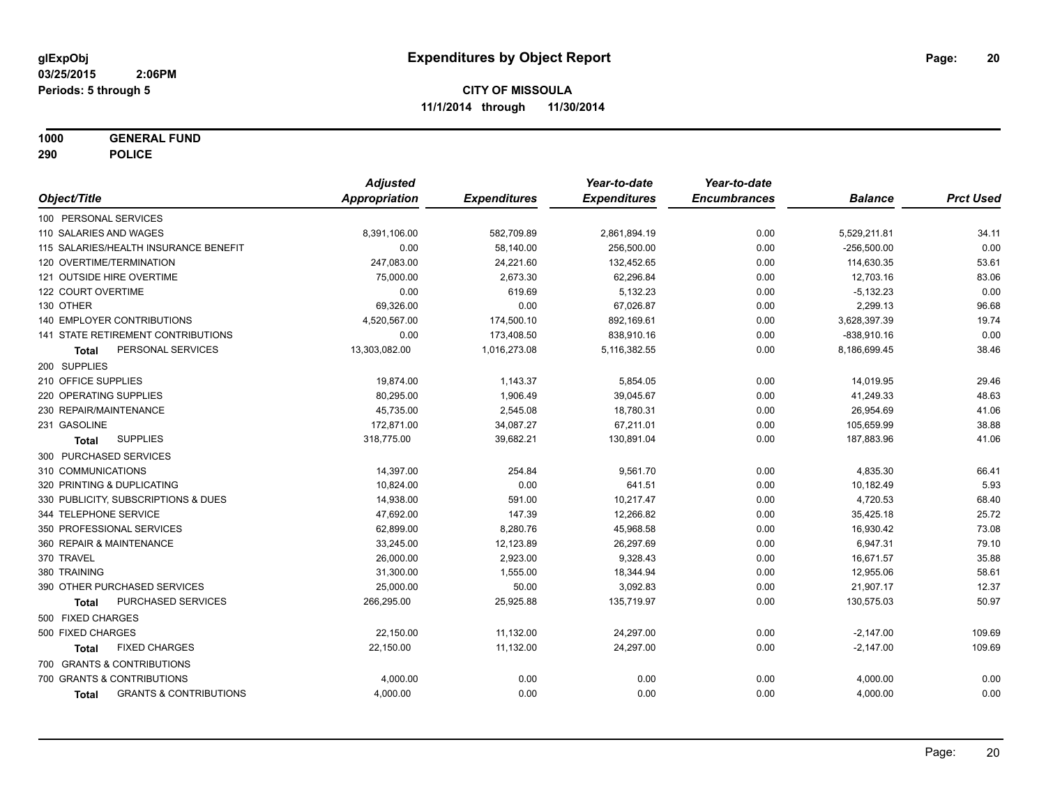**glExpObj**
**03/25/2015 2:06PM**
**Periods: 5 through 5**

# Expenditures by Object Report

**CITY OF MISSOULA**
**11/1/2014 through 11/30/2014**

**1000 GENERAL FUND**
**290 POLICE**

| Object/Title | Adjusted Appropriation | Expenditures | Year-to-date Expenditures | Year-to-date Encumbrances | Balance | Prct Used |
|---|---|---|---|---|---|---|
| 100 PERSONAL SERVICES | | | | | | |
| 110 SALARIES AND WAGES | 8,391,106.00 | 582,709.89 | 2,861,894.19 | 0.00 | 5,529,211.81 | 34.11 |
| 115 SALARIES/HEALTH INSURANCE BENEFIT | 0.00 | 58,140.00 | 256,500.00 | 0.00 | -256,500.00 | 0.00 |
| 120 OVERTIME/TERMINATION | 247,083.00 | 24,221.60 | 132,452.65 | 0.00 | 114,630.35 | 53.61 |
| 121 OUTSIDE HIRE OVERTIME | 75,000.00 | 2,673.30 | 62,296.84 | 0.00 | 12,703.16 | 83.06 |
| 122 COURT OVERTIME | 0.00 | 619.69 | 5,132.23 | 0.00 | -5,132.23 | 0.00 |
| 130 OTHER | 69,326.00 | 0.00 | 67,026.87 | 0.00 | 2,299.13 | 96.68 |
| 140 EMPLOYER CONTRIBUTIONS | 4,520,567.00 | 174,500.10 | 892,169.61 | 0.00 | 3,628,397.39 | 19.74 |
| 141 STATE RETIREMENT CONTRIBUTIONS | 0.00 | 173,408.50 | 838,910.16 | 0.00 | -838,910.16 | 0.00 |
| **Total** PERSONAL SERVICES | 13,303,082.00 | 1,016,273.08 | 5,116,382.55 | 0.00 | 8,186,699.45 | 38.46 |
| 200 SUPPLIES | | | | | | |
| 210 OFFICE SUPPLIES | 19,874.00 | 1,143.37 | 5,854.05 | 0.00 | 14,019.95 | 29.46 |
| 220 OPERATING SUPPLIES | 80,295.00 | 1,906.49 | 39,045.67 | 0.00 | 41,249.33 | 48.63 |
| 230 REPAIR/MAINTENANCE | 45,735.00 | 2,545.08 | 18,780.31 | 0.00 | 26,954.69 | 41.06 |
| 231 GASOLINE | 172,871.00 | 34,087.27 | 67,211.01 | 0.00 | 105,659.99 | 38.88 |
| **Total** SUPPLIES | 318,775.00 | 39,682.21 | 130,891.04 | 0.00 | 187,883.96 | 41.06 |
| 300 PURCHASED SERVICES | | | | | | |
| 310 COMMUNICATIONS | 14,397.00 | 254.84 | 9,561.70 | 0.00 | 4,835.30 | 66.41 |
| 320 PRINTING & DUPLICATING | 10,824.00 | 0.00 | 641.51 | 0.00 | 10,182.49 | 5.93 |
| 330 PUBLICITY, SUBSCRIPTIONS & DUES | 14,938.00 | 591.00 | 10,217.47 | 0.00 | 4,720.53 | 68.40 |
| 344 TELEPHONE SERVICE | 47,692.00 | 147.39 | 12,266.82 | 0.00 | 35,425.18 | 25.72 |
| 350 PROFESSIONAL SERVICES | 62,899.00 | 8,280.76 | 45,968.58 | 0.00 | 16,930.42 | 73.08 |
| 360 REPAIR & MAINTENANCE | 33,245.00 | 12,123.89 | 26,297.69 | 0.00 | 6,947.31 | 79.10 |
| 370 TRAVEL | 26,000.00 | 2,923.00 | 9,328.43 | 0.00 | 16,671.57 | 35.88 |
| 380 TRAINING | 31,300.00 | 1,555.00 | 18,344.94 | 0.00 | 12,955.06 | 58.61 |
| 390 OTHER PURCHASED SERVICES | 25,000.00 | 50.00 | 3,092.83 | 0.00 | 21,907.17 | 12.37 |
| **Total** PURCHASED SERVICES | 266,295.00 | 25,925.88 | 135,719.97 | 0.00 | 130,575.03 | 50.97 |
| 500 FIXED CHARGES | | | | | | |
| 500 FIXED CHARGES | 22,150.00 | 11,132.00 | 24,297.00 | 0.00 | -2,147.00 | 109.69 |
| **Total** FIXED CHARGES | 22,150.00 | 11,132.00 | 24,297.00 | 0.00 | -2,147.00 | 109.69 |
| 700 GRANTS & CONTRIBUTIONS | | | | | | |
| 700 GRANTS & CONTRIBUTIONS | 4,000.00 | 0.00 | 0.00 | 0.00 | 4,000.00 | 0.00 |
| **Total** GRANTS & CONTRIBUTIONS | 4,000.00 | 0.00 | 0.00 | 0.00 | 4,000.00 | 0.00 |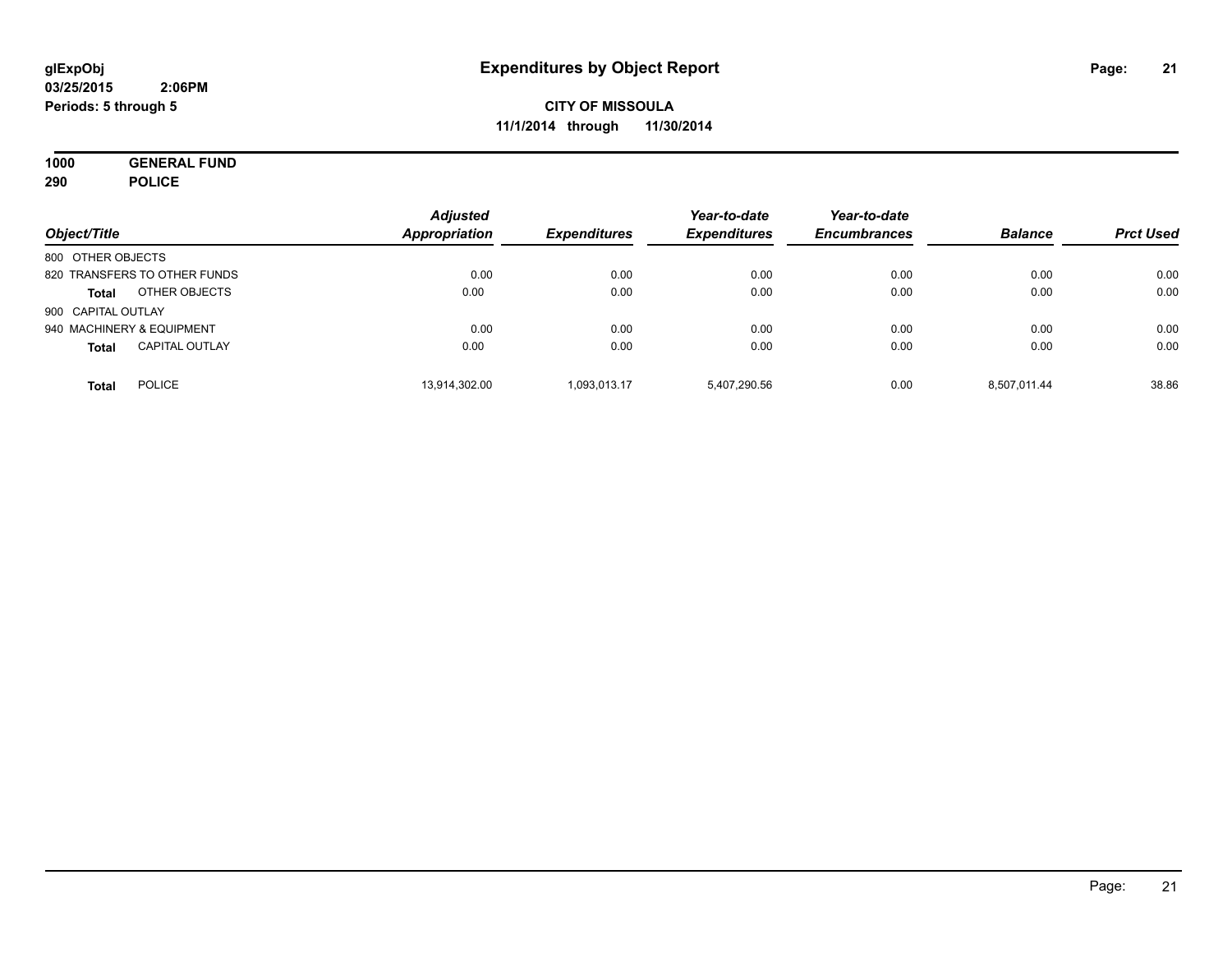# Expenditures by Object Report

glExpObj
03/25/2015 2:06PM
Periods: 5 through 5

**CITY OF MISSOULA**
**11/1/2014 through 11/30/2014**

**1000 GENERAL FUND**
**290 POLICE**

| Object/Title | | Adjusted Appropriation | Expenditures | Year-to-date Expenditures | Year-to-date Encumbrances | Balance | Prct Used |
|---|---|---|---|---|---|---|---|
| 800 OTHER OBJECTS | | | | | | | |
| 820 TRANSFERS TO OTHER FUNDS | | 0.00 | 0.00 | 0.00 | 0.00 | 0.00 | 0.00 |
| **Total** | OTHER OBJECTS | 0.00 | 0.00 | 0.00 | 0.00 | 0.00 | 0.00 |
| 900 CAPITAL OUTLAY | | | | | | | |
| 940 MACHINERY & EQUIPMENT | | 0.00 | 0.00 | 0.00 | 0.00 | 0.00 | 0.00 |
| **Total** | CAPITAL OUTLAY | 0.00 | 0.00 | 0.00 | 0.00 | 0.00 | 0.00 |
| **Total** | POLICE | 13,914,302.00 | 1,093,013.17 | 5,407,290.56 | 0.00 | 8,507,011.44 | 38.86 |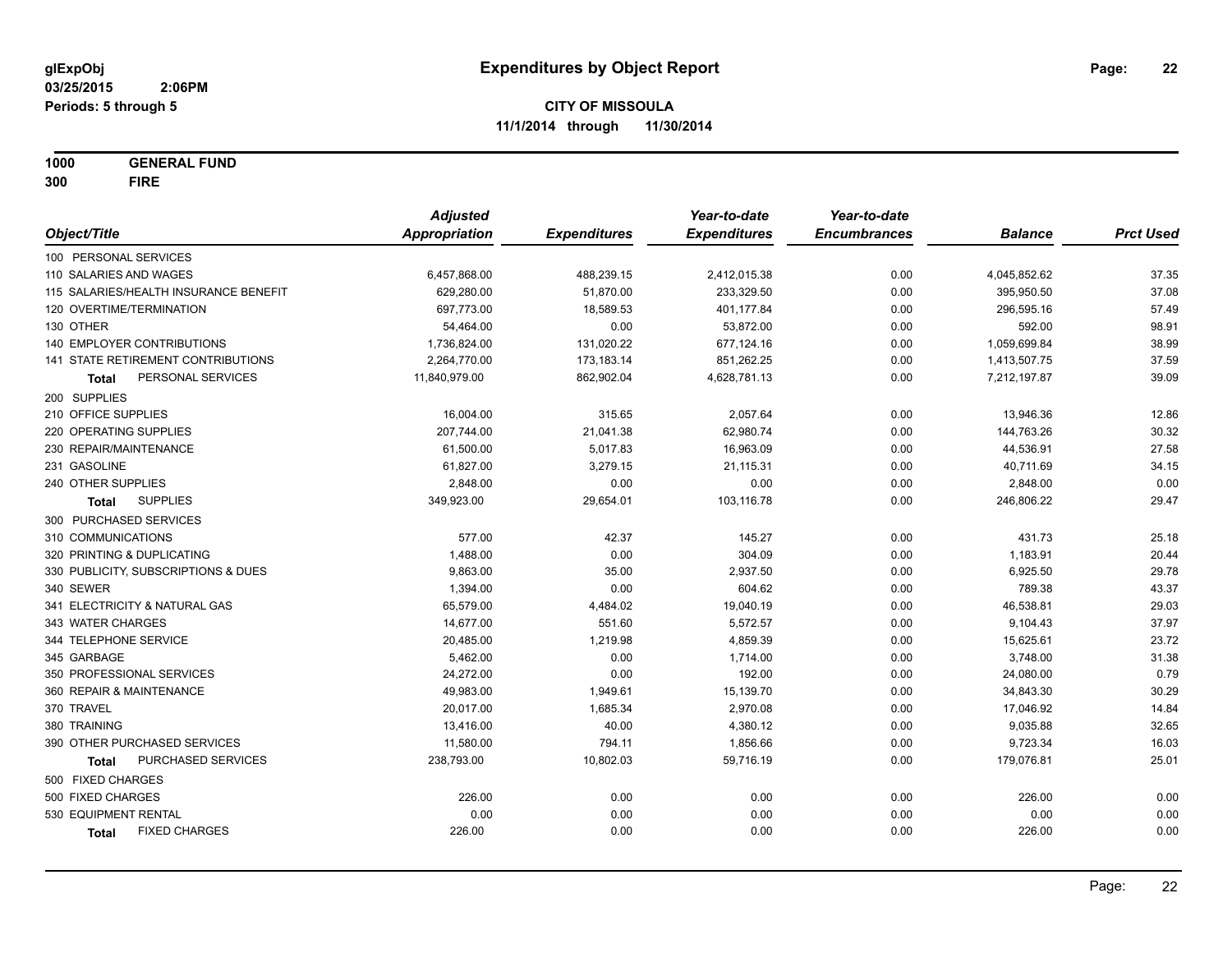# Expenditures by Object Report

glExpObj
03/25/2015 2:06PM
Periods: 5 through 5

**CITY OF MISSOULA**
**11/1/2014 through 11/30/2014**

**1000 GENERAL FUND**
**300 FIRE**

| Object/Title | Adjusted Appropriation | Expenditures | Year-to-date Expenditures | Year-to-date Encumbrances | Balance | Prct Used |
|---|---|---|---|---|---|---|
| 100 PERSONAL SERVICES | | | | | | |
| 110 SALARIES AND WAGES | 6,457,868.00 | 488,239.15 | 2,412,015.38 | 0.00 | 4,045,852.62 | 37.35 |
| 115 SALARIES/HEALTH INSURANCE BENEFIT | 629,280.00 | 51,870.00 | 233,329.50 | 0.00 | 395,950.50 | 37.08 |
| 120 OVERTIME/TERMINATION | 697,773.00 | 18,589.53 | 401,177.84 | 0.00 | 296,595.16 | 57.49 |
| 130 OTHER | 54,464.00 | 0.00 | 53,872.00 | 0.00 | 592.00 | 98.91 |
| 140 EMPLOYER CONTRIBUTIONS | 1,736,824.00 | 131,020.22 | 677,124.16 | 0.00 | 1,059,699.84 | 38.99 |
| 141 STATE RETIREMENT CONTRIBUTIONS | 2,264,770.00 | 173,183.14 | 851,262.25 | 0.00 | 1,413,507.75 | 37.59 |
| **Total** PERSONAL SERVICES | 11,840,979.00 | 862,902.04 | 4,628,781.13 | 0.00 | 7,212,197.87 | 39.09 |
| 200 SUPPLIES | | | | | | |
| 210 OFFICE SUPPLIES | 16,004.00 | 315.65 | 2,057.64 | 0.00 | 13,946.36 | 12.86 |
| 220 OPERATING SUPPLIES | 207,744.00 | 21,041.38 | 62,980.74 | 0.00 | 144,763.26 | 30.32 |
| 230 REPAIR/MAINTENANCE | 61,500.00 | 5,017.83 | 16,963.09 | 0.00 | 44,536.91 | 27.58 |
| 231 GASOLINE | 61,827.00 | 3,279.15 | 21,115.31 | 0.00 | 40,711.69 | 34.15 |
| 240 OTHER SUPPLIES | 2,848.00 | 0.00 | 0.00 | 0.00 | 2,848.00 | 0.00 |
| **Total** SUPPLIES | 349,923.00 | 29,654.01 | 103,116.78 | 0.00 | 246,806.22 | 29.47 |
| 300 PURCHASED SERVICES | | | | | | |
| 310 COMMUNICATIONS | 577.00 | 42.37 | 145.27 | 0.00 | 431.73 | 25.18 |
| 320 PRINTING & DUPLICATING | 1,488.00 | 0.00 | 304.09 | 0.00 | 1,183.91 | 20.44 |
| 330 PUBLICITY, SUBSCRIPTIONS & DUES | 9,863.00 | 35.00 | 2,937.50 | 0.00 | 6,925.50 | 29.78 |
| 340 SEWER | 1,394.00 | 0.00 | 604.62 | 0.00 | 789.38 | 43.37 |
| 341 ELECTRICITY & NATURAL GAS | 65,579.00 | 4,484.02 | 19,040.19 | 0.00 | 46,538.81 | 29.03 |
| 343 WATER CHARGES | 14,677.00 | 551.60 | 5,572.57 | 0.00 | 9,104.43 | 37.97 |
| 344 TELEPHONE SERVICE | 20,485.00 | 1,219.98 | 4,859.39 | 0.00 | 15,625.61 | 23.72 |
| 345 GARBAGE | 5,462.00 | 0.00 | 1,714.00 | 0.00 | 3,748.00 | 31.38 |
| 350 PROFESSIONAL SERVICES | 24,272.00 | 0.00 | 192.00 | 0.00 | 24,080.00 | 0.79 |
| 360 REPAIR & MAINTENANCE | 49,983.00 | 1,949.61 | 15,139.70 | 0.00 | 34,843.30 | 30.29 |
| 370 TRAVEL | 20,017.00 | 1,685.34 | 2,970.08 | 0.00 | 17,046.92 | 14.84 |
| 380 TRAINING | 13,416.00 | 40.00 | 4,380.12 | 0.00 | 9,035.88 | 32.65 |
| 390 OTHER PURCHASED SERVICES | 11,580.00 | 794.11 | 1,856.66 | 0.00 | 9,723.34 | 16.03 |
| **Total** PURCHASED SERVICES | 238,793.00 | 10,802.03 | 59,716.19 | 0.00 | 179,076.81 | 25.01 |
| 500 FIXED CHARGES | | | | | | |
| 500 FIXED CHARGES | 226.00 | 0.00 | 0.00 | 0.00 | 226.00 | 0.00 |
| 530 EQUIPMENT RENTAL | 0.00 | 0.00 | 0.00 | 0.00 | 0.00 | 0.00 |
| **Total** FIXED CHARGES | 226.00 | 0.00 | 0.00 | 0.00 | 226.00 | 0.00 |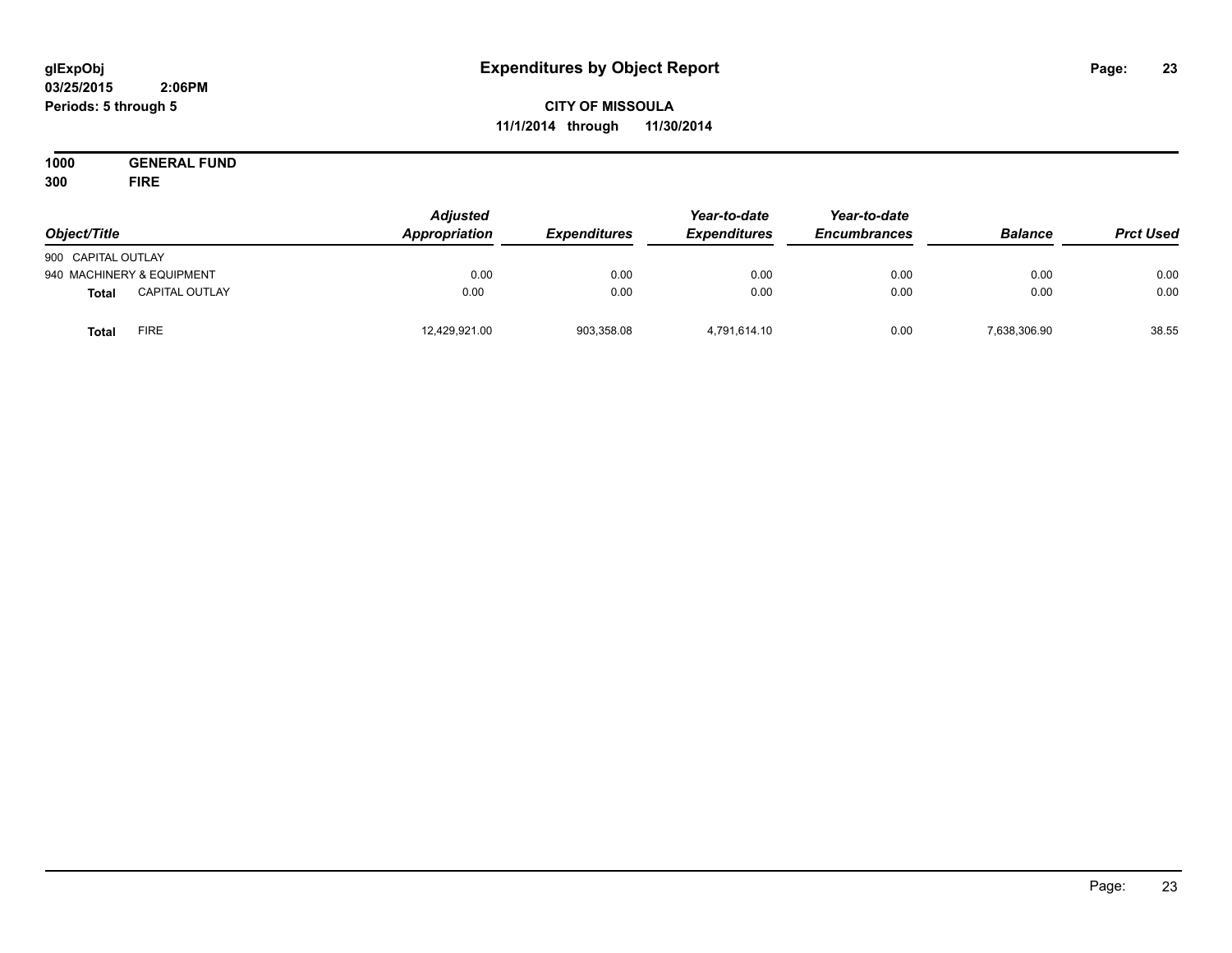# Expenditures by Object Report

glExpObj
03/25/2015 2:06PM
Periods: 5 through 5

**CITY OF MISSOULA**
**11/1/2014 through 11/30/2014**

**1000 GENERAL FUND**
**300 FIRE**

| Object/Title | Adjusted Appropriation | Expenditures | Year-to-date Expenditures | Year-to-date Encumbrances | Balance | Prct Used |
|---|---|---|---|---|---|---|
| 900 CAPITAL OUTLAY | | | | | | |
| 940 MACHINERY & EQUIPMENT | 0.00 | 0.00 | 0.00 | 0.00 | 0.00 | 0.00 |
| **Total** CAPITAL OUTLAY | 0.00 | 0.00 | 0.00 | 0.00 | 0.00 | 0.00 |
| **Total** FIRE | 12,429,921.00 | 903,358.08 | 4,791,614.10 | 0.00 | 7,638,306.90 | 38.55 |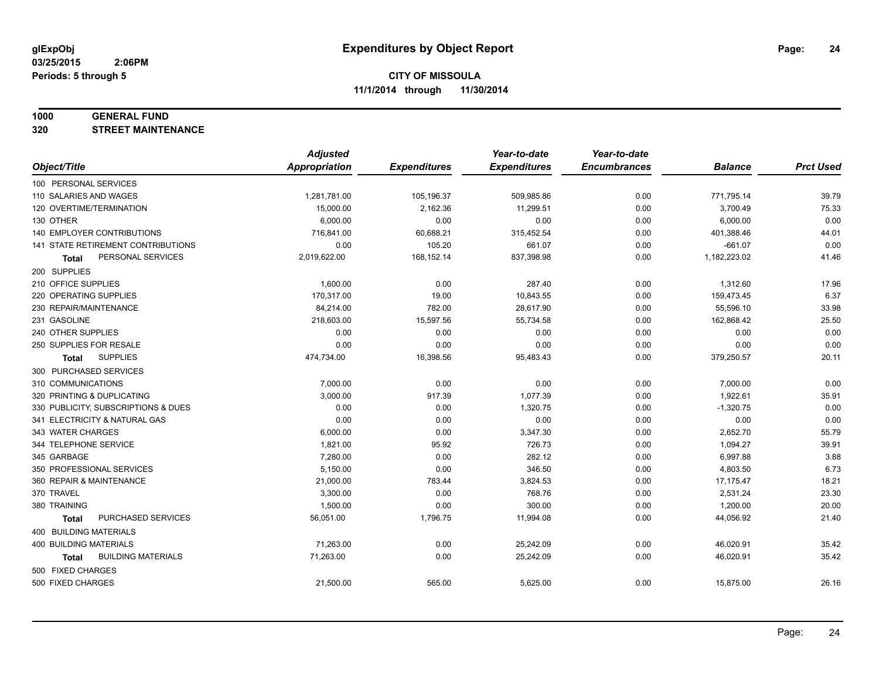**CITY OF MISSOULA**

**11/1/2014 through 11/30/2014**

## 1000 GENERAL FUND

### 320 STREET MAINTENANCE

| Object/Title | Adjusted Appropriation | Expenditures | Year-to-date Expenditures | Year-to-date Encumbrances | Balance | Prct Used |
|---|---|---|---|---|---|---|
| 100 PERSONAL SERVICES | | | | | | |
| 110 SALARIES AND WAGES | 1,281,781.00 | 105,196.37 | 509,985.86 | 0.00 | 771,795.14 | 39.79 |
| 120 OVERTIME/TERMINATION | 15,000.00 | 2,162.36 | 11,299.51 | 0.00 | 3,700.49 | 75.33 |
| 130 OTHER | 6,000.00 | 0.00 | 0.00 | 0.00 | 6,000.00 | 0.00 |
| 140 EMPLOYER CONTRIBUTIONS | 716,841.00 | 60,688.21 | 315,452.54 | 0.00 | 401,388.46 | 44.01 |
| 141 STATE RETIREMENT CONTRIBUTIONS | 0.00 | 105.20 | 661.07 | 0.00 | -661.07 | 0.00 |
| **Total** PERSONAL SERVICES | 2,019,622.00 | 168,152.14 | 837,398.98 | 0.00 | 1,182,223.02 | 41.46 |
| 200 SUPPLIES | | | | | | |
| 210 OFFICE SUPPLIES | 1,600.00 | 0.00 | 287.40 | 0.00 | 1,312.60 | 17.96 |
| 220 OPERATING SUPPLIES | 170,317.00 | 19.00 | 10,843.55 | 0.00 | 159,473.45 | 6.37 |
| 230 REPAIR/MAINTENANCE | 84,214.00 | 782.00 | 28,617.90 | 0.00 | 55,596.10 | 33.98 |
| 231 GASOLINE | 218,603.00 | 15,597.56 | 55,734.58 | 0.00 | 162,868.42 | 25.50 |
| 240 OTHER SUPPLIES | 0.00 | 0.00 | 0.00 | 0.00 | 0.00 | 0.00 |
| 250 SUPPLIES FOR RESALE | 0.00 | 0.00 | 0.00 | 0.00 | 0.00 | 0.00 |
| **Total** SUPPLIES | 474,734.00 | 16,398.56 | 95,483.43 | 0.00 | 379,250.57 | 20.11 |
| 300 PURCHASED SERVICES | | | | | | |
| 310 COMMUNICATIONS | 7,000.00 | 0.00 | 0.00 | 0.00 | 7,000.00 | 0.00 |
| 320 PRINTING & DUPLICATING | 3,000.00 | 917.39 | 1,077.39 | 0.00 | 1,922.61 | 35.91 |
| 330 PUBLICITY, SUBSCRIPTIONS & DUES | 0.00 | 0.00 | 1,320.75 | 0.00 | -1,320.75 | 0.00 |
| 341 ELECTRICITY & NATURAL GAS | 0.00 | 0.00 | 0.00 | 0.00 | 0.00 | 0.00 |
| 343 WATER CHARGES | 6,000.00 | 0.00 | 3,347.30 | 0.00 | 2,652.70 | 55.79 |
| 344 TELEPHONE SERVICE | 1,821.00 | 95.92 | 726.73 | 0.00 | 1,094.27 | 39.91 |
| 345 GARBAGE | 7,280.00 | 0.00 | 282.12 | 0.00 | 6,997.88 | 3.88 |
| 350 PROFESSIONAL SERVICES | 5,150.00 | 0.00 | 346.50 | 0.00 | 4,803.50 | 6.73 |
| 360 REPAIR & MAINTENANCE | 21,000.00 | 783.44 | 3,824.53 | 0.00 | 17,175.47 | 18.21 |
| 370 TRAVEL | 3,300.00 | 0.00 | 768.76 | 0.00 | 2,531.24 | 23.30 |
| 380 TRAINING | 1,500.00 | 0.00 | 300.00 | 0.00 | 1,200.00 | 20.00 |
| **Total** PURCHASED SERVICES | 56,051.00 | 1,796.75 | 11,994.08 | 0.00 | 44,056.92 | 21.40 |
| 400 BUILDING MATERIALS | | | | | | |
| 400 BUILDING MATERIALS | 71,263.00 | 0.00 | 25,242.09 | 0.00 | 46,020.91 | 35.42 |
| **Total** BUILDING MATERIALS | 71,263.00 | 0.00 | 25,242.09 | 0.00 | 46,020.91 | 35.42 |
| 500 FIXED CHARGES | | | | | | |
| 500 FIXED CHARGES | 21,500.00 | 565.00 | 5,625.00 | 0.00 | 15,875.00 | 26.16 |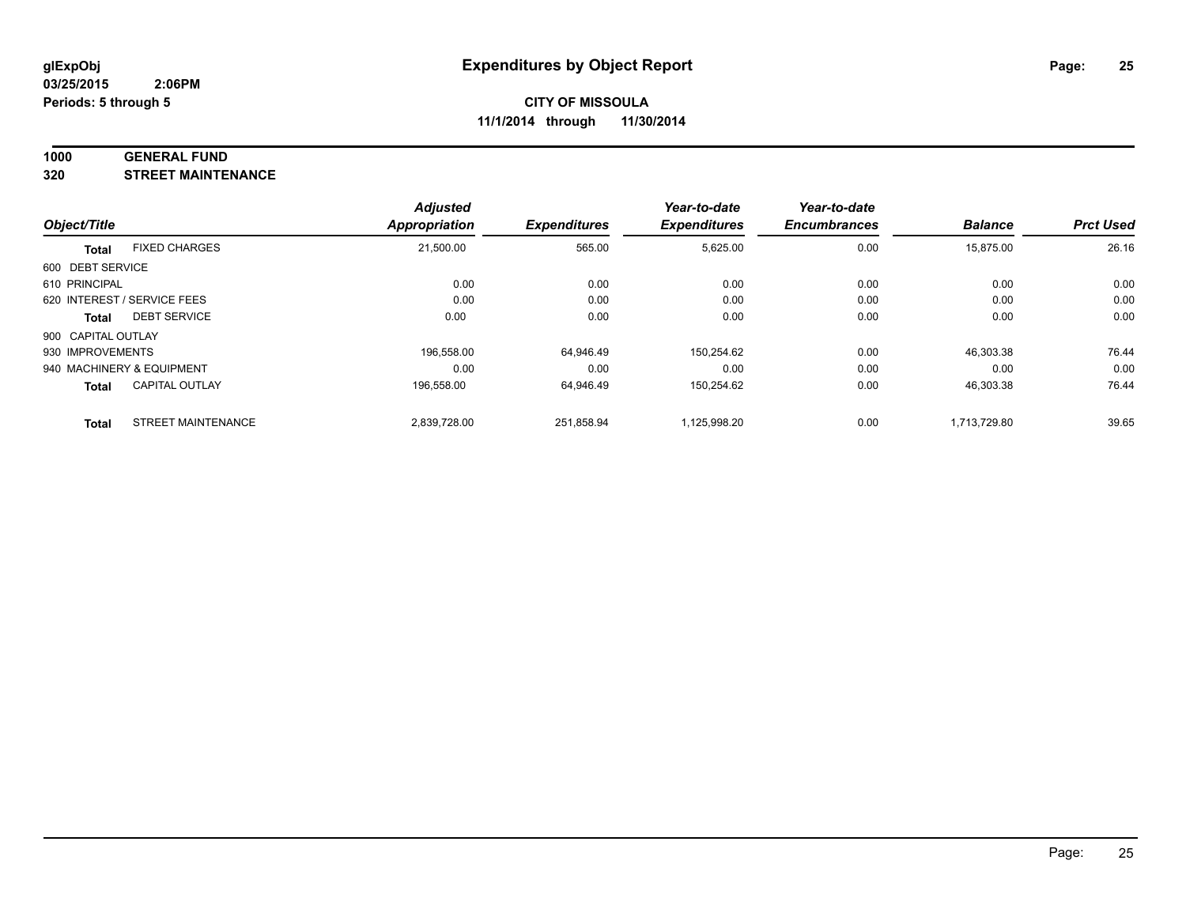**glExpObj**
**03/25/2015 2:06PM**
**Periods: 5 through 5**

# Expenditures by Object Report

**CITY OF MISSOULA**
**11/1/2014 through 11/30/2014**

## 1000 GENERAL FUND
## 320 STREET MAINTENANCE

| Object/Title | | Adjusted Appropriation | Expenditures | Year-to-date Expenditures | Year-to-date Encumbrances | Balance | Prct Used |
|---|---|---|---|---|---|---|---|
| **Total** | FIXED CHARGES | 21,500.00 | 565.00 | 5,625.00 | 0.00 | 15,875.00 | 26.16 |
| 600 DEBT SERVICE | | | | | | | |
| 610 PRINCIPAL | | 0.00 | 0.00 | 0.00 | 0.00 | 0.00 | 0.00 |
| 620 INTEREST / SERVICE FEES | | 0.00 | 0.00 | 0.00 | 0.00 | 0.00 | 0.00 |
| **Total** | DEBT SERVICE | 0.00 | 0.00 | 0.00 | 0.00 | 0.00 | 0.00 |
| 900 CAPITAL OUTLAY | | | | | | | |
| 930 IMPROVEMENTS | | 196,558.00 | 64,946.49 | 150,254.62 | 0.00 | 46,303.38 | 76.44 |
| 940 MACHINERY & EQUIPMENT | | 0.00 | 0.00 | 0.00 | 0.00 | 0.00 | 0.00 |
| **Total** | CAPITAL OUTLAY | 196,558.00 | 64,946.49 | 150,254.62 | 0.00 | 46,303.38 | 76.44 |
| **Total** | STREET MAINTENANCE | 2,839,728.00 | 251,858.94 | 1,125,998.20 | 0.00 | 1,713,729.80 | 39.65 |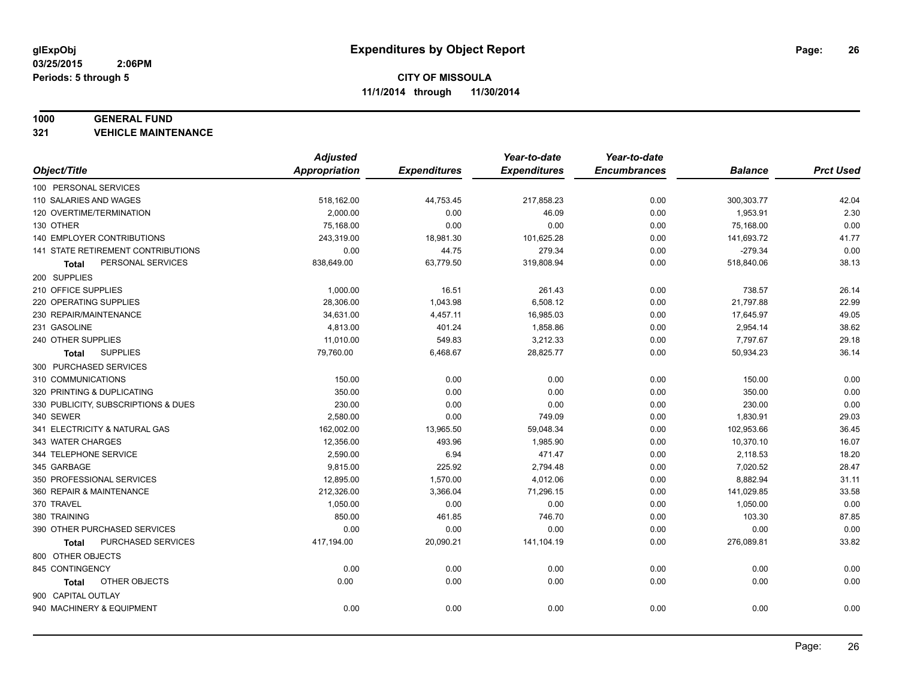**glExpObj** **Expenditures by Object Report**
**03/25/2015 2:06PM**
**Periods: 5 through 5**

**CITY OF MISSOULA**
**11/1/2014 through 11/30/2014**

**1000 GENERAL FUND**
**321 VEHICLE MAINTENANCE**

| Object/Title | Adjusted Appropriation | Expenditures | Year-to-date Expenditures | Year-to-date Encumbrances | Balance | Prct Used |
|---|---|---|---|---|---|---|
| 100 PERSONAL SERVICES | | | | | | |
| 110 SALARIES AND WAGES | 518,162.00 | 44,753.45 | 217,858.23 | 0.00 | 300,303.77 | 42.04 |
| 120 OVERTIME/TERMINATION | 2,000.00 | 0.00 | 46.09 | 0.00 | 1,953.91 | 2.30 |
| 130 OTHER | 75,168.00 | 0.00 | 0.00 | 0.00 | 75,168.00 | 0.00 |
| 140 EMPLOYER CONTRIBUTIONS | 243,319.00 | 18,981.30 | 101,625.28 | 0.00 | 141,693.72 | 41.77 |
| 141 STATE RETIREMENT CONTRIBUTIONS | 0.00 | 44.75 | 279.34 | 0.00 | -279.34 | 0.00 |
| **Total** PERSONAL SERVICES | 838,649.00 | 63,779.50 | 319,808.94 | 0.00 | 518,840.06 | 38.13 |
| 200 SUPPLIES | | | | | | |
| 210 OFFICE SUPPLIES | 1,000.00 | 16.51 | 261.43 | 0.00 | 738.57 | 26.14 |
| 220 OPERATING SUPPLIES | 28,306.00 | 1,043.98 | 6,508.12 | 0.00 | 21,797.88 | 22.99 |
| 230 REPAIR/MAINTENANCE | 34,631.00 | 4,457.11 | 16,985.03 | 0.00 | 17,645.97 | 49.05 |
| 231 GASOLINE | 4,813.00 | 401.24 | 1,858.86 | 0.00 | 2,954.14 | 38.62 |
| 240 OTHER SUPPLIES | 11,010.00 | 549.83 | 3,212.33 | 0.00 | 7,797.67 | 29.18 |
| **Total** SUPPLIES | 79,760.00 | 6,468.67 | 28,825.77 | 0.00 | 50,934.23 | 36.14 |
| 300 PURCHASED SERVICES | | | | | | |
| 310 COMMUNICATIONS | 150.00 | 0.00 | 0.00 | 0.00 | 150.00 | 0.00 |
| 320 PRINTING & DUPLICATING | 350.00 | 0.00 | 0.00 | 0.00 | 350.00 | 0.00 |
| 330 PUBLICITY, SUBSCRIPTIONS & DUES | 230.00 | 0.00 | 0.00 | 0.00 | 230.00 | 0.00 |
| 340 SEWER | 2,580.00 | 0.00 | 749.09 | 0.00 | 1,830.91 | 29.03 |
| 341 ELECTRICITY & NATURAL GAS | 162,002.00 | 13,965.50 | 59,048.34 | 0.00 | 102,953.66 | 36.45 |
| 343 WATER CHARGES | 12,356.00 | 493.96 | 1,985.90 | 0.00 | 10,370.10 | 16.07 |
| 344 TELEPHONE SERVICE | 2,590.00 | 6.94 | 471.47 | 0.00 | 2,118.53 | 18.20 |
| 345 GARBAGE | 9,815.00 | 225.92 | 2,794.48 | 0.00 | 7,020.52 | 28.47 |
| 350 PROFESSIONAL SERVICES | 12,895.00 | 1,570.00 | 4,012.06 | 0.00 | 8,882.94 | 31.11 |
| 360 REPAIR & MAINTENANCE | 212,326.00 | 3,366.04 | 71,296.15 | 0.00 | 141,029.85 | 33.58 |
| 370 TRAVEL | 1,050.00 | 0.00 | 0.00 | 0.00 | 1,050.00 | 0.00 |
| 380 TRAINING | 850.00 | 461.85 | 746.70 | 0.00 | 103.30 | 87.85 |
| 390 OTHER PURCHASED SERVICES | 0.00 | 0.00 | 0.00 | 0.00 | 0.00 | 0.00 |
| **Total** PURCHASED SERVICES | 417,194.00 | 20,090.21 | 141,104.19 | 0.00 | 276,089.81 | 33.82 |
| 800 OTHER OBJECTS | | | | | | |
| 845 CONTINGENCY | 0.00 | 0.00 | 0.00 | 0.00 | 0.00 | 0.00 |
| **Total** OTHER OBJECTS | 0.00 | 0.00 | 0.00 | 0.00 | 0.00 | 0.00 |
| 900 CAPITAL OUTLAY | | | | | | |
| 940 MACHINERY & EQUIPMENT | 0.00 | 0.00 | 0.00 | 0.00 | 0.00 | 0.00 |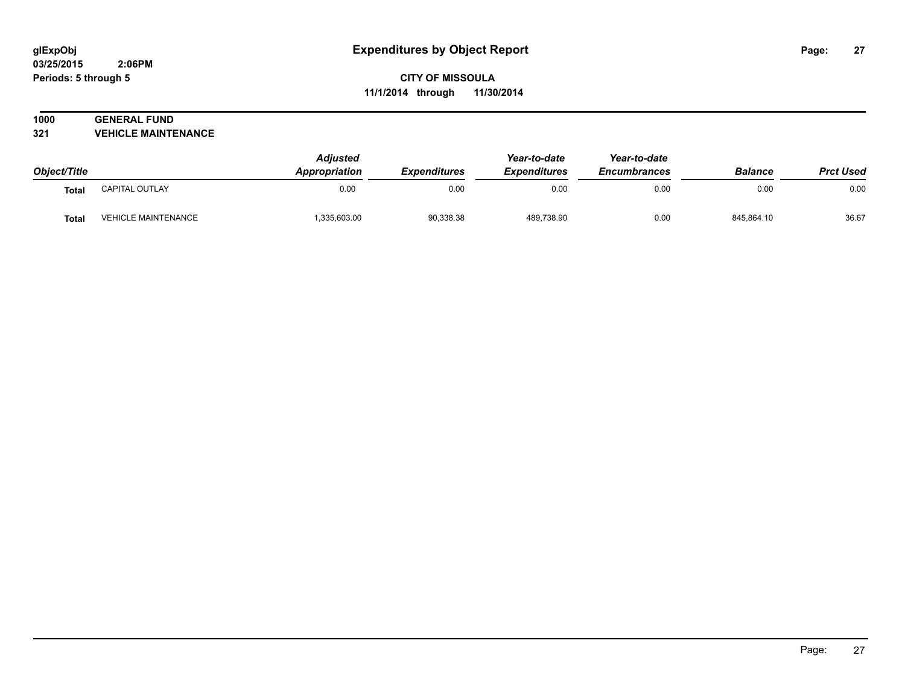**CITY OF MISSOULA**

**11/1/2014 through 11/30/2014**

## 1000 GENERAL FUND
## 321 VEHICLE MAINTENANCE

| Object/Title | | Adjusted Appropriation | Expenditures | Year-to-date Expenditures | Year-to-date Encumbrances | Balance | Prct Used |
|---|---|---|---|---|---|---|---|
| **Total** | CAPITAL OUTLAY | 0.00 | 0.00 | 0.00 | 0.00 | 0.00 | 0.00 |
| **Total** | VEHICLE MAINTENANCE | 1,335,603.00 | 90,338.38 | 489,738.90 | 0.00 | 845,864.10 | 36.67 |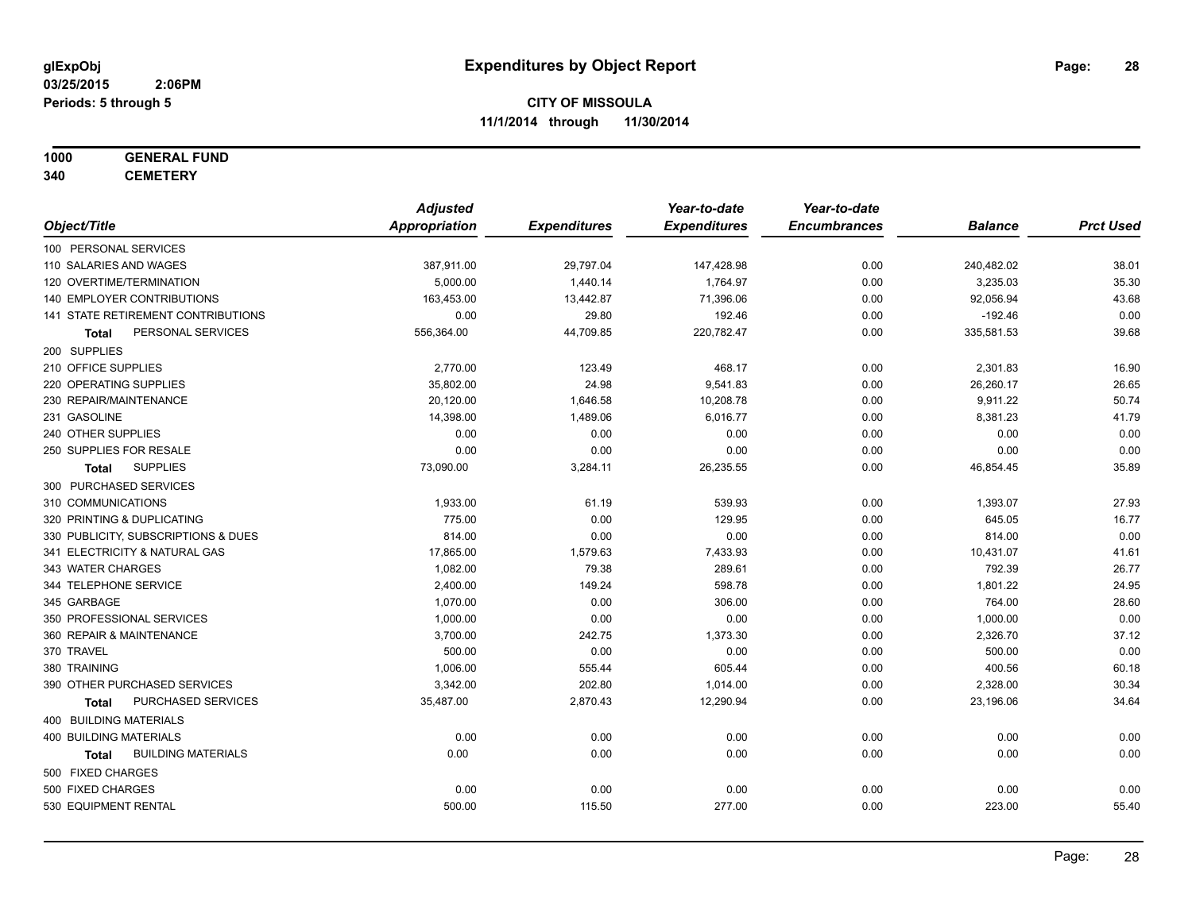**glExpObj** 

**03/25/2015 2:06PM**

**Periods: 5 through 5**

# Expenditures by Object Report

**CITY OF MISSOULA**

**11/1/2014 through 11/30/2014**

**1000 GENERAL FUND**

**340 CEMETERY**

| Object/Title | Adjusted Appropriation | Expenditures | Year-to-date Expenditures | Year-to-date Encumbrances | Balance | Prct Used |
|---|---|---|---|---|---|---|
| 100 PERSONAL SERVICES | | | | | | |
| 110 SALARIES AND WAGES | 387,911.00 | 29,797.04 | 147,428.98 | 0.00 | 240,482.02 | 38.01 |
| 120 OVERTIME/TERMINATION | 5,000.00 | 1,440.14 | 1,764.97 | 0.00 | 3,235.03 | 35.30 |
| 140 EMPLOYER CONTRIBUTIONS | 163,453.00 | 13,442.87 | 71,396.06 | 0.00 | 92,056.94 | 43.68 |
| 141 STATE RETIREMENT CONTRIBUTIONS | 0.00 | 29.80 | 192.46 | 0.00 | -192.46 | 0.00 |
| **Total** PERSONAL SERVICES | 556,364.00 | 44,709.85 | 220,782.47 | 0.00 | 335,581.53 | 39.68 |
| 200 SUPPLIES | | | | | | |
| 210 OFFICE SUPPLIES | 2,770.00 | 123.49 | 468.17 | 0.00 | 2,301.83 | 16.90 |
| 220 OPERATING SUPPLIES | 35,802.00 | 24.98 | 9,541.83 | 0.00 | 26,260.17 | 26.65 |
| 230 REPAIR/MAINTENANCE | 20,120.00 | 1,646.58 | 10,208.78 | 0.00 | 9,911.22 | 50.74 |
| 231 GASOLINE | 14,398.00 | 1,489.06 | 6,016.77 | 0.00 | 8,381.23 | 41.79 |
| 240 OTHER SUPPLIES | 0.00 | 0.00 | 0.00 | 0.00 | 0.00 | 0.00 |
| 250 SUPPLIES FOR RESALE | 0.00 | 0.00 | 0.00 | 0.00 | 0.00 | 0.00 |
| **Total** SUPPLIES | 73,090.00 | 3,284.11 | 26,235.55 | 0.00 | 46,854.45 | 35.89 |
| 300 PURCHASED SERVICES | | | | | | |
| 310 COMMUNICATIONS | 1,933.00 | 61.19 | 539.93 | 0.00 | 1,393.07 | 27.93 |
| 320 PRINTING & DUPLICATING | 775.00 | 0.00 | 129.95 | 0.00 | 645.05 | 16.77 |
| 330 PUBLICITY, SUBSCRIPTIONS & DUES | 814.00 | 0.00 | 0.00 | 0.00 | 814.00 | 0.00 |
| 341 ELECTRICITY & NATURAL GAS | 17,865.00 | 1,579.63 | 7,433.93 | 0.00 | 10,431.07 | 41.61 |
| 343 WATER CHARGES | 1,082.00 | 79.38 | 289.61 | 0.00 | 792.39 | 26.77 |
| 344 TELEPHONE SERVICE | 2,400.00 | 149.24 | 598.78 | 0.00 | 1,801.22 | 24.95 |
| 345 GARBAGE | 1,070.00 | 0.00 | 306.00 | 0.00 | 764.00 | 28.60 |
| 350 PROFESSIONAL SERVICES | 1,000.00 | 0.00 | 0.00 | 0.00 | 1,000.00 | 0.00 |
| 360 REPAIR & MAINTENANCE | 3,700.00 | 242.75 | 1,373.30 | 0.00 | 2,326.70 | 37.12 |
| 370 TRAVEL | 500.00 | 0.00 | 0.00 | 0.00 | 500.00 | 0.00 |
| 380 TRAINING | 1,006.00 | 555.44 | 605.44 | 0.00 | 400.56 | 60.18 |
| 390 OTHER PURCHASED SERVICES | 3,342.00 | 202.80 | 1,014.00 | 0.00 | 2,328.00 | 30.34 |
| **Total** PURCHASED SERVICES | 35,487.00 | 2,870.43 | 12,290.94 | 0.00 | 23,196.06 | 34.64 |
| 400 BUILDING MATERIALS | | | | | | |
| 400 BUILDING MATERIALS | 0.00 | 0.00 | 0.00 | 0.00 | 0.00 | 0.00 |
| **Total** BUILDING MATERIALS | 0.00 | 0.00 | 0.00 | 0.00 | 0.00 | 0.00 |
| 500 FIXED CHARGES | | | | | | |
| 500 FIXED CHARGES | 0.00 | 0.00 | 0.00 | 0.00 | 0.00 | 0.00 |
| 530 EQUIPMENT RENTAL | 500.00 | 115.50 | 277.00 | 0.00 | 223.00 | 55.40 |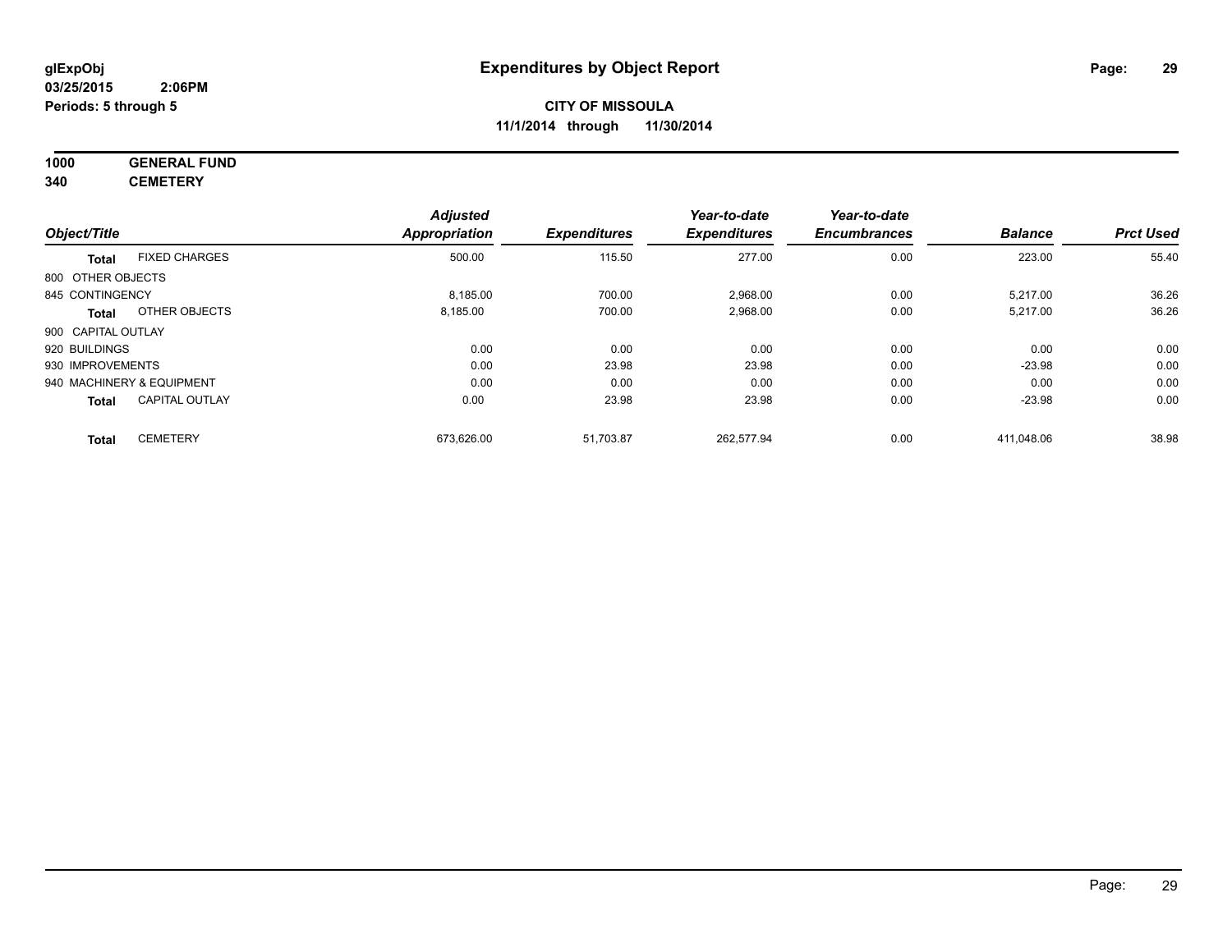**glExpObj**
**03/25/2015 2:06PM**
**Periods: 5 through 5**

# Expenditures by Object Report

**CITY OF MISSOULA**
**11/1/2014 through 11/30/2014**

**1000 GENERAL FUND**
**340 CEMETERY**

| Object/Title | | Adjusted Appropriation | Expenditures | Year-to-date Expenditures | Year-to-date Encumbrances | Balance | Prct Used |
|---|---|---|---|---|---|---|---|
| **Total** | FIXED CHARGES | 500.00 | 115.50 | 277.00 | 0.00 | 223.00 | 55.40 |
| 800 OTHER OBJECTS | | | | | | | |
| 845 CONTINGENCY | | 8,185.00 | 700.00 | 2,968.00 | 0.00 | 5,217.00 | 36.26 |
| **Total** | OTHER OBJECTS | 8,185.00 | 700.00 | 2,968.00 | 0.00 | 5,217.00 | 36.26 |
| 900 CAPITAL OUTLAY | | | | | | | |
| 920 BUILDINGS | | 0.00 | 0.00 | 0.00 | 0.00 | 0.00 | 0.00 |
| 930 IMPROVEMENTS | | 0.00 | 23.98 | 23.98 | 0.00 | -23.98 | 0.00 |
| 940 MACHINERY & EQUIPMENT | | 0.00 | 0.00 | 0.00 | 0.00 | 0.00 | 0.00 |
| **Total** | CAPITAL OUTLAY | 0.00 | 23.98 | 23.98 | 0.00 | -23.98 | 0.00 |
| **Total** | CEMETERY | 673,626.00 | 51,703.87 | 262,577.94 | 0.00 | 411,048.06 | 38.98 |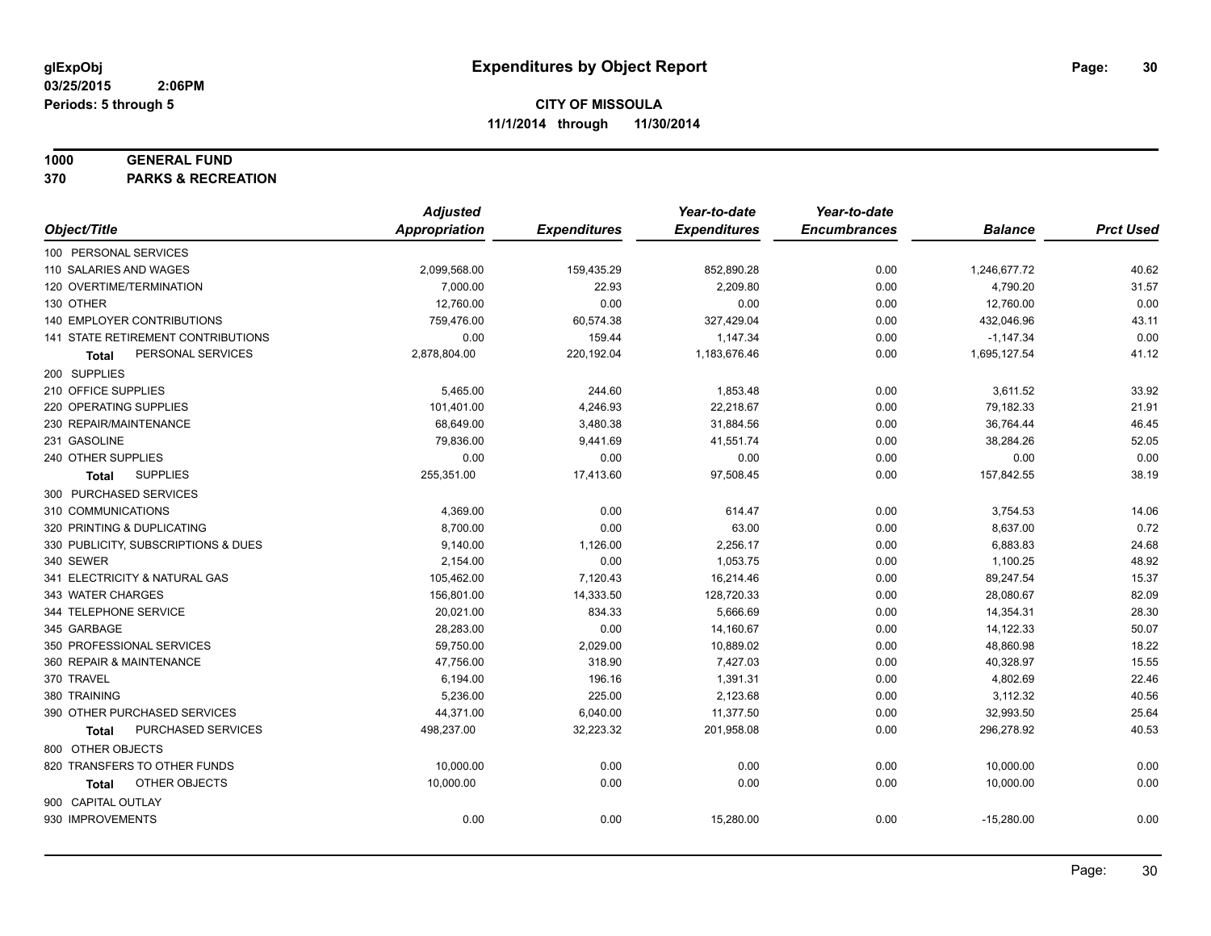**glExpObj**
**03/25/2015 2:06PM**
**Periods: 5 through 5**

# Expenditures by Object Report

**CITY OF MISSOULA**
**11/1/2014 through 11/30/2014**

**1000 GENERAL FUND**
**370 PARKS & RECREATION**

| Object/Title | Adjusted Appropriation | Expenditures | Year-to-date Expenditures | Year-to-date Encumbrances | Balance | Prct Used |
|---|---|---|---|---|---|---|
| 100 PERSONAL SERVICES | | | | | | |
| 110 SALARIES AND WAGES | 2,099,568.00 | 159,435.29 | 852,890.28 | 0.00 | 1,246,677.72 | 40.62 |
| 120 OVERTIME/TERMINATION | 7,000.00 | 22.93 | 2,209.80 | 0.00 | 4,790.20 | 31.57 |
| 130 OTHER | 12,760.00 | 0.00 | 0.00 | 0.00 | 12,760.00 | 0.00 |
| 140 EMPLOYER CONTRIBUTIONS | 759,476.00 | 60,574.38 | 327,429.04 | 0.00 | 432,046.96 | 43.11 |
| 141 STATE RETIREMENT CONTRIBUTIONS | 0.00 | 159.44 | 1,147.34 | 0.00 | -1,147.34 | 0.00 |
| **Total** PERSONAL SERVICES | 2,878,804.00 | 220,192.04 | 1,183,676.46 | 0.00 | 1,695,127.54 | 41.12 |
| 200 SUPPLIES | | | | | | |
| 210 OFFICE SUPPLIES | 5,465.00 | 244.60 | 1,853.48 | 0.00 | 3,611.52 | 33.92 |
| 220 OPERATING SUPPLIES | 101,401.00 | 4,246.93 | 22,218.67 | 0.00 | 79,182.33 | 21.91 |
| 230 REPAIR/MAINTENANCE | 68,649.00 | 3,480.38 | 31,884.56 | 0.00 | 36,764.44 | 46.45 |
| 231 GASOLINE | 79,836.00 | 9,441.69 | 41,551.74 | 0.00 | 38,284.26 | 52.05 |
| 240 OTHER SUPPLIES | 0.00 | 0.00 | 0.00 | 0.00 | 0.00 | 0.00 |
| **Total** SUPPLIES | 255,351.00 | 17,413.60 | 97,508.45 | 0.00 | 157,842.55 | 38.19 |
| 300 PURCHASED SERVICES | | | | | | |
| 310 COMMUNICATIONS | 4,369.00 | 0.00 | 614.47 | 0.00 | 3,754.53 | 14.06 |
| 320 PRINTING & DUPLICATING | 8,700.00 | 0.00 | 63.00 | 0.00 | 8,637.00 | 0.72 |
| 330 PUBLICITY, SUBSCRIPTIONS & DUES | 9,140.00 | 1,126.00 | 2,256.17 | 0.00 | 6,883.83 | 24.68 |
| 340 SEWER | 2,154.00 | 0.00 | 1,053.75 | 0.00 | 1,100.25 | 48.92 |
| 341 ELECTRICITY & NATURAL GAS | 105,462.00 | 7,120.43 | 16,214.46 | 0.00 | 89,247.54 | 15.37 |
| 343 WATER CHARGES | 156,801.00 | 14,333.50 | 128,720.33 | 0.00 | 28,080.67 | 82.09 |
| 344 TELEPHONE SERVICE | 20,021.00 | 834.33 | 5,666.69 | 0.00 | 14,354.31 | 28.30 |
| 345 GARBAGE | 28,283.00 | 0.00 | 14,160.67 | 0.00 | 14,122.33 | 50.07 |
| 350 PROFESSIONAL SERVICES | 59,750.00 | 2,029.00 | 10,889.02 | 0.00 | 48,860.98 | 18.22 |
| 360 REPAIR & MAINTENANCE | 47,756.00 | 318.90 | 7,427.03 | 0.00 | 40,328.97 | 15.55 |
| 370 TRAVEL | 6,194.00 | 196.16 | 1,391.31 | 0.00 | 4,802.69 | 22.46 |
| 380 TRAINING | 5,236.00 | 225.00 | 2,123.68 | 0.00 | 3,112.32 | 40.56 |
| 390 OTHER PURCHASED SERVICES | 44,371.00 | 6,040.00 | 11,377.50 | 0.00 | 32,993.50 | 25.64 |
| **Total** PURCHASED SERVICES | 498,237.00 | 32,223.32 | 201,958.08 | 0.00 | 296,278.92 | 40.53 |
| 800 OTHER OBJECTS | | | | | | |
| 820 TRANSFERS TO OTHER FUNDS | 10,000.00 | 0.00 | 0.00 | 0.00 | 10,000.00 | 0.00 |
| **Total** OTHER OBJECTS | 10,000.00 | 0.00 | 0.00 | 0.00 | 10,000.00 | 0.00 |
| 900 CAPITAL OUTLAY | | | | | | |
| 930 IMPROVEMENTS | 0.00 | 0.00 | 15,280.00 | 0.00 | -15,280.00 | 0.00 |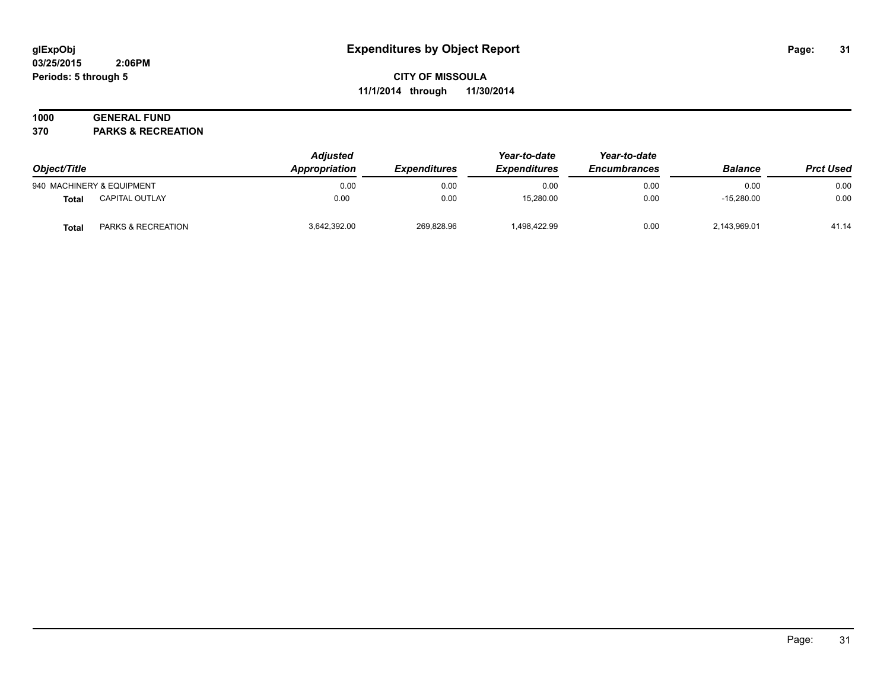# Expenditures by Object Report

glExpObj
03/25/2015 2:06PM
Periods: 5 through 5

**CITY OF MISSOULA**
**11/1/2014 through 11/30/2014**

**1000 GENERAL FUND**
**370 PARKS & RECREATION**

| Object/Title | | Adjusted Appropriation | Expenditures | Year-to-date Expenditures | Year-to-date Encumbrances | Balance | Prct Used |
|---|---|---|---|---|---|---|---|
| 940 MACHINERY & EQUIPMENT | | 0.00 | 0.00 | 0.00 | 0.00 | 0.00 | 0.00 |
| **Total** | CAPITAL OUTLAY | 0.00 | 0.00 | 15,280.00 | 0.00 | -15,280.00 | 0.00 |
| **Total** | PARKS & RECREATION | 3,642,392.00 | 269,828.96 | 1,498,422.99 | 0.00 | 2,143,969.01 | 41.14 |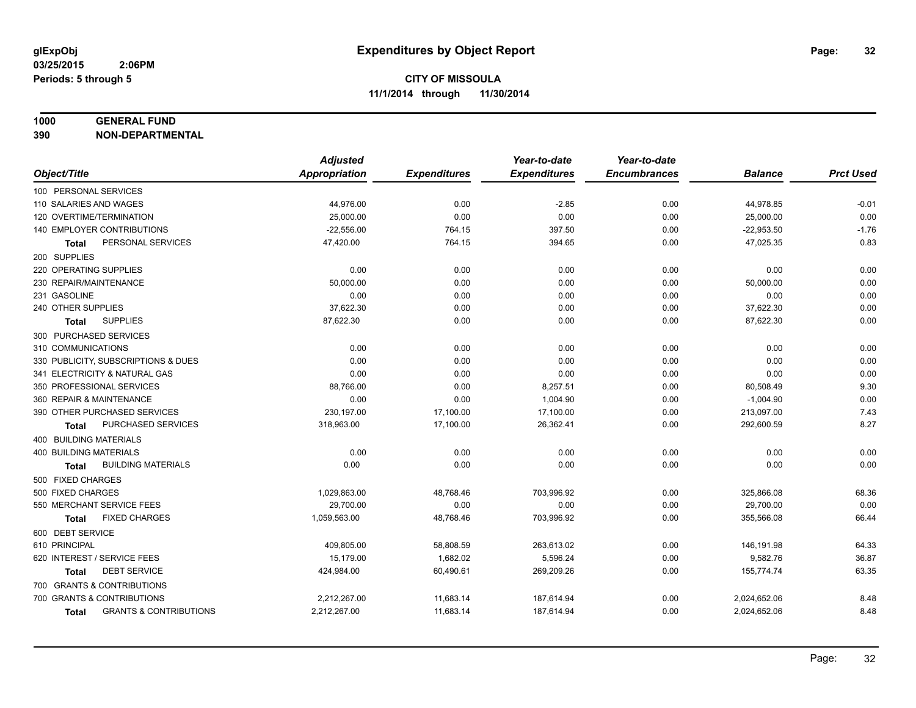**glExpObj**
**03/25/2015 2:06PM**
**Periods: 5 through 5**

# Expenditures by Object Report

**CITY OF MISSOULA**
**11/1/2014 through 11/30/2014**

**1000 GENERAL FUND**
**390 NON-DEPARTMENTAL**

| Object/Title | Adjusted Appropriation | Expenditures | Year-to-date Expenditures | Year-to-date Encumbrances | Balance | Prct Used |
|---|---|---|---|---|---|---|
| 100 PERSONAL SERVICES | | | | | | |
| 110 SALARIES AND WAGES | 44,976.00 | 0.00 | -2.85 | 0.00 | 44,978.85 | -0.01 |
| 120 OVERTIME/TERMINATION | 25,000.00 | 0.00 | 0.00 | 0.00 | 25,000.00 | 0.00 |
| 140 EMPLOYER CONTRIBUTIONS | -22,556.00 | 764.15 | 397.50 | 0.00 | -22,953.50 | -1.76 |
| **Total** PERSONAL SERVICES | 47,420.00 | 764.15 | 394.65 | 0.00 | 47,025.35 | 0.83 |
| 200 SUPPLIES | | | | | | |
| 220 OPERATING SUPPLIES | 0.00 | 0.00 | 0.00 | 0.00 | 0.00 | 0.00 |
| 230 REPAIR/MAINTENANCE | 50,000.00 | 0.00 | 0.00 | 0.00 | 50,000.00 | 0.00 |
| 231 GASOLINE | 0.00 | 0.00 | 0.00 | 0.00 | 0.00 | 0.00 |
| 240 OTHER SUPPLIES | 37,622.30 | 0.00 | 0.00 | 0.00 | 37,622.30 | 0.00 |
| **Total** SUPPLIES | 87,622.30 | 0.00 | 0.00 | 0.00 | 87,622.30 | 0.00 |
| 300 PURCHASED SERVICES | | | | | | |
| 310 COMMUNICATIONS | 0.00 | 0.00 | 0.00 | 0.00 | 0.00 | 0.00 |
| 330 PUBLICITY, SUBSCRIPTIONS & DUES | 0.00 | 0.00 | 0.00 | 0.00 | 0.00 | 0.00 |
| 341 ELECTRICITY & NATURAL GAS | 0.00 | 0.00 | 0.00 | 0.00 | 0.00 | 0.00 |
| 350 PROFESSIONAL SERVICES | 88,766.00 | 0.00 | 8,257.51 | 0.00 | 80,508.49 | 9.30 |
| 360 REPAIR & MAINTENANCE | 0.00 | 0.00 | 1,004.90 | 0.00 | -1,004.90 | 0.00 |
| 390 OTHER PURCHASED SERVICES | 230,197.00 | 17,100.00 | 17,100.00 | 0.00 | 213,097.00 | 7.43 |
| **Total** PURCHASED SERVICES | 318,963.00 | 17,100.00 | 26,362.41 | 0.00 | 292,600.59 | 8.27 |
| 400 BUILDING MATERIALS | | | | | | |
| 400 BUILDING MATERIALS | 0.00 | 0.00 | 0.00 | 0.00 | 0.00 | 0.00 |
| **Total** BUILDING MATERIALS | 0.00 | 0.00 | 0.00 | 0.00 | 0.00 | 0.00 |
| 500 FIXED CHARGES | | | | | | |
| 500 FIXED CHARGES | 1,029,863.00 | 48,768.46 | 703,996.92 | 0.00 | 325,866.08 | 68.36 |
| 550 MERCHANT SERVICE FEES | 29,700.00 | 0.00 | 0.00 | 0.00 | 29,700.00 | 0.00 |
| **Total** FIXED CHARGES | 1,059,563.00 | 48,768.46 | 703,996.92 | 0.00 | 355,566.08 | 66.44 |
| 600 DEBT SERVICE | | | | | | |
| 610 PRINCIPAL | 409,805.00 | 58,808.59 | 263,613.02 | 0.00 | 146,191.98 | 64.33 |
| 620 INTEREST / SERVICE FEES | 15,179.00 | 1,682.02 | 5,596.24 | 0.00 | 9,582.76 | 36.87 |
| **Total** DEBT SERVICE | 424,984.00 | 60,490.61 | 269,209.26 | 0.00 | 155,774.74 | 63.35 |
| 700 GRANTS & CONTRIBUTIONS | | | | | | |
| 700 GRANTS & CONTRIBUTIONS | 2,212,267.00 | 11,683.14 | 187,614.94 | 0.00 | 2,024,652.06 | 8.48 |
| **Total** GRANTS & CONTRIBUTIONS | 2,212,267.00 | 11,683.14 | 187,614.94 | 0.00 | 2,024,652.06 | 8.48 |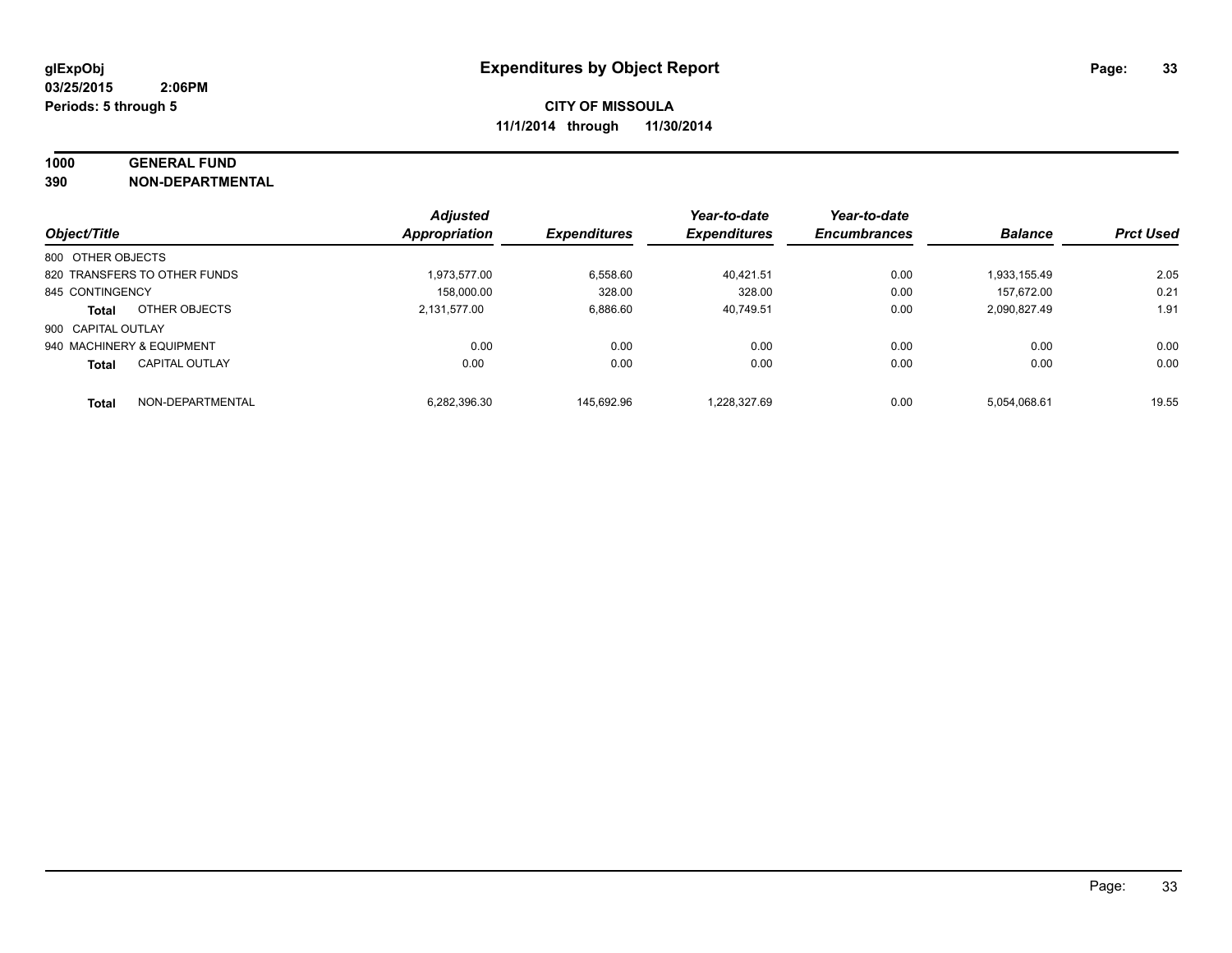**glExpObj**
**03/25/2015 2:06PM**
**Periods: 5 through 5**

# Expenditures by Object Report

**CITY OF MISSOULA**
**11/1/2014 through 11/30/2014**

**1000 GENERAL FUND**
**390 NON-DEPARTMENTAL**

| Object/Title | | Adjusted Appropriation | Expenditures | Year-to-date Expenditures | Year-to-date Encumbrances | Balance | Prct Used |
|---|---|---|---|---|---|---|---|
| 800 OTHER OBJECTS | | | | | | | |
| 820 TRANSFERS TO OTHER FUNDS | | 1,973,577.00 | 6,558.60 | 40,421.51 | 0.00 | 1,933,155.49 | 2.05 |
| 845 CONTINGENCY | | 158,000.00 | 328.00 | 328.00 | 0.00 | 157,672.00 | 0.21 |
| **Total** | OTHER OBJECTS | 2,131,577.00 | 6,886.60 | 40,749.51 | 0.00 | 2,090,827.49 | 1.91 |
| 900 CAPITAL OUTLAY | | | | | | | |
| 940 MACHINERY & EQUIPMENT | | 0.00 | 0.00 | 0.00 | 0.00 | 0.00 | 0.00 |
| **Total** | CAPITAL OUTLAY | 0.00 | 0.00 | 0.00 | 0.00 | 0.00 | 0.00 |
| **Total** | NON-DEPARTMENTAL | 6,282,396.30 | 145,692.96 | 1,228,327.69 | 0.00 | 5,054,068.61 | 19.55 |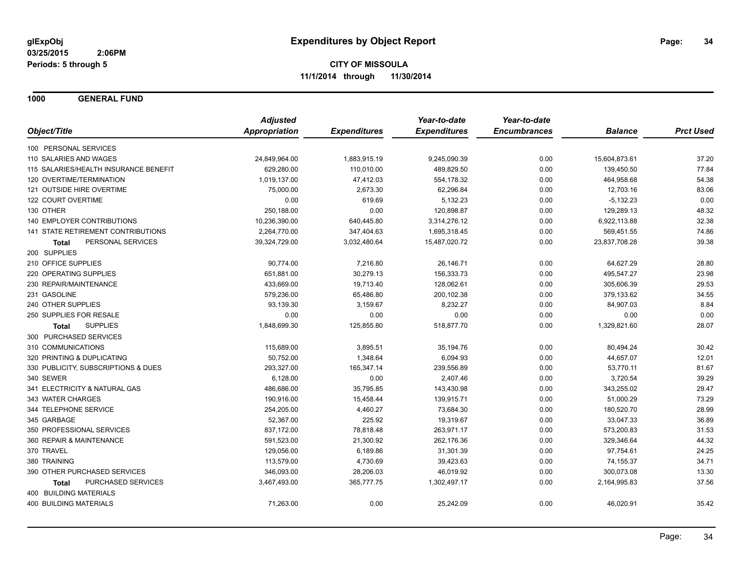**glExpObj**
**03/25/2015 2:06PM**
**Periods: 5 through 5**

# Expenditures by Object Report

**CITY OF MISSOULA**
**11/1/2014 through 11/30/2014**

## 1000 GENERAL FUND

| Object/Title | Adjusted Appropriation | Expenditures | Year-to-date Expenditures | Year-to-date Encumbrances | Balance | Prct Used |
|---|---|---|---|---|---|---|
| 100 PERSONAL SERVICES | | | | | | |
| 110 SALARIES AND WAGES | 24,849,964.00 | 1,883,915.19 | 9,245,090.39 | 0.00 | 15,604,873.61 | 37.20 |
| 115 SALARIES/HEALTH INSURANCE BENEFIT | 629,280.00 | 110,010.00 | 489,829.50 | 0.00 | 139,450.50 | 77.84 |
| 120 OVERTIME/TERMINATION | 1,019,137.00 | 47,412.03 | 554,178.32 | 0.00 | 464,958.68 | 54.38 |
| 121 OUTSIDE HIRE OVERTIME | 75,000.00 | 2,673.30 | 62,296.84 | 0.00 | 12,703.16 | 83.06 |
| 122 COURT OVERTIME | 0.00 | 619.69 | 5,132.23 | 0.00 | -5,132.23 | 0.00 |
| 130 OTHER | 250,188.00 | 0.00 | 120,898.87 | 0.00 | 129,289.13 | 48.32 |
| 140 EMPLOYER CONTRIBUTIONS | 10,236,390.00 | 640,445.80 | 3,314,276.12 | 0.00 | 6,922,113.88 | 32.38 |
| 141 STATE RETIREMENT CONTRIBUTIONS | 2,264,770.00 | 347,404.63 | 1,695,318.45 | 0.00 | 569,451.55 | 74.86 |
| **Total** PERSONAL SERVICES | 39,324,729.00 | 3,032,480.64 | 15,487,020.72 | 0.00 | 23,837,708.28 | 39.38 |
| 200 SUPPLIES | | | | | | |
| 210 OFFICE SUPPLIES | 90,774.00 | 7,216.80 | 26,146.71 | 0.00 | 64,627.29 | 28.80 |
| 220 OPERATING SUPPLIES | 651,881.00 | 30,279.13 | 156,333.73 | 0.00 | 495,547.27 | 23.98 |
| 230 REPAIR/MAINTENANCE | 433,669.00 | 19,713.40 | 128,062.61 | 0.00 | 305,606.39 | 29.53 |
| 231 GASOLINE | 579,236.00 | 65,486.80 | 200,102.38 | 0.00 | 379,133.62 | 34.55 |
| 240 OTHER SUPPLIES | 93,139.30 | 3,159.67 | 8,232.27 | 0.00 | 84,907.03 | 8.84 |
| 250 SUPPLIES FOR RESALE | 0.00 | 0.00 | 0.00 | 0.00 | 0.00 | 0.00 |
| **Total** SUPPLIES | 1,848,699.30 | 125,855.80 | 518,877.70 | 0.00 | 1,329,821.60 | 28.07 |
| 300 PURCHASED SERVICES | | | | | | |
| 310 COMMUNICATIONS | 115,689.00 | 3,895.51 | 35,194.76 | 0.00 | 80,494.24 | 30.42 |
| 320 PRINTING & DUPLICATING | 50,752.00 | 1,348.64 | 6,094.93 | 0.00 | 44,657.07 | 12.01 |
| 330 PUBLICITY, SUBSCRIPTIONS & DUES | 293,327.00 | 165,347.14 | 239,556.89 | 0.00 | 53,770.11 | 81.67 |
| 340 SEWER | 6,128.00 | 0.00 | 2,407.46 | 0.00 | 3,720.54 | 39.29 |
| 341 ELECTRICITY & NATURAL GAS | 486,686.00 | 35,795.85 | 143,430.98 | 0.00 | 343,255.02 | 29.47 |
| 343 WATER CHARGES | 190,916.00 | 15,458.44 | 139,915.71 | 0.00 | 51,000.29 | 73.29 |
| 344 TELEPHONE SERVICE | 254,205.00 | 4,460.27 | 73,684.30 | 0.00 | 180,520.70 | 28.99 |
| 345 GARBAGE | 52,367.00 | 225.92 | 19,319.67 | 0.00 | 33,047.33 | 36.89 |
| 350 PROFESSIONAL SERVICES | 837,172.00 | 78,818.48 | 263,971.17 | 0.00 | 573,200.83 | 31.53 |
| 360 REPAIR & MAINTENANCE | 591,523.00 | 21,300.92 | 262,176.36 | 0.00 | 329,346.64 | 44.32 |
| 370 TRAVEL | 129,056.00 | 6,189.86 | 31,301.39 | 0.00 | 97,754.61 | 24.25 |
| 380 TRAINING | 113,579.00 | 4,730.69 | 39,423.63 | 0.00 | 74,155.37 | 34.71 |
| 390 OTHER PURCHASED SERVICES | 346,093.00 | 28,206.03 | 46,019.92 | 0.00 | 300,073.08 | 13.30 |
| **Total** PURCHASED SERVICES | 3,467,493.00 | 365,777.75 | 1,302,497.17 | 0.00 | 2,164,995.83 | 37.56 |
| 400 BUILDING MATERIALS | | | | | | |
| 400 BUILDING MATERIALS | 71,263.00 | 0.00 | 25,242.09 | 0.00 | 46,020.91 | 35.42 |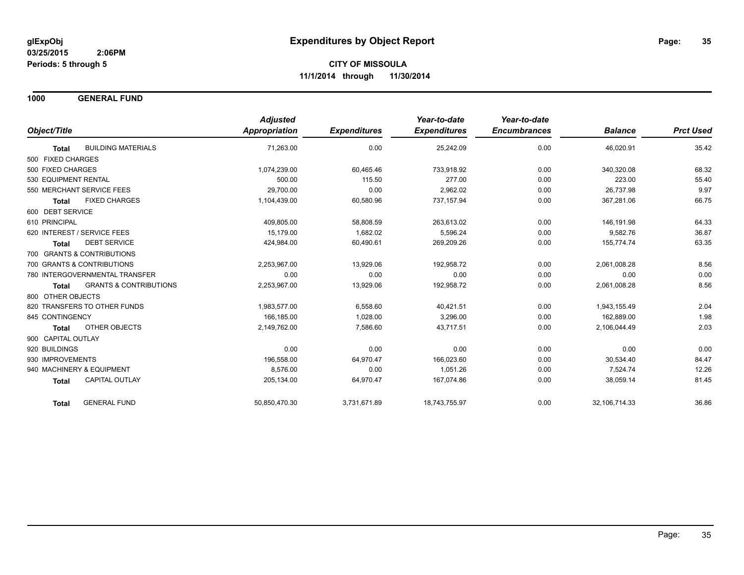**glExpObj**
**03/25/2015 2:06PM**
**Periods: 5 through 5**

# Expenditures by Object Report

**CITY OF MISSOULA**
**11/1/2014 through 11/30/2014**

## 1000 GENERAL FUND

| Object/Title | Adjusted Appropriation | Expenditures | Year-to-date Expenditures | Year-to-date Encumbrances | Balance | Prct Used |
|---|---|---|---|---|---|---|
| **Total** BUILDING MATERIALS | 71,263.00 | 0.00 | 25,242.09 | 0.00 | 46,020.91 | 35.42 |
| 500 FIXED CHARGES | | | | | | |
| 500 FIXED CHARGES | 1,074,239.00 | 60,465.46 | 733,918.92 | 0.00 | 340,320.08 | 68.32 |
| 530 EQUIPMENT RENTAL | 500.00 | 115.50 | 277.00 | 0.00 | 223.00 | 55.40 |
| 550 MERCHANT SERVICE FEES | 29,700.00 | 0.00 | 2,962.02 | 0.00 | 26,737.98 | 9.97 |
| **Total** FIXED CHARGES | 1,104,439.00 | 60,580.96 | 737,157.94 | 0.00 | 367,281.06 | 66.75 |
| 600 DEBT SERVICE | | | | | | |
| 610 PRINCIPAL | 409,805.00 | 58,808.59 | 263,613.02 | 0.00 | 146,191.98 | 64.33 |
| 620 INTEREST / SERVICE FEES | 15,179.00 | 1,682.02 | 5,596.24 | 0.00 | 9,582.76 | 36.87 |
| **Total** DEBT SERVICE | 424,984.00 | 60,490.61 | 269,209.26 | 0.00 | 155,774.74 | 63.35 |
| 700 GRANTS & CONTRIBUTIONS | | | | | | |
| 700 GRANTS & CONTRIBUTIONS | 2,253,967.00 | 13,929.06 | 192,958.72 | 0.00 | 2,061,008.28 | 8.56 |
| 780 INTERGOVERNMENTAL TRANSFER | 0.00 | 0.00 | 0.00 | 0.00 | 0.00 | 0.00 |
| **Total** GRANTS & CONTRIBUTIONS | 2,253,967.00 | 13,929.06 | 192,958.72 | 0.00 | 2,061,008.28 | 8.56 |
| 800 OTHER OBJECTS | | | | | | |
| 820 TRANSFERS TO OTHER FUNDS | 1,983,577.00 | 6,558.60 | 40,421.51 | 0.00 | 1,943,155.49 | 2.04 |
| 845 CONTINGENCY | 166,185.00 | 1,028.00 | 3,296.00 | 0.00 | 162,889.00 | 1.98 |
| **Total** OTHER OBJECTS | 2,149,762.00 | 7,586.60 | 43,717.51 | 0.00 | 2,106,044.49 | 2.03 |
| 900 CAPITAL OUTLAY | | | | | | |
| 920 BUILDINGS | 0.00 | 0.00 | 0.00 | 0.00 | 0.00 | 0.00 |
| 930 IMPROVEMENTS | 196,558.00 | 64,970.47 | 166,023.60 | 0.00 | 30,534.40 | 84.47 |
| 940 MACHINERY & EQUIPMENT | 8,576.00 | 0.00 | 1,051.26 | 0.00 | 7,524.74 | 12.26 |
| **Total** CAPITAL OUTLAY | 205,134.00 | 64,970.47 | 167,074.86 | 0.00 | 38,059.14 | 81.45 |
| **Total** GENERAL FUND | 50,850,470.30 | 3,731,671.89 | 18,743,755.97 | 0.00 | 32,106,714.33 | 36.86 |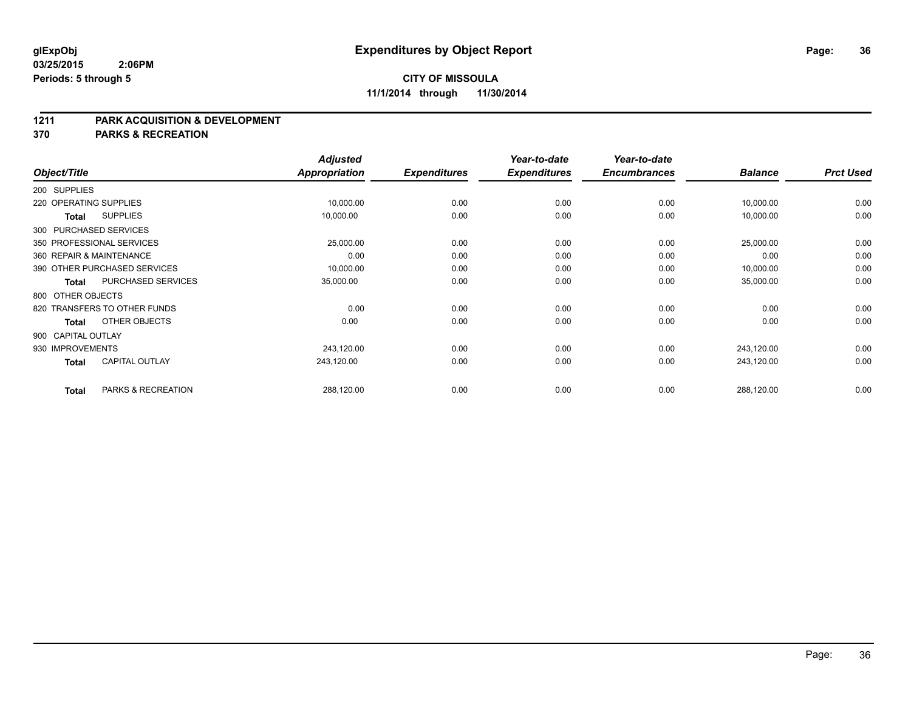**glExpObj** **Expenditures by Object Report**

**03/25/2015 2:06PM**

**Periods: 5 through 5**

**CITY OF MISSOULA**

**11/1/2014 through 11/30/2014**

## 1211 PARK ACQUISITION & DEVELOPMENT

## 370 PARKS & RECREATION

| Object/Title | | Adjusted Appropriation | Expenditures | Year-to-date Expenditures | Year-to-date Encumbrances | Balance | Prct Used |
|---|---|---|---|---|---|---|---|
| 200 SUPPLIES | | | | | | | |
| 220 OPERATING SUPPLIES | | 10,000.00 | 0.00 | 0.00 | 0.00 | 10,000.00 | 0.00 |
| **Total** | SUPPLIES | 10,000.00 | 0.00 | 0.00 | 0.00 | 10,000.00 | 0.00 |
| 300 PURCHASED SERVICES | | | | | | | |
| 350 PROFESSIONAL SERVICES | | 25,000.00 | 0.00 | 0.00 | 0.00 | 25,000.00 | 0.00 |
| 360 REPAIR & MAINTENANCE | | 0.00 | 0.00 | 0.00 | 0.00 | 0.00 | 0.00 |
| 390 OTHER PURCHASED SERVICES | | 10,000.00 | 0.00 | 0.00 | 0.00 | 10,000.00 | 0.00 |
| **Total** | PURCHASED SERVICES | 35,000.00 | 0.00 | 0.00 | 0.00 | 35,000.00 | 0.00 |
| 800 OTHER OBJECTS | | | | | | | |
| 820 TRANSFERS TO OTHER FUNDS | | 0.00 | 0.00 | 0.00 | 0.00 | 0.00 | 0.00 |
| **Total** | OTHER OBJECTS | 0.00 | 0.00 | 0.00 | 0.00 | 0.00 | 0.00 |
| 900 CAPITAL OUTLAY | | | | | | | |
| 930 IMPROVEMENTS | | 243,120.00 | 0.00 | 0.00 | 0.00 | 243,120.00 | 0.00 |
| **Total** | CAPITAL OUTLAY | 243,120.00 | 0.00 | 0.00 | 0.00 | 243,120.00 | 0.00 |
| **Total** | PARKS & RECREATION | 288,120.00 | 0.00 | 0.00 | 0.00 | 288,120.00 | 0.00 |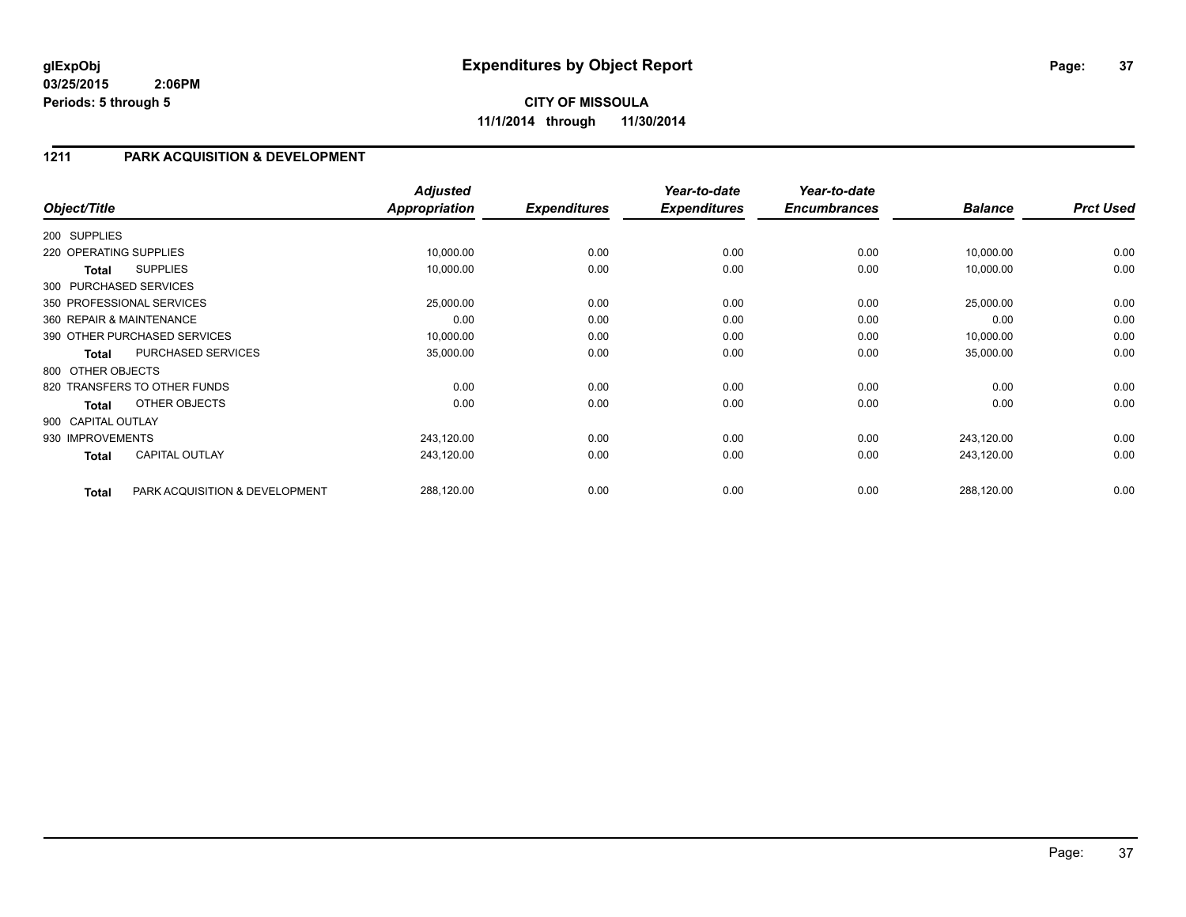**glExpObj**
**03/25/2015 2:06PM**
**Periods: 5 through 5**

# Expenditures by Object Report

**CITY OF MISSOULA**
**11/1/2014 through 11/30/2014**

## 1211 PARK ACQUISITION & DEVELOPMENT

| Object/Title | Adjusted Appropriation | Expenditures | Year-to-date Expenditures | Year-to-date Encumbrances | Balance | Prct Used |
|---|---|---|---|---|---|---|
| 200 SUPPLIES | | | | | | |
| 220 OPERATING SUPPLIES | 10,000.00 | 0.00 | 0.00 | 0.00 | 10,000.00 | 0.00 |
| **Total** SUPPLIES | 10,000.00 | 0.00 | 0.00 | 0.00 | 10,000.00 | 0.00 |
| 300 PURCHASED SERVICES | | | | | | |
| 350 PROFESSIONAL SERVICES | 25,000.00 | 0.00 | 0.00 | 0.00 | 25,000.00 | 0.00 |
| 360 REPAIR & MAINTENANCE | 0.00 | 0.00 | 0.00 | 0.00 | 0.00 | 0.00 |
| 390 OTHER PURCHASED SERVICES | 10,000.00 | 0.00 | 0.00 | 0.00 | 10,000.00 | 0.00 |
| **Total** PURCHASED SERVICES | 35,000.00 | 0.00 | 0.00 | 0.00 | 35,000.00 | 0.00 |
| 800 OTHER OBJECTS | | | | | | |
| 820 TRANSFERS TO OTHER FUNDS | 0.00 | 0.00 | 0.00 | 0.00 | 0.00 | 0.00 |
| **Total** OTHER OBJECTS | 0.00 | 0.00 | 0.00 | 0.00 | 0.00 | 0.00 |
| 900 CAPITAL OUTLAY | | | | | | |
| 930 IMPROVEMENTS | 243,120.00 | 0.00 | 0.00 | 0.00 | 243,120.00 | 0.00 |
| **Total** CAPITAL OUTLAY | 243,120.00 | 0.00 | 0.00 | 0.00 | 243,120.00 | 0.00 |
| **Total** PARK ACQUISITION & DEVELOPMENT | 288,120.00 | 0.00 | 0.00 | 0.00 | 288,120.00 | 0.00 |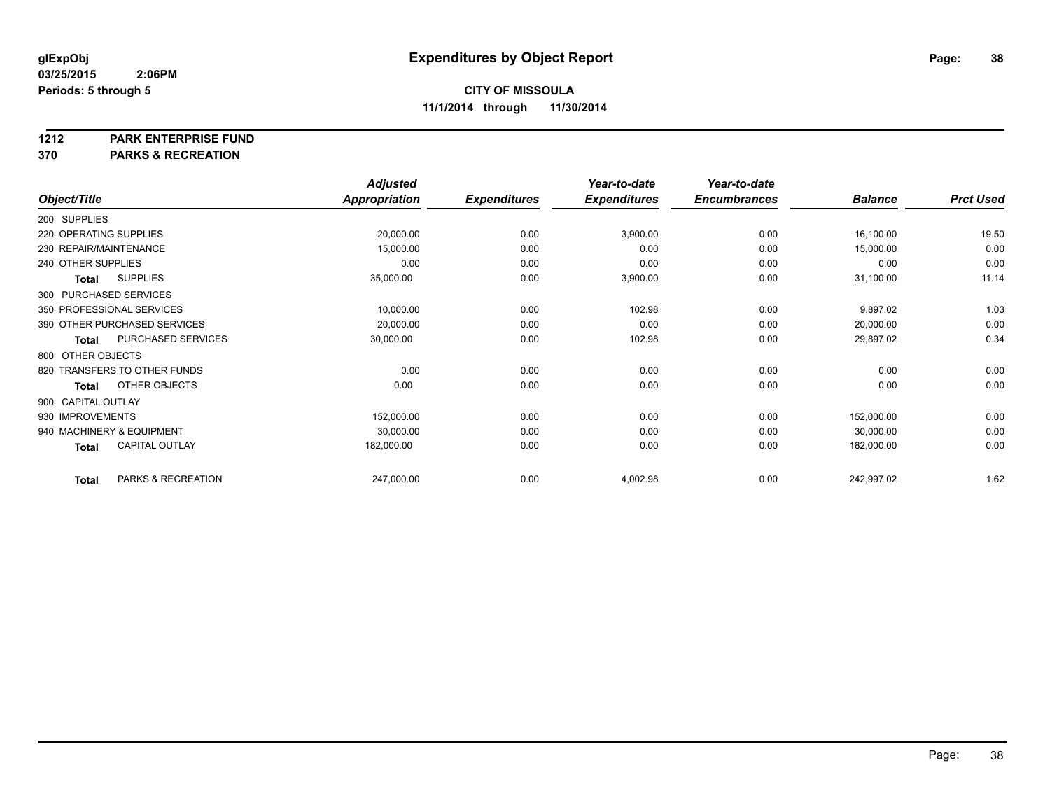glExpObj
03/25/2015 2:06PM
Periods: 5 through 5

# Expenditures by Object Report

**CITY OF MISSOULA**
**11/1/2014 through 11/30/2014**

**1212 PARK ENTERPRISE FUND**
**370 PARKS & RECREATION**

| Object/Title | Adjusted Appropriation | Expenditures | Year-to-date Expenditures | Year-to-date Encumbrances | Balance | Prct Used |
|---|---|---|---|---|---|---|
| 200 SUPPLIES | | | | | | |
| 220 OPERATING SUPPLIES | 20,000.00 | 0.00 | 3,900.00 | 0.00 | 16,100.00 | 19.50 |
| 230 REPAIR/MAINTENANCE | 15,000.00 | 0.00 | 0.00 | 0.00 | 15,000.00 | 0.00 |
| 240 OTHER SUPPLIES | 0.00 | 0.00 | 0.00 | 0.00 | 0.00 | 0.00 |
| **Total** SUPPLIES | 35,000.00 | 0.00 | 3,900.00 | 0.00 | 31,100.00 | 11.14 |
| 300 PURCHASED SERVICES | | | | | | |
| 350 PROFESSIONAL SERVICES | 10,000.00 | 0.00 | 102.98 | 0.00 | 9,897.02 | 1.03 |
| 390 OTHER PURCHASED SERVICES | 20,000.00 | 0.00 | 0.00 | 0.00 | 20,000.00 | 0.00 |
| **Total** PURCHASED SERVICES | 30,000.00 | 0.00 | 102.98 | 0.00 | 29,897.02 | 0.34 |
| 800 OTHER OBJECTS | | | | | | |
| 820 TRANSFERS TO OTHER FUNDS | 0.00 | 0.00 | 0.00 | 0.00 | 0.00 | 0.00 |
| **Total** OTHER OBJECTS | 0.00 | 0.00 | 0.00 | 0.00 | 0.00 | 0.00 |
| 900 CAPITAL OUTLAY | | | | | | |
| 930 IMPROVEMENTS | 152,000.00 | 0.00 | 0.00 | 0.00 | 152,000.00 | 0.00 |
| 940 MACHINERY & EQUIPMENT | 30,000.00 | 0.00 | 0.00 | 0.00 | 30,000.00 | 0.00 |
| **Total** CAPITAL OUTLAY | 182,000.00 | 0.00 | 0.00 | 0.00 | 182,000.00 | 0.00 |
| **Total** PARKS & RECREATION | 247,000.00 | 0.00 | 4,002.98 | 0.00 | 242,997.02 | 1.62 |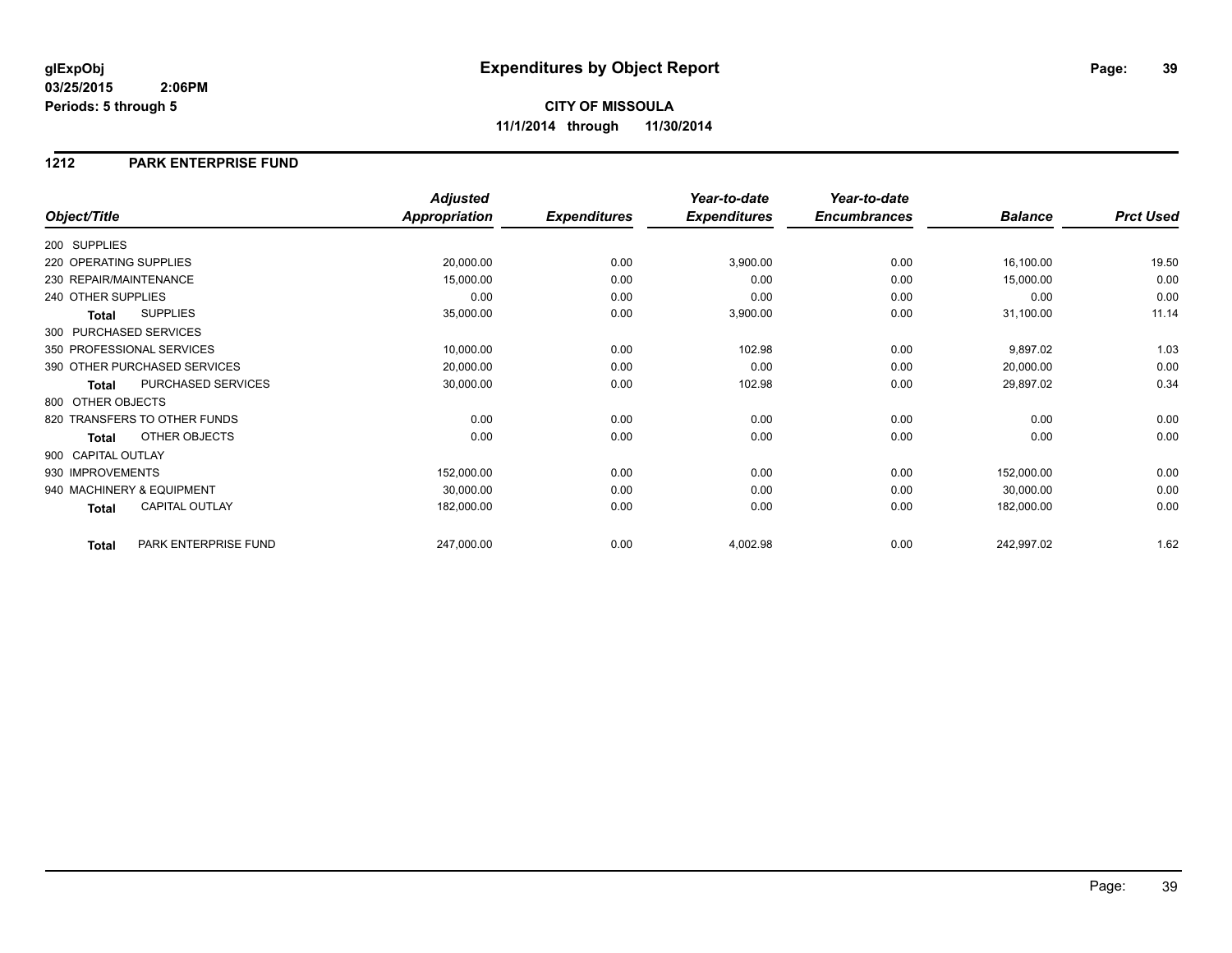# Expenditures by Object Report

glExpObj
03/25/2015 2:06PM
Periods: 5 through 5

**CITY OF MISSOULA**
**11/1/2014 through 11/30/2014**

## 1212 PARK ENTERPRISE FUND

| Object/Title | Adjusted Appropriation | Expenditures | Year-to-date Expenditures | Year-to-date Encumbrances | Balance | Prct Used |
|---|---|---|---|---|---|---|
| 200 SUPPLIES | | | | | | |
| 220 OPERATING SUPPLIES | 20,000.00 | 0.00 | 3,900.00 | 0.00 | 16,100.00 | 19.50 |
| 230 REPAIR/MAINTENANCE | 15,000.00 | 0.00 | 0.00 | 0.00 | 15,000.00 | 0.00 |
| 240 OTHER SUPPLIES | 0.00 | 0.00 | 0.00 | 0.00 | 0.00 | 0.00 |
| **Total** SUPPLIES | 35,000.00 | 0.00 | 3,900.00 | 0.00 | 31,100.00 | 11.14 |
| 300 PURCHASED SERVICES | | | | | | |
| 350 PROFESSIONAL SERVICES | 10,000.00 | 0.00 | 102.98 | 0.00 | 9,897.02 | 1.03 |
| 390 OTHER PURCHASED SERVICES | 20,000.00 | 0.00 | 0.00 | 0.00 | 20,000.00 | 0.00 |
| **Total** PURCHASED SERVICES | 30,000.00 | 0.00 | 102.98 | 0.00 | 29,897.02 | 0.34 |
| 800 OTHER OBJECTS | | | | | | |
| 820 TRANSFERS TO OTHER FUNDS | 0.00 | 0.00 | 0.00 | 0.00 | 0.00 | 0.00 |
| **Total** OTHER OBJECTS | 0.00 | 0.00 | 0.00 | 0.00 | 0.00 | 0.00 |
| 900 CAPITAL OUTLAY | | | | | | |
| 930 IMPROVEMENTS | 152,000.00 | 0.00 | 0.00 | 0.00 | 152,000.00 | 0.00 |
| 940 MACHINERY & EQUIPMENT | 30,000.00 | 0.00 | 0.00 | 0.00 | 30,000.00 | 0.00 |
| **Total** CAPITAL OUTLAY | 182,000.00 | 0.00 | 0.00 | 0.00 | 182,000.00 | 0.00 |
| **Total** PARK ENTERPRISE FUND | 247,000.00 | 0.00 | 4,002.98 | 0.00 | 242,997.02 | 1.62 |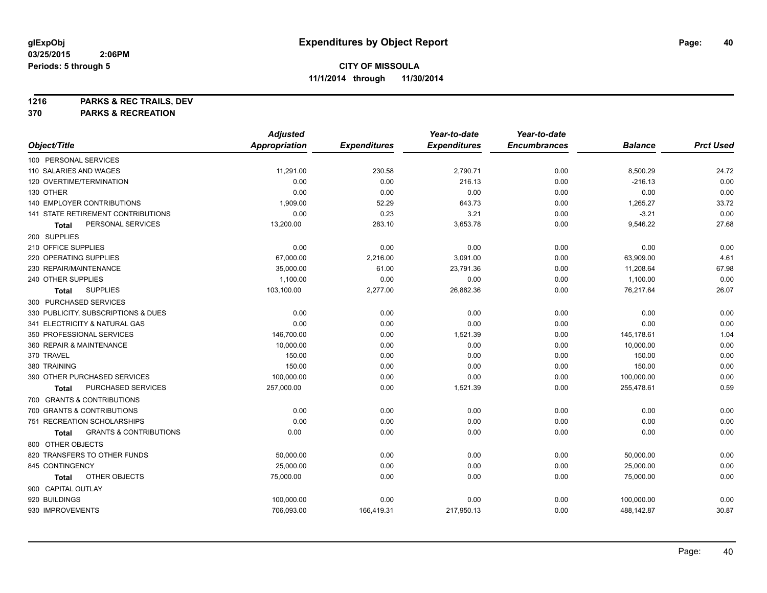# Expenditures by Object Report

glExpObj
03/25/2015 2:06PM
Periods: 5 through 5

**CITY OF MISSOULA**
**11/1/2014 through 11/30/2014**

**1216 PARKS & REC TRAILS, DEV**
**370 PARKS & RECREATION**

| Object/Title | Adjusted Appropriation | Expenditures | Year-to-date Expenditures | Year-to-date Encumbrances | Balance | Prct Used |
|---|---|---|---|---|---|---|
| 100 PERSONAL SERVICES | | | | | | |
| 110 SALARIES AND WAGES | 11,291.00 | 230.58 | 2,790.71 | 0.00 | 8,500.29 | 24.72 |
| 120 OVERTIME/TERMINATION | 0.00 | 0.00 | 216.13 | 0.00 | -216.13 | 0.00 |
| 130 OTHER | 0.00 | 0.00 | 0.00 | 0.00 | 0.00 | 0.00 |
| 140 EMPLOYER CONTRIBUTIONS | 1,909.00 | 52.29 | 643.73 | 0.00 | 1,265.27 | 33.72 |
| 141 STATE RETIREMENT CONTRIBUTIONS | 0.00 | 0.23 | 3.21 | 0.00 | -3.21 | 0.00 |
| **Total** PERSONAL SERVICES | 13,200.00 | 283.10 | 3,653.78 | 0.00 | 9,546.22 | 27.68 |
| 200 SUPPLIES | | | | | | |
| 210 OFFICE SUPPLIES | 0.00 | 0.00 | 0.00 | 0.00 | 0.00 | 0.00 |
| 220 OPERATING SUPPLIES | 67,000.00 | 2,216.00 | 3,091.00 | 0.00 | 63,909.00 | 4.61 |
| 230 REPAIR/MAINTENANCE | 35,000.00 | 61.00 | 23,791.36 | 0.00 | 11,208.64 | 67.98 |
| 240 OTHER SUPPLIES | 1,100.00 | 0.00 | 0.00 | 0.00 | 1,100.00 | 0.00 |
| **Total** SUPPLIES | 103,100.00 | 2,277.00 | 26,882.36 | 0.00 | 76,217.64 | 26.07 |
| 300 PURCHASED SERVICES | | | | | | |
| 330 PUBLICITY, SUBSCRIPTIONS & DUES | 0.00 | 0.00 | 0.00 | 0.00 | 0.00 | 0.00 |
| 341 ELECTRICITY & NATURAL GAS | 0.00 | 0.00 | 0.00 | 0.00 | 0.00 | 0.00 |
| 350 PROFESSIONAL SERVICES | 146,700.00 | 0.00 | 1,521.39 | 0.00 | 145,178.61 | 1.04 |
| 360 REPAIR & MAINTENANCE | 10,000.00 | 0.00 | 0.00 | 0.00 | 10,000.00 | 0.00 |
| 370 TRAVEL | 150.00 | 0.00 | 0.00 | 0.00 | 150.00 | 0.00 |
| 380 TRAINING | 150.00 | 0.00 | 0.00 | 0.00 | 150.00 | 0.00 |
| 390 OTHER PURCHASED SERVICES | 100,000.00 | 0.00 | 0.00 | 0.00 | 100,000.00 | 0.00 |
| **Total** PURCHASED SERVICES | 257,000.00 | 0.00 | 1,521.39 | 0.00 | 255,478.61 | 0.59 |
| 700 GRANTS & CONTRIBUTIONS | | | | | | |
| 700 GRANTS & CONTRIBUTIONS | 0.00 | 0.00 | 0.00 | 0.00 | 0.00 | 0.00 |
| 751 RECREATION SCHOLARSHIPS | 0.00 | 0.00 | 0.00 | 0.00 | 0.00 | 0.00 |
| **Total** GRANTS & CONTRIBUTIONS | 0.00 | 0.00 | 0.00 | 0.00 | 0.00 | 0.00 |
| 800 OTHER OBJECTS | | | | | | |
| 820 TRANSFERS TO OTHER FUNDS | 50,000.00 | 0.00 | 0.00 | 0.00 | 50,000.00 | 0.00 |
| 845 CONTINGENCY | 25,000.00 | 0.00 | 0.00 | 0.00 | 25,000.00 | 0.00 |
| **Total** OTHER OBJECTS | 75,000.00 | 0.00 | 0.00 | 0.00 | 75,000.00 | 0.00 |
| 900 CAPITAL OUTLAY | | | | | | |
| 920 BUILDINGS | 100,000.00 | 0.00 | 0.00 | 0.00 | 100,000.00 | 0.00 |
| 930 IMPROVEMENTS | 706,093.00 | 166,419.31 | 217,950.13 | 0.00 | 488,142.87 | 30.87 |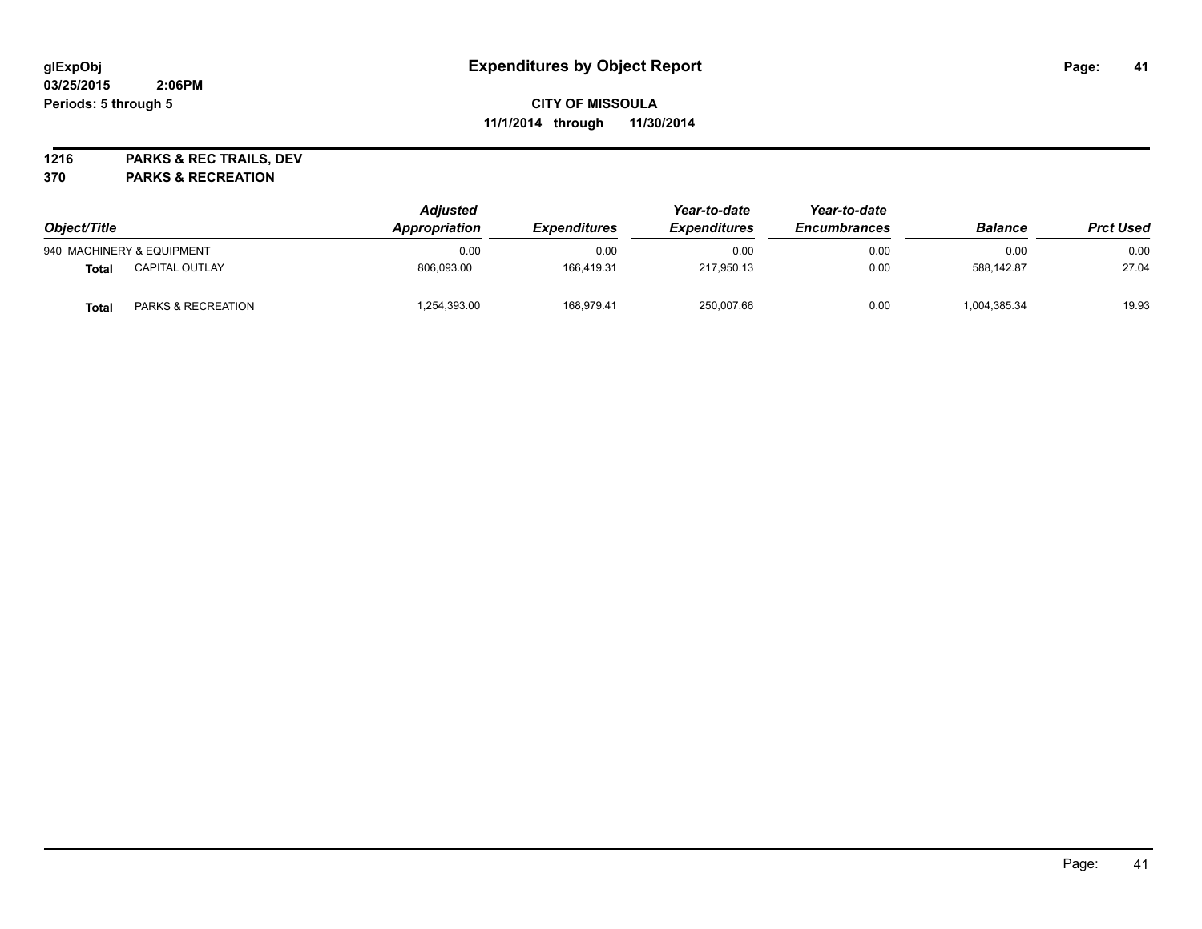**glExpObj** **Expenditures by Object Report**

**03/25/2015 2:06PM**

**Periods: 5 through 5**

**CITY OF MISSOULA**

**11/1/2014 through 11/30/2014**

**1216 PARKS & REC TRAILS, DEV**

**370 PARKS & RECREATION**

| Object/Title | | *Adjusted Appropriation* | *Expenditures* | *Year-to-date Expenditures* | *Year-to-date Encumbrances* | *Balance* | *Prct Used* |
|---|---|---|---|---|---|---|---|
| 940 MACHINERY & EQUIPMENT | | 0.00 | 0.00 | 0.00 | 0.00 | 0.00 | 0.00 |
| **Total** | CAPITAL OUTLAY | 806,093.00 | 166,419.31 | 217,950.13 | 0.00 | 588,142.87 | 27.04 |
| **Total** | PARKS & RECREATION | 1,254,393.00 | 168,979.41 | 250,007.66 | 0.00 | 1,004,385.34 | 19.93 |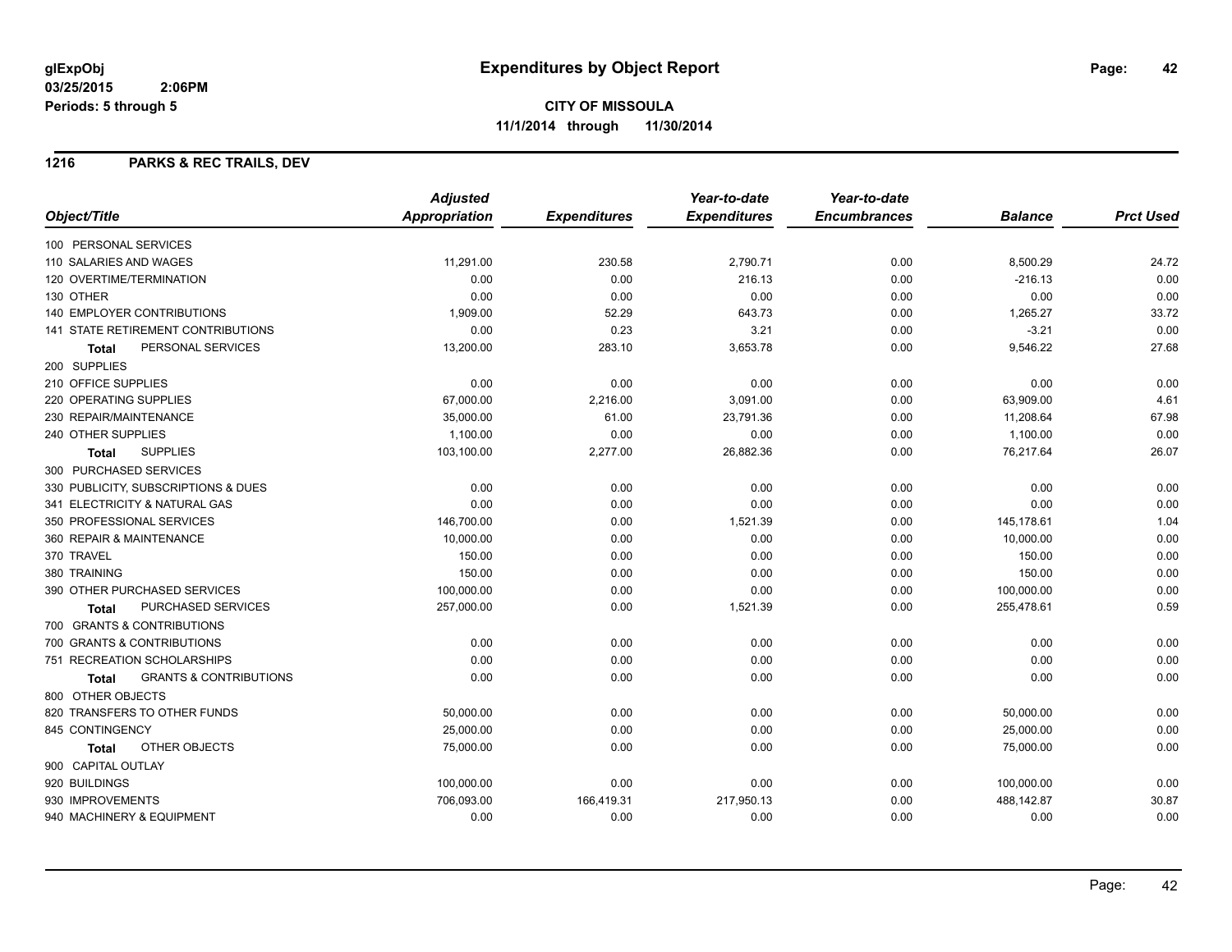**glExpObj**
**03/25/2015 2:06PM**
**Periods: 5 through 5**

# Expenditures by Object Report

**CITY OF MISSOULA**
**11/1/2014 through 11/30/2014**

## 1216 PARKS & REC TRAILS, DEV

| Object/Title | Adjusted Appropriation | Expenditures | Year-to-date Expenditures | Year-to-date Encumbrances | Balance | Prct Used |
|---|---|---|---|---|---|---|
| 100 PERSONAL SERVICES | | | | | | |
| 110 SALARIES AND WAGES | 11,291.00 | 230.58 | 2,790.71 | 0.00 | 8,500.29 | 24.72 |
| 120 OVERTIME/TERMINATION | 0.00 | 0.00 | 216.13 | 0.00 | -216.13 | 0.00 |
| 130 OTHER | 0.00 | 0.00 | 0.00 | 0.00 | 0.00 | 0.00 |
| 140 EMPLOYER CONTRIBUTIONS | 1,909.00 | 52.29 | 643.73 | 0.00 | 1,265.27 | 33.72 |
| 141 STATE RETIREMENT CONTRIBUTIONS | 0.00 | 0.23 | 3.21 | 0.00 | -3.21 | 0.00 |
| **Total** PERSONAL SERVICES | 13,200.00 | 283.10 | 3,653.78 | 0.00 | 9,546.22 | 27.68 |
| 200 SUPPLIES | | | | | | |
| 210 OFFICE SUPPLIES | 0.00 | 0.00 | 0.00 | 0.00 | 0.00 | 0.00 |
| 220 OPERATING SUPPLIES | 67,000.00 | 2,216.00 | 3,091.00 | 0.00 | 63,909.00 | 4.61 |
| 230 REPAIR/MAINTENANCE | 35,000.00 | 61.00 | 23,791.36 | 0.00 | 11,208.64 | 67.98 |
| 240 OTHER SUPPLIES | 1,100.00 | 0.00 | 0.00 | 0.00 | 1,100.00 | 0.00 |
| **Total** SUPPLIES | 103,100.00 | 2,277.00 | 26,882.36 | 0.00 | 76,217.64 | 26.07 |
| 300 PURCHASED SERVICES | | | | | | |
| 330 PUBLICITY, SUBSCRIPTIONS & DUES | 0.00 | 0.00 | 0.00 | 0.00 | 0.00 | 0.00 |
| 341 ELECTRICITY & NATURAL GAS | 0.00 | 0.00 | 0.00 | 0.00 | 0.00 | 0.00 |
| 350 PROFESSIONAL SERVICES | 146,700.00 | 0.00 | 1,521.39 | 0.00 | 145,178.61 | 1.04 |
| 360 REPAIR & MAINTENANCE | 10,000.00 | 0.00 | 0.00 | 0.00 | 10,000.00 | 0.00 |
| 370 TRAVEL | 150.00 | 0.00 | 0.00 | 0.00 | 150.00 | 0.00 |
| 380 TRAINING | 150.00 | 0.00 | 0.00 | 0.00 | 150.00 | 0.00 |
| 390 OTHER PURCHASED SERVICES | 100,000.00 | 0.00 | 0.00 | 0.00 | 100,000.00 | 0.00 |
| **Total** PURCHASED SERVICES | 257,000.00 | 0.00 | 1,521.39 | 0.00 | 255,478.61 | 0.59 |
| 700 GRANTS & CONTRIBUTIONS | | | | | | |
| 700 GRANTS & CONTRIBUTIONS | 0.00 | 0.00 | 0.00 | 0.00 | 0.00 | 0.00 |
| 751 RECREATION SCHOLARSHIPS | 0.00 | 0.00 | 0.00 | 0.00 | 0.00 | 0.00 |
| **Total** GRANTS & CONTRIBUTIONS | 0.00 | 0.00 | 0.00 | 0.00 | 0.00 | 0.00 |
| 800 OTHER OBJECTS | | | | | | |
| 820 TRANSFERS TO OTHER FUNDS | 50,000.00 | 0.00 | 0.00 | 0.00 | 50,000.00 | 0.00 |
| 845 CONTINGENCY | 25,000.00 | 0.00 | 0.00 | 0.00 | 25,000.00 | 0.00 |
| **Total** OTHER OBJECTS | 75,000.00 | 0.00 | 0.00 | 0.00 | 75,000.00 | 0.00 |
| 900 CAPITAL OUTLAY | | | | | | |
| 920 BUILDINGS | 100,000.00 | 0.00 | 0.00 | 0.00 | 100,000.00 | 0.00 |
| 930 IMPROVEMENTS | 706,093.00 | 166,419.31 | 217,950.13 | 0.00 | 488,142.87 | 30.87 |
| 940 MACHINERY & EQUIPMENT | 0.00 | 0.00 | 0.00 | 0.00 | 0.00 | 0.00 |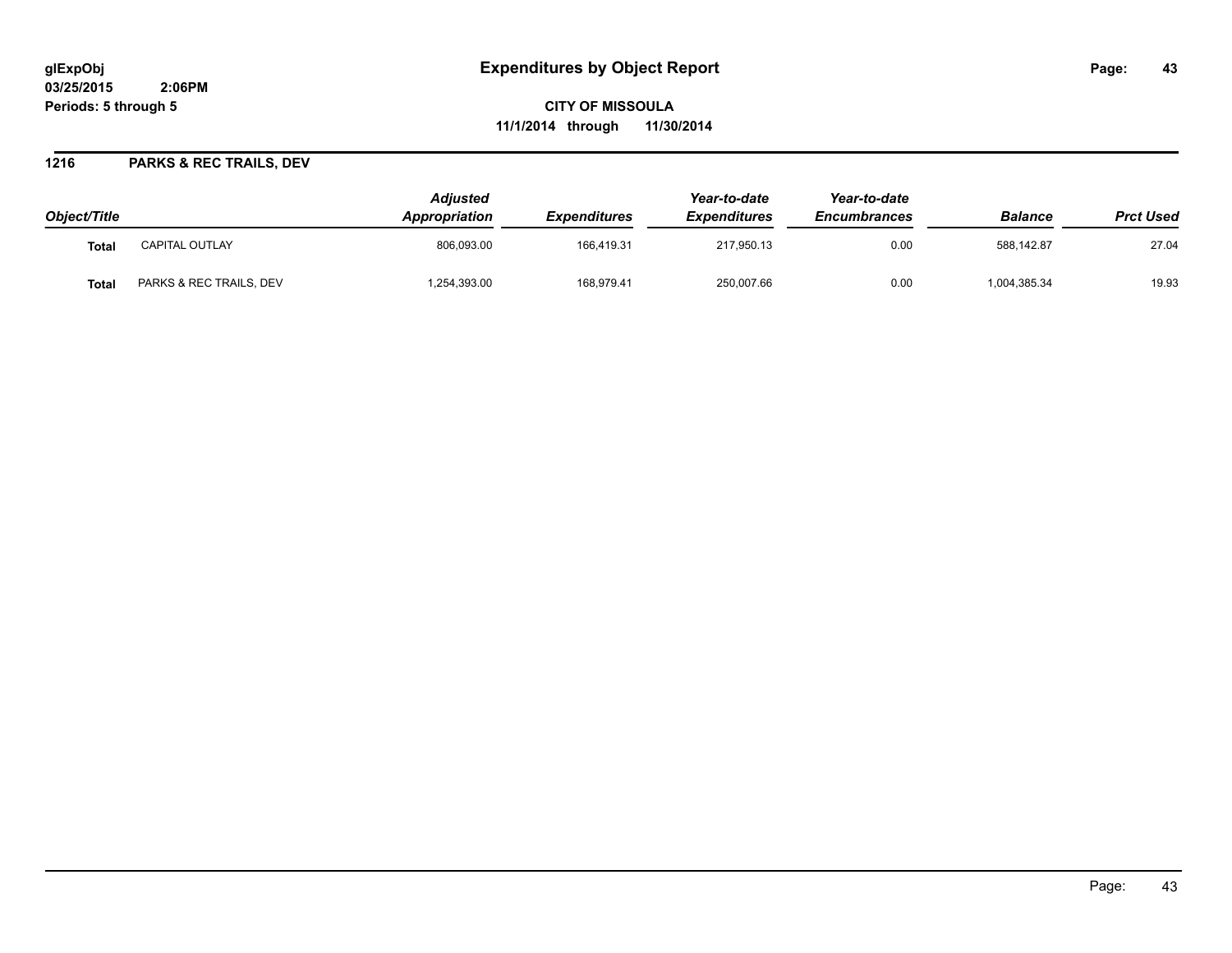**glExpObj**
**03/25/2015 2:06PM**
**Periods: 5 through 5**

# Expenditures by Object Report

**CITY OF MISSOULA**
**11/1/2014 through 11/30/2014**

## 1216 PARKS & REC TRAILS, DEV

| Object/Title | | Adjusted Appropriation | Expenditures | Year-to-date Expenditures | Year-to-date Encumbrances | Balance | Prct Used |
|---|---|---|---|---|---|---|---|
| **Total** | CAPITAL OUTLAY | 806,093.00 | 166,419.31 | 217,950.13 | 0.00 | 588,142.87 | 27.04 |
| **Total** | PARKS & REC TRAILS, DEV | 1,254,393.00 | 168,979.41 | 250,007.66 | 0.00 | 1,004,385.34 | 19.93 |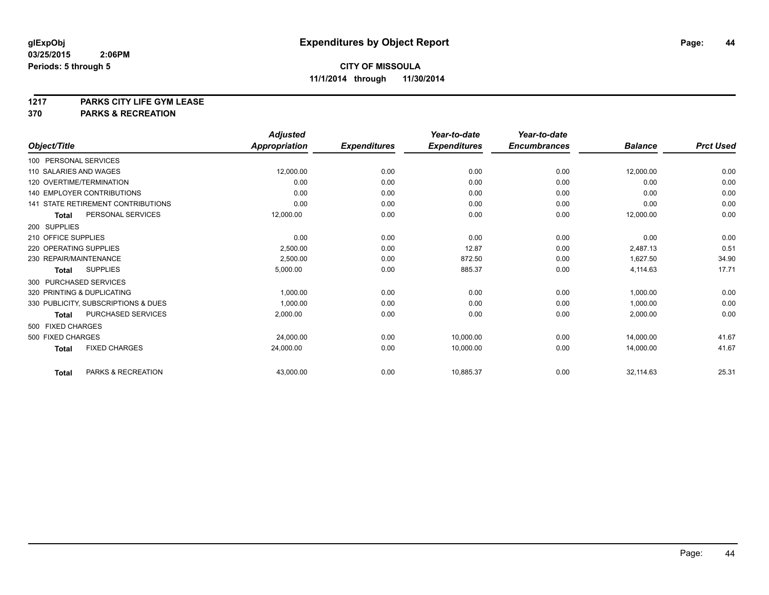# Expenditures by Object Report

glExpObj
03/25/2015 2:06PM
Periods: 5 through 5

**CITY OF MISSOULA**
**11/1/2014 through 11/30/2014**

**1217 PARKS CITY LIFE GYM LEASE**
**370 PARKS & RECREATION**

| Object/Title | Adjusted Appropriation | Expenditures | Year-to-date Expenditures | Year-to-date Encumbrances | Balance | Prct Used |
|---|---|---|---|---|---|---|
| 100 PERSONAL SERVICES | | | | | | |
| 110 SALARIES AND WAGES | 12,000.00 | 0.00 | 0.00 | 0.00 | 12,000.00 | 0.00 |
| 120 OVERTIME/TERMINATION | 0.00 | 0.00 | 0.00 | 0.00 | 0.00 | 0.00 |
| 140 EMPLOYER CONTRIBUTIONS | 0.00 | 0.00 | 0.00 | 0.00 | 0.00 | 0.00 |
| 141 STATE RETIREMENT CONTRIBUTIONS | 0.00 | 0.00 | 0.00 | 0.00 | 0.00 | 0.00 |
| **Total** PERSONAL SERVICES | 12,000.00 | 0.00 | 0.00 | 0.00 | 12,000.00 | 0.00 |
| 200 SUPPLIES | | | | | | |
| 210 OFFICE SUPPLIES | 0.00 | 0.00 | 0.00 | 0.00 | 0.00 | 0.00 |
| 220 OPERATING SUPPLIES | 2,500.00 | 0.00 | 12.87 | 0.00 | 2,487.13 | 0.51 |
| 230 REPAIR/MAINTENANCE | 2,500.00 | 0.00 | 872.50 | 0.00 | 1,627.50 | 34.90 |
| **Total** SUPPLIES | 5,000.00 | 0.00 | 885.37 | 0.00 | 4,114.63 | 17.71 |
| 300 PURCHASED SERVICES | | | | | | |
| 320 PRINTING & DUPLICATING | 1,000.00 | 0.00 | 0.00 | 0.00 | 1,000.00 | 0.00 |
| 330 PUBLICITY, SUBSCRIPTIONS & DUES | 1,000.00 | 0.00 | 0.00 | 0.00 | 1,000.00 | 0.00 |
| **Total** PURCHASED SERVICES | 2,000.00 | 0.00 | 0.00 | 0.00 | 2,000.00 | 0.00 |
| 500 FIXED CHARGES | | | | | | |
| 500 FIXED CHARGES | 24,000.00 | 0.00 | 10,000.00 | 0.00 | 14,000.00 | 41.67 |
| **Total** FIXED CHARGES | 24,000.00 | 0.00 | 10,000.00 | 0.00 | 14,000.00 | 41.67 |
| **Total** PARKS & RECREATION | 43,000.00 | 0.00 | 10,885.37 | 0.00 | 32,114.63 | 25.31 |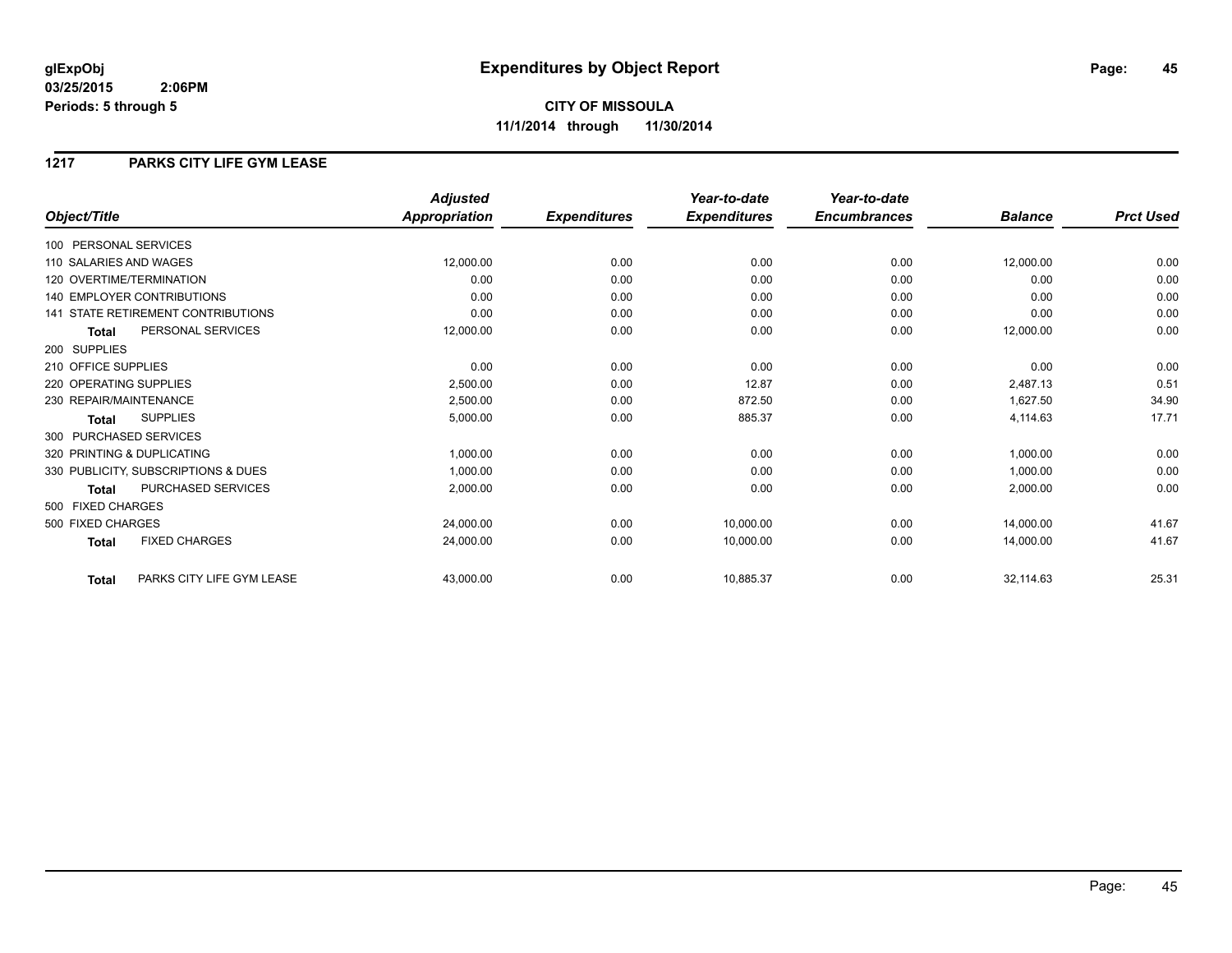# Expenditures by Object Report

glExpObj
03/25/2015 2:06PM
Periods: 5 through 5

**CITY OF MISSOULA**
**11/1/2014 through 11/30/2014**

## 1217 PARKS CITY LIFE GYM LEASE

| Object/Title | Adjusted Appropriation | Expenditures | Year-to-date Expenditures | Year-to-date Encumbrances | Balance | Prct Used |
|---|---|---|---|---|---|---|
| 100 PERSONAL SERVICES | | | | | | |
| 110 SALARIES AND WAGES | 12,000.00 | 0.00 | 0.00 | 0.00 | 12,000.00 | 0.00 |
| 120 OVERTIME/TERMINATION | 0.00 | 0.00 | 0.00 | 0.00 | 0.00 | 0.00 |
| 140 EMPLOYER CONTRIBUTIONS | 0.00 | 0.00 | 0.00 | 0.00 | 0.00 | 0.00 |
| 141 STATE RETIREMENT CONTRIBUTIONS | 0.00 | 0.00 | 0.00 | 0.00 | 0.00 | 0.00 |
| **Total** PERSONAL SERVICES | 12,000.00 | 0.00 | 0.00 | 0.00 | 12,000.00 | 0.00 |
| 200 SUPPLIES | | | | | | |
| 210 OFFICE SUPPLIES | 0.00 | 0.00 | 0.00 | 0.00 | 0.00 | 0.00 |
| 220 OPERATING SUPPLIES | 2,500.00 | 0.00 | 12.87 | 0.00 | 2,487.13 | 0.51 |
| 230 REPAIR/MAINTENANCE | 2,500.00 | 0.00 | 872.50 | 0.00 | 1,627.50 | 34.90 |
| **Total** SUPPLIES | 5,000.00 | 0.00 | 885.37 | 0.00 | 4,114.63 | 17.71 |
| 300 PURCHASED SERVICES | | | | | | |
| 320 PRINTING & DUPLICATING | 1,000.00 | 0.00 | 0.00 | 0.00 | 1,000.00 | 0.00 |
| 330 PUBLICITY, SUBSCRIPTIONS & DUES | 1,000.00 | 0.00 | 0.00 | 0.00 | 1,000.00 | 0.00 |
| **Total** PURCHASED SERVICES | 2,000.00 | 0.00 | 0.00 | 0.00 | 2,000.00 | 0.00 |
| 500 FIXED CHARGES | | | | | | |
| 500 FIXED CHARGES | 24,000.00 | 0.00 | 10,000.00 | 0.00 | 14,000.00 | 41.67 |
| **Total** FIXED CHARGES | 24,000.00 | 0.00 | 10,000.00 | 0.00 | 14,000.00 | 41.67 |
| **Total** PARKS CITY LIFE GYM LEASE | 43,000.00 | 0.00 | 10,885.37 | 0.00 | 32,114.63 | 25.31 |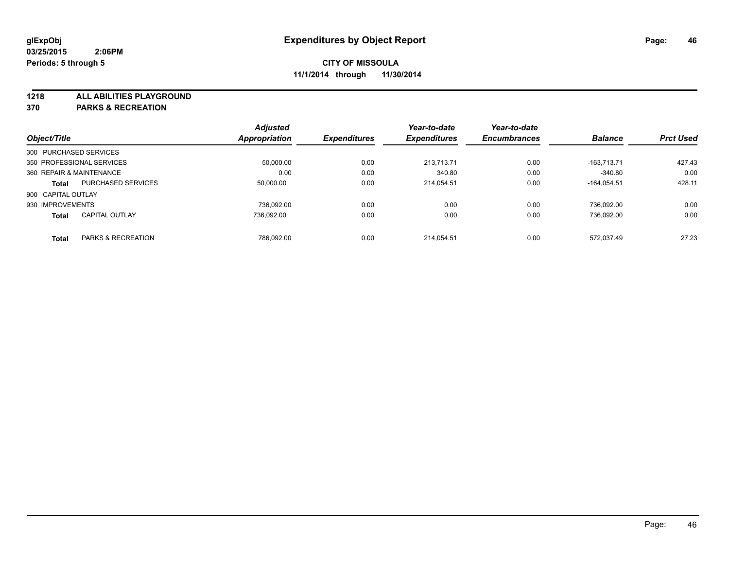**glExpObj** **Expenditures by Object Report**
**03/25/2015 2:06PM**
**Periods: 5 through 5**

**CITY OF MISSOULA**
**11/1/2014 through 11/30/2014**

**1218 ALL ABILITIES PLAYGROUND**
**370 PARKS & RECREATION**

| Object/Title | | Adjusted Appropriation | Expenditures | Year-to-date Expenditures | Year-to-date Encumbrances | Balance | Prct Used |
|---|---|---|---|---|---|---|---|
| 300 PURCHASED SERVICES | | | | | | | |
| 350 PROFESSIONAL SERVICES | | 50,000.00 | 0.00 | 213,713.71 | 0.00 | -163,713.71 | 427.43 |
| 360 REPAIR & MAINTENANCE | | 0.00 | 0.00 | 340.80 | 0.00 | -340.80 | 0.00 |
| **Total** | PURCHASED SERVICES | 50,000.00 | 0.00 | 214,054.51 | 0.00 | -164,054.51 | 428.11 |
| 900 CAPITAL OUTLAY | | | | | | | |
| 930 IMPROVEMENTS | | 736,092.00 | 0.00 | 0.00 | 0.00 | 736,092.00 | 0.00 |
| **Total** | CAPITAL OUTLAY | 736,092.00 | 0.00 | 0.00 | 0.00 | 736,092.00 | 0.00 |
| **Total** | PARKS & RECREATION | 786,092.00 | 0.00 | 214,054.51 | 0.00 | 572,037.49 | 27.23 |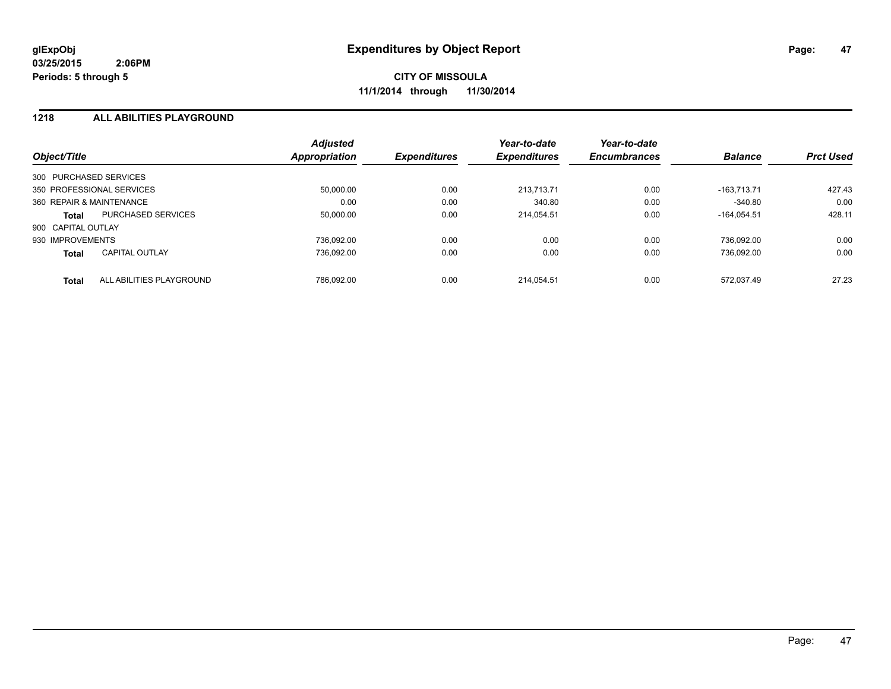**glExpObj** **Expenditures by Object Report**
**03/25/2015 2:06PM**
**Periods: 5 through 5**

**CITY OF MISSOULA**
**11/1/2014 through 11/30/2014**

## 1218 ALL ABILITIES PLAYGROUND

| Object/Title | | Adjusted Appropriation | Expenditures | Year-to-date Expenditures | Year-to-date Encumbrances | Balance | Prct Used |
|---|---|---|---|---|---|---|---|
| 300 PURCHASED SERVICES | | | | | | | |
| 350 PROFESSIONAL SERVICES | | 50,000.00 | 0.00 | 213,713.71 | 0.00 | -163,713.71 | 427.43 |
| 360 REPAIR & MAINTENANCE | | 0.00 | 0.00 | 340.80 | 0.00 | -340.80 | 0.00 |
| **Total** | PURCHASED SERVICES | 50,000.00 | 0.00 | 214,054.51 | 0.00 | -164,054.51 | 428.11 |
| 900 CAPITAL OUTLAY | | | | | | | |
| 930 IMPROVEMENTS | | 736,092.00 | 0.00 | 0.00 | 0.00 | 736,092.00 | 0.00 |
| **Total** | CAPITAL OUTLAY | 736,092.00 | 0.00 | 0.00 | 0.00 | 736,092.00 | 0.00 |
| **Total** | ALL ABILITIES PLAYGROUND | 786,092.00 | 0.00 | 214,054.51 | 0.00 | 572,037.49 | 27.23 |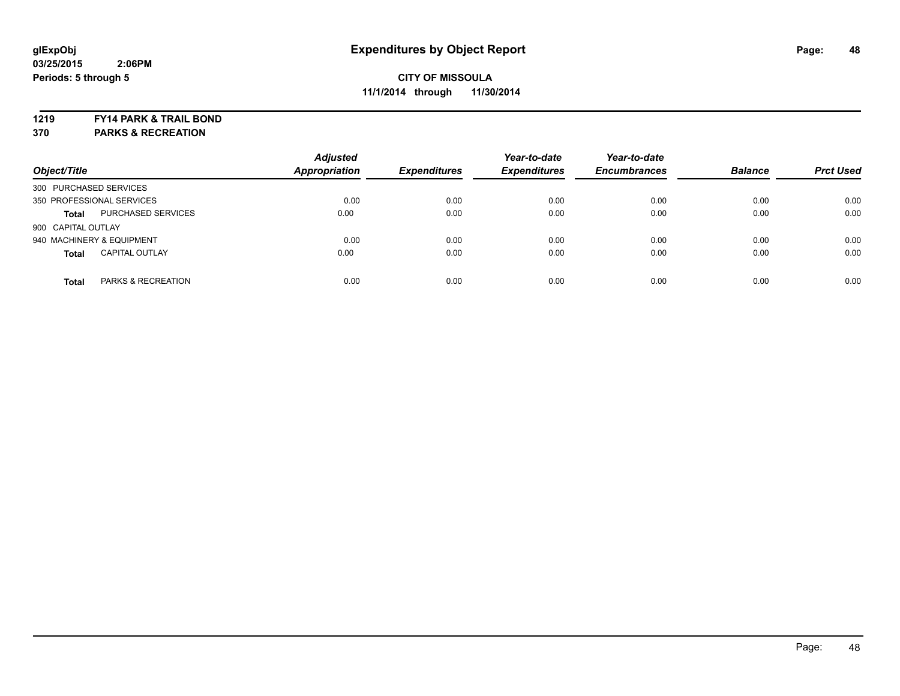# Expenditures by Object Report

glExpObj
03/25/2015 2:06PM
Periods: 5 through 5

**CITY OF MISSOULA**
**11/1/2014 through 11/30/2014**

**1219 FY14 PARK & TRAIL BOND**
**370 PARKS & RECREATION**

| Object/Title | | Adjusted Appropriation | Expenditures | Year-to-date Expenditures | Year-to-date Encumbrances | Balance | Prct Used |
|---|---|---|---|---|---|---|---|
| 300 PURCHASED SERVICES | | | | | | | |
| 350 PROFESSIONAL SERVICES | | 0.00 | 0.00 | 0.00 | 0.00 | 0.00 | 0.00 |
| **Total** | PURCHASED SERVICES | 0.00 | 0.00 | 0.00 | 0.00 | 0.00 | 0.00 |
| 900 CAPITAL OUTLAY | | | | | | | |
| 940 MACHINERY & EQUIPMENT | | 0.00 | 0.00 | 0.00 | 0.00 | 0.00 | 0.00 |
| **Total** | CAPITAL OUTLAY | 0.00 | 0.00 | 0.00 | 0.00 | 0.00 | 0.00 |
| **Total** | PARKS & RECREATION | 0.00 | 0.00 | 0.00 | 0.00 | 0.00 | 0.00 |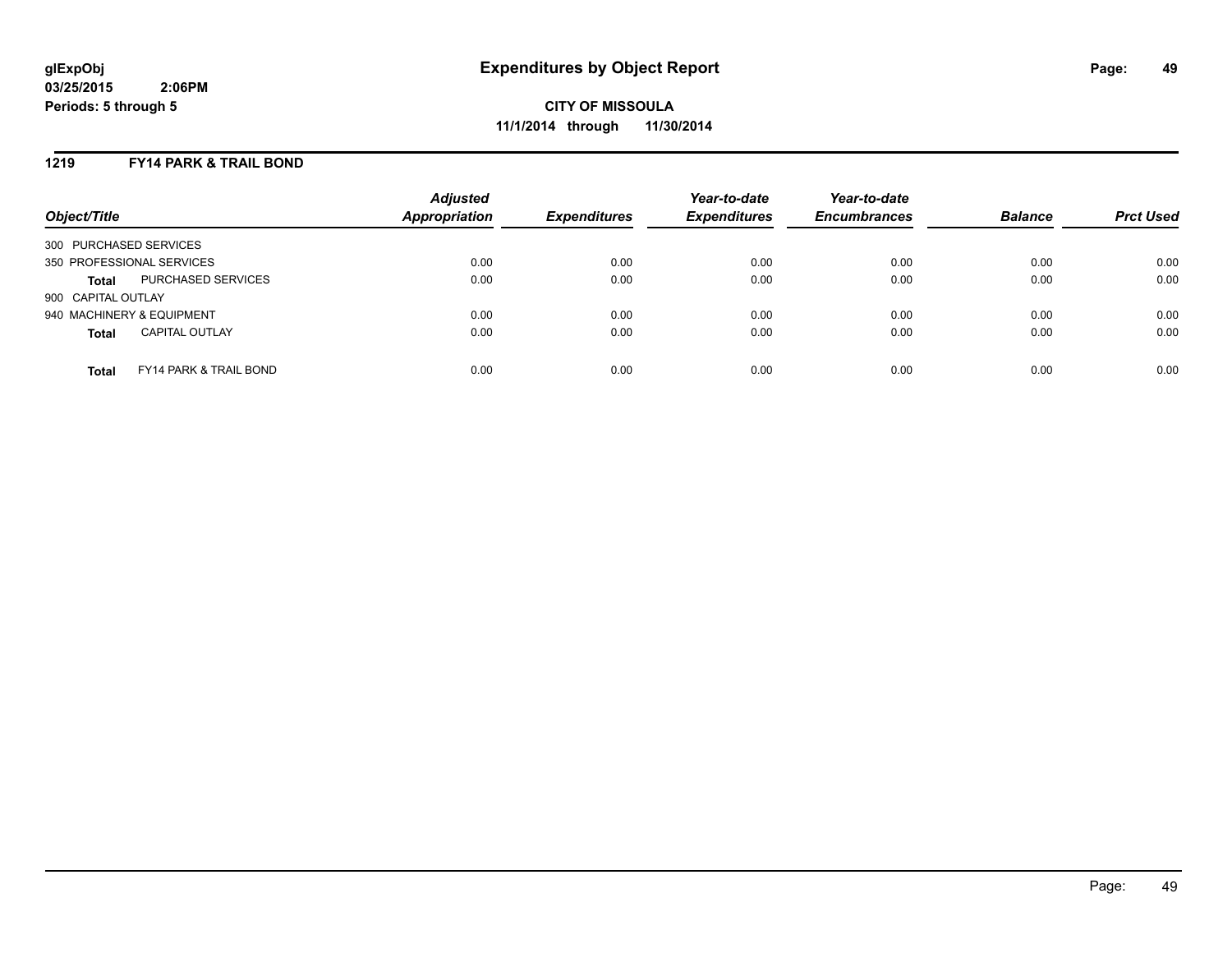# Expenditures by Object Report

glExpObj
03/25/2015 2:06PM
Periods: 5 through 5

**CITY OF MISSOULA**
**11/1/2014 through 11/30/2014**

## 1219 FY14 PARK & TRAIL BOND

| Object/Title | | Adjusted Appropriation | Expenditures | Year-to-date Expenditures | Year-to-date Encumbrances | Balance | Prct Used |
|---|---|---|---|---|---|---|---|
| 300 PURCHASED SERVICES | | | | | | | |
| 350 PROFESSIONAL SERVICES | | 0.00 | 0.00 | 0.00 | 0.00 | 0.00 | 0.00 |
| **Total** | PURCHASED SERVICES | 0.00 | 0.00 | 0.00 | 0.00 | 0.00 | 0.00 |
| 900 CAPITAL OUTLAY | | | | | | | |
| 940 MACHINERY & EQUIPMENT | | 0.00 | 0.00 | 0.00 | 0.00 | 0.00 | 0.00 |
| **Total** | CAPITAL OUTLAY | 0.00 | 0.00 | 0.00 | 0.00 | 0.00 | 0.00 |
| **Total** | FY14 PARK & TRAIL BOND | 0.00 | 0.00 | 0.00 | 0.00 | 0.00 | 0.00 |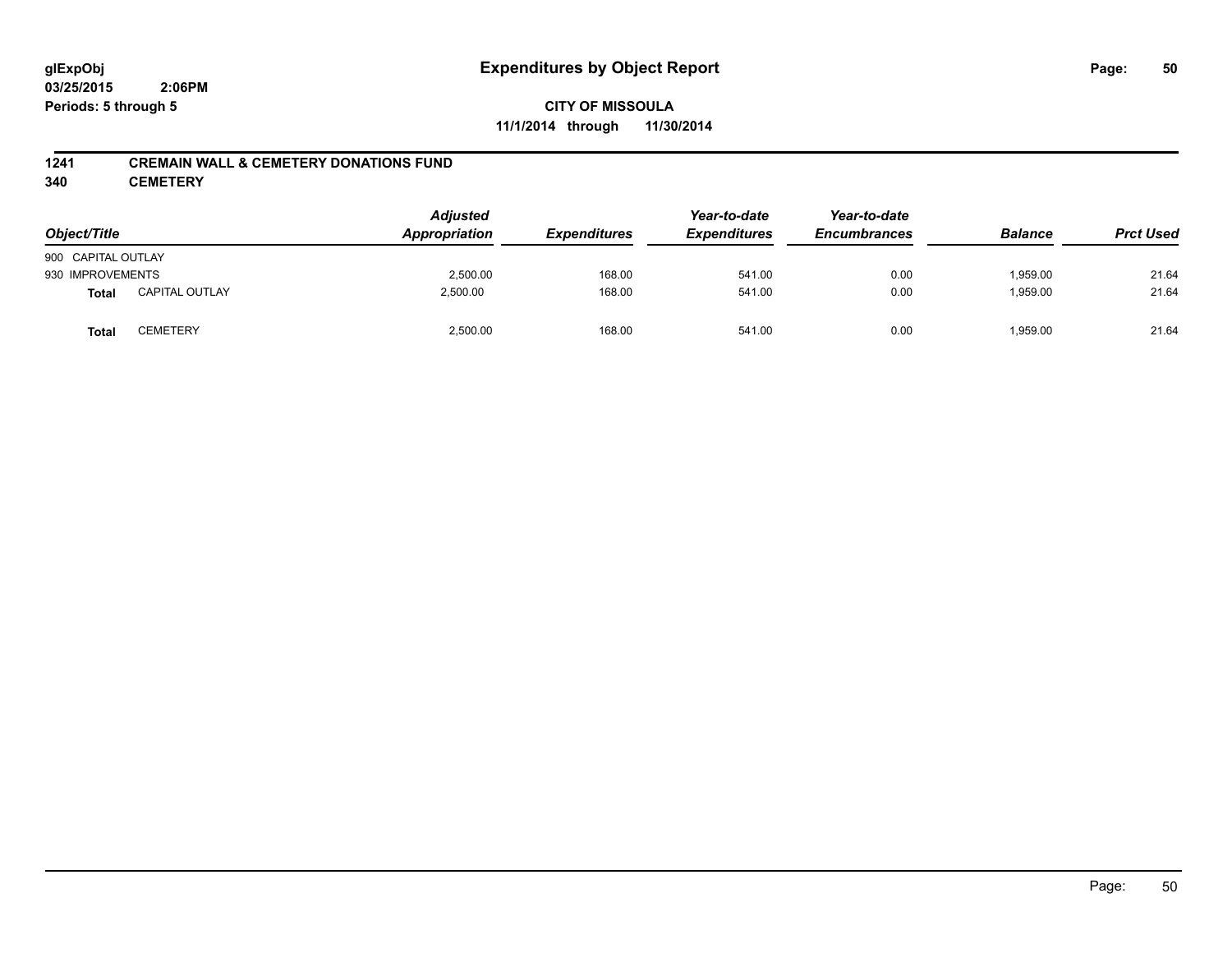**glExpObj** **Expenditures by Object Report**

**03/25/2015 2:06PM**

**Periods: 5 through 5**

**CITY OF MISSOULA**

**11/1/2014 through 11/30/2014**

**1241 CREMAIN WALL & CEMETERY DONATIONS FUND**

**340 CEMETERY**

| Object/Title | | Adjusted Appropriation | Expenditures | Year-to-date Expenditures | Year-to-date Encumbrances | Balance | Prct Used |
|---|---|---|---|---|---|---|---|
| 900 CAPITAL OUTLAY | | | | | | | |
| 930 IMPROVEMENTS | | 2,500.00 | 168.00 | 541.00 | 0.00 | 1,959.00 | 21.64 |
| **Total** | CAPITAL OUTLAY | 2,500.00 | 168.00 | 541.00 | 0.00 | 1,959.00 | 21.64 |
| **Total** | CEMETERY | 2,500.00 | 168.00 | 541.00 | 0.00 | 1,959.00 | 21.64 |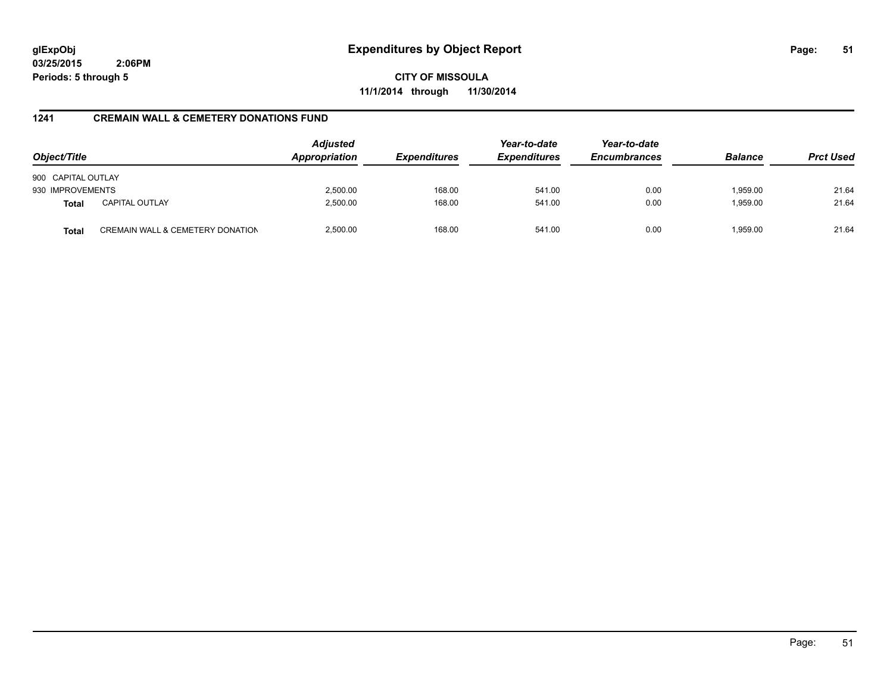**glExpObj**
**03/25/2015 2:06PM**
**Periods: 5 through 5**

# Expenditures by Object Report

**CITY OF MISSOULA**
**11/1/2014 through 11/30/2014**

## 1241 CREMAIN WALL & CEMETERY DONATIONS FUND

| Object/Title | | Adjusted Appropriation | Expenditures | Year-to-date Expenditures | Year-to-date Encumbrances | Balance | Prct Used |
|---|---|---|---|---|---|---|---|
| 900 CAPITAL OUTLAY | | | | | | | |
| 930 IMPROVEMENTS | | 2,500.00 | 168.00 | 541.00 | 0.00 | 1,959.00 | 21.64 |
| **Total** | CAPITAL OUTLAY | 2,500.00 | 168.00 | 541.00 | 0.00 | 1,959.00 | 21.64 |
| **Total** | CREMAIN WALL & CEMETERY DONATION | 2,500.00 | 168.00 | 541.00 | 0.00 | 1,959.00 | 21.64 |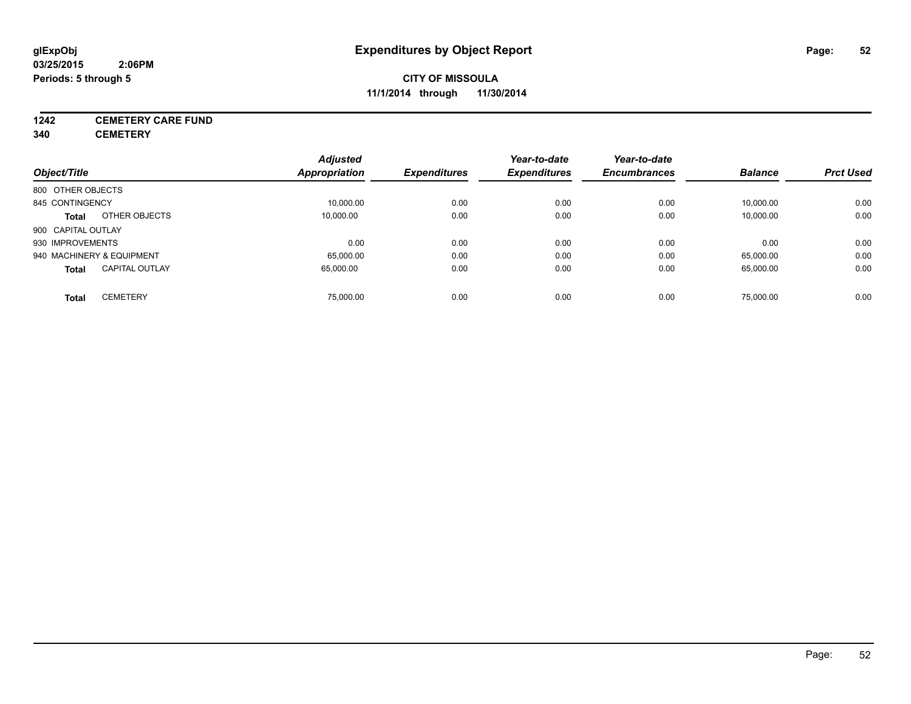# Expenditures by Object Report

**glExpObj**
**03/25/2015 2:06PM**
**Periods: 5 through 5**

**CITY OF MISSOULA**
**11/1/2014 through 11/30/2014**

**1242 CEMETERY CARE FUND**
**340 CEMETERY**

| Object/Title | | Adjusted Appropriation | Expenditures | Year-to-date Expenditures | Year-to-date Encumbrances | Balance | Prct Used |
|---|---|---|---|---|---|---|---|
| 800 OTHER OBJECTS | | | | | | | |
| 845 CONTINGENCY | | 10,000.00 | 0.00 | 0.00 | 0.00 | 10,000.00 | 0.00 |
| **Total** | OTHER OBJECTS | 10,000.00 | 0.00 | 0.00 | 0.00 | 10,000.00 | 0.00 |
| 900 CAPITAL OUTLAY | | | | | | | |
| 930 IMPROVEMENTS | | 0.00 | 0.00 | 0.00 | 0.00 | 0.00 | 0.00 |
| 940 MACHINERY & EQUIPMENT | | 65,000.00 | 0.00 | 0.00 | 0.00 | 65,000.00 | 0.00 |
| **Total** | CAPITAL OUTLAY | 65,000.00 | 0.00 | 0.00 | 0.00 | 65,000.00 | 0.00 |
| **Total** | CEMETERY | 75,000.00 | 0.00 | 0.00 | 0.00 | 75,000.00 | 0.00 |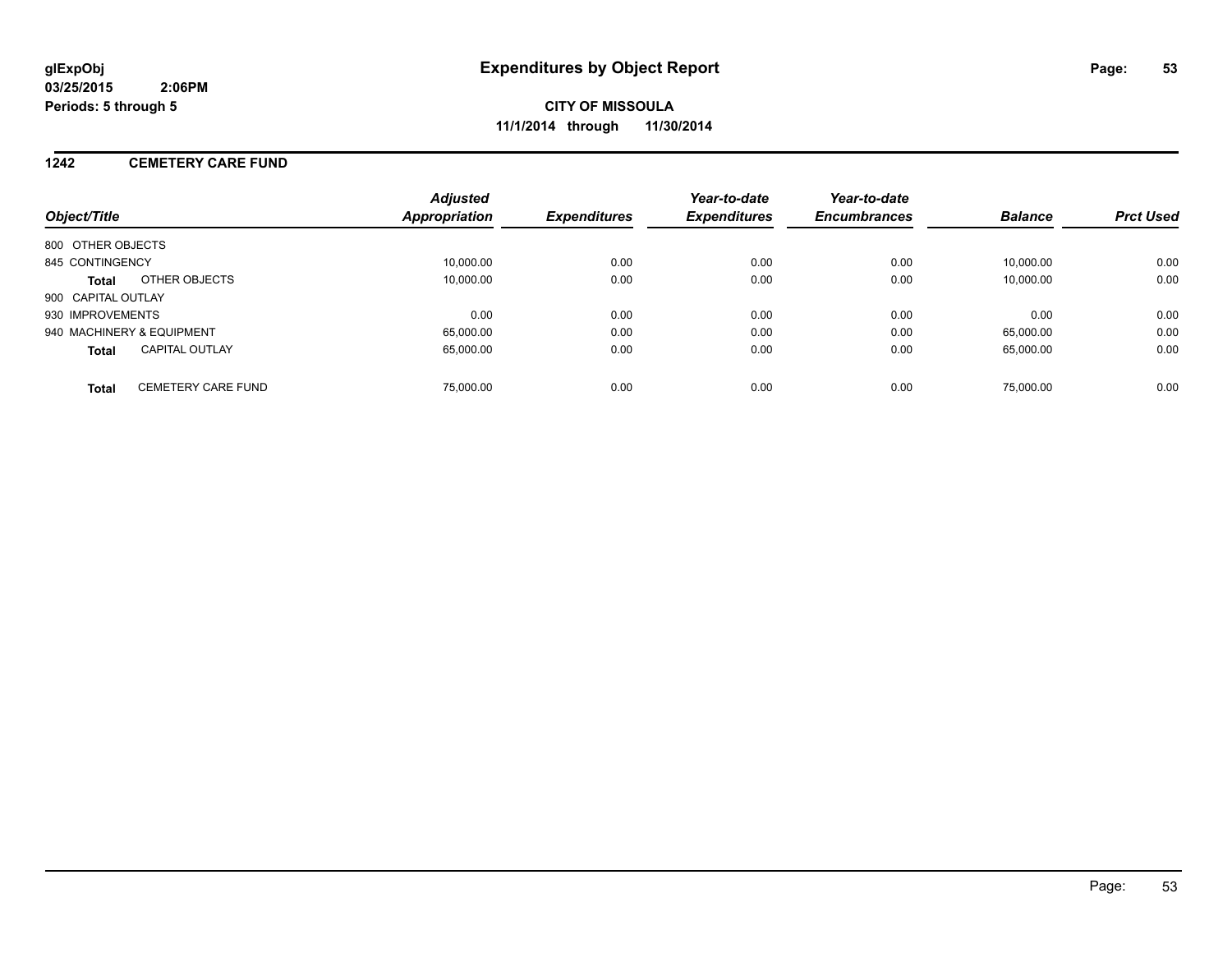# Expenditures by Object Report

glExpObj
03/25/2015 2:06PM
Periods: 5 through 5

**CITY OF MISSOULA**
**11/1/2014 through 11/30/2014**

## 1242 CEMETERY CARE FUND

| Object/Title | Adjusted Appropriation | Expenditures | Year-to-date Expenditures | Year-to-date Encumbrances | Balance | Prct Used |
|---|---|---|---|---|---|---|
| 800 OTHER OBJECTS | | | | | | |
| 845 CONTINGENCY | 10,000.00 | 0.00 | 0.00 | 0.00 | 10,000.00 | 0.00 |
| **Total** OTHER OBJECTS | 10,000.00 | 0.00 | 0.00 | 0.00 | 10,000.00 | 0.00 |
| 900 CAPITAL OUTLAY | | | | | | |
| 930 IMPROVEMENTS | 0.00 | 0.00 | 0.00 | 0.00 | 0.00 | 0.00 |
| 940 MACHINERY & EQUIPMENT | 65,000.00 | 0.00 | 0.00 | 0.00 | 65,000.00 | 0.00 |
| **Total** CAPITAL OUTLAY | 65,000.00 | 0.00 | 0.00 | 0.00 | 65,000.00 | 0.00 |
| **Total** CEMETERY CARE FUND | 75,000.00 | 0.00 | 0.00 | 0.00 | 75,000.00 | 0.00 |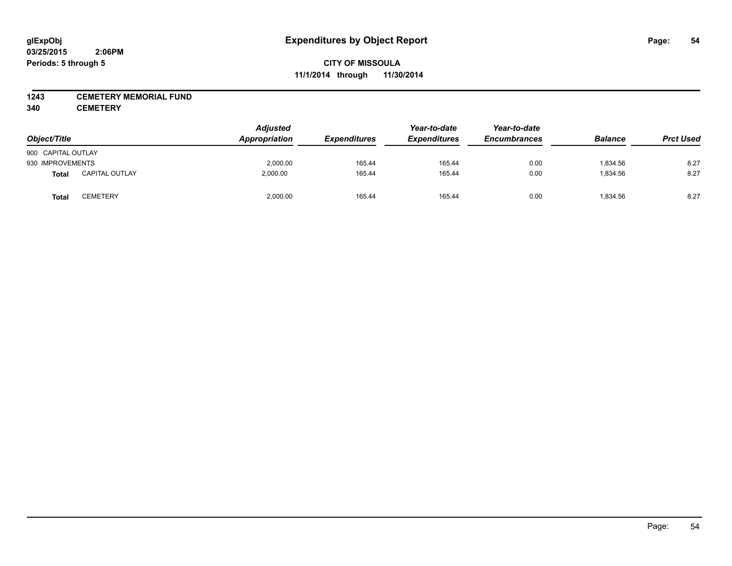**glExpObj**
**03/25/2015 2:06PM**
**Periods: 5 through 5**

# Expenditures by Object Report

**CITY OF MISSOULA**
**11/1/2014 through 11/30/2014**

**1243 CEMETERY MEMORIAL FUND**
**340 CEMETERY**

| Object/Title | | Adjusted Appropriation | Expenditures | Year-to-date Expenditures | Year-to-date Encumbrances | Balance | Prct Used |
|---|---|---|---|---|---|---|---|
| 900 CAPITAL OUTLAY | | | | | | | |
| 930 IMPROVEMENTS | | 2,000.00 | 165.44 | 165.44 | 0.00 | 1,834.56 | 8.27 |
| **Total** | CAPITAL OUTLAY | 2,000.00 | 165.44 | 165.44 | 0.00 | 1,834.56 | 8.27 |
| **Total** | CEMETERY | 2,000.00 | 165.44 | 165.44 | 0.00 | 1,834.56 | 8.27 |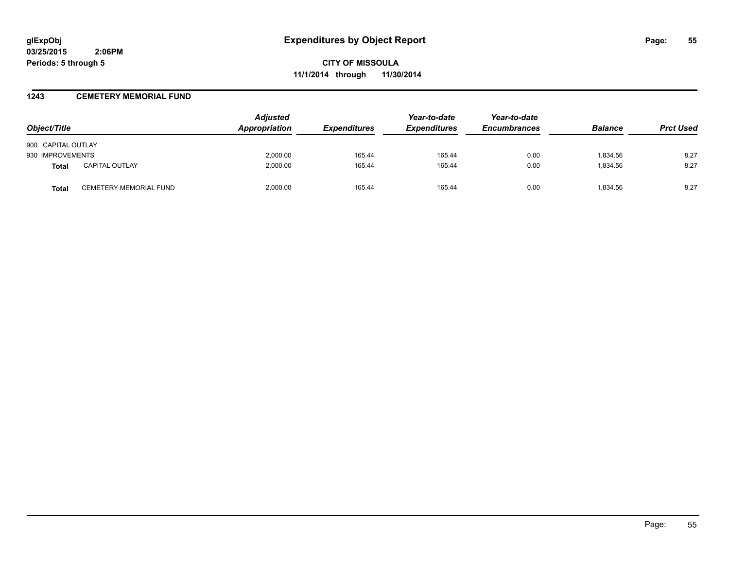**glExpObj** | **Expenditures by Object Report**

**03/25/2015 2:06PM**

**Periods: 5 through 5**

**CITY OF MISSOULA**

**11/1/2014 through 11/30/2014**

## 1243 CEMETERY MEMORIAL FUND

| Object/Title | | Adjusted Appropriation | Expenditures | Year-to-date Expenditures | Year-to-date Encumbrances | Balance | Prct Used |
|---|---|---|---|---|---|---|---|
| 900 CAPITAL OUTLAY | | | | | | | |
| 930 IMPROVEMENTS | | 2,000.00 | 165.44 | 165.44 | 0.00 | 1,834.56 | 8.27 |
| **Total** | CAPITAL OUTLAY | 2,000.00 | 165.44 | 165.44 | 0.00 | 1,834.56 | 8.27 |
| **Total** | CEMETERY MEMORIAL FUND | 2,000.00 | 165.44 | 165.44 | 0.00 | 1,834.56 | 8.27 |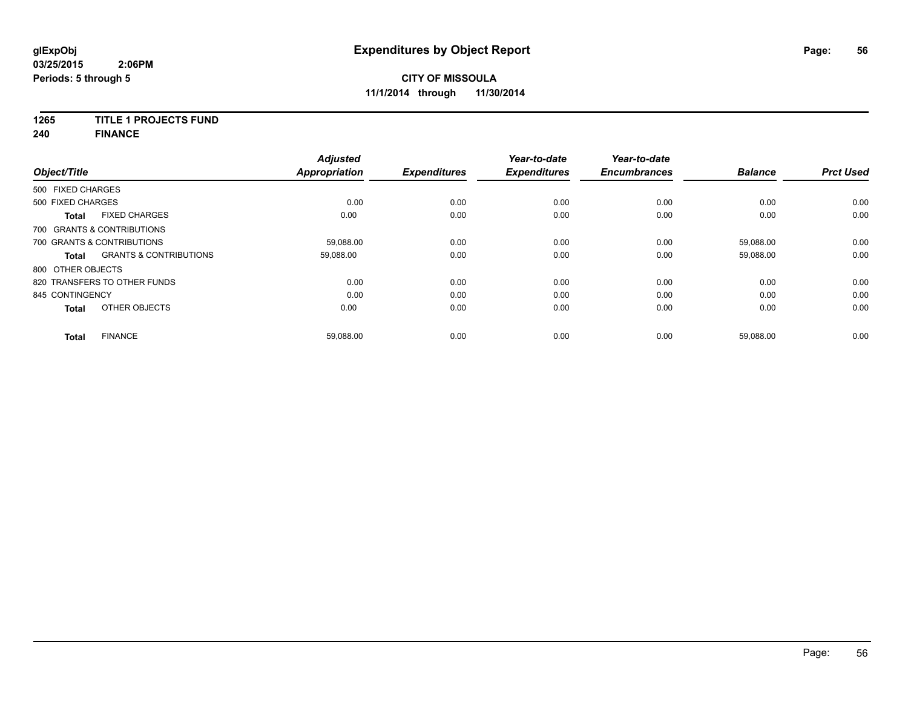**glExpObj** **Expenditures by Object Report**

**03/25/2015 2:06PM**

**Periods: 5 through 5**

**CITY OF MISSOULA**

**11/1/2014 through 11/30/2014**

**1265 TITLE 1 PROJECTS FUND**

**240 FINANCE**

| Object/Title | | Adjusted Appropriation | Expenditures | Year-to-date Expenditures | Year-to-date Encumbrances | Balance | Prct Used |
|---|---|---|---|---|---|---|---|
| 500 FIXED CHARGES | | | | | | | |
| 500 FIXED CHARGES | | 0.00 | 0.00 | 0.00 | 0.00 | 0.00 | 0.00 |
| **Total** | FIXED CHARGES | 0.00 | 0.00 | 0.00 | 0.00 | 0.00 | 0.00 |
| 700 GRANTS & CONTRIBUTIONS | | | | | | | |
| 700 GRANTS & CONTRIBUTIONS | | 59,088.00 | 0.00 | 0.00 | 0.00 | 59,088.00 | 0.00 |
| **Total** | GRANTS & CONTRIBUTIONS | 59,088.00 | 0.00 | 0.00 | 0.00 | 59,088.00 | 0.00 |
| 800 OTHER OBJECTS | | | | | | | |
| 820 TRANSFERS TO OTHER FUNDS | | 0.00 | 0.00 | 0.00 | 0.00 | 0.00 | 0.00 |
| 845 CONTINGENCY | | 0.00 | 0.00 | 0.00 | 0.00 | 0.00 | 0.00 |
| **Total** | OTHER OBJECTS | 0.00 | 0.00 | 0.00 | 0.00 | 0.00 | 0.00 |
| **Total** | FINANCE | 59,088.00 | 0.00 | 0.00 | 0.00 | 59,088.00 | 0.00 |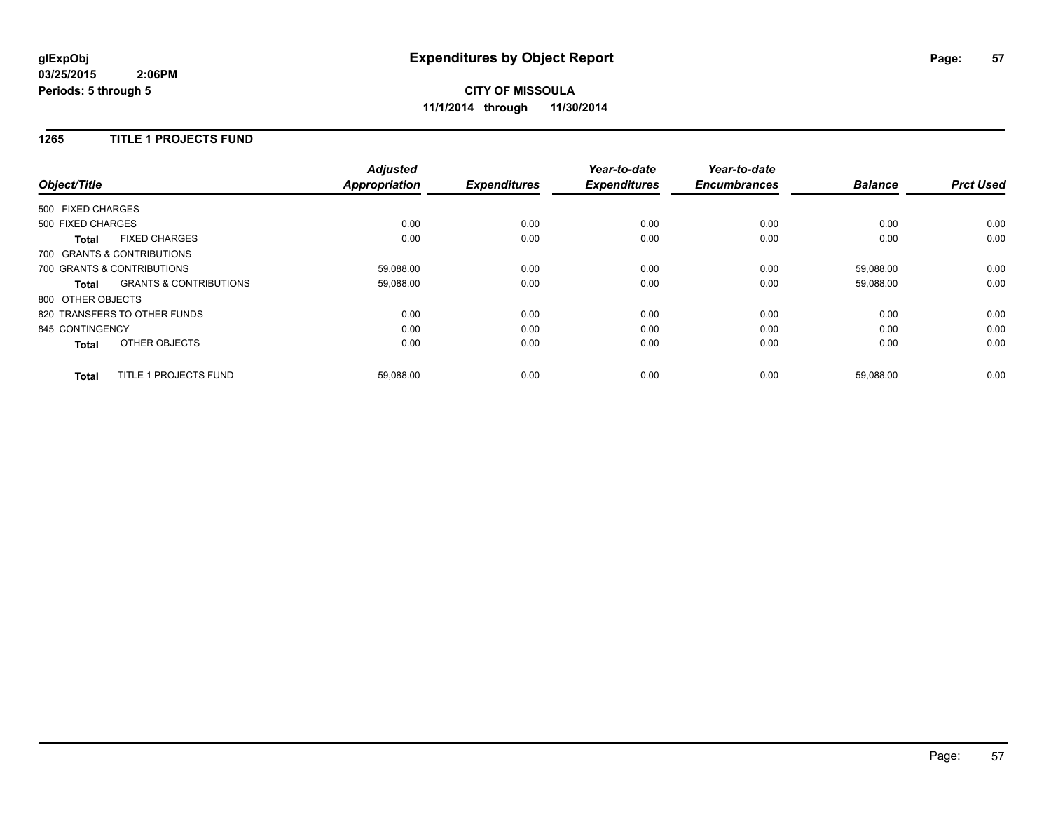**glExpObj**
**03/25/2015 2:06PM**
**Periods: 5 through 5**

# Expenditures by Object Report

**CITY OF MISSOULA**
**11/1/2014 through 11/30/2014**

## 1265 TITLE 1 PROJECTS FUND

| Object/Title | | Adjusted Appropriation | Expenditures | Year-to-date Expenditures | Year-to-date Encumbrances | Balance | Prct Used |
|---|---|---|---|---|---|---|---|
| 500 FIXED CHARGES | | | | | | | |
| 500 FIXED CHARGES | | 0.00 | 0.00 | 0.00 | 0.00 | 0.00 | 0.00 |
| **Total** | FIXED CHARGES | 0.00 | 0.00 | 0.00 | 0.00 | 0.00 | 0.00 |
| 700 GRANTS & CONTRIBUTIONS | | | | | | | |
| 700 GRANTS & CONTRIBUTIONS | | 59,088.00 | 0.00 | 0.00 | 0.00 | 59,088.00 | 0.00 |
| **Total** | GRANTS & CONTRIBUTIONS | 59,088.00 | 0.00 | 0.00 | 0.00 | 59,088.00 | 0.00 |
| 800 OTHER OBJECTS | | | | | | | |
| 820 TRANSFERS TO OTHER FUNDS | | 0.00 | 0.00 | 0.00 | 0.00 | 0.00 | 0.00 |
| 845 CONTINGENCY | | 0.00 | 0.00 | 0.00 | 0.00 | 0.00 | 0.00 |
| **Total** | OTHER OBJECTS | 0.00 | 0.00 | 0.00 | 0.00 | 0.00 | 0.00 |
| **Total** | TITLE 1 PROJECTS FUND | 59,088.00 | 0.00 | 0.00 | 0.00 | 59,088.00 | 0.00 |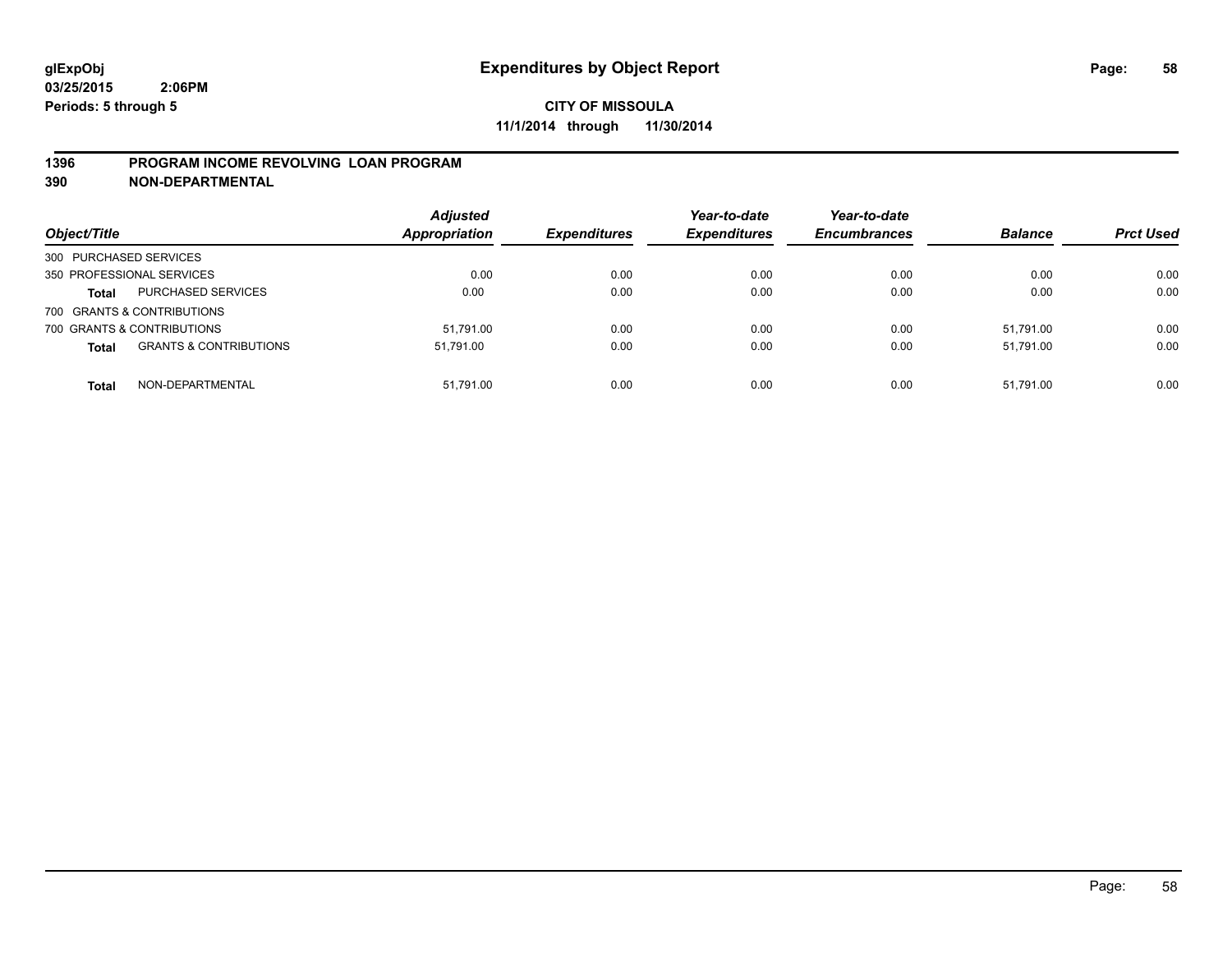**glExpObj**
**03/25/2015 2:06PM**
**Periods: 5 through 5**

# Expenditures by Object Report

**CITY OF MISSOULA**
**11/1/2014 through 11/30/2014**

## 1396 PROGRAM INCOME REVOLVING LOAN PROGRAM
## 390 NON-DEPARTMENTAL

| Object/Title | | Adjusted Appropriation | Expenditures | Year-to-date Expenditures | Year-to-date Encumbrances | Balance | Prct Used |
|---|---|---|---|---|---|---|---|
| 300 PURCHASED SERVICES | | | | | | | |
| 350 PROFESSIONAL SERVICES | | 0.00 | 0.00 | 0.00 | 0.00 | 0.00 | 0.00 |
| **Total** | PURCHASED SERVICES | 0.00 | 0.00 | 0.00 | 0.00 | 0.00 | 0.00 |
| 700 GRANTS & CONTRIBUTIONS | | | | | | | |
| 700 GRANTS & CONTRIBUTIONS | | 51,791.00 | 0.00 | 0.00 | 0.00 | 51,791.00 | 0.00 |
| **Total** | GRANTS & CONTRIBUTIONS | 51,791.00 | 0.00 | 0.00 | 0.00 | 51,791.00 | 0.00 |
| **Total** | NON-DEPARTMENTAL | 51,791.00 | 0.00 | 0.00 | 0.00 | 51,791.00 | 0.00 |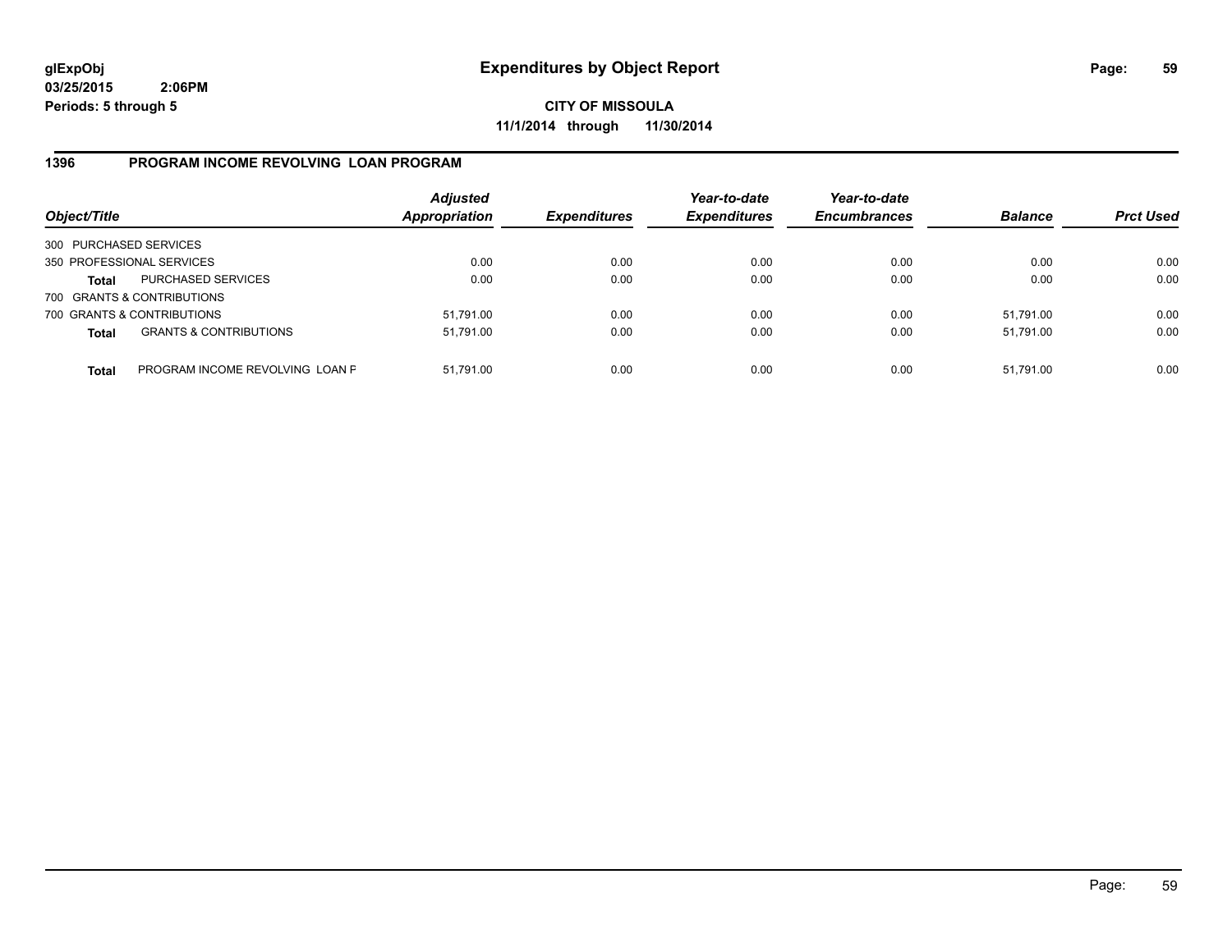**glExpObj**
**03/25/2015 2:06PM**
**Periods: 5 through 5**

# Expenditures by Object Report

**CITY OF MISSOULA**
**11/1/2014 through 11/30/2014**

## 1396 PROGRAM INCOME REVOLVING LOAN PROGRAM

| Object/Title | | Adjusted Appropriation | Expenditures | Year-to-date Expenditures | Year-to-date Encumbrances | Balance | Prct Used |
|---|---|---|---|---|---|---|---|
| 300 PURCHASED SERVICES | | | | | | | |
| 350 PROFESSIONAL SERVICES | | 0.00 | 0.00 | 0.00 | 0.00 | 0.00 | 0.00 |
| **Total** | PURCHASED SERVICES | 0.00 | 0.00 | 0.00 | 0.00 | 0.00 | 0.00 |
| 700 GRANTS & CONTRIBUTIONS | | | | | | | |
| 700 GRANTS & CONTRIBUTIONS | | 51,791.00 | 0.00 | 0.00 | 0.00 | 51,791.00 | 0.00 |
| **Total** | GRANTS & CONTRIBUTIONS | 51,791.00 | 0.00 | 0.00 | 0.00 | 51,791.00 | 0.00 |
| **Total** | PROGRAM INCOME REVOLVING LOAN P | 51,791.00 | 0.00 | 0.00 | 0.00 | 51,791.00 | 0.00 |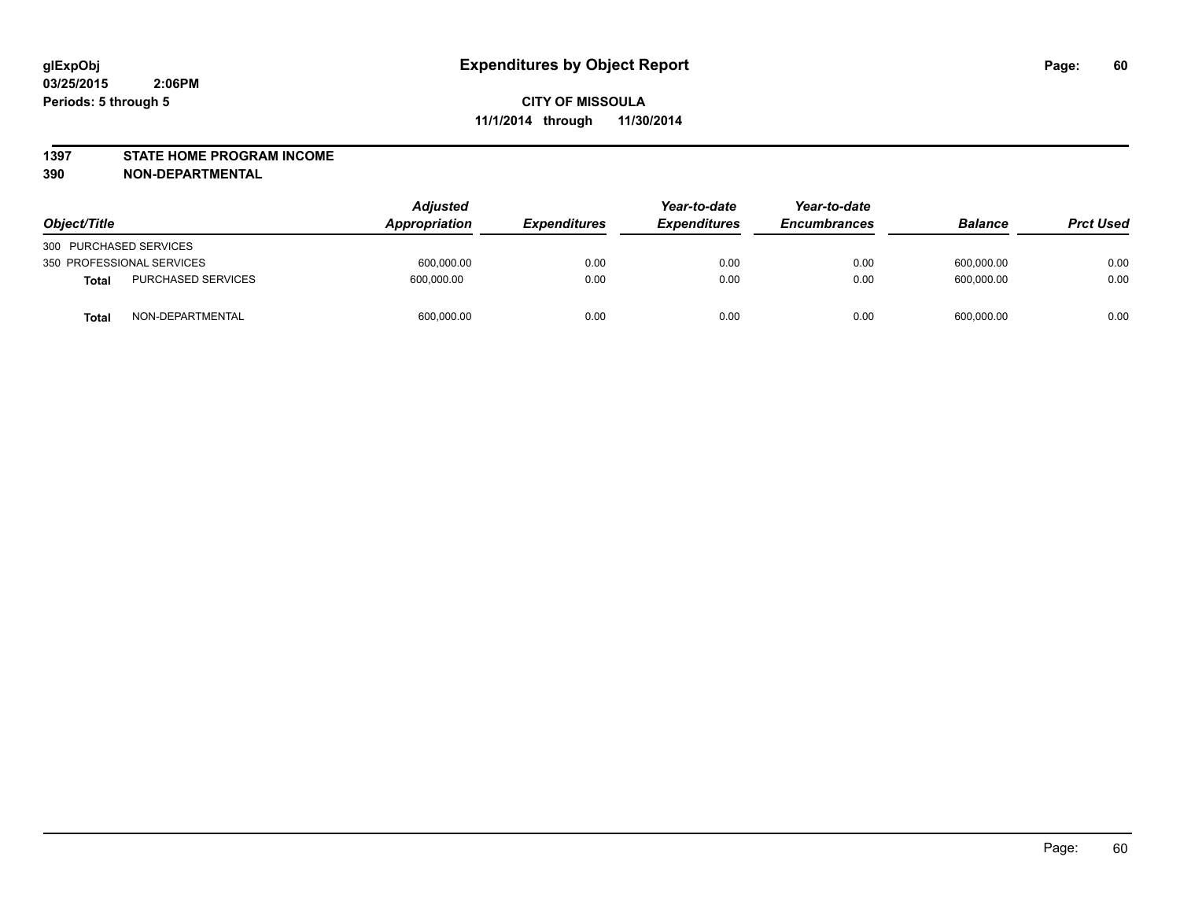**glExpObj**
**03/25/2015 2:06PM**
**Periods: 5 through 5**

# Expenditures by Object Report

**CITY OF MISSOULA**
**11/1/2014 through 11/30/2014**

**1397 STATE HOME PROGRAM INCOME**
**390 NON-DEPARTMENTAL**

| Object/Title | | Adjusted Appropriation | Expenditures | Year-to-date Expenditures | Year-to-date Encumbrances | Balance | Prct Used |
|---|---|---|---|---|---|---|---|
| 300 PURCHASED SERVICES | | | | | | | |
| 350 PROFESSIONAL SERVICES | | 600,000.00 | 0.00 | 0.00 | 0.00 | 600,000.00 | 0.00 |
| **Total** | PURCHASED SERVICES | 600,000.00 | 0.00 | 0.00 | 0.00 | 600,000.00 | 0.00 |
| **Total** | NON-DEPARTMENTAL | 600,000.00 | 0.00 | 0.00 | 0.00 | 600,000.00 | 0.00 |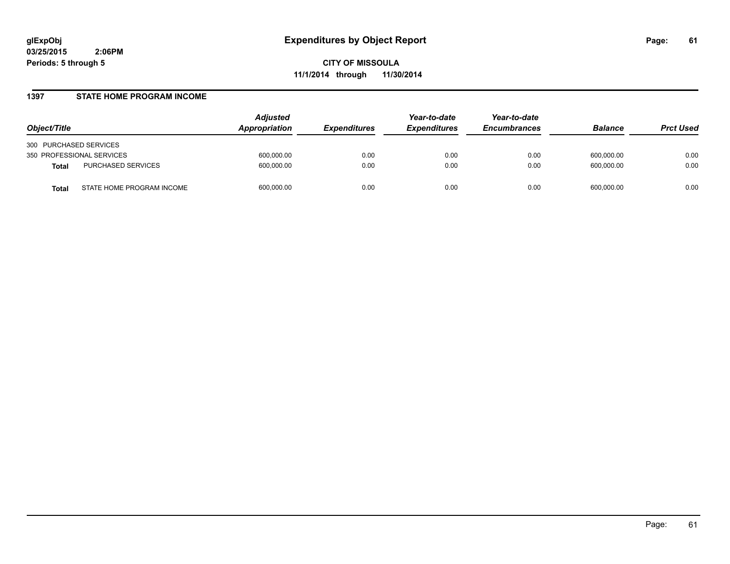**glExpObj**
**03/25/2015 2:06PM**
**Periods: 5 through 5**

# Expenditures by Object Report

**CITY OF MISSOULA**
**11/1/2014 through 11/30/2014**

## 1397 STATE HOME PROGRAM INCOME

| Object/Title | | *Adjusted Appropriation* | *Expenditures* | *Year-to-date Expenditures* | *Year-to-date Encumbrances* | *Balance* | *Prct Used* |
|---|---|---|---|---|---|---|---|
| 300 PURCHASED SERVICES | | | | | | | |
| 350 PROFESSIONAL SERVICES | | 600,000.00 | 0.00 | 0.00 | 0.00 | 600,000.00 | 0.00 |
| **Total** | PURCHASED SERVICES | 600,000.00 | 0.00 | 0.00 | 0.00 | 600,000.00 | 0.00 |
| **Total** | STATE HOME PROGRAM INCOME | 600,000.00 | 0.00 | 0.00 | 0.00 | 600,000.00 | 0.00 |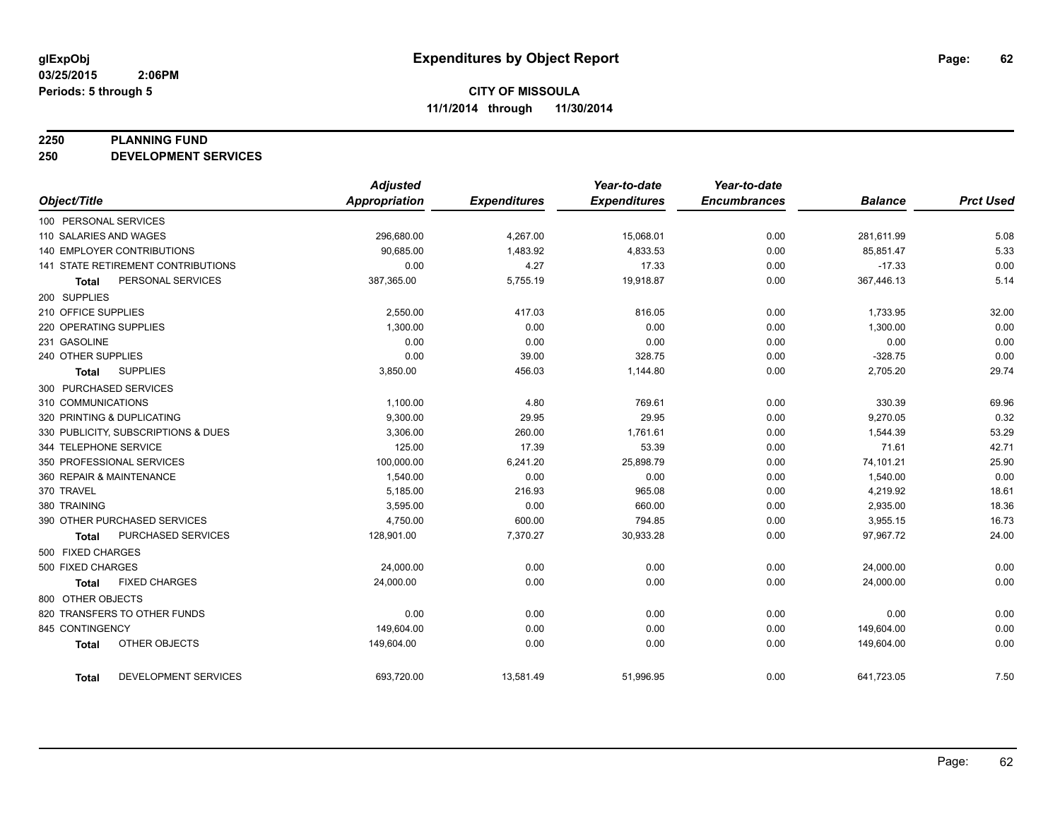**glExpObj**
**03/25/2015 2:06PM**
**Periods: 5 through 5**

# Expenditures by Object Report

**CITY OF MISSOULA**
**11/1/2014 through 11/30/2014**

## 2250 PLANNING FUND
## 250 DEVELOPMENT SERVICES

| Object/Title | Adjusted Appropriation | Expenditures | Year-to-date Expenditures | Year-to-date Encumbrances | Balance | Prct Used |
|---|---|---|---|---|---|---|
| 100 PERSONAL SERVICES | | | | | | |
| 110 SALARIES AND WAGES | 296,680.00 | 4,267.00 | 15,068.01 | 0.00 | 281,611.99 | 5.08 |
| 140 EMPLOYER CONTRIBUTIONS | 90,685.00 | 1,483.92 | 4,833.53 | 0.00 | 85,851.47 | 5.33 |
| 141 STATE RETIREMENT CONTRIBUTIONS | 0.00 | 4.27 | 17.33 | 0.00 | -17.33 | 0.00 |
| **Total** PERSONAL SERVICES | 387,365.00 | 5,755.19 | 19,918.87 | 0.00 | 367,446.13 | 5.14 |
| 200 SUPPLIES | | | | | | |
| 210 OFFICE SUPPLIES | 2,550.00 | 417.03 | 816.05 | 0.00 | 1,733.95 | 32.00 |
| 220 OPERATING SUPPLIES | 1,300.00 | 0.00 | 0.00 | 0.00 | 1,300.00 | 0.00 |
| 231 GASOLINE | 0.00 | 0.00 | 0.00 | 0.00 | 0.00 | 0.00 |
| 240 OTHER SUPPLIES | 0.00 | 39.00 | 328.75 | 0.00 | -328.75 | 0.00 |
| **Total** SUPPLIES | 3,850.00 | 456.03 | 1,144.80 | 0.00 | 2,705.20 | 29.74 |
| 300 PURCHASED SERVICES | | | | | | |
| 310 COMMUNICATIONS | 1,100.00 | 4.80 | 769.61 | 0.00 | 330.39 | 69.96 |
| 320 PRINTING & DUPLICATING | 9,300.00 | 29.95 | 29.95 | 0.00 | 9,270.05 | 0.32 |
| 330 PUBLICITY, SUBSCRIPTIONS & DUES | 3,306.00 | 260.00 | 1,761.61 | 0.00 | 1,544.39 | 53.29 |
| 344 TELEPHONE SERVICE | 125.00 | 17.39 | 53.39 | 0.00 | 71.61 | 42.71 |
| 350 PROFESSIONAL SERVICES | 100,000.00 | 6,241.20 | 25,898.79 | 0.00 | 74,101.21 | 25.90 |
| 360 REPAIR & MAINTENANCE | 1,540.00 | 0.00 | 0.00 | 0.00 | 1,540.00 | 0.00 |
| 370 TRAVEL | 5,185.00 | 216.93 | 965.08 | 0.00 | 4,219.92 | 18.61 |
| 380 TRAINING | 3,595.00 | 0.00 | 660.00 | 0.00 | 2,935.00 | 18.36 |
| 390 OTHER PURCHASED SERVICES | 4,750.00 | 600.00 | 794.85 | 0.00 | 3,955.15 | 16.73 |
| **Total** PURCHASED SERVICES | 128,901.00 | 7,370.27 | 30,933.28 | 0.00 | 97,967.72 | 24.00 |
| 500 FIXED CHARGES | | | | | | |
| 500 FIXED CHARGES | 24,000.00 | 0.00 | 0.00 | 0.00 | 24,000.00 | 0.00 |
| **Total** FIXED CHARGES | 24,000.00 | 0.00 | 0.00 | 0.00 | 24,000.00 | 0.00 |
| 800 OTHER OBJECTS | | | | | | |
| 820 TRANSFERS TO OTHER FUNDS | 0.00 | 0.00 | 0.00 | 0.00 | 0.00 | 0.00 |
| 845 CONTINGENCY | 149,604.00 | 0.00 | 0.00 | 0.00 | 149,604.00 | 0.00 |
| **Total** OTHER OBJECTS | 149,604.00 | 0.00 | 0.00 | 0.00 | 149,604.00 | 0.00 |
| **Total** DEVELOPMENT SERVICES | 693,720.00 | 13,581.49 | 51,996.95 | 0.00 | 641,723.05 | 7.50 |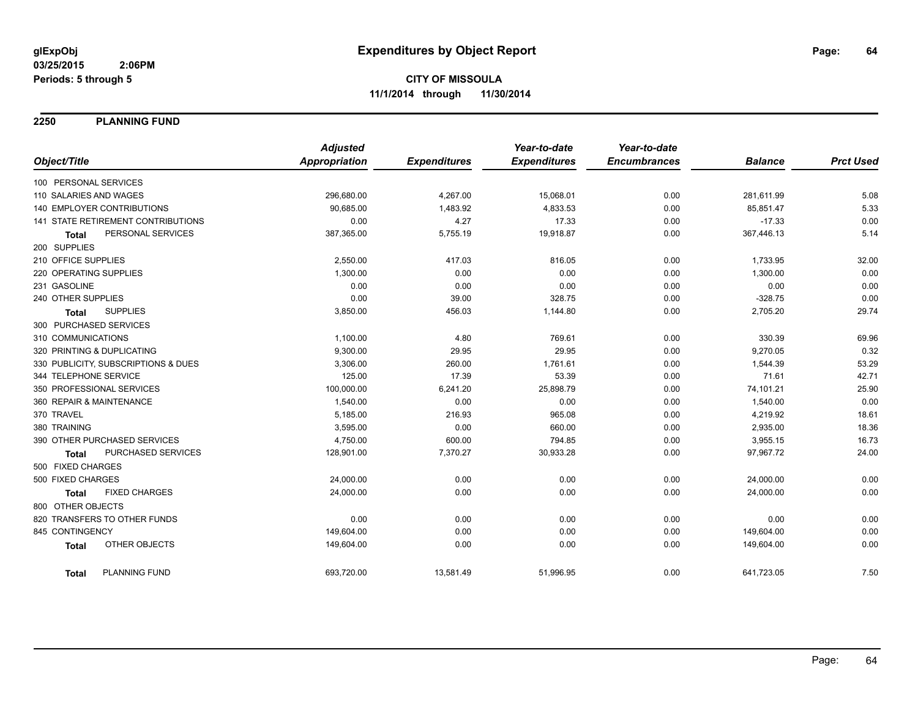**glExpObj** **Expenditures by Object Report**

**03/25/2015 2:06PM**

**Periods: 5 through 5**

**CITY OF MISSOULA**

**11/1/2014 through 11/30/2014**

## 2250 PLANNING FUND

| Object/Title | Adjusted Appropriation | Expenditures | Year-to-date Expenditures | Year-to-date Encumbrances | Balance | Prct Used |
|---|---|---|---|---|---|---|
| 100 PERSONAL SERVICES | | | | | | |
| 110 SALARIES AND WAGES | 296,680.00 | 4,267.00 | 15,068.01 | 0.00 | 281,611.99 | 5.08 |
| 140 EMPLOYER CONTRIBUTIONS | 90,685.00 | 1,483.92 | 4,833.53 | 0.00 | 85,851.47 | 5.33 |
| 141 STATE RETIREMENT CONTRIBUTIONS | 0.00 | 4.27 | 17.33 | 0.00 | -17.33 | 0.00 |
| **Total** PERSONAL SERVICES | 387,365.00 | 5,755.19 | 19,918.87 | 0.00 | 367,446.13 | 5.14 |
| 200 SUPPLIES | | | | | | |
| 210 OFFICE SUPPLIES | 2,550.00 | 417.03 | 816.05 | 0.00 | 1,733.95 | 32.00 |
| 220 OPERATING SUPPLIES | 1,300.00 | 0.00 | 0.00 | 0.00 | 1,300.00 | 0.00 |
| 231 GASOLINE | 0.00 | 0.00 | 0.00 | 0.00 | 0.00 | 0.00 |
| 240 OTHER SUPPLIES | 0.00 | 39.00 | 328.75 | 0.00 | -328.75 | 0.00 |
| **Total** SUPPLIES | 3,850.00 | 456.03 | 1,144.80 | 0.00 | 2,705.20 | 29.74 |
| 300 PURCHASED SERVICES | | | | | | |
| 310 COMMUNICATIONS | 1,100.00 | 4.80 | 769.61 | 0.00 | 330.39 | 69.96 |
| 320 PRINTING & DUPLICATING | 9,300.00 | 29.95 | 29.95 | 0.00 | 9,270.05 | 0.32 |
| 330 PUBLICITY, SUBSCRIPTIONS & DUES | 3,306.00 | 260.00 | 1,761.61 | 0.00 | 1,544.39 | 53.29 |
| 344 TELEPHONE SERVICE | 125.00 | 17.39 | 53.39 | 0.00 | 71.61 | 42.71 |
| 350 PROFESSIONAL SERVICES | 100,000.00 | 6,241.20 | 25,898.79 | 0.00 | 74,101.21 | 25.90 |
| 360 REPAIR & MAINTENANCE | 1,540.00 | 0.00 | 0.00 | 0.00 | 1,540.00 | 0.00 |
| 370 TRAVEL | 5,185.00 | 216.93 | 965.08 | 0.00 | 4,219.92 | 18.61 |
| 380 TRAINING | 3,595.00 | 0.00 | 660.00 | 0.00 | 2,935.00 | 18.36 |
| 390 OTHER PURCHASED SERVICES | 4,750.00 | 600.00 | 794.85 | 0.00 | 3,955.15 | 16.73 |
| **Total** PURCHASED SERVICES | 128,901.00 | 7,370.27 | 30,933.28 | 0.00 | 97,967.72 | 24.00 |
| 500 FIXED CHARGES | | | | | | |
| 500 FIXED CHARGES | 24,000.00 | 0.00 | 0.00 | 0.00 | 24,000.00 | 0.00 |
| **Total** FIXED CHARGES | 24,000.00 | 0.00 | 0.00 | 0.00 | 24,000.00 | 0.00 |
| 800 OTHER OBJECTS | | | | | | |
| 820 TRANSFERS TO OTHER FUNDS | 0.00 | 0.00 | 0.00 | 0.00 | 0.00 | 0.00 |
| 845 CONTINGENCY | 149,604.00 | 0.00 | 0.00 | 0.00 | 149,604.00 | 0.00 |
| **Total** OTHER OBJECTS | 149,604.00 | 0.00 | 0.00 | 0.00 | 149,604.00 | 0.00 |
| **Total** PLANNING FUND | 693,720.00 | 13,581.49 | 51,996.95 | 0.00 | 641,723.05 | 7.50 |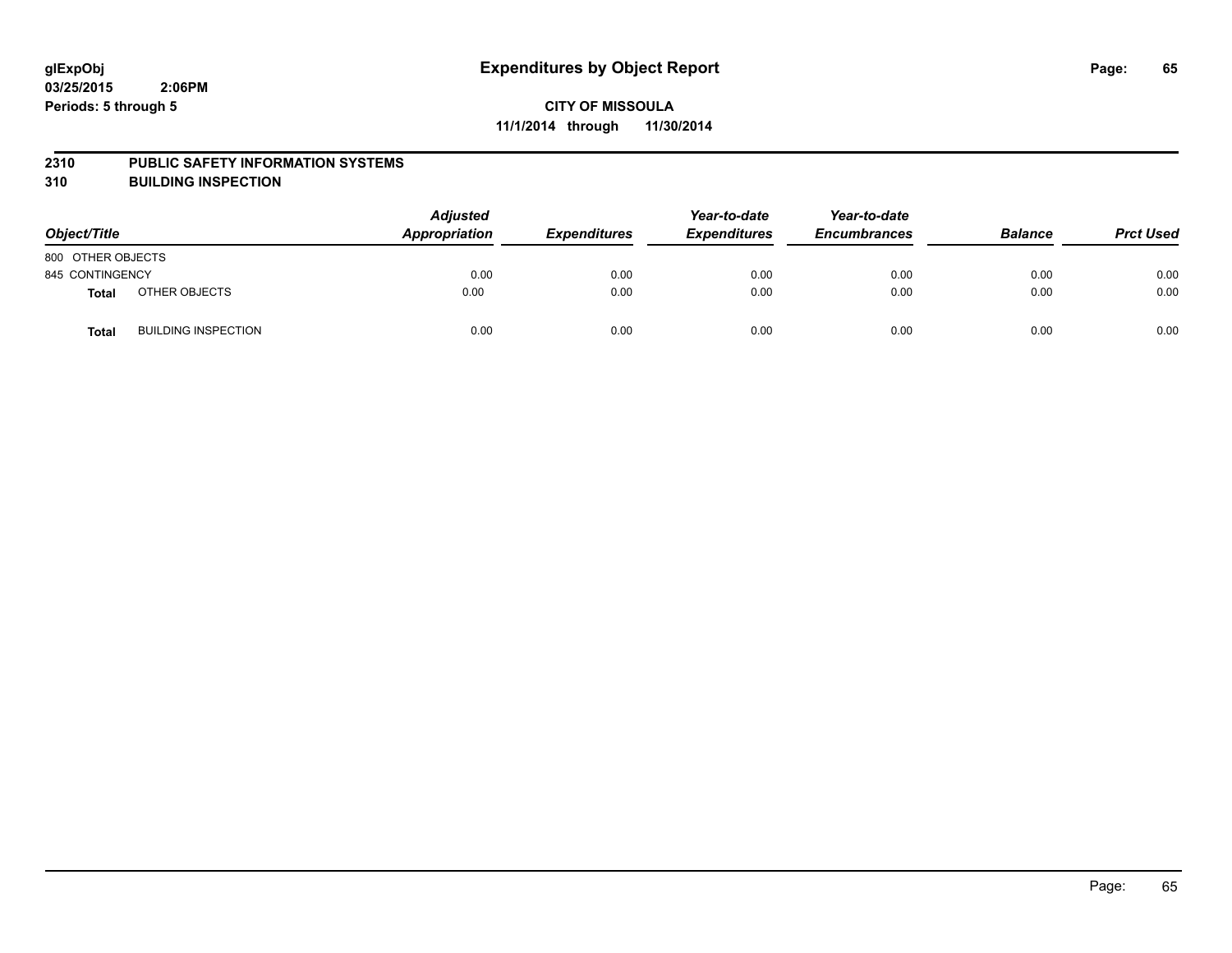glExpObj
03/25/2015 2:06PM
Periods: 5 through 5

# Expenditures by Object Report

**CITY OF MISSOULA**
**11/1/2014 through 11/30/2014**

**2310 PUBLIC SAFETY INFORMATION SYSTEMS**
**310 BUILDING INSPECTION**

| Object/Title | | *Adjusted Appropriation* | *Expenditures* | *Year-to-date Expenditures* | *Year-to-date Encumbrances* | *Balance* | *Prct Used* |
|---|---|---|---|---|---|---|---|
| 800 OTHER OBJECTS | | | | | | | |
| 845 CONTINGENCY | | 0.00 | 0.00 | 0.00 | 0.00 | 0.00 | 0.00 |
| **Total** | OTHER OBJECTS | 0.00 | 0.00 | 0.00 | 0.00 | 0.00 | 0.00 |
| **Total** | BUILDING INSPECTION | 0.00 | 0.00 | 0.00 | 0.00 | 0.00 | 0.00 |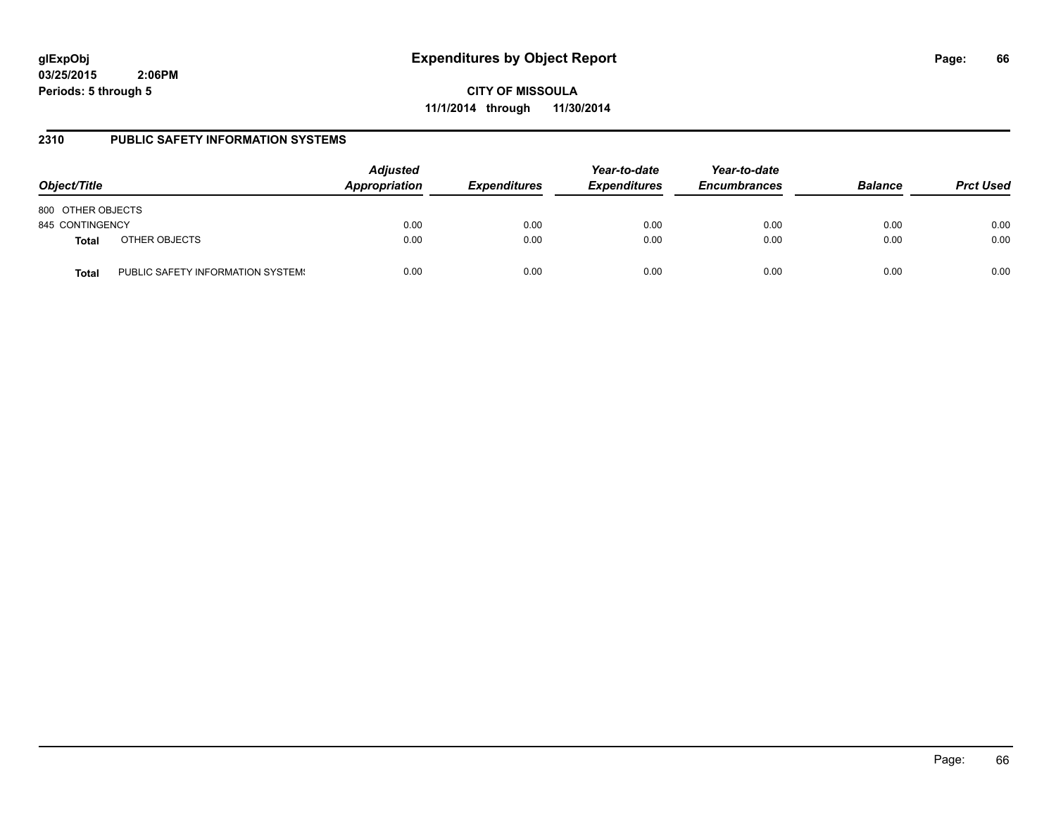**glExpObj**
**03/25/2015 2:06PM**
**Periods: 5 through 5**

# Expenditures by Object Report

**CITY OF MISSOULA**
**11/1/2014 through 11/30/2014**

## 2310 PUBLIC SAFETY INFORMATION SYSTEMS

| Object/Title | | Adjusted Appropriation | Expenditures | Year-to-date Expenditures | Year-to-date Encumbrances | Balance | Prct Used |
|---|---|---|---|---|---|---|---|
| 800 OTHER OBJECTS | | | | | | | |
| 845 CONTINGENCY | | 0.00 | 0.00 | 0.00 | 0.00 | 0.00 | 0.00 |
| **Total** | OTHER OBJECTS | 0.00 | 0.00 | 0.00 | 0.00 | 0.00 | 0.00 |
| **Total** | PUBLIC SAFETY INFORMATION SYSTEMS | 0.00 | 0.00 | 0.00 | 0.00 | 0.00 | 0.00 |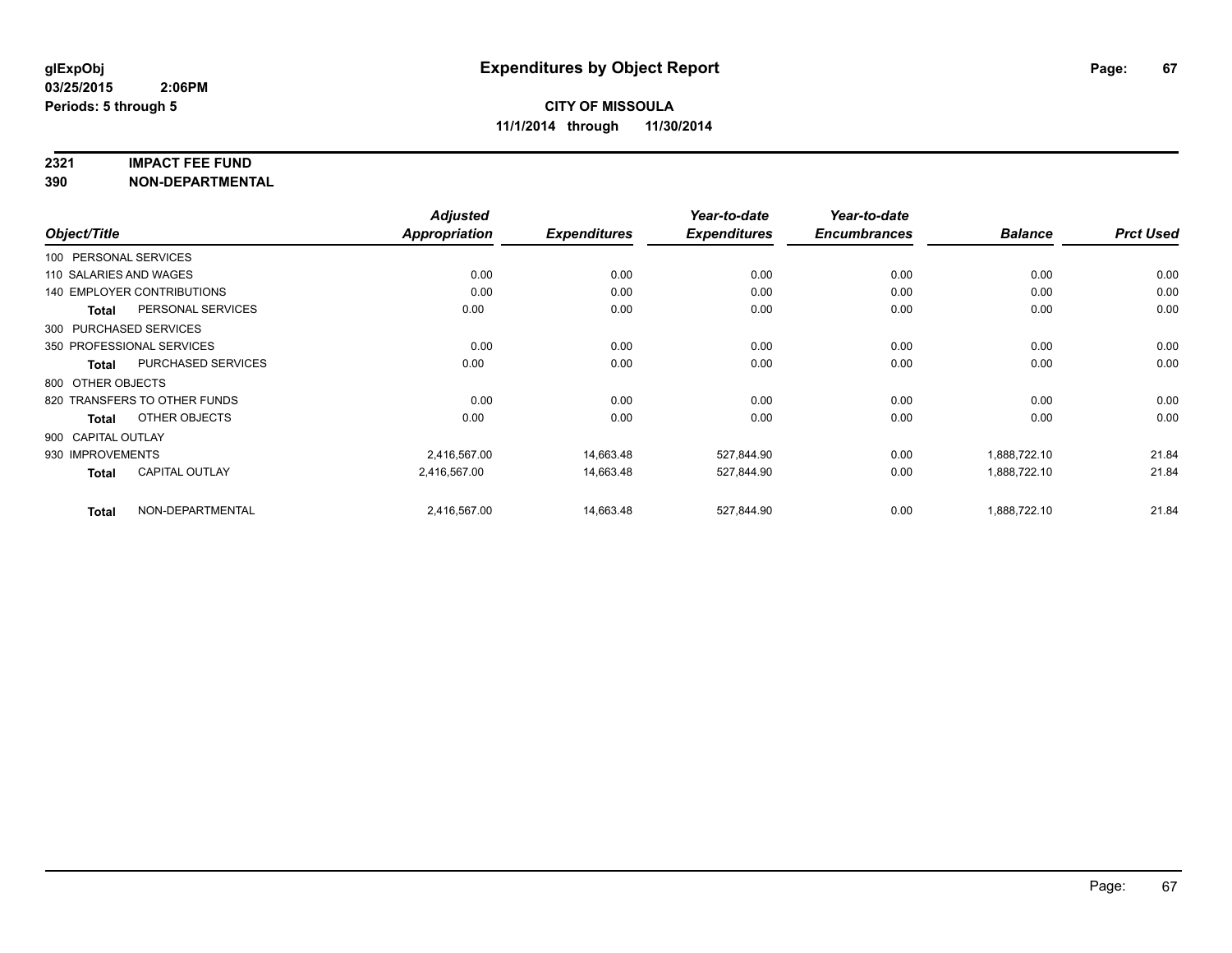# Expenditures by Object Report

**glExpObj**
**03/25/2015 2:06PM**
**Periods: 5 through 5**

**CITY OF MISSOULA**
**11/1/2014 through 11/30/2014**

**2321 IMPACT FEE FUND**
**390 NON-DEPARTMENTAL**

| Object/Title | | Adjusted Appropriation | Expenditures | Year-to-date Expenditures | Year-to-date Encumbrances | Balance | Prct Used |
|---|---|---|---|---|---|---|---|
| 100 PERSONAL SERVICES | | | | | | | |
| 110 SALARIES AND WAGES | | 0.00 | 0.00 | 0.00 | 0.00 | 0.00 | 0.00 |
| 140 EMPLOYER CONTRIBUTIONS | | 0.00 | 0.00 | 0.00 | 0.00 | 0.00 | 0.00 |
| **Total** | PERSONAL SERVICES | 0.00 | 0.00 | 0.00 | 0.00 | 0.00 | 0.00 |
| 300 PURCHASED SERVICES | | | | | | | |
| 350 PROFESSIONAL SERVICES | | 0.00 | 0.00 | 0.00 | 0.00 | 0.00 | 0.00 |
| **Total** | PURCHASED SERVICES | 0.00 | 0.00 | 0.00 | 0.00 | 0.00 | 0.00 |
| 800 OTHER OBJECTS | | | | | | | |
| 820 TRANSFERS TO OTHER FUNDS | | 0.00 | 0.00 | 0.00 | 0.00 | 0.00 | 0.00 |
| **Total** | OTHER OBJECTS | 0.00 | 0.00 | 0.00 | 0.00 | 0.00 | 0.00 |
| 900 CAPITAL OUTLAY | | | | | | | |
| 930 IMPROVEMENTS | | 2,416,567.00 | 14,663.48 | 527,844.90 | 0.00 | 1,888,722.10 | 21.84 |
| **Total** | CAPITAL OUTLAY | 2,416,567.00 | 14,663.48 | 527,844.90 | 0.00 | 1,888,722.10 | 21.84 |
| **Total** | NON-DEPARTMENTAL | 2,416,567.00 | 14,663.48 | 527,844.90 | 0.00 | 1,888,722.10 | 21.84 |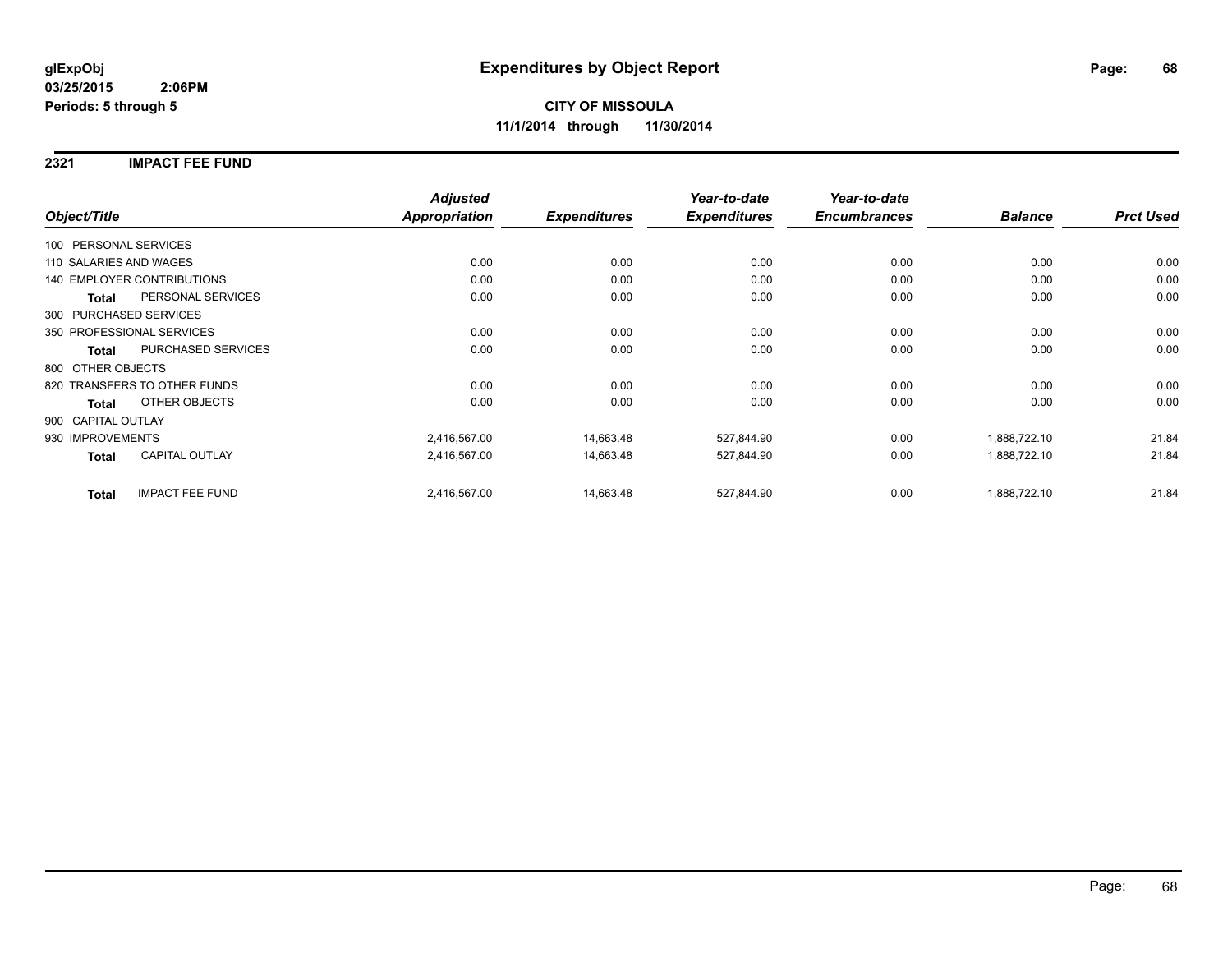**glExpObj**
**03/25/2015 2:06PM**
**Periods: 5 through 5**

# Expenditures by Object Report

**CITY OF MISSOULA**
**11/1/2014 through 11/30/2014**

## 2321 IMPACT FEE FUND

| Object/Title | Adjusted Appropriation | Expenditures | Year-to-date Expenditures | Year-to-date Encumbrances | Balance | Prct Used |
|---|---|---|---|---|---|---|
| 100 PERSONAL SERVICES | | | | | | |
| 110 SALARIES AND WAGES | 0.00 | 0.00 | 0.00 | 0.00 | 0.00 | 0.00 |
| 140 EMPLOYER CONTRIBUTIONS | 0.00 | 0.00 | 0.00 | 0.00 | 0.00 | 0.00 |
| **Total** PERSONAL SERVICES | 0.00 | 0.00 | 0.00 | 0.00 | 0.00 | 0.00 |
| 300 PURCHASED SERVICES | | | | | | |
| 350 PROFESSIONAL SERVICES | 0.00 | 0.00 | 0.00 | 0.00 | 0.00 | 0.00 |
| **Total** PURCHASED SERVICES | 0.00 | 0.00 | 0.00 | 0.00 | 0.00 | 0.00 |
| 800 OTHER OBJECTS | | | | | | |
| 820 TRANSFERS TO OTHER FUNDS | 0.00 | 0.00 | 0.00 | 0.00 | 0.00 | 0.00 |
| **Total** OTHER OBJECTS | 0.00 | 0.00 | 0.00 | 0.00 | 0.00 | 0.00 |
| 900 CAPITAL OUTLAY | | | | | | |
| 930 IMPROVEMENTS | 2,416,567.00 | 14,663.48 | 527,844.90 | 0.00 | 1,888,722.10 | 21.84 |
| **Total** CAPITAL OUTLAY | 2,416,567.00 | 14,663.48 | 527,844.90 | 0.00 | 1,888,722.10 | 21.84 |
| **Total** IMPACT FEE FUND | 2,416,567.00 | 14,663.48 | 527,844.90 | 0.00 | 1,888,722.10 | 21.84 |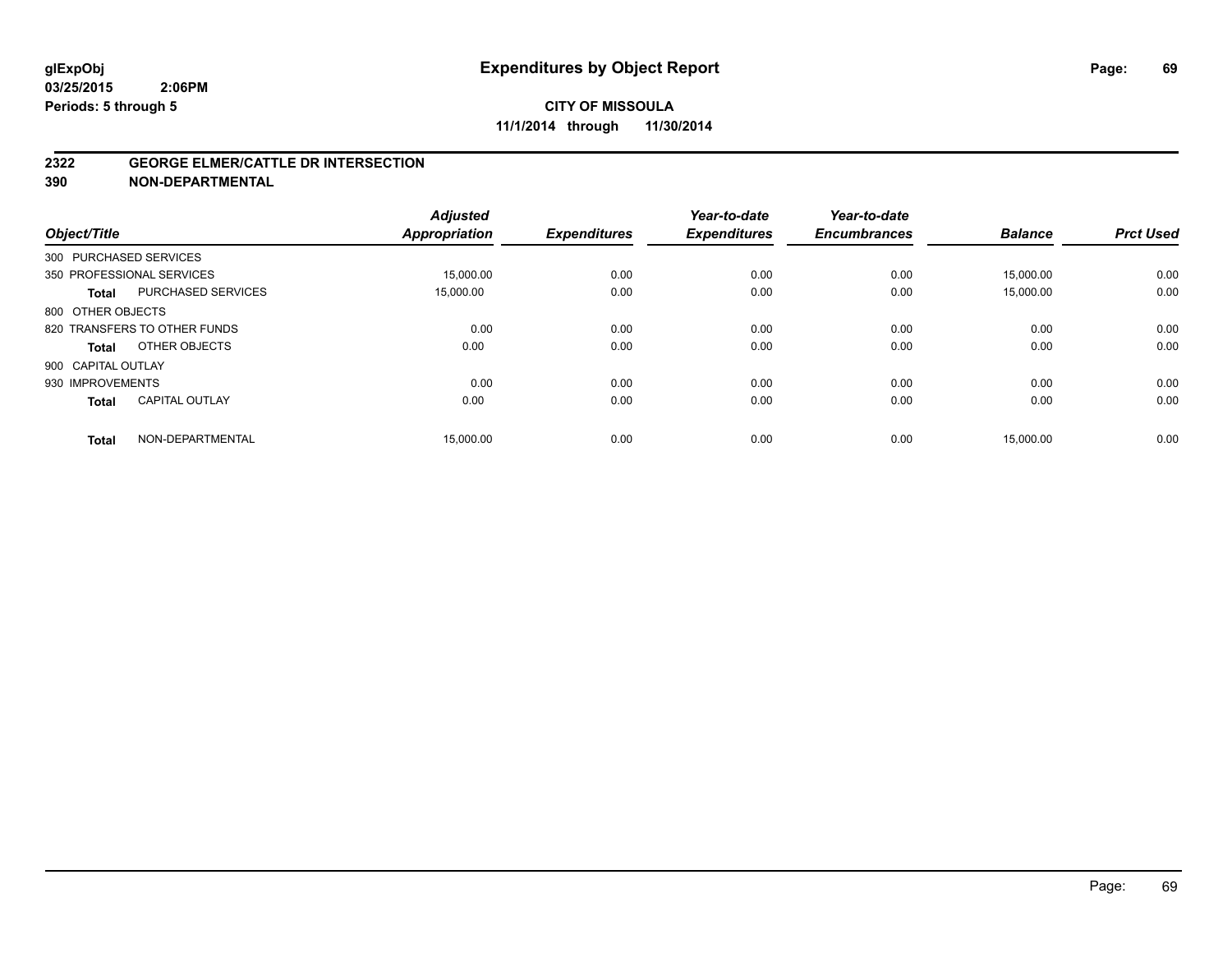**glExpObj** **Expenditures by Object Report**

**03/25/2015 2:06PM**

**Periods: 5 through 5**

**CITY OF MISSOULA**

**11/1/2014 through 11/30/2014**

## 2322 GEORGE ELMER/CATTLE DR INTERSECTION
## 390 NON-DEPARTMENTAL

| Object/Title | | Adjusted Appropriation | Expenditures | Year-to-date Expenditures | Year-to-date Encumbrances | Balance | Prct Used |
|---|---|---|---|---|---|---|---|
| 300 PURCHASED SERVICES | | | | | | | |
| 350 PROFESSIONAL SERVICES | | 15,000.00 | 0.00 | 0.00 | 0.00 | 15,000.00 | 0.00 |
| **Total** | PURCHASED SERVICES | 15,000.00 | 0.00 | 0.00 | 0.00 | 15,000.00 | 0.00 |
| 800 OTHER OBJECTS | | | | | | | |
| 820 TRANSFERS TO OTHER FUNDS | | 0.00 | 0.00 | 0.00 | 0.00 | 0.00 | 0.00 |
| **Total** | OTHER OBJECTS | 0.00 | 0.00 | 0.00 | 0.00 | 0.00 | 0.00 |
| 900 CAPITAL OUTLAY | | | | | | | |
| 930 IMPROVEMENTS | | 0.00 | 0.00 | 0.00 | 0.00 | 0.00 | 0.00 |
| **Total** | CAPITAL OUTLAY | 0.00 | 0.00 | 0.00 | 0.00 | 0.00 | 0.00 |
| **Total** | NON-DEPARTMENTAL | 15,000.00 | 0.00 | 0.00 | 0.00 | 15,000.00 | 0.00 |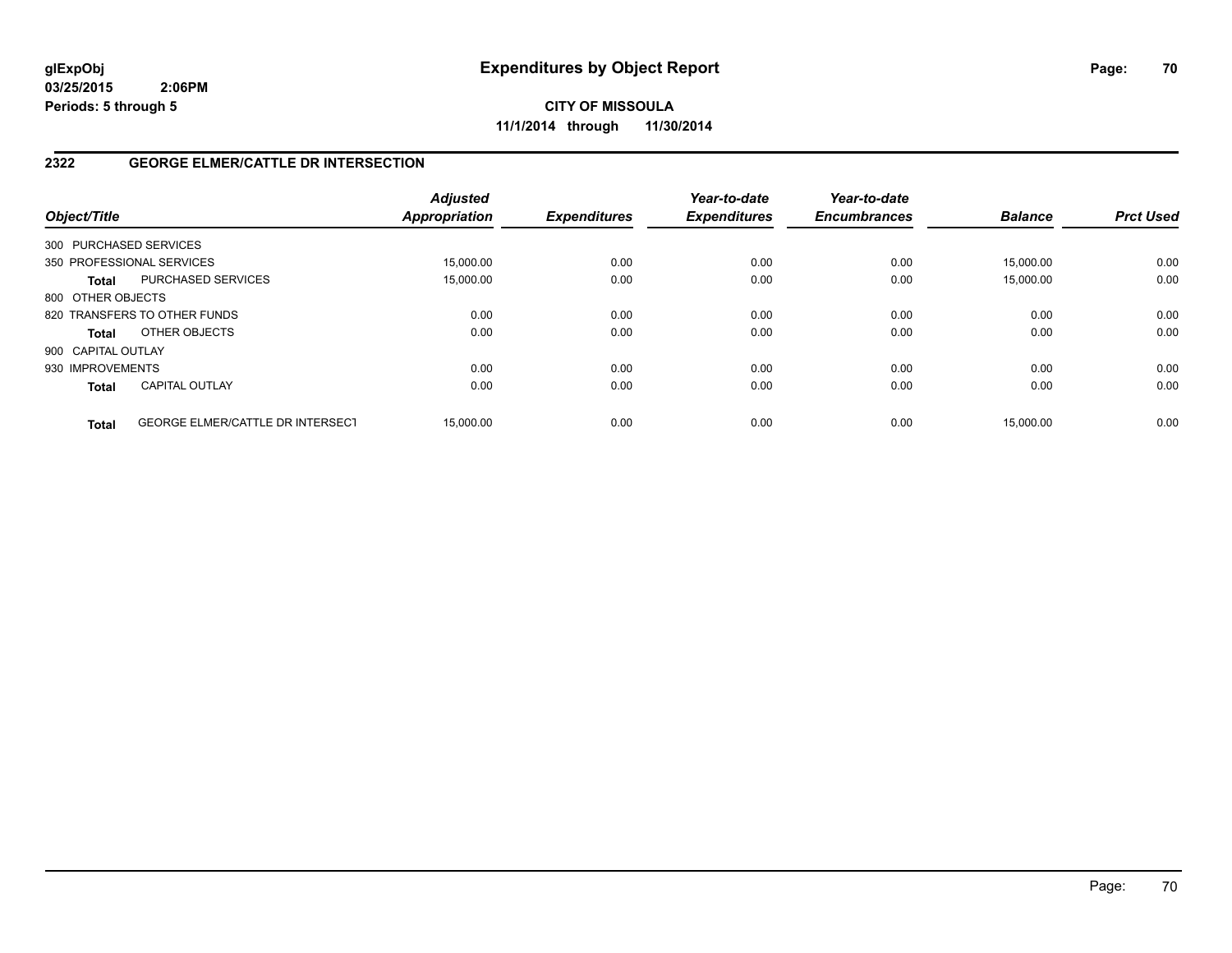**glExpObj**
**03/25/2015 2:06PM**
**Periods: 5 through 5**

# Expenditures by Object Report

**CITY OF MISSOULA**
**11/1/2014 through 11/30/2014**

## 2322 GEORGE ELMER/CATTLE DR INTERSECTION

| Object/Title | | Adjusted Appropriation | Expenditures | Year-to-date Expenditures | Year-to-date Encumbrances | Balance | Prct Used |
|---|---|---|---|---|---|---|---|
| 300 PURCHASED SERVICES | | | | | | | |
| 350 PROFESSIONAL SERVICES | | 15,000.00 | 0.00 | 0.00 | 0.00 | 15,000.00 | 0.00 |
| **Total** | PURCHASED SERVICES | 15,000.00 | 0.00 | 0.00 | 0.00 | 15,000.00 | 0.00 |
| 800 OTHER OBJECTS | | | | | | | |
| 820 TRANSFERS TO OTHER FUNDS | | 0.00 | 0.00 | 0.00 | 0.00 | 0.00 | 0.00 |
| **Total** | OTHER OBJECTS | 0.00 | 0.00 | 0.00 | 0.00 | 0.00 | 0.00 |
| 900 CAPITAL OUTLAY | | | | | | | |
| 930 IMPROVEMENTS | | 0.00 | 0.00 | 0.00 | 0.00 | 0.00 | 0.00 |
| **Total** | CAPITAL OUTLAY | 0.00 | 0.00 | 0.00 | 0.00 | 0.00 | 0.00 |
| **Total** | GEORGE ELMER/CATTLE DR INTERSECT | 15,000.00 | 0.00 | 0.00 | 0.00 | 15,000.00 | 0.00 |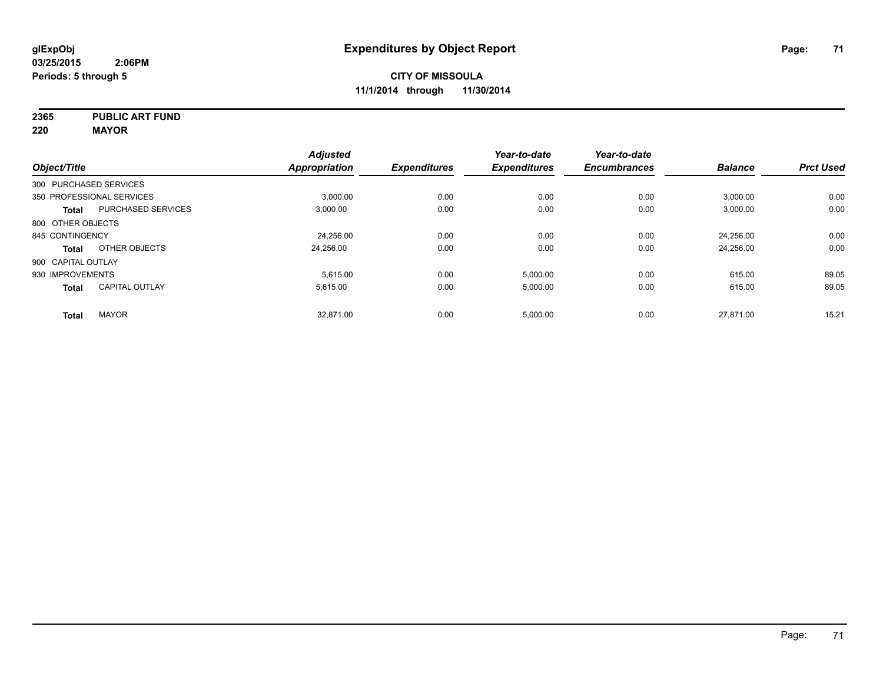**glExpObj**
**03/25/2015 2:06PM**
**Periods: 5 through 5**

# Expenditures by Object Report

**CITY OF MISSOULA**
**11/1/2014 through 11/30/2014**

**2365 PUBLIC ART FUND**
**220 MAYOR**

| Object/Title | | Adjusted Appropriation | Expenditures | Year-to-date Expenditures | Year-to-date Encumbrances | Balance | Prct Used |
|---|---|---|---|---|---|---|---|
| 300 PURCHASED SERVICES | | | | | | | |
| 350 PROFESSIONAL SERVICES | | 3,000.00 | 0.00 | 0.00 | 0.00 | 3,000.00 | 0.00 |
| **Total** | PURCHASED SERVICES | 3,000.00 | 0.00 | 0.00 | 0.00 | 3,000.00 | 0.00 |
| 800 OTHER OBJECTS | | | | | | | |
| 845 CONTINGENCY | | 24,256.00 | 0.00 | 0.00 | 0.00 | 24,256.00 | 0.00 |
| **Total** | OTHER OBJECTS | 24,256.00 | 0.00 | 0.00 | 0.00 | 24,256.00 | 0.00 |
| 900 CAPITAL OUTLAY | | | | | | | |
| 930 IMPROVEMENTS | | 5,615.00 | 0.00 | 5,000.00 | 0.00 | 615.00 | 89.05 |
| **Total** | CAPITAL OUTLAY | 5,615.00 | 0.00 | 5,000.00 | 0.00 | 615.00 | 89.05 |
| **Total** | MAYOR | 32,871.00 | 0.00 | 5,000.00 | 0.00 | 27,871.00 | 15.21 |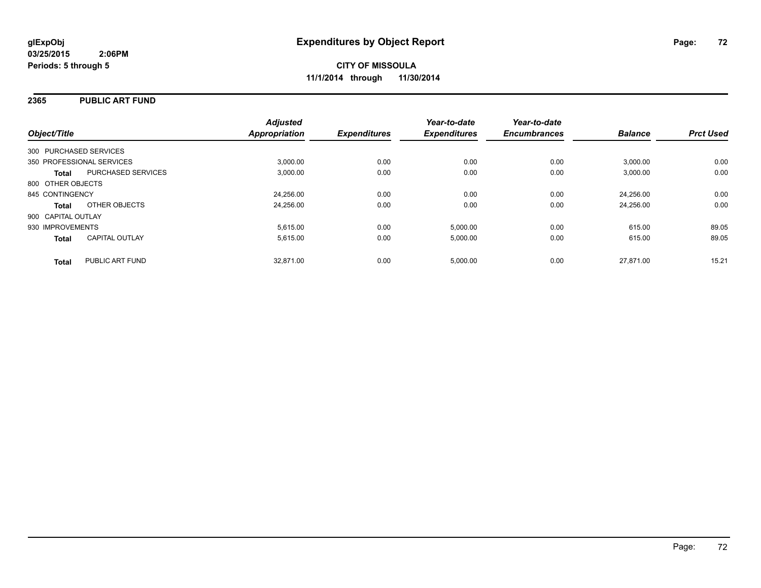# Expenditures by Object Report

glExpObj
03/25/2015 2:06PM
Periods: 5 through 5

**CITY OF MISSOULA**
**11/1/2014 through 11/30/2014**

## 2365 PUBLIC ART FUND

| Object/Title | | Adjusted Appropriation | Expenditures | Year-to-date Expenditures | Year-to-date Encumbrances | Balance | Prct Used |
|---|---|---|---|---|---|---|---|
| 300 PURCHASED SERVICES | | | | | | | |
| 350 PROFESSIONAL SERVICES | | 3,000.00 | 0.00 | 0.00 | 0.00 | 3,000.00 | 0.00 |
| **Total** | PURCHASED SERVICES | 3,000.00 | 0.00 | 0.00 | 0.00 | 3,000.00 | 0.00 |
| 800 OTHER OBJECTS | | | | | | | |
| 845 CONTINGENCY | | 24,256.00 | 0.00 | 0.00 | 0.00 | 24,256.00 | 0.00 |
| **Total** | OTHER OBJECTS | 24,256.00 | 0.00 | 0.00 | 0.00 | 24,256.00 | 0.00 |
| 900 CAPITAL OUTLAY | | | | | | | |
| 930 IMPROVEMENTS | | 5,615.00 | 0.00 | 5,000.00 | 0.00 | 615.00 | 89.05 |
| **Total** | CAPITAL OUTLAY | 5,615.00 | 0.00 | 5,000.00 | 0.00 | 615.00 | 89.05 |
| **Total** | PUBLIC ART FUND | 32,871.00 | 0.00 | 5,000.00 | 0.00 | 27,871.00 | 15.21 |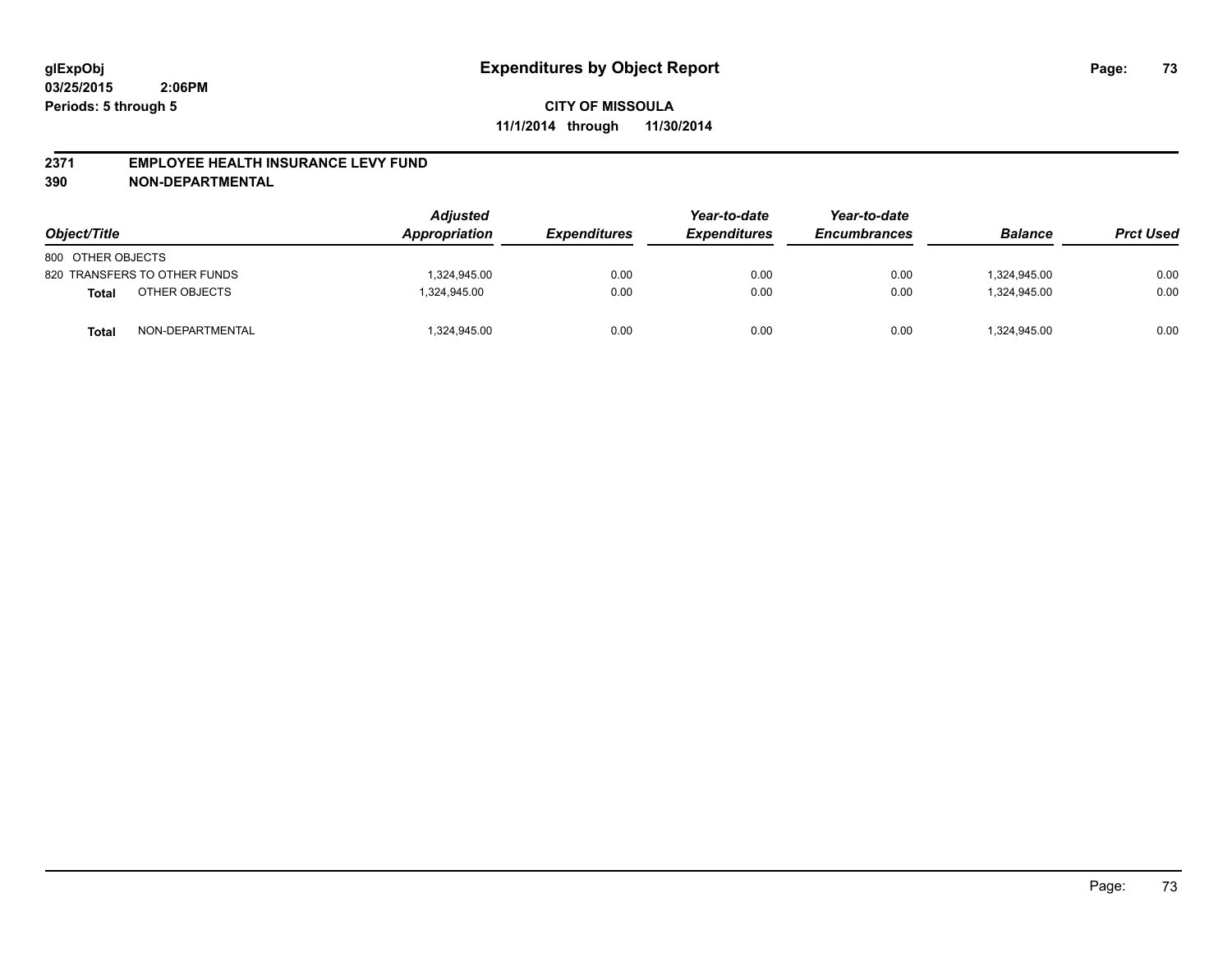**glExpObj**
**03/25/2015 2:06PM**
**Periods: 5 through 5**

# Expenditures by Object Report

**CITY OF MISSOULA**
**11/1/2014 through 11/30/2014**

## 2371 EMPLOYEE HEALTH INSURANCE LEVY FUND
## 390 NON-DEPARTMENTAL

| Object/Title | | Adjusted Appropriation | Expenditures | Year-to-date Expenditures | Year-to-date Encumbrances | Balance | Prct Used |
|---|---|---|---|---|---|---|---|
| 800 OTHER OBJECTS | | | | | | | |
| 820 TRANSFERS TO OTHER FUNDS | | 1,324,945.00 | 0.00 | 0.00 | 0.00 | 1,324,945.00 | 0.00 |
| **Total** | OTHER OBJECTS | 1,324,945.00 | 0.00 | 0.00 | 0.00 | 1,324,945.00 | 0.00 |
| **Total** | NON-DEPARTMENTAL | 1,324,945.00 | 0.00 | 0.00 | 0.00 | 1,324,945.00 | 0.00 |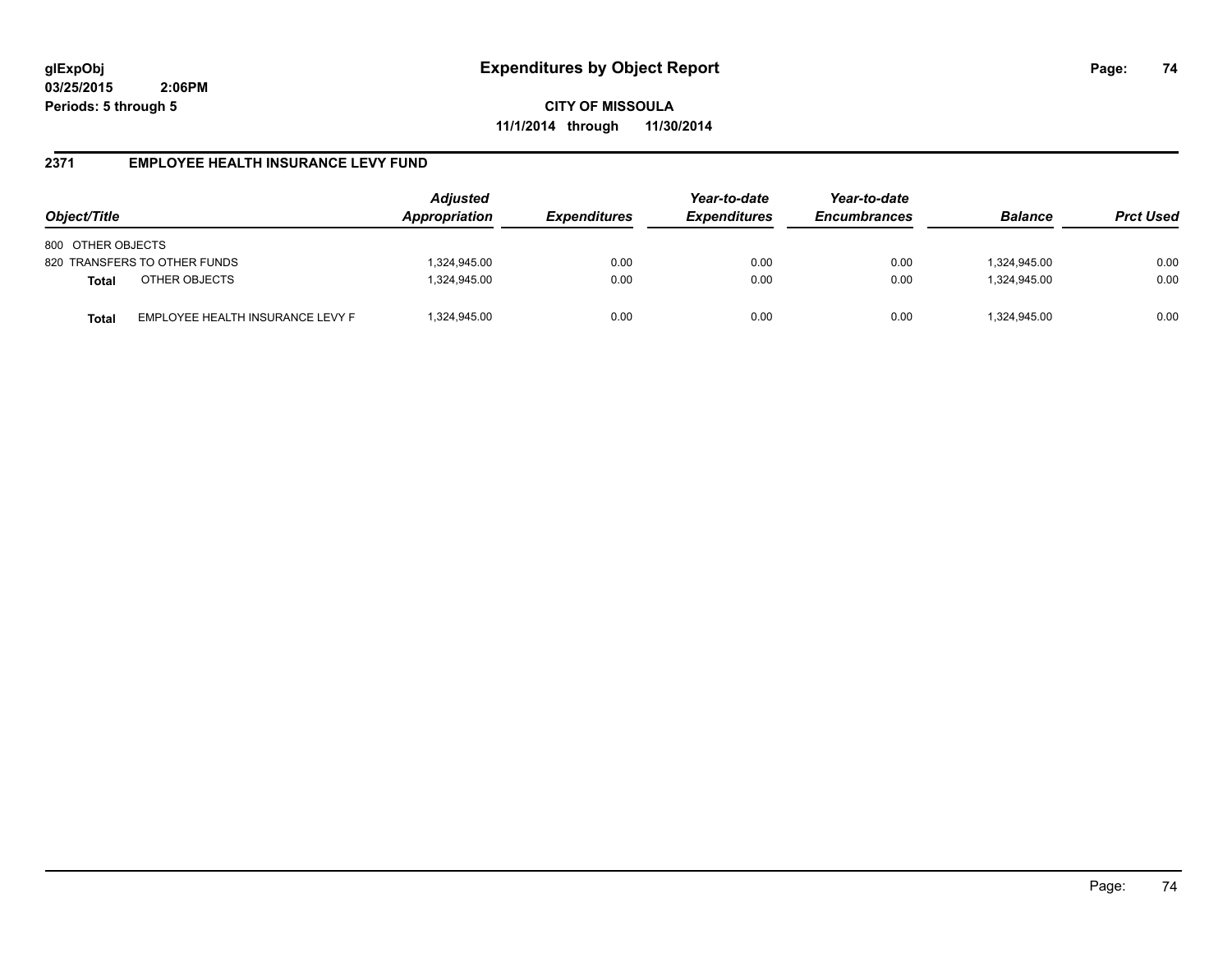# Expenditures by Object Report

glExpObj
03/25/2015 2:06PM
Periods: 5 through 5

**CITY OF MISSOULA**
**11/1/2014 through 11/30/2014**

## 2371 EMPLOYEE HEALTH INSURANCE LEVY FUND

| Object/Title | | Adjusted Appropriation | Expenditures | Year-to-date Expenditures | Year-to-date Encumbrances | Balance | Prct Used |
|---|---|---|---|---|---|---|---|
| 800 OTHER OBJECTS | | | | | | | |
| 820 TRANSFERS TO OTHER FUNDS | | 1,324,945.00 | 0.00 | 0.00 | 0.00 | 1,324,945.00 | 0.00 |
| **Total** | OTHER OBJECTS | 1,324,945.00 | 0.00 | 0.00 | 0.00 | 1,324,945.00 | 0.00 |
| **Total** | EMPLOYEE HEALTH INSURANCE LEVY F | 1,324,945.00 | 0.00 | 0.00 | 0.00 | 1,324,945.00 | 0.00 |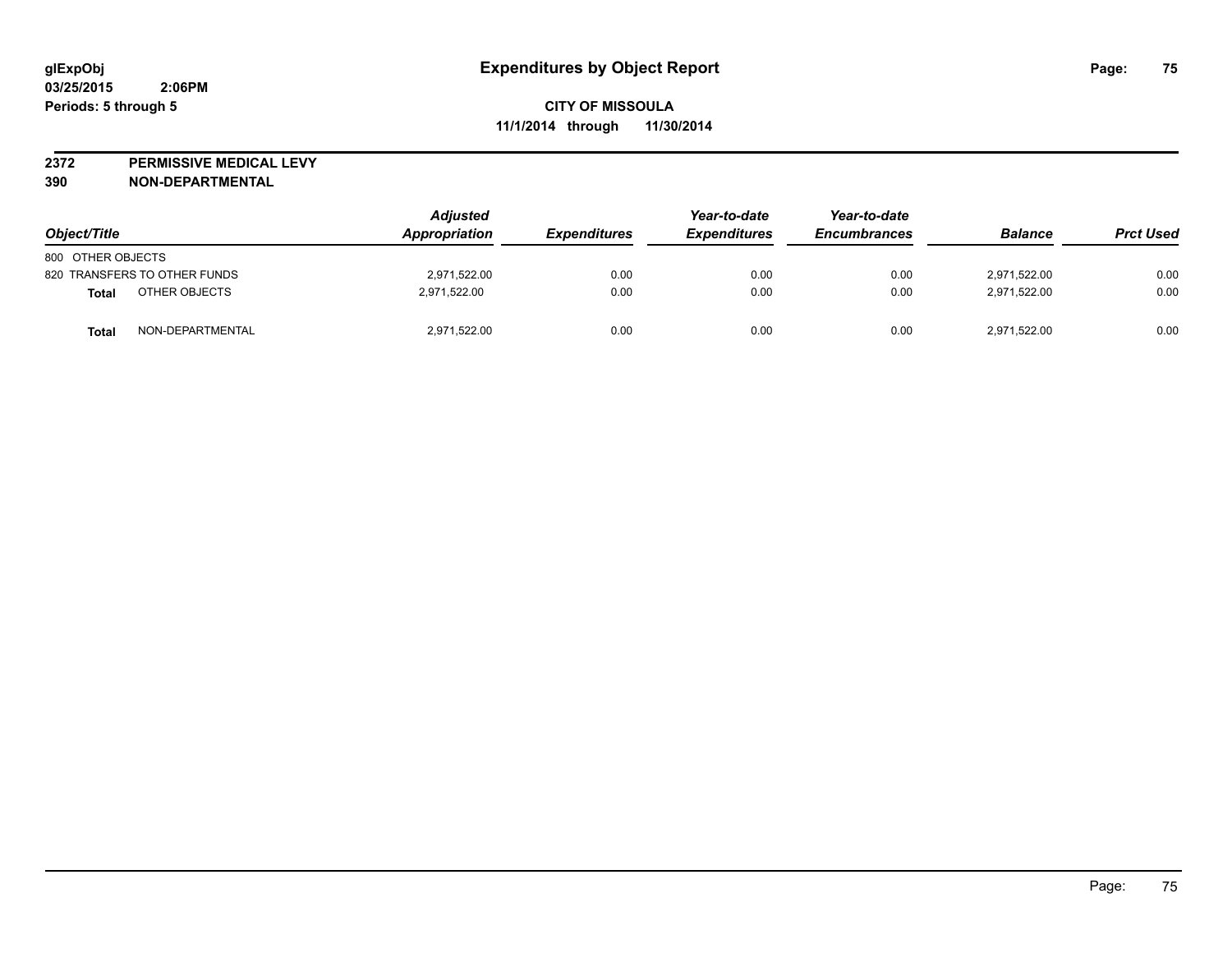**glExpObj**
**03/25/2015 2:06PM**
**Periods: 5 through 5**

# Expenditures by Object Report

**CITY OF MISSOULA**
**11/1/2014 through 11/30/2014**

**2372 PERMISSIVE MEDICAL LEVY**
**390 NON-DEPARTMENTAL**

| Object/Title | | Adjusted Appropriation | Expenditures | Year-to-date Expenditures | Year-to-date Encumbrances | Balance | Prct Used |
|---|---|---|---|---|---|---|---|
| 800 OTHER OBJECTS | | | | | | | |
| 820 TRANSFERS TO OTHER FUNDS | | 2,971,522.00 | 0.00 | 0.00 | 0.00 | 2,971,522.00 | 0.00 |
| **Total** | OTHER OBJECTS | 2,971,522.00 | 0.00 | 0.00 | 0.00 | 2,971,522.00 | 0.00 |
| **Total** | NON-DEPARTMENTAL | 2,971,522.00 | 0.00 | 0.00 | 0.00 | 2,971,522.00 | 0.00 |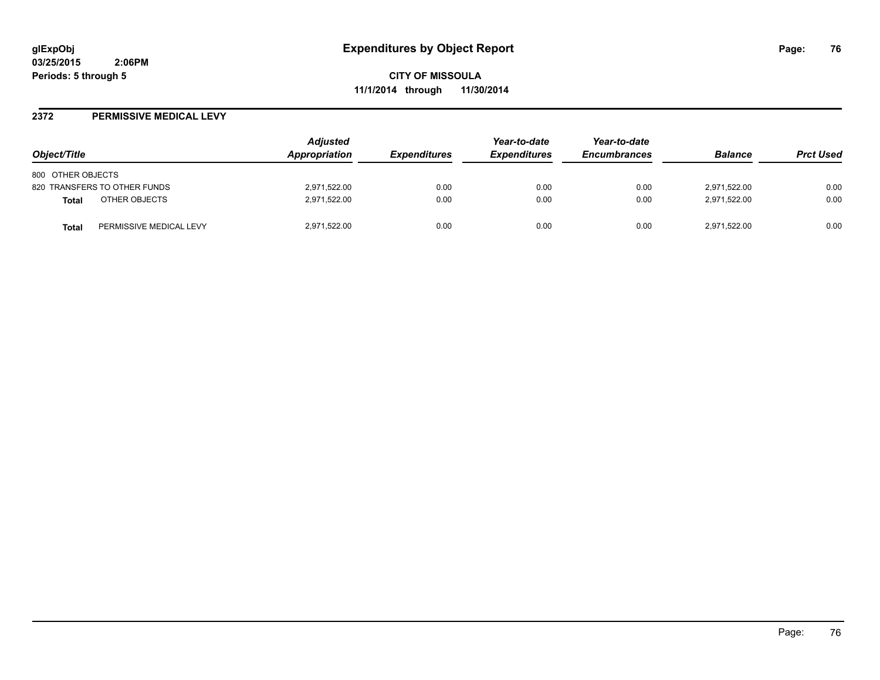# Expenditures by Object Report

**glExpObj**
**03/25/2015 2:06PM**
**Periods: 5 through 5**

**CITY OF MISSOULA**
**11/1/2014 through 11/30/2014**

## 2372 PERMISSIVE MEDICAL LEVY

| Object/Title | | Adjusted Appropriation | Expenditures | Year-to-date Expenditures | Year-to-date Encumbrances | Balance | Prct Used |
|---|---|---|---|---|---|---|---|
| 800 OTHER OBJECTS | | | | | | | |
| 820 TRANSFERS TO OTHER FUNDS | | 2,971,522.00 | 0.00 | 0.00 | 0.00 | 2,971,522.00 | 0.00 |
| **Total** | OTHER OBJECTS | 2,971,522.00 | 0.00 | 0.00 | 0.00 | 2,971,522.00 | 0.00 |
| **Total** | PERMISSIVE MEDICAL LEVY | 2,971,522.00 | 0.00 | 0.00 | 0.00 | 2,971,522.00 | 0.00 |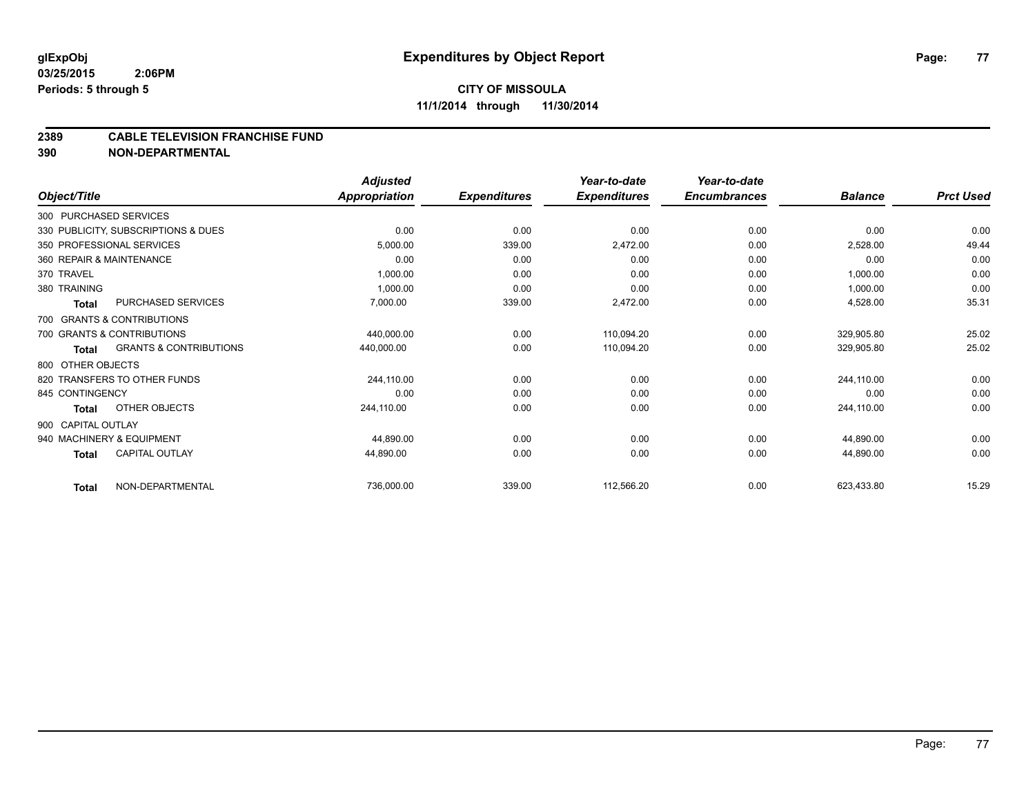**glExpObj**
**03/25/2015 2:06PM**
**Periods: 5 through 5**

# Expenditures by Object Report

**CITY OF MISSOULA**
**11/1/2014 through 11/30/2014**

## 2389 CABLE TELEVISION FRANCHISE FUND
## 390 NON-DEPARTMENTAL

| Object/Title | Adjusted Appropriation | Expenditures | Year-to-date Expenditures | Year-to-date Encumbrances | Balance | Prct Used |
|---|---|---|---|---|---|---|
| 300 PURCHASED SERVICES | | | | | | |
| 330 PUBLICITY, SUBSCRIPTIONS & DUES | 0.00 | 0.00 | 0.00 | 0.00 | 0.00 | 0.00 |
| 350 PROFESSIONAL SERVICES | 5,000.00 | 339.00 | 2,472.00 | 0.00 | 2,528.00 | 49.44 |
| 360 REPAIR & MAINTENANCE | 0.00 | 0.00 | 0.00 | 0.00 | 0.00 | 0.00 |
| 370 TRAVEL | 1,000.00 | 0.00 | 0.00 | 0.00 | 1,000.00 | 0.00 |
| 380 TRAINING | 1,000.00 | 0.00 | 0.00 | 0.00 | 1,000.00 | 0.00 |
| **Total** PURCHASED SERVICES | 7,000.00 | 339.00 | 2,472.00 | 0.00 | 4,528.00 | 35.31 |
| 700 GRANTS & CONTRIBUTIONS | | | | | | |
| 700 GRANTS & CONTRIBUTIONS | 440,000.00 | 0.00 | 110,094.20 | 0.00 | 329,905.80 | 25.02 |
| **Total** GRANTS & CONTRIBUTIONS | 440,000.00 | 0.00 | 110,094.20 | 0.00 | 329,905.80 | 25.02 |
| 800 OTHER OBJECTS | | | | | | |
| 820 TRANSFERS TO OTHER FUNDS | 244,110.00 | 0.00 | 0.00 | 0.00 | 244,110.00 | 0.00 |
| 845 CONTINGENCY | 0.00 | 0.00 | 0.00 | 0.00 | 0.00 | 0.00 |
| **Total** OTHER OBJECTS | 244,110.00 | 0.00 | 0.00 | 0.00 | 244,110.00 | 0.00 |
| 900 CAPITAL OUTLAY | | | | | | |
| 940 MACHINERY & EQUIPMENT | 44,890.00 | 0.00 | 0.00 | 0.00 | 44,890.00 | 0.00 |
| **Total** CAPITAL OUTLAY | 44,890.00 | 0.00 | 0.00 | 0.00 | 44,890.00 | 0.00 |
| **Total** NON-DEPARTMENTAL | 736,000.00 | 339.00 | 112,566.20 | 0.00 | 623,433.80 | 15.29 |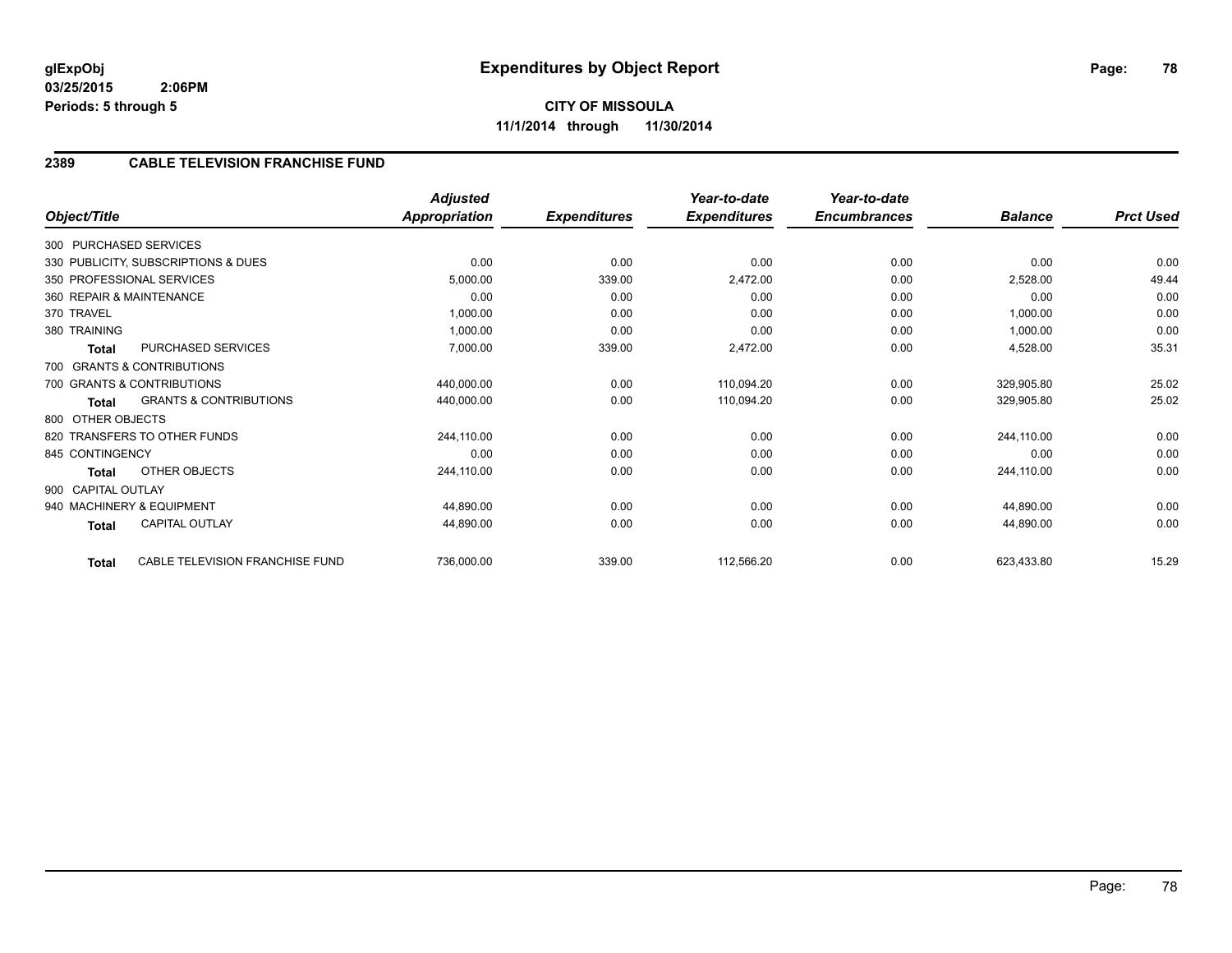**glExpObj**
**03/25/2015 2:06PM**
**Periods: 5 through 5**

# Expenditures by Object Report

**CITY OF MISSOULA**
**11/1/2014 through 11/30/2014**

## 2389 CABLE TELEVISION FRANCHISE FUND

| Object/Title | | Adjusted Appropriation | Expenditures | Year-to-date Expenditures | Year-to-date Encumbrances | Balance | Prct Used |
|---|---|---|---|---|---|---|---|
| 300 PURCHASED SERVICES | | | | | | | |
| 330 PUBLICITY, SUBSCRIPTIONS & DUES | | 0.00 | 0.00 | 0.00 | 0.00 | 0.00 | 0.00 |
| 350 PROFESSIONAL SERVICES | | 5,000.00 | 339.00 | 2,472.00 | 0.00 | 2,528.00 | 49.44 |
| 360 REPAIR & MAINTENANCE | | 0.00 | 0.00 | 0.00 | 0.00 | 0.00 | 0.00 |
| 370 TRAVEL | | 1,000.00 | 0.00 | 0.00 | 0.00 | 1,000.00 | 0.00 |
| 380 TRAINING | | 1,000.00 | 0.00 | 0.00 | 0.00 | 1,000.00 | 0.00 |
| **Total** | PURCHASED SERVICES | 7,000.00 | 339.00 | 2,472.00 | 0.00 | 4,528.00 | 35.31 |
| 700 GRANTS & CONTRIBUTIONS | | | | | | | |
| 700 GRANTS & CONTRIBUTIONS | | 440,000.00 | 0.00 | 110,094.20 | 0.00 | 329,905.80 | 25.02 |
| **Total** | GRANTS & CONTRIBUTIONS | 440,000.00 | 0.00 | 110,094.20 | 0.00 | 329,905.80 | 25.02 |
| 800 OTHER OBJECTS | | | | | | | |
| 820 TRANSFERS TO OTHER FUNDS | | 244,110.00 | 0.00 | 0.00 | 0.00 | 244,110.00 | 0.00 |
| 845 CONTINGENCY | | 0.00 | 0.00 | 0.00 | 0.00 | 0.00 | 0.00 |
| **Total** | OTHER OBJECTS | 244,110.00 | 0.00 | 0.00 | 0.00 | 244,110.00 | 0.00 |
| 900 CAPITAL OUTLAY | | | | | | | |
| 940 MACHINERY & EQUIPMENT | | 44,890.00 | 0.00 | 0.00 | 0.00 | 44,890.00 | 0.00 |
| **Total** | CAPITAL OUTLAY | 44,890.00 | 0.00 | 0.00 | 0.00 | 44,890.00 | 0.00 |
| **Total** | CABLE TELEVISION FRANCHISE FUND | 736,000.00 | 339.00 | 112,566.20 | 0.00 | 623,433.80 | 15.29 |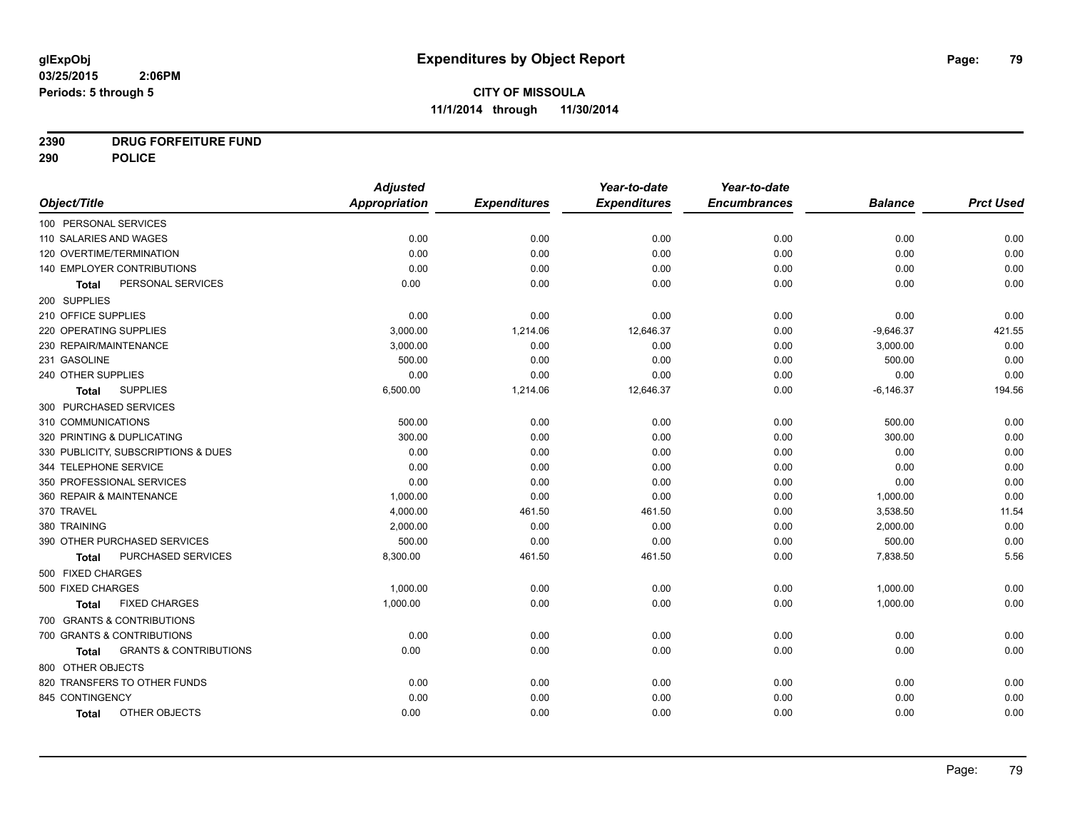# Expenditures by Object Report

glExpObj
03/25/2015 2:06PM
Periods: 5 through 5

**CITY OF MISSOULA**
**11/1/2014 through 11/30/2014**

**2390 DRUG FORFEITURE FUND**
**290 POLICE**

| Object/Title | Adjusted Appropriation | Expenditures | Year-to-date Expenditures | Year-to-date Encumbrances | Balance | Prct Used |
|---|---|---|---|---|---|---|
| 100 PERSONAL SERVICES | | | | | | |
| 110 SALARIES AND WAGES | 0.00 | 0.00 | 0.00 | 0.00 | 0.00 | 0.00 |
| 120 OVERTIME/TERMINATION | 0.00 | 0.00 | 0.00 | 0.00 | 0.00 | 0.00 |
| 140 EMPLOYER CONTRIBUTIONS | 0.00 | 0.00 | 0.00 | 0.00 | 0.00 | 0.00 |
| **Total** PERSONAL SERVICES | 0.00 | 0.00 | 0.00 | 0.00 | 0.00 | 0.00 |
| 200 SUPPLIES | | | | | | |
| 210 OFFICE SUPPLIES | 0.00 | 0.00 | 0.00 | 0.00 | 0.00 | 0.00 |
| 220 OPERATING SUPPLIES | 3,000.00 | 1,214.06 | 12,646.37 | 0.00 | -9,646.37 | 421.55 |
| 230 REPAIR/MAINTENANCE | 3,000.00 | 0.00 | 0.00 | 0.00 | 3,000.00 | 0.00 |
| 231 GASOLINE | 500.00 | 0.00 | 0.00 | 0.00 | 500.00 | 0.00 |
| 240 OTHER SUPPLIES | 0.00 | 0.00 | 0.00 | 0.00 | 0.00 | 0.00 |
| **Total** SUPPLIES | 6,500.00 | 1,214.06 | 12,646.37 | 0.00 | -6,146.37 | 194.56 |
| 300 PURCHASED SERVICES | | | | | | |
| 310 COMMUNICATIONS | 500.00 | 0.00 | 0.00 | 0.00 | 500.00 | 0.00 |
| 320 PRINTING & DUPLICATING | 300.00 | 0.00 | 0.00 | 0.00 | 300.00 | 0.00 |
| 330 PUBLICITY, SUBSCRIPTIONS & DUES | 0.00 | 0.00 | 0.00 | 0.00 | 0.00 | 0.00 |
| 344 TELEPHONE SERVICE | 0.00 | 0.00 | 0.00 | 0.00 | 0.00 | 0.00 |
| 350 PROFESSIONAL SERVICES | 0.00 | 0.00 | 0.00 | 0.00 | 0.00 | 0.00 |
| 360 REPAIR & MAINTENANCE | 1,000.00 | 0.00 | 0.00 | 0.00 | 1,000.00 | 0.00 |
| 370 TRAVEL | 4,000.00 | 461.50 | 461.50 | 0.00 | 3,538.50 | 11.54 |
| 380 TRAINING | 2,000.00 | 0.00 | 0.00 | 0.00 | 2,000.00 | 0.00 |
| 390 OTHER PURCHASED SERVICES | 500.00 | 0.00 | 0.00 | 0.00 | 500.00 | 0.00 |
| **Total** PURCHASED SERVICES | 8,300.00 | 461.50 | 461.50 | 0.00 | 7,838.50 | 5.56 |
| 500 FIXED CHARGES | | | | | | |
| 500 FIXED CHARGES | 1,000.00 | 0.00 | 0.00 | 0.00 | 1,000.00 | 0.00 |
| **Total** FIXED CHARGES | 1,000.00 | 0.00 | 0.00 | 0.00 | 1,000.00 | 0.00 |
| 700 GRANTS & CONTRIBUTIONS | | | | | | |
| 700 GRANTS & CONTRIBUTIONS | 0.00 | 0.00 | 0.00 | 0.00 | 0.00 | 0.00 |
| **Total** GRANTS & CONTRIBUTIONS | 0.00 | 0.00 | 0.00 | 0.00 | 0.00 | 0.00 |
| 800 OTHER OBJECTS | | | | | | |
| 820 TRANSFERS TO OTHER FUNDS | 0.00 | 0.00 | 0.00 | 0.00 | 0.00 | 0.00 |
| 845 CONTINGENCY | 0.00 | 0.00 | 0.00 | 0.00 | 0.00 | 0.00 |
| **Total** OTHER OBJECTS | 0.00 | 0.00 | 0.00 | 0.00 | 0.00 | 0.00 |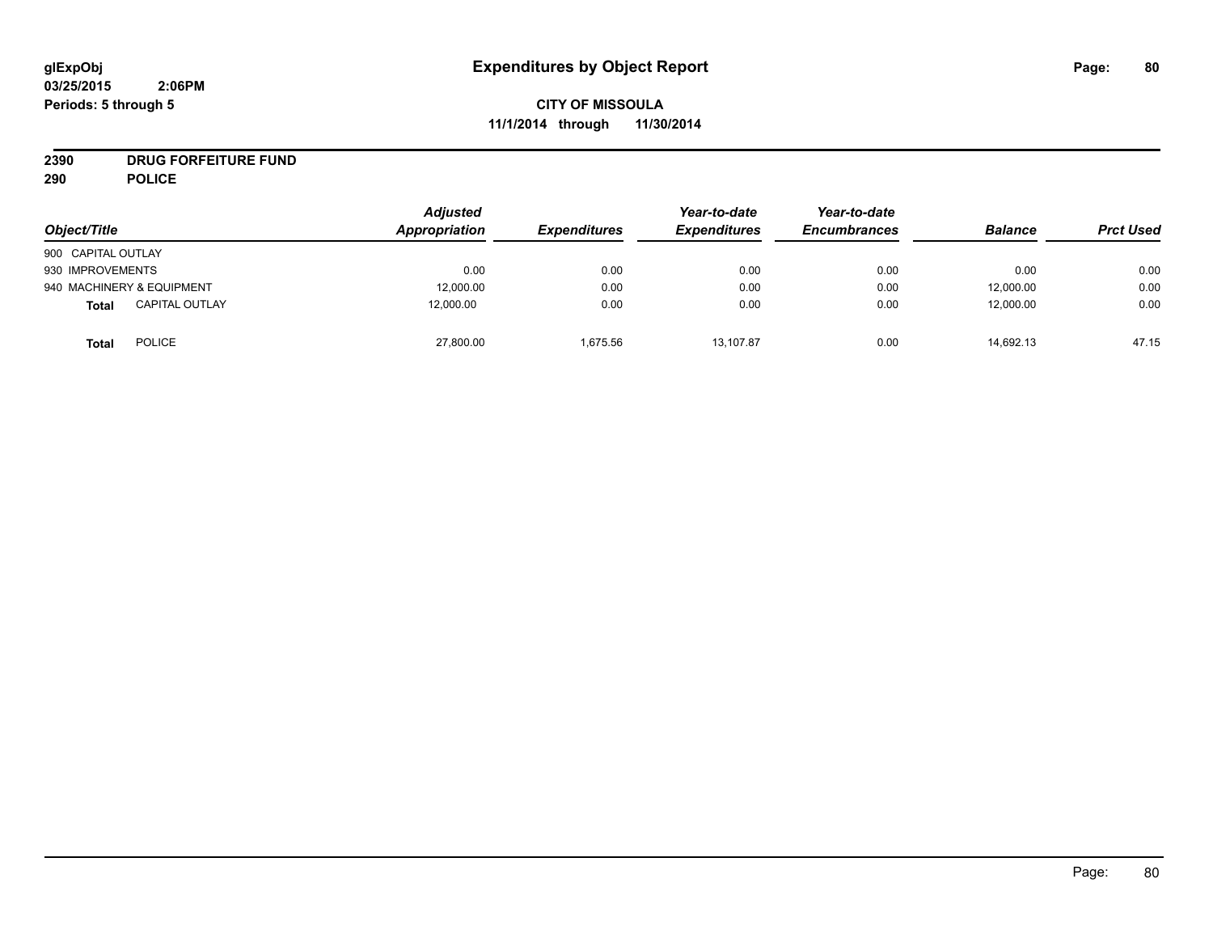**glExpObj**
**03/25/2015 2:06PM**
**Periods: 5 through 5**

# Expenditures by Object Report

**CITY OF MISSOULA**
**11/1/2014 through 11/30/2014**

**2390 DRUG FORFEITURE FUND**
**290 POLICE**

| Object/Title | Adjusted Appropriation | Expenditures | Year-to-date Expenditures | Year-to-date Encumbrances | Balance | Prct Used |
|---|---|---|---|---|---|---|
| 900 CAPITAL OUTLAY | | | | | | |
| 930 IMPROVEMENTS | 0.00 | 0.00 | 0.00 | 0.00 | 0.00 | 0.00 |
| 940 MACHINERY & EQUIPMENT | 12,000.00 | 0.00 | 0.00 | 0.00 | 12,000.00 | 0.00 |
| **Total** CAPITAL OUTLAY | 12,000.00 | 0.00 | 0.00 | 0.00 | 12,000.00 | 0.00 |
| **Total** POLICE | 27,800.00 | 1,675.56 | 13,107.87 | 0.00 | 14,692.13 | 47.15 |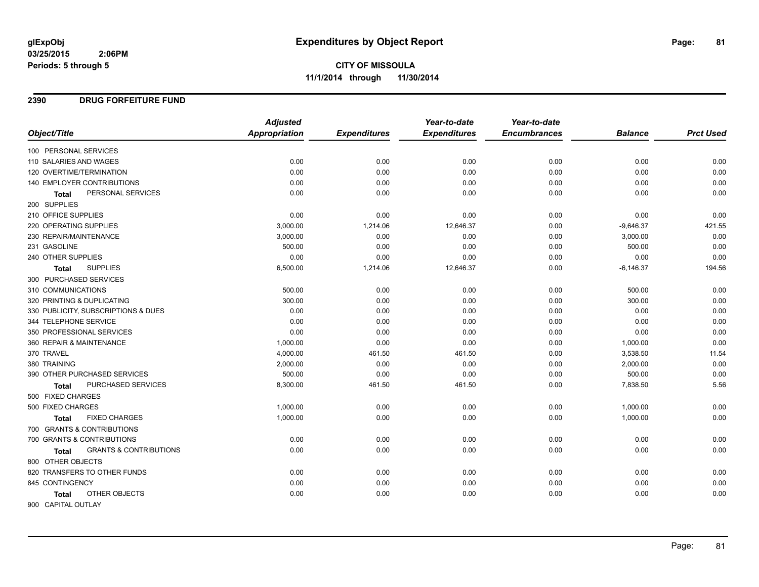**glExpObj**
**03/25/2015 2:06PM**
**Periods: 5 through 5**

# Expenditures by Object Report

**CITY OF MISSOULA**
**11/1/2014 through 11/30/2014**

## 2390 DRUG FORFEITURE FUND

| Object/Title | Adjusted Appropriation | Expenditures | Year-to-date Expenditures | Year-to-date Encumbrances | Balance | Prct Used |
|---|---|---|---|---|---|---|
| 100 PERSONAL SERVICES | | | | | | |
| 110 SALARIES AND WAGES | 0.00 | 0.00 | 0.00 | 0.00 | 0.00 | 0.00 |
| 120 OVERTIME/TERMINATION | 0.00 | 0.00 | 0.00 | 0.00 | 0.00 | 0.00 |
| 140 EMPLOYER CONTRIBUTIONS | 0.00 | 0.00 | 0.00 | 0.00 | 0.00 | 0.00 |
| **Total** PERSONAL SERVICES | 0.00 | 0.00 | 0.00 | 0.00 | 0.00 | 0.00 |
| 200 SUPPLIES | | | | | | |
| 210 OFFICE SUPPLIES | 0.00 | 0.00 | 0.00 | 0.00 | 0.00 | 0.00 |
| 220 OPERATING SUPPLIES | 3,000.00 | 1,214.06 | 12,646.37 | 0.00 | -9,646.37 | 421.55 |
| 230 REPAIR/MAINTENANCE | 3,000.00 | 0.00 | 0.00 | 0.00 | 3,000.00 | 0.00 |
| 231 GASOLINE | 500.00 | 0.00 | 0.00 | 0.00 | 500.00 | 0.00 |
| 240 OTHER SUPPLIES | 0.00 | 0.00 | 0.00 | 0.00 | 0.00 | 0.00 |
| **Total** SUPPLIES | 6,500.00 | 1,214.06 | 12,646.37 | 0.00 | -6,146.37 | 194.56 |
| 300 PURCHASED SERVICES | | | | | | |
| 310 COMMUNICATIONS | 500.00 | 0.00 | 0.00 | 0.00 | 500.00 | 0.00 |
| 320 PRINTING & DUPLICATING | 300.00 | 0.00 | 0.00 | 0.00 | 300.00 | 0.00 |
| 330 PUBLICITY, SUBSCRIPTIONS & DUES | 0.00 | 0.00 | 0.00 | 0.00 | 0.00 | 0.00 |
| 344 TELEPHONE SERVICE | 0.00 | 0.00 | 0.00 | 0.00 | 0.00 | 0.00 |
| 350 PROFESSIONAL SERVICES | 0.00 | 0.00 | 0.00 | 0.00 | 0.00 | 0.00 |
| 360 REPAIR & MAINTENANCE | 1,000.00 | 0.00 | 0.00 | 0.00 | 1,000.00 | 0.00 |
| 370 TRAVEL | 4,000.00 | 461.50 | 461.50 | 0.00 | 3,538.50 | 11.54 |
| 380 TRAINING | 2,000.00 | 0.00 | 0.00 | 0.00 | 2,000.00 | 0.00 |
| 390 OTHER PURCHASED SERVICES | 500.00 | 0.00 | 0.00 | 0.00 | 500.00 | 0.00 |
| **Total** PURCHASED SERVICES | 8,300.00 | 461.50 | 461.50 | 0.00 | 7,838.50 | 5.56 |
| 500 FIXED CHARGES | | | | | | |
| 500 FIXED CHARGES | 1,000.00 | 0.00 | 0.00 | 0.00 | 1,000.00 | 0.00 |
| **Total** FIXED CHARGES | 1,000.00 | 0.00 | 0.00 | 0.00 | 1,000.00 | 0.00 |
| 700 GRANTS & CONTRIBUTIONS | | | | | | |
| 700 GRANTS & CONTRIBUTIONS | 0.00 | 0.00 | 0.00 | 0.00 | 0.00 | 0.00 |
| **Total** GRANTS & CONTRIBUTIONS | 0.00 | 0.00 | 0.00 | 0.00 | 0.00 | 0.00 |
| 800 OTHER OBJECTS | | | | | | |
| 820 TRANSFERS TO OTHER FUNDS | 0.00 | 0.00 | 0.00 | 0.00 | 0.00 | 0.00 |
| 845 CONTINGENCY | 0.00 | 0.00 | 0.00 | 0.00 | 0.00 | 0.00 |
| **Total** OTHER OBJECTS | 0.00 | 0.00 | 0.00 | 0.00 | 0.00 | 0.00 |
| 900 CAPITAL OUTLAY | | | | | | |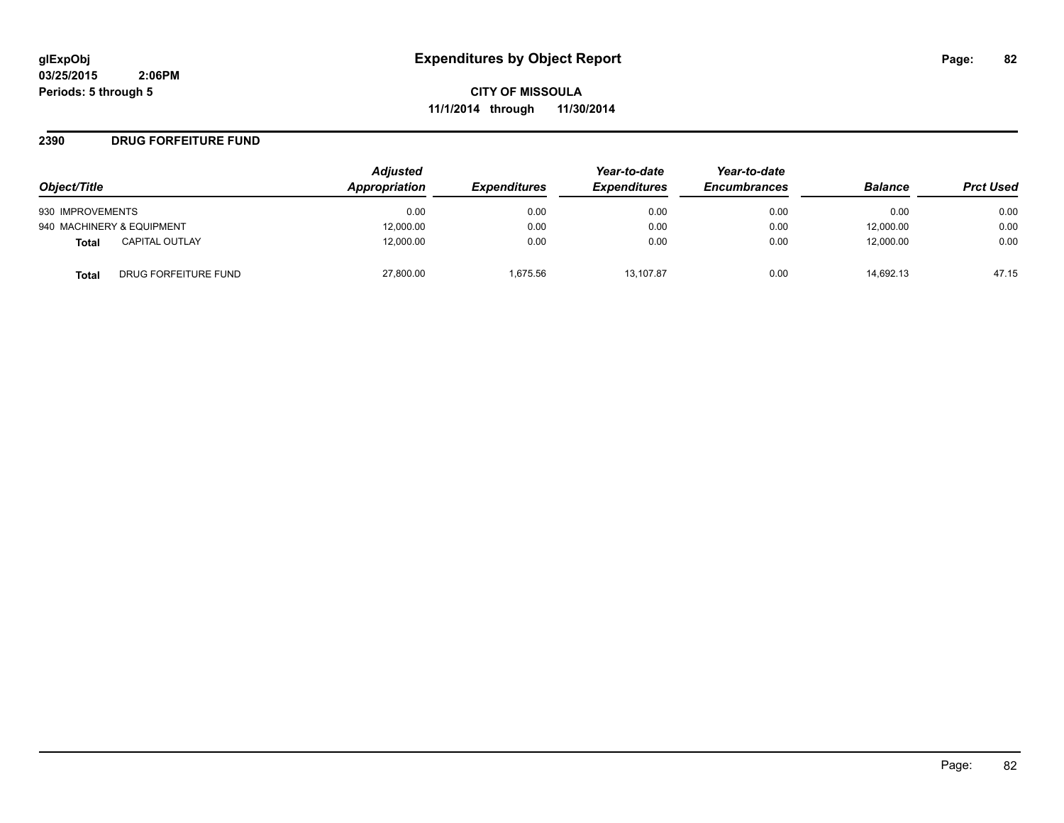# Expenditures by Object Report

glExpObj
03/25/2015 2:06PM
Periods: 5 through 5

**CITY OF MISSOULA**
**11/1/2014 through 11/30/2014**

## 2390 DRUG FORFEITURE FUND

| Object/Title | | Adjusted Appropriation | Expenditures | Year-to-date Expenditures | Year-to-date Encumbrances | Balance | Prct Used |
|---|---|---|---|---|---|---|---|
| 930 IMPROVEMENTS | | 0.00 | 0.00 | 0.00 | 0.00 | 0.00 | 0.00 |
| 940 MACHINERY & EQUIPMENT | | 12,000.00 | 0.00 | 0.00 | 0.00 | 12,000.00 | 0.00 |
| **Total** | CAPITAL OUTLAY | 12,000.00 | 0.00 | 0.00 | 0.00 | 12,000.00 | 0.00 |
| **Total** | DRUG FORFEITURE FUND | 27,800.00 | 1,675.56 | 13,107.87 | 0.00 | 14,692.13 | 47.15 |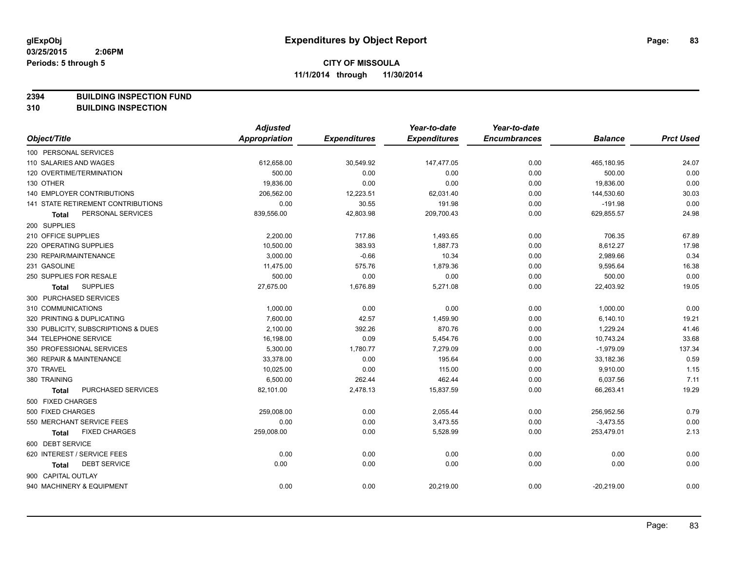# Expenditures by Object Report

glExpObj
03/25/2015 2:06PM
Periods: 5 through 5

**CITY OF MISSOULA**
**11/1/2014 through 11/30/2014**

**2394 BUILDING INSPECTION FUND**
**310 BUILDING INSPECTION**

| Object/Title | Adjusted Appropriation | Expenditures | Year-to-date Expenditures | Year-to-date Encumbrances | Balance | Prct Used |
|---|---|---|---|---|---|---|
| 100 PERSONAL SERVICES | | | | | | |
| 110 SALARIES AND WAGES | 612,658.00 | 30,549.92 | 147,477.05 | 0.00 | 465,180.95 | 24.07 |
| 120 OVERTIME/TERMINATION | 500.00 | 0.00 | 0.00 | 0.00 | 500.00 | 0.00 |
| 130 OTHER | 19,836.00 | 0.00 | 0.00 | 0.00 | 19,836.00 | 0.00 |
| 140 EMPLOYER CONTRIBUTIONS | 206,562.00 | 12,223.51 | 62,031.40 | 0.00 | 144,530.60 | 30.03 |
| 141 STATE RETIREMENT CONTRIBUTIONS | 0.00 | 30.55 | 191.98 | 0.00 | -191.98 | 0.00 |
| **Total** PERSONAL SERVICES | 839,556.00 | 42,803.98 | 209,700.43 | 0.00 | 629,855.57 | 24.98 |
| 200 SUPPLIES | | | | | | |
| 210 OFFICE SUPPLIES | 2,200.00 | 717.86 | 1,493.65 | 0.00 | 706.35 | 67.89 |
| 220 OPERATING SUPPLIES | 10,500.00 | 383.93 | 1,887.73 | 0.00 | 8,612.27 | 17.98 |
| 230 REPAIR/MAINTENANCE | 3,000.00 | -0.66 | 10.34 | 0.00 | 2,989.66 | 0.34 |
| 231 GASOLINE | 11,475.00 | 575.76 | 1,879.36 | 0.00 | 9,595.64 | 16.38 |
| 250 SUPPLIES FOR RESALE | 500.00 | 0.00 | 0.00 | 0.00 | 500.00 | 0.00 |
| **Total** SUPPLIES | 27,675.00 | 1,676.89 | 5,271.08 | 0.00 | 22,403.92 | 19.05 |
| 300 PURCHASED SERVICES | | | | | | |
| 310 COMMUNICATIONS | 1,000.00 | 0.00 | 0.00 | 0.00 | 1,000.00 | 0.00 |
| 320 PRINTING & DUPLICATING | 7,600.00 | 42.57 | 1,459.90 | 0.00 | 6,140.10 | 19.21 |
| 330 PUBLICITY, SUBSCRIPTIONS & DUES | 2,100.00 | 392.26 | 870.76 | 0.00 | 1,229.24 | 41.46 |
| 344 TELEPHONE SERVICE | 16,198.00 | 0.09 | 5,454.76 | 0.00 | 10,743.24 | 33.68 |
| 350 PROFESSIONAL SERVICES | 5,300.00 | 1,780.77 | 7,279.09 | 0.00 | -1,979.09 | 137.34 |
| 360 REPAIR & MAINTENANCE | 33,378.00 | 0.00 | 195.64 | 0.00 | 33,182.36 | 0.59 |
| 370 TRAVEL | 10,025.00 | 0.00 | 115.00 | 0.00 | 9,910.00 | 1.15 |
| 380 TRAINING | 6,500.00 | 262.44 | 462.44 | 0.00 | 6,037.56 | 7.11 |
| **Total** PURCHASED SERVICES | 82,101.00 | 2,478.13 | 15,837.59 | 0.00 | 66,263.41 | 19.29 |
| 500 FIXED CHARGES | | | | | | |
| 500 FIXED CHARGES | 259,008.00 | 0.00 | 2,055.44 | 0.00 | 256,952.56 | 0.79 |
| 550 MERCHANT SERVICE FEES | 0.00 | 0.00 | 3,473.55 | 0.00 | -3,473.55 | 0.00 |
| **Total** FIXED CHARGES | 259,008.00 | 0.00 | 5,528.99 | 0.00 | 253,479.01 | 2.13 |
| 600 DEBT SERVICE | | | | | | |
| 620 INTEREST / SERVICE FEES | 0.00 | 0.00 | 0.00 | 0.00 | 0.00 | 0.00 |
| **Total** DEBT SERVICE | 0.00 | 0.00 | 0.00 | 0.00 | 0.00 | 0.00 |
| 900 CAPITAL OUTLAY | | | | | | |
| 940 MACHINERY & EQUIPMENT | 0.00 | 0.00 | 20,219.00 | 0.00 | -20,219.00 | 0.00 |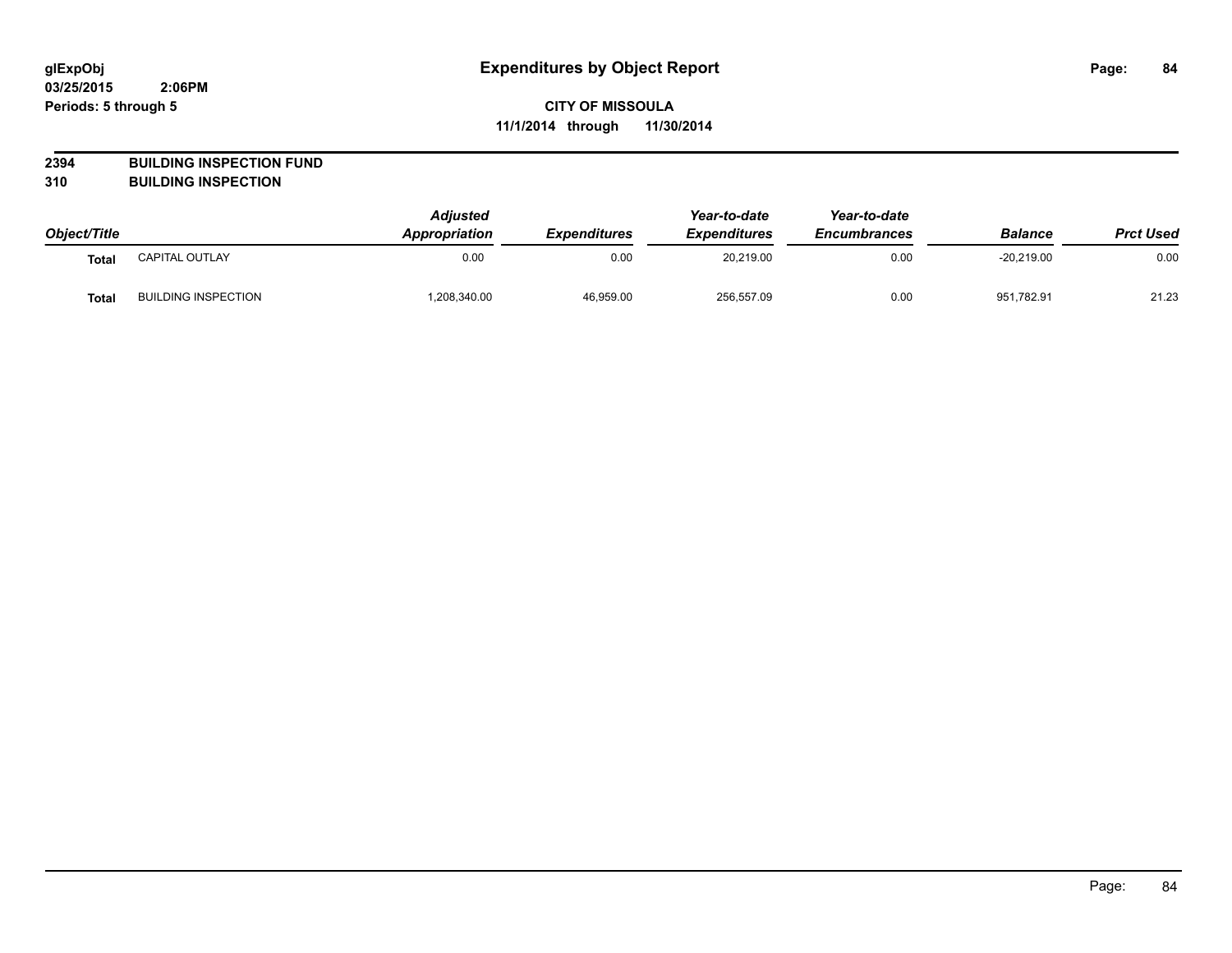# Expenditures by Object Report

glExpObj
03/25/2015 2:06PM
Periods: 5 through 5

**CITY OF MISSOULA**
**11/1/2014 through 11/30/2014**

**2394 BUILDING INSPECTION FUND**
**310 BUILDING INSPECTION**

| Object/Title | | Adjusted Appropriation | Expenditures | Year-to-date Expenditures | Year-to-date Encumbrances | Balance | Prct Used |
|---|---|---|---|---|---|---|---|
| Total | CAPITAL OUTLAY | 0.00 | 0.00 | 20,219.00 | 0.00 | -20,219.00 | 0.00 |
| Total | BUILDING INSPECTION | 1,208,340.00 | 46,959.00 | 256,557.09 | 0.00 | 951,782.91 | 21.23 |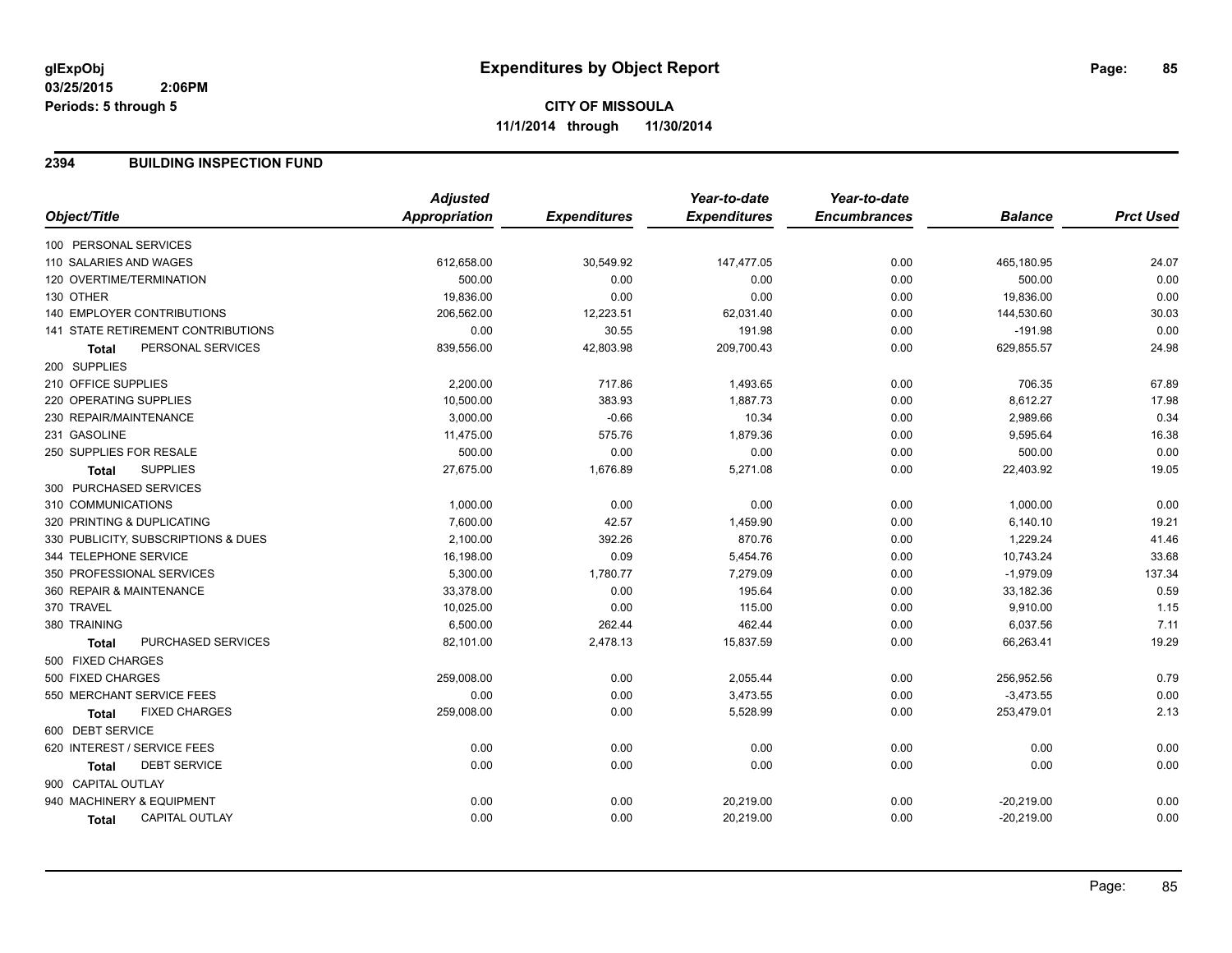**glExpObj**
**03/25/2015 2:06PM**
**Periods: 5 through 5**

# Expenditures by Object Report

**CITY OF MISSOULA**
**11/1/2014 through 11/30/2014**

## 2394 BUILDING INSPECTION FUND

| Object/Title | Adjusted Appropriation | Expenditures | Year-to-date Expenditures | Year-to-date Encumbrances | Balance | Prct Used |
|---|---|---|---|---|---|---|
| 100 PERSONAL SERVICES | | | | | | |
| 110 SALARIES AND WAGES | 612,658.00 | 30,549.92 | 147,477.05 | 0.00 | 465,180.95 | 24.07 |
| 120 OVERTIME/TERMINATION | 500.00 | 0.00 | 0.00 | 0.00 | 500.00 | 0.00 |
| 130 OTHER | 19,836.00 | 0.00 | 0.00 | 0.00 | 19,836.00 | 0.00 |
| 140 EMPLOYER CONTRIBUTIONS | 206,562.00 | 12,223.51 | 62,031.40 | 0.00 | 144,530.60 | 30.03 |
| 141 STATE RETIREMENT CONTRIBUTIONS | 0.00 | 30.55 | 191.98 | 0.00 | -191.98 | 0.00 |
| **Total** PERSONAL SERVICES | 839,556.00 | 42,803.98 | 209,700.43 | 0.00 | 629,855.57 | 24.98 |
| 200 SUPPLIES | | | | | | |
| 210 OFFICE SUPPLIES | 2,200.00 | 717.86 | 1,493.65 | 0.00 | 706.35 | 67.89 |
| 220 OPERATING SUPPLIES | 10,500.00 | 383.93 | 1,887.73 | 0.00 | 8,612.27 | 17.98 |
| 230 REPAIR/MAINTENANCE | 3,000.00 | -0.66 | 10.34 | 0.00 | 2,989.66 | 0.34 |
| 231 GASOLINE | 11,475.00 | 575.76 | 1,879.36 | 0.00 | 9,595.64 | 16.38 |
| 250 SUPPLIES FOR RESALE | 500.00 | 0.00 | 0.00 | 0.00 | 500.00 | 0.00 |
| **Total** SUPPLIES | 27,675.00 | 1,676.89 | 5,271.08 | 0.00 | 22,403.92 | 19.05 |
| 300 PURCHASED SERVICES | | | | | | |
| 310 COMMUNICATIONS | 1,000.00 | 0.00 | 0.00 | 0.00 | 1,000.00 | 0.00 |
| 320 PRINTING & DUPLICATING | 7,600.00 | 42.57 | 1,459.90 | 0.00 | 6,140.10 | 19.21 |
| 330 PUBLICITY, SUBSCRIPTIONS & DUES | 2,100.00 | 392.26 | 870.76 | 0.00 | 1,229.24 | 41.46 |
| 344 TELEPHONE SERVICE | 16,198.00 | 0.09 | 5,454.76 | 0.00 | 10,743.24 | 33.68 |
| 350 PROFESSIONAL SERVICES | 5,300.00 | 1,780.77 | 7,279.09 | 0.00 | -1,979.09 | 137.34 |
| 360 REPAIR & MAINTENANCE | 33,378.00 | 0.00 | 195.64 | 0.00 | 33,182.36 | 0.59 |
| 370 TRAVEL | 10,025.00 | 0.00 | 115.00 | 0.00 | 9,910.00 | 1.15 |
| 380 TRAINING | 6,500.00 | 262.44 | 462.44 | 0.00 | 6,037.56 | 7.11 |
| **Total** PURCHASED SERVICES | 82,101.00 | 2,478.13 | 15,837.59 | 0.00 | 66,263.41 | 19.29 |
| 500 FIXED CHARGES | | | | | | |
| 500 FIXED CHARGES | 259,008.00 | 0.00 | 2,055.44 | 0.00 | 256,952.56 | 0.79 |
| 550 MERCHANT SERVICE FEES | 0.00 | 0.00 | 3,473.55 | 0.00 | -3,473.55 | 0.00 |
| **Total** FIXED CHARGES | 259,008.00 | 0.00 | 5,528.99 | 0.00 | 253,479.01 | 2.13 |
| 600 DEBT SERVICE | | | | | | |
| 620 INTEREST / SERVICE FEES | 0.00 | 0.00 | 0.00 | 0.00 | 0.00 | 0.00 |
| **Total** DEBT SERVICE | 0.00 | 0.00 | 0.00 | 0.00 | 0.00 | 0.00 |
| 900 CAPITAL OUTLAY | | | | | | |
| 940 MACHINERY & EQUIPMENT | 0.00 | 0.00 | 20,219.00 | 0.00 | -20,219.00 | 0.00 |
| **Total** CAPITAL OUTLAY | 0.00 | 0.00 | 20,219.00 | 0.00 | -20,219.00 | 0.00 |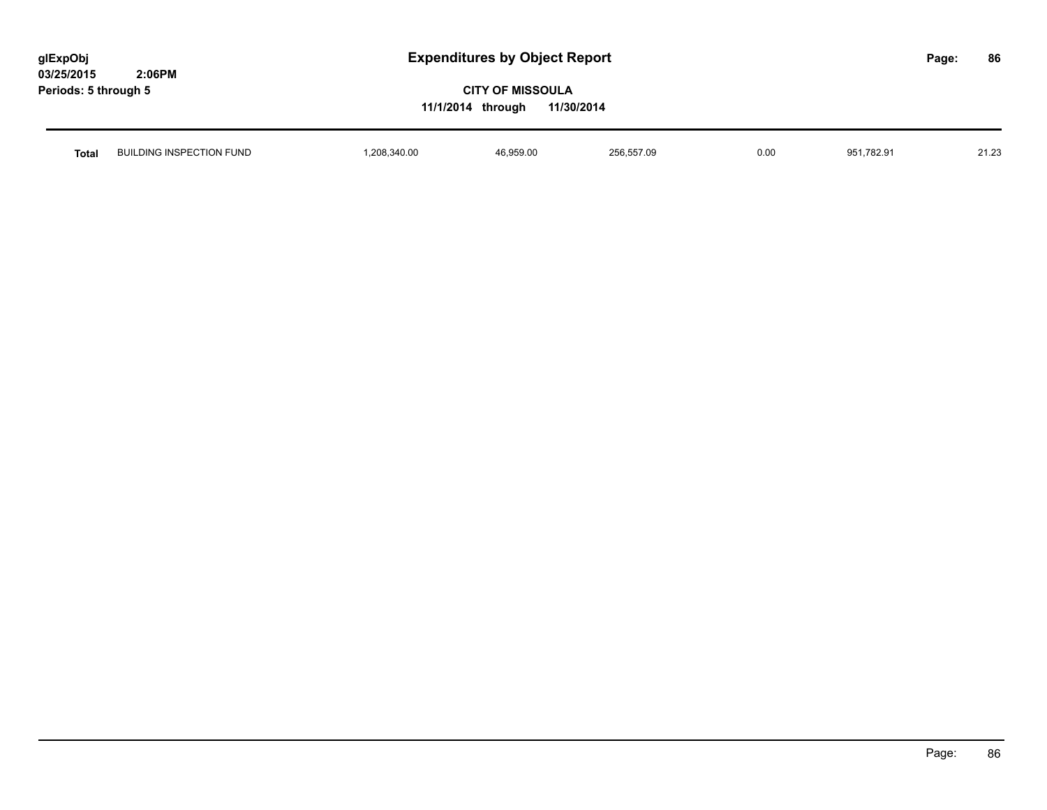| Total | BUILDING INSPECTION FUND | 1,208,340.00 | 46,959.00 | 256,557.09 | 0.00 | 951,782.91 | 21.23 |
|---|---|---|---|---|---|---|---|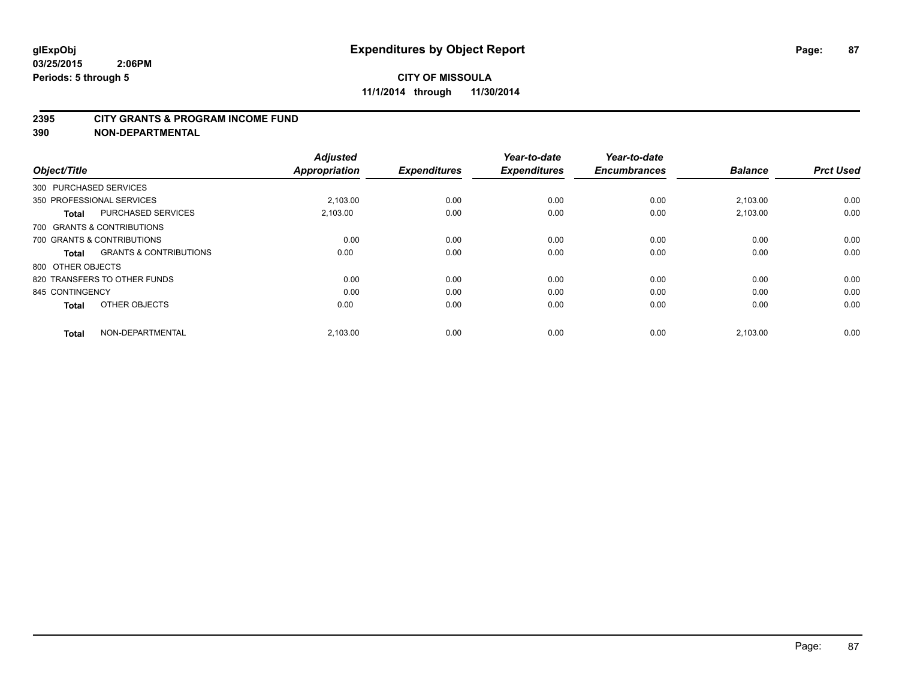**glExpObj** **Expenditures by Object Report**
**03/25/2015 2:06PM**
**Periods: 5 through 5**

**CITY OF MISSOULA**
**11/1/2014 through 11/30/2014**

## 2395 CITY GRANTS & PROGRAM INCOME FUND
## 390 NON-DEPARTMENTAL

| Object/Title | | Adjusted Appropriation | Expenditures | Year-to-date Expenditures | Year-to-date Encumbrances | Balance | Prct Used |
|---|---|---|---|---|---|---|---|
| 300 PURCHASED SERVICES | | | | | | | |
| 350 PROFESSIONAL SERVICES | | 2,103.00 | 0.00 | 0.00 | 0.00 | 2,103.00 | 0.00 |
| **Total** | PURCHASED SERVICES | 2,103.00 | 0.00 | 0.00 | 0.00 | 2,103.00 | 0.00 |
| 700 GRANTS & CONTRIBUTIONS | | | | | | | |
| 700 GRANTS & CONTRIBUTIONS | | 0.00 | 0.00 | 0.00 | 0.00 | 0.00 | 0.00 |
| **Total** | GRANTS & CONTRIBUTIONS | 0.00 | 0.00 | 0.00 | 0.00 | 0.00 | 0.00 |
| 800 OTHER OBJECTS | | | | | | | |
| 820 TRANSFERS TO OTHER FUNDS | | 0.00 | 0.00 | 0.00 | 0.00 | 0.00 | 0.00 |
| 845 CONTINGENCY | | 0.00 | 0.00 | 0.00 | 0.00 | 0.00 | 0.00 |
| **Total** | OTHER OBJECTS | 0.00 | 0.00 | 0.00 | 0.00 | 0.00 | 0.00 |
| **Total** | NON-DEPARTMENTAL | 2,103.00 | 0.00 | 0.00 | 0.00 | 2,103.00 | 0.00 |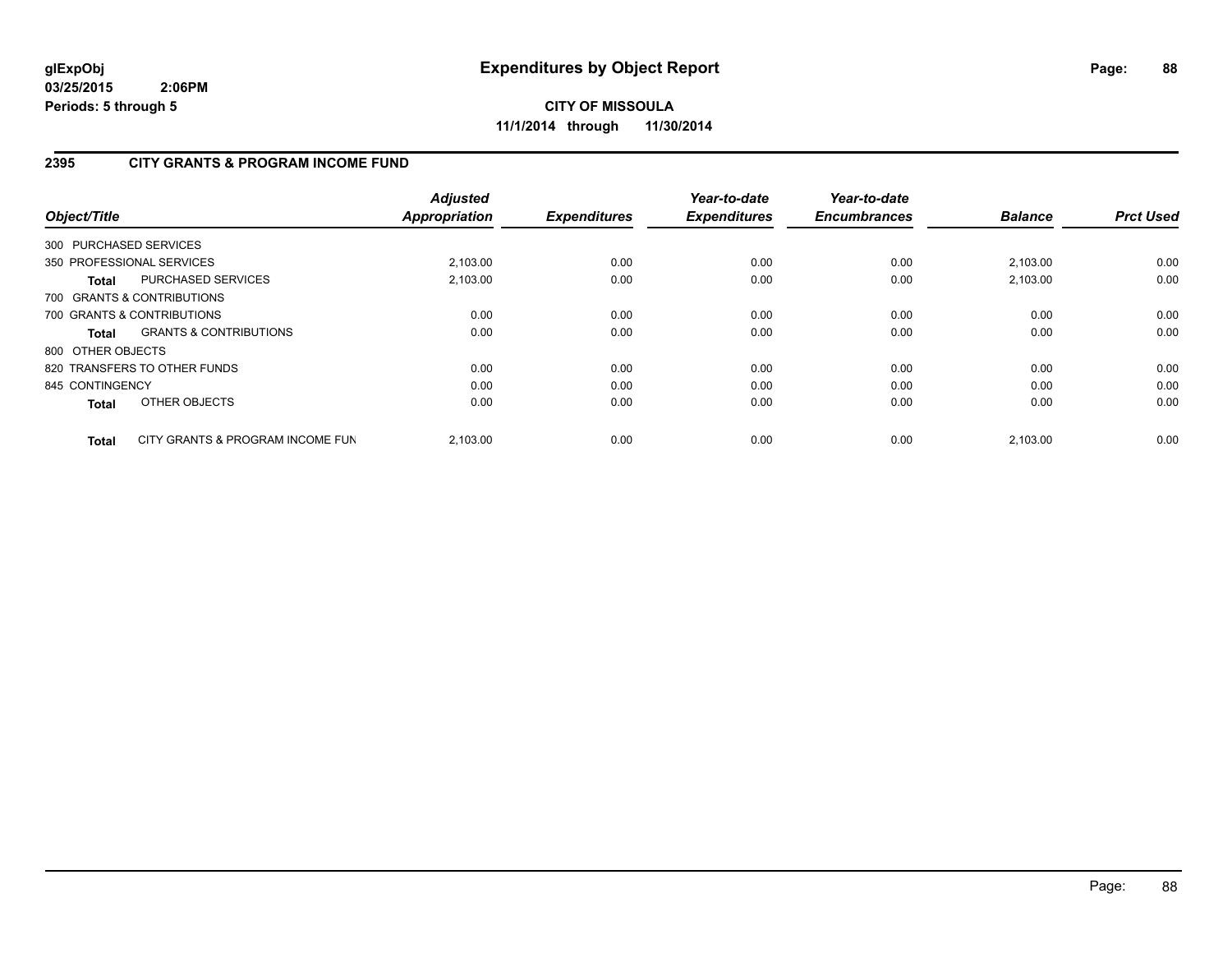**CITY OF MISSOULA**

**11/1/2014 through 11/30/2014**

## 2395 CITY GRANTS & PROGRAM INCOME FUND

| Object/Title | | *Adjusted Appropriation* | *Expenditures* | *Year-to-date Expenditures* | *Year-to-date Encumbrances* | *Balance* | *Prct Used* |
|---|---|---|---|---|---|---|---|
| 300 PURCHASED SERVICES | | | | | | | |
| 350 PROFESSIONAL SERVICES | | 2,103.00 | 0.00 | 0.00 | 0.00 | 2,103.00 | 0.00 |
| **Total** | PURCHASED SERVICES | 2,103.00 | 0.00 | 0.00 | 0.00 | 2,103.00 | 0.00 |
| 700 GRANTS & CONTRIBUTIONS | | | | | | | |
| 700 GRANTS & CONTRIBUTIONS | | 0.00 | 0.00 | 0.00 | 0.00 | 0.00 | 0.00 |
| **Total** | GRANTS & CONTRIBUTIONS | 0.00 | 0.00 | 0.00 | 0.00 | 0.00 | 0.00 |
| 800 OTHER OBJECTS | | | | | | | |
| 820 TRANSFERS TO OTHER FUNDS | | 0.00 | 0.00 | 0.00 | 0.00 | 0.00 | 0.00 |
| 845 CONTINGENCY | | 0.00 | 0.00 | 0.00 | 0.00 | 0.00 | 0.00 |
| **Total** | OTHER OBJECTS | 0.00 | 0.00 | 0.00 | 0.00 | 0.00 | 0.00 |
| **Total** | CITY GRANTS & PROGRAM INCOME FUN | 2,103.00 | 0.00 | 0.00 | 0.00 | 2,103.00 | 0.00 |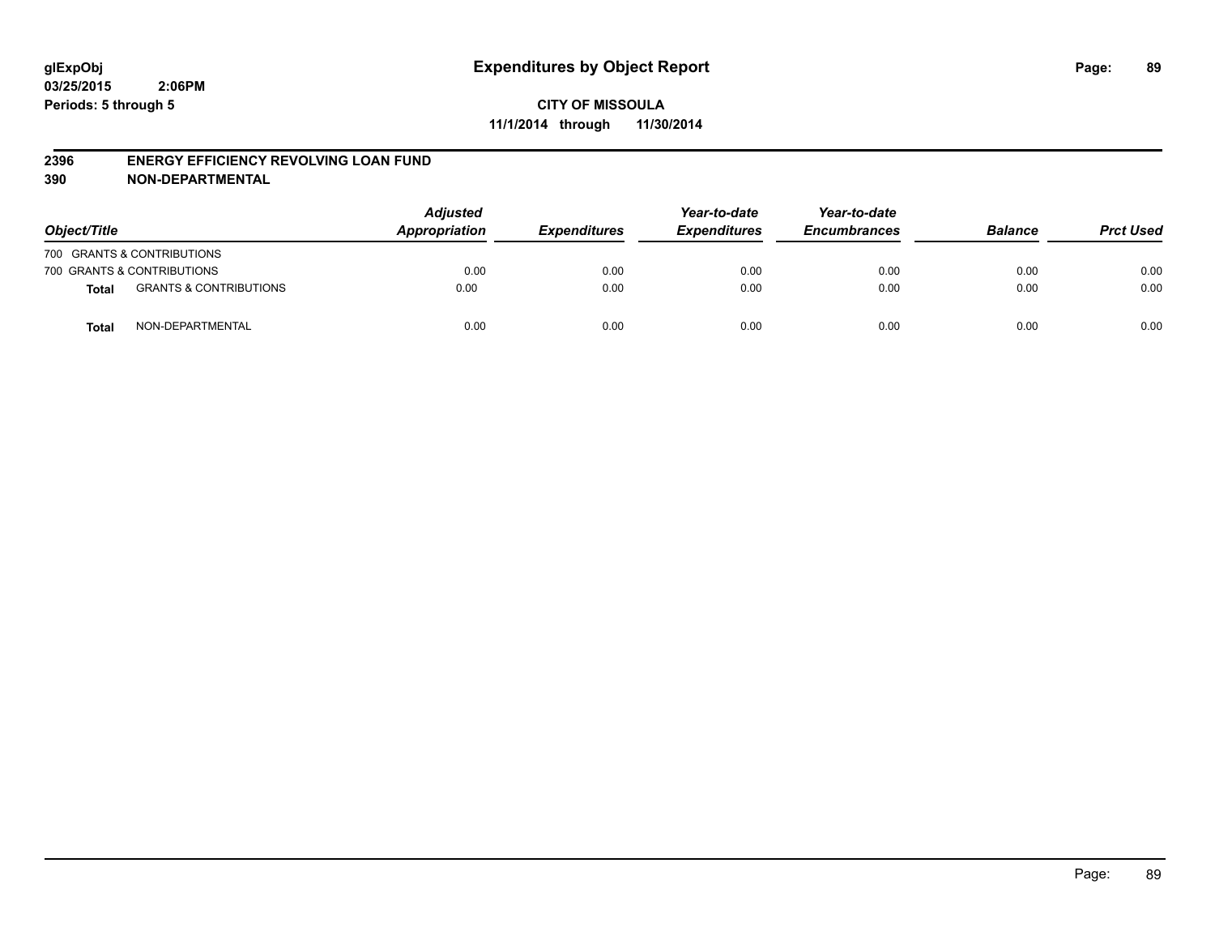**glExpObj**
**03/25/2015 2:06PM**
**Periods: 5 through 5**

# Expenditures by Object Report

**CITY OF MISSOULA**
**11/1/2014 through 11/30/2014**

## 2396 ENERGY EFFICIENCY REVOLVING LOAN FUND
## 390 NON-DEPARTMENTAL

| Object/Title | | Adjusted Appropriation | Expenditures | Year-to-date Expenditures | Year-to-date Encumbrances | Balance | Prct Used |
|---|---|---|---|---|---|---|---|
| 700 GRANTS & CONTRIBUTIONS | | | | | | | |
| 700 GRANTS & CONTRIBUTIONS | | 0.00 | 0.00 | 0.00 | 0.00 | 0.00 | 0.00 |
| **Total** | GRANTS & CONTRIBUTIONS | 0.00 | 0.00 | 0.00 | 0.00 | 0.00 | 0.00 |
| **Total** | NON-DEPARTMENTAL | 0.00 | 0.00 | 0.00 | 0.00 | 0.00 | 0.00 |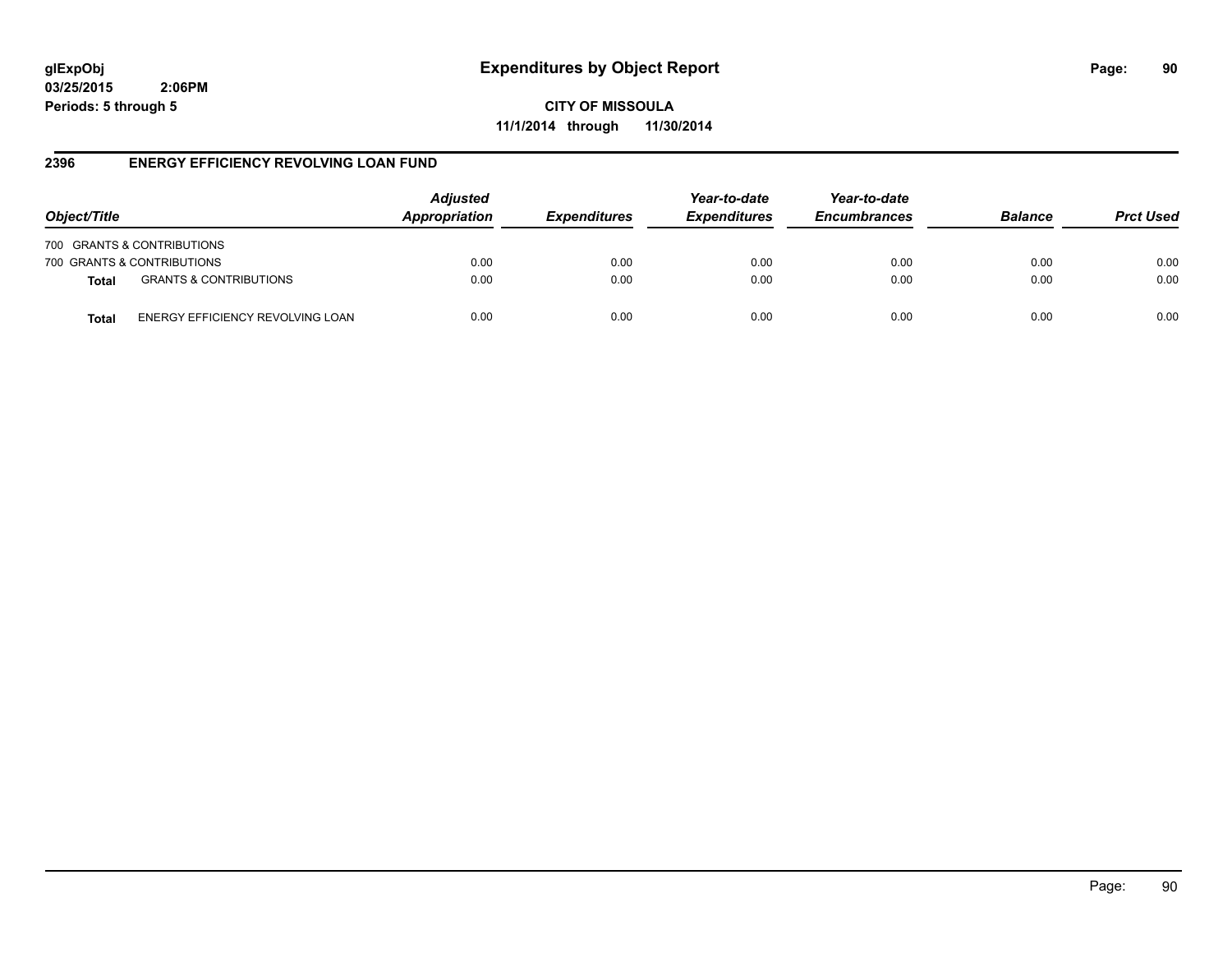glExpObj
03/25/2015 2:06PM
Periods: 5 through 5

# Expenditures by Object Report

**CITY OF MISSOULA**
**11/1/2014 through 11/30/2014**

## 2396 ENERGY EFFICIENCY REVOLVING LOAN FUND

| Object/Title | | Adjusted Appropriation | Expenditures | Year-to-date Expenditures | Year-to-date Encumbrances | Balance | Prct Used |
|---|---|---|---|---|---|---|---|
| 700 GRANTS & CONTRIBUTIONS | | | | | | | |
| 700 GRANTS & CONTRIBUTIONS | | 0.00 | 0.00 | 0.00 | 0.00 | 0.00 | 0.00 |
| **Total** | GRANTS & CONTRIBUTIONS | 0.00 | 0.00 | 0.00 | 0.00 | 0.00 | 0.00 |
| **Total** | ENERGY EFFICIENCY REVOLVING LOAN | 0.00 | 0.00 | 0.00 | 0.00 | 0.00 | 0.00 |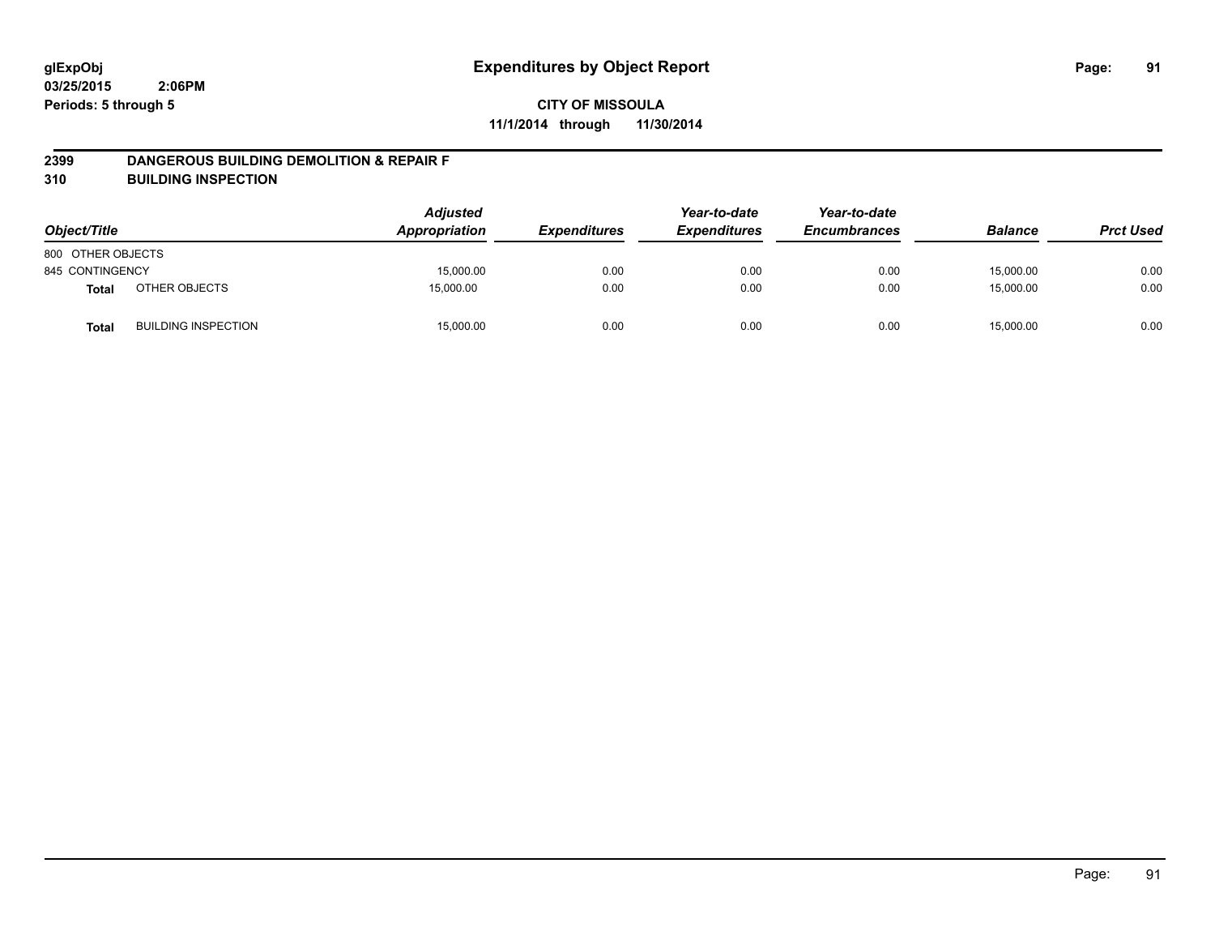glExpObj
03/25/2015 2:06PM
Periods: 5 through 5

# Expenditures by Object Report

**CITY OF MISSOULA**
**11/1/2014 through 11/30/2014**

## 2399 DANGEROUS BUILDING DEMOLITION & REPAIR F
## 310 BUILDING INSPECTION

| Object/Title | | Adjusted Appropriation | Expenditures | Year-to-date Expenditures | Year-to-date Encumbrances | Balance | Prct Used |
|---|---|---|---|---|---|---|---|
| 800 OTHER OBJECTS | | | | | | | |
| 845 CONTINGENCY | | 15,000.00 | 0.00 | 0.00 | 0.00 | 15,000.00 | 0.00 |
| **Total** | OTHER OBJECTS | 15,000.00 | 0.00 | 0.00 | 0.00 | 15,000.00 | 0.00 |
| **Total** | BUILDING INSPECTION | 15,000.00 | 0.00 | 0.00 | 0.00 | 15,000.00 | 0.00 |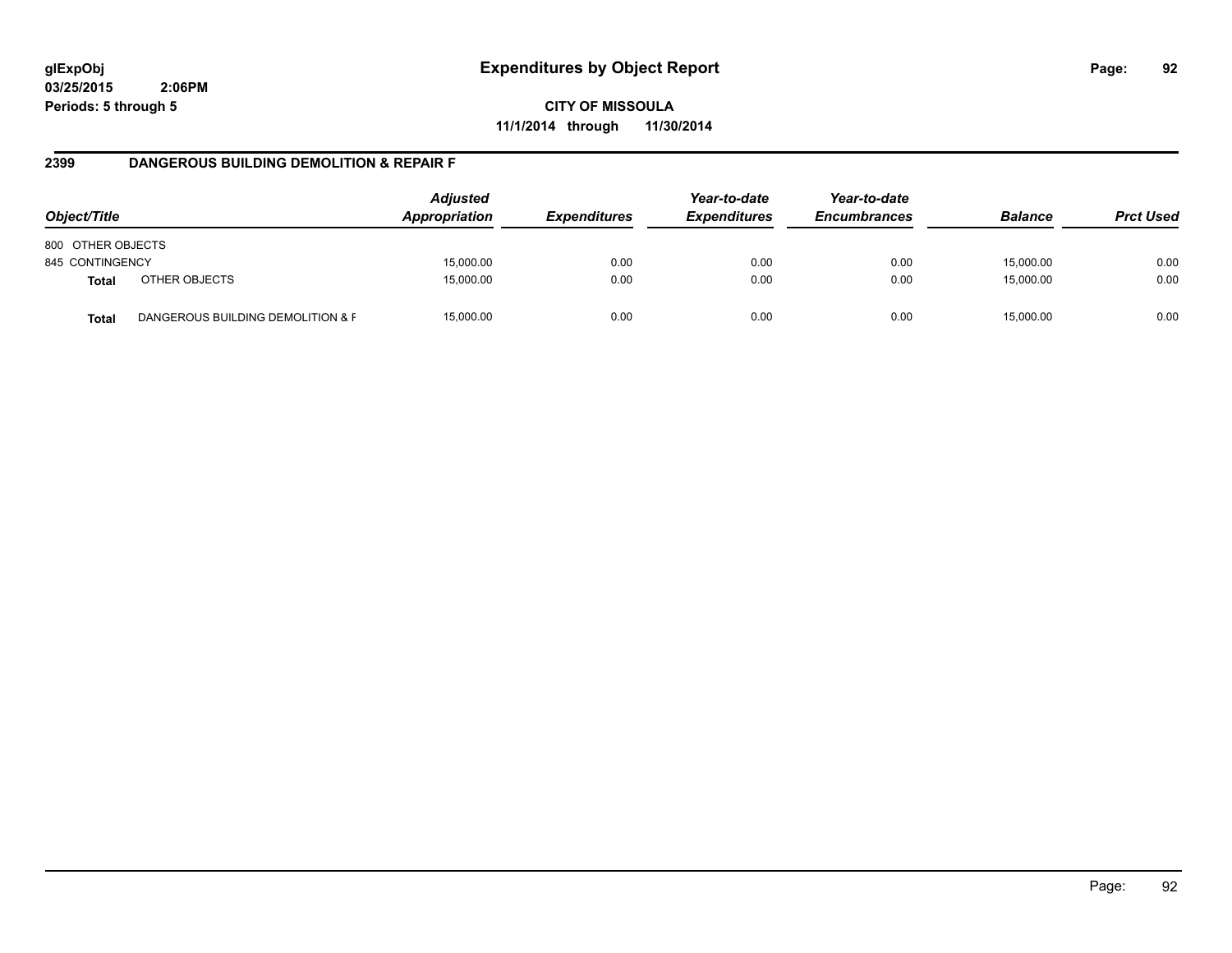# Expenditures by Object Report

glExpObj
03/25/2015 2:06PM
Periods: 5 through 5

**CITY OF MISSOULA**
**11/1/2014 through 11/30/2014**

## 2399 DANGEROUS BUILDING DEMOLITION & REPAIR F

| Object/Title | | Adjusted Appropriation | Expenditures | Year-to-date Expenditures | Year-to-date Encumbrances | Balance | Prct Used |
|---|---|---|---|---|---|---|---|
| 800 OTHER OBJECTS | | | | | | | |
| 845 CONTINGENCY | | 15,000.00 | 0.00 | 0.00 | 0.00 | 15,000.00 | 0.00 |
| **Total** | OTHER OBJECTS | 15,000.00 | 0.00 | 0.00 | 0.00 | 15,000.00 | 0.00 |
| **Total** | DANGEROUS BUILDING DEMOLITION & F | 15,000.00 | 0.00 | 0.00 | 0.00 | 15,000.00 | 0.00 |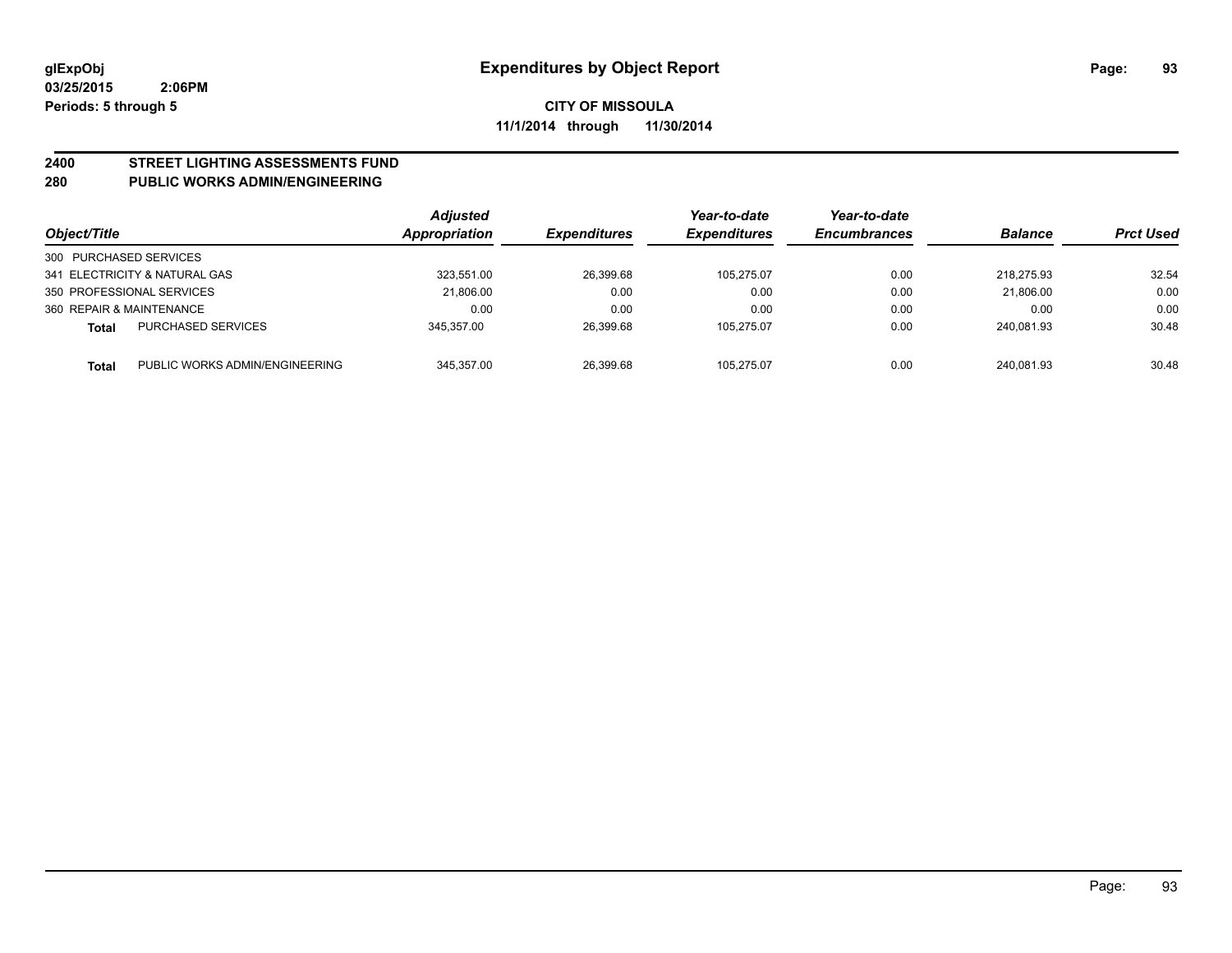**glExpObj**
**03/25/2015 2:06PM**
**Periods: 5 through 5**

# Expenditures by Object Report

**CITY OF MISSOULA**
**11/1/2014 through 11/30/2014**

## 2400 STREET LIGHTING ASSESSMENTS FUND
## 280 PUBLIC WORKS ADMIN/ENGINEERING

| Object/Title | | Adjusted Appropriation | Expenditures | Year-to-date Expenditures | Year-to-date Encumbrances | Balance | Prct Used |
|---|---|---|---|---|---|---|---|
| 300 PURCHASED SERVICES | | | | | | | |
| 341 ELECTRICITY & NATURAL GAS | | 323,551.00 | 26,399.68 | 105,275.07 | 0.00 | 218,275.93 | 32.54 |
| 350 PROFESSIONAL SERVICES | | 21,806.00 | 0.00 | 0.00 | 0.00 | 21,806.00 | 0.00 |
| 360 REPAIR & MAINTENANCE | | 0.00 | 0.00 | 0.00 | 0.00 | 0.00 | 0.00 |
| **Total** | PURCHASED SERVICES | 345,357.00 | 26,399.68 | 105,275.07 | 0.00 | 240,081.93 | 30.48 |
| **Total** | PUBLIC WORKS ADMIN/ENGINEERING | 345,357.00 | 26,399.68 | 105,275.07 | 0.00 | 240,081.93 | 30.48 |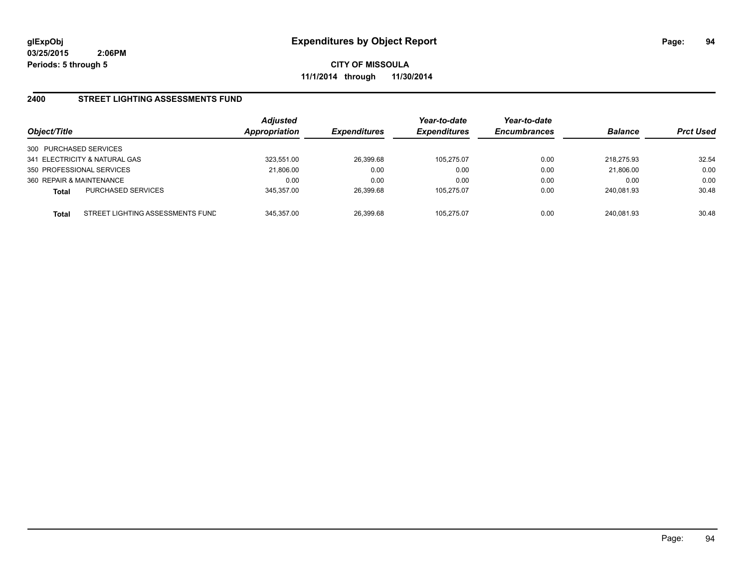**glExpObj**
**03/25/2015 2:06PM**
**Periods: 5 through 5**

# Expenditures by Object Report

**CITY OF MISSOULA**
**11/1/2014 through 11/30/2014**

## 2400 STREET LIGHTING ASSESSMENTS FUND

| Object/Title | | Adjusted Appropriation | Expenditures | Year-to-date Expenditures | Year-to-date Encumbrances | Balance | Prct Used |
|---|---|---|---|---|---|---|---|
| 300 PURCHASED SERVICES | | | | | | | |
| 341 ELECTRICITY & NATURAL GAS | | 323,551.00 | 26,399.68 | 105,275.07 | 0.00 | 218,275.93 | 32.54 |
| 350 PROFESSIONAL SERVICES | | 21,806.00 | 0.00 | 0.00 | 0.00 | 21,806.00 | 0.00 |
| 360 REPAIR & MAINTENANCE | | 0.00 | 0.00 | 0.00 | 0.00 | 0.00 | 0.00 |
| **Total** | PURCHASED SERVICES | 345,357.00 | 26,399.68 | 105,275.07 | 0.00 | 240,081.93 | 30.48 |
| **Total** | STREET LIGHTING ASSESSMENTS FUND | 345,357.00 | 26,399.68 | 105,275.07 | 0.00 | 240,081.93 | 30.48 |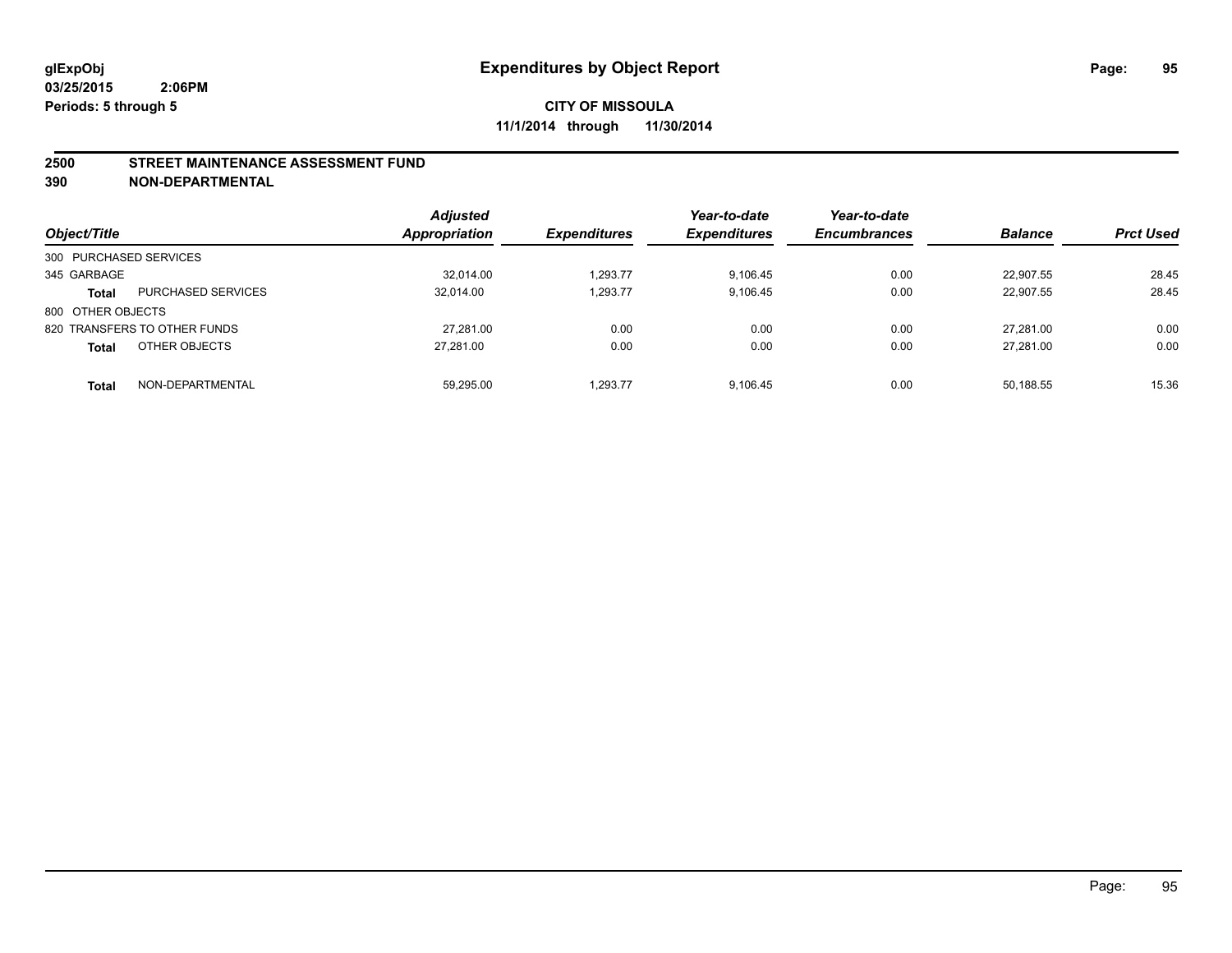**glExpObj** **Expenditures by Object Report**

**03/25/2015 2:06PM**

**Periods: 5 through 5**

**CITY OF MISSOULA**

**11/1/2014 through 11/30/2014**

**2500 STREET MAINTENANCE ASSESSMENT FUND**

**390 NON-DEPARTMENTAL**

| Object/Title | | Adjusted Appropriation | Expenditures | Year-to-date Expenditures | Year-to-date Encumbrances | Balance | Prct Used |
|---|---|---|---|---|---|---|---|
| 300 PURCHASED SERVICES | | | | | | | |
| 345 GARBAGE | | 32,014.00 | 1,293.77 | 9,106.45 | 0.00 | 22,907.55 | 28.45 |
| **Total** | PURCHASED SERVICES | 32,014.00 | 1,293.77 | 9,106.45 | 0.00 | 22,907.55 | 28.45 |
| 800 OTHER OBJECTS | | | | | | | |
| 820 TRANSFERS TO OTHER FUNDS | | 27,281.00 | 0.00 | 0.00 | 0.00 | 27,281.00 | 0.00 |
| **Total** | OTHER OBJECTS | 27,281.00 | 0.00 | 0.00 | 0.00 | 27,281.00 | 0.00 |
| **Total** | NON-DEPARTMENTAL | 59,295.00 | 1,293.77 | 9,106.45 | 0.00 | 50,188.55 | 15.36 |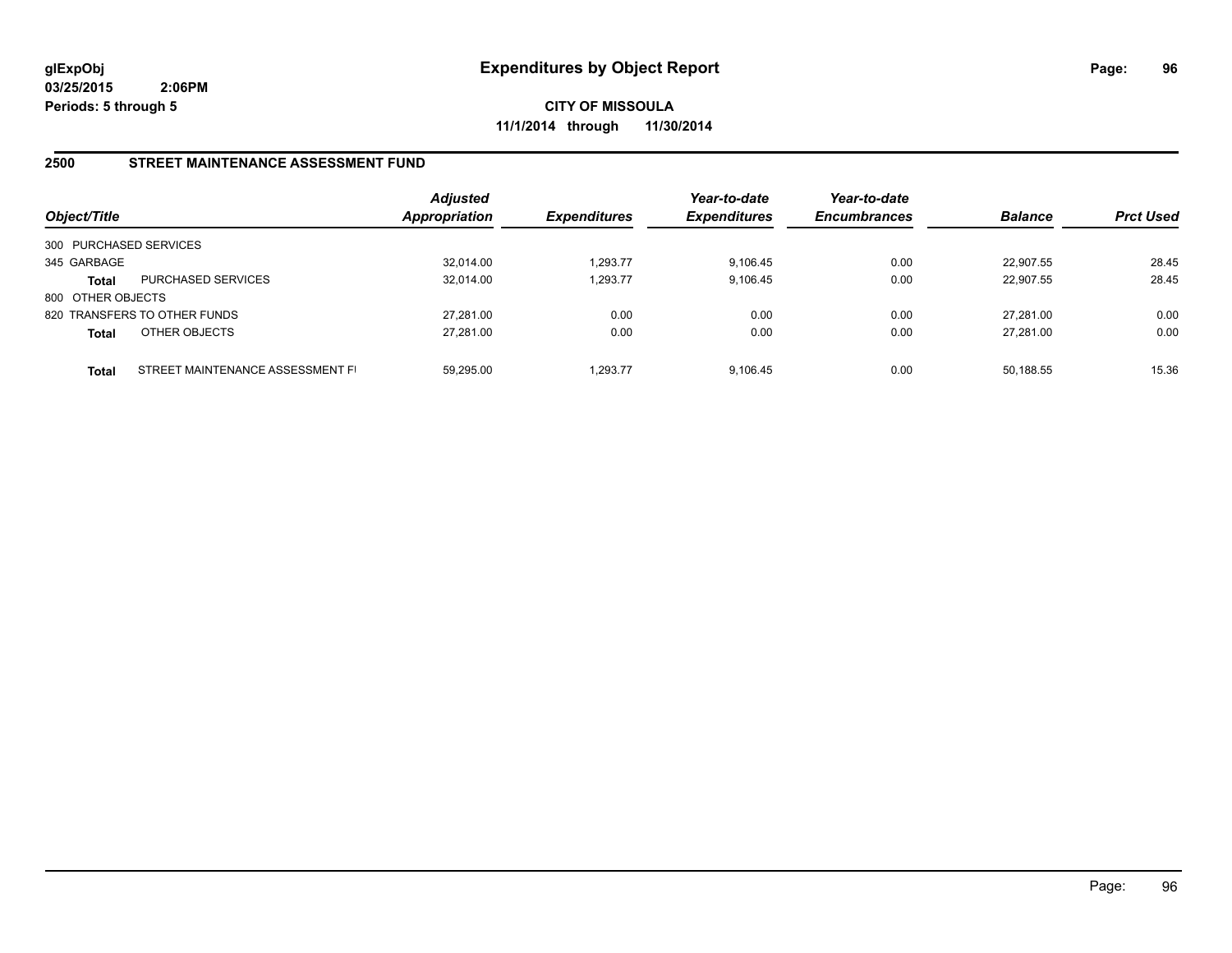# Expenditures by Object Report

glExpObj
03/25/2015 2:06PM
Periods: 5 through 5

**CITY OF MISSOULA**
**11/1/2014 through 11/30/2014**

## 2500 STREET MAINTENANCE ASSESSMENT FUND

| Object/Title | | Adjusted Appropriation | Expenditures | Year-to-date Expenditures | Year-to-date Encumbrances | Balance | Prct Used |
|---|---|---|---|---|---|---|---|
| 300 PURCHASED SERVICES | | | | | | | |
| 345 GARBAGE | | 32,014.00 | 1,293.77 | 9,106.45 | 0.00 | 22,907.55 | 28.45 |
| **Total** | PURCHASED SERVICES | 32,014.00 | 1,293.77 | 9,106.45 | 0.00 | 22,907.55 | 28.45 |
| 800 OTHER OBJECTS | | | | | | | |
| 820 TRANSFERS TO OTHER FUNDS | | 27,281.00 | 0.00 | 0.00 | 0.00 | 27,281.00 | 0.00 |
| **Total** | OTHER OBJECTS | 27,281.00 | 0.00 | 0.00 | 0.00 | 27,281.00 | 0.00 |
| **Total** | STREET MAINTENANCE ASSESSMENT FI | 59,295.00 | 1,293.77 | 9,106.45 | 0.00 | 50,188.55 | 15.36 |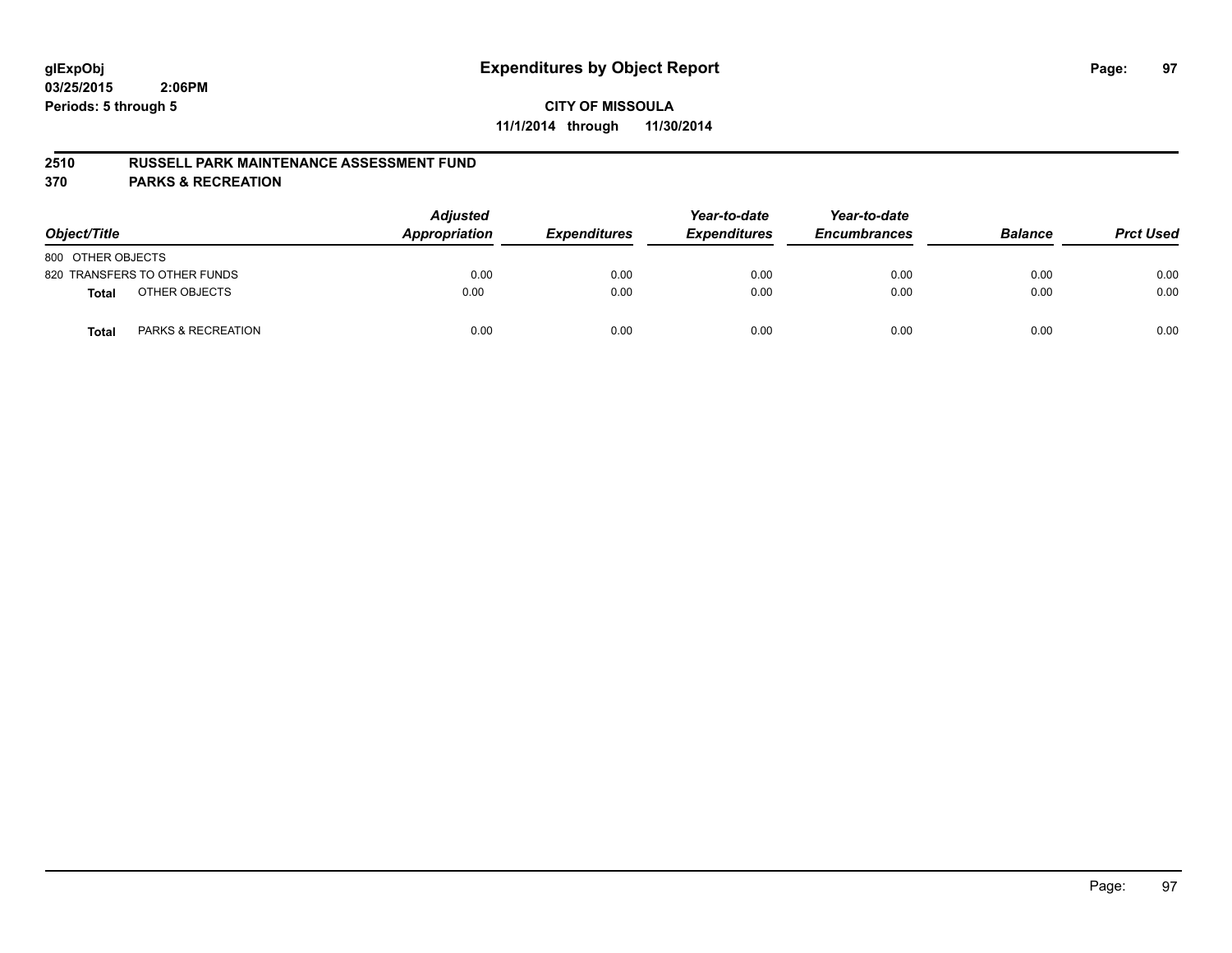# Expenditures by Object Report

glExpObj
03/25/2015 2:06PM
Periods: 5 through 5

**CITY OF MISSOULA**
**11/1/2014 through 11/30/2014**

## 2510 RUSSELL PARK MAINTENANCE ASSESSMENT FUND
## 370 PARKS & RECREATION

| Object/Title | | Adjusted Appropriation | Expenditures | Year-to-date Expenditures | Year-to-date Encumbrances | Balance | Prct Used |
|---|---|---|---|---|---|---|---|
| 800 OTHER OBJECTS | | | | | | | |
| 820 TRANSFERS TO OTHER FUNDS | | 0.00 | 0.00 | 0.00 | 0.00 | 0.00 | 0.00 |
| **Total** | OTHER OBJECTS | 0.00 | 0.00 | 0.00 | 0.00 | 0.00 | 0.00 |
| **Total** | PARKS & RECREATION | 0.00 | 0.00 | 0.00 | 0.00 | 0.00 | 0.00 |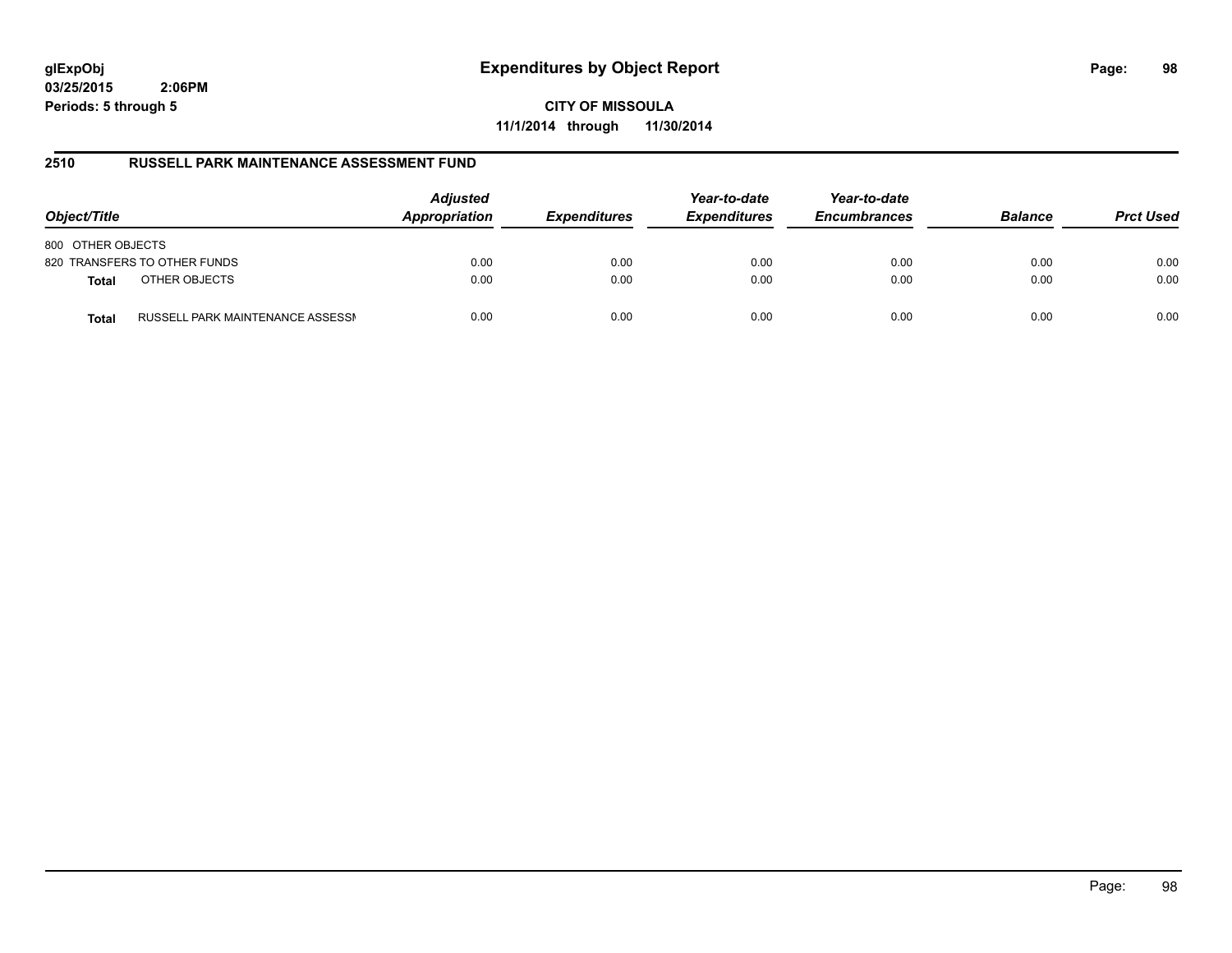# Expenditures by Object Report

glExpObj
03/25/2015 2:06PM
Periods: 5 through 5

**CITY OF MISSOULA**
**11/1/2014 through 11/30/2014**

## 2510 RUSSELL PARK MAINTENANCE ASSESSMENT FUND

| Object/Title | | Adjusted Appropriation | Expenditures | Year-to-date Expenditures | Year-to-date Encumbrances | Balance | Prct Used |
|---|---|---|---|---|---|---|---|
| 800 OTHER OBJECTS | | | | | | | |
| 820 TRANSFERS TO OTHER FUNDS | | 0.00 | 0.00 | 0.00 | 0.00 | 0.00 | 0.00 |
| **Total** | OTHER OBJECTS | 0.00 | 0.00 | 0.00 | 0.00 | 0.00 | 0.00 |
| **Total** | RUSSELL PARK MAINTENANCE ASSESSI | 0.00 | 0.00 | 0.00 | 0.00 | 0.00 | 0.00 |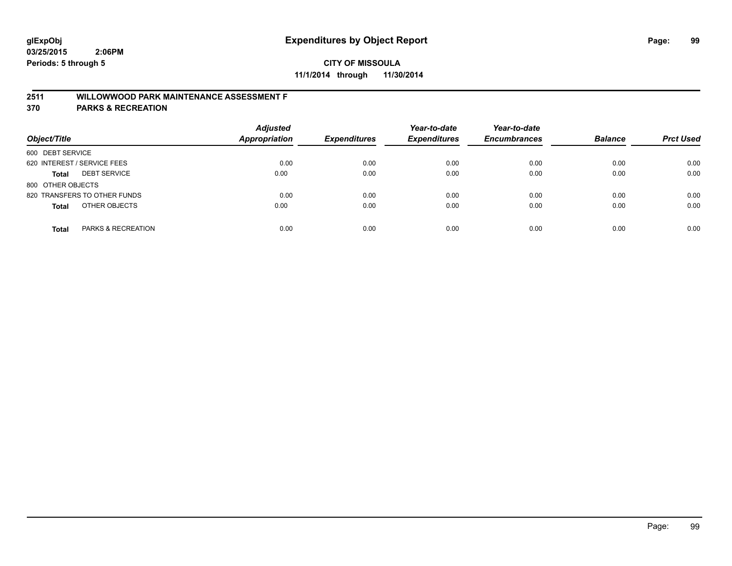**glExpObj**
**03/25/2015 2:06PM**
**Periods: 5 through 5**

# Expenditures by Object Report

**CITY OF MISSOULA**
**11/1/2014 through 11/30/2014**

## 2511 WILLOWWOOD PARK MAINTENANCE ASSESSMENT F
## 370 PARKS & RECREATION

| Object/Title | Adjusted Appropriation | Expenditures | Year-to-date Expenditures | Year-to-date Encumbrances | Balance | Prct Used |
|---|---|---|---|---|---|---|
| 600 DEBT SERVICE | | | | | | |
| 620 INTEREST / SERVICE FEES | 0.00 | 0.00 | 0.00 | 0.00 | 0.00 | 0.00 |
| **Total** DEBT SERVICE | 0.00 | 0.00 | 0.00 | 0.00 | 0.00 | 0.00 |
| 800 OTHER OBJECTS | | | | | | |
| 820 TRANSFERS TO OTHER FUNDS | 0.00 | 0.00 | 0.00 | 0.00 | 0.00 | 0.00 |
| **Total** OTHER OBJECTS | 0.00 | 0.00 | 0.00 | 0.00 | 0.00 | 0.00 |
| **Total** PARKS & RECREATION | 0.00 | 0.00 | 0.00 | 0.00 | 0.00 | 0.00 |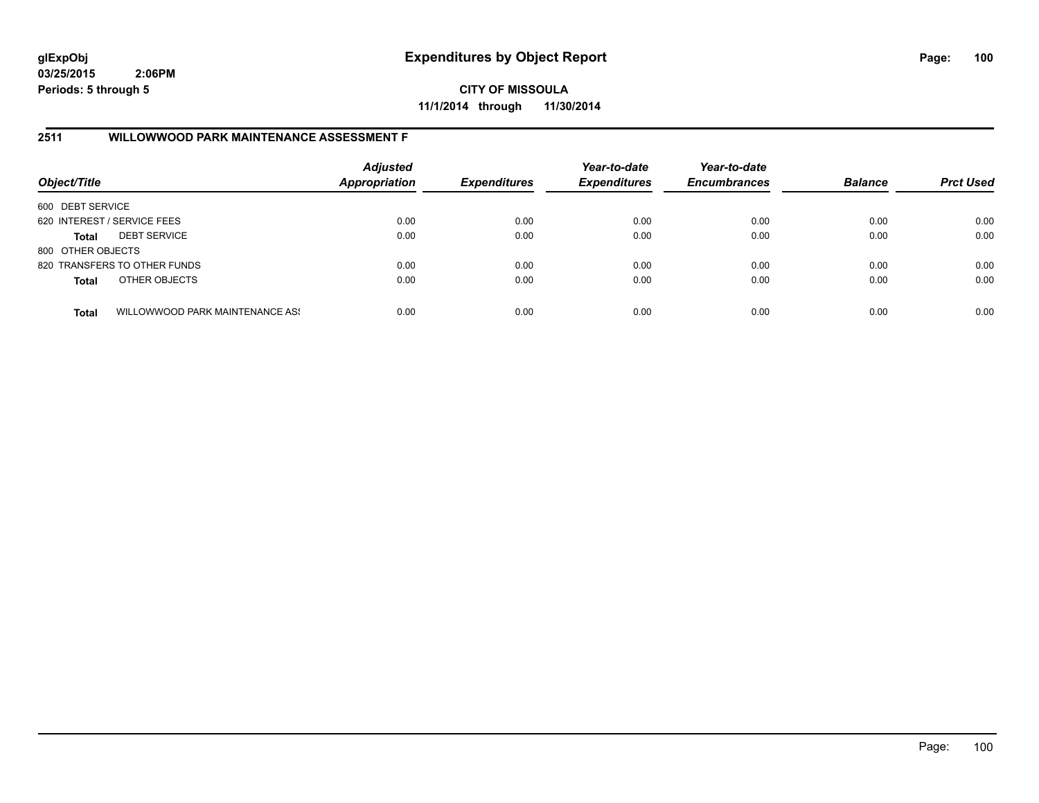**glExpObj**
**03/25/2015 2:06PM**
**Periods: 5 through 5**

# Expenditures by Object Report

**CITY OF MISSOULA**
**11/1/2014 through 11/30/2014**

## 2511 WILLOWWOOD PARK MAINTENANCE ASSESSMENT F

| Object/Title | | *Adjusted Appropriation* | *Expenditures* | *Year-to-date Expenditures* | *Year-to-date Encumbrances* | *Balance* | *Prct Used* |
|---|---|---|---|---|---|---|---|
| 600 DEBT SERVICE | | | | | | | |
| 620 INTEREST / SERVICE FEES | | 0.00 | 0.00 | 0.00 | 0.00 | 0.00 | 0.00 |
| **Total** | DEBT SERVICE | 0.00 | 0.00 | 0.00 | 0.00 | 0.00 | 0.00 |
| 800 OTHER OBJECTS | | | | | | | |
| 820 TRANSFERS TO OTHER FUNDS | | 0.00 | 0.00 | 0.00 | 0.00 | 0.00 | 0.00 |
| **Total** | OTHER OBJECTS | 0.00 | 0.00 | 0.00 | 0.00 | 0.00 | 0.00 |
| **Total** | WILLOWWOOD PARK MAINTENANCE ASS | 0.00 | 0.00 | 0.00 | 0.00 | 0.00 | 0.00 |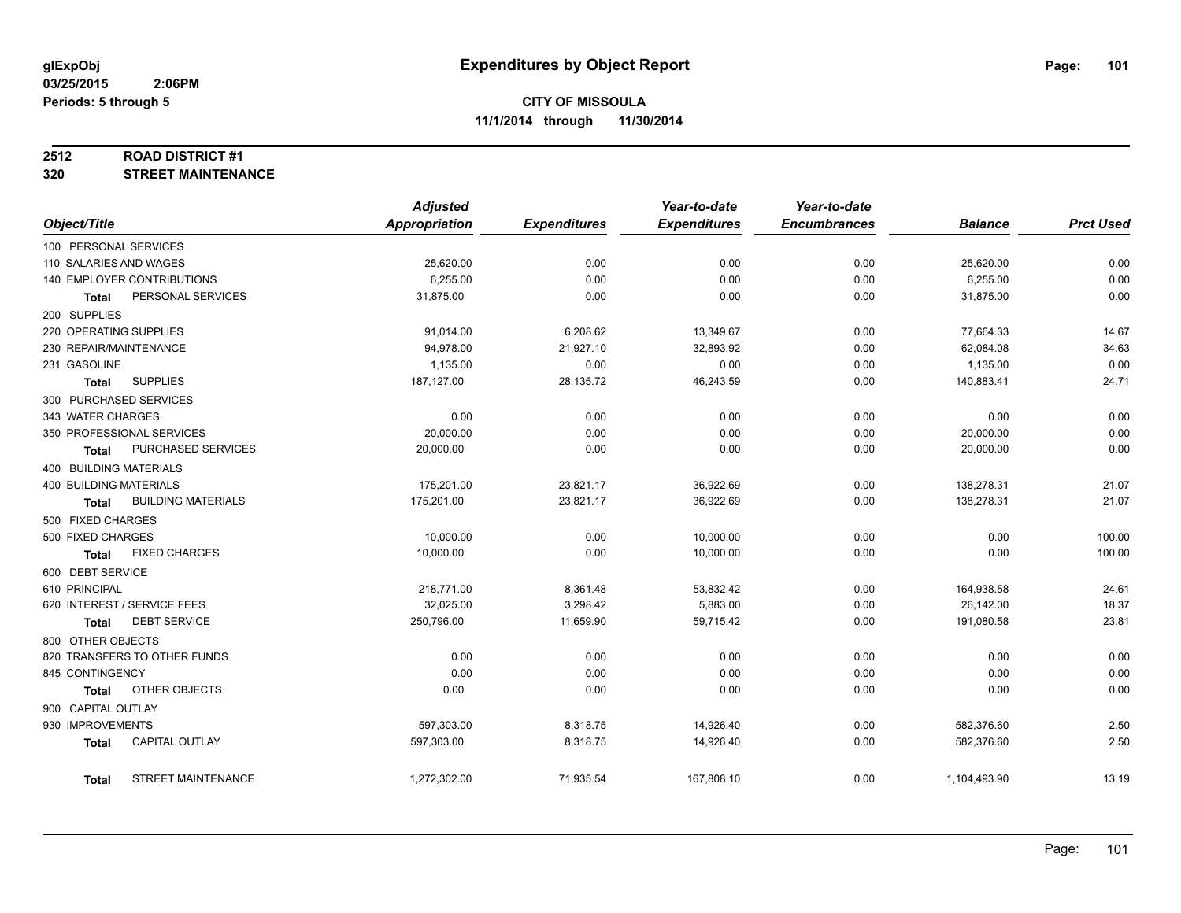**glExpObj** **Expenditures by Object Report**

**03/25/2015 2:06PM**

**Periods: 5 through 5**

**CITY OF MISSOULA**

**11/1/2014 through 11/30/2014**

## 2512 ROAD DISTRICT #1

## 320 STREET MAINTENANCE

| Object/Title | | Adjusted Appropriation | Expenditures | Year-to-date Expenditures | Year-to-date Encumbrances | Balance | Prct Used |
|---|---|---|---|---|---|---|---|
| 100 PERSONAL SERVICES | | | | | | | |
| 110 SALARIES AND WAGES | | 25,620.00 | 0.00 | 0.00 | 0.00 | 25,620.00 | 0.00 |
| 140 EMPLOYER CONTRIBUTIONS | | 6,255.00 | 0.00 | 0.00 | 0.00 | 6,255.00 | 0.00 |
| Total | PERSONAL SERVICES | 31,875.00 | 0.00 | 0.00 | 0.00 | 31,875.00 | 0.00 |
| 200 SUPPLIES | | | | | | | |
| 220 OPERATING SUPPLIES | | 91,014.00 | 6,208.62 | 13,349.67 | 0.00 | 77,664.33 | 14.67 |
| 230 REPAIR/MAINTENANCE | | 94,978.00 | 21,927.10 | 32,893.92 | 0.00 | 62,084.08 | 34.63 |
| 231 GASOLINE | | 1,135.00 | 0.00 | 0.00 | 0.00 | 1,135.00 | 0.00 |
| Total | SUPPLIES | 187,127.00 | 28,135.72 | 46,243.59 | 0.00 | 140,883.41 | 24.71 |
| 300 PURCHASED SERVICES | | | | | | | |
| 343 WATER CHARGES | | 0.00 | 0.00 | 0.00 | 0.00 | 0.00 | 0.00 |
| 350 PROFESSIONAL SERVICES | | 20,000.00 | 0.00 | 0.00 | 0.00 | 20,000.00 | 0.00 |
| Total | PURCHASED SERVICES | 20,000.00 | 0.00 | 0.00 | 0.00 | 20,000.00 | 0.00 |
| 400 BUILDING MATERIALS | | | | | | | |
| 400 BUILDING MATERIALS | | 175,201.00 | 23,821.17 | 36,922.69 | 0.00 | 138,278.31 | 21.07 |
| Total | BUILDING MATERIALS | 175,201.00 | 23,821.17 | 36,922.69 | 0.00 | 138,278.31 | 21.07 |
| 500 FIXED CHARGES | | | | | | | |
| 500 FIXED CHARGES | | 10,000.00 | 0.00 | 10,000.00 | 0.00 | 0.00 | 100.00 |
| Total | FIXED CHARGES | 10,000.00 | 0.00 | 10,000.00 | 0.00 | 0.00 | 100.00 |
| 600 DEBT SERVICE | | | | | | | |
| 610 PRINCIPAL | | 218,771.00 | 8,361.48 | 53,832.42 | 0.00 | 164,938.58 | 24.61 |
| 620 INTEREST / SERVICE FEES | | 32,025.00 | 3,298.42 | 5,883.00 | 0.00 | 26,142.00 | 18.37 |
| Total | DEBT SERVICE | 250,796.00 | 11,659.90 | 59,715.42 | 0.00 | 191,080.58 | 23.81 |
| 800 OTHER OBJECTS | | | | | | | |
| 820 TRANSFERS TO OTHER FUNDS | | 0.00 | 0.00 | 0.00 | 0.00 | 0.00 | 0.00 |
| 845 CONTINGENCY | | 0.00 | 0.00 | 0.00 | 0.00 | 0.00 | 0.00 |
| Total | OTHER OBJECTS | 0.00 | 0.00 | 0.00 | 0.00 | 0.00 | 0.00 |
| 900 CAPITAL OUTLAY | | | | | | | |
| 930 IMPROVEMENTS | | 597,303.00 | 8,318.75 | 14,926.40 | 0.00 | 582,376.60 | 2.50 |
| Total | CAPITAL OUTLAY | 597,303.00 | 8,318.75 | 14,926.40 | 0.00 | 582,376.60 | 2.50 |
| Total | STREET MAINTENANCE | 1,272,302.00 | 71,935.54 | 167,808.10 | 0.00 | 1,104,493.90 | 13.19 |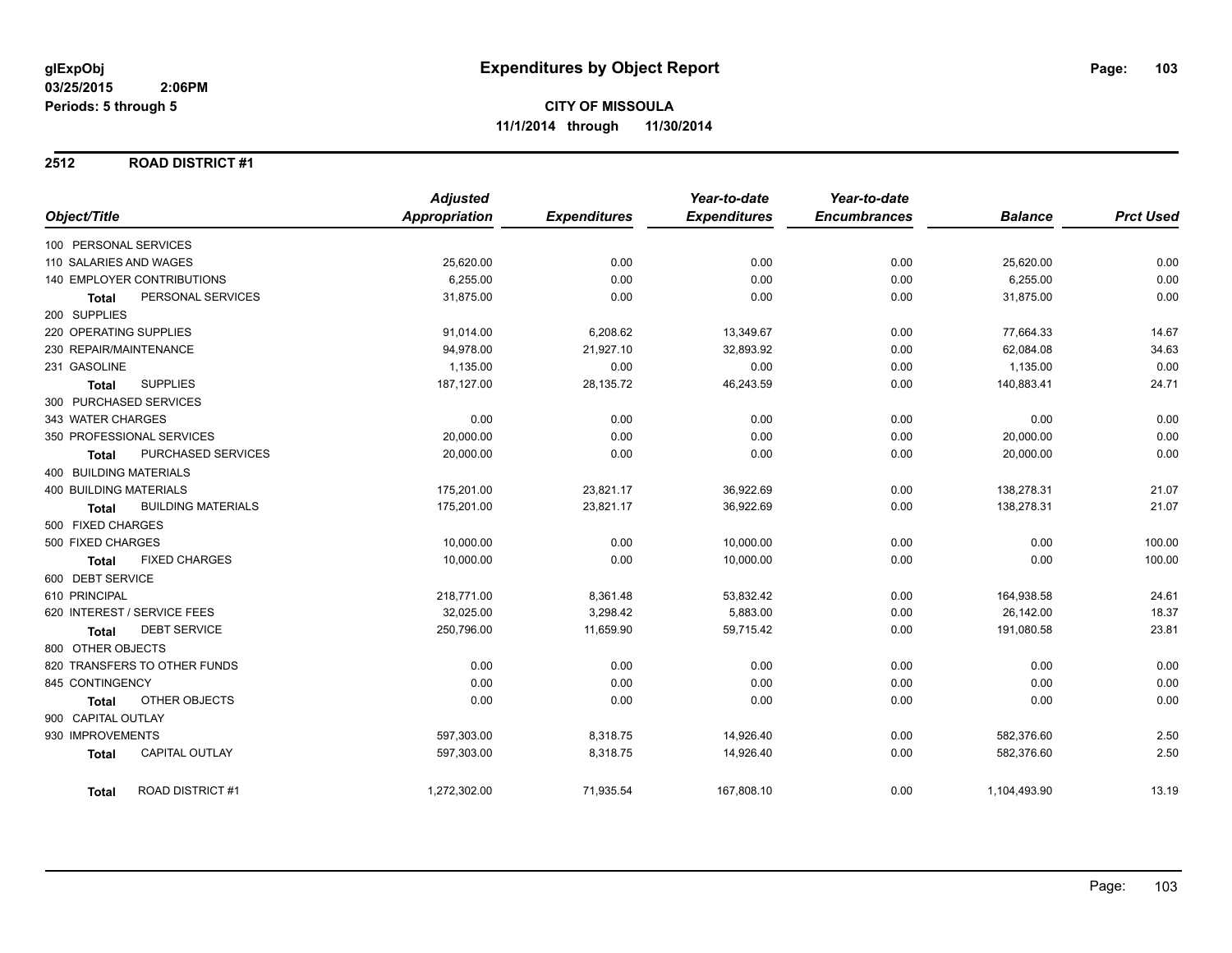**glExpObj** **Expenditures by Object Report**

**03/25/2015 2:06PM**

**Periods: 5 through 5**

**CITY OF MISSOULA**

**11/1/2014 through 11/30/2014**

## 2512 ROAD DISTRICT #1

| Object/Title | Adjusted Appropriation | Expenditures | Year-to-date Expenditures | Year-to-date Encumbrances | Balance | Prct Used |
|---|---|---|---|---|---|---|
| 100 PERSONAL SERVICES | | | | | | |
| 110 SALARIES AND WAGES | 25,620.00 | 0.00 | 0.00 | 0.00 | 25,620.00 | 0.00 |
| 140 EMPLOYER CONTRIBUTIONS | 6,255.00 | 0.00 | 0.00 | 0.00 | 6,255.00 | 0.00 |
| **Total** PERSONAL SERVICES | 31,875.00 | 0.00 | 0.00 | 0.00 | 31,875.00 | 0.00 |
| 200 SUPPLIES | | | | | | |
| 220 OPERATING SUPPLIES | 91,014.00 | 6,208.62 | 13,349.67 | 0.00 | 77,664.33 | 14.67 |
| 230 REPAIR/MAINTENANCE | 94,978.00 | 21,927.10 | 32,893.92 | 0.00 | 62,084.08 | 34.63 |
| 231 GASOLINE | 1,135.00 | 0.00 | 0.00 | 0.00 | 1,135.00 | 0.00 |
| **Total** SUPPLIES | 187,127.00 | 28,135.72 | 46,243.59 | 0.00 | 140,883.41 | 24.71 |
| 300 PURCHASED SERVICES | | | | | | |
| 343 WATER CHARGES | 0.00 | 0.00 | 0.00 | 0.00 | 0.00 | 0.00 |
| 350 PROFESSIONAL SERVICES | 20,000.00 | 0.00 | 0.00 | 0.00 | 20,000.00 | 0.00 |
| **Total** PURCHASED SERVICES | 20,000.00 | 0.00 | 0.00 | 0.00 | 20,000.00 | 0.00 |
| 400 BUILDING MATERIALS | | | | | | |
| 400 BUILDING MATERIALS | 175,201.00 | 23,821.17 | 36,922.69 | 0.00 | 138,278.31 | 21.07 |
| **Total** BUILDING MATERIALS | 175,201.00 | 23,821.17 | 36,922.69 | 0.00 | 138,278.31 | 21.07 |
| 500 FIXED CHARGES | | | | | | |
| 500 FIXED CHARGES | 10,000.00 | 0.00 | 10,000.00 | 0.00 | 0.00 | 100.00 |
| **Total** FIXED CHARGES | 10,000.00 | 0.00 | 10,000.00 | 0.00 | 0.00 | 100.00 |
| 600 DEBT SERVICE | | | | | | |
| 610 PRINCIPAL | 218,771.00 | 8,361.48 | 53,832.42 | 0.00 | 164,938.58 | 24.61 |
| 620 INTEREST / SERVICE FEES | 32,025.00 | 3,298.42 | 5,883.00 | 0.00 | 26,142.00 | 18.37 |
| **Total** DEBT SERVICE | 250,796.00 | 11,659.90 | 59,715.42 | 0.00 | 191,080.58 | 23.81 |
| 800 OTHER OBJECTS | | | | | | |
| 820 TRANSFERS TO OTHER FUNDS | 0.00 | 0.00 | 0.00 | 0.00 | 0.00 | 0.00 |
| 845 CONTINGENCY | 0.00 | 0.00 | 0.00 | 0.00 | 0.00 | 0.00 |
| **Total** OTHER OBJECTS | 0.00 | 0.00 | 0.00 | 0.00 | 0.00 | 0.00 |
| 900 CAPITAL OUTLAY | | | | | | |
| 930 IMPROVEMENTS | 597,303.00 | 8,318.75 | 14,926.40 | 0.00 | 582,376.60 | 2.50 |
| **Total** CAPITAL OUTLAY | 597,303.00 | 8,318.75 | 14,926.40 | 0.00 | 582,376.60 | 2.50 |
| **Total** ROAD DISTRICT #1 | 1,272,302.00 | 71,935.54 | 167,808.10 | 0.00 | 1,104,493.90 | 13.19 |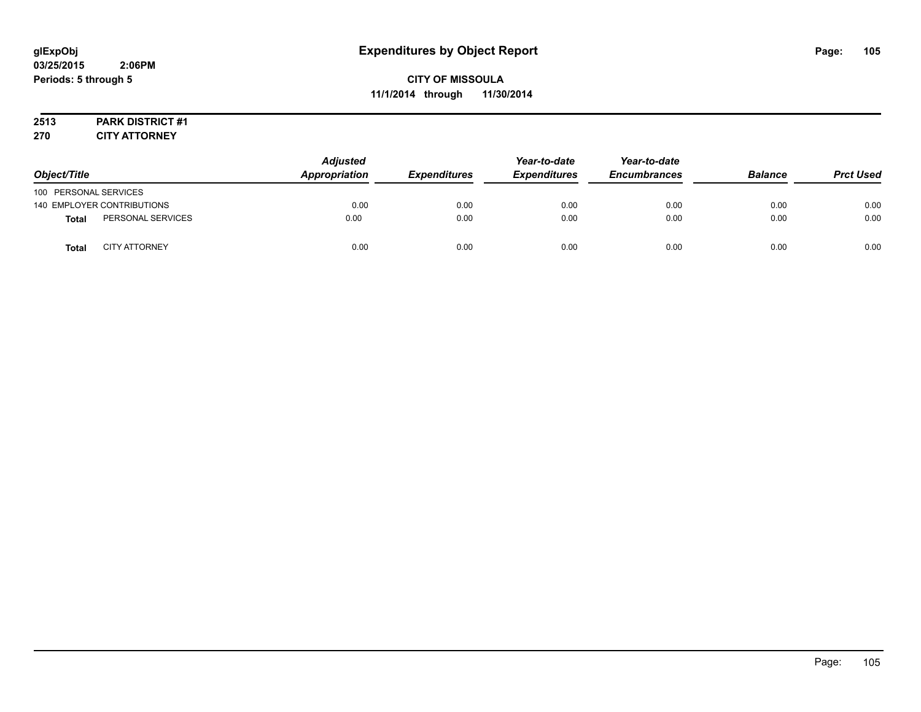**glExpObj**
**03/25/2015 2:06PM**
**Periods: 5 through 5**

# Expenditures by Object Report

**CITY OF MISSOULA**
**11/1/2014 through 11/30/2014**

**2513 PARK DISTRICT #1**
**270 CITY ATTORNEY**

| Object/Title | | Adjusted Appropriation | Expenditures | Year-to-date Expenditures | Year-to-date Encumbrances | Balance | Prct Used |
|---|---|---|---|---|---|---|---|
| 100 PERSONAL SERVICES | | | | | | | |
| 140 EMPLOYER CONTRIBUTIONS | | 0.00 | 0.00 | 0.00 | 0.00 | 0.00 | 0.00 |
| **Total** | PERSONAL SERVICES | 0.00 | 0.00 | 0.00 | 0.00 | 0.00 | 0.00 |
| **Total** | CITY ATTORNEY | 0.00 | 0.00 | 0.00 | 0.00 | 0.00 | 0.00 |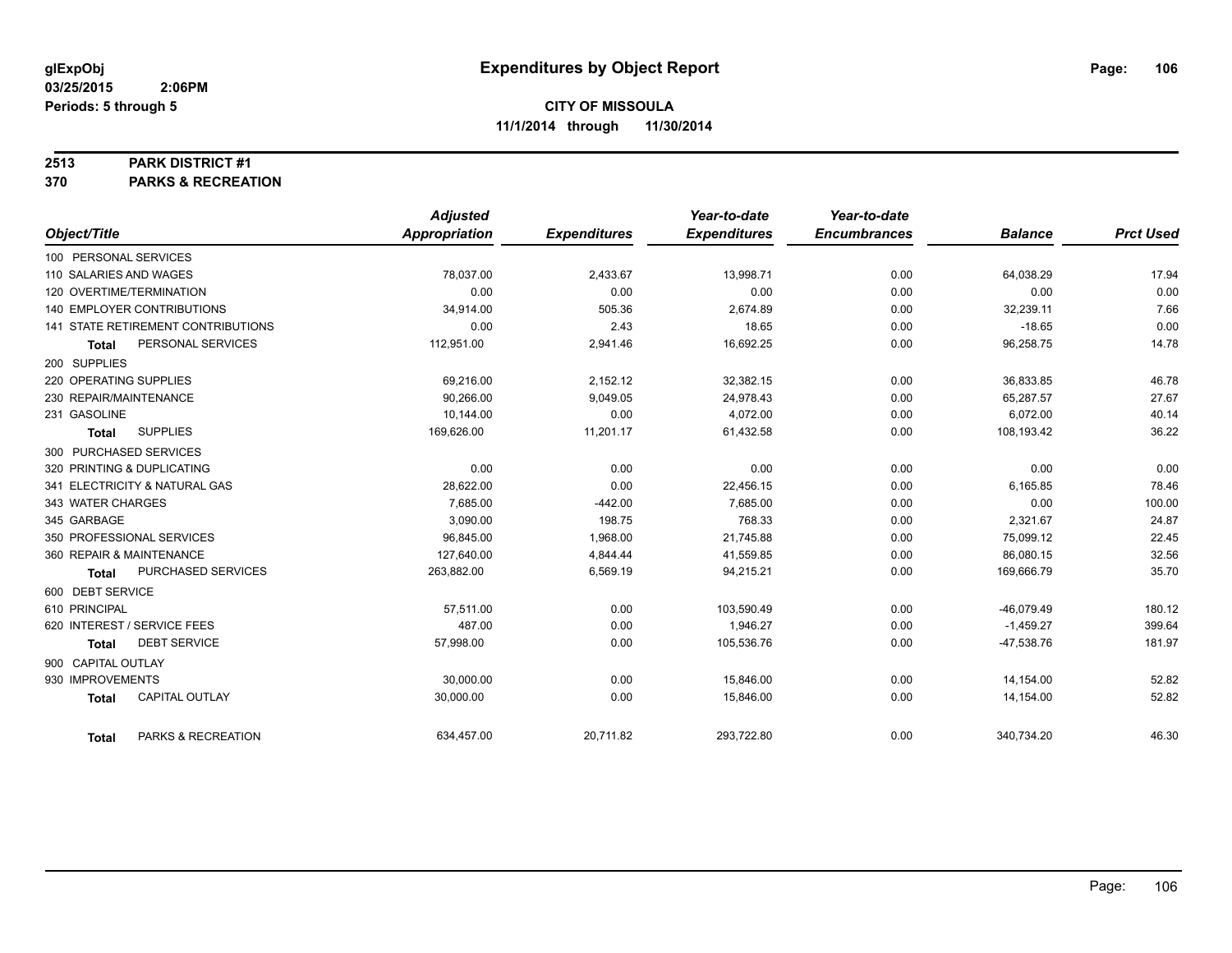# Expenditures by Object Report

glExpObj
03/25/2015 2:06PM
Periods: 5 through 5

**CITY OF MISSOULA**
**11/1/2014 through 11/30/2014**

## 2513 PARK DISTRICT #1
## 370 PARKS & RECREATION

| Object/Title | Adjusted Appropriation | Expenditures | Year-to-date Expenditures | Year-to-date Encumbrances | Balance | Prct Used |
|---|---|---|---|---|---|---|
| 100 PERSONAL SERVICES | | | | | | |
| 110 SALARIES AND WAGES | 78,037.00 | 2,433.67 | 13,998.71 | 0.00 | 64,038.29 | 17.94 |
| 120 OVERTIME/TERMINATION | 0.00 | 0.00 | 0.00 | 0.00 | 0.00 | 0.00 |
| 140 EMPLOYER CONTRIBUTIONS | 34,914.00 | 505.36 | 2,674.89 | 0.00 | 32,239.11 | 7.66 |
| 141 STATE RETIREMENT CONTRIBUTIONS | 0.00 | 2.43 | 18.65 | 0.00 | -18.65 | 0.00 |
| **Total** PERSONAL SERVICES | 112,951.00 | 2,941.46 | 16,692.25 | 0.00 | 96,258.75 | 14.78 |
| 200 SUPPLIES | | | | | | |
| 220 OPERATING SUPPLIES | 69,216.00 | 2,152.12 | 32,382.15 | 0.00 | 36,833.85 | 46.78 |
| 230 REPAIR/MAINTENANCE | 90,266.00 | 9,049.05 | 24,978.43 | 0.00 | 65,287.57 | 27.67 |
| 231 GASOLINE | 10,144.00 | 0.00 | 4,072.00 | 0.00 | 6,072.00 | 40.14 |
| **Total** SUPPLIES | 169,626.00 | 11,201.17 | 61,432.58 | 0.00 | 108,193.42 | 36.22 |
| 300 PURCHASED SERVICES | | | | | | |
| 320 PRINTING & DUPLICATING | 0.00 | 0.00 | 0.00 | 0.00 | 0.00 | 0.00 |
| 341 ELECTRICITY & NATURAL GAS | 28,622.00 | 0.00 | 22,456.15 | 0.00 | 6,165.85 | 78.46 |
| 343 WATER CHARGES | 7,685.00 | -442.00 | 7,685.00 | 0.00 | 0.00 | 100.00 |
| 345 GARBAGE | 3,090.00 | 198.75 | 768.33 | 0.00 | 2,321.67 | 24.87 |
| 350 PROFESSIONAL SERVICES | 96,845.00 | 1,968.00 | 21,745.88 | 0.00 | 75,099.12 | 22.45 |
| 360 REPAIR & MAINTENANCE | 127,640.00 | 4,844.44 | 41,559.85 | 0.00 | 86,080.15 | 32.56 |
| **Total** PURCHASED SERVICES | 263,882.00 | 6,569.19 | 94,215.21 | 0.00 | 169,666.79 | 35.70 |
| 600 DEBT SERVICE | | | | | | |
| 610 PRINCIPAL | 57,511.00 | 0.00 | 103,590.49 | 0.00 | -46,079.49 | 180.12 |
| 620 INTEREST / SERVICE FEES | 487.00 | 0.00 | 1,946.27 | 0.00 | -1,459.27 | 399.64 |
| **Total** DEBT SERVICE | 57,998.00 | 0.00 | 105,536.76 | 0.00 | -47,538.76 | 181.97 |
| 900 CAPITAL OUTLAY | | | | | | |
| 930 IMPROVEMENTS | 30,000.00 | 0.00 | 15,846.00 | 0.00 | 14,154.00 | 52.82 |
| **Total** CAPITAL OUTLAY | 30,000.00 | 0.00 | 15,846.00 | 0.00 | 14,154.00 | 52.82 |
| **Total** PARKS & RECREATION | 634,457.00 | 20,711.82 | 293,722.80 | 0.00 | 340,734.20 | 46.30 |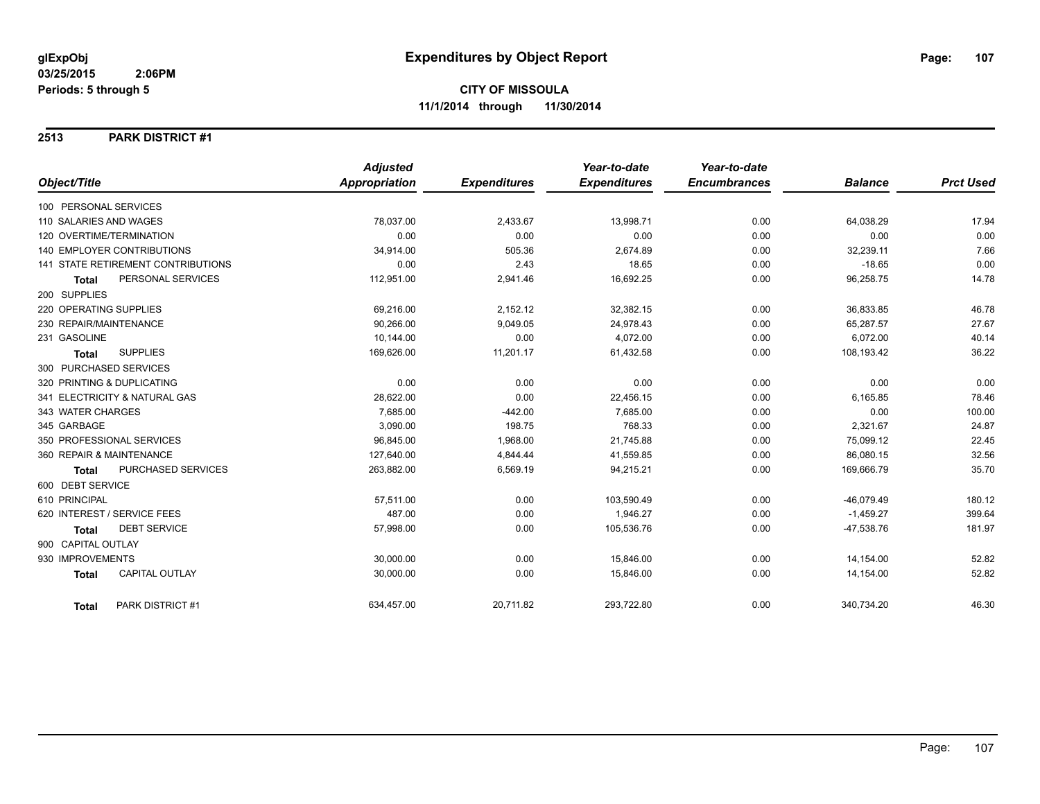**glExpObj**
**03/25/2015 2:06PM**
**Periods: 5 through 5**

# Expenditures by Object Report

**CITY OF MISSOULA**
**11/1/2014 through 11/30/2014**

## 2513 PARK DISTRICT #1

| Object/Title | Adjusted Appropriation | Expenditures | Year-to-date Expenditures | Year-to-date Encumbrances | Balance | Prct Used |
|---|---|---|---|---|---|---|
| 100 PERSONAL SERVICES | | | | | | |
| 110 SALARIES AND WAGES | 78,037.00 | 2,433.67 | 13,998.71 | 0.00 | 64,038.29 | 17.94 |
| 120 OVERTIME/TERMINATION | 0.00 | 0.00 | 0.00 | 0.00 | 0.00 | 0.00 |
| 140 EMPLOYER CONTRIBUTIONS | 34,914.00 | 505.36 | 2,674.89 | 0.00 | 32,239.11 | 7.66 |
| 141 STATE RETIREMENT CONTRIBUTIONS | 0.00 | 2.43 | 18.65 | 0.00 | -18.65 | 0.00 |
| **Total** PERSONAL SERVICES | 112,951.00 | 2,941.46 | 16,692.25 | 0.00 | 96,258.75 | 14.78 |
| 200 SUPPLIES | | | | | | |
| 220 OPERATING SUPPLIES | 69,216.00 | 2,152.12 | 32,382.15 | 0.00 | 36,833.85 | 46.78 |
| 230 REPAIR/MAINTENANCE | 90,266.00 | 9,049.05 | 24,978.43 | 0.00 | 65,287.57 | 27.67 |
| 231 GASOLINE | 10,144.00 | 0.00 | 4,072.00 | 0.00 | 6,072.00 | 40.14 |
| **Total** SUPPLIES | 169,626.00 | 11,201.17 | 61,432.58 | 0.00 | 108,193.42 | 36.22 |
| 300 PURCHASED SERVICES | | | | | | |
| 320 PRINTING & DUPLICATING | 0.00 | 0.00 | 0.00 | 0.00 | 0.00 | 0.00 |
| 341 ELECTRICITY & NATURAL GAS | 28,622.00 | 0.00 | 22,456.15 | 0.00 | 6,165.85 | 78.46 |
| 343 WATER CHARGES | 7,685.00 | -442.00 | 7,685.00 | 0.00 | 0.00 | 100.00 |
| 345 GARBAGE | 3,090.00 | 198.75 | 768.33 | 0.00 | 2,321.67 | 24.87 |
| 350 PROFESSIONAL SERVICES | 96,845.00 | 1,968.00 | 21,745.88 | 0.00 | 75,099.12 | 22.45 |
| 360 REPAIR & MAINTENANCE | 127,640.00 | 4,844.44 | 41,559.85 | 0.00 | 86,080.15 | 32.56 |
| **Total** PURCHASED SERVICES | 263,882.00 | 6,569.19 | 94,215.21 | 0.00 | 169,666.79 | 35.70 |
| 600 DEBT SERVICE | | | | | | |
| 610 PRINCIPAL | 57,511.00 | 0.00 | 103,590.49 | 0.00 | -46,079.49 | 180.12 |
| 620 INTEREST / SERVICE FEES | 487.00 | 0.00 | 1,946.27 | 0.00 | -1,459.27 | 399.64 |
| **Total** DEBT SERVICE | 57,998.00 | 0.00 | 105,536.76 | 0.00 | -47,538.76 | 181.97 |
| 900 CAPITAL OUTLAY | | | | | | |
| 930 IMPROVEMENTS | 30,000.00 | 0.00 | 15,846.00 | 0.00 | 14,154.00 | 52.82 |
| **Total** CAPITAL OUTLAY | 30,000.00 | 0.00 | 15,846.00 | 0.00 | 14,154.00 | 52.82 |
| **Total** PARK DISTRICT #1 | 634,457.00 | 20,711.82 | 293,722.80 | 0.00 | 340,734.20 | 46.30 |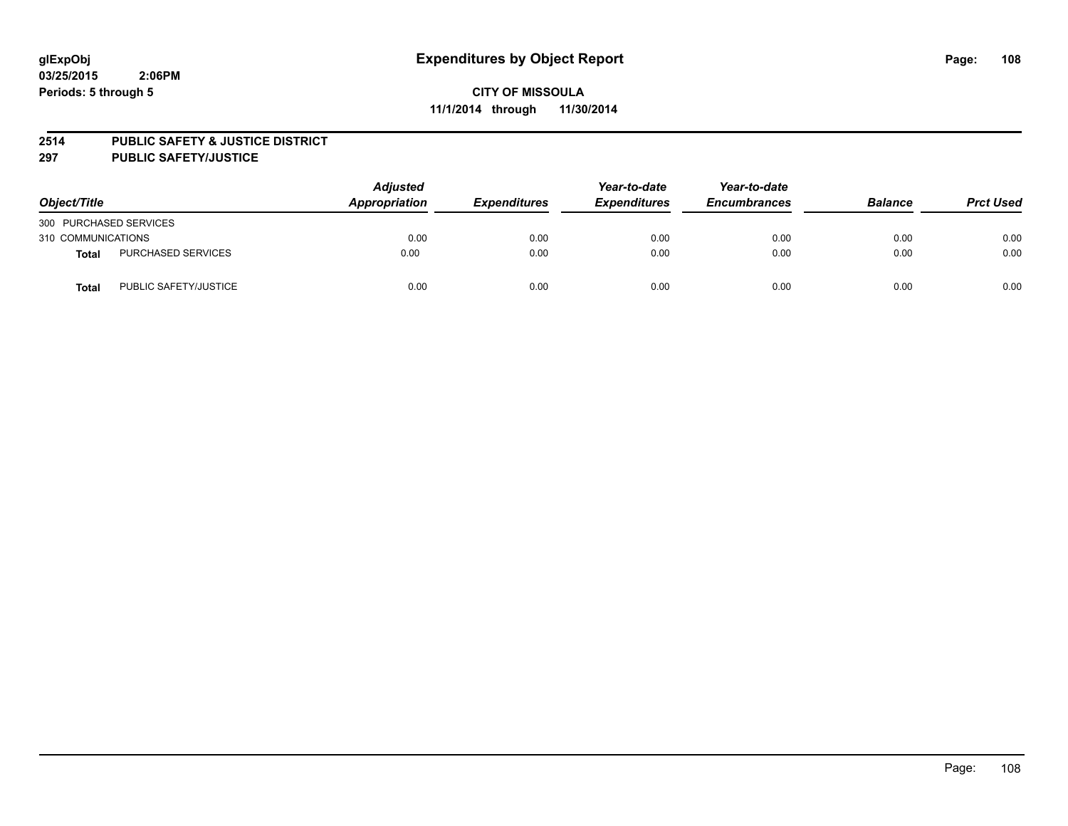glExpObj
03/25/2015 2:06PM
Periods: 5 through 5

# Expenditures by Object Report

**CITY OF MISSOULA**
**11/1/2014 through 11/30/2014**

**2514 PUBLIC SAFETY & JUSTICE DISTRICT**
**297 PUBLIC SAFETY/JUSTICE**

| Object/Title | | Adjusted Appropriation | Expenditures | Year-to-date Expenditures | Year-to-date Encumbrances | Balance | Prct Used |
|---|---|---|---|---|---|---|---|
| 300 PURCHASED SERVICES | | | | | | | |
| 310 COMMUNICATIONS | | 0.00 | 0.00 | 0.00 | 0.00 | 0.00 | 0.00 |
| **Total** | PURCHASED SERVICES | 0.00 | 0.00 | 0.00 | 0.00 | 0.00 | 0.00 |
| **Total** | PUBLIC SAFETY/JUSTICE | 0.00 | 0.00 | 0.00 | 0.00 | 0.00 | 0.00 |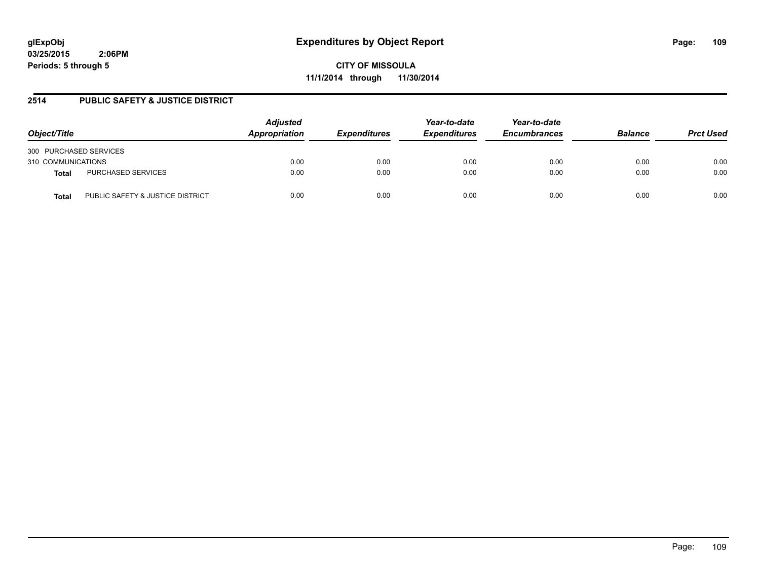# Expenditures by Object Report

glExpObj
03/25/2015 2:06PM
Periods: 5 through 5

**CITY OF MISSOULA**
**11/1/2014 through 11/30/2014**

## 2514 PUBLIC SAFETY & JUSTICE DISTRICT

| Object/Title | | Adjusted Appropriation | Expenditures | Year-to-date Expenditures | Year-to-date Encumbrances | Balance | Prct Used |
|---|---|---|---|---|---|---|---|
| 300 PURCHASED SERVICES | | | | | | | |
| 310 COMMUNICATIONS | | 0.00 | 0.00 | 0.00 | 0.00 | 0.00 | 0.00 |
| **Total** | PURCHASED SERVICES | 0.00 | 0.00 | 0.00 | 0.00 | 0.00 | 0.00 |
| **Total** | PUBLIC SAFETY & JUSTICE DISTRICT | 0.00 | 0.00 | 0.00 | 0.00 | 0.00 | 0.00 |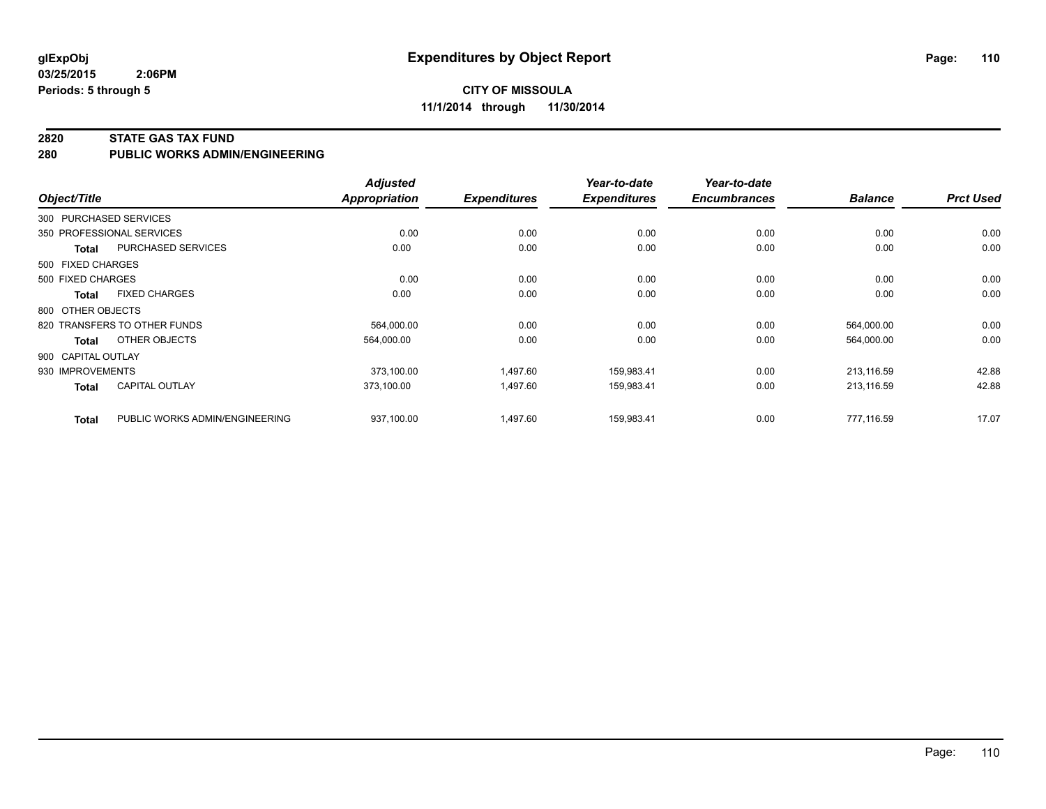**glExpObj**
**03/25/2015 2:06PM**
**Periods: 5 through 5**

# Expenditures by Object Report

**CITY OF MISSOULA**
**11/1/2014 through 11/30/2014**

## 2820 STATE GAS TAX FUND
## 280 PUBLIC WORKS ADMIN/ENGINEERING

| Object/Title | | Adjusted Appropriation | Expenditures | Year-to-date Expenditures | Year-to-date Encumbrances | Balance | Prct Used |
|---|---|---|---|---|---|---|---|
| 300 PURCHASED SERVICES | | | | | | | |
| 350 PROFESSIONAL SERVICES | | 0.00 | 0.00 | 0.00 | 0.00 | 0.00 | 0.00 |
| **Total** | PURCHASED SERVICES | 0.00 | 0.00 | 0.00 | 0.00 | 0.00 | 0.00 |
| 500 FIXED CHARGES | | | | | | | |
| 500 FIXED CHARGES | | 0.00 | 0.00 | 0.00 | 0.00 | 0.00 | 0.00 |
| **Total** | FIXED CHARGES | 0.00 | 0.00 | 0.00 | 0.00 | 0.00 | 0.00 |
| 800 OTHER OBJECTS | | | | | | | |
| 820 TRANSFERS TO OTHER FUNDS | | 564,000.00 | 0.00 | 0.00 | 0.00 | 564,000.00 | 0.00 |
| **Total** | OTHER OBJECTS | 564,000.00 | 0.00 | 0.00 | 0.00 | 564,000.00 | 0.00 |
| 900 CAPITAL OUTLAY | | | | | | | |
| 930 IMPROVEMENTS | | 373,100.00 | 1,497.60 | 159,983.41 | 0.00 | 213,116.59 | 42.88 |
| **Total** | CAPITAL OUTLAY | 373,100.00 | 1,497.60 | 159,983.41 | 0.00 | 213,116.59 | 42.88 |
| **Total** | PUBLIC WORKS ADMIN/ENGINEERING | 937,100.00 | 1,497.60 | 159,983.41 | 0.00 | 777,116.59 | 17.07 |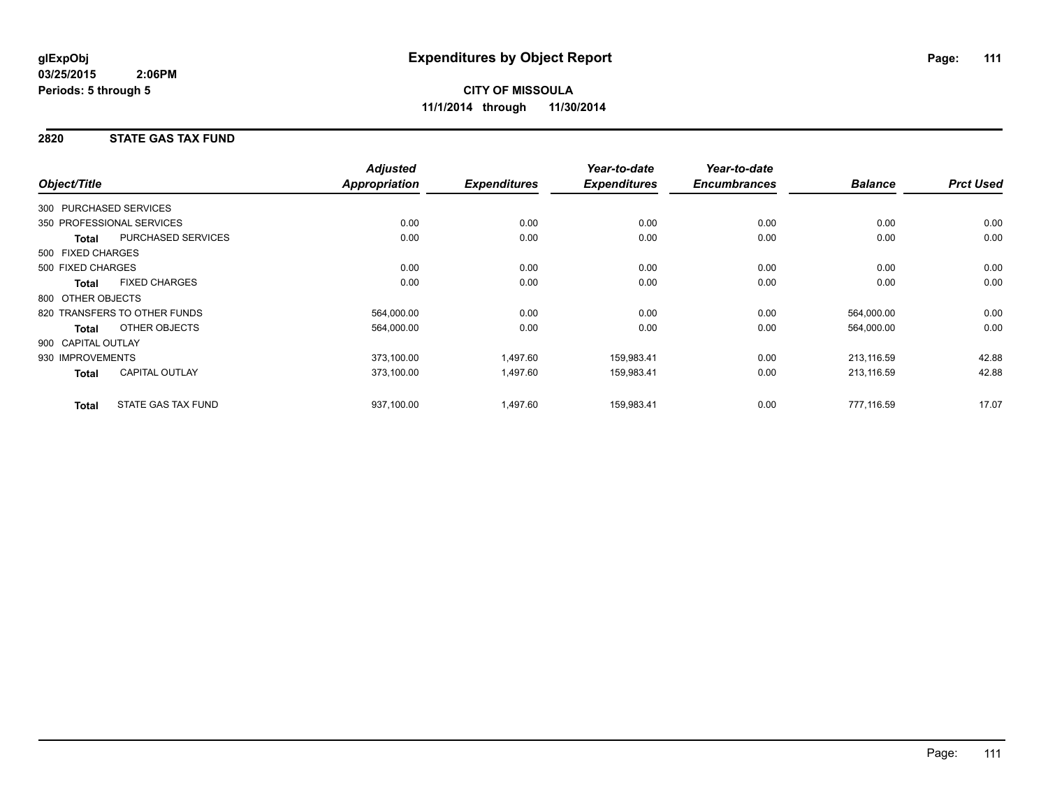**glExpObj** **Expenditures by Object Report**
**03/25/2015 2:06PM**
**Periods: 5 through 5**

**CITY OF MISSOULA**
**11/1/2014 through 11/30/2014**

## 2820 STATE GAS TAX FUND

| Object/Title | | Adjusted Appropriation | Expenditures | Year-to-date Expenditures | Year-to-date Encumbrances | Balance | Prct Used |
|---|---|---|---|---|---|---|---|
| 300 PURCHASED SERVICES | | | | | | | |
| 350 PROFESSIONAL SERVICES | | 0.00 | 0.00 | 0.00 | 0.00 | 0.00 | 0.00 |
| **Total** | PURCHASED SERVICES | 0.00 | 0.00 | 0.00 | 0.00 | 0.00 | 0.00 |
| 500 FIXED CHARGES | | | | | | | |
| 500 FIXED CHARGES | | 0.00 | 0.00 | 0.00 | 0.00 | 0.00 | 0.00 |
| **Total** | FIXED CHARGES | 0.00 | 0.00 | 0.00 | 0.00 | 0.00 | 0.00 |
| 800 OTHER OBJECTS | | | | | | | |
| 820 TRANSFERS TO OTHER FUNDS | | 564,000.00 | 0.00 | 0.00 | 0.00 | 564,000.00 | 0.00 |
| **Total** | OTHER OBJECTS | 564,000.00 | 0.00 | 0.00 | 0.00 | 564,000.00 | 0.00 |
| 900 CAPITAL OUTLAY | | | | | | | |
| 930 IMPROVEMENTS | | 373,100.00 | 1,497.60 | 159,983.41 | 0.00 | 213,116.59 | 42.88 |
| **Total** | CAPITAL OUTLAY | 373,100.00 | 1,497.60 | 159,983.41 | 0.00 | 213,116.59 | 42.88 |
| **Total** | STATE GAS TAX FUND | 937,100.00 | 1,497.60 | 159,983.41 | 0.00 | 777,116.59 | 17.07 |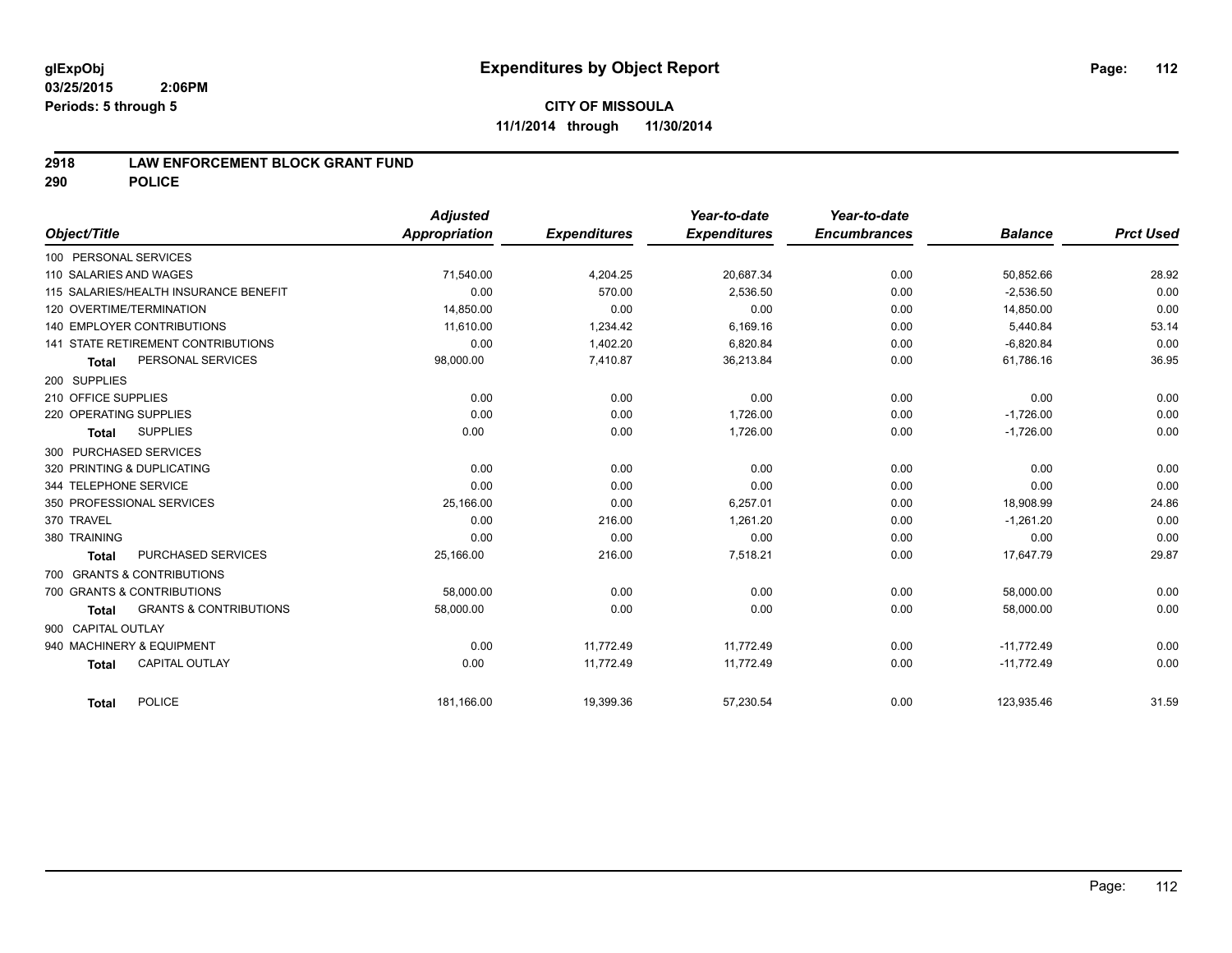**glExpObj**
**03/25/2015 2:06PM**
**Periods: 5 through 5**

# Expenditures by Object Report

**CITY OF MISSOULA**
**11/1/2014 through 11/30/2014**

## 2918 LAW ENFORCEMENT BLOCK GRANT FUND
## 290 POLICE

| Object/Title | Adjusted Appropriation | Expenditures | Year-to-date Expenditures | Year-to-date Encumbrances | Balance | Prct Used |
|---|---|---|---|---|---|---|
| 100 PERSONAL SERVICES | | | | | | |
| 110 SALARIES AND WAGES | 71,540.00 | 4,204.25 | 20,687.34 | 0.00 | 50,852.66 | 28.92 |
| 115 SALARIES/HEALTH INSURANCE BENEFIT | 0.00 | 570.00 | 2,536.50 | 0.00 | -2,536.50 | 0.00 |
| 120 OVERTIME/TERMINATION | 14,850.00 | 0.00 | 0.00 | 0.00 | 14,850.00 | 0.00 |
| 140 EMPLOYER CONTRIBUTIONS | 11,610.00 | 1,234.42 | 6,169.16 | 0.00 | 5,440.84 | 53.14 |
| 141 STATE RETIREMENT CONTRIBUTIONS | 0.00 | 1,402.20 | 6,820.84 | 0.00 | -6,820.84 | 0.00 |
| **Total** PERSONAL SERVICES | 98,000.00 | 7,410.87 | 36,213.84 | 0.00 | 61,786.16 | 36.95 |
| 200 SUPPLIES | | | | | | |
| 210 OFFICE SUPPLIES | 0.00 | 0.00 | 0.00 | 0.00 | 0.00 | 0.00 |
| 220 OPERATING SUPPLIES | 0.00 | 0.00 | 1,726.00 | 0.00 | -1,726.00 | 0.00 |
| **Total** SUPPLIES | 0.00 | 0.00 | 1,726.00 | 0.00 | -1,726.00 | 0.00 |
| 300 PURCHASED SERVICES | | | | | | |
| 320 PRINTING & DUPLICATING | 0.00 | 0.00 | 0.00 | 0.00 | 0.00 | 0.00 |
| 344 TELEPHONE SERVICE | 0.00 | 0.00 | 0.00 | 0.00 | 0.00 | 0.00 |
| 350 PROFESSIONAL SERVICES | 25,166.00 | 0.00 | 6,257.01 | 0.00 | 18,908.99 | 24.86 |
| 370 TRAVEL | 0.00 | 216.00 | 1,261.20 | 0.00 | -1,261.20 | 0.00 |
| 380 TRAINING | 0.00 | 0.00 | 0.00 | 0.00 | 0.00 | 0.00 |
| **Total** PURCHASED SERVICES | 25,166.00 | 216.00 | 7,518.21 | 0.00 | 17,647.79 | 29.87 |
| 700 GRANTS & CONTRIBUTIONS | | | | | | |
| 700 GRANTS & CONTRIBUTIONS | 58,000.00 | 0.00 | 0.00 | 0.00 | 58,000.00 | 0.00 |
| **Total** GRANTS & CONTRIBUTIONS | 58,000.00 | 0.00 | 0.00 | 0.00 | 58,000.00 | 0.00 |
| 900 CAPITAL OUTLAY | | | | | | |
| 940 MACHINERY & EQUIPMENT | 0.00 | 11,772.49 | 11,772.49 | 0.00 | -11,772.49 | 0.00 |
| **Total** CAPITAL OUTLAY | 0.00 | 11,772.49 | 11,772.49 | 0.00 | -11,772.49 | 0.00 |
| **Total** POLICE | 181,166.00 | 19,399.36 | 57,230.54 | 0.00 | 123,935.46 | 31.59 |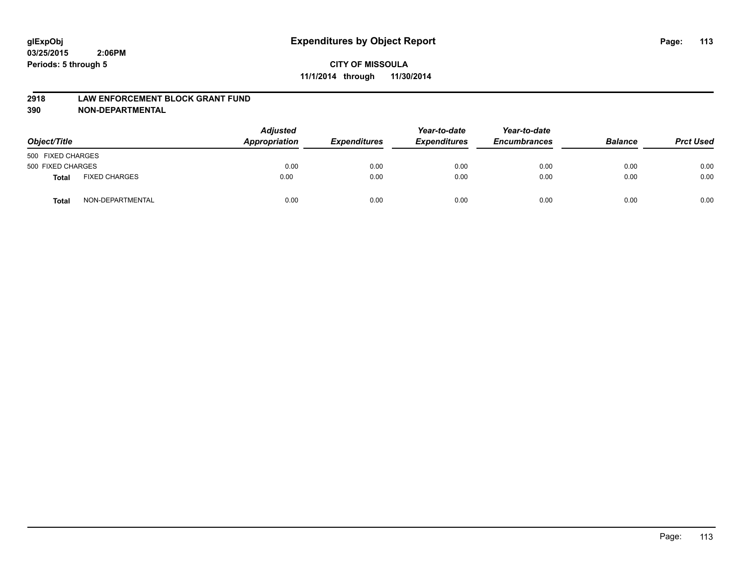# Expenditures by Object Report

**CITY OF MISSOULA**

**11/1/2014 through 11/30/2014**

glExpObj
03/25/2015 2:06PM
Periods: 5 through 5

**2918 LAW ENFORCEMENT BLOCK GRANT FUND**

**390 NON-DEPARTMENTAL**

| Object/Title | | Adjusted Appropriation | Expenditures | Year-to-date Expenditures | Year-to-date Encumbrances | Balance | Prct Used |
|---|---|---|---|---|---|---|---|
| 500 FIXED CHARGES | | | | | | | |
| 500 FIXED CHARGES | | 0.00 | 0.00 | 0.00 | 0.00 | 0.00 | 0.00 |
| **Total** | FIXED CHARGES | 0.00 | 0.00 | 0.00 | 0.00 | 0.00 | 0.00 |
| **Total** | NON-DEPARTMENTAL | 0.00 | 0.00 | 0.00 | 0.00 | 0.00 | 0.00 |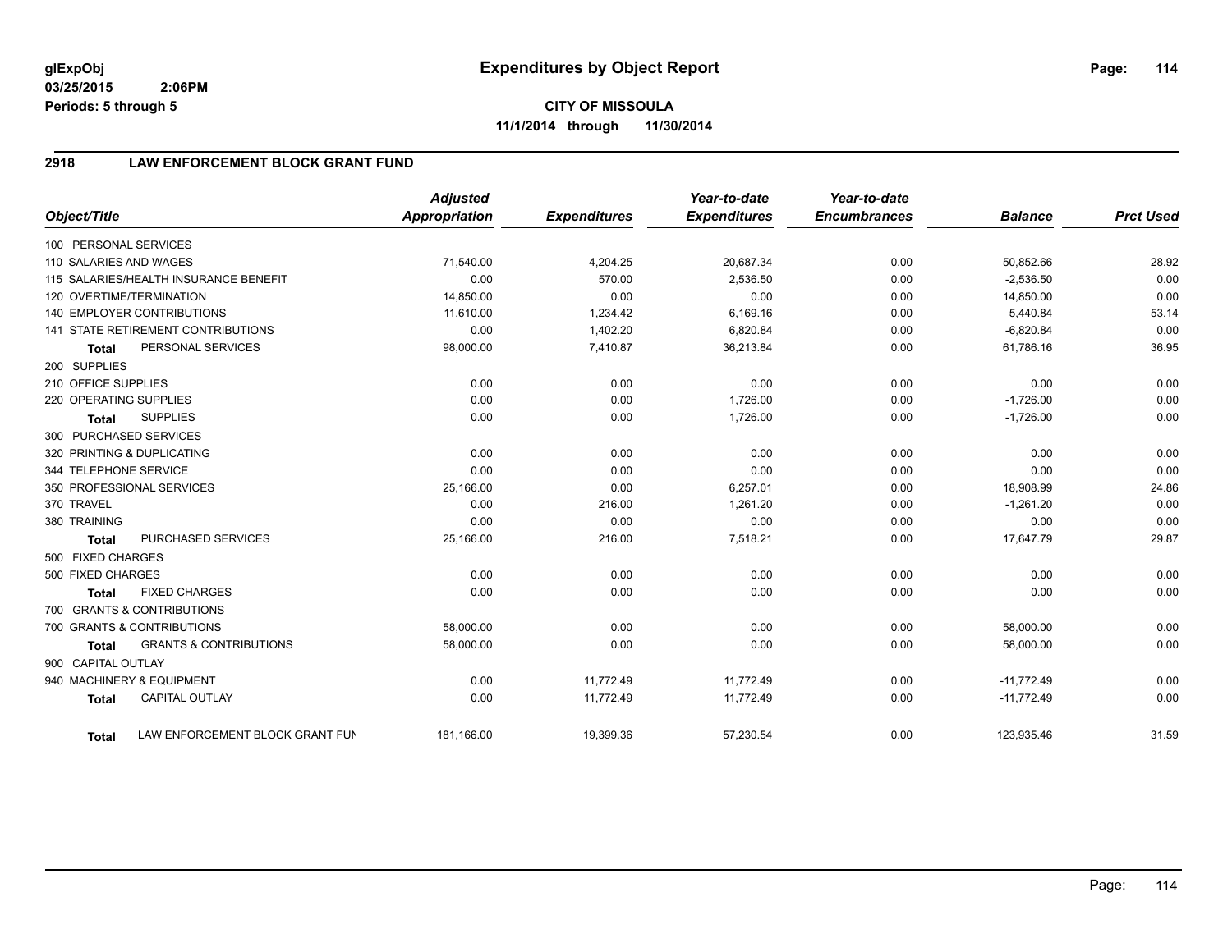glExpObj
03/25/2015 2:06PM
Periods: 5 through 5

# Expenditures by Object Report

**CITY OF MISSOULA**
**11/1/2014 through 11/30/2014**

## 2918 LAW ENFORCEMENT BLOCK GRANT FUND

| Object/Title | Adjusted Appropriation | Expenditures | Year-to-date Expenditures | Year-to-date Encumbrances | Balance | Prct Used |
|---|---|---|---|---|---|---|
| 100 PERSONAL SERVICES | | | | | | |
| 110 SALARIES AND WAGES | 71,540.00 | 4,204.25 | 20,687.34 | 0.00 | 50,852.66 | 28.92 |
| 115 SALARIES/HEALTH INSURANCE BENEFIT | 0.00 | 570.00 | 2,536.50 | 0.00 | -2,536.50 | 0.00 |
| 120 OVERTIME/TERMINATION | 14,850.00 | 0.00 | 0.00 | 0.00 | 14,850.00 | 0.00 |
| 140 EMPLOYER CONTRIBUTIONS | 11,610.00 | 1,234.42 | 6,169.16 | 0.00 | 5,440.84 | 53.14 |
| 141 STATE RETIREMENT CONTRIBUTIONS | 0.00 | 1,402.20 | 6,820.84 | 0.00 | -6,820.84 | 0.00 |
| **Total** PERSONAL SERVICES | 98,000.00 | 7,410.87 | 36,213.84 | 0.00 | 61,786.16 | 36.95 |
| 200 SUPPLIES | | | | | | |
| 210 OFFICE SUPPLIES | 0.00 | 0.00 | 0.00 | 0.00 | 0.00 | 0.00 |
| 220 OPERATING SUPPLIES | 0.00 | 0.00 | 1,726.00 | 0.00 | -1,726.00 | 0.00 |
| **Total** SUPPLIES | 0.00 | 0.00 | 1,726.00 | 0.00 | -1,726.00 | 0.00 |
| 300 PURCHASED SERVICES | | | | | | |
| 320 PRINTING & DUPLICATING | 0.00 | 0.00 | 0.00 | 0.00 | 0.00 | 0.00 |
| 344 TELEPHONE SERVICE | 0.00 | 0.00 | 0.00 | 0.00 | 0.00 | 0.00 |
| 350 PROFESSIONAL SERVICES | 25,166.00 | 0.00 | 6,257.01 | 0.00 | 18,908.99 | 24.86 |
| 370 TRAVEL | 0.00 | 216.00 | 1,261.20 | 0.00 | -1,261.20 | 0.00 |
| 380 TRAINING | 0.00 | 0.00 | 0.00 | 0.00 | 0.00 | 0.00 |
| **Total** PURCHASED SERVICES | 25,166.00 | 216.00 | 7,518.21 | 0.00 | 17,647.79 | 29.87 |
| 500 FIXED CHARGES | | | | | | |
| 500 FIXED CHARGES | 0.00 | 0.00 | 0.00 | 0.00 | 0.00 | 0.00 |
| **Total** FIXED CHARGES | 0.00 | 0.00 | 0.00 | 0.00 | 0.00 | 0.00 |
| 700 GRANTS & CONTRIBUTIONS | | | | | | |
| 700 GRANTS & CONTRIBUTIONS | 58,000.00 | 0.00 | 0.00 | 0.00 | 58,000.00 | 0.00 |
| **Total** GRANTS & CONTRIBUTIONS | 58,000.00 | 0.00 | 0.00 | 0.00 | 58,000.00 | 0.00 |
| 900 CAPITAL OUTLAY | | | | | | |
| 940 MACHINERY & EQUIPMENT | 0.00 | 11,772.49 | 11,772.49 | 0.00 | -11,772.49 | 0.00 |
| **Total** CAPITAL OUTLAY | 0.00 | 11,772.49 | 11,772.49 | 0.00 | -11,772.49 | 0.00 |
| **Total** LAW ENFORCEMENT BLOCK GRANT FUN | 181,166.00 | 19,399.36 | 57,230.54 | 0.00 | 123,935.46 | 31.59 |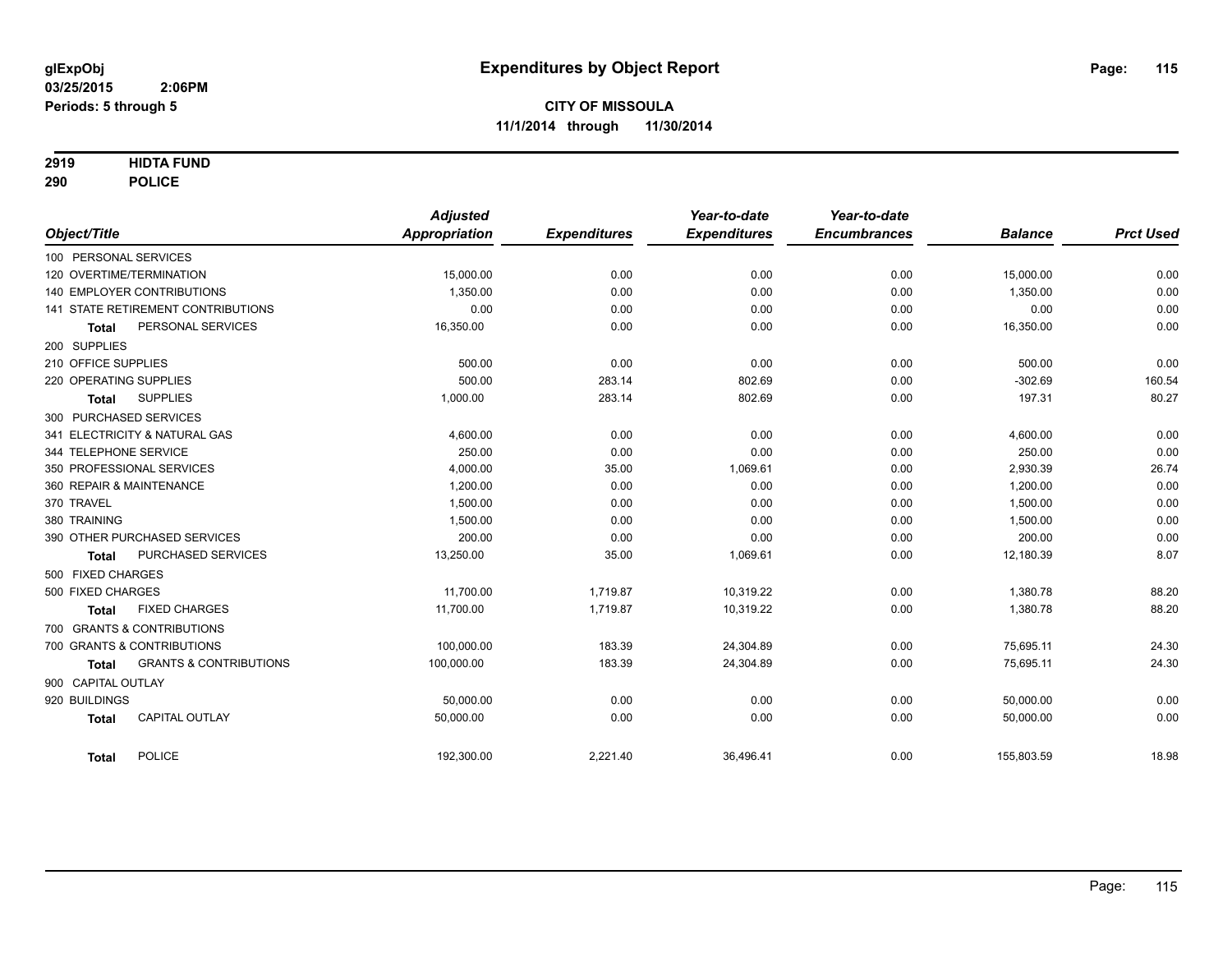# Expenditures by Object Report

glExpObj
03/25/2015 2:06PM
Periods: 5 through 5

**CITY OF MISSOULA**
**11/1/2014 through 11/30/2014**

**2919 HIDTA FUND**
**290 POLICE**

| Object/Title | Adjusted Appropriation | Expenditures | Year-to-date Expenditures | Year-to-date Encumbrances | Balance | Prct Used |
|---|---|---|---|---|---|---|
| 100 PERSONAL SERVICES | | | | | | |
| 120 OVERTIME/TERMINATION | 15,000.00 | 0.00 | 0.00 | 0.00 | 15,000.00 | 0.00 |
| 140 EMPLOYER CONTRIBUTIONS | 1,350.00 | 0.00 | 0.00 | 0.00 | 1,350.00 | 0.00 |
| 141 STATE RETIREMENT CONTRIBUTIONS | 0.00 | 0.00 | 0.00 | 0.00 | 0.00 | 0.00 |
| **Total** PERSONAL SERVICES | 16,350.00 | 0.00 | 0.00 | 0.00 | 16,350.00 | 0.00 |
| 200 SUPPLIES | | | | | | |
| 210 OFFICE SUPPLIES | 500.00 | 0.00 | 0.00 | 0.00 | 500.00 | 0.00 |
| 220 OPERATING SUPPLIES | 500.00 | 283.14 | 802.69 | 0.00 | -302.69 | 160.54 |
| **Total** SUPPLIES | 1,000.00 | 283.14 | 802.69 | 0.00 | 197.31 | 80.27 |
| 300 PURCHASED SERVICES | | | | | | |
| 341 ELECTRICITY & NATURAL GAS | 4,600.00 | 0.00 | 0.00 | 0.00 | 4,600.00 | 0.00 |
| 344 TELEPHONE SERVICE | 250.00 | 0.00 | 0.00 | 0.00 | 250.00 | 0.00 |
| 350 PROFESSIONAL SERVICES | 4,000.00 | 35.00 | 1,069.61 | 0.00 | 2,930.39 | 26.74 |
| 360 REPAIR & MAINTENANCE | 1,200.00 | 0.00 | 0.00 | 0.00 | 1,200.00 | 0.00 |
| 370 TRAVEL | 1,500.00 | 0.00 | 0.00 | 0.00 | 1,500.00 | 0.00 |
| 380 TRAINING | 1,500.00 | 0.00 | 0.00 | 0.00 | 1,500.00 | 0.00 |
| 390 OTHER PURCHASED SERVICES | 200.00 | 0.00 | 0.00 | 0.00 | 200.00 | 0.00 |
| **Total** PURCHASED SERVICES | 13,250.00 | 35.00 | 1,069.61 | 0.00 | 12,180.39 | 8.07 |
| 500 FIXED CHARGES | | | | | | |
| 500 FIXED CHARGES | 11,700.00 | 1,719.87 | 10,319.22 | 0.00 | 1,380.78 | 88.20 |
| **Total** FIXED CHARGES | 11,700.00 | 1,719.87 | 10,319.22 | 0.00 | 1,380.78 | 88.20 |
| 700 GRANTS & CONTRIBUTIONS | | | | | | |
| 700 GRANTS & CONTRIBUTIONS | 100,000.00 | 183.39 | 24,304.89 | 0.00 | 75,695.11 | 24.30 |
| **Total** GRANTS & CONTRIBUTIONS | 100,000.00 | 183.39 | 24,304.89 | 0.00 | 75,695.11 | 24.30 |
| 900 CAPITAL OUTLAY | | | | | | |
| 920 BUILDINGS | 50,000.00 | 0.00 | 0.00 | 0.00 | 50,000.00 | 0.00 |
| **Total** CAPITAL OUTLAY | 50,000.00 | 0.00 | 0.00 | 0.00 | 50,000.00 | 0.00 |
| **Total** POLICE | 192,300.00 | 2,221.40 | 36,496.41 | 0.00 | 155,803.59 | 18.98 |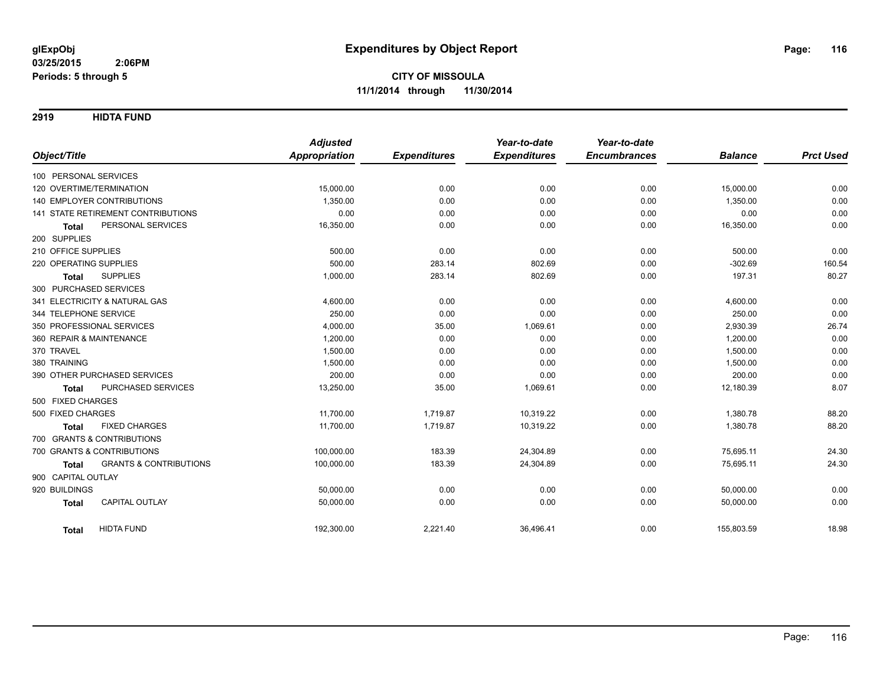**glExpObj**
**03/25/2015 2:06PM**
**Periods: 5 through 5**

# Expenditures by Object Report

**CITY OF MISSOULA**
**11/1/2014 through 11/30/2014**

## 2919 HIDTA FUND

| Object/Title | Adjusted Appropriation | Expenditures | Year-to-date Expenditures | Year-to-date Encumbrances | Balance | Prct Used |
|---|---|---|---|---|---|---|
| 100 PERSONAL SERVICES | | | | | | |
| 120 OVERTIME/TERMINATION | 15,000.00 | 0.00 | 0.00 | 0.00 | 15,000.00 | 0.00 |
| 140 EMPLOYER CONTRIBUTIONS | 1,350.00 | 0.00 | 0.00 | 0.00 | 1,350.00 | 0.00 |
| 141 STATE RETIREMENT CONTRIBUTIONS | 0.00 | 0.00 | 0.00 | 0.00 | 0.00 | 0.00 |
| **Total** PERSONAL SERVICES | 16,350.00 | 0.00 | 0.00 | 0.00 | 16,350.00 | 0.00 |
| 200 SUPPLIES | | | | | | |
| 210 OFFICE SUPPLIES | 500.00 | 0.00 | 0.00 | 0.00 | 500.00 | 0.00 |
| 220 OPERATING SUPPLIES | 500.00 | 283.14 | 802.69 | 0.00 | -302.69 | 160.54 |
| **Total** SUPPLIES | 1,000.00 | 283.14 | 802.69 | 0.00 | 197.31 | 80.27 |
| 300 PURCHASED SERVICES | | | | | | |
| 341 ELECTRICITY & NATURAL GAS | 4,600.00 | 0.00 | 0.00 | 0.00 | 4,600.00 | 0.00 |
| 344 TELEPHONE SERVICE | 250.00 | 0.00 | 0.00 | 0.00 | 250.00 | 0.00 |
| 350 PROFESSIONAL SERVICES | 4,000.00 | 35.00 | 1,069.61 | 0.00 | 2,930.39 | 26.74 |
| 360 REPAIR & MAINTENANCE | 1,200.00 | 0.00 | 0.00 | 0.00 | 1,200.00 | 0.00 |
| 370 TRAVEL | 1,500.00 | 0.00 | 0.00 | 0.00 | 1,500.00 | 0.00 |
| 380 TRAINING | 1,500.00 | 0.00 | 0.00 | 0.00 | 1,500.00 | 0.00 |
| 390 OTHER PURCHASED SERVICES | 200.00 | 0.00 | 0.00 | 0.00 | 200.00 | 0.00 |
| **Total** PURCHASED SERVICES | 13,250.00 | 35.00 | 1,069.61 | 0.00 | 12,180.39 | 8.07 |
| 500 FIXED CHARGES | | | | | | |
| 500 FIXED CHARGES | 11,700.00 | 1,719.87 | 10,319.22 | 0.00 | 1,380.78 | 88.20 |
| **Total** FIXED CHARGES | 11,700.00 | 1,719.87 | 10,319.22 | 0.00 | 1,380.78 | 88.20 |
| 700 GRANTS & CONTRIBUTIONS | | | | | | |
| 700 GRANTS & CONTRIBUTIONS | 100,000.00 | 183.39 | 24,304.89 | 0.00 | 75,695.11 | 24.30 |
| **Total** GRANTS & CONTRIBUTIONS | 100,000.00 | 183.39 | 24,304.89 | 0.00 | 75,695.11 | 24.30 |
| 900 CAPITAL OUTLAY | | | | | | |
| 920 BUILDINGS | 50,000.00 | 0.00 | 0.00 | 0.00 | 50,000.00 | 0.00 |
| **Total** CAPITAL OUTLAY | 50,000.00 | 0.00 | 0.00 | 0.00 | 50,000.00 | 0.00 |
| **Total** HIDTA FUND | 192,300.00 | 2,221.40 | 36,496.41 | 0.00 | 155,803.59 | 18.98 |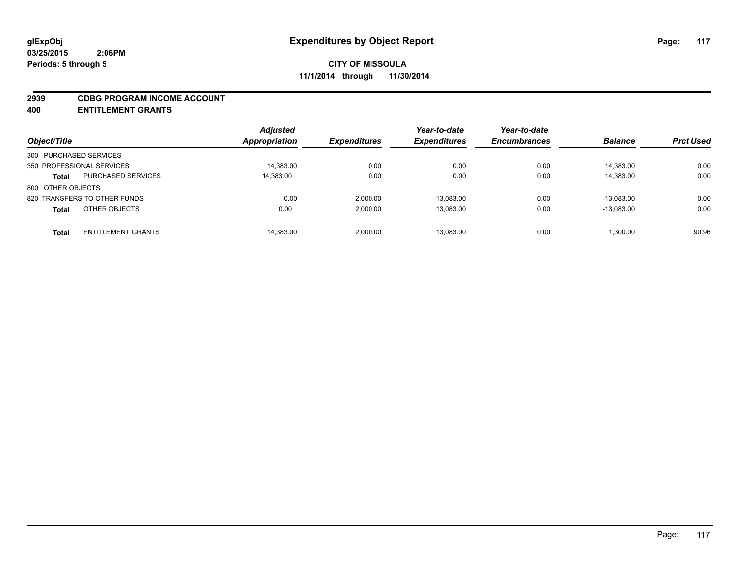**glExpObj**
**03/25/2015 2:06PM**
**Periods: 5 through 5**

# Expenditures by Object Report

**CITY OF MISSOULA**
**11/1/2014 through 11/30/2014**

## 2939 CDBG PROGRAM INCOME ACCOUNT
## 400 ENTITLEMENT GRANTS

| Object/Title | | Adjusted Appropriation | Expenditures | Year-to-date Expenditures | Year-to-date Encumbrances | Balance | Prct Used |
|---|---|---|---|---|---|---|---|
| 300 PURCHASED SERVICES | | | | | | | |
| 350 PROFESSIONAL SERVICES | | 14,383.00 | 0.00 | 0.00 | 0.00 | 14,383.00 | 0.00 |
| **Total** | PURCHASED SERVICES | 14,383.00 | 0.00 | 0.00 | 0.00 | 14,383.00 | 0.00 |
| 800 OTHER OBJECTS | | | | | | | |
| 820 TRANSFERS TO OTHER FUNDS | | 0.00 | 2,000.00 | 13,083.00 | 0.00 | -13,083.00 | 0.00 |
| **Total** | OTHER OBJECTS | 0.00 | 2,000.00 | 13,083.00 | 0.00 | -13,083.00 | 0.00 |
| **Total** | ENTITLEMENT GRANTS | 14,383.00 | 2,000.00 | 13,083.00 | 0.00 | 1,300.00 | 90.96 |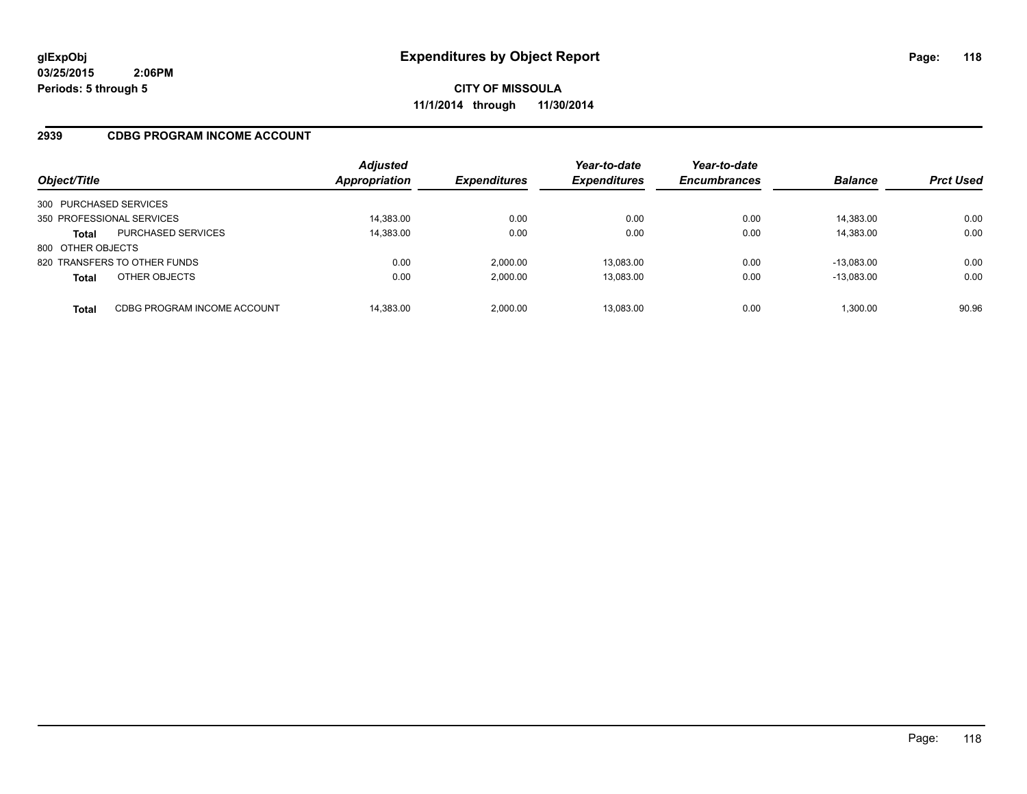**glExpObj**
**03/25/2015 2:06PM**
**Periods: 5 through 5**

# Expenditures by Object Report

**CITY OF MISSOULA**
**11/1/2014 through 11/30/2014**

## 2939 CDBG PROGRAM INCOME ACCOUNT

| Object/Title | | *Adjusted Appropriation* | *Expenditures* | *Year-to-date Expenditures* | *Year-to-date Encumbrances* | *Balance* | *Prct Used* |
|---|---|---|---|---|---|---|---|
| 300 PURCHASED SERVICES | | | | | | | |
| 350 PROFESSIONAL SERVICES | | 14,383.00 | 0.00 | 0.00 | 0.00 | 14,383.00 | 0.00 |
| **Total** | PURCHASED SERVICES | 14,383.00 | 0.00 | 0.00 | 0.00 | 14,383.00 | 0.00 |
| 800 OTHER OBJECTS | | | | | | | |
| 820 TRANSFERS TO OTHER FUNDS | | 0.00 | 2,000.00 | 13,083.00 | 0.00 | -13,083.00 | 0.00 |
| **Total** | OTHER OBJECTS | 0.00 | 2,000.00 | 13,083.00 | 0.00 | -13,083.00 | 0.00 |
| **Total** | CDBG PROGRAM INCOME ACCOUNT | 14,383.00 | 2,000.00 | 13,083.00 | 0.00 | 1,300.00 | 90.96 |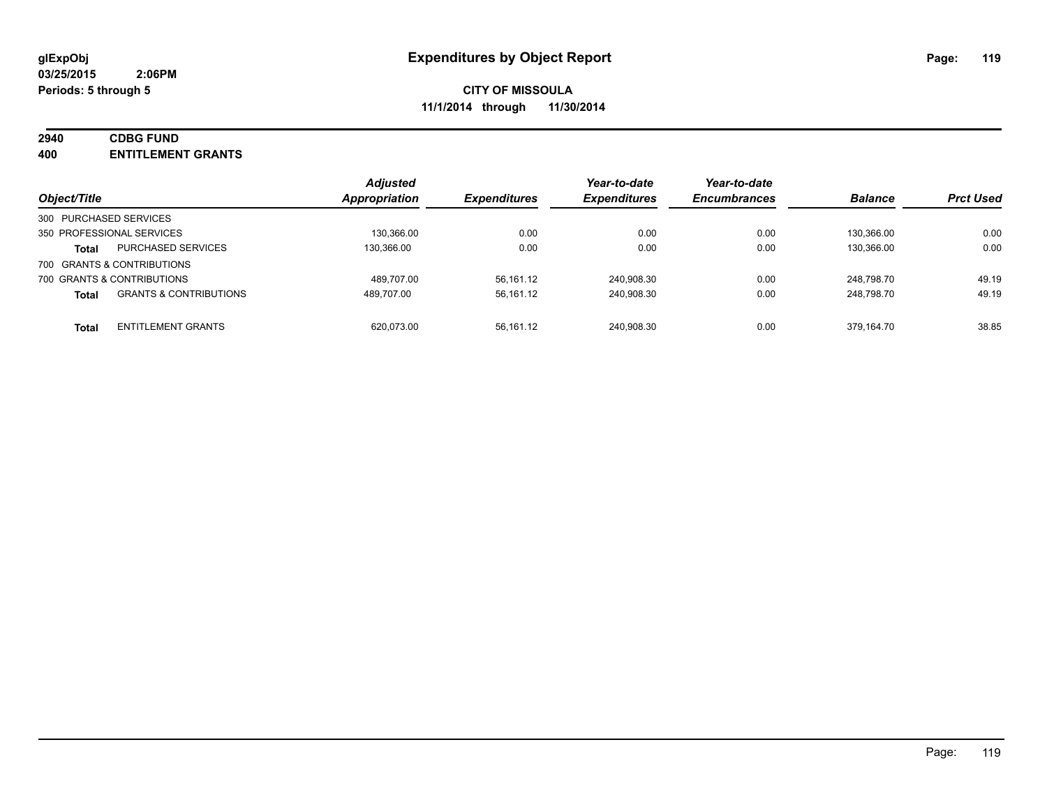# Expenditures by Object Report

glExpObj
03/25/2015 2:06PM
Periods: 5 through 5

**CITY OF MISSOULA**
**11/1/2014 through 11/30/2014**

## 2940 CDBG FUND
## 400 ENTITLEMENT GRANTS

| Object/Title | | Adjusted Appropriation | Expenditures | Year-to-date Expenditures | Year-to-date Encumbrances | Balance | Prct Used |
|---|---|---|---|---|---|---|---|
| 300 PURCHASED SERVICES | | | | | | | |
| 350 PROFESSIONAL SERVICES | | 130,366.00 | 0.00 | 0.00 | 0.00 | 130,366.00 | 0.00 |
| **Total** | PURCHASED SERVICES | 130,366.00 | 0.00 | 0.00 | 0.00 | 130,366.00 | 0.00 |
| 700 GRANTS & CONTRIBUTIONS | | | | | | | |
| 700 GRANTS & CONTRIBUTIONS | | 489,707.00 | 56,161.12 | 240,908.30 | 0.00 | 248,798.70 | 49.19 |
| **Total** | GRANTS & CONTRIBUTIONS | 489,707.00 | 56,161.12 | 240,908.30 | 0.00 | 248,798.70 | 49.19 |
| **Total** | ENTITLEMENT GRANTS | 620,073.00 | 56,161.12 | 240,908.30 | 0.00 | 379,164.70 | 38.85 |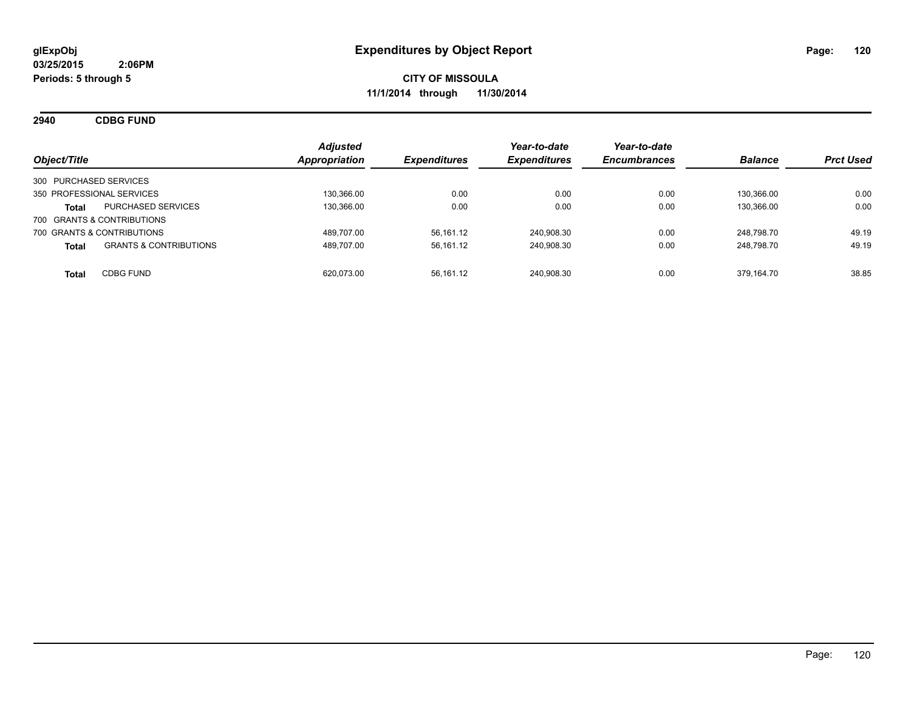# Expenditures by Object Report

**glExpObj**
**03/25/2015 2:06PM**
**Periods: 5 through 5**

**CITY OF MISSOULA**
**11/1/2014 through 11/30/2014**

## 2940 CDBG FUND

| Object/Title | | Adjusted Appropriation | Expenditures | Year-to-date Expenditures | Year-to-date Encumbrances | Balance | Prct Used |
|---|---|---|---|---|---|---|---|
| 300 PURCHASED SERVICES | | | | | | | |
| 350 PROFESSIONAL SERVICES | | 130,366.00 | 0.00 | 0.00 | 0.00 | 130,366.00 | 0.00 |
| **Total** | PURCHASED SERVICES | 130,366.00 | 0.00 | 0.00 | 0.00 | 130,366.00 | 0.00 |
| 700 GRANTS & CONTRIBUTIONS | | | | | | | |
| 700 GRANTS & CONTRIBUTIONS | | 489,707.00 | 56,161.12 | 240,908.30 | 0.00 | 248,798.70 | 49.19 |
| **Total** | GRANTS & CONTRIBUTIONS | 489,707.00 | 56,161.12 | 240,908.30 | 0.00 | 248,798.70 | 49.19 |
| **Total** | CDBG FUND | 620,073.00 | 56,161.12 | 240,908.30 | 0.00 | 379,164.70 | 38.85 |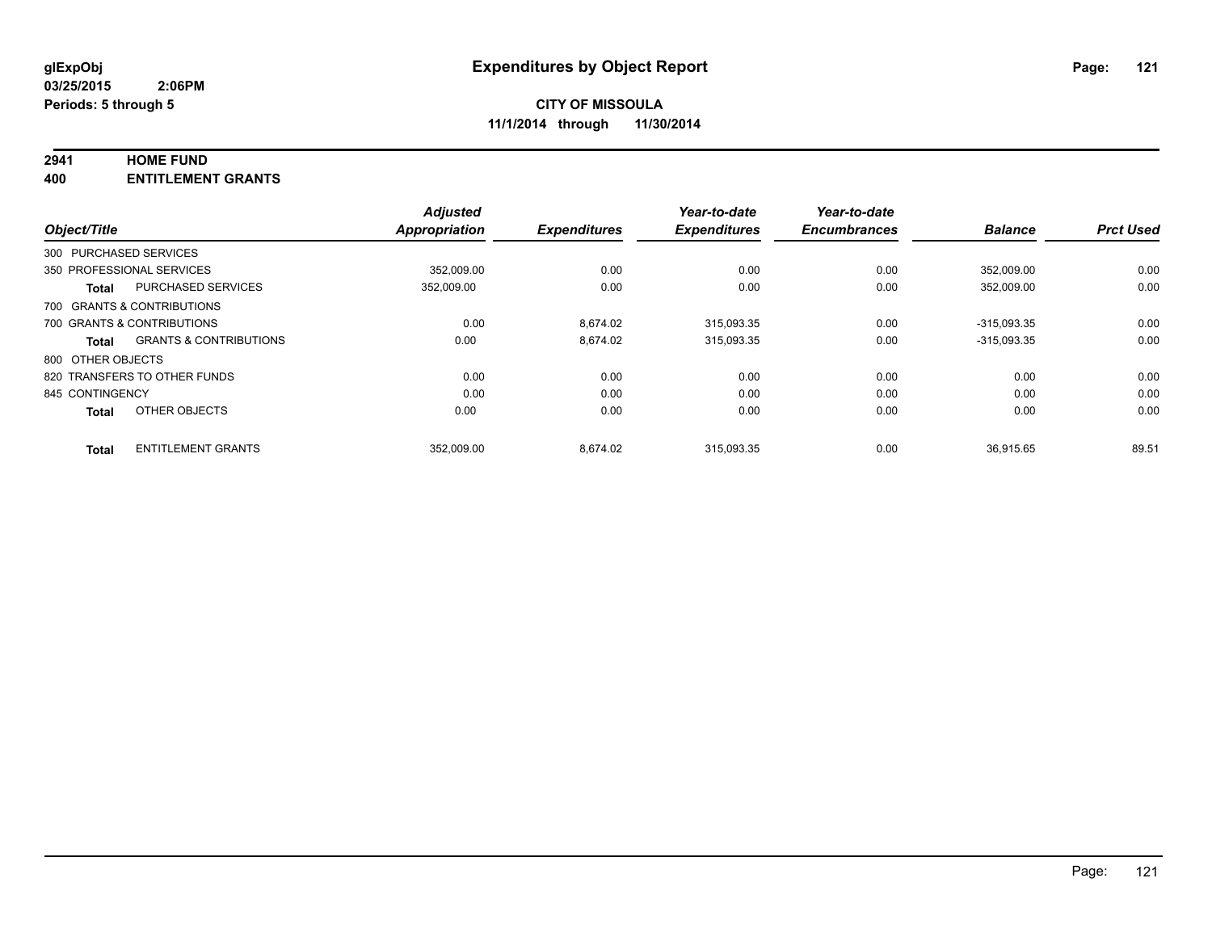glExpObj
03/25/2015 2:06PM
Periods: 5 through 5

# Expenditures by Object Report

**CITY OF MISSOULA**
**11/1/2014 through 11/30/2014**

**2941 HOME FUND**
**400 ENTITLEMENT GRANTS**

| Object/Title | | Adjusted Appropriation | Expenditures | Year-to-date Expenditures | Year-to-date Encumbrances | Balance | Prct Used |
|---|---|---|---|---|---|---|---|
| 300 PURCHASED SERVICES | | | | | | | |
| 350 PROFESSIONAL SERVICES | | 352,009.00 | 0.00 | 0.00 | 0.00 | 352,009.00 | 0.00 |
| **Total** | PURCHASED SERVICES | 352,009.00 | 0.00 | 0.00 | 0.00 | 352,009.00 | 0.00 |
| 700 GRANTS & CONTRIBUTIONS | | | | | | | |
| 700 GRANTS & CONTRIBUTIONS | | 0.00 | 8,674.02 | 315,093.35 | 0.00 | -315,093.35 | 0.00 |
| **Total** | GRANTS & CONTRIBUTIONS | 0.00 | 8,674.02 | 315,093.35 | 0.00 | -315,093.35 | 0.00 |
| 800 OTHER OBJECTS | | | | | | | |
| 820 TRANSFERS TO OTHER FUNDS | | 0.00 | 0.00 | 0.00 | 0.00 | 0.00 | 0.00 |
| 845 CONTINGENCY | | 0.00 | 0.00 | 0.00 | 0.00 | 0.00 | 0.00 |
| **Total** | OTHER OBJECTS | 0.00 | 0.00 | 0.00 | 0.00 | 0.00 | 0.00 |
| **Total** | ENTITLEMENT GRANTS | 352,009.00 | 8,674.02 | 315,093.35 | 0.00 | 36,915.65 | 89.51 |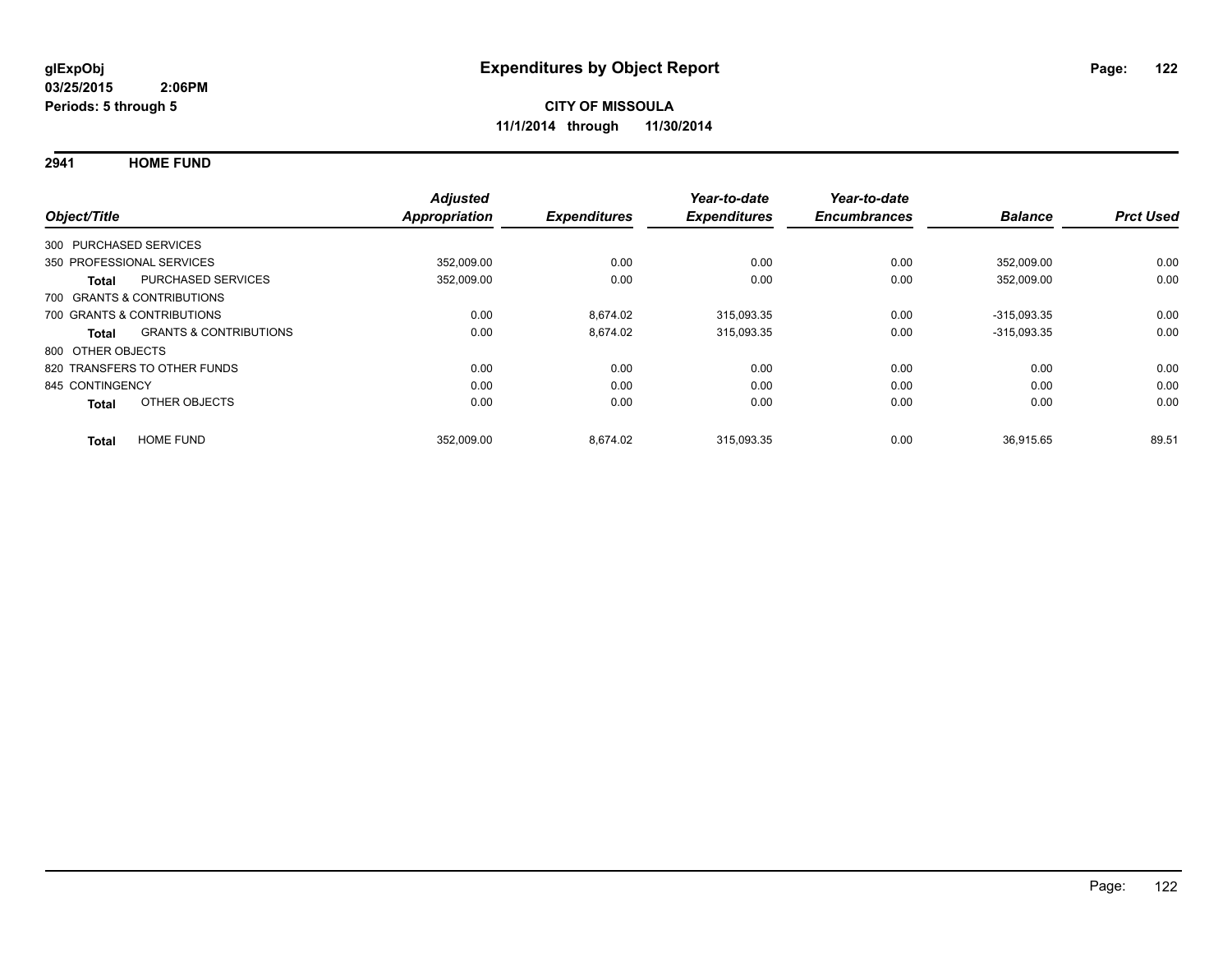# Expenditures by Object Report

glExpObj
03/25/2015 2:06PM
Periods: 5 through 5

**CITY OF MISSOULA**
**11/1/2014 through 11/30/2014**

## 2941 HOME FUND

| Object/Title | | Adjusted Appropriation | Expenditures | Year-to-date Expenditures | Year-to-date Encumbrances | Balance | Prct Used |
|---|---|---|---|---|---|---|---|
| 300 PURCHASED SERVICES | | | | | | | |
| 350 PROFESSIONAL SERVICES | | 352,009.00 | 0.00 | 0.00 | 0.00 | 352,009.00 | 0.00 |
| Total | PURCHASED SERVICES | 352,009.00 | 0.00 | 0.00 | 0.00 | 352,009.00 | 0.00 |
| 700 GRANTS & CONTRIBUTIONS | | | | | | | |
| 700 GRANTS & CONTRIBUTIONS | | 0.00 | 8,674.02 | 315,093.35 | 0.00 | -315,093.35 | 0.00 |
| Total | GRANTS & CONTRIBUTIONS | 0.00 | 8,674.02 | 315,093.35 | 0.00 | -315,093.35 | 0.00 |
| 800 OTHER OBJECTS | | | | | | | |
| 820 TRANSFERS TO OTHER FUNDS | | 0.00 | 0.00 | 0.00 | 0.00 | 0.00 | 0.00 |
| 845 CONTINGENCY | | 0.00 | 0.00 | 0.00 | 0.00 | 0.00 | 0.00 |
| Total | OTHER OBJECTS | 0.00 | 0.00 | 0.00 | 0.00 | 0.00 | 0.00 |
| Total | HOME FUND | 352,009.00 | 8,674.02 | 315,093.35 | 0.00 | 36,915.65 | 89.51 |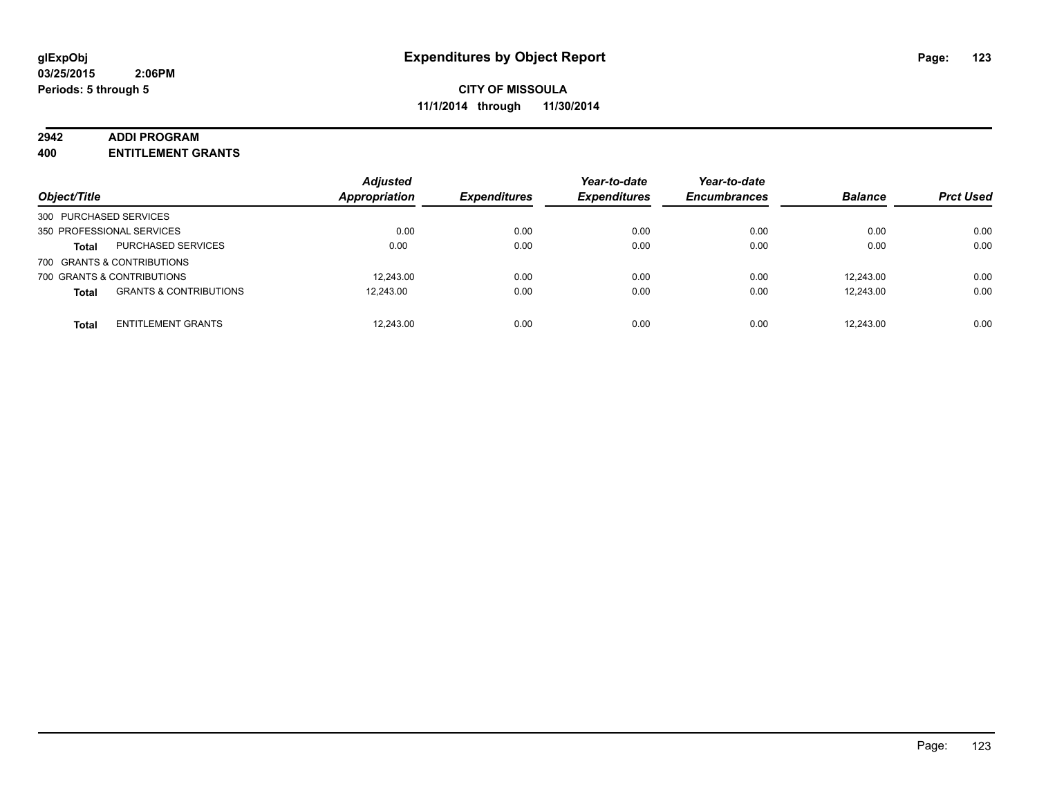**glExpObj**
**03/25/2015 2:06PM**
**Periods: 5 through 5**

# Expenditures by Object Report

**CITY OF MISSOULA**
**11/1/2014 through 11/30/2014**

## 2942 ADDI PROGRAM
## 400 ENTITLEMENT GRANTS

| Object/Title | | *Adjusted Appropriation* | *Expenditures* | *Year-to-date Expenditures* | *Year-to-date Encumbrances* | *Balance* | *Prct Used* |
|---|---|---|---|---|---|---|---|
| 300 PURCHASED SERVICES | | | | | | | |
| 350 PROFESSIONAL SERVICES | | 0.00 | 0.00 | 0.00 | 0.00 | 0.00 | 0.00 |
| **Total** | PURCHASED SERVICES | 0.00 | 0.00 | 0.00 | 0.00 | 0.00 | 0.00 |
| 700 GRANTS & CONTRIBUTIONS | | | | | | | |
| 700 GRANTS & CONTRIBUTIONS | | 12,243.00 | 0.00 | 0.00 | 0.00 | 12,243.00 | 0.00 |
| **Total** | GRANTS & CONTRIBUTIONS | 12,243.00 | 0.00 | 0.00 | 0.00 | 12,243.00 | 0.00 |
| **Total** | ENTITLEMENT GRANTS | 12,243.00 | 0.00 | 0.00 | 0.00 | 12,243.00 | 0.00 |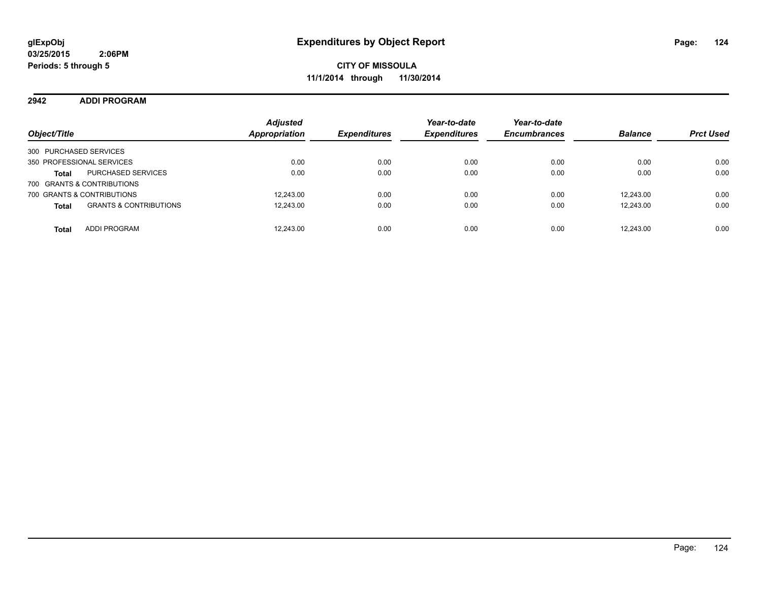**glExpObj**
**03/25/2015 2:06PM**
**Periods: 5 through 5**

# Expenditures by Object Report

**CITY OF MISSOULA**
**11/1/2014 through 11/30/2014**

## 2942 ADDI PROGRAM

| Object/Title | | Adjusted Appropriation | Expenditures | Year-to-date Expenditures | Year-to-date Encumbrances | Balance | Prct Used |
|---|---|---|---|---|---|---|---|
| 300 PURCHASED SERVICES | | | | | | | |
| 350 PROFESSIONAL SERVICES | | 0.00 | 0.00 | 0.00 | 0.00 | 0.00 | 0.00 |
| **Total** | PURCHASED SERVICES | 0.00 | 0.00 | 0.00 | 0.00 | 0.00 | 0.00 |
| 700 GRANTS & CONTRIBUTIONS | | | | | | | |
| 700 GRANTS & CONTRIBUTIONS | | 12,243.00 | 0.00 | 0.00 | 0.00 | 12,243.00 | 0.00 |
| **Total** | GRANTS & CONTRIBUTIONS | 12,243.00 | 0.00 | 0.00 | 0.00 | 12,243.00 | 0.00 |
| **Total** | ADDI PROGRAM | 12,243.00 | 0.00 | 0.00 | 0.00 | 12,243.00 | 0.00 |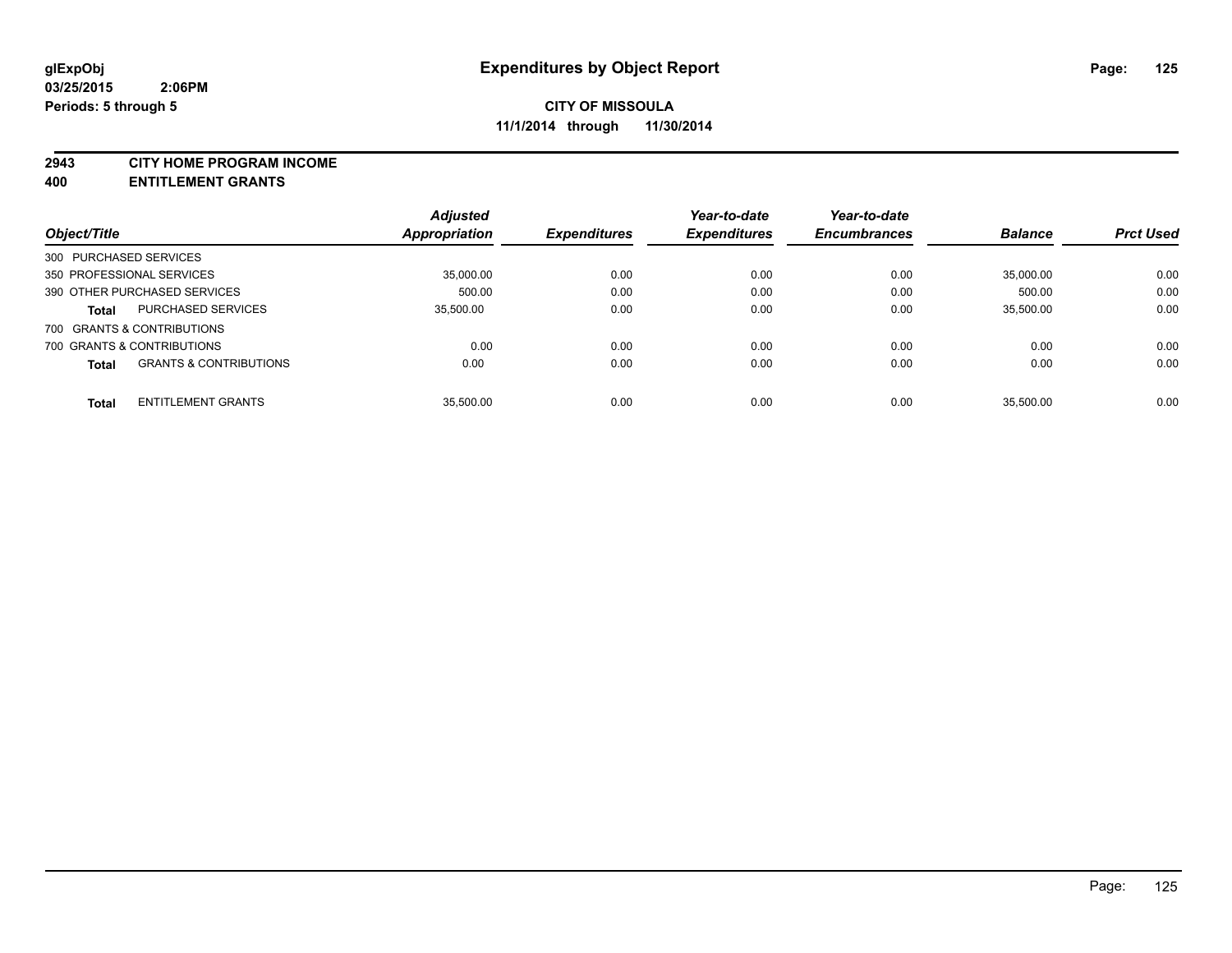glExpObj
03/25/2015 2:06PM
Periods: 5 through 5

# Expenditures by Object Report

**CITY OF MISSOULA**
**11/1/2014 through 11/30/2014**

**2943 CITY HOME PROGRAM INCOME**
**400 ENTITLEMENT GRANTS**

| Object/Title | Adjusted Appropriation | Expenditures | Year-to-date Expenditures | Year-to-date Encumbrances | Balance | Prct Used |
|---|---|---|---|---|---|---|
| 300 PURCHASED SERVICES | | | | | | |
| 350 PROFESSIONAL SERVICES | 35,000.00 | 0.00 | 0.00 | 0.00 | 35,000.00 | 0.00 |
| 390 OTHER PURCHASED SERVICES | 500.00 | 0.00 | 0.00 | 0.00 | 500.00 | 0.00 |
| **Total** PURCHASED SERVICES | 35,500.00 | 0.00 | 0.00 | 0.00 | 35,500.00 | 0.00 |
| 700 GRANTS & CONTRIBUTIONS | | | | | | |
| 700 GRANTS & CONTRIBUTIONS | 0.00 | 0.00 | 0.00 | 0.00 | 0.00 | 0.00 |
| **Total** GRANTS & CONTRIBUTIONS | 0.00 | 0.00 | 0.00 | 0.00 | 0.00 | 0.00 |
| **Total** ENTITLEMENT GRANTS | 35,500.00 | 0.00 | 0.00 | 0.00 | 35,500.00 | 0.00 |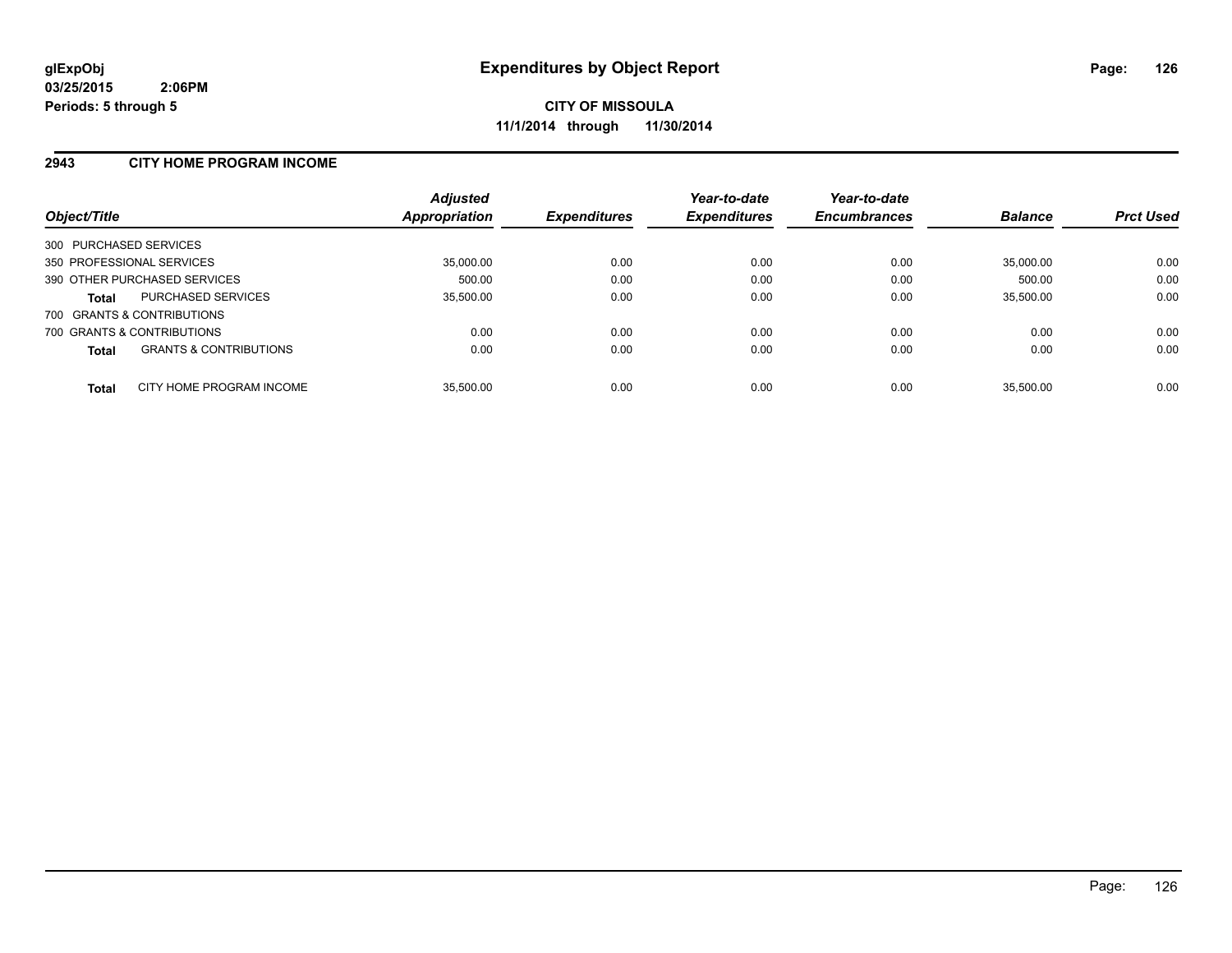glExpObj
03/25/2015 2:06PM
Periods: 5 through 5

# Expenditures by Object Report

**CITY OF MISSOULA**
**11/1/2014 through 11/30/2014**

## 2943 CITY HOME PROGRAM INCOME

| Object/Title | | Adjusted Appropriation | Expenditures | Year-to-date Expenditures | Year-to-date Encumbrances | Balance | Prct Used |
|---|---|---|---|---|---|---|---|
| 300 PURCHASED SERVICES | | | | | | | |
| 350 PROFESSIONAL SERVICES | | 35,000.00 | 0.00 | 0.00 | 0.00 | 35,000.00 | 0.00 |
| 390 OTHER PURCHASED SERVICES | | 500.00 | 0.00 | 0.00 | 0.00 | 500.00 | 0.00 |
| **Total** | PURCHASED SERVICES | 35,500.00 | 0.00 | 0.00 | 0.00 | 35,500.00 | 0.00 |
| 700 GRANTS & CONTRIBUTIONS | | | | | | | |
| 700 GRANTS & CONTRIBUTIONS | | 0.00 | 0.00 | 0.00 | 0.00 | 0.00 | 0.00 |
| **Total** | GRANTS & CONTRIBUTIONS | 0.00 | 0.00 | 0.00 | 0.00 | 0.00 | 0.00 |
| **Total** | CITY HOME PROGRAM INCOME | 35,500.00 | 0.00 | 0.00 | 0.00 | 35,500.00 | 0.00 |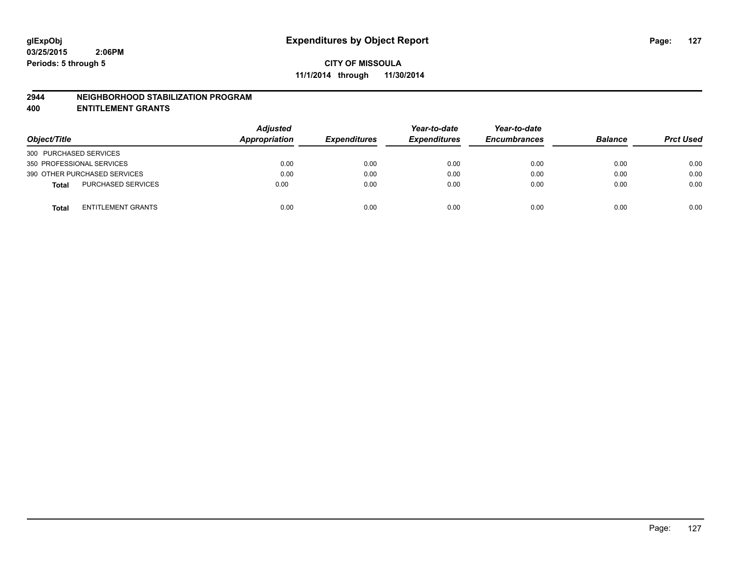# Expenditures by Object Report

**glExpObj**
**03/25/2015 2:06PM**
**Periods: 5 through 5**

**CITY OF MISSOULA**
**11/1/2014 through 11/30/2014**

## 2944 NEIGHBORHOOD STABILIZATION PROGRAM
## 400 ENTITLEMENT GRANTS

| Object/Title | Adjusted Appropriation | Expenditures | Year-to-date Expenditures | Year-to-date Encumbrances | Balance | Prct Used |
|---|---|---|---|---|---|---|
| 300 PURCHASED SERVICES | | | | | | |
| 350 PROFESSIONAL SERVICES | 0.00 | 0.00 | 0.00 | 0.00 | 0.00 | 0.00 |
| 390 OTHER PURCHASED SERVICES | 0.00 | 0.00 | 0.00 | 0.00 | 0.00 | 0.00 |
| **Total** PURCHASED SERVICES | 0.00 | 0.00 | 0.00 | 0.00 | 0.00 | 0.00 |
| **Total** ENTITLEMENT GRANTS | 0.00 | 0.00 | 0.00 | 0.00 | 0.00 | 0.00 |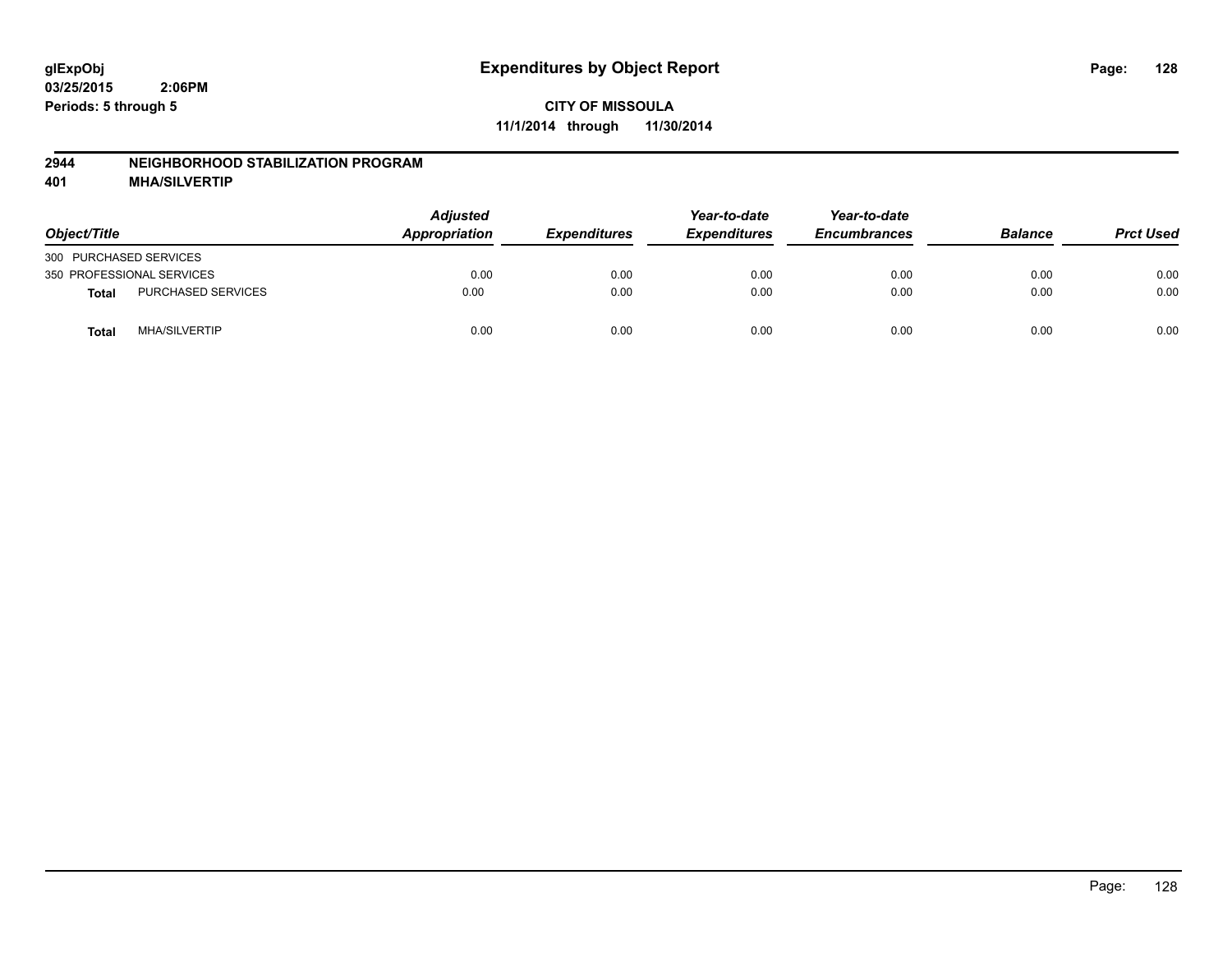glExpObj
03/25/2015 2:06PM
Periods: 5 through 5

# Expenditures by Object Report

**CITY OF MISSOULA**
**11/1/2014 through 11/30/2014**

**2944 NEIGHBORHOOD STABILIZATION PROGRAM**
**401 MHA/SILVERTIP**

| Object/Title | | Adjusted Appropriation | Expenditures | Year-to-date Expenditures | Year-to-date Encumbrances | Balance | Prct Used |
|---|---|---|---|---|---|---|---|
| 300 PURCHASED SERVICES | | | | | | | |
| 350 PROFESSIONAL SERVICES | | 0.00 | 0.00 | 0.00 | 0.00 | 0.00 | 0.00 |
| **Total** | PURCHASED SERVICES | 0.00 | 0.00 | 0.00 | 0.00 | 0.00 | 0.00 |
| **Total** | MHA/SILVERTIP | 0.00 | 0.00 | 0.00 | 0.00 | 0.00 | 0.00 |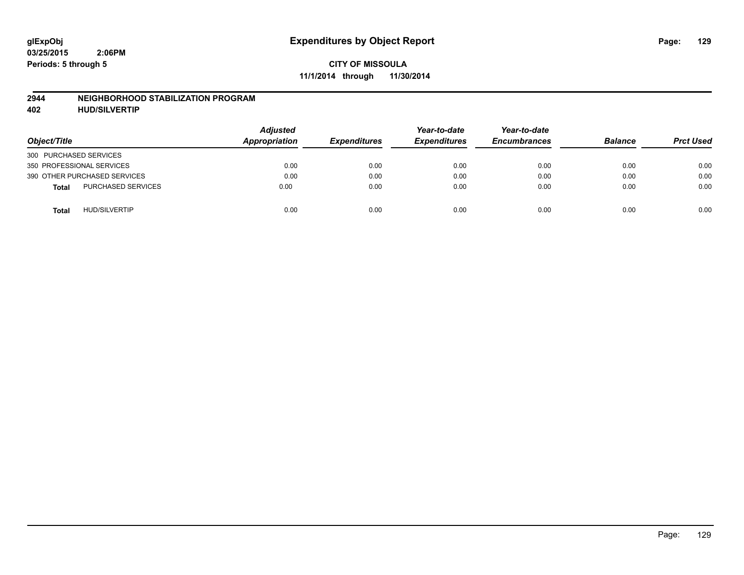glExpObj
03/25/2015 2:06PM
Periods: 5 through 5

# Expenditures by Object Report

**CITY OF MISSOULA**
**11/1/2014 through 11/30/2014**

## 2944 NEIGHBORHOOD STABILIZATION PROGRAM
## 402 HUD/SILVERTIP

| Object/Title | Adjusted Appropriation | Expenditures | Year-to-date Expenditures | Year-to-date Encumbrances | Balance | Prct Used |
|---|---|---|---|---|---|---|
| 300 PURCHASED SERVICES | | | | | | |
| 350 PROFESSIONAL SERVICES | 0.00 | 0.00 | 0.00 | 0.00 | 0.00 | 0.00 |
| 390 OTHER PURCHASED SERVICES | 0.00 | 0.00 | 0.00 | 0.00 | 0.00 | 0.00 |
| **Total** PURCHASED SERVICES | 0.00 | 0.00 | 0.00 | 0.00 | 0.00 | 0.00 |
| **Total** HUD/SILVERTIP | 0.00 | 0.00 | 0.00 | 0.00 | 0.00 | 0.00 |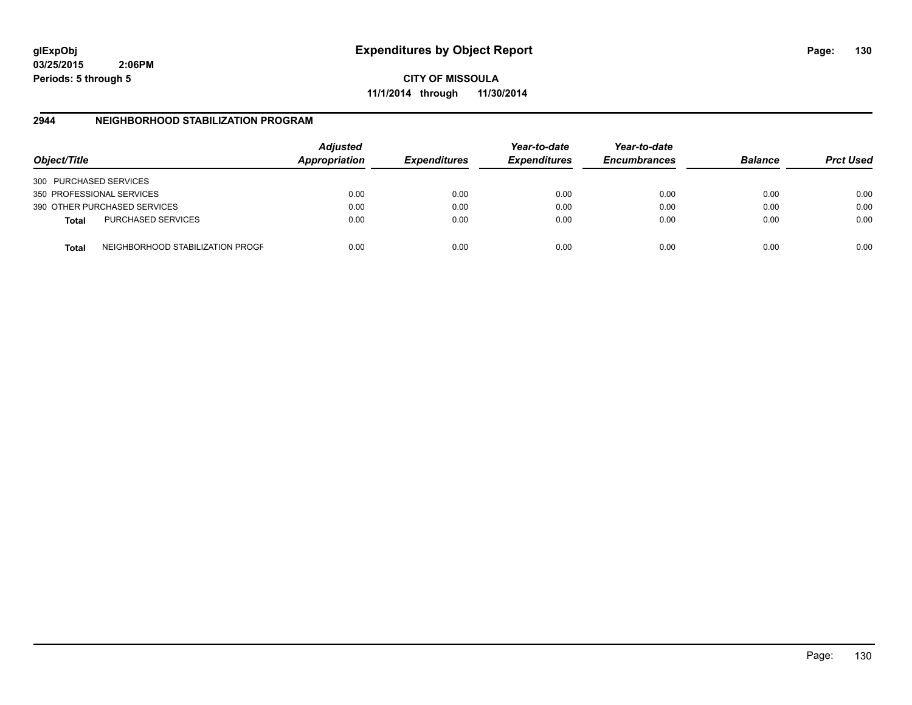# Expenditures by Object Report

glExpObj
03/25/2015 2:06PM
Periods: 5 through 5

**CITY OF MISSOULA**
**11/1/2014 through 11/30/2014**

## 2944 NEIGHBORHOOD STABILIZATION PROGRAM

| Object/Title | Adjusted Appropriation | Expenditures | Year-to-date Expenditures | Year-to-date Encumbrances | Balance | Prct Used |
|---|---|---|---|---|---|---|
| 300 PURCHASED SERVICES | | | | | | |
| 350 PROFESSIONAL SERVICES | 0.00 | 0.00 | 0.00 | 0.00 | 0.00 | 0.00 |
| 390 OTHER PURCHASED SERVICES | 0.00 | 0.00 | 0.00 | 0.00 | 0.00 | 0.00 |
| **Total** PURCHASED SERVICES | 0.00 | 0.00 | 0.00 | 0.00 | 0.00 | 0.00 |
| **Total** NEIGHBORHOOD STABILIZATION PROGR | 0.00 | 0.00 | 0.00 | 0.00 | 0.00 | 0.00 |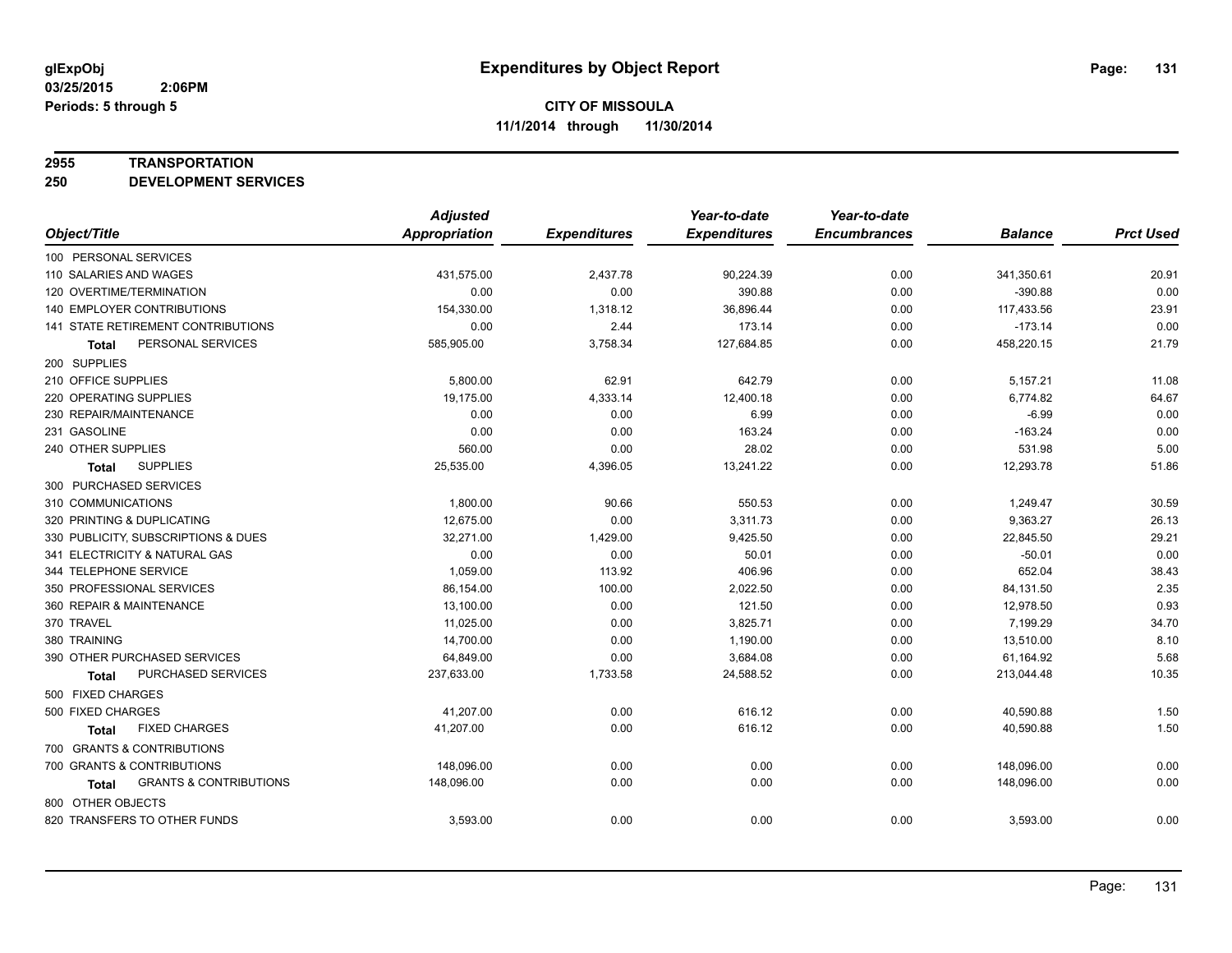**glExpObj** **Expenditures by Object Report**
**03/25/2015 2:06PM**
**Periods: 5 through 5**

**CITY OF MISSOULA**
**11/1/2014 through 11/30/2014**

## 2955 TRANSPORTATION
## 250 DEVELOPMENT SERVICES

| Object/Title | Adjusted Appropriation | Expenditures | Year-to-date Expenditures | Year-to-date Encumbrances | Balance | Prct Used |
|---|---|---|---|---|---|---|
| 100 PERSONAL SERVICES | | | | | | |
| 110 SALARIES AND WAGES | 431,575.00 | 2,437.78 | 90,224.39 | 0.00 | 341,350.61 | 20.91 |
| 120 OVERTIME/TERMINATION | 0.00 | 0.00 | 390.88 | 0.00 | -390.88 | 0.00 |
| 140 EMPLOYER CONTRIBUTIONS | 154,330.00 | 1,318.12 | 36,896.44 | 0.00 | 117,433.56 | 23.91 |
| 141 STATE RETIREMENT CONTRIBUTIONS | 0.00 | 2.44 | 173.14 | 0.00 | -173.14 | 0.00 |
| **Total** PERSONAL SERVICES | 585,905.00 | 3,758.34 | 127,684.85 | 0.00 | 458,220.15 | 21.79 |
| 200 SUPPLIES | | | | | | |
| 210 OFFICE SUPPLIES | 5,800.00 | 62.91 | 642.79 | 0.00 | 5,157.21 | 11.08 |
| 220 OPERATING SUPPLIES | 19,175.00 | 4,333.14 | 12,400.18 | 0.00 | 6,774.82 | 64.67 |
| 230 REPAIR/MAINTENANCE | 0.00 | 0.00 | 6.99 | 0.00 | -6.99 | 0.00 |
| 231 GASOLINE | 0.00 | 0.00 | 163.24 | 0.00 | -163.24 | 0.00 |
| 240 OTHER SUPPLIES | 560.00 | 0.00 | 28.02 | 0.00 | 531.98 | 5.00 |
| **Total** SUPPLIES | 25,535.00 | 4,396.05 | 13,241.22 | 0.00 | 12,293.78 | 51.86 |
| 300 PURCHASED SERVICES | | | | | | |
| 310 COMMUNICATIONS | 1,800.00 | 90.66 | 550.53 | 0.00 | 1,249.47 | 30.59 |
| 320 PRINTING & DUPLICATING | 12,675.00 | 0.00 | 3,311.73 | 0.00 | 9,363.27 | 26.13 |
| 330 PUBLICITY, SUBSCRIPTIONS & DUES | 32,271.00 | 1,429.00 | 9,425.50 | 0.00 | 22,845.50 | 29.21 |
| 341 ELECTRICITY & NATURAL GAS | 0.00 | 0.00 | 50.01 | 0.00 | -50.01 | 0.00 |
| 344 TELEPHONE SERVICE | 1,059.00 | 113.92 | 406.96 | 0.00 | 652.04 | 38.43 |
| 350 PROFESSIONAL SERVICES | 86,154.00 | 100.00 | 2,022.50 | 0.00 | 84,131.50 | 2.35 |
| 360 REPAIR & MAINTENANCE | 13,100.00 | 0.00 | 121.50 | 0.00 | 12,978.50 | 0.93 |
| 370 TRAVEL | 11,025.00 | 0.00 | 3,825.71 | 0.00 | 7,199.29 | 34.70 |
| 380 TRAINING | 14,700.00 | 0.00 | 1,190.00 | 0.00 | 13,510.00 | 8.10 |
| 390 OTHER PURCHASED SERVICES | 64,849.00 | 0.00 | 3,684.08 | 0.00 | 61,164.92 | 5.68 |
| **Total** PURCHASED SERVICES | 237,633.00 | 1,733.58 | 24,588.52 | 0.00 | 213,044.48 | 10.35 |
| 500 FIXED CHARGES | | | | | | |
| 500 FIXED CHARGES | 41,207.00 | 0.00 | 616.12 | 0.00 | 40,590.88 | 1.50 |
| **Total** FIXED CHARGES | 41,207.00 | 0.00 | 616.12 | 0.00 | 40,590.88 | 1.50 |
| 700 GRANTS & CONTRIBUTIONS | | | | | | |
| 700 GRANTS & CONTRIBUTIONS | 148,096.00 | 0.00 | 0.00 | 0.00 | 148,096.00 | 0.00 |
| **Total** GRANTS & CONTRIBUTIONS | 148,096.00 | 0.00 | 0.00 | 0.00 | 148,096.00 | 0.00 |
| 800 OTHER OBJECTS | | | | | | |
| 820 TRANSFERS TO OTHER FUNDS | 3,593.00 | 0.00 | 0.00 | 0.00 | 3,593.00 | 0.00 |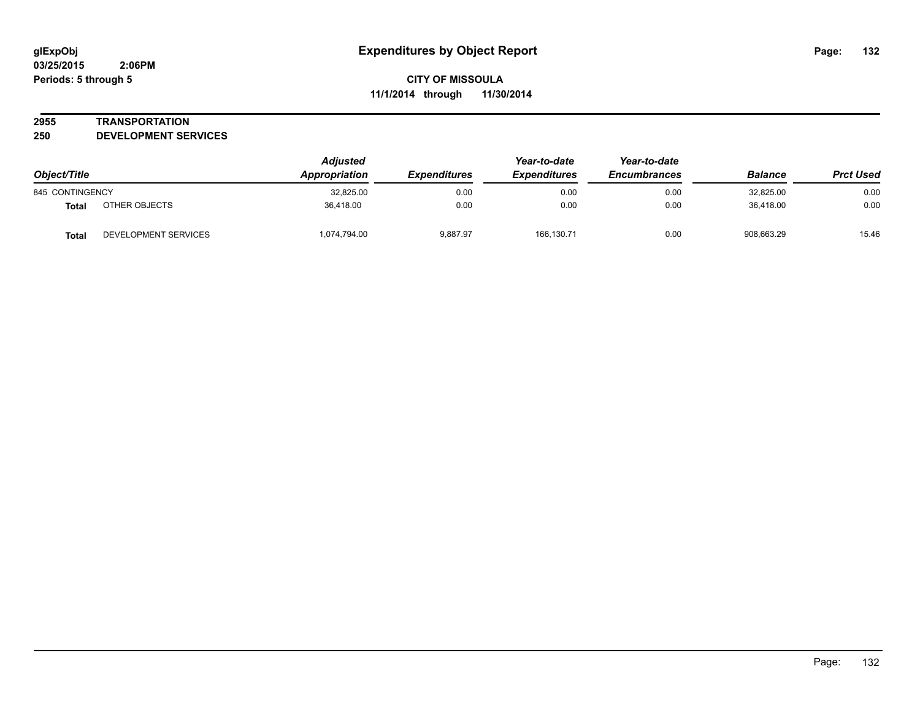# Expenditures by Object Report

**CITY OF MISSOULA**

**11/1/2014 through 11/30/2014**

glExpObj
03/25/2015 2:06PM
Periods: 5 through 5

**2955 TRANSPORTATION**

**250 DEVELOPMENT SERVICES**

| Object/Title | | Adjusted Appropriation | Expenditures | Year-to-date Expenditures | Year-to-date Encumbrances | Balance | Prct Used |
|---|---|---|---|---|---|---|---|
| 845 CONTINGENCY | | 32,825.00 | 0.00 | 0.00 | 0.00 | 32,825.00 | 0.00 |
| **Total** | OTHER OBJECTS | 36,418.00 | 0.00 | 0.00 | 0.00 | 36,418.00 | 0.00 |
| **Total** | DEVELOPMENT SERVICES | 1,074,794.00 | 9,887.97 | 166,130.71 | 0.00 | 908,663.29 | 15.46 |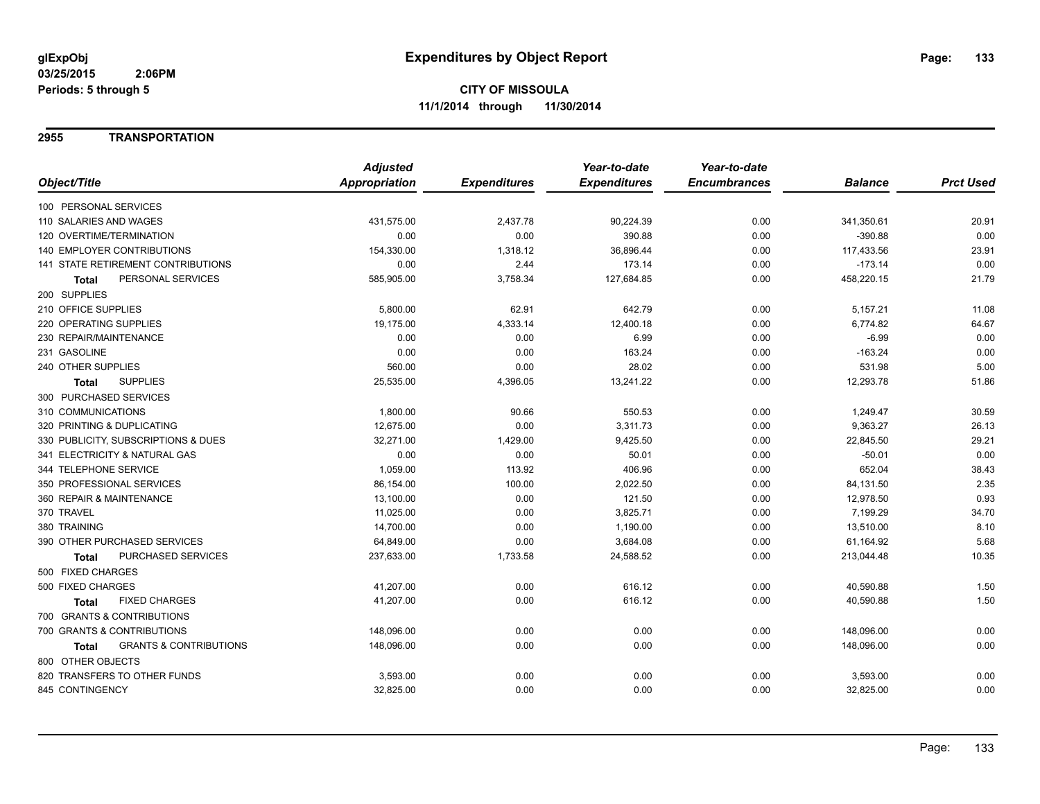# Expenditures by Object Report

glExpObj
03/25/2015 2:06PM
Periods: 5 through 5

**CITY OF MISSOULA**
**11/1/2014 through 11/30/2014**

## 2955 TRANSPORTATION

| Object/Title | Adjusted Appropriation | Expenditures | Year-to-date Expenditures | Year-to-date Encumbrances | Balance | Prct Used |
|---|---|---|---|---|---|---|
| 100 PERSONAL SERVICES | | | | | | |
| 110 SALARIES AND WAGES | 431,575.00 | 2,437.78 | 90,224.39 | 0.00 | 341,350.61 | 20.91 |
| 120 OVERTIME/TERMINATION | 0.00 | 0.00 | 390.88 | 0.00 | -390.88 | 0.00 |
| 140 EMPLOYER CONTRIBUTIONS | 154,330.00 | 1,318.12 | 36,896.44 | 0.00 | 117,433.56 | 23.91 |
| 141 STATE RETIREMENT CONTRIBUTIONS | 0.00 | 2.44 | 173.14 | 0.00 | -173.14 | 0.00 |
| **Total** PERSONAL SERVICES | 585,905.00 | 3,758.34 | 127,684.85 | 0.00 | 458,220.15 | 21.79 |
| 200 SUPPLIES | | | | | | |
| 210 OFFICE SUPPLIES | 5,800.00 | 62.91 | 642.79 | 0.00 | 5,157.21 | 11.08 |
| 220 OPERATING SUPPLIES | 19,175.00 | 4,333.14 | 12,400.18 | 0.00 | 6,774.82 | 64.67 |
| 230 REPAIR/MAINTENANCE | 0.00 | 0.00 | 6.99 | 0.00 | -6.99 | 0.00 |
| 231 GASOLINE | 0.00 | 0.00 | 163.24 | 0.00 | -163.24 | 0.00 |
| 240 OTHER SUPPLIES | 560.00 | 0.00 | 28.02 | 0.00 | 531.98 | 5.00 |
| **Total** SUPPLIES | 25,535.00 | 4,396.05 | 13,241.22 | 0.00 | 12,293.78 | 51.86 |
| 300 PURCHASED SERVICES | | | | | | |
| 310 COMMUNICATIONS | 1,800.00 | 90.66 | 550.53 | 0.00 | 1,249.47 | 30.59 |
| 320 PRINTING & DUPLICATING | 12,675.00 | 0.00 | 3,311.73 | 0.00 | 9,363.27 | 26.13 |
| 330 PUBLICITY, SUBSCRIPTIONS & DUES | 32,271.00 | 1,429.00 | 9,425.50 | 0.00 | 22,845.50 | 29.21 |
| 341 ELECTRICITY & NATURAL GAS | 0.00 | 0.00 | 50.01 | 0.00 | -50.01 | 0.00 |
| 344 TELEPHONE SERVICE | 1,059.00 | 113.92 | 406.96 | 0.00 | 652.04 | 38.43 |
| 350 PROFESSIONAL SERVICES | 86,154.00 | 100.00 | 2,022.50 | 0.00 | 84,131.50 | 2.35 |
| 360 REPAIR & MAINTENANCE | 13,100.00 | 0.00 | 121.50 | 0.00 | 12,978.50 | 0.93 |
| 370 TRAVEL | 11,025.00 | 0.00 | 3,825.71 | 0.00 | 7,199.29 | 34.70 |
| 380 TRAINING | 14,700.00 | 0.00 | 1,190.00 | 0.00 | 13,510.00 | 8.10 |
| 390 OTHER PURCHASED SERVICES | 64,849.00 | 0.00 | 3,684.08 | 0.00 | 61,164.92 | 5.68 |
| **Total** PURCHASED SERVICES | 237,633.00 | 1,733.58 | 24,588.52 | 0.00 | 213,044.48 | 10.35 |
| 500 FIXED CHARGES | | | | | | |
| 500 FIXED CHARGES | 41,207.00 | 0.00 | 616.12 | 0.00 | 40,590.88 | 1.50 |
| **Total** FIXED CHARGES | 41,207.00 | 0.00 | 616.12 | 0.00 | 40,590.88 | 1.50 |
| 700 GRANTS & CONTRIBUTIONS | | | | | | |
| 700 GRANTS & CONTRIBUTIONS | 148,096.00 | 0.00 | 0.00 | 0.00 | 148,096.00 | 0.00 |
| **Total** GRANTS & CONTRIBUTIONS | 148,096.00 | 0.00 | 0.00 | 0.00 | 148,096.00 | 0.00 |
| 800 OTHER OBJECTS | | | | | | |
| 820 TRANSFERS TO OTHER FUNDS | 3,593.00 | 0.00 | 0.00 | 0.00 | 3,593.00 | 0.00 |
| 845 CONTINGENCY | 32,825.00 | 0.00 | 0.00 | 0.00 | 32,825.00 | 0.00 |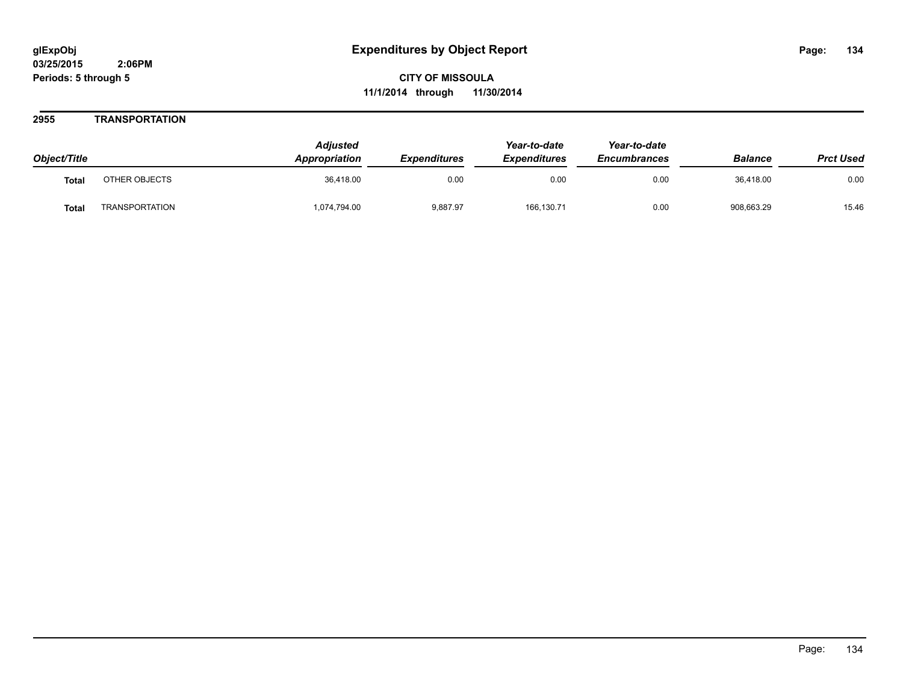# Expenditures by Object Report

glExpObj
03/25/2015 2:06PM
Periods: 5 through 5

**CITY OF MISSOULA**
**11/1/2014 through 11/30/2014**

## 2955 TRANSPORTATION

| Object/Title | | Adjusted Appropriation | Expenditures | Year-to-date Expenditures | Year-to-date Encumbrances | Balance | Prct Used |
|---|---|---|---|---|---|---|---|
| **Total** | OTHER OBJECTS | 36,418.00 | 0.00 | 0.00 | 0.00 | 36,418.00 | 0.00 |
| **Total** | TRANSPORTATION | 1,074,794.00 | 9,887.97 | 166,130.71 | 0.00 | 908,663.29 | 15.46 |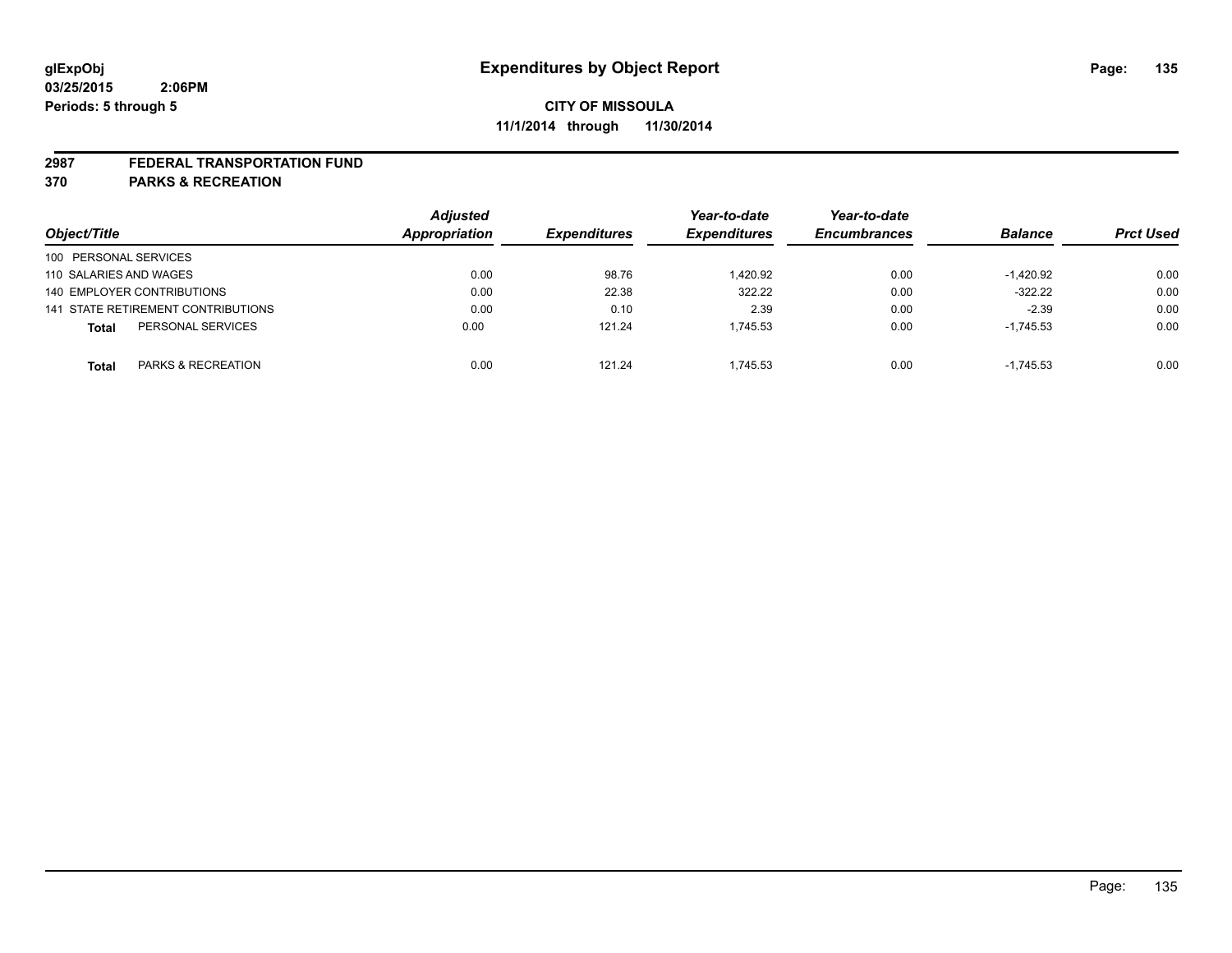**glExpObj** **Expenditures by Object Report**

**03/25/2015 2:06PM**

**Periods: 5 through 5**

**CITY OF MISSOULA**

**11/1/2014 through 11/30/2014**

**2987 FEDERAL TRANSPORTATION FUND**

**370 PARKS & RECREATION**

| Object/Title | Adjusted Appropriation | Expenditures | Year-to-date Expenditures | Year-to-date Encumbrances | Balance | Prct Used |
|---|---|---|---|---|---|---|
| 100 PERSONAL SERVICES | | | | | | |
| 110 SALARIES AND WAGES | 0.00 | 98.76 | 1,420.92 | 0.00 | -1,420.92 | 0.00 |
| 140 EMPLOYER CONTRIBUTIONS | 0.00 | 22.38 | 322.22 | 0.00 | -322.22 | 0.00 |
| 141 STATE RETIREMENT CONTRIBUTIONS | 0.00 | 0.10 | 2.39 | 0.00 | -2.39 | 0.00 |
| **Total** PERSONAL SERVICES | 0.00 | 121.24 | 1,745.53 | 0.00 | -1,745.53 | 0.00 |
| **Total** PARKS & RECREATION | 0.00 | 121.24 | 1,745.53 | 0.00 | -1,745.53 | 0.00 |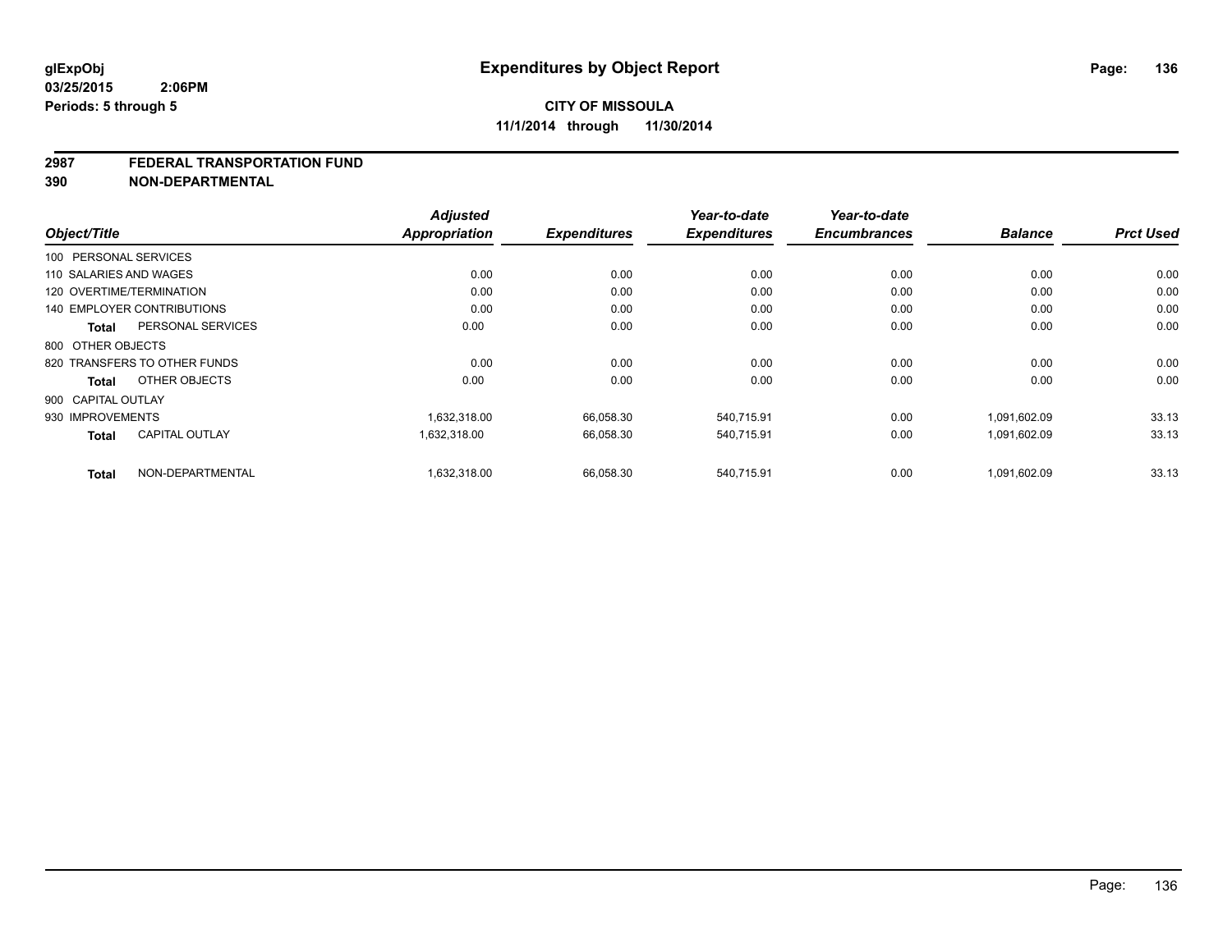**glExpObj**
**03/25/2015 2:06PM**
**Periods: 5 through 5**

# Expenditures by Object Report

**CITY OF MISSOULA**
**11/1/2014 through 11/30/2014**

## 2987 FEDERAL TRANSPORTATION FUND
## 390 NON-DEPARTMENTAL

| Object/Title | | *Adjusted Appropriation* | *Expenditures* | *Year-to-date Expenditures* | *Year-to-date Encumbrances* | *Balance* | *Prct Used* |
|---|---|---|---|---|---|---|---|
| 100 PERSONAL SERVICES | | | | | | | |
| 110 SALARIES AND WAGES | | 0.00 | 0.00 | 0.00 | 0.00 | 0.00 | 0.00 |
| 120 OVERTIME/TERMINATION | | 0.00 | 0.00 | 0.00 | 0.00 | 0.00 | 0.00 |
| 140 EMPLOYER CONTRIBUTIONS | | 0.00 | 0.00 | 0.00 | 0.00 | 0.00 | 0.00 |
| **Total** | PERSONAL SERVICES | 0.00 | 0.00 | 0.00 | 0.00 | 0.00 | 0.00 |
| 800 OTHER OBJECTS | | | | | | | |
| 820 TRANSFERS TO OTHER FUNDS | | 0.00 | 0.00 | 0.00 | 0.00 | 0.00 | 0.00 |
| **Total** | OTHER OBJECTS | 0.00 | 0.00 | 0.00 | 0.00 | 0.00 | 0.00 |
| 900 CAPITAL OUTLAY | | | | | | | |
| 930 IMPROVEMENTS | | 1,632,318.00 | 66,058.30 | 540,715.91 | 0.00 | 1,091,602.09 | 33.13 |
| **Total** | CAPITAL OUTLAY | 1,632,318.00 | 66,058.30 | 540,715.91 | 0.00 | 1,091,602.09 | 33.13 |
| **Total** | NON-DEPARTMENTAL | 1,632,318.00 | 66,058.30 | 540,715.91 | 0.00 | 1,091,602.09 | 33.13 |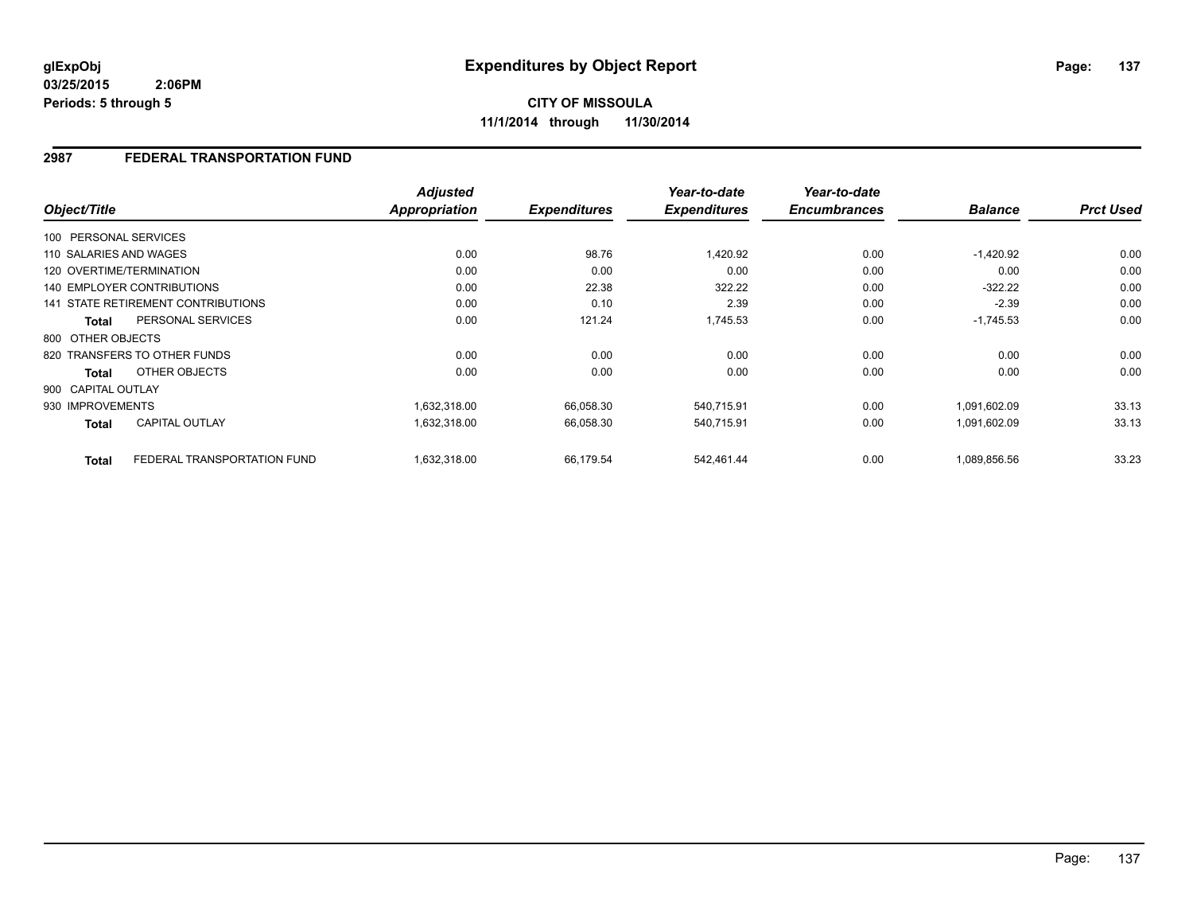**glExpObj**
**03/25/2015 2:06PM**
**Periods: 5 through 5**

# Expenditures by Object Report

**CITY OF MISSOULA**
**11/1/2014 through 11/30/2014**

## 2987 FEDERAL TRANSPORTATION FUND

| Object/Title | | *Adjusted Appropriation* | *Expenditures* | *Year-to-date Expenditures* | *Year-to-date Encumbrances* | *Balance* | *Prct Used* |
|---|---|---|---|---|---|---|---|
| 100 PERSONAL SERVICES | | | | | | | |
| 110 SALARIES AND WAGES | | 0.00 | 98.76 | 1,420.92 | 0.00 | -1,420.92 | 0.00 |
| 120 OVERTIME/TERMINATION | | 0.00 | 0.00 | 0.00 | 0.00 | 0.00 | 0.00 |
| 140 EMPLOYER CONTRIBUTIONS | | 0.00 | 22.38 | 322.22 | 0.00 | -322.22 | 0.00 |
| 141 STATE RETIREMENT CONTRIBUTIONS | | 0.00 | 0.10 | 2.39 | 0.00 | -2.39 | 0.00 |
| **Total** | PERSONAL SERVICES | 0.00 | 121.24 | 1,745.53 | 0.00 | -1,745.53 | 0.00 |
| 800 OTHER OBJECTS | | | | | | | |
| 820 TRANSFERS TO OTHER FUNDS | | 0.00 | 0.00 | 0.00 | 0.00 | 0.00 | 0.00 |
| **Total** | OTHER OBJECTS | 0.00 | 0.00 | 0.00 | 0.00 | 0.00 | 0.00 |
| 900 CAPITAL OUTLAY | | | | | | | |
| 930 IMPROVEMENTS | | 1,632,318.00 | 66,058.30 | 540,715.91 | 0.00 | 1,091,602.09 | 33.13 |
| **Total** | CAPITAL OUTLAY | 1,632,318.00 | 66,058.30 | 540,715.91 | 0.00 | 1,091,602.09 | 33.13 |
| **Total** | FEDERAL TRANSPORTATION FUND | 1,632,318.00 | 66,179.54 | 542,461.44 | 0.00 | 1,089,856.56 | 33.23 |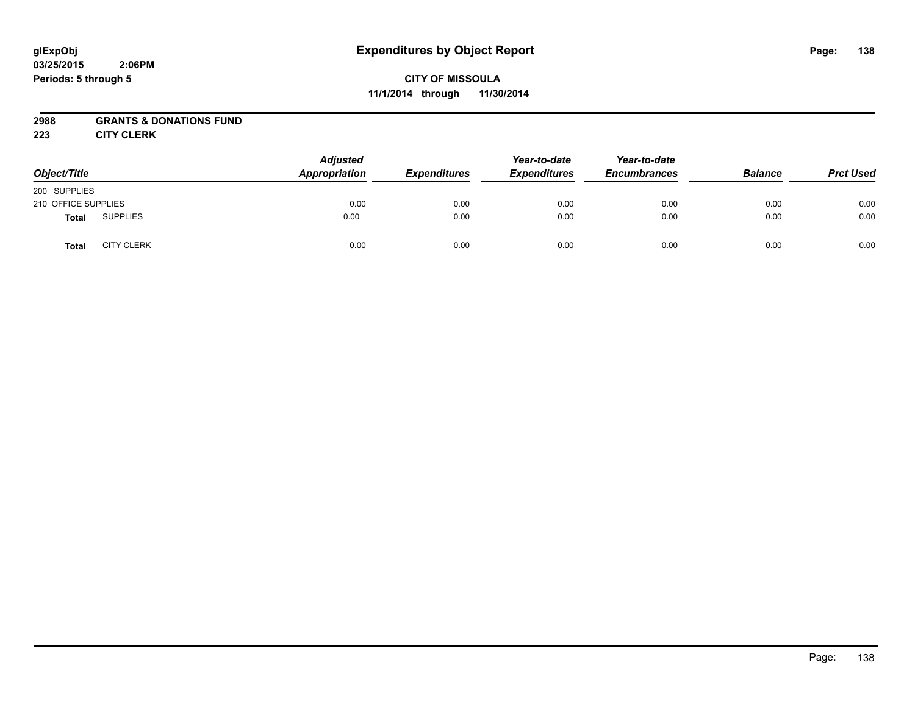# Expenditures by Object Report

glExpObj
03/25/2015 2:06PM
Periods: 5 through 5

**CITY OF MISSOULA**
**11/1/2014 through 11/30/2014**

**2988 GRANTS & DONATIONS FUND**
**223 CITY CLERK**

| Object/Title | Adjusted Appropriation | Expenditures | Year-to-date Expenditures | Year-to-date Encumbrances | Balance | Prct Used |
|---|---|---|---|---|---|---|
| 200 SUPPLIES | | | | | | |
| 210 OFFICE SUPPLIES | 0.00 | 0.00 | 0.00 | 0.00 | 0.00 | 0.00 |
| **Total** SUPPLIES | 0.00 | 0.00 | 0.00 | 0.00 | 0.00 | 0.00 |
| **Total** CITY CLERK | 0.00 | 0.00 | 0.00 | 0.00 | 0.00 | 0.00 |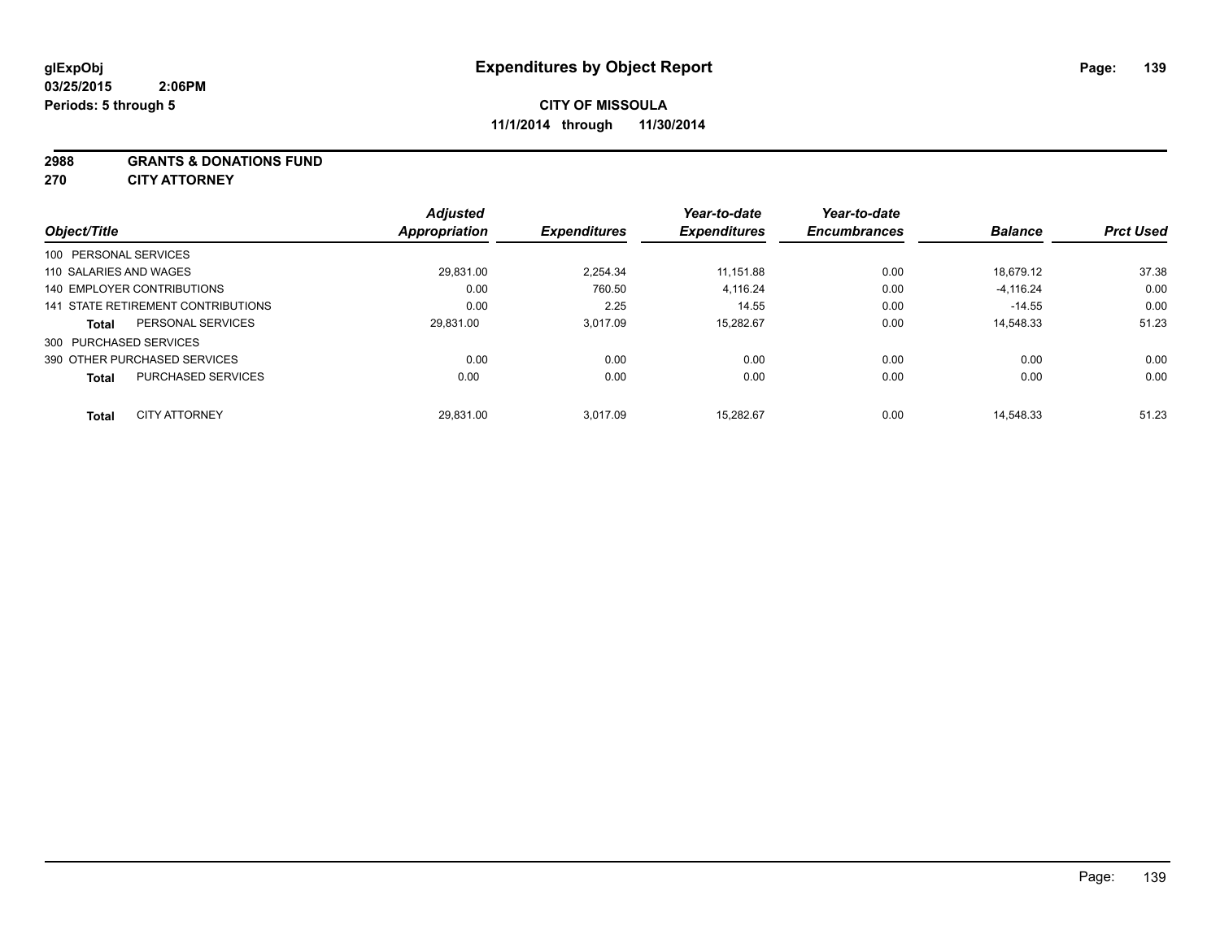**glExpObj**
**03/25/2015 2:06PM**
**Periods: 5 through 5**

# Expenditures by Object Report

**CITY OF MISSOULA**
**11/1/2014 through 11/30/2014**

**2988 GRANTS & DONATIONS FUND**
**270 CITY ATTORNEY**

| Object/Title | Adjusted Appropriation | Expenditures | Year-to-date Expenditures | Year-to-date Encumbrances | Balance | Prct Used |
|---|---|---|---|---|---|---|
| 100 PERSONAL SERVICES | | | | | | |
| 110 SALARIES AND WAGES | 29,831.00 | 2,254.34 | 11,151.88 | 0.00 | 18,679.12 | 37.38 |
| 140 EMPLOYER CONTRIBUTIONS | 0.00 | 760.50 | 4,116.24 | 0.00 | -4,116.24 | 0.00 |
| 141 STATE RETIREMENT CONTRIBUTIONS | 0.00 | 2.25 | 14.55 | 0.00 | -14.55 | 0.00 |
| **Total** PERSONAL SERVICES | 29,831.00 | 3,017.09 | 15,282.67 | 0.00 | 14,548.33 | 51.23 |
| 300 PURCHASED SERVICES | | | | | | |
| 390 OTHER PURCHASED SERVICES | 0.00 | 0.00 | 0.00 | 0.00 | 0.00 | 0.00 |
| **Total** PURCHASED SERVICES | 0.00 | 0.00 | 0.00 | 0.00 | 0.00 | 0.00 |
| **Total** CITY ATTORNEY | 29,831.00 | 3,017.09 | 15,282.67 | 0.00 | 14,548.33 | 51.23 |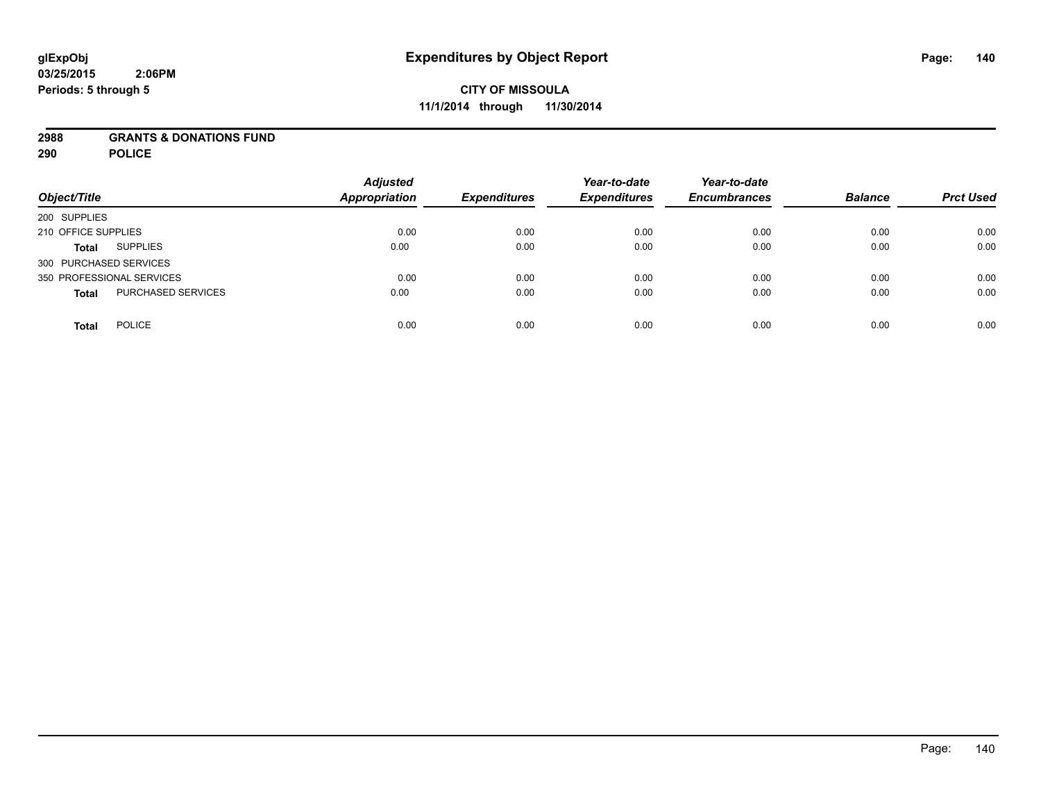# Expenditures by Object Report

glExpObj
03/25/2015 2:06PM
Periods: 5 through 5

**CITY OF MISSOULA**
**11/1/2014 through 11/30/2014**

**2988 GRANTS & DONATIONS FUND**
**290 POLICE**

| Object/Title | | Adjusted Appropriation | Expenditures | Year-to-date Expenditures | Year-to-date Encumbrances | Balance | Prct Used |
|---|---|---|---|---|---|---|---|
| 200 SUPPLIES | | | | | | | |
| 210 OFFICE SUPPLIES | | 0.00 | 0.00 | 0.00 | 0.00 | 0.00 | 0.00 |
| **Total** | SUPPLIES | 0.00 | 0.00 | 0.00 | 0.00 | 0.00 | 0.00 |
| 300 PURCHASED SERVICES | | | | | | | |
| 350 PROFESSIONAL SERVICES | | 0.00 | 0.00 | 0.00 | 0.00 | 0.00 | 0.00 |
| **Total** | PURCHASED SERVICES | 0.00 | 0.00 | 0.00 | 0.00 | 0.00 | 0.00 |
| **Total** | POLICE | 0.00 | 0.00 | 0.00 | 0.00 | 0.00 | 0.00 |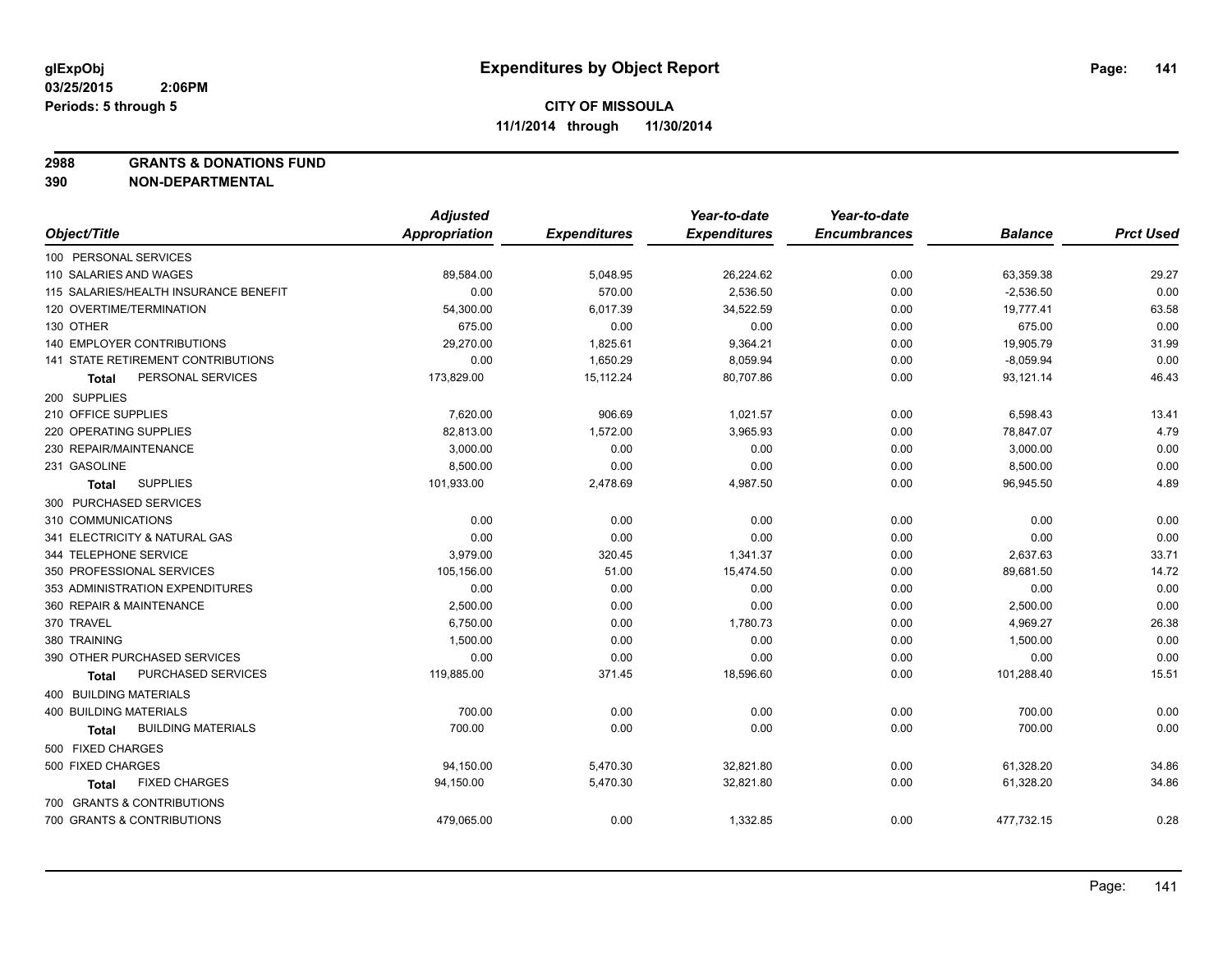# Expenditures by Object Report

glExpObj
03/25/2015 2:06PM
Periods: 5 through 5

**CITY OF MISSOULA**
**11/1/2014 through 11/30/2014**

**2988 GRANTS & DONATIONS FUND**
**390 NON-DEPARTMENTAL**

| Object/Title | Adjusted Appropriation | Expenditures | Year-to-date Expenditures | Year-to-date Encumbrances | Balance | Prct Used |
|---|---|---|---|---|---|---|
| 100 PERSONAL SERVICES | | | | | | |
| 110 SALARIES AND WAGES | 89,584.00 | 5,048.95 | 26,224.62 | 0.00 | 63,359.38 | 29.27 |
| 115 SALARIES/HEALTH INSURANCE BENEFIT | 0.00 | 570.00 | 2,536.50 | 0.00 | -2,536.50 | 0.00 |
| 120 OVERTIME/TERMINATION | 54,300.00 | 6,017.39 | 34,522.59 | 0.00 | 19,777.41 | 63.58 |
| 130 OTHER | 675.00 | 0.00 | 0.00 | 0.00 | 675.00 | 0.00 |
| 140 EMPLOYER CONTRIBUTIONS | 29,270.00 | 1,825.61 | 9,364.21 | 0.00 | 19,905.79 | 31.99 |
| 141 STATE RETIREMENT CONTRIBUTIONS | 0.00 | 1,650.29 | 8,059.94 | 0.00 | -8,059.94 | 0.00 |
| **Total** PERSONAL SERVICES | 173,829.00 | 15,112.24 | 80,707.86 | 0.00 | 93,121.14 | 46.43 |
| 200 SUPPLIES | | | | | | |
| 210 OFFICE SUPPLIES | 7,620.00 | 906.69 | 1,021.57 | 0.00 | 6,598.43 | 13.41 |
| 220 OPERATING SUPPLIES | 82,813.00 | 1,572.00 | 3,965.93 | 0.00 | 78,847.07 | 4.79 |
| 230 REPAIR/MAINTENANCE | 3,000.00 | 0.00 | 0.00 | 0.00 | 3,000.00 | 0.00 |
| 231 GASOLINE | 8,500.00 | 0.00 | 0.00 | 0.00 | 8,500.00 | 0.00 |
| **Total** SUPPLIES | 101,933.00 | 2,478.69 | 4,987.50 | 0.00 | 96,945.50 | 4.89 |
| 300 PURCHASED SERVICES | | | | | | |
| 310 COMMUNICATIONS | 0.00 | 0.00 | 0.00 | 0.00 | 0.00 | 0.00 |
| 341 ELECTRICITY & NATURAL GAS | 0.00 | 0.00 | 0.00 | 0.00 | 0.00 | 0.00 |
| 344 TELEPHONE SERVICE | 3,979.00 | 320.45 | 1,341.37 | 0.00 | 2,637.63 | 33.71 |
| 350 PROFESSIONAL SERVICES | 105,156.00 | 51.00 | 15,474.50 | 0.00 | 89,681.50 | 14.72 |
| 353 ADMINISTRATION EXPENDITURES | 0.00 | 0.00 | 0.00 | 0.00 | 0.00 | 0.00 |
| 360 REPAIR & MAINTENANCE | 2,500.00 | 0.00 | 0.00 | 0.00 | 2,500.00 | 0.00 |
| 370 TRAVEL | 6,750.00 | 0.00 | 1,780.73 | 0.00 | 4,969.27 | 26.38 |
| 380 TRAINING | 1,500.00 | 0.00 | 0.00 | 0.00 | 1,500.00 | 0.00 |
| 390 OTHER PURCHASED SERVICES | 0.00 | 0.00 | 0.00 | 0.00 | 0.00 | 0.00 |
| **Total** PURCHASED SERVICES | 119,885.00 | 371.45 | 18,596.60 | 0.00 | 101,288.40 | 15.51 |
| 400 BUILDING MATERIALS | | | | | | |
| 400 BUILDING MATERIALS | 700.00 | 0.00 | 0.00 | 0.00 | 700.00 | 0.00 |
| **Total** BUILDING MATERIALS | 700.00 | 0.00 | 0.00 | 0.00 | 700.00 | 0.00 |
| 500 FIXED CHARGES | | | | | | |
| 500 FIXED CHARGES | 94,150.00 | 5,470.30 | 32,821.80 | 0.00 | 61,328.20 | 34.86 |
| **Total** FIXED CHARGES | 94,150.00 | 5,470.30 | 32,821.80 | 0.00 | 61,328.20 | 34.86 |
| 700 GRANTS & CONTRIBUTIONS | | | | | | |
| 700 GRANTS & CONTRIBUTIONS | 479,065.00 | 0.00 | 1,332.85 | 0.00 | 477,732.15 | 0.28 |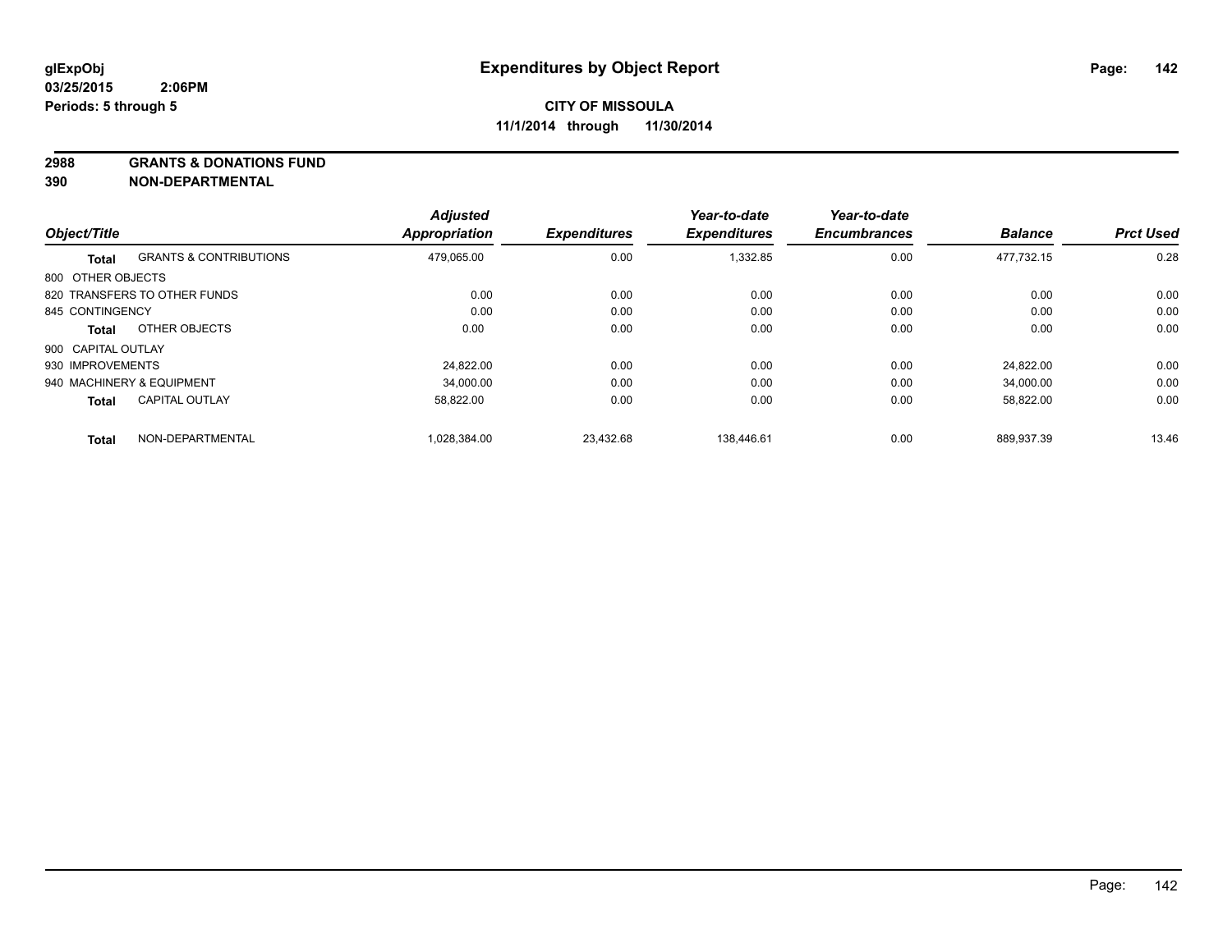# Expenditures by Object Report

glExpObj
03/25/2015 2:06PM
Periods: 5 through 5

**CITY OF MISSOULA**
**11/1/2014 through 11/30/2014**

**2988 GRANTS & DONATIONS FUND**
**390 NON-DEPARTMENTAL**

| Object/Title | | Adjusted Appropriation | Expenditures | Year-to-date Expenditures | Year-to-date Encumbrances | Balance | Prct Used |
|---|---|---|---|---|---|---|---|
| **Total** | GRANTS & CONTRIBUTIONS | 479,065.00 | 0.00 | 1,332.85 | 0.00 | 477,732.15 | 0.28 |
| 800 OTHER OBJECTS | | | | | | | |
| 820 TRANSFERS TO OTHER FUNDS | | 0.00 | 0.00 | 0.00 | 0.00 | 0.00 | 0.00 |
| 845 CONTINGENCY | | 0.00 | 0.00 | 0.00 | 0.00 | 0.00 | 0.00 |
| **Total** | OTHER OBJECTS | 0.00 | 0.00 | 0.00 | 0.00 | 0.00 | 0.00 |
| 900 CAPITAL OUTLAY | | | | | | | |
| 930 IMPROVEMENTS | | 24,822.00 | 0.00 | 0.00 | 0.00 | 24,822.00 | 0.00 |
| 940 MACHINERY & EQUIPMENT | | 34,000.00 | 0.00 | 0.00 | 0.00 | 34,000.00 | 0.00 |
| **Total** | CAPITAL OUTLAY | 58,822.00 | 0.00 | 0.00 | 0.00 | 58,822.00 | 0.00 |
| **Total** | NON-DEPARTMENTAL | 1,028,384.00 | 23,432.68 | 138,446.61 | 0.00 | 889,937.39 | 13.46 |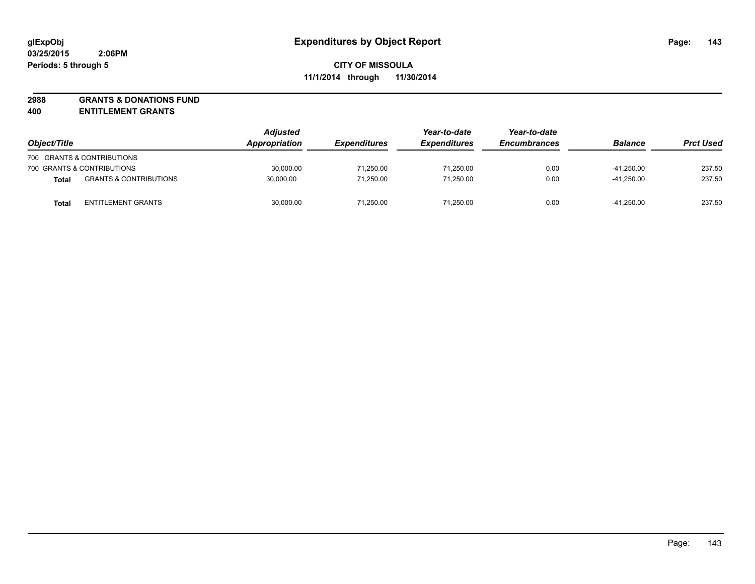**glExpObj**
**03/25/2015 2:06PM**
**Periods: 5 through 5**

# Expenditures by Object Report

**CITY OF MISSOULA**
**11/1/2014 through 11/30/2014**

**2988 GRANTS & DONATIONS FUND**
**400 ENTITLEMENT GRANTS**

| Object/Title | | Adjusted Appropriation | Expenditures | Year-to-date Expenditures | Year-to-date Encumbrances | Balance | Prct Used |
|---|---|---|---|---|---|---|---|
| 700 GRANTS & CONTRIBUTIONS | | | | | | | |
| 700 GRANTS & CONTRIBUTIONS | | 30,000.00 | 71,250.00 | 71,250.00 | 0.00 | -41,250.00 | 237.50 |
| **Total** | GRANTS & CONTRIBUTIONS | 30,000.00 | 71,250.00 | 71,250.00 | 0.00 | -41,250.00 | 237.50 |
| **Total** | ENTITLEMENT GRANTS | 30,000.00 | 71,250.00 | 71,250.00 | 0.00 | -41,250.00 | 237.50 |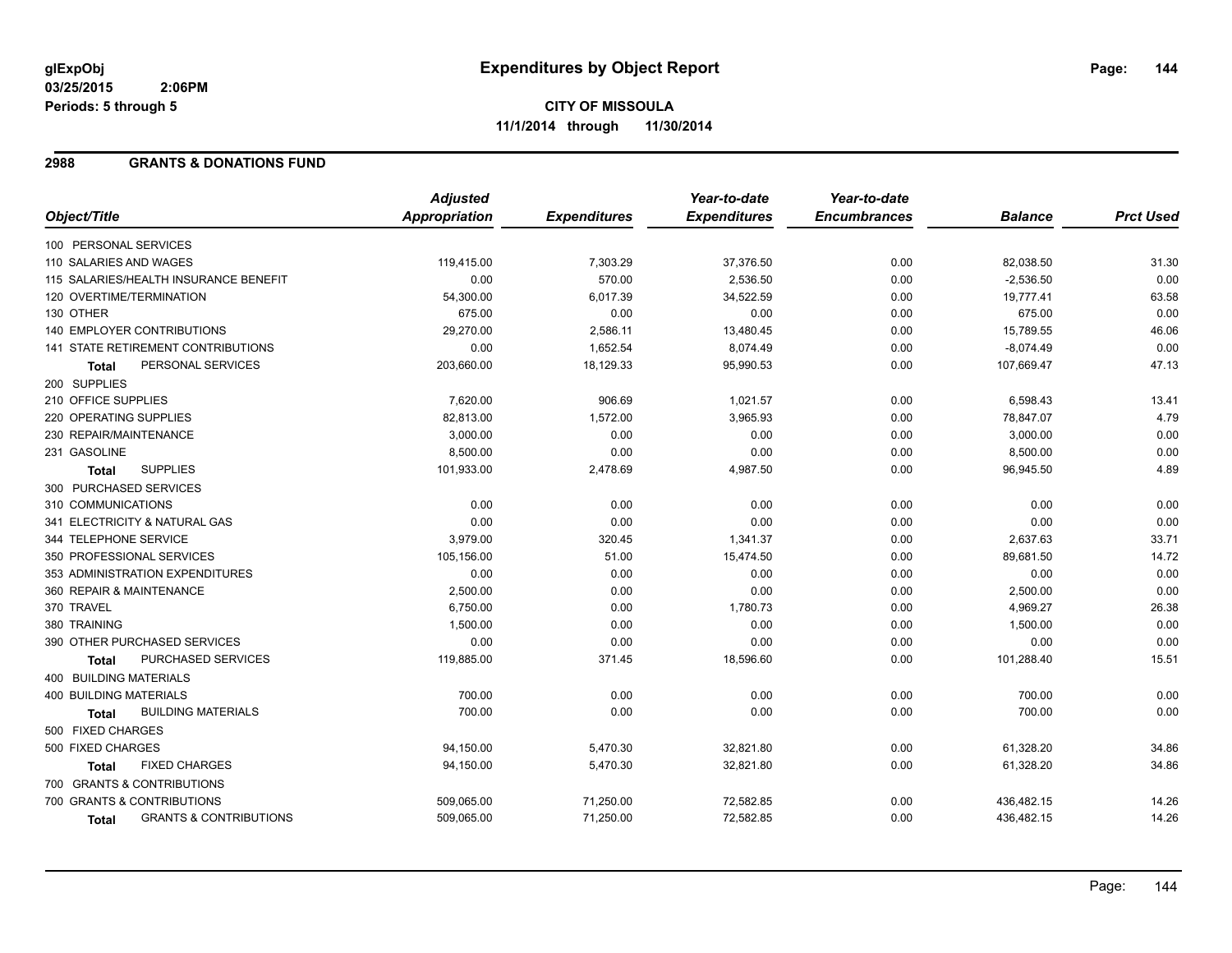glExpObj
03/25/2015 2:06PM
Periods: 5 through 5

# Expenditures by Object Report

**CITY OF MISSOULA**
**11/1/2014 through 11/30/2014**

## 2988 GRANTS & DONATIONS FUND

| Object/Title | Adjusted Appropriation | Expenditures | Year-to-date Expenditures | Year-to-date Encumbrances | Balance | Prct Used |
|---|---|---|---|---|---|---|
| 100 PERSONAL SERVICES | | | | | | |
| 110 SALARIES AND WAGES | 119,415.00 | 7,303.29 | 37,376.50 | 0.00 | 82,038.50 | 31.30 |
| 115 SALARIES/HEALTH INSURANCE BENEFIT | 0.00 | 570.00 | 2,536.50 | 0.00 | -2,536.50 | 0.00 |
| 120 OVERTIME/TERMINATION | 54,300.00 | 6,017.39 | 34,522.59 | 0.00 | 19,777.41 | 63.58 |
| 130 OTHER | 675.00 | 0.00 | 0.00 | 0.00 | 675.00 | 0.00 |
| 140 EMPLOYER CONTRIBUTIONS | 29,270.00 | 2,586.11 | 13,480.45 | 0.00 | 15,789.55 | 46.06 |
| 141 STATE RETIREMENT CONTRIBUTIONS | 0.00 | 1,652.54 | 8,074.49 | 0.00 | -8,074.49 | 0.00 |
| **Total** PERSONAL SERVICES | 203,660.00 | 18,129.33 | 95,990.53 | 0.00 | 107,669.47 | 47.13 |
| 200 SUPPLIES | | | | | | |
| 210 OFFICE SUPPLIES | 7,620.00 | 906.69 | 1,021.57 | 0.00 | 6,598.43 | 13.41 |
| 220 OPERATING SUPPLIES | 82,813.00 | 1,572.00 | 3,965.93 | 0.00 | 78,847.07 | 4.79 |
| 230 REPAIR/MAINTENANCE | 3,000.00 | 0.00 | 0.00 | 0.00 | 3,000.00 | 0.00 |
| 231 GASOLINE | 8,500.00 | 0.00 | 0.00 | 0.00 | 8,500.00 | 0.00 |
| **Total** SUPPLIES | 101,933.00 | 2,478.69 | 4,987.50 | 0.00 | 96,945.50 | 4.89 |
| 300 PURCHASED SERVICES | | | | | | |
| 310 COMMUNICATIONS | 0.00 | 0.00 | 0.00 | 0.00 | 0.00 | 0.00 |
| 341 ELECTRICITY & NATURAL GAS | 0.00 | 0.00 | 0.00 | 0.00 | 0.00 | 0.00 |
| 344 TELEPHONE SERVICE | 3,979.00 | 320.45 | 1,341.37 | 0.00 | 2,637.63 | 33.71 |
| 350 PROFESSIONAL SERVICES | 105,156.00 | 51.00 | 15,474.50 | 0.00 | 89,681.50 | 14.72 |
| 353 ADMINISTRATION EXPENDITURES | 0.00 | 0.00 | 0.00 | 0.00 | 0.00 | 0.00 |
| 360 REPAIR & MAINTENANCE | 2,500.00 | 0.00 | 0.00 | 0.00 | 2,500.00 | 0.00 |
| 370 TRAVEL | 6,750.00 | 0.00 | 1,780.73 | 0.00 | 4,969.27 | 26.38 |
| 380 TRAINING | 1,500.00 | 0.00 | 0.00 | 0.00 | 1,500.00 | 0.00 |
| 390 OTHER PURCHASED SERVICES | 0.00 | 0.00 | 0.00 | 0.00 | 0.00 | 0.00 |
| **Total** PURCHASED SERVICES | 119,885.00 | 371.45 | 18,596.60 | 0.00 | 101,288.40 | 15.51 |
| 400 BUILDING MATERIALS | | | | | | |
| 400 BUILDING MATERIALS | 700.00 | 0.00 | 0.00 | 0.00 | 700.00 | 0.00 |
| **Total** BUILDING MATERIALS | 700.00 | 0.00 | 0.00 | 0.00 | 700.00 | 0.00 |
| 500 FIXED CHARGES | | | | | | |
| 500 FIXED CHARGES | 94,150.00 | 5,470.30 | 32,821.80 | 0.00 | 61,328.20 | 34.86 |
| **Total** FIXED CHARGES | 94,150.00 | 5,470.30 | 32,821.80 | 0.00 | 61,328.20 | 34.86 |
| 700 GRANTS & CONTRIBUTIONS | | | | | | |
| 700 GRANTS & CONTRIBUTIONS | 509,065.00 | 71,250.00 | 72,582.85 | 0.00 | 436,482.15 | 14.26 |
| **Total** GRANTS & CONTRIBUTIONS | 509,065.00 | 71,250.00 | 72,582.85 | 0.00 | 436,482.15 | 14.26 |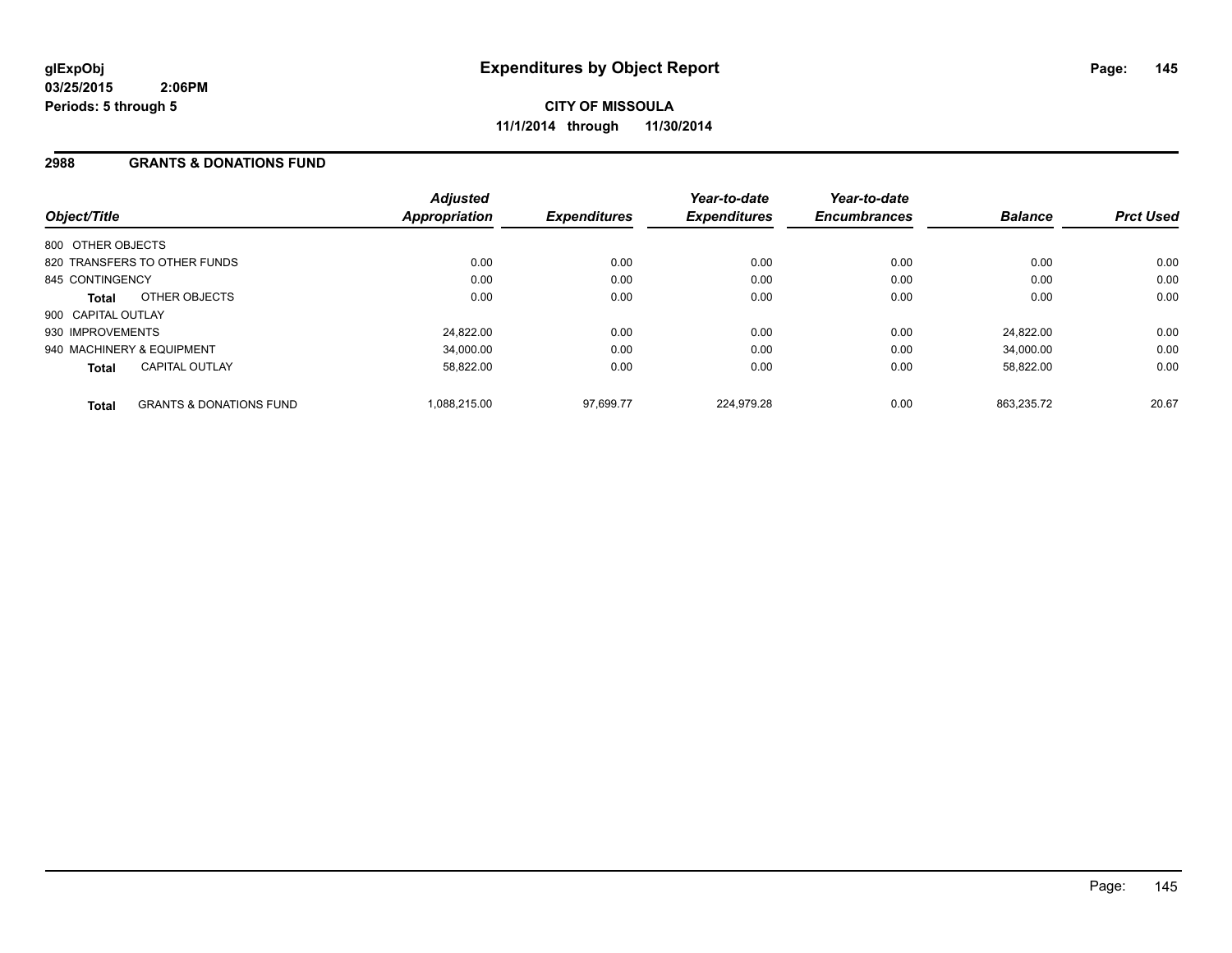**glExpObj** **Expenditures by Object Report**
**03/25/2015 2:06PM**
**Periods: 5 through 5**

**CITY OF MISSOULA**
**11/1/2014 through 11/30/2014**

## 2988 GRANTS & DONATIONS FUND

| Object/Title | | Adjusted Appropriation | Expenditures | Year-to-date Expenditures | Year-to-date Encumbrances | Balance | Prct Used |
|---|---|---|---|---|---|---|---|
| 800 OTHER OBJECTS | | | | | | | |
| 820 TRANSFERS TO OTHER FUNDS | | 0.00 | 0.00 | 0.00 | 0.00 | 0.00 | 0.00 |
| 845 CONTINGENCY | | 0.00 | 0.00 | 0.00 | 0.00 | 0.00 | 0.00 |
| **Total** | OTHER OBJECTS | 0.00 | 0.00 | 0.00 | 0.00 | 0.00 | 0.00 |
| 900 CAPITAL OUTLAY | | | | | | | |
| 930 IMPROVEMENTS | | 24,822.00 | 0.00 | 0.00 | 0.00 | 24,822.00 | 0.00 |
| 940 MACHINERY & EQUIPMENT | | 34,000.00 | 0.00 | 0.00 | 0.00 | 34,000.00 | 0.00 |
| **Total** | CAPITAL OUTLAY | 58,822.00 | 0.00 | 0.00 | 0.00 | 58,822.00 | 0.00 |
| **Total** | GRANTS & DONATIONS FUND | 1,088,215.00 | 97,699.77 | 224,979.28 | 0.00 | 863,235.72 | 20.67 |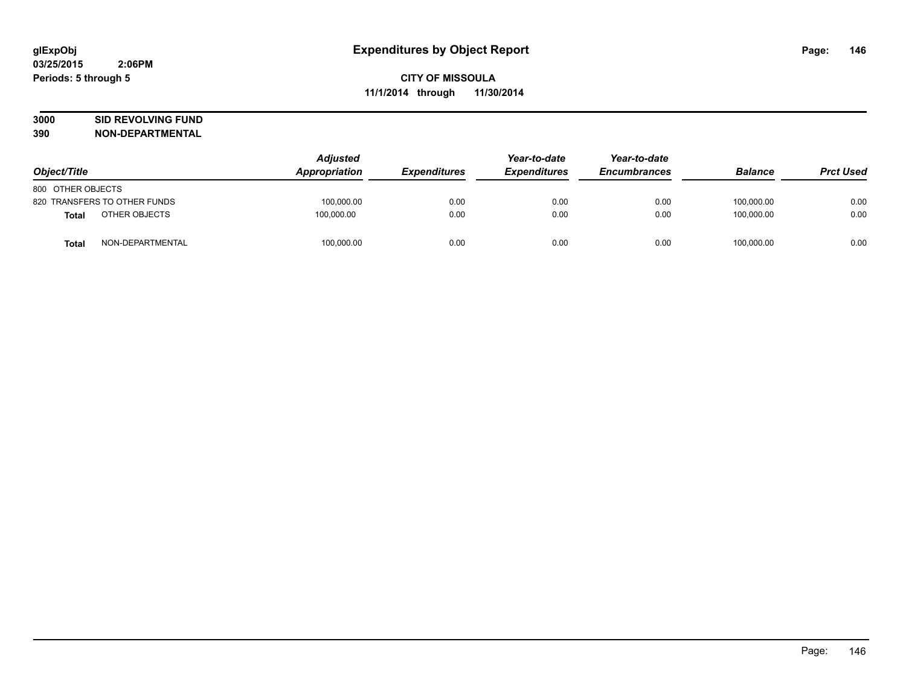# Expenditures by Object Report

glExpObj
03/25/2015 2:06PM
Periods: 5 through 5

**CITY OF MISSOULA**
**11/1/2014 through 11/30/2014**

**3000 SID REVOLVING FUND**
**390 NON-DEPARTMENTAL**

| Object/Title | | Adjusted Appropriation | Expenditures | Year-to-date Expenditures | Year-to-date Encumbrances | Balance | Prct Used |
|---|---|---|---|---|---|---|---|
| 800 OTHER OBJECTS | | | | | | | |
| 820 TRANSFERS TO OTHER FUNDS | | 100,000.00 | 0.00 | 0.00 | 0.00 | 100,000.00 | 0.00 |
| **Total** | OTHER OBJECTS | 100,000.00 | 0.00 | 0.00 | 0.00 | 100,000.00 | 0.00 |
| **Total** | NON-DEPARTMENTAL | 100,000.00 | 0.00 | 0.00 | 0.00 | 100,000.00 | 0.00 |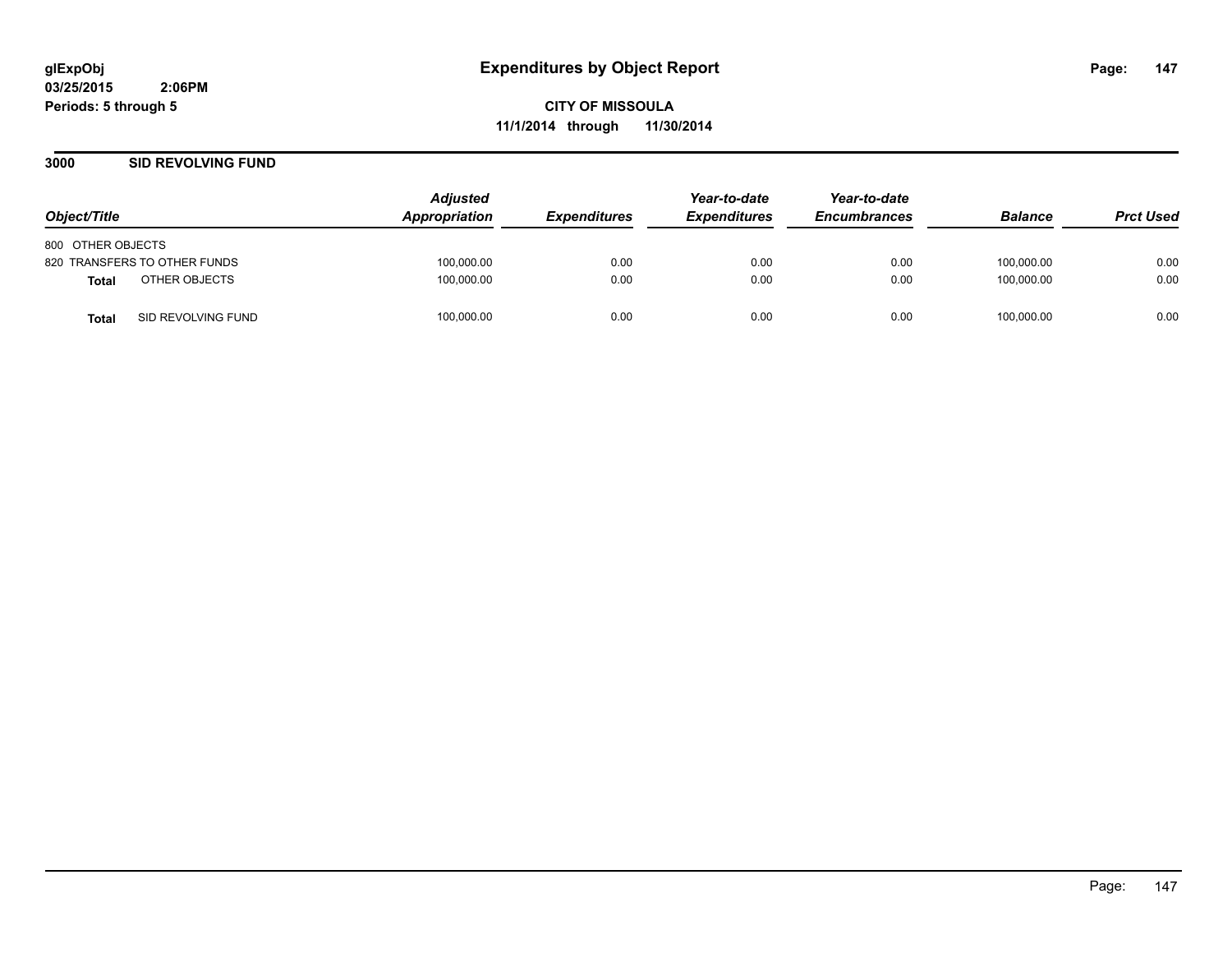glExpObj
03/25/2015 2:06PM
Periods: 5 through 5

# Expenditures by Object Report

**CITY OF MISSOULA**
**11/1/2014 through 11/30/2014**

## 3000 SID REVOLVING FUND

| Object/Title | | Adjusted Appropriation | Expenditures | Year-to-date Expenditures | Year-to-date Encumbrances | Balance | Prct Used |
|---|---|---|---|---|---|---|---|
| 800 OTHER OBJECTS | | | | | | | |
| 820 TRANSFERS TO OTHER FUNDS | | 100,000.00 | 0.00 | 0.00 | 0.00 | 100,000.00 | 0.00 |
| **Total** | OTHER OBJECTS | 100,000.00 | 0.00 | 0.00 | 0.00 | 100,000.00 | 0.00 |
| **Total** | SID REVOLVING FUND | 100,000.00 | 0.00 | 0.00 | 0.00 | 100,000.00 | 0.00 |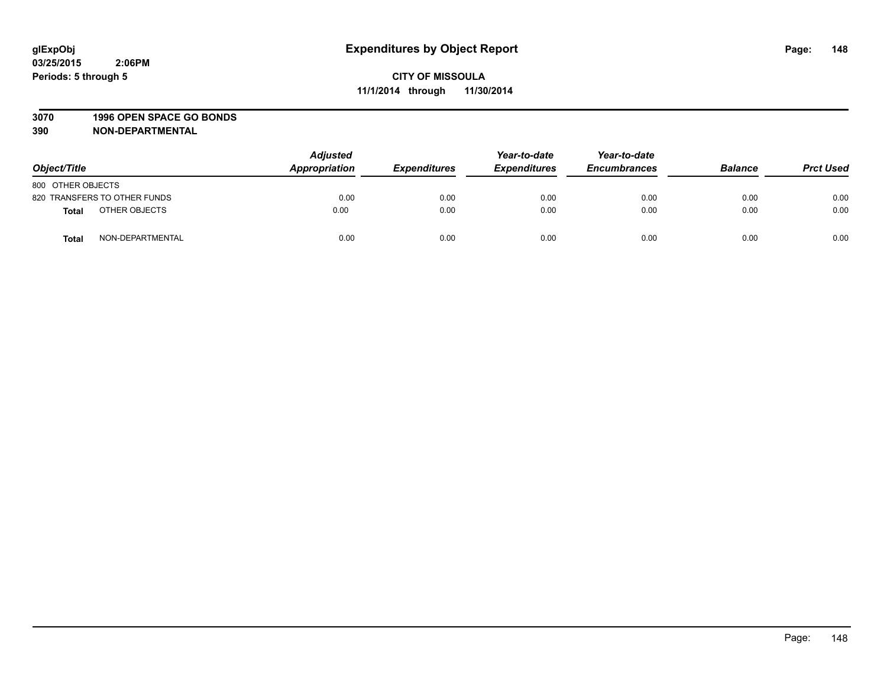glExpObj
03/25/2015 2:06PM
Periods: 5 through 5

# Expenditures by Object Report

CITY OF MISSOULA
11/1/2014 through 11/30/2014

**3070 1996 OPEN SPACE GO BONDS**
**390 NON-DEPARTMENTAL**

| Object/Title | | Adjusted Appropriation | Expenditures | Year-to-date Expenditures | Year-to-date Encumbrances | Balance | Prct Used |
|---|---|---|---|---|---|---|---|
| 800 OTHER OBJECTS | | | | | | | |
| 820 TRANSFERS TO OTHER FUNDS | | 0.00 | 0.00 | 0.00 | 0.00 | 0.00 | 0.00 |
| **Total** | OTHER OBJECTS | 0.00 | 0.00 | 0.00 | 0.00 | 0.00 | 0.00 |
| **Total** | NON-DEPARTMENTAL | 0.00 | 0.00 | 0.00 | 0.00 | 0.00 | 0.00 |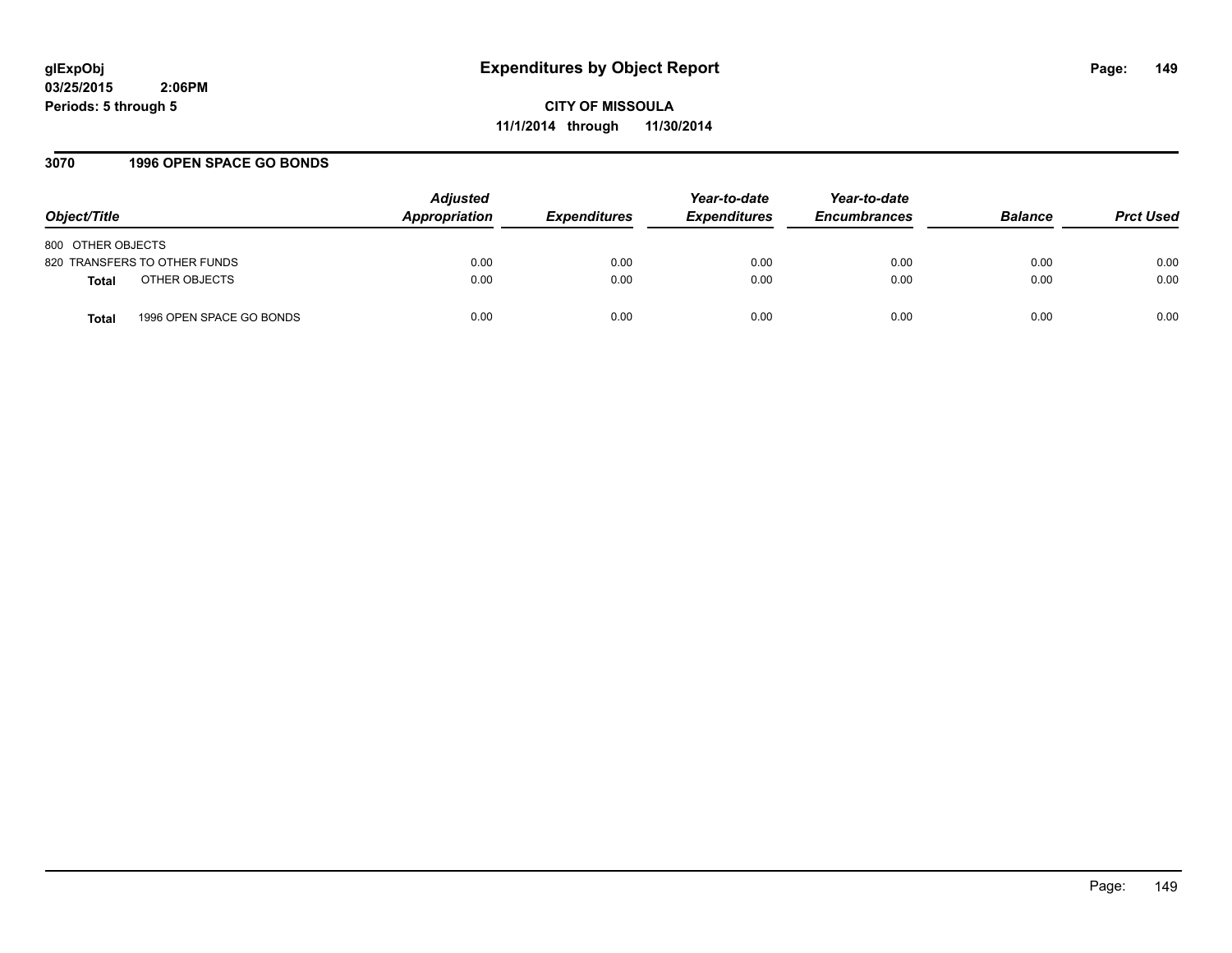**glExpObj**
**03/25/2015 2:06PM**
**Periods: 5 through 5**

# Expenditures by Object Report

**CITY OF MISSOULA**
**11/1/2014 through 11/30/2014**

## 3070 1996 OPEN SPACE GO BONDS

| Object/Title | Adjusted Appropriation | Expenditures | Year-to-date Expenditures | Year-to-date Encumbrances | Balance | Prct Used |
|---|---|---|---|---|---|---|
| 800 OTHER OBJECTS | | | | | | |
| 820 TRANSFERS TO OTHER FUNDS | 0.00 | 0.00 | 0.00 | 0.00 | 0.00 | 0.00 |
| **Total** OTHER OBJECTS | 0.00 | 0.00 | 0.00 | 0.00 | 0.00 | 0.00 |
| **Total** 1996 OPEN SPACE GO BONDS | 0.00 | 0.00 | 0.00 | 0.00 | 0.00 | 0.00 |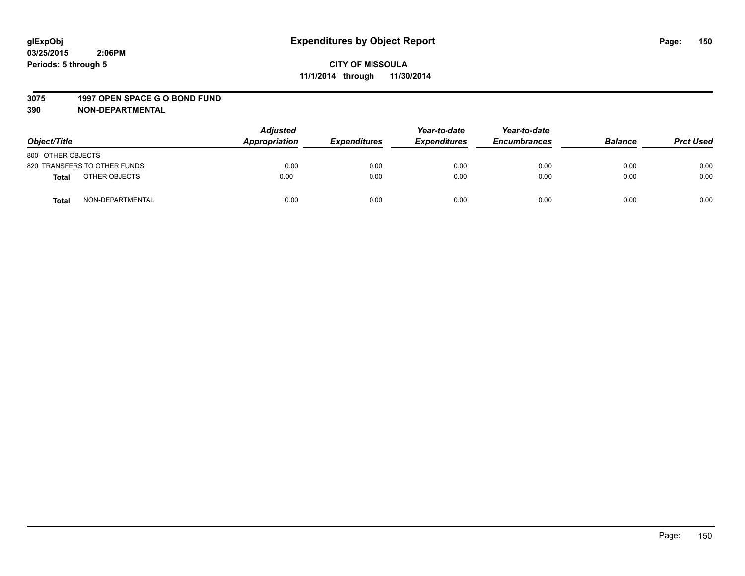# Expenditures by Object Report

glExpObj
03/25/2015 2:06PM
Periods: 5 through 5

**CITY OF MISSOULA**
**11/1/2014 through 11/30/2014**

**3075 1997 OPEN SPACE G O BOND FUND**
**390 NON-DEPARTMENTAL**

| Object/Title | Adjusted Appropriation | Expenditures | Year-to-date Expenditures | Year-to-date Encumbrances | Balance | Prct Used |
|---|---|---|---|---|---|---|
| 800 OTHER OBJECTS | | | | | | |
| 820 TRANSFERS TO OTHER FUNDS | 0.00 | 0.00 | 0.00 | 0.00 | 0.00 | 0.00 |
| **Total** OTHER OBJECTS | 0.00 | 0.00 | 0.00 | 0.00 | 0.00 | 0.00 |
| **Total** NON-DEPARTMENTAL | 0.00 | 0.00 | 0.00 | 0.00 | 0.00 | 0.00 |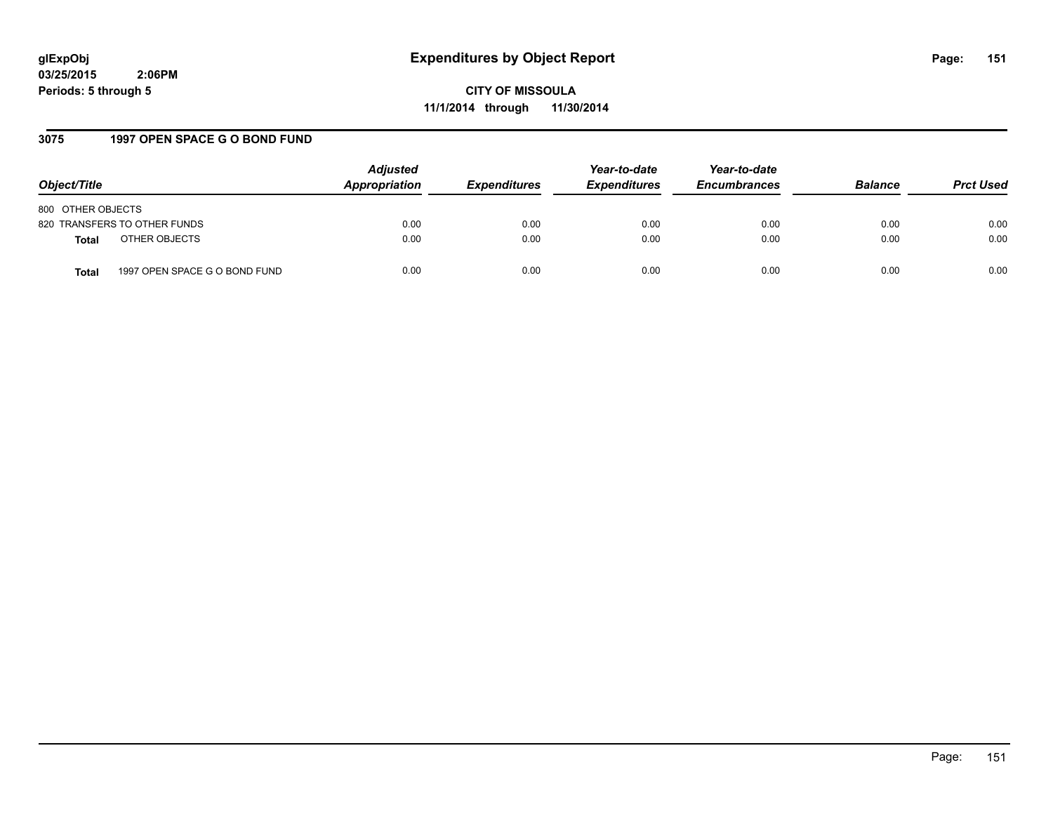**glExpObj**
**03/25/2015 2:06PM**
**Periods: 5 through 5**

# Expenditures by Object Report

**CITY OF MISSOULA**
**11/1/2014 through 11/30/2014**

## 3075 1997 OPEN SPACE G O BOND FUND

| Object/Title | Adjusted Appropriation | Expenditures | Year-to-date Expenditures | Year-to-date Encumbrances | Balance | Prct Used |
|---|---|---|---|---|---|---|
| 800 OTHER OBJECTS | | | | | | |
| 820 TRANSFERS TO OTHER FUNDS | 0.00 | 0.00 | 0.00 | 0.00 | 0.00 | 0.00 |
| **Total** OTHER OBJECTS | 0.00 | 0.00 | 0.00 | 0.00 | 0.00 | 0.00 |
| **Total** 1997 OPEN SPACE G O BOND FUND | 0.00 | 0.00 | 0.00 | 0.00 | 0.00 | 0.00 |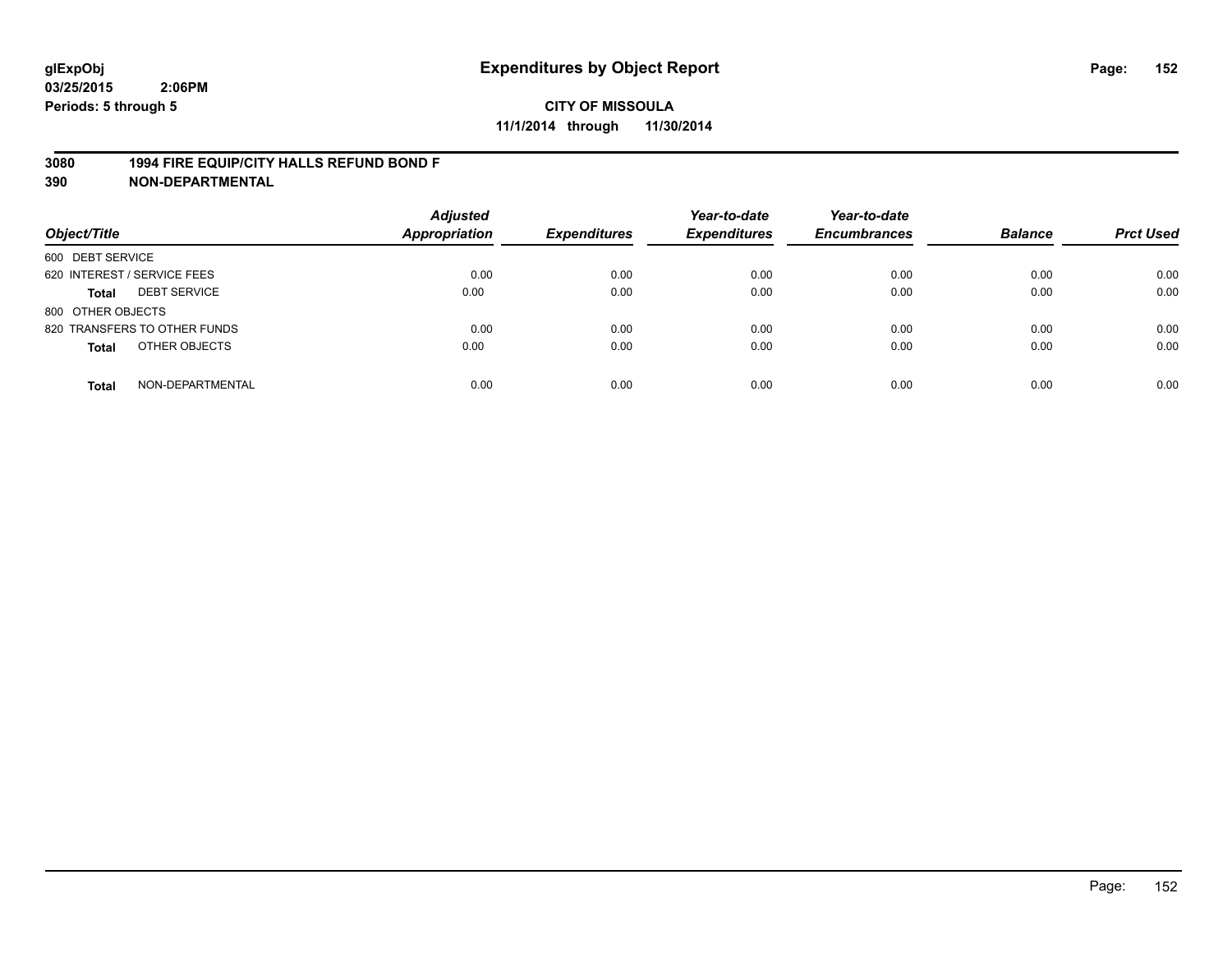**glExpObj**
**03/25/2015 2:06PM**
**Periods: 5 through 5**

# Expenditures by Object Report

**CITY OF MISSOULA**
**11/1/2014 through 11/30/2014**

**3080 1994 FIRE EQUIP/CITY HALLS REFUND BOND F**
**390 NON-DEPARTMENTAL**

| Object/Title | | Adjusted Appropriation | Expenditures | Year-to-date Expenditures | Year-to-date Encumbrances | Balance | Prct Used |
|---|---|---|---|---|---|---|---|
| 600 DEBT SERVICE | | | | | | | |
| 620 INTEREST / SERVICE FEES | | 0.00 | 0.00 | 0.00 | 0.00 | 0.00 | 0.00 |
| **Total** | DEBT SERVICE | 0.00 | 0.00 | 0.00 | 0.00 | 0.00 | 0.00 |
| 800 OTHER OBJECTS | | | | | | | |
| 820 TRANSFERS TO OTHER FUNDS | | 0.00 | 0.00 | 0.00 | 0.00 | 0.00 | 0.00 |
| **Total** | OTHER OBJECTS | 0.00 | 0.00 | 0.00 | 0.00 | 0.00 | 0.00 |
| **Total** | NON-DEPARTMENTAL | 0.00 | 0.00 | 0.00 | 0.00 | 0.00 | 0.00 |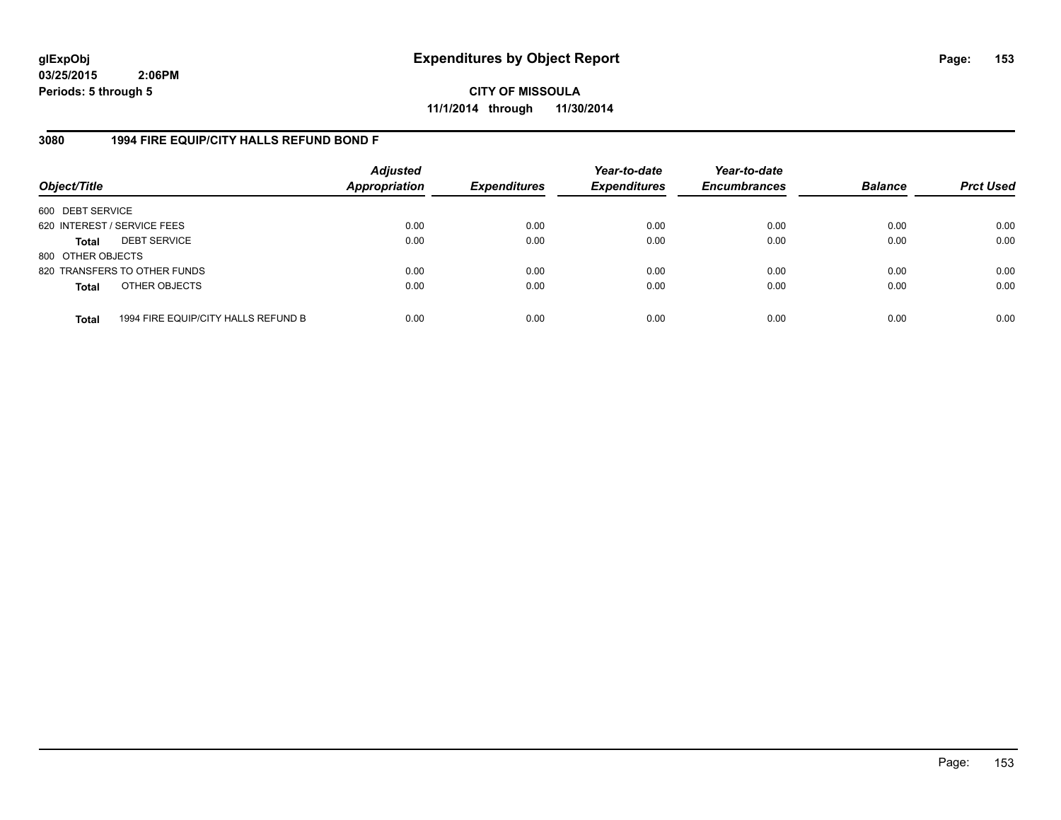**glExpObj**
**03/25/2015 2:06PM**
**Periods: 5 through 5**

# Expenditures by Object Report

**CITY OF MISSOULA**
**11/1/2014 through 11/30/2014**

## 3080 1994 FIRE EQUIP/CITY HALLS REFUND BOND F

| Object/Title | | Adjusted Appropriation | Expenditures | Year-to-date Expenditures | Year-to-date Encumbrances | Balance | Prct Used |
|---|---|---|---|---|---|---|---|
| 600 DEBT SERVICE | | | | | | | |
| 620 INTEREST / SERVICE FEES | | 0.00 | 0.00 | 0.00 | 0.00 | 0.00 | 0.00 |
| **Total** | DEBT SERVICE | 0.00 | 0.00 | 0.00 | 0.00 | 0.00 | 0.00 |
| 800 OTHER OBJECTS | | | | | | | |
| 820 TRANSFERS TO OTHER FUNDS | | 0.00 | 0.00 | 0.00 | 0.00 | 0.00 | 0.00 |
| **Total** | OTHER OBJECTS | 0.00 | 0.00 | 0.00 | 0.00 | 0.00 | 0.00 |
| **Total** | 1994 FIRE EQUIP/CITY HALLS REFUND B | 0.00 | 0.00 | 0.00 | 0.00 | 0.00 | 0.00 |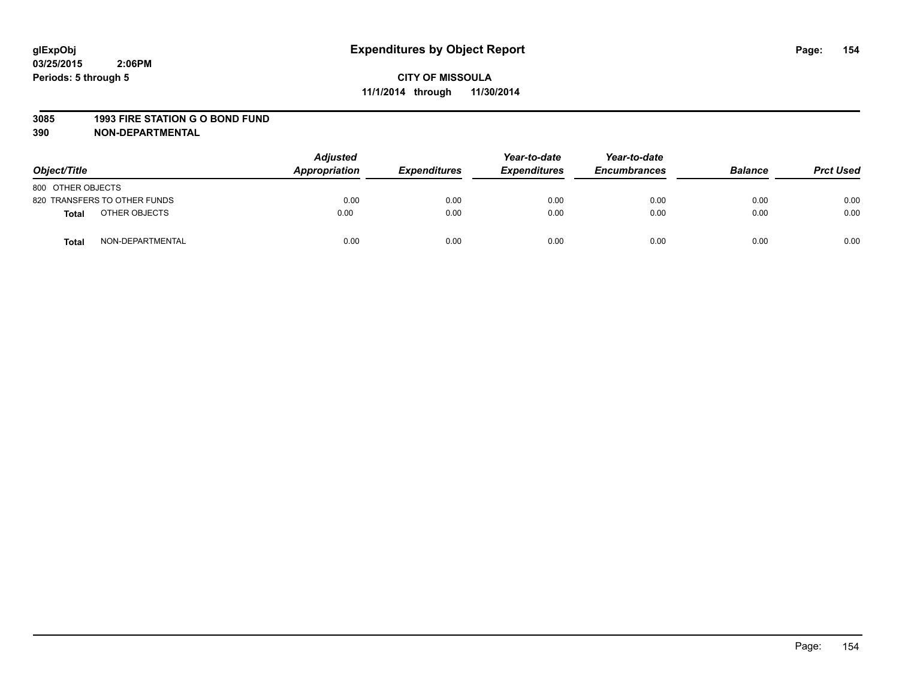# Expenditures by Object Report

glExpObj
03/25/2015 2:06PM
Periods: 5 through 5

**CITY OF MISSOULA**
**11/1/2014 through 11/30/2014**

**3085 1993 FIRE STATION G O BOND FUND**
**390 NON-DEPARTMENTAL**

| Object/Title | | Adjusted Appropriation | Expenditures | Year-to-date Expenditures | Year-to-date Encumbrances | Balance | Prct Used |
|---|---|---|---|---|---|---|---|
| 800 OTHER OBJECTS | | | | | | | |
| 820 TRANSFERS TO OTHER FUNDS | | 0.00 | 0.00 | 0.00 | 0.00 | 0.00 | 0.00 |
| **Total** | OTHER OBJECTS | 0.00 | 0.00 | 0.00 | 0.00 | 0.00 | 0.00 |
| **Total** | NON-DEPARTMENTAL | 0.00 | 0.00 | 0.00 | 0.00 | 0.00 | 0.00 |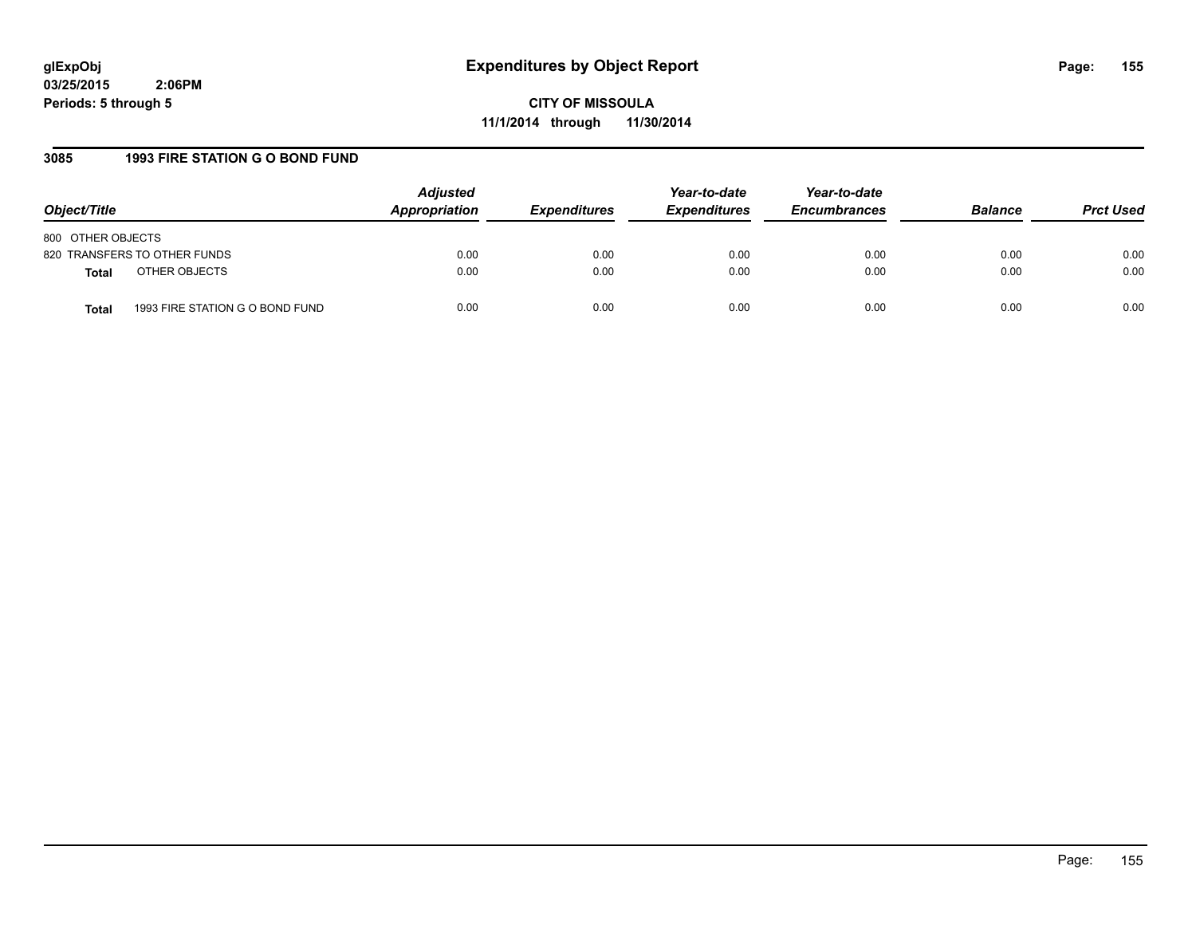glExpObj
03/25/2015 2:06PM
Periods: 5 through 5

# Expenditures by Object Report

**CITY OF MISSOULA**
**11/1/2014 through 11/30/2014**

## 3085 1993 FIRE STATION G O BOND FUND

| Object/Title | | Adjusted Appropriation | Expenditures | Year-to-date Expenditures | Year-to-date Encumbrances | Balance | Prct Used |
|---|---|---|---|---|---|---|---|
| 800 OTHER OBJECTS | | | | | | | |
| 820 TRANSFERS TO OTHER FUNDS | | 0.00 | 0.00 | 0.00 | 0.00 | 0.00 | 0.00 |
| **Total** | OTHER OBJECTS | 0.00 | 0.00 | 0.00 | 0.00 | 0.00 | 0.00 |
| **Total** | 1993 FIRE STATION G O BOND FUND | 0.00 | 0.00 | 0.00 | 0.00 | 0.00 | 0.00 |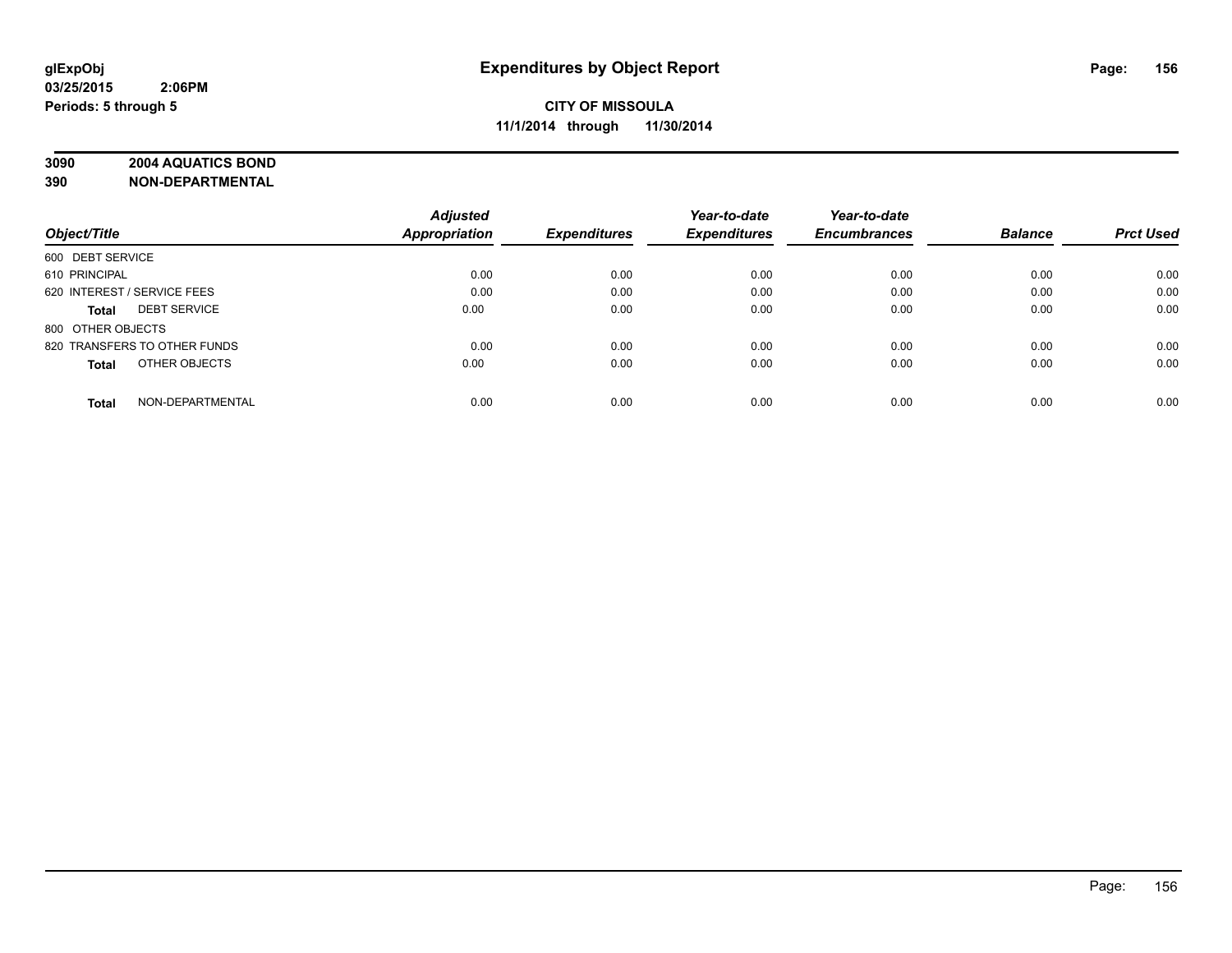**glExpObj**
**03/25/2015 2:06PM**
**Periods: 5 through 5**

# Expenditures by Object Report

**CITY OF MISSOULA**
**11/1/2014 through 11/30/2014**

**3090 2004 AQUATICS BOND**
**390 NON-DEPARTMENTAL**

| Object/Title | | Adjusted Appropriation | Expenditures | Year-to-date Expenditures | Year-to-date Encumbrances | Balance | Prct Used |
|---|---|---|---|---|---|---|---|
| 600 DEBT SERVICE | | | | | | | |
| 610 PRINCIPAL | | 0.00 | 0.00 | 0.00 | 0.00 | 0.00 | 0.00 |
| 620 INTEREST / SERVICE FEES | | 0.00 | 0.00 | 0.00 | 0.00 | 0.00 | 0.00 |
| **Total** | DEBT SERVICE | 0.00 | 0.00 | 0.00 | 0.00 | 0.00 | 0.00 |
| 800 OTHER OBJECTS | | | | | | | |
| 820 TRANSFERS TO OTHER FUNDS | | 0.00 | 0.00 | 0.00 | 0.00 | 0.00 | 0.00 |
| **Total** | OTHER OBJECTS | 0.00 | 0.00 | 0.00 | 0.00 | 0.00 | 0.00 |
| **Total** | NON-DEPARTMENTAL | 0.00 | 0.00 | 0.00 | 0.00 | 0.00 | 0.00 |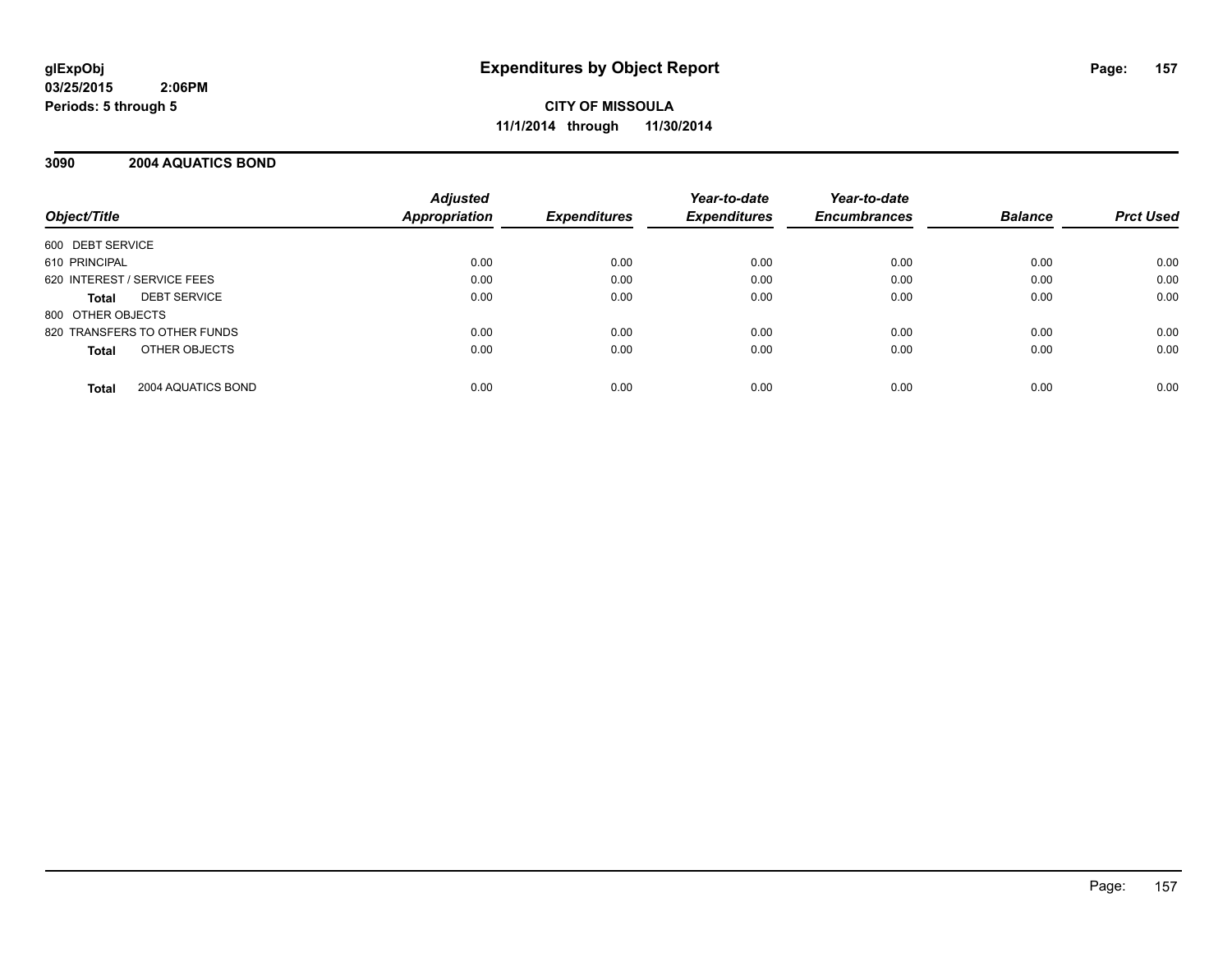glExpObj
03/25/2015 2:06PM
Periods: 5 through 5

# Expenditures by Object Report

**CITY OF MISSOULA**
**11/1/2014 through 11/30/2014**

## 3090 2004 AQUATICS BOND

| Object/Title | Adjusted Appropriation | Expenditures | Year-to-date Expenditures | Year-to-date Encumbrances | Balance | Prct Used |
|---|---|---|---|---|---|---|
| 600 DEBT SERVICE | | | | | | |
| 610 PRINCIPAL | 0.00 | 0.00 | 0.00 | 0.00 | 0.00 | 0.00 |
| 620 INTEREST / SERVICE FEES | 0.00 | 0.00 | 0.00 | 0.00 | 0.00 | 0.00 |
| **Total** DEBT SERVICE | 0.00 | 0.00 | 0.00 | 0.00 | 0.00 | 0.00 |
| 800 OTHER OBJECTS | | | | | | |
| 820 TRANSFERS TO OTHER FUNDS | 0.00 | 0.00 | 0.00 | 0.00 | 0.00 | 0.00 |
| **Total** OTHER OBJECTS | 0.00 | 0.00 | 0.00 | 0.00 | 0.00 | 0.00 |
| **Total** 2004 AQUATICS BOND | 0.00 | 0.00 | 0.00 | 0.00 | 0.00 | 0.00 |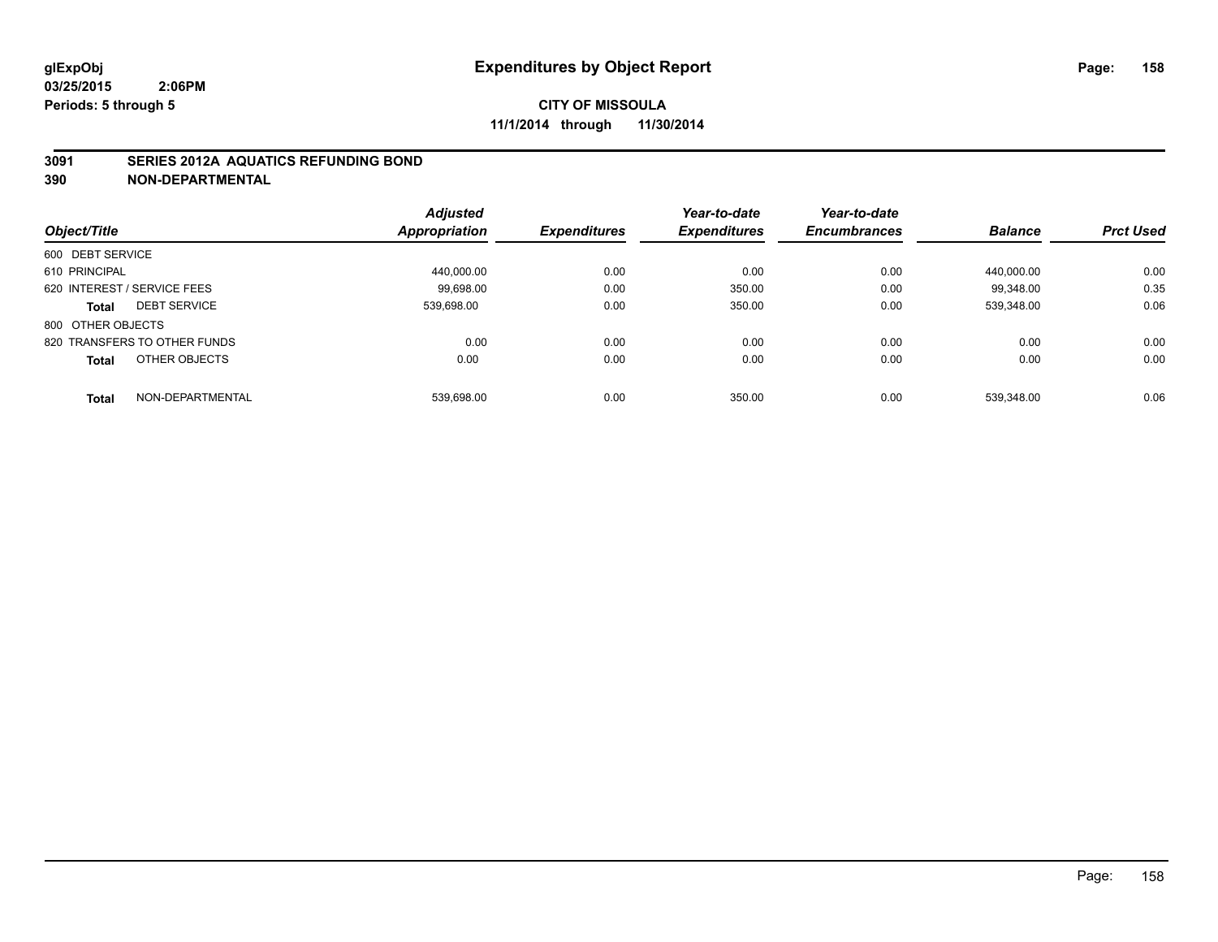# Expenditures by Object Report

glExpObj
03/25/2015 2:06PM
Periods: 5 through 5

**CITY OF MISSOULA**
**11/1/2014 through 11/30/2014**

**3091 SERIES 2012A AQUATICS REFUNDING BOND**
**390 NON-DEPARTMENTAL**

| Object/Title | | Adjusted Appropriation | Expenditures | Year-to-date Expenditures | Year-to-date Encumbrances | Balance | Prct Used |
|---|---|---|---|---|---|---|---|
| 600 DEBT SERVICE | | | | | | | |
| 610 PRINCIPAL | | 440,000.00 | 0.00 | 0.00 | 0.00 | 440,000.00 | 0.00 |
| 620 INTEREST / SERVICE FEES | | 99,698.00 | 0.00 | 350.00 | 0.00 | 99,348.00 | 0.35 |
| **Total** | DEBT SERVICE | 539,698.00 | 0.00 | 350.00 | 0.00 | 539,348.00 | 0.06 |
| 800 OTHER OBJECTS | | | | | | | |
| 820 TRANSFERS TO OTHER FUNDS | | 0.00 | 0.00 | 0.00 | 0.00 | 0.00 | 0.00 |
| **Total** | OTHER OBJECTS | 0.00 | 0.00 | 0.00 | 0.00 | 0.00 | 0.00 |
| **Total** | NON-DEPARTMENTAL | 539,698.00 | 0.00 | 350.00 | 0.00 | 539,348.00 | 0.06 |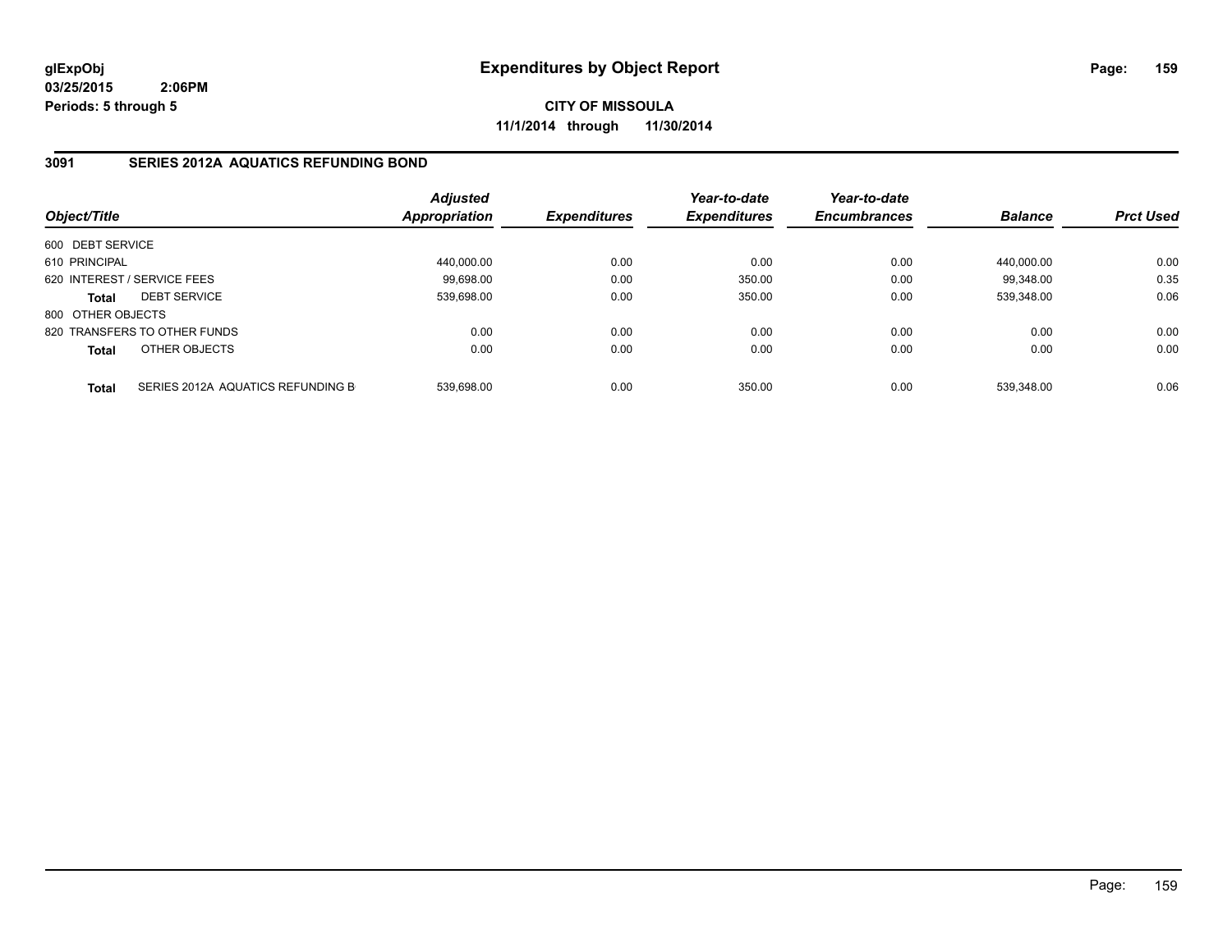**glExpObj** **Expenditures by Object Report**

**03/25/2015 2:06PM**

**Periods: 5 through 5**

**CITY OF MISSOULA**

**11/1/2014 through 11/30/2014**

## 3091 SERIES 2012A AQUATICS REFUNDING BOND

| Object/Title | | Adjusted Appropriation | Expenditures | Year-to-date Expenditures | Year-to-date Encumbrances | Balance | Prct Used |
|---|---|---|---|---|---|---|---|
| 600 DEBT SERVICE | | | | | | | |
| 610 PRINCIPAL | | 440,000.00 | 0.00 | 0.00 | 0.00 | 440,000.00 | 0.00 |
| 620 INTEREST / SERVICE FEES | | 99,698.00 | 0.00 | 350.00 | 0.00 | 99,348.00 | 0.35 |
| **Total** | DEBT SERVICE | 539,698.00 | 0.00 | 350.00 | 0.00 | 539,348.00 | 0.06 |
| 800 OTHER OBJECTS | | | | | | | |
| 820 TRANSFERS TO OTHER FUNDS | | 0.00 | 0.00 | 0.00 | 0.00 | 0.00 | 0.00 |
| **Total** | OTHER OBJECTS | 0.00 | 0.00 | 0.00 | 0.00 | 0.00 | 0.00 |
| **Total** | SERIES 2012A AQUATICS REFUNDING B | 539,698.00 | 0.00 | 350.00 | 0.00 | 539,348.00 | 0.06 |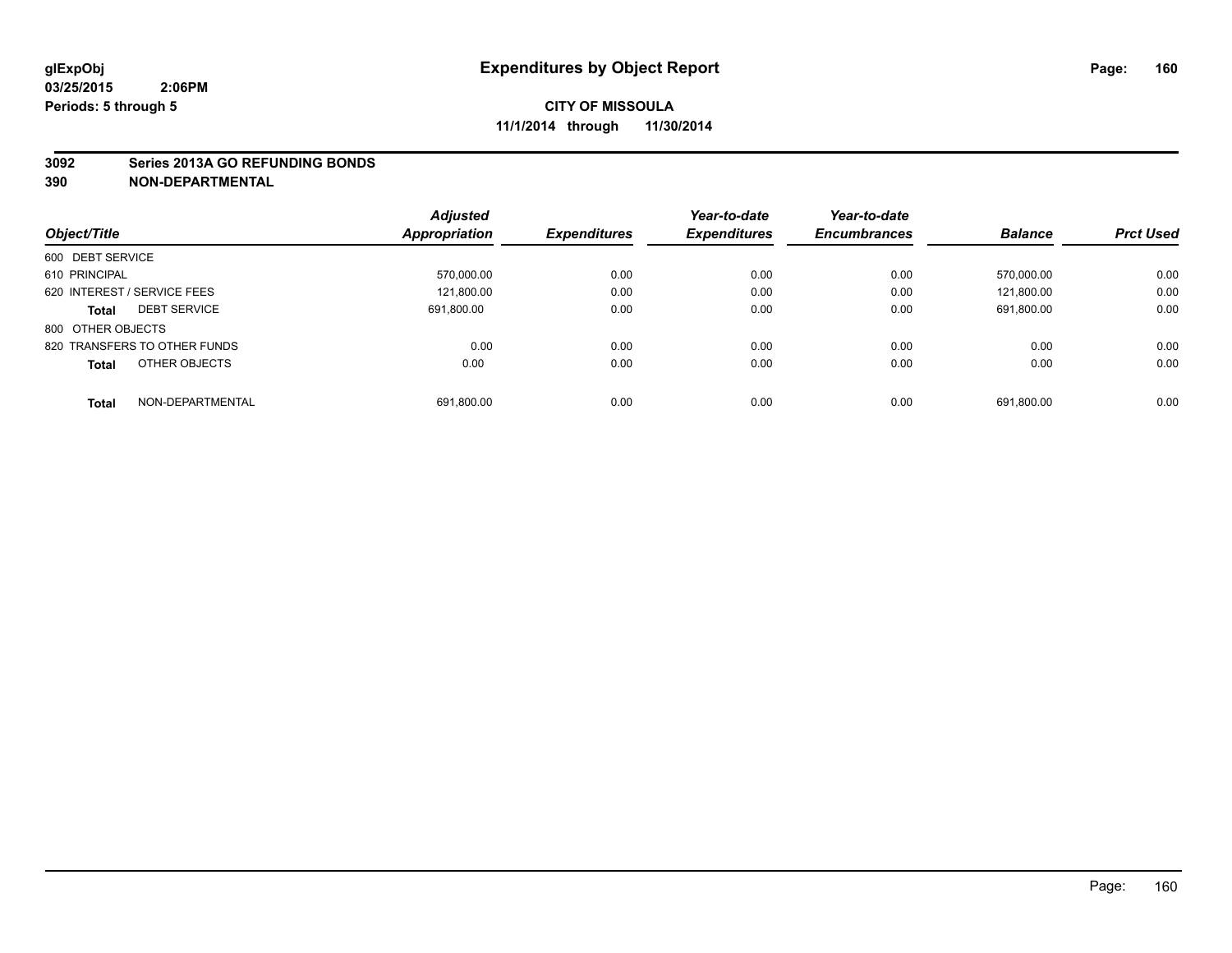# Expenditures by Object Report

glExpObj
03/25/2015 2:06PM
Periods: 5 through 5

**CITY OF MISSOULA**
**11/1/2014 through 11/30/2014**

**3092 Series 2013A GO REFUNDING BONDS**
**390 NON-DEPARTMENTAL**

| Object/Title | Adjusted Appropriation | Expenditures | Year-to-date Expenditures | Year-to-date Encumbrances | Balance | Prct Used |
|---|---|---|---|---|---|---|
| 600 DEBT SERVICE | | | | | | |
| 610 PRINCIPAL | 570,000.00 | 0.00 | 0.00 | 0.00 | 570,000.00 | 0.00 |
| 620 INTEREST / SERVICE FEES | 121,800.00 | 0.00 | 0.00 | 0.00 | 121,800.00 | 0.00 |
| **Total** DEBT SERVICE | 691,800.00 | 0.00 | 0.00 | 0.00 | 691,800.00 | 0.00 |
| 800 OTHER OBJECTS | | | | | | |
| 820 TRANSFERS TO OTHER FUNDS | 0.00 | 0.00 | 0.00 | 0.00 | 0.00 | 0.00 |
| **Total** OTHER OBJECTS | 0.00 | 0.00 | 0.00 | 0.00 | 0.00 | 0.00 |
| **Total** NON-DEPARTMENTAL | 691,800.00 | 0.00 | 0.00 | 0.00 | 691,800.00 | 0.00 |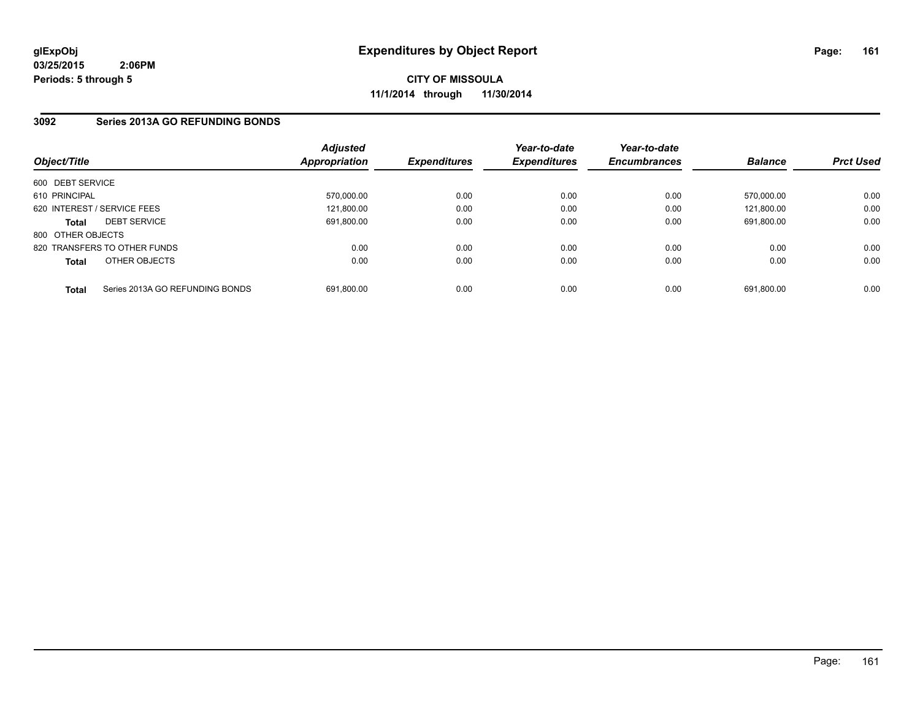**glExpObj**
**03/25/2015 2:06PM**
**Periods: 5 through 5**

# Expenditures by Object Report

**CITY OF MISSOULA**
**11/1/2014 through 11/30/2014**

## 3092 Series 2013A GO REFUNDING BONDS

| Object/Title | | *Adjusted Appropriation* | *Expenditures* | *Year-to-date Expenditures* | *Year-to-date Encumbrances* | *Balance* | *Prct Used* |
|---|---|---|---|---|---|---|---|
| 600 DEBT SERVICE | | | | | | | |
| 610 PRINCIPAL | | 570,000.00 | 0.00 | 0.00 | 0.00 | 570,000.00 | 0.00 |
| 620 INTEREST / SERVICE FEES | | 121,800.00 | 0.00 | 0.00 | 0.00 | 121,800.00 | 0.00 |
| **Total** | DEBT SERVICE | 691,800.00 | 0.00 | 0.00 | 0.00 | 691,800.00 | 0.00 |
| 800 OTHER OBJECTS | | | | | | | |
| 820 TRANSFERS TO OTHER FUNDS | | 0.00 | 0.00 | 0.00 | 0.00 | 0.00 | 0.00 |
| **Total** | OTHER OBJECTS | 0.00 | 0.00 | 0.00 | 0.00 | 0.00 | 0.00 |
| **Total** | Series 2013A GO REFUNDING BONDS | 691,800.00 | 0.00 | 0.00 | 0.00 | 691,800.00 | 0.00 |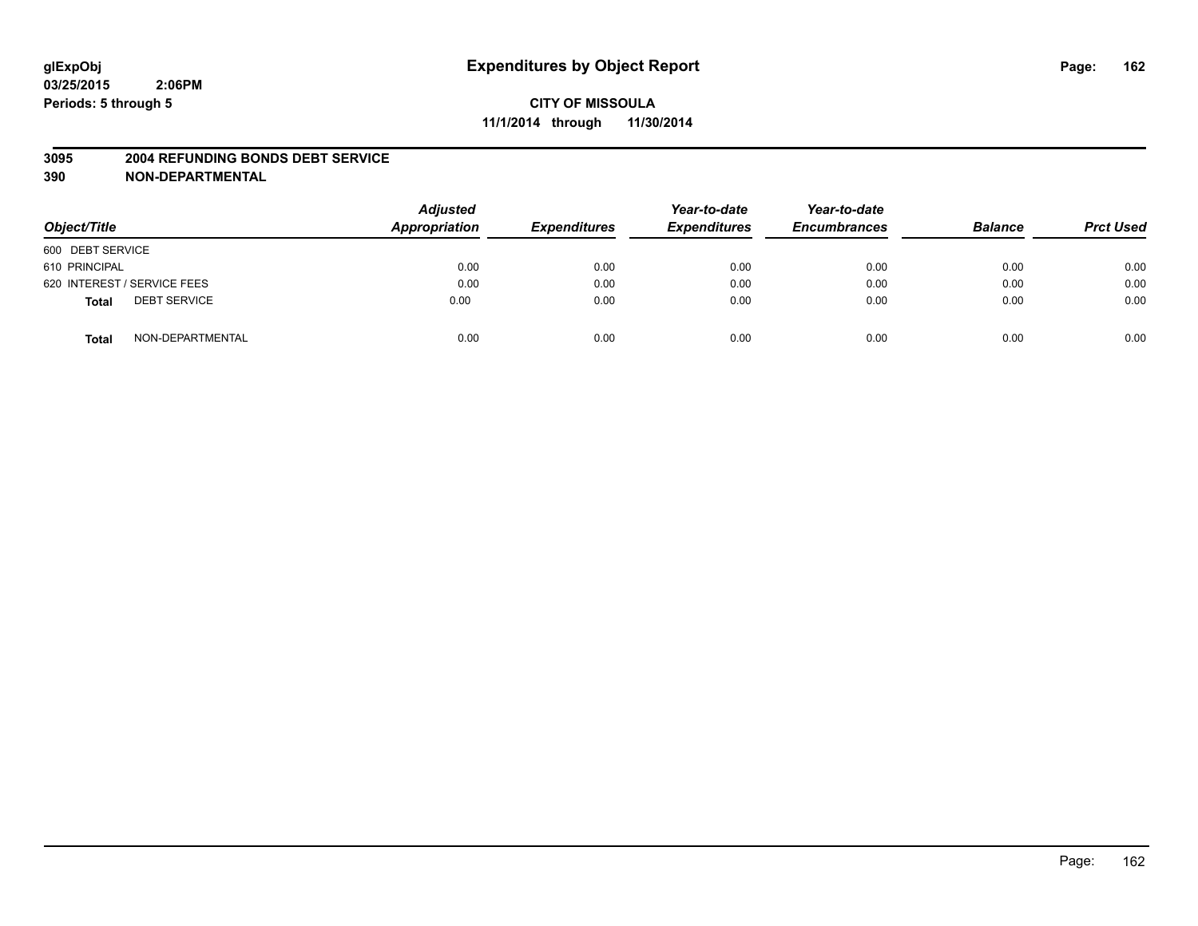glExpObj
03/25/2015 2:06PM
Periods: 5 through 5

# Expenditures by Object Report

**CITY OF MISSOULA**
**11/1/2014 through 11/30/2014**

**3095 2004 REFUNDING BONDS DEBT SERVICE**
**390 NON-DEPARTMENTAL**

| Object/Title | Adjusted Appropriation | Expenditures | Year-to-date Expenditures | Year-to-date Encumbrances | Balance | Prct Used |
|---|---|---|---|---|---|---|
| 600 DEBT SERVICE | | | | | | |
| 610 PRINCIPAL | 0.00 | 0.00 | 0.00 | 0.00 | 0.00 | 0.00 |
| 620 INTEREST / SERVICE FEES | 0.00 | 0.00 | 0.00 | 0.00 | 0.00 | 0.00 |
| **Total** DEBT SERVICE | 0.00 | 0.00 | 0.00 | 0.00 | 0.00 | 0.00 |
| **Total** NON-DEPARTMENTAL | 0.00 | 0.00 | 0.00 | 0.00 | 0.00 | 0.00 |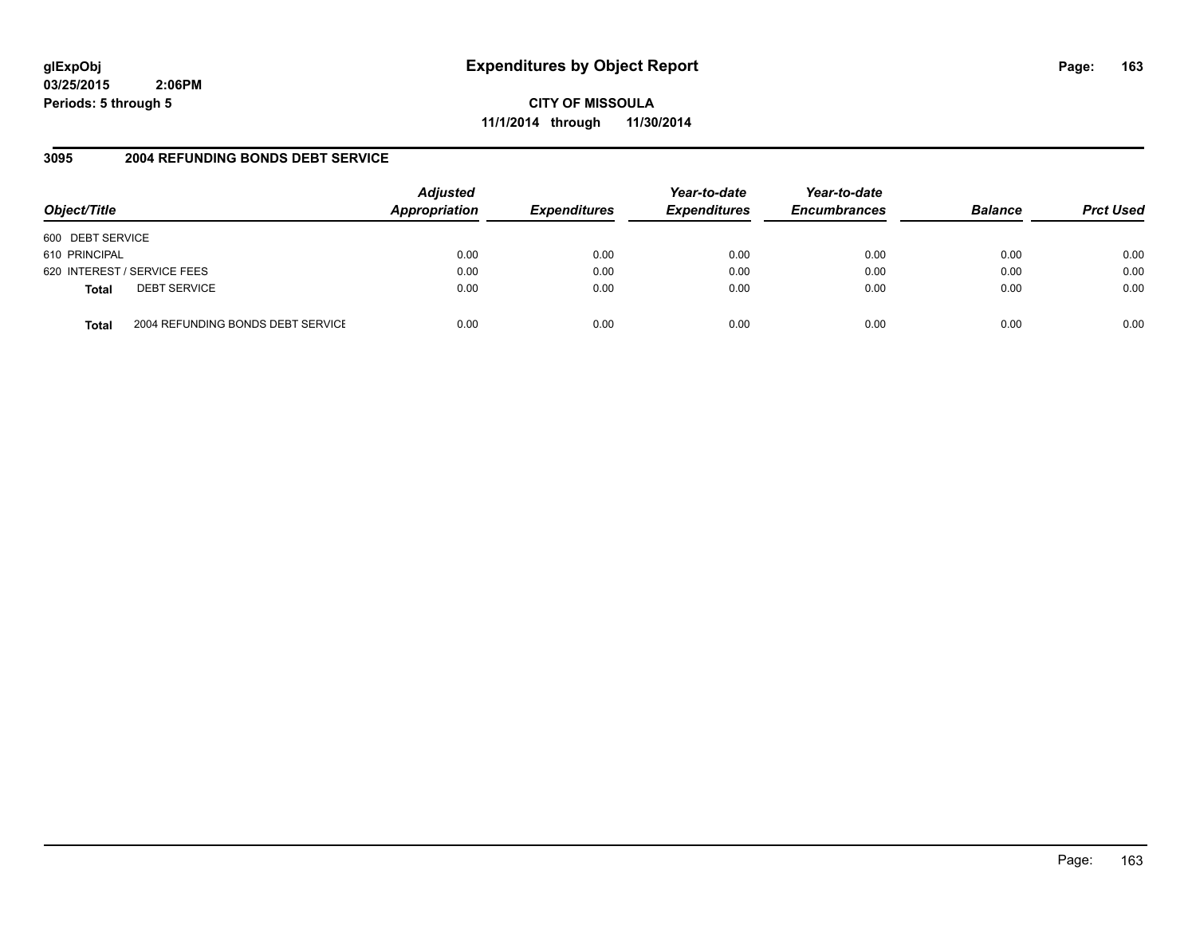glExpObj
03/25/2015 2:06PM
Periods: 5 through 5

# Expenditures by Object Report

**CITY OF MISSOULA**
**11/1/2014 through 11/30/2014**

## 3095 2004 REFUNDING BONDS DEBT SERVICE

| Object/Title | | Adjusted Appropriation | Expenditures | Year-to-date Expenditures | Year-to-date Encumbrances | Balance | Prct Used |
|---|---|---|---|---|---|---|---|
| 600 DEBT SERVICE | | | | | | | |
| 610 PRINCIPAL | | 0.00 | 0.00 | 0.00 | 0.00 | 0.00 | 0.00 |
| 620 INTEREST / SERVICE FEES | | 0.00 | 0.00 | 0.00 | 0.00 | 0.00 | 0.00 |
| **Total** | DEBT SERVICE | 0.00 | 0.00 | 0.00 | 0.00 | 0.00 | 0.00 |
| **Total** | 2004 REFUNDING BONDS DEBT SERVICE | 0.00 | 0.00 | 0.00 | 0.00 | 0.00 | 0.00 |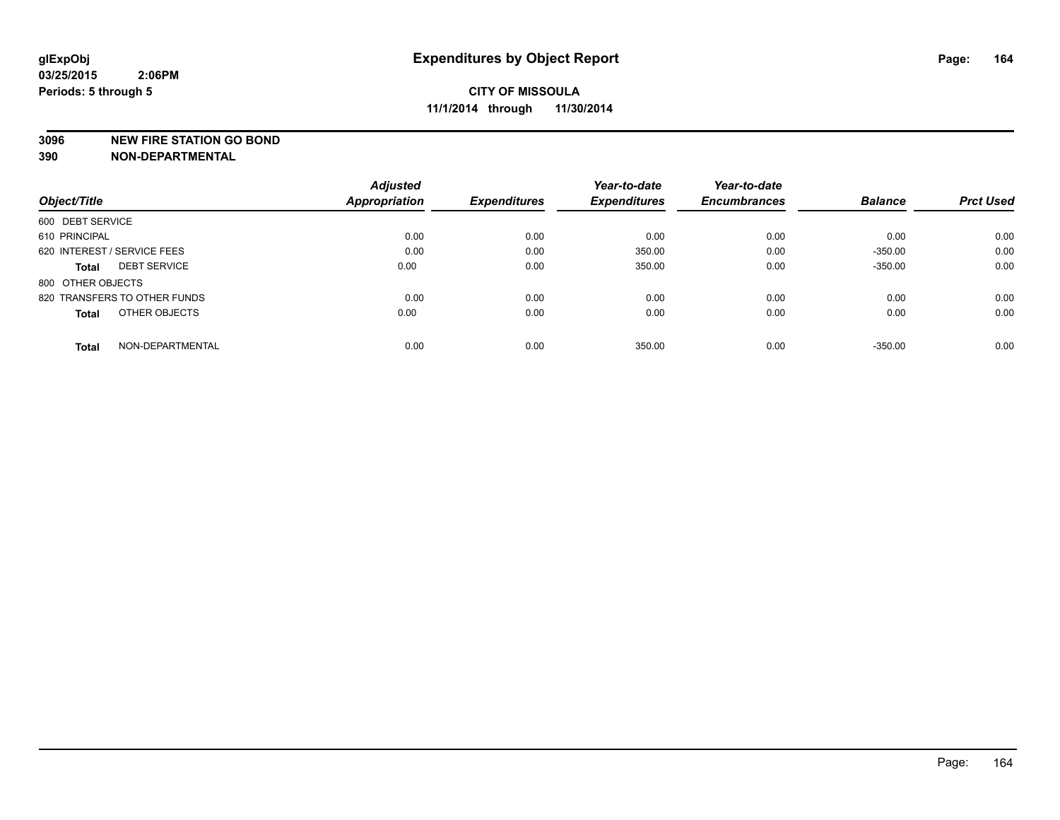glExpObj
03/25/2015 2:06PM
Periods: 5 through 5

# Expenditures by Object Report

**CITY OF MISSOULA**
**11/1/2014 through 11/30/2014**

**3096 NEW FIRE STATION GO BOND**
**390 NON-DEPARTMENTAL**

| Object/Title | Adjusted Appropriation | Expenditures | Year-to-date Expenditures | Year-to-date Encumbrances | Balance | Prct Used |
|---|---|---|---|---|---|---|
| 600 DEBT SERVICE | | | | | | |
| 610 PRINCIPAL | 0.00 | 0.00 | 0.00 | 0.00 | 0.00 | 0.00 |
| 620 INTEREST / SERVICE FEES | 0.00 | 0.00 | 350.00 | 0.00 | -350.00 | 0.00 |
| **Total** DEBT SERVICE | 0.00 | 0.00 | 350.00 | 0.00 | -350.00 | 0.00 |
| 800 OTHER OBJECTS | | | | | | |
| 820 TRANSFERS TO OTHER FUNDS | 0.00 | 0.00 | 0.00 | 0.00 | 0.00 | 0.00 |
| **Total** OTHER OBJECTS | 0.00 | 0.00 | 0.00 | 0.00 | 0.00 | 0.00 |
| **Total** NON-DEPARTMENTAL | 0.00 | 0.00 | 350.00 | 0.00 | -350.00 | 0.00 |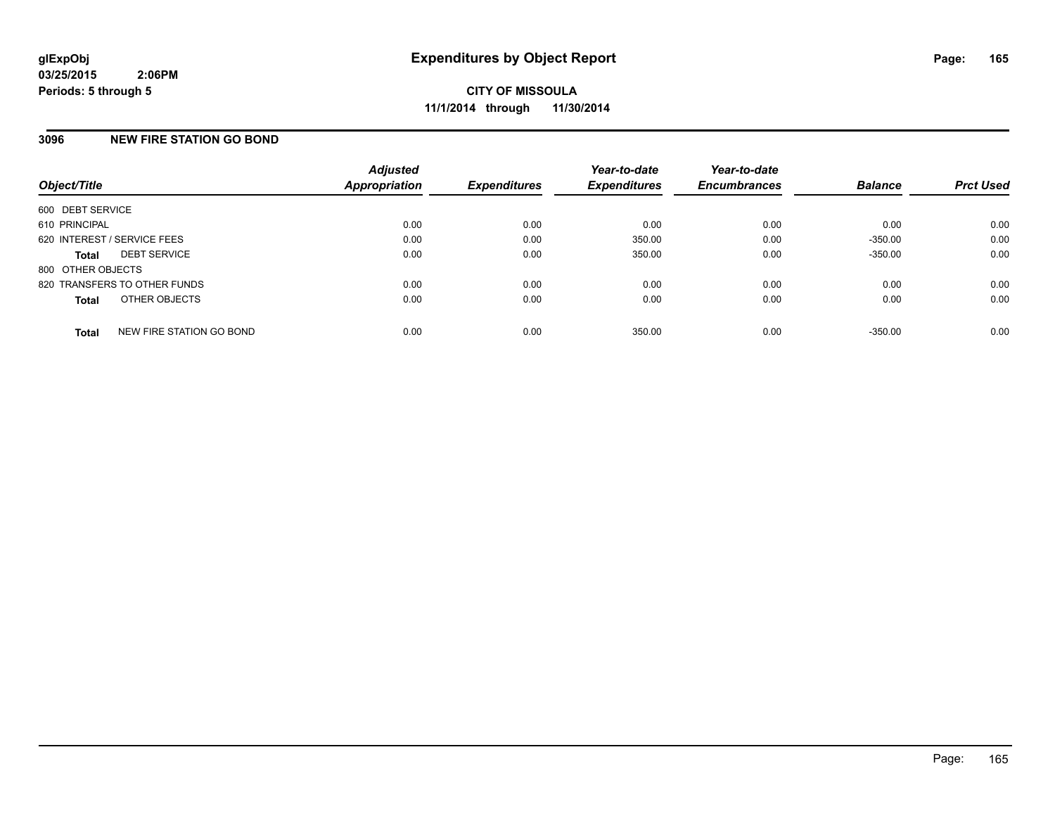**glExpObj**
**03/25/2015 2:06PM**
**Periods: 5 through 5**

# Expenditures by Object Report

**CITY OF MISSOULA**
**11/1/2014 through 11/30/2014**

## 3096 NEW FIRE STATION GO BOND

| Object/Title | | Adjusted Appropriation | Expenditures | Year-to-date Expenditures | Year-to-date Encumbrances | Balance | Prct Used |
|---|---|---|---|---|---|---|---|
| 600 DEBT SERVICE | | | | | | | |
| 610 PRINCIPAL | | 0.00 | 0.00 | 0.00 | 0.00 | 0.00 | 0.00 |
| 620 INTEREST / SERVICE FEES | | 0.00 | 0.00 | 350.00 | 0.00 | -350.00 | 0.00 |
| **Total** | DEBT SERVICE | 0.00 | 0.00 | 350.00 | 0.00 | -350.00 | 0.00 |
| 800 OTHER OBJECTS | | | | | | | |
| 820 TRANSFERS TO OTHER FUNDS | | 0.00 | 0.00 | 0.00 | 0.00 | 0.00 | 0.00 |
| **Total** | OTHER OBJECTS | 0.00 | 0.00 | 0.00 | 0.00 | 0.00 | 0.00 |
| **Total** | NEW FIRE STATION GO BOND | 0.00 | 0.00 | 350.00 | 0.00 | -350.00 | 0.00 |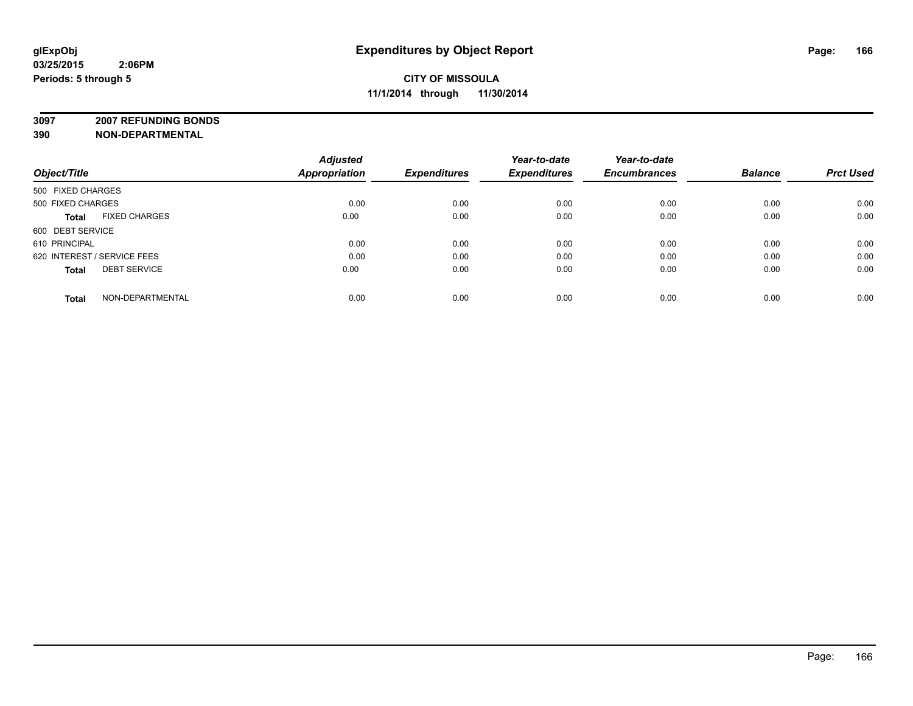glExpObj
03/25/2015 2:06PM
Periods: 5 through 5

# Expenditures by Object Report

**CITY OF MISSOULA**
**11/1/2014 through 11/30/2014**

**3097 2007 REFUNDING BONDS**
**390 NON-DEPARTMENTAL**

| Object/Title | Adjusted Appropriation | Expenditures | Year-to-date Expenditures | Year-to-date Encumbrances | Balance | Prct Used |
|---|---|---|---|---|---|---|
| 500 FIXED CHARGES | | | | | | |
| 500 FIXED CHARGES | 0.00 | 0.00 | 0.00 | 0.00 | 0.00 | 0.00 |
| **Total** FIXED CHARGES | 0.00 | 0.00 | 0.00 | 0.00 | 0.00 | 0.00 |
| 600 DEBT SERVICE | | | | | | |
| 610 PRINCIPAL | 0.00 | 0.00 | 0.00 | 0.00 | 0.00 | 0.00 |
| 620 INTEREST / SERVICE FEES | 0.00 | 0.00 | 0.00 | 0.00 | 0.00 | 0.00 |
| **Total** DEBT SERVICE | 0.00 | 0.00 | 0.00 | 0.00 | 0.00 | 0.00 |
| **Total** NON-DEPARTMENTAL | 0.00 | 0.00 | 0.00 | 0.00 | 0.00 | 0.00 |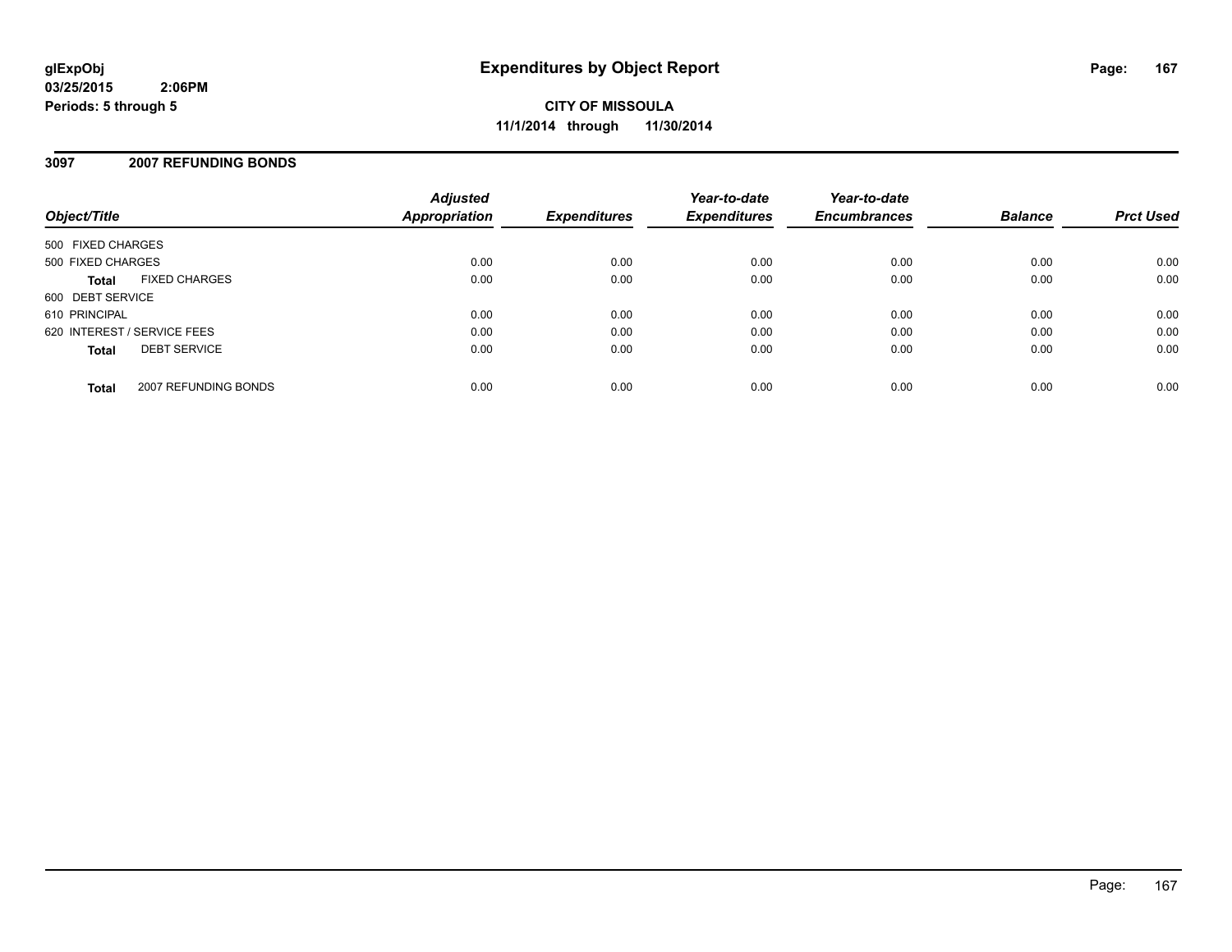# Expenditures by Object Report

glExpObj
03/25/2015 2:06PM
Periods: 5 through 5

**CITY OF MISSOULA**
**11/1/2014 through 11/30/2014**

## 3097 2007 REFUNDING BONDS

| Object/Title | | Adjusted Appropriation | Expenditures | Year-to-date Expenditures | Year-to-date Encumbrances | Balance | Prct Used |
|---|---|---|---|---|---|---|---|
| 500 FIXED CHARGES | | | | | | | |
| 500 FIXED CHARGES | | 0.00 | 0.00 | 0.00 | 0.00 | 0.00 | 0.00 |
| **Total** | FIXED CHARGES | 0.00 | 0.00 | 0.00 | 0.00 | 0.00 | 0.00 |
| 600 DEBT SERVICE | | | | | | | |
| 610 PRINCIPAL | | 0.00 | 0.00 | 0.00 | 0.00 | 0.00 | 0.00 |
| 620 INTEREST / SERVICE FEES | | 0.00 | 0.00 | 0.00 | 0.00 | 0.00 | 0.00 |
| **Total** | DEBT SERVICE | 0.00 | 0.00 | 0.00 | 0.00 | 0.00 | 0.00 |
| **Total** | 2007 REFUNDING BONDS | 0.00 | 0.00 | 0.00 | 0.00 | 0.00 | 0.00 |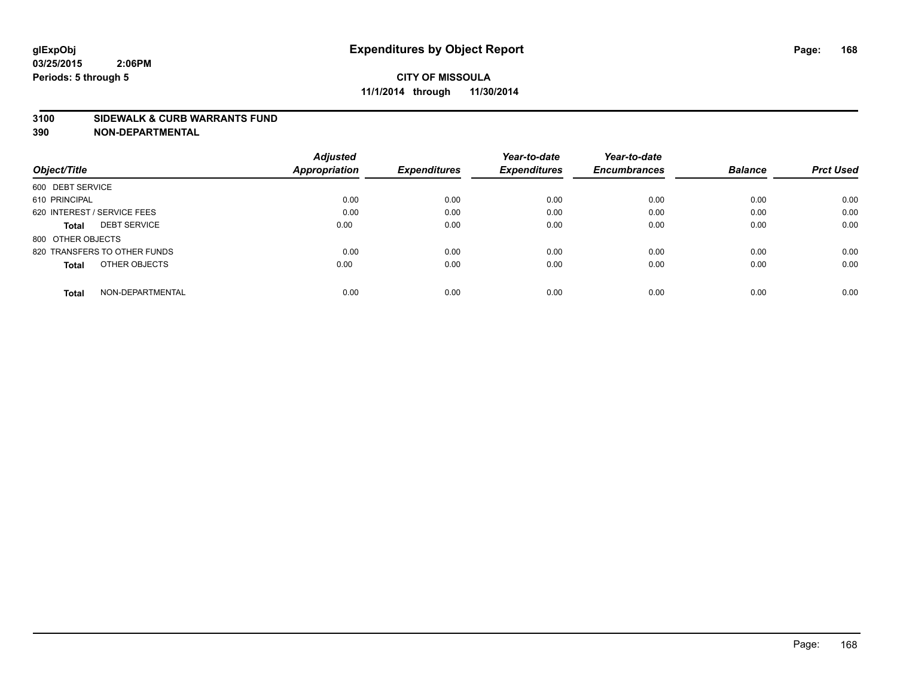glExpObj
03/25/2015 2:06PM
Periods: 5 through 5

# Expenditures by Object Report

**CITY OF MISSOULA**
**11/1/2014 through 11/30/2014**

**3100 SIDEWALK & CURB WARRANTS FUND**
**390 NON-DEPARTMENTAL**

| Object/Title | Adjusted Appropriation | Expenditures | Year-to-date Expenditures | Year-to-date Encumbrances | Balance | Prct Used |
|---|---|---|---|---|---|---|
| 600 DEBT SERVICE | | | | | | |
| 610 PRINCIPAL | 0.00 | 0.00 | 0.00 | 0.00 | 0.00 | 0.00 |
| 620 INTEREST / SERVICE FEES | 0.00 | 0.00 | 0.00 | 0.00 | 0.00 | 0.00 |
| **Total** DEBT SERVICE | 0.00 | 0.00 | 0.00 | 0.00 | 0.00 | 0.00 |
| 800 OTHER OBJECTS | | | | | | |
| 820 TRANSFERS TO OTHER FUNDS | 0.00 | 0.00 | 0.00 | 0.00 | 0.00 | 0.00 |
| **Total** OTHER OBJECTS | 0.00 | 0.00 | 0.00 | 0.00 | 0.00 | 0.00 |
| **Total** NON-DEPARTMENTAL | 0.00 | 0.00 | 0.00 | 0.00 | 0.00 | 0.00 |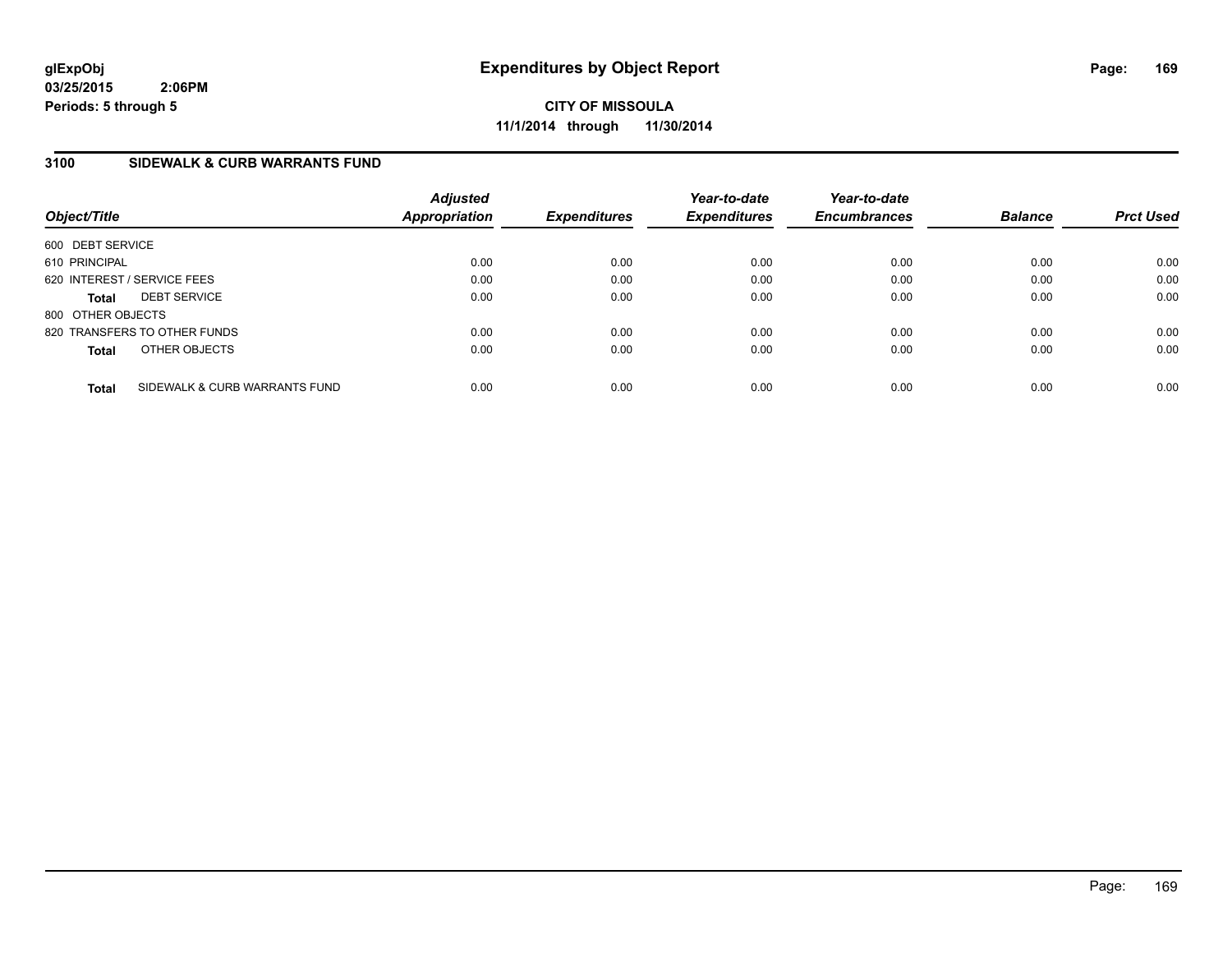# Expenditures by Object Report

glExpObj
03/25/2015 2:06PM
Periods: 5 through 5

**CITY OF MISSOULA**
**11/1/2014 through 11/30/2014**

## 3100 SIDEWALK & CURB WARRANTS FUND

| Object/Title | Adjusted Appropriation | Expenditures | Year-to-date Expenditures | Year-to-date Encumbrances | Balance | Prct Used |
|---|---|---|---|---|---|---|
| 600 DEBT SERVICE | | | | | | |
| 610 PRINCIPAL | 0.00 | 0.00 | 0.00 | 0.00 | 0.00 | 0.00 |
| 620 INTEREST / SERVICE FEES | 0.00 | 0.00 | 0.00 | 0.00 | 0.00 | 0.00 |
| **Total** DEBT SERVICE | 0.00 | 0.00 | 0.00 | 0.00 | 0.00 | 0.00 |
| 800 OTHER OBJECTS | | | | | | |
| 820 TRANSFERS TO OTHER FUNDS | 0.00 | 0.00 | 0.00 | 0.00 | 0.00 | 0.00 |
| **Total** OTHER OBJECTS | 0.00 | 0.00 | 0.00 | 0.00 | 0.00 | 0.00 |
| **Total** SIDEWALK & CURB WARRANTS FUND | 0.00 | 0.00 | 0.00 | 0.00 | 0.00 | 0.00 |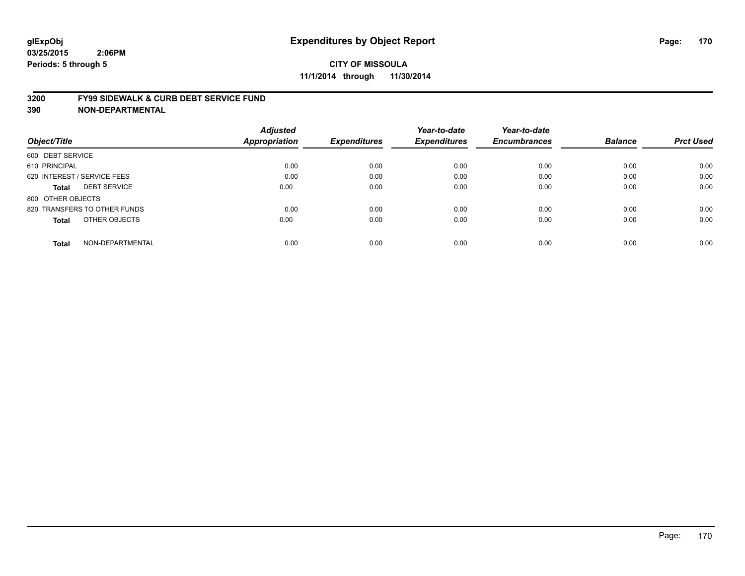**glExpObj**
**03/25/2015 2:06PM**
**Periods: 5 through 5**

# Expenditures by Object Report

**CITY OF MISSOULA**
**11/1/2014 through 11/30/2014**

## 3200 FY99 SIDEWALK & CURB DEBT SERVICE FUND
## 390 NON-DEPARTMENTAL

| Object/Title | Adjusted Appropriation | Expenditures | Year-to-date Expenditures | Year-to-date Encumbrances | Balance | Prct Used |
|---|---|---|---|---|---|---|
| 600 DEBT SERVICE | | | | | | |
| 610 PRINCIPAL | 0.00 | 0.00 | 0.00 | 0.00 | 0.00 | 0.00 |
| 620 INTEREST / SERVICE FEES | 0.00 | 0.00 | 0.00 | 0.00 | 0.00 | 0.00 |
| **Total** DEBT SERVICE | 0.00 | 0.00 | 0.00 | 0.00 | 0.00 | 0.00 |
| 800 OTHER OBJECTS | | | | | | |
| 820 TRANSFERS TO OTHER FUNDS | 0.00 | 0.00 | 0.00 | 0.00 | 0.00 | 0.00 |
| **Total** OTHER OBJECTS | 0.00 | 0.00 | 0.00 | 0.00 | 0.00 | 0.00 |
| **Total** NON-DEPARTMENTAL | 0.00 | 0.00 | 0.00 | 0.00 | 0.00 | 0.00 |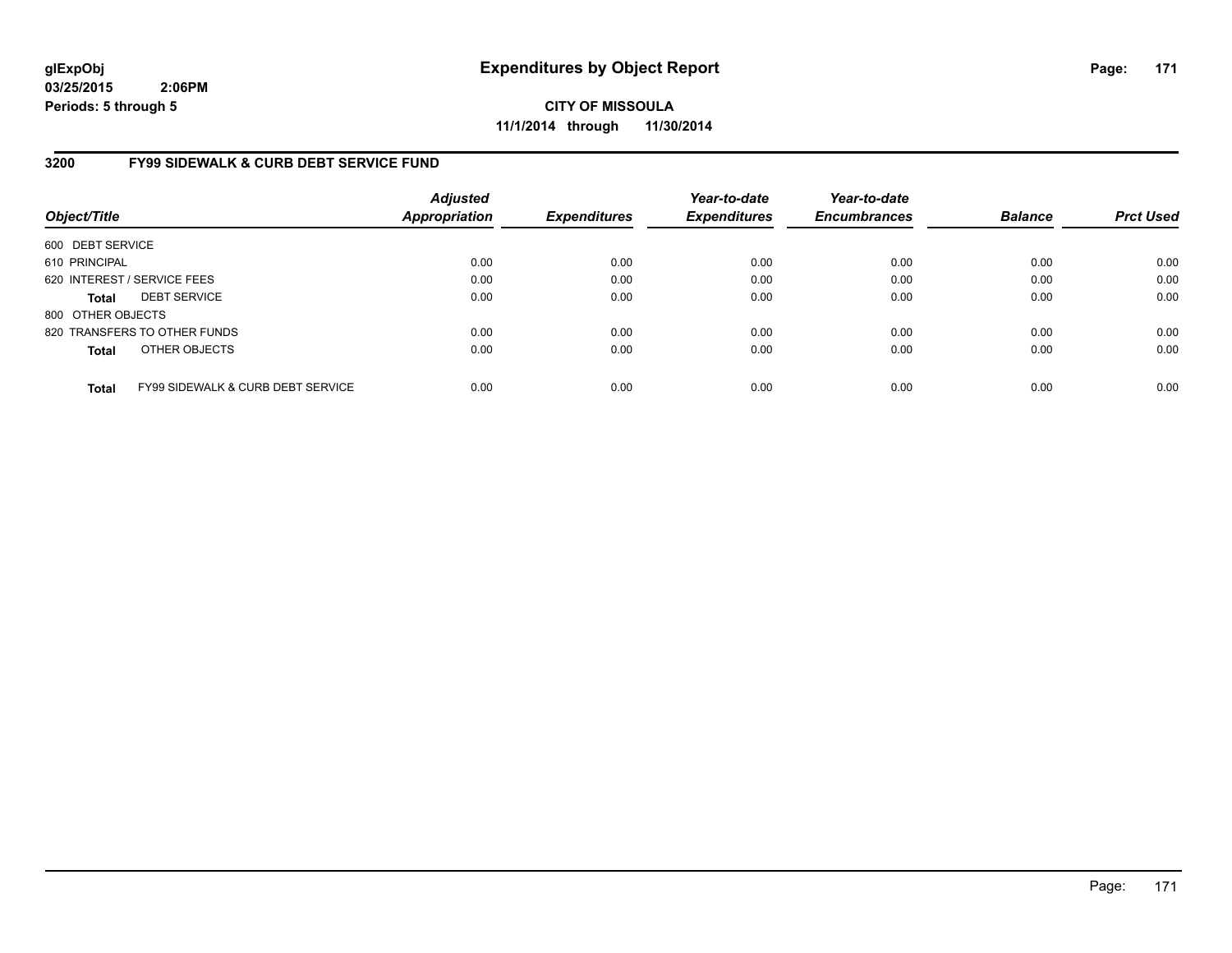# Expenditures by Object Report

glExpObj
03/25/2015 2:06PM
Periods: 5 through 5

**CITY OF MISSOULA**
**11/1/2014 through 11/30/2014**

## 3200 FY99 SIDEWALK & CURB DEBT SERVICE FUND

| Object/Title | Adjusted Appropriation | Expenditures | Year-to-date Expenditures | Year-to-date Encumbrances | Balance | Prct Used |
|---|---|---|---|---|---|---|
| 600 DEBT SERVICE | | | | | | |
| 610 PRINCIPAL | 0.00 | 0.00 | 0.00 | 0.00 | 0.00 | 0.00 |
| 620 INTEREST / SERVICE FEES | 0.00 | 0.00 | 0.00 | 0.00 | 0.00 | 0.00 |
| **Total** DEBT SERVICE | 0.00 | 0.00 | 0.00 | 0.00 | 0.00 | 0.00 |
| 800 OTHER OBJECTS | | | | | | |
| 820 TRANSFERS TO OTHER FUNDS | 0.00 | 0.00 | 0.00 | 0.00 | 0.00 | 0.00 |
| **Total** OTHER OBJECTS | 0.00 | 0.00 | 0.00 | 0.00 | 0.00 | 0.00 |
| **Total** FY99 SIDEWALK & CURB DEBT SERVICE | 0.00 | 0.00 | 0.00 | 0.00 | 0.00 | 0.00 |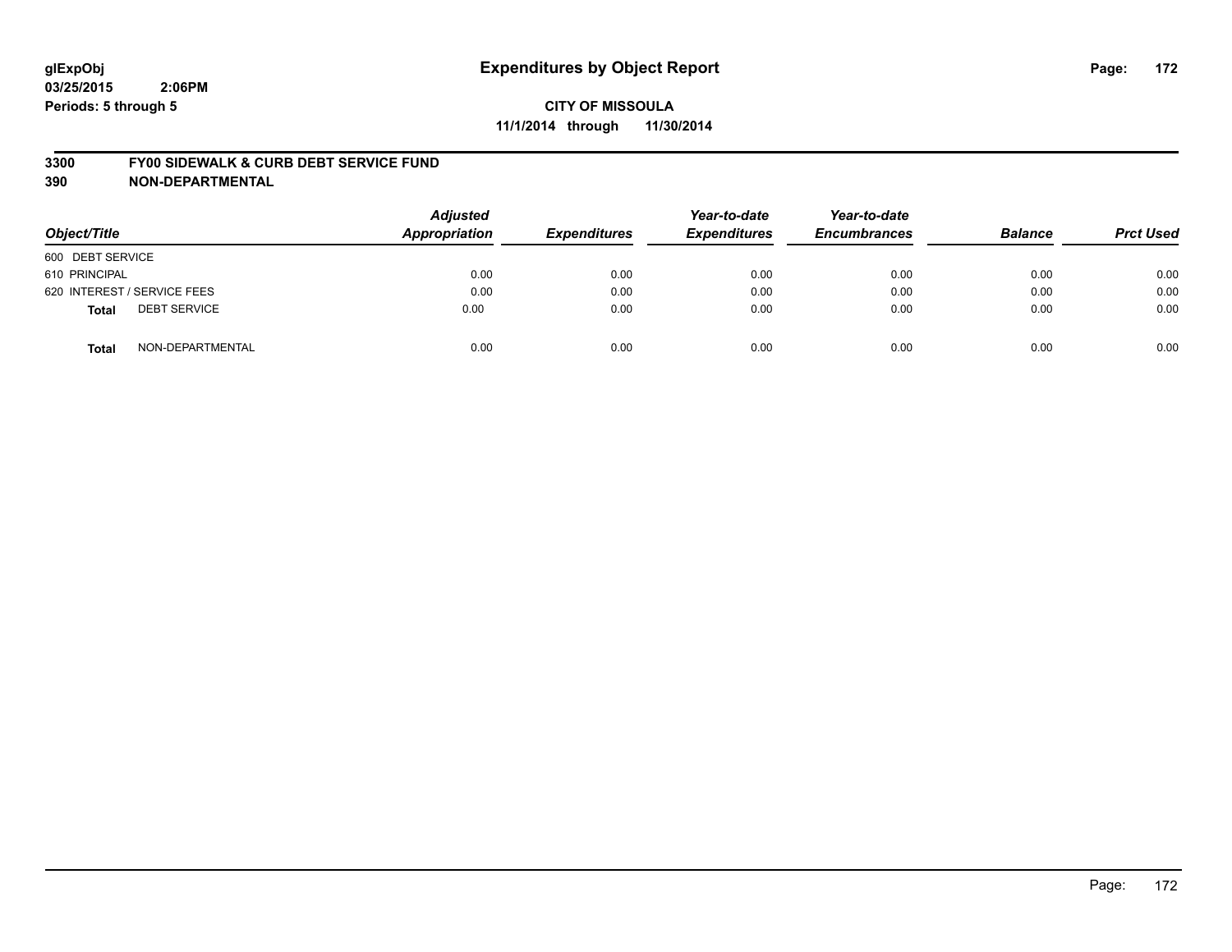# Expenditures by Object Report

glExpObj
03/25/2015 2:06PM
Periods: 5 through 5

**CITY OF MISSOULA**
**11/1/2014 through 11/30/2014**

**3300 FY00 SIDEWALK & CURB DEBT SERVICE FUND**
**390 NON-DEPARTMENTAL**

| Object/Title | Adjusted Appropriation | Expenditures | Year-to-date Expenditures | Year-to-date Encumbrances | Balance | Prct Used |
|---|---|---|---|---|---|---|
| 600 DEBT SERVICE | | | | | | |
| 610 PRINCIPAL | 0.00 | 0.00 | 0.00 | 0.00 | 0.00 | 0.00 |
| 620 INTEREST / SERVICE FEES | 0.00 | 0.00 | 0.00 | 0.00 | 0.00 | 0.00 |
| **Total** DEBT SERVICE | 0.00 | 0.00 | 0.00 | 0.00 | 0.00 | 0.00 |
| **Total** NON-DEPARTMENTAL | 0.00 | 0.00 | 0.00 | 0.00 | 0.00 | 0.00 |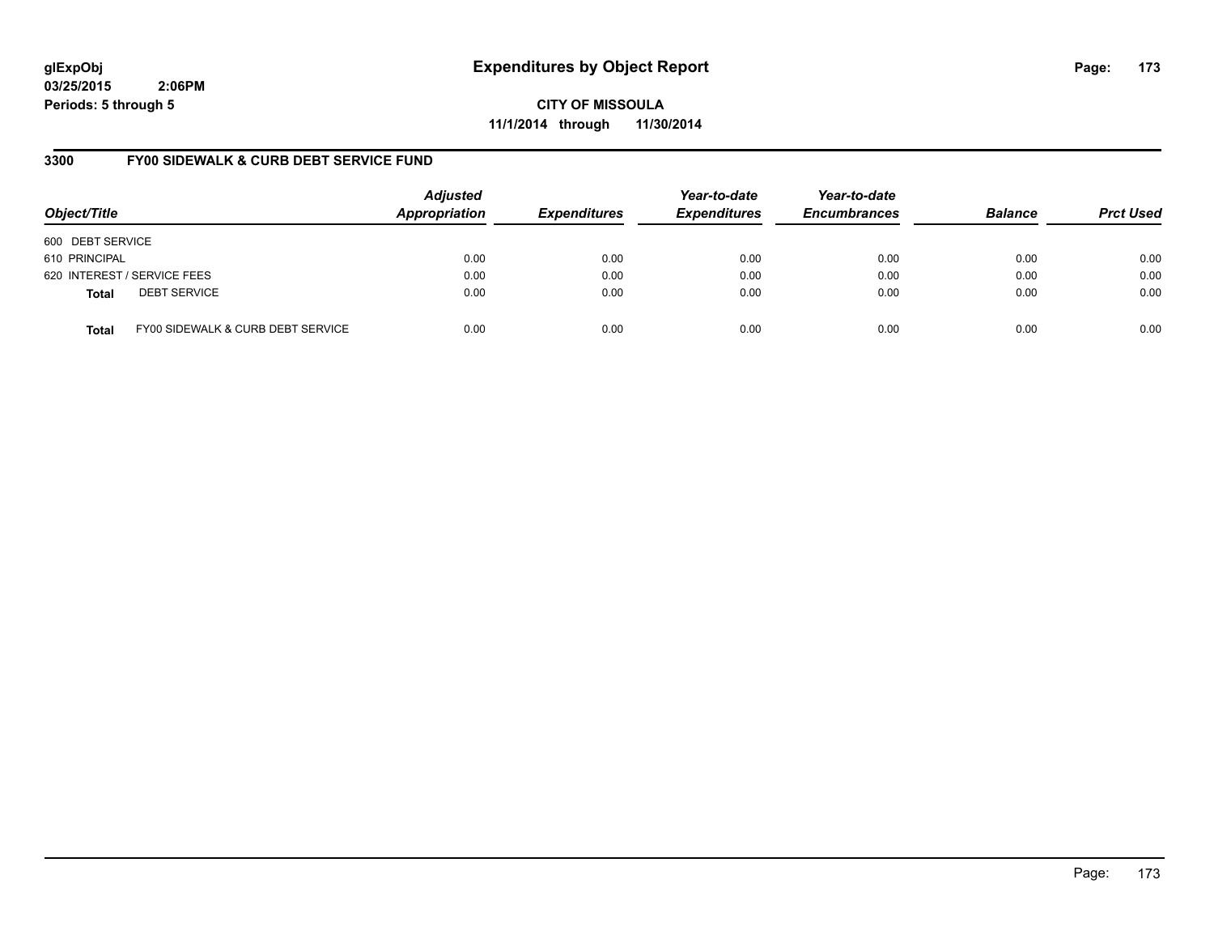glExpObj
03/25/2015 2:06PM
Periods: 5 through 5

# Expenditures by Object Report

**CITY OF MISSOULA**
**11/1/2014 through 11/30/2014**

## 3300 FY00 SIDEWALK & CURB DEBT SERVICE FUND

| Object/Title | Adjusted Appropriation | Expenditures | Year-to-date Expenditures | Year-to-date Encumbrances | Balance | Prct Used |
|---|---|---|---|---|---|---|
| 600 DEBT SERVICE | | | | | | |
| 610 PRINCIPAL | 0.00 | 0.00 | 0.00 | 0.00 | 0.00 | 0.00 |
| 620 INTEREST / SERVICE FEES | 0.00 | 0.00 | 0.00 | 0.00 | 0.00 | 0.00 |
| **Total** DEBT SERVICE | 0.00 | 0.00 | 0.00 | 0.00 | 0.00 | 0.00 |
| **Total** FY00 SIDEWALK & CURB DEBT SERVICE | 0.00 | 0.00 | 0.00 | 0.00 | 0.00 | 0.00 |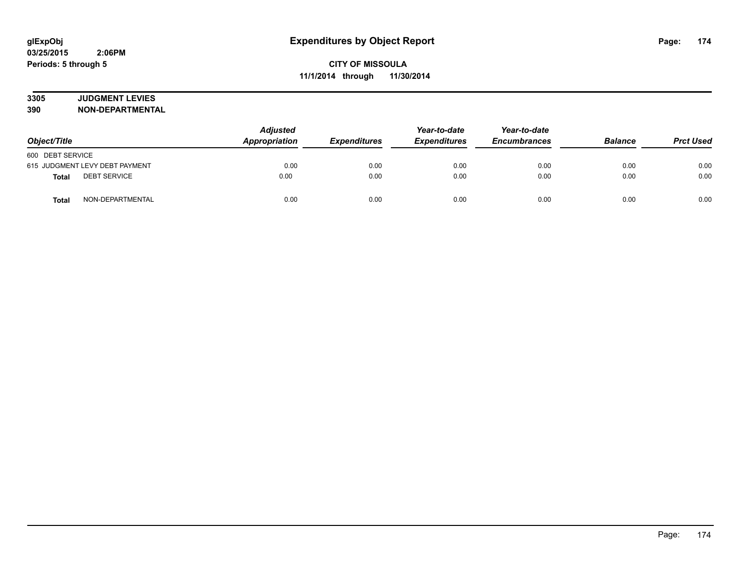glExpObj
03/25/2015 2:06PM
Periods: 5 through 5

# Expenditures by Object Report

**CITY OF MISSOULA**
**11/1/2014 through 11/30/2014**

**3305 JUDGMENT LEVIES**
**390 NON-DEPARTMENTAL**

| Object/Title | Adjusted Appropriation | Expenditures | Year-to-date Expenditures | Year-to-date Encumbrances | Balance | Prct Used |
|---|---|---|---|---|---|---|
| 600 DEBT SERVICE | | | | | | |
| 615 JUDGMENT LEVY DEBT PAYMENT | 0.00 | 0.00 | 0.00 | 0.00 | 0.00 | 0.00 |
| **Total** DEBT SERVICE | 0.00 | 0.00 | 0.00 | 0.00 | 0.00 | 0.00 |
| **Total** NON-DEPARTMENTAL | 0.00 | 0.00 | 0.00 | 0.00 | 0.00 | 0.00 |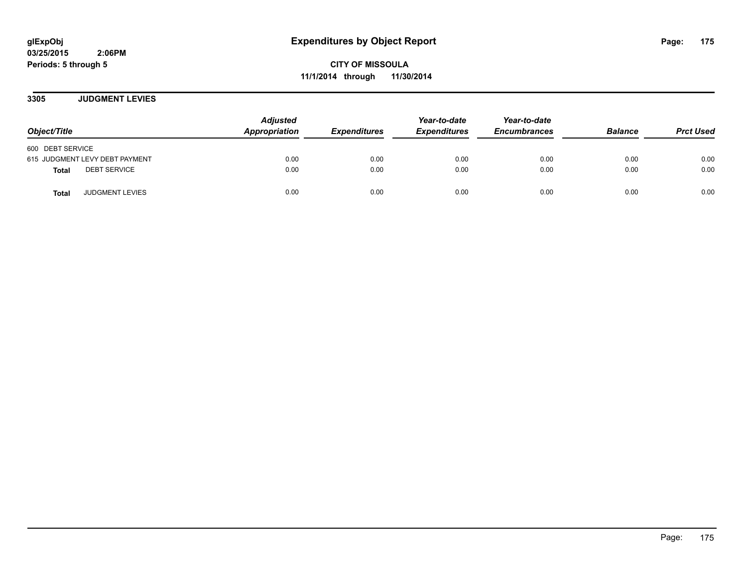glExpObj
03/25/2015 2:06PM
Periods: 5 through 5

# Expenditures by Object Report

CITY OF MISSOULA
11/1/2014 through 11/30/2014

## 3305 JUDGMENT LEVIES

| Object/Title | Adjusted Appropriation | Expenditures | Year-to-date Expenditures | Year-to-date Encumbrances | Balance | Prct Used |
|---|---|---|---|---|---|---|
| 600 DEBT SERVICE | | | | | | |
| 615 JUDGMENT LEVY DEBT PAYMENT | 0.00 | 0.00 | 0.00 | 0.00 | 0.00 | 0.00 |
| **Total** DEBT SERVICE | 0.00 | 0.00 | 0.00 | 0.00 | 0.00 | 0.00 |
| **Total** JUDGMENT LEVIES | 0.00 | 0.00 | 0.00 | 0.00 | 0.00 | 0.00 |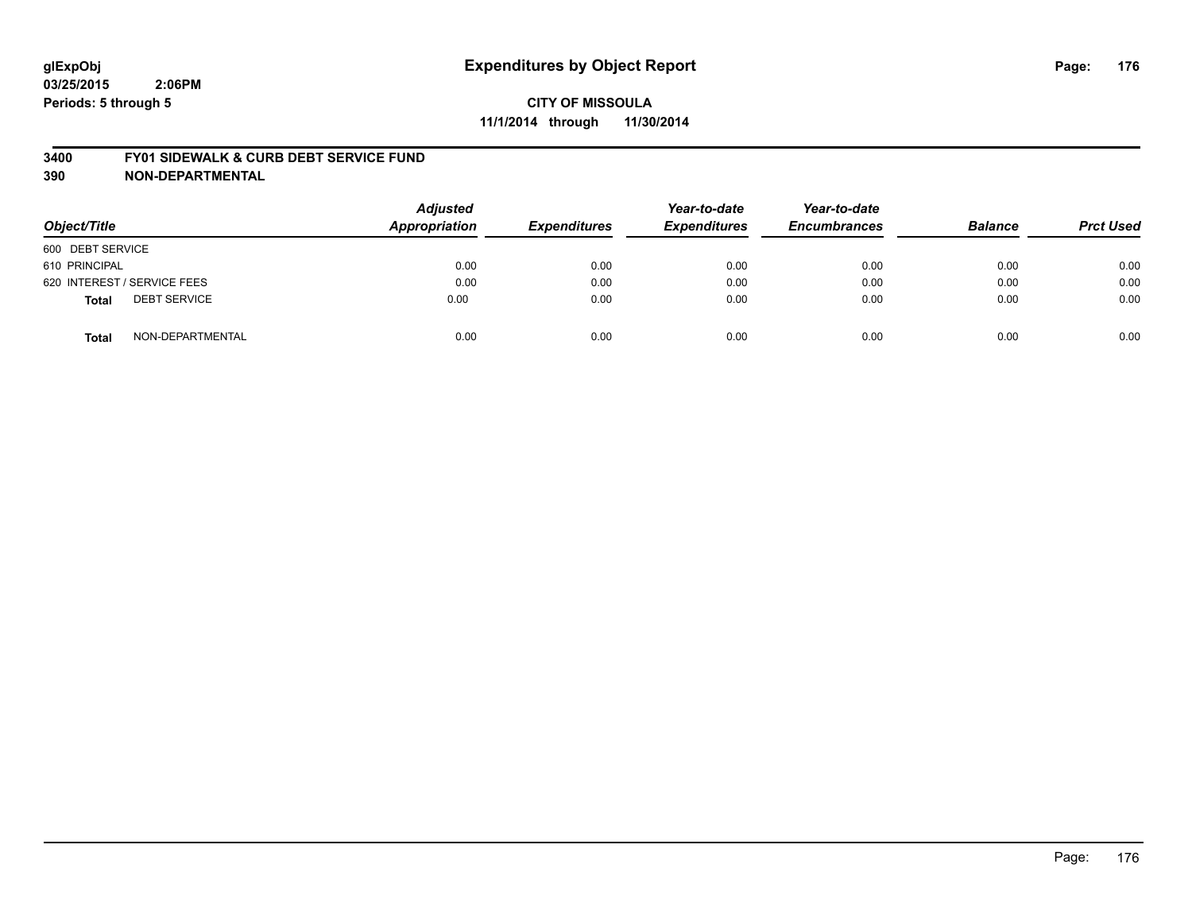glExpObj
03/25/2015 2:06PM
Periods: 5 through 5

# Expenditures by Object Report

**CITY OF MISSOULA**
**11/1/2014 through 11/30/2014**

## 3400 FY01 SIDEWALK & CURB DEBT SERVICE FUND
## 390 NON-DEPARTMENTAL

| Object/Title | Adjusted Appropriation | Expenditures | Year-to-date Expenditures | Year-to-date Encumbrances | Balance | Prct Used |
|---|---|---|---|---|---|---|
| 600 DEBT SERVICE | | | | | | |
| 610 PRINCIPAL | 0.00 | 0.00 | 0.00 | 0.00 | 0.00 | 0.00 |
| 620 INTEREST / SERVICE FEES | 0.00 | 0.00 | 0.00 | 0.00 | 0.00 | 0.00 |
| **Total** DEBT SERVICE | 0.00 | 0.00 | 0.00 | 0.00 | 0.00 | 0.00 |
| **Total** NON-DEPARTMENTAL | 0.00 | 0.00 | 0.00 | 0.00 | 0.00 | 0.00 |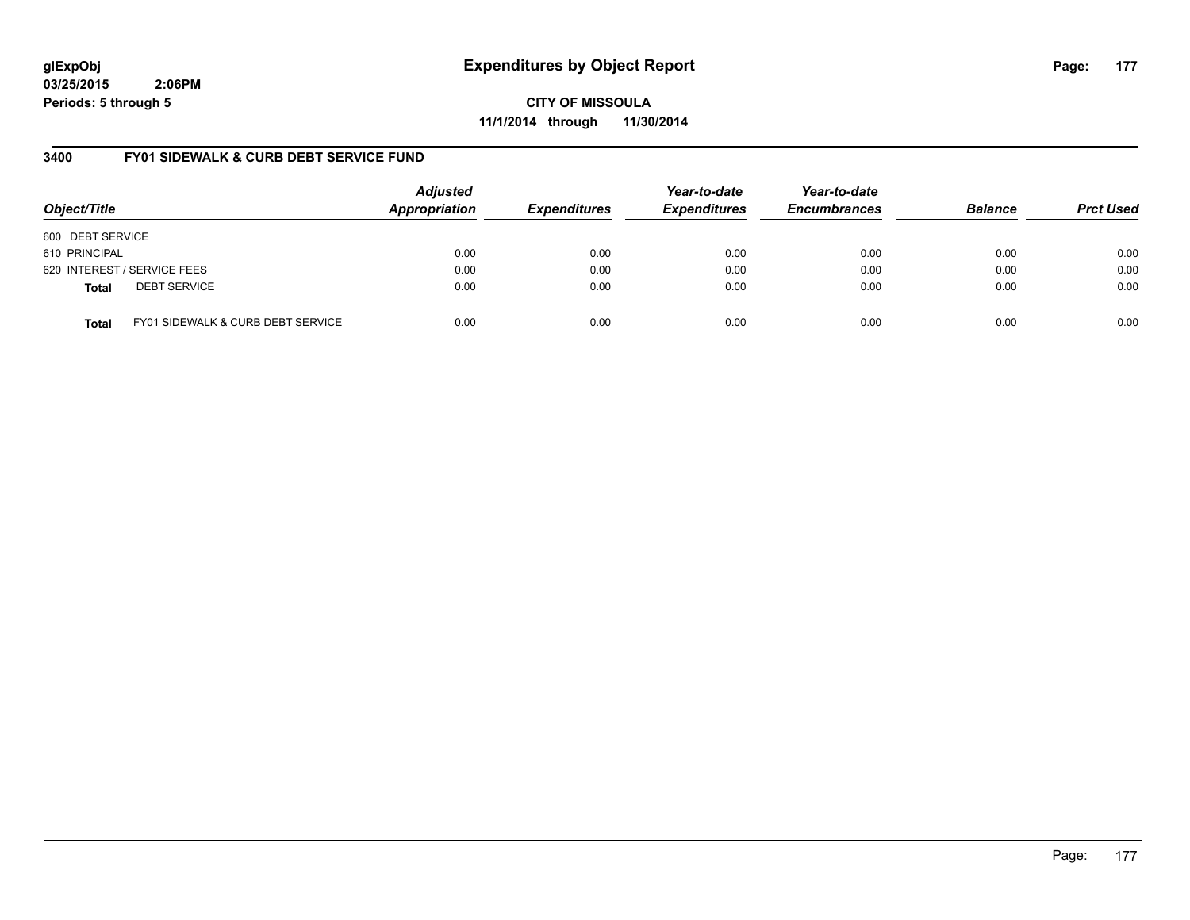glExpObj
03/25/2015 2:06PM
Periods: 5 through 5

# Expenditures by Object Report

**CITY OF MISSOULA**
**11/1/2014 through 11/30/2014**

## 3400 FY01 SIDEWALK & CURB DEBT SERVICE FUND

| Object/Title | Adjusted Appropriation | Expenditures | Year-to-date Expenditures | Year-to-date Encumbrances | Balance | Prct Used |
|---|---|---|---|---|---|---|
| 600 DEBT SERVICE | | | | | | |
| 610 PRINCIPAL | 0.00 | 0.00 | 0.00 | 0.00 | 0.00 | 0.00 |
| 620 INTEREST / SERVICE FEES | 0.00 | 0.00 | 0.00 | 0.00 | 0.00 | 0.00 |
| **Total** DEBT SERVICE | 0.00 | 0.00 | 0.00 | 0.00 | 0.00 | 0.00 |
| **Total** FY01 SIDEWALK & CURB DEBT SERVICE | 0.00 | 0.00 | 0.00 | 0.00 | 0.00 | 0.00 |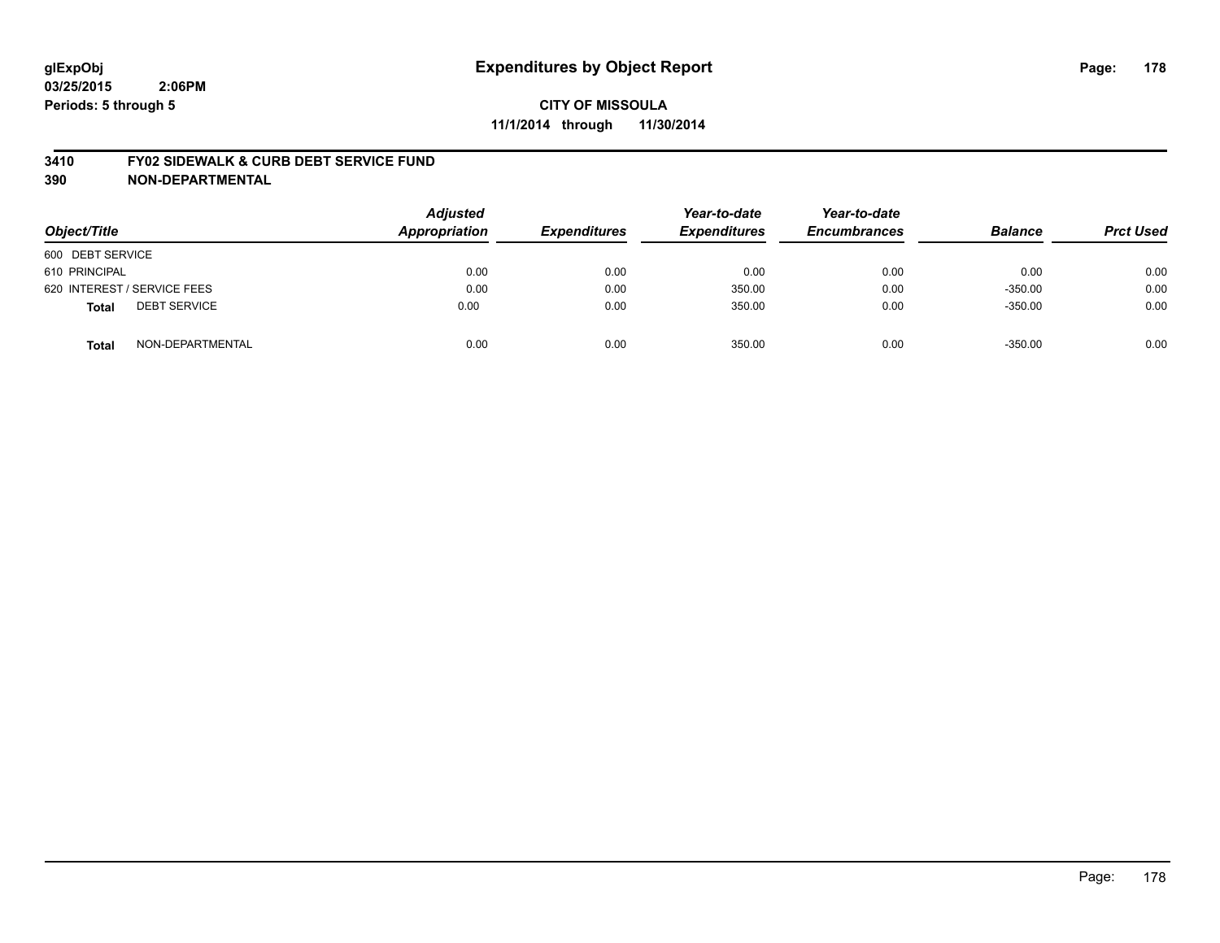glExpObj
03/25/2015 2:06PM
Periods: 5 through 5

# Expenditures by Object Report

**CITY OF MISSOULA**
**11/1/2014 through 11/30/2014**

**3410 FY02 SIDEWALK & CURB DEBT SERVICE FUND**
**390 NON-DEPARTMENTAL**

| Object/Title | Adjusted Appropriation | Expenditures | Year-to-date Expenditures | Year-to-date Encumbrances | Balance | Prct Used |
|---|---|---|---|---|---|---|
| 600 DEBT SERVICE | | | | | | |
| 610 PRINCIPAL | 0.00 | 0.00 | 0.00 | 0.00 | 0.00 | 0.00 |
| 620 INTEREST / SERVICE FEES | 0.00 | 0.00 | 350.00 | 0.00 | -350.00 | 0.00 |
| **Total** DEBT SERVICE | 0.00 | 0.00 | 350.00 | 0.00 | -350.00 | 0.00 |
| **Total** NON-DEPARTMENTAL | 0.00 | 0.00 | 350.00 | 0.00 | -350.00 | 0.00 |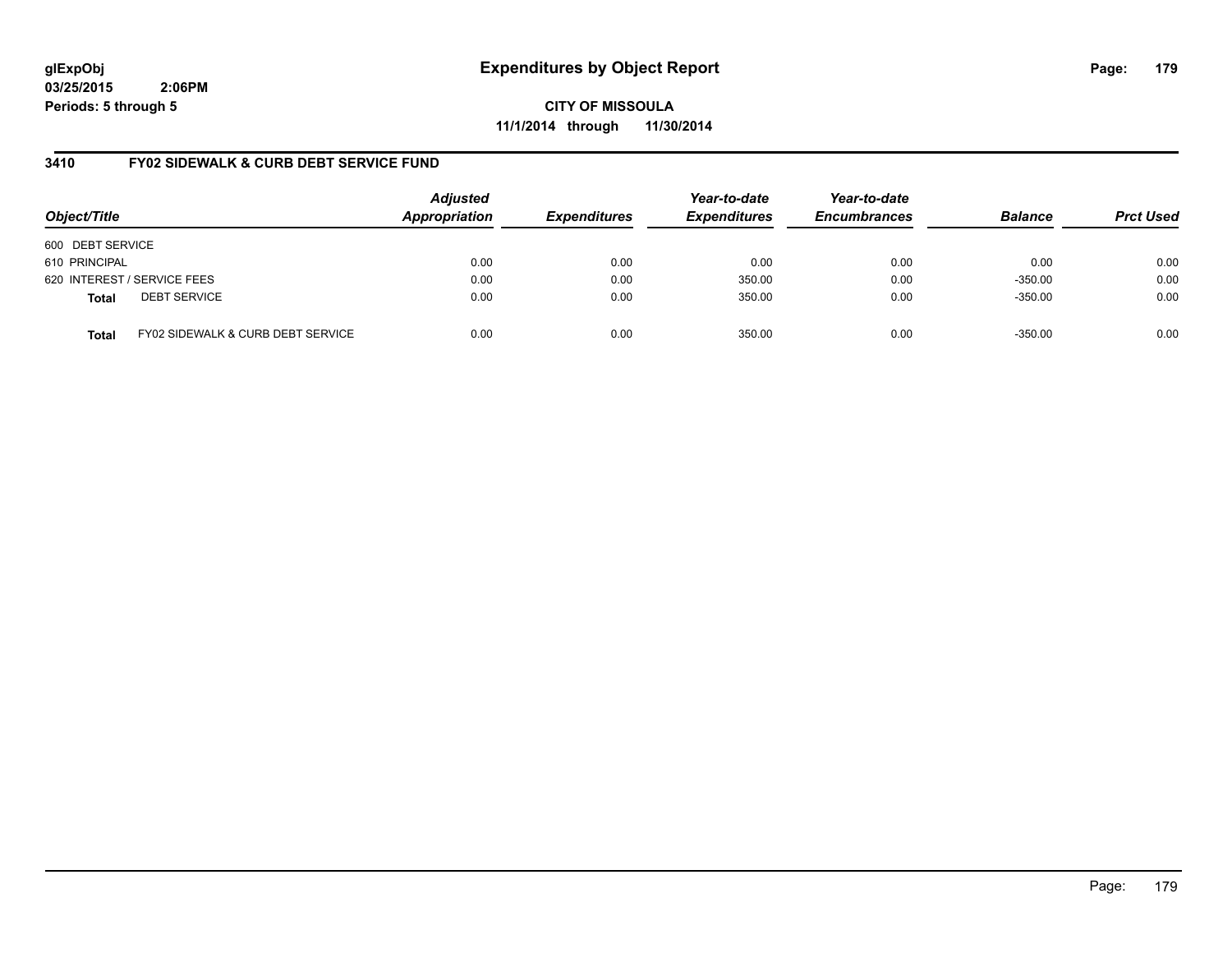**glExpObj**
**03/25/2015 2:06PM**
**Periods: 5 through 5**

# Expenditures by Object Report

**CITY OF MISSOULA**
**11/1/2014 through 11/30/2014**

## 3410 FY02 SIDEWALK & CURB DEBT SERVICE FUND

| Object/Title | | Adjusted Appropriation | Expenditures | Year-to-date Expenditures | Year-to-date Encumbrances | Balance | Prct Used |
|---|---|---|---|---|---|---|---|
| 600 DEBT SERVICE | | | | | | | |
| 610 PRINCIPAL | | 0.00 | 0.00 | 0.00 | 0.00 | 0.00 | 0.00 |
| 620 INTEREST / SERVICE FEES | | 0.00 | 0.00 | 350.00 | 0.00 | -350.00 | 0.00 |
| **Total** | DEBT SERVICE | 0.00 | 0.00 | 350.00 | 0.00 | -350.00 | 0.00 |
| **Total** | FY02 SIDEWALK & CURB DEBT SERVICE | 0.00 | 0.00 | 350.00 | 0.00 | -350.00 | 0.00 |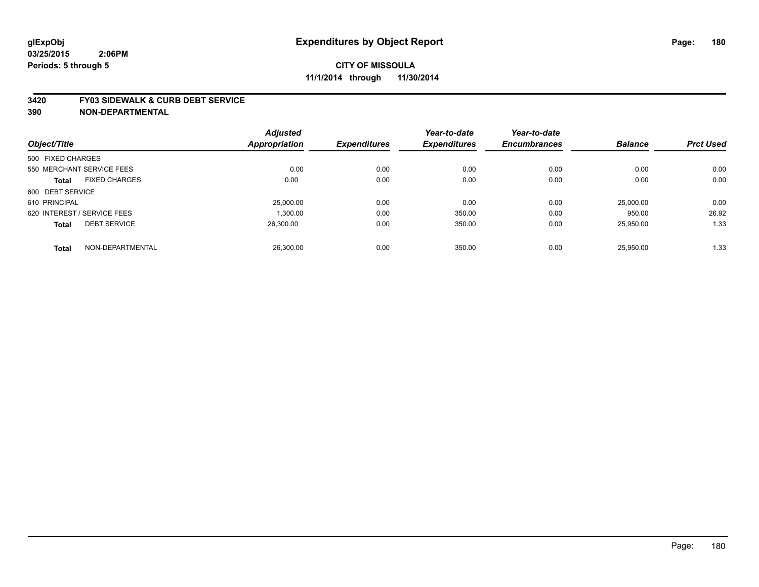# Expenditures by Object Report

glExpObj
03/25/2015 2:06PM
Periods: 5 through 5

**CITY OF MISSOULA**
**11/1/2014 through 11/30/2014**

**3420 FY03 SIDEWALK & CURB DEBT SERVICE**
**390 NON-DEPARTMENTAL**

| Object/Title | | Adjusted Appropriation | Expenditures | Year-to-date Expenditures | Year-to-date Encumbrances | Balance | Prct Used |
|---|---|---|---|---|---|---|---|
| 500 FIXED CHARGES | | | | | | | |
| 550 MERCHANT SERVICE FEES | | 0.00 | 0.00 | 0.00 | 0.00 | 0.00 | 0.00 |
| **Total** | FIXED CHARGES | 0.00 | 0.00 | 0.00 | 0.00 | 0.00 | 0.00 |
| 600 DEBT SERVICE | | | | | | | |
| 610 PRINCIPAL | | 25,000.00 | 0.00 | 0.00 | 0.00 | 25,000.00 | 0.00 |
| 620 INTEREST / SERVICE FEES | | 1,300.00 | 0.00 | 350.00 | 0.00 | 950.00 | 26.92 |
| **Total** | DEBT SERVICE | 26,300.00 | 0.00 | 350.00 | 0.00 | 25,950.00 | 1.33 |
| **Total** | NON-DEPARTMENTAL | 26,300.00 | 0.00 | 350.00 | 0.00 | 25,950.00 | 1.33 |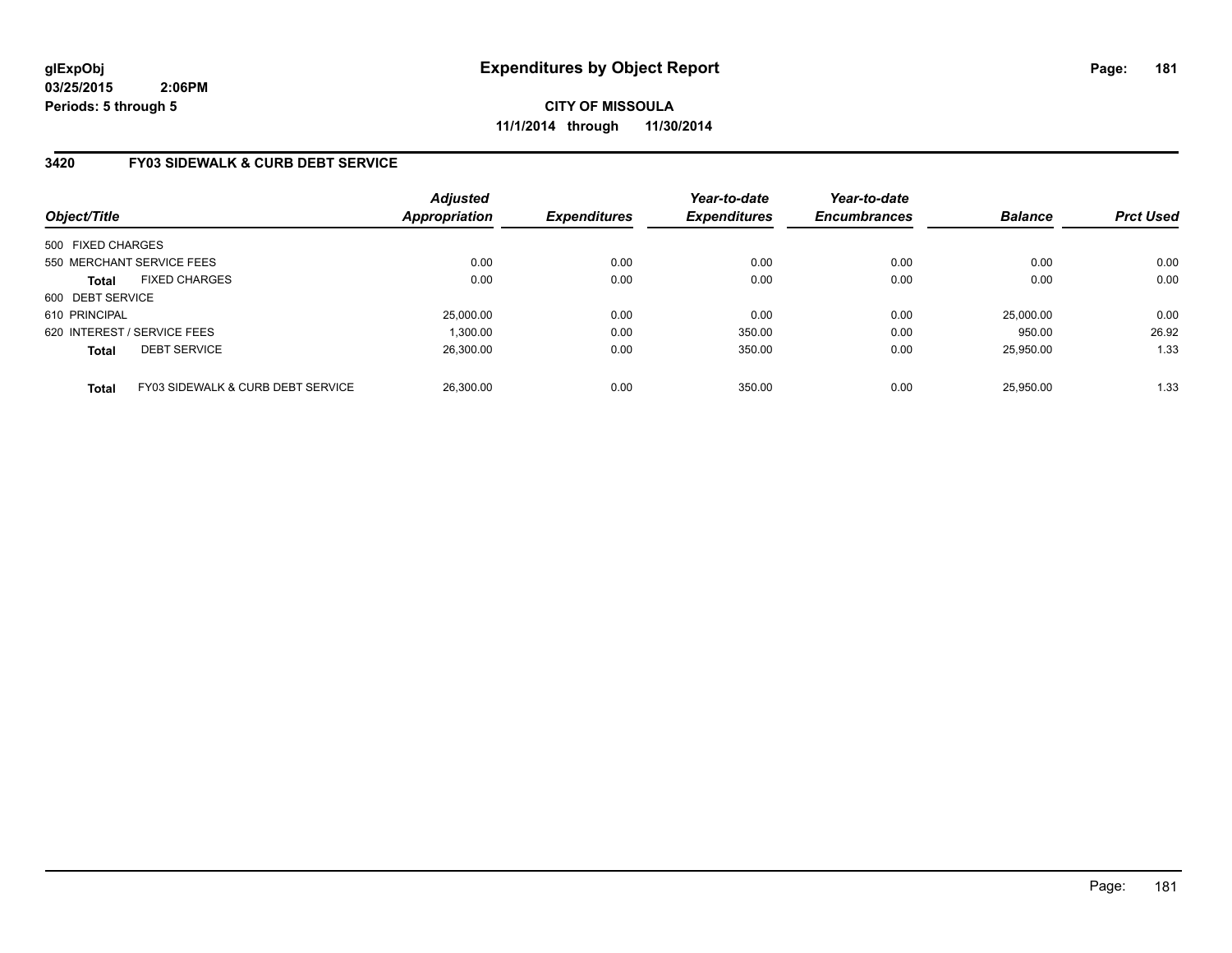**glExpObj**
**03/25/2015 2:06PM**
**Periods: 5 through 5**

# Expenditures by Object Report

**CITY OF MISSOULA**
**11/1/2014 through 11/30/2014**

## 3420 FY03 SIDEWALK & CURB DEBT SERVICE

| Object/Title | | Adjusted Appropriation | Expenditures | Year-to-date Expenditures | Year-to-date Encumbrances | Balance | Prct Used |
|---|---|---|---|---|---|---|---|
| 500 FIXED CHARGES | | | | | | | |
| 550 MERCHANT SERVICE FEES | | 0.00 | 0.00 | 0.00 | 0.00 | 0.00 | 0.00 |
| **Total** | FIXED CHARGES | 0.00 | 0.00 | 0.00 | 0.00 | 0.00 | 0.00 |
| 600 DEBT SERVICE | | | | | | | |
| 610 PRINCIPAL | | 25,000.00 | 0.00 | 0.00 | 0.00 | 25,000.00 | 0.00 |
| 620 INTEREST / SERVICE FEES | | 1,300.00 | 0.00 | 350.00 | 0.00 | 950.00 | 26.92 |
| **Total** | DEBT SERVICE | 26,300.00 | 0.00 | 350.00 | 0.00 | 25,950.00 | 1.33 |
| **Total** | FY03 SIDEWALK & CURB DEBT SERVICE | 26,300.00 | 0.00 | 350.00 | 0.00 | 25,950.00 | 1.33 |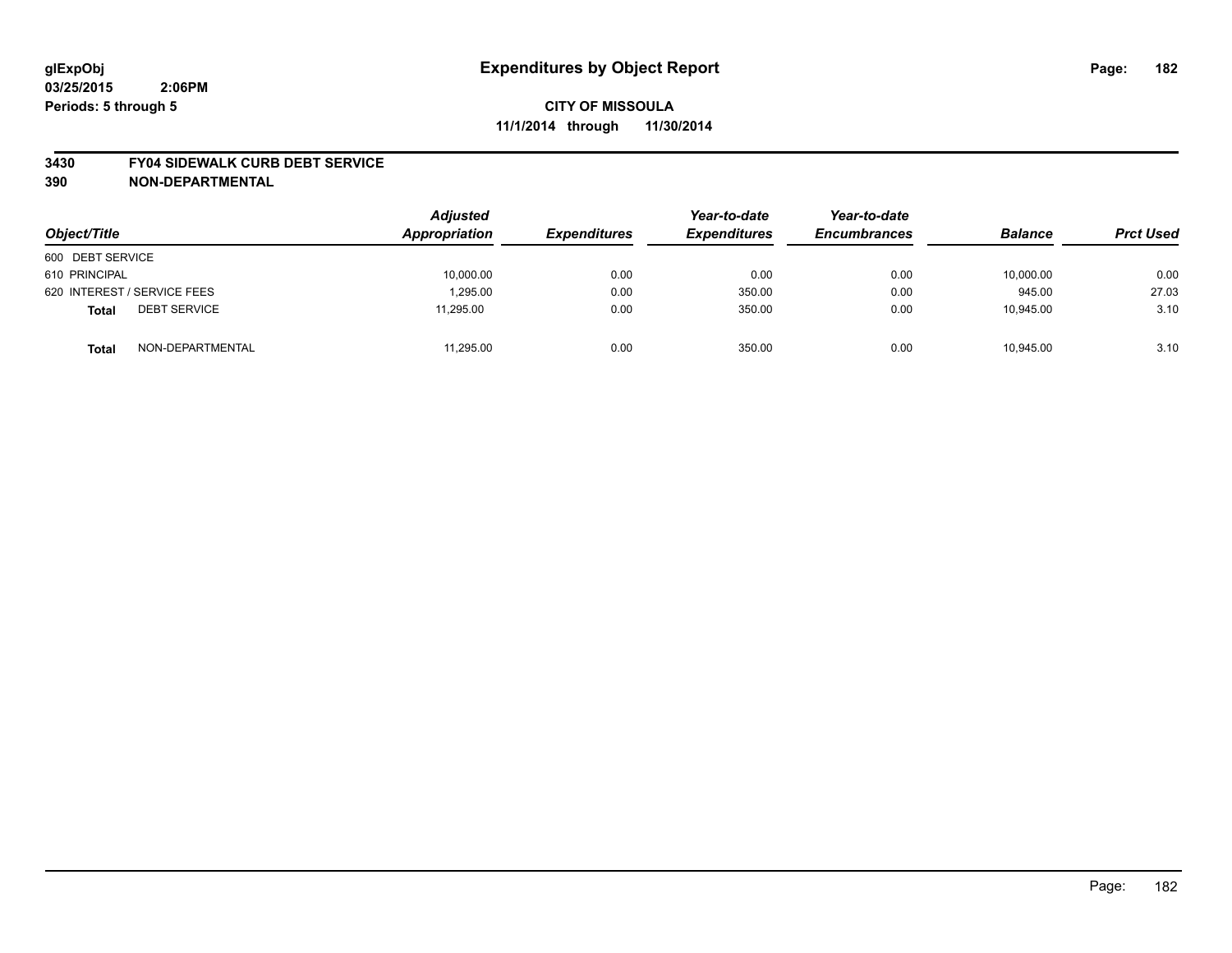# Expenditures by Object Report

**CITY OF MISSOULA**

**11/1/2014 through 11/30/2014**

glExpObj
03/25/2015 2:06PM
Periods: 5 through 5

**3430 FY04 SIDEWALK CURB DEBT SERVICE**

**390 NON-DEPARTMENTAL**

| Object/Title | Adjusted Appropriation | Expenditures | Year-to-date Expenditures | Year-to-date Encumbrances | Balance | Prct Used |
|---|---|---|---|---|---|---|
| 600 DEBT SERVICE | | | | | | |
| 610 PRINCIPAL | 10,000.00 | 0.00 | 0.00 | 0.00 | 10,000.00 | 0.00 |
| 620 INTEREST / SERVICE FEES | 1,295.00 | 0.00 | 350.00 | 0.00 | 945.00 | 27.03 |
| **Total** DEBT SERVICE | 11,295.00 | 0.00 | 350.00 | 0.00 | 10,945.00 | 3.10 |
| **Total** NON-DEPARTMENTAL | 11,295.00 | 0.00 | 350.00 | 0.00 | 10,945.00 | 3.10 |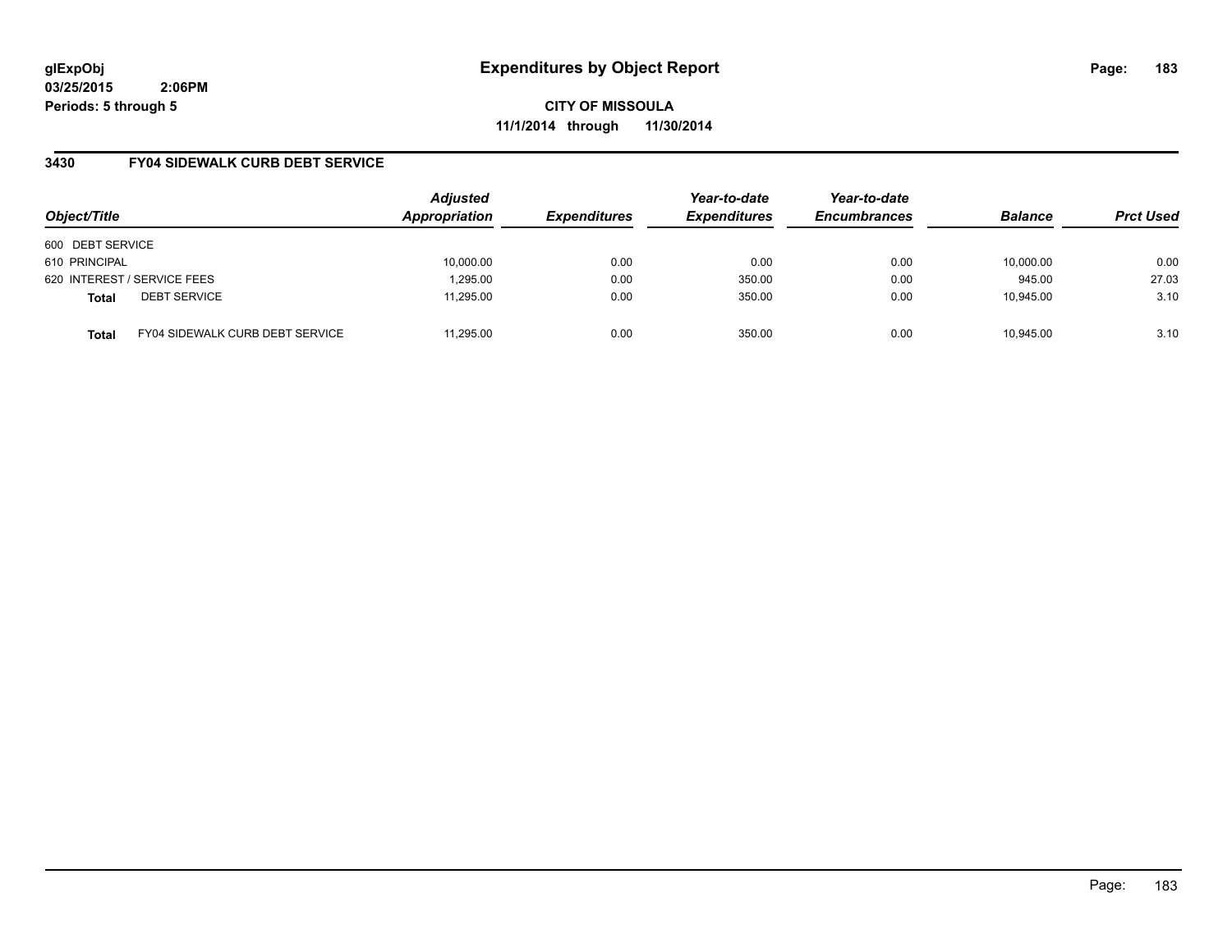**glExpObj** **Expenditures by Object Report**
**03/25/2015 2:06PM**
**Periods: 5 through 5**

**CITY OF MISSOULA**
**11/1/2014 through 11/30/2014**

## 3430 FY04 SIDEWALK CURB DEBT SERVICE

| Object/Title | | Adjusted Appropriation | Expenditures | Year-to-date Expenditures | Year-to-date Encumbrances | Balance | Prct Used |
|---|---|---|---|---|---|---|---|
| 600 DEBT SERVICE | | | | | | | |
| 610 PRINCIPAL | | 10,000.00 | 0.00 | 0.00 | 0.00 | 10,000.00 | 0.00 |
| 620 INTEREST / SERVICE FEES | | 1,295.00 | 0.00 | 350.00 | 0.00 | 945.00 | 27.03 |
| **Total** | DEBT SERVICE | 11,295.00 | 0.00 | 350.00 | 0.00 | 10,945.00 | 3.10 |
| **Total** | FY04 SIDEWALK CURB DEBT SERVICE | 11,295.00 | 0.00 | 350.00 | 0.00 | 10,945.00 | 3.10 |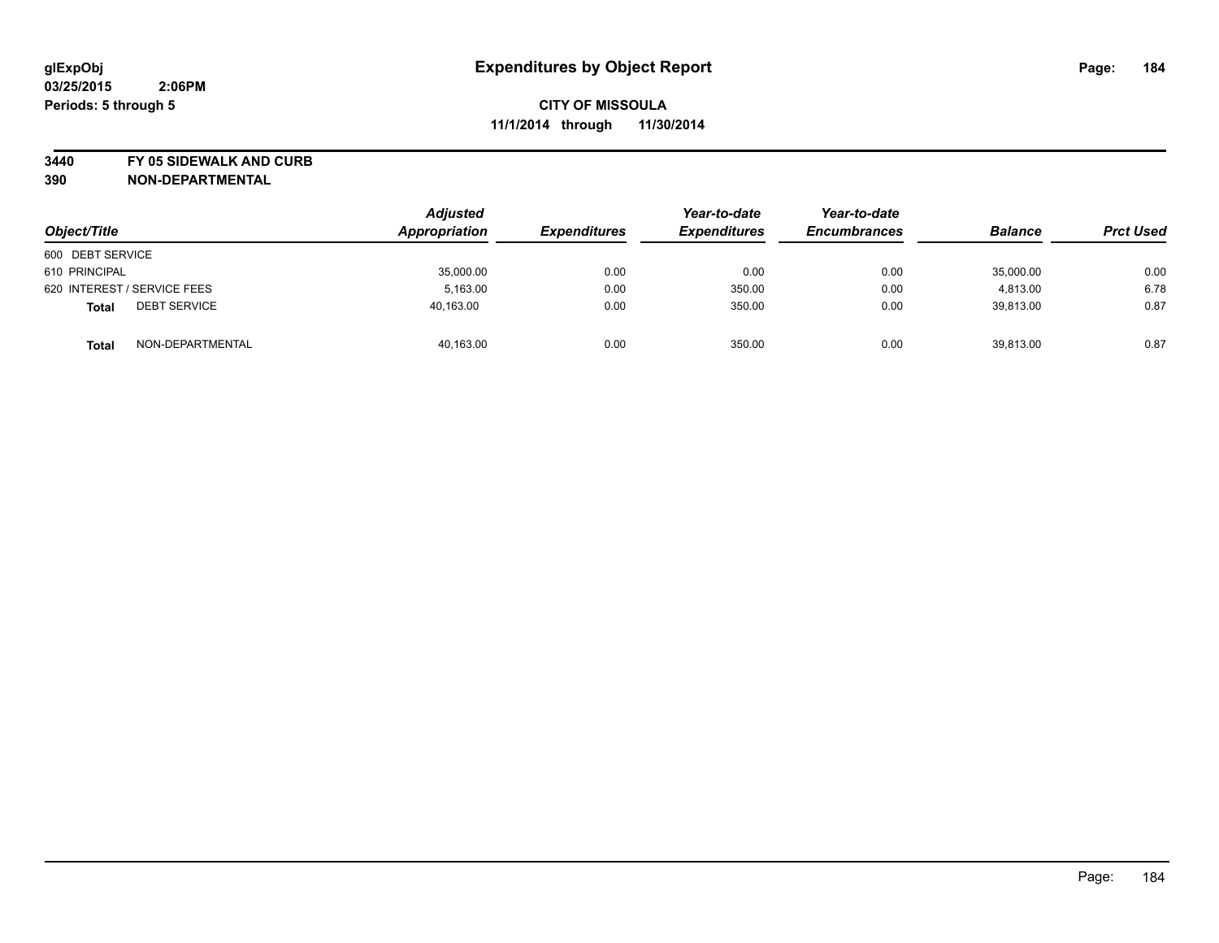**glExpObj**
**03/25/2015 2:06PM**
**Periods: 5 through 5**

# Expenditures by Object Report

**CITY OF MISSOULA**
**11/1/2014 through 11/30/2014**

**3440 FY 05 SIDEWALK AND CURB**
**390 NON-DEPARTMENTAL**

| Object/Title | | Adjusted Appropriation | Expenditures | Year-to-date Expenditures | Year-to-date Encumbrances | Balance | Prct Used |
|---|---|---|---|---|---|---|---|
| 600 DEBT SERVICE | | | | | | | |
| 610 PRINCIPAL | | 35,000.00 | 0.00 | 0.00 | 0.00 | 35,000.00 | 0.00 |
| 620 INTEREST / SERVICE FEES | | 5,163.00 | 0.00 | 350.00 | 0.00 | 4,813.00 | 6.78 |
| **Total** | DEBT SERVICE | 40,163.00 | 0.00 | 350.00 | 0.00 | 39,813.00 | 0.87 |
| **Total** | NON-DEPARTMENTAL | 40,163.00 | 0.00 | 350.00 | 0.00 | 39,813.00 | 0.87 |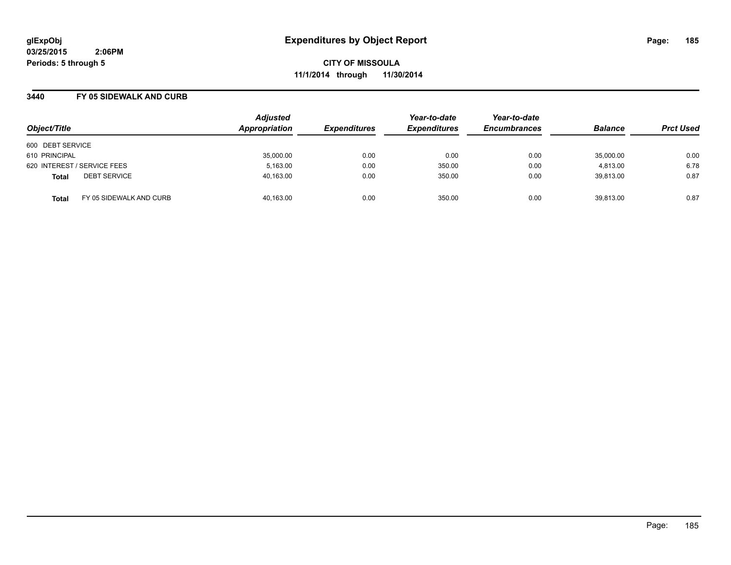**glExpObj** **Expenditures by Object Report**
**03/25/2015 2:06PM**
**Periods: 5 through 5**

**CITY OF MISSOULA**
**11/1/2014 through 11/30/2014**

### 3440 FY 05 SIDEWALK AND CURB

| Object/Title | | Adjusted Appropriation | Expenditures | Year-to-date Expenditures | Year-to-date Encumbrances | Balance | Prct Used |
|---|---|---|---|---|---|---|---|
| 600 DEBT SERVICE | | | | | | | |
| 610 PRINCIPAL | | 35,000.00 | 0.00 | 0.00 | 0.00 | 35,000.00 | 0.00 |
| 620 INTEREST / SERVICE FEES | | 5,163.00 | 0.00 | 350.00 | 0.00 | 4,813.00 | 6.78 |
| **Total** | DEBT SERVICE | 40,163.00 | 0.00 | 350.00 | 0.00 | 39,813.00 | 0.87 |
| **Total** | FY 05 SIDEWALK AND CURB | 40,163.00 | 0.00 | 350.00 | 0.00 | 39,813.00 | 0.87 |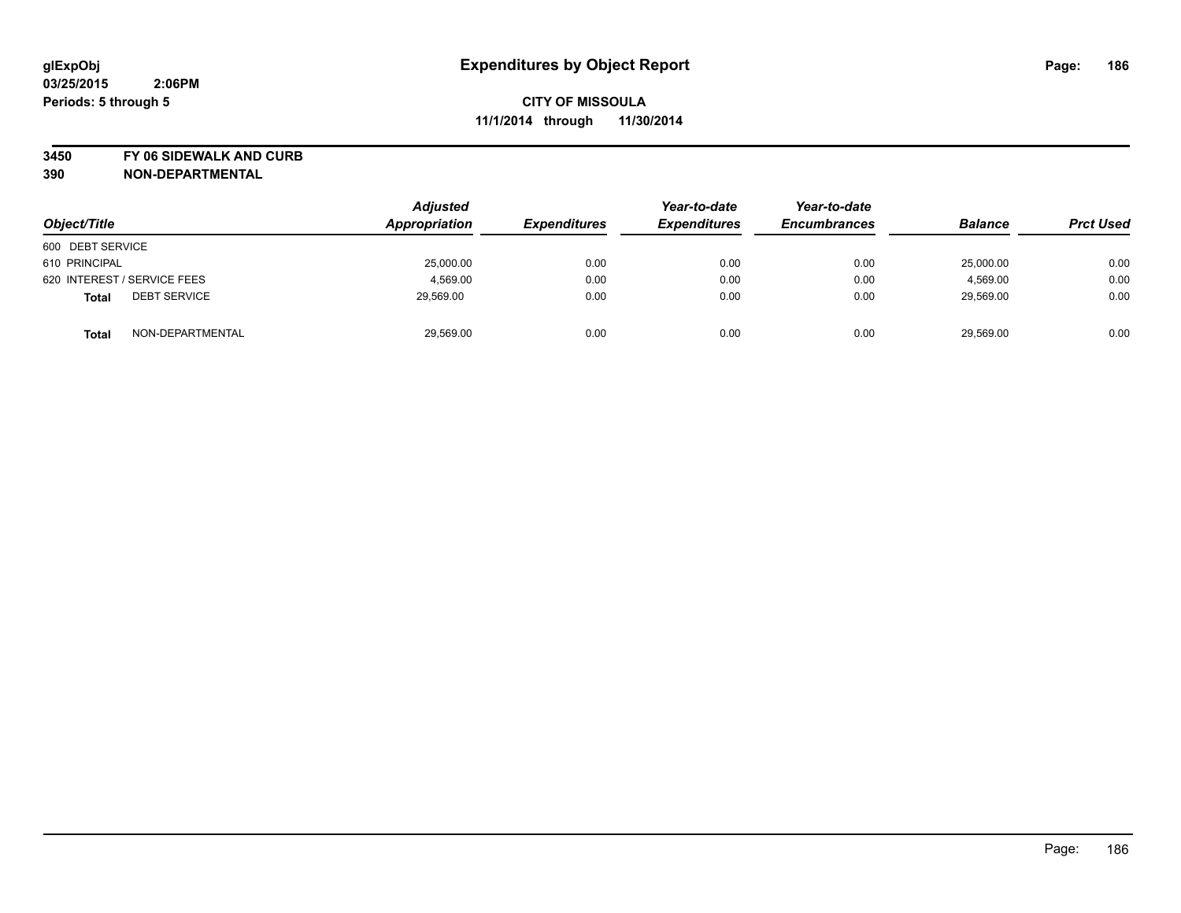# Expenditures by Object Report

glExpObj
03/25/2015 2:06PM
Periods: 5 through 5

**CITY OF MISSOULA**
**11/1/2014 through 11/30/2014**

**3450 FY 06 SIDEWALK AND CURB**
**390 NON-DEPARTMENTAL**

| Object/Title | Adjusted Appropriation | Expenditures | Year-to-date Expenditures | Year-to-date Encumbrances | Balance | Prct Used |
|---|---|---|---|---|---|---|
| 600 DEBT SERVICE | | | | | | |
| 610 PRINCIPAL | 25,000.00 | 0.00 | 0.00 | 0.00 | 25,000.00 | 0.00 |
| 620 INTEREST / SERVICE FEES | 4,569.00 | 0.00 | 0.00 | 0.00 | 4,569.00 | 0.00 |
| **Total** DEBT SERVICE | 29,569.00 | 0.00 | 0.00 | 0.00 | 29,569.00 | 0.00 |
| **Total** NON-DEPARTMENTAL | 29,569.00 | 0.00 | 0.00 | 0.00 | 29,569.00 | 0.00 |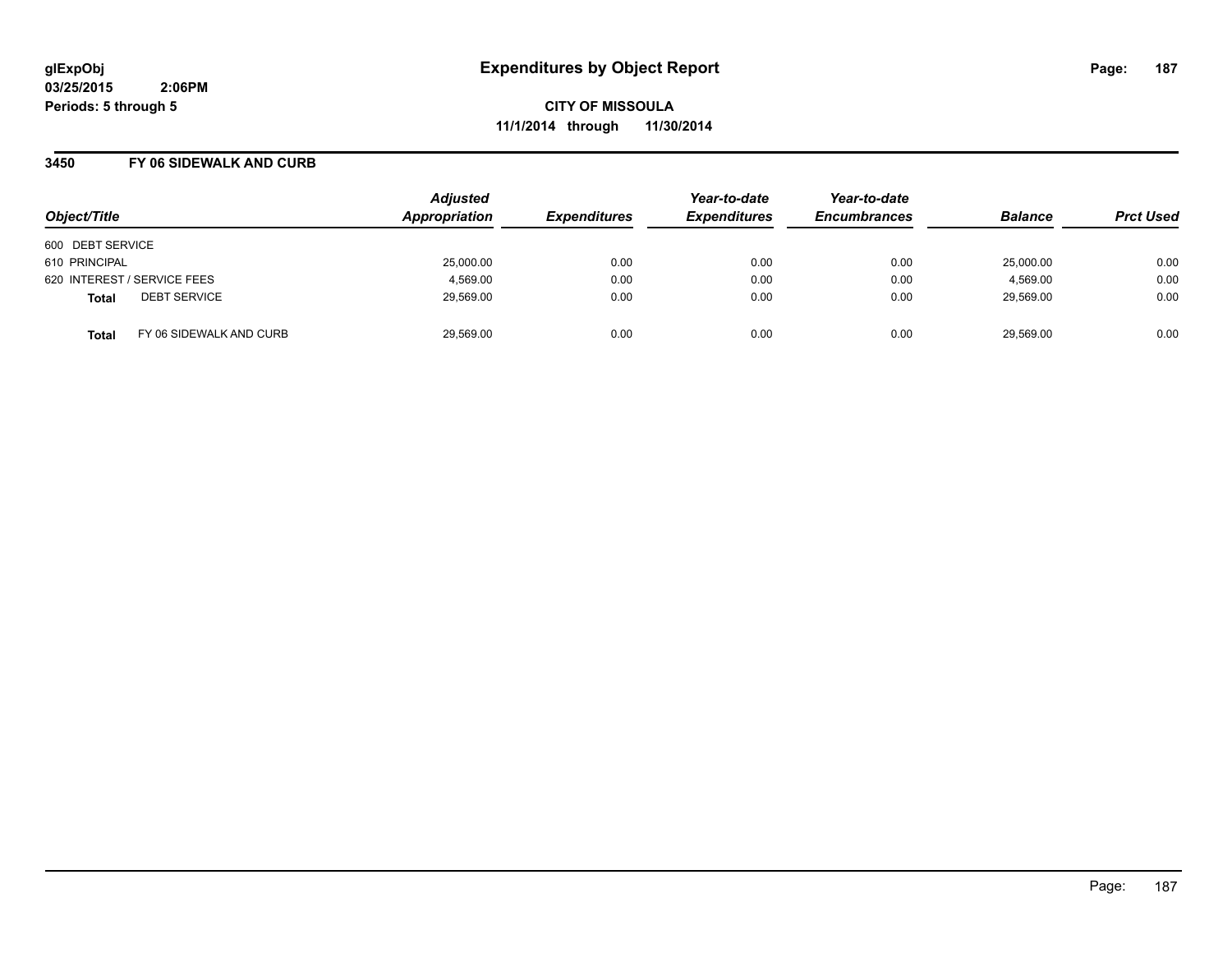# Expenditures by Object Report

glExpObj
03/25/2015 2:06PM
Periods: 5 through 5

**CITY OF MISSOULA**
**11/1/2014 through 11/30/2014**

## 3450 FY 06 SIDEWALK AND CURB

| Object/Title | | Adjusted Appropriation | Expenditures | Year-to-date Expenditures | Year-to-date Encumbrances | Balance | Prct Used |
|---|---|---|---|---|---|---|---|
| 600 DEBT SERVICE | | | | | | | |
| 610 PRINCIPAL | | 25,000.00 | 0.00 | 0.00 | 0.00 | 25,000.00 | 0.00 |
| 620 INTEREST / SERVICE FEES | | 4,569.00 | 0.00 | 0.00 | 0.00 | 4,569.00 | 0.00 |
| **Total** | DEBT SERVICE | 29,569.00 | 0.00 | 0.00 | 0.00 | 29,569.00 | 0.00 |
| **Total** | FY 06 SIDEWALK AND CURB | 29,569.00 | 0.00 | 0.00 | 0.00 | 29,569.00 | 0.00 |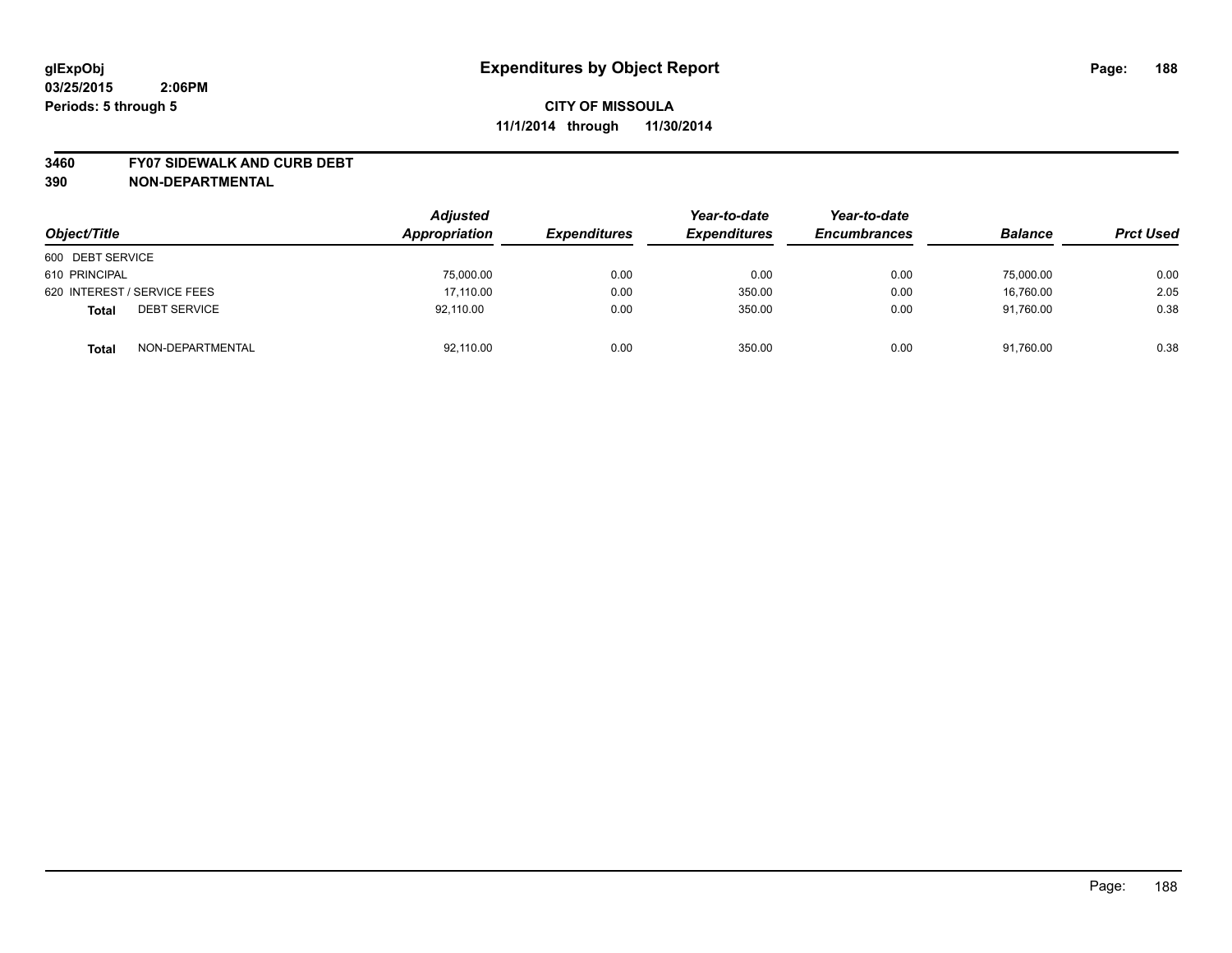**glExpObj** **Expenditures by Object Report**

**03/25/2015 2:06PM**

**Periods: 5 through 5**

**CITY OF MISSOULA**

**11/1/2014 through 11/30/2014**

**3460 FY07 SIDEWALK AND CURB DEBT**

**390 NON-DEPARTMENTAL**

| Object/Title | Adjusted Appropriation | Expenditures | Year-to-date Expenditures | Year-to-date Encumbrances | Balance | Prct Used |
|---|---|---|---|---|---|---|
| 600 DEBT SERVICE | | | | | | |
| 610 PRINCIPAL | 75,000.00 | 0.00 | 0.00 | 0.00 | 75,000.00 | 0.00 |
| 620 INTEREST / SERVICE FEES | 17,110.00 | 0.00 | 350.00 | 0.00 | 16,760.00 | 2.05 |
| **Total** DEBT SERVICE | 92,110.00 | 0.00 | 350.00 | 0.00 | 91,760.00 | 0.38 |
| **Total** NON-DEPARTMENTAL | 92,110.00 | 0.00 | 350.00 | 0.00 | 91,760.00 | 0.38 |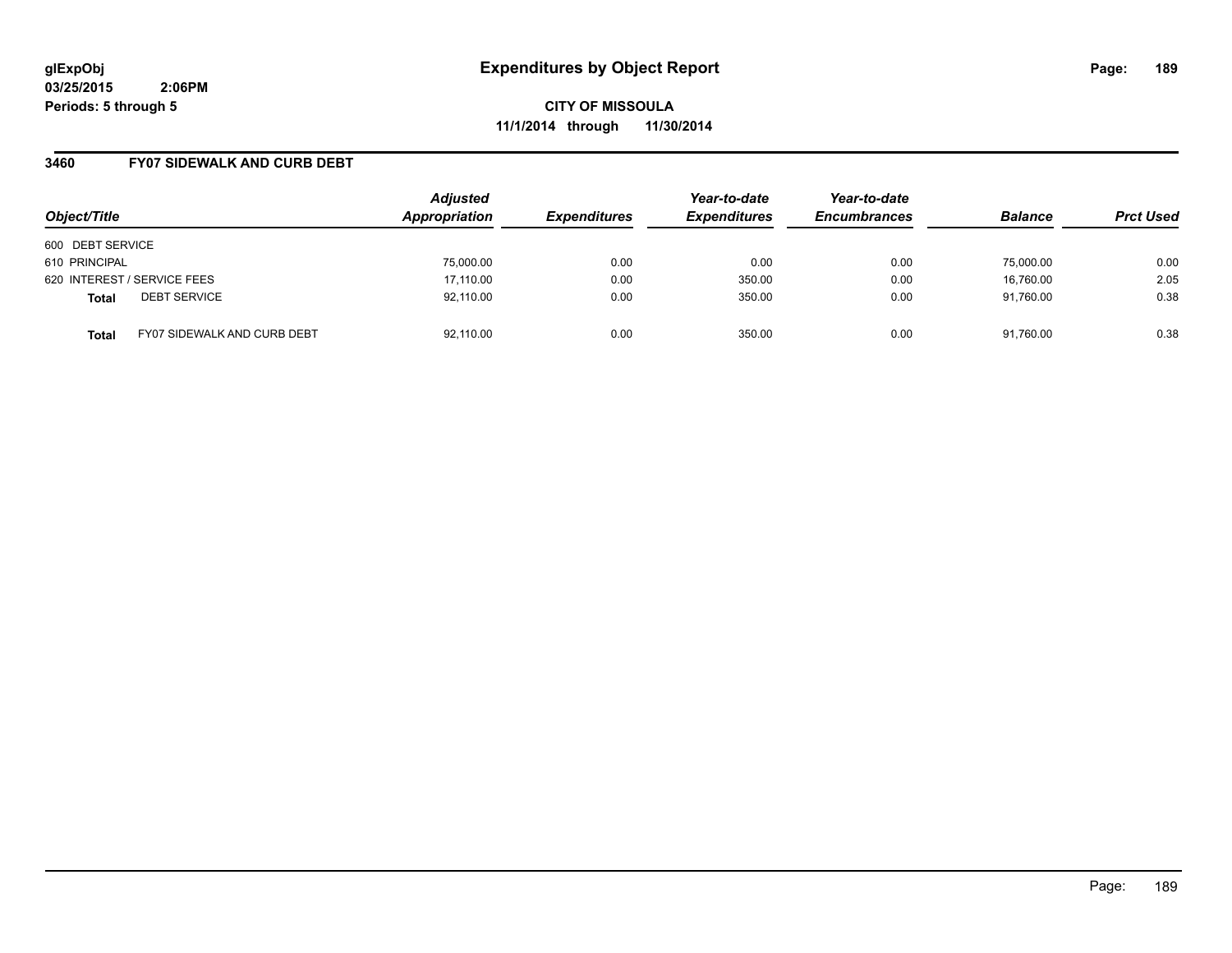# Expenditures by Object Report

**CITY OF MISSOULA**

**11/1/2014 through 11/30/2014**

glExpObj
03/25/2015 2:06PM
Periods: 5 through 5

## 3460 FY07 SIDEWALK AND CURB DEBT

| Object/Title | | Adjusted Appropriation | Expenditures | Year-to-date Expenditures | Year-to-date Encumbrances | Balance | Prct Used |
|---|---|---|---|---|---|---|---|
| 600 DEBT SERVICE | | | | | | | |
| 610 PRINCIPAL | | 75,000.00 | 0.00 | 0.00 | 0.00 | 75,000.00 | 0.00 |
| 620 INTEREST / SERVICE FEES | | 17,110.00 | 0.00 | 350.00 | 0.00 | 16,760.00 | 2.05 |
| **Total** | DEBT SERVICE | 92,110.00 | 0.00 | 350.00 | 0.00 | 91,760.00 | 0.38 |
| **Total** | FY07 SIDEWALK AND CURB DEBT | 92,110.00 | 0.00 | 350.00 | 0.00 | 91,760.00 | 0.38 |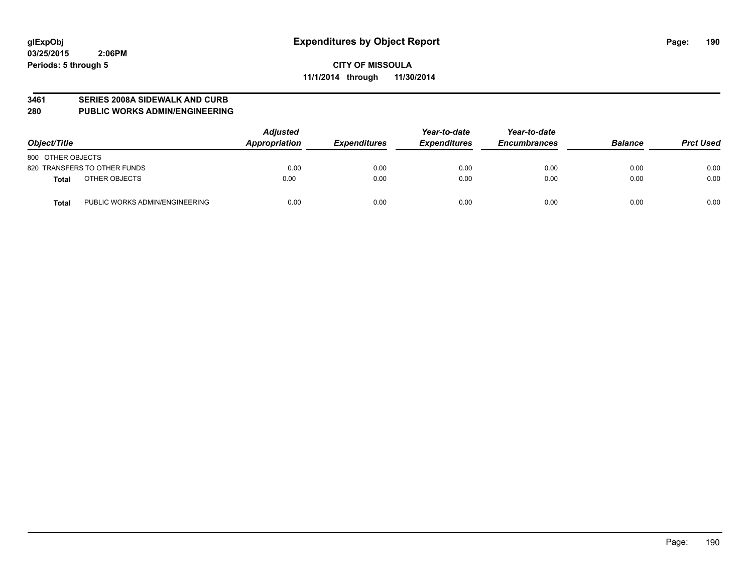# Expenditures by Object Report

**CITY OF MISSOULA**
**11/1/2014 through 11/30/2014**

glExpObj
03/25/2015 2:06PM
Periods: 5 through 5

**3461 SERIES 2008A SIDEWALK AND CURB**
**280 PUBLIC WORKS ADMIN/ENGINEERING**

| Object/Title | | Adjusted Appropriation | Expenditures | Year-to-date Expenditures | Year-to-date Encumbrances | Balance | Prct Used |
|---|---|---|---|---|---|---|---|
| 800 OTHER OBJECTS | | | | | | | |
| 820 TRANSFERS TO OTHER FUNDS | | 0.00 | 0.00 | 0.00 | 0.00 | 0.00 | 0.00 |
| **Total** | OTHER OBJECTS | 0.00 | 0.00 | 0.00 | 0.00 | 0.00 | 0.00 |
| **Total** | PUBLIC WORKS ADMIN/ENGINEERING | 0.00 | 0.00 | 0.00 | 0.00 | 0.00 | 0.00 |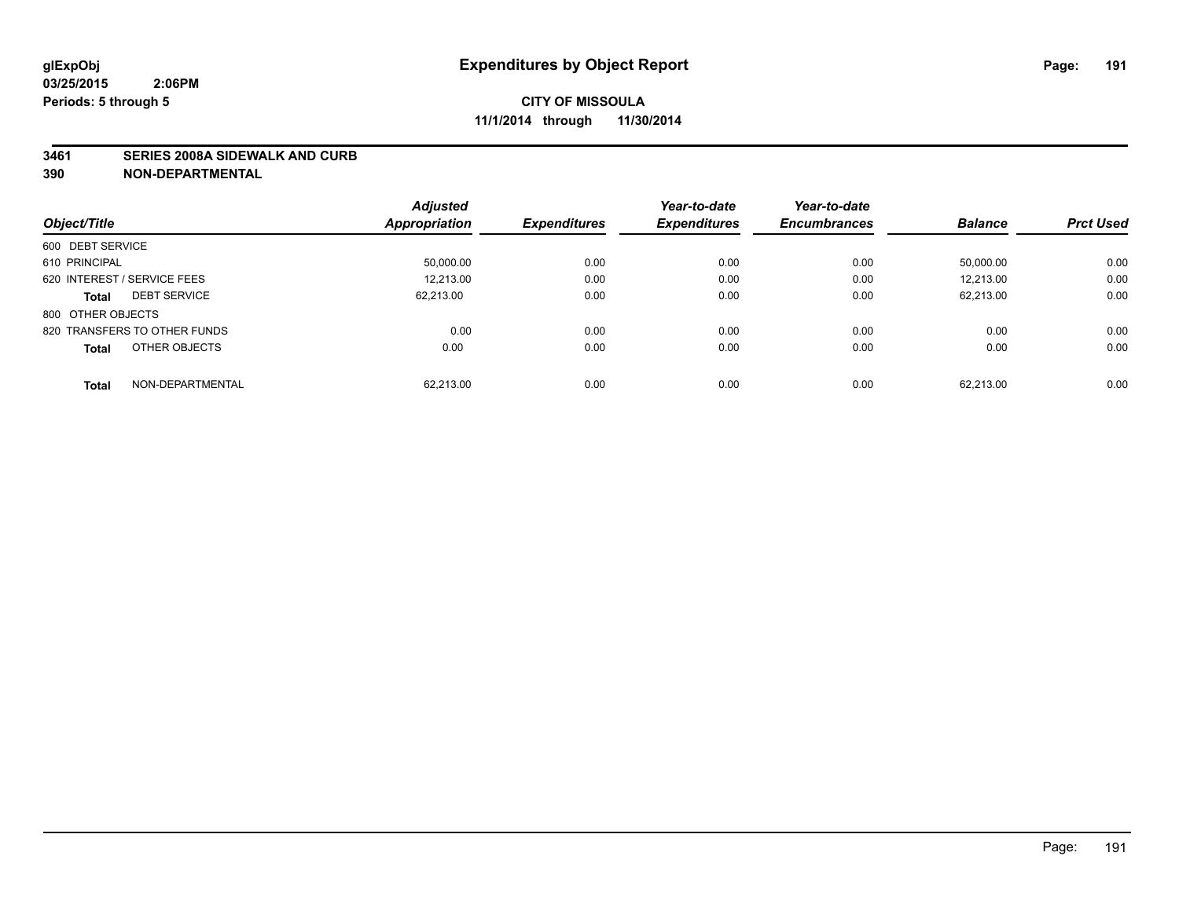glExpObj
03/25/2015 2:06PM
Periods: 5 through 5

# Expenditures by Object Report

**CITY OF MISSOULA**
**11/1/2014 through 11/30/2014**

**3461 SERIES 2008A SIDEWALK AND CURB**
**390 NON-DEPARTMENTAL**

| Object/Title | | Adjusted Appropriation | Expenditures | Year-to-date Expenditures | Year-to-date Encumbrances | Balance | Prct Used |
|---|---|---|---|---|---|---|---|
| 600 DEBT SERVICE | | | | | | | |
| 610 PRINCIPAL | | 50,000.00 | 0.00 | 0.00 | 0.00 | 50,000.00 | 0.00 |
| 620 INTEREST / SERVICE FEES | | 12,213.00 | 0.00 | 0.00 | 0.00 | 12,213.00 | 0.00 |
| **Total** | DEBT SERVICE | 62,213.00 | 0.00 | 0.00 | 0.00 | 62,213.00 | 0.00 |
| 800 OTHER OBJECTS | | | | | | | |
| 820 TRANSFERS TO OTHER FUNDS | | 0.00 | 0.00 | 0.00 | 0.00 | 0.00 | 0.00 |
| **Total** | OTHER OBJECTS | 0.00 | 0.00 | 0.00 | 0.00 | 0.00 | 0.00 |
| **Total** | NON-DEPARTMENTAL | 62,213.00 | 0.00 | 0.00 | 0.00 | 62,213.00 | 0.00 |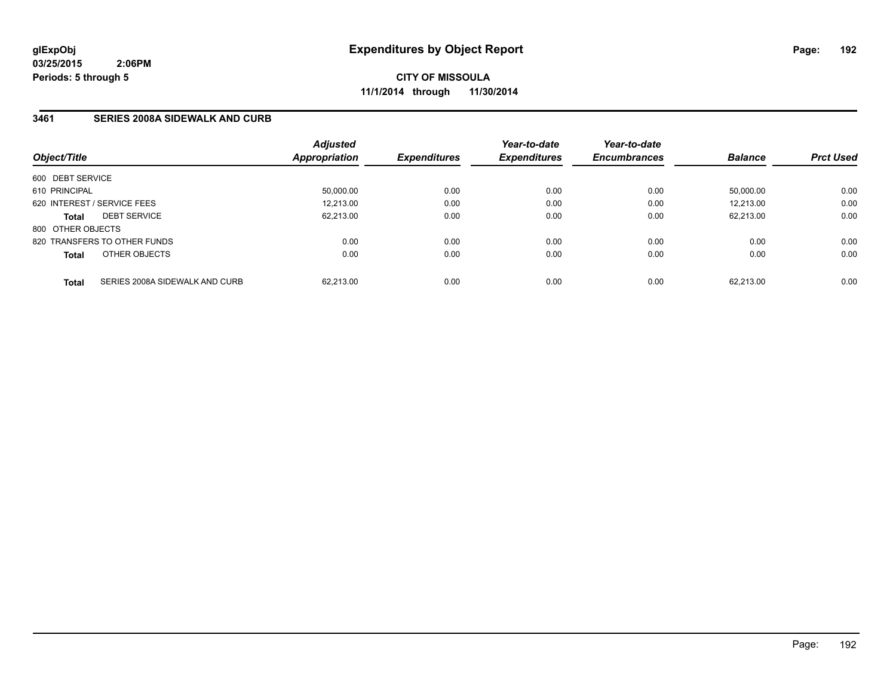glExpObj
03/25/2015 2:06PM
Periods: 5 through 5

# Expenditures by Object Report

**CITY OF MISSOULA**
**11/1/2014 through 11/30/2014**

## 3461 SERIES 2008A SIDEWALK AND CURB

| Object/Title | | Adjusted Appropriation | Expenditures | Year-to-date Expenditures | Year-to-date Encumbrances | Balance | Prct Used |
|---|---|---|---|---|---|---|---|
| 600 DEBT SERVICE | | | | | | | |
| 610 PRINCIPAL | | 50,000.00 | 0.00 | 0.00 | 0.00 | 50,000.00 | 0.00 |
| 620 INTEREST / SERVICE FEES | | 12,213.00 | 0.00 | 0.00 | 0.00 | 12,213.00 | 0.00 |
| **Total** | DEBT SERVICE | 62,213.00 | 0.00 | 0.00 | 0.00 | 62,213.00 | 0.00 |
| 800 OTHER OBJECTS | | | | | | | |
| 820 TRANSFERS TO OTHER FUNDS | | 0.00 | 0.00 | 0.00 | 0.00 | 0.00 | 0.00 |
| **Total** | OTHER OBJECTS | 0.00 | 0.00 | 0.00 | 0.00 | 0.00 | 0.00 |
| **Total** | SERIES 2008A SIDEWALK AND CURB | 62,213.00 | 0.00 | 0.00 | 0.00 | 62,213.00 | 0.00 |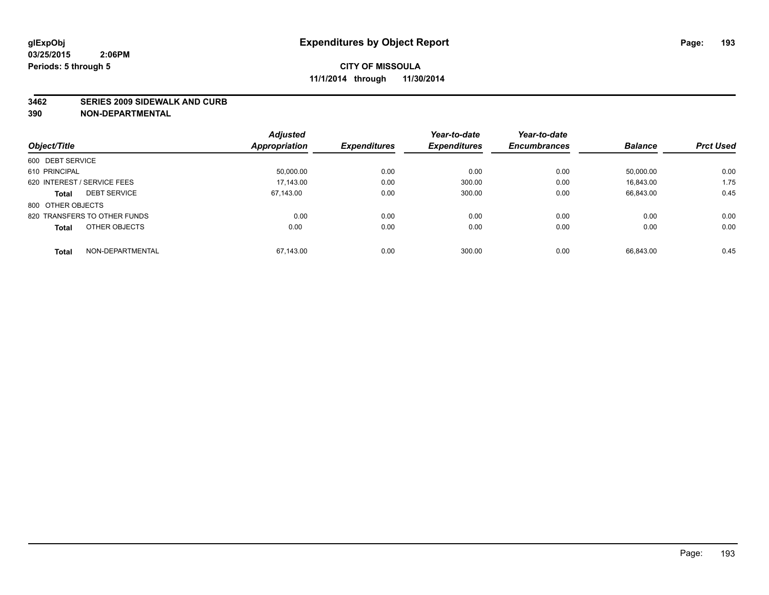# Expenditures by Object Report

glExpObj
03/25/2015 2:06PM
Periods: 5 through 5

**CITY OF MISSOULA**
**11/1/2014 through 11/30/2014**

**3462 SERIES 2009 SIDEWALK AND CURB**
**390 NON-DEPARTMENTAL**

| Object/Title | Adjusted Appropriation | Expenditures | Year-to-date Expenditures | Year-to-date Encumbrances | Balance | Prct Used |
|---|---|---|---|---|---|---|
| 600 DEBT SERVICE | | | | | | |
| 610 PRINCIPAL | 50,000.00 | 0.00 | 0.00 | 0.00 | 50,000.00 | 0.00 |
| 620 INTEREST / SERVICE FEES | 17,143.00 | 0.00 | 300.00 | 0.00 | 16,843.00 | 1.75 |
| **Total** DEBT SERVICE | 67,143.00 | 0.00 | 300.00 | 0.00 | 66,843.00 | 0.45 |
| 800 OTHER OBJECTS | | | | | | |
| 820 TRANSFERS TO OTHER FUNDS | 0.00 | 0.00 | 0.00 | 0.00 | 0.00 | 0.00 |
| **Total** OTHER OBJECTS | 0.00 | 0.00 | 0.00 | 0.00 | 0.00 | 0.00 |
| **Total** NON-DEPARTMENTAL | 67,143.00 | 0.00 | 300.00 | 0.00 | 66,843.00 | 0.45 |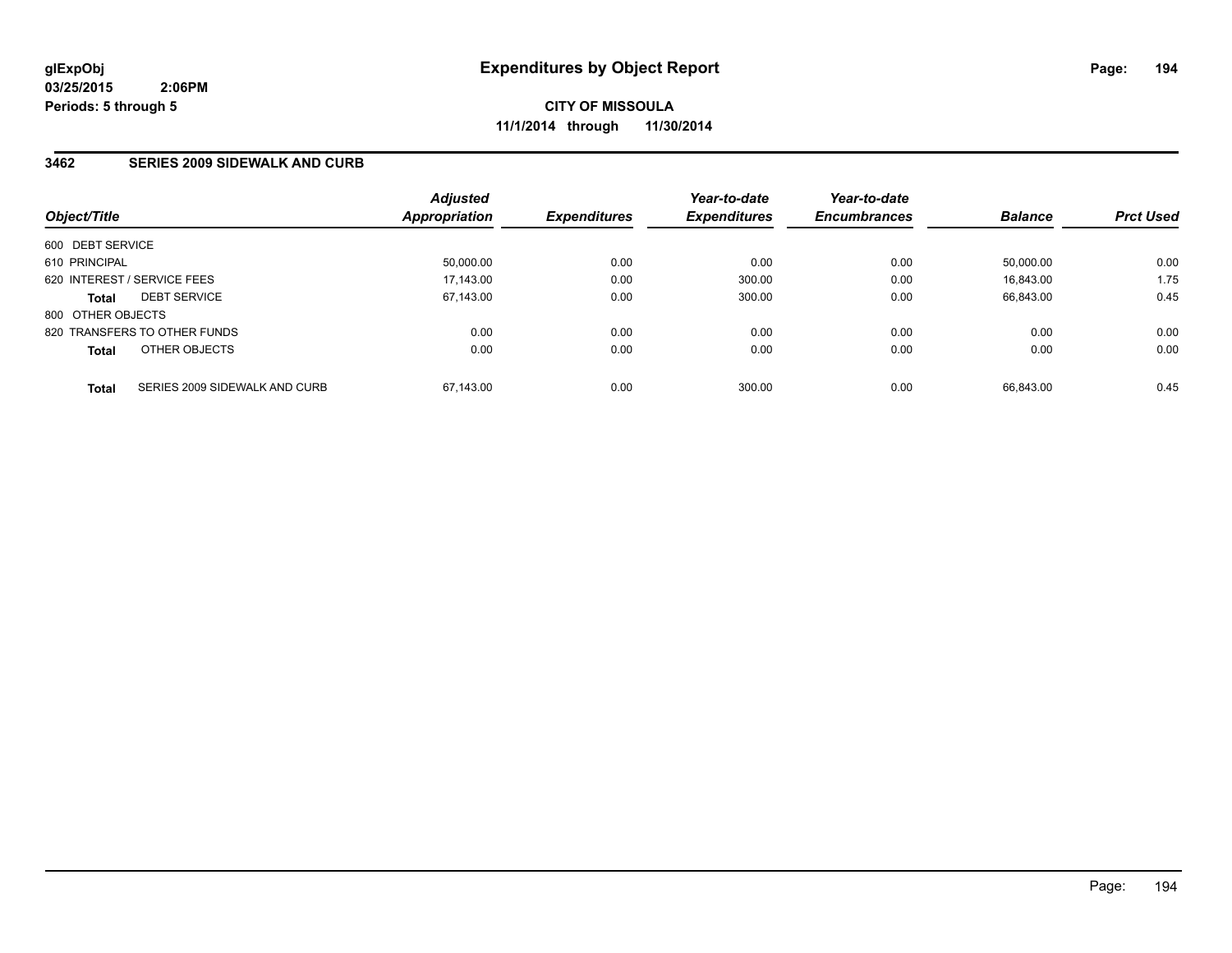**glExpObj**
**03/25/2015 2:06PM**
**Periods: 5 through 5**

# Expenditures by Object Report

**CITY OF MISSOULA**
**11/1/2014 through 11/30/2014**

## 3462 SERIES 2009 SIDEWALK AND CURB

| Object/Title | Adjusted Appropriation | Expenditures | Year-to-date Expenditures | Year-to-date Encumbrances | Balance | Prct Used |
|---|---|---|---|---|---|---|
| 600 DEBT SERVICE | | | | | | |
| 610 PRINCIPAL | 50,000.00 | 0.00 | 0.00 | 0.00 | 50,000.00 | 0.00 |
| 620 INTEREST / SERVICE FEES | 17,143.00 | 0.00 | 300.00 | 0.00 | 16,843.00 | 1.75 |
| **Total** DEBT SERVICE | 67,143.00 | 0.00 | 300.00 | 0.00 | 66,843.00 | 0.45 |
| 800 OTHER OBJECTS | | | | | | |
| 820 TRANSFERS TO OTHER FUNDS | 0.00 | 0.00 | 0.00 | 0.00 | 0.00 | 0.00 |
| **Total** OTHER OBJECTS | 0.00 | 0.00 | 0.00 | 0.00 | 0.00 | 0.00 |
| **Total** SERIES 2009 SIDEWALK AND CURB | 67,143.00 | 0.00 | 300.00 | 0.00 | 66,843.00 | 0.45 |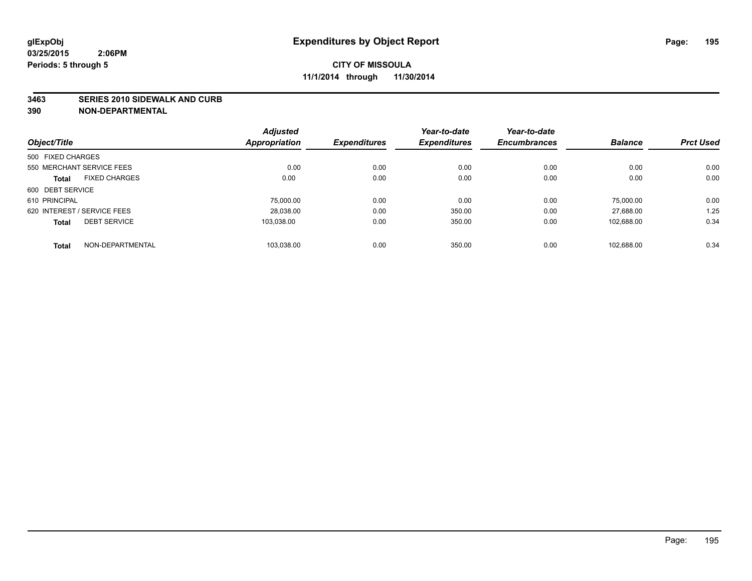**glExpObj** **Expenditures by Object Report**

**03/25/2015 2:06PM**

**Periods: 5 through 5**

**CITY OF MISSOULA**

**11/1/2014 through 11/30/2014**

## 3463 SERIES 2010 SIDEWALK AND CURB
## 390 NON-DEPARTMENTAL

| Object/Title | Adjusted Appropriation | Expenditures | Year-to-date Expenditures | Year-to-date Encumbrances | Balance | Prct Used |
|---|---|---|---|---|---|---|
| 500 FIXED CHARGES | | | | | | |
| 550 MERCHANT SERVICE FEES | 0.00 | 0.00 | 0.00 | 0.00 | 0.00 | 0.00 |
| **Total** FIXED CHARGES | 0.00 | 0.00 | 0.00 | 0.00 | 0.00 | 0.00 |
| 600 DEBT SERVICE | | | | | | |
| 610 PRINCIPAL | 75,000.00 | 0.00 | 0.00 | 0.00 | 75,000.00 | 0.00 |
| 620 INTEREST / SERVICE FEES | 28,038.00 | 0.00 | 350.00 | 0.00 | 27,688.00 | 1.25 |
| **Total** DEBT SERVICE | 103,038.00 | 0.00 | 350.00 | 0.00 | 102,688.00 | 0.34 |
| **Total** NON-DEPARTMENTAL | 103,038.00 | 0.00 | 350.00 | 0.00 | 102,688.00 | 0.34 |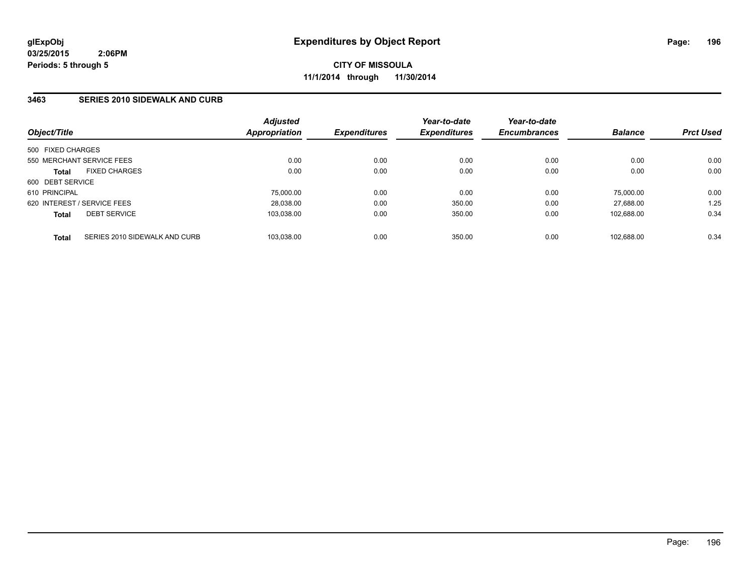**glExpObj**
**03/25/2015 2:06PM**
**Periods: 5 through 5**

# Expenditures by Object Report

**CITY OF MISSOULA**
**11/1/2014 through 11/30/2014**

## 3463 SERIES 2010 SIDEWALK AND CURB

| Object/Title | Adjusted Appropriation | Expenditures | Year-to-date Expenditures | Year-to-date Encumbrances | Balance | Prct Used |
|---|---|---|---|---|---|---|
| 500 FIXED CHARGES | | | | | | |
| 550 MERCHANT SERVICE FEES | 0.00 | 0.00 | 0.00 | 0.00 | 0.00 | 0.00 |
| **Total** FIXED CHARGES | 0.00 | 0.00 | 0.00 | 0.00 | 0.00 | 0.00 |
| 600 DEBT SERVICE | | | | | | |
| 610 PRINCIPAL | 75,000.00 | 0.00 | 0.00 | 0.00 | 75,000.00 | 0.00 |
| 620 INTEREST / SERVICE FEES | 28,038.00 | 0.00 | 350.00 | 0.00 | 27,688.00 | 1.25 |
| **Total** DEBT SERVICE | 103,038.00 | 0.00 | 350.00 | 0.00 | 102,688.00 | 0.34 |
| **Total** SERIES 2010 SIDEWALK AND CURB | 103,038.00 | 0.00 | 350.00 | 0.00 | 102,688.00 | 0.34 |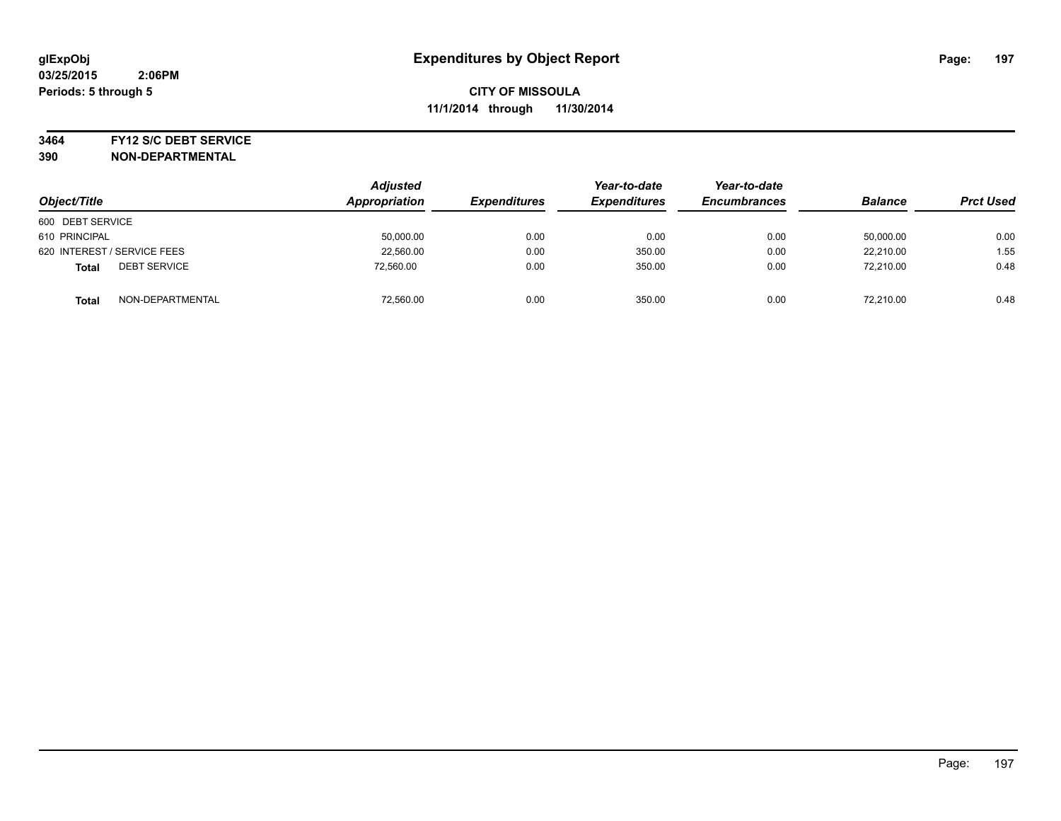glExpObj
03/25/2015 2:06PM
Periods: 5 through 5

# Expenditures by Object Report

**CITY OF MISSOULA**
**11/1/2014 through 11/30/2014**

**3464 FY12 S/C DEBT SERVICE**
**390 NON-DEPARTMENTAL**

| Object/Title | Adjusted Appropriation | Expenditures | Year-to-date Expenditures | Year-to-date Encumbrances | Balance | Prct Used |
|---|---|---|---|---|---|---|
| 600 DEBT SERVICE | | | | | | |
| 610 PRINCIPAL | 50,000.00 | 0.00 | 0.00 | 0.00 | 50,000.00 | 0.00 |
| 620 INTEREST / SERVICE FEES | 22,560.00 | 0.00 | 350.00 | 0.00 | 22,210.00 | 1.55 |
| **Total** DEBT SERVICE | 72,560.00 | 0.00 | 350.00 | 0.00 | 72,210.00 | 0.48 |
| **Total** NON-DEPARTMENTAL | 72,560.00 | 0.00 | 350.00 | 0.00 | 72,210.00 | 0.48 |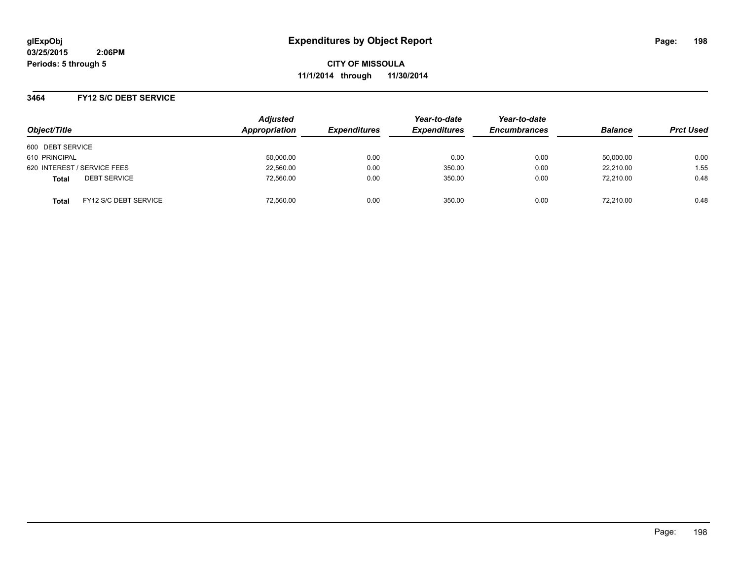**glExpObj**
**03/25/2015 2:06PM**
**Periods: 5 through 5**

# Expenditures by Object Report

**CITY OF MISSOULA**
**11/1/2014 through 11/30/2014**

## 3464 FY12 S/C DEBT SERVICE

| Object/Title | | Adjusted Appropriation | Expenditures | Year-to-date Expenditures | Year-to-date Encumbrances | Balance | Prct Used |
|---|---|---|---|---|---|---|---|
| 600 DEBT SERVICE | | | | | | | |
| 610 PRINCIPAL | | 50,000.00 | 0.00 | 0.00 | 0.00 | 50,000.00 | 0.00 |
| 620 INTEREST / SERVICE FEES | | 22,560.00 | 0.00 | 350.00 | 0.00 | 22,210.00 | 1.55 |
| **Total** | DEBT SERVICE | 72,560.00 | 0.00 | 350.00 | 0.00 | 72,210.00 | 0.48 |
| **Total** | FY12 S/C DEBT SERVICE | 72,560.00 | 0.00 | 350.00 | 0.00 | 72,210.00 | 0.48 |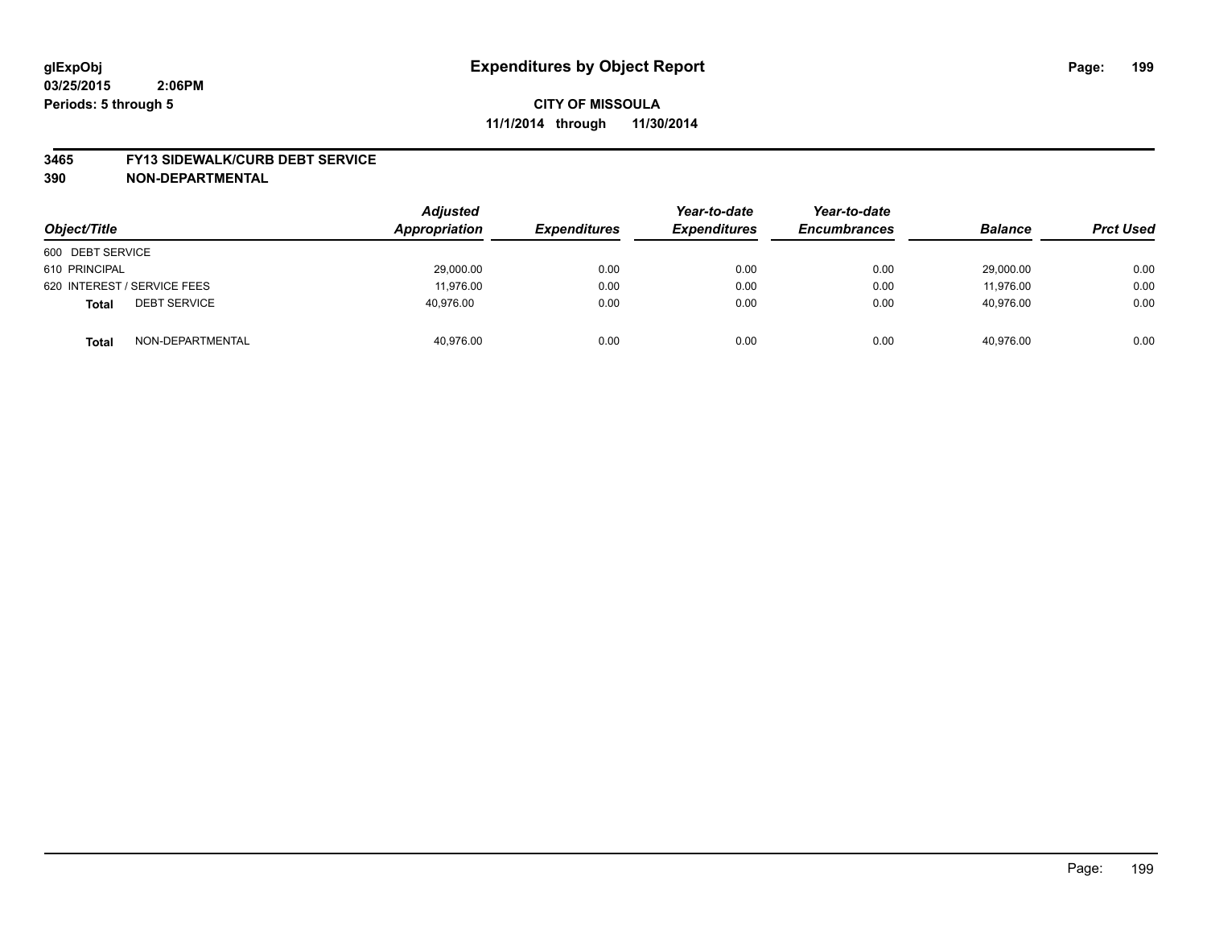glExpObj
03/25/2015 2:06PM
Periods: 5 through 5

# Expenditures by Object Report

**CITY OF MISSOULA**
**11/1/2014 through 11/30/2014**

**3465 FY13 SIDEWALK/CURB DEBT SERVICE**
**390 NON-DEPARTMENTAL**

| Object/Title | Adjusted Appropriation | Expenditures | Year-to-date Expenditures | Year-to-date Encumbrances | Balance | Prct Used |
|---|---|---|---|---|---|---|
| 600 DEBT SERVICE | | | | | | |
| 610 PRINCIPAL | 29,000.00 | 0.00 | 0.00 | 0.00 | 29,000.00 | 0.00 |
| 620 INTEREST / SERVICE FEES | 11,976.00 | 0.00 | 0.00 | 0.00 | 11,976.00 | 0.00 |
| **Total** DEBT SERVICE | 40,976.00 | 0.00 | 0.00 | 0.00 | 40,976.00 | 0.00 |
| **Total** NON-DEPARTMENTAL | 40,976.00 | 0.00 | 0.00 | 0.00 | 40,976.00 | 0.00 |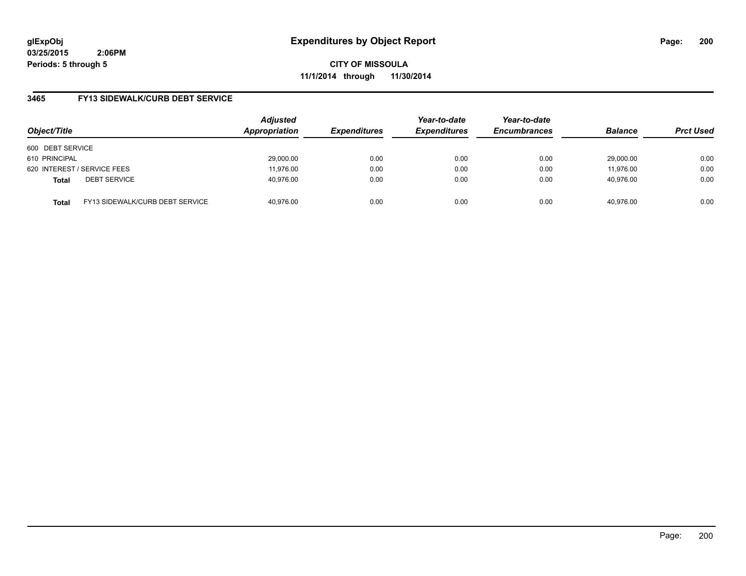# Expenditures by Object Report

**CITY OF MISSOULA**
**11/1/2014 through 11/30/2014**

glExpObj
03/25/2015 2:06PM
Periods: 5 through 5

## 3465 FY13 SIDEWALK/CURB DEBT SERVICE

| Object/Title | Adjusted Appropriation | Expenditures | Year-to-date Expenditures | Year-to-date Encumbrances | Balance | Prct Used |
|---|---|---|---|---|---|---|
| 600 DEBT SERVICE | | | | | | |
| 610 PRINCIPAL | 29,000.00 | 0.00 | 0.00 | 0.00 | 29,000.00 | 0.00 |
| 620 INTEREST / SERVICE FEES | 11,976.00 | 0.00 | 0.00 | 0.00 | 11,976.00 | 0.00 |
| **Total** DEBT SERVICE | 40,976.00 | 0.00 | 0.00 | 0.00 | 40,976.00 | 0.00 |
| **Total** FY13 SIDEWALK/CURB DEBT SERVICE | 40,976.00 | 0.00 | 0.00 | 0.00 | 40,976.00 | 0.00 |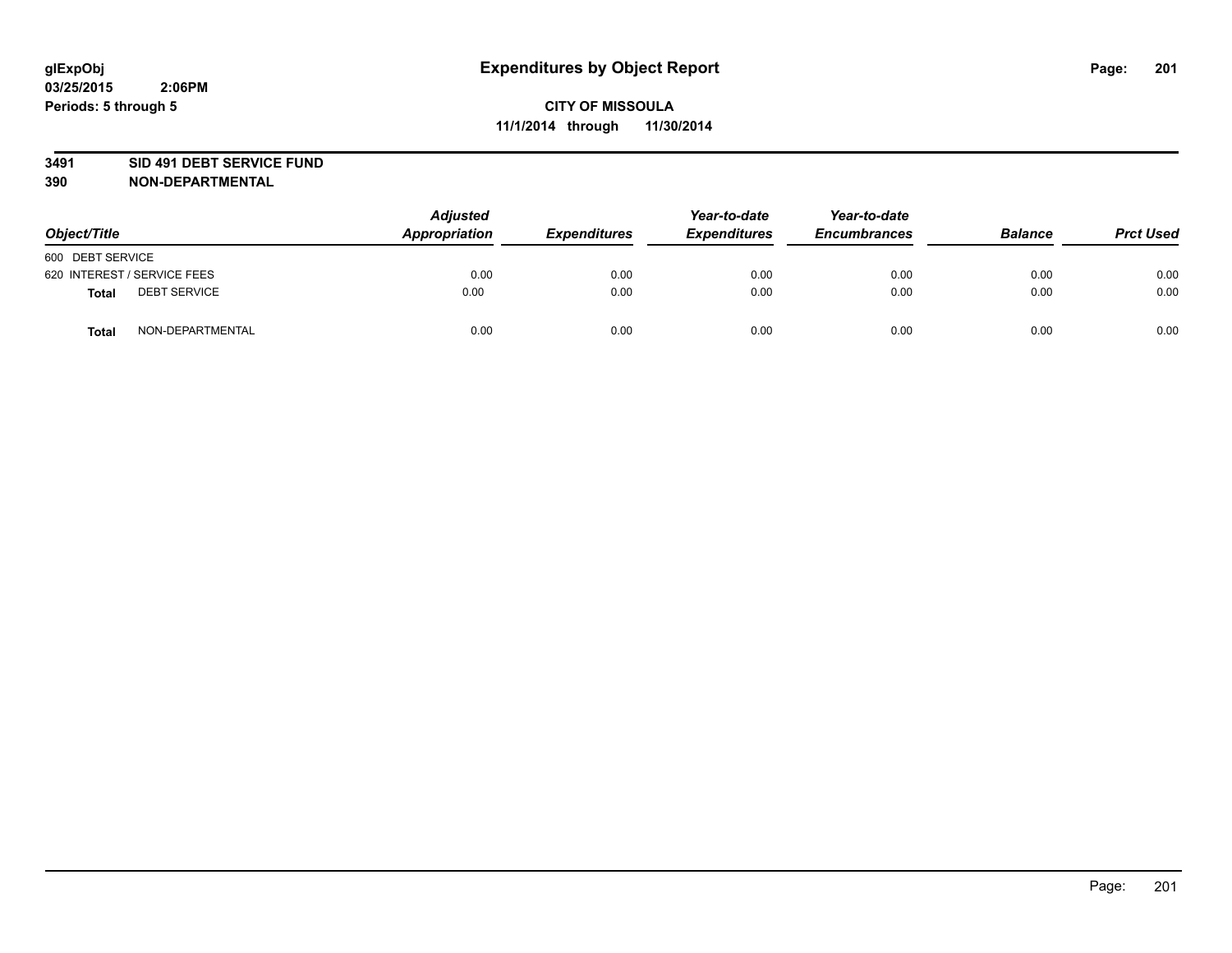glExpObj
03/25/2015 2:06PM
Periods: 5 through 5

# Expenditures by Object Report

**CITY OF MISSOULA**
**11/1/2014 through 11/30/2014**

**3491 SID 491 DEBT SERVICE FUND**
**390 NON-DEPARTMENTAL**

| Object/Title | | Adjusted Appropriation | Expenditures | Year-to-date Expenditures | Year-to-date Encumbrances | Balance | Prct Used |
|---|---|---|---|---|---|---|---|
| 600 DEBT SERVICE | | | | | | | |
| 620 INTEREST / SERVICE FEES | | 0.00 | 0.00 | 0.00 | 0.00 | 0.00 | 0.00 |
| **Total** | DEBT SERVICE | 0.00 | 0.00 | 0.00 | 0.00 | 0.00 | 0.00 |
| **Total** | NON-DEPARTMENTAL | 0.00 | 0.00 | 0.00 | 0.00 | 0.00 | 0.00 |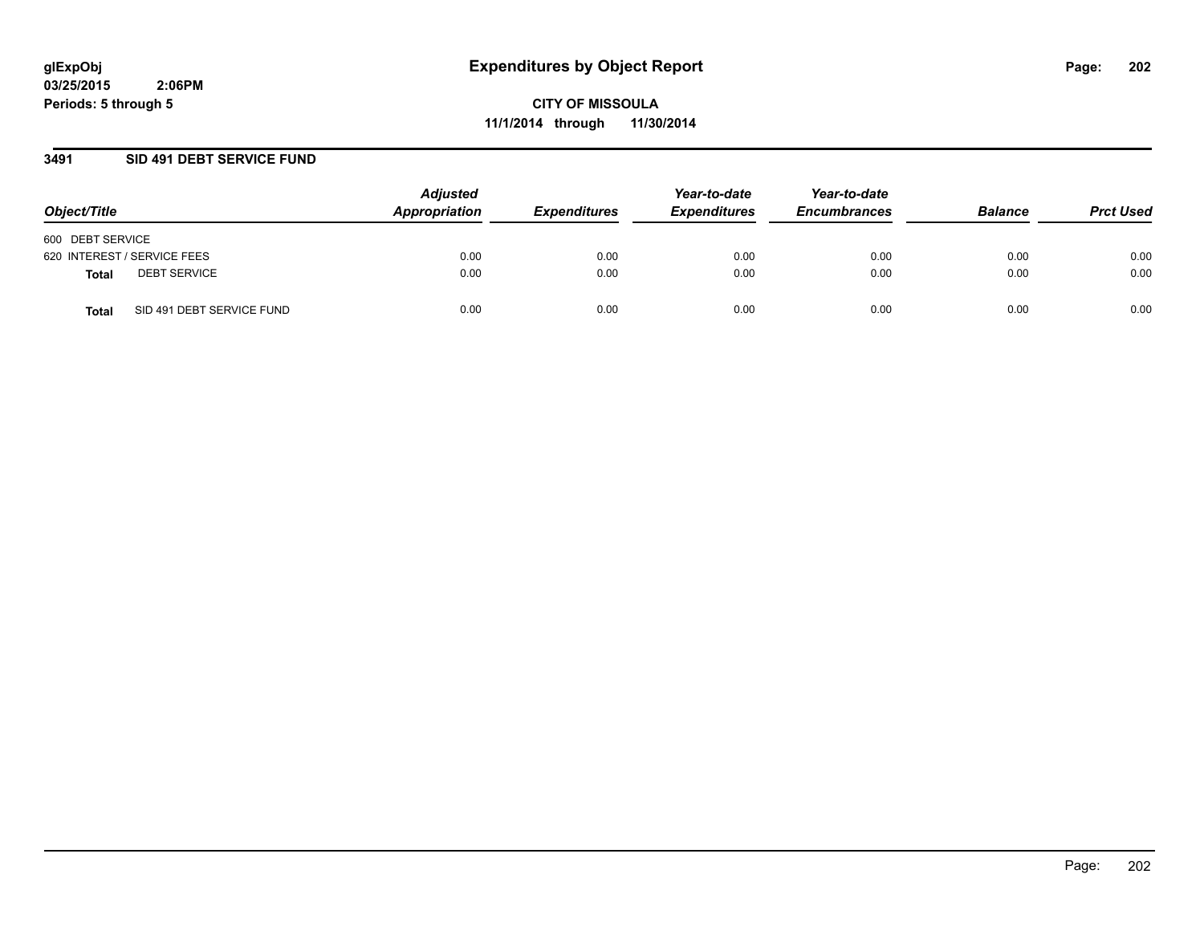# Expenditures by Object Report

glExpObj
03/25/2015 2:06PM
Periods: 5 through 5

**CITY OF MISSOULA**
**11/1/2014 through 11/30/2014**

## 3491 SID 491 DEBT SERVICE FUND

| Object/Title | | Adjusted Appropriation | Expenditures | Year-to-date Expenditures | Year-to-date Encumbrances | Balance | Prct Used |
|---|---|---|---|---|---|---|---|
| 600 DEBT SERVICE | | | | | | | |
| 620 INTEREST / SERVICE FEES | | 0.00 | 0.00 | 0.00 | 0.00 | 0.00 | 0.00 |
| **Total** | DEBT SERVICE | 0.00 | 0.00 | 0.00 | 0.00 | 0.00 | 0.00 |
| **Total** | SID 491 DEBT SERVICE FUND | 0.00 | 0.00 | 0.00 | 0.00 | 0.00 | 0.00 |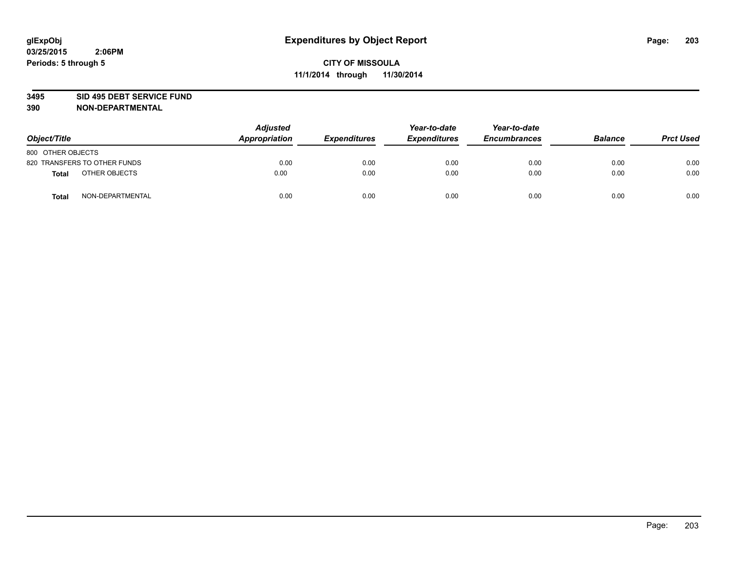glExpObj
03/25/2015 2:06PM
Periods: 5 through 5

# Expenditures by Object Report

**CITY OF MISSOULA**
**11/1/2014 through 11/30/2014**

**3495 SID 495 DEBT SERVICE FUND**
**390 NON-DEPARTMENTAL**

| Object/Title | Adjusted Appropriation | Expenditures | Year-to-date Expenditures | Year-to-date Encumbrances | Balance | Prct Used |
|---|---|---|---|---|---|---|
| 800 OTHER OBJECTS | | | | | | |
| 820 TRANSFERS TO OTHER FUNDS | 0.00 | 0.00 | 0.00 | 0.00 | 0.00 | 0.00 |
| **Total** OTHER OBJECTS | 0.00 | 0.00 | 0.00 | 0.00 | 0.00 | 0.00 |
| **Total** NON-DEPARTMENTAL | 0.00 | 0.00 | 0.00 | 0.00 | 0.00 | 0.00 |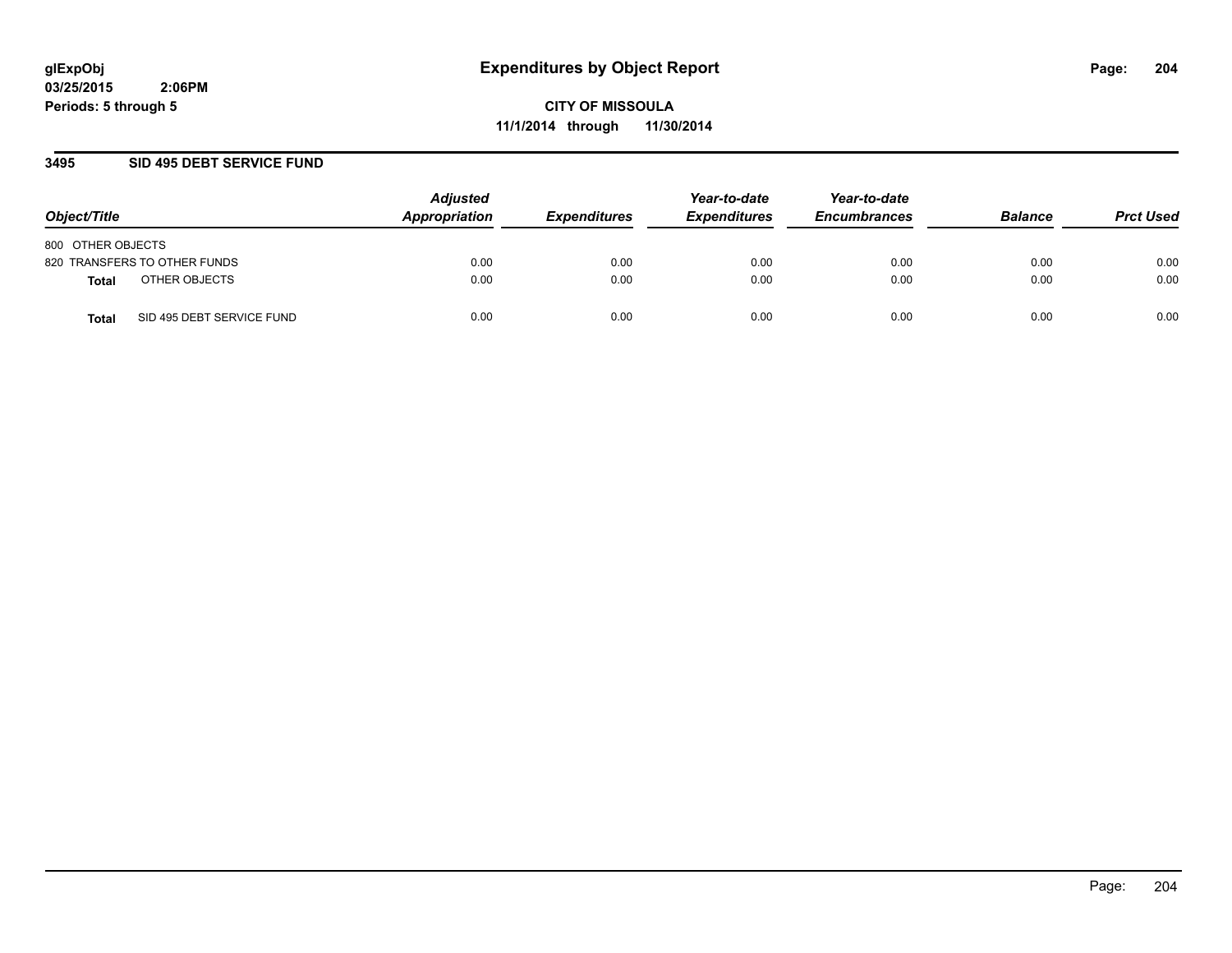# Expenditures by Object Report

glExpObj
03/25/2015 2:06PM
Periods: 5 through 5

**CITY OF MISSOULA**
**11/1/2014 through 11/30/2014**

## 3495 SID 495 DEBT SERVICE FUND

| Object/Title | | Adjusted Appropriation | Expenditures | Year-to-date Expenditures | Year-to-date Encumbrances | Balance | Prct Used |
|---|---|---|---|---|---|---|---|
| 800 OTHER OBJECTS | | | | | | | |
| 820 TRANSFERS TO OTHER FUNDS | | 0.00 | 0.00 | 0.00 | 0.00 | 0.00 | 0.00 |
| **Total** | OTHER OBJECTS | 0.00 | 0.00 | 0.00 | 0.00 | 0.00 | 0.00 |
| **Total** | SID 495 DEBT SERVICE FUND | 0.00 | 0.00 | 0.00 | 0.00 | 0.00 | 0.00 |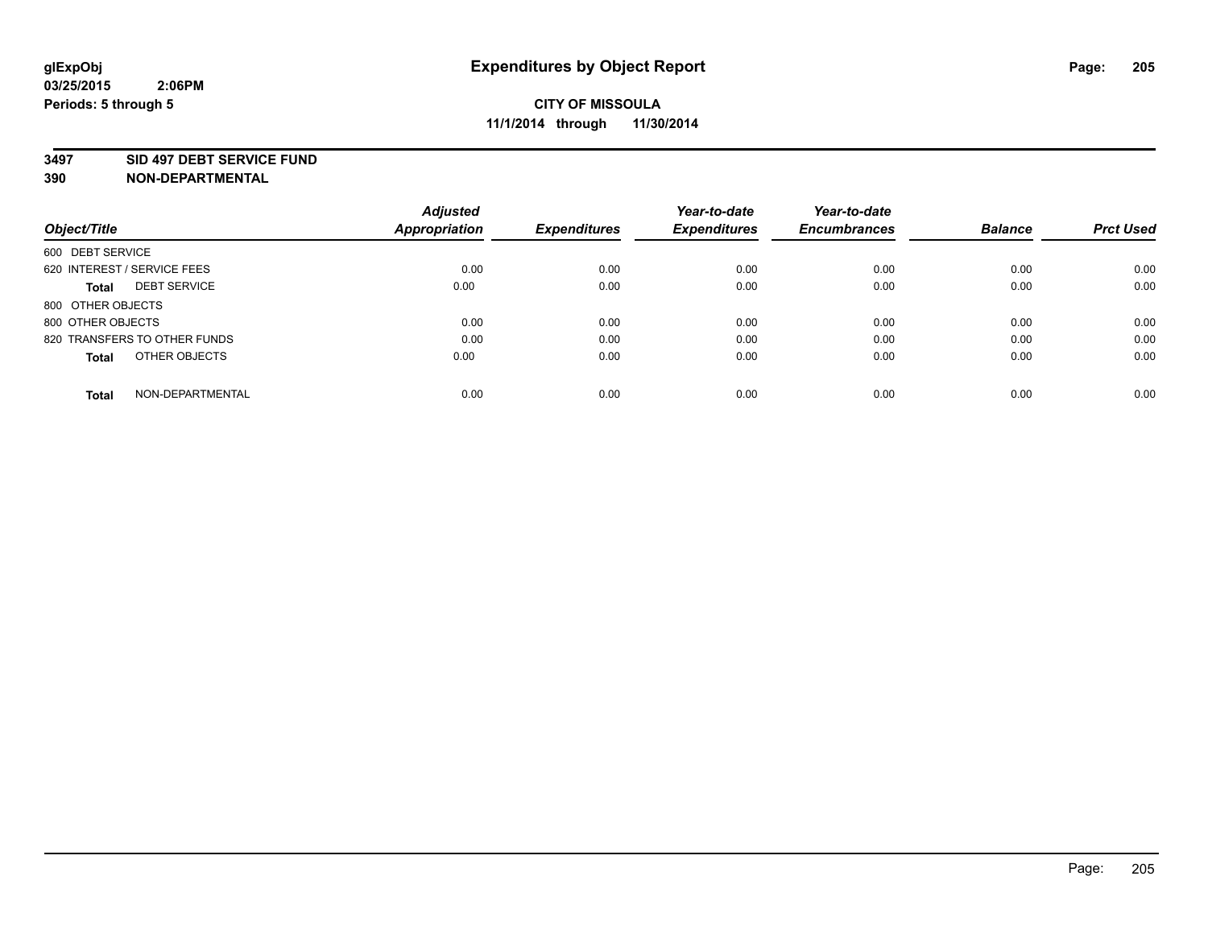**glExpObj**
**03/25/2015 2:06PM**
**Periods: 5 through 5**

# Expenditures by Object Report

**CITY OF MISSOULA**
**11/1/2014 through 11/30/2014**

**3497 SID 497 DEBT SERVICE FUND**
**390 NON-DEPARTMENTAL**

| Object/Title | Adjusted Appropriation | Expenditures | Year-to-date Expenditures | Year-to-date Encumbrances | Balance | Prct Used |
|---|---|---|---|---|---|---|
| 600 DEBT SERVICE | | | | | | |
| 620 INTEREST / SERVICE FEES | 0.00 | 0.00 | 0.00 | 0.00 | 0.00 | 0.00 |
| **Total** DEBT SERVICE | 0.00 | 0.00 | 0.00 | 0.00 | 0.00 | 0.00 |
| 800 OTHER OBJECTS | | | | | | |
| 800 OTHER OBJECTS | 0.00 | 0.00 | 0.00 | 0.00 | 0.00 | 0.00 |
| 820 TRANSFERS TO OTHER FUNDS | 0.00 | 0.00 | 0.00 | 0.00 | 0.00 | 0.00 |
| **Total** OTHER OBJECTS | 0.00 | 0.00 | 0.00 | 0.00 | 0.00 | 0.00 |
| **Total** NON-DEPARTMENTAL | 0.00 | 0.00 | 0.00 | 0.00 | 0.00 | 0.00 |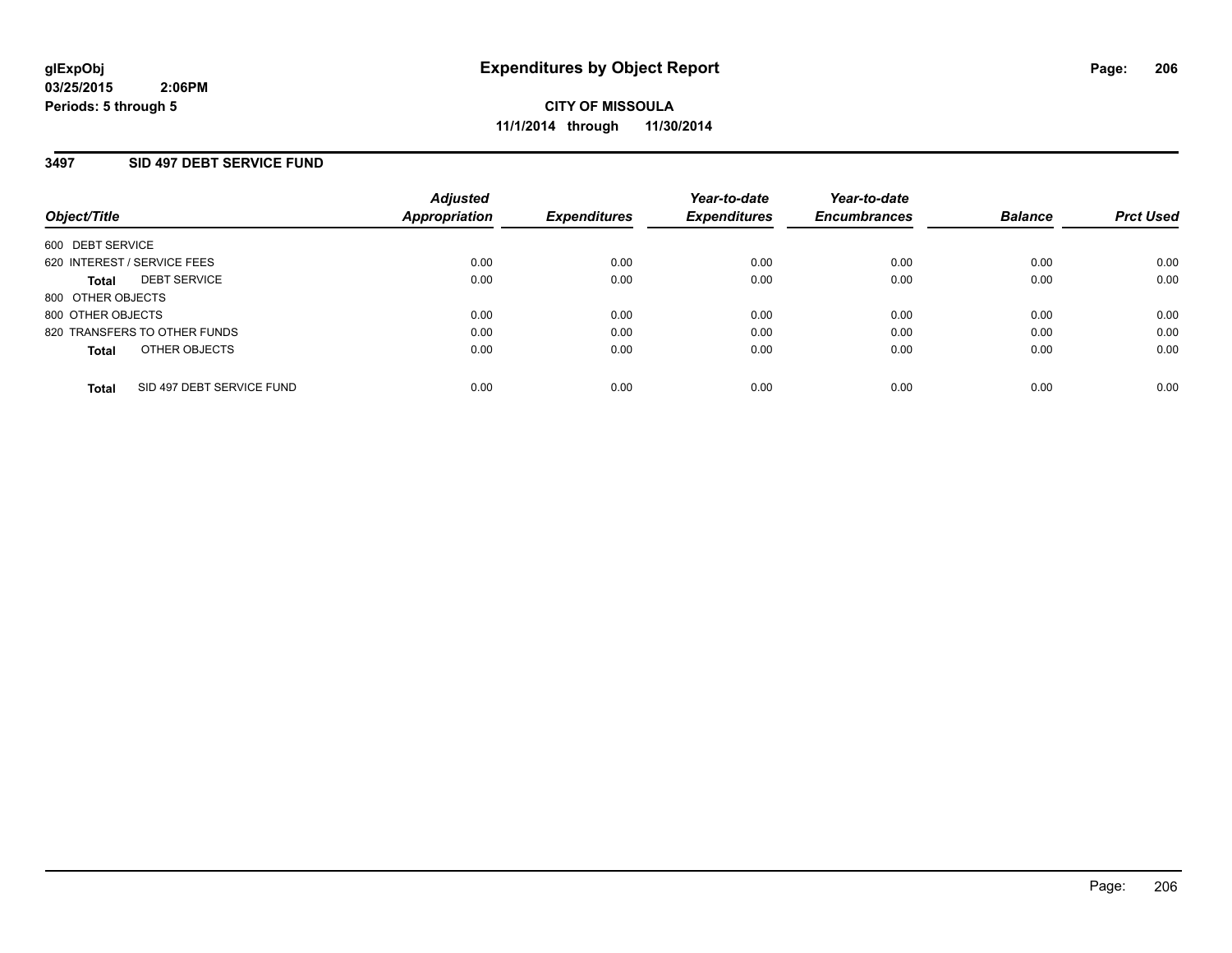**glExpObj**
**03/25/2015 2:06PM**
**Periods: 5 through 5**

# Expenditures by Object Report

**CITY OF MISSOULA**
**11/1/2014 through 11/30/2014**

## 3497 SID 497 DEBT SERVICE FUND

| Object/Title | Adjusted Appropriation | Expenditures | Year-to-date Expenditures | Year-to-date Encumbrances | Balance | Prct Used |
|---|---|---|---|---|---|---|
| 600 DEBT SERVICE | | | | | | |
| 620 INTEREST / SERVICE FEES | 0.00 | 0.00 | 0.00 | 0.00 | 0.00 | 0.00 |
| **Total** DEBT SERVICE | 0.00 | 0.00 | 0.00 | 0.00 | 0.00 | 0.00 |
| 800 OTHER OBJECTS | | | | | | |
| 800 OTHER OBJECTS | 0.00 | 0.00 | 0.00 | 0.00 | 0.00 | 0.00 |
| 820 TRANSFERS TO OTHER FUNDS | 0.00 | 0.00 | 0.00 | 0.00 | 0.00 | 0.00 |
| **Total** OTHER OBJECTS | 0.00 | 0.00 | 0.00 | 0.00 | 0.00 | 0.00 |
| **Total** SID 497 DEBT SERVICE FUND | 0.00 | 0.00 | 0.00 | 0.00 | 0.00 | 0.00 |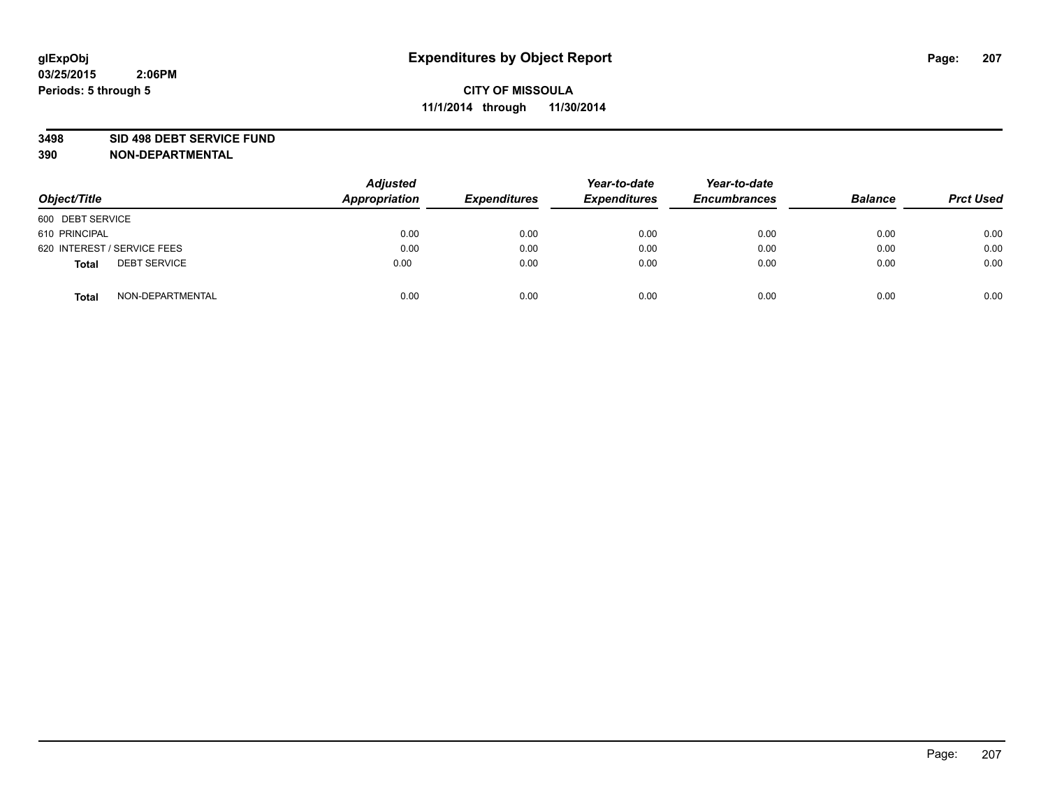glExpObj
03/25/2015 2:06PM
Periods: 5 through 5

# Expenditures by Object Report

**CITY OF MISSOULA**
**11/1/2014 through 11/30/2014**

**3498 SID 498 DEBT SERVICE FUND**
**390 NON-DEPARTMENTAL**

| Object/Title | Adjusted Appropriation | Expenditures | Year-to-date Expenditures | Year-to-date Encumbrances | Balance | Prct Used |
|---|---|---|---|---|---|---|
| 600 DEBT SERVICE | | | | | | |
| 610 PRINCIPAL | 0.00 | 0.00 | 0.00 | 0.00 | 0.00 | 0.00 |
| 620 INTEREST / SERVICE FEES | 0.00 | 0.00 | 0.00 | 0.00 | 0.00 | 0.00 |
| **Total** DEBT SERVICE | 0.00 | 0.00 | 0.00 | 0.00 | 0.00 | 0.00 |
| **Total** NON-DEPARTMENTAL | 0.00 | 0.00 | 0.00 | 0.00 | 0.00 | 0.00 |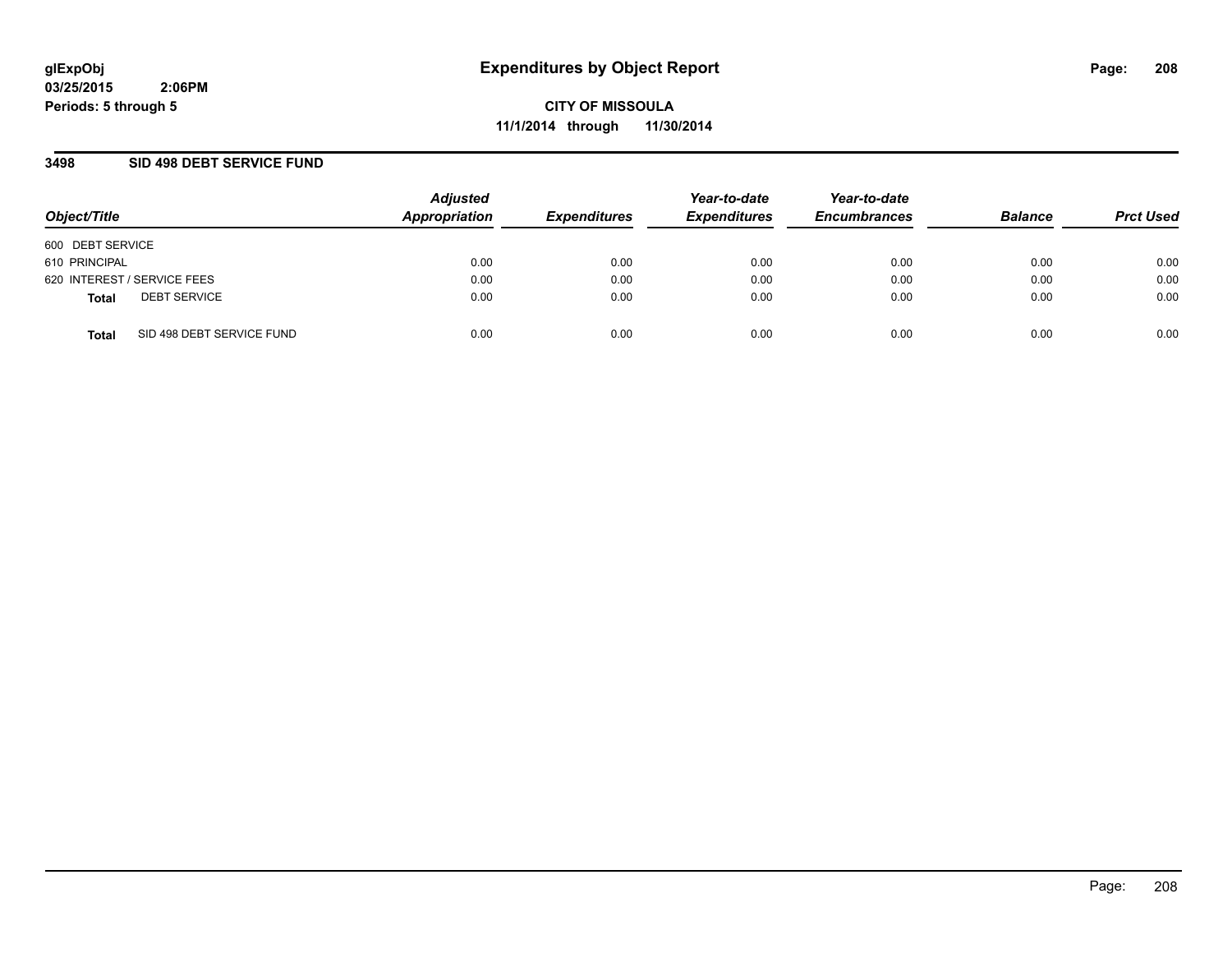# Expenditures by Object Report

glExpObj
03/25/2015 2:06PM
Periods: 5 through 5

**CITY OF MISSOULA**
**11/1/2014 through 11/30/2014**

## 3498 SID 498 DEBT SERVICE FUND

| Object/Title | Adjusted Appropriation | Expenditures | Year-to-date Expenditures | Year-to-date Encumbrances | Balance | Prct Used |
|---|---|---|---|---|---|---|
| 600 DEBT SERVICE | | | | | | |
| 610 PRINCIPAL | 0.00 | 0.00 | 0.00 | 0.00 | 0.00 | 0.00 |
| 620 INTEREST / SERVICE FEES | 0.00 | 0.00 | 0.00 | 0.00 | 0.00 | 0.00 |
| **Total** DEBT SERVICE | 0.00 | 0.00 | 0.00 | 0.00 | 0.00 | 0.00 |
| **Total** SID 498 DEBT SERVICE FUND | 0.00 | 0.00 | 0.00 | 0.00 | 0.00 | 0.00 |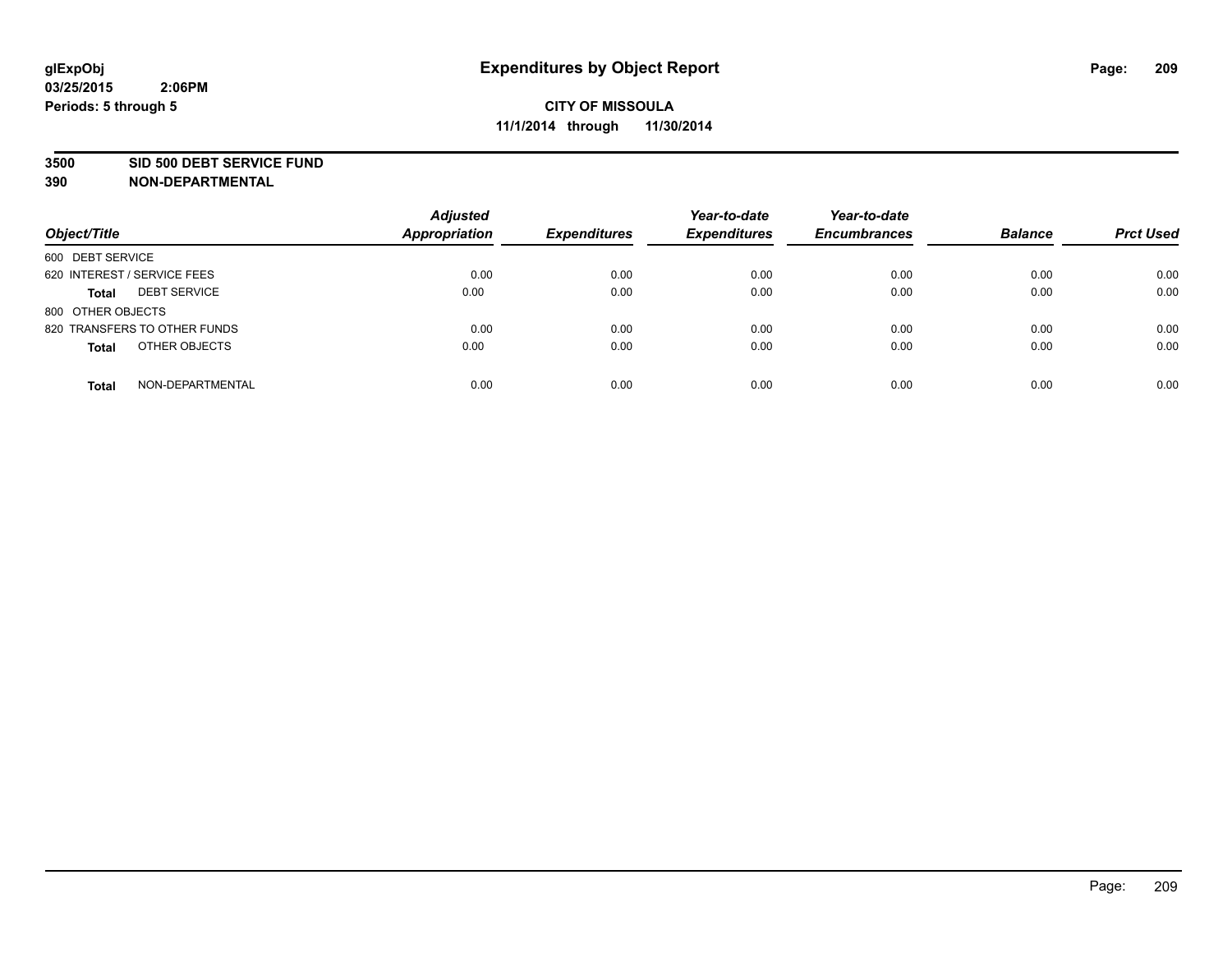# Expenditures by Object Report

glExpObj
03/25/2015 2:06PM
Periods: 5 through 5

**CITY OF MISSOULA**
**11/1/2014 through 11/30/2014**

**3500 SID 500 DEBT SERVICE FUND**
**390 NON-DEPARTMENTAL**

| Object/Title | | Adjusted Appropriation | Expenditures | Year-to-date Expenditures | Year-to-date Encumbrances | Balance | Prct Used |
|---|---|---|---|---|---|---|---|
| 600 DEBT SERVICE | | | | | | | |
| 620 INTEREST / SERVICE FEES | | 0.00 | 0.00 | 0.00 | 0.00 | 0.00 | 0.00 |
| **Total** | DEBT SERVICE | 0.00 | 0.00 | 0.00 | 0.00 | 0.00 | 0.00 |
| 800 OTHER OBJECTS | | | | | | | |
| 820 TRANSFERS TO OTHER FUNDS | | 0.00 | 0.00 | 0.00 | 0.00 | 0.00 | 0.00 |
| **Total** | OTHER OBJECTS | 0.00 | 0.00 | 0.00 | 0.00 | 0.00 | 0.00 |
| **Total** | NON-DEPARTMENTAL | 0.00 | 0.00 | 0.00 | 0.00 | 0.00 | 0.00 |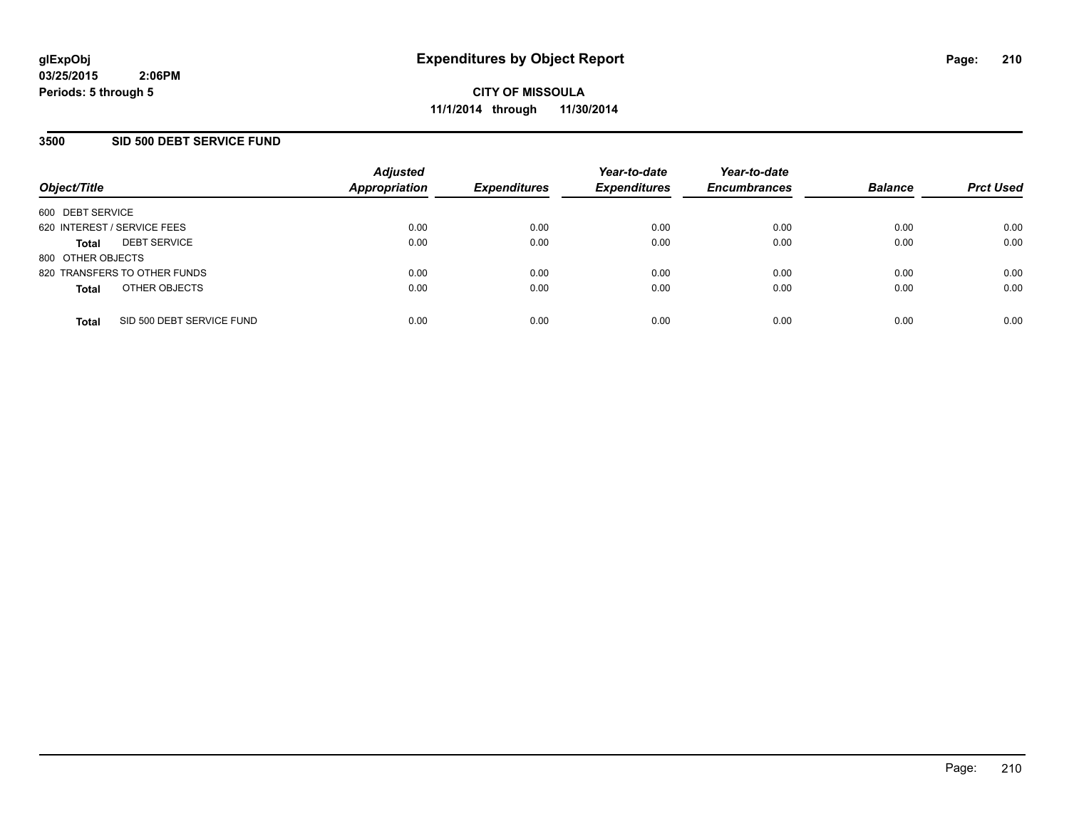**glExpObj**
**03/25/2015 2:06PM**
**Periods: 5 through 5**

# Expenditures by Object Report

**CITY OF MISSOULA**
**11/1/2014 through 11/30/2014**

## 3500 SID 500 DEBT SERVICE FUND

| Object/Title | Adjusted Appropriation | Expenditures | Year-to-date Expenditures | Year-to-date Encumbrances | Balance | Prct Used |
|---|---|---|---|---|---|---|
| 600 DEBT SERVICE | | | | | | |
| 620 INTEREST / SERVICE FEES | 0.00 | 0.00 | 0.00 | 0.00 | 0.00 | 0.00 |
| **Total** DEBT SERVICE | 0.00 | 0.00 | 0.00 | 0.00 | 0.00 | 0.00 |
| 800 OTHER OBJECTS | | | | | | |
| 820 TRANSFERS TO OTHER FUNDS | 0.00 | 0.00 | 0.00 | 0.00 | 0.00 | 0.00 |
| **Total** OTHER OBJECTS | 0.00 | 0.00 | 0.00 | 0.00 | 0.00 | 0.00 |
| **Total** SID 500 DEBT SERVICE FUND | 0.00 | 0.00 | 0.00 | 0.00 | 0.00 | 0.00 |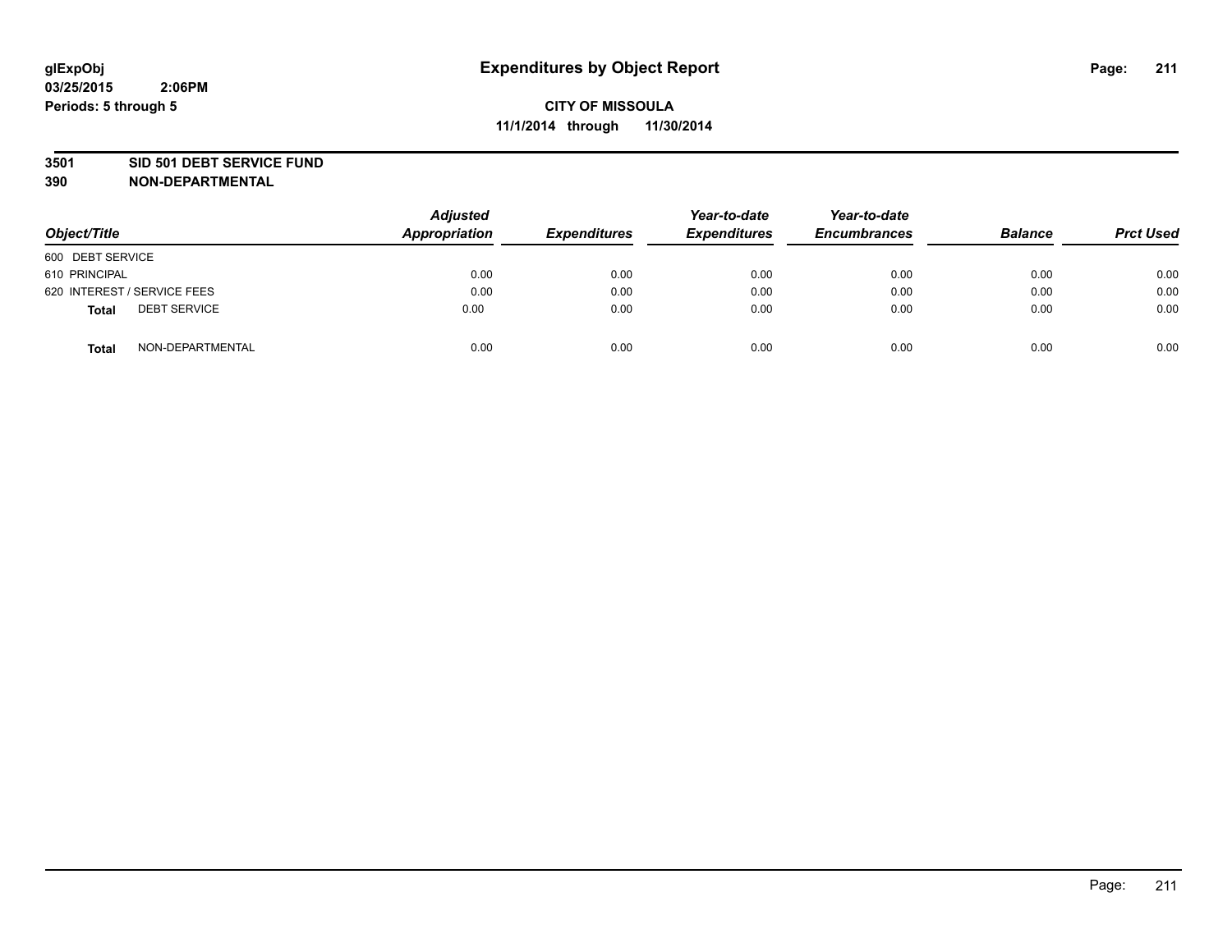# Expenditures by Object Report

glExpObj
03/25/2015 2:06PM
Periods: 5 through 5

**CITY OF MISSOULA**
**11/1/2014 through 11/30/2014**

**3501 SID 501 DEBT SERVICE FUND**
**390 NON-DEPARTMENTAL**

| Object/Title | Adjusted Appropriation | Expenditures | Year-to-date Expenditures | Year-to-date Encumbrances | Balance | Prct Used |
|---|---|---|---|---|---|---|
| 600 DEBT SERVICE | | | | | | |
| 610 PRINCIPAL | 0.00 | 0.00 | 0.00 | 0.00 | 0.00 | 0.00 |
| 620 INTEREST / SERVICE FEES | 0.00 | 0.00 | 0.00 | 0.00 | 0.00 | 0.00 |
| **Total** DEBT SERVICE | 0.00 | 0.00 | 0.00 | 0.00 | 0.00 | 0.00 |
| **Total** NON-DEPARTMENTAL | 0.00 | 0.00 | 0.00 | 0.00 | 0.00 | 0.00 |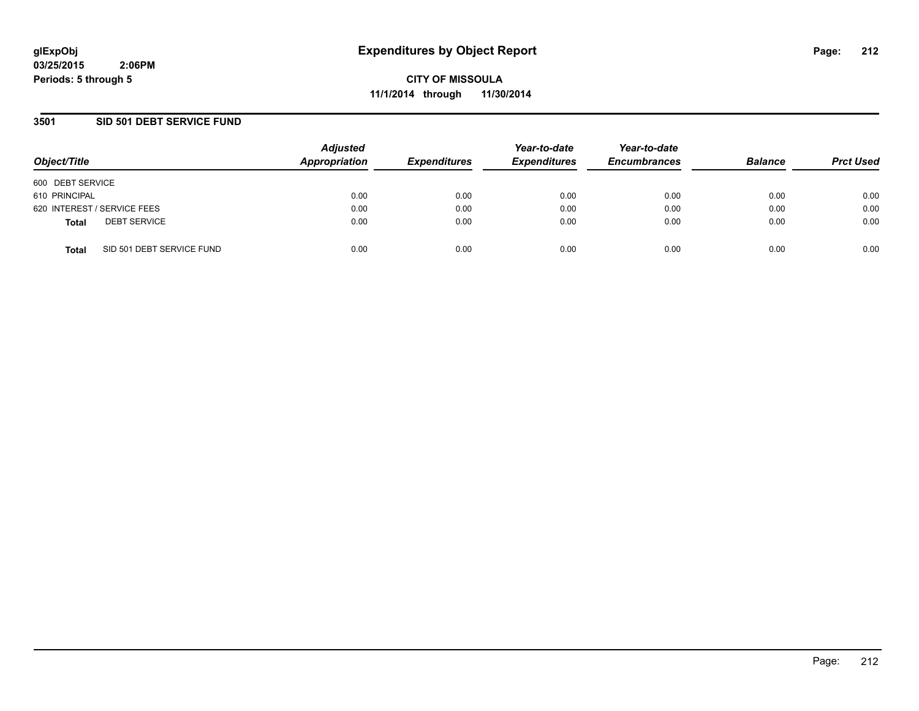# Expenditures by Object Report

glExpObj
03/25/2015 2:06PM
Periods: 5 through 5

**CITY OF MISSOULA**
**11/1/2014 through 11/30/2014**

## 3501 SID 501 DEBT SERVICE FUND

| Object/Title | Adjusted Appropriation | Expenditures | Year-to-date Expenditures | Year-to-date Encumbrances | Balance | Prct Used |
|---|---|---|---|---|---|---|
| 600 DEBT SERVICE | | | | | | |
| 610 PRINCIPAL | 0.00 | 0.00 | 0.00 | 0.00 | 0.00 | 0.00 |
| 620 INTEREST / SERVICE FEES | 0.00 | 0.00 | 0.00 | 0.00 | 0.00 | 0.00 |
| **Total** DEBT SERVICE | 0.00 | 0.00 | 0.00 | 0.00 | 0.00 | 0.00 |
| **Total** SID 501 DEBT SERVICE FUND | 0.00 | 0.00 | 0.00 | 0.00 | 0.00 | 0.00 |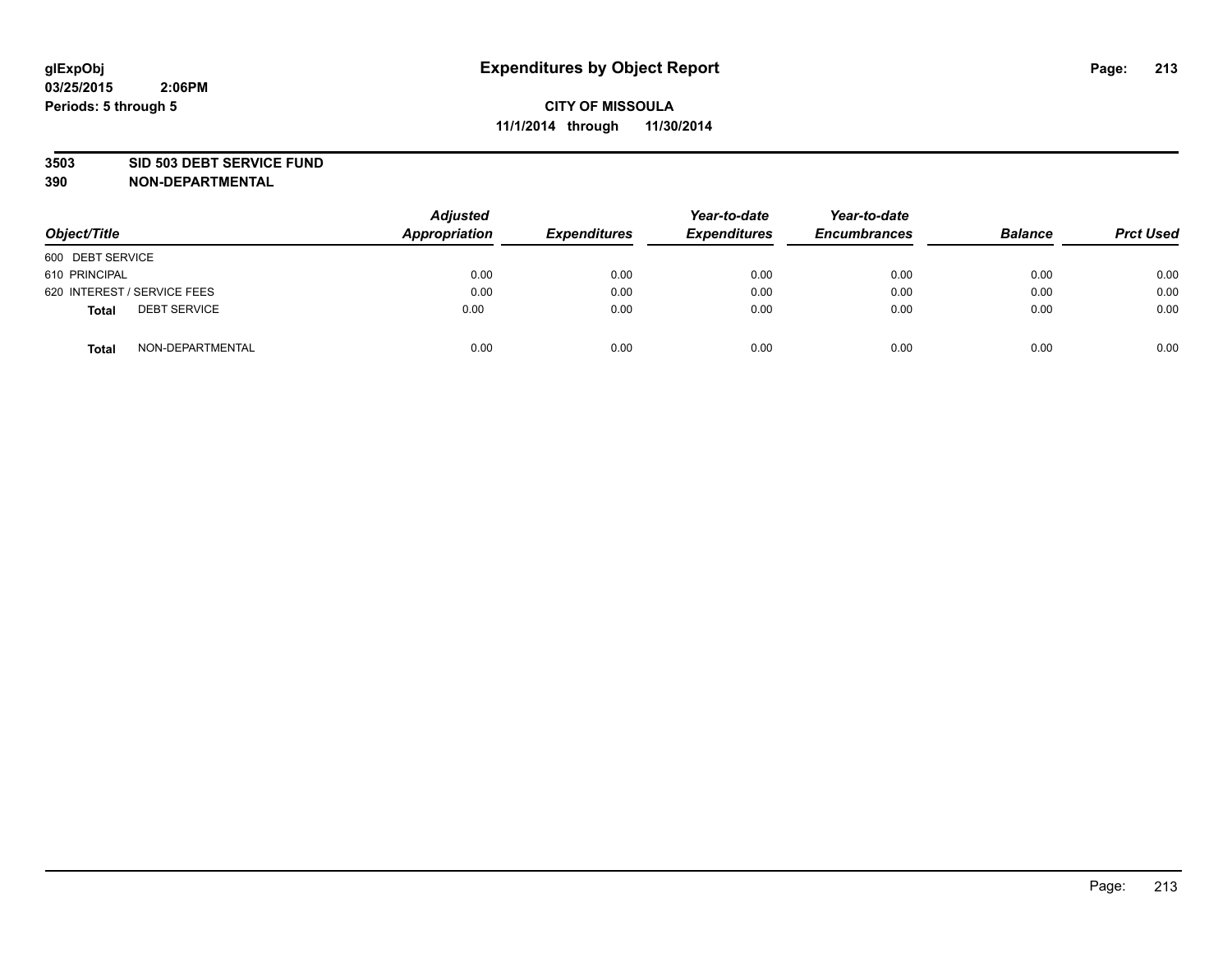**glExpObj**
**03/25/2015 2:06PM**
**Periods: 5 through 5**

# Expenditures by Object Report

**CITY OF MISSOULA**
**11/1/2014 through 11/30/2014**

**3503 SID 503 DEBT SERVICE FUND**
**390 NON-DEPARTMENTAL**

| Object/Title | Adjusted Appropriation | Expenditures | Year-to-date Expenditures | Year-to-date Encumbrances | Balance | Prct Used |
|---|---|---|---|---|---|---|
| 600 DEBT SERVICE | | | | | | |
| 610 PRINCIPAL | 0.00 | 0.00 | 0.00 | 0.00 | 0.00 | 0.00 |
| 620 INTEREST / SERVICE FEES | 0.00 | 0.00 | 0.00 | 0.00 | 0.00 | 0.00 |
| **Total** DEBT SERVICE | 0.00 | 0.00 | 0.00 | 0.00 | 0.00 | 0.00 |
| **Total** NON-DEPARTMENTAL | 0.00 | 0.00 | 0.00 | 0.00 | 0.00 | 0.00 |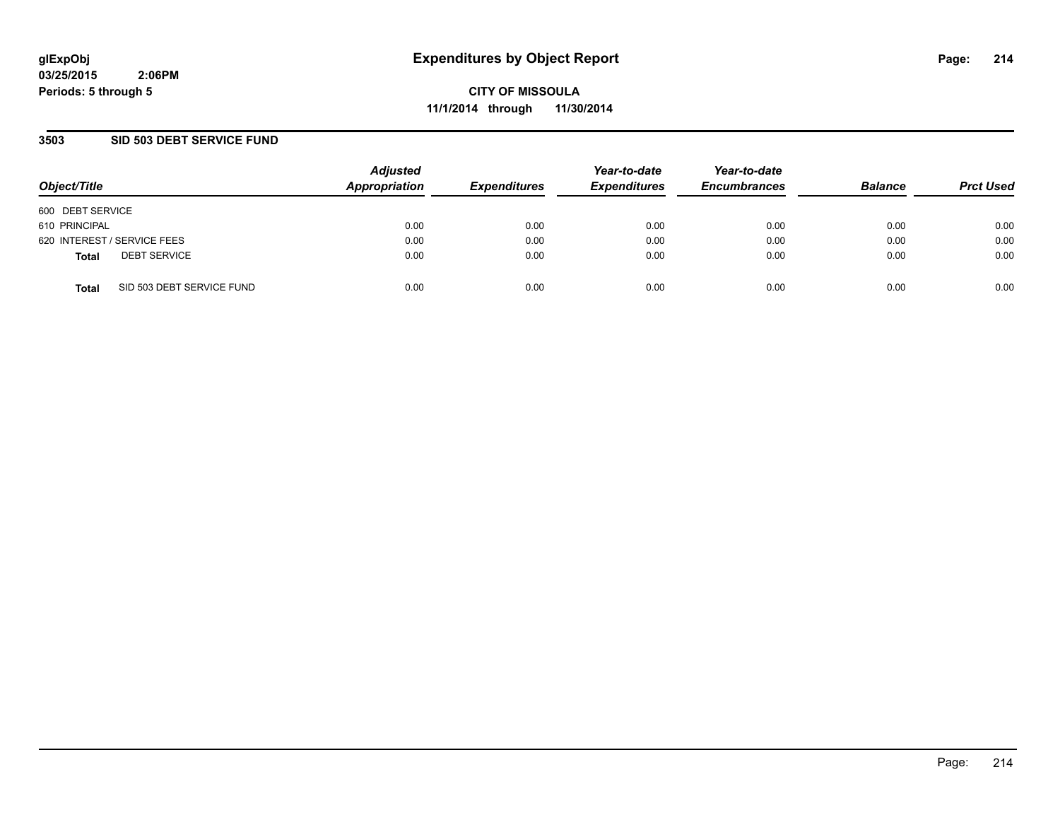**glExpObj** **Expenditures by Object Report**

**03/25/2015 2:06PM**

**Periods: 5 through 5**

**CITY OF MISSOULA**

**11/1/2014 through 11/30/2014**

## 3503 SID 503 DEBT SERVICE FUND

| Object/Title | Adjusted Appropriation | Expenditures | Year-to-date Expenditures | Year-to-date Encumbrances | Balance | Prct Used |
|---|---|---|---|---|---|---|
| 600 DEBT SERVICE | | | | | | |
| 610 PRINCIPAL | 0.00 | 0.00 | 0.00 | 0.00 | 0.00 | 0.00 |
| 620 INTEREST / SERVICE FEES | 0.00 | 0.00 | 0.00 | 0.00 | 0.00 | 0.00 |
| **Total** DEBT SERVICE | 0.00 | 0.00 | 0.00 | 0.00 | 0.00 | 0.00 |
| **Total** SID 503 DEBT SERVICE FUND | 0.00 | 0.00 | 0.00 | 0.00 | 0.00 | 0.00 |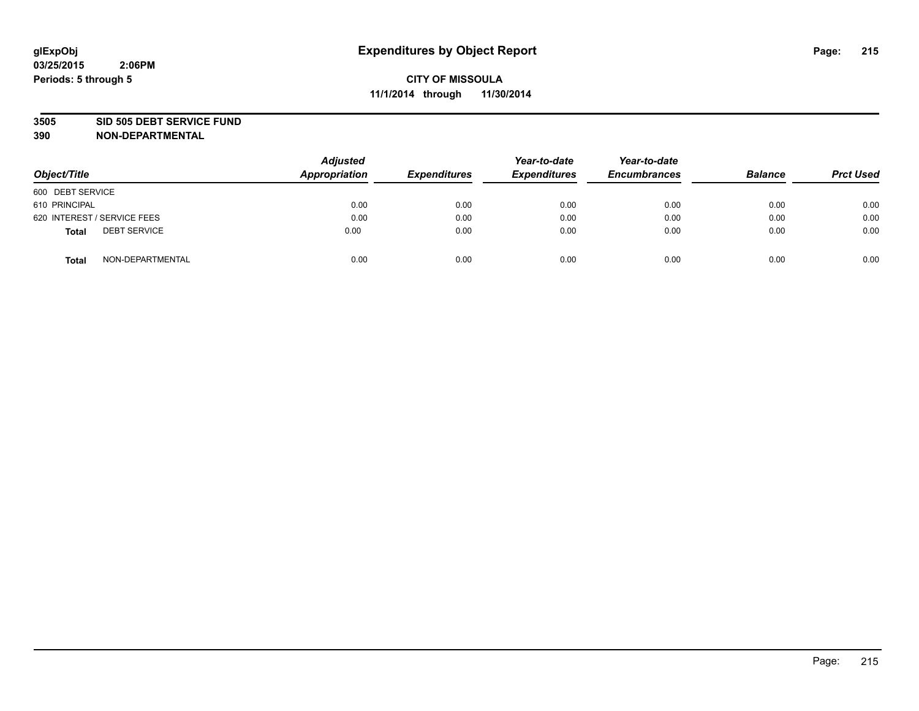glExpObj
03/25/2015 2:06PM
Periods: 5 through 5

# Expenditures by Object Report

**CITY OF MISSOULA**
**11/1/2014 through 11/30/2014**

**3505 SID 505 DEBT SERVICE FUND**
**390 NON-DEPARTMENTAL**

| Object/Title | Adjusted Appropriation | Expenditures | Year-to-date Expenditures | Year-to-date Encumbrances | Balance | Prct Used |
|---|---|---|---|---|---|---|
| 600 DEBT SERVICE | | | | | | |
| 610 PRINCIPAL | 0.00 | 0.00 | 0.00 | 0.00 | 0.00 | 0.00 |
| 620 INTEREST / SERVICE FEES | 0.00 | 0.00 | 0.00 | 0.00 | 0.00 | 0.00 |
| **Total** DEBT SERVICE | 0.00 | 0.00 | 0.00 | 0.00 | 0.00 | 0.00 |
| **Total** NON-DEPARTMENTAL | 0.00 | 0.00 | 0.00 | 0.00 | 0.00 | 0.00 |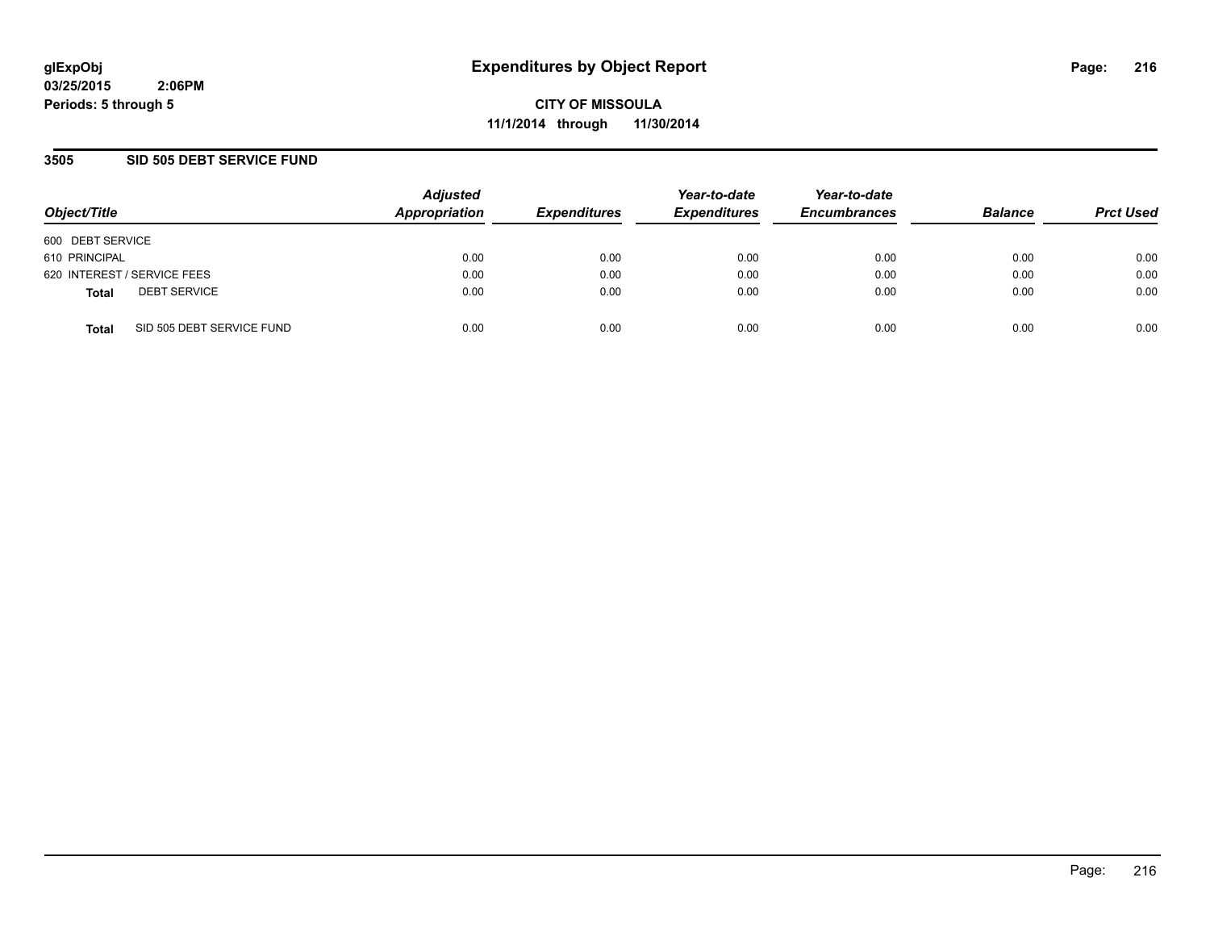**glExpObj**
**03/25/2015 2:06PM**
**Periods: 5 through 5**

# Expenditures by Object Report

**CITY OF MISSOULA**
**11/1/2014 through 11/30/2014**

## 3505 SID 505 DEBT SERVICE FUND

| Object/Title | Adjusted Appropriation | Expenditures | Year-to-date Expenditures | Year-to-date Encumbrances | Balance | Prct Used |
|---|---|---|---|---|---|---|
| 600 DEBT SERVICE | | | | | | |
| 610 PRINCIPAL | 0.00 | 0.00 | 0.00 | 0.00 | 0.00 | 0.00 |
| 620 INTEREST / SERVICE FEES | 0.00 | 0.00 | 0.00 | 0.00 | 0.00 | 0.00 |
| **Total** DEBT SERVICE | 0.00 | 0.00 | 0.00 | 0.00 | 0.00 | 0.00 |
| **Total** SID 505 DEBT SERVICE FUND | 0.00 | 0.00 | 0.00 | 0.00 | 0.00 | 0.00 |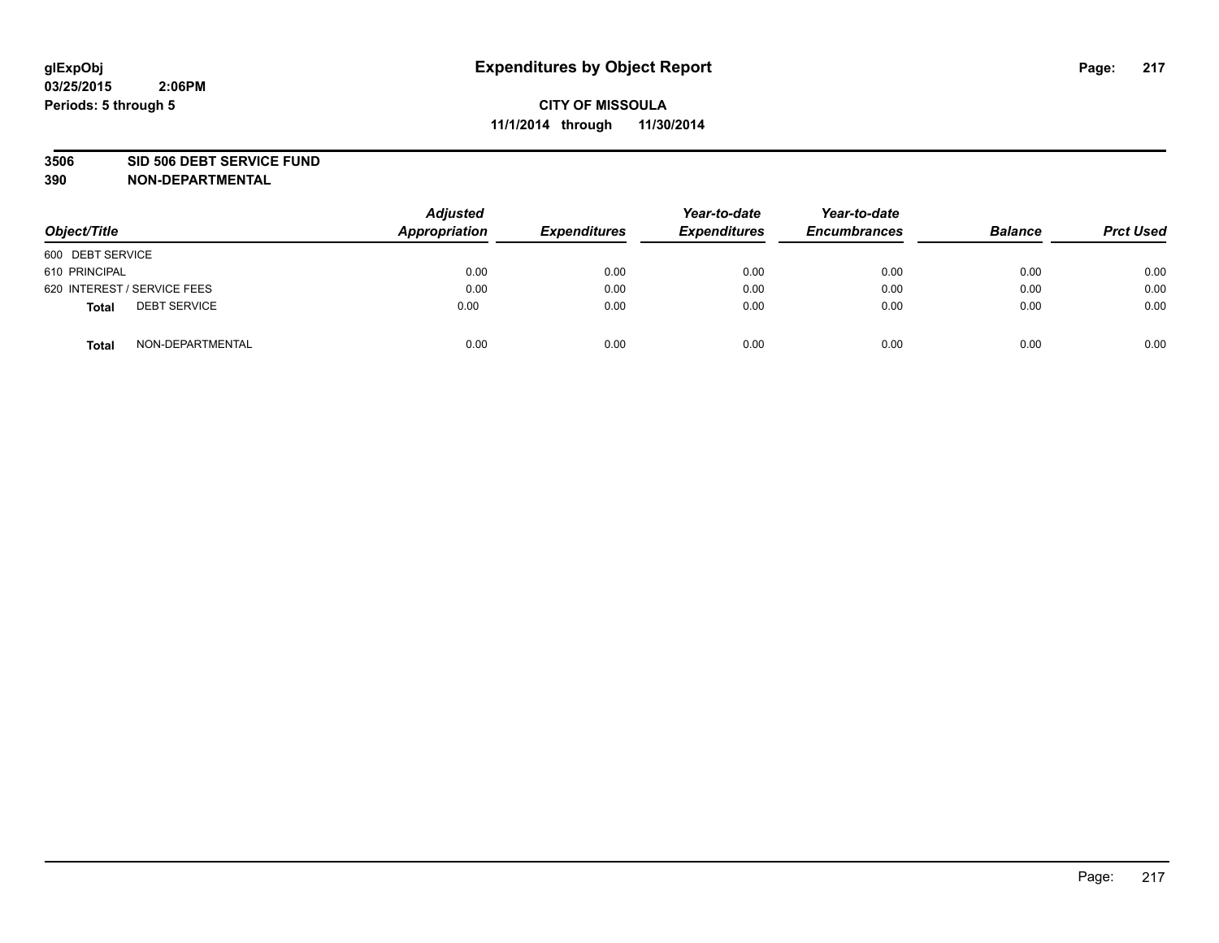glExpObj
03/25/2015 2:06PM
Periods: 5 through 5

# Expenditures by Object Report

**CITY OF MISSOULA**
**11/1/2014 through 11/30/2014**

**3506 SID 506 DEBT SERVICE FUND**
**390 NON-DEPARTMENTAL**

| Object/Title | Adjusted Appropriation | Expenditures | Year-to-date Expenditures | Year-to-date Encumbrances | Balance | Prct Used |
|---|---|---|---|---|---|---|
| 600 DEBT SERVICE | | | | | | |
| 610 PRINCIPAL | 0.00 | 0.00 | 0.00 | 0.00 | 0.00 | 0.00 |
| 620 INTEREST / SERVICE FEES | 0.00 | 0.00 | 0.00 | 0.00 | 0.00 | 0.00 |
| **Total** DEBT SERVICE | 0.00 | 0.00 | 0.00 | 0.00 | 0.00 | 0.00 |
| **Total** NON-DEPARTMENTAL | 0.00 | 0.00 | 0.00 | 0.00 | 0.00 | 0.00 |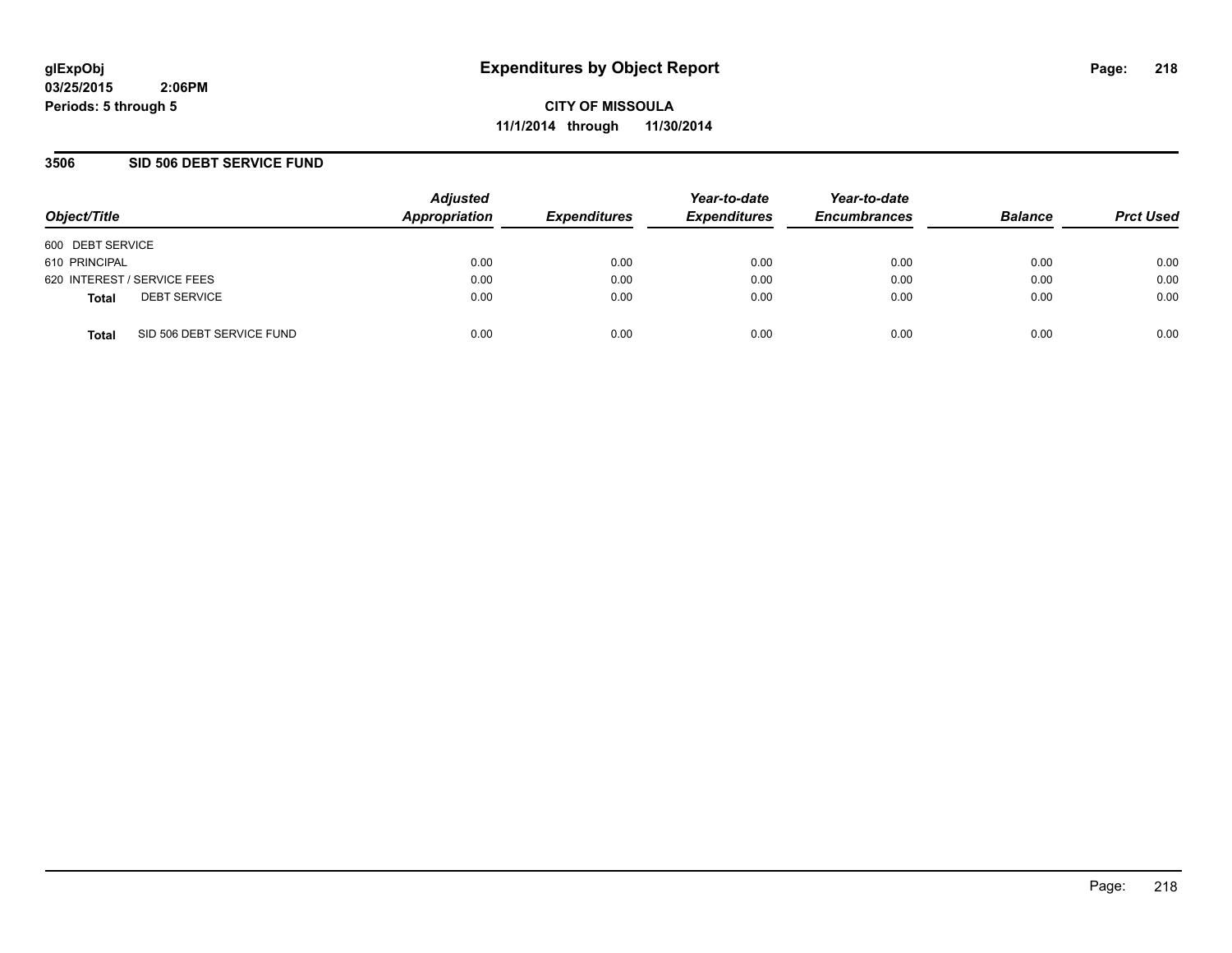glExpObj
03/25/2015 2:06PM
Periods: 5 through 5

# Expenditures by Object Report

**CITY OF MISSOULA**
**11/1/2014 through 11/30/2014**

## 3506 SID 506 DEBT SERVICE FUND

| Object/Title | Adjusted Appropriation | Expenditures | Year-to-date Expenditures | Year-to-date Encumbrances | Balance | Prct Used |
|---|---|---|---|---|---|---|
| 600 DEBT SERVICE | | | | | | |
| 610 PRINCIPAL | 0.00 | 0.00 | 0.00 | 0.00 | 0.00 | 0.00 |
| 620 INTEREST / SERVICE FEES | 0.00 | 0.00 | 0.00 | 0.00 | 0.00 | 0.00 |
| **Total** DEBT SERVICE | 0.00 | 0.00 | 0.00 | 0.00 | 0.00 | 0.00 |
| **Total** SID 506 DEBT SERVICE FUND | 0.00 | 0.00 | 0.00 | 0.00 | 0.00 | 0.00 |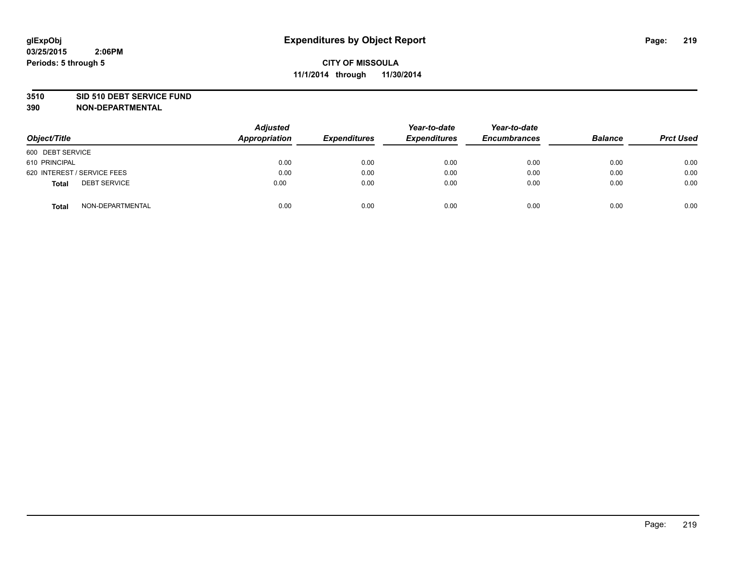**glExpObj**
**03/25/2015 2:06PM**
**Periods: 5 through 5**

# Expenditures by Object Report

**CITY OF MISSOULA**
**11/1/2014 through 11/30/2014**

**3510 SID 510 DEBT SERVICE FUND**
**390 NON-DEPARTMENTAL**

| *Object/Title* | *Adjusted Appropriation* | *Expenditures* | *Year-to-date Expenditures* | *Year-to-date Encumbrances* | *Balance* | *Prct Used* |
|---|---|---|---|---|---|---|
| 600 DEBT SERVICE | | | | | | |
| 610 PRINCIPAL | 0.00 | 0.00 | 0.00 | 0.00 | 0.00 | 0.00 |
| 620 INTEREST / SERVICE FEES | 0.00 | 0.00 | 0.00 | 0.00 | 0.00 | 0.00 |
| **Total** DEBT SERVICE | 0.00 | 0.00 | 0.00 | 0.00 | 0.00 | 0.00 |
| **Total** NON-DEPARTMENTAL | 0.00 | 0.00 | 0.00 | 0.00 | 0.00 | 0.00 |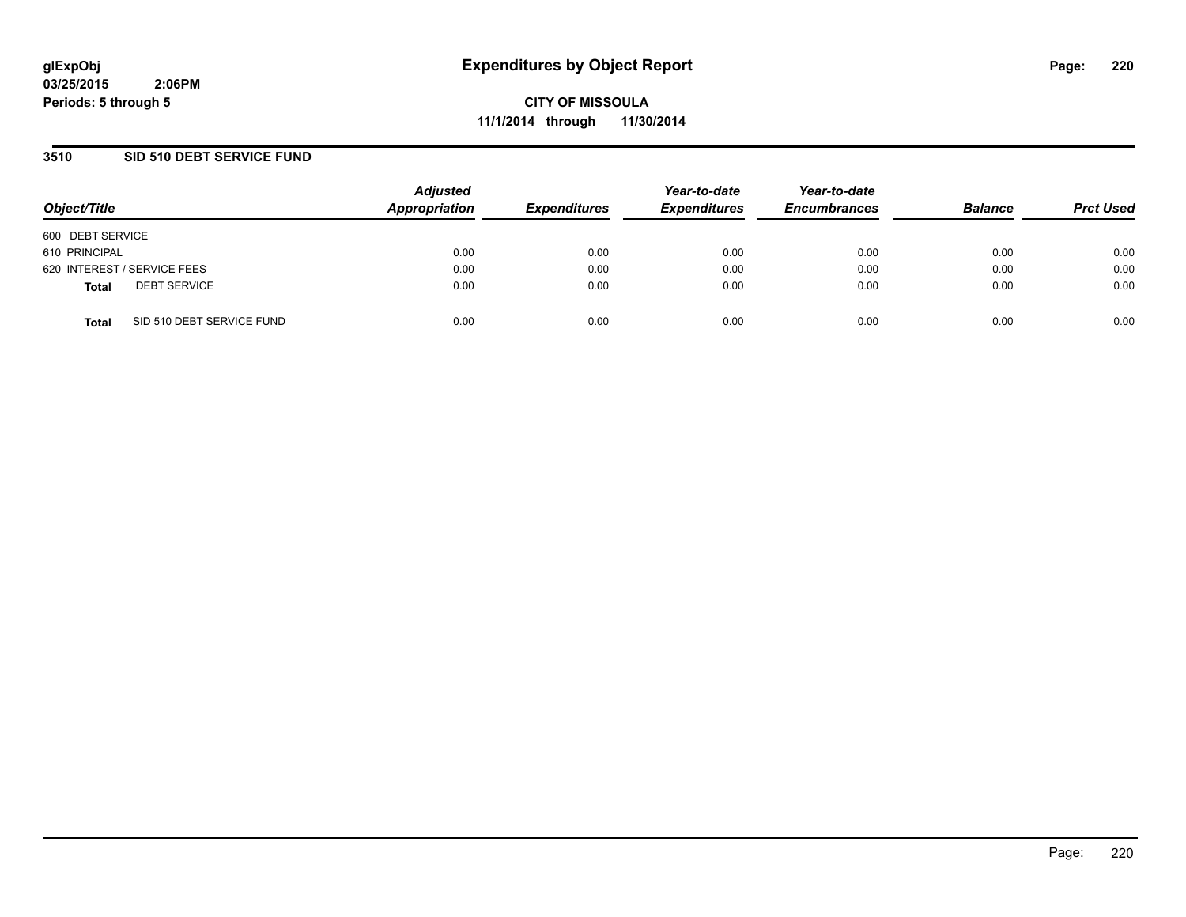glExpObj
03/25/2015 2:06PM
Periods: 5 through 5

# Expenditures by Object Report

**CITY OF MISSOULA**
**11/1/2014 through 11/30/2014**

## 3510 SID 510 DEBT SERVICE FUND

| Object/Title | | Adjusted Appropriation | Expenditures | Year-to-date Expenditures | Year-to-date Encumbrances | Balance | Prct Used |
|---|---|---|---|---|---|---|---|
| 600 DEBT SERVICE | | | | | | | |
| 610 PRINCIPAL | | 0.00 | 0.00 | 0.00 | 0.00 | 0.00 | 0.00 |
| 620 INTEREST / SERVICE FEES | | 0.00 | 0.00 | 0.00 | 0.00 | 0.00 | 0.00 |
| **Total** | DEBT SERVICE | 0.00 | 0.00 | 0.00 | 0.00 | 0.00 | 0.00 |
| **Total** | SID 510 DEBT SERVICE FUND | 0.00 | 0.00 | 0.00 | 0.00 | 0.00 | 0.00 |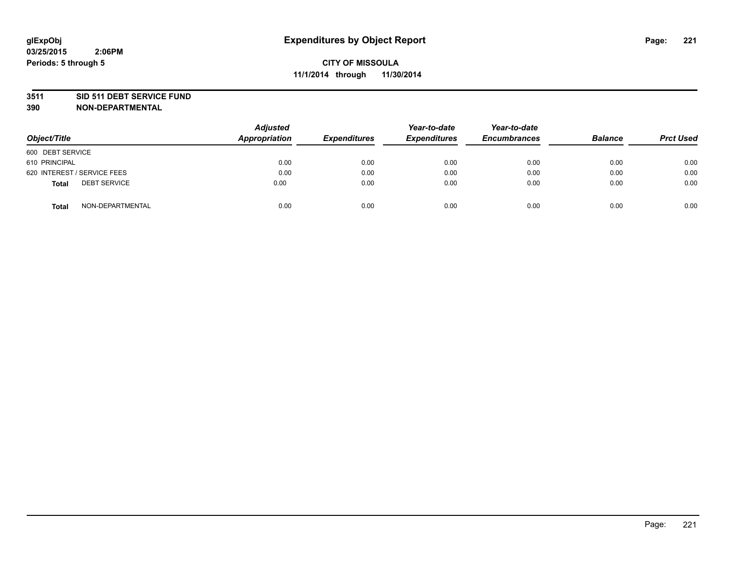# Expenditures by Object Report

glExpObj
03/25/2015 2:06PM
Periods: 5 through 5

**CITY OF MISSOULA**
**11/1/2014 through 11/30/2014**

**3511 SID 511 DEBT SERVICE FUND**
**390 NON-DEPARTMENTAL**

| Object/Title | | Adjusted Appropriation | Expenditures | Year-to-date Expenditures | Year-to-date Encumbrances | Balance | Prct Used |
|---|---|---|---|---|---|---|---|
| 600 DEBT SERVICE | | | | | | | |
| 610 PRINCIPAL | | 0.00 | 0.00 | 0.00 | 0.00 | 0.00 | 0.00 |
| 620 INTEREST / SERVICE FEES | | 0.00 | 0.00 | 0.00 | 0.00 | 0.00 | 0.00 |
| **Total** | DEBT SERVICE | 0.00 | 0.00 | 0.00 | 0.00 | 0.00 | 0.00 |
| **Total** | NON-DEPARTMENTAL | 0.00 | 0.00 | 0.00 | 0.00 | 0.00 | 0.00 |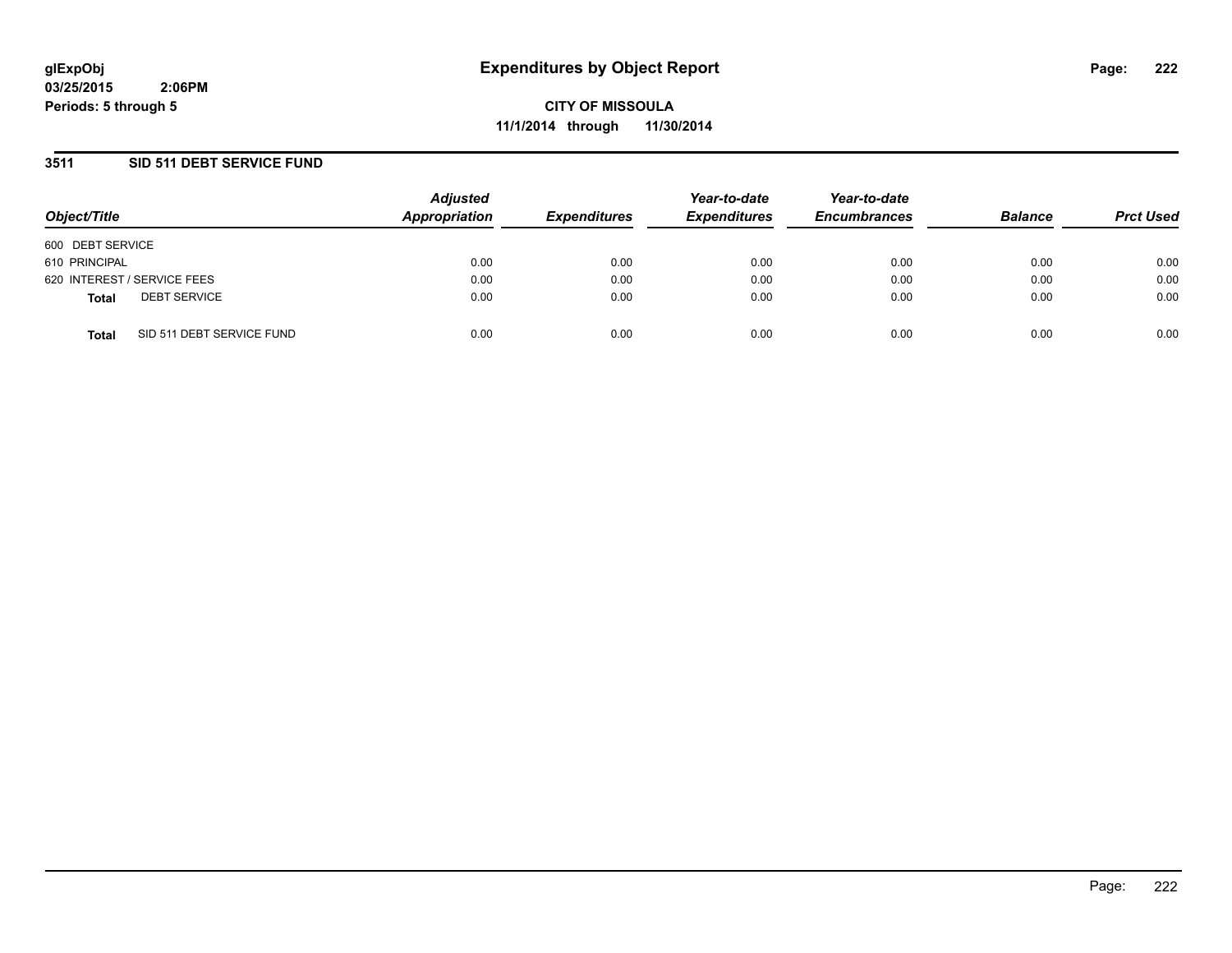glExpObj
03/25/2015 2:06PM
Periods: 5 through 5

# Expenditures by Object Report

**CITY OF MISSOULA**
**11/1/2014 through 11/30/2014**

## 3511 SID 511 DEBT SERVICE FUND

| Object/Title | | Adjusted Appropriation | Expenditures | Year-to-date Expenditures | Year-to-date Encumbrances | Balance | Prct Used |
|---|---|---|---|---|---|---|---|
| 600 DEBT SERVICE | | | | | | | |
| 610 PRINCIPAL | | 0.00 | 0.00 | 0.00 | 0.00 | 0.00 | 0.00 |
| 620 INTEREST / SERVICE FEES | | 0.00 | 0.00 | 0.00 | 0.00 | 0.00 | 0.00 |
| **Total** | DEBT SERVICE | 0.00 | 0.00 | 0.00 | 0.00 | 0.00 | 0.00 |
| **Total** | SID 511 DEBT SERVICE FUND | 0.00 | 0.00 | 0.00 | 0.00 | 0.00 | 0.00 |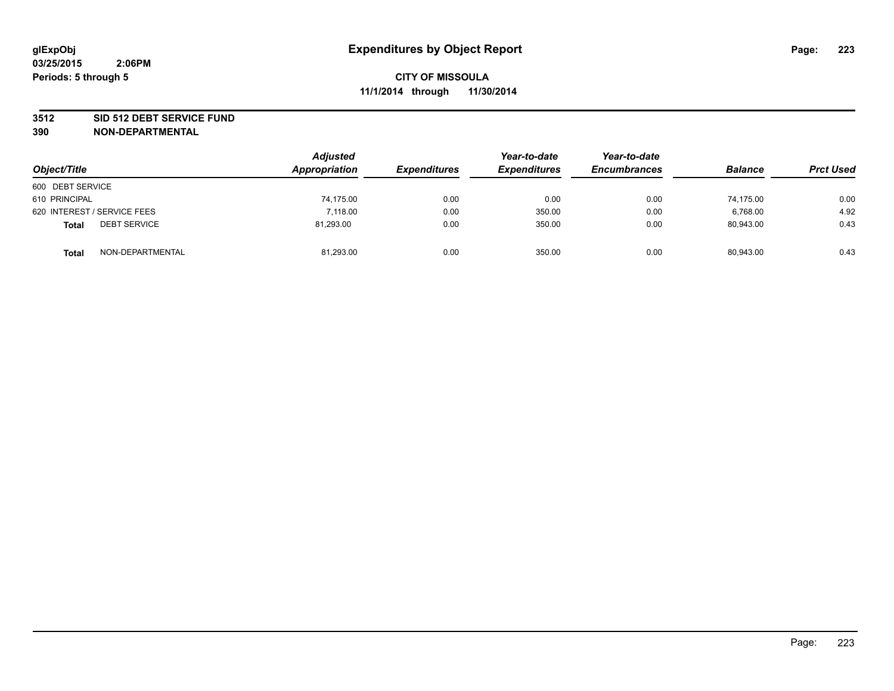glExpObj
03/25/2015 2:06PM
Periods: 5 through 5

# Expenditures by Object Report

**CITY OF MISSOULA**
**11/1/2014 through 11/30/2014**

**3512 SID 512 DEBT SERVICE FUND**
**390 NON-DEPARTMENTAL**

| Object/Title | | Adjusted Appropriation | Expenditures | Year-to-date Expenditures | Year-to-date Encumbrances | Balance | Prct Used |
|---|---|---|---|---|---|---|---|
| 600 DEBT SERVICE | | | | | | | |
| 610 PRINCIPAL | | 74,175.00 | 0.00 | 0.00 | 0.00 | 74,175.00 | 0.00 |
| 620 INTEREST / SERVICE FEES | | 7,118.00 | 0.00 | 350.00 | 0.00 | 6,768.00 | 4.92 |
| **Total** | DEBT SERVICE | 81,293.00 | 0.00 | 350.00 | 0.00 | 80,943.00 | 0.43 |
| **Total** | NON-DEPARTMENTAL | 81,293.00 | 0.00 | 350.00 | 0.00 | 80,943.00 | 0.43 |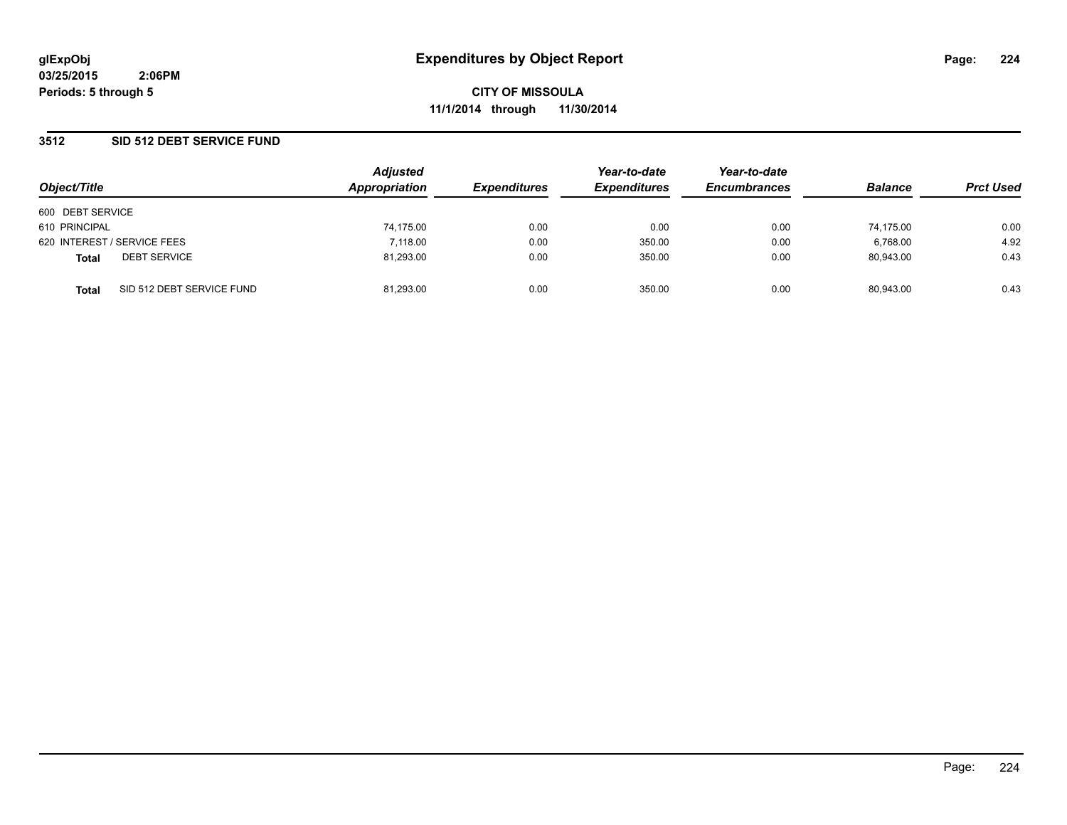# Expenditures by Object Report

glExpObj
03/25/2015 2:06PM
Periods: 5 through 5

**CITY OF MISSOULA**
**11/1/2014 through 11/30/2014**

## 3512 SID 512 DEBT SERVICE FUND

| Object/Title | Adjusted Appropriation | Expenditures | Year-to-date Expenditures | Year-to-date Encumbrances | Balance | Prct Used |
|---|---|---|---|---|---|---|
| 600 DEBT SERVICE | | | | | | |
| 610 PRINCIPAL | 74,175.00 | 0.00 | 0.00 | 0.00 | 74,175.00 | 0.00 |
| 620 INTEREST / SERVICE FEES | 7,118.00 | 0.00 | 350.00 | 0.00 | 6,768.00 | 4.92 |
| **Total** DEBT SERVICE | 81,293.00 | 0.00 | 350.00 | 0.00 | 80,943.00 | 0.43 |
| **Total** SID 512 DEBT SERVICE FUND | 81,293.00 | 0.00 | 350.00 | 0.00 | 80,943.00 | 0.43 |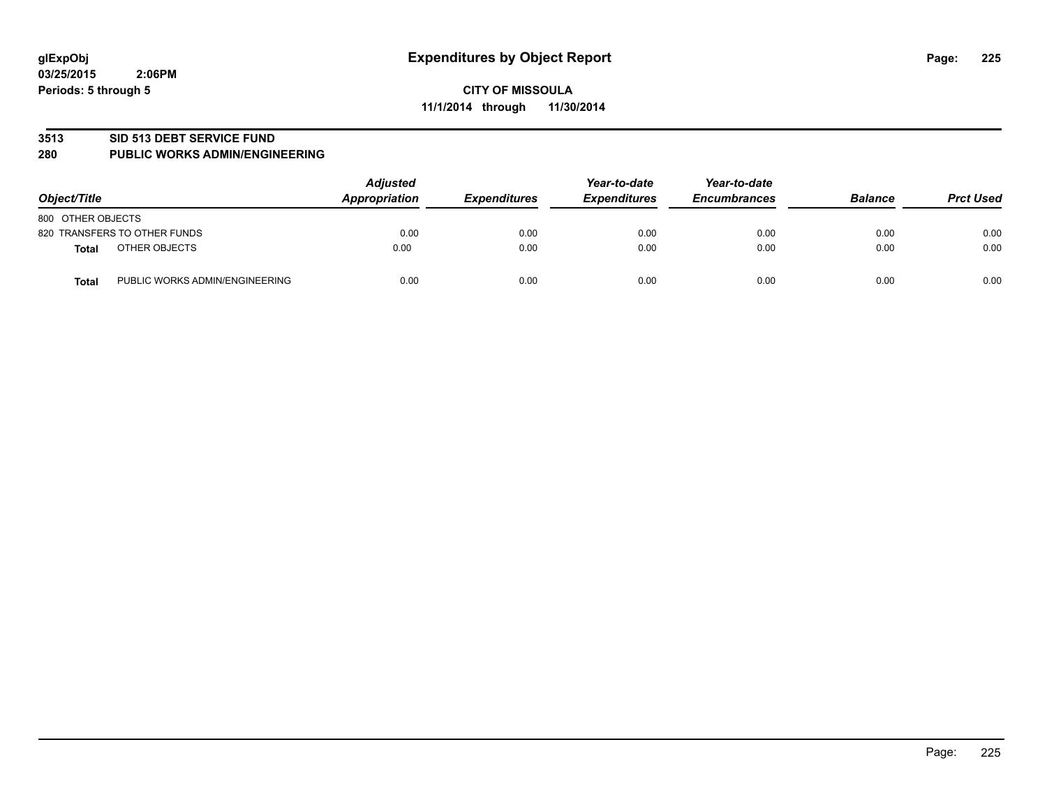# Expenditures by Object Report

glExpObj
03/25/2015 2:06PM
Periods: 5 through 5

**CITY OF MISSOULA**
**11/1/2014 through 11/30/2014**

## 3513 SID 513 DEBT SERVICE FUND
## 280 PUBLIC WORKS ADMIN/ENGINEERING

| Object/Title | | Adjusted Appropriation | Expenditures | Year-to-date Expenditures | Year-to-date Encumbrances | Balance | Prct Used |
|---|---|---|---|---|---|---|---|
| 800 OTHER OBJECTS | | | | | | | |
| 820 TRANSFERS TO OTHER FUNDS | | 0.00 | 0.00 | 0.00 | 0.00 | 0.00 | 0.00 |
| **Total** | OTHER OBJECTS | 0.00 | 0.00 | 0.00 | 0.00 | 0.00 | 0.00 |
| **Total** | PUBLIC WORKS ADMIN/ENGINEERING | 0.00 | 0.00 | 0.00 | 0.00 | 0.00 | 0.00 |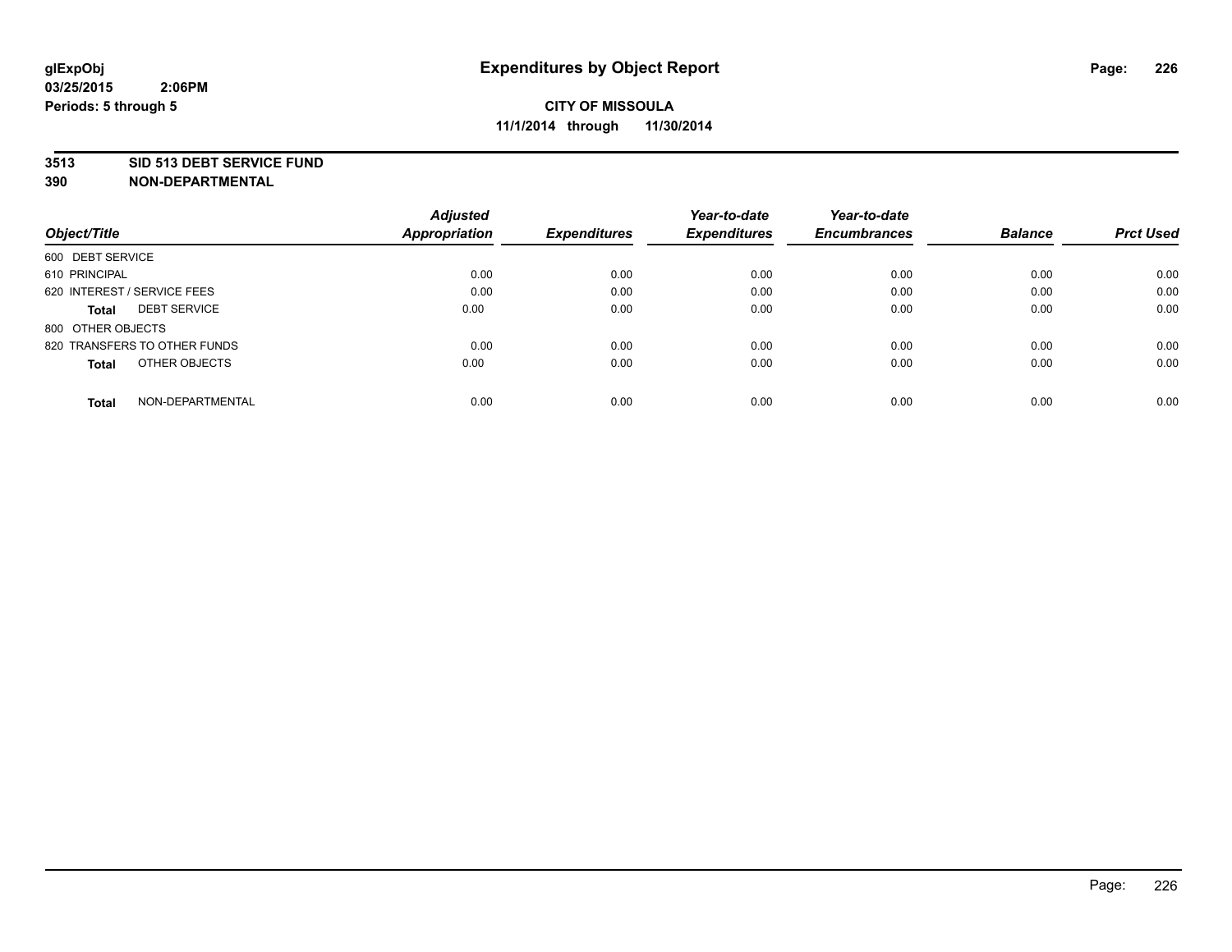glExpObj
03/25/2015 2:06PM
Periods: 5 through 5

# Expenditures by Object Report

**CITY OF MISSOULA**
**11/1/2014 through 11/30/2014**

**3513 SID 513 DEBT SERVICE FUND**
**390 NON-DEPARTMENTAL**

| Object/Title | Adjusted Appropriation | Expenditures | Year-to-date Expenditures | Year-to-date Encumbrances | Balance | Prct Used |
|---|---|---|---|---|---|---|
| 600 DEBT SERVICE | | | | | | |
| 610 PRINCIPAL | 0.00 | 0.00 | 0.00 | 0.00 | 0.00 | 0.00 |
| 620 INTEREST / SERVICE FEES | 0.00 | 0.00 | 0.00 | 0.00 | 0.00 | 0.00 |
| **Total** DEBT SERVICE | 0.00 | 0.00 | 0.00 | 0.00 | 0.00 | 0.00 |
| 800 OTHER OBJECTS | | | | | | |
| 820 TRANSFERS TO OTHER FUNDS | 0.00 | 0.00 | 0.00 | 0.00 | 0.00 | 0.00 |
| **Total** OTHER OBJECTS | 0.00 | 0.00 | 0.00 | 0.00 | 0.00 | 0.00 |
| **Total** NON-DEPARTMENTAL | 0.00 | 0.00 | 0.00 | 0.00 | 0.00 | 0.00 |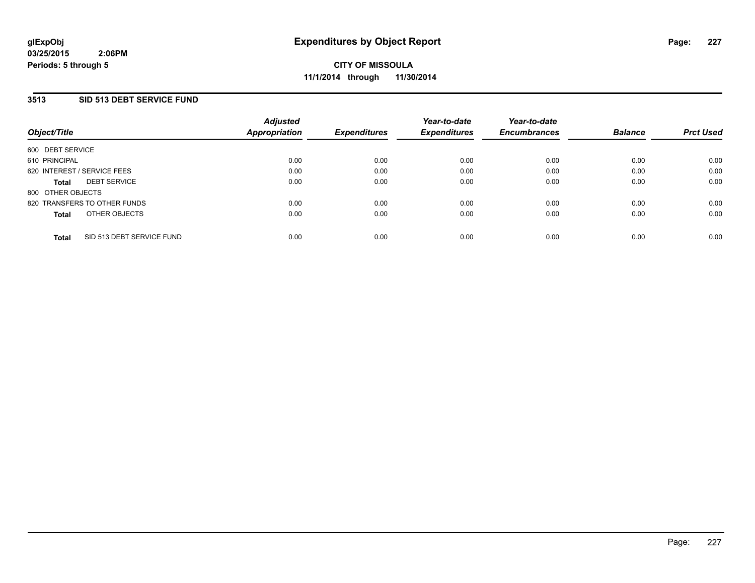**glExpObj**
**03/25/2015 2:06PM**
**Periods: 5 through 5**

# Expenditures by Object Report

**CITY OF MISSOULA**
**11/1/2014 through 11/30/2014**

## 3513 SID 513 DEBT SERVICE FUND

| Object/Title | Adjusted Appropriation | Expenditures | Year-to-date Expenditures | Year-to-date Encumbrances | Balance | Prct Used |
|---|---|---|---|---|---|---|
| 600 DEBT SERVICE | | | | | | |
| 610 PRINCIPAL | 0.00 | 0.00 | 0.00 | 0.00 | 0.00 | 0.00 |
| 620 INTEREST / SERVICE FEES | 0.00 | 0.00 | 0.00 | 0.00 | 0.00 | 0.00 |
| **Total** DEBT SERVICE | 0.00 | 0.00 | 0.00 | 0.00 | 0.00 | 0.00 |
| 800 OTHER OBJECTS | | | | | | |
| 820 TRANSFERS TO OTHER FUNDS | 0.00 | 0.00 | 0.00 | 0.00 | 0.00 | 0.00 |
| **Total** OTHER OBJECTS | 0.00 | 0.00 | 0.00 | 0.00 | 0.00 | 0.00 |
| **Total** SID 513 DEBT SERVICE FUND | 0.00 | 0.00 | 0.00 | 0.00 | 0.00 | 0.00 |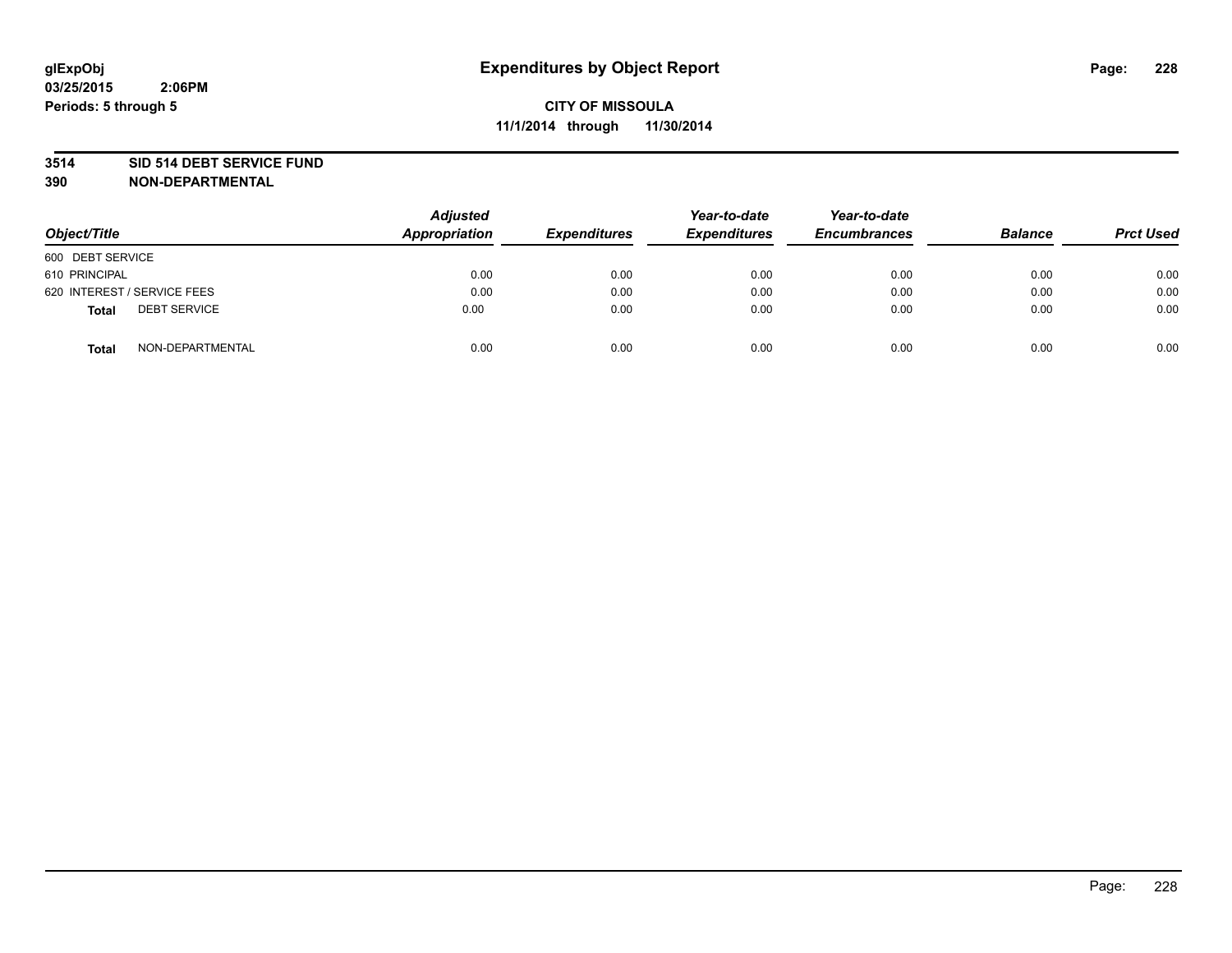# Expenditures by Object Report

**glExpObj**
**03/25/2015 2:06PM**
**Periods: 5 through 5**

**CITY OF MISSOULA**
**11/1/2014 through 11/30/2014**

**3514 SID 514 DEBT SERVICE FUND**
**390 NON-DEPARTMENTAL**

| Object/Title | Adjusted Appropriation | Expenditures | Year-to-date Expenditures | Year-to-date Encumbrances | Balance | Prct Used |
|---|---|---|---|---|---|---|
| 600 DEBT SERVICE | | | | | | |
| 610 PRINCIPAL | 0.00 | 0.00 | 0.00 | 0.00 | 0.00 | 0.00 |
| 620 INTEREST / SERVICE FEES | 0.00 | 0.00 | 0.00 | 0.00 | 0.00 | 0.00 |
| **Total** DEBT SERVICE | 0.00 | 0.00 | 0.00 | 0.00 | 0.00 | 0.00 |
| **Total** NON-DEPARTMENTAL | 0.00 | 0.00 | 0.00 | 0.00 | 0.00 | 0.00 |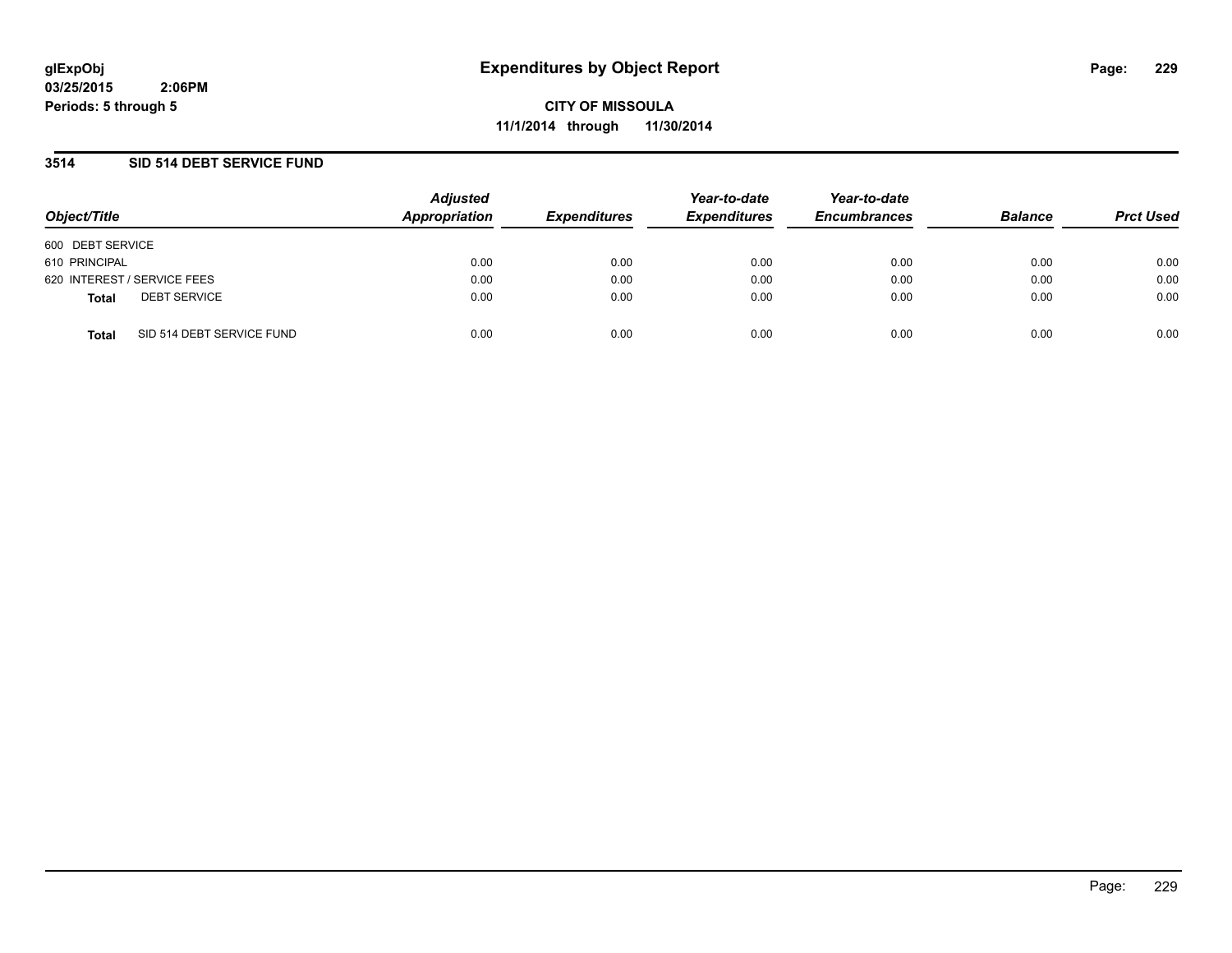glExpObj
03/25/2015 2:06PM
Periods: 5 through 5

# Expenditures by Object Report

**CITY OF MISSOULA**
**11/1/2014 through 11/30/2014**

## 3514 SID 514 DEBT SERVICE FUND

| Object/Title | Adjusted Appropriation | Expenditures | Year-to-date Expenditures | Year-to-date Encumbrances | Balance | Prct Used |
|---|---|---|---|---|---|---|
| 600 DEBT SERVICE | | | | | | |
| 610 PRINCIPAL | 0.00 | 0.00 | 0.00 | 0.00 | 0.00 | 0.00 |
| 620 INTEREST / SERVICE FEES | 0.00 | 0.00 | 0.00 | 0.00 | 0.00 | 0.00 |
| **Total** DEBT SERVICE | 0.00 | 0.00 | 0.00 | 0.00 | 0.00 | 0.00 |
| **Total** SID 514 DEBT SERVICE FUND | 0.00 | 0.00 | 0.00 | 0.00 | 0.00 | 0.00 |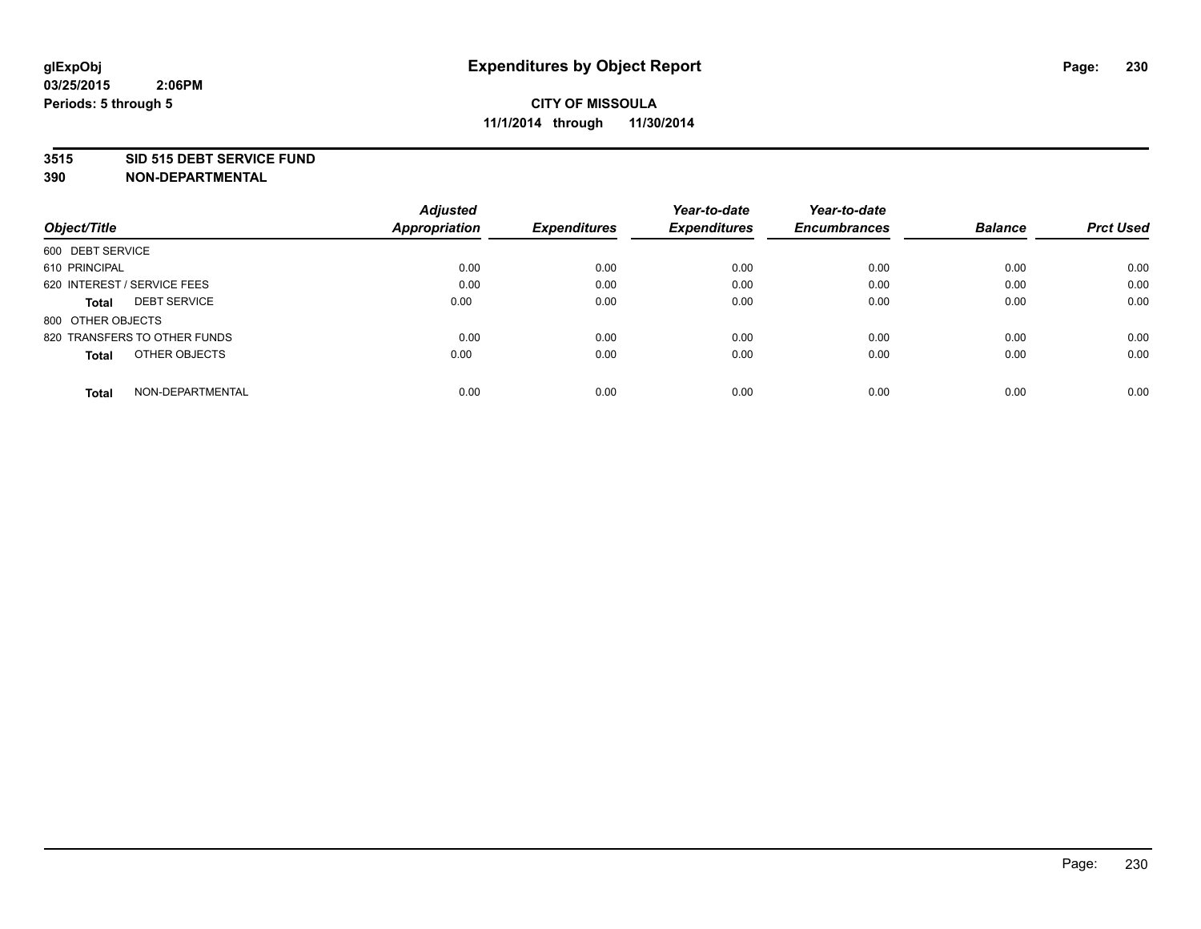**glExpObj**
**03/25/2015 2:06PM**
**Periods: 5 through 5**

# Expenditures by Object Report

**CITY OF MISSOULA**
**11/1/2014 through 11/30/2014**

**3515 SID 515 DEBT SERVICE FUND**
**390 NON-DEPARTMENTAL**

| Object/Title | Adjusted Appropriation | Expenditures | Year-to-date Expenditures | Year-to-date Encumbrances | Balance | Prct Used |
|---|---|---|---|---|---|---|
| 600 DEBT SERVICE | | | | | | |
| 610 PRINCIPAL | 0.00 | 0.00 | 0.00 | 0.00 | 0.00 | 0.00 |
| 620 INTEREST / SERVICE FEES | 0.00 | 0.00 | 0.00 | 0.00 | 0.00 | 0.00 |
| **Total** DEBT SERVICE | 0.00 | 0.00 | 0.00 | 0.00 | 0.00 | 0.00 |
| 800 OTHER OBJECTS | | | | | | |
| 820 TRANSFERS TO OTHER FUNDS | 0.00 | 0.00 | 0.00 | 0.00 | 0.00 | 0.00 |
| **Total** OTHER OBJECTS | 0.00 | 0.00 | 0.00 | 0.00 | 0.00 | 0.00 |
| **Total** NON-DEPARTMENTAL | 0.00 | 0.00 | 0.00 | 0.00 | 0.00 | 0.00 |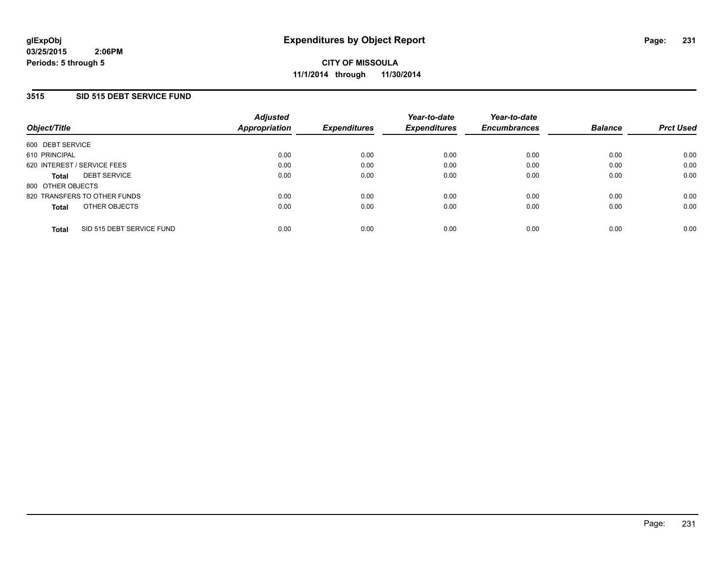**glExpObj**
**03/25/2015 2:06PM**
**Periods: 5 through 5**

# Expenditures by Object Report

**CITY OF MISSOULA**
**11/1/2014 through 11/30/2014**

## 3515 SID 515 DEBT SERVICE FUND

| Object/Title | Adjusted Appropriation | Expenditures | Year-to-date Expenditures | Year-to-date Encumbrances | Balance | Prct Used |
|---|---|---|---|---|---|---|
| 600 DEBT SERVICE | | | | | | |
| 610 PRINCIPAL | 0.00 | 0.00 | 0.00 | 0.00 | 0.00 | 0.00 |
| 620 INTEREST / SERVICE FEES | 0.00 | 0.00 | 0.00 | 0.00 | 0.00 | 0.00 |
| **Total** DEBT SERVICE | 0.00 | 0.00 | 0.00 | 0.00 | 0.00 | 0.00 |
| 800 OTHER OBJECTS | | | | | | |
| 820 TRANSFERS TO OTHER FUNDS | 0.00 | 0.00 | 0.00 | 0.00 | 0.00 | 0.00 |
| **Total** OTHER OBJECTS | 0.00 | 0.00 | 0.00 | 0.00 | 0.00 | 0.00 |
| **Total** SID 515 DEBT SERVICE FUND | 0.00 | 0.00 | 0.00 | 0.00 | 0.00 | 0.00 |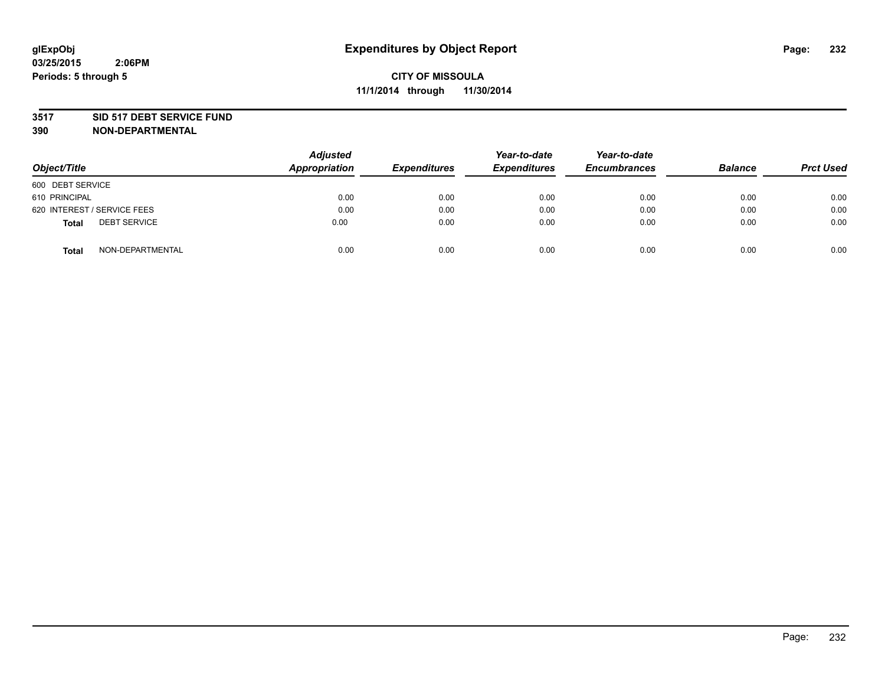**CITY OF MISSOULA**

**11/1/2014 through 11/30/2014**

**3517 SID 517 DEBT SERVICE FUND**

**390 NON-DEPARTMENTAL**

| Object/Title | Adjusted Appropriation | Expenditures | Year-to-date Expenditures | Year-to-date Encumbrances | Balance | Prct Used |
|---|---|---|---|---|---|---|
| 600 DEBT SERVICE | | | | | | |
| 610 PRINCIPAL | 0.00 | 0.00 | 0.00 | 0.00 | 0.00 | 0.00 |
| 620 INTEREST / SERVICE FEES | 0.00 | 0.00 | 0.00 | 0.00 | 0.00 | 0.00 |
| **Total** DEBT SERVICE | 0.00 | 0.00 | 0.00 | 0.00 | 0.00 | 0.00 |
| **Total** NON-DEPARTMENTAL | 0.00 | 0.00 | 0.00 | 0.00 | 0.00 | 0.00 |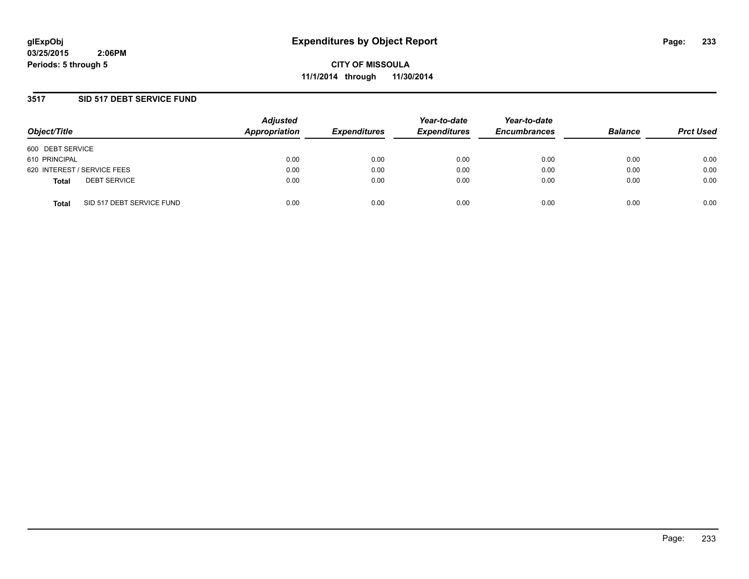glExpObj
03/25/2015 2:06PM
Periods: 5 through 5

# Expenditures by Object Report

**CITY OF MISSOULA**
**11/1/2014 through 11/30/2014**

## 3517 SID 517 DEBT SERVICE FUND

| Object/Title | | Adjusted Appropriation | Expenditures | Year-to-date Expenditures | Year-to-date Encumbrances | Balance | Prct Used |
|---|---|---|---|---|---|---|---|
| 600 DEBT SERVICE | | | | | | | |
| 610 PRINCIPAL | | 0.00 | 0.00 | 0.00 | 0.00 | 0.00 | 0.00 |
| 620 INTEREST / SERVICE FEES | | 0.00 | 0.00 | 0.00 | 0.00 | 0.00 | 0.00 |
| **Total** | DEBT SERVICE | 0.00 | 0.00 | 0.00 | 0.00 | 0.00 | 0.00 |
| **Total** | SID 517 DEBT SERVICE FUND | 0.00 | 0.00 | 0.00 | 0.00 | 0.00 | 0.00 |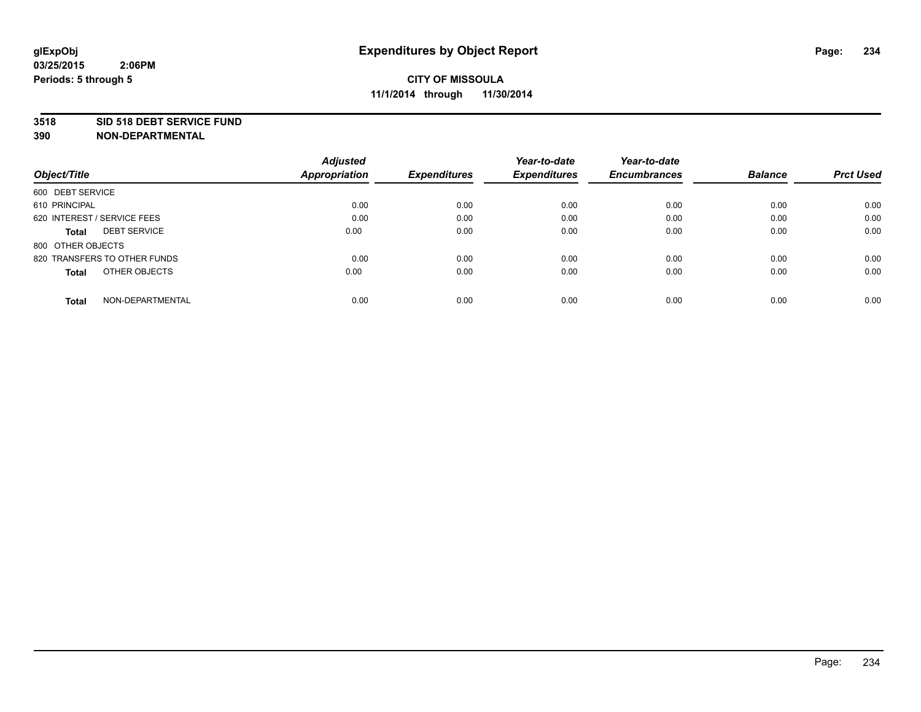# Expenditures by Object Report

glExpObj
03/25/2015 2:06PM
Periods: 5 through 5

**CITY OF MISSOULA**
**11/1/2014 through 11/30/2014**

**3518 SID 518 DEBT SERVICE FUND**
**390 NON-DEPARTMENTAL**

| Object/Title | Adjusted Appropriation | Expenditures | Year-to-date Expenditures | Year-to-date Encumbrances | Balance | Prct Used |
|---|---|---|---|---|---|---|
| 600 DEBT SERVICE | | | | | | |
| 610 PRINCIPAL | 0.00 | 0.00 | 0.00 | 0.00 | 0.00 | 0.00 |
| 620 INTEREST / SERVICE FEES | 0.00 | 0.00 | 0.00 | 0.00 | 0.00 | 0.00 |
| **Total** DEBT SERVICE | 0.00 | 0.00 | 0.00 | 0.00 | 0.00 | 0.00 |
| 800 OTHER OBJECTS | | | | | | |
| 820 TRANSFERS TO OTHER FUNDS | 0.00 | 0.00 | 0.00 | 0.00 | 0.00 | 0.00 |
| **Total** OTHER OBJECTS | 0.00 | 0.00 | 0.00 | 0.00 | 0.00 | 0.00 |
| **Total** NON-DEPARTMENTAL | 0.00 | 0.00 | 0.00 | 0.00 | 0.00 | 0.00 |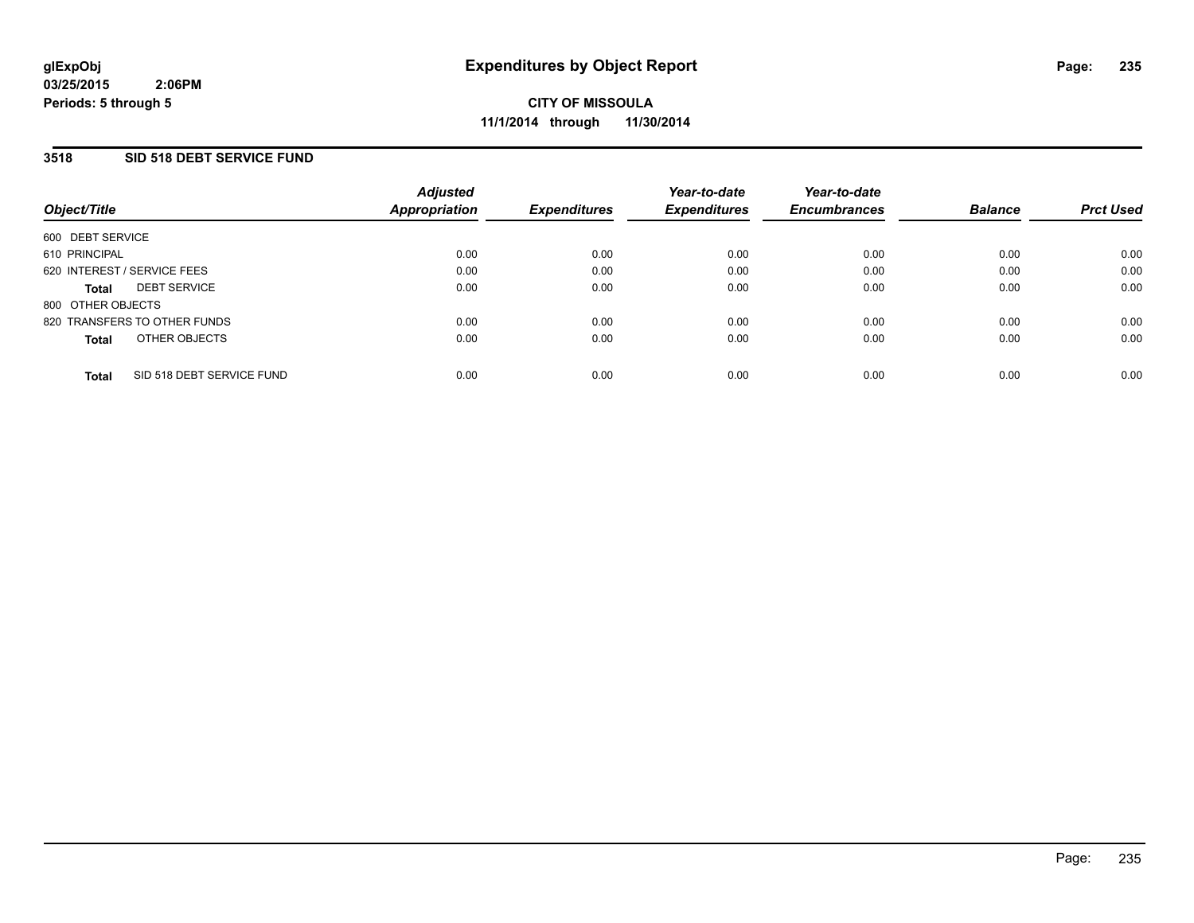# Expenditures by Object Report

glExpObj
03/25/2015 2:06PM
Periods: 5 through 5

**CITY OF MISSOULA**
**11/1/2014 through 11/30/2014**

## 3518 SID 518 DEBT SERVICE FUND

| Object/Title | Adjusted Appropriation | Expenditures | Year-to-date Expenditures | Year-to-date Encumbrances | Balance | Prct Used |
|---|---|---|---|---|---|---|
| 600 DEBT SERVICE | | | | | | |
| 610 PRINCIPAL | 0.00 | 0.00 | 0.00 | 0.00 | 0.00 | 0.00 |
| 620 INTEREST / SERVICE FEES | 0.00 | 0.00 | 0.00 | 0.00 | 0.00 | 0.00 |
| **Total** DEBT SERVICE | 0.00 | 0.00 | 0.00 | 0.00 | 0.00 | 0.00 |
| 800 OTHER OBJECTS | | | | | | |
| 820 TRANSFERS TO OTHER FUNDS | 0.00 | 0.00 | 0.00 | 0.00 | 0.00 | 0.00 |
| **Total** OTHER OBJECTS | 0.00 | 0.00 | 0.00 | 0.00 | 0.00 | 0.00 |
| **Total** SID 518 DEBT SERVICE FUND | 0.00 | 0.00 | 0.00 | 0.00 | 0.00 | 0.00 |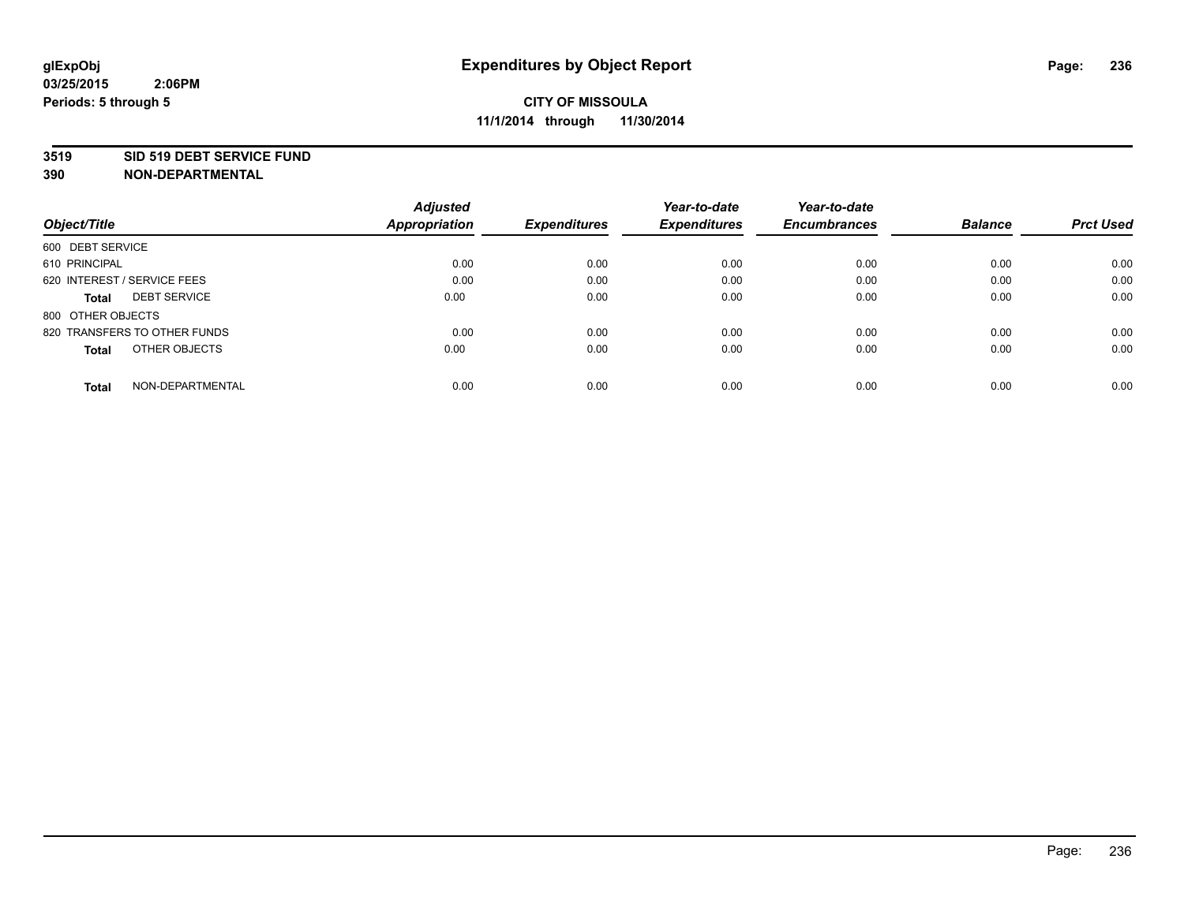glExpObj
03/25/2015 2:06PM
Periods: 5 through 5

# Expenditures by Object Report

**CITY OF MISSOULA**
**11/1/2014 through 11/30/2014**

**3519 SID 519 DEBT SERVICE FUND**
**390 NON-DEPARTMENTAL**

| Object/Title | Adjusted Appropriation | Expenditures | Year-to-date Expenditures | Year-to-date Encumbrances | Balance | Prct Used |
|---|---|---|---|---|---|---|
| 600 DEBT SERVICE | | | | | | |
| 610 PRINCIPAL | 0.00 | 0.00 | 0.00 | 0.00 | 0.00 | 0.00 |
| 620 INTEREST / SERVICE FEES | 0.00 | 0.00 | 0.00 | 0.00 | 0.00 | 0.00 |
| **Total** DEBT SERVICE | 0.00 | 0.00 | 0.00 | 0.00 | 0.00 | 0.00 |
| 800 OTHER OBJECTS | | | | | | |
| 820 TRANSFERS TO OTHER FUNDS | 0.00 | 0.00 | 0.00 | 0.00 | 0.00 | 0.00 |
| **Total** OTHER OBJECTS | 0.00 | 0.00 | 0.00 | 0.00 | 0.00 | 0.00 |
| **Total** NON-DEPARTMENTAL | 0.00 | 0.00 | 0.00 | 0.00 | 0.00 | 0.00 |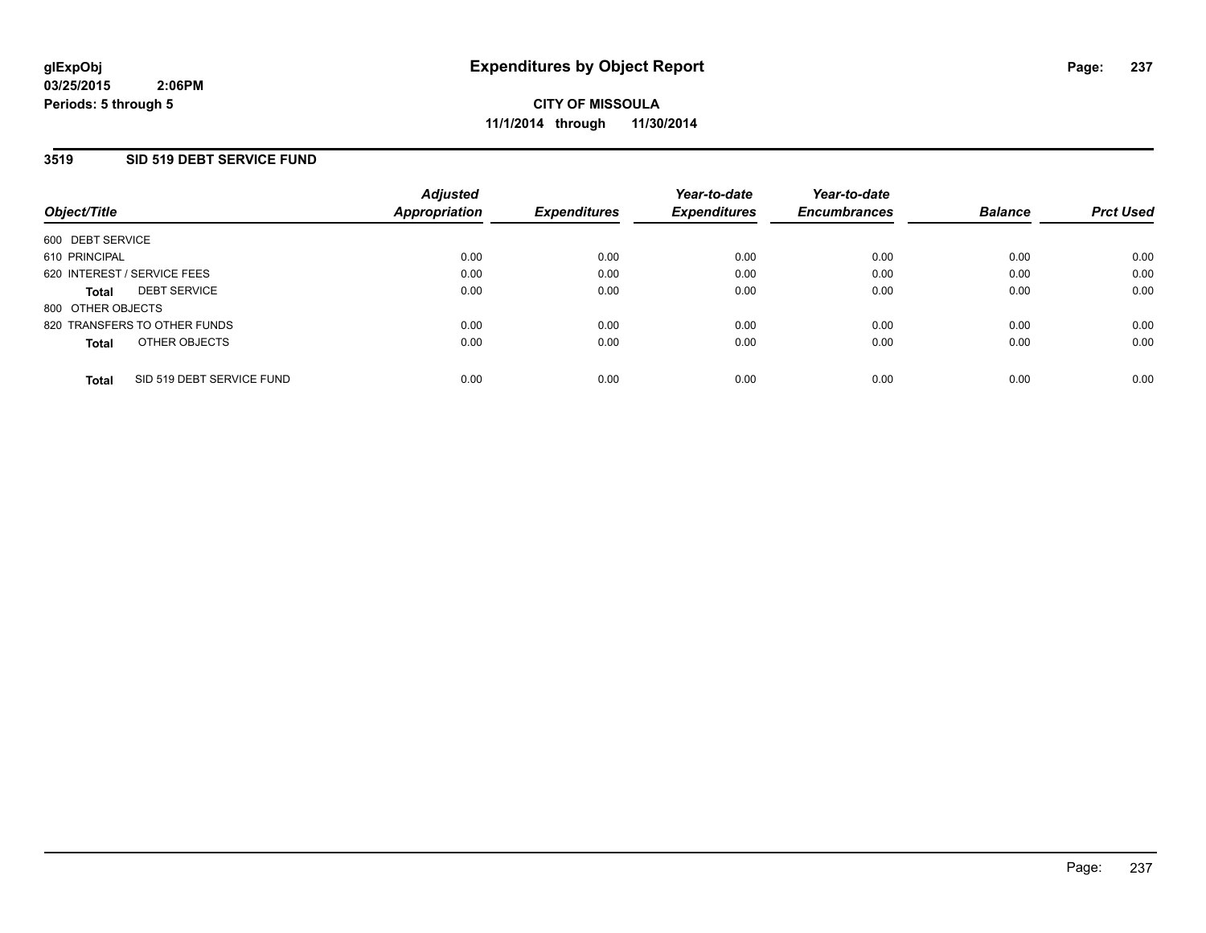# Expenditures by Object Report

glExpObj
03/25/2015 2:06PM
Periods: 5 through 5

**CITY OF MISSOULA**
**11/1/2014 through 11/30/2014**

## 3519 SID 519 DEBT SERVICE FUND

| Object/Title | Adjusted Appropriation | Expenditures | Year-to-date Expenditures | Year-to-date Encumbrances | Balance | Prct Used |
|---|---|---|---|---|---|---|
| 600 DEBT SERVICE | | | | | | |
| 610 PRINCIPAL | 0.00 | 0.00 | 0.00 | 0.00 | 0.00 | 0.00 |
| 620 INTEREST / SERVICE FEES | 0.00 | 0.00 | 0.00 | 0.00 | 0.00 | 0.00 |
| **Total** DEBT SERVICE | 0.00 | 0.00 | 0.00 | 0.00 | 0.00 | 0.00 |
| 800 OTHER OBJECTS | | | | | | |
| 820 TRANSFERS TO OTHER FUNDS | 0.00 | 0.00 | 0.00 | 0.00 | 0.00 | 0.00 |
| **Total** OTHER OBJECTS | 0.00 | 0.00 | 0.00 | 0.00 | 0.00 | 0.00 |
| **Total** SID 519 DEBT SERVICE FUND | 0.00 | 0.00 | 0.00 | 0.00 | 0.00 | 0.00 |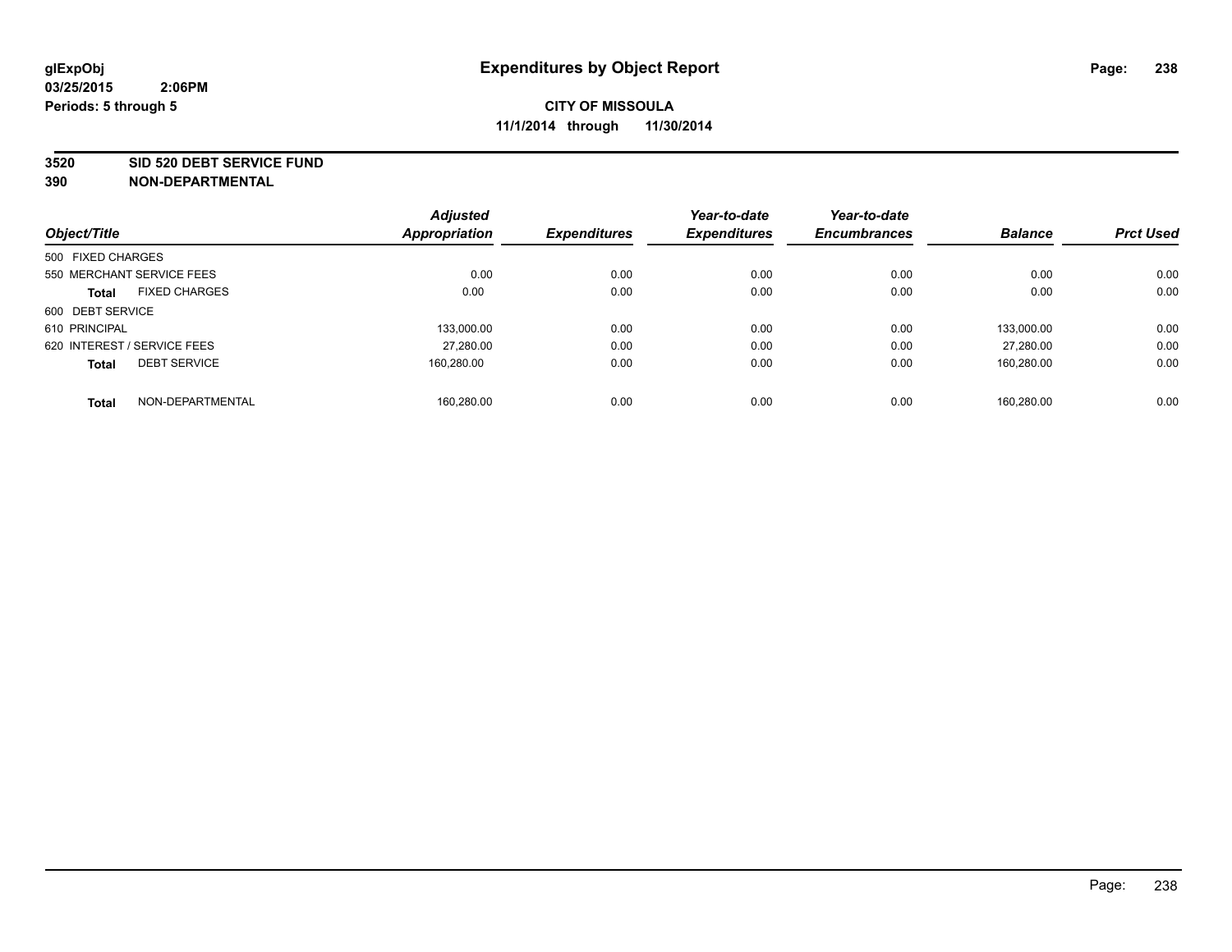glExpObj
03/25/2015 2:06PM
Periods: 5 through 5

# Expenditures by Object Report

**CITY OF MISSOULA**
**11/1/2014 through 11/30/2014**

**3520 SID 520 DEBT SERVICE FUND**
**390 NON-DEPARTMENTAL**

| Object/Title | | Adjusted Appropriation | Expenditures | Year-to-date Expenditures | Year-to-date Encumbrances | Balance | Prct Used |
|---|---|---|---|---|---|---|---|
| 500 FIXED CHARGES | | | | | | | |
| 550 MERCHANT SERVICE FEES | | 0.00 | 0.00 | 0.00 | 0.00 | 0.00 | 0.00 |
| **Total** | FIXED CHARGES | 0.00 | 0.00 | 0.00 | 0.00 | 0.00 | 0.00 |
| 600 DEBT SERVICE | | | | | | | |
| 610 PRINCIPAL | | 133,000.00 | 0.00 | 0.00 | 0.00 | 133,000.00 | 0.00 |
| 620 INTEREST / SERVICE FEES | | 27,280.00 | 0.00 | 0.00 | 0.00 | 27,280.00 | 0.00 |
| **Total** | DEBT SERVICE | 160,280.00 | 0.00 | 0.00 | 0.00 | 160,280.00 | 0.00 |
| **Total** | NON-DEPARTMENTAL | 160,280.00 | 0.00 | 0.00 | 0.00 | 160,280.00 | 0.00 |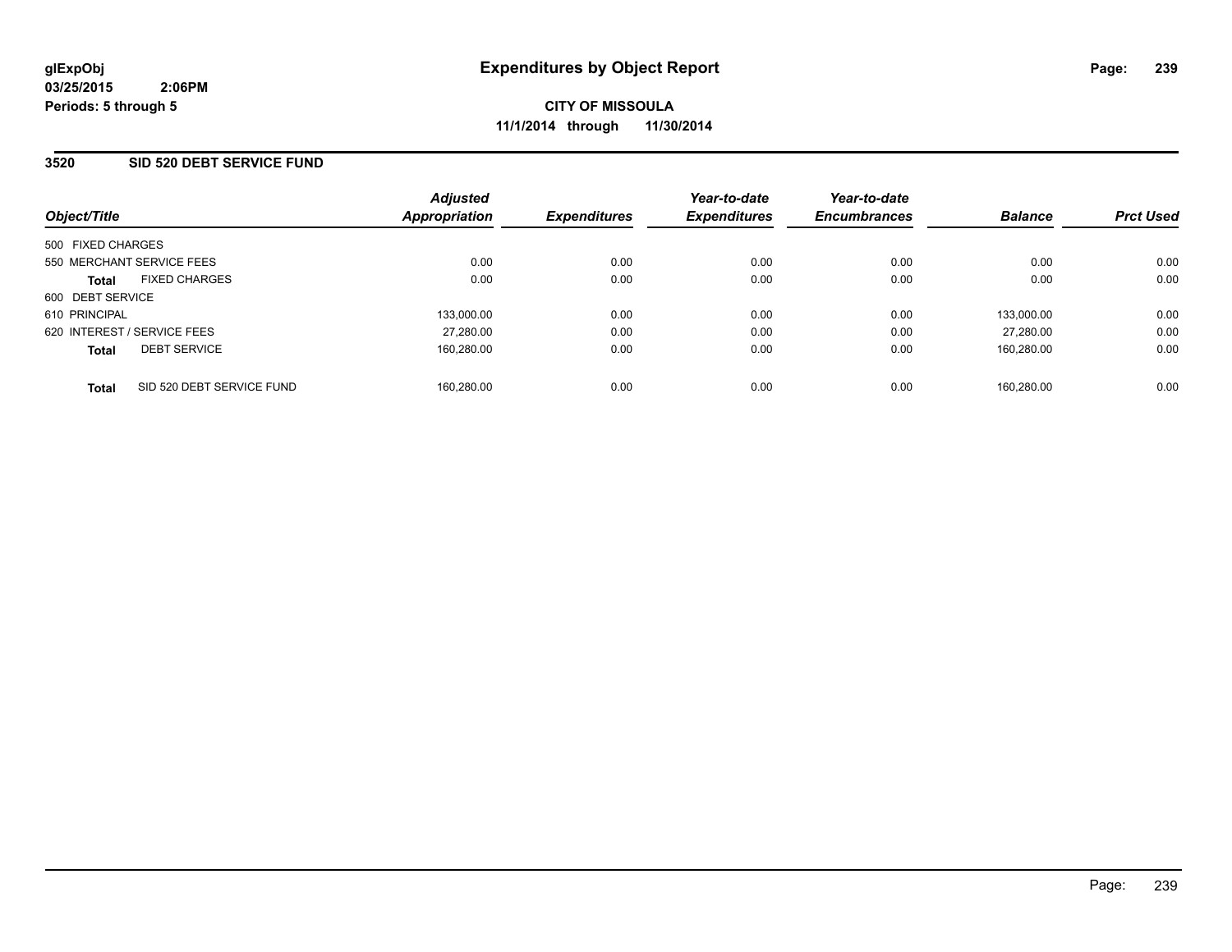# Expenditures by Object Report

glExpObj
03/25/2015 2:06PM
Periods: 5 through 5

**CITY OF MISSOULA**
**11/1/2014 through 11/30/2014**

## 3520 SID 520 DEBT SERVICE FUND

| Object/Title | | Adjusted Appropriation | Expenditures | Year-to-date Expenditures | Year-to-date Encumbrances | Balance | Prct Used |
|---|---|---|---|---|---|---|---|
| 500 FIXED CHARGES | | | | | | | |
| 550 MERCHANT SERVICE FEES | | 0.00 | 0.00 | 0.00 | 0.00 | 0.00 | 0.00 |
| **Total** | FIXED CHARGES | 0.00 | 0.00 | 0.00 | 0.00 | 0.00 | 0.00 |
| 600 DEBT SERVICE | | | | | | | |
| 610 PRINCIPAL | | 133,000.00 | 0.00 | 0.00 | 0.00 | 133,000.00 | 0.00 |
| 620 INTEREST / SERVICE FEES | | 27,280.00 | 0.00 | 0.00 | 0.00 | 27,280.00 | 0.00 |
| **Total** | DEBT SERVICE | 160,280.00 | 0.00 | 0.00 | 0.00 | 160,280.00 | 0.00 |
| **Total** | SID 520 DEBT SERVICE FUND | 160,280.00 | 0.00 | 0.00 | 0.00 | 160,280.00 | 0.00 |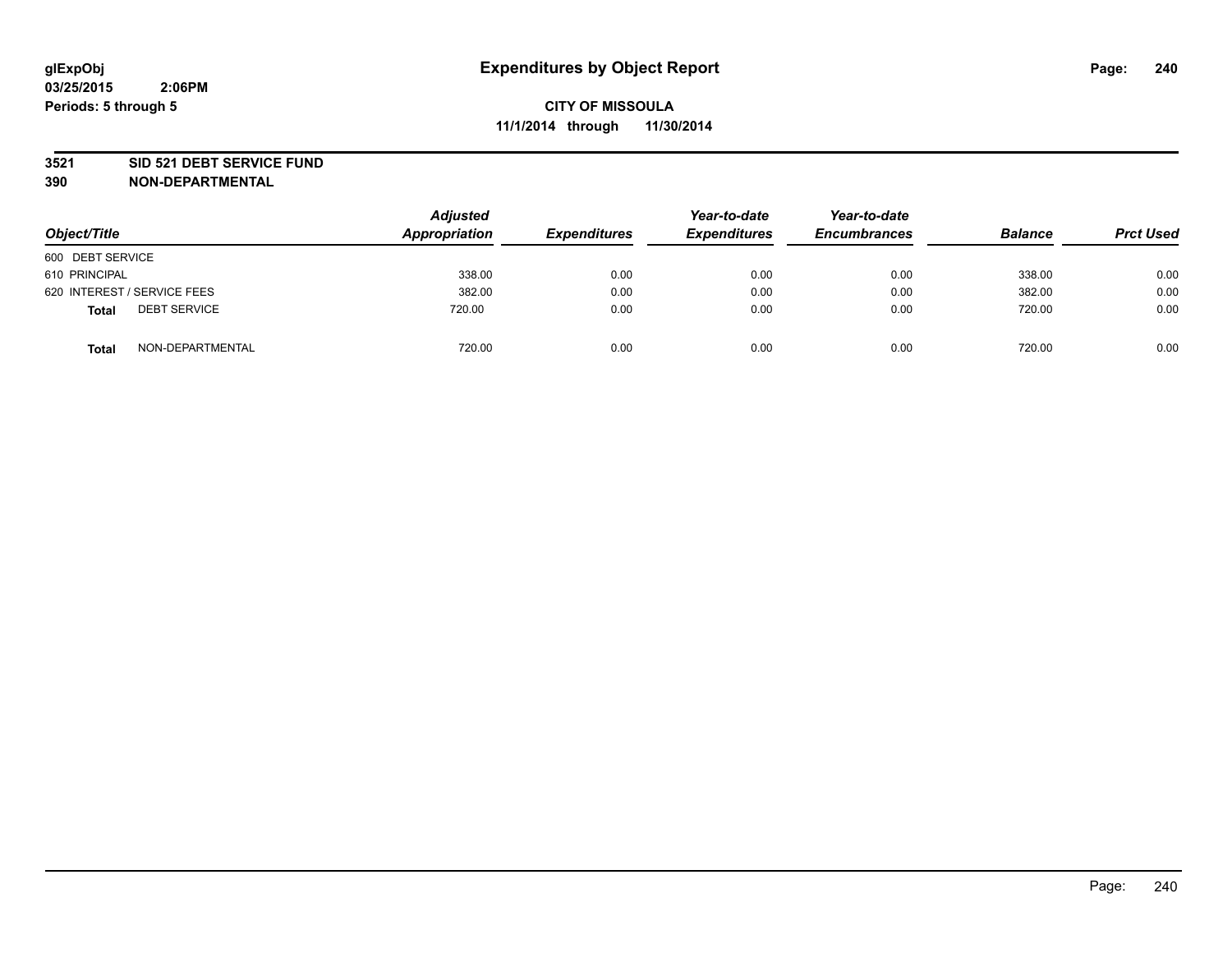glExpObj
03/25/2015 2:06PM
Periods: 5 through 5

# Expenditures by Object Report

**CITY OF MISSOULA**
**11/1/2014 through 11/30/2014**

**3521 SID 521 DEBT SERVICE FUND**
**390 NON-DEPARTMENTAL**

| Object/Title | Adjusted Appropriation | Expenditures | Year-to-date Expenditures | Year-to-date Encumbrances | Balance | Prct Used |
|---|---|---|---|---|---|---|
| 600 DEBT SERVICE | | | | | | |
| 610 PRINCIPAL | 338.00 | 0.00 | 0.00 | 0.00 | 338.00 | 0.00 |
| 620 INTEREST / SERVICE FEES | 382.00 | 0.00 | 0.00 | 0.00 | 382.00 | 0.00 |
| **Total** DEBT SERVICE | 720.00 | 0.00 | 0.00 | 0.00 | 720.00 | 0.00 |
| **Total** NON-DEPARTMENTAL | 720.00 | 0.00 | 0.00 | 0.00 | 720.00 | 0.00 |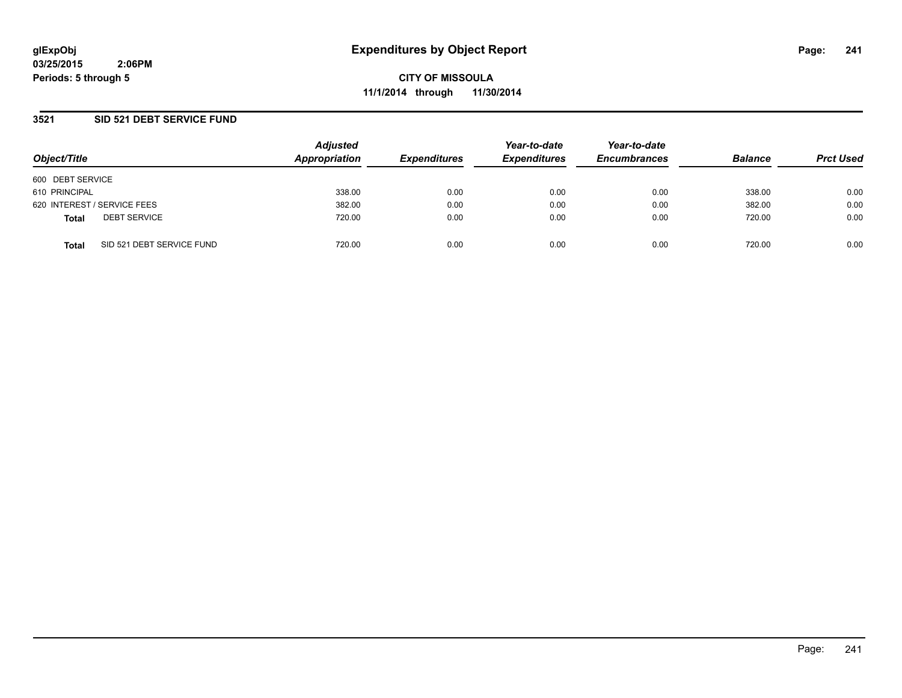**glExpObj**
**03/25/2015 2:06PM**
**Periods: 5 through 5**

# Expenditures by Object Report

**CITY OF MISSOULA**
**11/1/2014 through 11/30/2014**

## 3521 SID 521 DEBT SERVICE FUND

| Object/Title | Adjusted Appropriation | Expenditures | Year-to-date Expenditures | Year-to-date Encumbrances | Balance | Prct Used |
|---|---|---|---|---|---|---|
| 600 DEBT SERVICE | | | | | | |
| 610 PRINCIPAL | 338.00 | 0.00 | 0.00 | 0.00 | 338.00 | 0.00 |
| 620 INTEREST / SERVICE FEES | 382.00 | 0.00 | 0.00 | 0.00 | 382.00 | 0.00 |
| **Total** DEBT SERVICE | 720.00 | 0.00 | 0.00 | 0.00 | 720.00 | 0.00 |
| **Total** SID 521 DEBT SERVICE FUND | 720.00 | 0.00 | 0.00 | 0.00 | 720.00 | 0.00 |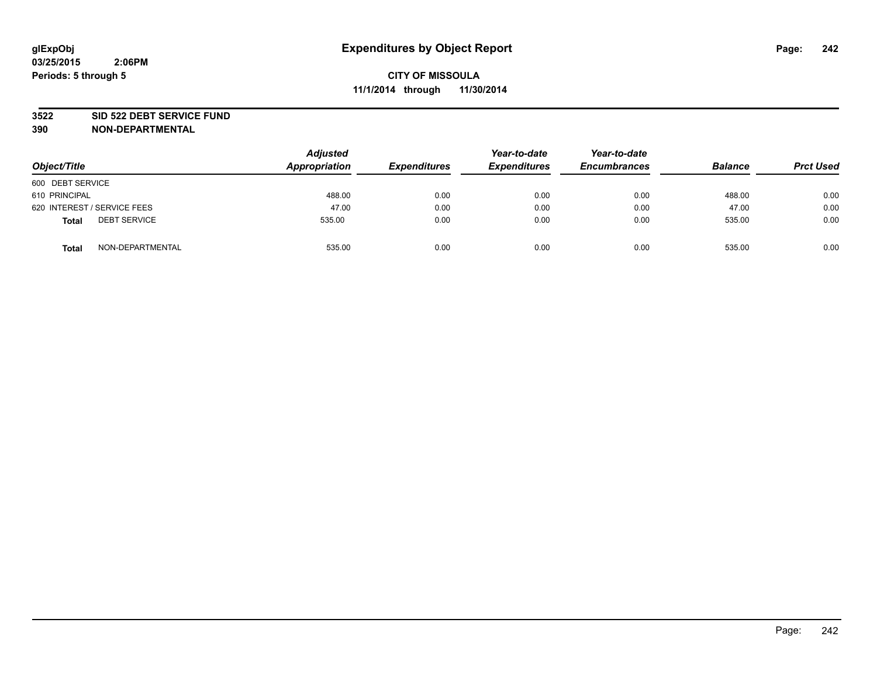glExpObj
03/25/2015 2:06PM
Periods: 5 through 5

# Expenditures by Object Report

**CITY OF MISSOULA**
**11/1/2014 through 11/30/2014**

**3522 SID 522 DEBT SERVICE FUND**
**390 NON-DEPARTMENTAL**

| Object/Title | Adjusted Appropriation | Expenditures | Year-to-date Expenditures | Year-to-date Encumbrances | Balance | Prct Used |
|---|---|---|---|---|---|---|
| 600 DEBT SERVICE | | | | | | |
| 610 PRINCIPAL | 488.00 | 0.00 | 0.00 | 0.00 | 488.00 | 0.00 |
| 620 INTEREST / SERVICE FEES | 47.00 | 0.00 | 0.00 | 0.00 | 47.00 | 0.00 |
| **Total** DEBT SERVICE | 535.00 | 0.00 | 0.00 | 0.00 | 535.00 | 0.00 |
| **Total** NON-DEPARTMENTAL | 535.00 | 0.00 | 0.00 | 0.00 | 535.00 | 0.00 |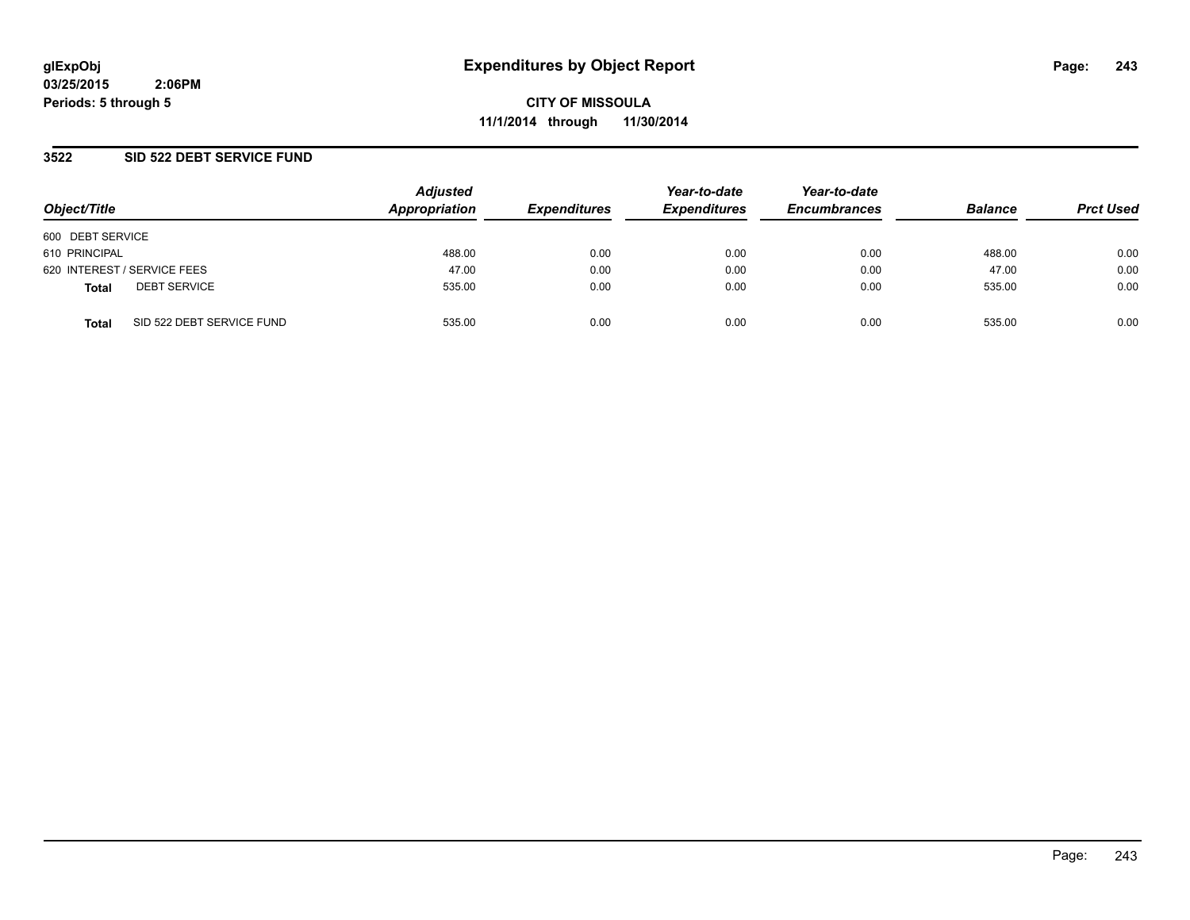# Expenditures by Object Report

glExpObj
03/25/2015 2:06PM
Periods: 5 through 5

**CITY OF MISSOULA**
**11/1/2014 through 11/30/2014**

## 3522 SID 522 DEBT SERVICE FUND

| Object/Title | Adjusted Appropriation | Expenditures | Year-to-date Expenditures | Year-to-date Encumbrances | Balance | Prct Used |
|---|---|---|---|---|---|---|
| 600 DEBT SERVICE | | | | | | |
| 610 PRINCIPAL | 488.00 | 0.00 | 0.00 | 0.00 | 488.00 | 0.00 |
| 620 INTEREST / SERVICE FEES | 47.00 | 0.00 | 0.00 | 0.00 | 47.00 | 0.00 |
| **Total** DEBT SERVICE | 535.00 | 0.00 | 0.00 | 0.00 | 535.00 | 0.00 |
| **Total** SID 522 DEBT SERVICE FUND | 535.00 | 0.00 | 0.00 | 0.00 | 535.00 | 0.00 |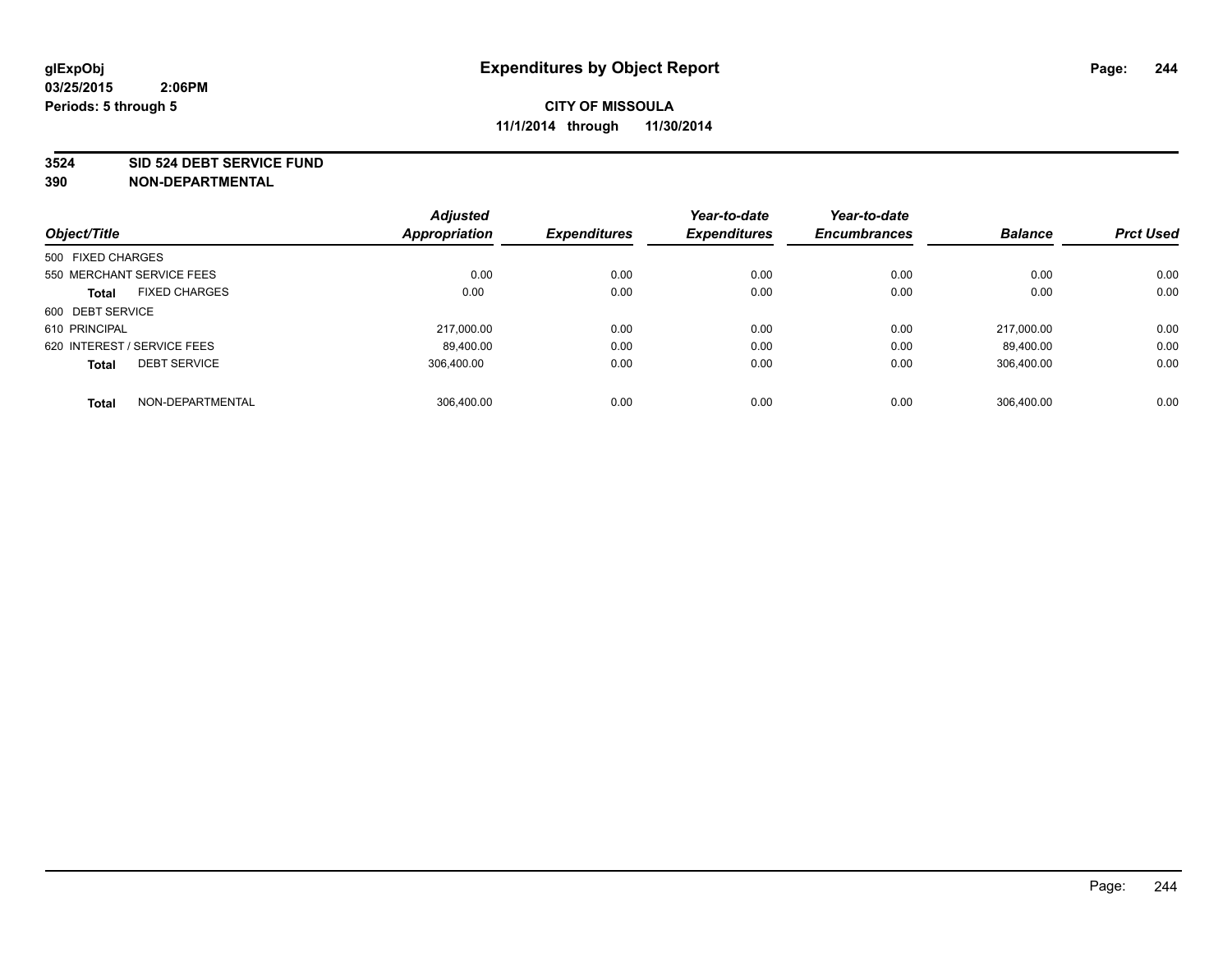glExpObj
03/25/2015 2:06PM
Periods: 5 through 5

# Expenditures by Object Report

**CITY OF MISSOULA**
**11/1/2014 through 11/30/2014**

**3524 SID 524 DEBT SERVICE FUND**
**390 NON-DEPARTMENTAL**

| Object/Title | Adjusted Appropriation | Expenditures | Year-to-date Expenditures | Year-to-date Encumbrances | Balance | Prct Used |
|---|---|---|---|---|---|---|
| 500 FIXED CHARGES | | | | | | |
| 550 MERCHANT SERVICE FEES | 0.00 | 0.00 | 0.00 | 0.00 | 0.00 | 0.00 |
| **Total** FIXED CHARGES | 0.00 | 0.00 | 0.00 | 0.00 | 0.00 | 0.00 |
| 600 DEBT SERVICE | | | | | | |
| 610 PRINCIPAL | 217,000.00 | 0.00 | 0.00 | 0.00 | 217,000.00 | 0.00 |
| 620 INTEREST / SERVICE FEES | 89,400.00 | 0.00 | 0.00 | 0.00 | 89,400.00 | 0.00 |
| **Total** DEBT SERVICE | 306,400.00 | 0.00 | 0.00 | 0.00 | 306,400.00 | 0.00 |
| **Total** NON-DEPARTMENTAL | 306,400.00 | 0.00 | 0.00 | 0.00 | 306,400.00 | 0.00 |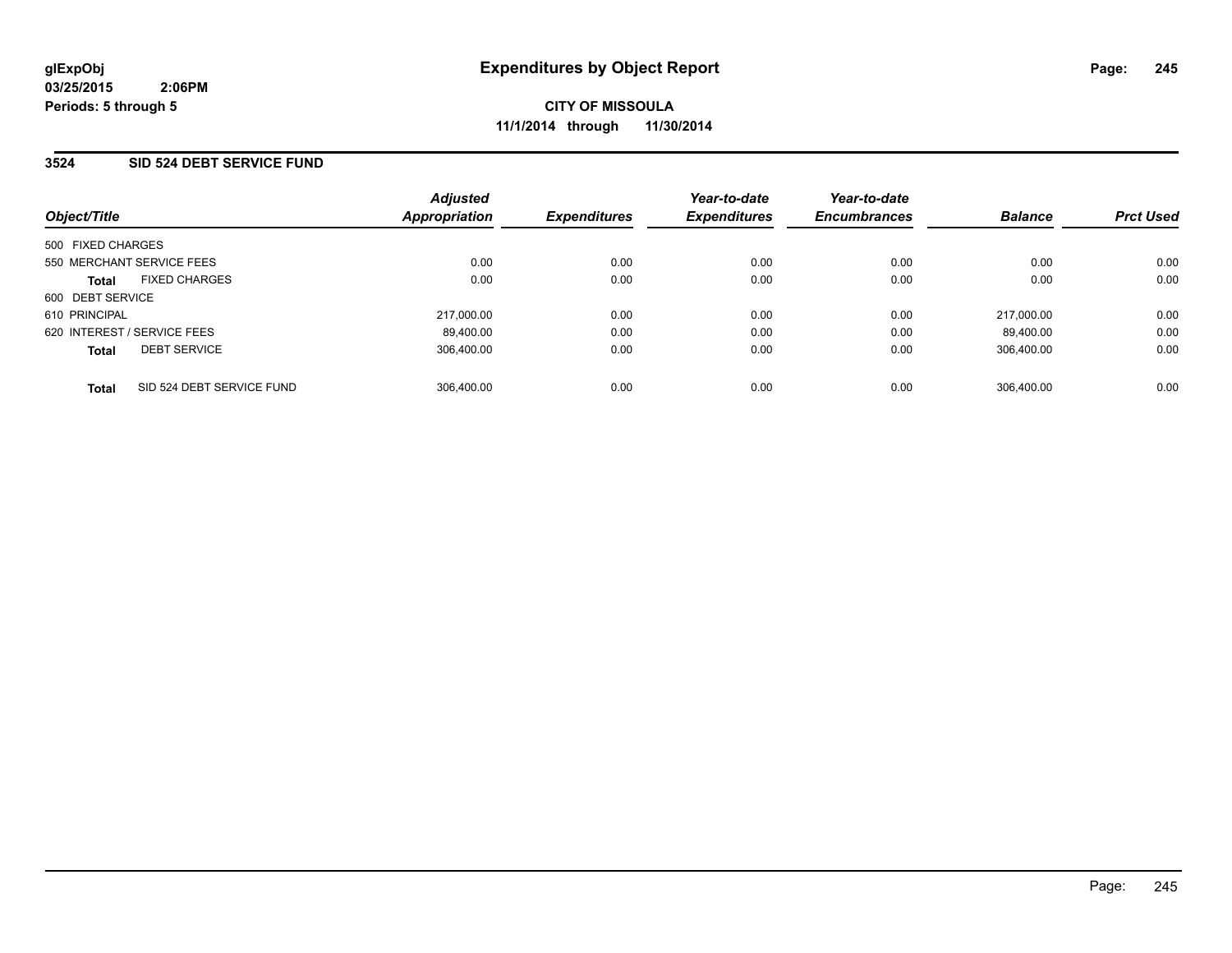**glExpObj**
**03/25/2015 2:06PM**
**Periods: 5 through 5**

# Expenditures by Object Report

**CITY OF MISSOULA**
**11/1/2014 through 11/30/2014**

## 3524 SID 524 DEBT SERVICE FUND

| Object/Title | Adjusted Appropriation | Expenditures | Year-to-date Expenditures | Year-to-date Encumbrances | Balance | Prct Used |
|---|---|---|---|---|---|---|
| 500 FIXED CHARGES | | | | | | |
| 550 MERCHANT SERVICE FEES | 0.00 | 0.00 | 0.00 | 0.00 | 0.00 | 0.00 |
| **Total** FIXED CHARGES | 0.00 | 0.00 | 0.00 | 0.00 | 0.00 | 0.00 |
| 600 DEBT SERVICE | | | | | | |
| 610 PRINCIPAL | 217,000.00 | 0.00 | 0.00 | 0.00 | 217,000.00 | 0.00 |
| 620 INTEREST / SERVICE FEES | 89,400.00 | 0.00 | 0.00 | 0.00 | 89,400.00 | 0.00 |
| **Total** DEBT SERVICE | 306,400.00 | 0.00 | 0.00 | 0.00 | 306,400.00 | 0.00 |
| **Total** SID 524 DEBT SERVICE FUND | 306,400.00 | 0.00 | 0.00 | 0.00 | 306,400.00 | 0.00 |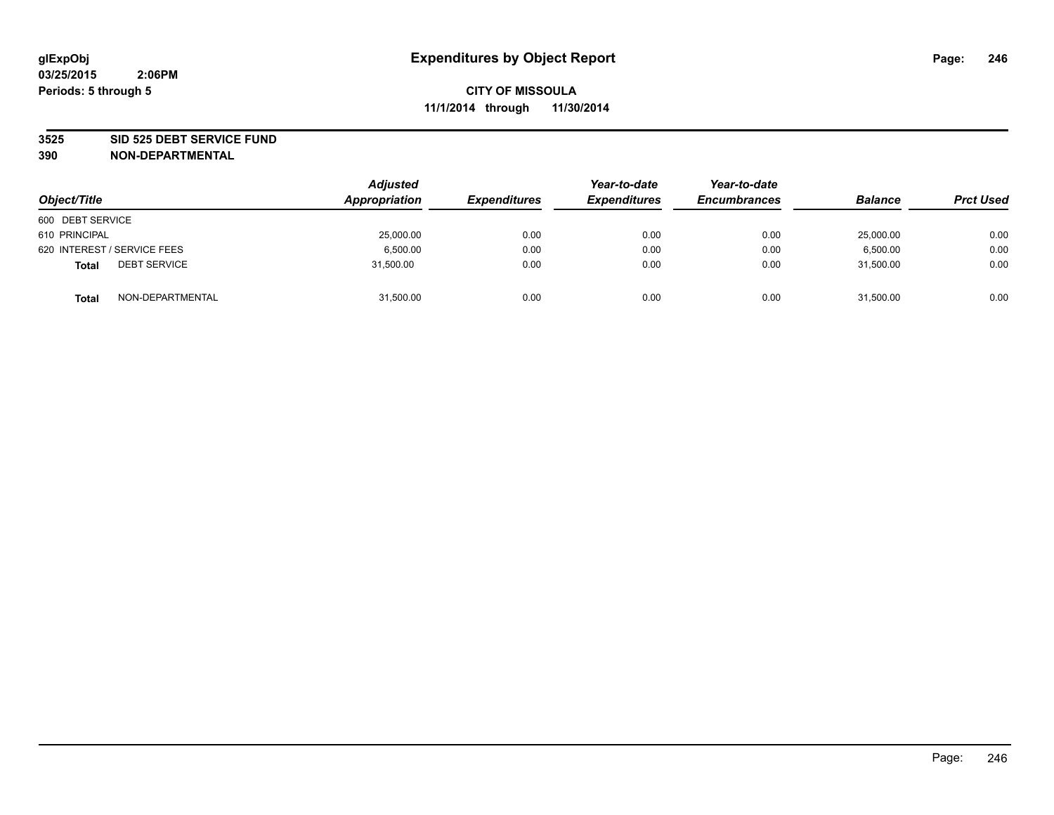glExpObj
03/25/2015 2:06PM
Periods: 5 through 5

# Expenditures by Object Report

**CITY OF MISSOULA**
**11/1/2014 through 11/30/2014**

**3525 SID 525 DEBT SERVICE FUND**
**390 NON-DEPARTMENTAL**

| Object/Title | | Adjusted Appropriation | Expenditures | Year-to-date Expenditures | Year-to-date Encumbrances | Balance | Prct Used |
|---|---|---|---|---|---|---|---|
| 600 DEBT SERVICE | | | | | | | |
| 610 PRINCIPAL | | 25,000.00 | 0.00 | 0.00 | 0.00 | 25,000.00 | 0.00 |
| 620 INTEREST / SERVICE FEES | | 6,500.00 | 0.00 | 0.00 | 0.00 | 6,500.00 | 0.00 |
| **Total** | DEBT SERVICE | 31,500.00 | 0.00 | 0.00 | 0.00 | 31,500.00 | 0.00 |
| **Total** | NON-DEPARTMENTAL | 31,500.00 | 0.00 | 0.00 | 0.00 | 31,500.00 | 0.00 |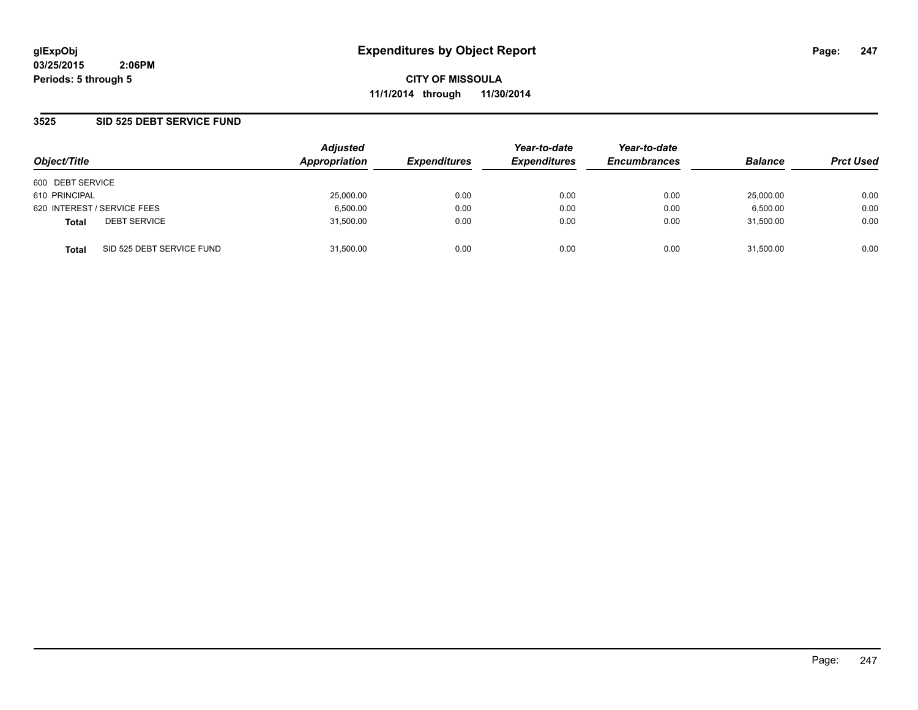glExpObj
03/25/2015 2:06PM
Periods: 5 through 5

# Expenditures by Object Report

**CITY OF MISSOULA**
**11/1/2014 through 11/30/2014**

## 3525 SID 525 DEBT SERVICE FUND

| Object/Title | | Adjusted Appropriation | Expenditures | Year-to-date Expenditures | Year-to-date Encumbrances | Balance | Prct Used |
|---|---|---|---|---|---|---|---|
| 600 DEBT SERVICE | | | | | | | |
| 610 PRINCIPAL | | 25,000.00 | 0.00 | 0.00 | 0.00 | 25,000.00 | 0.00 |
| 620 INTEREST / SERVICE FEES | | 6,500.00 | 0.00 | 0.00 | 0.00 | 6,500.00 | 0.00 |
| **Total** | DEBT SERVICE | 31,500.00 | 0.00 | 0.00 | 0.00 | 31,500.00 | 0.00 |
| **Total** | SID 525 DEBT SERVICE FUND | 31,500.00 | 0.00 | 0.00 | 0.00 | 31,500.00 | 0.00 |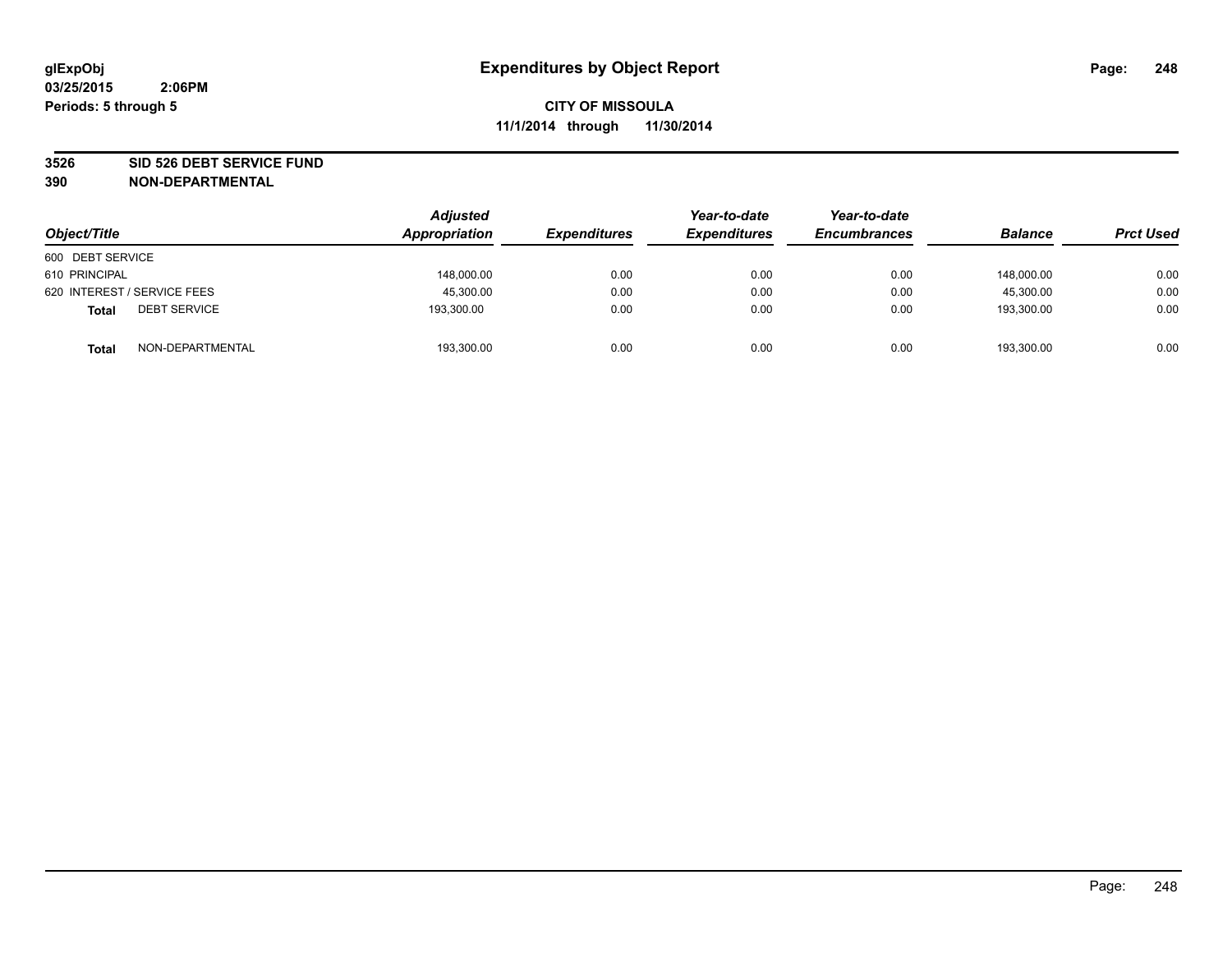glExpObj
03/25/2015 2:06PM
Periods: 5 through 5

# Expenditures by Object Report

**CITY OF MISSOULA**
**11/1/2014 through 11/30/2014**

**3526 SID 526 DEBT SERVICE FUND**
**390 NON-DEPARTMENTAL**

| Object/Title | Adjusted Appropriation | Expenditures | Year-to-date Expenditures | Year-to-date Encumbrances | Balance | Prct Used |
|---|---|---|---|---|---|---|
| 600 DEBT SERVICE | | | | | | |
| 610 PRINCIPAL | 148,000.00 | 0.00 | 0.00 | 0.00 | 148,000.00 | 0.00 |
| 620 INTEREST / SERVICE FEES | 45,300.00 | 0.00 | 0.00 | 0.00 | 45,300.00 | 0.00 |
| **Total** DEBT SERVICE | 193,300.00 | 0.00 | 0.00 | 0.00 | 193,300.00 | 0.00 |
| **Total** NON-DEPARTMENTAL | 193,300.00 | 0.00 | 0.00 | 0.00 | 193,300.00 | 0.00 |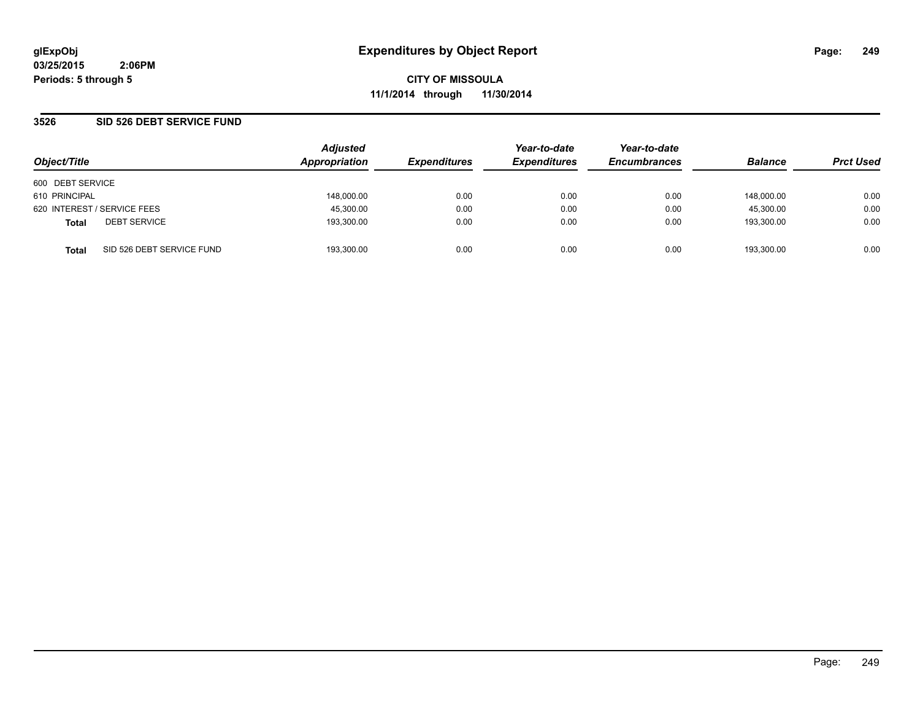**glExpObj**
**03/25/2015 2:06PM**
**Periods: 5 through 5**

# Expenditures by Object Report

**CITY OF MISSOULA**
**11/1/2014 through 11/30/2014**

## 3526 SID 526 DEBT SERVICE FUND

| Object/Title | Adjusted Appropriation | Expenditures | Year-to-date Expenditures | Year-to-date Encumbrances | Balance | Prct Used |
|---|---|---|---|---|---|---|
| 600 DEBT SERVICE | | | | | | |
| 610 PRINCIPAL | 148,000.00 | 0.00 | 0.00 | 0.00 | 148,000.00 | 0.00 |
| 620 INTEREST / SERVICE FEES | 45,300.00 | 0.00 | 0.00 | 0.00 | 45,300.00 | 0.00 |
| **Total** DEBT SERVICE | 193,300.00 | 0.00 | 0.00 | 0.00 | 193,300.00 | 0.00 |
| **Total** SID 526 DEBT SERVICE FUND | 193,300.00 | 0.00 | 0.00 | 0.00 | 193,300.00 | 0.00 |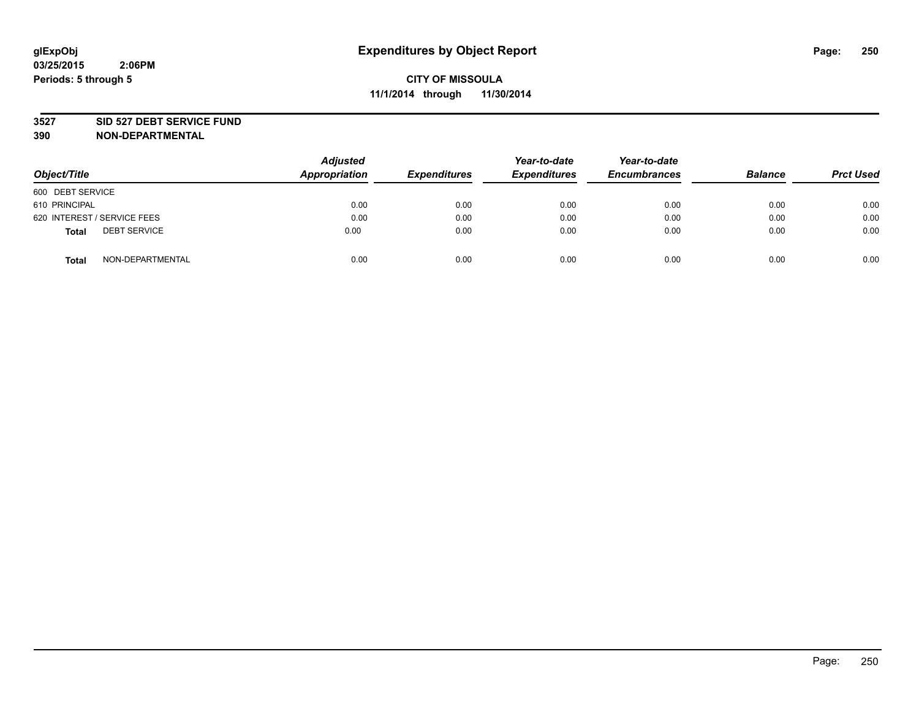glExpObj
03/25/2015 2:06PM
Periods: 5 through 5

# Expenditures by Object Report

**CITY OF MISSOULA**
**11/1/2014 through 11/30/2014**

**3527 SID 527 DEBT SERVICE FUND**
**390 NON-DEPARTMENTAL**

| Object/Title | Adjusted Appropriation | Expenditures | Year-to-date Expenditures | Year-to-date Encumbrances | Balance | Prct Used |
|---|---|---|---|---|---|---|
| 600 DEBT SERVICE | | | | | | |
| 610 PRINCIPAL | 0.00 | 0.00 | 0.00 | 0.00 | 0.00 | 0.00 |
| 620 INTEREST / SERVICE FEES | 0.00 | 0.00 | 0.00 | 0.00 | 0.00 | 0.00 |
| **Total** DEBT SERVICE | 0.00 | 0.00 | 0.00 | 0.00 | 0.00 | 0.00 |
| **Total** NON-DEPARTMENTAL | 0.00 | 0.00 | 0.00 | 0.00 | 0.00 | 0.00 |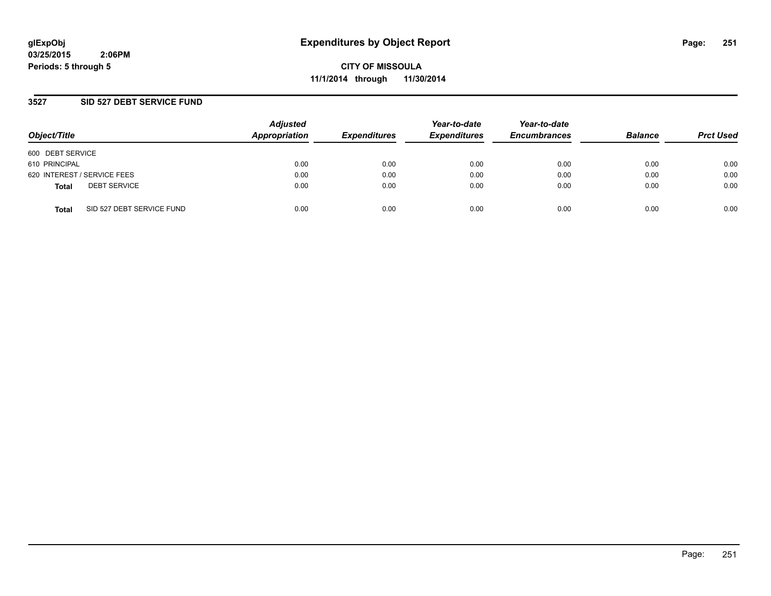**glExpObj**
**03/25/2015 2:06PM**
**Periods: 5 through 5**

# Expenditures by Object Report

**CITY OF MISSOULA**
**11/1/2014 through 11/30/2014**

## 3527 SID 527 DEBT SERVICE FUND

| Object/Title | Adjusted Appropriation | Expenditures | Year-to-date Expenditures | Year-to-date Encumbrances | Balance | Prct Used |
|---|---|---|---|---|---|---|
| 600 DEBT SERVICE | | | | | | |
| 610 PRINCIPAL | 0.00 | 0.00 | 0.00 | 0.00 | 0.00 | 0.00 |
| 620 INTEREST / SERVICE FEES | 0.00 | 0.00 | 0.00 | 0.00 | 0.00 | 0.00 |
| **Total** DEBT SERVICE | 0.00 | 0.00 | 0.00 | 0.00 | 0.00 | 0.00 |
| **Total** SID 527 DEBT SERVICE FUND | 0.00 | 0.00 | 0.00 | 0.00 | 0.00 | 0.00 |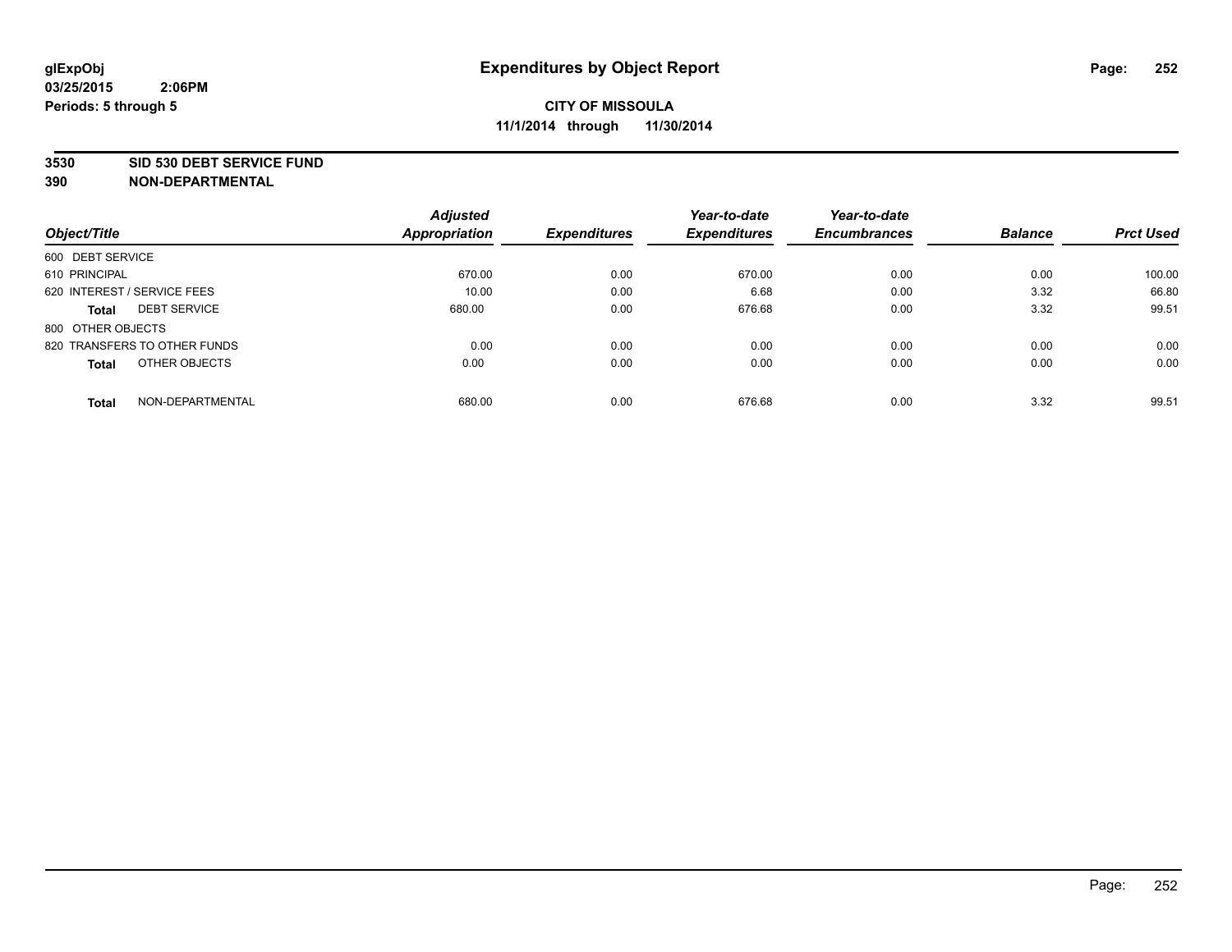glExpObj
03/25/2015 2:06PM
Periods: 5 through 5

# Expenditures by Object Report

**CITY OF MISSOULA**
**11/1/2014 through 11/30/2014**

**3530 SID 530 DEBT SERVICE FUND**
**390 NON-DEPARTMENTAL**

| Object/Title | | Adjusted Appropriation | Expenditures | Year-to-date Expenditures | Year-to-date Encumbrances | Balance | Prct Used |
|---|---|---|---|---|---|---|---|
| 600 DEBT SERVICE | | | | | | | |
| 610 PRINCIPAL | | 670.00 | 0.00 | 670.00 | 0.00 | 0.00 | 100.00 |
| 620 INTEREST / SERVICE FEES | | 10.00 | 0.00 | 6.68 | 0.00 | 3.32 | 66.80 |
| **Total** | DEBT SERVICE | 680.00 | 0.00 | 676.68 | 0.00 | 3.32 | 99.51 |
| 800 OTHER OBJECTS | | | | | | | |
| 820 TRANSFERS TO OTHER FUNDS | | 0.00 | 0.00 | 0.00 | 0.00 | 0.00 | 0.00 |
| **Total** | OTHER OBJECTS | 0.00 | 0.00 | 0.00 | 0.00 | 0.00 | 0.00 |
| **Total** | NON-DEPARTMENTAL | 680.00 | 0.00 | 676.68 | 0.00 | 3.32 | 99.51 |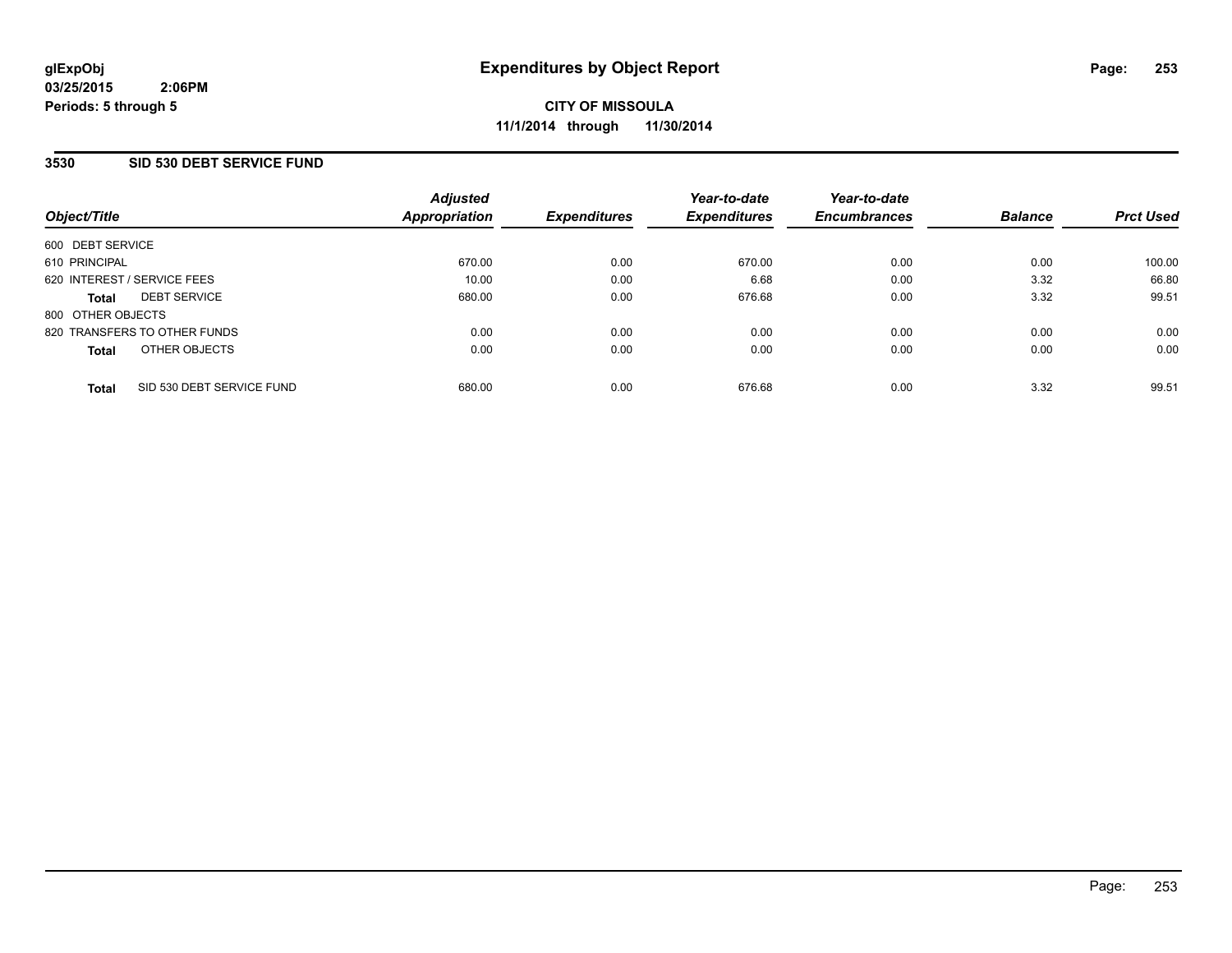# Expenditures by Object Report

glExpObj
03/25/2015 2:06PM
Periods: 5 through 5

**CITY OF MISSOULA**
**11/1/2014 through 11/30/2014**

## 3530 SID 530 DEBT SERVICE FUND

| Object/Title | Adjusted Appropriation | Expenditures | Year-to-date Expenditures | Year-to-date Encumbrances | Balance | Prct Used |
|---|---|---|---|---|---|---|
| 600 DEBT SERVICE | | | | | | |
| 610 PRINCIPAL | 670.00 | 0.00 | 670.00 | 0.00 | 0.00 | 100.00 |
| 620 INTEREST / SERVICE FEES | 10.00 | 0.00 | 6.68 | 0.00 | 3.32 | 66.80 |
| **Total** DEBT SERVICE | 680.00 | 0.00 | 676.68 | 0.00 | 3.32 | 99.51 |
| 800 OTHER OBJECTS | | | | | | |
| 820 TRANSFERS TO OTHER FUNDS | 0.00 | 0.00 | 0.00 | 0.00 | 0.00 | 0.00 |
| **Total** OTHER OBJECTS | 0.00 | 0.00 | 0.00 | 0.00 | 0.00 | 0.00 |
| **Total** SID 530 DEBT SERVICE FUND | 680.00 | 0.00 | 676.68 | 0.00 | 3.32 | 99.51 |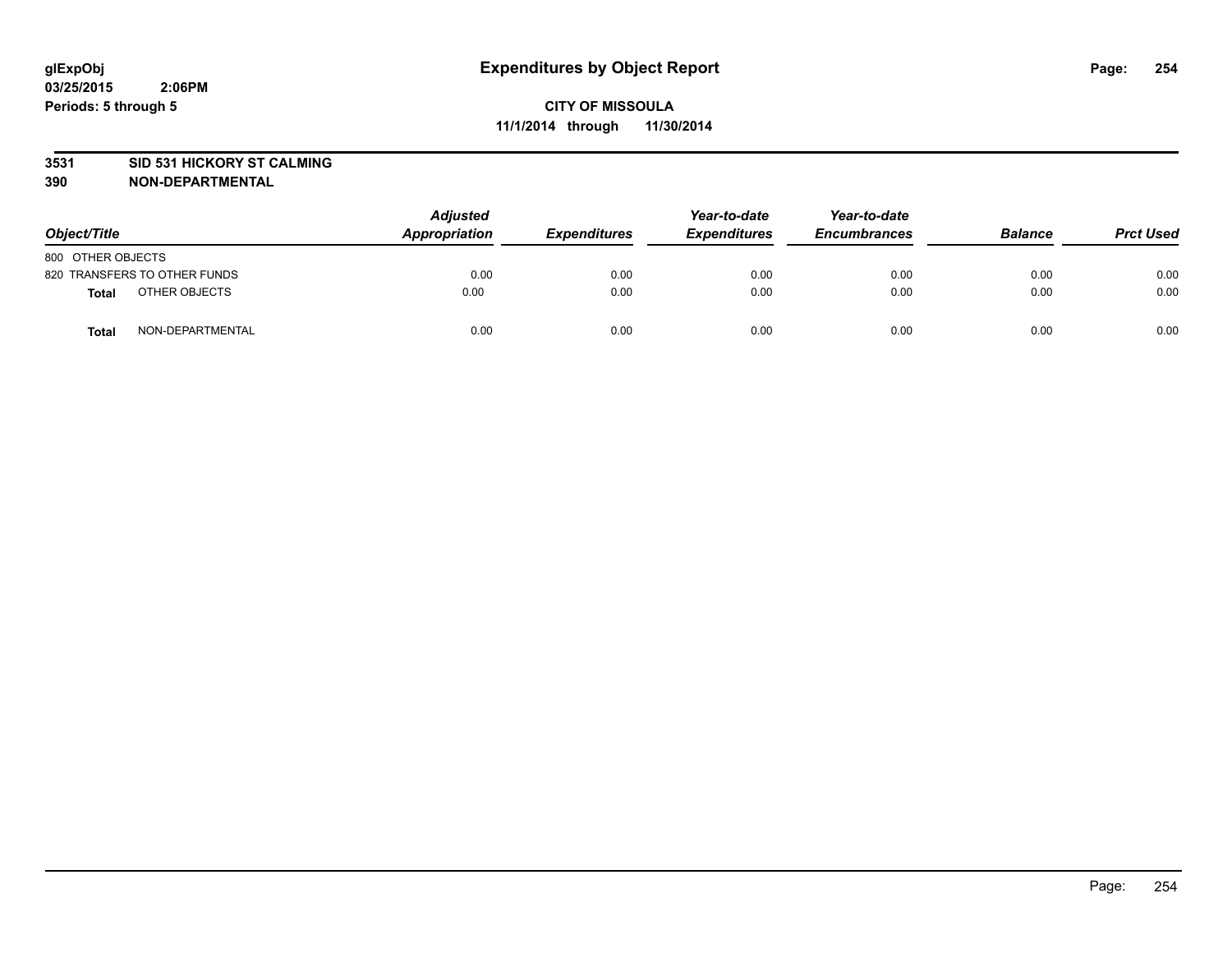# Expenditures by Object Report

glExpObj
03/25/2015 2:06PM
Periods: 5 through 5

**CITY OF MISSOULA**
**11/1/2014 through 11/30/2014**

**3531 SID 531 HICKORY ST CALMING**
**390 NON-DEPARTMENTAL**

| Object/Title | Adjusted Appropriation | Expenditures | Year-to-date Expenditures | Year-to-date Encumbrances | Balance | Prct Used |
|---|---|---|---|---|---|---|
| 800 OTHER OBJECTS | | | | | | |
| 820 TRANSFERS TO OTHER FUNDS | 0.00 | 0.00 | 0.00 | 0.00 | 0.00 | 0.00 |
| **Total** OTHER OBJECTS | 0.00 | 0.00 | 0.00 | 0.00 | 0.00 | 0.00 |
| **Total** NON-DEPARTMENTAL | 0.00 | 0.00 | 0.00 | 0.00 | 0.00 | 0.00 |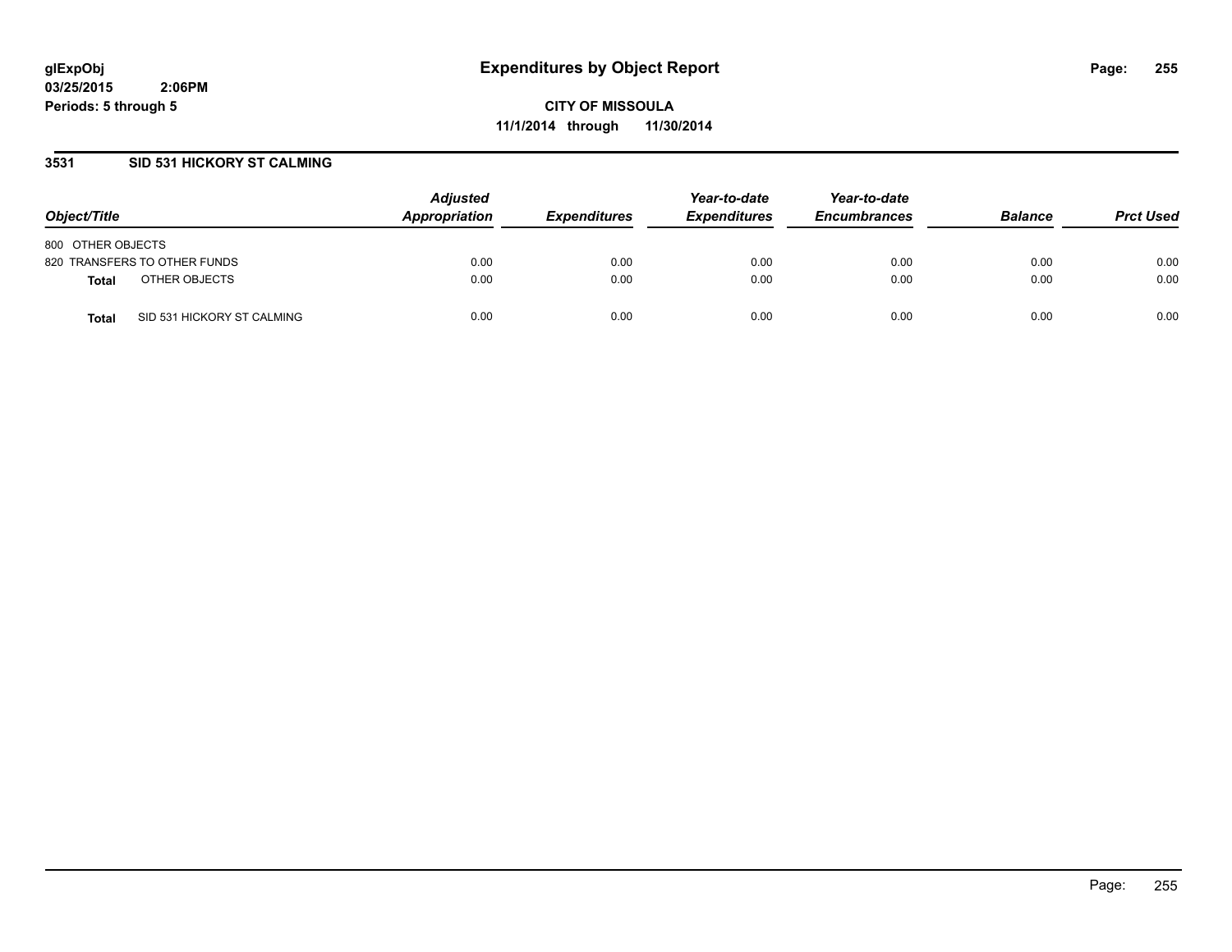glExpObj
03/25/2015 2:06PM
Periods: 5 through 5

# Expenditures by Object Report

**CITY OF MISSOULA**
**11/1/2014 through 11/30/2014**

## 3531 SID 531 HICKORY ST CALMING

| Object/Title | | Adjusted Appropriation | Expenditures | Year-to-date Expenditures | Year-to-date Encumbrances | Balance | Prct Used |
|---|---|---|---|---|---|---|---|
| 800 OTHER OBJECTS | | | | | | | |
| 820 TRANSFERS TO OTHER FUNDS | | 0.00 | 0.00 | 0.00 | 0.00 | 0.00 | 0.00 |
| **Total** | OTHER OBJECTS | 0.00 | 0.00 | 0.00 | 0.00 | 0.00 | 0.00 |
| **Total** | SID 531 HICKORY ST CALMING | 0.00 | 0.00 | 0.00 | 0.00 | 0.00 | 0.00 |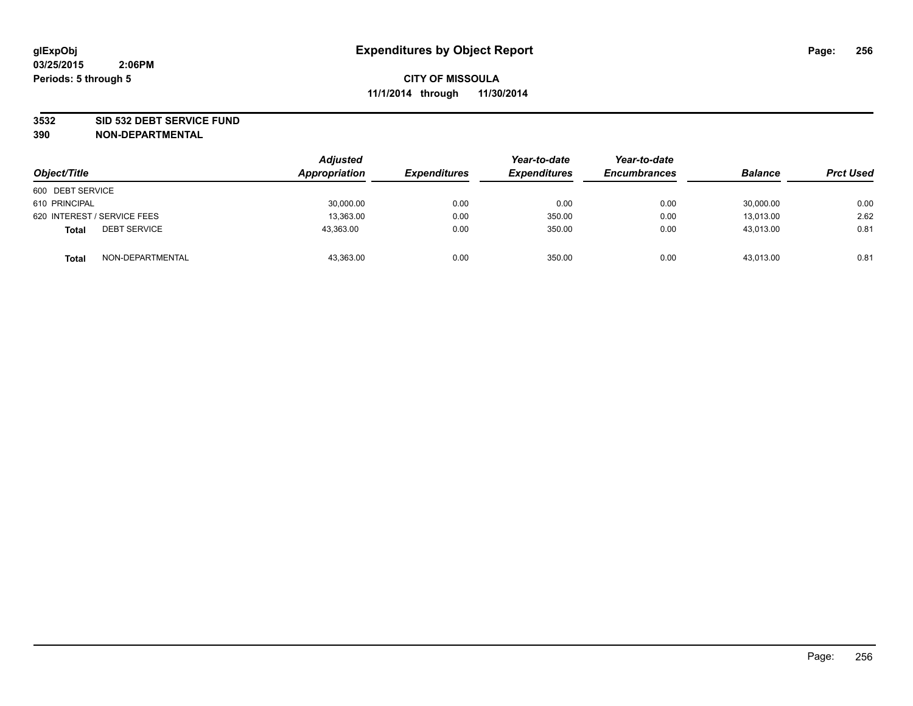glExpObj
03/25/2015 2:06PM
Periods: 5 through 5

# Expenditures by Object Report

**CITY OF MISSOULA**
**11/1/2014 through 11/30/2014**

**3532 SID 532 DEBT SERVICE FUND**
**390 NON-DEPARTMENTAL**

| Object/Title | | Adjusted Appropriation | Expenditures | Year-to-date Expenditures | Year-to-date Encumbrances | Balance | Prct Used |
|---|---|---|---|---|---|---|---|
| 600 DEBT SERVICE | | | | | | | |
| 610 PRINCIPAL | | 30,000.00 | 0.00 | 0.00 | 0.00 | 30,000.00 | 0.00 |
| 620 INTEREST / SERVICE FEES | | 13,363.00 | 0.00 | 350.00 | 0.00 | 13,013.00 | 2.62 |
| **Total** | DEBT SERVICE | 43,363.00 | 0.00 | 350.00 | 0.00 | 43,013.00 | 0.81 |
| **Total** | NON-DEPARTMENTAL | 43,363.00 | 0.00 | 350.00 | 0.00 | 43,013.00 | 0.81 |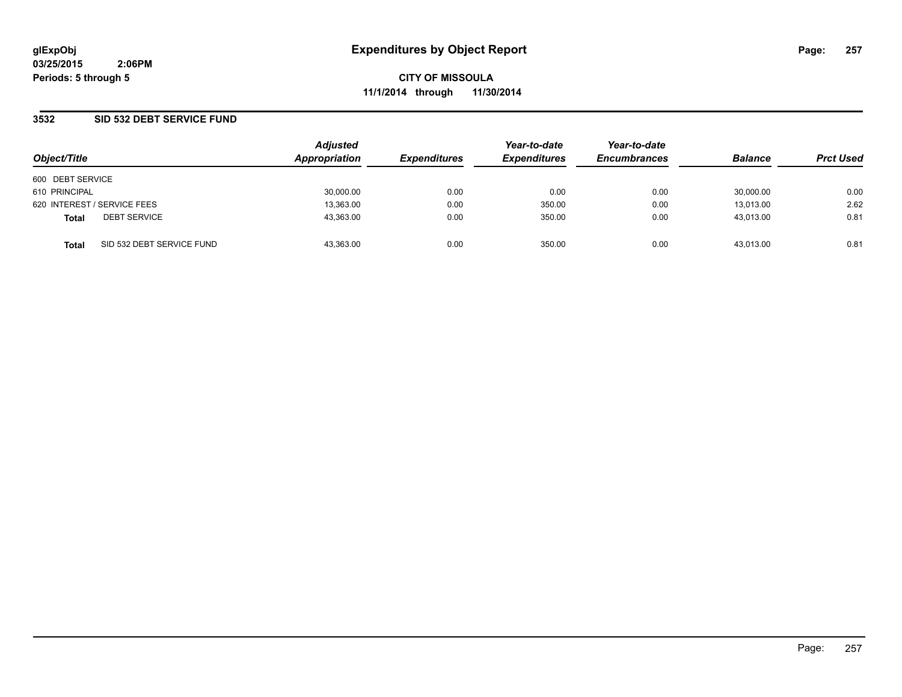**glExpObj** **Expenditures by Object Report**

**03/25/2015 2:06PM**

**Periods: 5 through 5**

**CITY OF MISSOULA**

**11/1/2014 through 11/30/2014**

## 3532 SID 532 DEBT SERVICE FUND

| Object/Title | | Adjusted Appropriation | Expenditures | Year-to-date Expenditures | Year-to-date Encumbrances | Balance | Prct Used |
|---|---|---|---|---|---|---|---|
| 600 DEBT SERVICE | | | | | | | |
| 610 PRINCIPAL | | 30,000.00 | 0.00 | 0.00 | 0.00 | 30,000.00 | 0.00 |
| 620 INTEREST / SERVICE FEES | | 13,363.00 | 0.00 | 350.00 | 0.00 | 13,013.00 | 2.62 |
| **Total** | DEBT SERVICE | 43,363.00 | 0.00 | 350.00 | 0.00 | 43,013.00 | 0.81 |
| **Total** | SID 532 DEBT SERVICE FUND | 43,363.00 | 0.00 | 350.00 | 0.00 | 43,013.00 | 0.81 |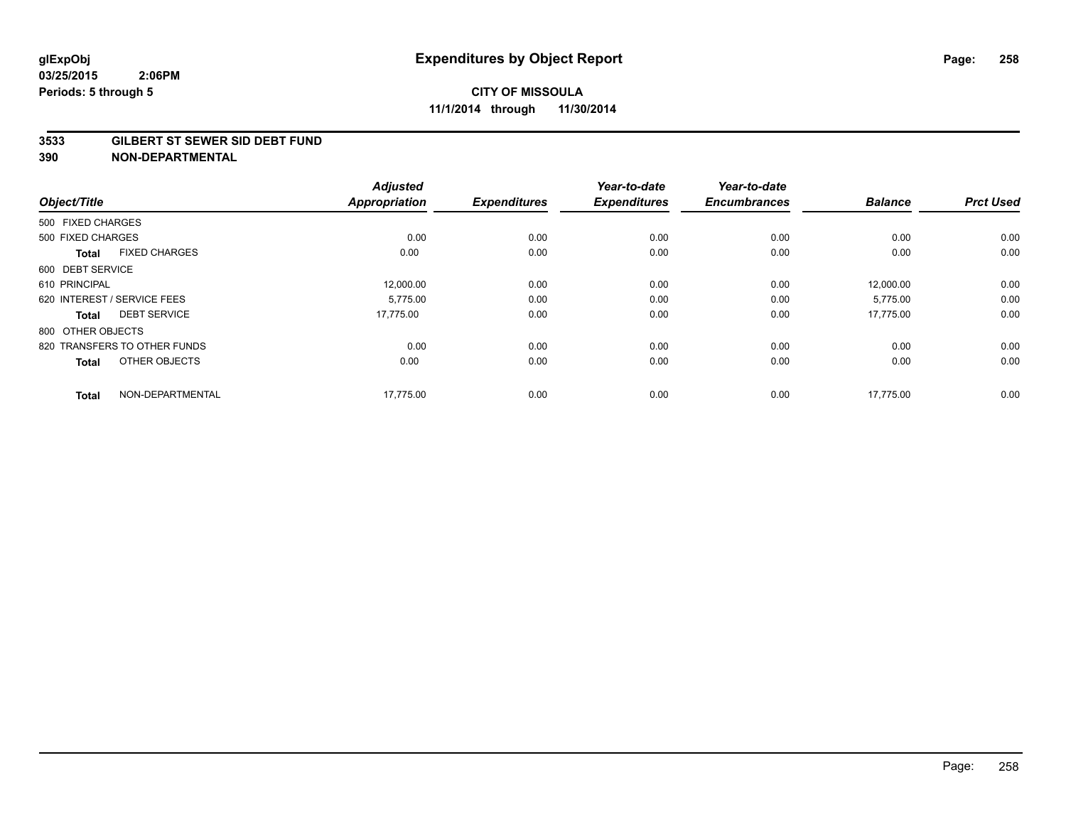**glExpObj**
**03/25/2015 2:06PM**
**Periods: 5 through 5**

# Expenditures by Object Report

**CITY OF MISSOULA**
**11/1/2014 through 11/30/2014**

**3533 GILBERT ST SEWER SID DEBT FUND**
**390 NON-DEPARTMENTAL**

| Object/Title | | Adjusted Appropriation | Expenditures | Year-to-date Expenditures | Year-to-date Encumbrances | Balance | Prct Used |
|---|---|---|---|---|---|---|---|
| 500 FIXED CHARGES | | | | | | | |
| 500 FIXED CHARGES | | 0.00 | 0.00 | 0.00 | 0.00 | 0.00 | 0.00 |
| **Total** | FIXED CHARGES | 0.00 | 0.00 | 0.00 | 0.00 | 0.00 | 0.00 |
| 600 DEBT SERVICE | | | | | | | |
| 610 PRINCIPAL | | 12,000.00 | 0.00 | 0.00 | 0.00 | 12,000.00 | 0.00 |
| 620 INTEREST / SERVICE FEES | | 5,775.00 | 0.00 | 0.00 | 0.00 | 5,775.00 | 0.00 |
| **Total** | DEBT SERVICE | 17,775.00 | 0.00 | 0.00 | 0.00 | 17,775.00 | 0.00 |
| 800 OTHER OBJECTS | | | | | | | |
| 820 TRANSFERS TO OTHER FUNDS | | 0.00 | 0.00 | 0.00 | 0.00 | 0.00 | 0.00 |
| **Total** | OTHER OBJECTS | 0.00 | 0.00 | 0.00 | 0.00 | 0.00 | 0.00 |
| **Total** | NON-DEPARTMENTAL | 17,775.00 | 0.00 | 0.00 | 0.00 | 17,775.00 | 0.00 |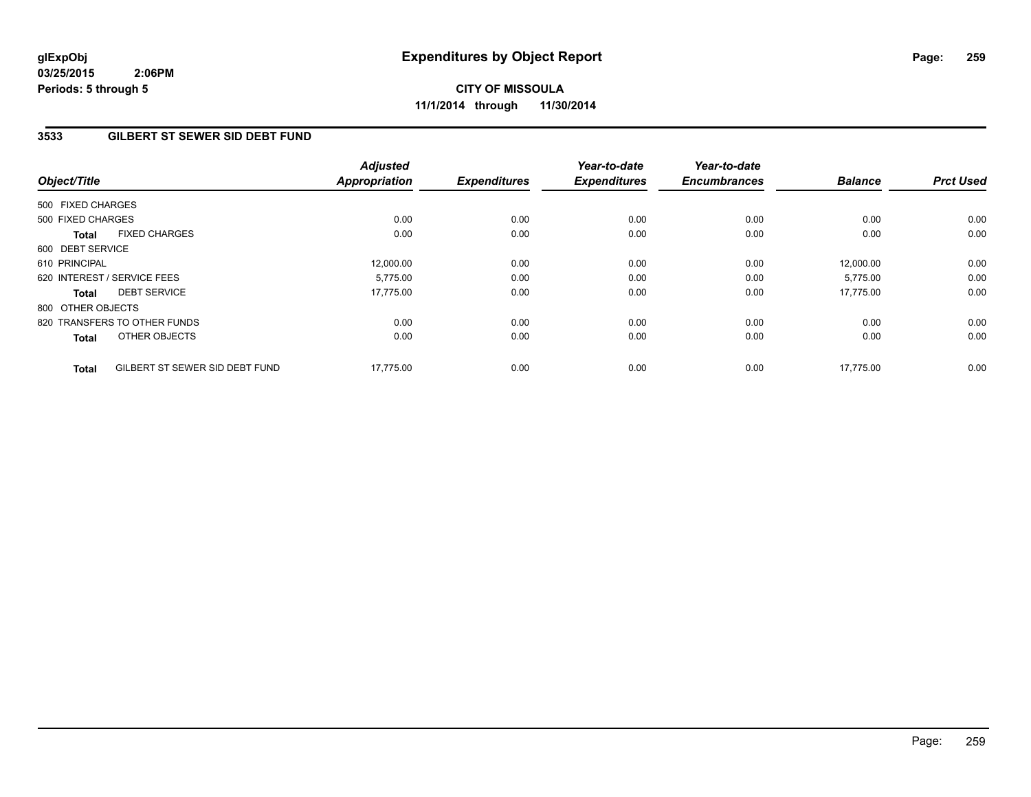**glExpObj** **Expenditures by Object Report**
**03/25/2015 2:06PM**
**Periods: 5 through 5**

**CITY OF MISSOULA**
**11/1/2014 through 11/30/2014**

## 3533 GILBERT ST SEWER SID DEBT FUND

| Object/Title | | Adjusted Appropriation | Expenditures | Year-to-date Expenditures | Year-to-date Encumbrances | Balance | Prct Used |
|---|---|---|---|---|---|---|---|
| 500 FIXED CHARGES | | | | | | | |
| 500 FIXED CHARGES | | 0.00 | 0.00 | 0.00 | 0.00 | 0.00 | 0.00 |
| **Total** | FIXED CHARGES | 0.00 | 0.00 | 0.00 | 0.00 | 0.00 | 0.00 |
| 600 DEBT SERVICE | | | | | | | |
| 610 PRINCIPAL | | 12,000.00 | 0.00 | 0.00 | 0.00 | 12,000.00 | 0.00 |
| 620 INTEREST / SERVICE FEES | | 5,775.00 | 0.00 | 0.00 | 0.00 | 5,775.00 | 0.00 |
| **Total** | DEBT SERVICE | 17,775.00 | 0.00 | 0.00 | 0.00 | 17,775.00 | 0.00 |
| 800 OTHER OBJECTS | | | | | | | |
| 820 TRANSFERS TO OTHER FUNDS | | 0.00 | 0.00 | 0.00 | 0.00 | 0.00 | 0.00 |
| **Total** | OTHER OBJECTS | 0.00 | 0.00 | 0.00 | 0.00 | 0.00 | 0.00 |
| **Total** | GILBERT ST SEWER SID DEBT FUND | 17,775.00 | 0.00 | 0.00 | 0.00 | 17,775.00 | 0.00 |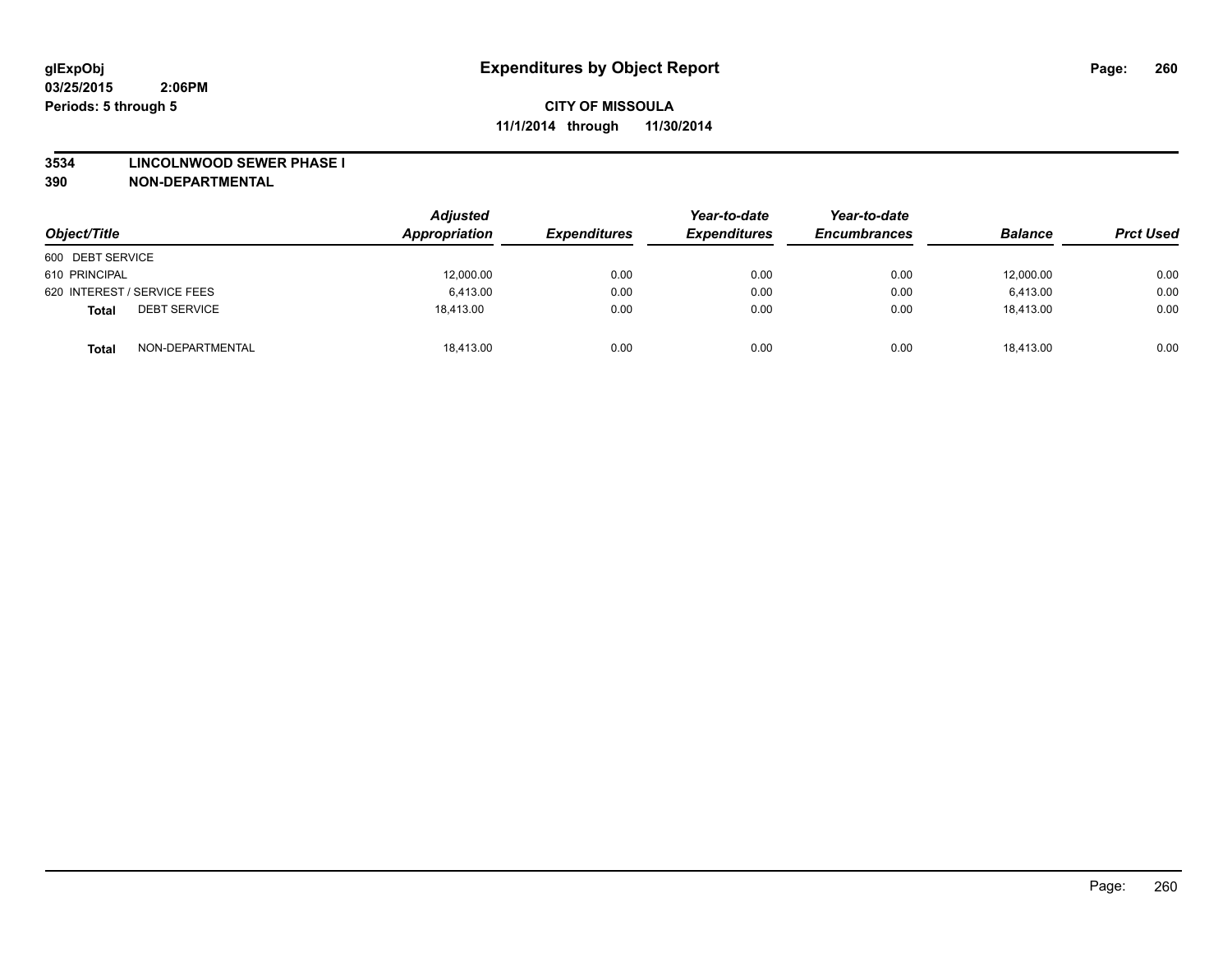**glExpObj**
**03/25/2015 2:06PM**
**Periods: 5 through 5**

# Expenditures by Object Report

**CITY OF MISSOULA**
**11/1/2014 through 11/30/2014**

**3534 LINCOLNWOOD SEWER PHASE I**
**390 NON-DEPARTMENTAL**

| Object/Title | | Adjusted Appropriation | Expenditures | Year-to-date Expenditures | Year-to-date Encumbrances | Balance | Prct Used |
|---|---|---|---|---|---|---|---|
| 600 DEBT SERVICE | | | | | | | |
| 610 PRINCIPAL | | 12,000.00 | 0.00 | 0.00 | 0.00 | 12,000.00 | 0.00 |
| 620 INTEREST / SERVICE FEES | | 6,413.00 | 0.00 | 0.00 | 0.00 | 6,413.00 | 0.00 |
| **Total** | DEBT SERVICE | 18,413.00 | 0.00 | 0.00 | 0.00 | 18,413.00 | 0.00 |
| **Total** | NON-DEPARTMENTAL | 18,413.00 | 0.00 | 0.00 | 0.00 | 18,413.00 | 0.00 |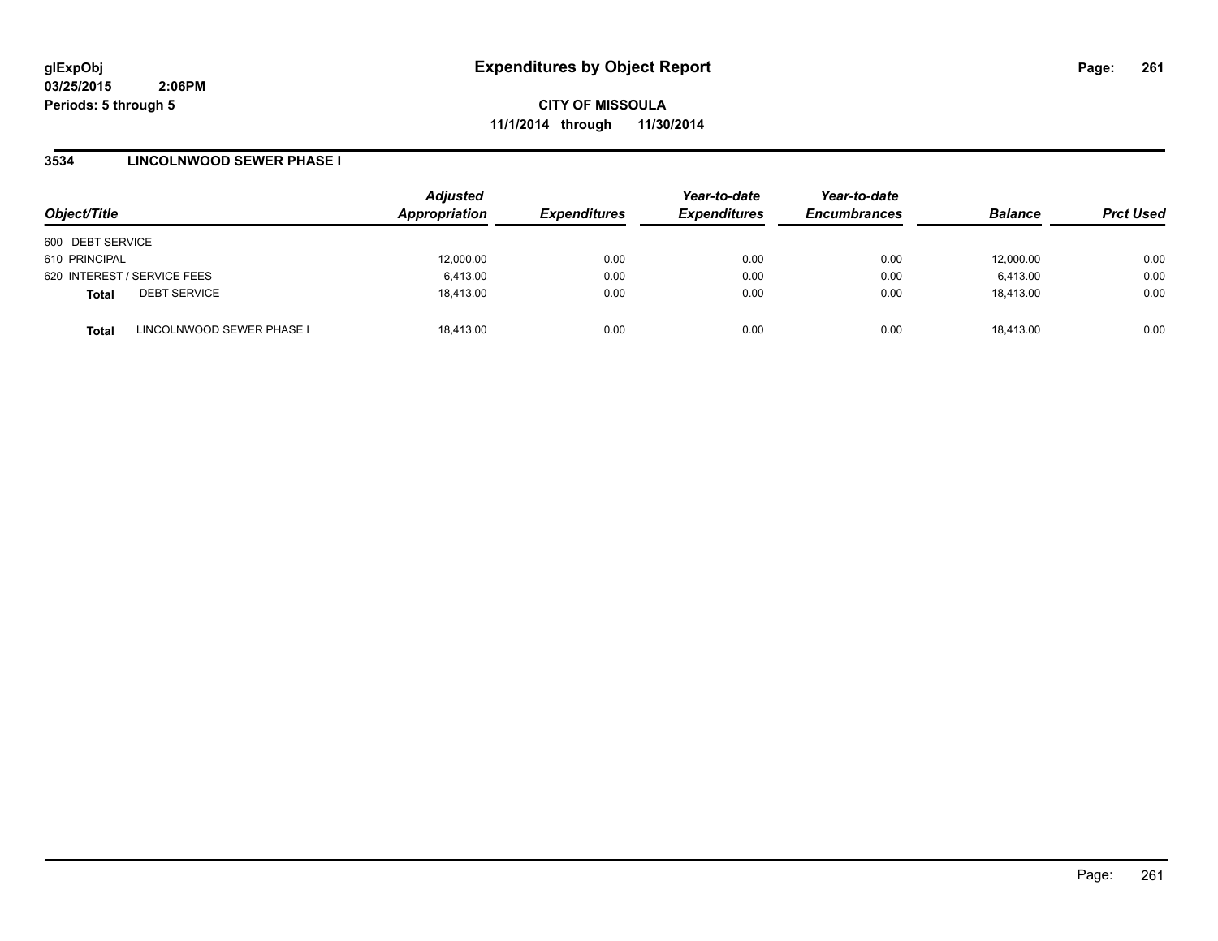# Expenditures by Object Report

glExpObj
03/25/2015 2:06PM
Periods: 5 through 5

**CITY OF MISSOULA**
**11/1/2014 through 11/30/2014**

## 3534 LINCOLNWOOD SEWER PHASE I

| Object/Title | Adjusted Appropriation | Expenditures | Year-to-date Expenditures | Year-to-date Encumbrances | Balance | Prct Used |
|---|---|---|---|---|---|---|
| 600 DEBT SERVICE | | | | | | |
| 610 PRINCIPAL | 12,000.00 | 0.00 | 0.00 | 0.00 | 12,000.00 | 0.00 |
| 620 INTEREST / SERVICE FEES | 6,413.00 | 0.00 | 0.00 | 0.00 | 6,413.00 | 0.00 |
| **Total** DEBT SERVICE | 18,413.00 | 0.00 | 0.00 | 0.00 | 18,413.00 | 0.00 |
| **Total** LINCOLNWOOD SEWER PHASE I | 18,413.00 | 0.00 | 0.00 | 0.00 | 18,413.00 | 0.00 |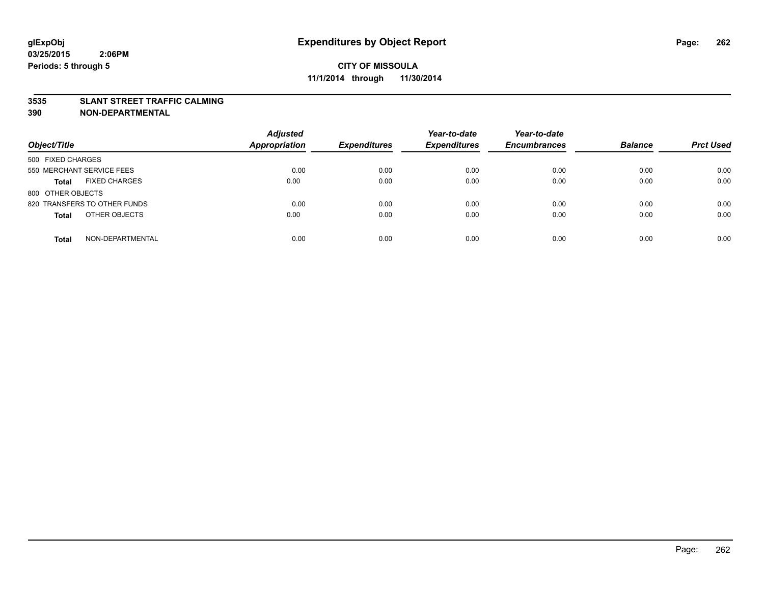# Expenditures by Object Report

glExpObj
03/25/2015 2:06PM
Periods: 5 through 5

**CITY OF MISSOULA**
**11/1/2014 through 11/30/2014**

## 3535 SLANT STREET TRAFFIC CALMING
## 390 NON-DEPARTMENTAL

| Object/Title | Adjusted Appropriation | Expenditures | Year-to-date Expenditures | Year-to-date Encumbrances | Balance | Prct Used |
|---|---|---|---|---|---|---|
| 500 FIXED CHARGES | | | | | | |
| 550 MERCHANT SERVICE FEES | 0.00 | 0.00 | 0.00 | 0.00 | 0.00 | 0.00 |
| **Total** FIXED CHARGES | 0.00 | 0.00 | 0.00 | 0.00 | 0.00 | 0.00 |
| 800 OTHER OBJECTS | | | | | | |
| 820 TRANSFERS TO OTHER FUNDS | 0.00 | 0.00 | 0.00 | 0.00 | 0.00 | 0.00 |
| **Total** OTHER OBJECTS | 0.00 | 0.00 | 0.00 | 0.00 | 0.00 | 0.00 |
| **Total** NON-DEPARTMENTAL | 0.00 | 0.00 | 0.00 | 0.00 | 0.00 | 0.00 |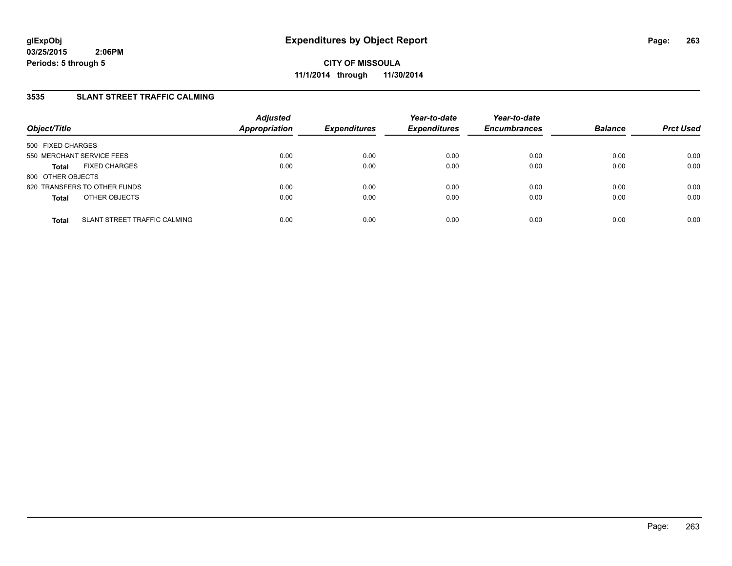**glExpObj**
**03/25/2015 2:06PM**
**Periods: 5 through 5**

# Expenditures by Object Report

**CITY OF MISSOULA**
**11/1/2014 through 11/30/2014**

## 3535 SLANT STREET TRAFFIC CALMING

| Object/Title | | Adjusted Appropriation | Expenditures | Year-to-date Expenditures | Year-to-date Encumbrances | Balance | Prct Used |
|---|---|---|---|---|---|---|---|
| 500 FIXED CHARGES | | | | | | | |
| 550 MERCHANT SERVICE FEES | | 0.00 | 0.00 | 0.00 | 0.00 | 0.00 | 0.00 |
| **Total** | FIXED CHARGES | 0.00 | 0.00 | 0.00 | 0.00 | 0.00 | 0.00 |
| 800 OTHER OBJECTS | | | | | | | |
| 820 TRANSFERS TO OTHER FUNDS | | 0.00 | 0.00 | 0.00 | 0.00 | 0.00 | 0.00 |
| **Total** | OTHER OBJECTS | 0.00 | 0.00 | 0.00 | 0.00 | 0.00 | 0.00 |
| **Total** | SLANT STREET TRAFFIC CALMING | 0.00 | 0.00 | 0.00 | 0.00 | 0.00 | 0.00 |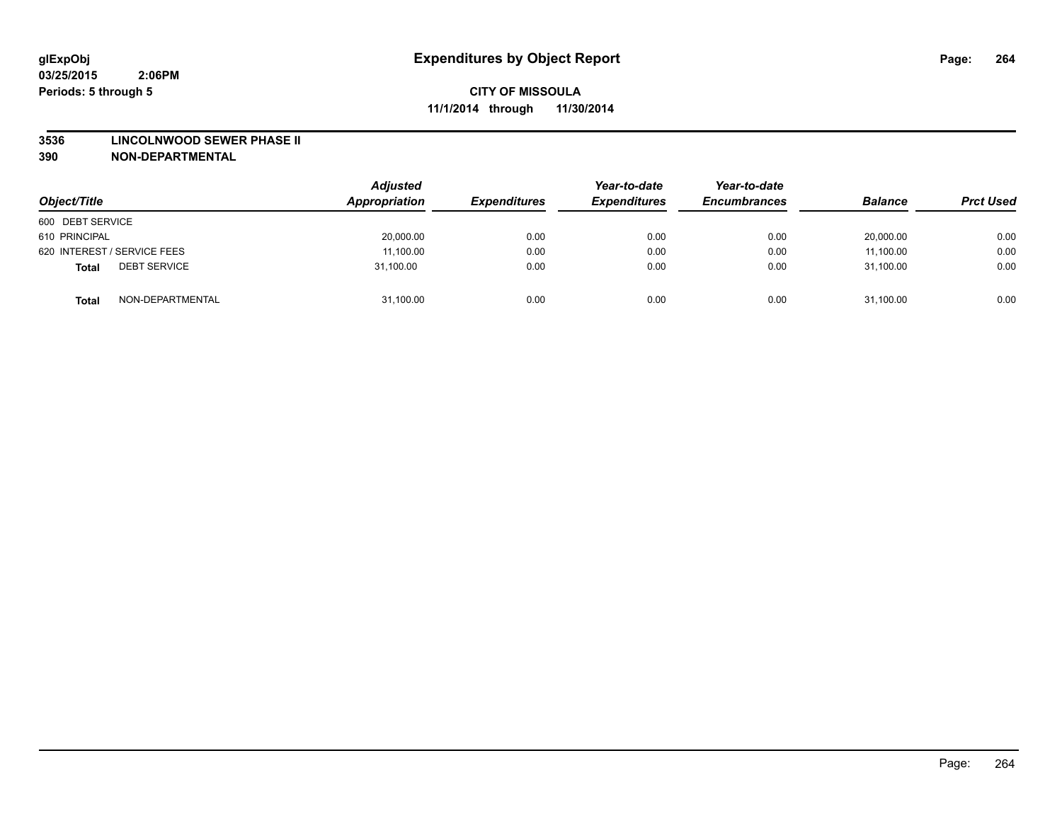# Expenditures by Object Report

glExpObj
03/25/2015 2:06PM
Periods: 5 through 5

**CITY OF MISSOULA**
**11/1/2014 through 11/30/2014**

**3536 LINCOLNWOOD SEWER PHASE II**
**390 NON-DEPARTMENTAL**

| Object/Title | Adjusted Appropriation | Expenditures | Year-to-date Expenditures | Year-to-date Encumbrances | Balance | Prct Used |
|---|---|---|---|---|---|---|
| 600 DEBT SERVICE | | | | | | |
| 610 PRINCIPAL | 20,000.00 | 0.00 | 0.00 | 0.00 | 20,000.00 | 0.00 |
| 620 INTEREST / SERVICE FEES | 11,100.00 | 0.00 | 0.00 | 0.00 | 11,100.00 | 0.00 |
| **Total** DEBT SERVICE | 31,100.00 | 0.00 | 0.00 | 0.00 | 31,100.00 | 0.00 |
| **Total** NON-DEPARTMENTAL | 31,100.00 | 0.00 | 0.00 | 0.00 | 31,100.00 | 0.00 |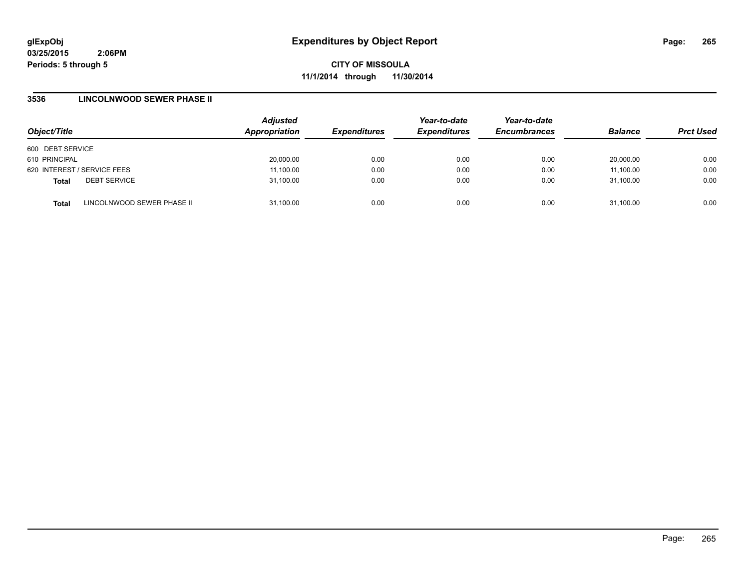**glExpObj**
**03/25/2015 2:06PM**
**Periods: 5 through 5**

# Expenditures by Object Report

**CITY OF MISSOULA**
**11/1/2014 through 11/30/2014**

## 3536 LINCOLNWOOD SEWER PHASE II

| Object/Title | | Adjusted Appropriation | Expenditures | Year-to-date Expenditures | Year-to-date Encumbrances | Balance | Prct Used |
|---|---|---|---|---|---|---|---|
| 600 DEBT SERVICE | | | | | | | |
| 610 PRINCIPAL | | 20,000.00 | 0.00 | 0.00 | 0.00 | 20,000.00 | 0.00 |
| 620 INTEREST / SERVICE FEES | | 11,100.00 | 0.00 | 0.00 | 0.00 | 11,100.00 | 0.00 |
| **Total** | DEBT SERVICE | 31,100.00 | 0.00 | 0.00 | 0.00 | 31,100.00 | 0.00 |
| **Total** | LINCOLNWOOD SEWER PHASE II | 31,100.00 | 0.00 | 0.00 | 0.00 | 31,100.00 | 0.00 |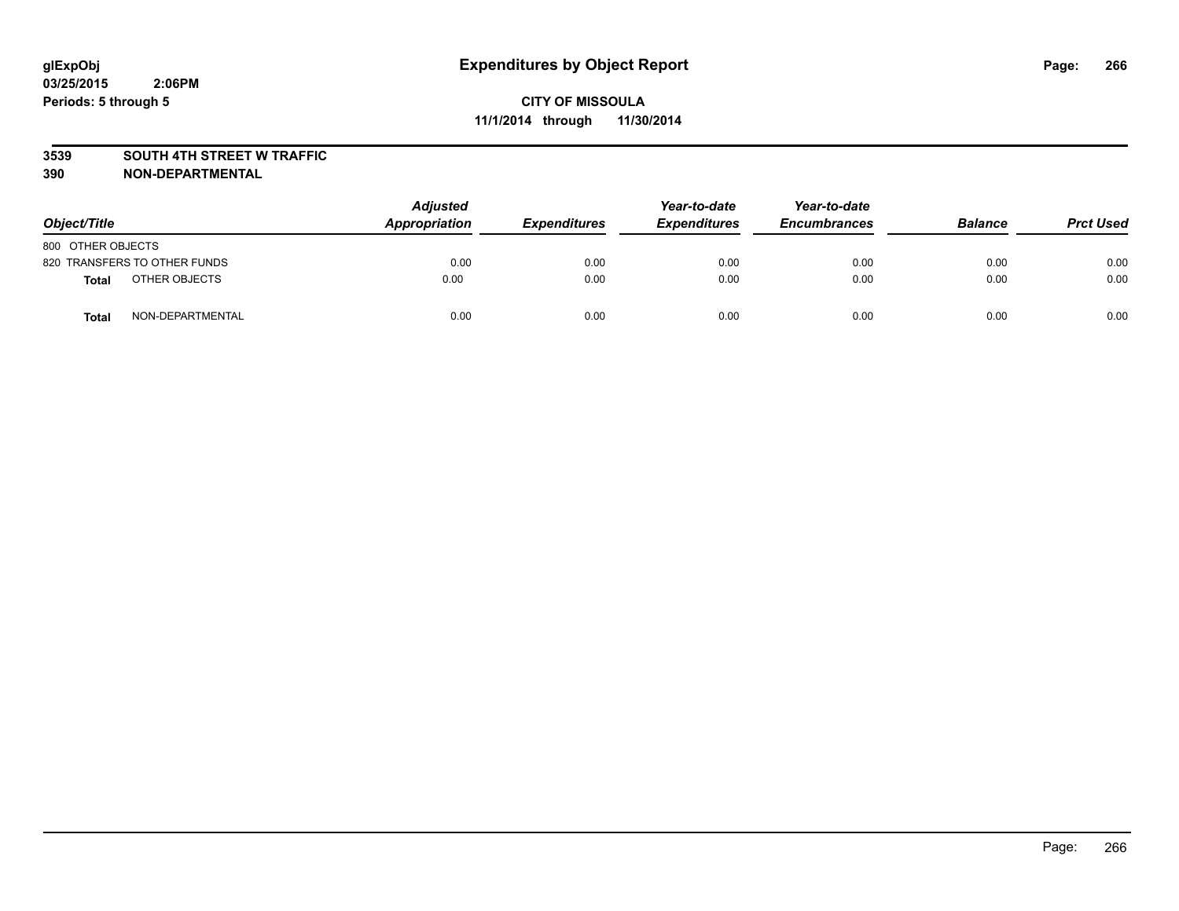**glExpObj**
**03/25/2015 2:06PM**
**Periods: 5 through 5**

# Expenditures by Object Report

**CITY OF MISSOULA**
**11/1/2014 through 11/30/2014**

**3539 SOUTH 4TH STREET W TRAFFIC**
**390 NON-DEPARTMENTAL**

| Object/Title | | Adjusted Appropriation | Expenditures | Year-to-date Expenditures | Year-to-date Encumbrances | Balance | Prct Used |
|---|---|---|---|---|---|---|---|
| 800 OTHER OBJECTS | | | | | | | |
| 820 TRANSFERS TO OTHER FUNDS | | 0.00 | 0.00 | 0.00 | 0.00 | 0.00 | 0.00 |
| **Total** | OTHER OBJECTS | 0.00 | 0.00 | 0.00 | 0.00 | 0.00 | 0.00 |
| **Total** | NON-DEPARTMENTAL | 0.00 | 0.00 | 0.00 | 0.00 | 0.00 | 0.00 |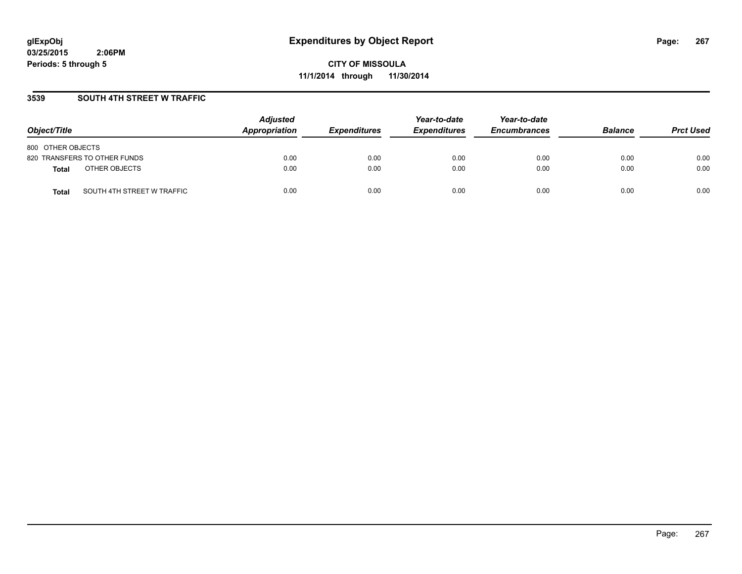## 3539 SOUTH 4TH STREET W TRAFFIC

| Object/Title | Adjusted Appropriation | Expenditures | Year-to-date Expenditures | Year-to-date Encumbrances | Balance | Prct Used |
|---|---|---|---|---|---|---|
| 800 OTHER OBJECTS | | | | | | |
| 820 TRANSFERS TO OTHER FUNDS | 0.00 | 0.00 | 0.00 | 0.00 | 0.00 | 0.00 |
| **Total** OTHER OBJECTS | 0.00 | 0.00 | 0.00 | 0.00 | 0.00 | 0.00 |
| **Total** SOUTH 4TH STREET W TRAFFIC | 0.00 | 0.00 | 0.00 | 0.00 | 0.00 | 0.00 |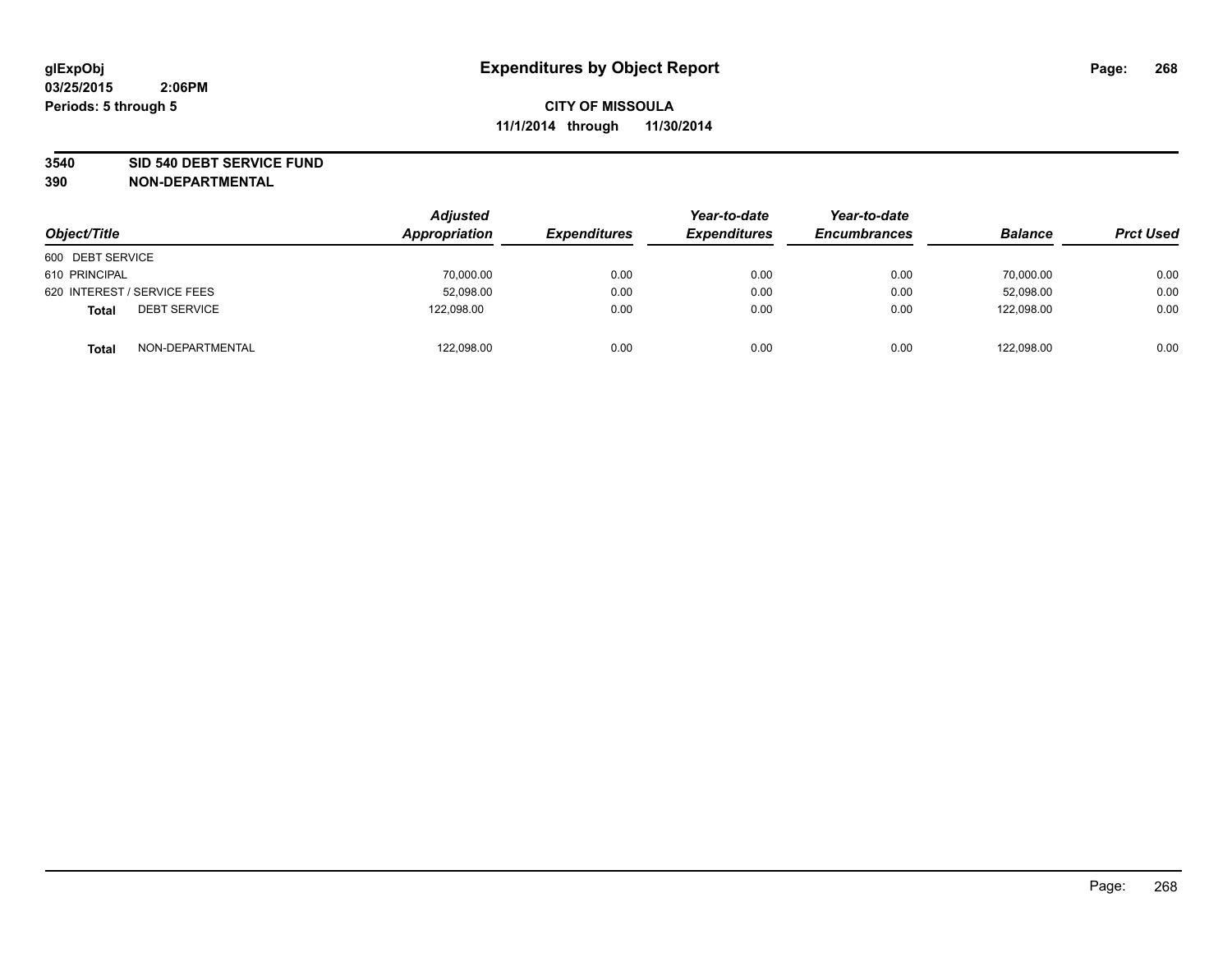glExpObj
03/25/2015 2:06PM
Periods: 5 through 5

# Expenditures by Object Report

**CITY OF MISSOULA**
**11/1/2014 through 11/30/2014**

**3540 SID 540 DEBT SERVICE FUND**
**390 NON-DEPARTMENTAL**

| Object/Title | Adjusted Appropriation | Expenditures | Year-to-date Expenditures | Year-to-date Encumbrances | Balance | Prct Used |
|---|---|---|---|---|---|---|
| 600 DEBT SERVICE | | | | | | |
| 610 PRINCIPAL | 70,000.00 | 0.00 | 0.00 | 0.00 | 70,000.00 | 0.00 |
| 620 INTEREST / SERVICE FEES | 52,098.00 | 0.00 | 0.00 | 0.00 | 52,098.00 | 0.00 |
| **Total** DEBT SERVICE | 122,098.00 | 0.00 | 0.00 | 0.00 | 122,098.00 | 0.00 |
| **Total** NON-DEPARTMENTAL | 122,098.00 | 0.00 | 0.00 | 0.00 | 122,098.00 | 0.00 |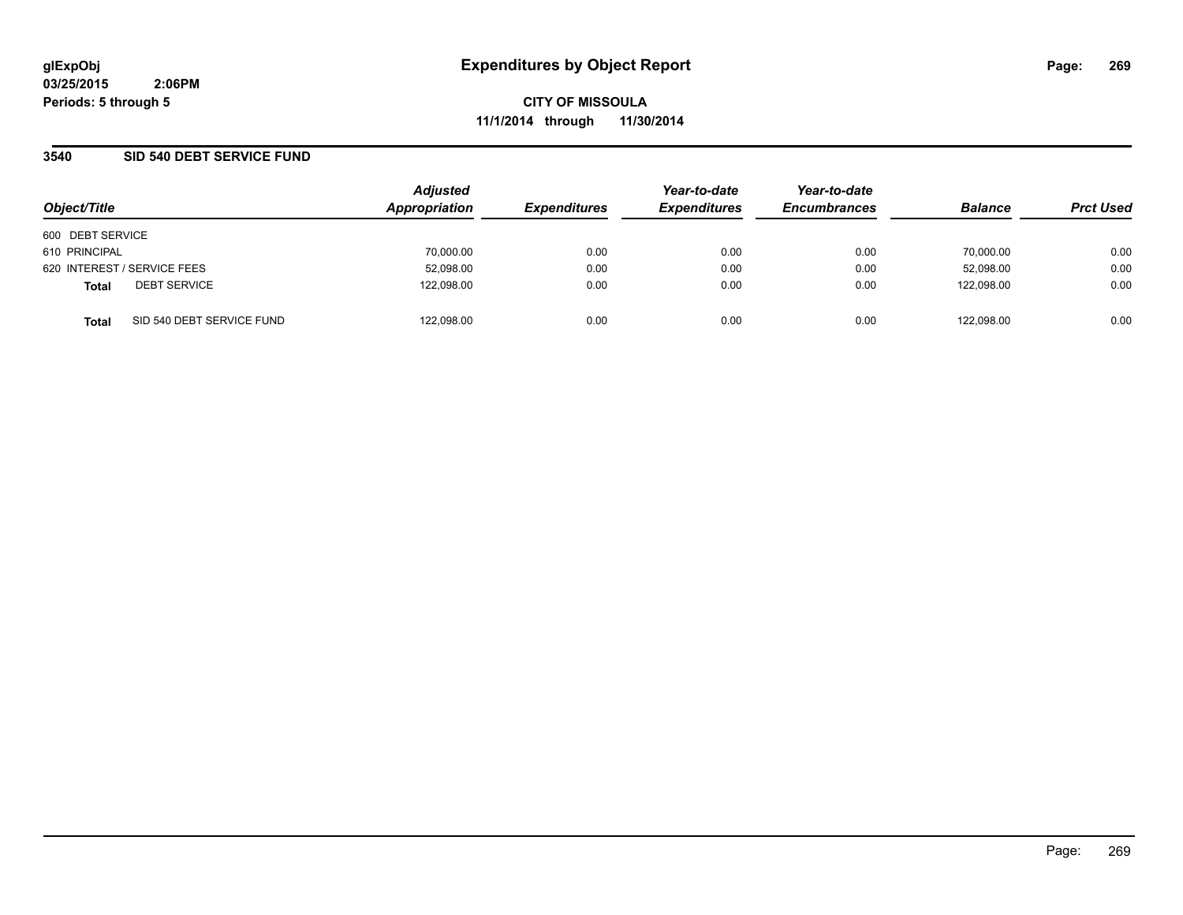# Expenditures by Object Report

glExpObj
03/25/2015 2:06PM
Periods: 5 through 5

**CITY OF MISSOULA**
**11/1/2014 through 11/30/2014**

## 3540 SID 540 DEBT SERVICE FUND

| Object/Title | | Adjusted Appropriation | Expenditures | Year-to-date Expenditures | Year-to-date Encumbrances | Balance | Prct Used |
|---|---|---|---|---|---|---|---|
| 600 DEBT SERVICE | | | | | | | |
| 610 PRINCIPAL | | 70,000.00 | 0.00 | 0.00 | 0.00 | 70,000.00 | 0.00 |
| 620 INTEREST / SERVICE FEES | | 52,098.00 | 0.00 | 0.00 | 0.00 | 52,098.00 | 0.00 |
| **Total** | DEBT SERVICE | 122,098.00 | 0.00 | 0.00 | 0.00 | 122,098.00 | 0.00 |
| **Total** | SID 540 DEBT SERVICE FUND | 122,098.00 | 0.00 | 0.00 | 0.00 | 122,098.00 | 0.00 |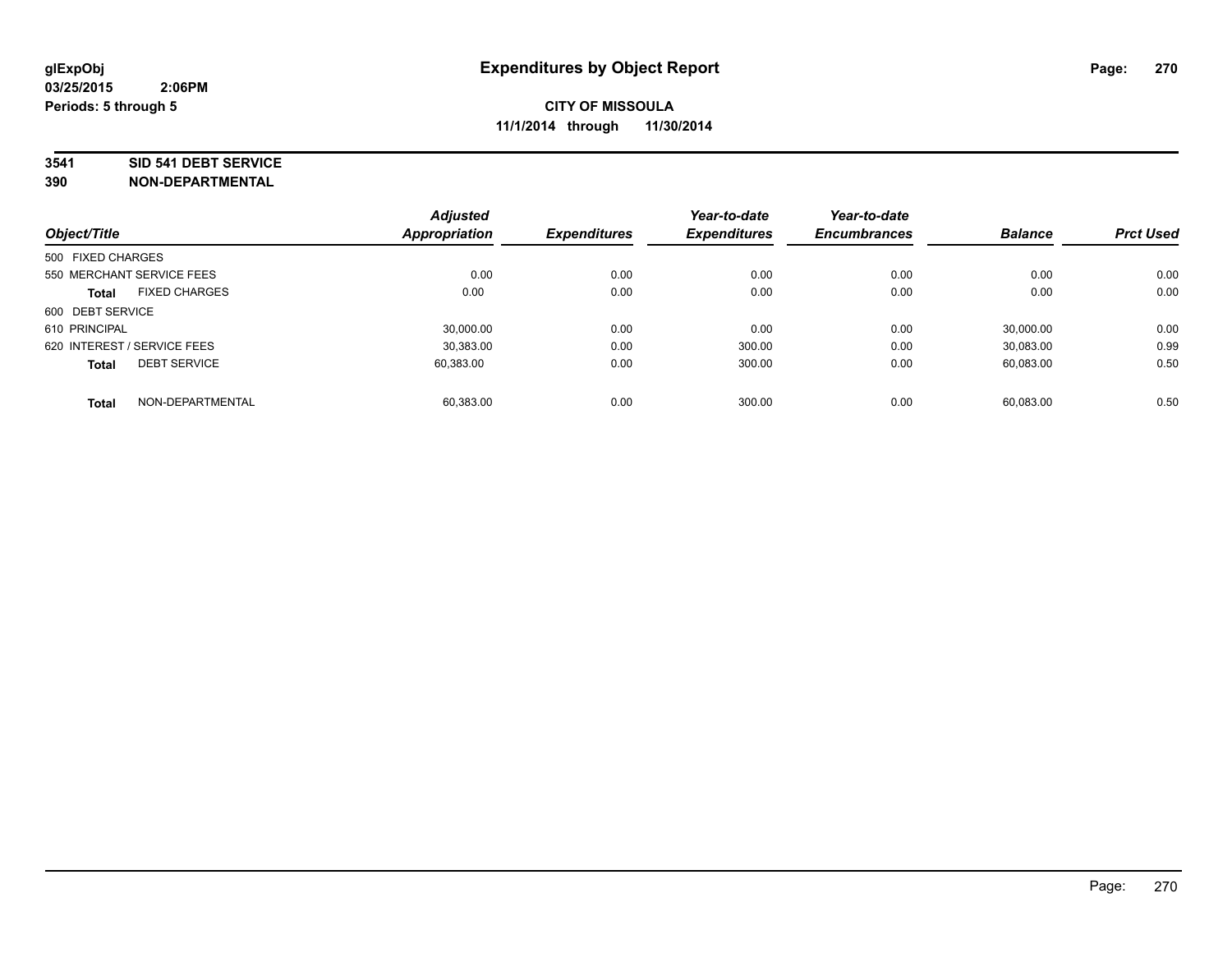# Expenditures by Object Report

glExpObj
03/25/2015 2:06PM
Periods: 5 through 5

**CITY OF MISSOULA**
**11/1/2014 through 11/30/2014**

**3541 SID 541 DEBT SERVICE**
**390 NON-DEPARTMENTAL**

| Object/Title | | Adjusted Appropriation | Expenditures | Year-to-date Expenditures | Year-to-date Encumbrances | Balance | Prct Used |
|---|---|---|---|---|---|---|---|
| 500 FIXED CHARGES | | | | | | | |
| 550 MERCHANT SERVICE FEES | | 0.00 | 0.00 | 0.00 | 0.00 | 0.00 | 0.00 |
| **Total** | FIXED CHARGES | 0.00 | 0.00 | 0.00 | 0.00 | 0.00 | 0.00 |
| 600 DEBT SERVICE | | | | | | | |
| 610 PRINCIPAL | | 30,000.00 | 0.00 | 0.00 | 0.00 | 30,000.00 | 0.00 |
| 620 INTEREST / SERVICE FEES | | 30,383.00 | 0.00 | 300.00 | 0.00 | 30,083.00 | 0.99 |
| **Total** | DEBT SERVICE | 60,383.00 | 0.00 | 300.00 | 0.00 | 60,083.00 | 0.50 |
| **Total** | NON-DEPARTMENTAL | 60,383.00 | 0.00 | 300.00 | 0.00 | 60,083.00 | 0.50 |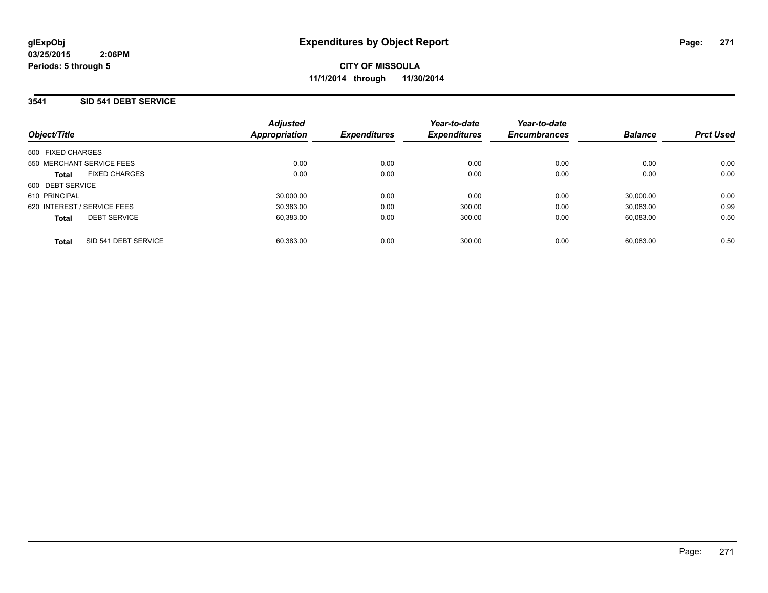glExpObj
03/25/2015 2:06PM
Periods: 5 through 5

# Expenditures by Object Report

**CITY OF MISSOULA**
**11/1/2014 through 11/30/2014**

## 3541 SID 541 DEBT SERVICE

| Object/Title | | Adjusted Appropriation | Expenditures | Year-to-date Expenditures | Year-to-date Encumbrances | Balance | Prct Used |
|---|---|---|---|---|---|---|---|
| 500 FIXED CHARGES | | | | | | | |
| 550 MERCHANT SERVICE FEES | | 0.00 | 0.00 | 0.00 | 0.00 | 0.00 | 0.00 |
| **Total** | FIXED CHARGES | 0.00 | 0.00 | 0.00 | 0.00 | 0.00 | 0.00 |
| 600 DEBT SERVICE | | | | | | | |
| 610 PRINCIPAL | | 30,000.00 | 0.00 | 0.00 | 0.00 | 30,000.00 | 0.00 |
| 620 INTEREST / SERVICE FEES | | 30,383.00 | 0.00 | 300.00 | 0.00 | 30,083.00 | 0.99 |
| **Total** | DEBT SERVICE | 60,383.00 | 0.00 | 300.00 | 0.00 | 60,083.00 | 0.50 |
| **Total** | SID 541 DEBT SERVICE | 60,383.00 | 0.00 | 300.00 | 0.00 | 60,083.00 | 0.50 |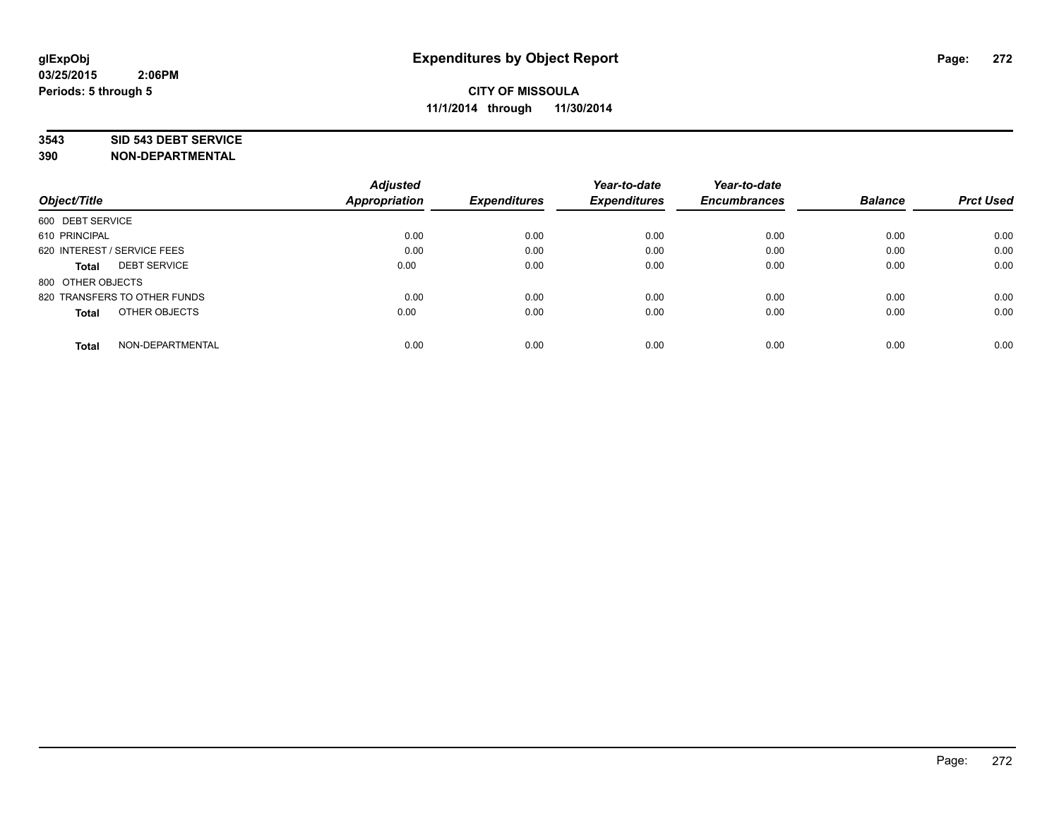glExpObj
03/25/2015 2:06PM
Periods: 5 through 5

# Expenditures by Object Report

**CITY OF MISSOULA**
**11/1/2014 through 11/30/2014**

**3543 SID 543 DEBT SERVICE**
**390 NON-DEPARTMENTAL**

| Object/Title | Adjusted Appropriation | Expenditures | Year-to-date Expenditures | Year-to-date Encumbrances | Balance | Prct Used |
|---|---|---|---|---|---|---|
| 600 DEBT SERVICE | | | | | | |
| 610 PRINCIPAL | 0.00 | 0.00 | 0.00 | 0.00 | 0.00 | 0.00 |
| 620 INTEREST / SERVICE FEES | 0.00 | 0.00 | 0.00 | 0.00 | 0.00 | 0.00 |
| **Total** DEBT SERVICE | 0.00 | 0.00 | 0.00 | 0.00 | 0.00 | 0.00 |
| 800 OTHER OBJECTS | | | | | | |
| 820 TRANSFERS TO OTHER FUNDS | 0.00 | 0.00 | 0.00 | 0.00 | 0.00 | 0.00 |
| **Total** OTHER OBJECTS | 0.00 | 0.00 | 0.00 | 0.00 | 0.00 | 0.00 |
| **Total** NON-DEPARTMENTAL | 0.00 | 0.00 | 0.00 | 0.00 | 0.00 | 0.00 |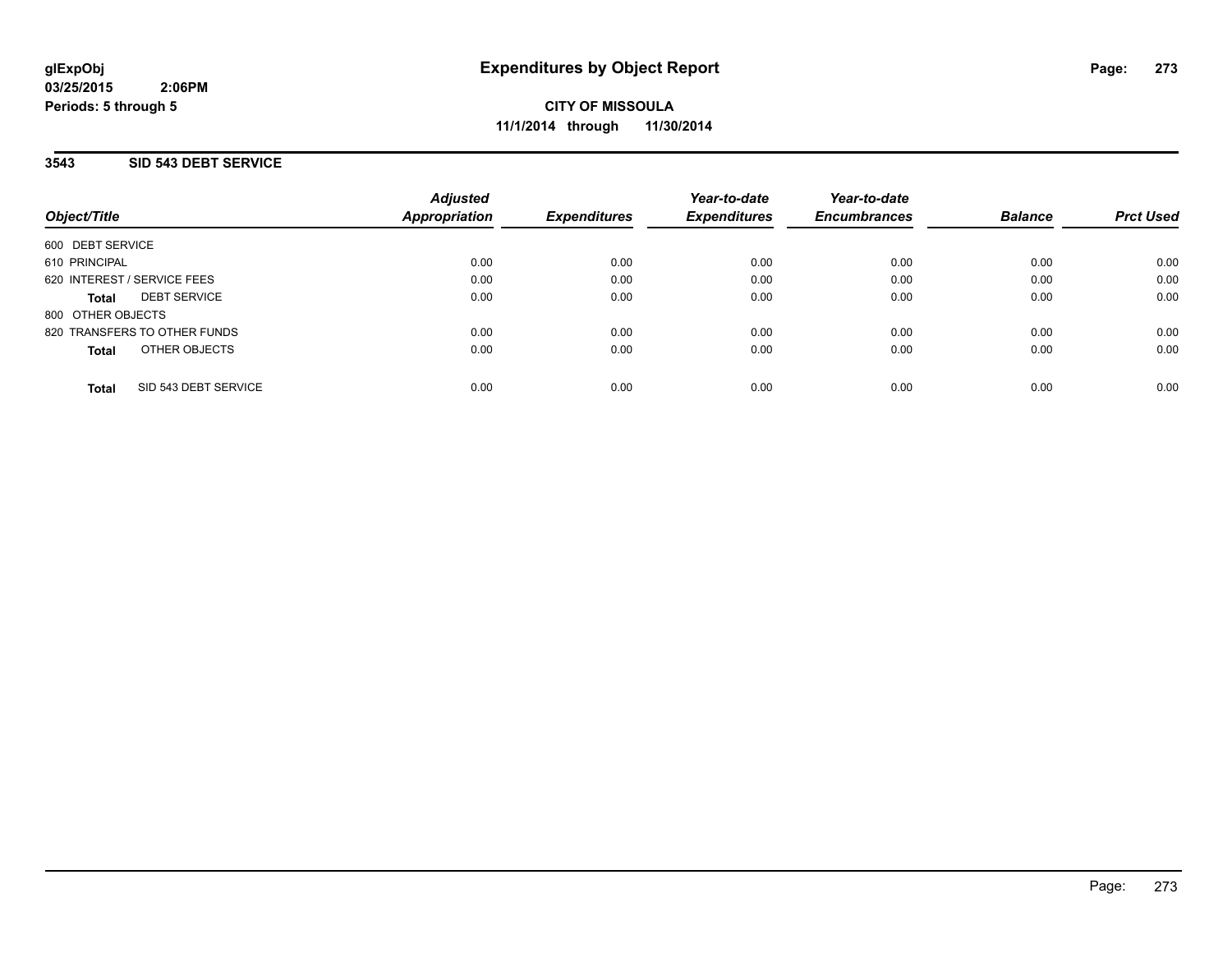# Expenditures by Object Report

glExpObj
03/25/2015 2:06PM
Periods: 5 through 5

**CITY OF MISSOULA**
**11/1/2014 through 11/30/2014**

## 3543 SID 543 DEBT SERVICE

| Object/Title | Adjusted Appropriation | Expenditures | Year-to-date Expenditures | Year-to-date Encumbrances | Balance | Prct Used |
|---|---|---|---|---|---|---|
| 600 DEBT SERVICE | | | | | | |
| 610 PRINCIPAL | 0.00 | 0.00 | 0.00 | 0.00 | 0.00 | 0.00 |
| 620 INTEREST / SERVICE FEES | 0.00 | 0.00 | 0.00 | 0.00 | 0.00 | 0.00 |
| **Total** DEBT SERVICE | 0.00 | 0.00 | 0.00 | 0.00 | 0.00 | 0.00 |
| 800 OTHER OBJECTS | | | | | | |
| 820 TRANSFERS TO OTHER FUNDS | 0.00 | 0.00 | 0.00 | 0.00 | 0.00 | 0.00 |
| **Total** OTHER OBJECTS | 0.00 | 0.00 | 0.00 | 0.00 | 0.00 | 0.00 |
| **Total** SID 543 DEBT SERVICE | 0.00 | 0.00 | 0.00 | 0.00 | 0.00 | 0.00 |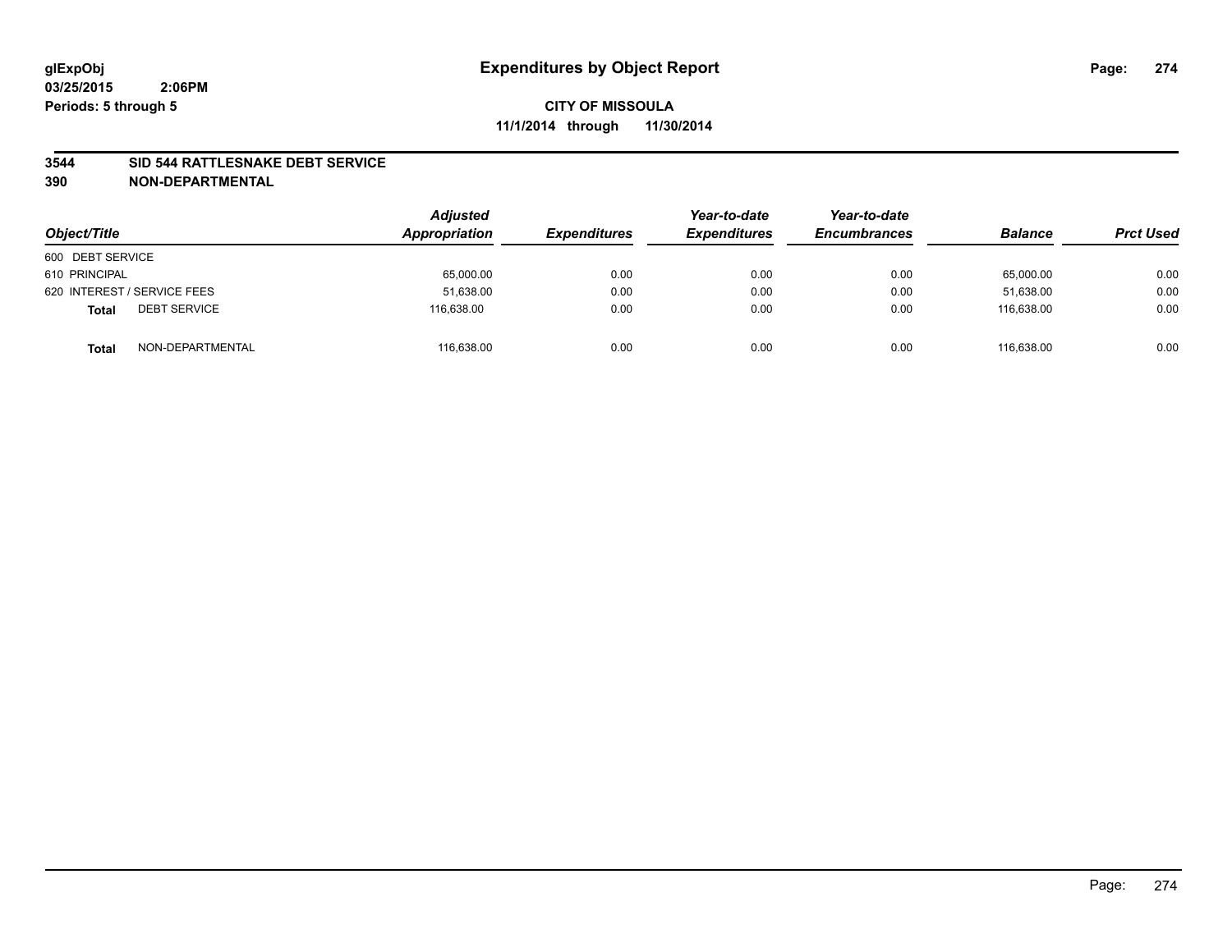# Expenditures by Object Report

glExpObj
03/25/2015 2:06PM
Periods: 5 through 5

**CITY OF MISSOULA**
**11/1/2014 through 11/30/2014**

**3544 SID 544 RATTLESNAKE DEBT SERVICE**
**390 NON-DEPARTMENTAL**

| Object/Title | | Adjusted Appropriation | Expenditures | Year-to-date Expenditures | Year-to-date Encumbrances | Balance | Prct Used |
|---|---|---|---|---|---|---|---|
| 600 DEBT SERVICE | | | | | | | |
| 610 PRINCIPAL | | 65,000.00 | 0.00 | 0.00 | 0.00 | 65,000.00 | 0.00 |
| 620 INTEREST / SERVICE FEES | | 51,638.00 | 0.00 | 0.00 | 0.00 | 51,638.00 | 0.00 |
| **Total** | DEBT SERVICE | 116,638.00 | 0.00 | 0.00 | 0.00 | 116,638.00 | 0.00 |
| **Total** | NON-DEPARTMENTAL | 116,638.00 | 0.00 | 0.00 | 0.00 | 116,638.00 | 0.00 |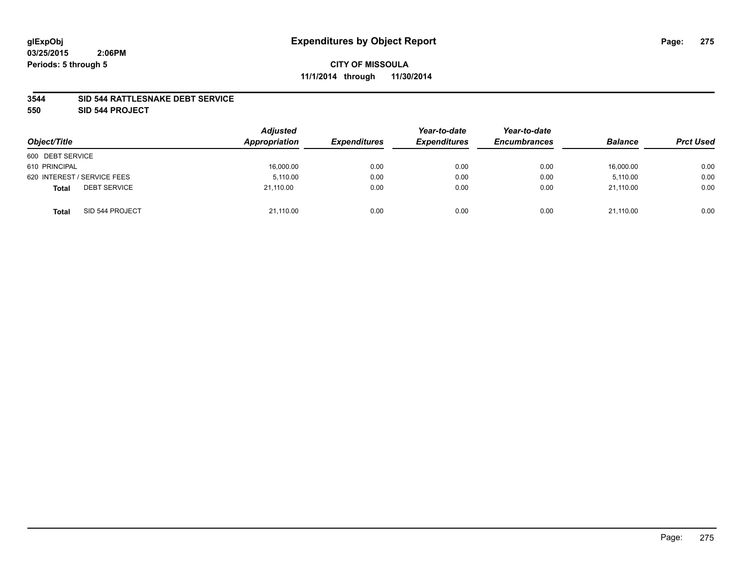glExpObj
03/25/2015 2:06PM
Periods: 5 through 5

# Expenditures by Object Report

**CITY OF MISSOULA**
**11/1/2014 through 11/30/2014**

**3544 SID 544 RATTLESNAKE DEBT SERVICE**
**550 SID 544 PROJECT**

| Object/Title | | Adjusted Appropriation | Expenditures | Year-to-date Expenditures | Year-to-date Encumbrances | Balance | Prct Used |
|---|---|---|---|---|---|---|---|
| 600 DEBT SERVICE | | | | | | | |
| 610 PRINCIPAL | | 16,000.00 | 0.00 | 0.00 | 0.00 | 16,000.00 | 0.00 |
| 620 INTEREST / SERVICE FEES | | 5,110.00 | 0.00 | 0.00 | 0.00 | 5,110.00 | 0.00 |
| **Total** | DEBT SERVICE | 21,110.00 | 0.00 | 0.00 | 0.00 | 21,110.00 | 0.00 |
| **Total** | SID 544 PROJECT | 21,110.00 | 0.00 | 0.00 | 0.00 | 21,110.00 | 0.00 |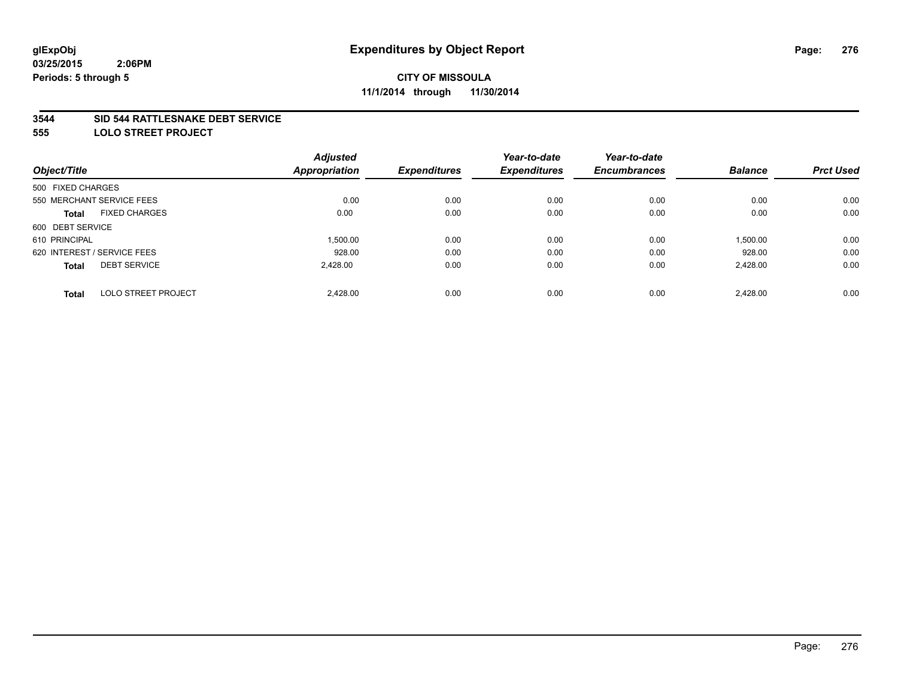glExpObj
03/25/2015 2:06PM
Periods: 5 through 5

# Expenditures by Object Report

**CITY OF MISSOULA**
**11/1/2014 through 11/30/2014**

**3544 SID 544 RATTLESNAKE DEBT SERVICE**
**555 LOLO STREET PROJECT**

| Object/Title | | Adjusted Appropriation | Expenditures | Year-to-date Expenditures | Year-to-date Encumbrances | Balance | Prct Used |
|---|---|---|---|---|---|---|---|
| 500 FIXED CHARGES | | | | | | | |
| 550 MERCHANT SERVICE FEES | | 0.00 | 0.00 | 0.00 | 0.00 | 0.00 | 0.00 |
| **Total** | FIXED CHARGES | 0.00 | 0.00 | 0.00 | 0.00 | 0.00 | 0.00 |
| 600 DEBT SERVICE | | | | | | | |
| 610 PRINCIPAL | | 1,500.00 | 0.00 | 0.00 | 0.00 | 1,500.00 | 0.00 |
| 620 INTEREST / SERVICE FEES | | 928.00 | 0.00 | 0.00 | 0.00 | 928.00 | 0.00 |
| **Total** | DEBT SERVICE | 2,428.00 | 0.00 | 0.00 | 0.00 | 2,428.00 | 0.00 |
| **Total** | LOLO STREET PROJECT | 2,428.00 | 0.00 | 0.00 | 0.00 | 2,428.00 | 0.00 |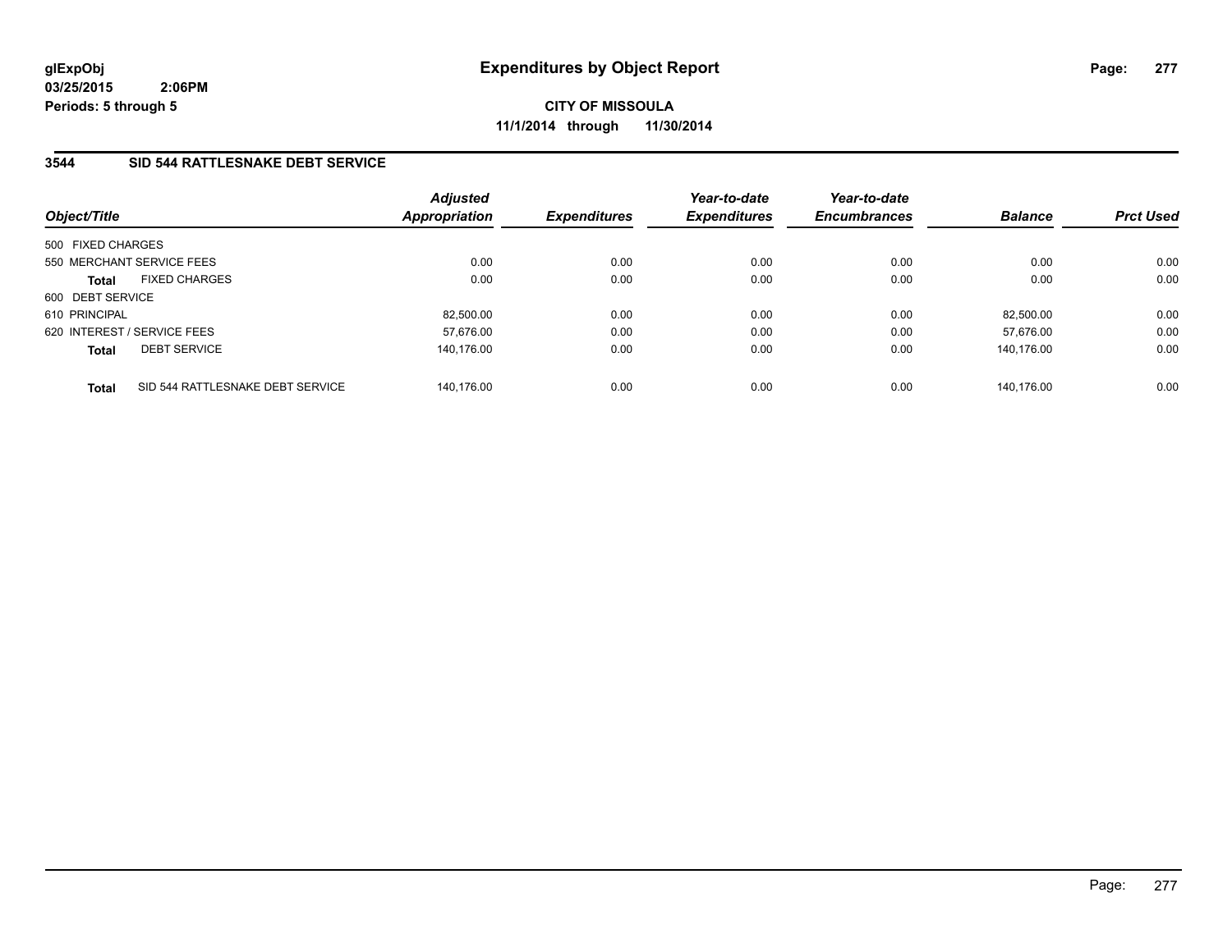glExpObj
03/25/2015 2:06PM
Periods: 5 through 5

# Expenditures by Object Report

**CITY OF MISSOULA**
**11/1/2014 through 11/30/2014**

## 3544 SID 544 RATTLESNAKE DEBT SERVICE

| Object/Title | Adjusted Appropriation | Expenditures | Year-to-date Expenditures | Year-to-date Encumbrances | Balance | Prct Used |
|---|---|---|---|---|---|---|
| 500 FIXED CHARGES | | | | | | |
| 550 MERCHANT SERVICE FEES | 0.00 | 0.00 | 0.00 | 0.00 | 0.00 | 0.00 |
| **Total** FIXED CHARGES | 0.00 | 0.00 | 0.00 | 0.00 | 0.00 | 0.00 |
| 600 DEBT SERVICE | | | | | | |
| 610 PRINCIPAL | 82,500.00 | 0.00 | 0.00 | 0.00 | 82,500.00 | 0.00 |
| 620 INTEREST / SERVICE FEES | 57,676.00 | 0.00 | 0.00 | 0.00 | 57,676.00 | 0.00 |
| **Total** DEBT SERVICE | 140,176.00 | 0.00 | 0.00 | 0.00 | 140,176.00 | 0.00 |
| **Total** SID 544 RATTLESNAKE DEBT SERVICE | 140,176.00 | 0.00 | 0.00 | 0.00 | 140,176.00 | 0.00 |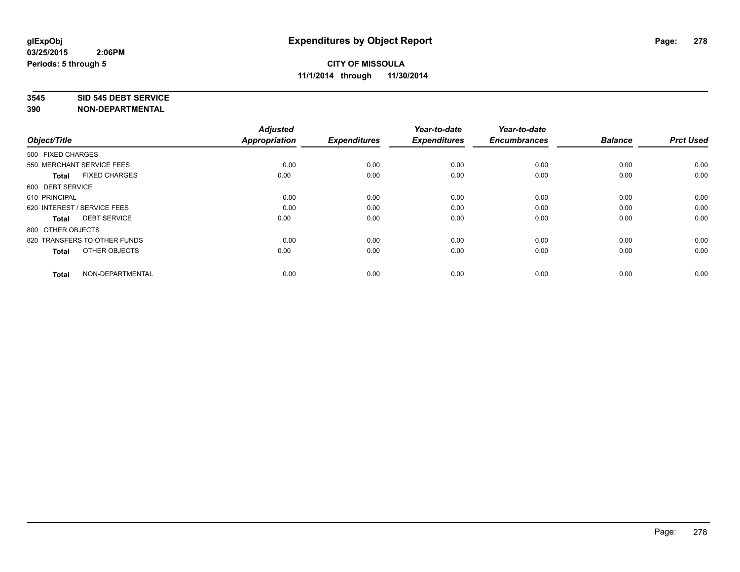**glExpObj**
**03/25/2015 2:06PM**
**Periods: 5 through 5**

# Expenditures by Object Report

**CITY OF MISSOULA**
**11/1/2014 through 11/30/2014**

**3545 SID 545 DEBT SERVICE**
**390 NON-DEPARTMENTAL**

| Object/Title | Adjusted Appropriation | Expenditures | Year-to-date Expenditures | Year-to-date Encumbrances | Balance | Prct Used |
|---|---|---|---|---|---|---|
| 500 FIXED CHARGES | | | | | | |
| 550 MERCHANT SERVICE FEES | 0.00 | 0.00 | 0.00 | 0.00 | 0.00 | 0.00 |
| **Total** FIXED CHARGES | 0.00 | 0.00 | 0.00 | 0.00 | 0.00 | 0.00 |
| 600 DEBT SERVICE | | | | | | |
| 610 PRINCIPAL | 0.00 | 0.00 | 0.00 | 0.00 | 0.00 | 0.00 |
| 620 INTEREST / SERVICE FEES | 0.00 | 0.00 | 0.00 | 0.00 | 0.00 | 0.00 |
| **Total** DEBT SERVICE | 0.00 | 0.00 | 0.00 | 0.00 | 0.00 | 0.00 |
| 800 OTHER OBJECTS | | | | | | |
| 820 TRANSFERS TO OTHER FUNDS | 0.00 | 0.00 | 0.00 | 0.00 | 0.00 | 0.00 |
| **Total** OTHER OBJECTS | 0.00 | 0.00 | 0.00 | 0.00 | 0.00 | 0.00 |
| **Total** NON-DEPARTMENTAL | 0.00 | 0.00 | 0.00 | 0.00 | 0.00 | 0.00 |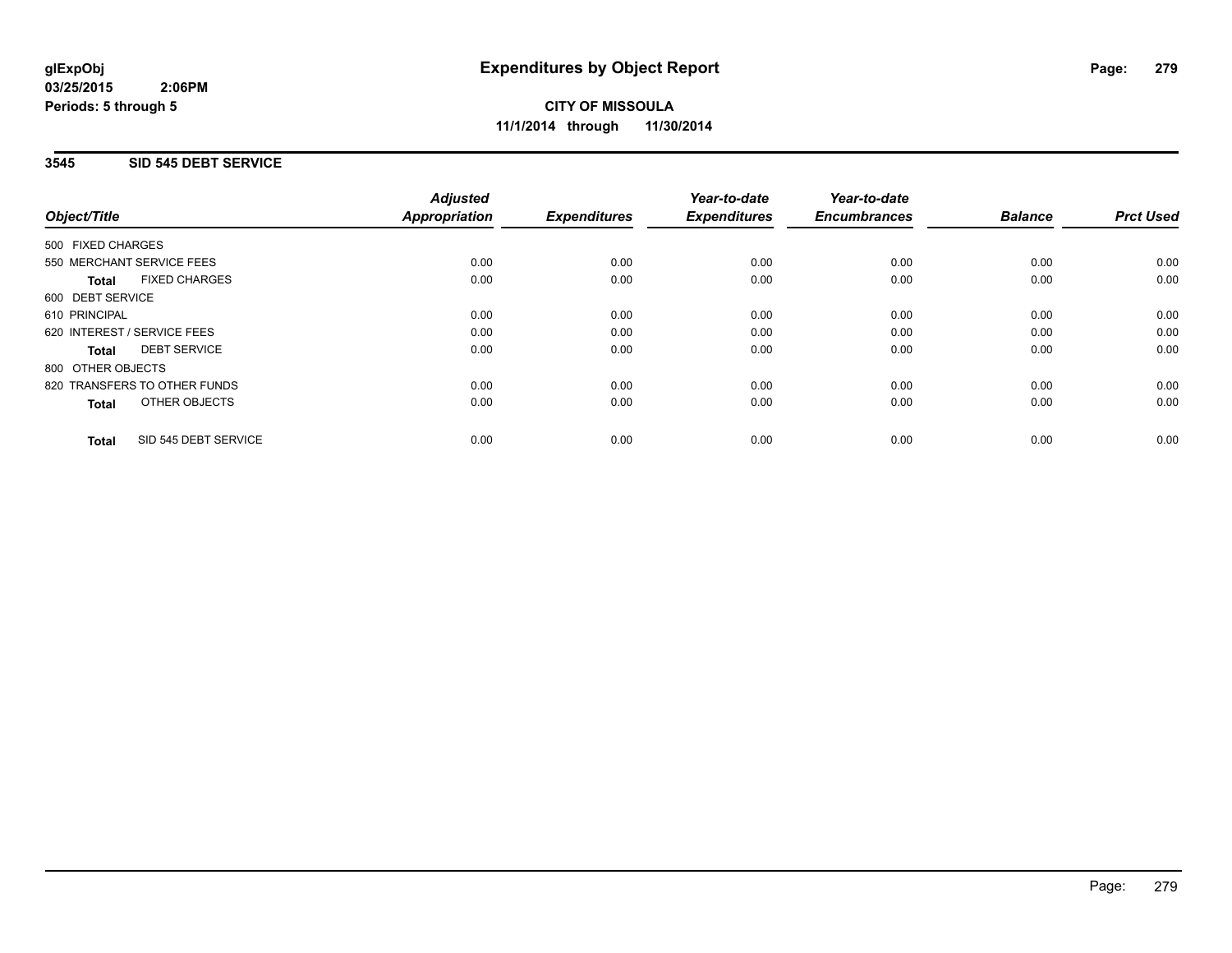# Expenditures by Object Report

**glExpObj**
**03/25/2015 2:06PM**
**Periods: 5 through 5**

**CITY OF MISSOULA**
**11/1/2014 through 11/30/2014**

## 3545 SID 545 DEBT SERVICE

| Object/Title | Adjusted Appropriation | Expenditures | Year-to-date Expenditures | Year-to-date Encumbrances | Balance | Prct Used |
|---|---|---|---|---|---|---|
| 500 FIXED CHARGES | | | | | | |
| 550 MERCHANT SERVICE FEES | 0.00 | 0.00 | 0.00 | 0.00 | 0.00 | 0.00 |
| **Total** FIXED CHARGES | 0.00 | 0.00 | 0.00 | 0.00 | 0.00 | 0.00 |
| 600 DEBT SERVICE | | | | | | |
| 610 PRINCIPAL | 0.00 | 0.00 | 0.00 | 0.00 | 0.00 | 0.00 |
| 620 INTEREST / SERVICE FEES | 0.00 | 0.00 | 0.00 | 0.00 | 0.00 | 0.00 |
| **Total** DEBT SERVICE | 0.00 | 0.00 | 0.00 | 0.00 | 0.00 | 0.00 |
| 800 OTHER OBJECTS | | | | | | |
| 820 TRANSFERS TO OTHER FUNDS | 0.00 | 0.00 | 0.00 | 0.00 | 0.00 | 0.00 |
| **Total** OTHER OBJECTS | 0.00 | 0.00 | 0.00 | 0.00 | 0.00 | 0.00 |
| **Total** SID 545 DEBT SERVICE | 0.00 | 0.00 | 0.00 | 0.00 | 0.00 | 0.00 |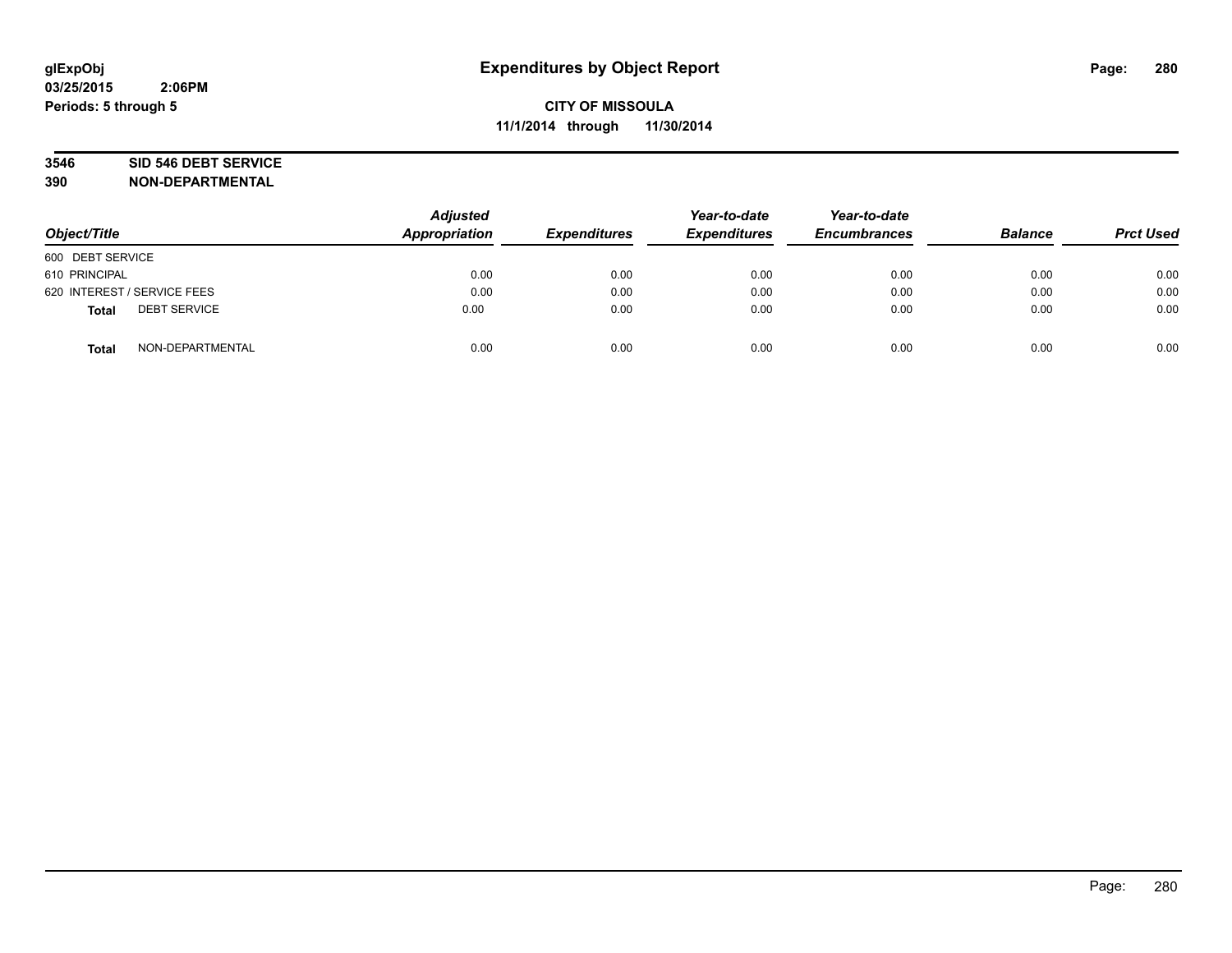# Expenditures by Object Report

glExpObj
03/25/2015 2:06PM
Periods: 5 through 5

**CITY OF MISSOULA**
**11/1/2014 through 11/30/2014**

**3546 SID 546 DEBT SERVICE**
**390 NON-DEPARTMENTAL**

| Object/Title | Adjusted Appropriation | Expenditures | Year-to-date Expenditures | Year-to-date Encumbrances | Balance | Prct Used |
|---|---|---|---|---|---|---|
| 600 DEBT SERVICE | | | | | | |
| 610 PRINCIPAL | 0.00 | 0.00 | 0.00 | 0.00 | 0.00 | 0.00 |
| 620 INTEREST / SERVICE FEES | 0.00 | 0.00 | 0.00 | 0.00 | 0.00 | 0.00 |
| **Total** DEBT SERVICE | 0.00 | 0.00 | 0.00 | 0.00 | 0.00 | 0.00 |
| **Total** NON-DEPARTMENTAL | 0.00 | 0.00 | 0.00 | 0.00 | 0.00 | 0.00 |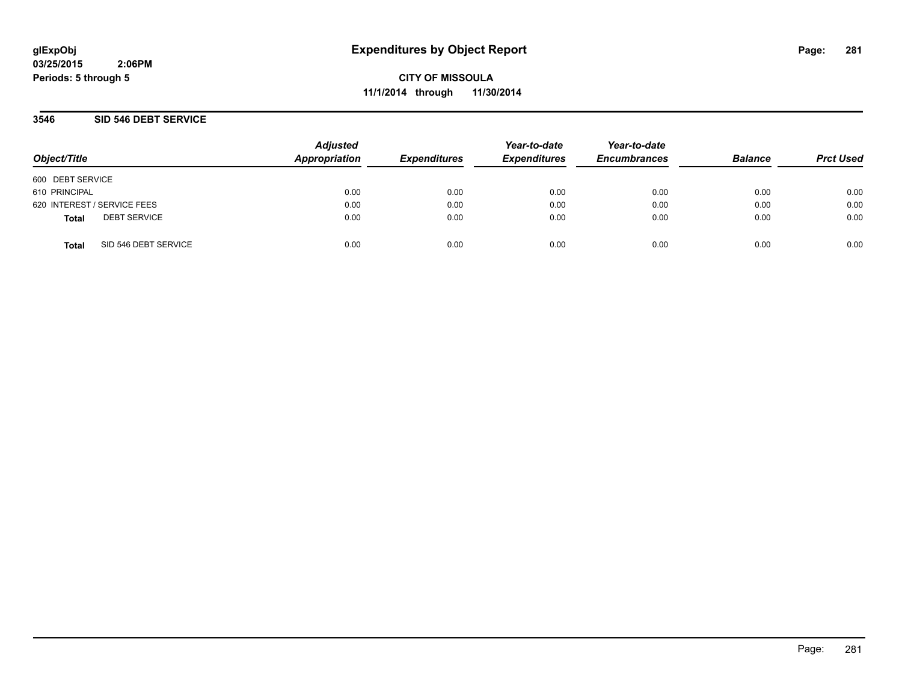**glExpObj**
**03/25/2015 2:06PM**
**Periods: 5 through 5**

# Expenditures by Object Report

**CITY OF MISSOULA**
**11/1/2014 through 11/30/2014**

## 3546 SID 546 DEBT SERVICE

| Object/Title | Adjusted Appropriation | Expenditures | Year-to-date Expenditures | Year-to-date Encumbrances | Balance | Prct Used |
|---|---|---|---|---|---|---|
| 600 DEBT SERVICE | | | | | | |
| 610 PRINCIPAL | 0.00 | 0.00 | 0.00 | 0.00 | 0.00 | 0.00 |
| 620 INTEREST / SERVICE FEES | 0.00 | 0.00 | 0.00 | 0.00 | 0.00 | 0.00 |
| **Total** DEBT SERVICE | 0.00 | 0.00 | 0.00 | 0.00 | 0.00 | 0.00 |
| **Total** SID 546 DEBT SERVICE | 0.00 | 0.00 | 0.00 | 0.00 | 0.00 | 0.00 |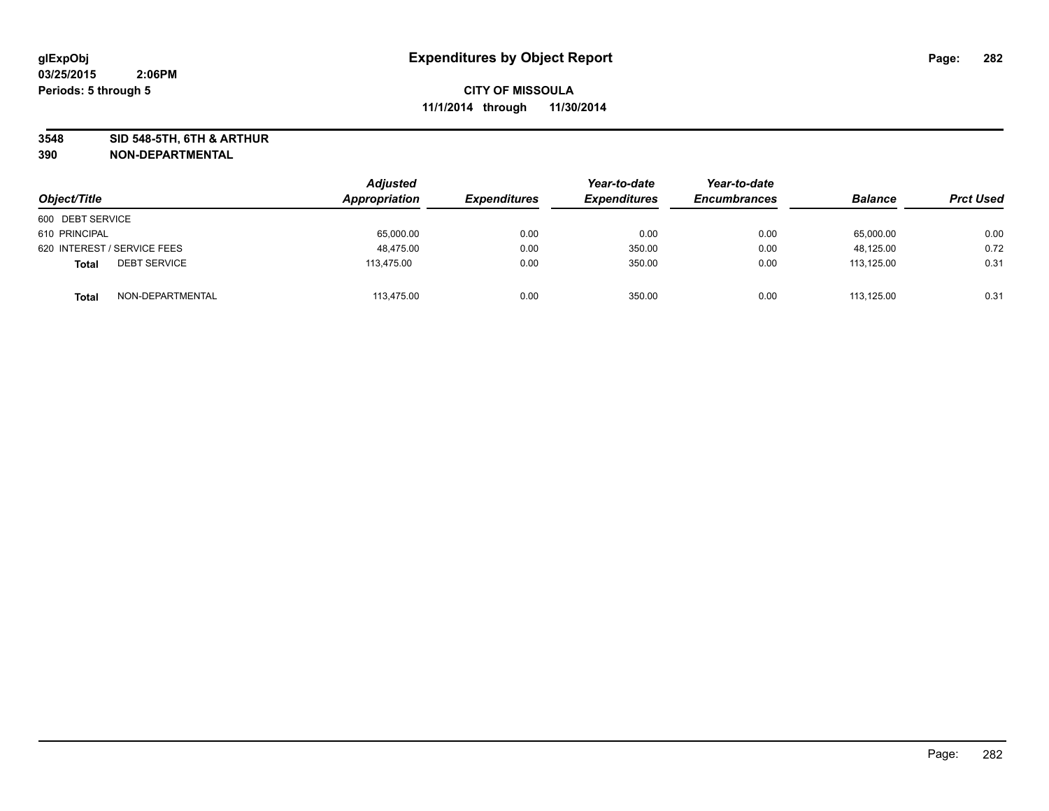glExpObj
03/25/2015 2:06PM
Periods: 5 through 5

# Expenditures by Object Report

**CITY OF MISSOULA**
**11/1/2014 through 11/30/2014**

**3548 SID 548-5TH, 6TH & ARTHUR**
**390 NON-DEPARTMENTAL**

| Object/Title | | Adjusted Appropriation | Expenditures | Year-to-date Expenditures | Year-to-date Encumbrances | Balance | Prct Used |
|---|---|---|---|---|---|---|---|
| 600 DEBT SERVICE | | | | | | | |
| 610 PRINCIPAL | | 65,000.00 | 0.00 | 0.00 | 0.00 | 65,000.00 | 0.00 |
| 620 INTEREST / SERVICE FEES | | 48,475.00 | 0.00 | 350.00 | 0.00 | 48,125.00 | 0.72 |
| **Total** | DEBT SERVICE | 113,475.00 | 0.00 | 350.00 | 0.00 | 113,125.00 | 0.31 |
| **Total** | NON-DEPARTMENTAL | 113,475.00 | 0.00 | 350.00 | 0.00 | 113,125.00 | 0.31 |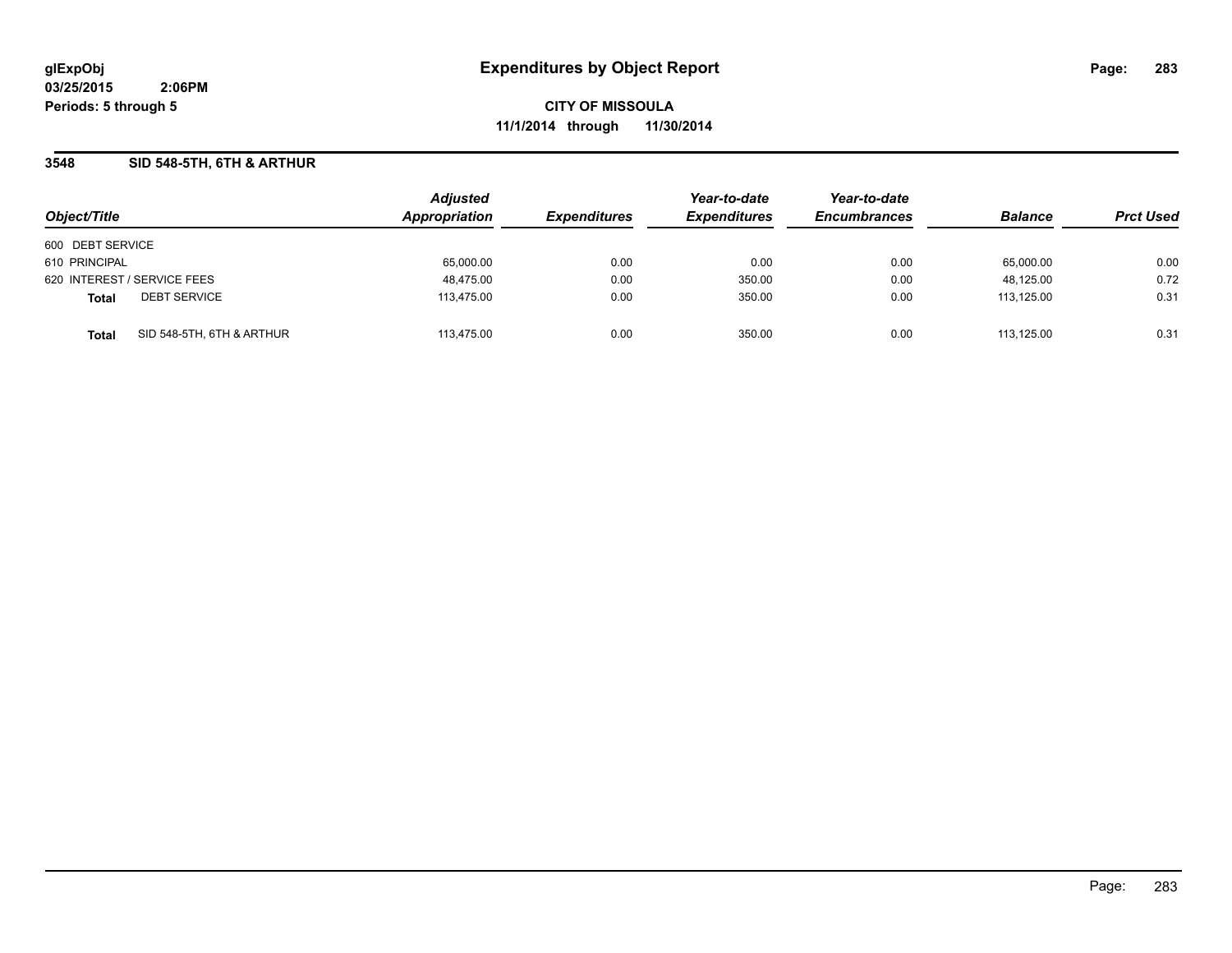# Expenditures by Object Report

glExpObj
03/25/2015 2:06PM
Periods: 5 through 5

**CITY OF MISSOULA**
**11/1/2014 through 11/30/2014**

## 3548 SID 548-5TH, 6TH & ARTHUR

| Object/Title | Adjusted Appropriation | Expenditures | Year-to-date Expenditures | Year-to-date Encumbrances | Balance | Prct Used |
|---|---|---|---|---|---|---|
| 600 DEBT SERVICE | | | | | | |
| 610 PRINCIPAL | 65,000.00 | 0.00 | 0.00 | 0.00 | 65,000.00 | 0.00 |
| 620 INTEREST / SERVICE FEES | 48,475.00 | 0.00 | 350.00 | 0.00 | 48,125.00 | 0.72 |
| **Total** DEBT SERVICE | 113,475.00 | 0.00 | 350.00 | 0.00 | 113,125.00 | 0.31 |
| **Total** SID 548-5TH, 6TH & ARTHUR | 113,475.00 | 0.00 | 350.00 | 0.00 | 113,125.00 | 0.31 |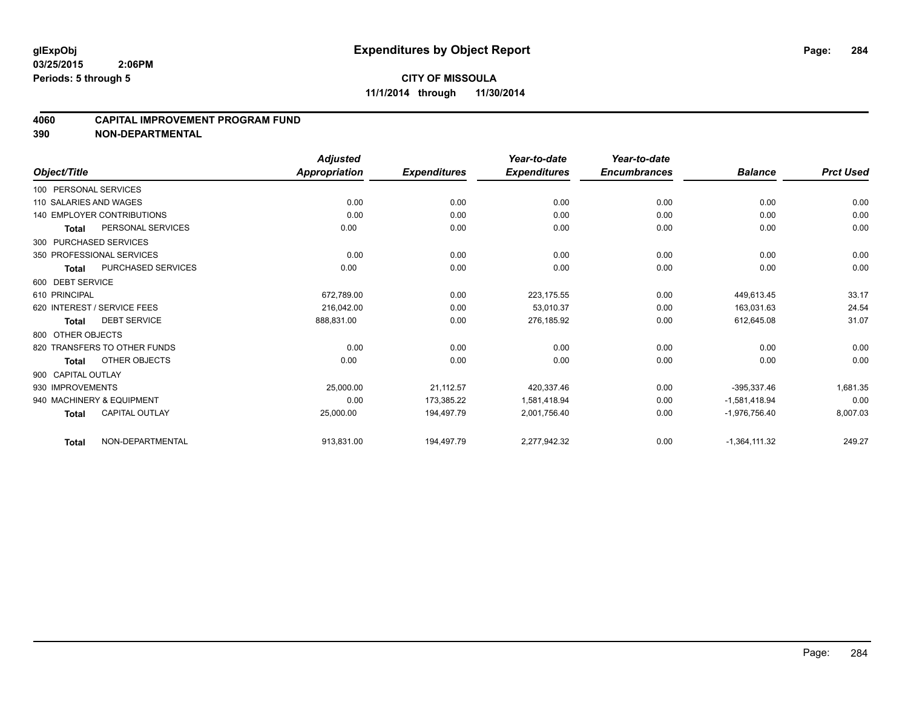glExpObj
03/25/2015 2:06PM
Periods: 5 through 5

# Expenditures by Object Report

**CITY OF MISSOULA**
**11/1/2014 through 11/30/2014**

## 4060 CAPITAL IMPROVEMENT PROGRAM FUND
## 390 NON-DEPARTMENTAL

| Object/Title | | Adjusted Appropriation | Expenditures | Year-to-date Expenditures | Year-to-date Encumbrances | Balance | Prct Used |
|---|---|---|---|---|---|---|---|
| 100 PERSONAL SERVICES | | | | | | | |
| 110 SALARIES AND WAGES | | 0.00 | 0.00 | 0.00 | 0.00 | 0.00 | 0.00 |
| 140 EMPLOYER CONTRIBUTIONS | | 0.00 | 0.00 | 0.00 | 0.00 | 0.00 | 0.00 |
| **Total** | PERSONAL SERVICES | 0.00 | 0.00 | 0.00 | 0.00 | 0.00 | 0.00 |
| 300 PURCHASED SERVICES | | | | | | | |
| 350 PROFESSIONAL SERVICES | | 0.00 | 0.00 | 0.00 | 0.00 | 0.00 | 0.00 |
| **Total** | PURCHASED SERVICES | 0.00 | 0.00 | 0.00 | 0.00 | 0.00 | 0.00 |
| 600 DEBT SERVICE | | | | | | | |
| 610 PRINCIPAL | | 672,789.00 | 0.00 | 223,175.55 | 0.00 | 449,613.45 | 33.17 |
| 620 INTEREST / SERVICE FEES | | 216,042.00 | 0.00 | 53,010.37 | 0.00 | 163,031.63 | 24.54 |
| **Total** | DEBT SERVICE | 888,831.00 | 0.00 | 276,185.92 | 0.00 | 612,645.08 | 31.07 |
| 800 OTHER OBJECTS | | | | | | | |
| 820 TRANSFERS TO OTHER FUNDS | | 0.00 | 0.00 | 0.00 | 0.00 | 0.00 | 0.00 |
| **Total** | OTHER OBJECTS | 0.00 | 0.00 | 0.00 | 0.00 | 0.00 | 0.00 |
| 900 CAPITAL OUTLAY | | | | | | | |
| 930 IMPROVEMENTS | | 25,000.00 | 21,112.57 | 420,337.46 | 0.00 | -395,337.46 | 1,681.35 |
| 940 MACHINERY & EQUIPMENT | | 0.00 | 173,385.22 | 1,581,418.94 | 0.00 | -1,581,418.94 | 0.00 |
| **Total** | CAPITAL OUTLAY | 25,000.00 | 194,497.79 | 2,001,756.40 | 0.00 | -1,976,756.40 | 8,007.03 |
| **Total** | NON-DEPARTMENTAL | 913,831.00 | 194,497.79 | 2,277,942.32 | 0.00 | -1,364,111.32 | 249.27 |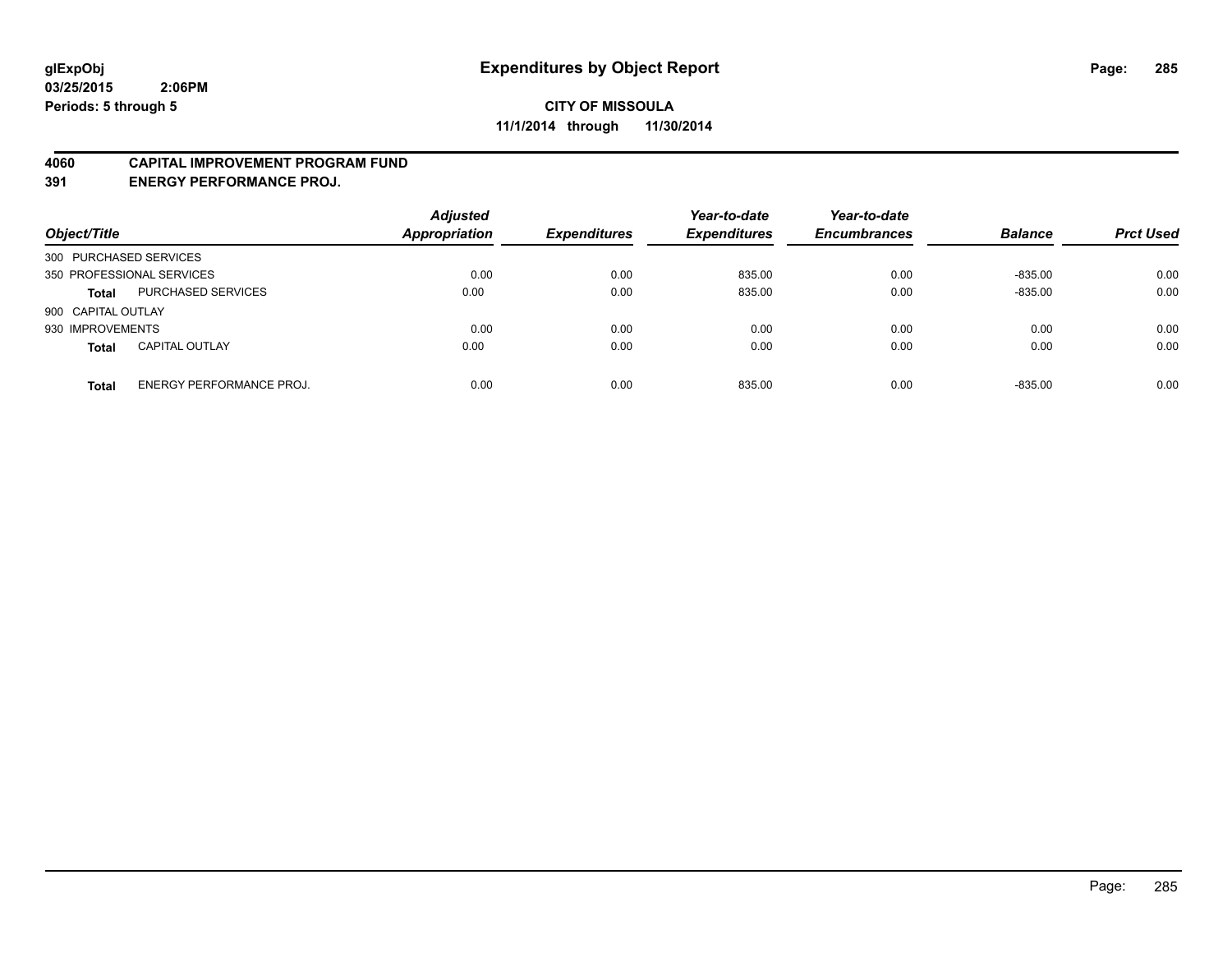**glExpObj**
**03/25/2015 2:06PM**
**Periods: 5 through 5**

# Expenditures by Object Report

**CITY OF MISSOULA**
**11/1/2014 through 11/30/2014**

## 4060 CAPITAL IMPROVEMENT PROGRAM FUND
## 391 ENERGY PERFORMANCE PROJ.

| Object/Title | | Adjusted Appropriation | Expenditures | Year-to-date Expenditures | Year-to-date Encumbrances | Balance | Prct Used |
|---|---|---|---|---|---|---|---|
| 300 PURCHASED SERVICES | | | | | | | |
| 350 PROFESSIONAL SERVICES | | 0.00 | 0.00 | 835.00 | 0.00 | -835.00 | 0.00 |
| **Total** | PURCHASED SERVICES | 0.00 | 0.00 | 835.00 | 0.00 | -835.00 | 0.00 |
| 900 CAPITAL OUTLAY | | | | | | | |
| 930 IMPROVEMENTS | | 0.00 | 0.00 | 0.00 | 0.00 | 0.00 | 0.00 |
| **Total** | CAPITAL OUTLAY | 0.00 | 0.00 | 0.00 | 0.00 | 0.00 | 0.00 |
| **Total** | ENERGY PERFORMANCE PROJ. | 0.00 | 0.00 | 835.00 | 0.00 | -835.00 | 0.00 |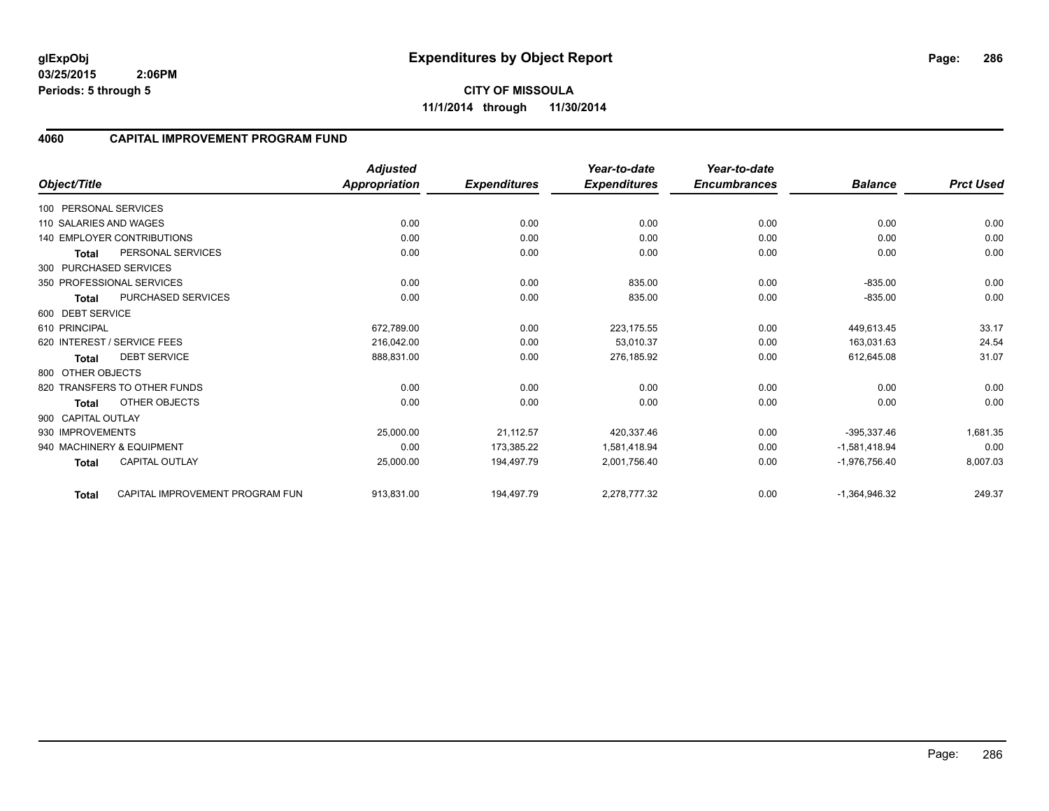**glExpObj**
**03/25/2015 2:06PM**
**Periods: 5 through 5**

# Expenditures by Object Report

**CITY OF MISSOULA**
**11/1/2014 through 11/30/2014**

## 4060 CAPITAL IMPROVEMENT PROGRAM FUND

| Object/Title | | Adjusted Appropriation | Expenditures | Year-to-date Expenditures | Year-to-date Encumbrances | Balance | Prct Used |
|---|---|---|---|---|---|---|---|
| 100 PERSONAL SERVICES | | | | | | | |
| 110 SALARIES AND WAGES | | 0.00 | 0.00 | 0.00 | 0.00 | 0.00 | 0.00 |
| 140 EMPLOYER CONTRIBUTIONS | | 0.00 | 0.00 | 0.00 | 0.00 | 0.00 | 0.00 |
| **Total** | PERSONAL SERVICES | 0.00 | 0.00 | 0.00 | 0.00 | 0.00 | 0.00 |
| 300 PURCHASED SERVICES | | | | | | | |
| 350 PROFESSIONAL SERVICES | | 0.00 | 0.00 | 835.00 | 0.00 | -835.00 | 0.00 |
| **Total** | PURCHASED SERVICES | 0.00 | 0.00 | 835.00 | 0.00 | -835.00 | 0.00 |
| 600 DEBT SERVICE | | | | | | | |
| 610 PRINCIPAL | | 672,789.00 | 0.00 | 223,175.55 | 0.00 | 449,613.45 | 33.17 |
| 620 INTEREST / SERVICE FEES | | 216,042.00 | 0.00 | 53,010.37 | 0.00 | 163,031.63 | 24.54 |
| **Total** | DEBT SERVICE | 888,831.00 | 0.00 | 276,185.92 | 0.00 | 612,645.08 | 31.07 |
| 800 OTHER OBJECTS | | | | | | | |
| 820 TRANSFERS TO OTHER FUNDS | | 0.00 | 0.00 | 0.00 | 0.00 | 0.00 | 0.00 |
| **Total** | OTHER OBJECTS | 0.00 | 0.00 | 0.00 | 0.00 | 0.00 | 0.00 |
| 900 CAPITAL OUTLAY | | | | | | | |
| 930 IMPROVEMENTS | | 25,000.00 | 21,112.57 | 420,337.46 | 0.00 | -395,337.46 | 1,681.35 |
| 940 MACHINERY & EQUIPMENT | | 0.00 | 173,385.22 | 1,581,418.94 | 0.00 | -1,581,418.94 | 0.00 |
| **Total** | CAPITAL OUTLAY | 25,000.00 | 194,497.79 | 2,001,756.40 | 0.00 | -1,976,756.40 | 8,007.03 |
| **Total** | CAPITAL IMPROVEMENT PROGRAM FUN | 913,831.00 | 194,497.79 | 2,278,777.32 | 0.00 | -1,364,946.32 | 249.37 |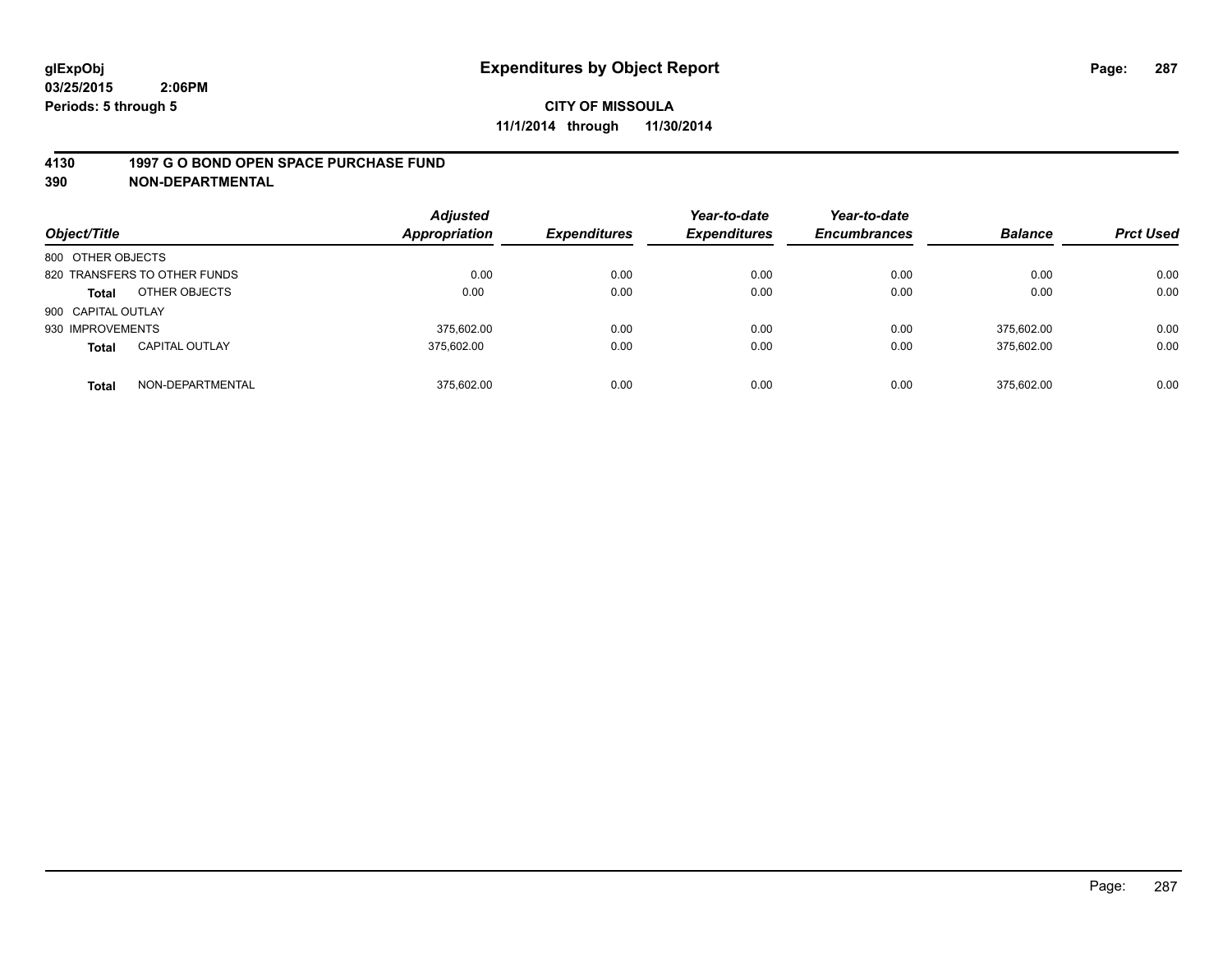**glExpObj** — **Expenditures by Object Report**

**03/25/2015 2:06PM**

**Periods: 5 through 5**

**CITY OF MISSOULA**

**11/1/2014 through 11/30/2014**

**4130 1997 G O BOND OPEN SPACE PURCHASE FUND**

**390 NON-DEPARTMENTAL**

| Object/Title | | Adjusted Appropriation | Expenditures | Year-to-date Expenditures | Year-to-date Encumbrances | Balance | Prct Used |
|---|---|---|---|---|---|---|---|
| 800 OTHER OBJECTS | | | | | | | |
| 820 TRANSFERS TO OTHER FUNDS | | 0.00 | 0.00 | 0.00 | 0.00 | 0.00 | 0.00 |
| **Total** | OTHER OBJECTS | 0.00 | 0.00 | 0.00 | 0.00 | 0.00 | 0.00 |
| 900 CAPITAL OUTLAY | | | | | | | |
| 930 IMPROVEMENTS | | 375,602.00 | 0.00 | 0.00 | 0.00 | 375,602.00 | 0.00 |
| **Total** | CAPITAL OUTLAY | 375,602.00 | 0.00 | 0.00 | 0.00 | 375,602.00 | 0.00 |
| **Total** | NON-DEPARTMENTAL | 375,602.00 | 0.00 | 0.00 | 0.00 | 375,602.00 | 0.00 |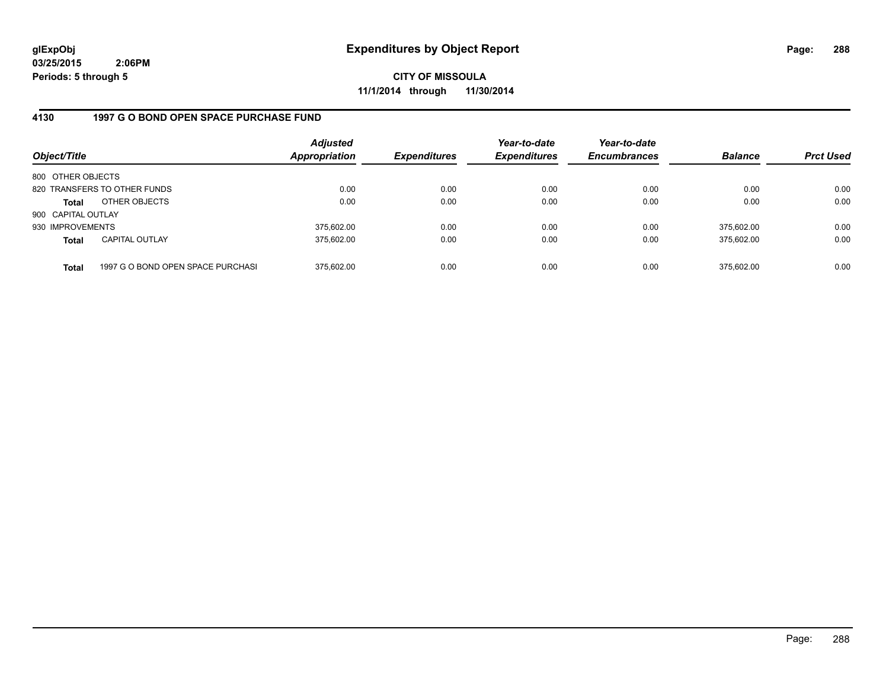glExpObj
03/25/2015 2:06PM
Periods: 5 through 5

# Expenditures by Object Report

CITY OF MISSOULA
11/1/2014 through 11/30/2014

## 4130 1997 G O BOND OPEN SPACE PURCHASE FUND

| Object/Title | | Adjusted Appropriation | Expenditures | Year-to-date Expenditures | Year-to-date Encumbrances | Balance | Prct Used |
|---|---|---|---|---|---|---|---|
| 800 OTHER OBJECTS | | | | | | | |
| 820 TRANSFERS TO OTHER FUNDS | | 0.00 | 0.00 | 0.00 | 0.00 | 0.00 | 0.00 |
| **Total** | OTHER OBJECTS | 0.00 | 0.00 | 0.00 | 0.00 | 0.00 | 0.00 |
| 900 CAPITAL OUTLAY | | | | | | | |
| 930 IMPROVEMENTS | | 375,602.00 | 0.00 | 0.00 | 0.00 | 375,602.00 | 0.00 |
| **Total** | CAPITAL OUTLAY | 375,602.00 | 0.00 | 0.00 | 0.00 | 375,602.00 | 0.00 |
| **Total** | 1997 G O BOND OPEN SPACE PURCHASI | 375,602.00 | 0.00 | 0.00 | 0.00 | 375,602.00 | 0.00 |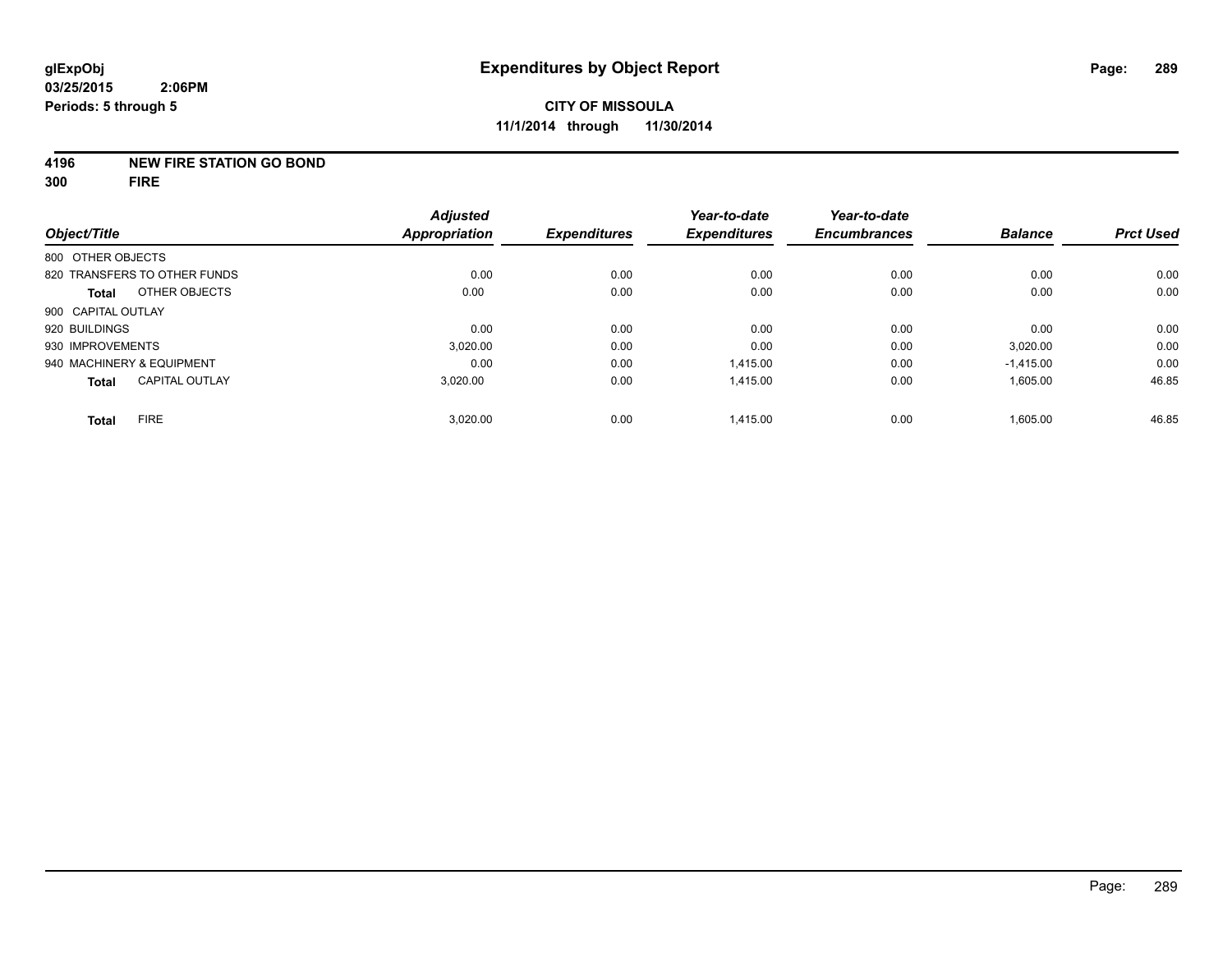**glExpObj** **Expenditures by Object Report**

**03/25/2015 2:06PM**

**Periods: 5 through 5**

**CITY OF MISSOULA**

**11/1/2014 through 11/30/2014**

**4196 NEW FIRE STATION GO BOND**

**300 FIRE**

| Object/Title | Adjusted Appropriation | Expenditures | Year-to-date Expenditures | Year-to-date Encumbrances | Balance | Prct Used |
|---|---|---|---|---|---|---|
| 800 OTHER OBJECTS | | | | | | |
| 820 TRANSFERS TO OTHER FUNDS | 0.00 | 0.00 | 0.00 | 0.00 | 0.00 | 0.00 |
| **Total** OTHER OBJECTS | 0.00 | 0.00 | 0.00 | 0.00 | 0.00 | 0.00 |
| 900 CAPITAL OUTLAY | | | | | | |
| 920 BUILDINGS | 0.00 | 0.00 | 0.00 | 0.00 | 0.00 | 0.00 |
| 930 IMPROVEMENTS | 3,020.00 | 0.00 | 0.00 | 0.00 | 3,020.00 | 0.00 |
| 940 MACHINERY & EQUIPMENT | 0.00 | 0.00 | 1,415.00 | 0.00 | -1,415.00 | 0.00 |
| **Total** CAPITAL OUTLAY | 3,020.00 | 0.00 | 1,415.00 | 0.00 | 1,605.00 | 46.85 |
| **Total** FIRE | 3,020.00 | 0.00 | 1,415.00 | 0.00 | 1,605.00 | 46.85 |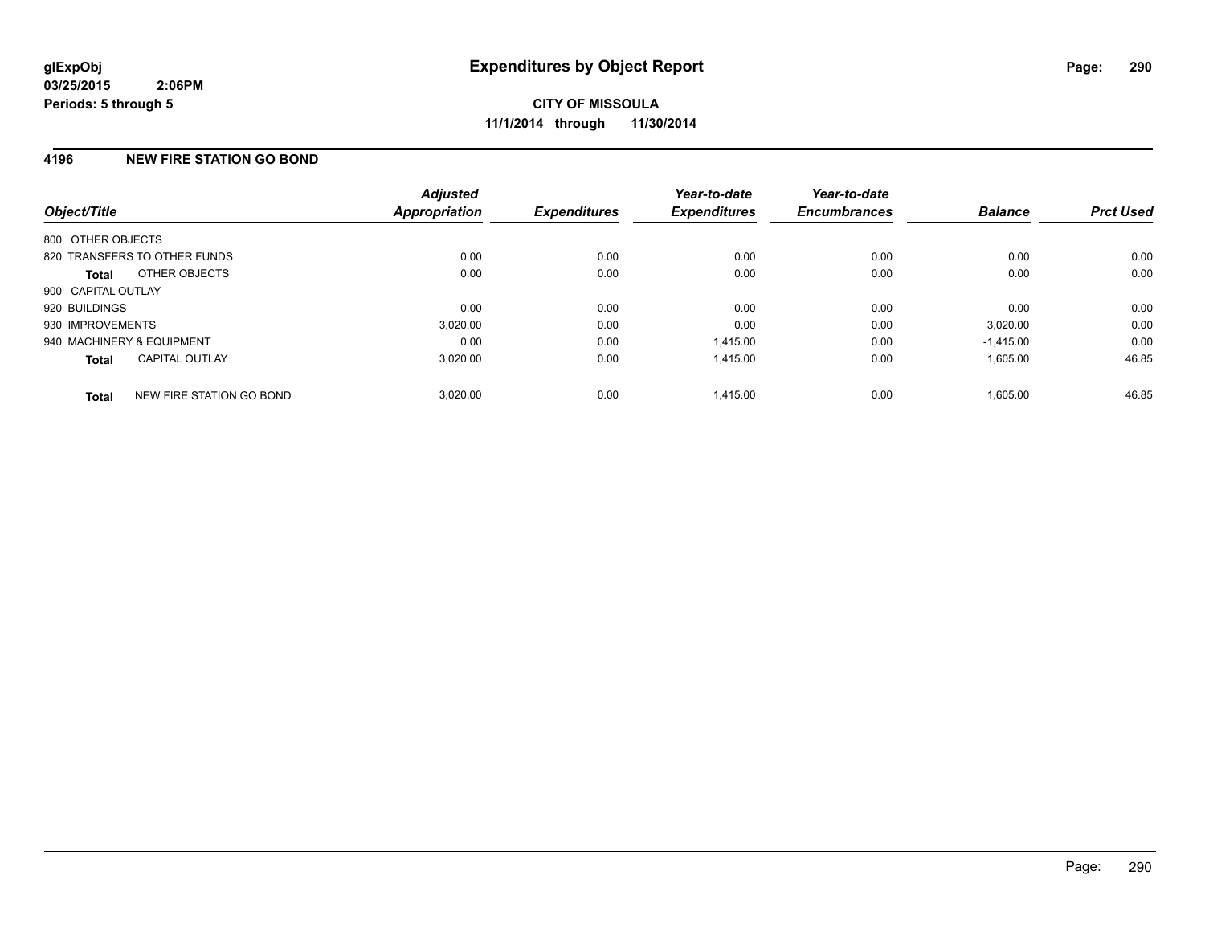**glExpObj**
**03/25/2015 2:06PM**
**Periods: 5 through 5**

# Expenditures by Object Report

**CITY OF MISSOULA**
**11/1/2014 through 11/30/2014**

## 4196 NEW FIRE STATION GO BOND

| Object/Title | | Adjusted Appropriation | Expenditures | Year-to-date Expenditures | Year-to-date Encumbrances | Balance | Prct Used |
|---|---|---|---|---|---|---|---|
| 800 OTHER OBJECTS | | | | | | | |
| 820 TRANSFERS TO OTHER FUNDS | | 0.00 | 0.00 | 0.00 | 0.00 | 0.00 | 0.00 |
| **Total** | OTHER OBJECTS | 0.00 | 0.00 | 0.00 | 0.00 | 0.00 | 0.00 |
| 900 CAPITAL OUTLAY | | | | | | | |
| 920 BUILDINGS | | 0.00 | 0.00 | 0.00 | 0.00 | 0.00 | 0.00 |
| 930 IMPROVEMENTS | | 3,020.00 | 0.00 | 0.00 | 0.00 | 3,020.00 | 0.00 |
| 940 MACHINERY & EQUIPMENT | | 0.00 | 0.00 | 1,415.00 | 0.00 | -1,415.00 | 0.00 |
| **Total** | CAPITAL OUTLAY | 3,020.00 | 0.00 | 1,415.00 | 0.00 | 1,605.00 | 46.85 |
| **Total** | NEW FIRE STATION GO BOND | 3,020.00 | 0.00 | 1,415.00 | 0.00 | 1,605.00 | 46.85 |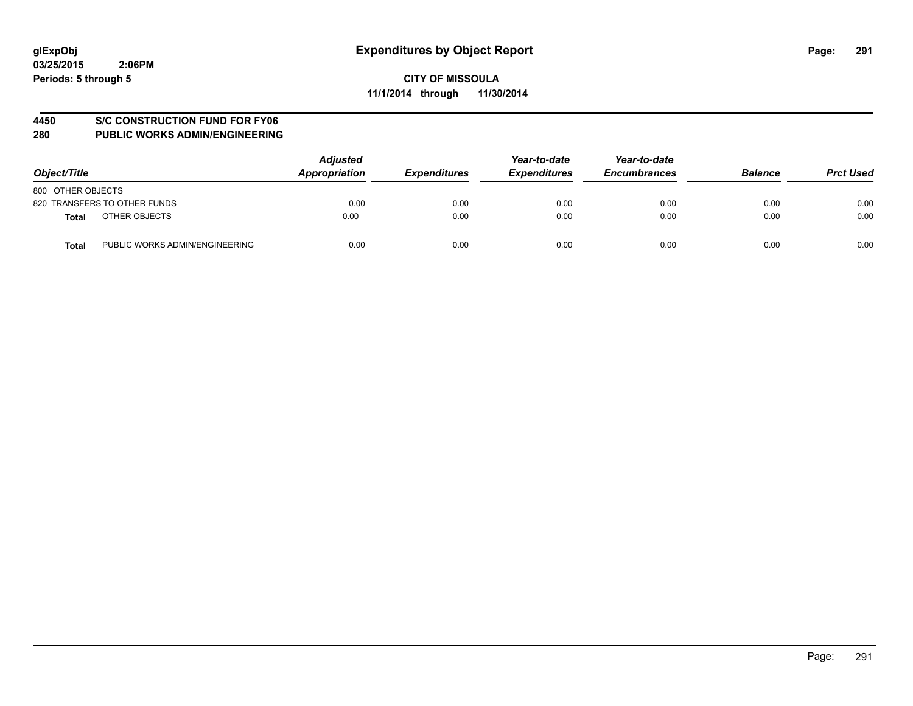**glExpObj**
**03/25/2015 2:06PM**
**Periods: 5 through 5**

# Expenditures by Object Report

**CITY OF MISSOULA**
**11/1/2014 through 11/30/2014**

## 4450 S/C CONSTRUCTION FUND FOR FY06
## 280 PUBLIC WORKS ADMIN/ENGINEERING

| Object/Title | Adjusted Appropriation | Expenditures | Year-to-date Expenditures | Year-to-date Encumbrances | Balance | Prct Used |
|---|---|---|---|---|---|---|
| 800 OTHER OBJECTS | | | | | | |
| 820 TRANSFERS TO OTHER FUNDS | 0.00 | 0.00 | 0.00 | 0.00 | 0.00 | 0.00 |
| **Total** OTHER OBJECTS | 0.00 | 0.00 | 0.00 | 0.00 | 0.00 | 0.00 |
| **Total** PUBLIC WORKS ADMIN/ENGINEERING | 0.00 | 0.00 | 0.00 | 0.00 | 0.00 | 0.00 |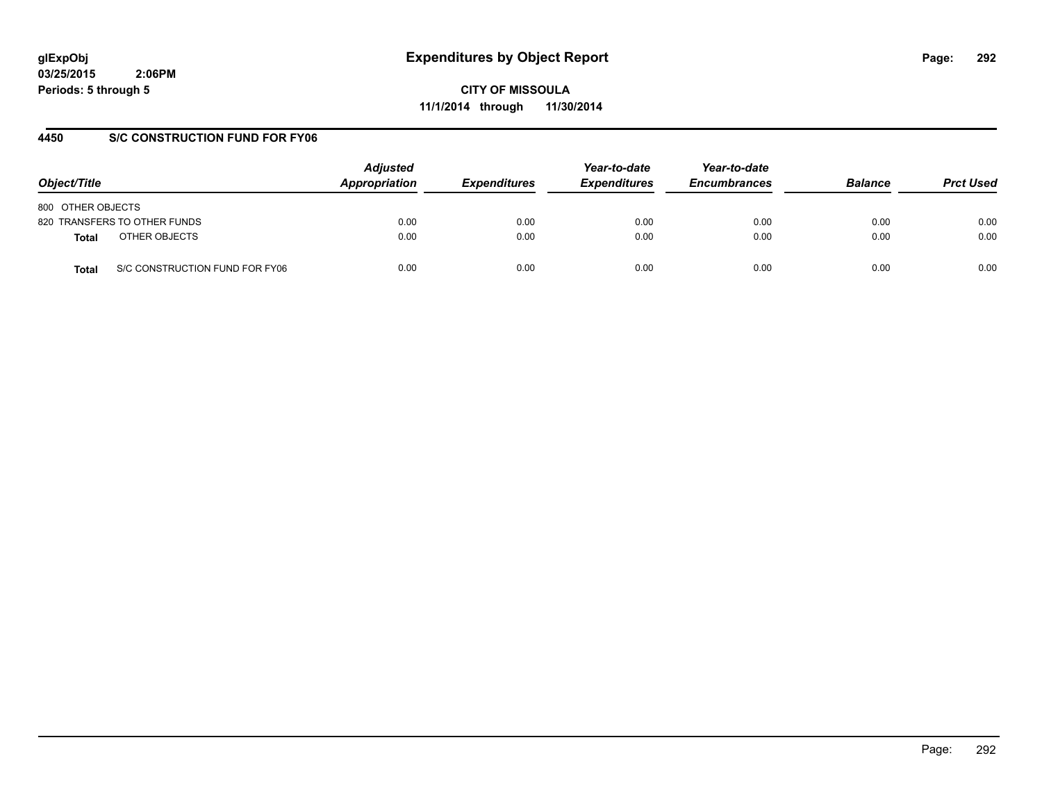# Expenditures by Object Report

**CITY OF MISSOULA**

**11/1/2014 through 11/30/2014**

glExpObj
03/25/2015 2:06PM
Periods: 5 through 5

## 4450 S/C CONSTRUCTION FUND FOR FY06

| Object/Title | Adjusted Appropriation | Expenditures | Year-to-date Expenditures | Year-to-date Encumbrances | Balance | Prct Used |
|---|---|---|---|---|---|---|
| 800 OTHER OBJECTS | | | | | | |
| 820 TRANSFERS TO OTHER FUNDS | 0.00 | 0.00 | 0.00 | 0.00 | 0.00 | 0.00 |
| **Total** OTHER OBJECTS | 0.00 | 0.00 | 0.00 | 0.00 | 0.00 | 0.00 |
| **Total** S/C CONSTRUCTION FUND FOR FY06 | 0.00 | 0.00 | 0.00 | 0.00 | 0.00 | 0.00 |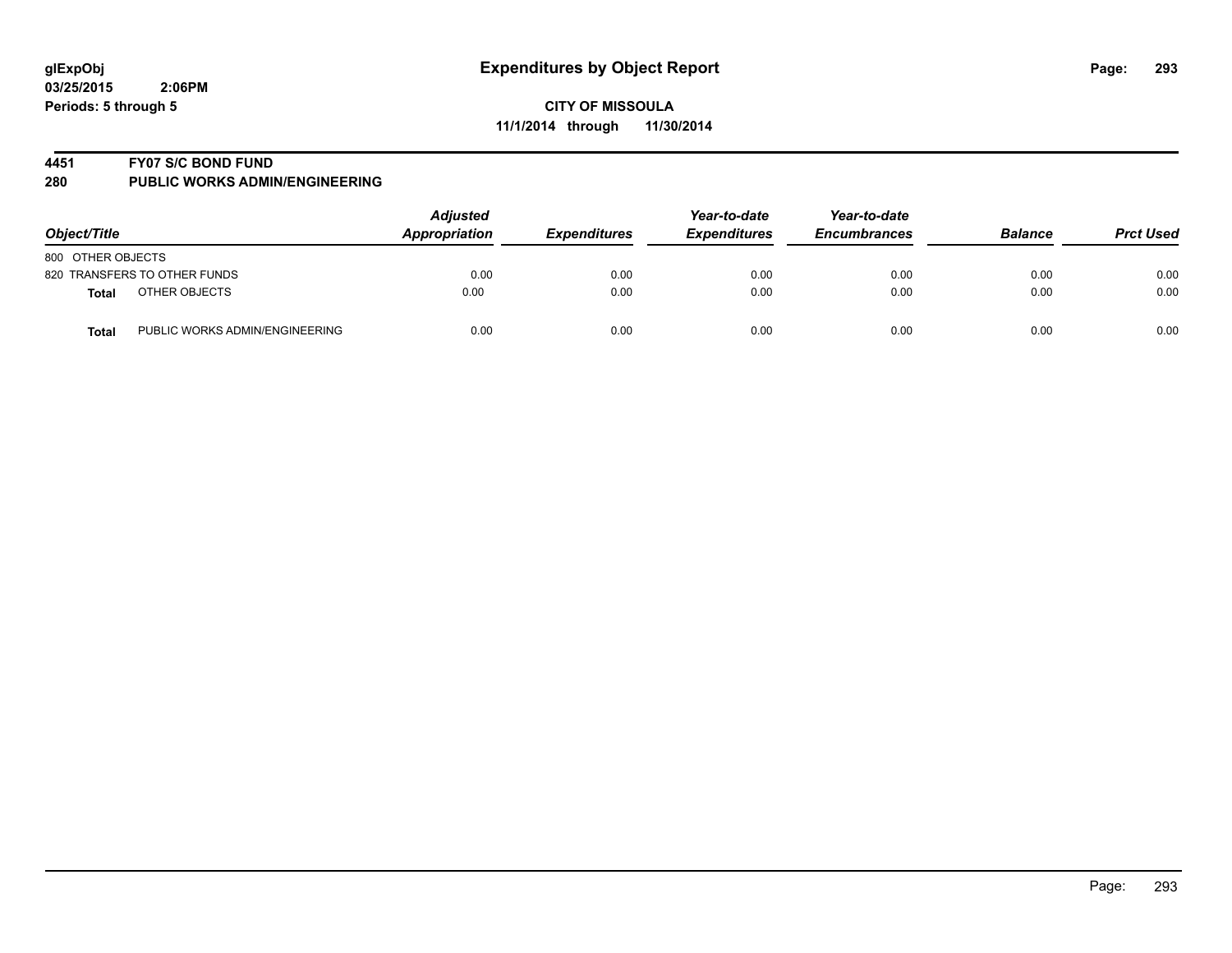**glExpObj**
**03/25/2015 2:06PM**
**Periods: 5 through 5**

# Expenditures by Object Report

**CITY OF MISSOULA**
**11/1/2014 through 11/30/2014**

**4451 FY07 S/C BOND FUND**
**280 PUBLIC WORKS ADMIN/ENGINEERING**

| Object/Title | | Adjusted Appropriation | Expenditures | Year-to-date Expenditures | Year-to-date Encumbrances | Balance | Prct Used |
|---|---|---|---|---|---|---|---|
| 800 OTHER OBJECTS | | | | | | | |
| 820 TRANSFERS TO OTHER FUNDS | | 0.00 | 0.00 | 0.00 | 0.00 | 0.00 | 0.00 |
| **Total** | OTHER OBJECTS | 0.00 | 0.00 | 0.00 | 0.00 | 0.00 | 0.00 |
| **Total** | PUBLIC WORKS ADMIN/ENGINEERING | 0.00 | 0.00 | 0.00 | 0.00 | 0.00 | 0.00 |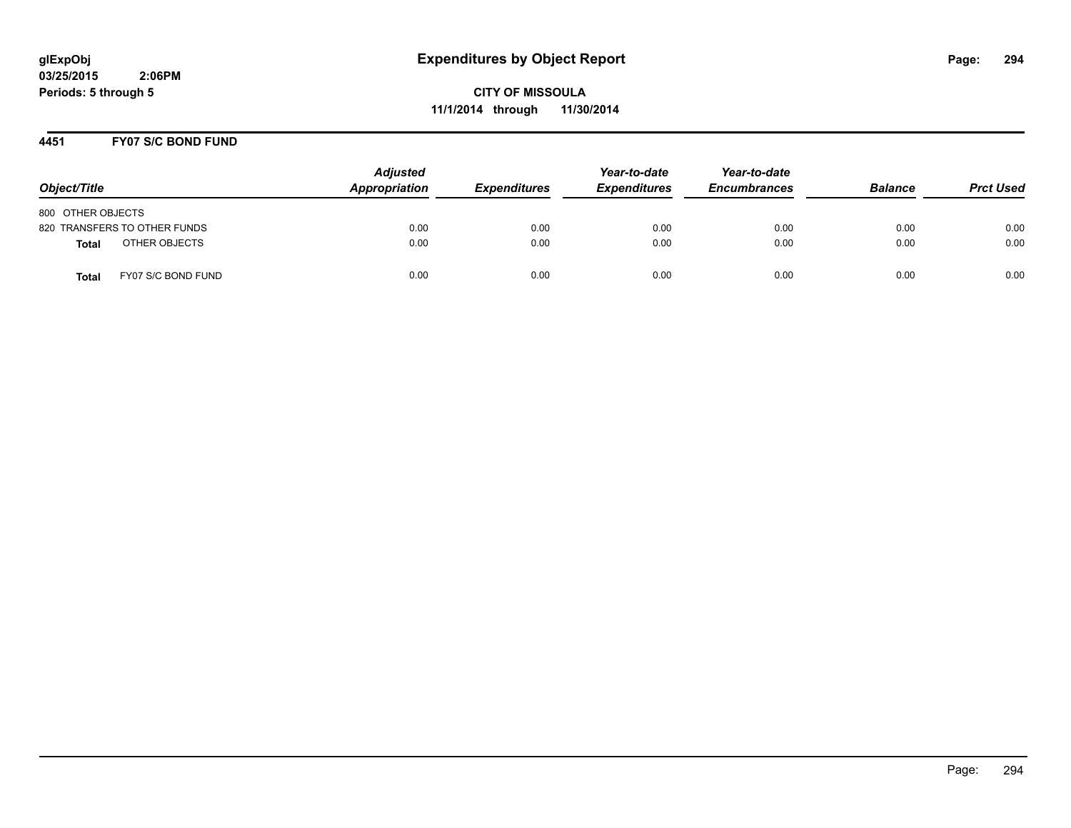glExpObj
03/25/2015 2:06PM
Periods: 5 through 5

# Expenditures by Object Report

**CITY OF MISSOULA**
**11/1/2014 through 11/30/2014**

## 4451 FY07 S/C BOND FUND

| Object/Title | Adjusted Appropriation | Expenditures | Year-to-date Expenditures | Year-to-date Encumbrances | Balance | Prct Used |
|---|---|---|---|---|---|---|
| 800 OTHER OBJECTS | | | | | | |
| 820 TRANSFERS TO OTHER FUNDS | 0.00 | 0.00 | 0.00 | 0.00 | 0.00 | 0.00 |
| **Total** OTHER OBJECTS | 0.00 | 0.00 | 0.00 | 0.00 | 0.00 | 0.00 |
| **Total** FY07 S/C BOND FUND | 0.00 | 0.00 | 0.00 | 0.00 | 0.00 | 0.00 |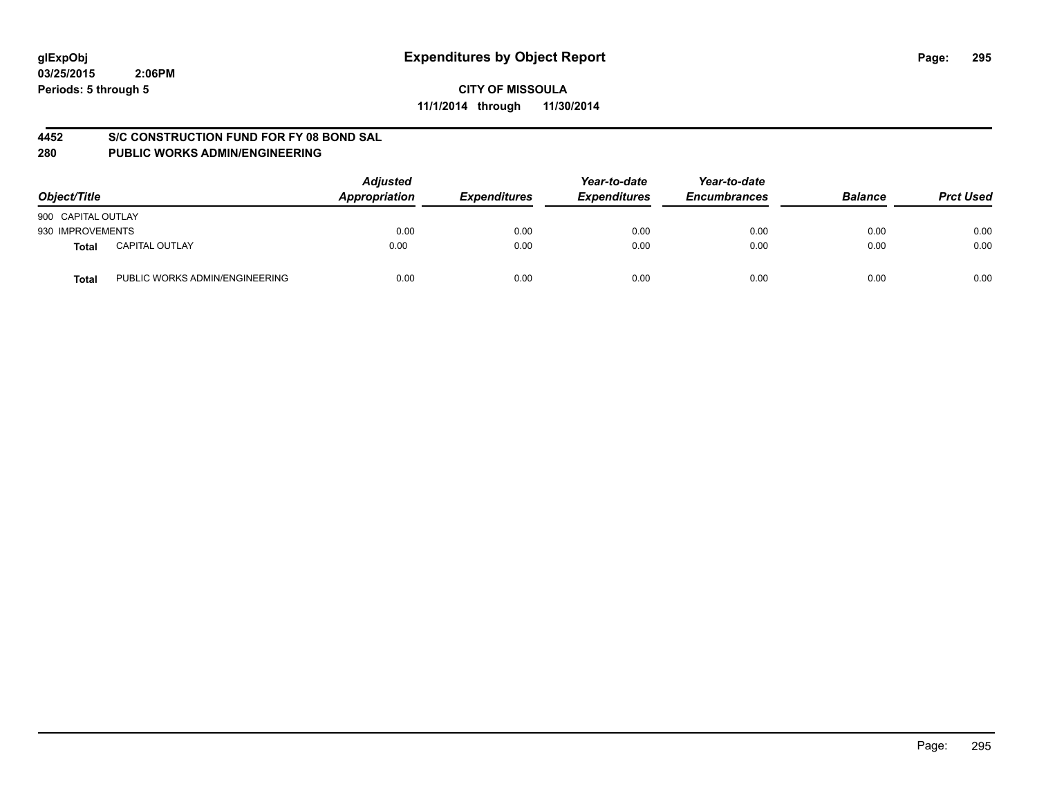# Expenditures by Object Report

glExpObj
03/25/2015 2:06PM
Periods: 5 through 5

**CITY OF MISSOULA**
**11/1/2014 through 11/30/2014**

**4452 S/C CONSTRUCTION FUND FOR FY 08 BOND SAL**
**280 PUBLIC WORKS ADMIN/ENGINEERING**

| Object/Title | | Adjusted Appropriation | Expenditures | Year-to-date Expenditures | Year-to-date Encumbrances | Balance | Prct Used |
|---|---|---|---|---|---|---|---|
| 900 CAPITAL OUTLAY | | | | | | | |
| 930 IMPROVEMENTS | | 0.00 | 0.00 | 0.00 | 0.00 | 0.00 | 0.00 |
| **Total** | CAPITAL OUTLAY | 0.00 | 0.00 | 0.00 | 0.00 | 0.00 | 0.00 |
| **Total** | PUBLIC WORKS ADMIN/ENGINEERING | 0.00 | 0.00 | 0.00 | 0.00 | 0.00 | 0.00 |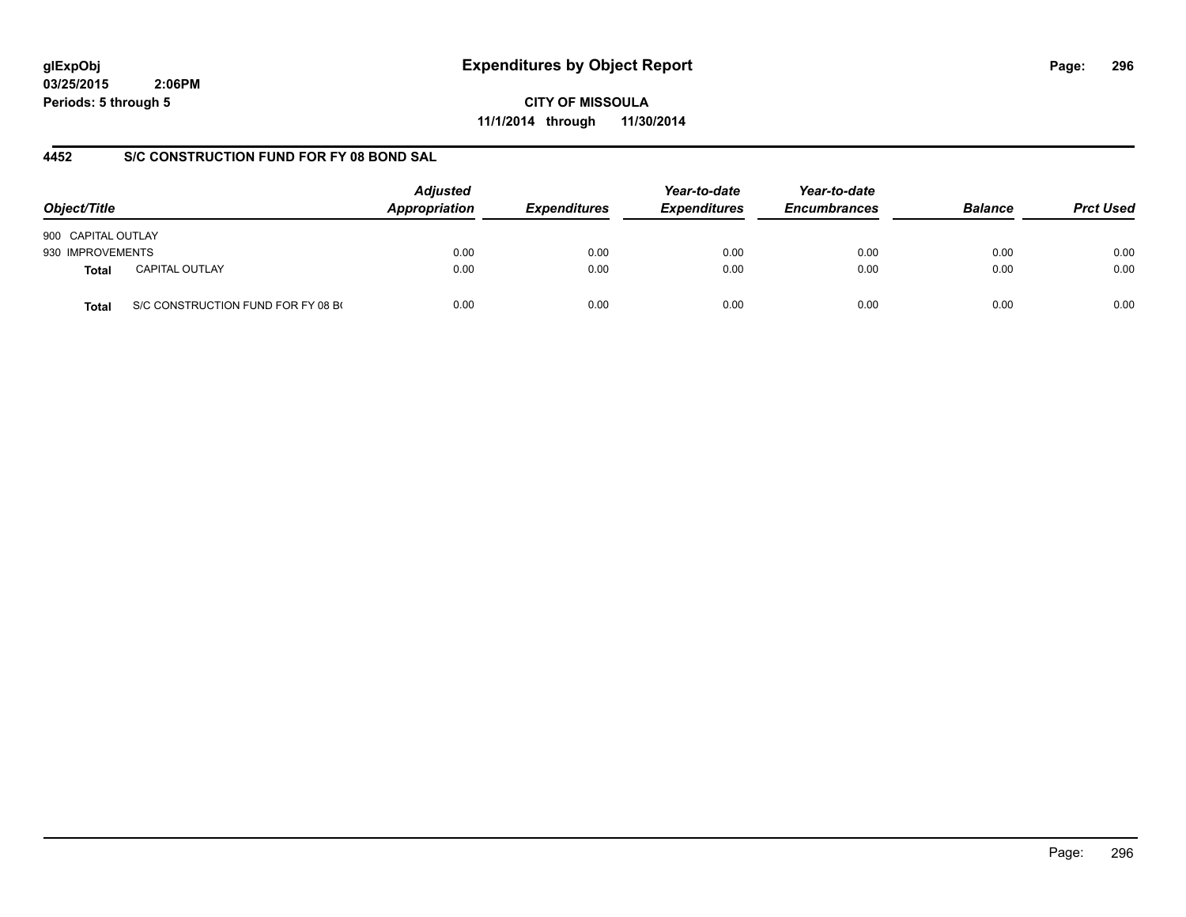# Expenditures by Object Report

glExpObj
03/25/2015 2:06PM
Periods: 5 through 5

**CITY OF MISSOULA**
**11/1/2014 through 11/30/2014**

## 4452 S/C CONSTRUCTION FUND FOR FY 08 BOND SAL

| Object/Title | | Adjusted Appropriation | Expenditures | Year-to-date Expenditures | Year-to-date Encumbrances | Balance | Prct Used |
|---|---|---|---|---|---|---|---|
| 900 CAPITAL OUTLAY | | | | | | | |
| 930 IMPROVEMENTS | | 0.00 | 0.00 | 0.00 | 0.00 | 0.00 | 0.00 |
| **Total** | CAPITAL OUTLAY | 0.00 | 0.00 | 0.00 | 0.00 | 0.00 | 0.00 |
| **Total** | S/C CONSTRUCTION FUND FOR FY 08 B( | 0.00 | 0.00 | 0.00 | 0.00 | 0.00 | 0.00 |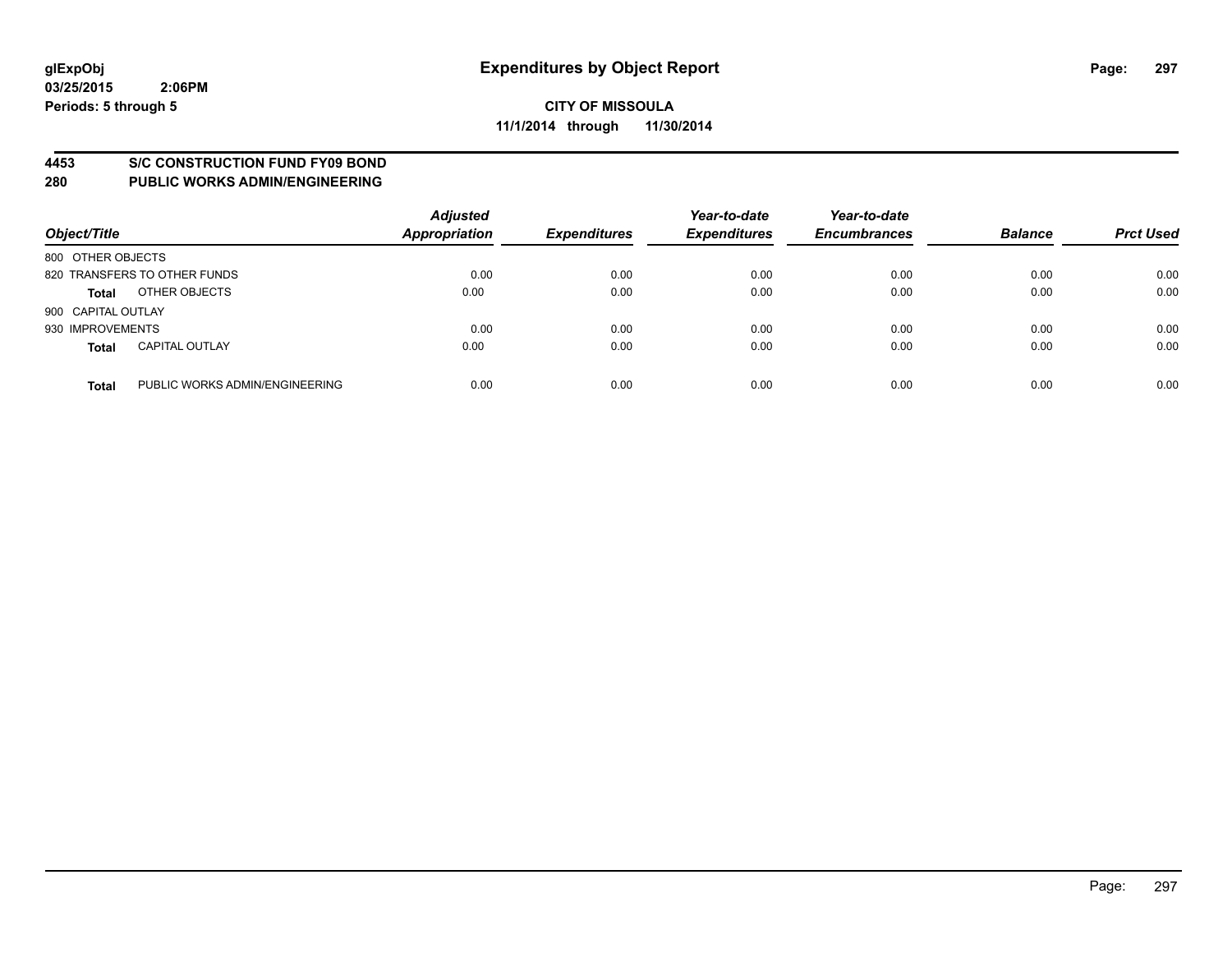# Expenditures by Object Report

glExpObj
03/25/2015 2:06PM
Periods: 5 through 5

**CITY OF MISSOULA**
**11/1/2014 through 11/30/2014**

## 4453 S/C CONSTRUCTION FUND FY09 BOND
## 280 PUBLIC WORKS ADMIN/ENGINEERING

| Object/Title | | Adjusted Appropriation | Expenditures | Year-to-date Expenditures | Year-to-date Encumbrances | Balance | Prct Used |
|---|---|---|---|---|---|---|---|
| 800 OTHER OBJECTS | | | | | | | |
| 820 TRANSFERS TO OTHER FUNDS | | 0.00 | 0.00 | 0.00 | 0.00 | 0.00 | 0.00 |
| **Total** | OTHER OBJECTS | 0.00 | 0.00 | 0.00 | 0.00 | 0.00 | 0.00 |
| 900 CAPITAL OUTLAY | | | | | | | |
| 930 IMPROVEMENTS | | 0.00 | 0.00 | 0.00 | 0.00 | 0.00 | 0.00 |
| **Total** | CAPITAL OUTLAY | 0.00 | 0.00 | 0.00 | 0.00 | 0.00 | 0.00 |
| **Total** | PUBLIC WORKS ADMIN/ENGINEERING | 0.00 | 0.00 | 0.00 | 0.00 | 0.00 | 0.00 |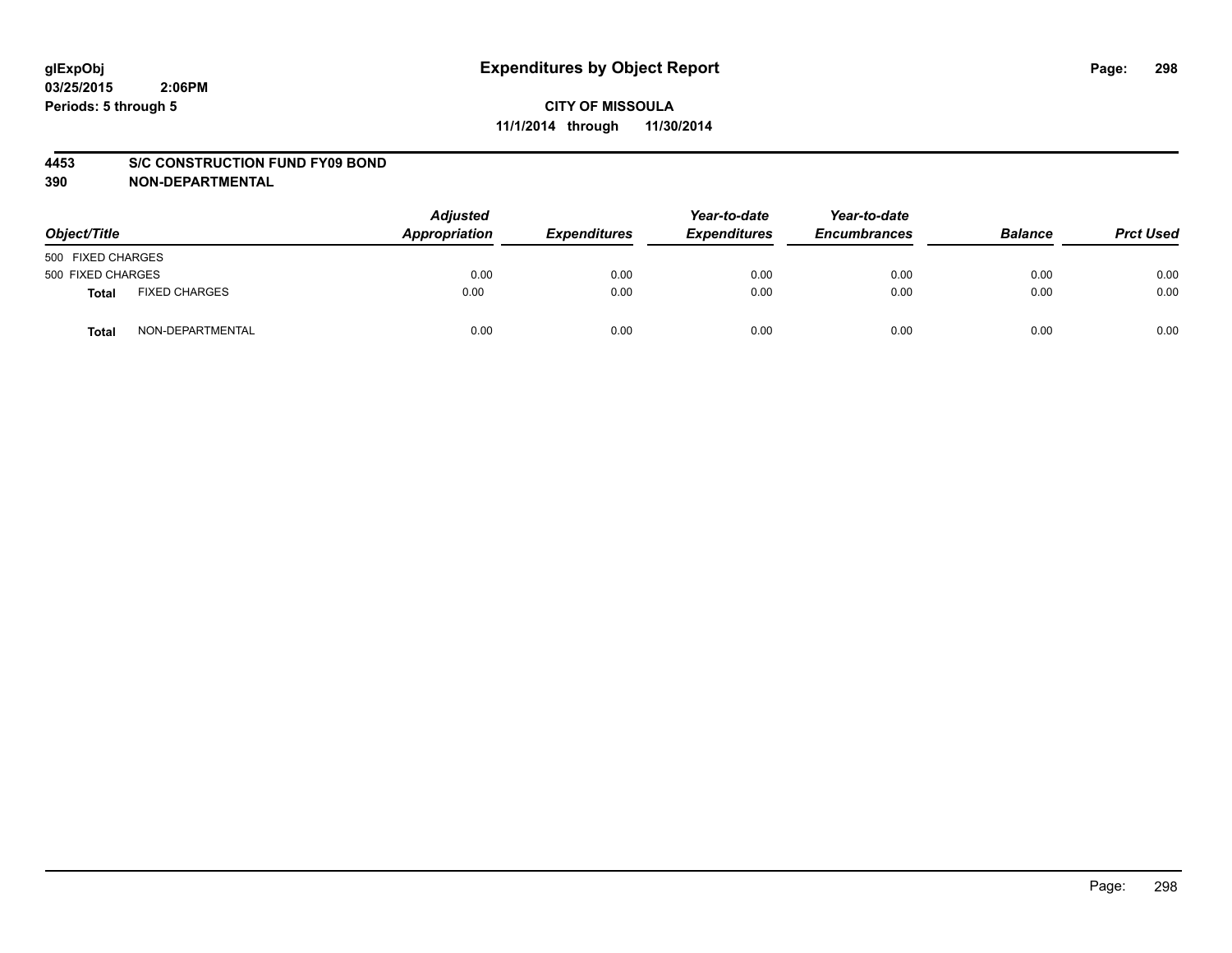# Expenditures by Object Report

glExpObj
03/25/2015 2:06PM
Periods: 5 through 5

**CITY OF MISSOULA**
**11/1/2014 through 11/30/2014**

**4453 S/C CONSTRUCTION FUND FY09 BOND**
**390 NON-DEPARTMENTAL**

| Object/Title | | Adjusted Appropriation | Expenditures | Year-to-date Expenditures | Year-to-date Encumbrances | Balance | Prct Used |
|---|---|---|---|---|---|---|---|
| 500 FIXED CHARGES | | | | | | | |
| 500 FIXED CHARGES | | 0.00 | 0.00 | 0.00 | 0.00 | 0.00 | 0.00 |
| **Total** | FIXED CHARGES | 0.00 | 0.00 | 0.00 | 0.00 | 0.00 | 0.00 |
| **Total** | NON-DEPARTMENTAL | 0.00 | 0.00 | 0.00 | 0.00 | 0.00 | 0.00 |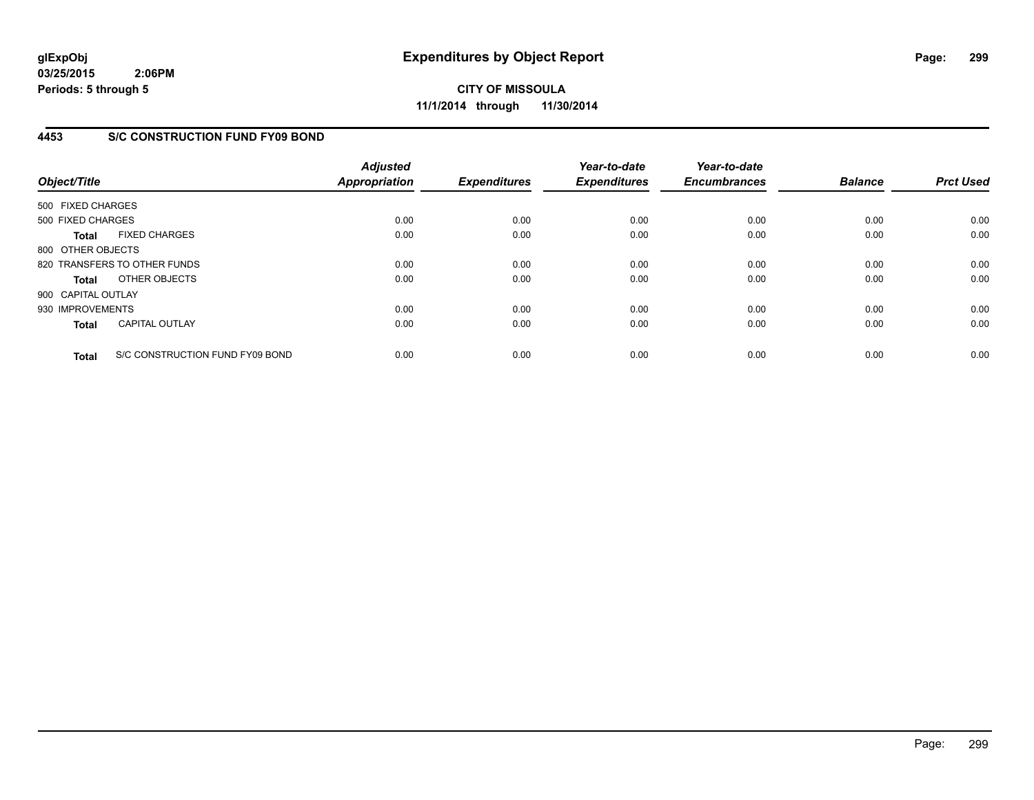glExpObj
03/25/2015 2:06PM
Periods: 5 through 5

# Expenditures by Object Report

**CITY OF MISSOULA**
**11/1/2014 through 11/30/2014**

## 4453 S/C CONSTRUCTION FUND FY09 BOND

| Object/Title | | Adjusted Appropriation | Expenditures | Year-to-date Expenditures | Year-to-date Encumbrances | Balance | Prct Used |
|---|---|---|---|---|---|---|---|
| 500 FIXED CHARGES | | | | | | | |
| 500 FIXED CHARGES | | 0.00 | 0.00 | 0.00 | 0.00 | 0.00 | 0.00 |
| **Total** | FIXED CHARGES | 0.00 | 0.00 | 0.00 | 0.00 | 0.00 | 0.00 |
| 800 OTHER OBJECTS | | | | | | | |
| 820 TRANSFERS TO OTHER FUNDS | | 0.00 | 0.00 | 0.00 | 0.00 | 0.00 | 0.00 |
| **Total** | OTHER OBJECTS | 0.00 | 0.00 | 0.00 | 0.00 | 0.00 | 0.00 |
| 900 CAPITAL OUTLAY | | | | | | | |
| 930 IMPROVEMENTS | | 0.00 | 0.00 | 0.00 | 0.00 | 0.00 | 0.00 |
| **Total** | CAPITAL OUTLAY | 0.00 | 0.00 | 0.00 | 0.00 | 0.00 | 0.00 |
| **Total** | S/C CONSTRUCTION FUND FY09 BOND | 0.00 | 0.00 | 0.00 | 0.00 | 0.00 | 0.00 |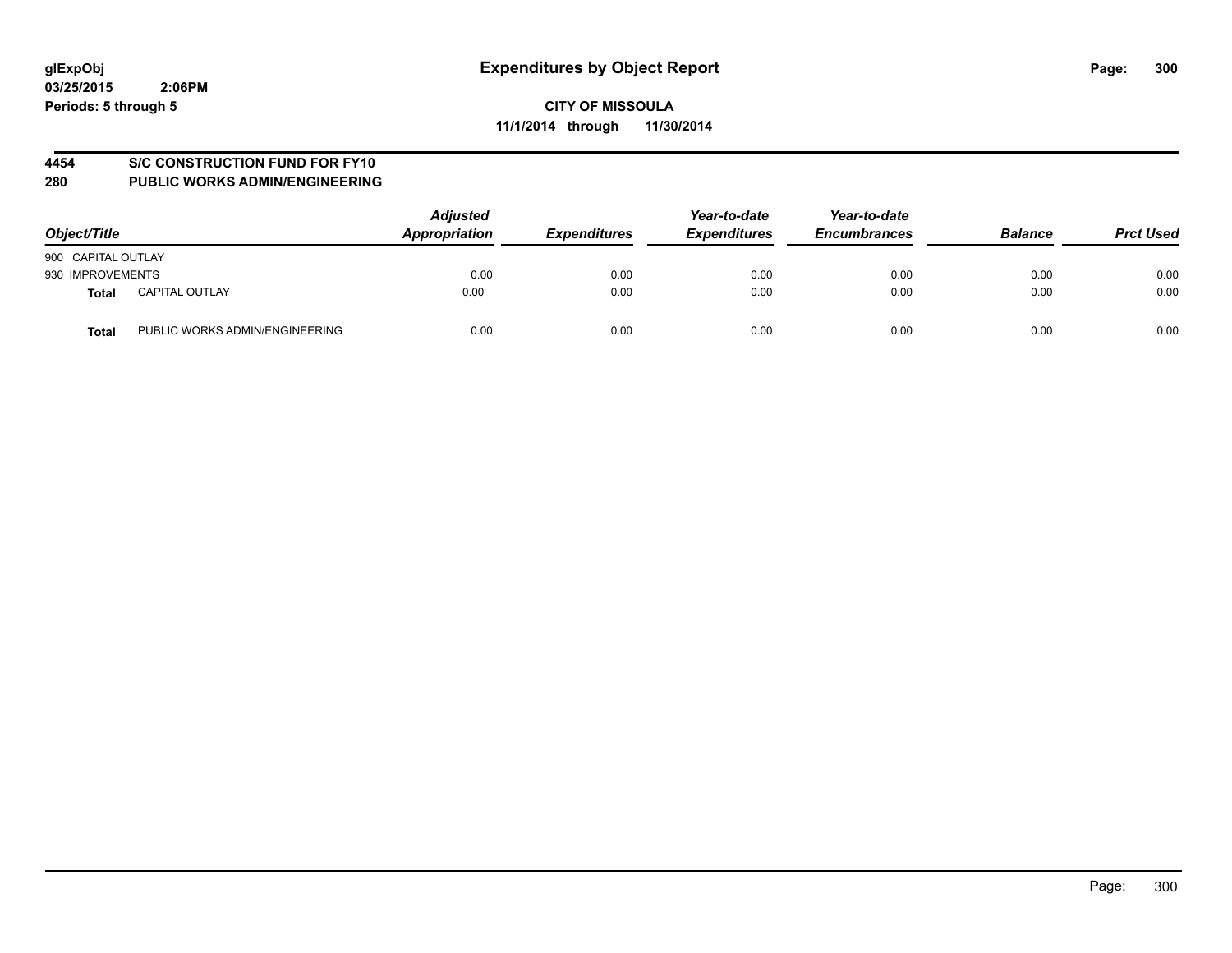# Expenditures by Object Report

glExpObj
03/25/2015 2:06PM
Periods: 5 through 5

**CITY OF MISSOULA**
**11/1/2014 through 11/30/2014**

## 4454 S/C CONSTRUCTION FUND FOR FY10
## 280 PUBLIC WORKS ADMIN/ENGINEERING

| Object/Title | | Adjusted Appropriation | Expenditures | Year-to-date Expenditures | Year-to-date Encumbrances | Balance | Prct Used |
|---|---|---|---|---|---|---|---|
| 900 CAPITAL OUTLAY | | | | | | | |
| 930 IMPROVEMENTS | | 0.00 | 0.00 | 0.00 | 0.00 | 0.00 | 0.00 |
| **Total** | CAPITAL OUTLAY | 0.00 | 0.00 | 0.00 | 0.00 | 0.00 | 0.00 |
| **Total** | PUBLIC WORKS ADMIN/ENGINEERING | 0.00 | 0.00 | 0.00 | 0.00 | 0.00 | 0.00 |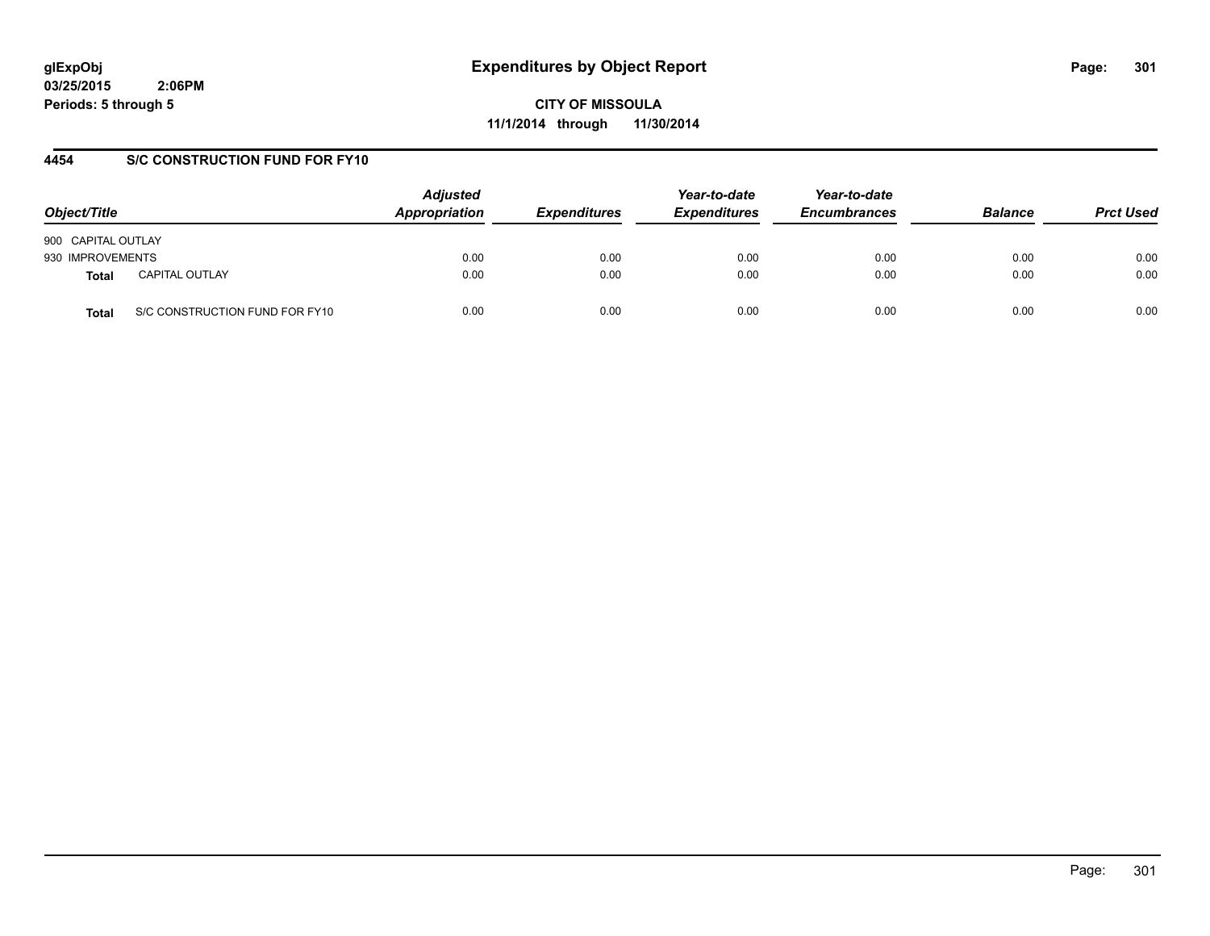**glExpObj**
**03/25/2015 2:06PM**
**Periods: 5 through 5**

# Expenditures by Object Report

**CITY OF MISSOULA**
**11/1/2014 through 11/30/2014**

## 4454 S/C CONSTRUCTION FUND FOR FY10

| Object/Title | | Adjusted Appropriation | Expenditures | Year-to-date Expenditures | Year-to-date Encumbrances | Balance | Prct Used |
|---|---|---|---|---|---|---|---|
| 900 CAPITAL OUTLAY | | | | | | | |
| 930 IMPROVEMENTS | | 0.00 | 0.00 | 0.00 | 0.00 | 0.00 | 0.00 |
| **Total** | CAPITAL OUTLAY | 0.00 | 0.00 | 0.00 | 0.00 | 0.00 | 0.00 |
| **Total** | S/C CONSTRUCTION FUND FOR FY10 | 0.00 | 0.00 | 0.00 | 0.00 | 0.00 | 0.00 |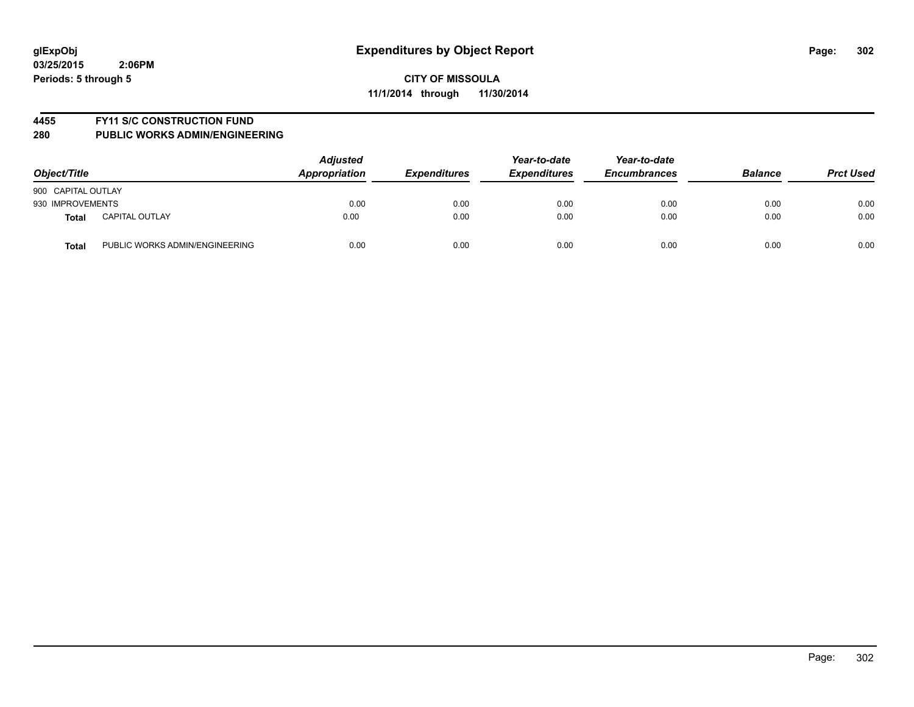**glExpObj**
**03/25/2015 2:06PM**
**Periods: 5 through 5**

# Expenditures by Object Report

**CITY OF MISSOULA**
**11/1/2014 through 11/30/2014**

**4455 FY11 S/C CONSTRUCTION FUND**
**280 PUBLIC WORKS ADMIN/ENGINEERING**

| Object/Title | | Adjusted Appropriation | Expenditures | Year-to-date Expenditures | Year-to-date Encumbrances | Balance | Prct Used |
|---|---|---|---|---|---|---|---|
| 900 CAPITAL OUTLAY | | | | | | | |
| 930 IMPROVEMENTS | | 0.00 | 0.00 | 0.00 | 0.00 | 0.00 | 0.00 |
| **Total** | CAPITAL OUTLAY | 0.00 | 0.00 | 0.00 | 0.00 | 0.00 | 0.00 |
| **Total** | PUBLIC WORKS ADMIN/ENGINEERING | 0.00 | 0.00 | 0.00 | 0.00 | 0.00 | 0.00 |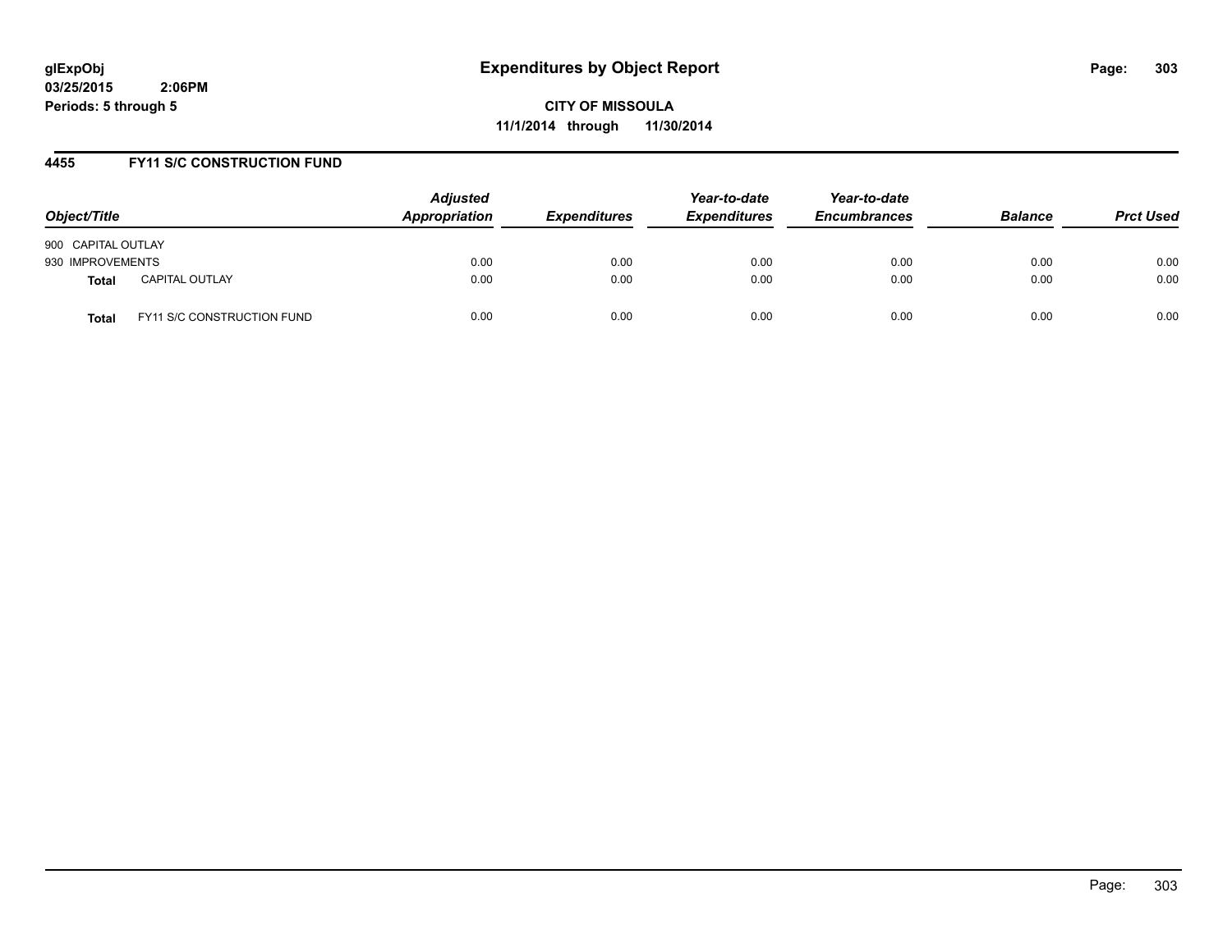**glExpObj**
**03/25/2015 2:06PM**
**Periods: 5 through 5**

# Expenditures by Object Report

**CITY OF MISSOULA**
**11/1/2014 through 11/30/2014**

## 4455 FY11 S/C CONSTRUCTION FUND

| Object/Title | | Adjusted Appropriation | Expenditures | Year-to-date Expenditures | Year-to-date Encumbrances | Balance | Prct Used |
|---|---|---|---|---|---|---|---|
| 900 CAPITAL OUTLAY | | | | | | | |
| 930 IMPROVEMENTS | | 0.00 | 0.00 | 0.00 | 0.00 | 0.00 | 0.00 |
| **Total** | CAPITAL OUTLAY | 0.00 | 0.00 | 0.00 | 0.00 | 0.00 | 0.00 |
| **Total** | FY11 S/C CONSTRUCTION FUND | 0.00 | 0.00 | 0.00 | 0.00 | 0.00 | 0.00 |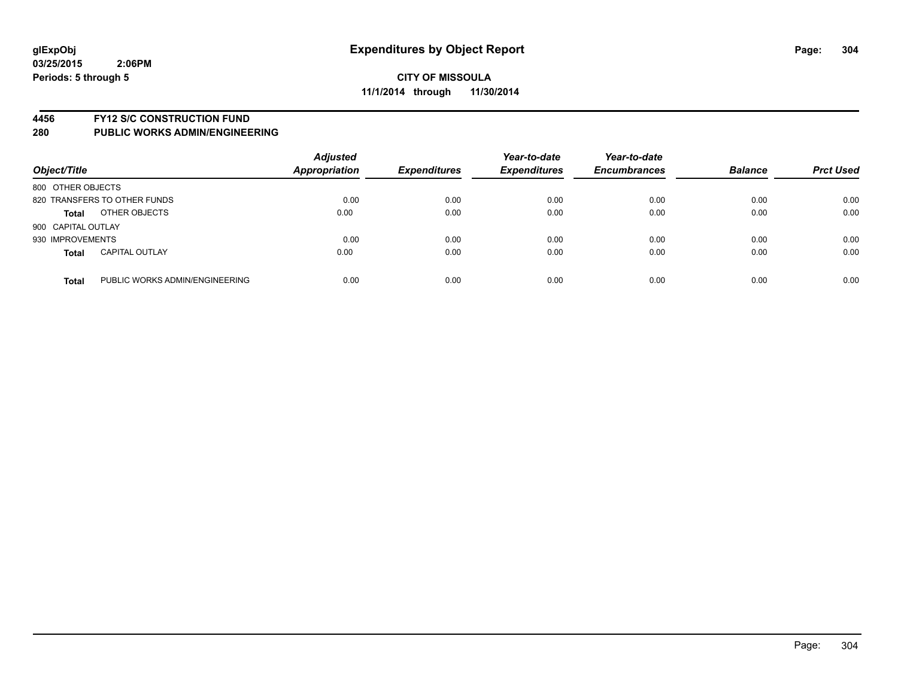# Expenditures by Object Report

glExpObj
03/25/2015 2:06PM
Periods: 5 through 5

**CITY OF MISSOULA**
**11/1/2014 through 11/30/2014**

## 4456 FY12 S/C CONSTRUCTION FUND
## 280 PUBLIC WORKS ADMIN/ENGINEERING

| Object/Title | | Adjusted Appropriation | Expenditures | Year-to-date Expenditures | Year-to-date Encumbrances | Balance | Prct Used |
|---|---|---|---|---|---|---|---|
| 800 OTHER OBJECTS | | | | | | | |
| 820 TRANSFERS TO OTHER FUNDS | | 0.00 | 0.00 | 0.00 | 0.00 | 0.00 | 0.00 |
| **Total** | OTHER OBJECTS | 0.00 | 0.00 | 0.00 | 0.00 | 0.00 | 0.00 |
| 900 CAPITAL OUTLAY | | | | | | | |
| 930 IMPROVEMENTS | | 0.00 | 0.00 | 0.00 | 0.00 | 0.00 | 0.00 |
| **Total** | CAPITAL OUTLAY | 0.00 | 0.00 | 0.00 | 0.00 | 0.00 | 0.00 |
| **Total** | PUBLIC WORKS ADMIN/ENGINEERING | 0.00 | 0.00 | 0.00 | 0.00 | 0.00 | 0.00 |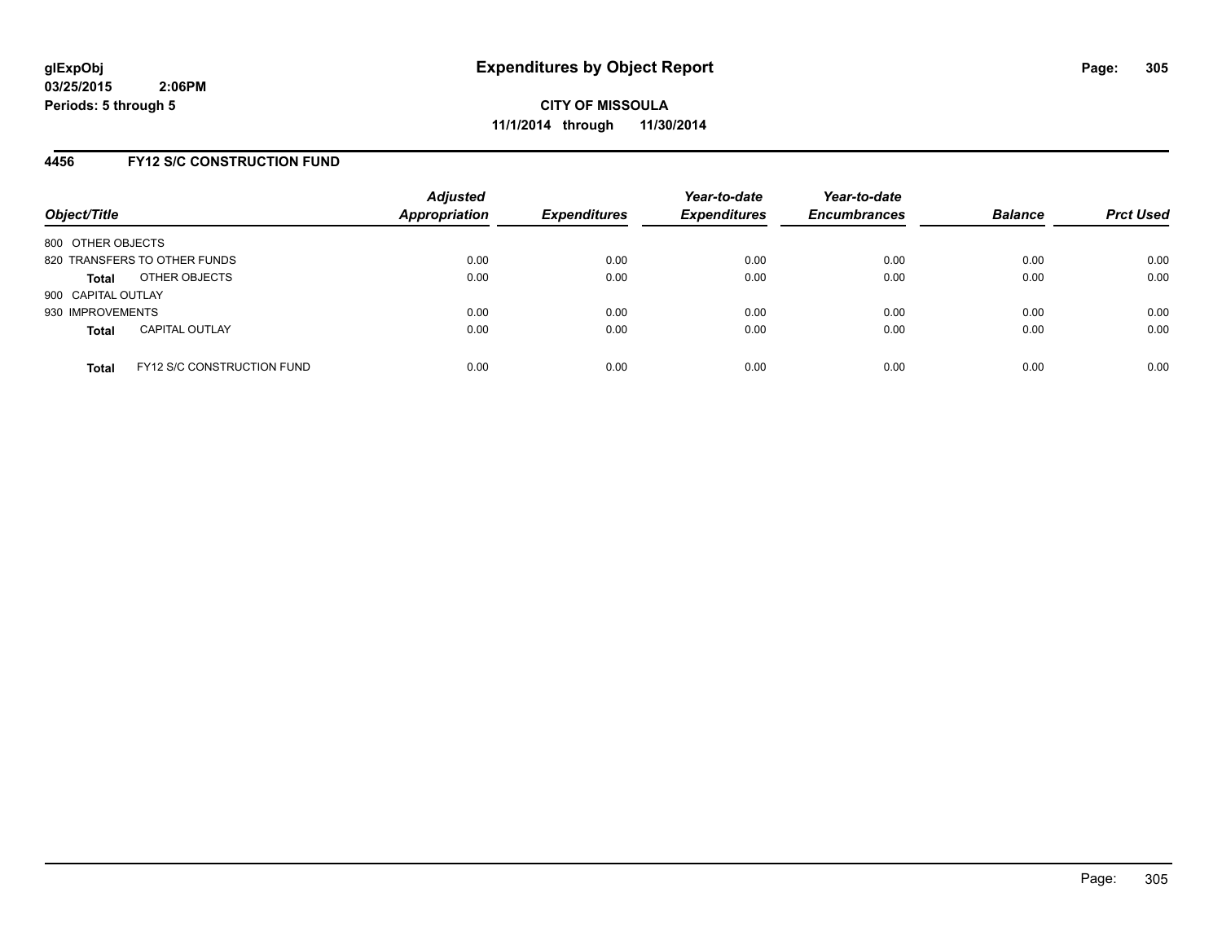**glExpObj**
**03/25/2015 2:06PM**
**Periods: 5 through 5**

# Expenditures by Object Report

**CITY OF MISSOULA**
**11/1/2014 through 11/30/2014**

## 4456 FY12 S/C CONSTRUCTION FUND

| Object/Title | Adjusted Appropriation | Expenditures | Year-to-date Expenditures | Year-to-date Encumbrances | Balance | Prct Used |
|---|---|---|---|---|---|---|
| 800 OTHER OBJECTS | | | | | | |
| 820 TRANSFERS TO OTHER FUNDS | 0.00 | 0.00 | 0.00 | 0.00 | 0.00 | 0.00 |
| **Total** OTHER OBJECTS | 0.00 | 0.00 | 0.00 | 0.00 | 0.00 | 0.00 |
| 900 CAPITAL OUTLAY | | | | | | |
| 930 IMPROVEMENTS | 0.00 | 0.00 | 0.00 | 0.00 | 0.00 | 0.00 |
| **Total** CAPITAL OUTLAY | 0.00 | 0.00 | 0.00 | 0.00 | 0.00 | 0.00 |
| **Total** FY12 S/C CONSTRUCTION FUND | 0.00 | 0.00 | 0.00 | 0.00 | 0.00 | 0.00 |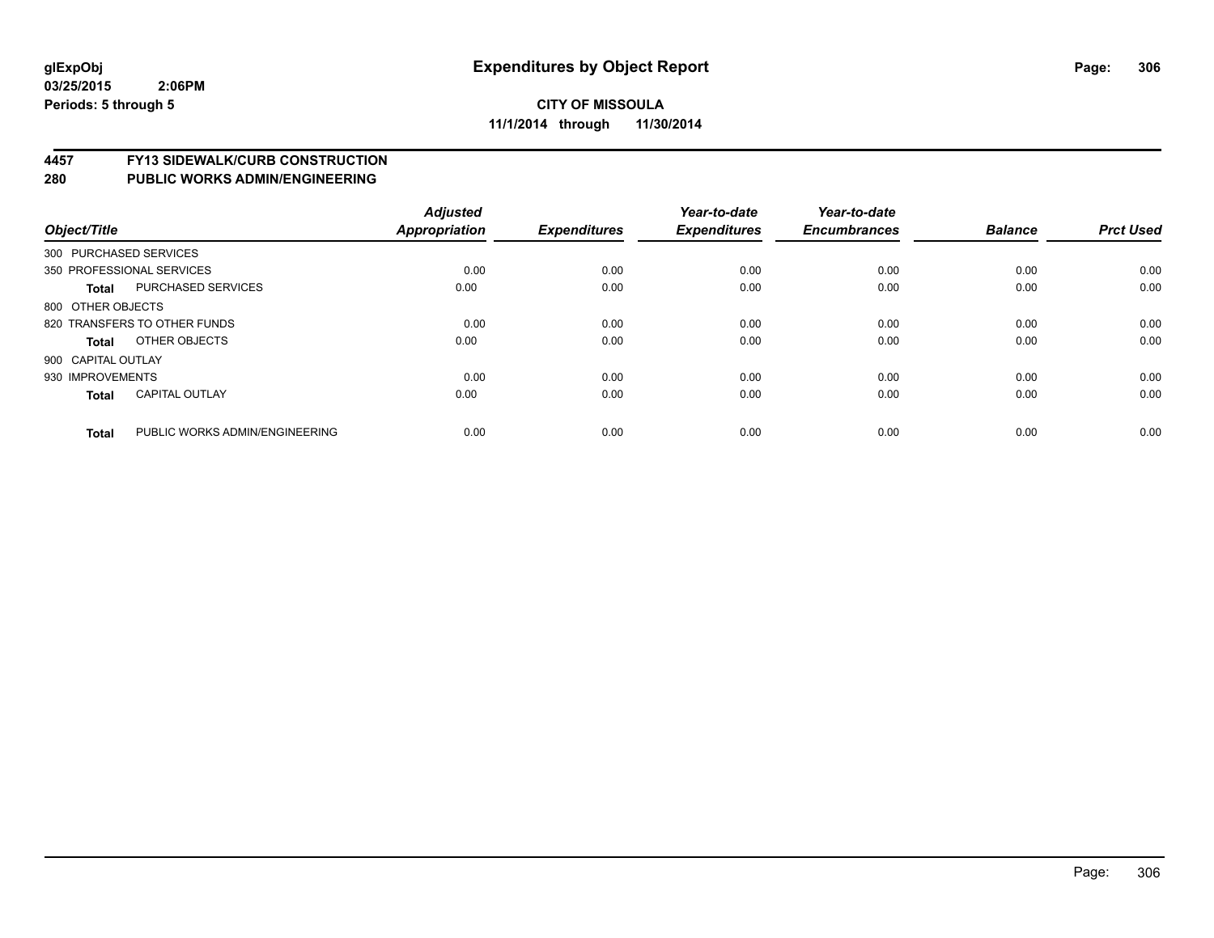**glExpObj**
**03/25/2015 2:06PM**
**Periods: 5 through 5**

# Expenditures by Object Report

**CITY OF MISSOULA**
**11/1/2014 through 11/30/2014**

## 4457 FY13 SIDEWALK/CURB CONSTRUCTION
## 280 PUBLIC WORKS ADMIN/ENGINEERING

| Object/Title | | Adjusted Appropriation | Expenditures | Year-to-date Expenditures | Year-to-date Encumbrances | Balance | Prct Used |
|---|---|---|---|---|---|---|---|
| 300 PURCHASED SERVICES | | | | | | | |
| 350 PROFESSIONAL SERVICES | | 0.00 | 0.00 | 0.00 | 0.00 | 0.00 | 0.00 |
| **Total** | PURCHASED SERVICES | 0.00 | 0.00 | 0.00 | 0.00 | 0.00 | 0.00 |
| 800 OTHER OBJECTS | | | | | | | |
| 820 TRANSFERS TO OTHER FUNDS | | 0.00 | 0.00 | 0.00 | 0.00 | 0.00 | 0.00 |
| **Total** | OTHER OBJECTS | 0.00 | 0.00 | 0.00 | 0.00 | 0.00 | 0.00 |
| 900 CAPITAL OUTLAY | | | | | | | |
| 930 IMPROVEMENTS | | 0.00 | 0.00 | 0.00 | 0.00 | 0.00 | 0.00 |
| **Total** | CAPITAL OUTLAY | 0.00 | 0.00 | 0.00 | 0.00 | 0.00 | 0.00 |
| **Total** | PUBLIC WORKS ADMIN/ENGINEERING | 0.00 | 0.00 | 0.00 | 0.00 | 0.00 | 0.00 |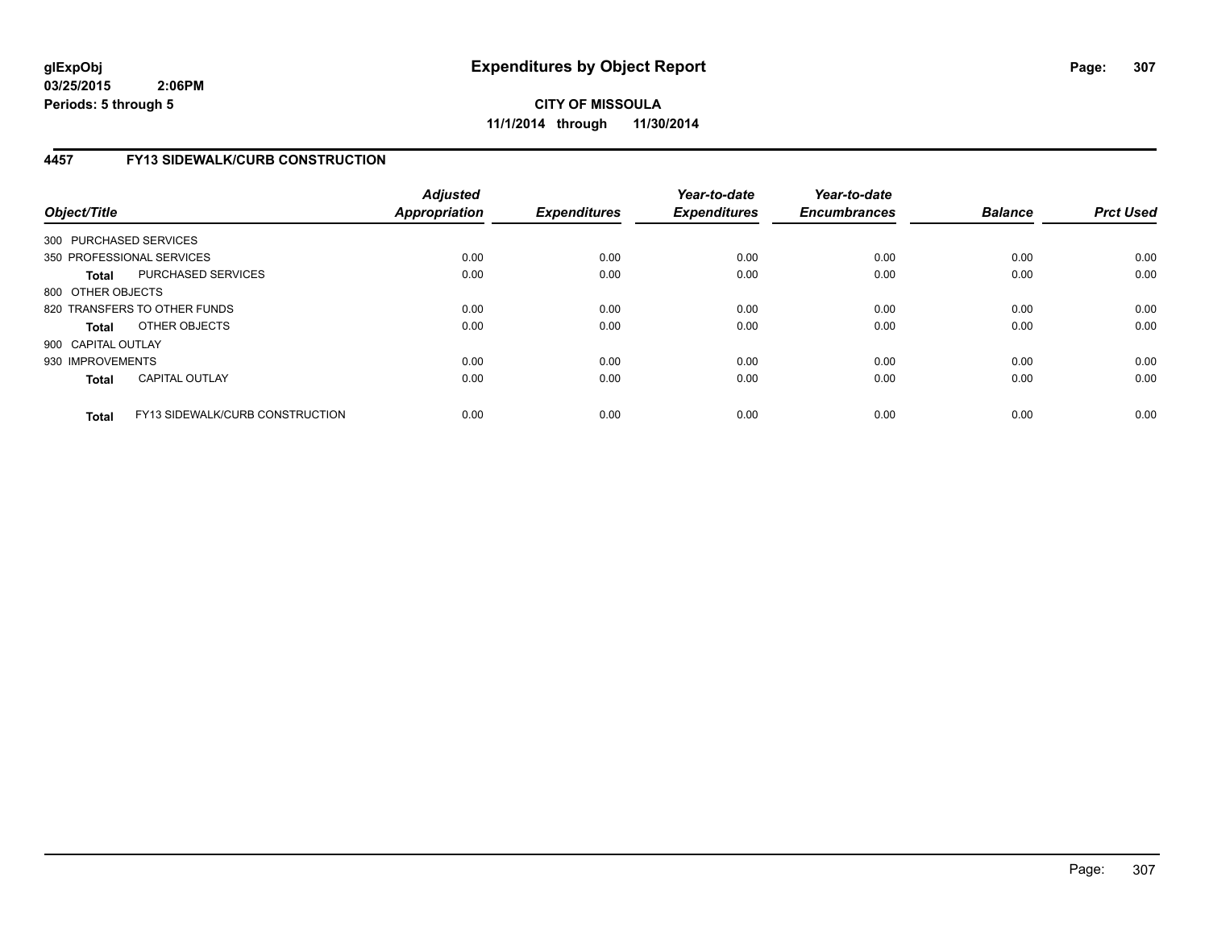**glExpObj**
**03/25/2015 2:06PM**
**Periods: 5 through 5**

# Expenditures by Object Report

**CITY OF MISSOULA**
**11/1/2014 through 11/30/2014**

## 4457 FY13 SIDEWALK/CURB CONSTRUCTION

| Object/Title | | Adjusted Appropriation | Expenditures | Year-to-date Expenditures | Year-to-date Encumbrances | Balance | Prct Used |
|---|---|---|---|---|---|---|---|
| 300 PURCHASED SERVICES | | | | | | | |
| 350 PROFESSIONAL SERVICES | | 0.00 | 0.00 | 0.00 | 0.00 | 0.00 | 0.00 |
| **Total** | PURCHASED SERVICES | 0.00 | 0.00 | 0.00 | 0.00 | 0.00 | 0.00 |
| 800 OTHER OBJECTS | | | | | | | |
| 820 TRANSFERS TO OTHER FUNDS | | 0.00 | 0.00 | 0.00 | 0.00 | 0.00 | 0.00 |
| **Total** | OTHER OBJECTS | 0.00 | 0.00 | 0.00 | 0.00 | 0.00 | 0.00 |
| 900 CAPITAL OUTLAY | | | | | | | |
| 930 IMPROVEMENTS | | 0.00 | 0.00 | 0.00 | 0.00 | 0.00 | 0.00 |
| **Total** | CAPITAL OUTLAY | 0.00 | 0.00 | 0.00 | 0.00 | 0.00 | 0.00 |
| **Total** | FY13 SIDEWALK/CURB CONSTRUCTION | 0.00 | 0.00 | 0.00 | 0.00 | 0.00 | 0.00 |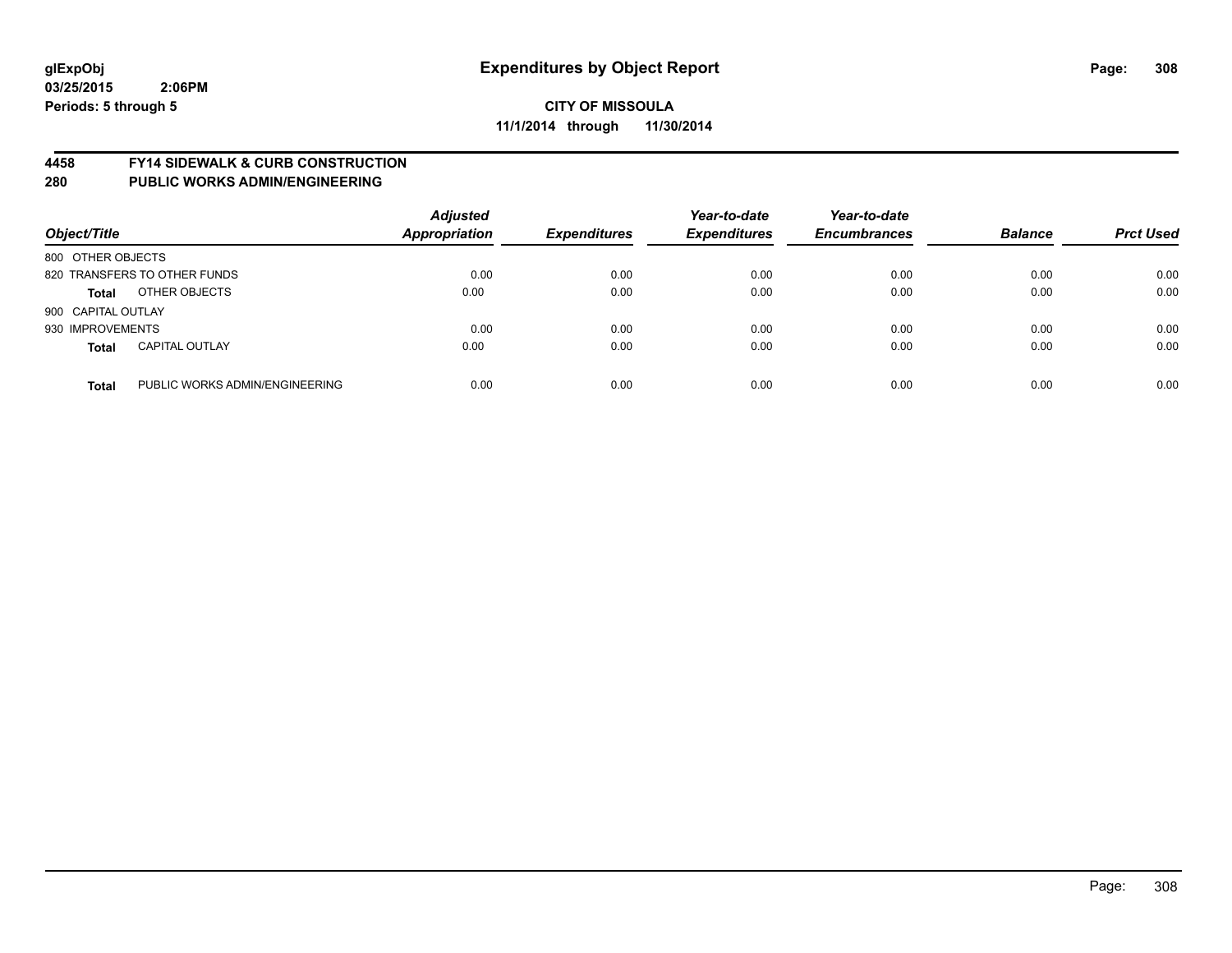**glExpObj**
**03/25/2015 2:06PM**
**Periods: 5 through 5**

# Expenditures by Object Report

**CITY OF MISSOULA**
**11/1/2014 through 11/30/2014**

**4458 FY14 SIDEWALK & CURB CONSTRUCTION**
**280 PUBLIC WORKS ADMIN/ENGINEERING**

| *Object/Title* | | *Adjusted Appropriation* | *Expenditures* | *Year-to-date Expenditures* | *Year-to-date Encumbrances* | *Balance* | *Prct Used* |
|---|---|---|---|---|---|---|---|
| 800 OTHER OBJECTS | | | | | | | |
| 820 TRANSFERS TO OTHER FUNDS | | 0.00 | 0.00 | 0.00 | 0.00 | 0.00 | 0.00 |
| **Total** | OTHER OBJECTS | 0.00 | 0.00 | 0.00 | 0.00 | 0.00 | 0.00 |
| 900 CAPITAL OUTLAY | | | | | | | |
| 930 IMPROVEMENTS | | 0.00 | 0.00 | 0.00 | 0.00 | 0.00 | 0.00 |
| **Total** | CAPITAL OUTLAY | 0.00 | 0.00 | 0.00 | 0.00 | 0.00 | 0.00 |
| **Total** | PUBLIC WORKS ADMIN/ENGINEERING | 0.00 | 0.00 | 0.00 | 0.00 | 0.00 | 0.00 |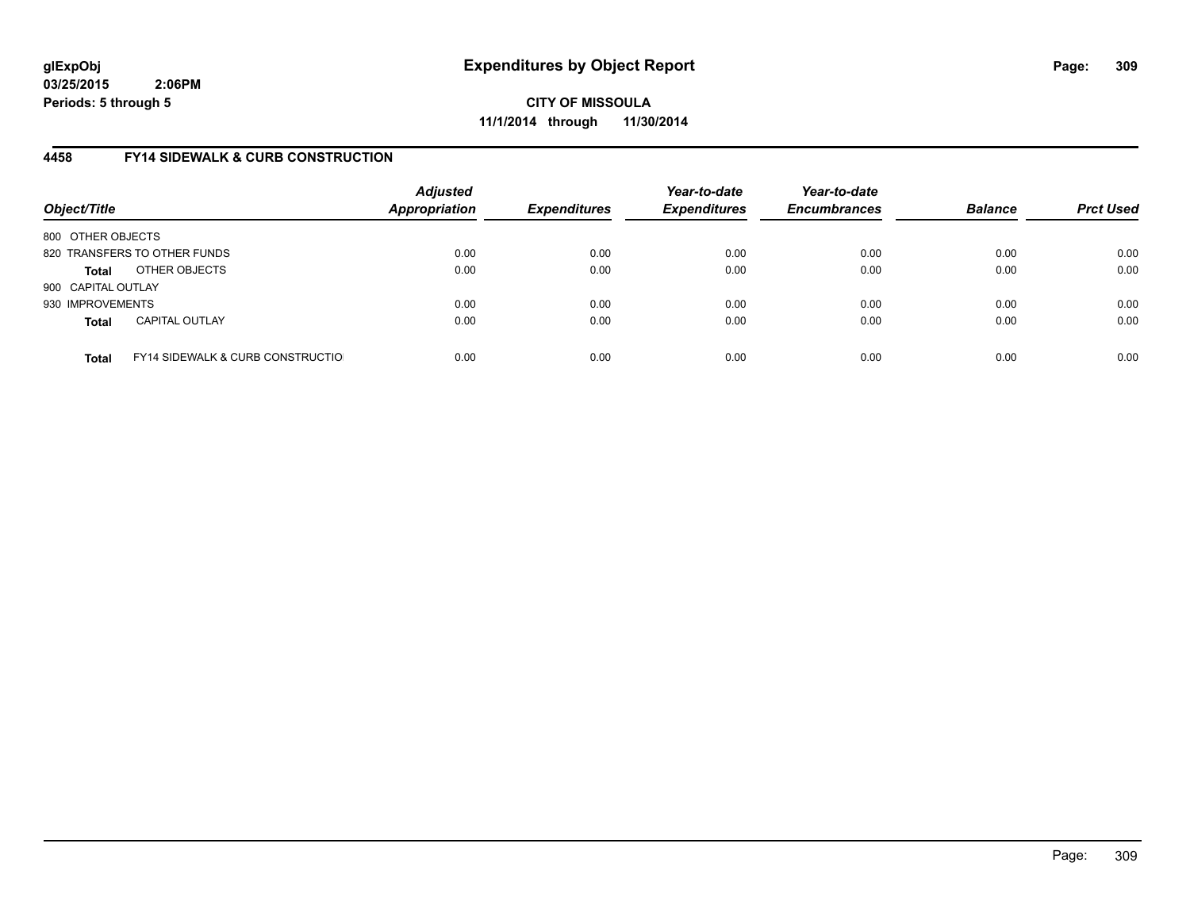**glExpObj** **Expenditures by Object Report**

**03/25/2015 2:06PM**

**Periods: 5 through 5**

**CITY OF MISSOULA**

**11/1/2014 through 11/30/2014**

## 4458 FY14 SIDEWALK & CURB CONSTRUCTION

| Object/Title | | Adjusted Appropriation | Expenditures | Year-to-date Expenditures | Year-to-date Encumbrances | Balance | Prct Used |
|---|---|---|---|---|---|---|---|
| 800 OTHER OBJECTS | | | | | | | |
| 820 TRANSFERS TO OTHER FUNDS | | 0.00 | 0.00 | 0.00 | 0.00 | 0.00 | 0.00 |
| **Total** | OTHER OBJECTS | 0.00 | 0.00 | 0.00 | 0.00 | 0.00 | 0.00 |
| 900 CAPITAL OUTLAY | | | | | | | |
| 930 IMPROVEMENTS | | 0.00 | 0.00 | 0.00 | 0.00 | 0.00 | 0.00 |
| **Total** | CAPITAL OUTLAY | 0.00 | 0.00 | 0.00 | 0.00 | 0.00 | 0.00 |
| **Total** | FY14 SIDEWALK & CURB CONSTRUCTIO | 0.00 | 0.00 | 0.00 | 0.00 | 0.00 | 0.00 |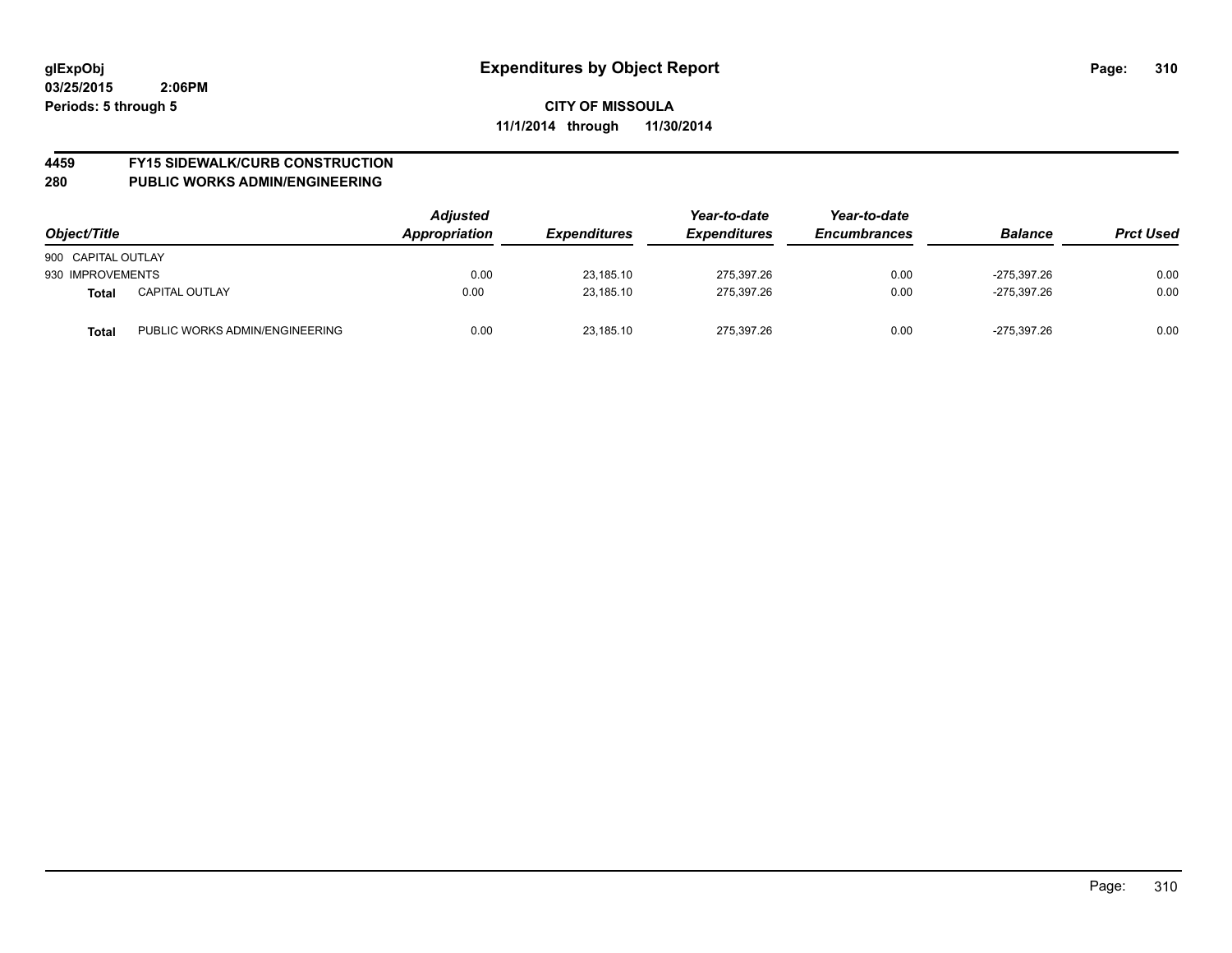**glExpObj**
**03/25/2015 2:06PM**
**Periods: 5 through 5**

# Expenditures by Object Report

**CITY OF MISSOULA**
**11/1/2014 through 11/30/2014**

## 4459 FY15 SIDEWALK/CURB CONSTRUCTION
## 280 PUBLIC WORKS ADMIN/ENGINEERING

| *Object/Title* | | *Adjusted Appropriation* | *Expenditures* | *Year-to-date Expenditures* | *Year-to-date Encumbrances* | *Balance* | *Prct Used* |
|---|---|---|---|---|---|---|---|
| 900 CAPITAL OUTLAY | | | | | | | |
| 930 IMPROVEMENTS | | 0.00 | 23,185.10 | 275,397.26 | 0.00 | -275,397.26 | 0.00 |
| **Total** | CAPITAL OUTLAY | 0.00 | 23,185.10 | 275,397.26 | 0.00 | -275,397.26 | 0.00 |
| **Total** | PUBLIC WORKS ADMIN/ENGINEERING | 0.00 | 23,185.10 | 275,397.26 | 0.00 | -275,397.26 | 0.00 |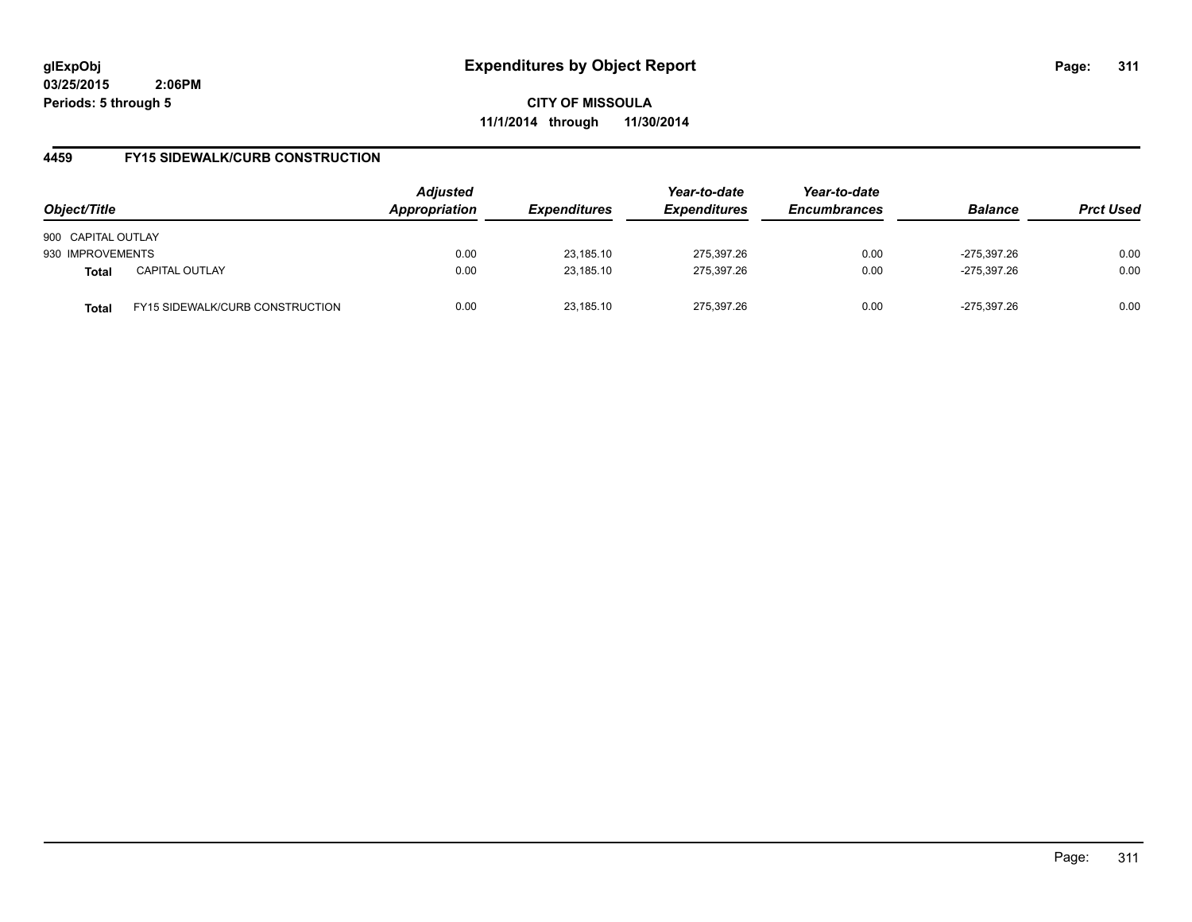**CITY OF MISSOULA**

**11/1/2014 through 11/30/2014**

## 4459 FY15 SIDEWALK/CURB CONSTRUCTION

| Object/Title | | Adjusted Appropriation | Expenditures | Year-to-date Expenditures | Year-to-date Encumbrances | Balance | Prct Used |
|---|---|---|---|---|---|---|---|
| 900 CAPITAL OUTLAY | | | | | | | |
| 930 IMPROVEMENTS | | 0.00 | 23,185.10 | 275,397.26 | 0.00 | -275,397.26 | 0.00 |
| **Total** | CAPITAL OUTLAY | 0.00 | 23,185.10 | 275,397.26 | 0.00 | -275,397.26 | 0.00 |
| **Total** | FY15 SIDEWALK/CURB CONSTRUCTION | 0.00 | 23,185.10 | 275,397.26 | 0.00 | -275,397.26 | 0.00 |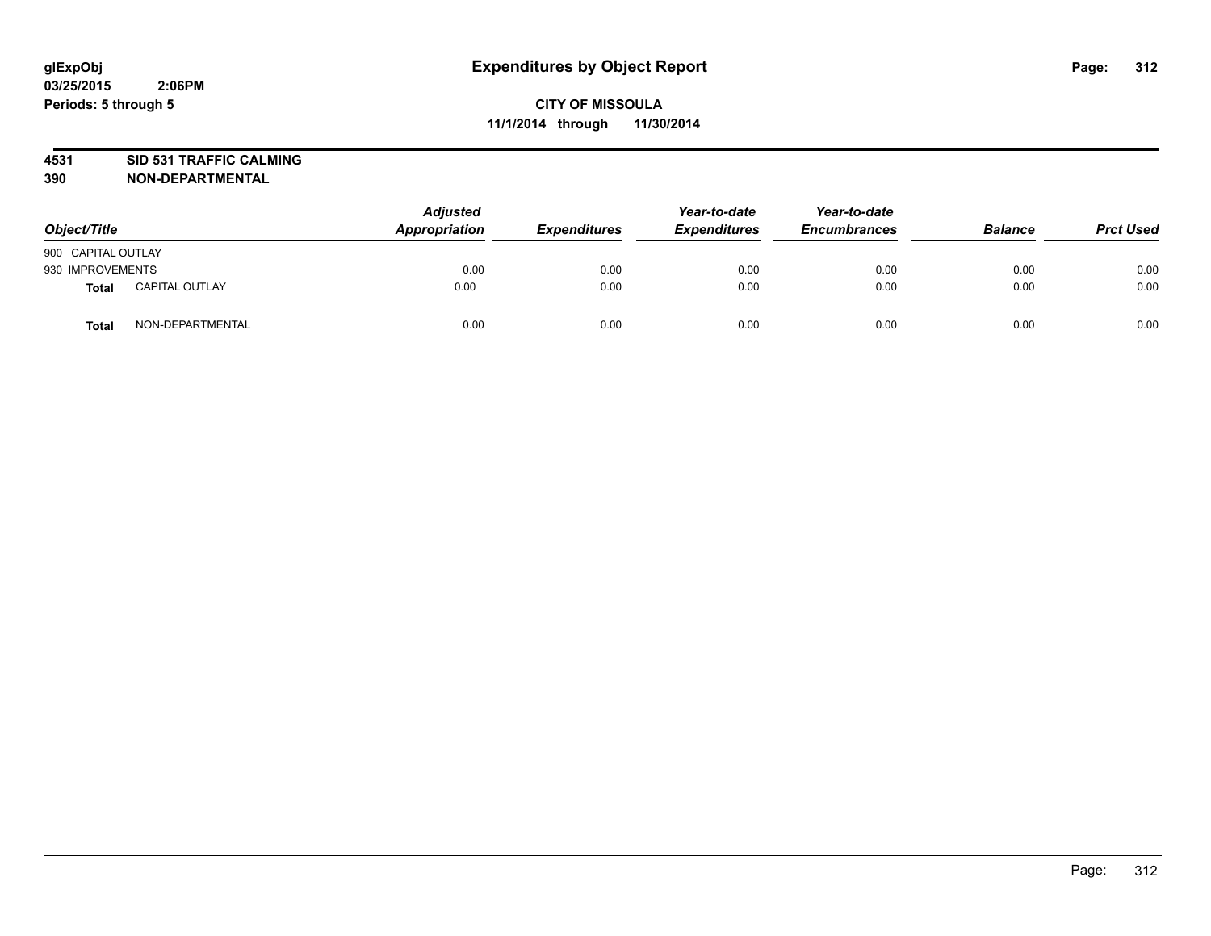glExpObj
03/25/2015 2:06PM
Periods: 5 through 5

# Expenditures by Object Report

**CITY OF MISSOULA**
**11/1/2014 through 11/30/2014**

**4531 SID 531 TRAFFIC CALMING**
**390 NON-DEPARTMENTAL**

| Object/Title | | Adjusted Appropriation | Expenditures | Year-to-date Expenditures | Year-to-date Encumbrances | Balance | Prct Used |
|---|---|---|---|---|---|---|---|
| 900 CAPITAL OUTLAY | | | | | | | |
| 930 IMPROVEMENTS | | 0.00 | 0.00 | 0.00 | 0.00 | 0.00 | 0.00 |
| **Total** | CAPITAL OUTLAY | 0.00 | 0.00 | 0.00 | 0.00 | 0.00 | 0.00 |
| **Total** | NON-DEPARTMENTAL | 0.00 | 0.00 | 0.00 | 0.00 | 0.00 | 0.00 |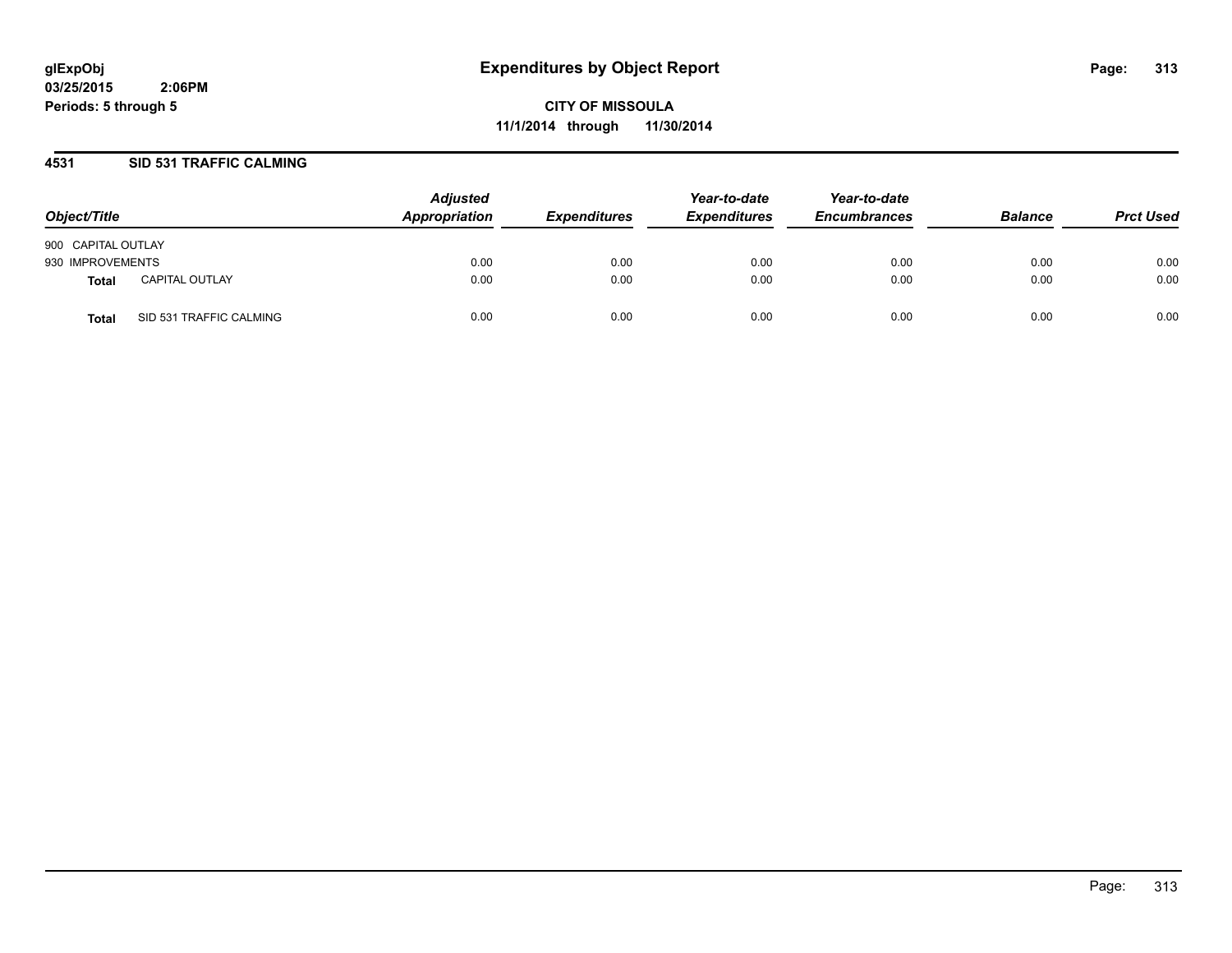# Expenditures by Object Report

glExpObj
03/25/2015 2:06PM
Periods: 5 through 5

**CITY OF MISSOULA**
**11/1/2014 through 11/30/2014**

## 4531 SID 531 TRAFFIC CALMING

| Object/Title | | Adjusted Appropriation | Expenditures | Year-to-date Expenditures | Year-to-date Encumbrances | Balance | Prct Used |
|---|---|---|---|---|---|---|---|
| 900 CAPITAL OUTLAY | | | | | | | |
| 930 IMPROVEMENTS | | 0.00 | 0.00 | 0.00 | 0.00 | 0.00 | 0.00 |
| **Total** | CAPITAL OUTLAY | 0.00 | 0.00 | 0.00 | 0.00 | 0.00 | 0.00 |
| **Total** | SID 531 TRAFFIC CALMING | 0.00 | 0.00 | 0.00 | 0.00 | 0.00 | 0.00 |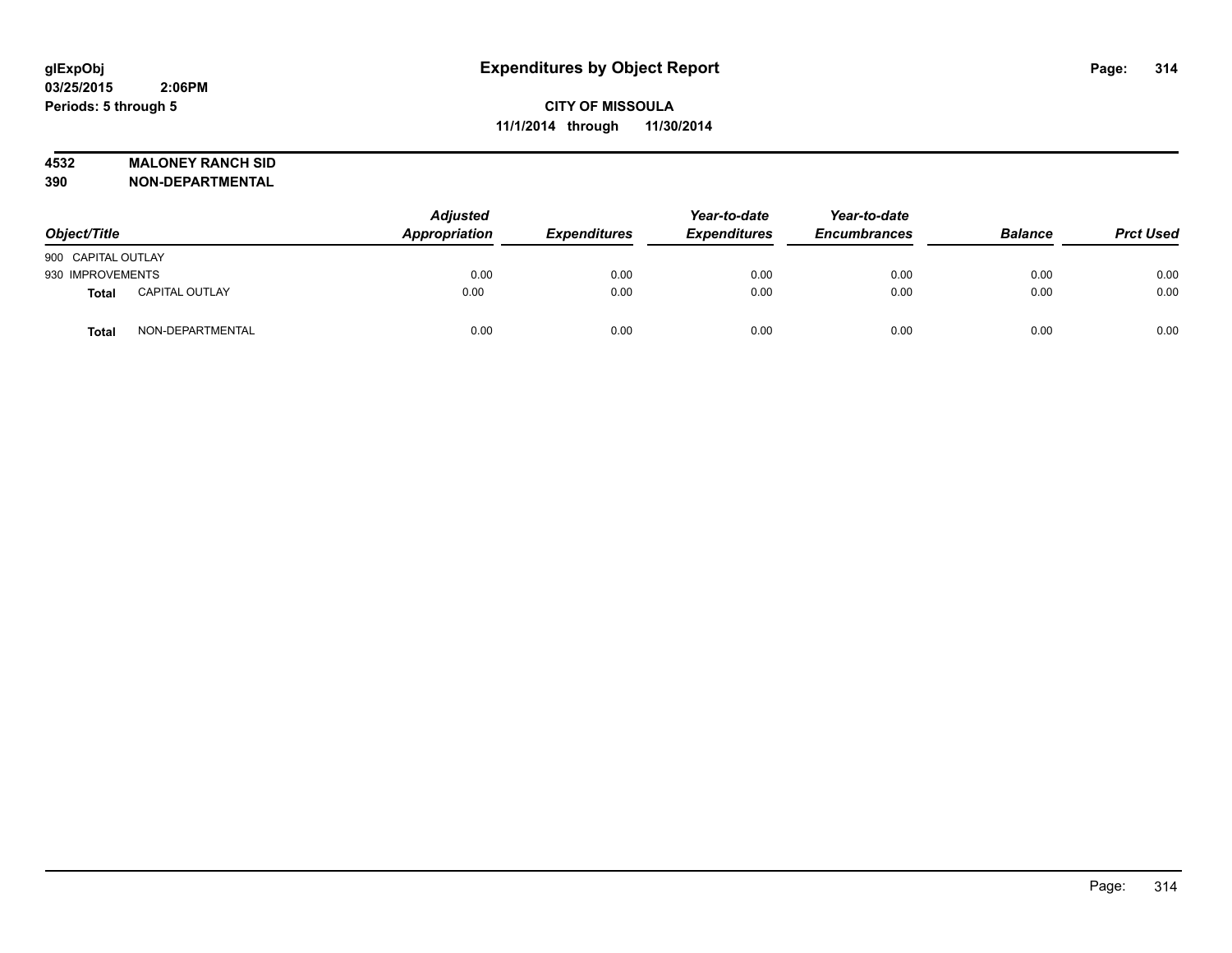# Expenditures by Object Report

glExpObj
03/25/2015 2:06PM
Periods: 5 through 5

**CITY OF MISSOULA**
**11/1/2014 through 11/30/2014**

**4532 MALONEY RANCH SID**
**390 NON-DEPARTMENTAL**

| Object/Title | | Adjusted Appropriation | Expenditures | Year-to-date Expenditures | Year-to-date Encumbrances | Balance | Prct Used |
|---|---|---|---|---|---|---|---|
| 900 CAPITAL OUTLAY | | | | | | | |
| 930 IMPROVEMENTS | | 0.00 | 0.00 | 0.00 | 0.00 | 0.00 | 0.00 |
| **Total** | CAPITAL OUTLAY | 0.00 | 0.00 | 0.00 | 0.00 | 0.00 | 0.00 |
| **Total** | NON-DEPARTMENTAL | 0.00 | 0.00 | 0.00 | 0.00 | 0.00 | 0.00 |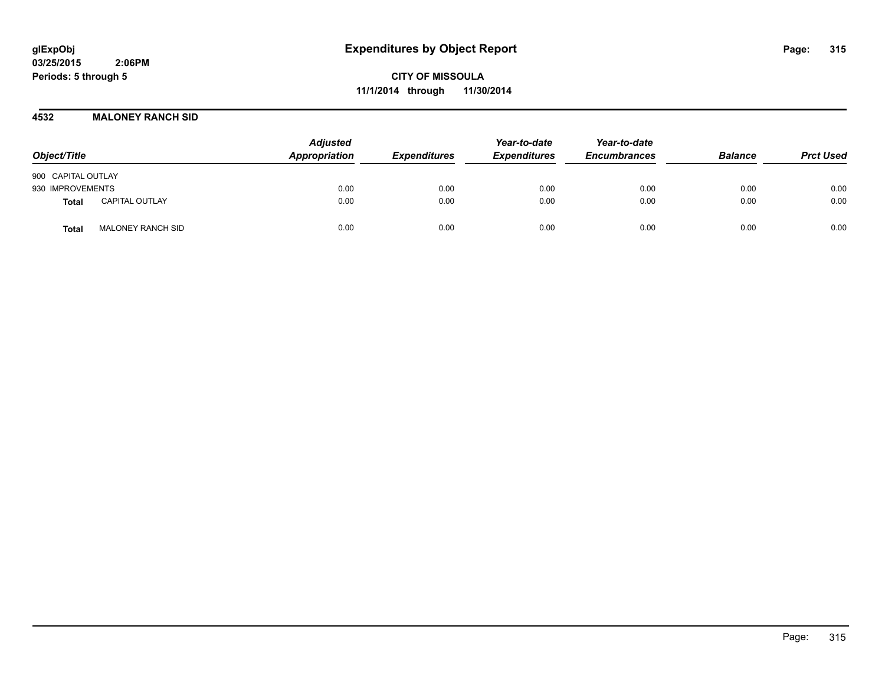glExpObj
03/25/2015 2:06PM
Periods: 5 through 5

# Expenditures by Object Report

**CITY OF MISSOULA**
**11/1/2014 through 11/30/2014**

## 4532 MALONEY RANCH SID

| Object/Title | | Adjusted Appropriation | Expenditures | Year-to-date Expenditures | Year-to-date Encumbrances | Balance | Prct Used |
|---|---|---|---|---|---|---|---|
| 900 CAPITAL OUTLAY | | | | | | | |
| 930 IMPROVEMENTS | | 0.00 | 0.00 | 0.00 | 0.00 | 0.00 | 0.00 |
| **Total** | CAPITAL OUTLAY | 0.00 | 0.00 | 0.00 | 0.00 | 0.00 | 0.00 |
| **Total** | MALONEY RANCH SID | 0.00 | 0.00 | 0.00 | 0.00 | 0.00 | 0.00 |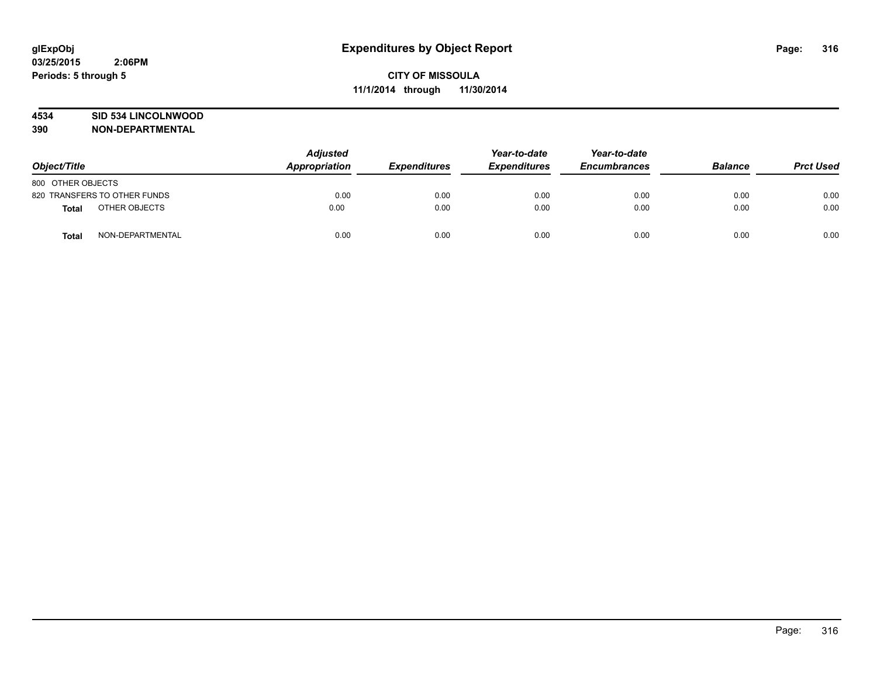**glExpObj** **Expenditures by Object Report**
**03/25/2015 2:06PM**
**Periods: 5 through 5**

**CITY OF MISSOULA**
**11/1/2014 through 11/30/2014**

**4534 SID 534 LINCOLNWOOD**
**390 NON-DEPARTMENTAL**

| Object/Title | | Adjusted Appropriation | Expenditures | Year-to-date Expenditures | Year-to-date Encumbrances | Balance | Prct Used |
|---|---|---|---|---|---|---|---|
| 800 OTHER OBJECTS | | | | | | | |
| 820 TRANSFERS TO OTHER FUNDS | | 0.00 | 0.00 | 0.00 | 0.00 | 0.00 | 0.00 |
| **Total** | OTHER OBJECTS | 0.00 | 0.00 | 0.00 | 0.00 | 0.00 | 0.00 |
| **Total** | NON-DEPARTMENTAL | 0.00 | 0.00 | 0.00 | 0.00 | 0.00 | 0.00 |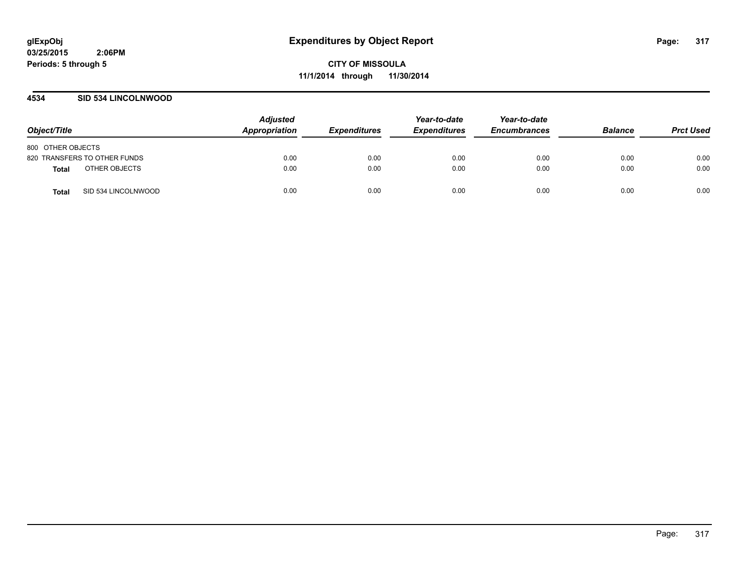**Expenditures by Object Report**

**CITY OF MISSOULA**
**11/1/2014 through 11/30/2014**

glExpObj
03/25/2015 2:06PM
Periods: 5 through 5

## 4534 SID 534 LINCOLNWOOD

| Object/Title | | Adjusted Appropriation | Expenditures | Year-to-date Expenditures | Year-to-date Encumbrances | Balance | Prct Used |
|---|---|---|---|---|---|---|---|
| 800 OTHER OBJECTS | | | | | | | |
| 820 TRANSFERS TO OTHER FUNDS | | 0.00 | 0.00 | 0.00 | 0.00 | 0.00 | 0.00 |
| **Total** | OTHER OBJECTS | 0.00 | 0.00 | 0.00 | 0.00 | 0.00 | 0.00 |
| **Total** | SID 534 LINCOLNWOOD | 0.00 | 0.00 | 0.00 | 0.00 | 0.00 | 0.00 |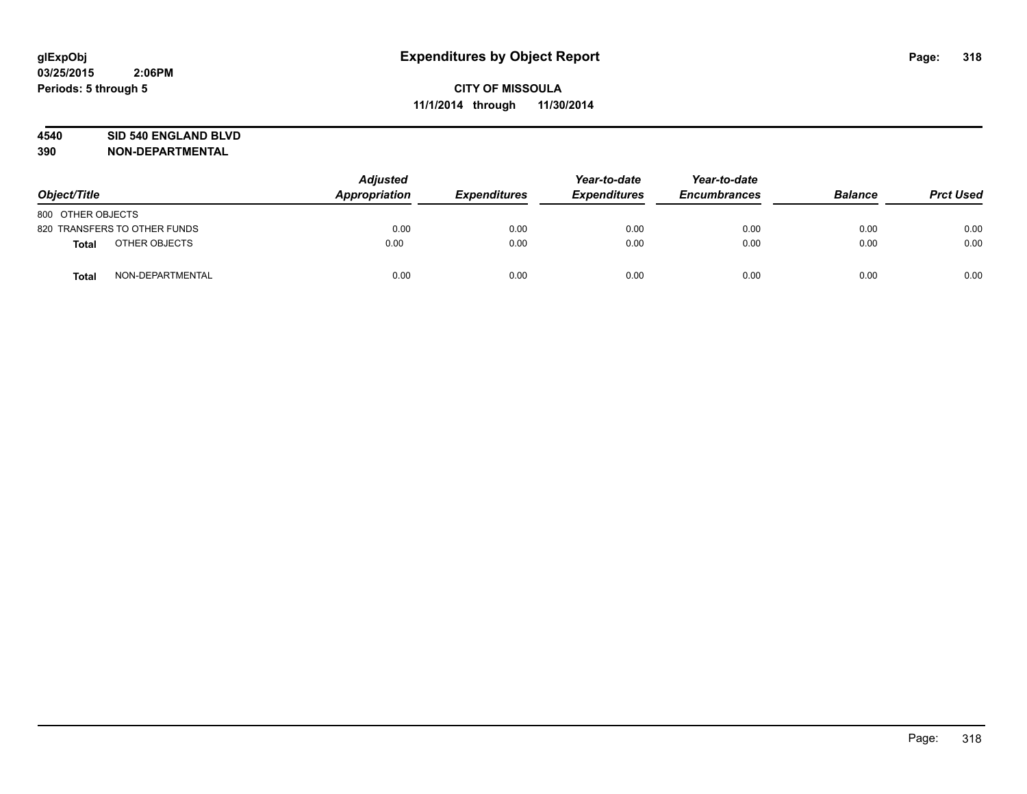**glExpObj**
**03/25/2015 2:06PM**
**Periods: 5 through 5**

# Expenditures by Object Report

**CITY OF MISSOULA**
**11/1/2014 through 11/30/2014**

**4540 SID 540 ENGLAND BLVD**
**390 NON-DEPARTMENTAL**

| Object/Title | Adjusted Appropriation | Expenditures | Year-to-date Expenditures | Year-to-date Encumbrances | Balance | Prct Used |
|---|---|---|---|---|---|---|
| 800 OTHER OBJECTS | | | | | | |
| 820 TRANSFERS TO OTHER FUNDS | 0.00 | 0.00 | 0.00 | 0.00 | 0.00 | 0.00 |
| **Total** OTHER OBJECTS | 0.00 | 0.00 | 0.00 | 0.00 | 0.00 | 0.00 |
| **Total** NON-DEPARTMENTAL | 0.00 | 0.00 | 0.00 | 0.00 | 0.00 | 0.00 |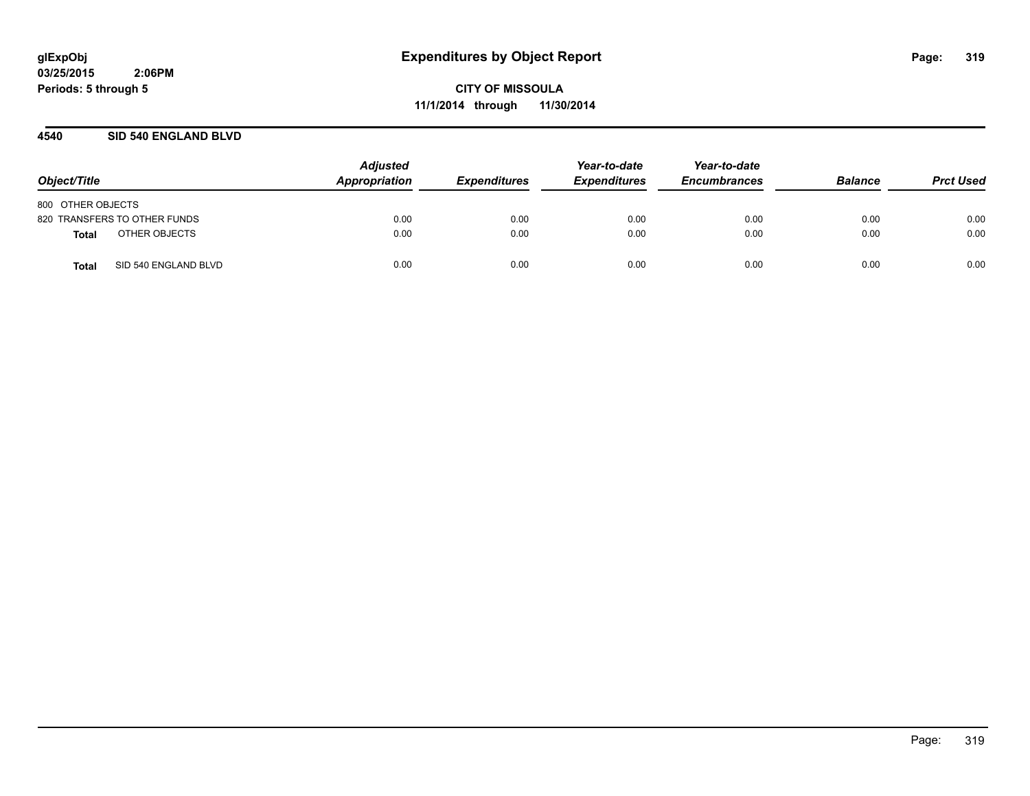**glExpObj**
**03/25/2015 2:06PM**
**Periods: 5 through 5**

# Expenditures by Object Report

**CITY OF MISSOULA**
**11/1/2014 through 11/30/2014**

## 4540 SID 540 ENGLAND BLVD

| Object/Title | | Adjusted Appropriation | Expenditures | Year-to-date Expenditures | Year-to-date Encumbrances | Balance | Prct Used |
|---|---|---|---|---|---|---|---|
| 800 OTHER OBJECTS | | | | | | | |
| 820 TRANSFERS TO OTHER FUNDS | | 0.00 | 0.00 | 0.00 | 0.00 | 0.00 | 0.00 |
| **Total** | OTHER OBJECTS | 0.00 | 0.00 | 0.00 | 0.00 | 0.00 | 0.00 |
| **Total** | SID 540 ENGLAND BLVD | 0.00 | 0.00 | 0.00 | 0.00 | 0.00 | 0.00 |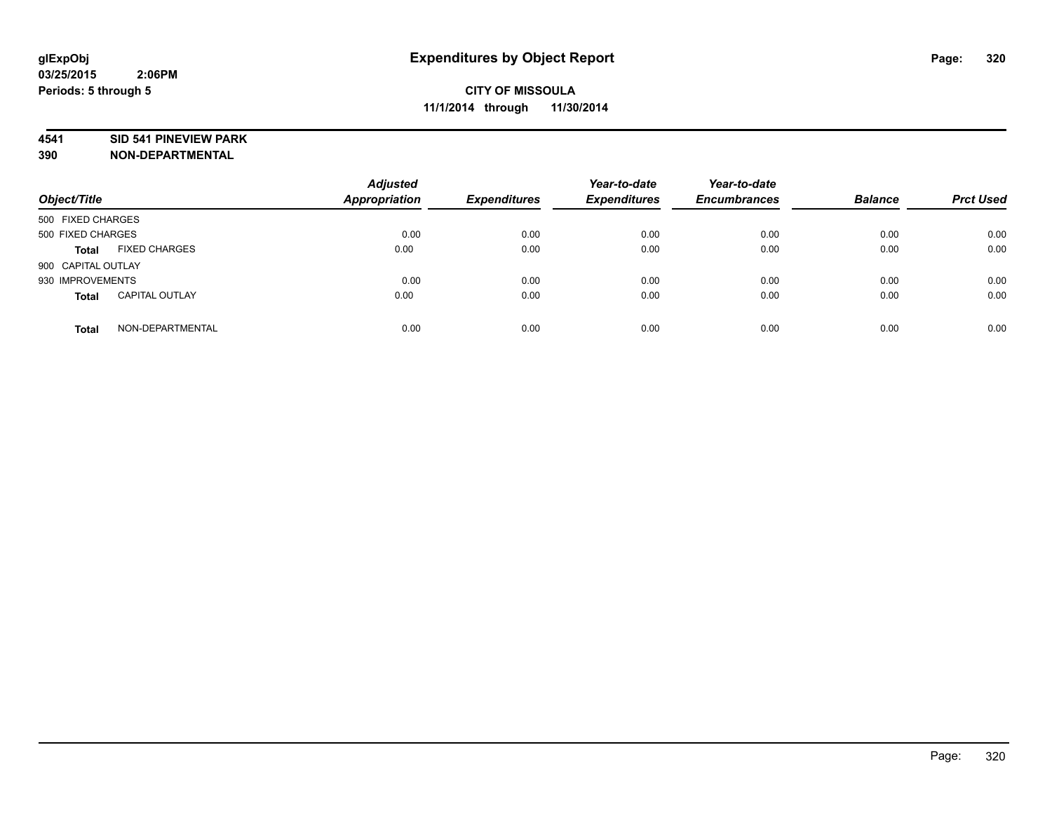**glExpObj** **Expenditures by Object Report**
**03/25/2015 2:06PM**
**Periods: 5 through 5**

**CITY OF MISSOULA**
**11/1/2014 through 11/30/2014**

**4541 SID 541 PINEVIEW PARK**
**390 NON-DEPARTMENTAL**

| Object/Title | | Adjusted Appropriation | Expenditures | Year-to-date Expenditures | Year-to-date Encumbrances | Balance | Prct Used |
|---|---|---|---|---|---|---|---|
| 500 FIXED CHARGES | | | | | | | |
| 500 FIXED CHARGES | | 0.00 | 0.00 | 0.00 | 0.00 | 0.00 | 0.00 |
| **Total** | FIXED CHARGES | 0.00 | 0.00 | 0.00 | 0.00 | 0.00 | 0.00 |
| 900 CAPITAL OUTLAY | | | | | | | |
| 930 IMPROVEMENTS | | 0.00 | 0.00 | 0.00 | 0.00 | 0.00 | 0.00 |
| **Total** | CAPITAL OUTLAY | 0.00 | 0.00 | 0.00 | 0.00 | 0.00 | 0.00 |
| **Total** | NON-DEPARTMENTAL | 0.00 | 0.00 | 0.00 | 0.00 | 0.00 | 0.00 |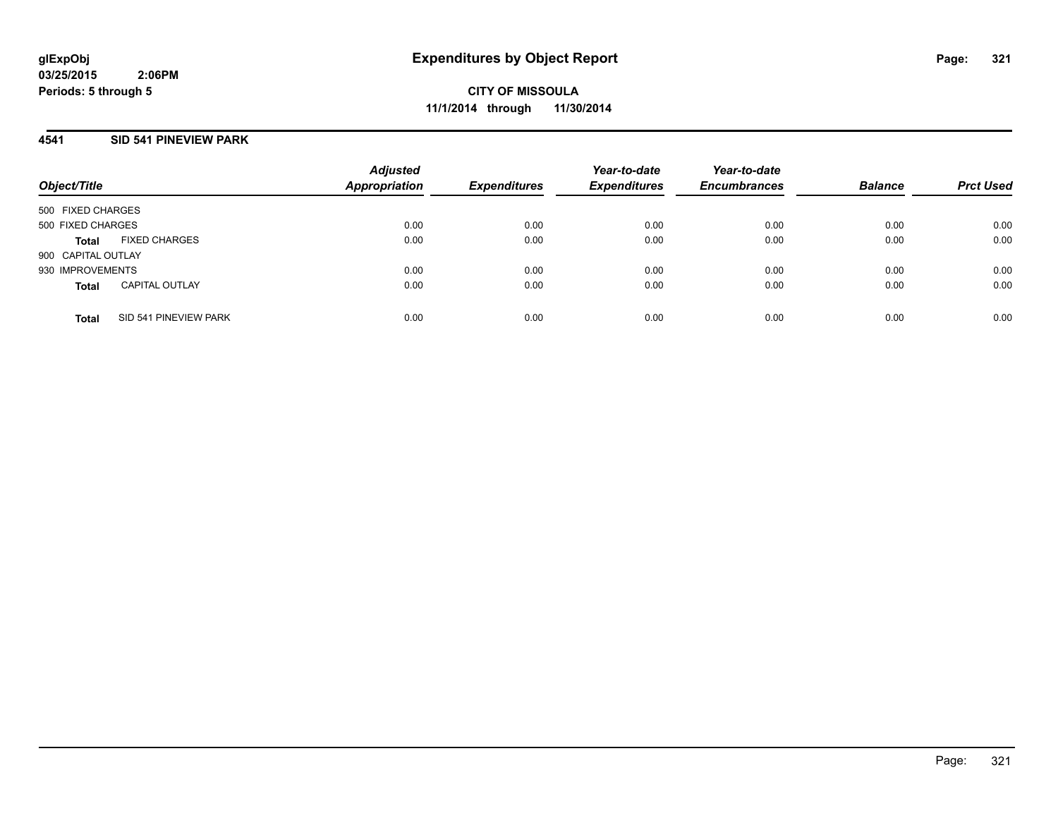**glExpObj**
**03/25/2015 2:06PM**
**Periods: 5 through 5**

# Expenditures by Object Report

**CITY OF MISSOULA**
**11/1/2014 through 11/30/2014**

## 4541 SID 541 PINEVIEW PARK

| Object/Title | | Adjusted Appropriation | Expenditures | Year-to-date Expenditures | Year-to-date Encumbrances | Balance | Prct Used |
|---|---|---|---|---|---|---|---|
| 500 FIXED CHARGES | | | | | | | |
| 500 FIXED CHARGES | | 0.00 | 0.00 | 0.00 | 0.00 | 0.00 | 0.00 |
| **Total** | FIXED CHARGES | 0.00 | 0.00 | 0.00 | 0.00 | 0.00 | 0.00 |
| 900 CAPITAL OUTLAY | | | | | | | |
| 930 IMPROVEMENTS | | 0.00 | 0.00 | 0.00 | 0.00 | 0.00 | 0.00 |
| **Total** | CAPITAL OUTLAY | 0.00 | 0.00 | 0.00 | 0.00 | 0.00 | 0.00 |
| **Total** | SID 541 PINEVIEW PARK | 0.00 | 0.00 | 0.00 | 0.00 | 0.00 | 0.00 |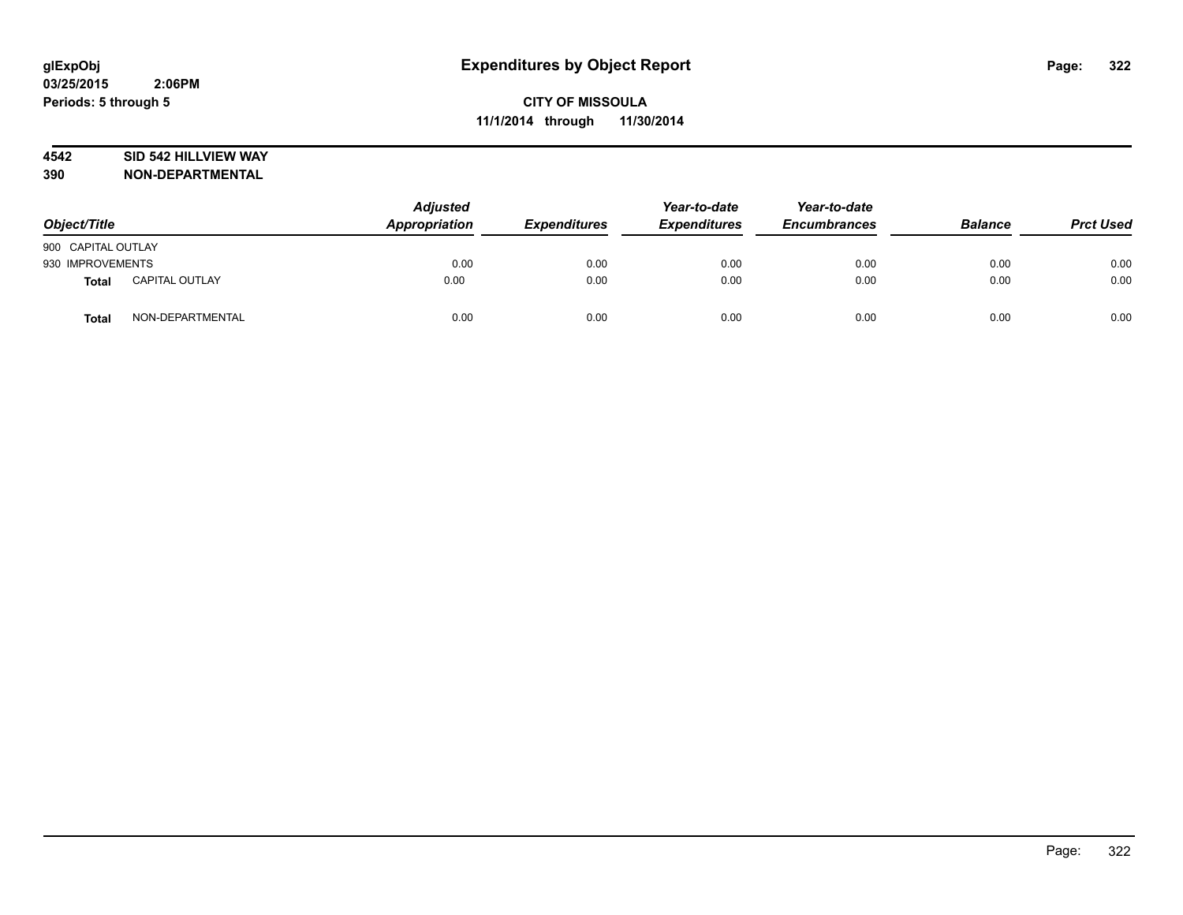**glExpObj**
**03/25/2015 2:06PM**
**Periods: 5 through 5**

# Expenditures by Object Report

**CITY OF MISSOULA**
**11/1/2014 through 11/30/2014**

**4542 SID 542 HILLVIEW WAY**
**390 NON-DEPARTMENTAL**

| Object/Title | | *Adjusted Appropriation* | *Expenditures* | *Year-to-date Expenditures* | *Year-to-date Encumbrances* | *Balance* | *Prct Used* |
|---|---|---|---|---|---|---|---|
| 900 CAPITAL OUTLAY | | | | | | | |
| 930 IMPROVEMENTS | | 0.00 | 0.00 | 0.00 | 0.00 | 0.00 | 0.00 |
| **Total** | CAPITAL OUTLAY | 0.00 | 0.00 | 0.00 | 0.00 | 0.00 | 0.00 |
| **Total** | NON-DEPARTMENTAL | 0.00 | 0.00 | 0.00 | 0.00 | 0.00 | 0.00 |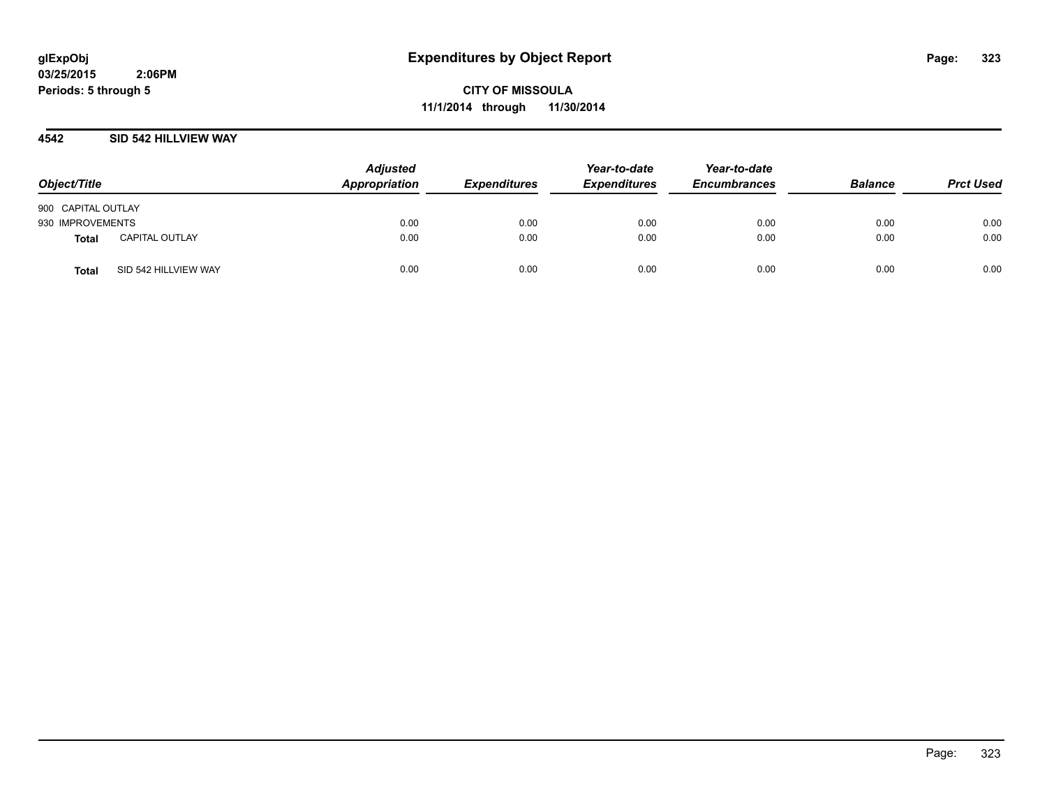**glExpObj**
**03/25/2015 2:06PM**
**Periods: 5 through 5**

# Expenditures by Object Report

**CITY OF MISSOULA**
**11/1/2014 through 11/30/2014**

## 4542 SID 542 HILLVIEW WAY

| Object/Title | | *Adjusted Appropriation* | *Expenditures* | *Year-to-date Expenditures* | *Year-to-date Encumbrances* | *Balance* | *Prct Used* |
|---|---|---|---|---|---|---|---|
| 900 CAPITAL OUTLAY | | | | | | | |
| 930 IMPROVEMENTS | | 0.00 | 0.00 | 0.00 | 0.00 | 0.00 | 0.00 |
| **Total** | CAPITAL OUTLAY | 0.00 | 0.00 | 0.00 | 0.00 | 0.00 | 0.00 |
| **Total** | SID 542 HILLVIEW WAY | 0.00 | 0.00 | 0.00 | 0.00 | 0.00 | 0.00 |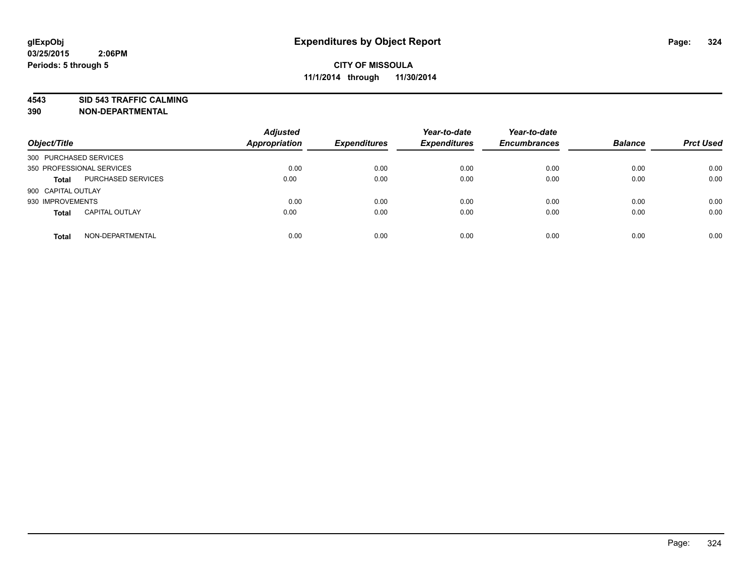**glExpObj** **Expenditures by Object Report**

**03/25/2015 2:06PM**

**Periods: 5 through 5**

**CITY OF MISSOULA**

**11/1/2014 through 11/30/2014**

**4543 SID 543 TRAFFIC CALMING**

**390 NON-DEPARTMENTAL**

| Object/Title | | Adjusted Appropriation | Expenditures | Year-to-date Expenditures | Year-to-date Encumbrances | Balance | Prct Used |
|---|---|---|---|---|---|---|---|
| 300 PURCHASED SERVICES | | | | | | | |
| 350 PROFESSIONAL SERVICES | | 0.00 | 0.00 | 0.00 | 0.00 | 0.00 | 0.00 |
| **Total** | PURCHASED SERVICES | 0.00 | 0.00 | 0.00 | 0.00 | 0.00 | 0.00 |
| 900 CAPITAL OUTLAY | | | | | | | |
| 930 IMPROVEMENTS | | 0.00 | 0.00 | 0.00 | 0.00 | 0.00 | 0.00 |
| **Total** | CAPITAL OUTLAY | 0.00 | 0.00 | 0.00 | 0.00 | 0.00 | 0.00 |
| **Total** | NON-DEPARTMENTAL | 0.00 | 0.00 | 0.00 | 0.00 | 0.00 | 0.00 |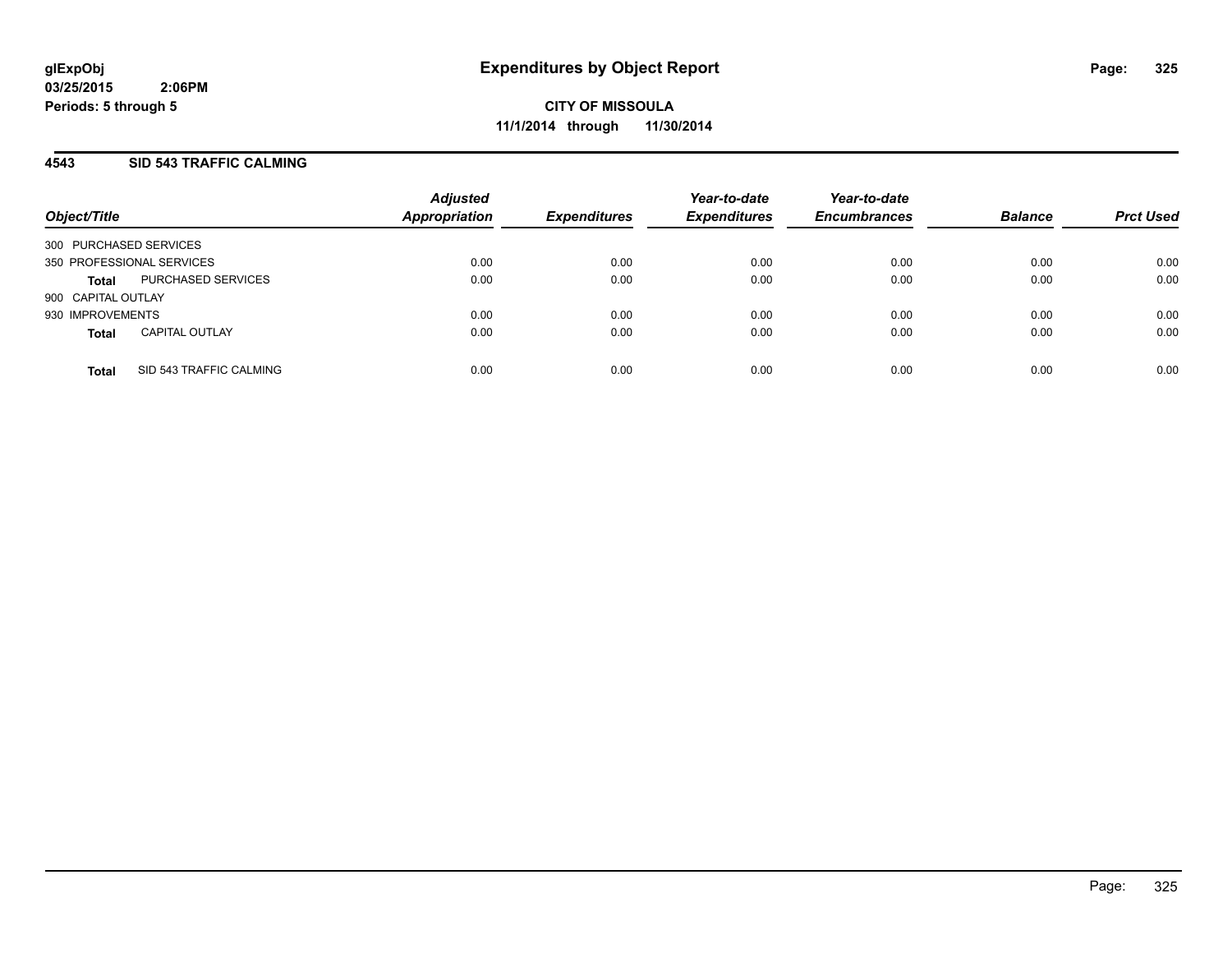**glExpObj**
**03/25/2015 2:06PM**
**Periods: 5 through 5**

# Expenditures by Object Report

**CITY OF MISSOULA**
**11/1/2014 through 11/30/2014**

## 4543 SID 543 TRAFFIC CALMING

| Object/Title | | Adjusted Appropriation | Expenditures | Year-to-date Expenditures | Year-to-date Encumbrances | Balance | Prct Used |
|---|---|---|---|---|---|---|---|
| 300 PURCHASED SERVICES | | | | | | | |
| 350 PROFESSIONAL SERVICES | | 0.00 | 0.00 | 0.00 | 0.00 | 0.00 | 0.00 |
| **Total** | PURCHASED SERVICES | 0.00 | 0.00 | 0.00 | 0.00 | 0.00 | 0.00 |
| 900 CAPITAL OUTLAY | | | | | | | |
| 930 IMPROVEMENTS | | 0.00 | 0.00 | 0.00 | 0.00 | 0.00 | 0.00 |
| **Total** | CAPITAL OUTLAY | 0.00 | 0.00 | 0.00 | 0.00 | 0.00 | 0.00 |
| **Total** | SID 543 TRAFFIC CALMING | 0.00 | 0.00 | 0.00 | 0.00 | 0.00 | 0.00 |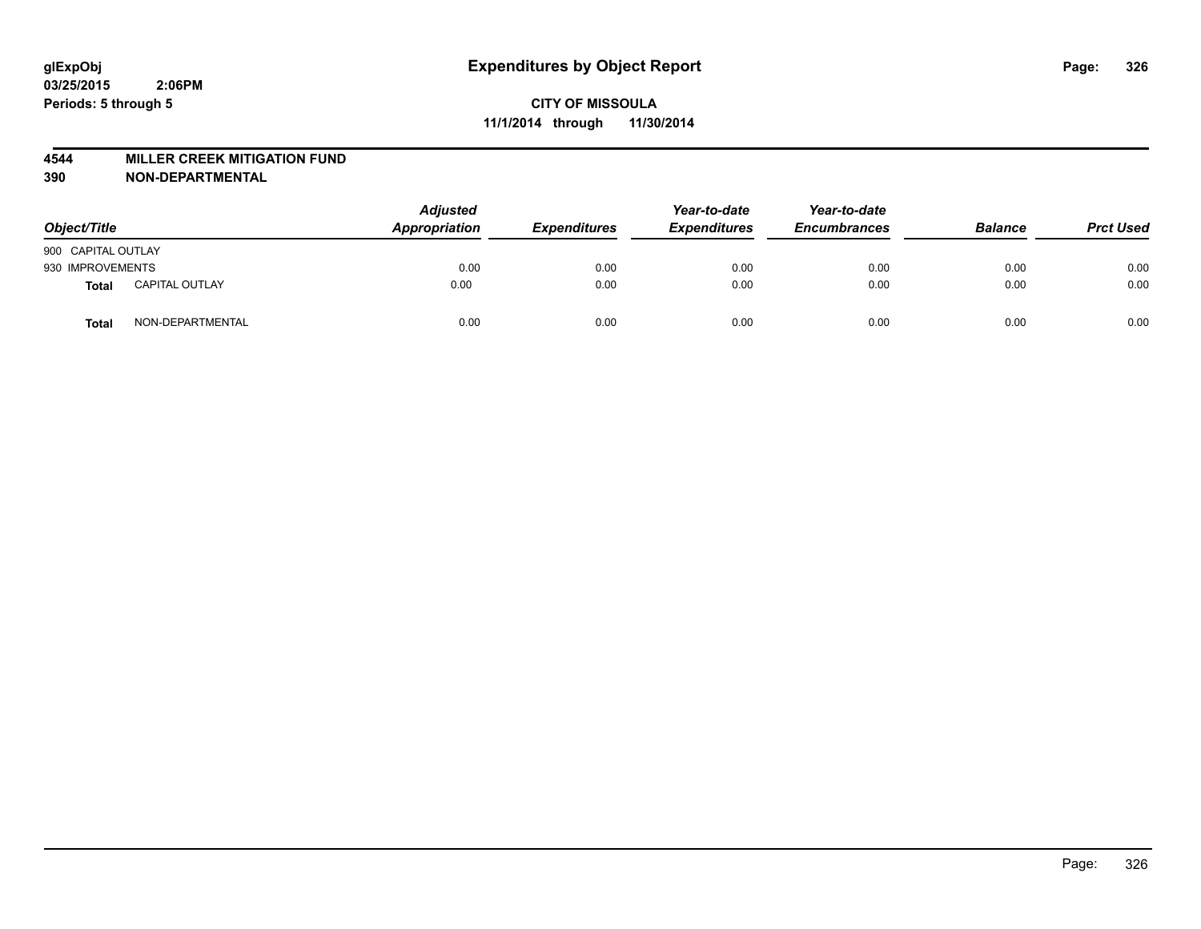glExpObj
03/25/2015 2:06PM
Periods: 5 through 5

# Expenditures by Object Report

**CITY OF MISSOULA**
**11/1/2014 through 11/30/2014**

**4544 MILLER CREEK MITIGATION FUND**
**390 NON-DEPARTMENTAL**

| Object/Title | | Adjusted Appropriation | Expenditures | Year-to-date Expenditures | Year-to-date Encumbrances | Balance | Prct Used |
|---|---|---|---|---|---|---|---|
| 900 CAPITAL OUTLAY | | | | | | | |
| 930 IMPROVEMENTS | | 0.00 | 0.00 | 0.00 | 0.00 | 0.00 | 0.00 |
| **Total** | CAPITAL OUTLAY | 0.00 | 0.00 | 0.00 | 0.00 | 0.00 | 0.00 |
| **Total** | NON-DEPARTMENTAL | 0.00 | 0.00 | 0.00 | 0.00 | 0.00 | 0.00 |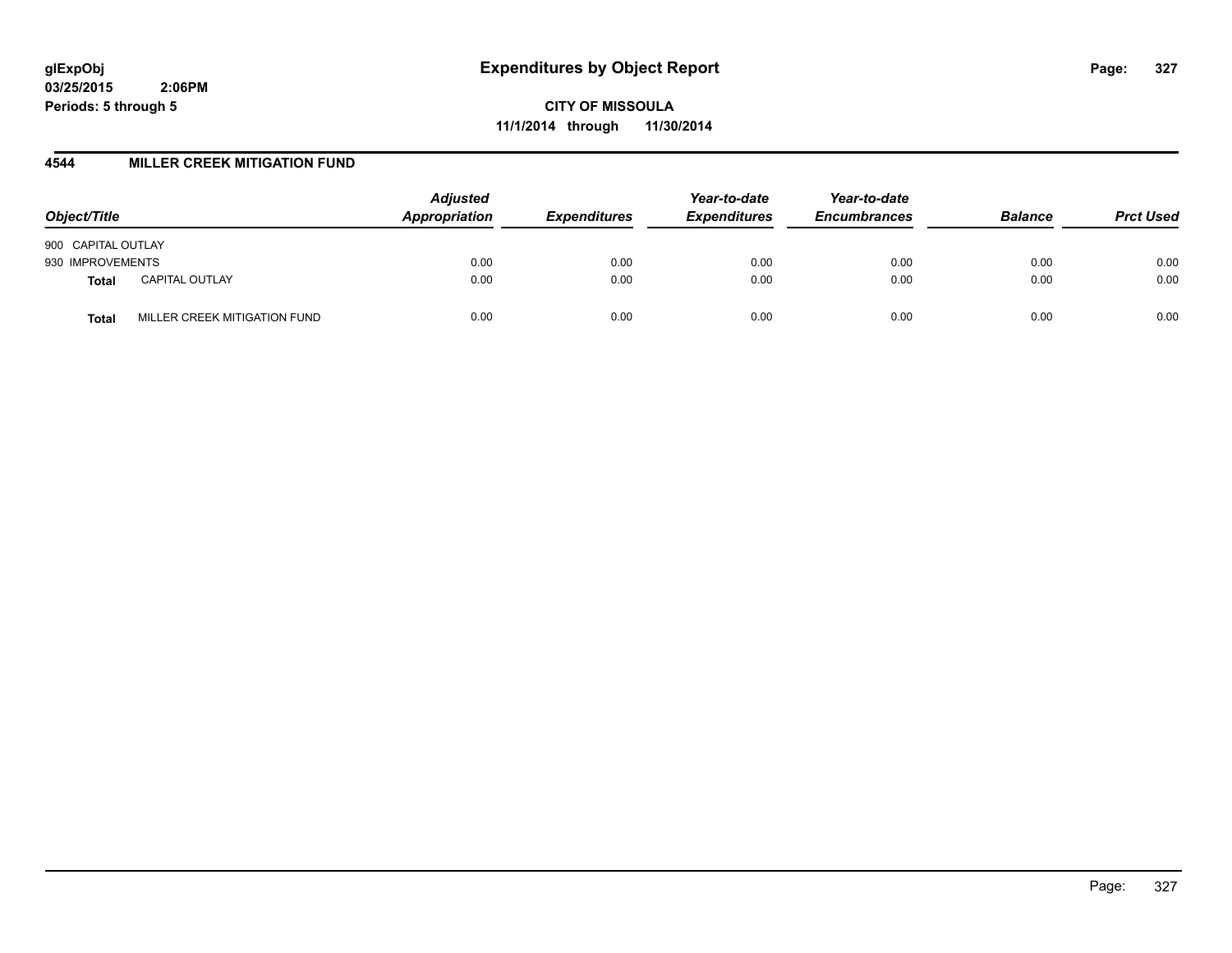**glExpObj**
**03/25/2015 2:06PM**
**Periods: 5 through 5**

# Expenditures by Object Report

**CITY OF MISSOULA**
**11/1/2014 through 11/30/2014**

## 4544 MILLER CREEK MITIGATION FUND

| Object/Title | | Adjusted Appropriation | Expenditures | Year-to-date Expenditures | Year-to-date Encumbrances | Balance | Prct Used |
|---|---|---|---|---|---|---|---|
| 900 CAPITAL OUTLAY | | | | | | | |
| 930 IMPROVEMENTS | | 0.00 | 0.00 | 0.00 | 0.00 | 0.00 | 0.00 |
| **Total** | CAPITAL OUTLAY | 0.00 | 0.00 | 0.00 | 0.00 | 0.00 | 0.00 |
| **Total** | MILLER CREEK MITIGATION FUND | 0.00 | 0.00 | 0.00 | 0.00 | 0.00 | 0.00 |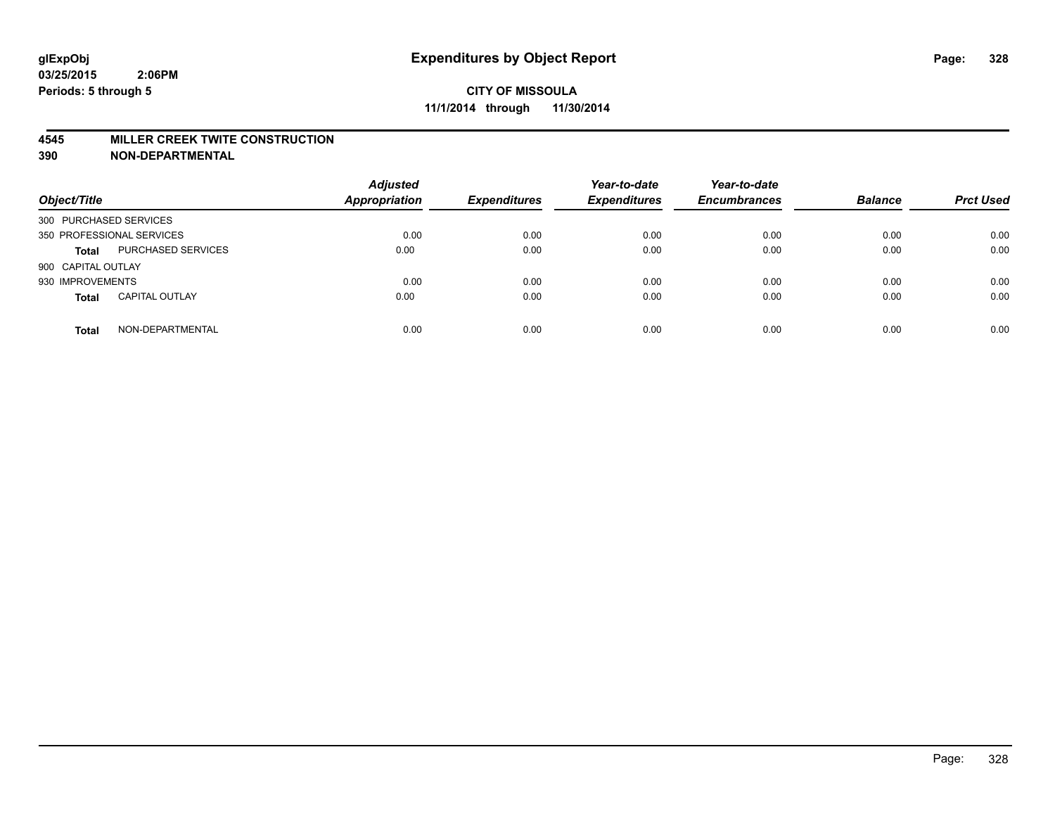# Expenditures by Object Report

glExpObj
03/25/2015 2:06PM
Periods: 5 through 5

**CITY OF MISSOULA**
**11/1/2014 through 11/30/2014**

## 4545 MILLER CREEK TWITE CONSTRUCTION
## 390 NON-DEPARTMENTAL

| Object/Title | | Adjusted Appropriation | Expenditures | Year-to-date Expenditures | Year-to-date Encumbrances | Balance | Prct Used |
|---|---|---|---|---|---|---|---|
| 300 PURCHASED SERVICES | | | | | | | |
| 350 PROFESSIONAL SERVICES | | 0.00 | 0.00 | 0.00 | 0.00 | 0.00 | 0.00 |
| **Total** | PURCHASED SERVICES | 0.00 | 0.00 | 0.00 | 0.00 | 0.00 | 0.00 |
| 900 CAPITAL OUTLAY | | | | | | | |
| 930 IMPROVEMENTS | | 0.00 | 0.00 | 0.00 | 0.00 | 0.00 | 0.00 |
| **Total** | CAPITAL OUTLAY | 0.00 | 0.00 | 0.00 | 0.00 | 0.00 | 0.00 |
| **Total** | NON-DEPARTMENTAL | 0.00 | 0.00 | 0.00 | 0.00 | 0.00 | 0.00 |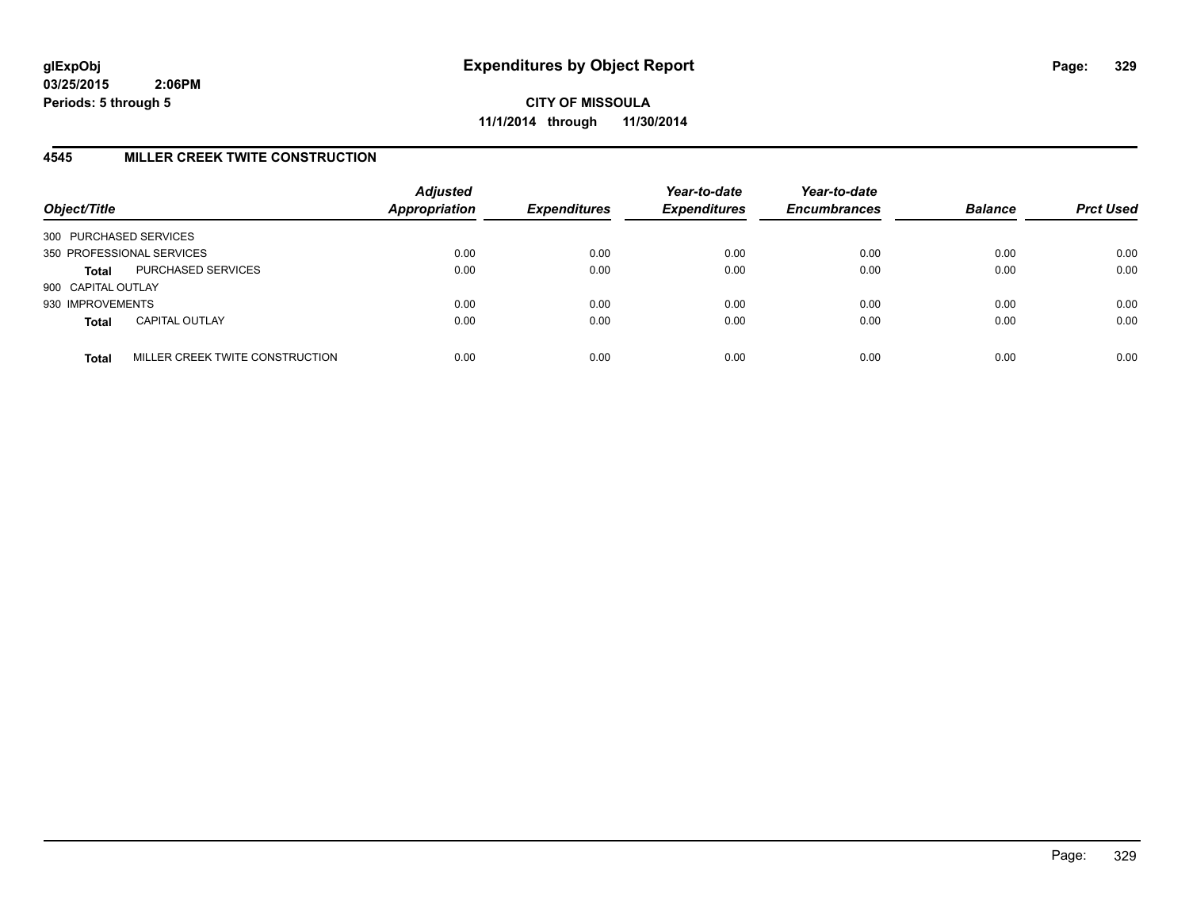**glExpObj**
**03/25/2015 2:06PM**
**Periods: 5 through 5**

# Expenditures by Object Report

**CITY OF MISSOULA**
**11/1/2014 through 11/30/2014**

## 4545 MILLER CREEK TWITE CONSTRUCTION

| Object/Title | | *Adjusted Appropriation* | *Expenditures* | *Year-to-date Expenditures* | *Year-to-date Encumbrances* | *Balance* | *Prct Used* |
|---|---|---|---|---|---|---|---|
| 300 PURCHASED SERVICES | | | | | | | |
| 350 PROFESSIONAL SERVICES | | 0.00 | 0.00 | 0.00 | 0.00 | 0.00 | 0.00 |
| **Total** | PURCHASED SERVICES | 0.00 | 0.00 | 0.00 | 0.00 | 0.00 | 0.00 |
| 900 CAPITAL OUTLAY | | | | | | | |
| 930 IMPROVEMENTS | | 0.00 | 0.00 | 0.00 | 0.00 | 0.00 | 0.00 |
| **Total** | CAPITAL OUTLAY | 0.00 | 0.00 | 0.00 | 0.00 | 0.00 | 0.00 |
| **Total** | MILLER CREEK TWITE CONSTRUCTION | 0.00 | 0.00 | 0.00 | 0.00 | 0.00 | 0.00 |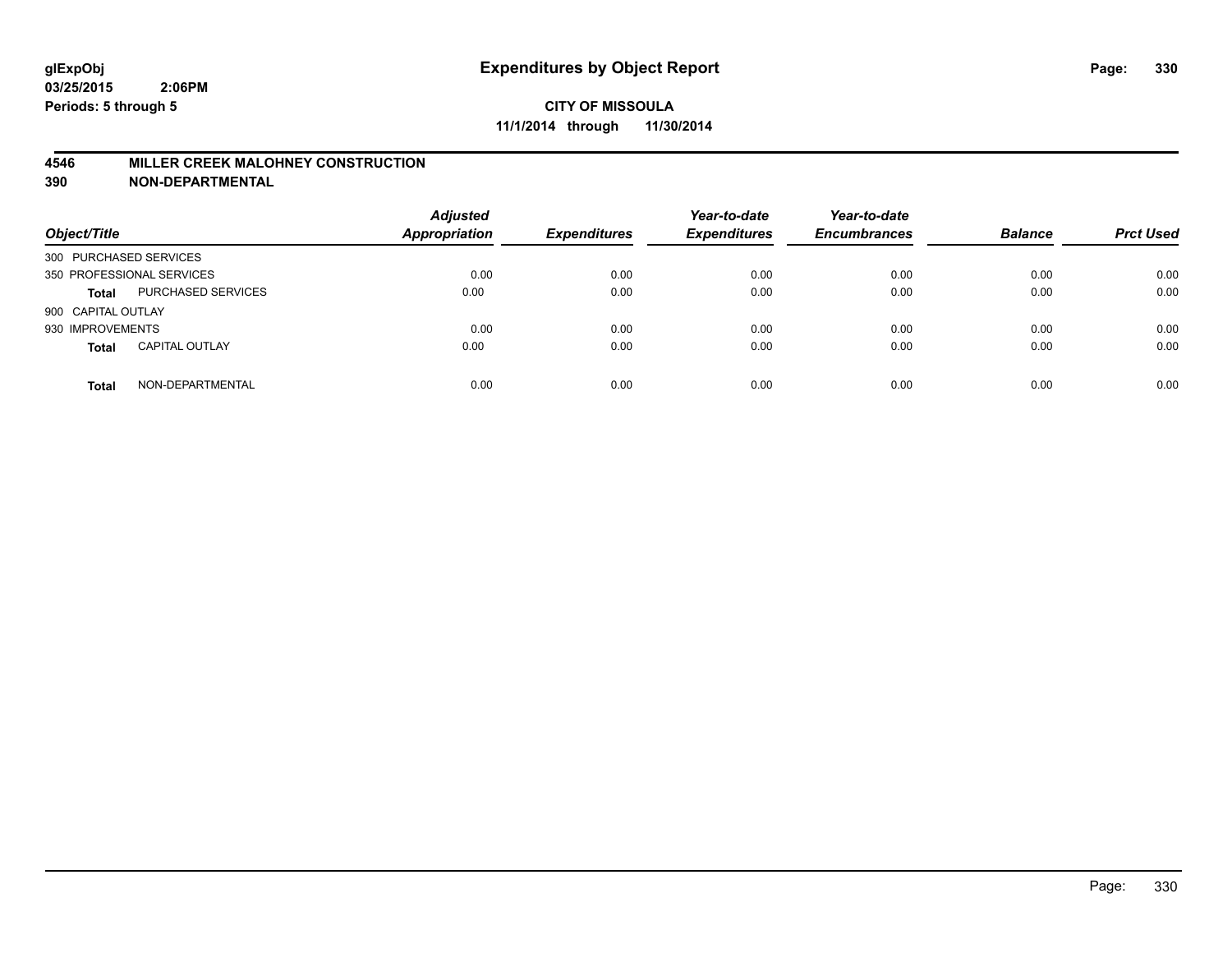**glExpObj** 
**03/25/2015 2:06PM**
**Periods: 5 through 5**

# Expenditures by Object Report

**CITY OF MISSOULA**
**11/1/2014 through 11/30/2014**

**4546 MILLER CREEK MALOHNEY CONSTRUCTION**
**390 NON-DEPARTMENTAL**

| Object/Title | | Adjusted Appropriation | Expenditures | Year-to-date Expenditures | Year-to-date Encumbrances | Balance | Prct Used |
|---|---|---|---|---|---|---|---|
| 300 PURCHASED SERVICES | | | | | | | |
| 350 PROFESSIONAL SERVICES | | 0.00 | 0.00 | 0.00 | 0.00 | 0.00 | 0.00 |
| **Total** | PURCHASED SERVICES | 0.00 | 0.00 | 0.00 | 0.00 | 0.00 | 0.00 |
| 900 CAPITAL OUTLAY | | | | | | | |
| 930 IMPROVEMENTS | | 0.00 | 0.00 | 0.00 | 0.00 | 0.00 | 0.00 |
| **Total** | CAPITAL OUTLAY | 0.00 | 0.00 | 0.00 | 0.00 | 0.00 | 0.00 |
| **Total** | NON-DEPARTMENTAL | 0.00 | 0.00 | 0.00 | 0.00 | 0.00 | 0.00 |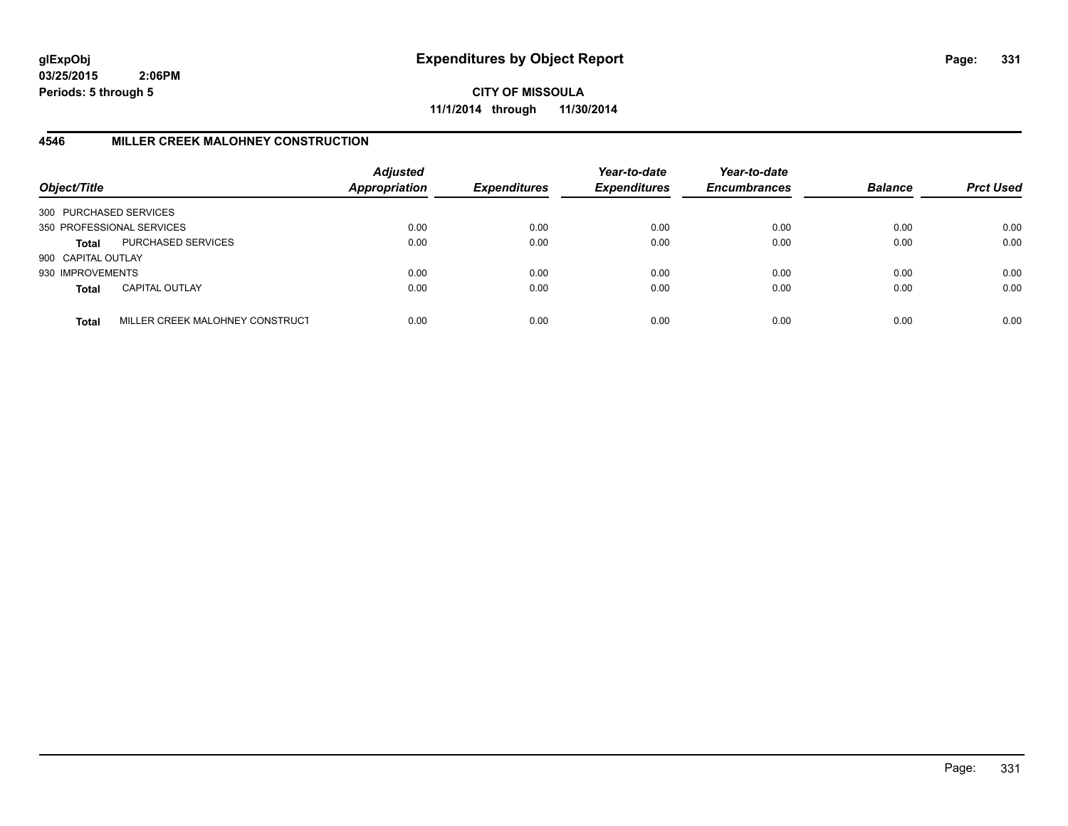**glExpObj**
**03/25/2015 2:06PM**
**Periods: 5 through 5**

# Expenditures by Object Report

**CITY OF MISSOULA**
**11/1/2014 through 11/30/2014**

## 4546 MILLER CREEK MALOHNEY CONSTRUCTION

| Object/Title | | *Adjusted Appropriation* | *Expenditures* | *Year-to-date Expenditures* | *Year-to-date Encumbrances* | *Balance* | *Prct Used* |
|---|---|---|---|---|---|---|---|
| 300 PURCHASED SERVICES | | | | | | | |
| 350 PROFESSIONAL SERVICES | | 0.00 | 0.00 | 0.00 | 0.00 | 0.00 | 0.00 |
| **Total** | PURCHASED SERVICES | 0.00 | 0.00 | 0.00 | 0.00 | 0.00 | 0.00 |
| 900 CAPITAL OUTLAY | | | | | | | |
| 930 IMPROVEMENTS | | 0.00 | 0.00 | 0.00 | 0.00 | 0.00 | 0.00 |
| **Total** | CAPITAL OUTLAY | 0.00 | 0.00 | 0.00 | 0.00 | 0.00 | 0.00 |
| **Total** | MILLER CREEK MALOHNEY CONSTRUCT | 0.00 | 0.00 | 0.00 | 0.00 | 0.00 | 0.00 |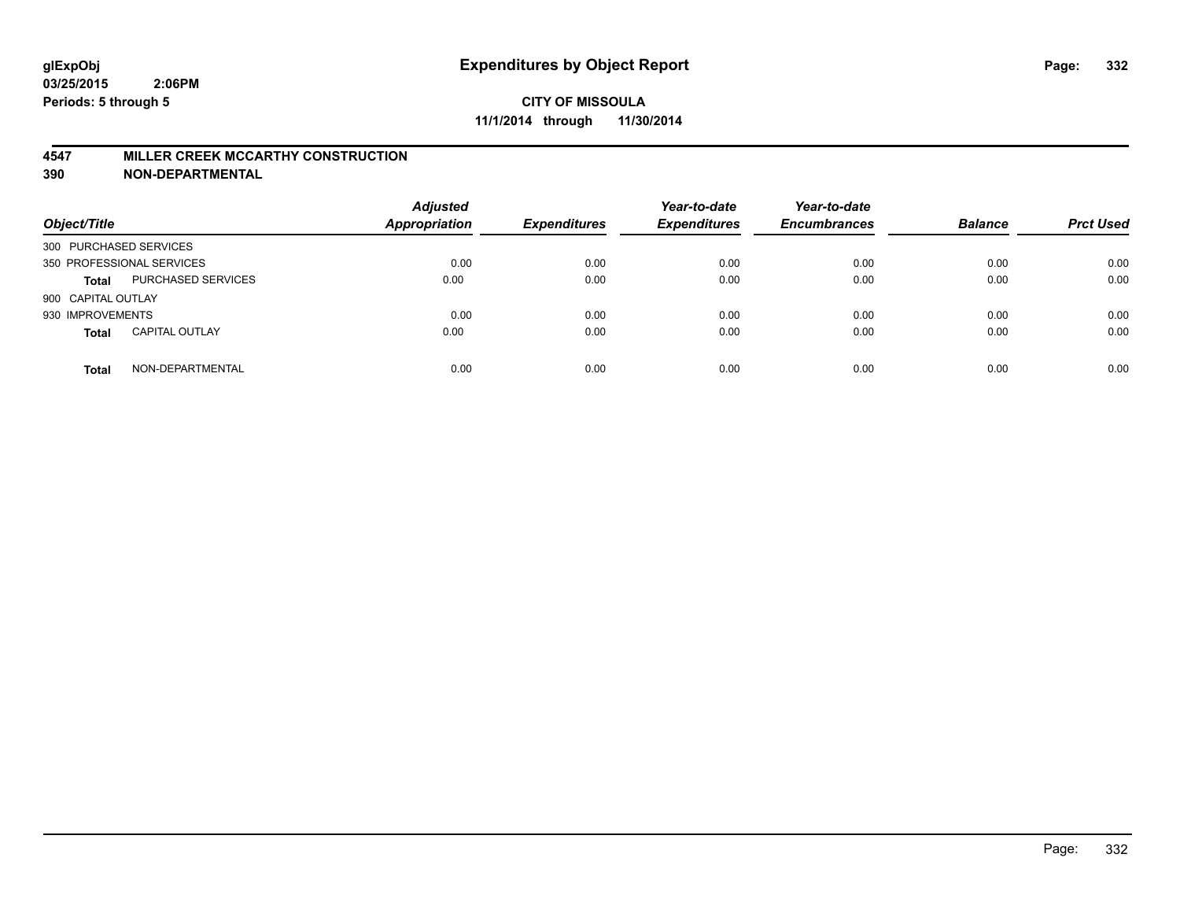**glExpObj**
**03/25/2015 2:06PM**
**Periods: 5 through 5**

# Expenditures by Object Report

**CITY OF MISSOULA**
**11/1/2014 through 11/30/2014**

**4547 MILLER CREEK MCCARTHY CONSTRUCTION**
**390 NON-DEPARTMENTAL**

| Object/Title | | *Adjusted Appropriation* | *Expenditures* | *Year-to-date Expenditures* | *Year-to-date Encumbrances* | *Balance* | *Prct Used* |
|---|---|---|---|---|---|---|---|
| 300 PURCHASED SERVICES | | | | | | | |
| 350 PROFESSIONAL SERVICES | | 0.00 | 0.00 | 0.00 | 0.00 | 0.00 | 0.00 |
| **Total** | PURCHASED SERVICES | 0.00 | 0.00 | 0.00 | 0.00 | 0.00 | 0.00 |
| 900 CAPITAL OUTLAY | | | | | | | |
| 930 IMPROVEMENTS | | 0.00 | 0.00 | 0.00 | 0.00 | 0.00 | 0.00 |
| **Total** | CAPITAL OUTLAY | 0.00 | 0.00 | 0.00 | 0.00 | 0.00 | 0.00 |
| **Total** | NON-DEPARTMENTAL | 0.00 | 0.00 | 0.00 | 0.00 | 0.00 | 0.00 |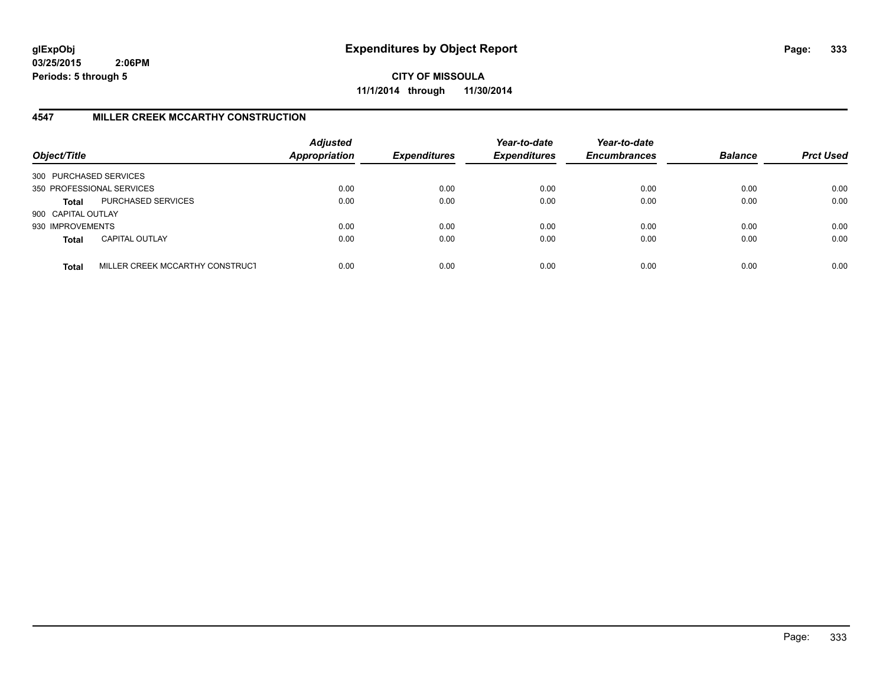**glExpObj**
**03/25/2015 2:06PM**
**Periods: 5 through 5**

# Expenditures by Object Report

**CITY OF MISSOULA**
**11/1/2014 through 11/30/2014**

## 4547 MILLER CREEK MCCARTHY CONSTRUCTION

| Object/Title | | *Adjusted Appropriation* | *Expenditures* | *Year-to-date Expenditures* | *Year-to-date Encumbrances* | *Balance* | *Prct Used* |
|---|---|---|---|---|---|---|---|
| 300 PURCHASED SERVICES | | | | | | | |
| 350 PROFESSIONAL SERVICES | | 0.00 | 0.00 | 0.00 | 0.00 | 0.00 | 0.00 |
| **Total** | PURCHASED SERVICES | 0.00 | 0.00 | 0.00 | 0.00 | 0.00 | 0.00 |
| 900 CAPITAL OUTLAY | | | | | | | |
| 930 IMPROVEMENTS | | 0.00 | 0.00 | 0.00 | 0.00 | 0.00 | 0.00 |
| **Total** | CAPITAL OUTLAY | 0.00 | 0.00 | 0.00 | 0.00 | 0.00 | 0.00 |
| **Total** | MILLER CREEK MCCARTHY CONSTRUCT | 0.00 | 0.00 | 0.00 | 0.00 | 0.00 | 0.00 |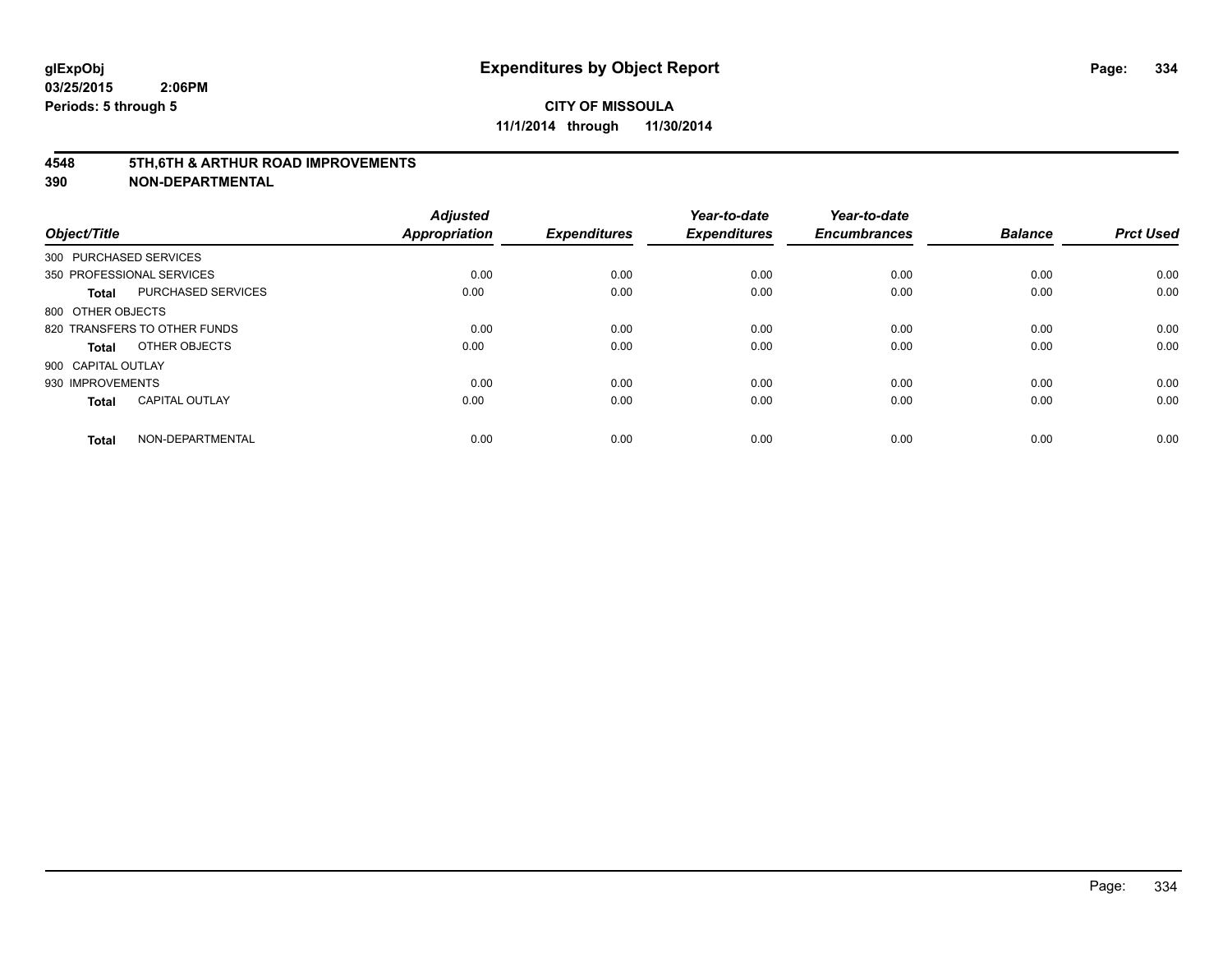**glExpObj**
**03/25/2015 2:06PM**
**Periods: 5 through 5**

# Expenditures by Object Report

**CITY OF MISSOULA**
**11/1/2014 through 11/30/2014**

## 4548 5TH,6TH & ARTHUR ROAD IMPROVEMENTS
## 390 NON-DEPARTMENTAL

| Object/Title | Adjusted Appropriation | Expenditures | Year-to-date Expenditures | Year-to-date Encumbrances | Balance | Prct Used |
|---|---|---|---|---|---|---|
| 300 PURCHASED SERVICES | | | | | | |
| 350 PROFESSIONAL SERVICES | 0.00 | 0.00 | 0.00 | 0.00 | 0.00 | 0.00 |
| **Total** PURCHASED SERVICES | 0.00 | 0.00 | 0.00 | 0.00 | 0.00 | 0.00 |
| 800 OTHER OBJECTS | | | | | | |
| 820 TRANSFERS TO OTHER FUNDS | 0.00 | 0.00 | 0.00 | 0.00 | 0.00 | 0.00 |
| **Total** OTHER OBJECTS | 0.00 | 0.00 | 0.00 | 0.00 | 0.00 | 0.00 |
| 900 CAPITAL OUTLAY | | | | | | |
| 930 IMPROVEMENTS | 0.00 | 0.00 | 0.00 | 0.00 | 0.00 | 0.00 |
| **Total** CAPITAL OUTLAY | 0.00 | 0.00 | 0.00 | 0.00 | 0.00 | 0.00 |
| **Total** NON-DEPARTMENTAL | 0.00 | 0.00 | 0.00 | 0.00 | 0.00 | 0.00 |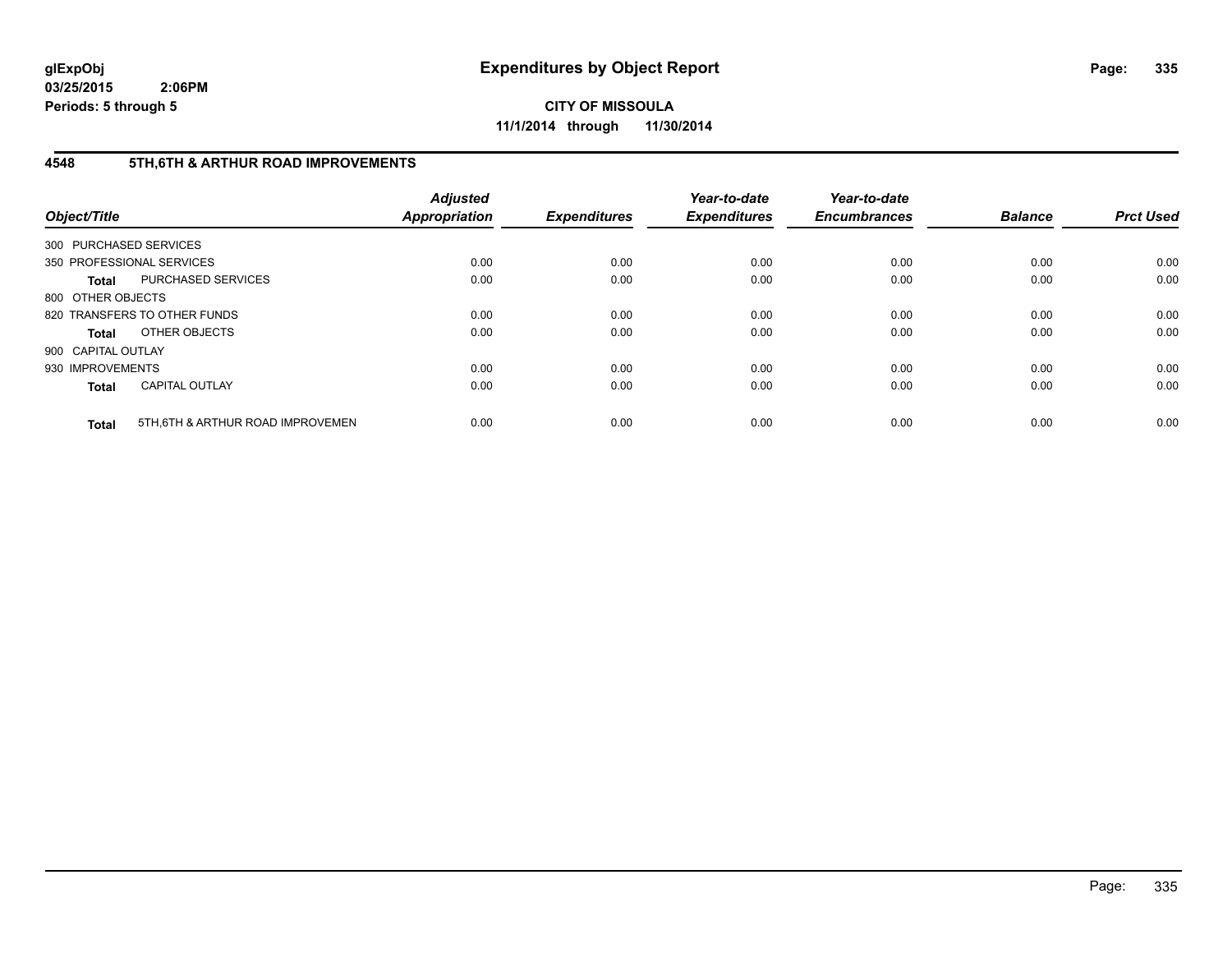**glExpObj**
**03/25/2015 2:06PM**
**Periods: 5 through 5**

# Expenditures by Object Report

**CITY OF MISSOULA**
**11/1/2014 through 11/30/2014**

## 4548 5TH,6TH & ARTHUR ROAD IMPROVEMENTS

| Object/Title | | Adjusted Appropriation | Expenditures | Year-to-date Expenditures | Year-to-date Encumbrances | Balance | Prct Used |
|---|---|---|---|---|---|---|---|
| 300 PURCHASED SERVICES | | | | | | | |
| 350 PROFESSIONAL SERVICES | | 0.00 | 0.00 | 0.00 | 0.00 | 0.00 | 0.00 |
| **Total** | PURCHASED SERVICES | 0.00 | 0.00 | 0.00 | 0.00 | 0.00 | 0.00 |
| 800 OTHER OBJECTS | | | | | | | |
| 820 TRANSFERS TO OTHER FUNDS | | 0.00 | 0.00 | 0.00 | 0.00 | 0.00 | 0.00 |
| **Total** | OTHER OBJECTS | 0.00 | 0.00 | 0.00 | 0.00 | 0.00 | 0.00 |
| 900 CAPITAL OUTLAY | | | | | | | |
| 930 IMPROVEMENTS | | 0.00 | 0.00 | 0.00 | 0.00 | 0.00 | 0.00 |
| **Total** | CAPITAL OUTLAY | 0.00 | 0.00 | 0.00 | 0.00 | 0.00 | 0.00 |
| **Total** | 5TH,6TH & ARTHUR ROAD IMPROVEMEN | 0.00 | 0.00 | 0.00 | 0.00 | 0.00 | 0.00 |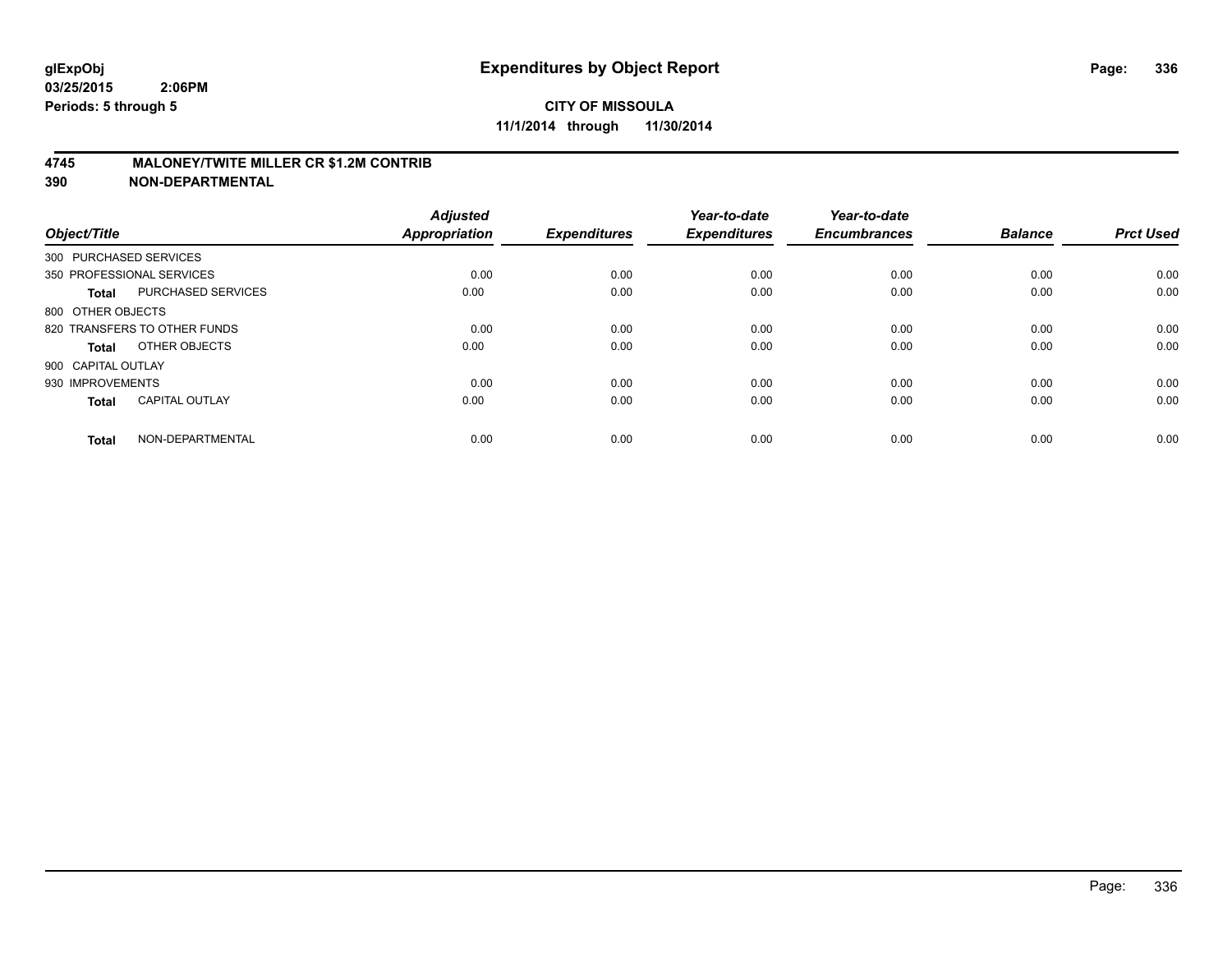glExpObj
03/25/2015 2:06PM
Periods: 5 through 5

# Expenditures by Object Report

**CITY OF MISSOULA**
**11/1/2014 through 11/30/2014**

## 4745 MALONEY/TWITE MILLER CR $1.2M CONTRIB
## 390 NON-DEPARTMENTAL

| Object/Title | | Adjusted Appropriation | Expenditures | Year-to-date Expenditures | Year-to-date Encumbrances | Balance | Prct Used |
|---|---|---|---|---|---|---|---|
| 300 PURCHASED SERVICES | | | | | | | |
| 350 PROFESSIONAL SERVICES | | 0.00 | 0.00 | 0.00 | 0.00 | 0.00 | 0.00 |
| **Total** | PURCHASED SERVICES | 0.00 | 0.00 | 0.00 | 0.00 | 0.00 | 0.00 |
| 800 OTHER OBJECTS | | | | | | | |
| 820 TRANSFERS TO OTHER FUNDS | | 0.00 | 0.00 | 0.00 | 0.00 | 0.00 | 0.00 |
| **Total** | OTHER OBJECTS | 0.00 | 0.00 | 0.00 | 0.00 | 0.00 | 0.00 |
| 900 CAPITAL OUTLAY | | | | | | | |
| 930 IMPROVEMENTS | | 0.00 | 0.00 | 0.00 | 0.00 | 0.00 | 0.00 |
| **Total** | CAPITAL OUTLAY | 0.00 | 0.00 | 0.00 | 0.00 | 0.00 | 0.00 |
| **Total** | NON-DEPARTMENTAL | 0.00 | 0.00 | 0.00 | 0.00 | 0.00 | 0.00 |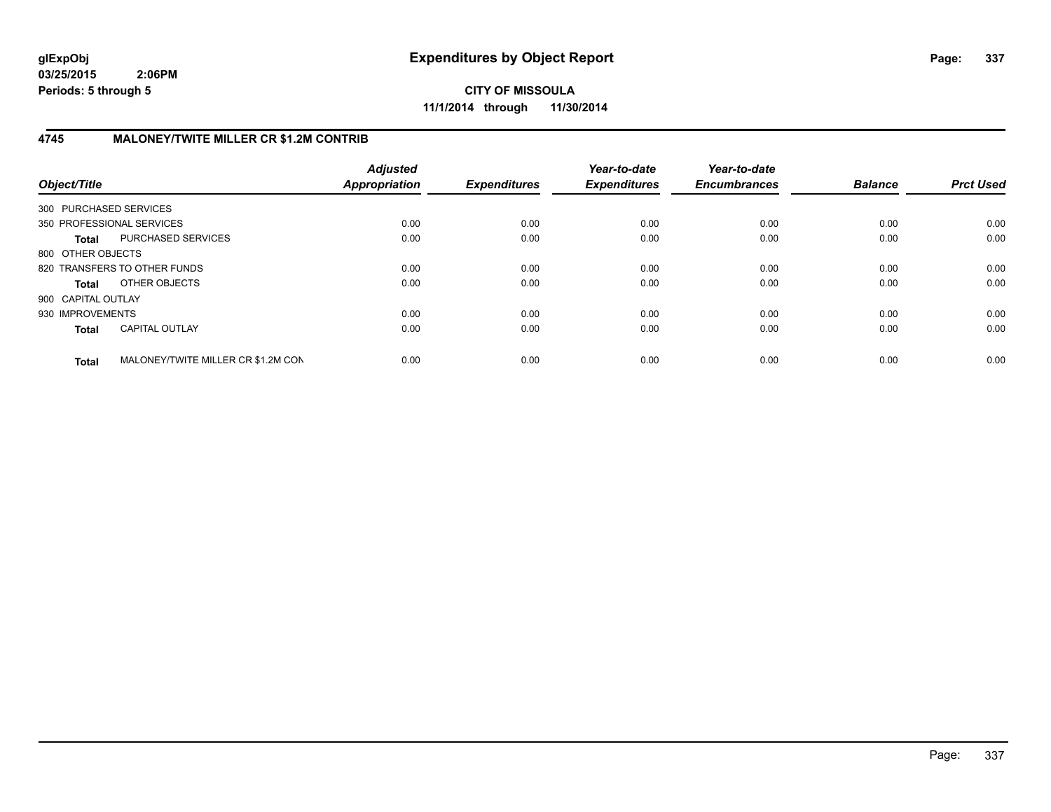**glExpObj**
**03/25/2015 2:06PM**
**Periods: 5 through 5**

# Expenditures by Object Report

**CITY OF MISSOULA**
**11/1/2014 through 11/30/2014**

## 4745 MALONEY/TWITE MILLER CR $1.2M CONTRIB

| Object/Title | | Adjusted Appropriation | Expenditures | Year-to-date Expenditures | Year-to-date Encumbrances | Balance | Prct Used |
|---|---|---|---|---|---|---|---|
| 300 PURCHASED SERVICES | | | | | | | |
| 350 PROFESSIONAL SERVICES | | 0.00 | 0.00 | 0.00 | 0.00 | 0.00 | 0.00 |
| **Total** | PURCHASED SERVICES | 0.00 | 0.00 | 0.00 | 0.00 | 0.00 | 0.00 |
| 800 OTHER OBJECTS | | | | | | | |
| 820 TRANSFERS TO OTHER FUNDS | | 0.00 | 0.00 | 0.00 | 0.00 | 0.00 | 0.00 |
| **Total** | OTHER OBJECTS | 0.00 | 0.00 | 0.00 | 0.00 | 0.00 | 0.00 |
| 900 CAPITAL OUTLAY | | | | | | | |
| 930 IMPROVEMENTS | | 0.00 | 0.00 | 0.00 | 0.00 | 0.00 | 0.00 |
| **Total** | CAPITAL OUTLAY | 0.00 | 0.00 | 0.00 | 0.00 | 0.00 | 0.00 |
| **Total** | MALONEY/TWITE MILLER CR $1.2M CON | 0.00 | 0.00 | 0.00 | 0.00 | 0.00 | 0.00 |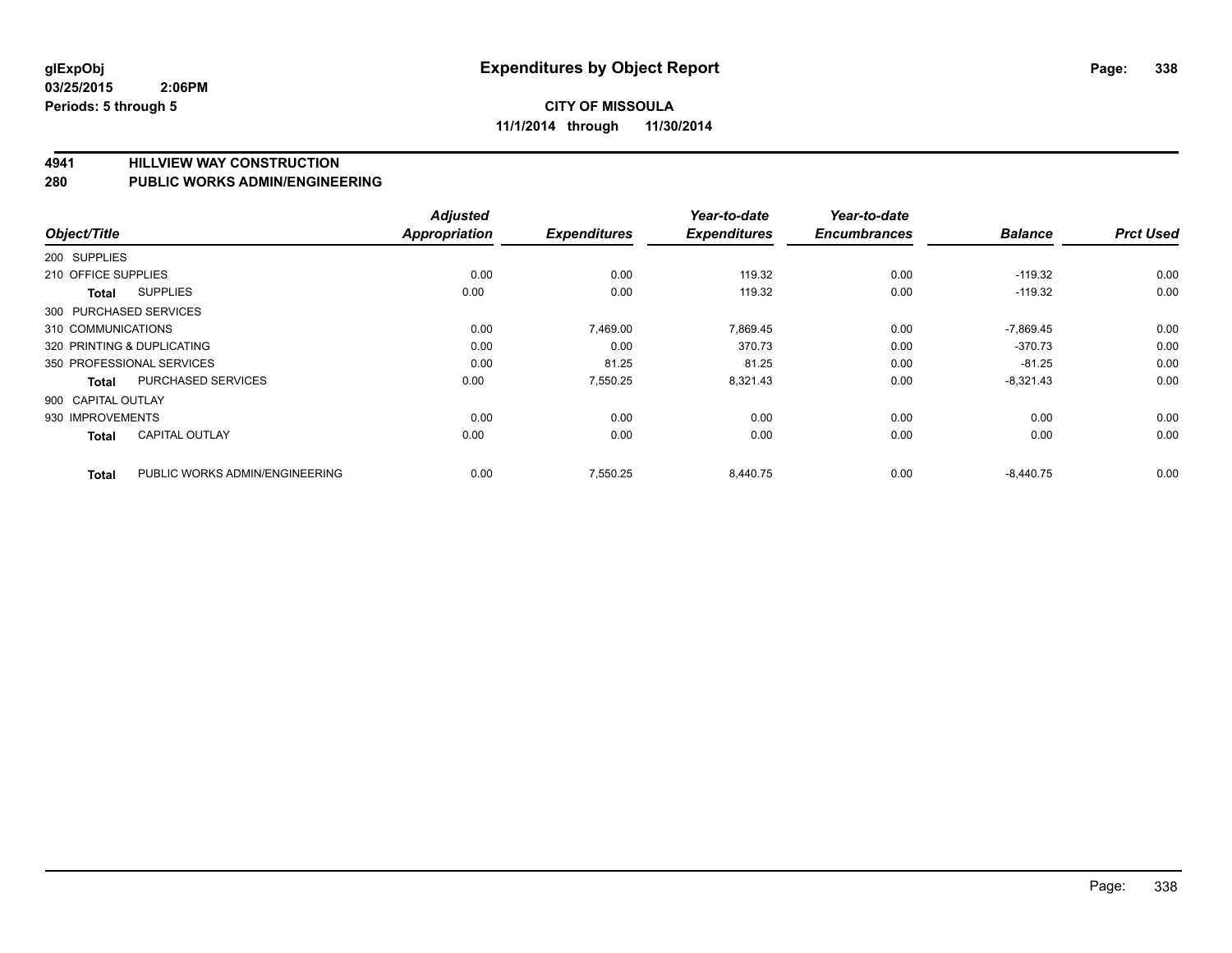glExpObj
03/25/2015 2:06PM
Periods: 5 through 5

# Expenditures by Object Report

**CITY OF MISSOULA**
**11/1/2014 through 11/30/2014**

## 4941 HILLVIEW WAY CONSTRUCTION
## 280 PUBLIC WORKS ADMIN/ENGINEERING

| Object/Title | | Adjusted Appropriation | Expenditures | Year-to-date Expenditures | Year-to-date Encumbrances | Balance | Prct Used |
|---|---|---|---|---|---|---|---|
| 200 SUPPLIES | | | | | | | |
| 210 OFFICE SUPPLIES | | 0.00 | 0.00 | 119.32 | 0.00 | -119.32 | 0.00 |
| **Total** | SUPPLIES | 0.00 | 0.00 | 119.32 | 0.00 | -119.32 | 0.00 |
| 300 PURCHASED SERVICES | | | | | | | |
| 310 COMMUNICATIONS | | 0.00 | 7,469.00 | 7,869.45 | 0.00 | -7,869.45 | 0.00 |
| 320 PRINTING & DUPLICATING | | 0.00 | 0.00 | 370.73 | 0.00 | -370.73 | 0.00 |
| 350 PROFESSIONAL SERVICES | | 0.00 | 81.25 | 81.25 | 0.00 | -81.25 | 0.00 |
| **Total** | PURCHASED SERVICES | 0.00 | 7,550.25 | 8,321.43 | 0.00 | -8,321.43 | 0.00 |
| 900 CAPITAL OUTLAY | | | | | | | |
| 930 IMPROVEMENTS | | 0.00 | 0.00 | 0.00 | 0.00 | 0.00 | 0.00 |
| **Total** | CAPITAL OUTLAY | 0.00 | 0.00 | 0.00 | 0.00 | 0.00 | 0.00 |
| **Total** | PUBLIC WORKS ADMIN/ENGINEERING | 0.00 | 7,550.25 | 8,440.75 | 0.00 | -8,440.75 | 0.00 |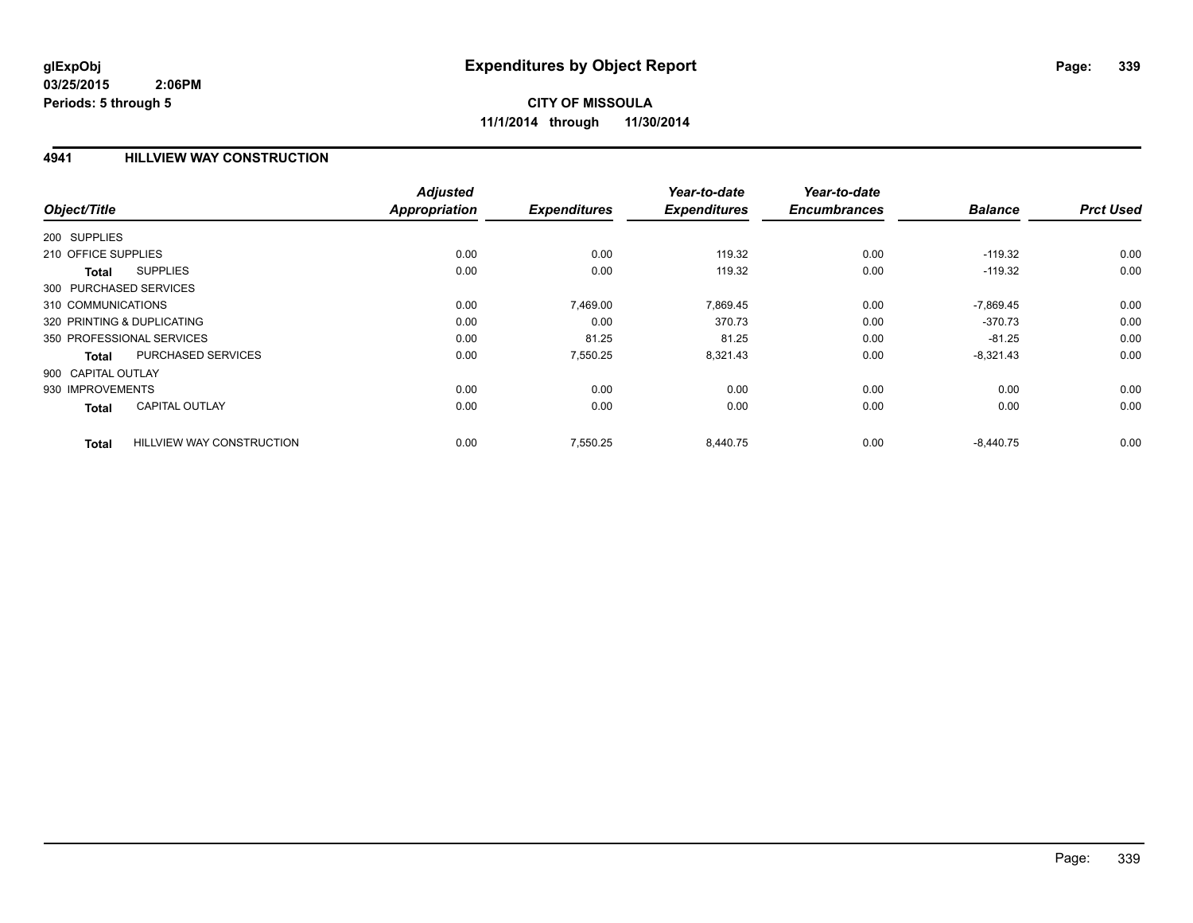# Expenditures by Object Report

glExpObj
03/25/2015 2:06PM
Periods: 5 through 5

**CITY OF MISSOULA**
**11/1/2014 through 11/30/2014**

## 4941 HILLVIEW WAY CONSTRUCTION

| Object/Title | Adjusted Appropriation | Expenditures | Year-to-date Expenditures | Year-to-date Encumbrances | Balance | Prct Used |
|---|---|---|---|---|---|---|
| 200 SUPPLIES | | | | | | |
| 210 OFFICE SUPPLIES | 0.00 | 0.00 | 119.32 | 0.00 | -119.32 | 0.00 |
| **Total** SUPPLIES | 0.00 | 0.00 | 119.32 | 0.00 | -119.32 | 0.00 |
| 300 PURCHASED SERVICES | | | | | | |
| 310 COMMUNICATIONS | 0.00 | 7,469.00 | 7,869.45 | 0.00 | -7,869.45 | 0.00 |
| 320 PRINTING & DUPLICATING | 0.00 | 0.00 | 370.73 | 0.00 | -370.73 | 0.00 |
| 350 PROFESSIONAL SERVICES | 0.00 | 81.25 | 81.25 | 0.00 | -81.25 | 0.00 |
| **Total** PURCHASED SERVICES | 0.00 | 7,550.25 | 8,321.43 | 0.00 | -8,321.43 | 0.00 |
| 900 CAPITAL OUTLAY | | | | | | |
| 930 IMPROVEMENTS | 0.00 | 0.00 | 0.00 | 0.00 | 0.00 | 0.00 |
| **Total** CAPITAL OUTLAY | 0.00 | 0.00 | 0.00 | 0.00 | 0.00 | 0.00 |
| **Total** HILLVIEW WAY CONSTRUCTION | 0.00 | 7,550.25 | 8,440.75 | 0.00 | -8,440.75 | 0.00 |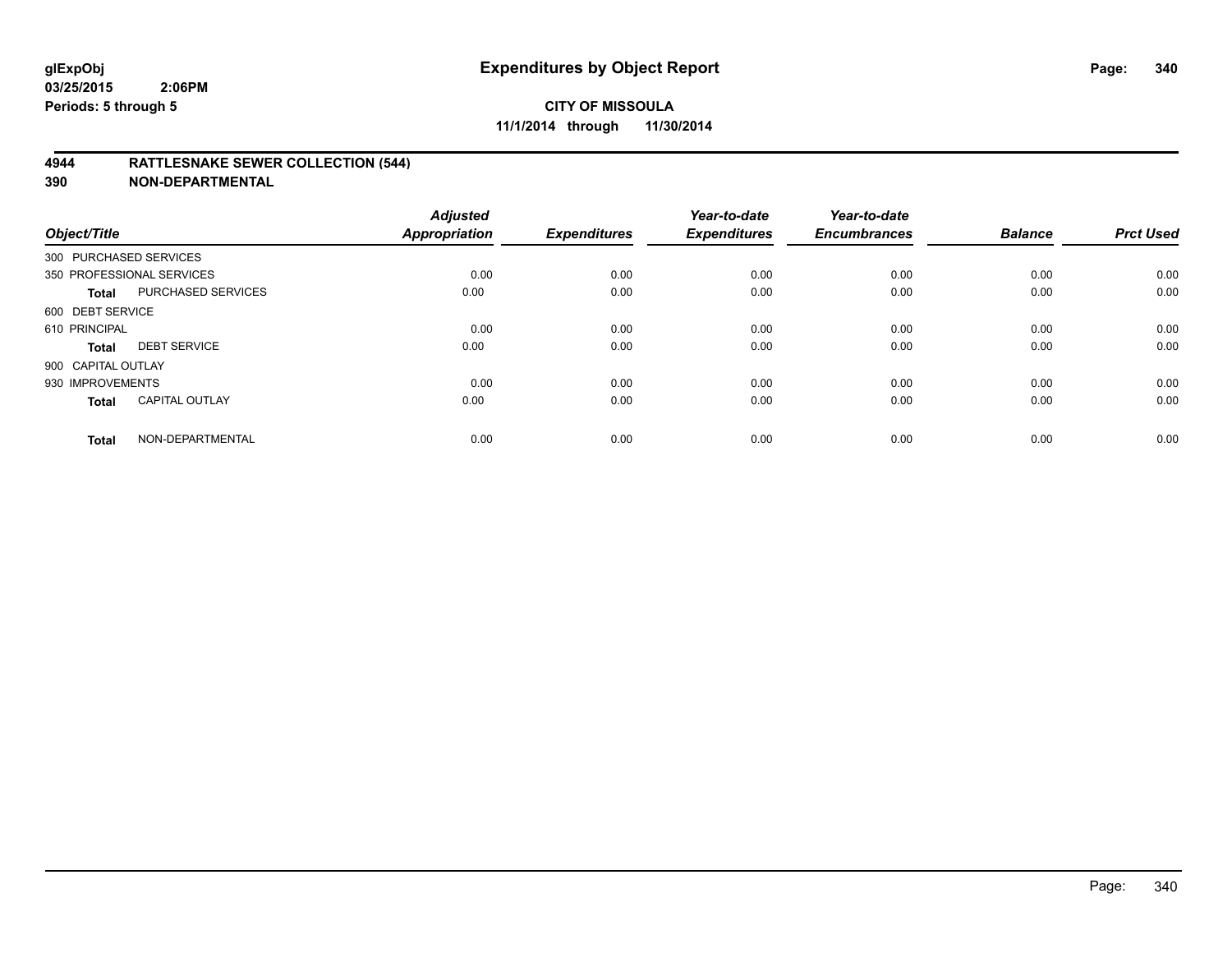**glExpObj**
**03/25/2015 2:06PM**
**Periods: 5 through 5**

# Expenditures by Object Report

**CITY OF MISSOULA**
**11/1/2014 through 11/30/2014**

## 4944 RATTLESNAKE SEWER COLLECTION (544)
## 390 NON-DEPARTMENTAL

| Object/Title | | Adjusted Appropriation | Expenditures | Year-to-date Expenditures | Year-to-date Encumbrances | Balance | Prct Used |
|---|---|---|---|---|---|---|---|
| 300 PURCHASED SERVICES | | | | | | | |
| 350 PROFESSIONAL SERVICES | | 0.00 | 0.00 | 0.00 | 0.00 | 0.00 | 0.00 |
| **Total** | PURCHASED SERVICES | 0.00 | 0.00 | 0.00 | 0.00 | 0.00 | 0.00 |
| 600 DEBT SERVICE | | | | | | | |
| 610 PRINCIPAL | | 0.00 | 0.00 | 0.00 | 0.00 | 0.00 | 0.00 |
| **Total** | DEBT SERVICE | 0.00 | 0.00 | 0.00 | 0.00 | 0.00 | 0.00 |
| 900 CAPITAL OUTLAY | | | | | | | |
| 930 IMPROVEMENTS | | 0.00 | 0.00 | 0.00 | 0.00 | 0.00 | 0.00 |
| **Total** | CAPITAL OUTLAY | 0.00 | 0.00 | 0.00 | 0.00 | 0.00 | 0.00 |
| **Total** | NON-DEPARTMENTAL | 0.00 | 0.00 | 0.00 | 0.00 | 0.00 | 0.00 |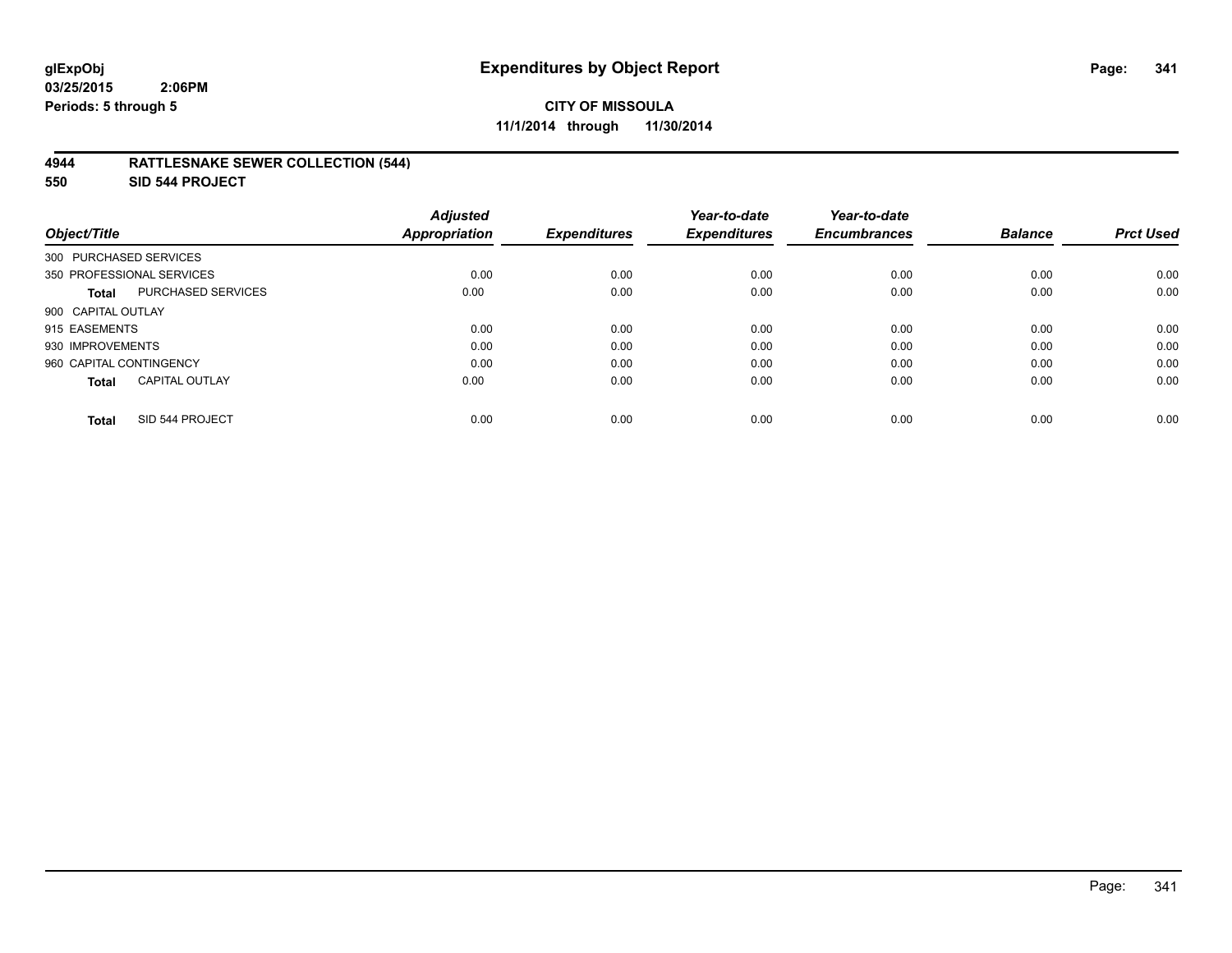**glExpObj**
**03/25/2015 2:06PM**
**Periods: 5 through 5**

# Expenditures by Object Report

**CITY OF MISSOULA**
**11/1/2014 through 11/30/2014**

## 4944 RATTLESNAKE SEWER COLLECTION (544)
## 550 SID 544 PROJECT

| Object/Title | | Adjusted Appropriation | Expenditures | Year-to-date Expenditures | Year-to-date Encumbrances | Balance | Prct Used |
|---|---|---|---|---|---|---|---|
| 300 PURCHASED SERVICES | | | | | | | |
| 350 PROFESSIONAL SERVICES | | 0.00 | 0.00 | 0.00 | 0.00 | 0.00 | 0.00 |
| **Total** | PURCHASED SERVICES | 0.00 | 0.00 | 0.00 | 0.00 | 0.00 | 0.00 |
| 900 CAPITAL OUTLAY | | | | | | | |
| 915 EASEMENTS | | 0.00 | 0.00 | 0.00 | 0.00 | 0.00 | 0.00 |
| 930 IMPROVEMENTS | | 0.00 | 0.00 | 0.00 | 0.00 | 0.00 | 0.00 |
| 960 CAPITAL CONTINGENCY | | 0.00 | 0.00 | 0.00 | 0.00 | 0.00 | 0.00 |
| **Total** | CAPITAL OUTLAY | 0.00 | 0.00 | 0.00 | 0.00 | 0.00 | 0.00 |
| **Total** | SID 544 PROJECT | 0.00 | 0.00 | 0.00 | 0.00 | 0.00 | 0.00 |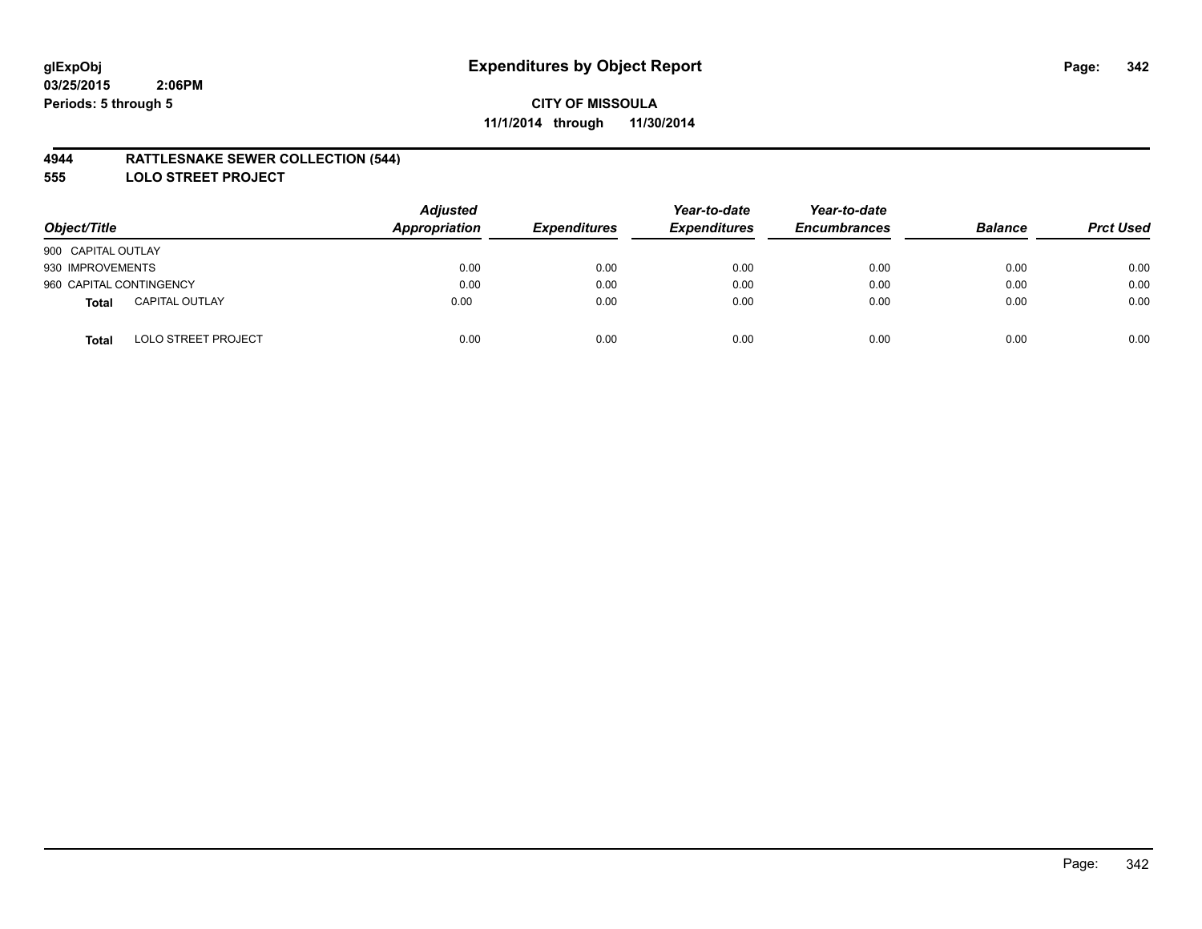glExpObj
03/25/2015 2:06PM
Periods: 5 through 5

# Expenditures by Object Report

**CITY OF MISSOULA**
**11/1/2014 through 11/30/2014**

## 4944 RATTLESNAKE SEWER COLLECTION (544)
## 555 LOLO STREET PROJECT

| Object/Title | | Adjusted Appropriation | Expenditures | Year-to-date Expenditures | Year-to-date Encumbrances | Balance | Prct Used |
|---|---|---|---|---|---|---|---|
| 900 CAPITAL OUTLAY | | | | | | | |
| 930 IMPROVEMENTS | | 0.00 | 0.00 | 0.00 | 0.00 | 0.00 | 0.00 |
| 960 CAPITAL CONTINGENCY | | 0.00 | 0.00 | 0.00 | 0.00 | 0.00 | 0.00 |
| **Total** | CAPITAL OUTLAY | 0.00 | 0.00 | 0.00 | 0.00 | 0.00 | 0.00 |
| **Total** | LOLO STREET PROJECT | 0.00 | 0.00 | 0.00 | 0.00 | 0.00 | 0.00 |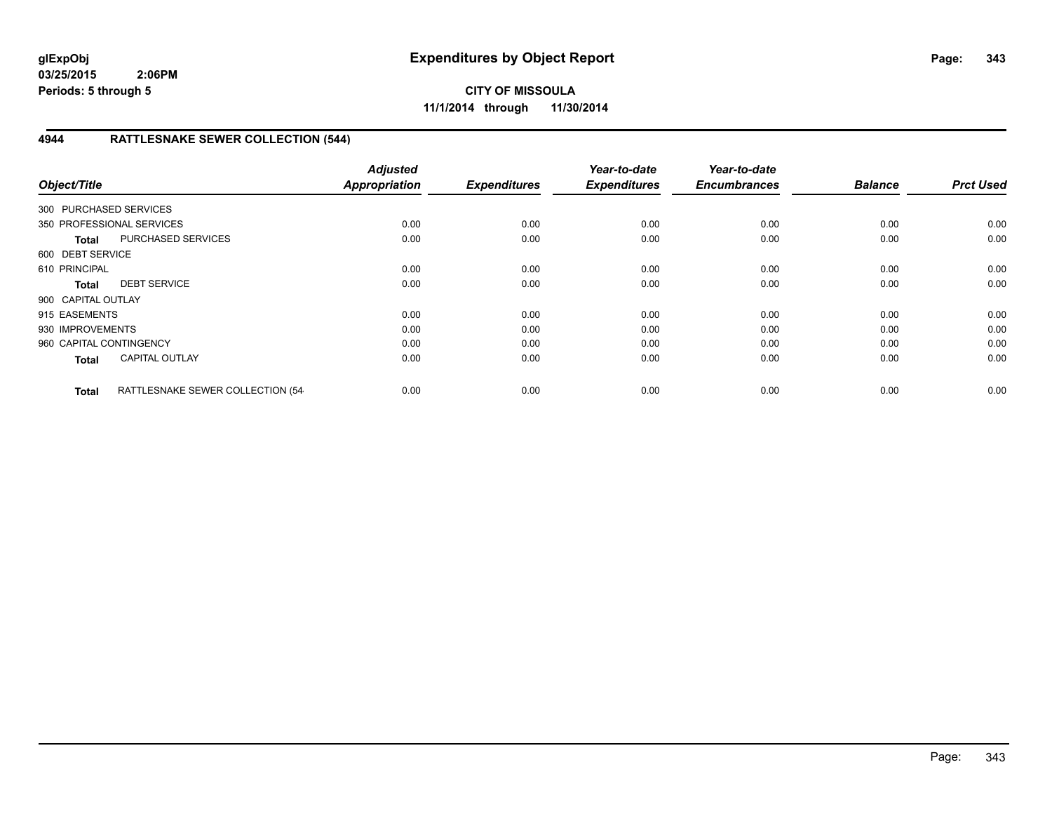**glExpObj**
**03/25/2015 2:06PM**
**Periods: 5 through 5**

# Expenditures by Object Report

**CITY OF MISSOULA**
**11/1/2014 through 11/30/2014**

## 4944 RATTLESNAKE SEWER COLLECTION (544)

| Object/Title | | Adjusted Appropriation | Expenditures | Year-to-date Expenditures | Year-to-date Encumbrances | Balance | Prct Used |
|---|---|---|---|---|---|---|---|
| 300 PURCHASED SERVICES | | | | | | | |
| 350 PROFESSIONAL SERVICES | | 0.00 | 0.00 | 0.00 | 0.00 | 0.00 | 0.00 |
| **Total** | PURCHASED SERVICES | 0.00 | 0.00 | 0.00 | 0.00 | 0.00 | 0.00 |
| 600 DEBT SERVICE | | | | | | | |
| 610 PRINCIPAL | | 0.00 | 0.00 | 0.00 | 0.00 | 0.00 | 0.00 |
| **Total** | DEBT SERVICE | 0.00 | 0.00 | 0.00 | 0.00 | 0.00 | 0.00 |
| 900 CAPITAL OUTLAY | | | | | | | |
| 915 EASEMENTS | | 0.00 | 0.00 | 0.00 | 0.00 | 0.00 | 0.00 |
| 930 IMPROVEMENTS | | 0.00 | 0.00 | 0.00 | 0.00 | 0.00 | 0.00 |
| 960 CAPITAL CONTINGENCY | | 0.00 | 0.00 | 0.00 | 0.00 | 0.00 | 0.00 |
| **Total** | CAPITAL OUTLAY | 0.00 | 0.00 | 0.00 | 0.00 | 0.00 | 0.00 |
| **Total** | RATTLESNAKE SEWER COLLECTION (54 | 0.00 | 0.00 | 0.00 | 0.00 | 0.00 | 0.00 |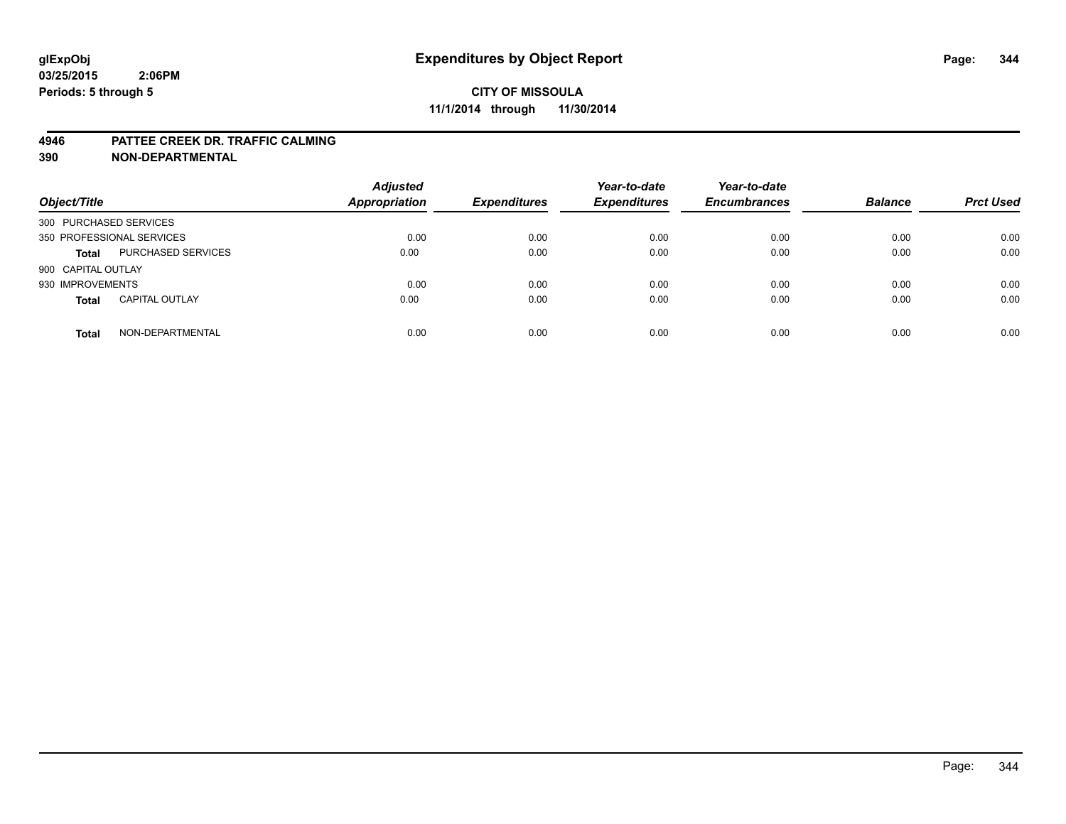**glExpObj**
**03/25/2015 2:06PM**
**Periods: 5 through 5**

# Expenditures by Object Report

**CITY OF MISSOULA**
**11/1/2014 through 11/30/2014**

**4946 PATTEE CREEK DR. TRAFFIC CALMING**
**390 NON-DEPARTMENTAL**

| Object/Title | | Adjusted Appropriation | Expenditures | Year-to-date Expenditures | Year-to-date Encumbrances | Balance | Prct Used |
|---|---|---|---|---|---|---|---|
| 300 PURCHASED SERVICES | | | | | | | |
| 350 PROFESSIONAL SERVICES | | 0.00 | 0.00 | 0.00 | 0.00 | 0.00 | 0.00 |
| **Total** | PURCHASED SERVICES | 0.00 | 0.00 | 0.00 | 0.00 | 0.00 | 0.00 |
| 900 CAPITAL OUTLAY | | | | | | | |
| 930 IMPROVEMENTS | | 0.00 | 0.00 | 0.00 | 0.00 | 0.00 | 0.00 |
| **Total** | CAPITAL OUTLAY | 0.00 | 0.00 | 0.00 | 0.00 | 0.00 | 0.00 |
| **Total** | NON-DEPARTMENTAL | 0.00 | 0.00 | 0.00 | 0.00 | 0.00 | 0.00 |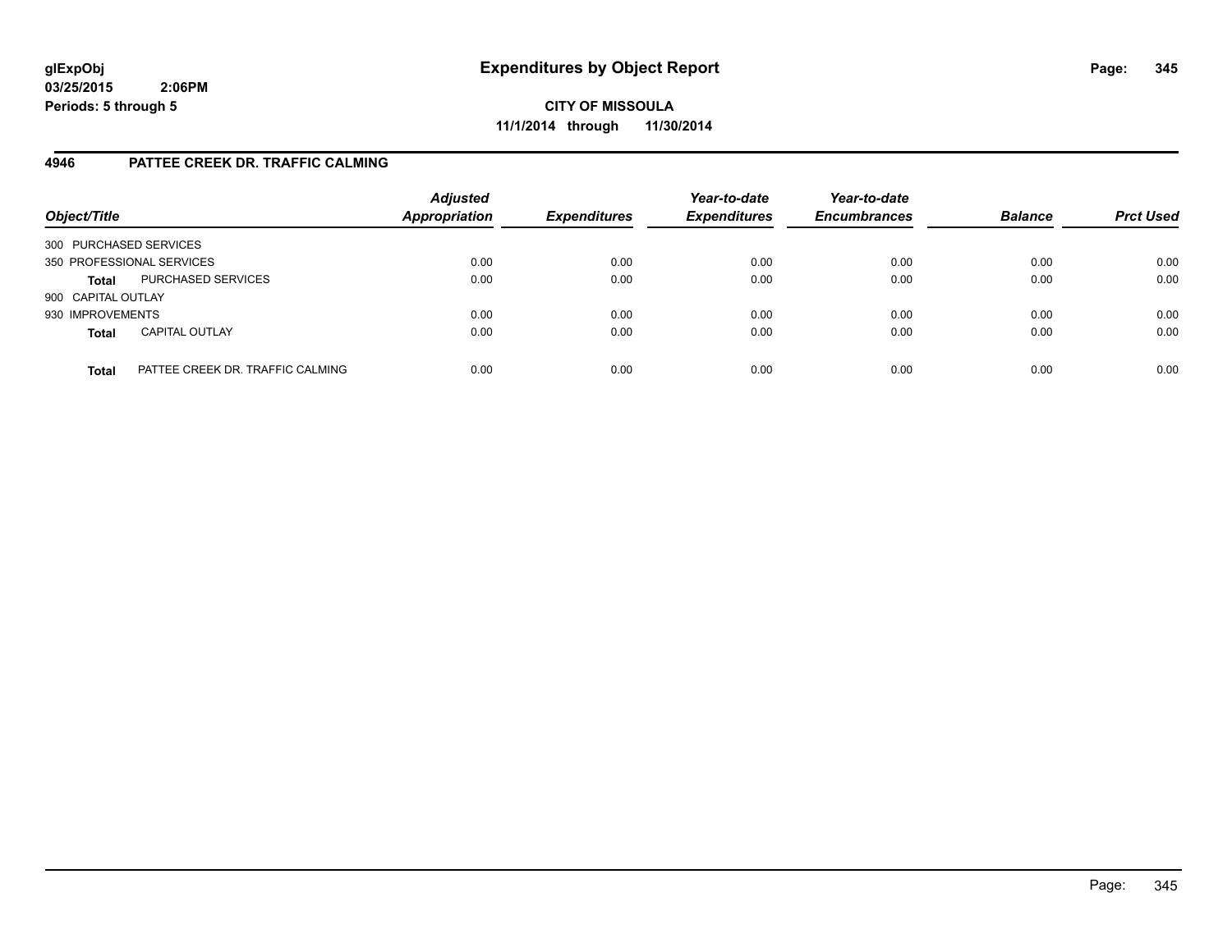**glExpObj** **Expenditures by Object Report**
**03/25/2015 2:06PM**
**Periods: 5 through 5**

**CITY OF MISSOULA**
**11/1/2014 through 11/30/2014**

## 4946 PATTEE CREEK DR. TRAFFIC CALMING

| Object/Title | | Adjusted Appropriation | Expenditures | Year-to-date Expenditures | Year-to-date Encumbrances | Balance | Prct Used |
|---|---|---|---|---|---|---|---|
| 300 PURCHASED SERVICES | | | | | | | |
| 350 PROFESSIONAL SERVICES | | 0.00 | 0.00 | 0.00 | 0.00 | 0.00 | 0.00 |
| **Total** | PURCHASED SERVICES | 0.00 | 0.00 | 0.00 | 0.00 | 0.00 | 0.00 |
| 900 CAPITAL OUTLAY | | | | | | | |
| 930 IMPROVEMENTS | | 0.00 | 0.00 | 0.00 | 0.00 | 0.00 | 0.00 |
| **Total** | CAPITAL OUTLAY | 0.00 | 0.00 | 0.00 | 0.00 | 0.00 | 0.00 |
| **Total** | PATTEE CREEK DR. TRAFFIC CALMING | 0.00 | 0.00 | 0.00 | 0.00 | 0.00 | 0.00 |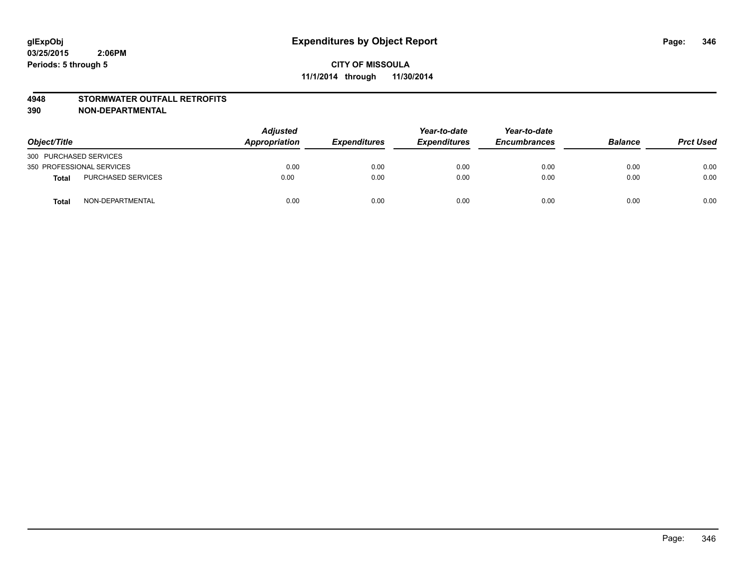glExpObj
03/25/2015 2:06PM
Periods: 5 through 5

# Expenditures by Object Report

**CITY OF MISSOULA**
**11/1/2014 through 11/30/2014**

**4948 STORMWATER OUTFALL RETROFITS**
**390 NON-DEPARTMENTAL**

| Object/Title | | Adjusted Appropriation | Expenditures | Year-to-date Expenditures | Year-to-date Encumbrances | Balance | Prct Used |
|---|---|---|---|---|---|---|---|
| 300 PURCHASED SERVICES | | | | | | | |
| 350 PROFESSIONAL SERVICES | | 0.00 | 0.00 | 0.00 | 0.00 | 0.00 | 0.00 |
| **Total** | PURCHASED SERVICES | 0.00 | 0.00 | 0.00 | 0.00 | 0.00 | 0.00 |
| **Total** | NON-DEPARTMENTAL | 0.00 | 0.00 | 0.00 | 0.00 | 0.00 | 0.00 |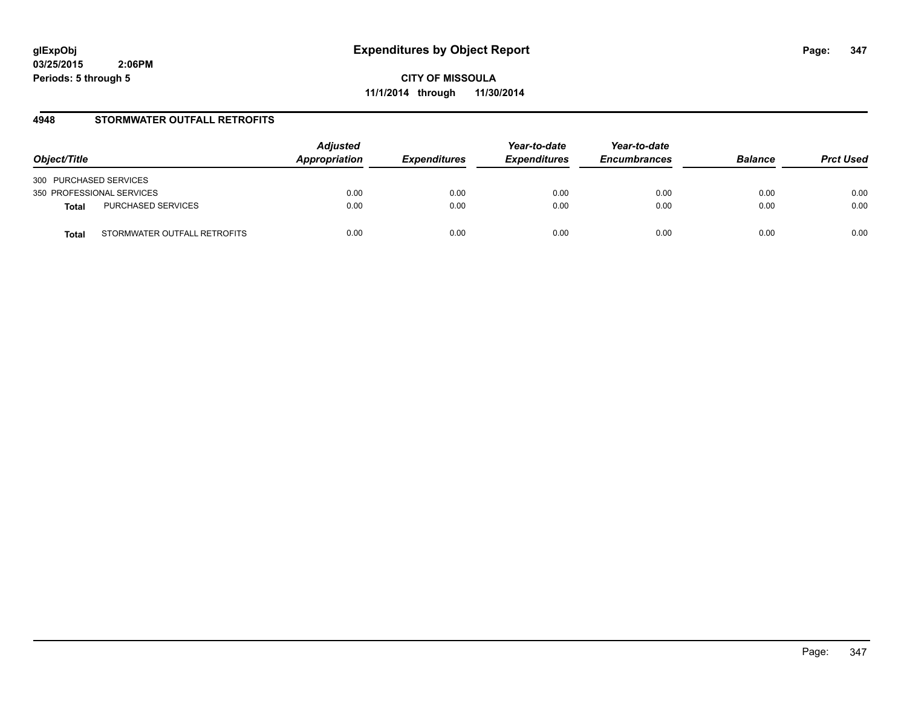glExpObj
03/25/2015 2:06PM
Periods: 5 through 5

# Expenditures by Object Report

**CITY OF MISSOULA**
**11/1/2014 through 11/30/2014**

## 4948 STORMWATER OUTFALL RETROFITS

| Object/Title | | Adjusted Appropriation | Expenditures | Year-to-date Expenditures | Year-to-date Encumbrances | Balance | Prct Used |
|---|---|---|---|---|---|---|---|
| 300 PURCHASED SERVICES | | | | | | | |
| 350 PROFESSIONAL SERVICES | | 0.00 | 0.00 | 0.00 | 0.00 | 0.00 | 0.00 |
| **Total** | PURCHASED SERVICES | 0.00 | 0.00 | 0.00 | 0.00 | 0.00 | 0.00 |
| **Total** | STORMWATER OUTFALL RETROFITS | 0.00 | 0.00 | 0.00 | 0.00 | 0.00 | 0.00 |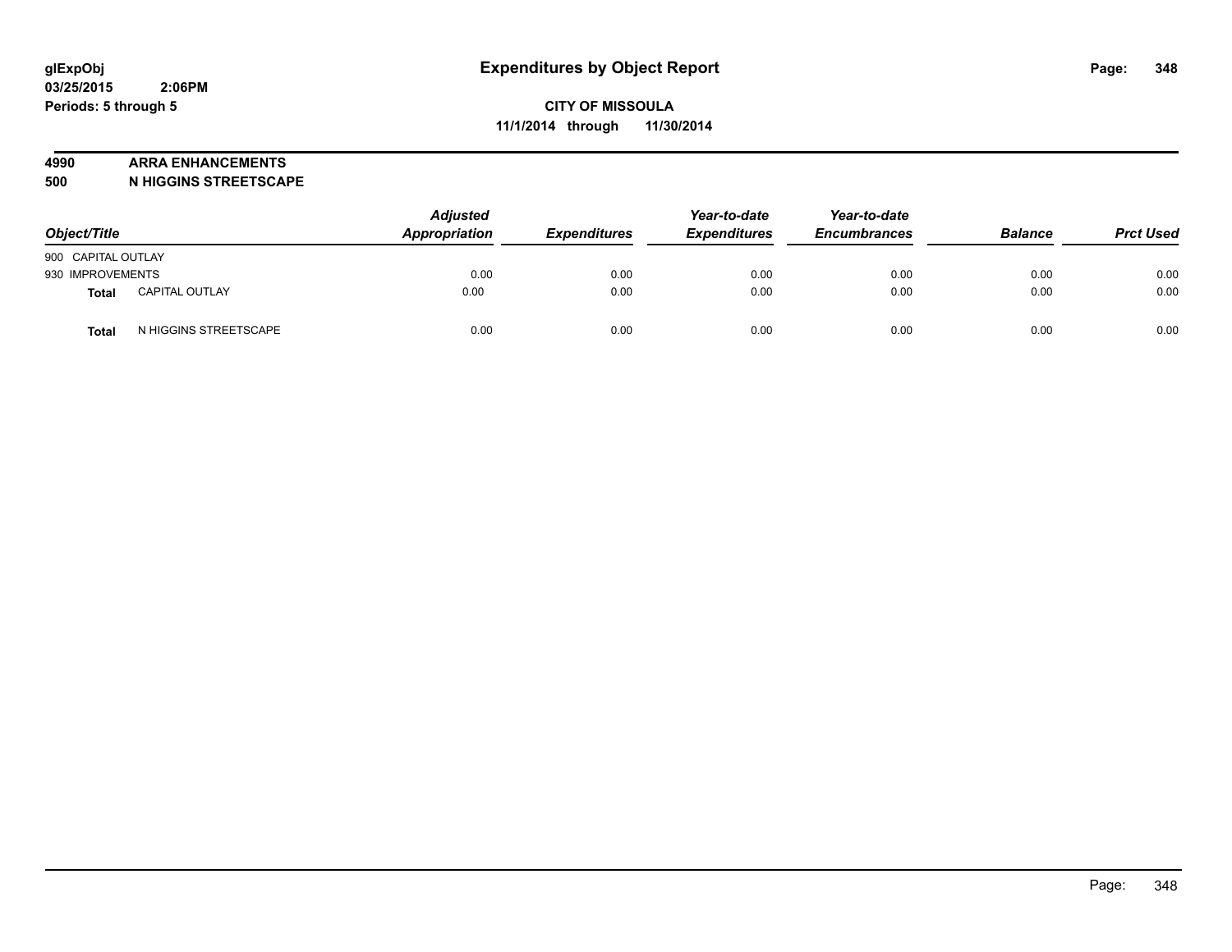# Expenditures by Object Report

glExpObj
03/25/2015 2:06PM
Periods: 5 through 5

**CITY OF MISSOULA**
**11/1/2014 through 11/30/2014**

**4990 ARRA ENHANCEMENTS**
**500 N HIGGINS STREETSCAPE**

| Object/Title | | Adjusted Appropriation | Expenditures | Year-to-date Expenditures | Year-to-date Encumbrances | Balance | Prct Used |
|---|---|---|---|---|---|---|---|
| 900 CAPITAL OUTLAY | | | | | | | |
| 930 IMPROVEMENTS | | 0.00 | 0.00 | 0.00 | 0.00 | 0.00 | 0.00 |
| **Total** | CAPITAL OUTLAY | 0.00 | 0.00 | 0.00 | 0.00 | 0.00 | 0.00 |
| **Total** | N HIGGINS STREETSCAPE | 0.00 | 0.00 | 0.00 | 0.00 | 0.00 | 0.00 |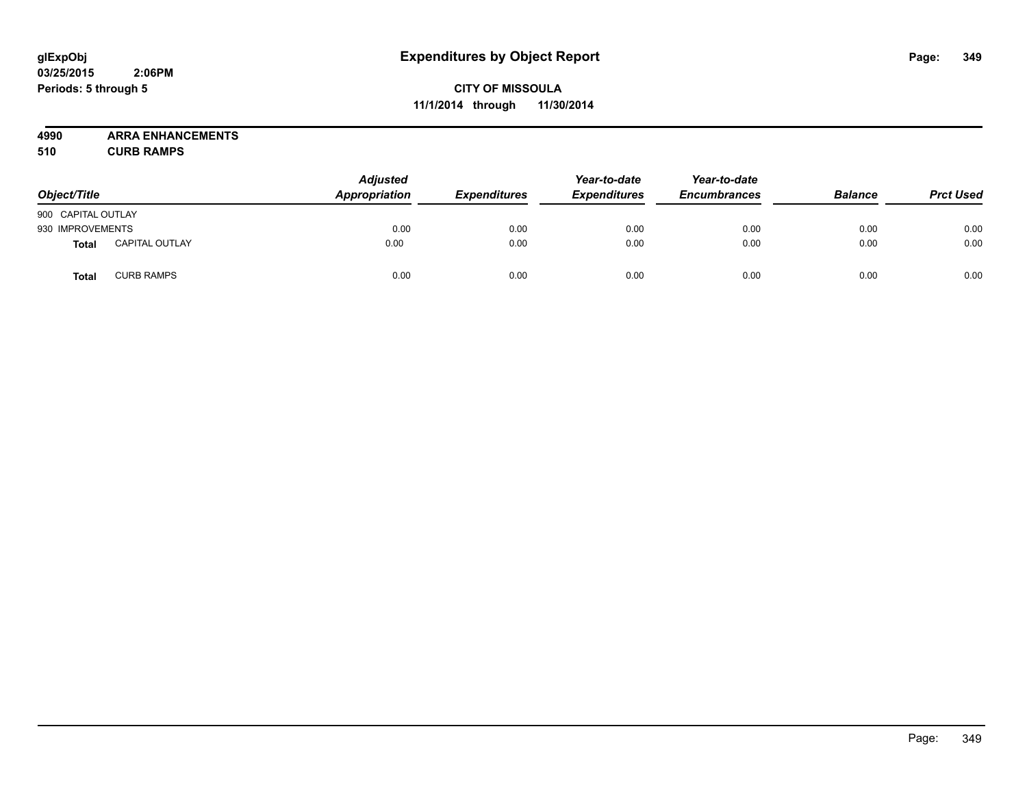**glExpObj**
**03/25/2015 2:06PM**
**Periods: 5 through 5**

# Expenditures by Object Report

**CITY OF MISSOULA**
**11/1/2014 through 11/30/2014**

**4990 ARRA ENHANCEMENTS**
**510 CURB RAMPS**

| Object/Title | | *Adjusted Appropriation* | *Expenditures* | *Year-to-date Expenditures* | *Year-to-date Encumbrances* | *Balance* | *Prct Used* |
|---|---|---|---|---|---|---|---|
| 900 CAPITAL OUTLAY | | | | | | | |
| 930 IMPROVEMENTS | | 0.00 | 0.00 | 0.00 | 0.00 | 0.00 | 0.00 |
| **Total** | CAPITAL OUTLAY | 0.00 | 0.00 | 0.00 | 0.00 | 0.00 | 0.00 |
| **Total** | CURB RAMPS | 0.00 | 0.00 | 0.00 | 0.00 | 0.00 | 0.00 |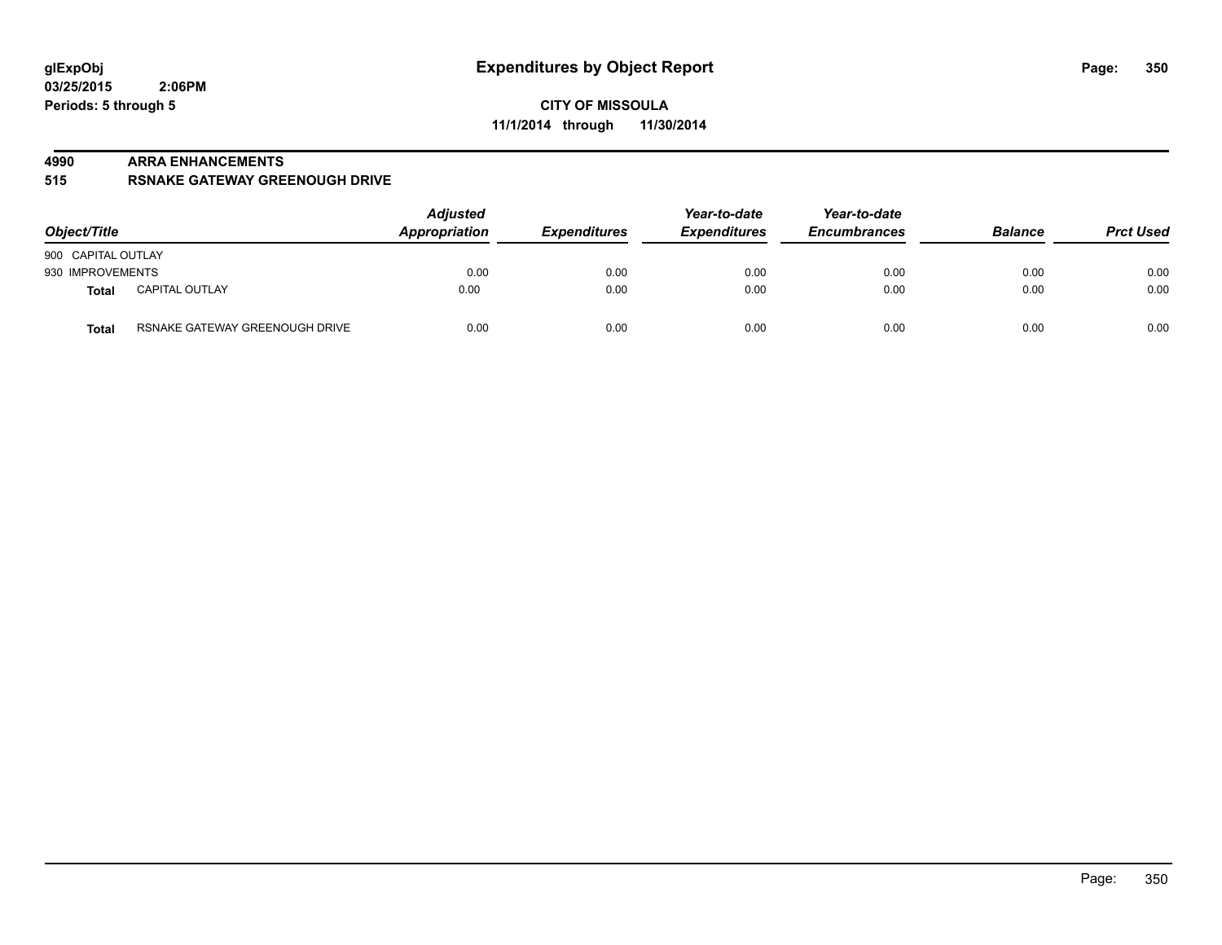glExpObj
03/25/2015 2:06PM
Periods: 5 through 5

# Expenditures by Object Report

CITY OF MISSOULA

11/1/2014 through 11/30/2014

**4990 ARRA ENHANCEMENTS**

**515 RSNAKE GATEWAY GREENOUGH DRIVE**

| Object/Title | | Adjusted Appropriation | Expenditures | Year-to-date Expenditures | Year-to-date Encumbrances | Balance | Prct Used |
|---|---|---|---|---|---|---|---|
| 900 CAPITAL OUTLAY | | | | | | | |
| 930 IMPROVEMENTS | | 0.00 | 0.00 | 0.00 | 0.00 | 0.00 | 0.00 |
| **Total** | CAPITAL OUTLAY | 0.00 | 0.00 | 0.00 | 0.00 | 0.00 | 0.00 |
| **Total** | RSNAKE GATEWAY GREENOUGH DRIVE | 0.00 | 0.00 | 0.00 | 0.00 | 0.00 | 0.00 |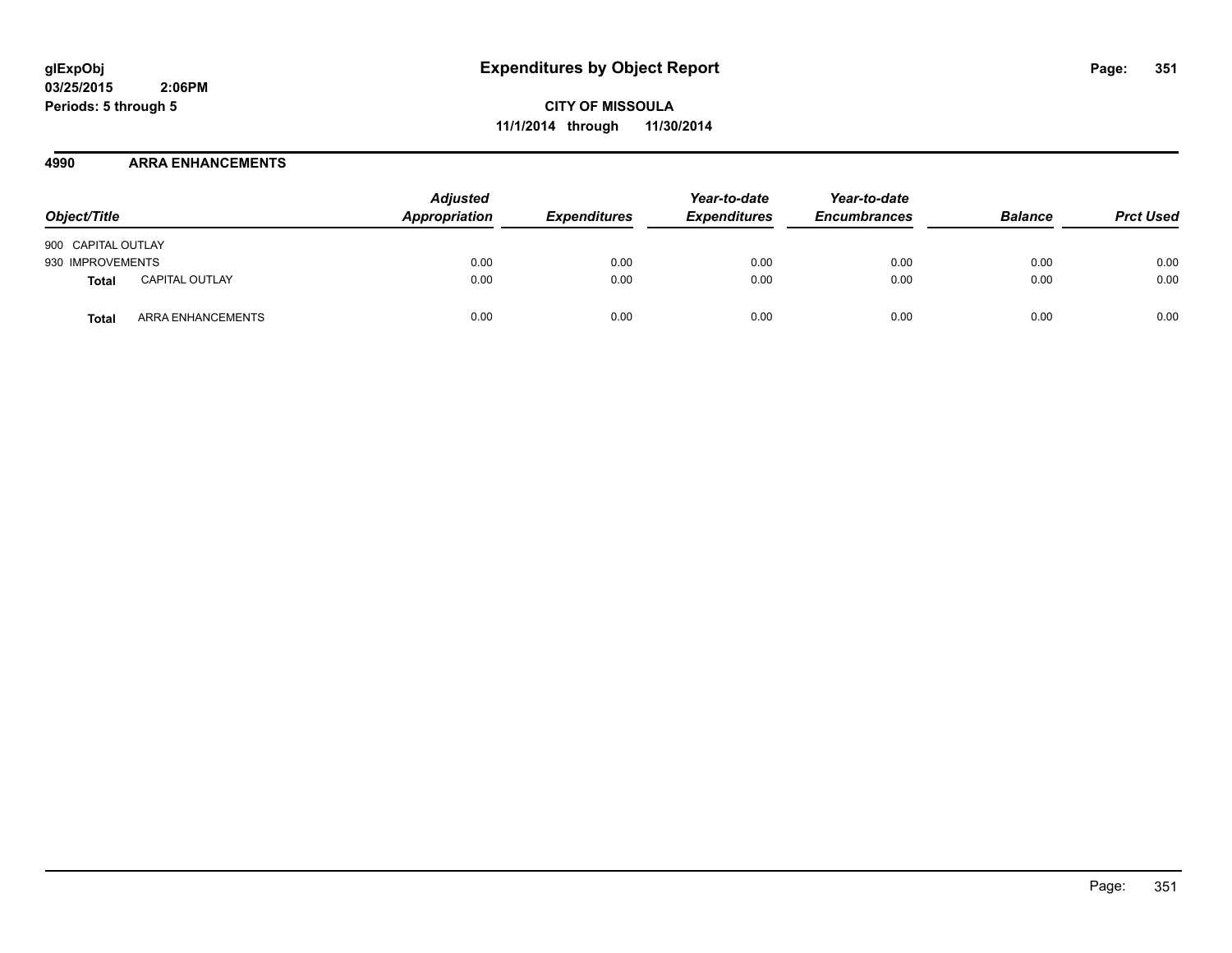# Expenditures by Object Report

**glExpObj**
**03/25/2015 2:06PM**
**Periods: 5 through 5**

**CITY OF MISSOULA**
**11/1/2014 through 11/30/2014**

## 4990 ARRA ENHANCEMENTS

| Object/Title | | Adjusted Appropriation | Expenditures | Year-to-date Expenditures | Year-to-date Encumbrances | Balance | Prct Used |
|---|---|---|---|---|---|---|---|
| 900 CAPITAL OUTLAY | | | | | | | |
| 930 IMPROVEMENTS | | 0.00 | 0.00 | 0.00 | 0.00 | 0.00 | 0.00 |
| **Total** | CAPITAL OUTLAY | 0.00 | 0.00 | 0.00 | 0.00 | 0.00 | 0.00 |
| **Total** | ARRA ENHANCEMENTS | 0.00 | 0.00 | 0.00 | 0.00 | 0.00 | 0.00 |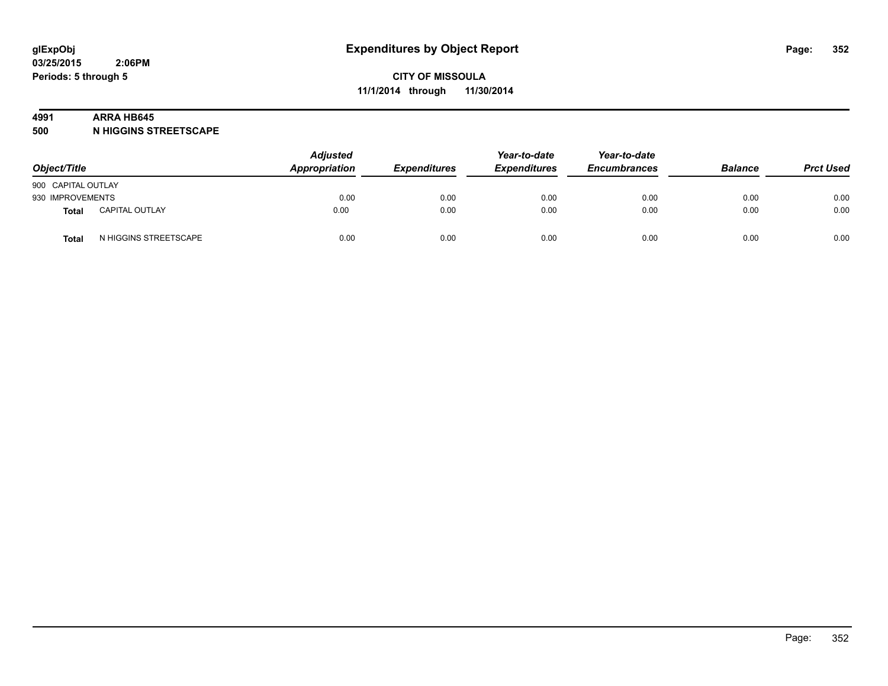**glExpObj**
**03/25/2015 2:06PM**
**Periods: 5 through 5**

# Expenditures by Object Report

**CITY OF MISSOULA**
**11/1/2014 through 11/30/2014**

**4991 ARRA HB645**
**500 N HIGGINS STREETSCAPE**

| Object/Title | | Adjusted Appropriation | Expenditures | Year-to-date Expenditures | Year-to-date Encumbrances | Balance | Prct Used |
|---|---|---|---|---|---|---|---|
| 900 CAPITAL OUTLAY | | | | | | | |
| 930 IMPROVEMENTS | | 0.00 | 0.00 | 0.00 | 0.00 | 0.00 | 0.00 |
| **Total** | CAPITAL OUTLAY | 0.00 | 0.00 | 0.00 | 0.00 | 0.00 | 0.00 |
| **Total** | N HIGGINS STREETSCAPE | 0.00 | 0.00 | 0.00 | 0.00 | 0.00 | 0.00 |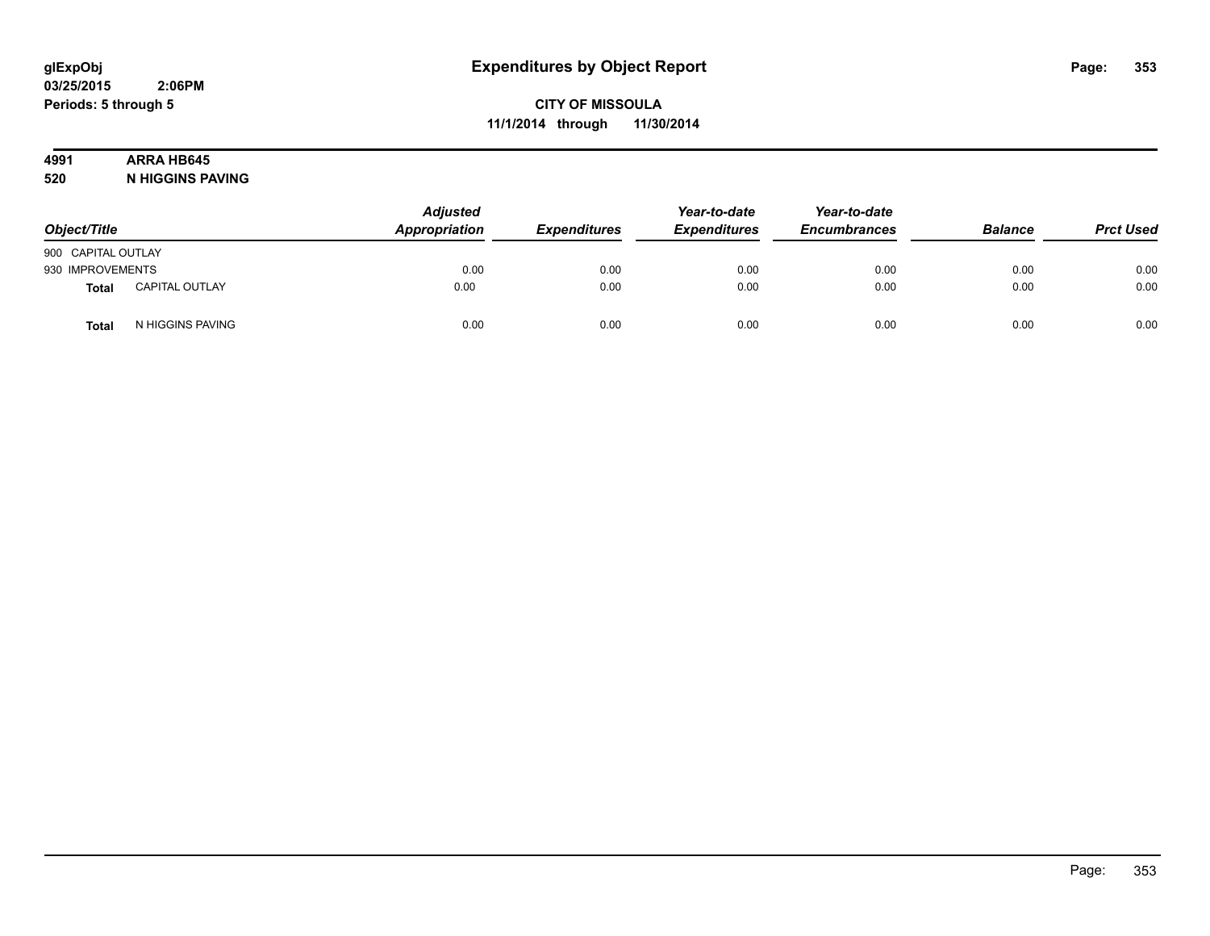**glExpObj**
**03/25/2015 2:06PM**
**Periods: 5 through 5**

# Expenditures by Object Report

**CITY OF MISSOULA**
**11/1/2014 through 11/30/2014**

**4991 ARRA HB645**
**520 N HIGGINS PAVING**

| Object/Title | | Adjusted Appropriation | Expenditures | Year-to-date Expenditures | Year-to-date Encumbrances | Balance | Prct Used |
|---|---|---|---|---|---|---|---|
| 900 CAPITAL OUTLAY | | | | | | | |
| 930 IMPROVEMENTS | | 0.00 | 0.00 | 0.00 | 0.00 | 0.00 | 0.00 |
| **Total** | CAPITAL OUTLAY | 0.00 | 0.00 | 0.00 | 0.00 | 0.00 | 0.00 |
| **Total** | N HIGGINS PAVING | 0.00 | 0.00 | 0.00 | 0.00 | 0.00 | 0.00 |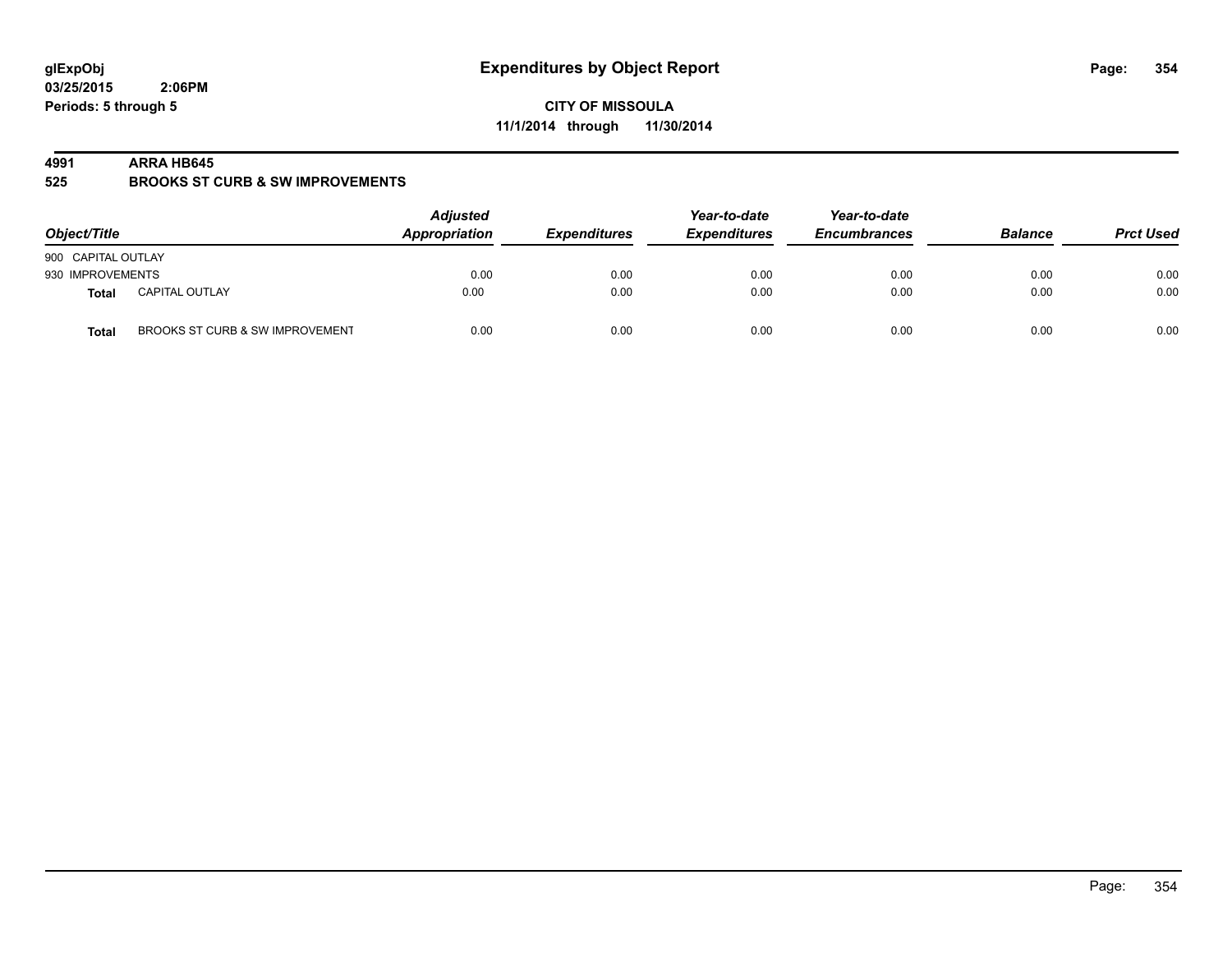glExpObj
03/25/2015 2:06PM
Periods: 5 through 5

# Expenditures by Object Report

**CITY OF MISSOULA**
**11/1/2014 through 11/30/2014**

**4991 ARRA HB645**
**525 BROOKS ST CURB & SW IMPROVEMENTS**

| Object/Title | | Adjusted Appropriation | Expenditures | Year-to-date Expenditures | Year-to-date Encumbrances | Balance | Prct Used |
|---|---|---|---|---|---|---|---|
| 900 CAPITAL OUTLAY | | | | | | | |
| 930 IMPROVEMENTS | | 0.00 | 0.00 | 0.00 | 0.00 | 0.00 | 0.00 |
| **Total** | CAPITAL OUTLAY | 0.00 | 0.00 | 0.00 | 0.00 | 0.00 | 0.00 |
| **Total** | BROOKS ST CURB & SW IMPROVEMENT | 0.00 | 0.00 | 0.00 | 0.00 | 0.00 | 0.00 |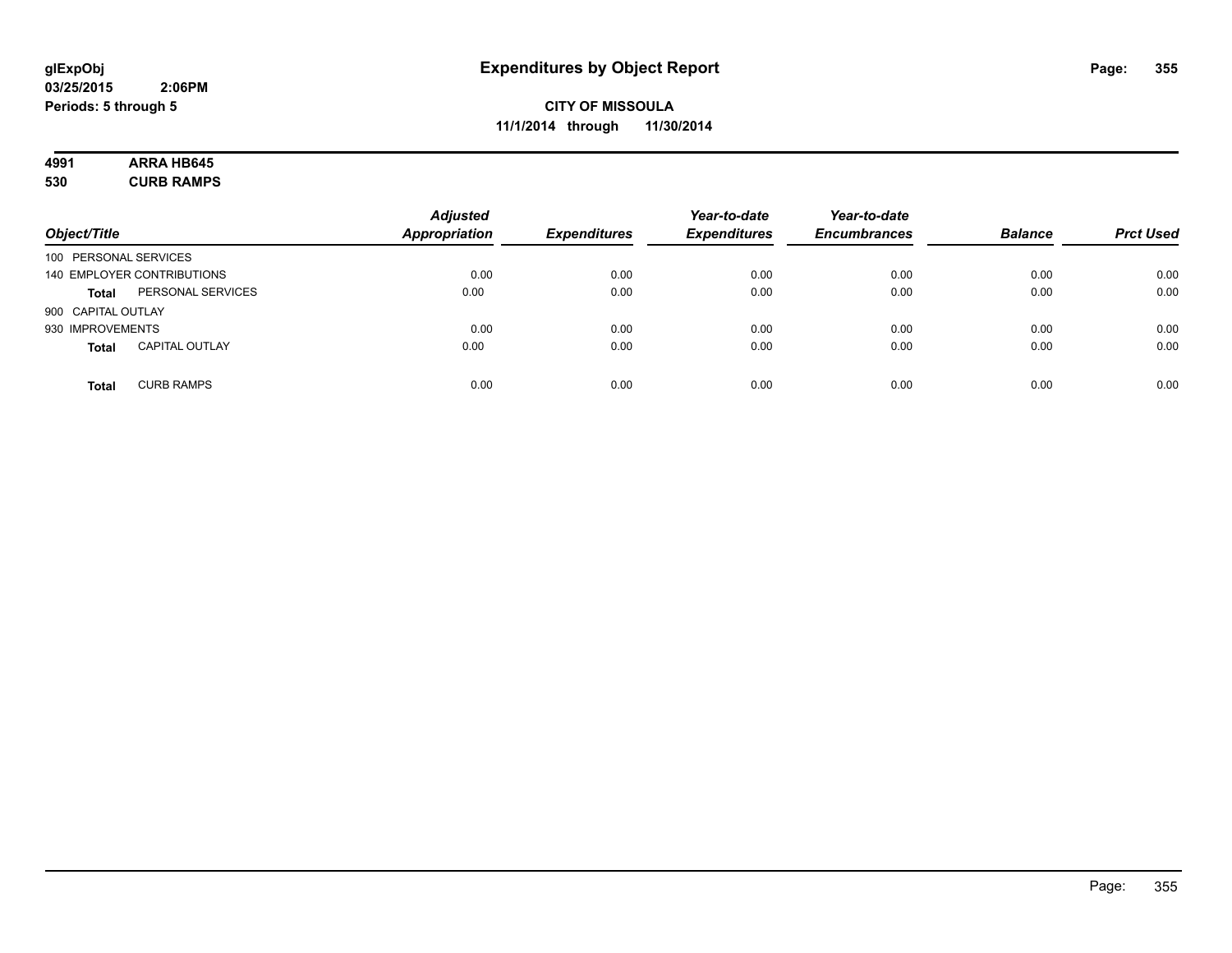# Expenditures by Object Report

**glExpObj**
**03/25/2015 2:06PM**
**Periods: 5 through 5**

**CITY OF MISSOULA**
**11/1/2014 through 11/30/2014**

**4991 ARRA HB645**
**530 CURB RAMPS**

| Object/Title | | Adjusted Appropriation | Expenditures | Year-to-date Expenditures | Year-to-date Encumbrances | Balance | Prct Used |
|---|---|---|---|---|---|---|---|
| 100 PERSONAL SERVICES | | | | | | | |
| 140 EMPLOYER CONTRIBUTIONS | | 0.00 | 0.00 | 0.00 | 0.00 | 0.00 | 0.00 |
| **Total** | PERSONAL SERVICES | 0.00 | 0.00 | 0.00 | 0.00 | 0.00 | 0.00 |
| 900 CAPITAL OUTLAY | | | | | | | |
| 930 IMPROVEMENTS | | 0.00 | 0.00 | 0.00 | 0.00 | 0.00 | 0.00 |
| **Total** | CAPITAL OUTLAY | 0.00 | 0.00 | 0.00 | 0.00 | 0.00 | 0.00 |
| **Total** | CURB RAMPS | 0.00 | 0.00 | 0.00 | 0.00 | 0.00 | 0.00 |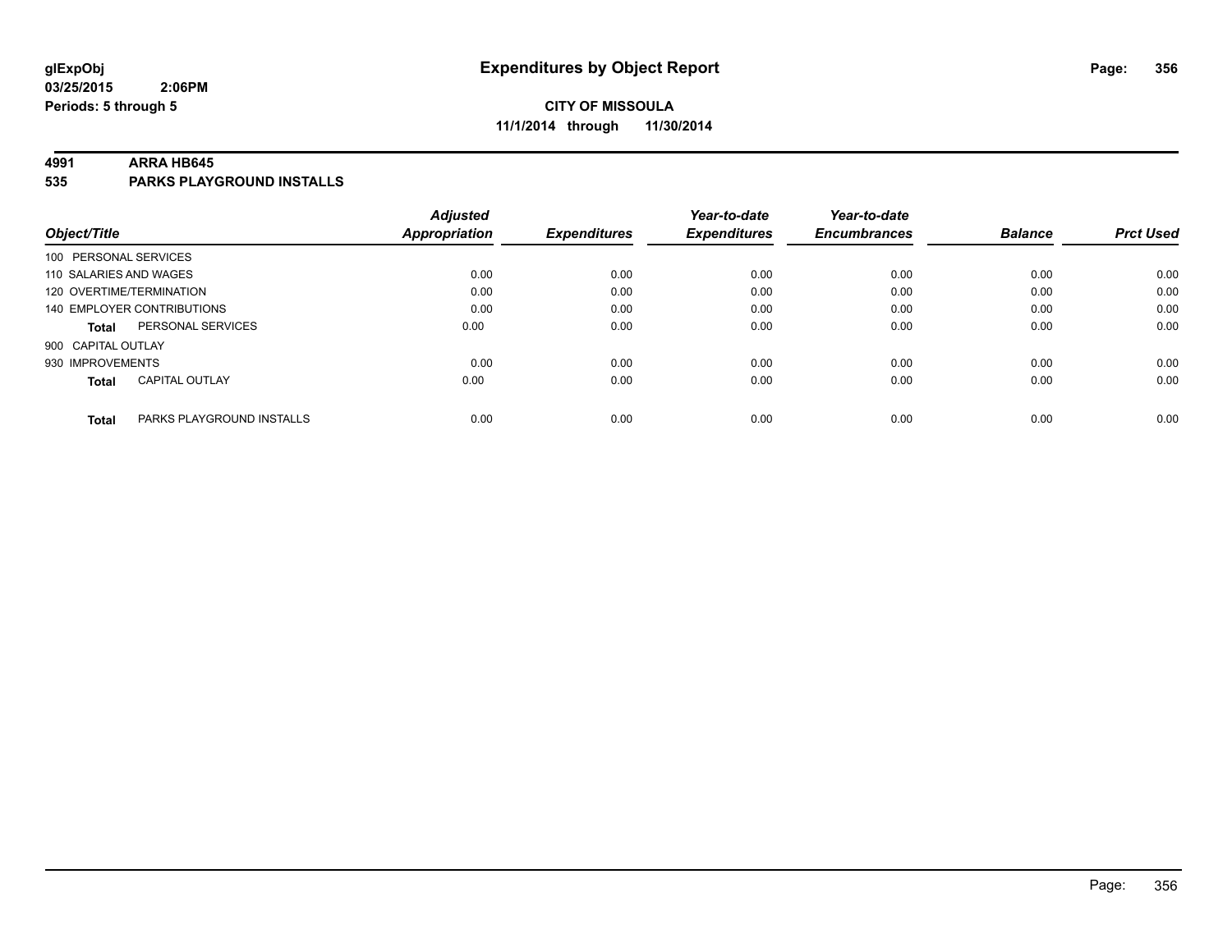**glExpObj**
**03/25/2015 2:06PM**
**Periods: 5 through 5**

# Expenditures by Object Report

**CITY OF MISSOULA**
**11/1/2014 through 11/30/2014**

**4991 ARRA HB645**
**535 PARKS PLAYGROUND INSTALLS**

| Object/Title | | Adjusted Appropriation | Expenditures | Year-to-date Expenditures | Year-to-date Encumbrances | Balance | Prct Used |
|---|---|---|---|---|---|---|---|
| 100 PERSONAL SERVICES | | | | | | | |
| 110 SALARIES AND WAGES | | 0.00 | 0.00 | 0.00 | 0.00 | 0.00 | 0.00 |
| 120 OVERTIME/TERMINATION | | 0.00 | 0.00 | 0.00 | 0.00 | 0.00 | 0.00 |
| 140 EMPLOYER CONTRIBUTIONS | | 0.00 | 0.00 | 0.00 | 0.00 | 0.00 | 0.00 |
| **Total** | PERSONAL SERVICES | 0.00 | 0.00 | 0.00 | 0.00 | 0.00 | 0.00 |
| 900 CAPITAL OUTLAY | | | | | | | |
| 930 IMPROVEMENTS | | 0.00 | 0.00 | 0.00 | 0.00 | 0.00 | 0.00 |
| **Total** | CAPITAL OUTLAY | 0.00 | 0.00 | 0.00 | 0.00 | 0.00 | 0.00 |
| **Total** | PARKS PLAYGROUND INSTALLS | 0.00 | 0.00 | 0.00 | 0.00 | 0.00 | 0.00 |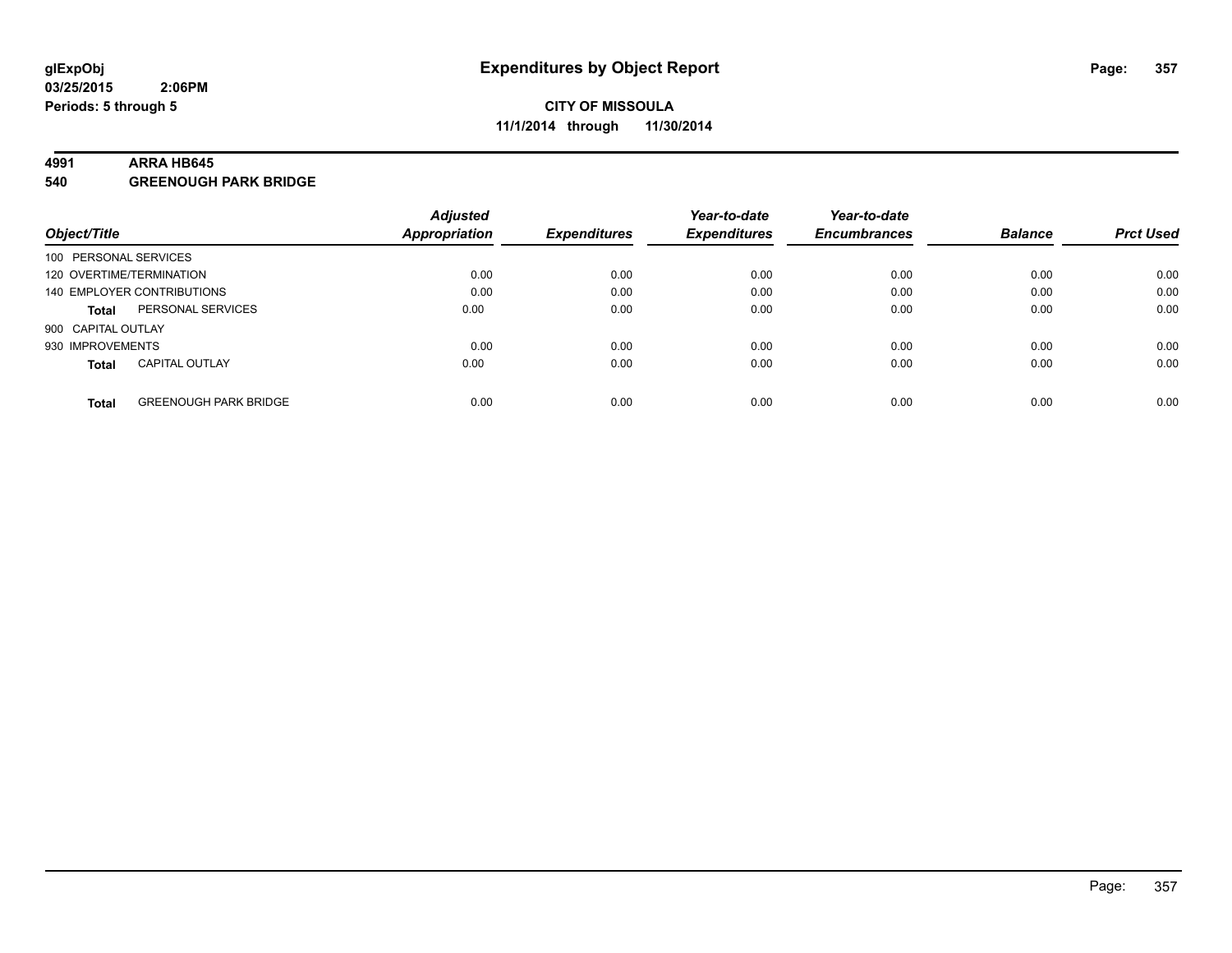**glExpObj**
**03/25/2015 2:06PM**
**Periods: 5 through 5**

# Expenditures by Object Report

**CITY OF MISSOULA**
**11/1/2014 through 11/30/2014**

**4991 ARRA HB645**
**540 GREENOUGH PARK BRIDGE**

| Object/Title | | Adjusted Appropriation | Expenditures | Year-to-date Expenditures | Year-to-date Encumbrances | Balance | Prct Used |
|---|---|---|---|---|---|---|---|
| 100 PERSONAL SERVICES | | | | | | | |
| 120 OVERTIME/TERMINATION | | 0.00 | 0.00 | 0.00 | 0.00 | 0.00 | 0.00 |
| 140 EMPLOYER CONTRIBUTIONS | | 0.00 | 0.00 | 0.00 | 0.00 | 0.00 | 0.00 |
| **Total** | PERSONAL SERVICES | 0.00 | 0.00 | 0.00 | 0.00 | 0.00 | 0.00 |
| 900 CAPITAL OUTLAY | | | | | | | |
| 930 IMPROVEMENTS | | 0.00 | 0.00 | 0.00 | 0.00 | 0.00 | 0.00 |
| **Total** | CAPITAL OUTLAY | 0.00 | 0.00 | 0.00 | 0.00 | 0.00 | 0.00 |
| **Total** | GREENOUGH PARK BRIDGE | 0.00 | 0.00 | 0.00 | 0.00 | 0.00 | 0.00 |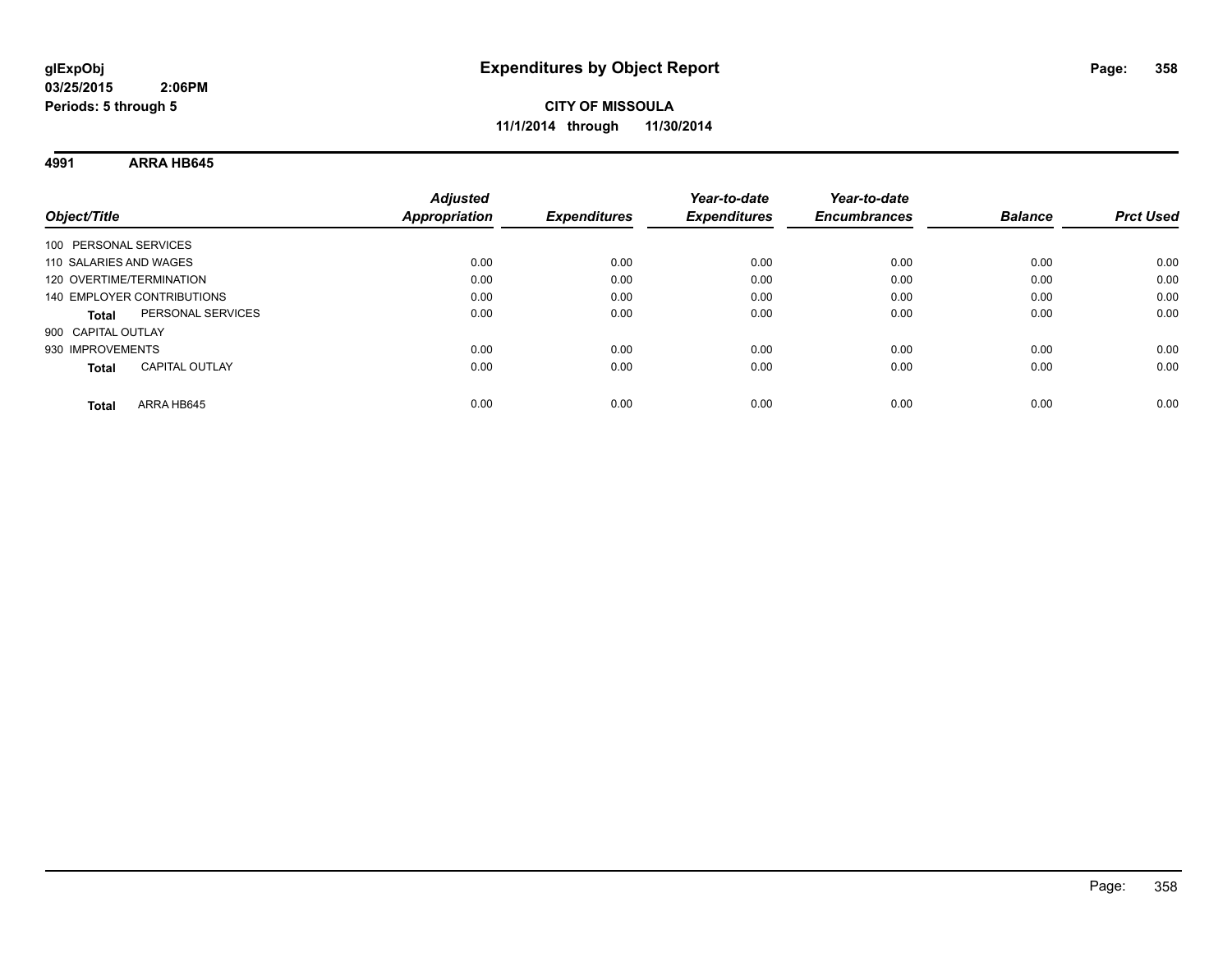**glExpObj**
**03/25/2015 2:06PM**
**Periods: 5 through 5**

# Expenditures by Object Report

**CITY OF MISSOULA**
**11/1/2014 through 11/30/2014**

**4991 ARRA HB645**

| Object/Title | | Adjusted Appropriation | Expenditures | Year-to-date Expenditures | Year-to-date Encumbrances | Balance | Prct Used |
|---|---|---|---|---|---|---|---|
| 100 PERSONAL SERVICES | | | | | | | |
| 110 SALARIES AND WAGES | | 0.00 | 0.00 | 0.00 | 0.00 | 0.00 | 0.00 |
| 120 OVERTIME/TERMINATION | | 0.00 | 0.00 | 0.00 | 0.00 | 0.00 | 0.00 |
| 140 EMPLOYER CONTRIBUTIONS | | 0.00 | 0.00 | 0.00 | 0.00 | 0.00 | 0.00 |
| **Total** | PERSONAL SERVICES | 0.00 | 0.00 | 0.00 | 0.00 | 0.00 | 0.00 |
| 900 CAPITAL OUTLAY | | | | | | | |
| 930 IMPROVEMENTS | | 0.00 | 0.00 | 0.00 | 0.00 | 0.00 | 0.00 |
| **Total** | CAPITAL OUTLAY | 0.00 | 0.00 | 0.00 | 0.00 | 0.00 | 0.00 |
| **Total** | ARRA HB645 | 0.00 | 0.00 | 0.00 | 0.00 | 0.00 | 0.00 |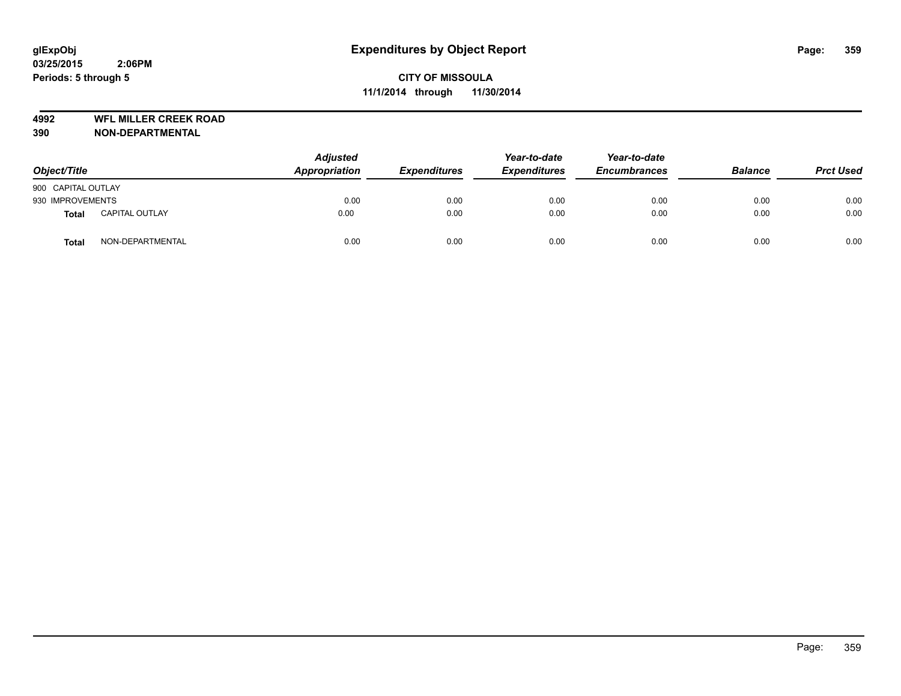# Expenditures by Object Report

**glExpObj**
**03/25/2015 2:06PM**
**Periods: 5 through 5**

**CITY OF MISSOULA**
**11/1/2014 through 11/30/2014**

**4992 WFL MILLER CREEK ROAD**
**390 NON-DEPARTMENTAL**

| Object/Title | | Adjusted Appropriation | Expenditures | Year-to-date Expenditures | Year-to-date Encumbrances | Balance | Prct Used |
|---|---|---|---|---|---|---|---|
| 900 CAPITAL OUTLAY | | | | | | | |
| 930 IMPROVEMENTS | | 0.00 | 0.00 | 0.00 | 0.00 | 0.00 | 0.00 |
| **Total** | CAPITAL OUTLAY | 0.00 | 0.00 | 0.00 | 0.00 | 0.00 | 0.00 |
| **Total** | NON-DEPARTMENTAL | 0.00 | 0.00 | 0.00 | 0.00 | 0.00 | 0.00 |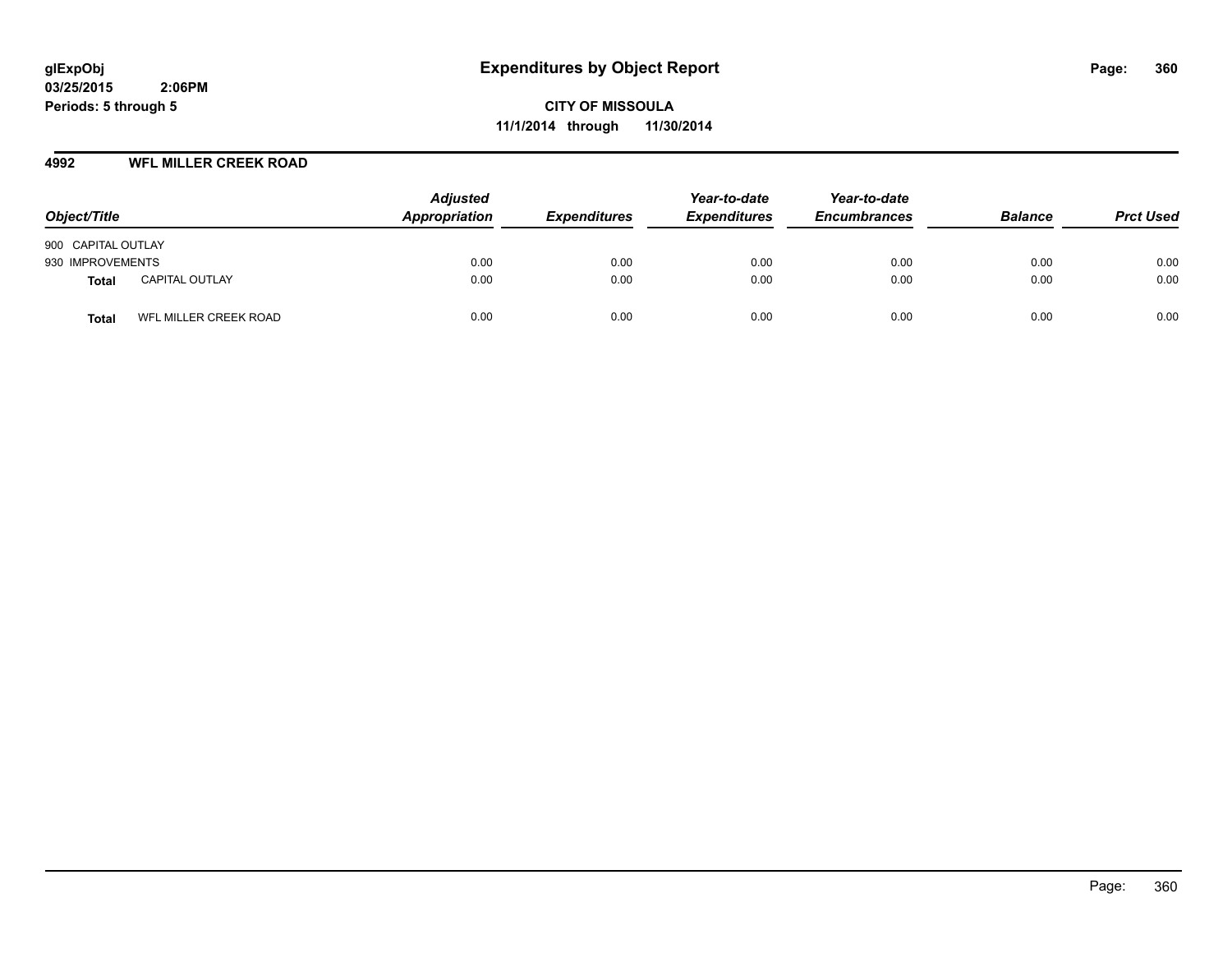**glExpObj** **Expenditures by Object Report**
**03/25/2015 2:06PM**
**Periods: 5 through 5**

**CITY OF MISSOULA**
**11/1/2014 through 11/30/2014**

**4992 WFL MILLER CREEK ROAD**

| Object/Title | | Adjusted Appropriation | Expenditures | Year-to-date Expenditures | Year-to-date Encumbrances | Balance | Prct Used |
|---|---|---|---|---|---|---|---|
| 900 CAPITAL OUTLAY | | | | | | | |
| 930 IMPROVEMENTS | | 0.00 | 0.00 | 0.00 | 0.00 | 0.00 | 0.00 |
| **Total** | CAPITAL OUTLAY | 0.00 | 0.00 | 0.00 | 0.00 | 0.00 | 0.00 |
| **Total** | WFL MILLER CREEK ROAD | 0.00 | 0.00 | 0.00 | 0.00 | 0.00 | 0.00 |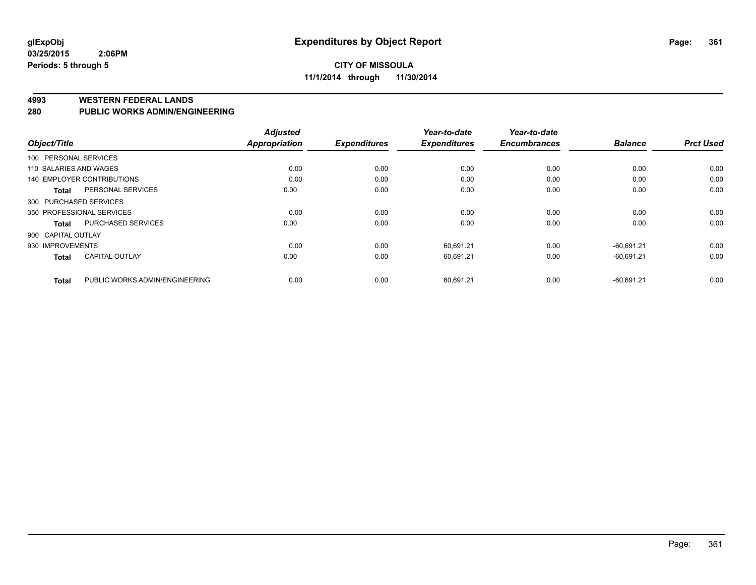**glExpObj**
**03/25/2015 2:06PM**
**Periods: 5 through 5**

# Expenditures by Object Report

**CITY OF MISSOULA**
**11/1/2014 through 11/30/2014**

## 4993 WESTERN FEDERAL LANDS
## 280 PUBLIC WORKS ADMIN/ENGINEERING

| Object/Title | | Adjusted Appropriation | Expenditures | Year-to-date Expenditures | Year-to-date Encumbrances | Balance | Prct Used |
|---|---|---|---|---|---|---|---|
| 100 PERSONAL SERVICES | | | | | | | |
| 110 SALARIES AND WAGES | | 0.00 | 0.00 | 0.00 | 0.00 | 0.00 | 0.00 |
| 140 EMPLOYER CONTRIBUTIONS | | 0.00 | 0.00 | 0.00 | 0.00 | 0.00 | 0.00 |
| **Total** | PERSONAL SERVICES | 0.00 | 0.00 | 0.00 | 0.00 | 0.00 | 0.00 |
| 300 PURCHASED SERVICES | | | | | | | |
| 350 PROFESSIONAL SERVICES | | 0.00 | 0.00 | 0.00 | 0.00 | 0.00 | 0.00 |
| **Total** | PURCHASED SERVICES | 0.00 | 0.00 | 0.00 | 0.00 | 0.00 | 0.00 |
| 900 CAPITAL OUTLAY | | | | | | | |
| 930 IMPROVEMENTS | | 0.00 | 0.00 | 60,691.21 | 0.00 | -60,691.21 | 0.00 |
| **Total** | CAPITAL OUTLAY | 0.00 | 0.00 | 60,691.21 | 0.00 | -60,691.21 | 0.00 |
| **Total** | PUBLIC WORKS ADMIN/ENGINEERING | 0.00 | 0.00 | 60,691.21 | 0.00 | -60,691.21 | 0.00 |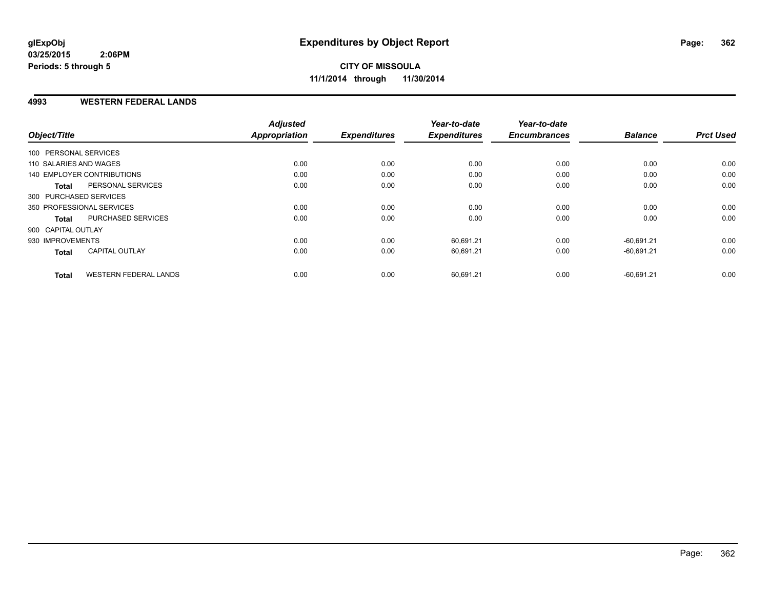**glExpObj**
**03/25/2015 2:06PM**
**Periods: 5 through 5**

# Expenditures by Object Report

**CITY OF MISSOULA**
**11/1/2014 through 11/30/2014**

## 4993 WESTERN FEDERAL LANDS

| Object/Title | | Adjusted Appropriation | Expenditures | Year-to-date Expenditures | Year-to-date Encumbrances | Balance | Prct Used |
|---|---|---|---|---|---|---|---|
| 100 PERSONAL SERVICES | | | | | | | |
| 110 SALARIES AND WAGES | | 0.00 | 0.00 | 0.00 | 0.00 | 0.00 | 0.00 |
| 140 EMPLOYER CONTRIBUTIONS | | 0.00 | 0.00 | 0.00 | 0.00 | 0.00 | 0.00 |
| **Total** | PERSONAL SERVICES | 0.00 | 0.00 | 0.00 | 0.00 | 0.00 | 0.00 |
| 300 PURCHASED SERVICES | | | | | | | |
| 350 PROFESSIONAL SERVICES | | 0.00 | 0.00 | 0.00 | 0.00 | 0.00 | 0.00 |
| **Total** | PURCHASED SERVICES | 0.00 | 0.00 | 0.00 | 0.00 | 0.00 | 0.00 |
| 900 CAPITAL OUTLAY | | | | | | | |
| 930 IMPROVEMENTS | | 0.00 | 0.00 | 60,691.21 | 0.00 | -60,691.21 | 0.00 |
| **Total** | CAPITAL OUTLAY | 0.00 | 0.00 | 60,691.21 | 0.00 | -60,691.21 | 0.00 |
| **Total** | WESTERN FEDERAL LANDS | 0.00 | 0.00 | 60,691.21 | 0.00 | -60,691.21 | 0.00 |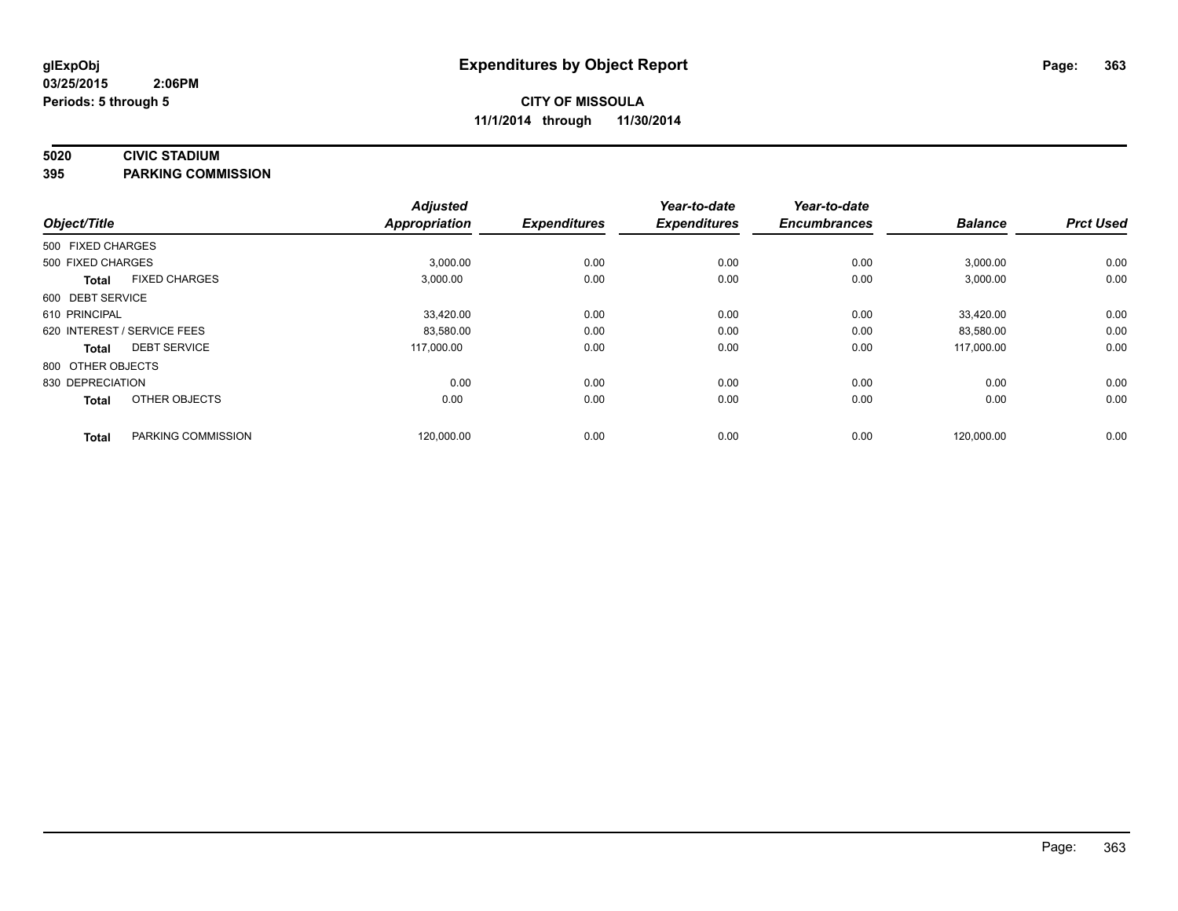# Expenditures by Object Report

glExpObj
03/25/2015 2:06PM
Periods: 5 through 5

**CITY OF MISSOULA**
**11/1/2014 through 11/30/2014**

**5020 CIVIC STADIUM**
**395 PARKING COMMISSION**

| Object/Title | | Adjusted Appropriation | Expenditures | Year-to-date Expenditures | Year-to-date Encumbrances | Balance | Prct Used |
|---|---|---|---|---|---|---|---|
| 500 FIXED CHARGES | | | | | | | |
| 500 FIXED CHARGES | | 3,000.00 | 0.00 | 0.00 | 0.00 | 3,000.00 | 0.00 |
| **Total** | FIXED CHARGES | 3,000.00 | 0.00 | 0.00 | 0.00 | 3,000.00 | 0.00 |
| 600 DEBT SERVICE | | | | | | | |
| 610 PRINCIPAL | | 33,420.00 | 0.00 | 0.00 | 0.00 | 33,420.00 | 0.00 |
| 620 INTEREST / SERVICE FEES | | 83,580.00 | 0.00 | 0.00 | 0.00 | 83,580.00 | 0.00 |
| **Total** | DEBT SERVICE | 117,000.00 | 0.00 | 0.00 | 0.00 | 117,000.00 | 0.00 |
| 800 OTHER OBJECTS | | | | | | | |
| 830 DEPRECIATION | | 0.00 | 0.00 | 0.00 | 0.00 | 0.00 | 0.00 |
| **Total** | OTHER OBJECTS | 0.00 | 0.00 | 0.00 | 0.00 | 0.00 | 0.00 |
| **Total** | PARKING COMMISSION | 120,000.00 | 0.00 | 0.00 | 0.00 | 120,000.00 | 0.00 |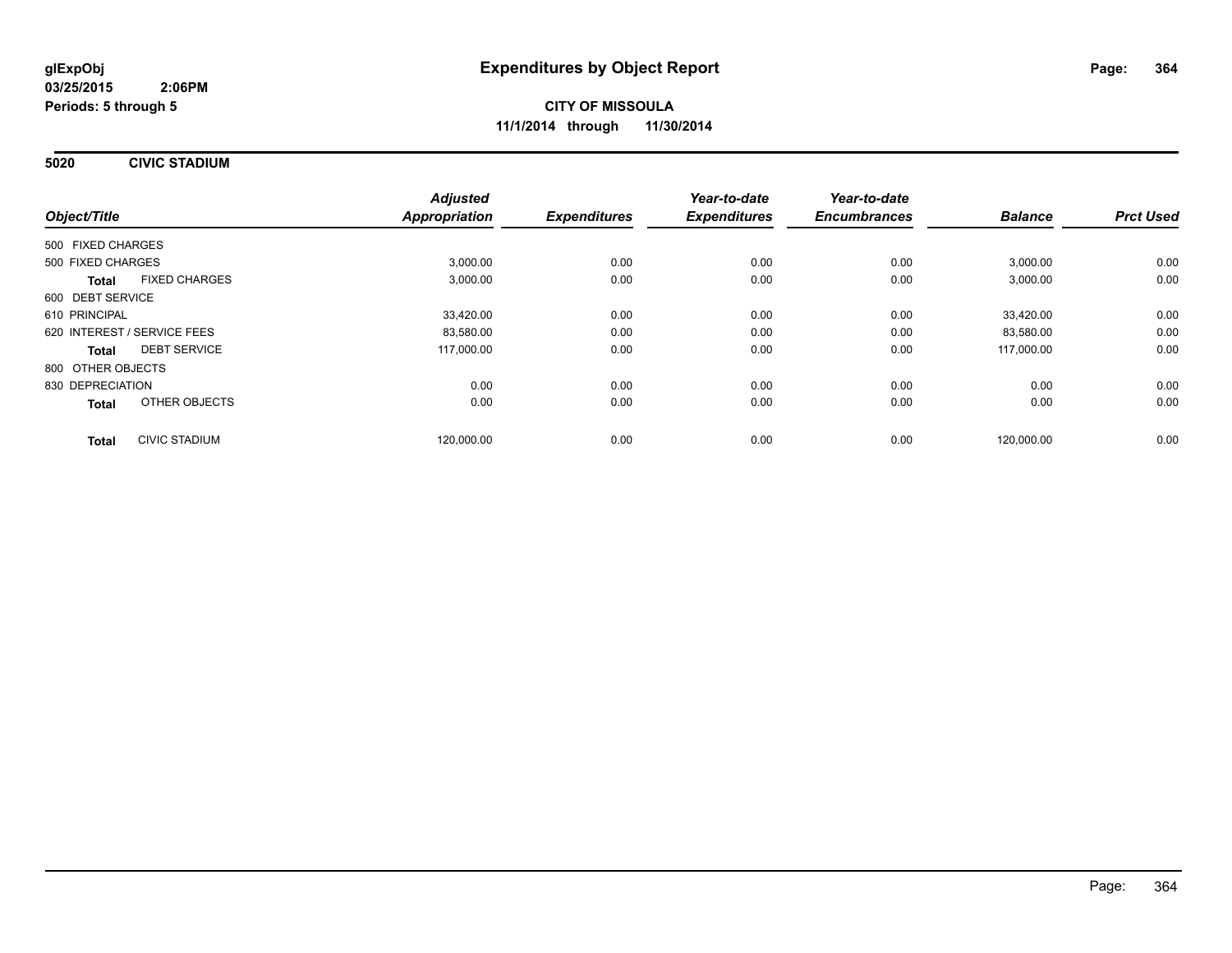**glExpObj** **Expenditures by Object Report**

**03/25/2015 2:06PM**

**Periods: 5 through 5**

**CITY OF MISSOULA**

**11/1/2014 through 11/30/2014**

**5020 CIVIC STADIUM**

| Object/Title | | Adjusted Appropriation | Expenditures | Year-to-date Expenditures | Year-to-date Encumbrances | Balance | Prct Used |
|---|---|---|---|---|---|---|---|
| 500 FIXED CHARGES | | | | | | | |
| 500 FIXED CHARGES | | 3,000.00 | 0.00 | 0.00 | 0.00 | 3,000.00 | 0.00 |
| **Total** | FIXED CHARGES | 3,000.00 | 0.00 | 0.00 | 0.00 | 3,000.00 | 0.00 |
| 600 DEBT SERVICE | | | | | | | |
| 610 PRINCIPAL | | 33,420.00 | 0.00 | 0.00 | 0.00 | 33,420.00 | 0.00 |
| 620 INTEREST / SERVICE FEES | | 83,580.00 | 0.00 | 0.00 | 0.00 | 83,580.00 | 0.00 |
| **Total** | DEBT SERVICE | 117,000.00 | 0.00 | 0.00 | 0.00 | 117,000.00 | 0.00 |
| 800 OTHER OBJECTS | | | | | | | |
| 830 DEPRECIATION | | 0.00 | 0.00 | 0.00 | 0.00 | 0.00 | 0.00 |
| **Total** | OTHER OBJECTS | 0.00 | 0.00 | 0.00 | 0.00 | 0.00 | 0.00 |
| **Total** | CIVIC STADIUM | 120,000.00 | 0.00 | 0.00 | 0.00 | 120,000.00 | 0.00 |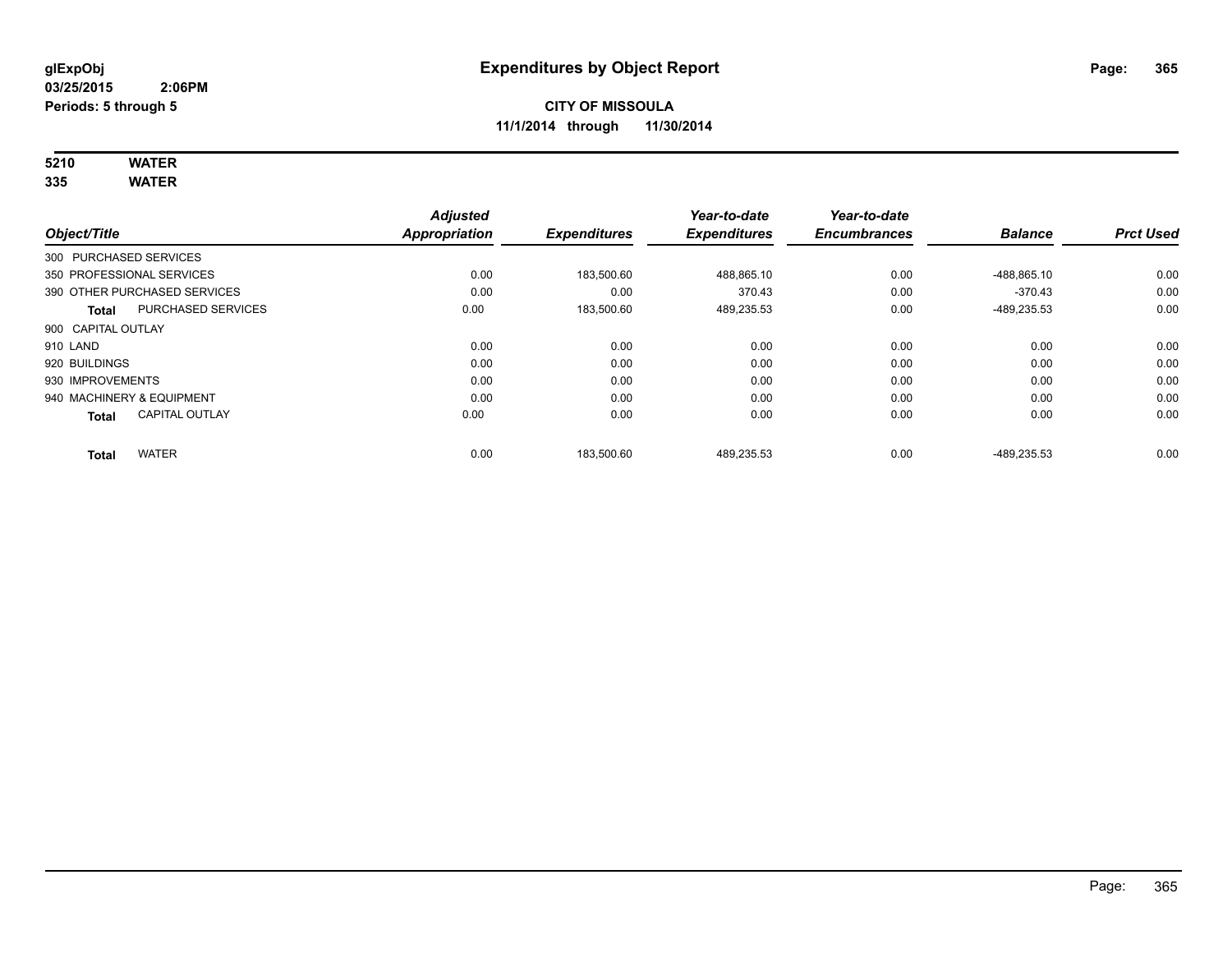**glExpObj**
**03/25/2015 2:06PM**
**Periods: 5 through 5**

# Expenditures by Object Report

**CITY OF MISSOULA**
**11/1/2014 through 11/30/2014**

**5210 WATER**
**335 WATER**

| Object/Title | Adjusted Appropriation | Expenditures | Year-to-date Expenditures | Year-to-date Encumbrances | Balance | Prct Used |
|---|---|---|---|---|---|---|
| 300 PURCHASED SERVICES | | | | | | |
| 350 PROFESSIONAL SERVICES | 0.00 | 183,500.60 | 488,865.10 | 0.00 | -488,865.10 | 0.00 |
| 390 OTHER PURCHASED SERVICES | 0.00 | 0.00 | 370.43 | 0.00 | -370.43 | 0.00 |
| **Total** PURCHASED SERVICES | 0.00 | 183,500.60 | 489,235.53 | 0.00 | -489,235.53 | 0.00 |
| 900 CAPITAL OUTLAY | | | | | | |
| 910 LAND | 0.00 | 0.00 | 0.00 | 0.00 | 0.00 | 0.00 |
| 920 BUILDINGS | 0.00 | 0.00 | 0.00 | 0.00 | 0.00 | 0.00 |
| 930 IMPROVEMENTS | 0.00 | 0.00 | 0.00 | 0.00 | 0.00 | 0.00 |
| 940 MACHINERY & EQUIPMENT | 0.00 | 0.00 | 0.00 | 0.00 | 0.00 | 0.00 |
| **Total** CAPITAL OUTLAY | 0.00 | 0.00 | 0.00 | 0.00 | 0.00 | 0.00 |
| **Total** WATER | 0.00 | 183,500.60 | 489,235.53 | 0.00 | -489,235.53 | 0.00 |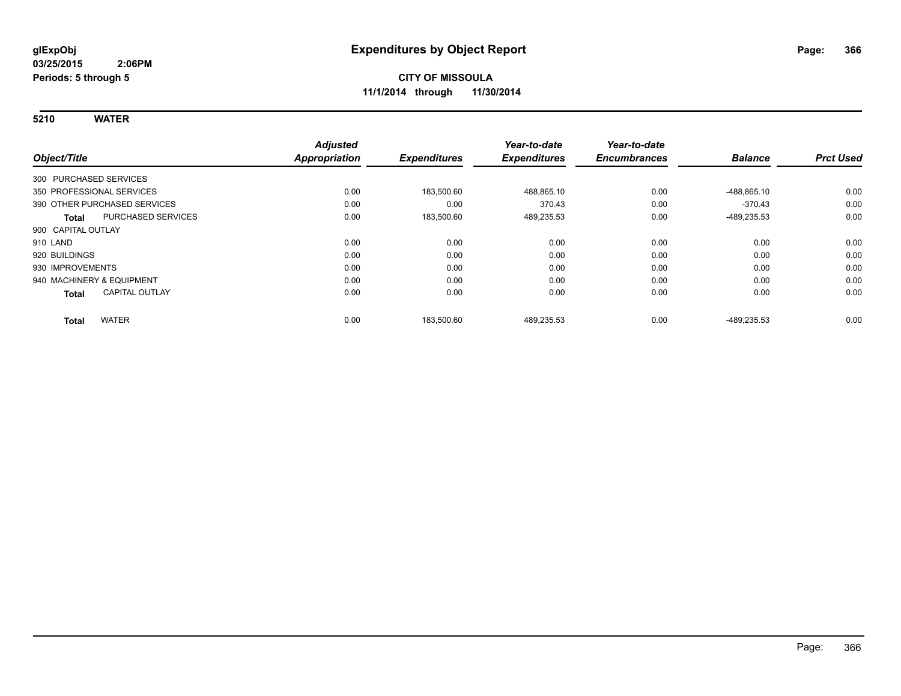glExpObj
03/25/2015 2:06PM
Periods: 5 through 5

# Expenditures by Object Report

**CITY OF MISSOULA**
**11/1/2014 through 11/30/2014**

## 5210 WATER

| Object/Title | | Adjusted Appropriation | Expenditures | Year-to-date Expenditures | Year-to-date Encumbrances | Balance | Prct Used |
|---|---|---|---|---|---|---|---|
| 300 PURCHASED SERVICES | | | | | | | |
| 350 PROFESSIONAL SERVICES | | 0.00 | 183,500.60 | 488,865.10 | 0.00 | -488,865.10 | 0.00 |
| 390 OTHER PURCHASED SERVICES | | 0.00 | 0.00 | 370.43 | 0.00 | -370.43 | 0.00 |
| **Total** | PURCHASED SERVICES | 0.00 | 183,500.60 | 489,235.53 | 0.00 | -489,235.53 | 0.00 |
| 900 CAPITAL OUTLAY | | | | | | | |
| 910 LAND | | 0.00 | 0.00 | 0.00 | 0.00 | 0.00 | 0.00 |
| 920 BUILDINGS | | 0.00 | 0.00 | 0.00 | 0.00 | 0.00 | 0.00 |
| 930 IMPROVEMENTS | | 0.00 | 0.00 | 0.00 | 0.00 | 0.00 | 0.00 |
| 940 MACHINERY & EQUIPMENT | | 0.00 | 0.00 | 0.00 | 0.00 | 0.00 | 0.00 |
| **Total** | CAPITAL OUTLAY | 0.00 | 0.00 | 0.00 | 0.00 | 0.00 | 0.00 |
| **Total** | WATER | 0.00 | 183,500.60 | 489,235.53 | 0.00 | -489,235.53 | 0.00 |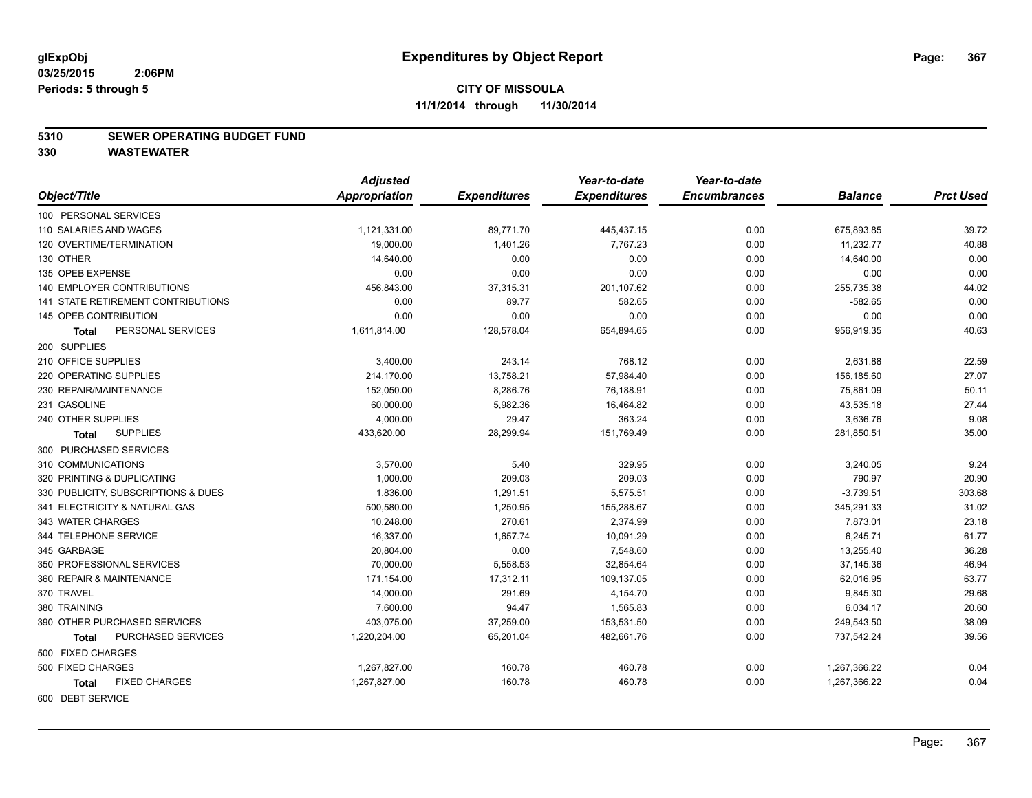# Expenditures by Object Report

glExpObj
03/25/2015 2:06PM
Periods: 5 through 5

**CITY OF MISSOULA**
**11/1/2014 through 11/30/2014**

## 5310 SEWER OPERATING BUDGET FUND
## 330 WASTEWATER

| Object/Title | Adjusted Appropriation | Expenditures | Year-to-date Expenditures | Year-to-date Encumbrances | Balance | Prct Used |
|---|---|---|---|---|---|---|
| 100 PERSONAL SERVICES | | | | | | |
| 110 SALARIES AND WAGES | 1,121,331.00 | 89,771.70 | 445,437.15 | 0.00 | 675,893.85 | 39.72 |
| 120 OVERTIME/TERMINATION | 19,000.00 | 1,401.26 | 7,767.23 | 0.00 | 11,232.77 | 40.88 |
| 130 OTHER | 14,640.00 | 0.00 | 0.00 | 0.00 | 14,640.00 | 0.00 |
| 135 OPEB EXPENSE | 0.00 | 0.00 | 0.00 | 0.00 | 0.00 | 0.00 |
| 140 EMPLOYER CONTRIBUTIONS | 456,843.00 | 37,315.31 | 201,107.62 | 0.00 | 255,735.38 | 44.02 |
| 141 STATE RETIREMENT CONTRIBUTIONS | 0.00 | 89.77 | 582.65 | 0.00 | -582.65 | 0.00 |
| 145 OPEB CONTRIBUTION | 0.00 | 0.00 | 0.00 | 0.00 | 0.00 | 0.00 |
| **Total** PERSONAL SERVICES | 1,611,814.00 | 128,578.04 | 654,894.65 | 0.00 | 956,919.35 | 40.63 |
| 200 SUPPLIES | | | | | | |
| 210 OFFICE SUPPLIES | 3,400.00 | 243.14 | 768.12 | 0.00 | 2,631.88 | 22.59 |
| 220 OPERATING SUPPLIES | 214,170.00 | 13,758.21 | 57,984.40 | 0.00 | 156,185.60 | 27.07 |
| 230 REPAIR/MAINTENANCE | 152,050.00 | 8,286.76 | 76,188.91 | 0.00 | 75,861.09 | 50.11 |
| 231 GASOLINE | 60,000.00 | 5,982.36 | 16,464.82 | 0.00 | 43,535.18 | 27.44 |
| 240 OTHER SUPPLIES | 4,000.00 | 29.47 | 363.24 | 0.00 | 3,636.76 | 9.08 |
| **Total** SUPPLIES | 433,620.00 | 28,299.94 | 151,769.49 | 0.00 | 281,850.51 | 35.00 |
| 300 PURCHASED SERVICES | | | | | | |
| 310 COMMUNICATIONS | 3,570.00 | 5.40 | 329.95 | 0.00 | 3,240.05 | 9.24 |
| 320 PRINTING & DUPLICATING | 1,000.00 | 209.03 | 209.03 | 0.00 | 790.97 | 20.90 |
| 330 PUBLICITY, SUBSCRIPTIONS & DUES | 1,836.00 | 1,291.51 | 5,575.51 | 0.00 | -3,739.51 | 303.68 |
| 341 ELECTRICITY & NATURAL GAS | 500,580.00 | 1,250.95 | 155,288.67 | 0.00 | 345,291.33 | 31.02 |
| 343 WATER CHARGES | 10,248.00 | 270.61 | 2,374.99 | 0.00 | 7,873.01 | 23.18 |
| 344 TELEPHONE SERVICE | 16,337.00 | 1,657.74 | 10,091.29 | 0.00 | 6,245.71 | 61.77 |
| 345 GARBAGE | 20,804.00 | 0.00 | 7,548.60 | 0.00 | 13,255.40 | 36.28 |
| 350 PROFESSIONAL SERVICES | 70,000.00 | 5,558.53 | 32,854.64 | 0.00 | 37,145.36 | 46.94 |
| 360 REPAIR & MAINTENANCE | 171,154.00 | 17,312.11 | 109,137.05 | 0.00 | 62,016.95 | 63.77 |
| 370 TRAVEL | 14,000.00 | 291.69 | 4,154.70 | 0.00 | 9,845.30 | 29.68 |
| 380 TRAINING | 7,600.00 | 94.47 | 1,565.83 | 0.00 | 6,034.17 | 20.60 |
| 390 OTHER PURCHASED SERVICES | 403,075.00 | 37,259.00 | 153,531.50 | 0.00 | 249,543.50 | 38.09 |
| **Total** PURCHASED SERVICES | 1,220,204.00 | 65,201.04 | 482,661.76 | 0.00 | 737,542.24 | 39.56 |
| 500 FIXED CHARGES | | | | | | |
| 500 FIXED CHARGES | 1,267,827.00 | 160.78 | 460.78 | 0.00 | 1,267,366.22 | 0.04 |
| **Total** FIXED CHARGES | 1,267,827.00 | 160.78 | 460.78 | 0.00 | 1,267,366.22 | 0.04 |
| 600 DEBT SERVICE | | | | | | |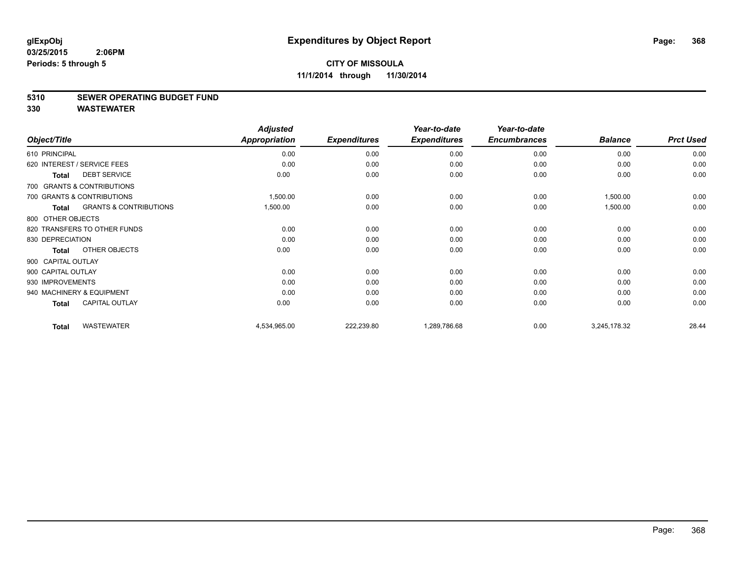**glExpObj**
**03/25/2015 2:06PM**
**Periods: 5 through 5**

# Expenditures by Object Report

**CITY OF MISSOULA**
**11/1/2014 through 11/30/2014**

## 5310 SEWER OPERATING BUDGET FUND
## 330 WASTEWATER

| Object/Title | Adjusted Appropriation | Expenditures | Year-to-date Expenditures | Year-to-date Encumbrances | Balance | Prct Used |
|---|---|---|---|---|---|---|
| 610 PRINCIPAL | 0.00 | 0.00 | 0.00 | 0.00 | 0.00 | 0.00 |
| 620 INTEREST / SERVICE FEES | 0.00 | 0.00 | 0.00 | 0.00 | 0.00 | 0.00 |
| **Total** DEBT SERVICE | 0.00 | 0.00 | 0.00 | 0.00 | 0.00 | 0.00 |
| 700 GRANTS & CONTRIBUTIONS | | | | | | |
| 700 GRANTS & CONTRIBUTIONS | 1,500.00 | 0.00 | 0.00 | 0.00 | 1,500.00 | 0.00 |
| **Total** GRANTS & CONTRIBUTIONS | 1,500.00 | 0.00 | 0.00 | 0.00 | 1,500.00 | 0.00 |
| 800 OTHER OBJECTS | | | | | | |
| 820 TRANSFERS TO OTHER FUNDS | 0.00 | 0.00 | 0.00 | 0.00 | 0.00 | 0.00 |
| 830 DEPRECIATION | 0.00 | 0.00 | 0.00 | 0.00 | 0.00 | 0.00 |
| **Total** OTHER OBJECTS | 0.00 | 0.00 | 0.00 | 0.00 | 0.00 | 0.00 |
| 900 CAPITAL OUTLAY | | | | | | |
| 900 CAPITAL OUTLAY | 0.00 | 0.00 | 0.00 | 0.00 | 0.00 | 0.00 |
| 930 IMPROVEMENTS | 0.00 | 0.00 | 0.00 | 0.00 | 0.00 | 0.00 |
| 940 MACHINERY & EQUIPMENT | 0.00 | 0.00 | 0.00 | 0.00 | 0.00 | 0.00 |
| **Total** CAPITAL OUTLAY | 0.00 | 0.00 | 0.00 | 0.00 | 0.00 | 0.00 |
| **Total** WASTEWATER | 4,534,965.00 | 222,239.80 | 1,289,786.68 | 0.00 | 3,245,178.32 | 28.44 |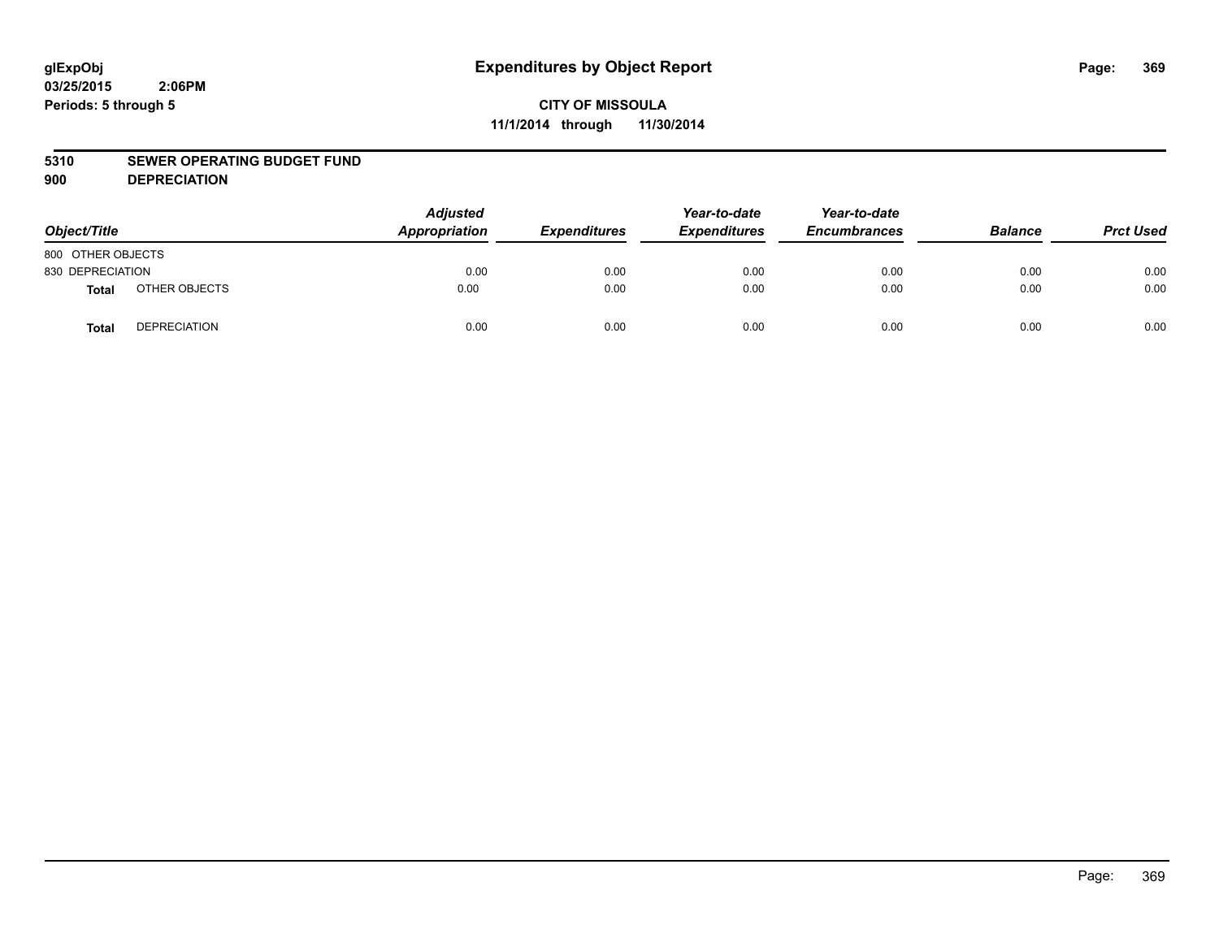# Expenditures by Object Report

glExpObj
03/25/2015 2:06PM
Periods: 5 through 5

**CITY OF MISSOULA**
**11/1/2014 through 11/30/2014**

**5310 SEWER OPERATING BUDGET FUND**
**900 DEPRECIATION**

| Object/Title | | Adjusted Appropriation | Expenditures | Year-to-date Expenditures | Year-to-date Encumbrances | Balance | Prct Used |
|---|---|---|---|---|---|---|---|
| 800 OTHER OBJECTS | | | | | | | |
| 830 DEPRECIATION | | 0.00 | 0.00 | 0.00 | 0.00 | 0.00 | 0.00 |
| **Total** | OTHER OBJECTS | 0.00 | 0.00 | 0.00 | 0.00 | 0.00 | 0.00 |
| **Total** | DEPRECIATION | 0.00 | 0.00 | 0.00 | 0.00 | 0.00 | 0.00 |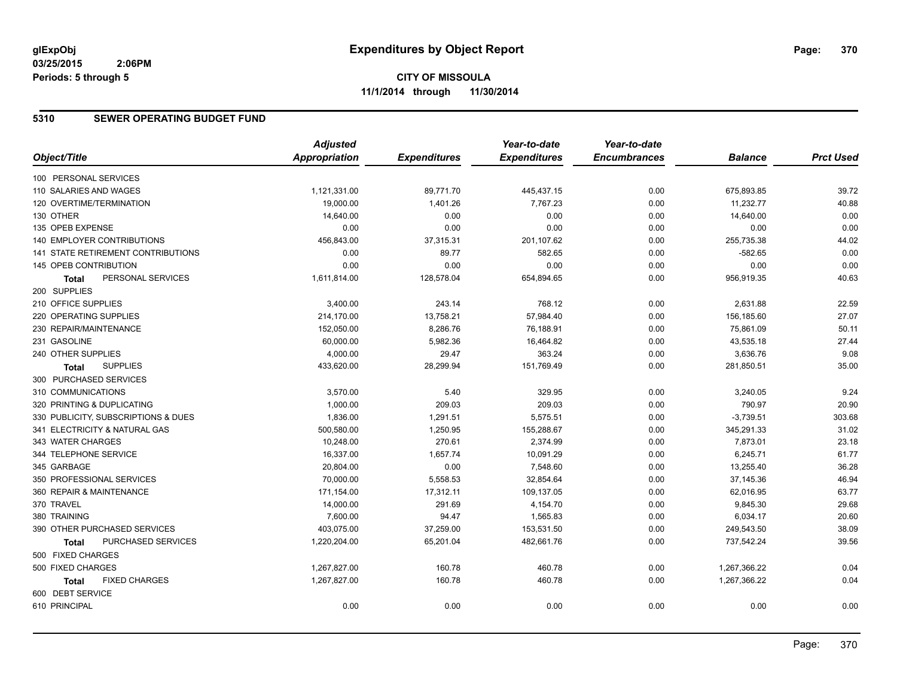**glExpObj**
**03/25/2015 2:06PM**
**Periods: 5 through 5**

# Expenditures by Object Report

**CITY OF MISSOULA**
**11/1/2014 through 11/30/2014**

## 5310 SEWER OPERATING BUDGET FUND

| Object/Title | Adjusted Appropriation | Expenditures | Year-to-date Expenditures | Year-to-date Encumbrances | Balance | Prct Used |
|---|---|---|---|---|---|---|
| 100 PERSONAL SERVICES | | | | | | |
| 110 SALARIES AND WAGES | 1,121,331.00 | 89,771.70 | 445,437.15 | 0.00 | 675,893.85 | 39.72 |
| 120 OVERTIME/TERMINATION | 19,000.00 | 1,401.26 | 7,767.23 | 0.00 | 11,232.77 | 40.88 |
| 130 OTHER | 14,640.00 | 0.00 | 0.00 | 0.00 | 14,640.00 | 0.00 |
| 135 OPEB EXPENSE | 0.00 | 0.00 | 0.00 | 0.00 | 0.00 | 0.00 |
| 140 EMPLOYER CONTRIBUTIONS | 456,843.00 | 37,315.31 | 201,107.62 | 0.00 | 255,735.38 | 44.02 |
| 141 STATE RETIREMENT CONTRIBUTIONS | 0.00 | 89.77 | 582.65 | 0.00 | -582.65 | 0.00 |
| 145 OPEB CONTRIBUTION | 0.00 | 0.00 | 0.00 | 0.00 | 0.00 | 0.00 |
| **Total** PERSONAL SERVICES | 1,611,814.00 | 128,578.04 | 654,894.65 | 0.00 | 956,919.35 | 40.63 |
| 200 SUPPLIES | | | | | | |
| 210 OFFICE SUPPLIES | 3,400.00 | 243.14 | 768.12 | 0.00 | 2,631.88 | 22.59 |
| 220 OPERATING SUPPLIES | 214,170.00 | 13,758.21 | 57,984.40 | 0.00 | 156,185.60 | 27.07 |
| 230 REPAIR/MAINTENANCE | 152,050.00 | 8,286.76 | 76,188.91 | 0.00 | 75,861.09 | 50.11 |
| 231 GASOLINE | 60,000.00 | 5,982.36 | 16,464.82 | 0.00 | 43,535.18 | 27.44 |
| 240 OTHER SUPPLIES | 4,000.00 | 29.47 | 363.24 | 0.00 | 3,636.76 | 9.08 |
| **Total** SUPPLIES | 433,620.00 | 28,299.94 | 151,769.49 | 0.00 | 281,850.51 | 35.00 |
| 300 PURCHASED SERVICES | | | | | | |
| 310 COMMUNICATIONS | 3,570.00 | 5.40 | 329.95 | 0.00 | 3,240.05 | 9.24 |
| 320 PRINTING & DUPLICATING | 1,000.00 | 209.03 | 209.03 | 0.00 | 790.97 | 20.90 |
| 330 PUBLICITY, SUBSCRIPTIONS & DUES | 1,836.00 | 1,291.51 | 5,575.51 | 0.00 | -3,739.51 | 303.68 |
| 341 ELECTRICITY & NATURAL GAS | 500,580.00 | 1,250.95 | 155,288.67 | 0.00 | 345,291.33 | 31.02 |
| 343 WATER CHARGES | 10,248.00 | 270.61 | 2,374.99 | 0.00 | 7,873.01 | 23.18 |
| 344 TELEPHONE SERVICE | 16,337.00 | 1,657.74 | 10,091.29 | 0.00 | 6,245.71 | 61.77 |
| 345 GARBAGE | 20,804.00 | 0.00 | 7,548.60 | 0.00 | 13,255.40 | 36.28 |
| 350 PROFESSIONAL SERVICES | 70,000.00 | 5,558.53 | 32,854.64 | 0.00 | 37,145.36 | 46.94 |
| 360 REPAIR & MAINTENANCE | 171,154.00 | 17,312.11 | 109,137.05 | 0.00 | 62,016.95 | 63.77 |
| 370 TRAVEL | 14,000.00 | 291.69 | 4,154.70 | 0.00 | 9,845.30 | 29.68 |
| 380 TRAINING | 7,600.00 | 94.47 | 1,565.83 | 0.00 | 6,034.17 | 20.60 |
| 390 OTHER PURCHASED SERVICES | 403,075.00 | 37,259.00 | 153,531.50 | 0.00 | 249,543.50 | 38.09 |
| **Total** PURCHASED SERVICES | 1,220,204.00 | 65,201.04 | 482,661.76 | 0.00 | 737,542.24 | 39.56 |
| 500 FIXED CHARGES | | | | | | |
| 500 FIXED CHARGES | 1,267,827.00 | 160.78 | 460.78 | 0.00 | 1,267,366.22 | 0.04 |
| **Total** FIXED CHARGES | 1,267,827.00 | 160.78 | 460.78 | 0.00 | 1,267,366.22 | 0.04 |
| 600 DEBT SERVICE | | | | | | |
| 610 PRINCIPAL | 0.00 | 0.00 | 0.00 | 0.00 | 0.00 | 0.00 |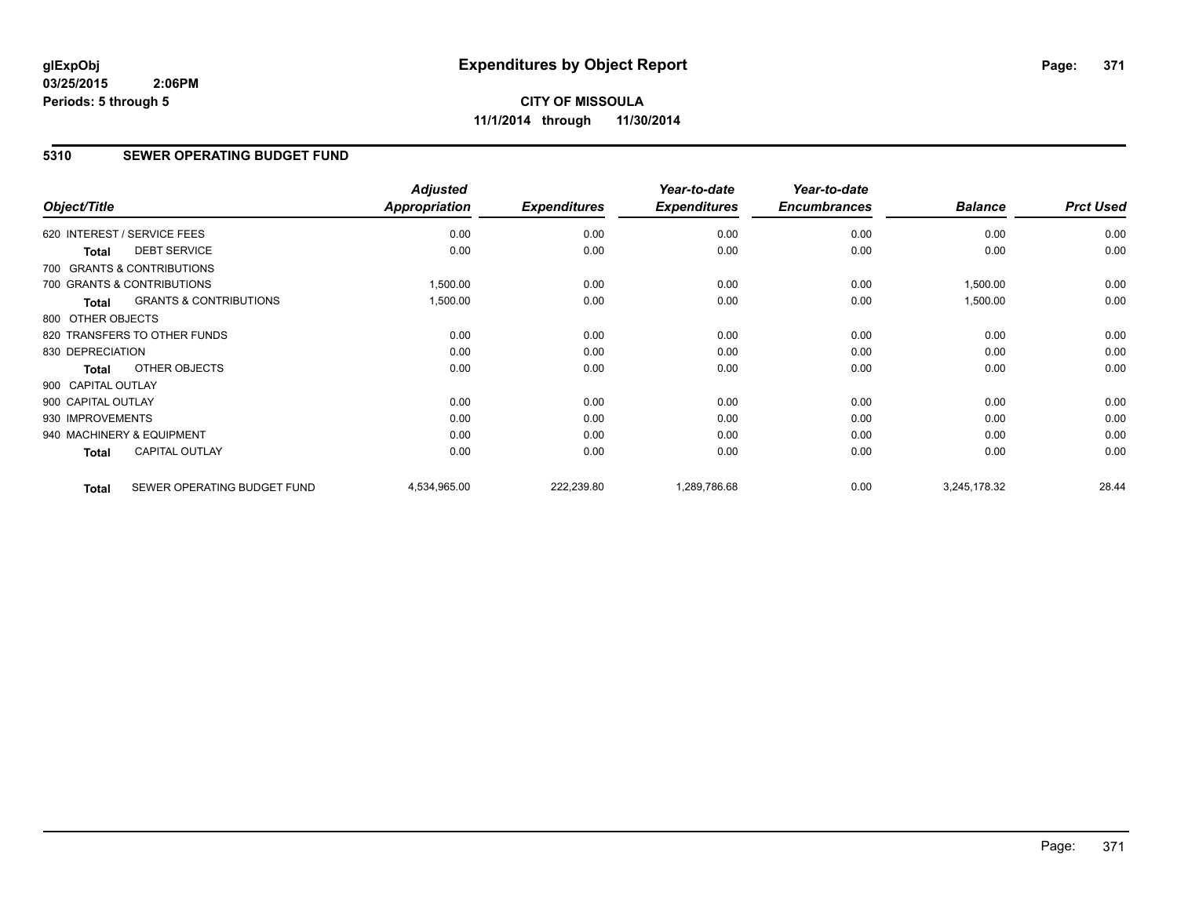**glExpObj**
**03/25/2015 2:06PM**
**Periods: 5 through 5**

# Expenditures by Object Report

**CITY OF MISSOULA**
**11/1/2014 through 11/30/2014**

## 5310 SEWER OPERATING BUDGET FUND

| Object/Title | | Adjusted Appropriation | Expenditures | Year-to-date Expenditures | Year-to-date Encumbrances | Balance | Prct Used |
|---|---|---|---|---|---|---|---|
| 620 INTEREST / SERVICE FEES | | 0.00 | 0.00 | 0.00 | 0.00 | 0.00 | 0.00 |
| **Total** | DEBT SERVICE | 0.00 | 0.00 | 0.00 | 0.00 | 0.00 | 0.00 |
| 700 GRANTS & CONTRIBUTIONS | | | | | | | |
| 700 GRANTS & CONTRIBUTIONS | | 1,500.00 | 0.00 | 0.00 | 0.00 | 1,500.00 | 0.00 |
| **Total** | GRANTS & CONTRIBUTIONS | 1,500.00 | 0.00 | 0.00 | 0.00 | 1,500.00 | 0.00 |
| 800 OTHER OBJECTS | | | | | | | |
| 820 TRANSFERS TO OTHER FUNDS | | 0.00 | 0.00 | 0.00 | 0.00 | 0.00 | 0.00 |
| 830 DEPRECIATION | | 0.00 | 0.00 | 0.00 | 0.00 | 0.00 | 0.00 |
| **Total** | OTHER OBJECTS | 0.00 | 0.00 | 0.00 | 0.00 | 0.00 | 0.00 |
| 900 CAPITAL OUTLAY | | | | | | | |
| 900 CAPITAL OUTLAY | | 0.00 | 0.00 | 0.00 | 0.00 | 0.00 | 0.00 |
| 930 IMPROVEMENTS | | 0.00 | 0.00 | 0.00 | 0.00 | 0.00 | 0.00 |
| 940 MACHINERY & EQUIPMENT | | 0.00 | 0.00 | 0.00 | 0.00 | 0.00 | 0.00 |
| **Total** | CAPITAL OUTLAY | 0.00 | 0.00 | 0.00 | 0.00 | 0.00 | 0.00 |
| **Total** | SEWER OPERATING BUDGET FUND | 4,534,965.00 | 222,239.80 | 1,289,786.68 | 0.00 | 3,245,178.32 | 28.44 |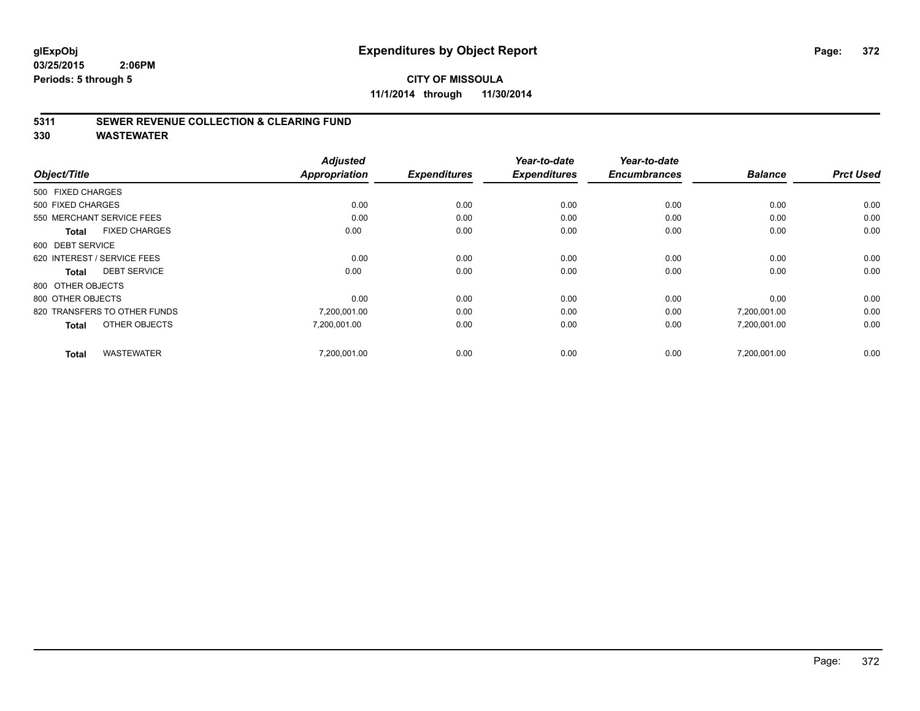# Expenditures by Object Report

glExpObj
03/25/2015 2:06PM
Periods: 5 through 5

**CITY OF MISSOULA**
**11/1/2014 through 11/30/2014**

## 5311 SEWER REVENUE COLLECTION & CLEARING FUND
## 330 WASTEWATER

| Object/Title | Adjusted Appropriation | Expenditures | Year-to-date Expenditures | Year-to-date Encumbrances | Balance | Prct Used |
|---|---|---|---|---|---|---|
| 500 FIXED CHARGES | | | | | | |
| 500 FIXED CHARGES | 0.00 | 0.00 | 0.00 | 0.00 | 0.00 | 0.00 |
| 550 MERCHANT SERVICE FEES | 0.00 | 0.00 | 0.00 | 0.00 | 0.00 | 0.00 |
| **Total** FIXED CHARGES | 0.00 | 0.00 | 0.00 | 0.00 | 0.00 | 0.00 |
| 600 DEBT SERVICE | | | | | | |
| 620 INTEREST / SERVICE FEES | 0.00 | 0.00 | 0.00 | 0.00 | 0.00 | 0.00 |
| **Total** DEBT SERVICE | 0.00 | 0.00 | 0.00 | 0.00 | 0.00 | 0.00 |
| 800 OTHER OBJECTS | | | | | | |
| 800 OTHER OBJECTS | 0.00 | 0.00 | 0.00 | 0.00 | 0.00 | 0.00 |
| 820 TRANSFERS TO OTHER FUNDS | 7,200,001.00 | 0.00 | 0.00 | 0.00 | 7,200,001.00 | 0.00 |
| **Total** OTHER OBJECTS | 7,200,001.00 | 0.00 | 0.00 | 0.00 | 7,200,001.00 | 0.00 |
| **Total** WASTEWATER | 7,200,001.00 | 0.00 | 0.00 | 0.00 | 7,200,001.00 | 0.00 |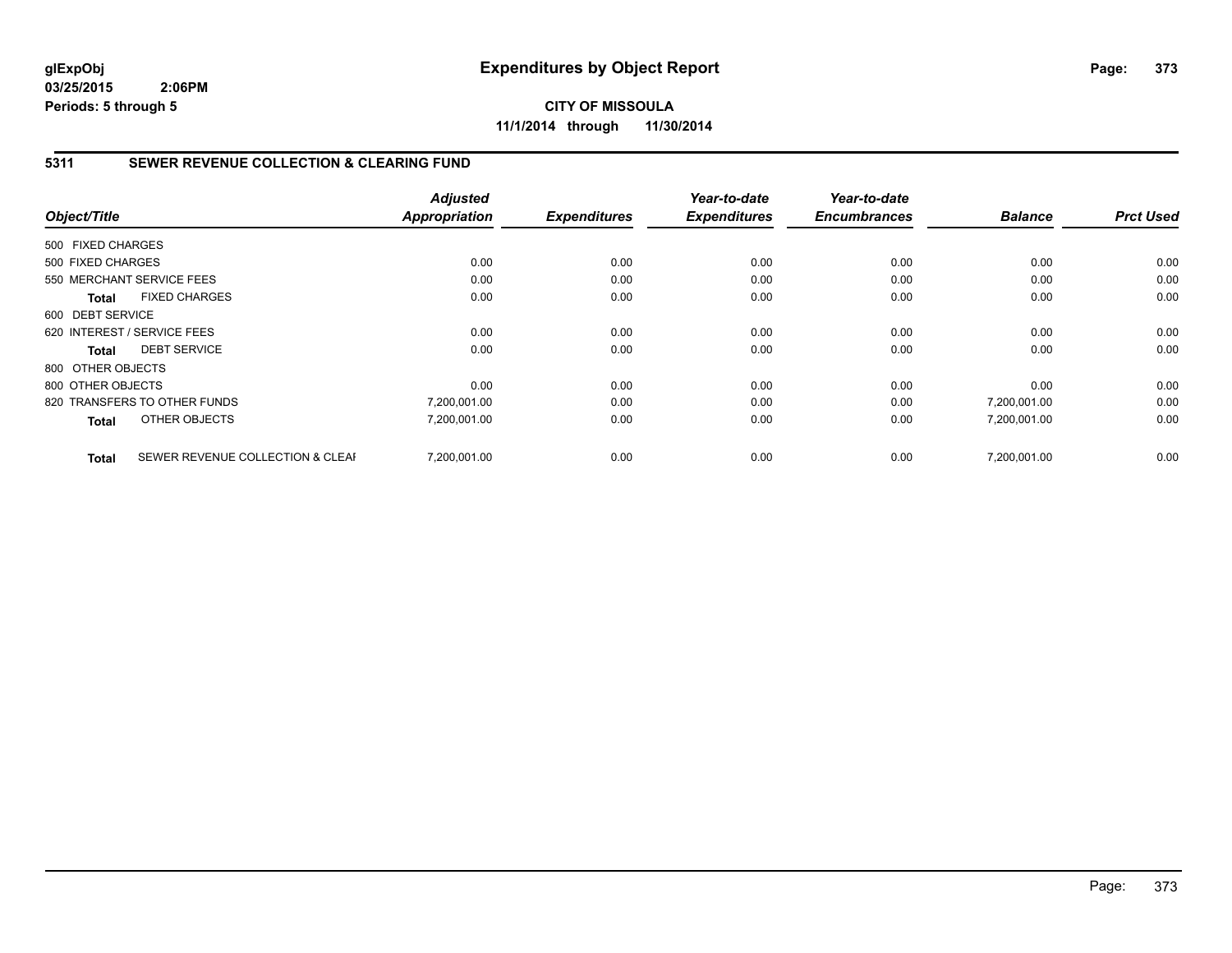**glExpObj**
**03/25/2015 2:06PM**
**Periods: 5 through 5**

# Expenditures by Object Report

**CITY OF MISSOULA**
**11/1/2014 through 11/30/2014**

## 5311 SEWER REVENUE COLLECTION & CLEARING FUND

| Object/Title | Adjusted Appropriation | Expenditures | Year-to-date Expenditures | Year-to-date Encumbrances | Balance | Prct Used |
|---|---|---|---|---|---|---|
| 500 FIXED CHARGES | | | | | | |
| 500 FIXED CHARGES | 0.00 | 0.00 | 0.00 | 0.00 | 0.00 | 0.00 |
| 550 MERCHANT SERVICE FEES | 0.00 | 0.00 | 0.00 | 0.00 | 0.00 | 0.00 |
| **Total** FIXED CHARGES | 0.00 | 0.00 | 0.00 | 0.00 | 0.00 | 0.00 |
| 600 DEBT SERVICE | | | | | | |
| 620 INTEREST / SERVICE FEES | 0.00 | 0.00 | 0.00 | 0.00 | 0.00 | 0.00 |
| **Total** DEBT SERVICE | 0.00 | 0.00 | 0.00 | 0.00 | 0.00 | 0.00 |
| 800 OTHER OBJECTS | | | | | | |
| 800 OTHER OBJECTS | 0.00 | 0.00 | 0.00 | 0.00 | 0.00 | 0.00 |
| 820 TRANSFERS TO OTHER FUNDS | 7,200,001.00 | 0.00 | 0.00 | 0.00 | 7,200,001.00 | 0.00 |
| **Total** OTHER OBJECTS | 7,200,001.00 | 0.00 | 0.00 | 0.00 | 7,200,001.00 | 0.00 |
| **Total** SEWER REVENUE COLLECTION & CLEAI | 7,200,001.00 | 0.00 | 0.00 | 0.00 | 7,200,001.00 | 0.00 |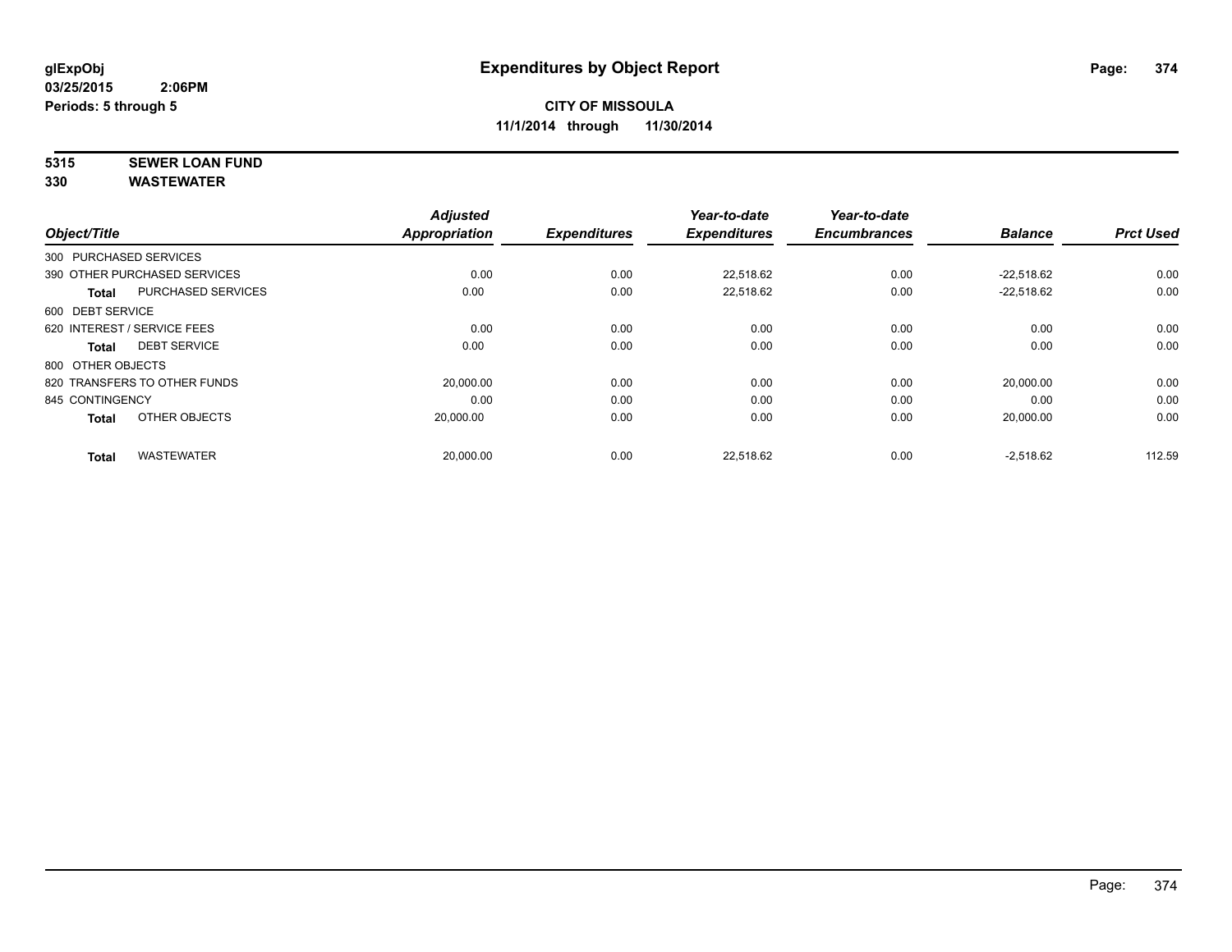# Expenditures by Object Report

glExpObj
03/25/2015 2:06PM
Periods: 5 through 5

**CITY OF MISSOULA**
**11/1/2014 through 11/30/2014**

**5315 SEWER LOAN FUND**
**330 WASTEWATER**

| Object/Title | | Adjusted Appropriation | Expenditures | Year-to-date Expenditures | Year-to-date Encumbrances | Balance | Prct Used |
|---|---|---|---|---|---|---|---|
| 300 PURCHASED SERVICES | | | | | | | |
| 390 OTHER PURCHASED SERVICES | | 0.00 | 0.00 | 22,518.62 | 0.00 | -22,518.62 | 0.00 |
| **Total** | PURCHASED SERVICES | 0.00 | 0.00 | 22,518.62 | 0.00 | -22,518.62 | 0.00 |
| 600 DEBT SERVICE | | | | | | | |
| 620 INTEREST / SERVICE FEES | | 0.00 | 0.00 | 0.00 | 0.00 | 0.00 | 0.00 |
| **Total** | DEBT SERVICE | 0.00 | 0.00 | 0.00 | 0.00 | 0.00 | 0.00 |
| 800 OTHER OBJECTS | | | | | | | |
| 820 TRANSFERS TO OTHER FUNDS | | 20,000.00 | 0.00 | 0.00 | 0.00 | 20,000.00 | 0.00 |
| 845 CONTINGENCY | | 0.00 | 0.00 | 0.00 | 0.00 | 0.00 | 0.00 |
| **Total** | OTHER OBJECTS | 20,000.00 | 0.00 | 0.00 | 0.00 | 20,000.00 | 0.00 |
| **Total** | WASTEWATER | 20,000.00 | 0.00 | 22,518.62 | 0.00 | -2,518.62 | 112.59 |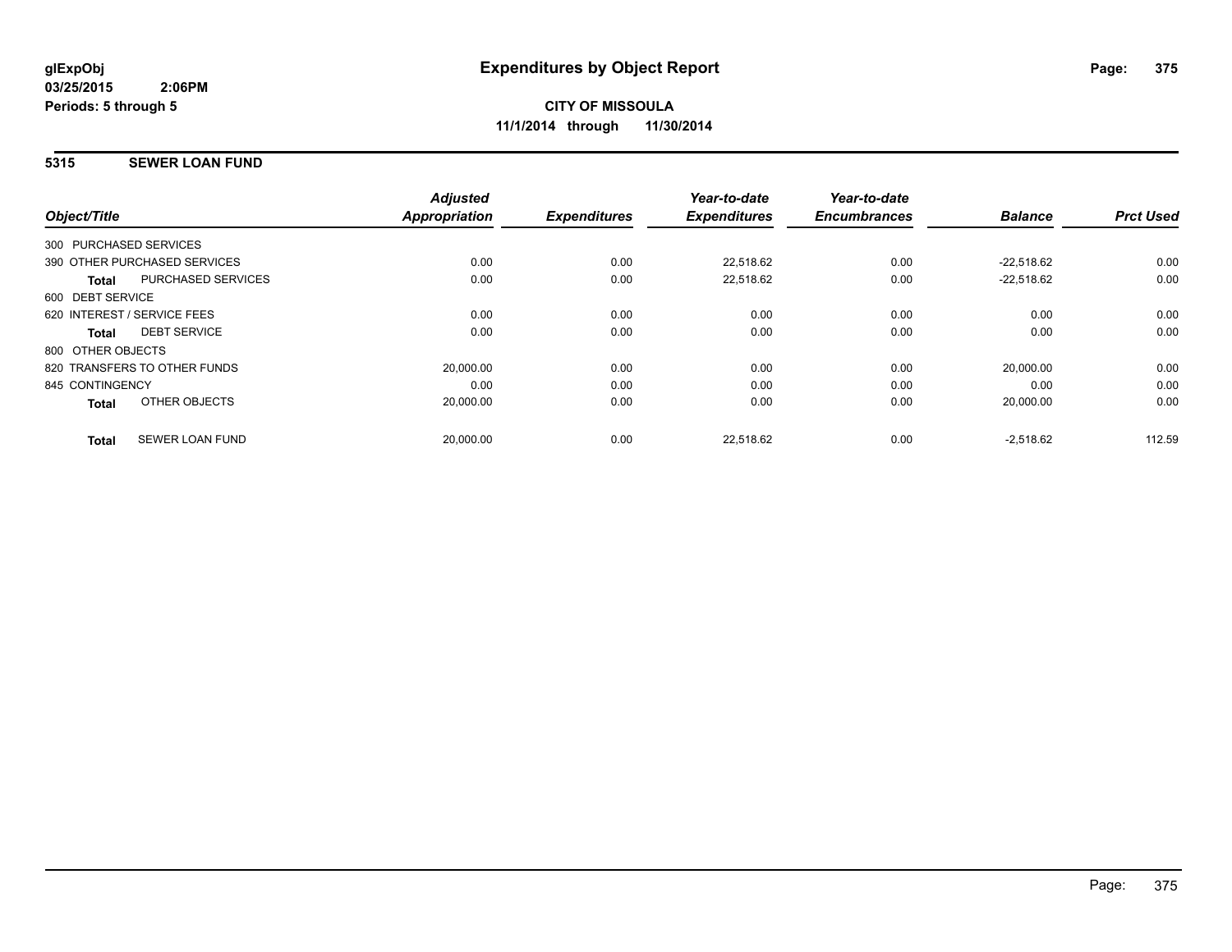**glExpObj**
**03/25/2015 2:06PM**
**Periods: 5 through 5**

# Expenditures by Object Report

**CITY OF MISSOULA**
**11/1/2014 through 11/30/2014**

## 5315 SEWER LOAN FUND

| Object/Title | | Adjusted Appropriation | Expenditures | Year-to-date Expenditures | Year-to-date Encumbrances | Balance | Prct Used |
|---|---|---|---|---|---|---|---|
| 300 PURCHASED SERVICES | | | | | | | |
| 390 OTHER PURCHASED SERVICES | | 0.00 | 0.00 | 22,518.62 | 0.00 | -22,518.62 | 0.00 |
| **Total** | PURCHASED SERVICES | 0.00 | 0.00 | 22,518.62 | 0.00 | -22,518.62 | 0.00 |
| 600 DEBT SERVICE | | | | | | | |
| 620 INTEREST / SERVICE FEES | | 0.00 | 0.00 | 0.00 | 0.00 | 0.00 | 0.00 |
| **Total** | DEBT SERVICE | 0.00 | 0.00 | 0.00 | 0.00 | 0.00 | 0.00 |
| 800 OTHER OBJECTS | | | | | | | |
| 820 TRANSFERS TO OTHER FUNDS | | 20,000.00 | 0.00 | 0.00 | 0.00 | 20,000.00 | 0.00 |
| 845 CONTINGENCY | | 0.00 | 0.00 | 0.00 | 0.00 | 0.00 | 0.00 |
| **Total** | OTHER OBJECTS | 20,000.00 | 0.00 | 0.00 | 0.00 | 20,000.00 | 0.00 |
| **Total** | SEWER LOAN FUND | 20,000.00 | 0.00 | 22,518.62 | 0.00 | -2,518.62 | 112.59 |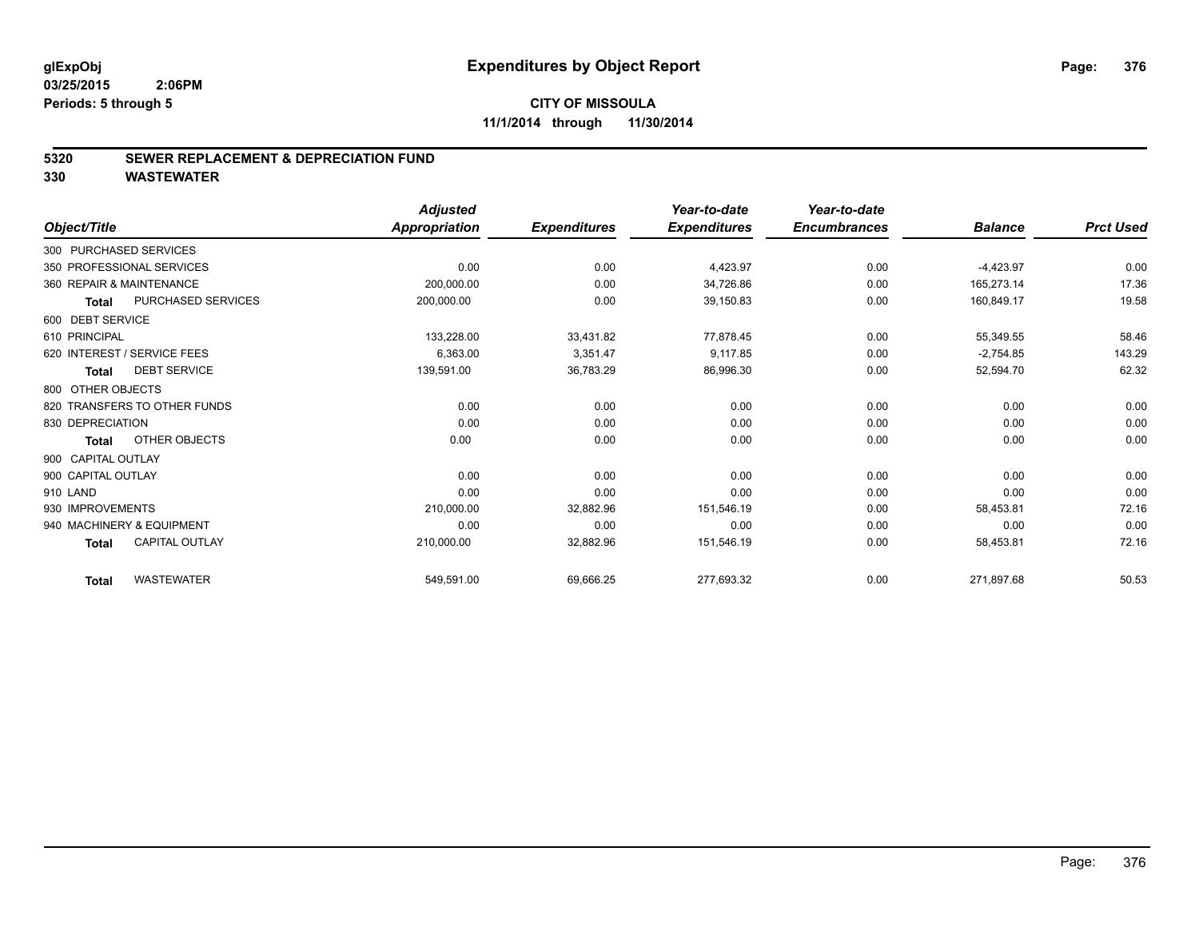**glExpObj**
**03/25/2015 2:06PM**
**Periods: 5 through 5**

# Expenditures by Object Report

**CITY OF MISSOULA**
**11/1/2014 through 11/30/2014**

## 5320 SEWER REPLACEMENT & DEPRECIATION FUND
## 330 WASTEWATER

| Object/Title | Adjusted Appropriation | Expenditures | Year-to-date Expenditures | Year-to-date Encumbrances | Balance | Prct Used |
|---|---|---|---|---|---|---|
| 300 PURCHASED SERVICES | | | | | | |
| 350 PROFESSIONAL SERVICES | 0.00 | 0.00 | 4,423.97 | 0.00 | -4,423.97 | 0.00 |
| 360 REPAIR & MAINTENANCE | 200,000.00 | 0.00 | 34,726.86 | 0.00 | 165,273.14 | 17.36 |
| **Total** PURCHASED SERVICES | 200,000.00 | 0.00 | 39,150.83 | 0.00 | 160,849.17 | 19.58 |
| 600 DEBT SERVICE | | | | | | |
| 610 PRINCIPAL | 133,228.00 | 33,431.82 | 77,878.45 | 0.00 | 55,349.55 | 58.46 |
| 620 INTEREST / SERVICE FEES | 6,363.00 | 3,351.47 | 9,117.85 | 0.00 | -2,754.85 | 143.29 |
| **Total** DEBT SERVICE | 139,591.00 | 36,783.29 | 86,996.30 | 0.00 | 52,594.70 | 62.32 |
| 800 OTHER OBJECTS | | | | | | |
| 820 TRANSFERS TO OTHER FUNDS | 0.00 | 0.00 | 0.00 | 0.00 | 0.00 | 0.00 |
| 830 DEPRECIATION | 0.00 | 0.00 | 0.00 | 0.00 | 0.00 | 0.00 |
| **Total** OTHER OBJECTS | 0.00 | 0.00 | 0.00 | 0.00 | 0.00 | 0.00 |
| 900 CAPITAL OUTLAY | | | | | | |
| 900 CAPITAL OUTLAY | 0.00 | 0.00 | 0.00 | 0.00 | 0.00 | 0.00 |
| 910 LAND | 0.00 | 0.00 | 0.00 | 0.00 | 0.00 | 0.00 |
| 930 IMPROVEMENTS | 210,000.00 | 32,882.96 | 151,546.19 | 0.00 | 58,453.81 | 72.16 |
| 940 MACHINERY & EQUIPMENT | 0.00 | 0.00 | 0.00 | 0.00 | 0.00 | 0.00 |
| **Total** CAPITAL OUTLAY | 210,000.00 | 32,882.96 | 151,546.19 | 0.00 | 58,453.81 | 72.16 |
| **Total** WASTEWATER | 549,591.00 | 69,666.25 | 277,693.32 | 0.00 | 271,897.68 | 50.53 |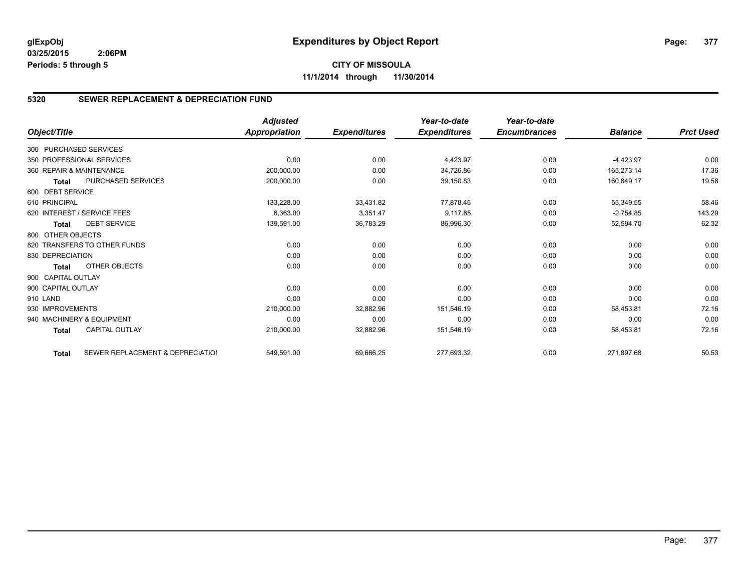**glExpObj**
**03/25/2015 2:06PM**
**Periods: 5 through 5**

# Expenditures by Object Report

**CITY OF MISSOULA**
**11/1/2014 through 11/30/2014**

## 5320 SEWER REPLACEMENT & DEPRECIATION FUND

| Object/Title | Adjusted Appropriation | Expenditures | Year-to-date Expenditures | Year-to-date Encumbrances | Balance | Prct Used |
|---|---|---|---|---|---|---|
| 300 PURCHASED SERVICES | | | | | | |
| 350 PROFESSIONAL SERVICES | 0.00 | 0.00 | 4,423.97 | 0.00 | -4,423.97 | 0.00 |
| 360 REPAIR & MAINTENANCE | 200,000.00 | 0.00 | 34,726.86 | 0.00 | 165,273.14 | 17.36 |
| **Total** PURCHASED SERVICES | 200,000.00 | 0.00 | 39,150.83 | 0.00 | 160,849.17 | 19.58 |
| 600 DEBT SERVICE | | | | | | |
| 610 PRINCIPAL | 133,228.00 | 33,431.82 | 77,878.45 | 0.00 | 55,349.55 | 58.46 |
| 620 INTEREST / SERVICE FEES | 6,363.00 | 3,351.47 | 9,117.85 | 0.00 | -2,754.85 | 143.29 |
| **Total** DEBT SERVICE | 139,591.00 | 36,783.29 | 86,996.30 | 0.00 | 52,594.70 | 62.32 |
| 800 OTHER OBJECTS | | | | | | |
| 820 TRANSFERS TO OTHER FUNDS | 0.00 | 0.00 | 0.00 | 0.00 | 0.00 | 0.00 |
| 830 DEPRECIATION | 0.00 | 0.00 | 0.00 | 0.00 | 0.00 | 0.00 |
| **Total** OTHER OBJECTS | 0.00 | 0.00 | 0.00 | 0.00 | 0.00 | 0.00 |
| 900 CAPITAL OUTLAY | | | | | | |
| 900 CAPITAL OUTLAY | 0.00 | 0.00 | 0.00 | 0.00 | 0.00 | 0.00 |
| 910 LAND | 0.00 | 0.00 | 0.00 | 0.00 | 0.00 | 0.00 |
| 930 IMPROVEMENTS | 210,000.00 | 32,882.96 | 151,546.19 | 0.00 | 58,453.81 | 72.16 |
| 940 MACHINERY & EQUIPMENT | 0.00 | 0.00 | 0.00 | 0.00 | 0.00 | 0.00 |
| **Total** CAPITAL OUTLAY | 210,000.00 | 32,882.96 | 151,546.19 | 0.00 | 58,453.81 | 72.16 |
| **Total** SEWER REPLACEMENT & DEPRECIATIOI | 549,591.00 | 69,666.25 | 277,693.32 | 0.00 | 271,897.68 | 50.53 |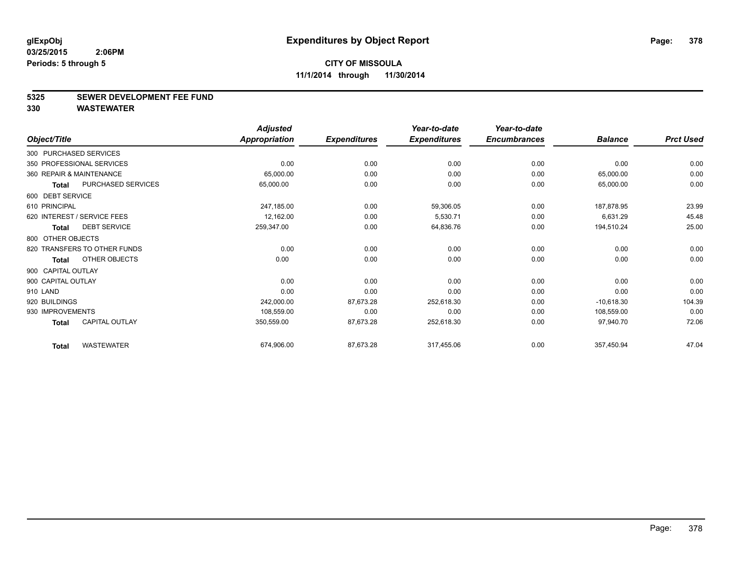**glExpObj**
**03/25/2015 2:06PM**
**Periods: 5 through 5**

# Expenditures by Object Report

**CITY OF MISSOULA**
**11/1/2014 through 11/30/2014**

## 5325 SEWER DEVELOPMENT FEE FUND
## 330 WASTEWATER

| Object/Title | Adjusted Appropriation | Expenditures | Year-to-date Expenditures | Year-to-date Encumbrances | Balance | Prct Used |
|---|---|---|---|---|---|---|
| 300 PURCHASED SERVICES | | | | | | |
| 350 PROFESSIONAL SERVICES | 0.00 | 0.00 | 0.00 | 0.00 | 0.00 | 0.00 |
| 360 REPAIR & MAINTENANCE | 65,000.00 | 0.00 | 0.00 | 0.00 | 65,000.00 | 0.00 |
| **Total** PURCHASED SERVICES | 65,000.00 | 0.00 | 0.00 | 0.00 | 65,000.00 | 0.00 |
| 600 DEBT SERVICE | | | | | | |
| 610 PRINCIPAL | 247,185.00 | 0.00 | 59,306.05 | 0.00 | 187,878.95 | 23.99 |
| 620 INTEREST / SERVICE FEES | 12,162.00 | 0.00 | 5,530.71 | 0.00 | 6,631.29 | 45.48 |
| **Total** DEBT SERVICE | 259,347.00 | 0.00 | 64,836.76 | 0.00 | 194,510.24 | 25.00 |
| 800 OTHER OBJECTS | | | | | | |
| 820 TRANSFERS TO OTHER FUNDS | 0.00 | 0.00 | 0.00 | 0.00 | 0.00 | 0.00 |
| **Total** OTHER OBJECTS | 0.00 | 0.00 | 0.00 | 0.00 | 0.00 | 0.00 |
| 900 CAPITAL OUTLAY | | | | | | |
| 900 CAPITAL OUTLAY | 0.00 | 0.00 | 0.00 | 0.00 | 0.00 | 0.00 |
| 910 LAND | 0.00 | 0.00 | 0.00 | 0.00 | 0.00 | 0.00 |
| 920 BUILDINGS | 242,000.00 | 87,673.28 | 252,618.30 | 0.00 | -10,618.30 | 104.39 |
| 930 IMPROVEMENTS | 108,559.00 | 0.00 | 0.00 | 0.00 | 108,559.00 | 0.00 |
| **Total** CAPITAL OUTLAY | 350,559.00 | 87,673.28 | 252,618.30 | 0.00 | 97,940.70 | 72.06 |
| **Total** WASTEWATER | 674,906.00 | 87,673.28 | 317,455.06 | 0.00 | 357,450.94 | 47.04 |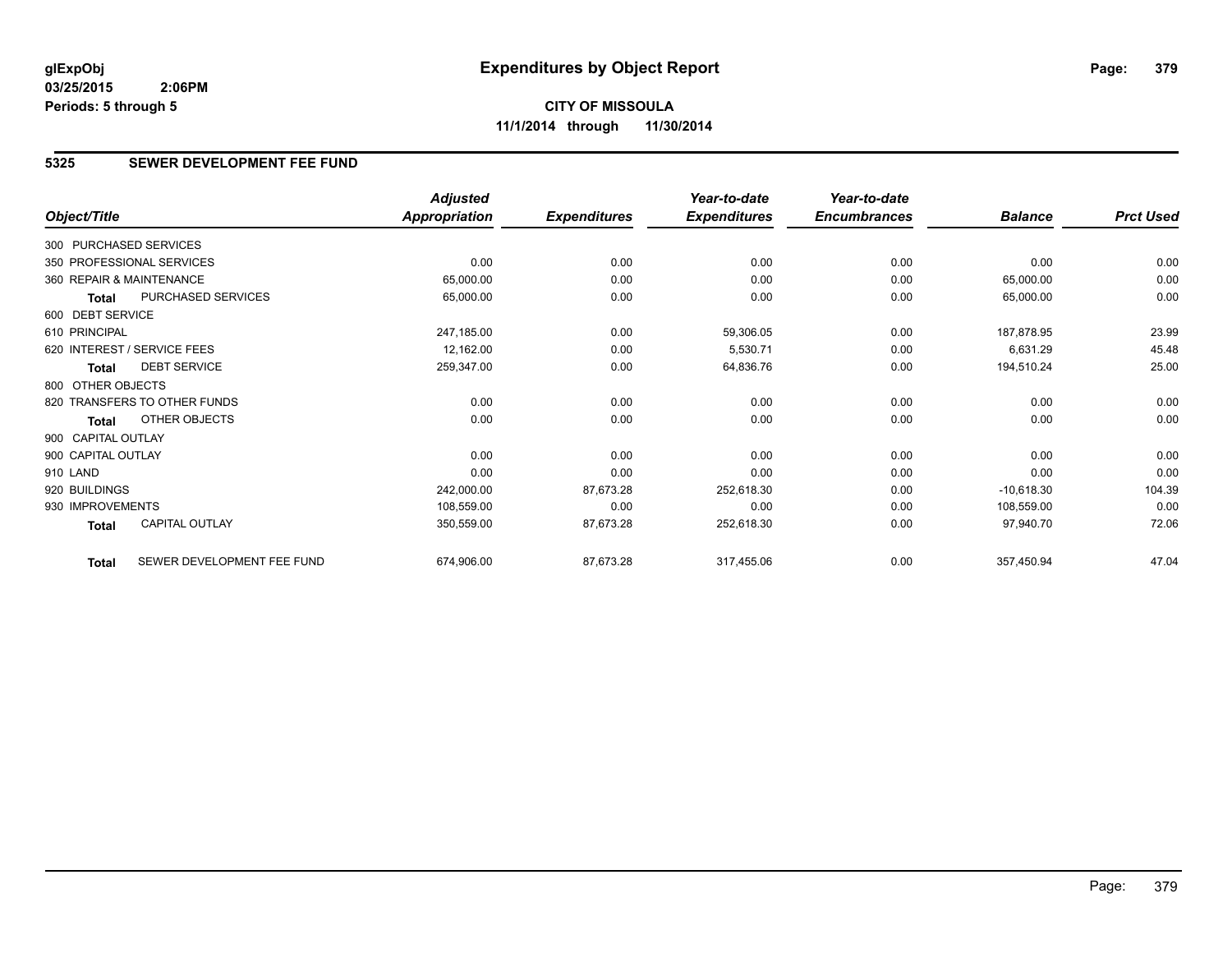**glExpObj** **Expenditures by Object Report**
**03/25/2015 2:06PM**
**Periods: 5 through 5**

**CITY OF MISSOULA**
**11/1/2014 through 11/30/2014**

## 5325 SEWER DEVELOPMENT FEE FUND

| Object/Title | Adjusted Appropriation | Expenditures | Year-to-date Expenditures | Year-to-date Encumbrances | Balance | Prct Used |
|---|---|---|---|---|---|---|
| 300 PURCHASED SERVICES | | | | | | |
| 350 PROFESSIONAL SERVICES | 0.00 | 0.00 | 0.00 | 0.00 | 0.00 | 0.00 |
| 360 REPAIR & MAINTENANCE | 65,000.00 | 0.00 | 0.00 | 0.00 | 65,000.00 | 0.00 |
| **Total** PURCHASED SERVICES | 65,000.00 | 0.00 | 0.00 | 0.00 | 65,000.00 | 0.00 |
| 600 DEBT SERVICE | | | | | | |
| 610 PRINCIPAL | 247,185.00 | 0.00 | 59,306.05 | 0.00 | 187,878.95 | 23.99 |
| 620 INTEREST / SERVICE FEES | 12,162.00 | 0.00 | 5,530.71 | 0.00 | 6,631.29 | 45.48 |
| **Total** DEBT SERVICE | 259,347.00 | 0.00 | 64,836.76 | 0.00 | 194,510.24 | 25.00 |
| 800 OTHER OBJECTS | | | | | | |
| 820 TRANSFERS TO OTHER FUNDS | 0.00 | 0.00 | 0.00 | 0.00 | 0.00 | 0.00 |
| **Total** OTHER OBJECTS | 0.00 | 0.00 | 0.00 | 0.00 | 0.00 | 0.00 |
| 900 CAPITAL OUTLAY | | | | | | |
| 900 CAPITAL OUTLAY | 0.00 | 0.00 | 0.00 | 0.00 | 0.00 | 0.00 |
| 910 LAND | 0.00 | 0.00 | 0.00 | 0.00 | 0.00 | 0.00 |
| 920 BUILDINGS | 242,000.00 | 87,673.28 | 252,618.30 | 0.00 | -10,618.30 | 104.39 |
| 930 IMPROVEMENTS | 108,559.00 | 0.00 | 0.00 | 0.00 | 108,559.00 | 0.00 |
| **Total** CAPITAL OUTLAY | 350,559.00 | 87,673.28 | 252,618.30 | 0.00 | 97,940.70 | 72.06 |
| **Total** SEWER DEVELOPMENT FEE FUND | 674,906.00 | 87,673.28 | 317,455.06 | 0.00 | 357,450.94 | 47.04 |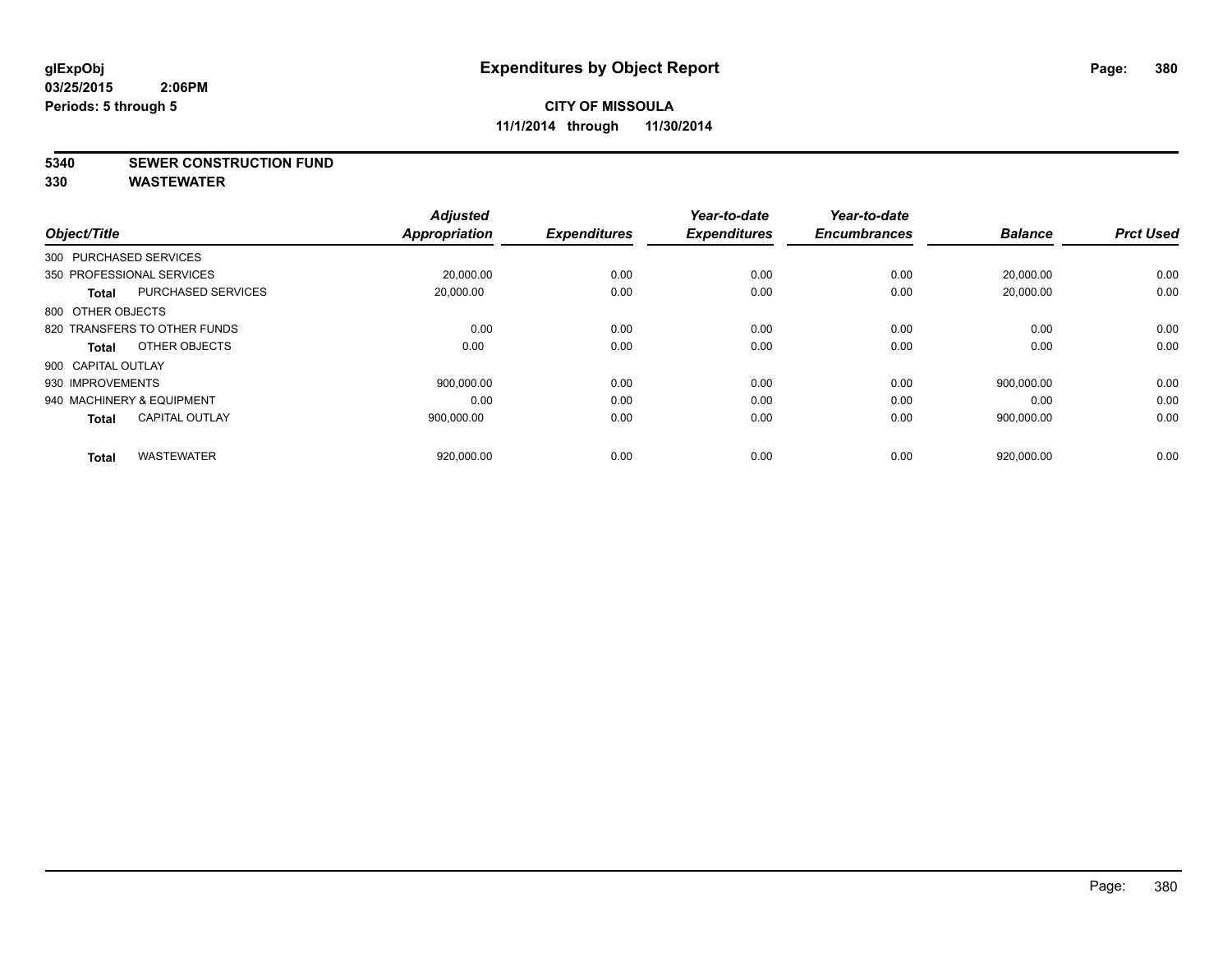**glExpObj**
**03/25/2015 2:06PM**
**Periods: 5 through 5**

# Expenditures by Object Report

**CITY OF MISSOULA**
**11/1/2014 through 11/30/2014**

**5340 SEWER CONSTRUCTION FUND**
**330 WASTEWATER**

| Object/Title | Adjusted Appropriation | Expenditures | Year-to-date Expenditures | Year-to-date Encumbrances | Balance | Prct Used |
|---|---|---|---|---|---|---|
| 300 PURCHASED SERVICES | | | | | | |
| 350 PROFESSIONAL SERVICES | 20,000.00 | 0.00 | 0.00 | 0.00 | 20,000.00 | 0.00 |
| **Total** PURCHASED SERVICES | 20,000.00 | 0.00 | 0.00 | 0.00 | 20,000.00 | 0.00 |
| 800 OTHER OBJECTS | | | | | | |
| 820 TRANSFERS TO OTHER FUNDS | 0.00 | 0.00 | 0.00 | 0.00 | 0.00 | 0.00 |
| **Total** OTHER OBJECTS | 0.00 | 0.00 | 0.00 | 0.00 | 0.00 | 0.00 |
| 900 CAPITAL OUTLAY | | | | | | |
| 930 IMPROVEMENTS | 900,000.00 | 0.00 | 0.00 | 0.00 | 900,000.00 | 0.00 |
| 940 MACHINERY & EQUIPMENT | 0.00 | 0.00 | 0.00 | 0.00 | 0.00 | 0.00 |
| **Total** CAPITAL OUTLAY | 900,000.00 | 0.00 | 0.00 | 0.00 | 900,000.00 | 0.00 |
| **Total** WASTEWATER | 920,000.00 | 0.00 | 0.00 | 0.00 | 920,000.00 | 0.00 |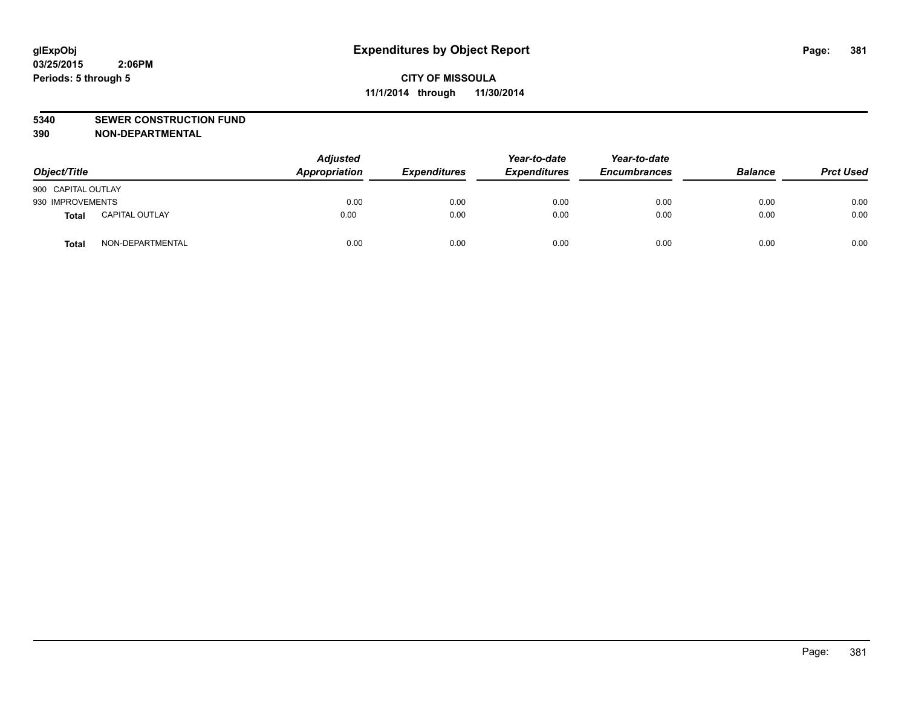**glExpObj** **Expenditures by Object Report**
**03/25/2015 2:06PM**
**Periods: 5 through 5**

**CITY OF MISSOULA**
**11/1/2014 through 11/30/2014**

**5340 SEWER CONSTRUCTION FUND**
**390 NON-DEPARTMENTAL**

| Object/Title | | Adjusted Appropriation | Expenditures | Year-to-date Expenditures | Year-to-date Encumbrances | Balance | Prct Used |
|---|---|---|---|---|---|---|---|
| 900 CAPITAL OUTLAY | | | | | | | |
| 930 IMPROVEMENTS | | 0.00 | 0.00 | 0.00 | 0.00 | 0.00 | 0.00 |
| **Total** | CAPITAL OUTLAY | 0.00 | 0.00 | 0.00 | 0.00 | 0.00 | 0.00 |
| **Total** | NON-DEPARTMENTAL | 0.00 | 0.00 | 0.00 | 0.00 | 0.00 | 0.00 |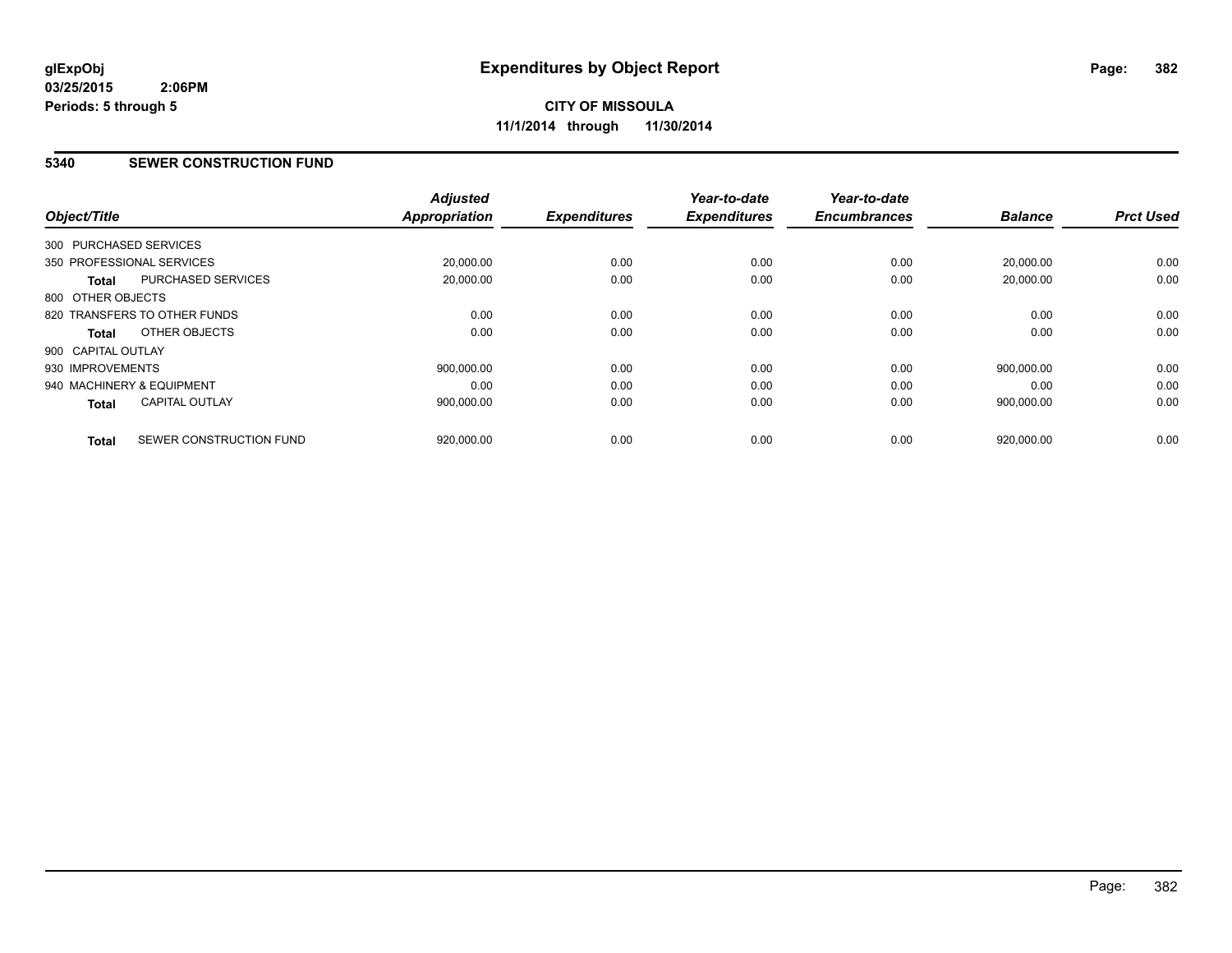# Expenditures by Object Report

glExpObj
03/25/2015 2:06PM
Periods: 5 through 5

**CITY OF MISSOULA**
**11/1/2014 through 11/30/2014**

## 5340 SEWER CONSTRUCTION FUND

| Object/Title | Adjusted Appropriation | Expenditures | Year-to-date Expenditures | Year-to-date Encumbrances | Balance | Prct Used |
|---|---|---|---|---|---|---|
| 300 PURCHASED SERVICES | | | | | | |
| 350 PROFESSIONAL SERVICES | 20,000.00 | 0.00 | 0.00 | 0.00 | 20,000.00 | 0.00 |
| **Total** PURCHASED SERVICES | 20,000.00 | 0.00 | 0.00 | 0.00 | 20,000.00 | 0.00 |
| 800 OTHER OBJECTS | | | | | | |
| 820 TRANSFERS TO OTHER FUNDS | 0.00 | 0.00 | 0.00 | 0.00 | 0.00 | 0.00 |
| **Total** OTHER OBJECTS | 0.00 | 0.00 | 0.00 | 0.00 | 0.00 | 0.00 |
| 900 CAPITAL OUTLAY | | | | | | |
| 930 IMPROVEMENTS | 900,000.00 | 0.00 | 0.00 | 0.00 | 900,000.00 | 0.00 |
| 940 MACHINERY & EQUIPMENT | 0.00 | 0.00 | 0.00 | 0.00 | 0.00 | 0.00 |
| **Total** CAPITAL OUTLAY | 900,000.00 | 0.00 | 0.00 | 0.00 | 900,000.00 | 0.00 |
| **Total** SEWER CONSTRUCTION FUND | 920,000.00 | 0.00 | 0.00 | 0.00 | 920,000.00 | 0.00 |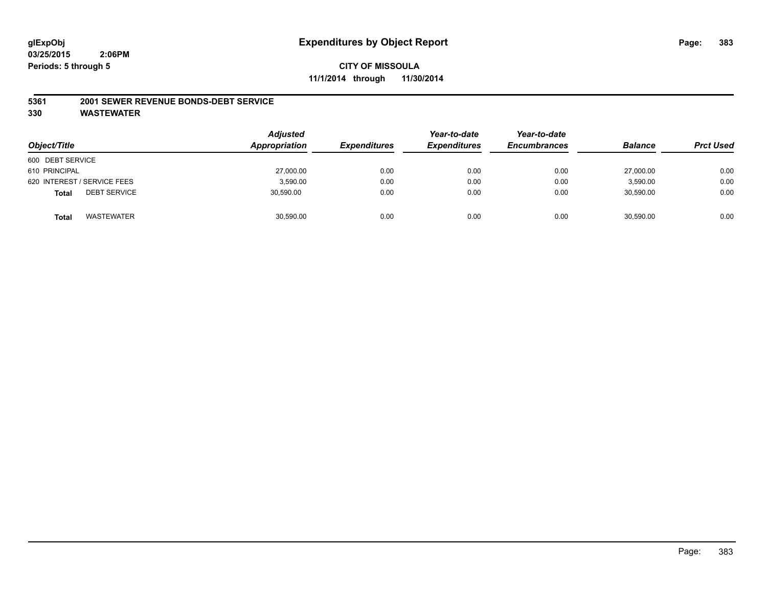glExpObj
03/25/2015 2:06PM
Periods: 5 through 5

# Expenditures by Object Report

**CITY OF MISSOULA**
**11/1/2014 through 11/30/2014**

**5361 2001 SEWER REVENUE BONDS-DEBT SERVICE**
**330 WASTEWATER**

| Object/Title | | Adjusted Appropriation | Expenditures | Year-to-date Expenditures | Year-to-date Encumbrances | Balance | Prct Used |
|---|---|---|---|---|---|---|---|
| 600 DEBT SERVICE | | | | | | | |
| 610 PRINCIPAL | | 27,000.00 | 0.00 | 0.00 | 0.00 | 27,000.00 | 0.00 |
| 620 INTEREST / SERVICE FEES | | 3,590.00 | 0.00 | 0.00 | 0.00 | 3,590.00 | 0.00 |
| **Total** | DEBT SERVICE | 30,590.00 | 0.00 | 0.00 | 0.00 | 30,590.00 | 0.00 |
| **Total** | WASTEWATER | 30,590.00 | 0.00 | 0.00 | 0.00 | 30,590.00 | 0.00 |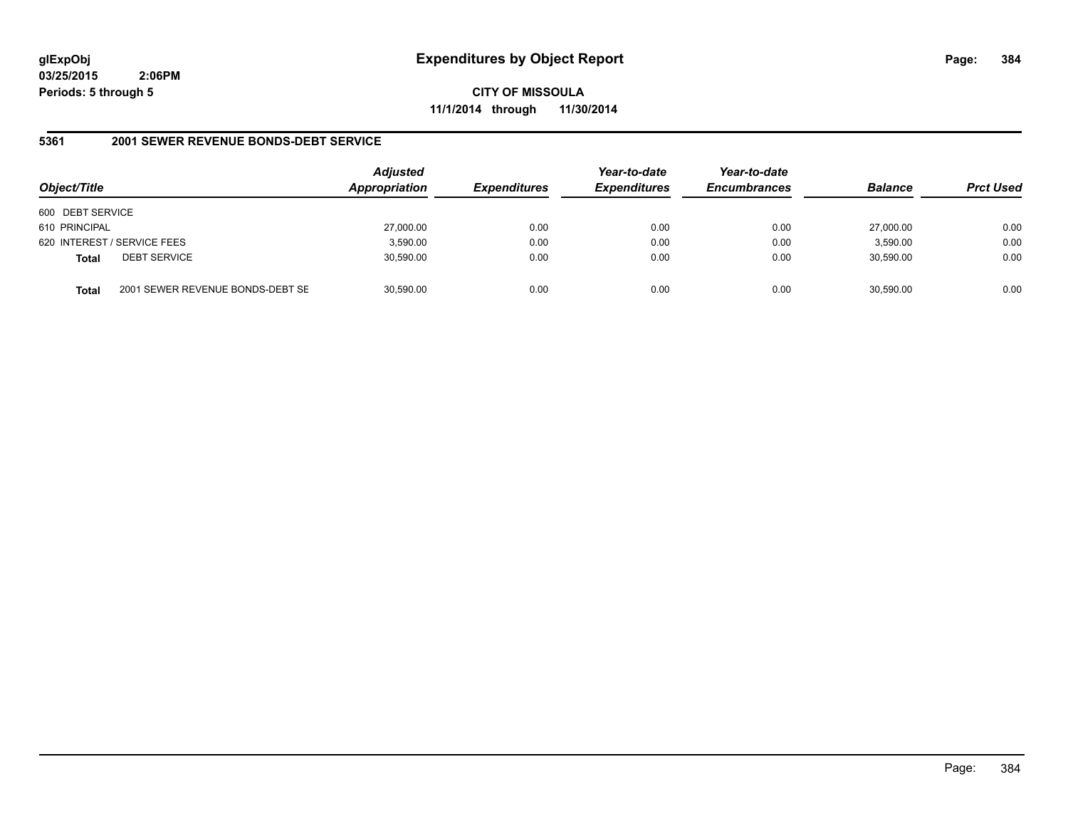## Expenditures by Object Report

**CITY OF MISSOULA**
**11/1/2014 through 11/30/2014**

glExpObj
03/25/2015 2:06PM
Periods: 5 through 5

### 5361 2001 SEWER REVENUE BONDS-DEBT SERVICE

| Object/Title | Adjusted Appropriation | Expenditures | Year-to-date Expenditures | Year-to-date Encumbrances | Balance | Prct Used |
|---|---|---|---|---|---|---|
| 600 DEBT SERVICE | | | | | | |
| 610 PRINCIPAL | 27,000.00 | 0.00 | 0.00 | 0.00 | 27,000.00 | 0.00 |
| 620 INTEREST / SERVICE FEES | 3,590.00 | 0.00 | 0.00 | 0.00 | 3,590.00 | 0.00 |
| **Total** DEBT SERVICE | 30,590.00 | 0.00 | 0.00 | 0.00 | 30,590.00 | 0.00 |
| **Total** 2001 SEWER REVENUE BONDS-DEBT SE | 30,590.00 | 0.00 | 0.00 | 0.00 | 30,590.00 | 0.00 |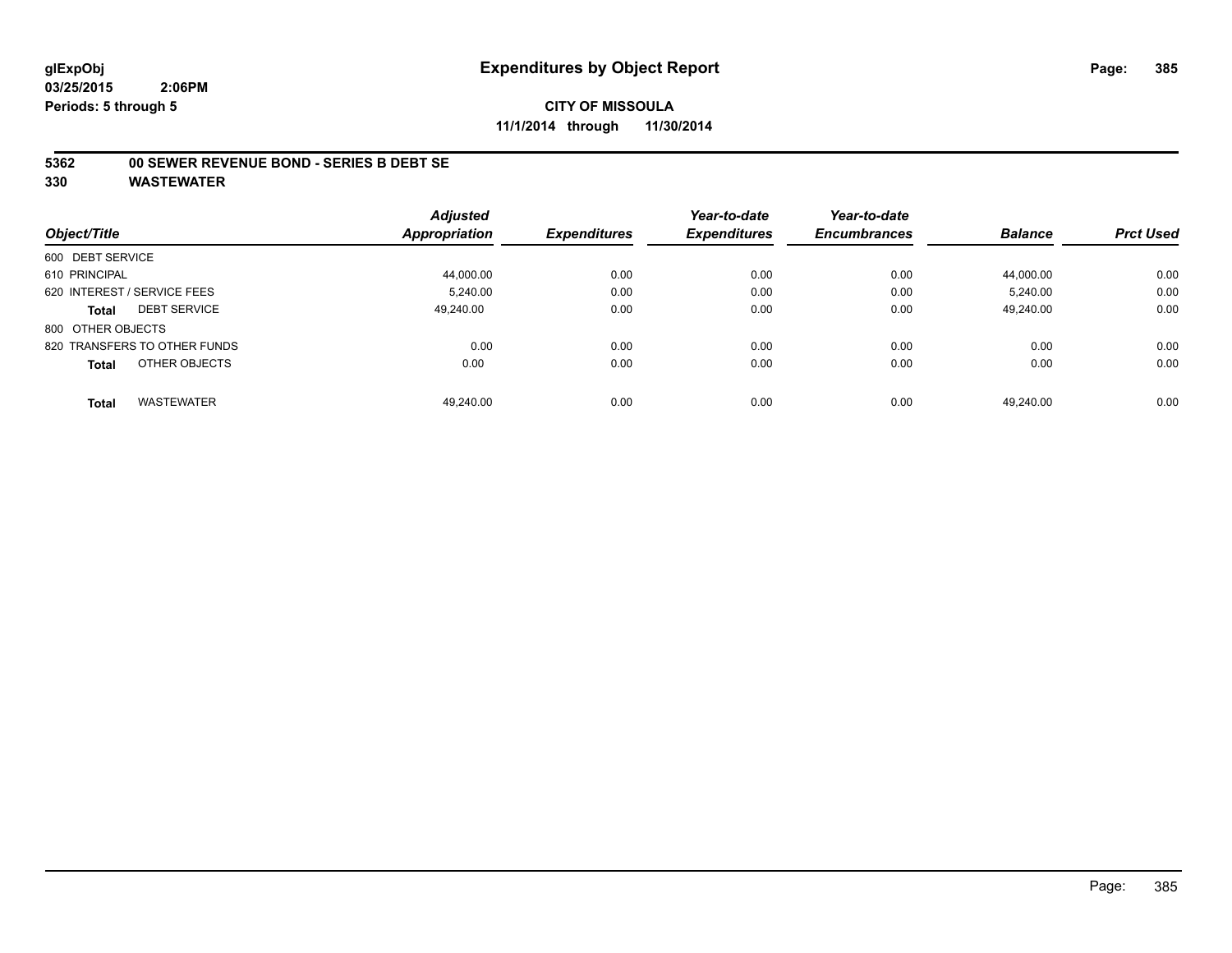# Expenditures by Object Report

glExpObj
03/25/2015 2:06PM
Periods: 5 through 5

**CITY OF MISSOULA**
**11/1/2014 through 11/30/2014**

## 5362 00 SEWER REVENUE BOND - SERIES B DEBT SE
## 330 WASTEWATER

| Object/Title | Adjusted Appropriation | Expenditures | Year-to-date Expenditures | Year-to-date Encumbrances | Balance | Prct Used |
|---|---|---|---|---|---|---|
| 600 DEBT SERVICE | | | | | | |
| 610 PRINCIPAL | 44,000.00 | 0.00 | 0.00 | 0.00 | 44,000.00 | 0.00 |
| 620 INTEREST / SERVICE FEES | 5,240.00 | 0.00 | 0.00 | 0.00 | 5,240.00 | 0.00 |
| **Total** DEBT SERVICE | 49,240.00 | 0.00 | 0.00 | 0.00 | 49,240.00 | 0.00 |
| 800 OTHER OBJECTS | | | | | | |
| 820 TRANSFERS TO OTHER FUNDS | 0.00 | 0.00 | 0.00 | 0.00 | 0.00 | 0.00 |
| **Total** OTHER OBJECTS | 0.00 | 0.00 | 0.00 | 0.00 | 0.00 | 0.00 |
| **Total** WASTEWATER | 49,240.00 | 0.00 | 0.00 | 0.00 | 49,240.00 | 0.00 |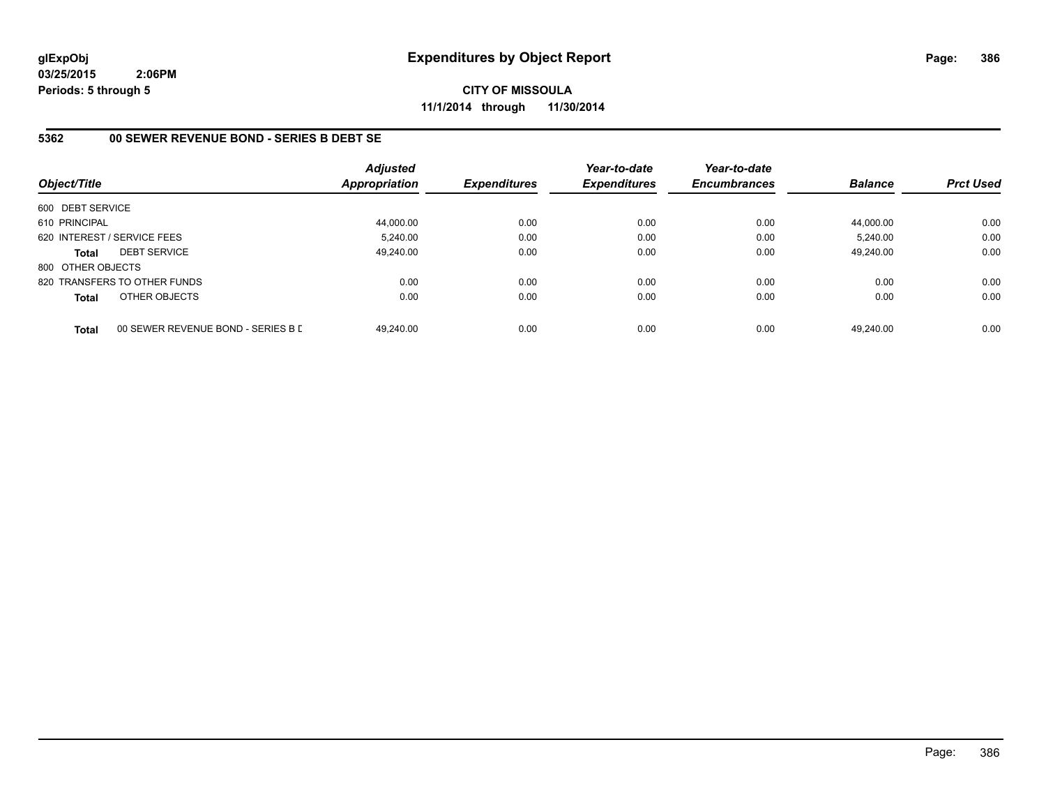**glExpObj**
**03/25/2015 2:06PM**
**Periods: 5 through 5**

# Expenditures by Object Report

**CITY OF MISSOULA**
**11/1/2014 through 11/30/2014**

## 5362 00 SEWER REVENUE BOND - SERIES B DEBT SE

| Object/Title | | Adjusted Appropriation | Expenditures | Year-to-date Expenditures | Year-to-date Encumbrances | Balance | Prct Used |
|---|---|---|---|---|---|---|---|
| 600 DEBT SERVICE | | | | | | | |
| 610 PRINCIPAL | | 44,000.00 | 0.00 | 0.00 | 0.00 | 44,000.00 | 0.00 |
| 620 INTEREST / SERVICE FEES | | 5,240.00 | 0.00 | 0.00 | 0.00 | 5,240.00 | 0.00 |
| **Total** | DEBT SERVICE | 49,240.00 | 0.00 | 0.00 | 0.00 | 49,240.00 | 0.00 |
| 800 OTHER OBJECTS | | | | | | | |
| 820 TRANSFERS TO OTHER FUNDS | | 0.00 | 0.00 | 0.00 | 0.00 | 0.00 | 0.00 |
| **Total** | OTHER OBJECTS | 0.00 | 0.00 | 0.00 | 0.00 | 0.00 | 0.00 |
| **Total** | 00 SEWER REVENUE BOND - SERIES B D | 49,240.00 | 0.00 | 0.00 | 0.00 | 49,240.00 | 0.00 |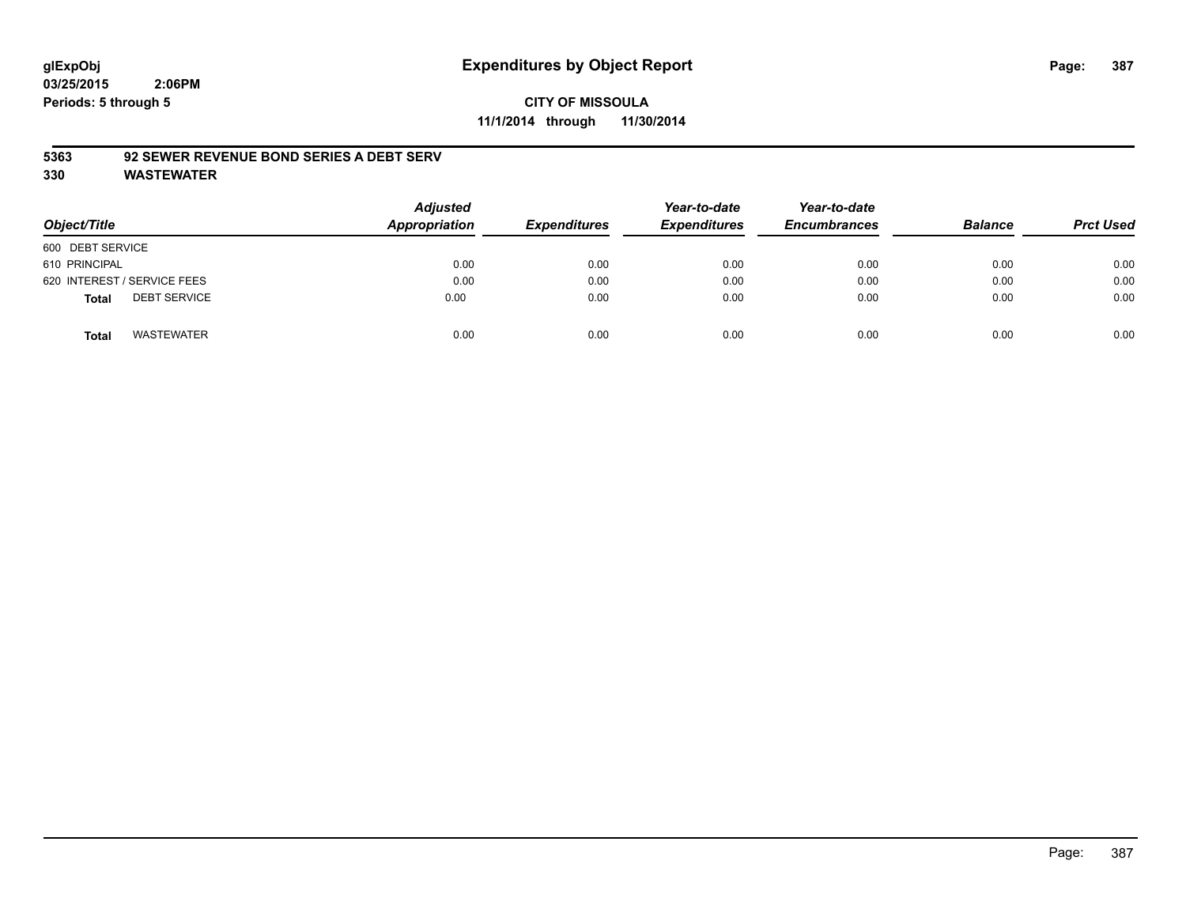glExpObj
03/25/2015 2:06PM
Periods: 5 through 5

# Expenditures by Object Report

**CITY OF MISSOULA**
**11/1/2014 through 11/30/2014**

**5363 92 SEWER REVENUE BOND SERIES A DEBT SERV**
**330 WASTEWATER**

| Object/Title | Adjusted Appropriation | Expenditures | Year-to-date Expenditures | Year-to-date Encumbrances | Balance | Prct Used |
|---|---|---|---|---|---|---|
| 600 DEBT SERVICE | | | | | | |
| 610 PRINCIPAL | 0.00 | 0.00 | 0.00 | 0.00 | 0.00 | 0.00 |
| 620 INTEREST / SERVICE FEES | 0.00 | 0.00 | 0.00 | 0.00 | 0.00 | 0.00 |
| **Total** DEBT SERVICE | 0.00 | 0.00 | 0.00 | 0.00 | 0.00 | 0.00 |
| **Total** WASTEWATER | 0.00 | 0.00 | 0.00 | 0.00 | 0.00 | 0.00 |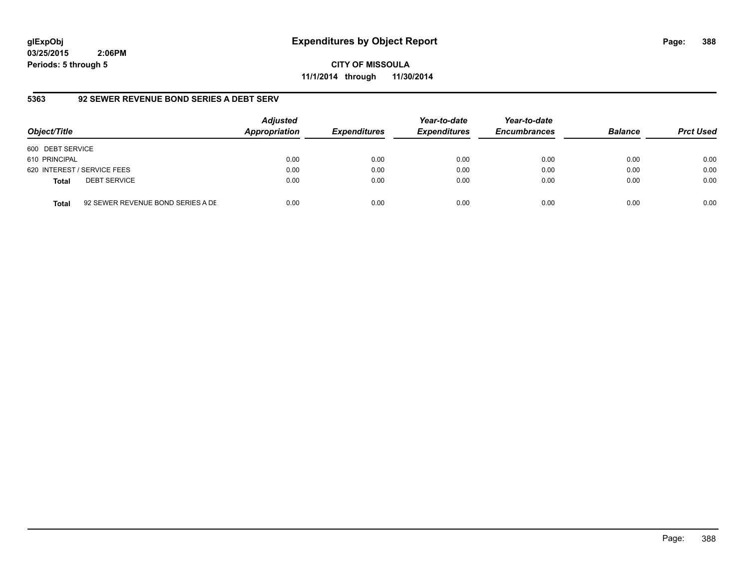glExpObj
03/25/2015 2:06PM
Periods: 5 through 5

# Expenditures by Object Report

**CITY OF MISSOULA**
**11/1/2014 through 11/30/2014**

## 5363 92 SEWER REVENUE BOND SERIES A DEBT SERV

| Object/Title | | Adjusted Appropriation | Expenditures | Year-to-date Expenditures | Year-to-date Encumbrances | Balance | Prct Used |
|---|---|---|---|---|---|---|---|
| 600 DEBT SERVICE | | | | | | | |
| 610 PRINCIPAL | | 0.00 | 0.00 | 0.00 | 0.00 | 0.00 | 0.00 |
| 620 INTEREST / SERVICE FEES | | 0.00 | 0.00 | 0.00 | 0.00 | 0.00 | 0.00 |
| **Total** | DEBT SERVICE | 0.00 | 0.00 | 0.00 | 0.00 | 0.00 | 0.00 |
| **Total** | 92 SEWER REVENUE BOND SERIES A DE | 0.00 | 0.00 | 0.00 | 0.00 | 0.00 | 0.00 |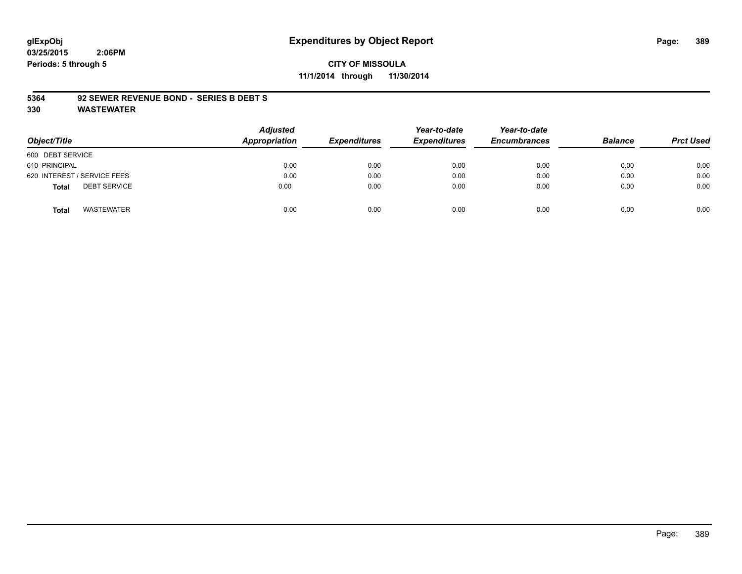glExpObj
03/25/2015 2:06PM
Periods: 5 through 5

# Expenditures by Object Report

**CITY OF MISSOULA**
**11/1/2014 through 11/30/2014**

**5364 92 SEWER REVENUE BOND - SERIES B DEBT S**
**330 WASTEWATER**

| Object/Title | Adjusted Appropriation | Expenditures | Year-to-date Expenditures | Year-to-date Encumbrances | Balance | Prct Used |
|---|---|---|---|---|---|---|
| 600 DEBT SERVICE | | | | | | |
| 610 PRINCIPAL | 0.00 | 0.00 | 0.00 | 0.00 | 0.00 | 0.00 |
| 620 INTEREST / SERVICE FEES | 0.00 | 0.00 | 0.00 | 0.00 | 0.00 | 0.00 |
| **Total** DEBT SERVICE | 0.00 | 0.00 | 0.00 | 0.00 | 0.00 | 0.00 |
| **Total** WASTEWATER | 0.00 | 0.00 | 0.00 | 0.00 | 0.00 | 0.00 |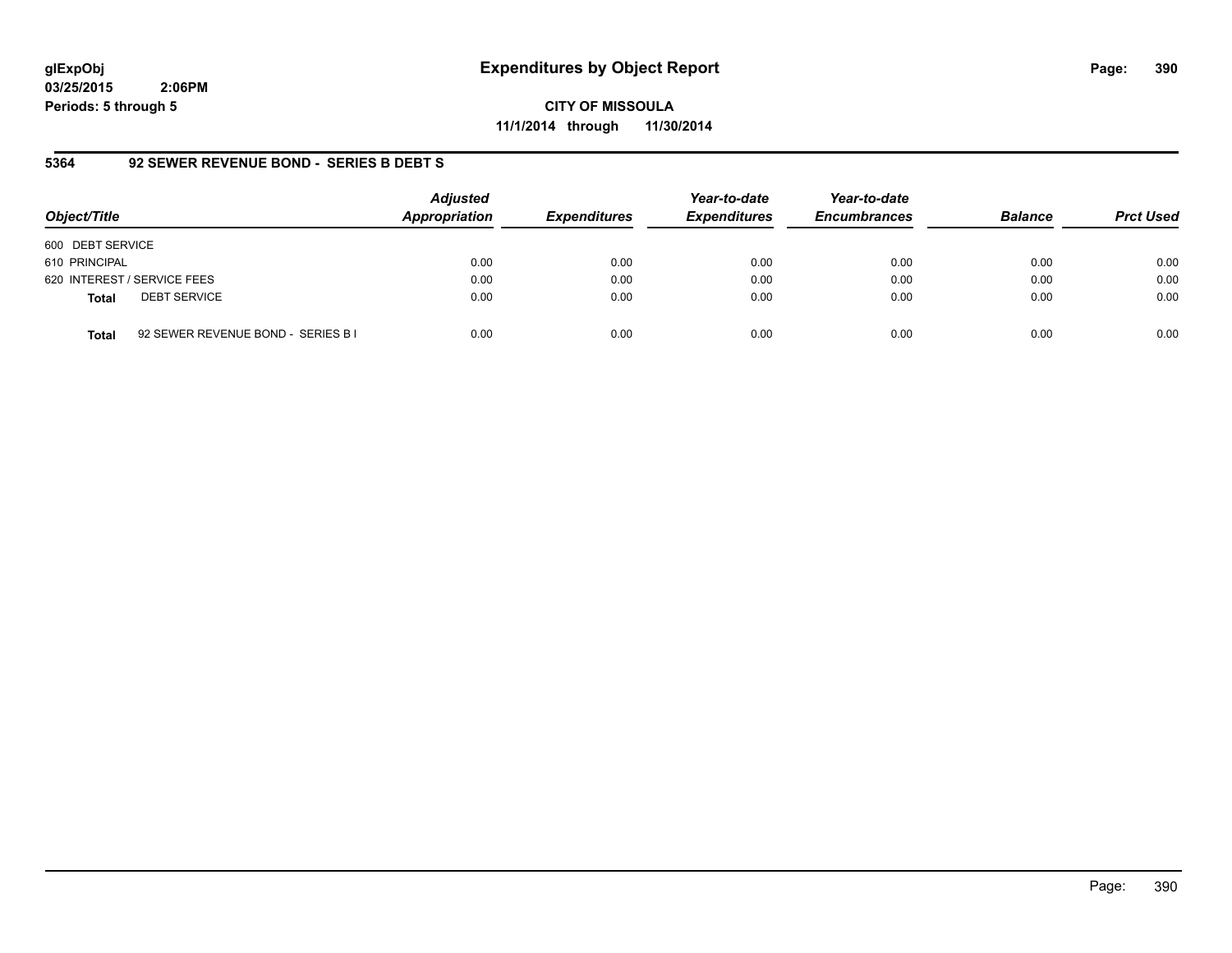**glExpObj**
**03/25/2015 2:06PM**
**Periods: 5 through 5**

# Expenditures by Object Report

**CITY OF MISSOULA**
**11/1/2014 through 11/30/2014**

## 5364 92 SEWER REVENUE BOND - SERIES B DEBT S

| Object/Title | Adjusted Appropriation | Expenditures | Year-to-date Expenditures | Year-to-date Encumbrances | Balance | Prct Used |
|---|---|---|---|---|---|---|
| 600 DEBT SERVICE | | | | | | |
| 610 PRINCIPAL | 0.00 | 0.00 | 0.00 | 0.00 | 0.00 | 0.00 |
| 620 INTEREST / SERVICE FEES | 0.00 | 0.00 | 0.00 | 0.00 | 0.00 | 0.00 |
| **Total** DEBT SERVICE | 0.00 | 0.00 | 0.00 | 0.00 | 0.00 | 0.00 |
| **Total** 92 SEWER REVENUE BOND - SERIES B I | 0.00 | 0.00 | 0.00 | 0.00 | 0.00 | 0.00 |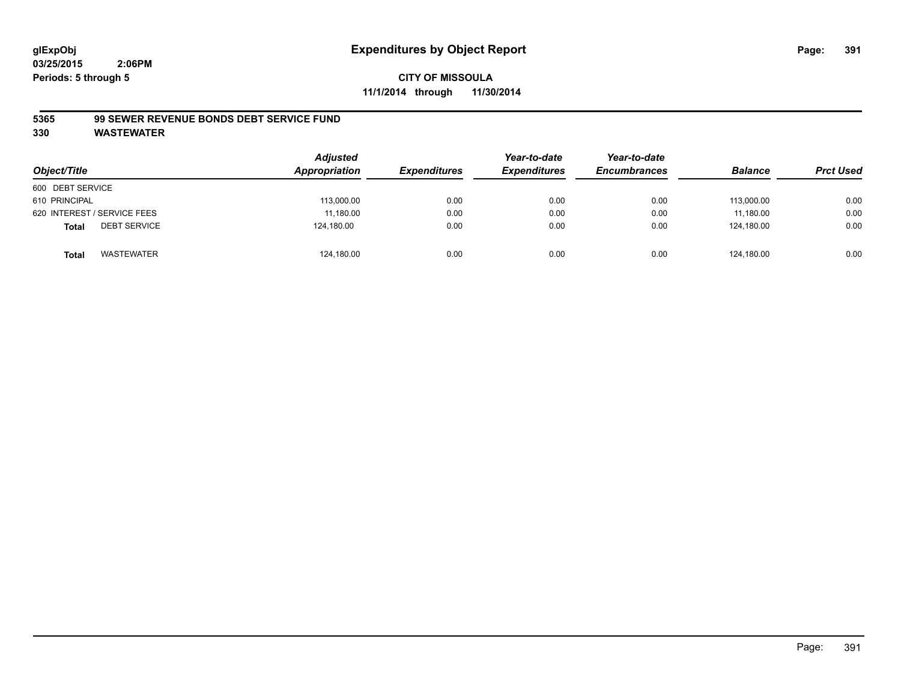glExpObj
03/25/2015 2:06PM
Periods: 5 through 5

# Expenditures by Object Report

**CITY OF MISSOULA**
**11/1/2014 through 11/30/2014**

**5365 99 SEWER REVENUE BONDS DEBT SERVICE FUND**
**330 WASTEWATER**

| Object/Title | Adjusted Appropriation | Expenditures | Year-to-date Expenditures | Year-to-date Encumbrances | Balance | Prct Used |
|---|---|---|---|---|---|---|
| 600 DEBT SERVICE | | | | | | |
| 610 PRINCIPAL | 113,000.00 | 0.00 | 0.00 | 0.00 | 113,000.00 | 0.00 |
| 620 INTEREST / SERVICE FEES | 11,180.00 | 0.00 | 0.00 | 0.00 | 11,180.00 | 0.00 |
| **Total** DEBT SERVICE | 124,180.00 | 0.00 | 0.00 | 0.00 | 124,180.00 | 0.00 |
| **Total** WASTEWATER | 124,180.00 | 0.00 | 0.00 | 0.00 | 124,180.00 | 0.00 |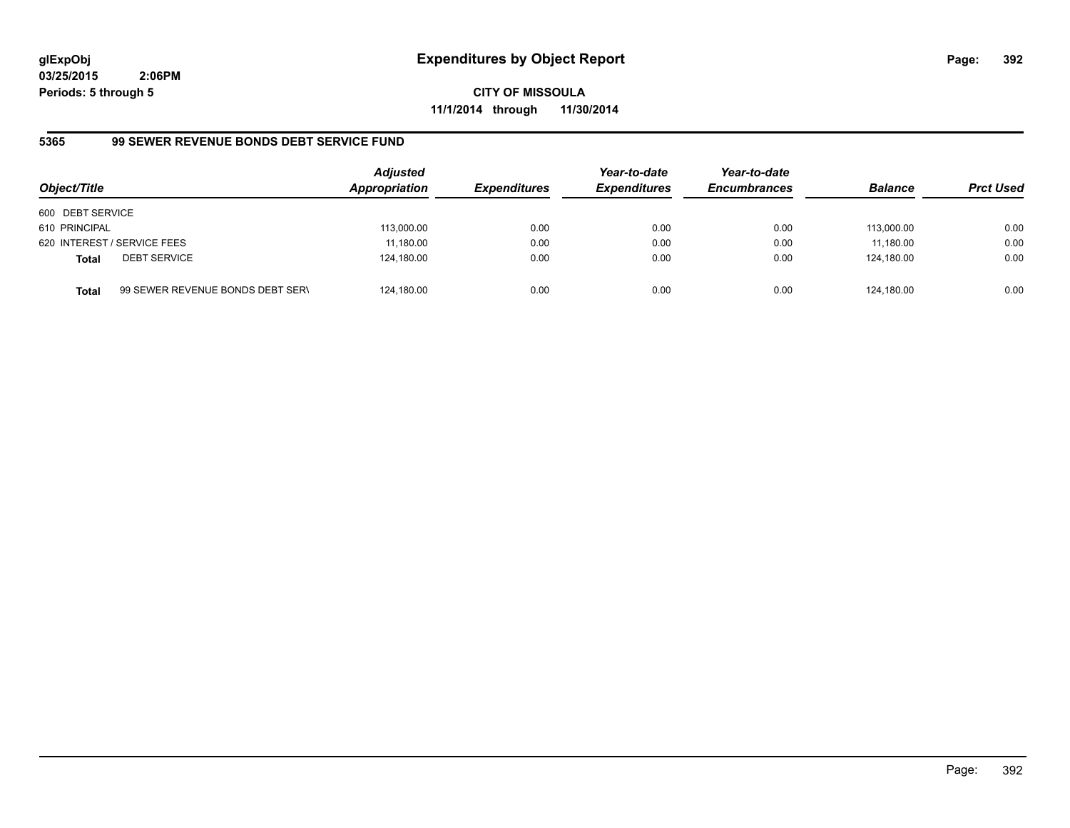**glExpObj**
**03/25/2015 2:06PM**
**Periods: 5 through 5**

# Expenditures by Object Report

**CITY OF MISSOULA**
**11/1/2014 through 11/30/2014**

## 5365 99 SEWER REVENUE BONDS DEBT SERVICE FUND

| Object/Title | | *Adjusted Appropriation* | *Expenditures* | *Year-to-date Expenditures* | *Year-to-date Encumbrances* | *Balance* | *Prct Used* |
|---|---|---|---|---|---|---|---|
| 600 DEBT SERVICE | | | | | | | |
| 610 PRINCIPAL | | 113,000.00 | 0.00 | 0.00 | 0.00 | 113,000.00 | 0.00 |
| 620 INTEREST / SERVICE FEES | | 11,180.00 | 0.00 | 0.00 | 0.00 | 11,180.00 | 0.00 |
| **Total** | DEBT SERVICE | 124,180.00 | 0.00 | 0.00 | 0.00 | 124,180.00 | 0.00 |
| **Total** | 99 SEWER REVENUE BONDS DEBT SERV | 124,180.00 | 0.00 | 0.00 | 0.00 | 124,180.00 | 0.00 |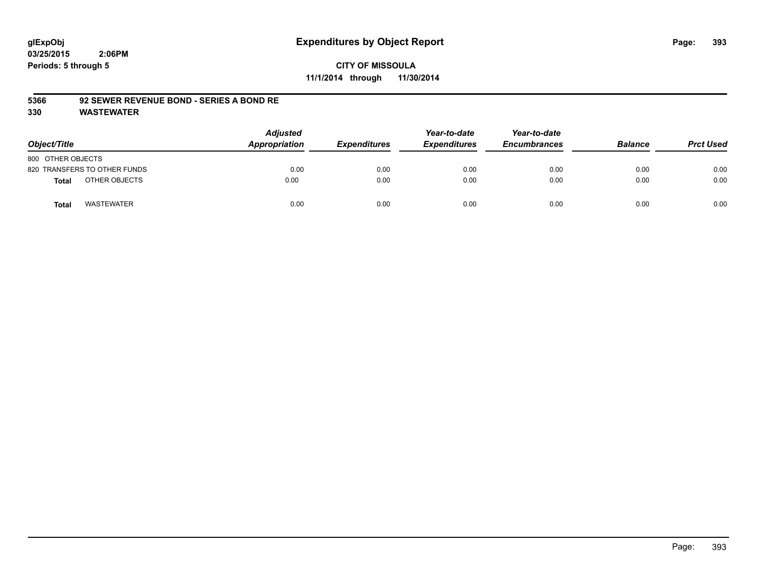# Expenditures by Object Report

glExpObj
03/25/2015 2:06PM
Periods: 5 through 5

**CITY OF MISSOULA**
**11/1/2014 through 11/30/2014**

**5366 92 SEWER REVENUE BOND - SERIES A BOND RE**
**330 WASTEWATER**

| Object/Title | Adjusted Appropriation | Expenditures | Year-to-date Expenditures | Year-to-date Encumbrances | Balance | Prct Used |
|---|---|---|---|---|---|---|
| 800 OTHER OBJECTS | | | | | | |
| 820 TRANSFERS TO OTHER FUNDS | 0.00 | 0.00 | 0.00 | 0.00 | 0.00 | 0.00 |
| **Total** OTHER OBJECTS | 0.00 | 0.00 | 0.00 | 0.00 | 0.00 | 0.00 |
| **Total** WASTEWATER | 0.00 | 0.00 | 0.00 | 0.00 | 0.00 | 0.00 |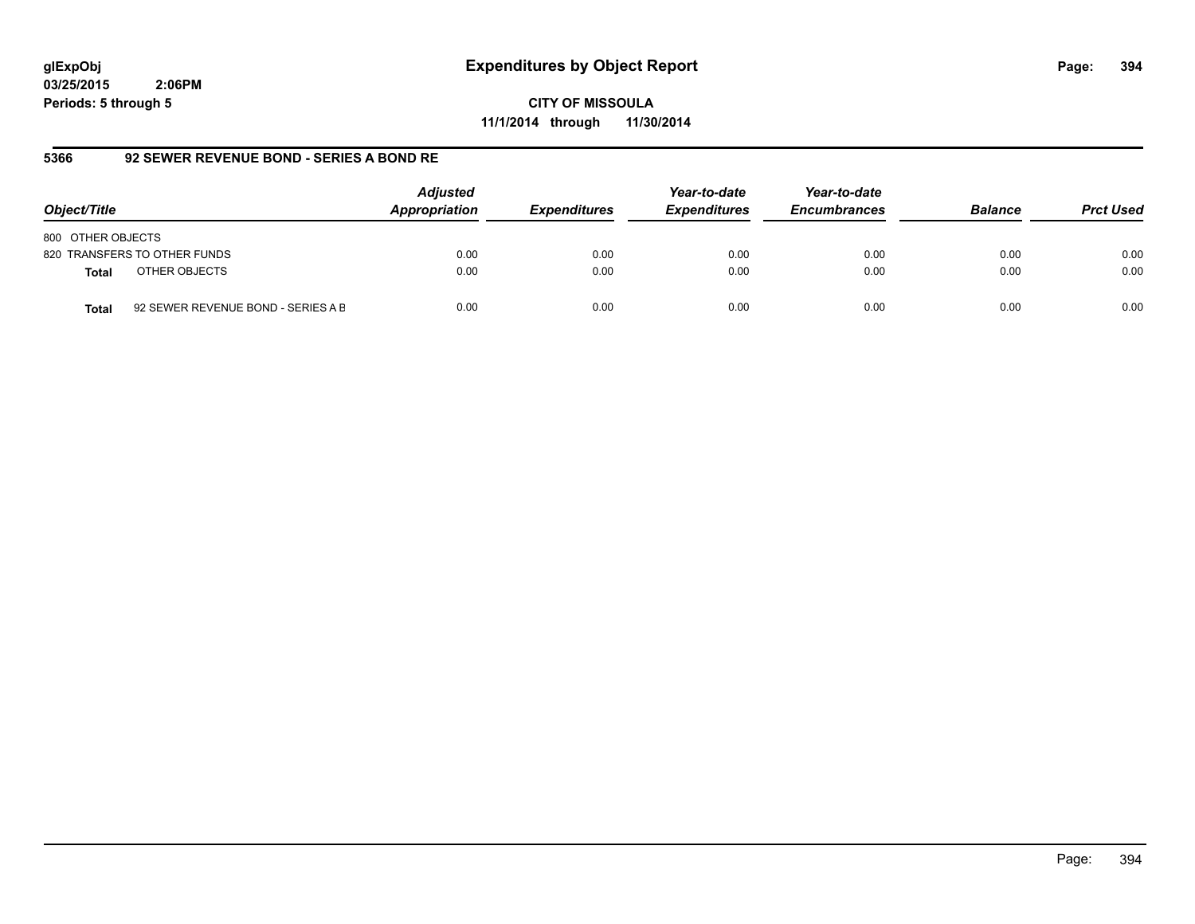**glExpObj** **Expenditures by Object Report**

**03/25/2015 2:06PM**

**Periods: 5 through 5**

**CITY OF MISSOULA**

**11/1/2014 through 11/30/2014**

**5366 92 SEWER REVENUE BOND - SERIES A BOND RE**

| Object/Title | | Adjusted Appropriation | Expenditures | Year-to-date Expenditures | Year-to-date Encumbrances | Balance | Prct Used |
|---|---|---|---|---|---|---|---|
| 800 OTHER OBJECTS | | | | | | | |
| 820 TRANSFERS TO OTHER FUNDS | | 0.00 | 0.00 | 0.00 | 0.00 | 0.00 | 0.00 |
| **Total** | OTHER OBJECTS | 0.00 | 0.00 | 0.00 | 0.00 | 0.00 | 0.00 |
| **Total** | 92 SEWER REVENUE BOND - SERIES A B | 0.00 | 0.00 | 0.00 | 0.00 | 0.00 | 0.00 |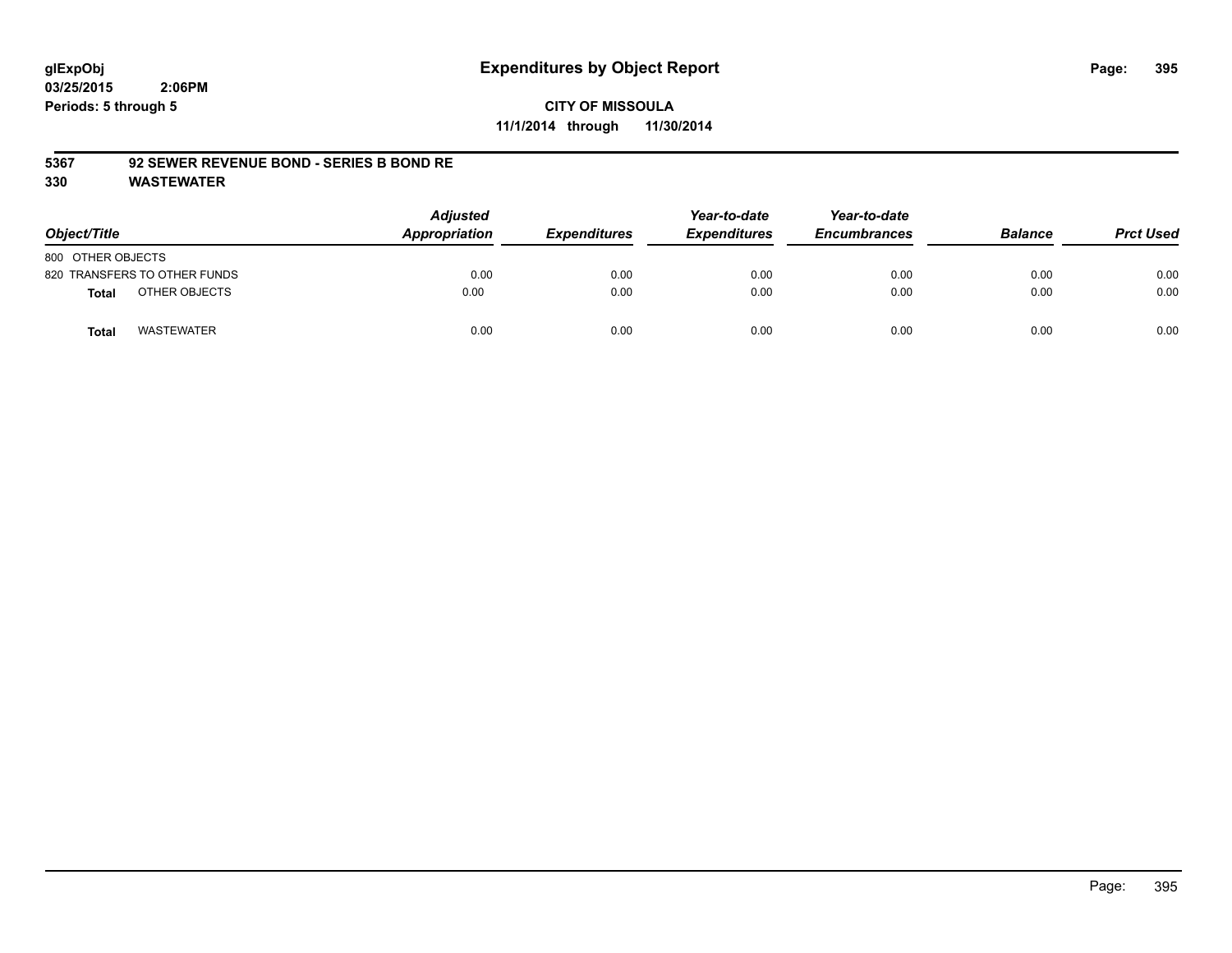glExpObj
03/25/2015 2:06PM
Periods: 5 through 5

# Expenditures by Object Report

**CITY OF MISSOULA**
**11/1/2014 through 11/30/2014**

**5367 92 SEWER REVENUE BOND - SERIES B BOND RE**
**330 WASTEWATER**

| Object/Title | Adjusted Appropriation | Expenditures | Year-to-date Expenditures | Year-to-date Encumbrances | Balance | Prct Used |
|---|---|---|---|---|---|---|
| 800 OTHER OBJECTS | | | | | | |
| 820 TRANSFERS TO OTHER FUNDS | 0.00 | 0.00 | 0.00 | 0.00 | 0.00 | 0.00 |
| **Total** OTHER OBJECTS | 0.00 | 0.00 | 0.00 | 0.00 | 0.00 | 0.00 |
| **Total** WASTEWATER | 0.00 | 0.00 | 0.00 | 0.00 | 0.00 | 0.00 |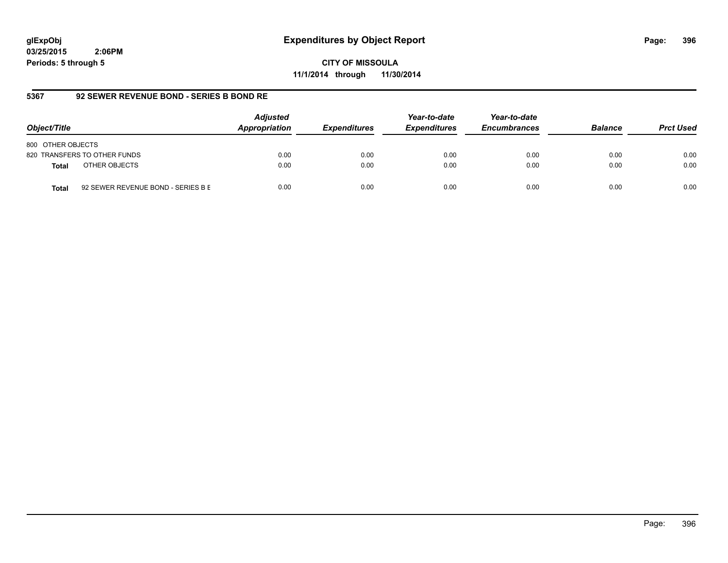**glExpObj**
**03/25/2015 2:06PM**
**Periods: 5 through 5**

# Expenditures by Object Report

**CITY OF MISSOULA**
**11/1/2014 through 11/30/2014**

## 5367 92 SEWER REVENUE BOND - SERIES B BOND RE

| Object/Title | | Adjusted Appropriation | Expenditures | Year-to-date Expenditures | Year-to-date Encumbrances | Balance | Prct Used |
|---|---|---|---|---|---|---|---|
| 800 OTHER OBJECTS | | | | | | | |
| 820 TRANSFERS TO OTHER FUNDS | | 0.00 | 0.00 | 0.00 | 0.00 | 0.00 | 0.00 |
| **Total** | OTHER OBJECTS | 0.00 | 0.00 | 0.00 | 0.00 | 0.00 | 0.00 |
| **Total** | 92 SEWER REVENUE BOND - SERIES B E | 0.00 | 0.00 | 0.00 | 0.00 | 0.00 | 0.00 |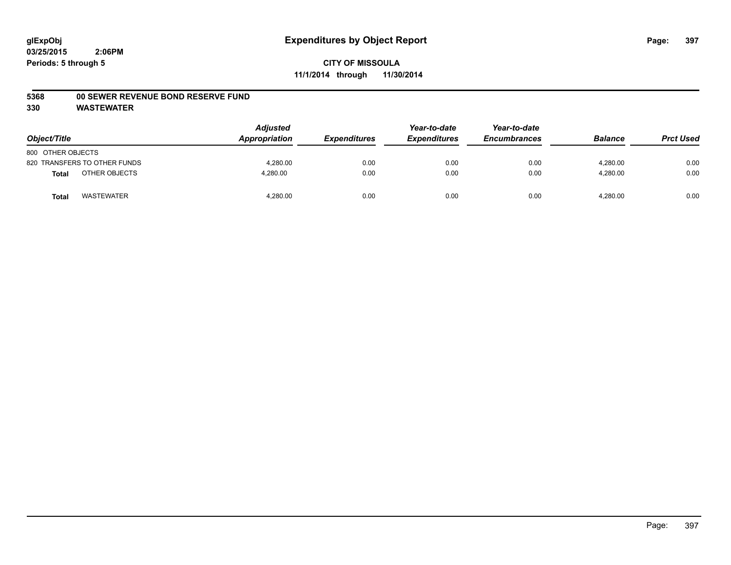glExpObj
03/25/2015 2:06PM
Periods: 5 through 5

# Expenditures by Object Report

**CITY OF MISSOULA**
**11/1/2014 through 11/30/2014**

**5368 00 SEWER REVENUE BOND RESERVE FUND**
**330 WASTEWATER**

| Object/Title | Adjusted Appropriation | Expenditures | Year-to-date Expenditures | Year-to-date Encumbrances | Balance | Prct Used |
|---|---|---|---|---|---|---|
| 800 OTHER OBJECTS | | | | | | |
| 820 TRANSFERS TO OTHER FUNDS | 4,280.00 | 0.00 | 0.00 | 0.00 | 4,280.00 | 0.00 |
| **Total** OTHER OBJECTS | 4,280.00 | 0.00 | 0.00 | 0.00 | 4,280.00 | 0.00 |
| **Total** WASTEWATER | 4,280.00 | 0.00 | 0.00 | 0.00 | 4,280.00 | 0.00 |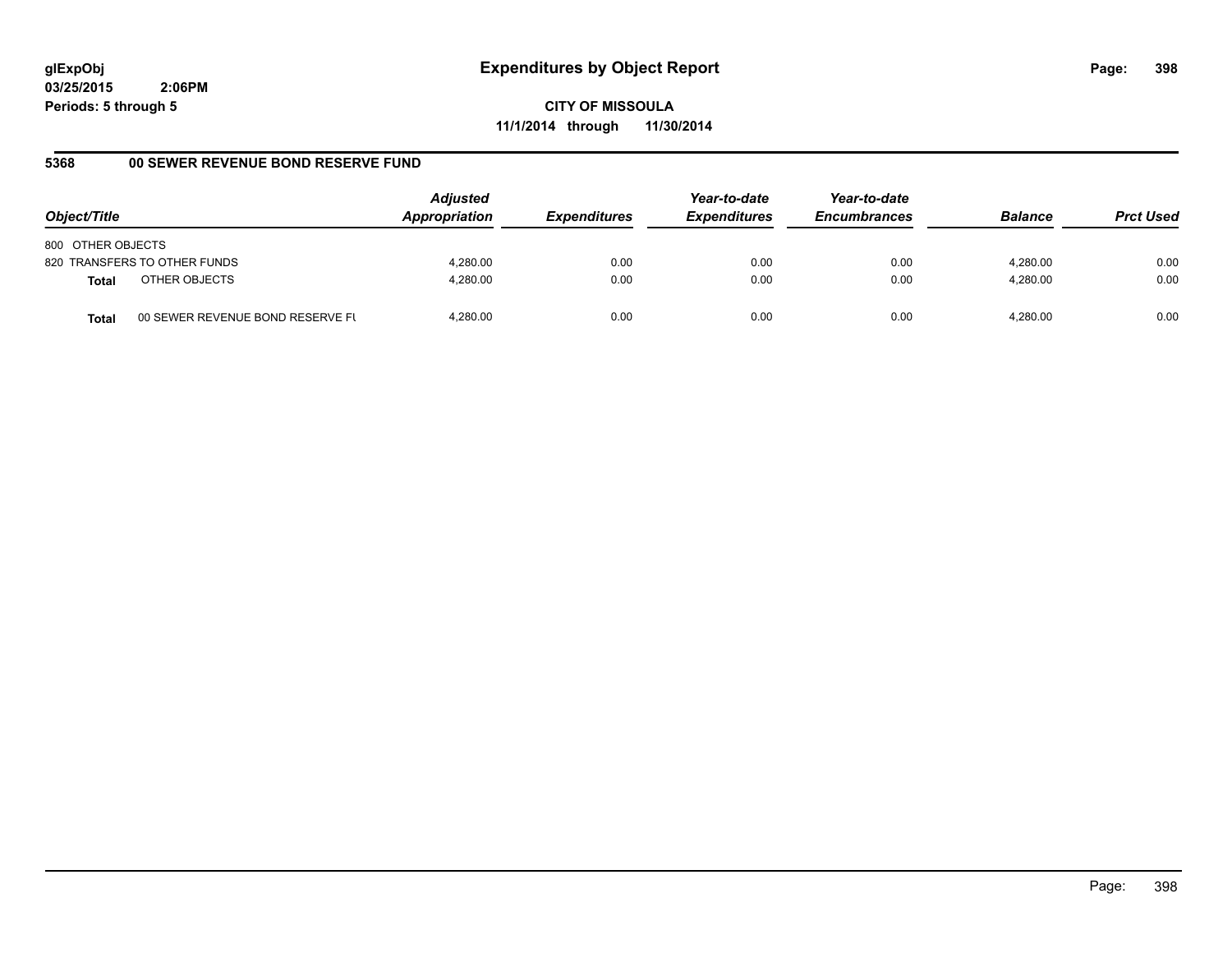# Expenditures by Object Report

glExpObj
03/25/2015 2:06PM
Periods: 5 through 5

**CITY OF MISSOULA**
**11/1/2014 through 11/30/2014**

## 5368 00 SEWER REVENUE BOND RESERVE FUND

| Object/Title | | Adjusted Appropriation | Expenditures | Year-to-date Expenditures | Year-to-date Encumbrances | Balance | Prct Used |
|---|---|---|---|---|---|---|---|
| 800 OTHER OBJECTS | | | | | | | |
| 820 TRANSFERS TO OTHER FUNDS | | 4,280.00 | 0.00 | 0.00 | 0.00 | 4,280.00 | 0.00 |
| **Total** | OTHER OBJECTS | 4,280.00 | 0.00 | 0.00 | 0.00 | 4,280.00 | 0.00 |
| **Total** | 00 SEWER REVENUE BOND RESERVE FU | 4,280.00 | 0.00 | 0.00 | 0.00 | 4,280.00 | 0.00 |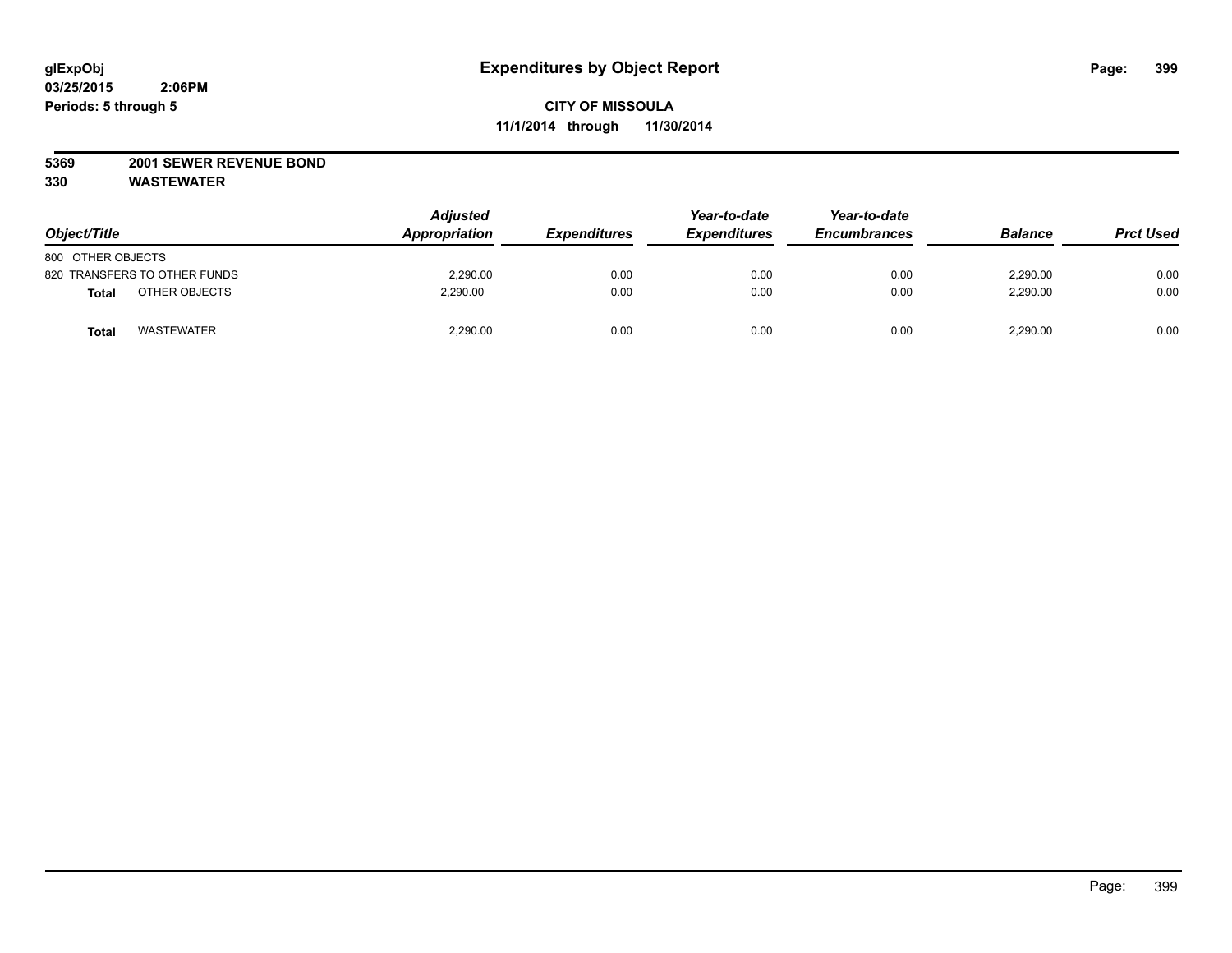**glExpObj** **Expenditures by Object Report**
**03/25/2015 2:06PM**
**Periods: 5 through 5**

**CITY OF MISSOULA**
**11/1/2014 through 11/30/2014**

**5369 2001 SEWER REVENUE BOND**
**330 WASTEWATER**

| Object/Title | | Adjusted Appropriation | Expenditures | Year-to-date Expenditures | Year-to-date Encumbrances | Balance | Prct Used |
|---|---|---|---|---|---|---|---|
| 800 OTHER OBJECTS | | | | | | | |
| 820 TRANSFERS TO OTHER FUNDS | | 2,290.00 | 0.00 | 0.00 | 0.00 | 2,290.00 | 0.00 |
| **Total** | OTHER OBJECTS | 2,290.00 | 0.00 | 0.00 | 0.00 | 2,290.00 | 0.00 |
| **Total** | WASTEWATER | 2,290.00 | 0.00 | 0.00 | 0.00 | 2,290.00 | 0.00 |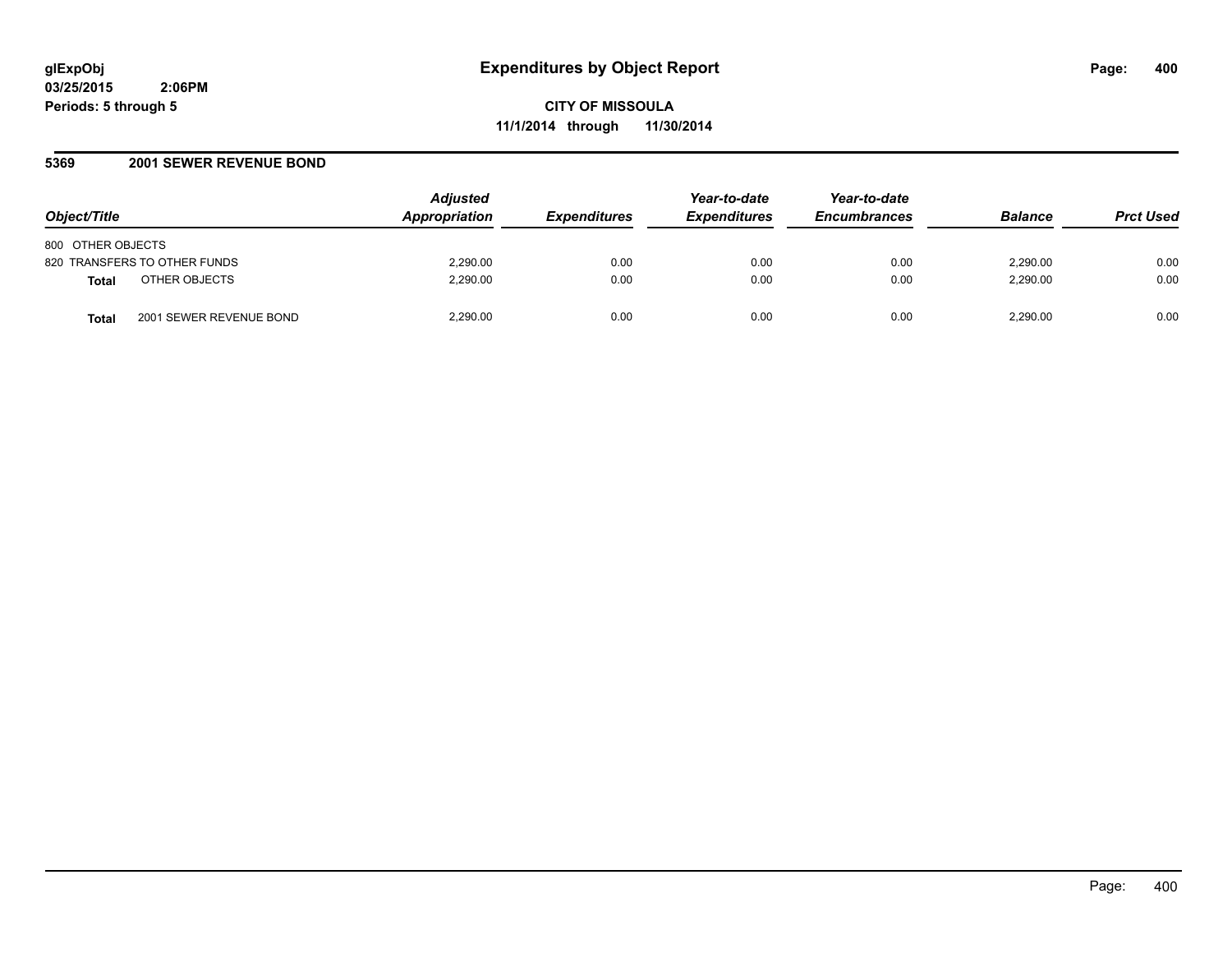**glExpObj** **Expenditures by Object Report**

**03/25/2015 2:06PM**

**Periods: 5 through 5**

**CITY OF MISSOULA**

**11/1/2014 through 11/30/2014**

## 5369 2001 SEWER REVENUE BOND

| Object/Title | | Adjusted Appropriation | Expenditures | Year-to-date Expenditures | Year-to-date Encumbrances | Balance | Prct Used |
|---|---|---|---|---|---|---|---|
| 800 OTHER OBJECTS | | | | | | | |
| 820 TRANSFERS TO OTHER FUNDS | | 2,290.00 | 0.00 | 0.00 | 0.00 | 2,290.00 | 0.00 |
| **Total** | OTHER OBJECTS | 2,290.00 | 0.00 | 0.00 | 0.00 | 2,290.00 | 0.00 |
| **Total** | 2001 SEWER REVENUE BOND | 2,290.00 | 0.00 | 0.00 | 0.00 | 2,290.00 | 0.00 |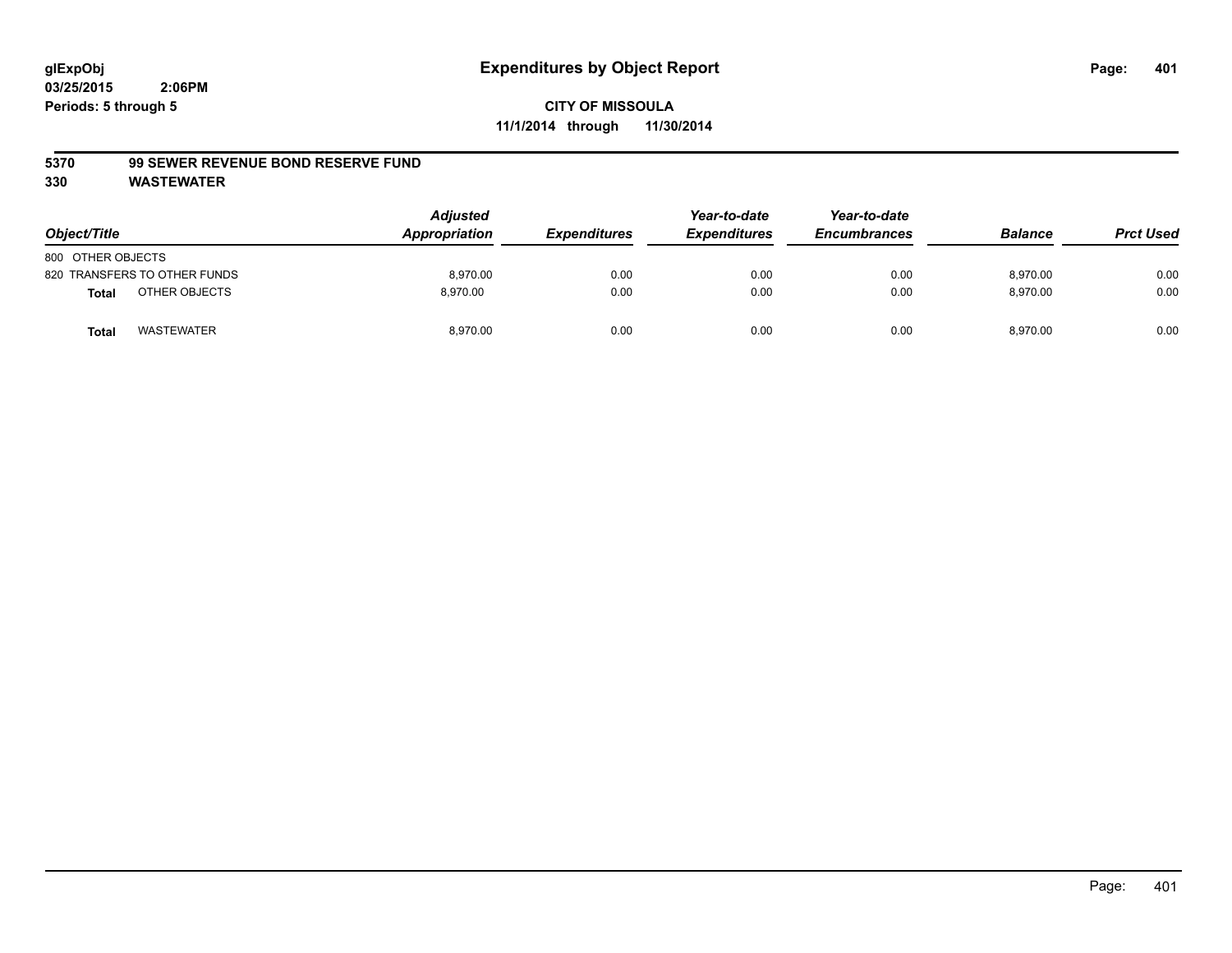# Expenditures by Object Report

glExpObj
03/25/2015 2:06PM
Periods: 5 through 5

**CITY OF MISSOULA**
**11/1/2014 through 11/30/2014**

**5370 99 SEWER REVENUE BOND RESERVE FUND**
**330 WASTEWATER**

| Object/Title | Adjusted Appropriation | Expenditures | Year-to-date Expenditures | Year-to-date Encumbrances | Balance | Prct Used |
|---|---|---|---|---|---|---|
| 800 OTHER OBJECTS | | | | | | |
| 820 TRANSFERS TO OTHER FUNDS | 8,970.00 | 0.00 | 0.00 | 0.00 | 8,970.00 | 0.00 |
| **Total** OTHER OBJECTS | 8,970.00 | 0.00 | 0.00 | 0.00 | 8,970.00 | 0.00 |
| **Total** WASTEWATER | 8,970.00 | 0.00 | 0.00 | 0.00 | 8,970.00 | 0.00 |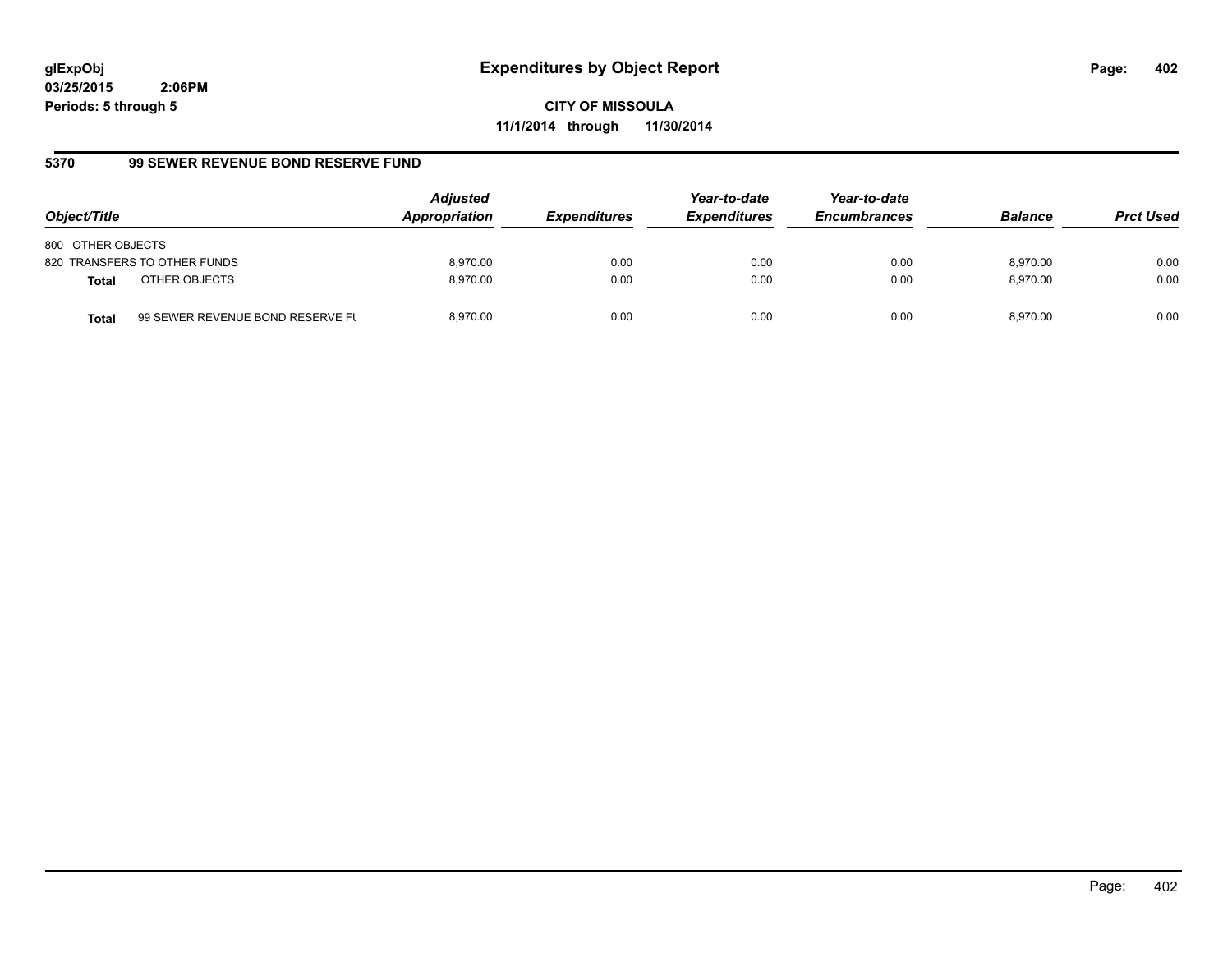glExpObj
03/25/2015 2:06PM
Periods: 5 through 5

# Expenditures by Object Report

**CITY OF MISSOULA**
**11/1/2014 through 11/30/2014**

## 5370 99 SEWER REVENUE BOND RESERVE FUND

| Object/Title | | Adjusted Appropriation | Expenditures | Year-to-date Expenditures | Year-to-date Encumbrances | Balance | Prct Used |
|---|---|---|---|---|---|---|---|
| 800 OTHER OBJECTS | | | | | | | |
| 820 TRANSFERS TO OTHER FUNDS | | 8,970.00 | 0.00 | 0.00 | 0.00 | 8,970.00 | 0.00 |
| **Total** | OTHER OBJECTS | 8,970.00 | 0.00 | 0.00 | 0.00 | 8,970.00 | 0.00 |
| **Total** | 99 SEWER REVENUE BOND RESERVE FU | 8,970.00 | 0.00 | 0.00 | 0.00 | 8,970.00 | 0.00 |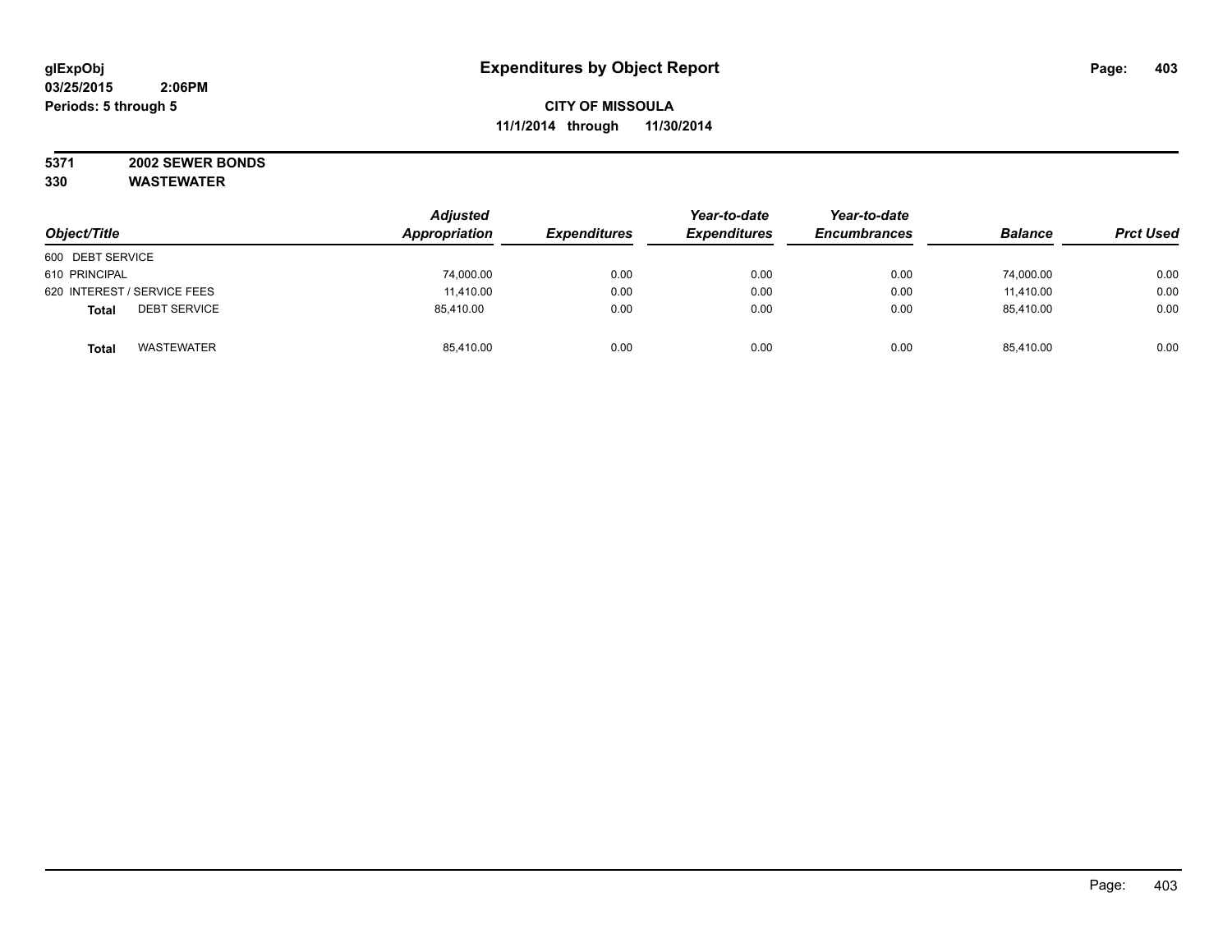**glExpObj**
**03/25/2015 2:06PM**
**Periods: 5 through 5**

# Expenditures by Object Report

**CITY OF MISSOULA**
**11/1/2014 through 11/30/2014**

**5371 2002 SEWER BONDS**
**330 WASTEWATER**

| Object/Title | Adjusted Appropriation | Expenditures | Year-to-date Expenditures | Year-to-date Encumbrances | Balance | Prct Used |
|---|---|---|---|---|---|---|
| 600 DEBT SERVICE | | | | | | |
| 610 PRINCIPAL | 74,000.00 | 0.00 | 0.00 | 0.00 | 74,000.00 | 0.00 |
| 620 INTEREST / SERVICE FEES | 11,410.00 | 0.00 | 0.00 | 0.00 | 11,410.00 | 0.00 |
| **Total** DEBT SERVICE | 85,410.00 | 0.00 | 0.00 | 0.00 | 85,410.00 | 0.00 |
| **Total** WASTEWATER | 85,410.00 | 0.00 | 0.00 | 0.00 | 85,410.00 | 0.00 |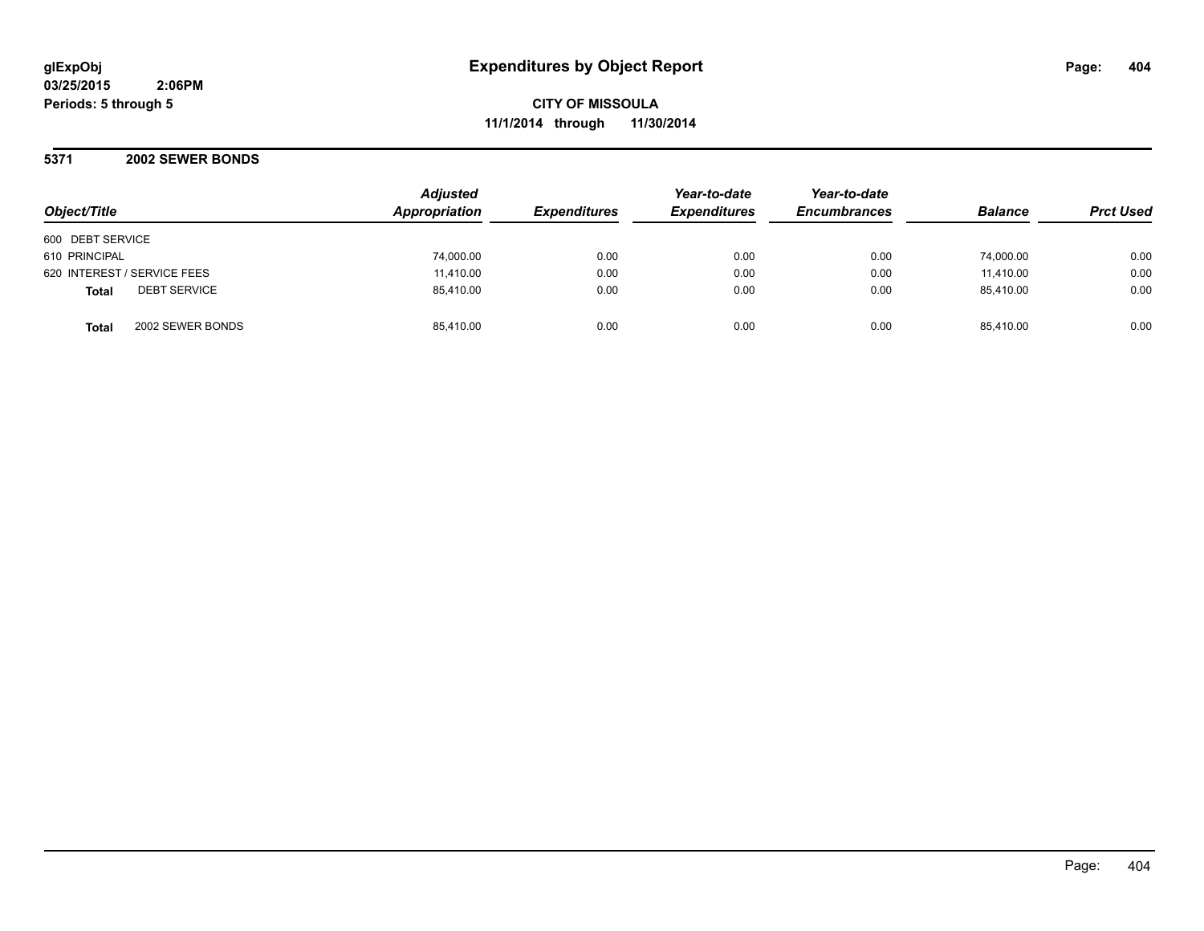**glExpObj** **Expenditures by Object Report**
**03/25/2015 2:06PM**
**Periods: 5 through 5**

**CITY OF MISSOULA**
**11/1/2014 through 11/30/2014**

## 5371 2002 SEWER BONDS

| Object/Title | | Adjusted Appropriation | Expenditures | Year-to-date Expenditures | Year-to-date Encumbrances | Balance | Prct Used |
|---|---|---|---|---|---|---|---|
| 600 DEBT SERVICE | | | | | | | |
| 610 PRINCIPAL | | 74,000.00 | 0.00 | 0.00 | 0.00 | 74,000.00 | 0.00 |
| 620 INTEREST / SERVICE FEES | | 11,410.00 | 0.00 | 0.00 | 0.00 | 11,410.00 | 0.00 |
| **Total** | DEBT SERVICE | 85,410.00 | 0.00 | 0.00 | 0.00 | 85,410.00 | 0.00 |
| **Total** | 2002 SEWER BONDS | 85,410.00 | 0.00 | 0.00 | 0.00 | 85,410.00 | 0.00 |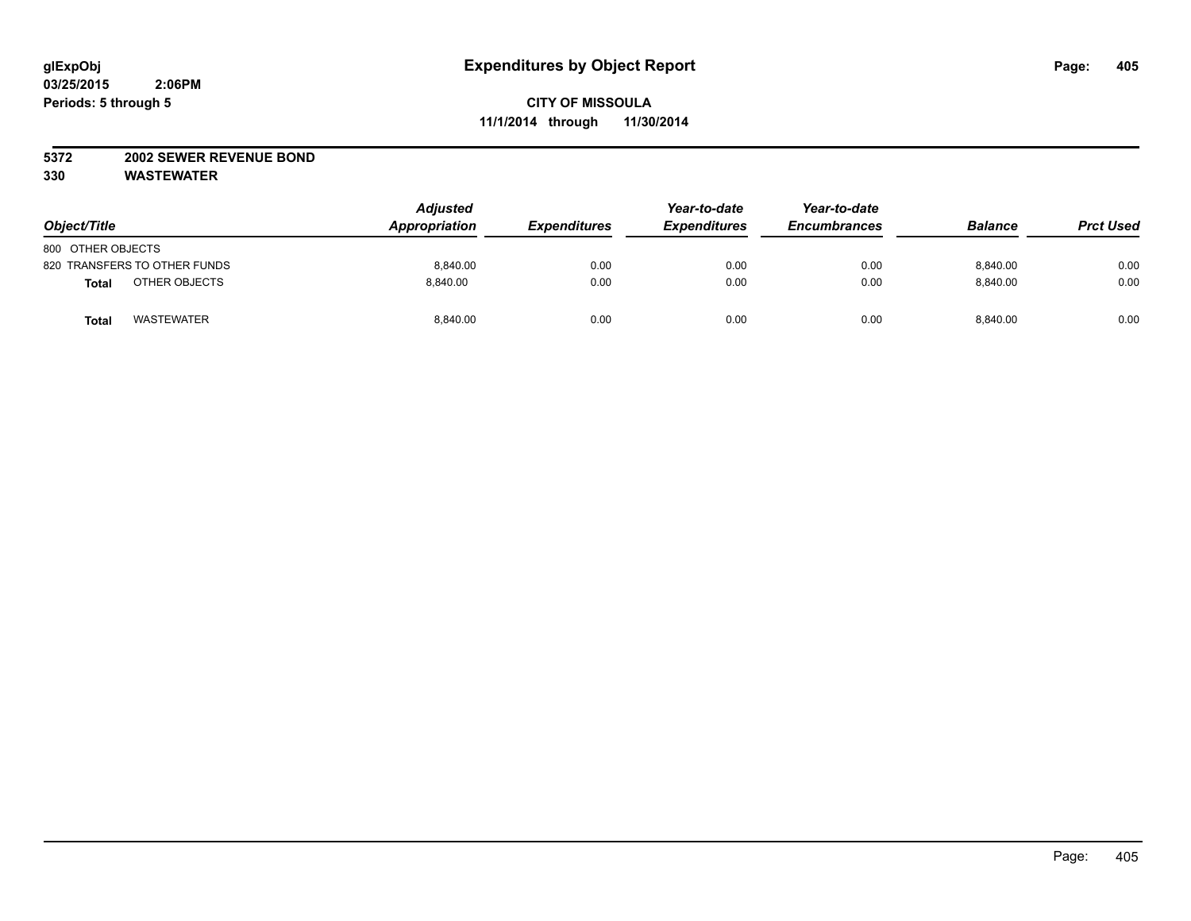**glExpObj**
**03/25/2015 2:06PM**
**Periods: 5 through 5**

# Expenditures by Object Report

**CITY OF MISSOULA**
**11/1/2014 through 11/30/2014**

**5372 2002 SEWER REVENUE BOND**
**330 WASTEWATER**

| Object/Title | Adjusted Appropriation | Expenditures | Year-to-date Expenditures | Year-to-date Encumbrances | Balance | Prct Used |
|---|---|---|---|---|---|---|
| 800 OTHER OBJECTS | | | | | | |
| 820 TRANSFERS TO OTHER FUNDS | 8,840.00 | 0.00 | 0.00 | 0.00 | 8,840.00 | 0.00 |
| **Total** OTHER OBJECTS | 8,840.00 | 0.00 | 0.00 | 0.00 | 8,840.00 | 0.00 |
| **Total** WASTEWATER | 8,840.00 | 0.00 | 0.00 | 0.00 | 8,840.00 | 0.00 |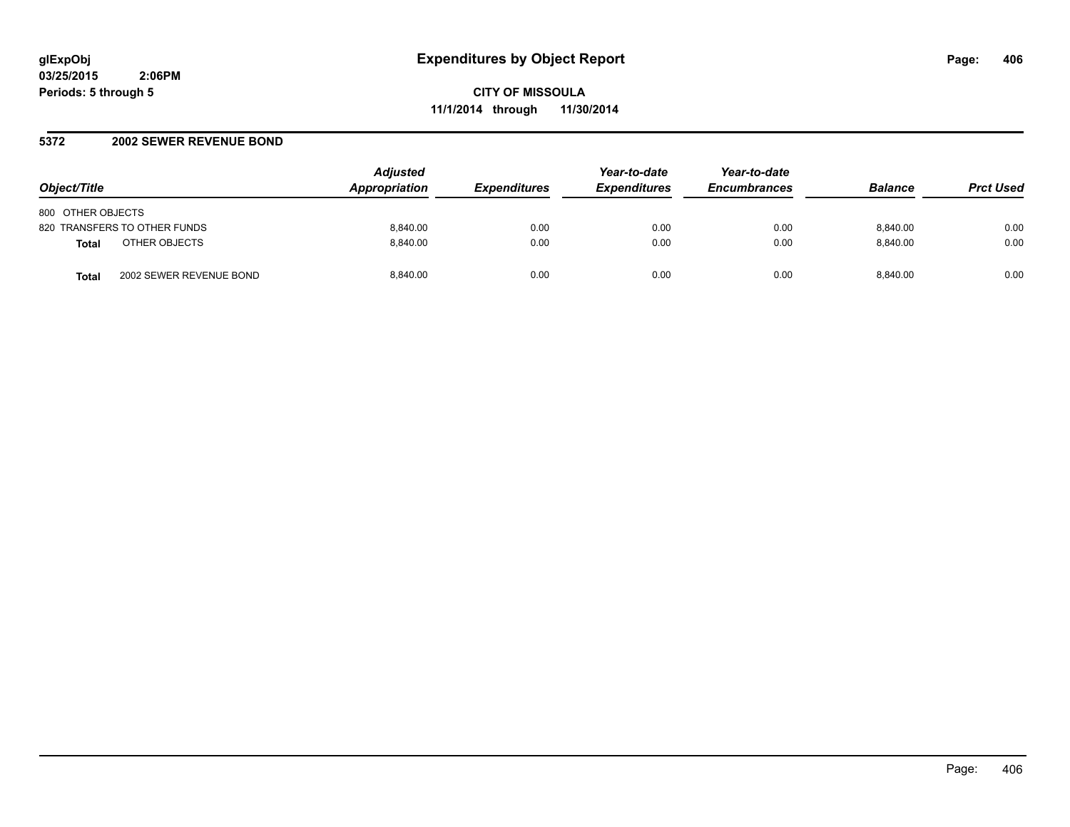# Expenditures by Object Report

glExpObj
03/25/2015 2:06PM
Periods: 5 through 5

**CITY OF MISSOULA**
**11/1/2014 through 11/30/2014**

## 5372 2002 SEWER REVENUE BOND

| Object/Title | | Adjusted Appropriation | Expenditures | Year-to-date Expenditures | Year-to-date Encumbrances | Balance | Prct Used |
|---|---|---|---|---|---|---|---|
| 800 OTHER OBJECTS | | | | | | | |
| 820 TRANSFERS TO OTHER FUNDS | | 8,840.00 | 0.00 | 0.00 | 0.00 | 8,840.00 | 0.00 |
| **Total** | OTHER OBJECTS | 8,840.00 | 0.00 | 0.00 | 0.00 | 8,840.00 | 0.00 |
| **Total** | 2002 SEWER REVENUE BOND | 8,840.00 | 0.00 | 0.00 | 0.00 | 8,840.00 | 0.00 |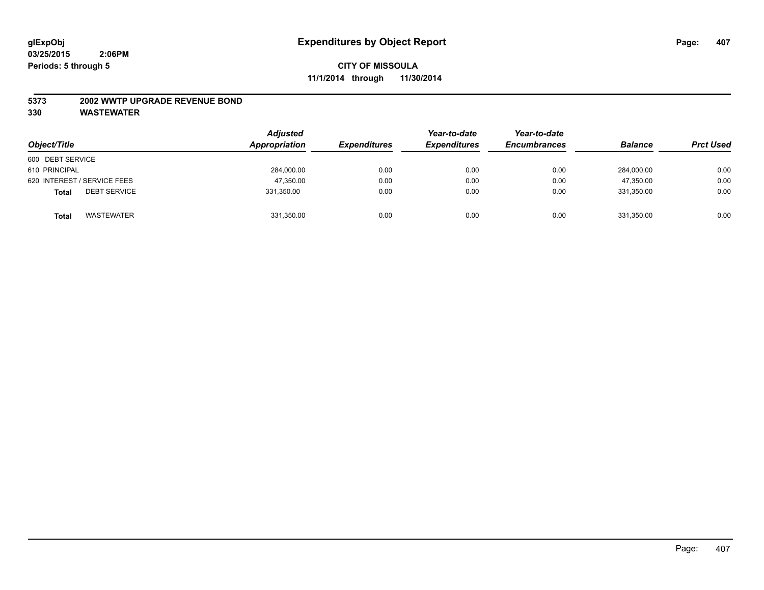**glExpObj**
**03/25/2015 2:06PM**
**Periods: 5 through 5**

# Expenditures by Object Report

**CITY OF MISSOULA**
**11/1/2014 through 11/30/2014**

**5373 2002 WWTP UPGRADE REVENUE BOND**
**330 WASTEWATER**

| Object/Title | Adjusted Appropriation | Expenditures | Year-to-date Expenditures | Year-to-date Encumbrances | Balance | Prct Used |
|---|---|---|---|---|---|---|
| 600 DEBT SERVICE | | | | | | |
| 610 PRINCIPAL | 284,000.00 | 0.00 | 0.00 | 0.00 | 284,000.00 | 0.00 |
| 620 INTEREST / SERVICE FEES | 47,350.00 | 0.00 | 0.00 | 0.00 | 47,350.00 | 0.00 |
| **Total** DEBT SERVICE | 331,350.00 | 0.00 | 0.00 | 0.00 | 331,350.00 | 0.00 |
| **Total** WASTEWATER | 331,350.00 | 0.00 | 0.00 | 0.00 | 331,350.00 | 0.00 |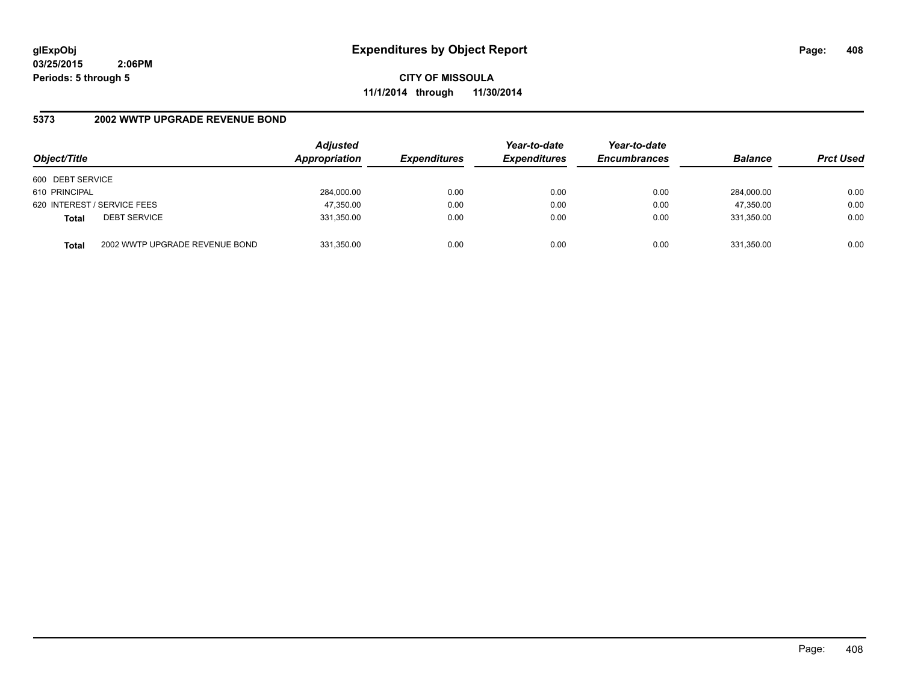**glExpObj**
**03/25/2015 2:06PM**
**Periods: 5 through 5**

# Expenditures by Object Report

**CITY OF MISSOULA**
**11/1/2014 through 11/30/2014**

## 5373 2002 WWTP UPGRADE REVENUE BOND

| Object/Title | | Adjusted Appropriation | Expenditures | Year-to-date Expenditures | Year-to-date Encumbrances | Balance | Prct Used |
|---|---|---|---|---|---|---|---|
| 600 DEBT SERVICE | | | | | | | |
| 610 PRINCIPAL | | 284,000.00 | 0.00 | 0.00 | 0.00 | 284,000.00 | 0.00 |
| 620 INTEREST / SERVICE FEES | | 47,350.00 | 0.00 | 0.00 | 0.00 | 47,350.00 | 0.00 |
| **Total** | DEBT SERVICE | 331,350.00 | 0.00 | 0.00 | 0.00 | 331,350.00 | 0.00 |
| **Total** | 2002 WWTP UPGRADE REVENUE BOND | 331,350.00 | 0.00 | 0.00 | 0.00 | 331,350.00 | 0.00 |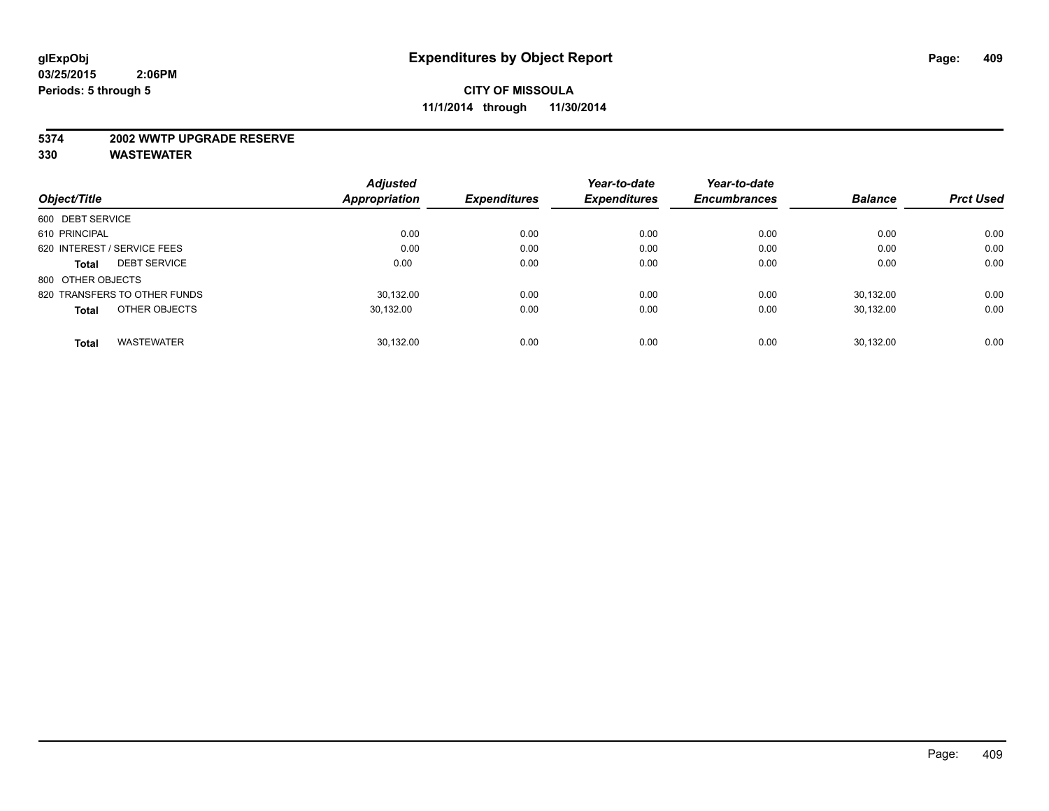**glExpObj**
**03/25/2015 2:06PM**
**Periods: 5 through 5**

# Expenditures by Object Report

**CITY OF MISSOULA**
**11/1/2014 through 11/30/2014**

**5374 2002 WWTP UPGRADE RESERVE**
**330 WASTEWATER**

| Object/Title | Adjusted Appropriation | Expenditures | Year-to-date Expenditures | Year-to-date Encumbrances | Balance | Prct Used |
|---|---|---|---|---|---|---|
| 600 DEBT SERVICE | | | | | | |
| 610 PRINCIPAL | 0.00 | 0.00 | 0.00 | 0.00 | 0.00 | 0.00 |
| 620 INTEREST / SERVICE FEES | 0.00 | 0.00 | 0.00 | 0.00 | 0.00 | 0.00 |
| **Total** DEBT SERVICE | 0.00 | 0.00 | 0.00 | 0.00 | 0.00 | 0.00 |
| 800 OTHER OBJECTS | | | | | | |
| 820 TRANSFERS TO OTHER FUNDS | 30,132.00 | 0.00 | 0.00 | 0.00 | 30,132.00 | 0.00 |
| **Total** OTHER OBJECTS | 30,132.00 | 0.00 | 0.00 | 0.00 | 30,132.00 | 0.00 |
| **Total** WASTEWATER | 30,132.00 | 0.00 | 0.00 | 0.00 | 30,132.00 | 0.00 |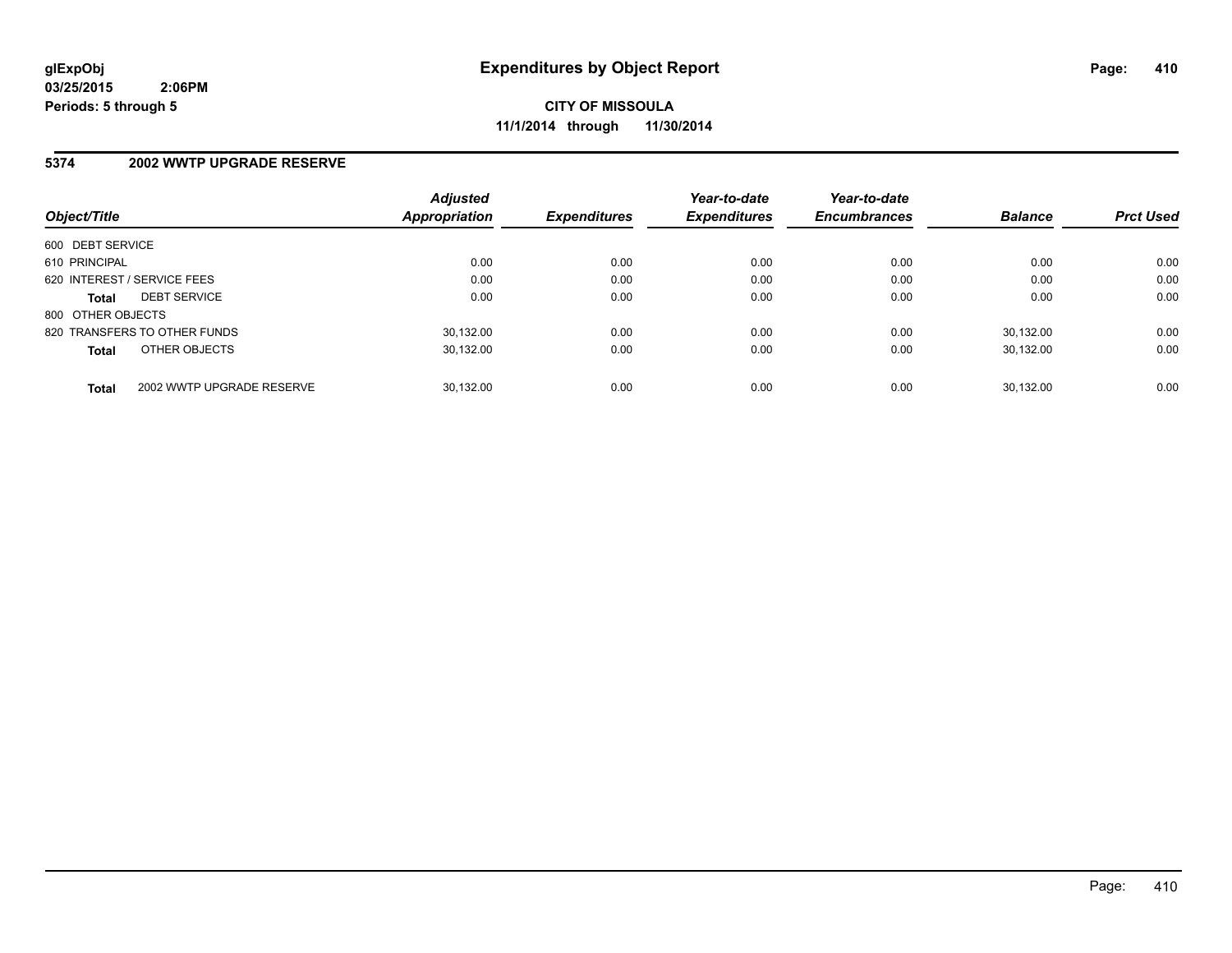**glExpObj**
**03/25/2015 2:06PM**
**Periods: 5 through 5**

# Expenditures by Object Report

**CITY OF MISSOULA**
**11/1/2014 through 11/30/2014**

## 5374 2002 WWTP UPGRADE RESERVE

| Object/Title | Adjusted Appropriation | Expenditures | Year-to-date Expenditures | Year-to-date Encumbrances | Balance | Prct Used |
|---|---|---|---|---|---|---|
| 600 DEBT SERVICE | | | | | | |
| 610 PRINCIPAL | 0.00 | 0.00 | 0.00 | 0.00 | 0.00 | 0.00 |
| 620 INTEREST / SERVICE FEES | 0.00 | 0.00 | 0.00 | 0.00 | 0.00 | 0.00 |
| **Total** DEBT SERVICE | 0.00 | 0.00 | 0.00 | 0.00 | 0.00 | 0.00 |
| 800 OTHER OBJECTS | | | | | | |
| 820 TRANSFERS TO OTHER FUNDS | 30,132.00 | 0.00 | 0.00 | 0.00 | 30,132.00 | 0.00 |
| **Total** OTHER OBJECTS | 30,132.00 | 0.00 | 0.00 | 0.00 | 30,132.00 | 0.00 |
| **Total** 2002 WWTP UPGRADE RESERVE | 30,132.00 | 0.00 | 0.00 | 0.00 | 30,132.00 | 0.00 |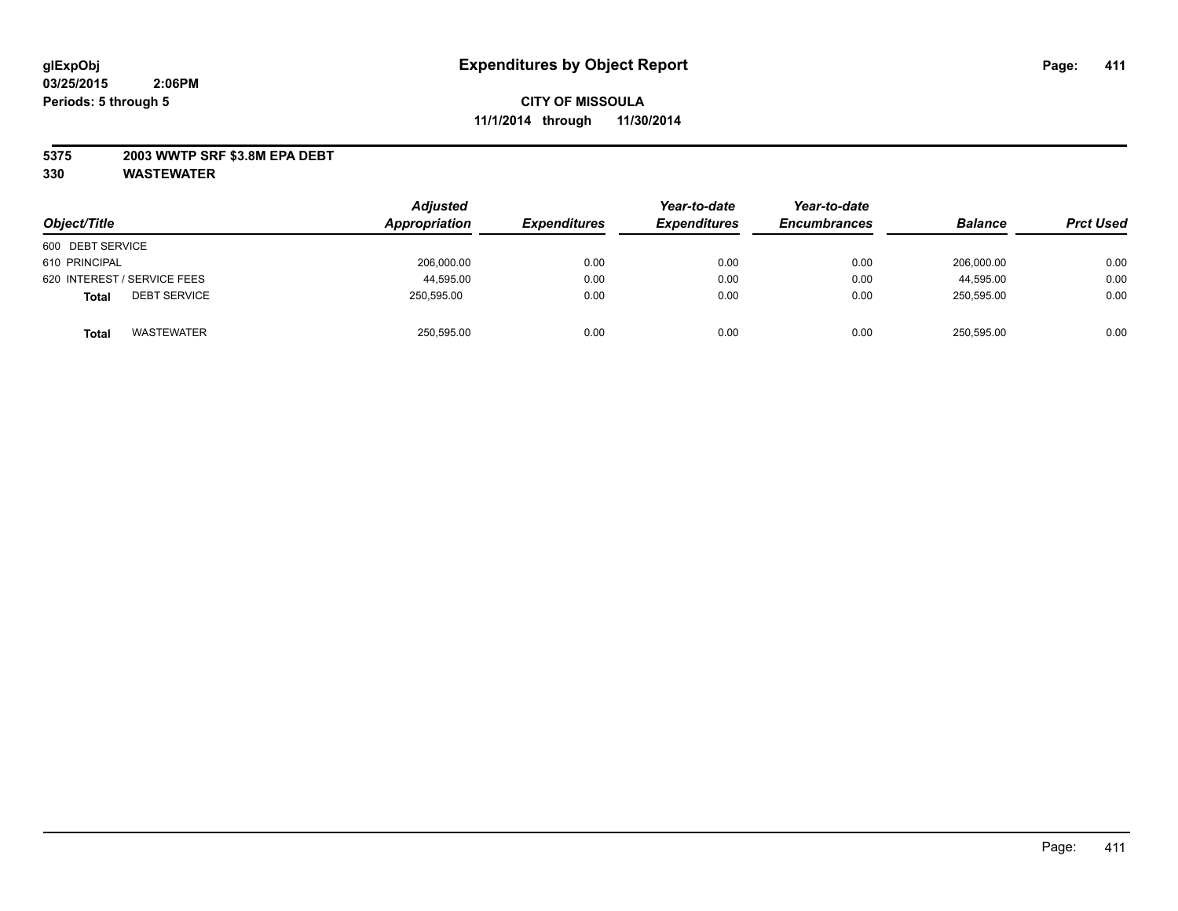# Expenditures by Object Report

glExpObj
03/25/2015 2:06PM
Periods: 5 through 5

**CITY OF MISSOULA**
**11/1/2014 through 11/30/2014**

**5375 2003 WWTP SRF $3.8M EPA DEBT**
**330 WASTEWATER**

| Object/Title | Adjusted Appropriation | Expenditures | Year-to-date Expenditures | Year-to-date Encumbrances | Balance | Prct Used |
|---|---|---|---|---|---|---|
| 600 DEBT SERVICE | | | | | | |
| 610 PRINCIPAL | 206,000.00 | 0.00 | 0.00 | 0.00 | 206,000.00 | 0.00 |
| 620 INTEREST / SERVICE FEES | 44,595.00 | 0.00 | 0.00 | 0.00 | 44,595.00 | 0.00 |
| **Total** DEBT SERVICE | 250,595.00 | 0.00 | 0.00 | 0.00 | 250,595.00 | 0.00 |
| **Total** WASTEWATER | 250,595.00 | 0.00 | 0.00 | 0.00 | 250,595.00 | 0.00 |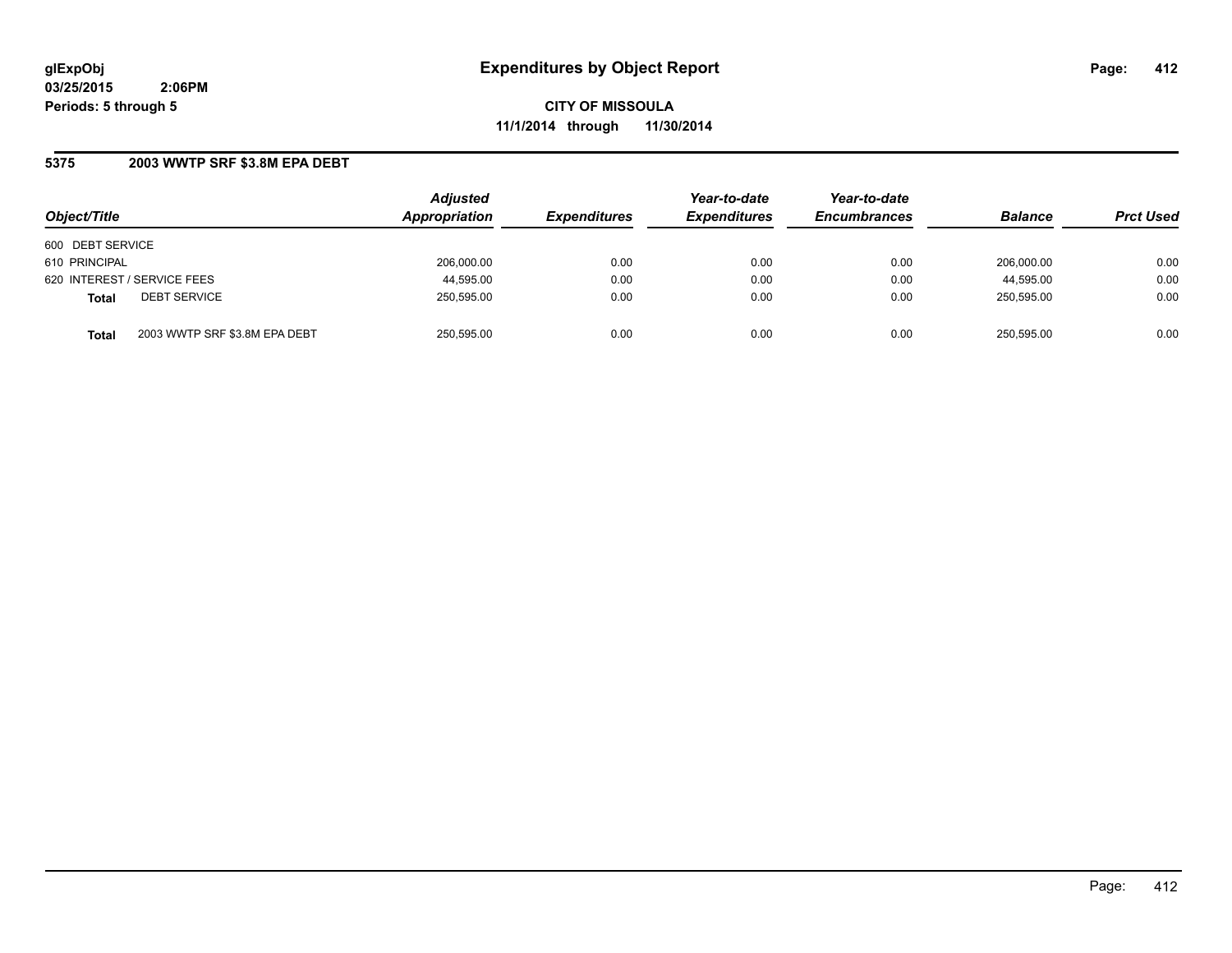glExpObj
03/25/2015 2:06PM
Periods: 5 through 5

# Expenditures by Object Report

**CITY OF MISSOULA**
**11/1/2014 through 11/30/2014**

## 5375 2003 WWTP SRF $3.8M EPA DEBT

| Object/Title | | Adjusted Appropriation | Expenditures | Year-to-date Expenditures | Year-to-date Encumbrances | Balance | Prct Used |
|---|---|---|---|---|---|---|---|
| 600 DEBT SERVICE | | | | | | | |
| 610 PRINCIPAL | | 206,000.00 | 0.00 | 0.00 | 0.00 | 206,000.00 | 0.00 |
| 620 INTEREST / SERVICE FEES | | 44,595.00 | 0.00 | 0.00 | 0.00 | 44,595.00 | 0.00 |
| **Total** | DEBT SERVICE | 250,595.00 | 0.00 | 0.00 | 0.00 | 250,595.00 | 0.00 |
| **Total** | 2003 WWTP SRF $3.8M EPA DEBT | 250,595.00 | 0.00 | 0.00 | 0.00 | 250,595.00 | 0.00 |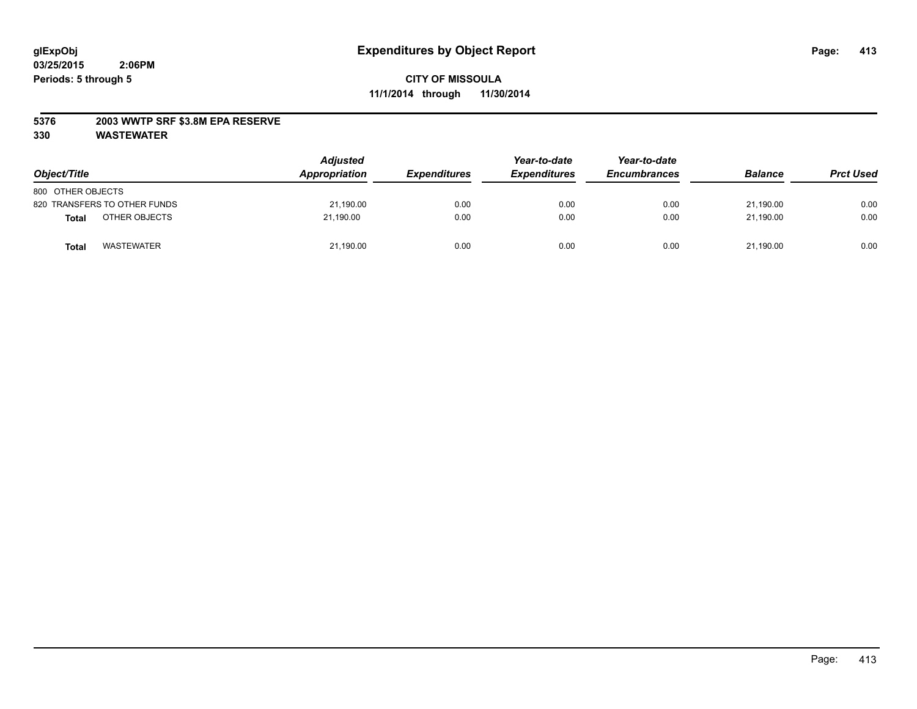**glExpObj** **Expenditures by Object Report**
**03/25/2015 2:06PM**
**Periods: 5 through 5**

**CITY OF MISSOULA**
**11/1/2014 through 11/30/2014**

**5376 2003 WWTP SRF $3.8M EPA RESERVE**
**330 WASTEWATER**

| Object/Title | Adjusted Appropriation | Expenditures | Year-to-date Expenditures | Year-to-date Encumbrances | Balance | Prct Used |
|---|---|---|---|---|---|---|
| 800 OTHER OBJECTS | | | | | | |
| 820 TRANSFERS TO OTHER FUNDS | 21,190.00 | 0.00 | 0.00 | 0.00 | 21,190.00 | 0.00 |
| **Total** OTHER OBJECTS | 21,190.00 | 0.00 | 0.00 | 0.00 | 21,190.00 | 0.00 |
| **Total** WASTEWATER | 21,190.00 | 0.00 | 0.00 | 0.00 | 21,190.00 | 0.00 |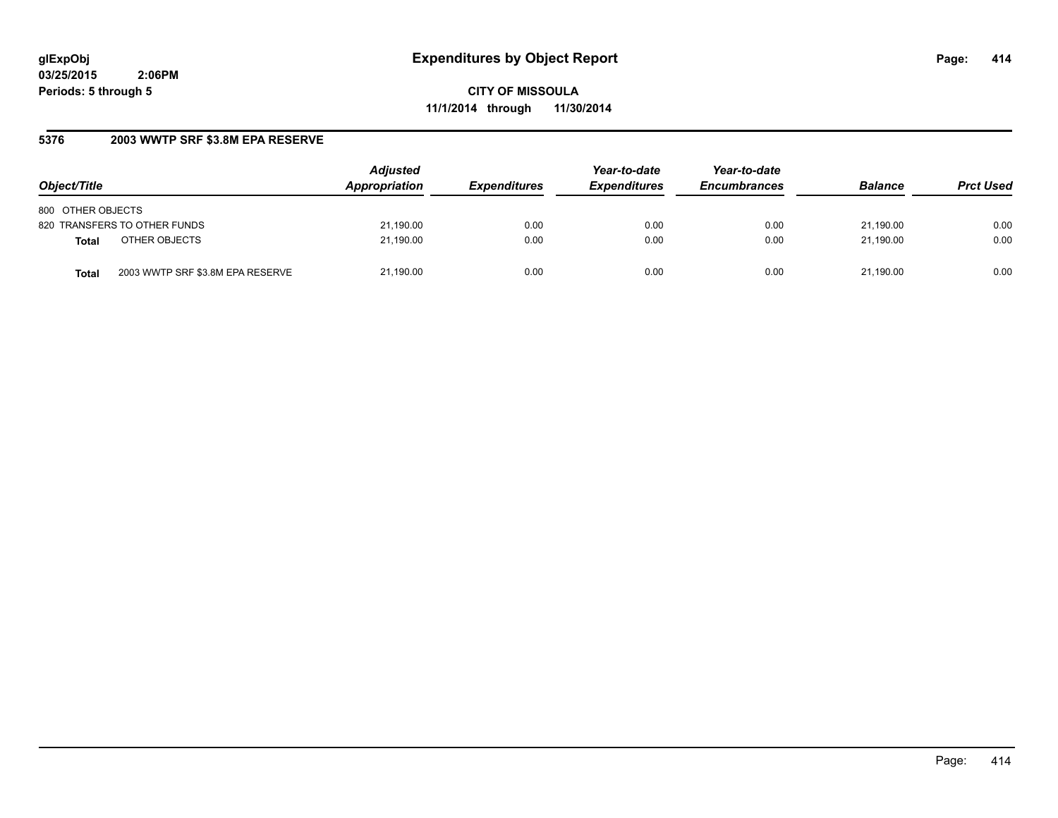**glExpObj**
**03/25/2015 2:06PM**
**Periods: 5 through 5**

# Expenditures by Object Report

**CITY OF MISSOULA**
**11/1/2014 through 11/30/2014**

## 5376 2003 WWTP SRF $3.8M EPA RESERVE

| Object/Title | | Adjusted Appropriation | Expenditures | Year-to-date Expenditures | Year-to-date Encumbrances | Balance | Prct Used |
|---|---|---|---|---|---|---|---|
| 800 OTHER OBJECTS | | | | | | | |
| 820 TRANSFERS TO OTHER FUNDS | | 21,190.00 | 0.00 | 0.00 | 0.00 | 21,190.00 | 0.00 |
| **Total** | OTHER OBJECTS | 21,190.00 | 0.00 | 0.00 | 0.00 | 21,190.00 | 0.00 |
| **Total** | 2003 WWTP SRF $3.8M EPA RESERVE | 21,190.00 | 0.00 | 0.00 | 0.00 | 21,190.00 | 0.00 |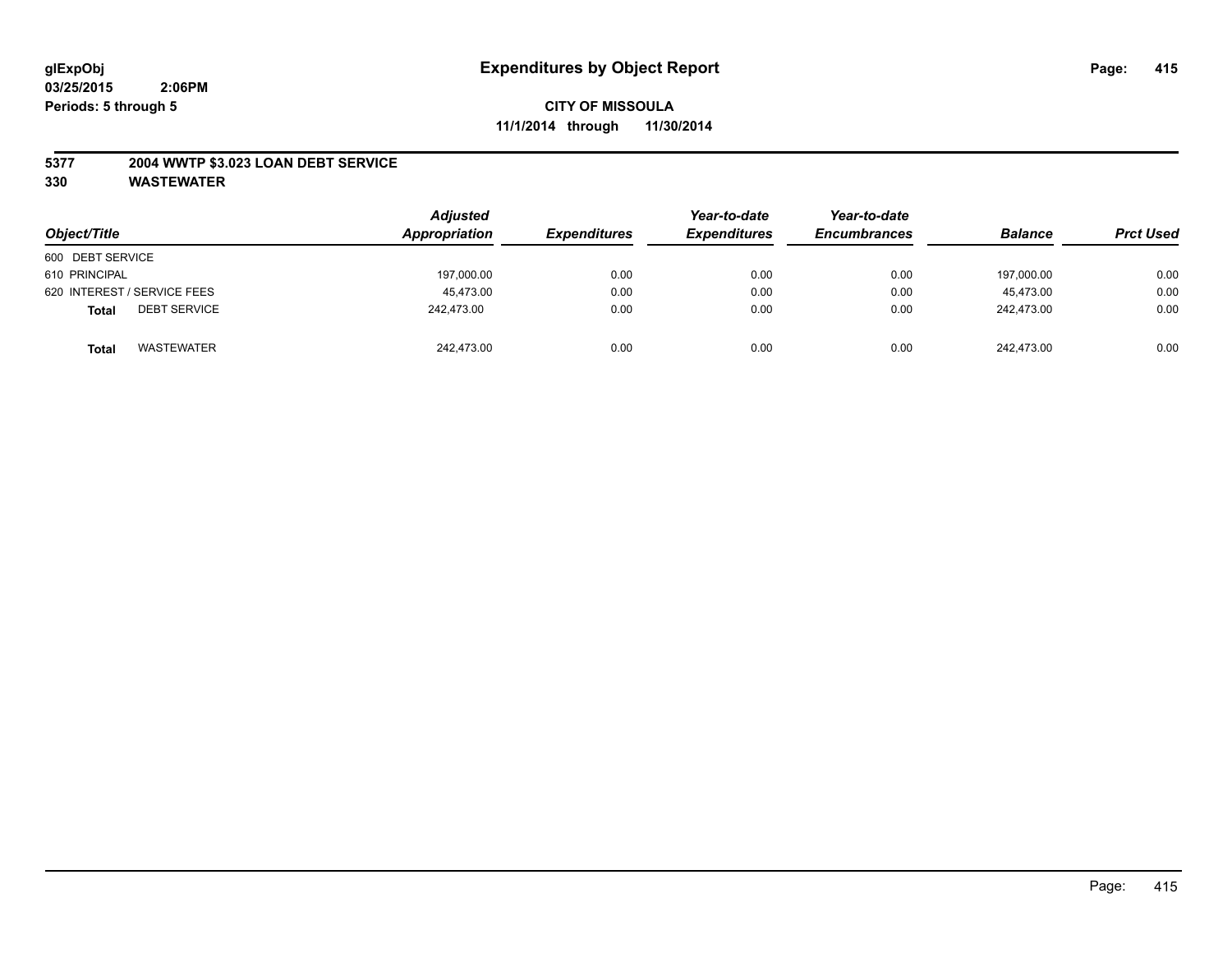# Expenditures by Object Report

glExpObj
03/25/2015 2:06PM
Periods: 5 through 5

**CITY OF MISSOULA**
**11/1/2014 through 11/30/2014**

**5377 2004 WWTP $3.023 LOAN DEBT SERVICE**
**330 WASTEWATER**

| Object/Title | Adjusted Appropriation | Expenditures | Year-to-date Expenditures | Year-to-date Encumbrances | Balance | Prct Used |
|---|---|---|---|---|---|---|
| 600 DEBT SERVICE | | | | | | |
| 610 PRINCIPAL | 197,000.00 | 0.00 | 0.00 | 0.00 | 197,000.00 | 0.00 |
| 620 INTEREST / SERVICE FEES | 45,473.00 | 0.00 | 0.00 | 0.00 | 45,473.00 | 0.00 |
| **Total** DEBT SERVICE | 242,473.00 | 0.00 | 0.00 | 0.00 | 242,473.00 | 0.00 |
| **Total** WASTEWATER | 242,473.00 | 0.00 | 0.00 | 0.00 | 242,473.00 | 0.00 |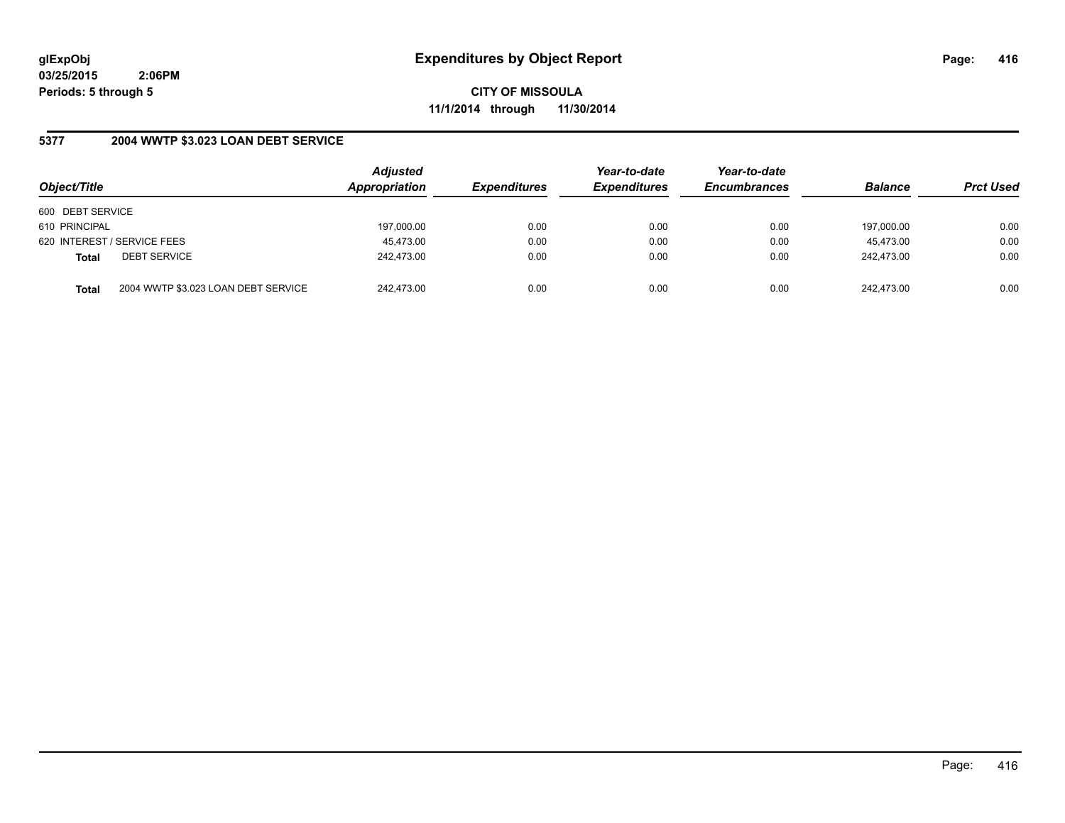# Expenditures by Object Report

**CITY OF MISSOULA**

**11/1/2014 through 11/30/2014**

glExpObj
03/25/2015 2:06PM
Periods: 5 through 5

## 5377 2004 WWTP $3.023 LOAN DEBT SERVICE

| Object/Title | | Adjusted Appropriation | Expenditures | Year-to-date Expenditures | Year-to-date Encumbrances | Balance | Prct Used |
|---|---|---|---|---|---|---|---|
| 600 DEBT SERVICE | | | | | | | |
| 610 PRINCIPAL | | 197,000.00 | 0.00 | 0.00 | 0.00 | 197,000.00 | 0.00 |
| 620 INTEREST / SERVICE FEES | | 45,473.00 | 0.00 | 0.00 | 0.00 | 45,473.00 | 0.00 |
| **Total** | DEBT SERVICE | 242,473.00 | 0.00 | 0.00 | 0.00 | 242,473.00 | 0.00 |
| **Total** | 2004 WWTP $3.023 LOAN DEBT SERVICE | 242,473.00 | 0.00 | 0.00 | 0.00 | 242,473.00 | 0.00 |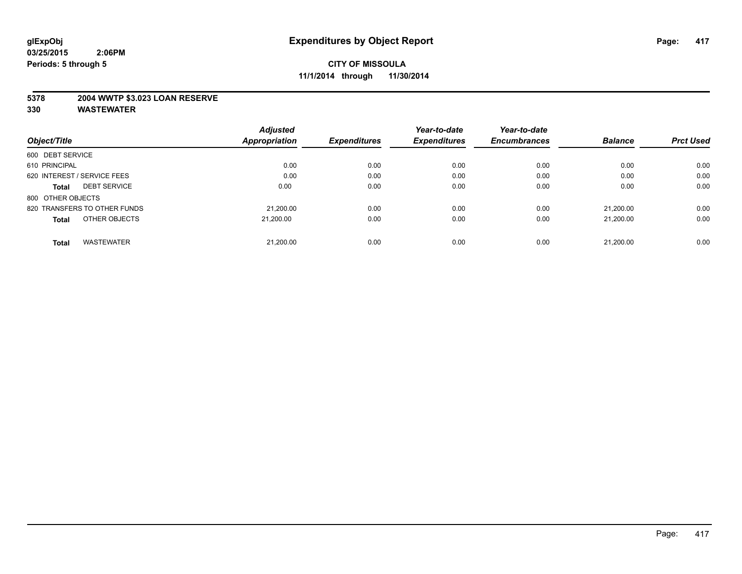**glExpObj**
**03/25/2015 2:06PM**
**Periods: 5 through 5**

# Expenditures by Object Report

**CITY OF MISSOULA**
**11/1/2014 through 11/30/2014**

**5378 2004 WWTP $3.023 LOAN RESERVE**
**330 WASTEWATER**

| Object/Title | | Adjusted Appropriation | Expenditures | Year-to-date Expenditures | Year-to-date Encumbrances | Balance | Prct Used |
|---|---|---|---|---|---|---|---|
| 600 DEBT SERVICE | | | | | | | |
| 610 PRINCIPAL | | 0.00 | 0.00 | 0.00 | 0.00 | 0.00 | 0.00 |
| 620 INTEREST / SERVICE FEES | | 0.00 | 0.00 | 0.00 | 0.00 | 0.00 | 0.00 |
| **Total** | DEBT SERVICE | 0.00 | 0.00 | 0.00 | 0.00 | 0.00 | 0.00 |
| 800 OTHER OBJECTS | | | | | | | |
| 820 TRANSFERS TO OTHER FUNDS | | 21,200.00 | 0.00 | 0.00 | 0.00 | 21,200.00 | 0.00 |
| **Total** | OTHER OBJECTS | 21,200.00 | 0.00 | 0.00 | 0.00 | 21,200.00 | 0.00 |
| **Total** | WASTEWATER | 21,200.00 | 0.00 | 0.00 | 0.00 | 21,200.00 | 0.00 |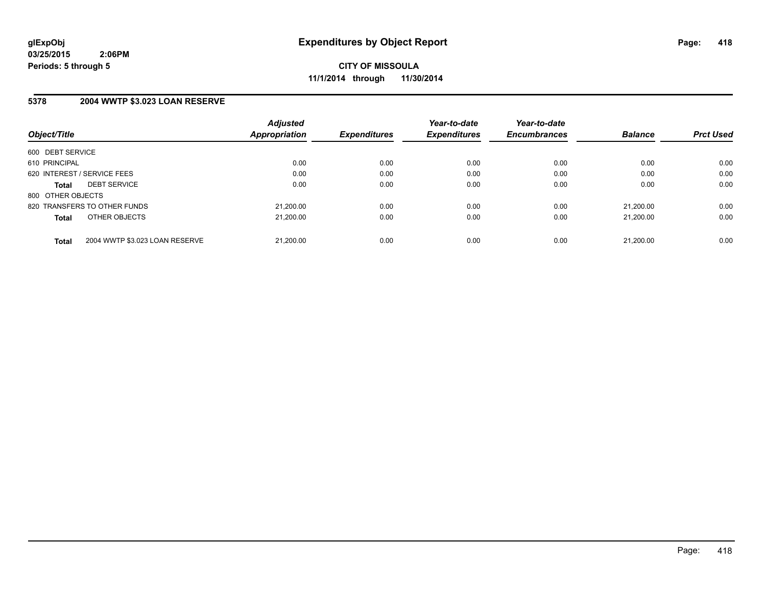**glExpObj**
**03/25/2015 2:06PM**
**Periods: 5 through 5**

# Expenditures by Object Report

**CITY OF MISSOULA**
**11/1/2014 through 11/30/2014**

## 5378 2004 WWTP $3.023 LOAN RESERVE

| Object/Title | Adjusted Appropriation | Expenditures | Year-to-date Expenditures | Year-to-date Encumbrances | Balance | Prct Used |
|---|---|---|---|---|---|---|
| 600 DEBT SERVICE | | | | | | |
| 610 PRINCIPAL | 0.00 | 0.00 | 0.00 | 0.00 | 0.00 | 0.00 |
| 620 INTEREST / SERVICE FEES | 0.00 | 0.00 | 0.00 | 0.00 | 0.00 | 0.00 |
| **Total** DEBT SERVICE | 0.00 | 0.00 | 0.00 | 0.00 | 0.00 | 0.00 |
| 800 OTHER OBJECTS | | | | | | |
| 820 TRANSFERS TO OTHER FUNDS | 21,200.00 | 0.00 | 0.00 | 0.00 | 21,200.00 | 0.00 |
| **Total** OTHER OBJECTS | 21,200.00 | 0.00 | 0.00 | 0.00 | 21,200.00 | 0.00 |
| **Total** 2004 WWTP $3.023 LOAN RESERVE | 21,200.00 | 0.00 | 0.00 | 0.00 | 21,200.00 | 0.00 |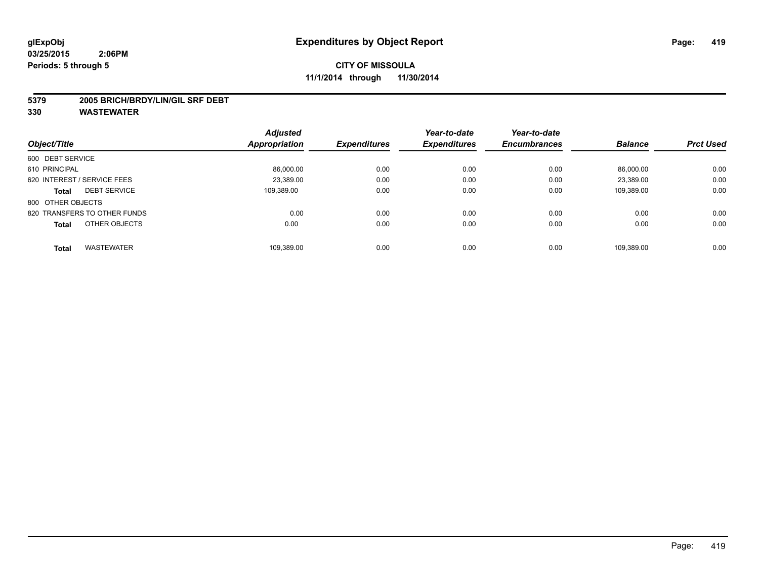# Expenditures by Object Report

**glExpObj**
**03/25/2015 2:06PM**
**Periods: 5 through 5**

**CITY OF MISSOULA**
**11/1/2014 through 11/30/2014**

**5379 2005 BRICH/BRDY/LIN/GIL SRF DEBT**
**330 WASTEWATER**

| Object/Title | | Adjusted Appropriation | Expenditures | Year-to-date Expenditures | Year-to-date Encumbrances | Balance | Prct Used |
|---|---|---|---|---|---|---|---|
| 600 DEBT SERVICE | | | | | | | |
| 610 PRINCIPAL | | 86,000.00 | 0.00 | 0.00 | 0.00 | 86,000.00 | 0.00 |
| 620 INTEREST / SERVICE FEES | | 23,389.00 | 0.00 | 0.00 | 0.00 | 23,389.00 | 0.00 |
| **Total** | DEBT SERVICE | 109,389.00 | 0.00 | 0.00 | 0.00 | 109,389.00 | 0.00 |
| 800 OTHER OBJECTS | | | | | | | |
| 820 TRANSFERS TO OTHER FUNDS | | 0.00 | 0.00 | 0.00 | 0.00 | 0.00 | 0.00 |
| **Total** | OTHER OBJECTS | 0.00 | 0.00 | 0.00 | 0.00 | 0.00 | 0.00 |
| **Total** | WASTEWATER | 109,389.00 | 0.00 | 0.00 | 0.00 | 109,389.00 | 0.00 |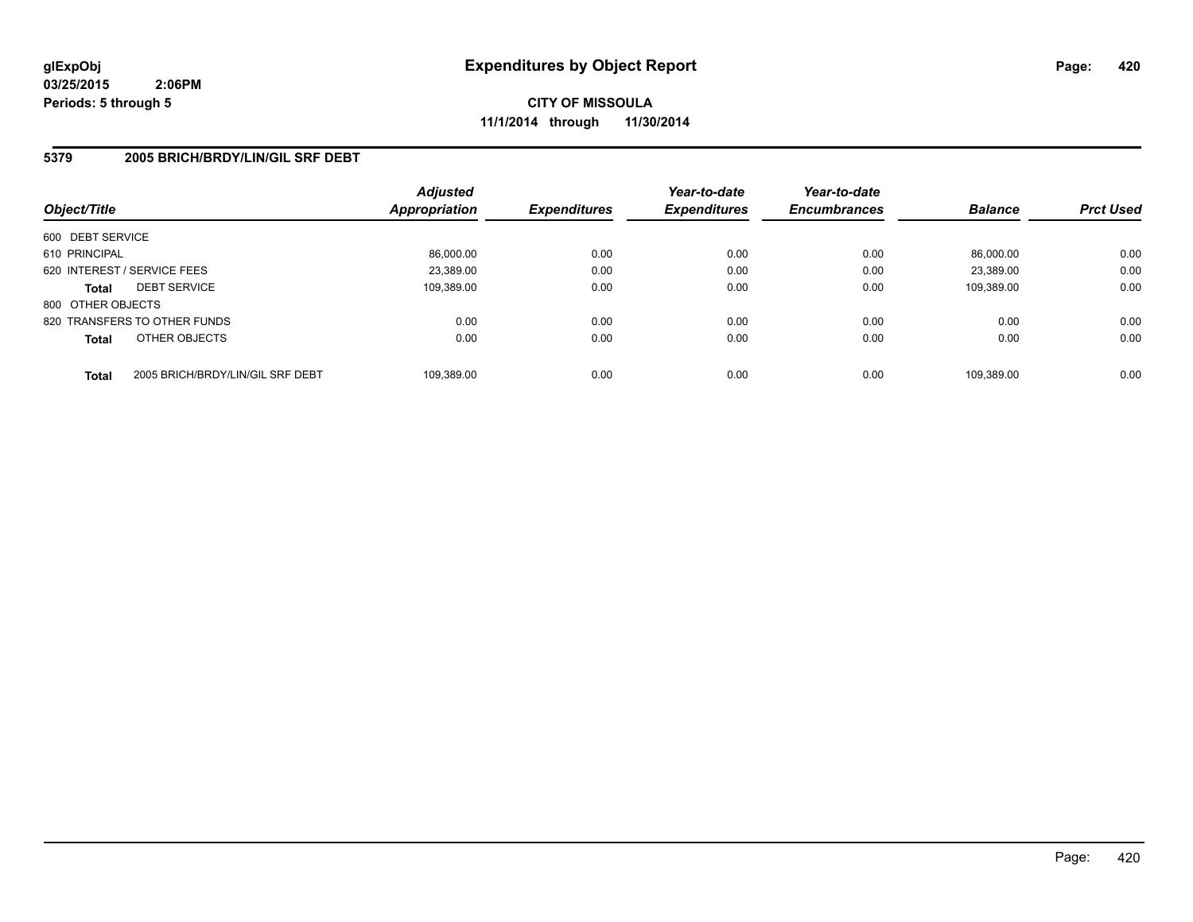**glExpObj**
**03/25/2015 2:06PM**
**Periods: 5 through 5**

# Expenditures by Object Report

**CITY OF MISSOULA**
**11/1/2014 through 11/30/2014**

## 5379 2005 BRICH/BRDY/LIN/GIL SRF DEBT

| Object/Title | | Adjusted Appropriation | Expenditures | Year-to-date Expenditures | Year-to-date Encumbrances | Balance | Prct Used |
|---|---|---|---|---|---|---|---|
| 600 DEBT SERVICE | | | | | | | |
| 610 PRINCIPAL | | 86,000.00 | 0.00 | 0.00 | 0.00 | 86,000.00 | 0.00 |
| 620 INTEREST / SERVICE FEES | | 23,389.00 | 0.00 | 0.00 | 0.00 | 23,389.00 | 0.00 |
| **Total** | DEBT SERVICE | 109,389.00 | 0.00 | 0.00 | 0.00 | 109,389.00 | 0.00 |
| 800 OTHER OBJECTS | | | | | | | |
| 820 TRANSFERS TO OTHER FUNDS | | 0.00 | 0.00 | 0.00 | 0.00 | 0.00 | 0.00 |
| **Total** | OTHER OBJECTS | 0.00 | 0.00 | 0.00 | 0.00 | 0.00 | 0.00 |
| **Total** | 2005 BRICH/BRDY/LIN/GIL SRF DEBT | 109,389.00 | 0.00 | 0.00 | 0.00 | 109,389.00 | 0.00 |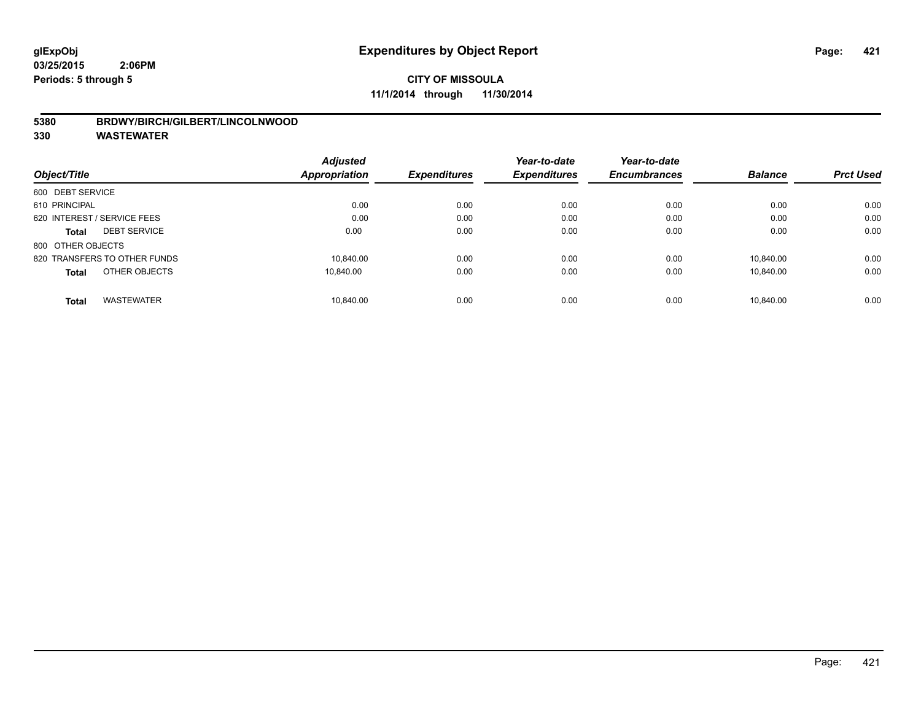**glExpObj**
**03/25/2015 2:06PM**
**Periods: 5 through 5**

# Expenditures by Object Report

**CITY OF MISSOULA**
**11/1/2014 through 11/30/2014**

**5380 BRDWY/BIRCH/GILBERT/LINCOLNWOOD**
**330 WASTEWATER**

| Object/Title | Adjusted Appropriation | Expenditures | Year-to-date Expenditures | Year-to-date Encumbrances | Balance | Prct Used |
|---|---|---|---|---|---|---|
| 600 DEBT SERVICE | | | | | | |
| 610 PRINCIPAL | 0.00 | 0.00 | 0.00 | 0.00 | 0.00 | 0.00 |
| 620 INTEREST / SERVICE FEES | 0.00 | 0.00 | 0.00 | 0.00 | 0.00 | 0.00 |
| **Total** DEBT SERVICE | 0.00 | 0.00 | 0.00 | 0.00 | 0.00 | 0.00 |
| 800 OTHER OBJECTS | | | | | | |
| 820 TRANSFERS TO OTHER FUNDS | 10,840.00 | 0.00 | 0.00 | 0.00 | 10,840.00 | 0.00 |
| **Total** OTHER OBJECTS | 10,840.00 | 0.00 | 0.00 | 0.00 | 10,840.00 | 0.00 |
| **Total** WASTEWATER | 10,840.00 | 0.00 | 0.00 | 0.00 | 10,840.00 | 0.00 |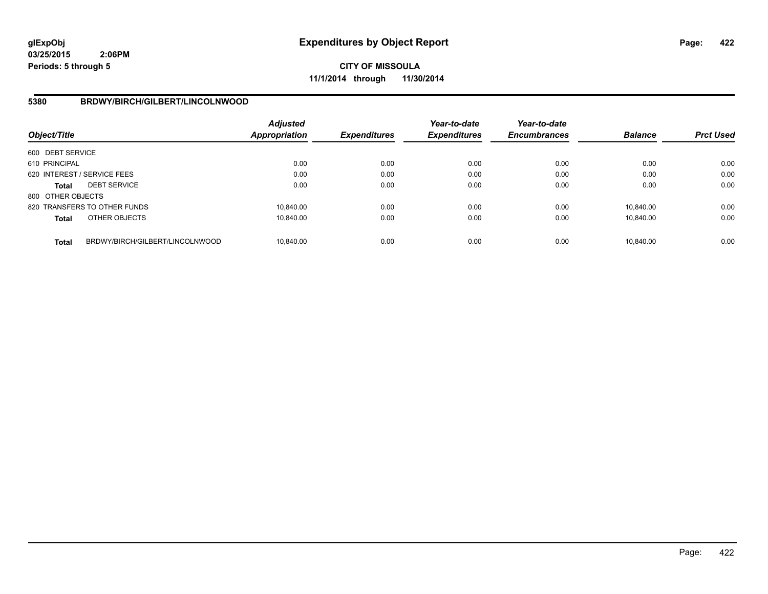glExpObj
03/25/2015 2:06PM
Periods: 5 through 5

# Expenditures by Object Report

CITY OF MISSOULA
11/1/2014 through 11/30/2014

## 5380 BRDWY/BIRCH/GILBERT/LINCOLNWOOD

| Object/Title | Adjusted Appropriation | Expenditures | Year-to-date Expenditures | Year-to-date Encumbrances | Balance | Prct Used |
|---|---|---|---|---|---|---|
| 600 DEBT SERVICE | | | | | | |
| 610 PRINCIPAL | 0.00 | 0.00 | 0.00 | 0.00 | 0.00 | 0.00 |
| 620 INTEREST / SERVICE FEES | 0.00 | 0.00 | 0.00 | 0.00 | 0.00 | 0.00 |
| **Total** DEBT SERVICE | 0.00 | 0.00 | 0.00 | 0.00 | 0.00 | 0.00 |
| 800 OTHER OBJECTS | | | | | | |
| 820 TRANSFERS TO OTHER FUNDS | 10,840.00 | 0.00 | 0.00 | 0.00 | 10,840.00 | 0.00 |
| **Total** OTHER OBJECTS | 10,840.00 | 0.00 | 0.00 | 0.00 | 10,840.00 | 0.00 |
| **Total** BRDWY/BIRCH/GILBERT/LINCOLNWOOD | 10,840.00 | 0.00 | 0.00 | 0.00 | 10,840.00 | 0.00 |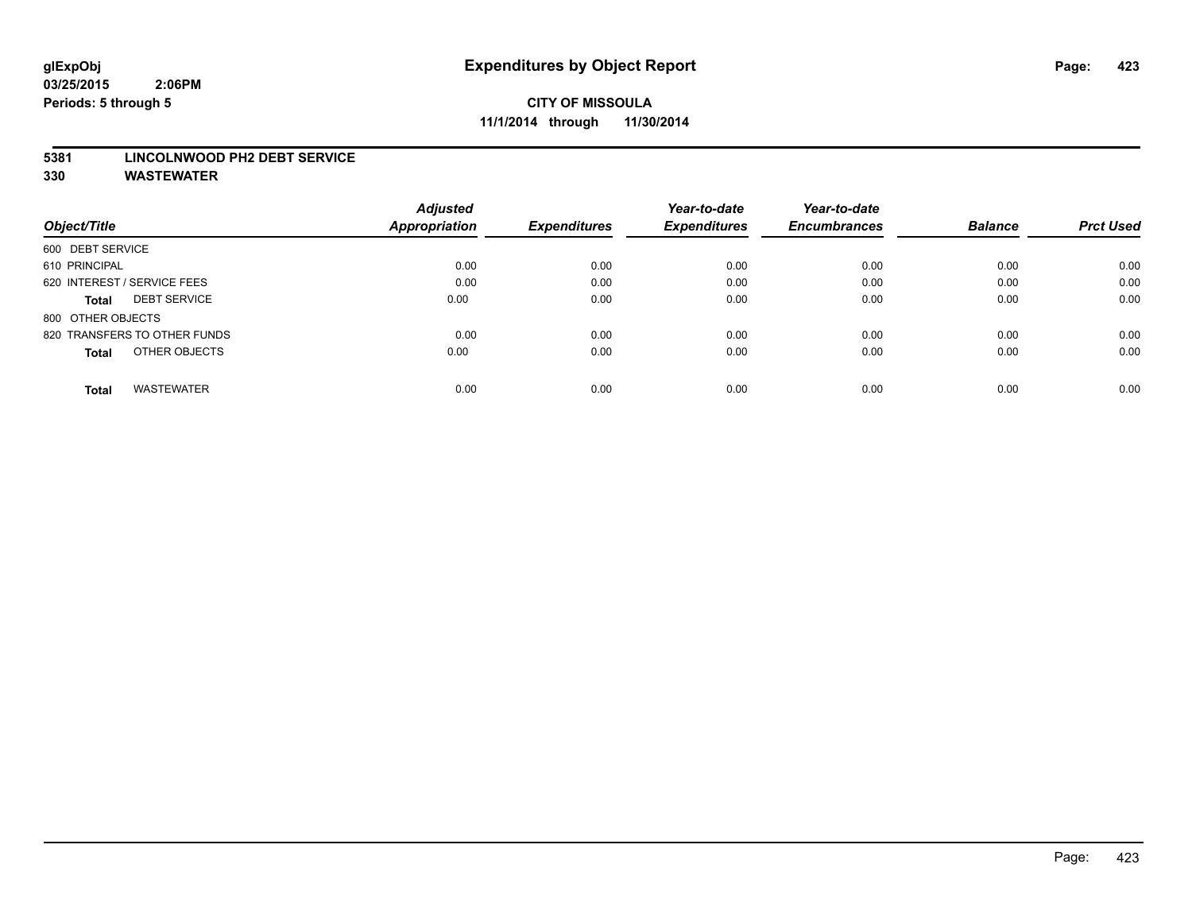**glExpObj**
**03/25/2015 2:06PM**
**Periods: 5 through 5**

# Expenditures by Object Report

**CITY OF MISSOULA**
**11/1/2014 through 11/30/2014**

**5381 LINCOLNWOOD PH2 DEBT SERVICE**
**330 WASTEWATER**

| Object/Title | Adjusted Appropriation | Expenditures | Year-to-date Expenditures | Year-to-date Encumbrances | Balance | Prct Used |
|---|---|---|---|---|---|---|
| 600 DEBT SERVICE | | | | | | |
| 610 PRINCIPAL | 0.00 | 0.00 | 0.00 | 0.00 | 0.00 | 0.00 |
| 620 INTEREST / SERVICE FEES | 0.00 | 0.00 | 0.00 | 0.00 | 0.00 | 0.00 |
| **Total** DEBT SERVICE | 0.00 | 0.00 | 0.00 | 0.00 | 0.00 | 0.00 |
| 800 OTHER OBJECTS | | | | | | |
| 820 TRANSFERS TO OTHER FUNDS | 0.00 | 0.00 | 0.00 | 0.00 | 0.00 | 0.00 |
| **Total** OTHER OBJECTS | 0.00 | 0.00 | 0.00 | 0.00 | 0.00 | 0.00 |
| **Total** WASTEWATER | 0.00 | 0.00 | 0.00 | 0.00 | 0.00 | 0.00 |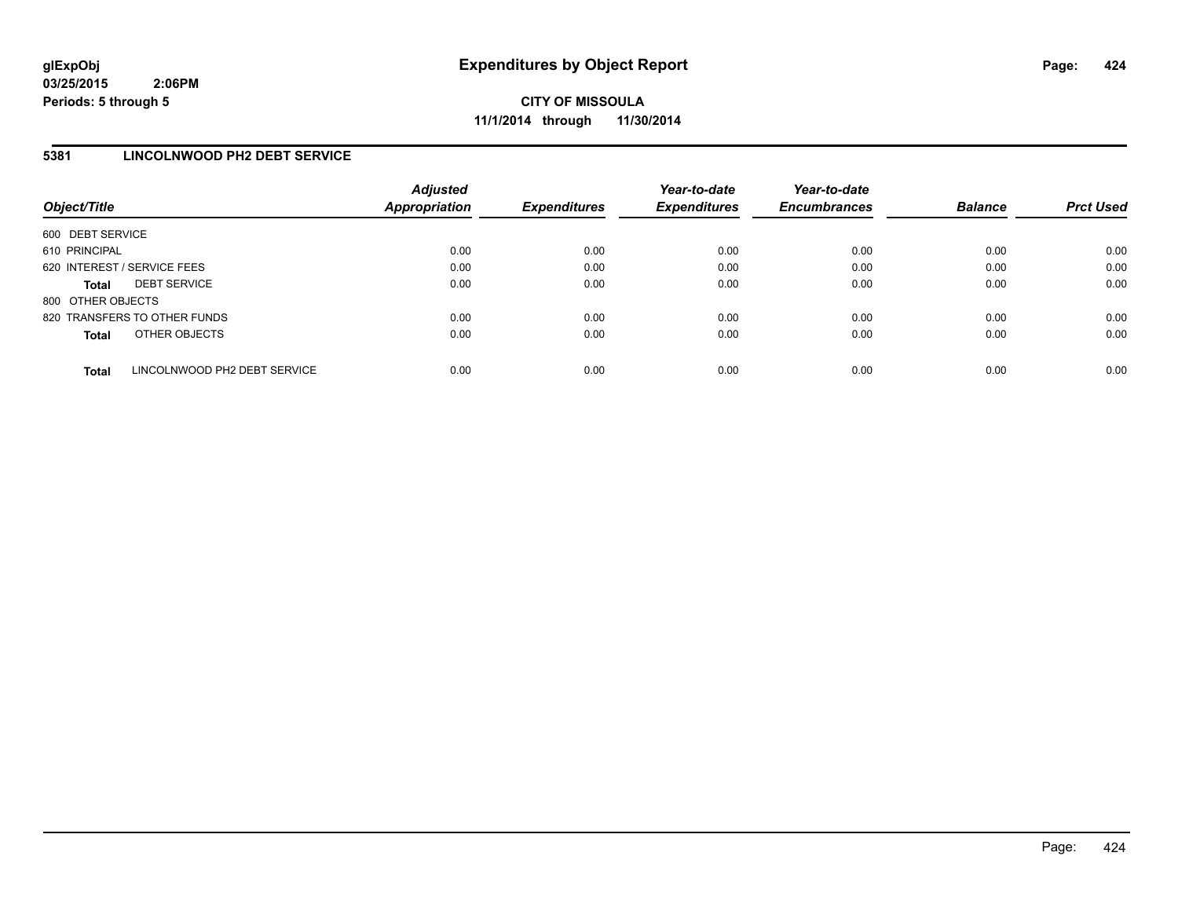# Expenditures by Object Report

glExpObj
03/25/2015 2:06PM
Periods: 5 through 5

**CITY OF MISSOULA**
**11/1/2014 through 11/30/2014**

## 5381 LINCOLNWOOD PH2 DEBT SERVICE

| Object/Title | Adjusted Appropriation | Expenditures | Year-to-date Expenditures | Year-to-date Encumbrances | Balance | Prct Used |
|---|---|---|---|---|---|---|
| 600 DEBT SERVICE | | | | | | |
| 610 PRINCIPAL | 0.00 | 0.00 | 0.00 | 0.00 | 0.00 | 0.00 |
| 620 INTEREST / SERVICE FEES | 0.00 | 0.00 | 0.00 | 0.00 | 0.00 | 0.00 |
| **Total** DEBT SERVICE | 0.00 | 0.00 | 0.00 | 0.00 | 0.00 | 0.00 |
| 800 OTHER OBJECTS | | | | | | |
| 820 TRANSFERS TO OTHER FUNDS | 0.00 | 0.00 | 0.00 | 0.00 | 0.00 | 0.00 |
| **Total** OTHER OBJECTS | 0.00 | 0.00 | 0.00 | 0.00 | 0.00 | 0.00 |
| **Total** LINCOLNWOOD PH2 DEBT SERVICE | 0.00 | 0.00 | 0.00 | 0.00 | 0.00 | 0.00 |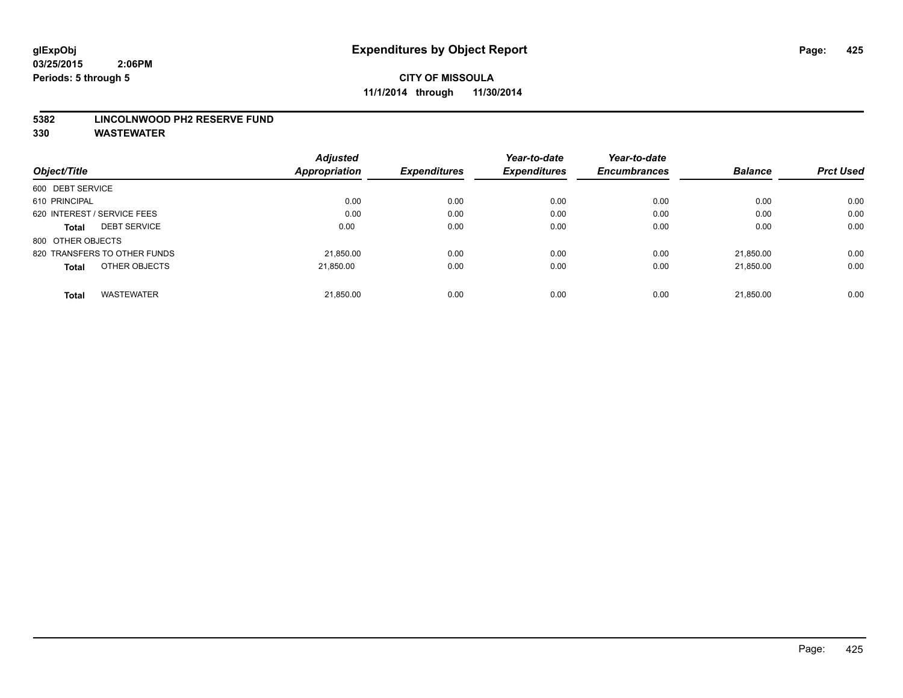**glExpObj**
**03/25/2015 2:06PM**
**Periods: 5 through 5**

# Expenditures by Object Report

**CITY OF MISSOULA**
**11/1/2014 through 11/30/2014**

**5382 LINCOLNWOOD PH2 RESERVE FUND**
**330 WASTEWATER**

| Object/Title | Adjusted Appropriation | Expenditures | Year-to-date Expenditures | Year-to-date Encumbrances | Balance | Prct Used |
|---|---|---|---|---|---|---|
| 600 DEBT SERVICE | | | | | | |
| 610 PRINCIPAL | 0.00 | 0.00 | 0.00 | 0.00 | 0.00 | 0.00 |
| 620 INTEREST / SERVICE FEES | 0.00 | 0.00 | 0.00 | 0.00 | 0.00 | 0.00 |
| **Total** DEBT SERVICE | 0.00 | 0.00 | 0.00 | 0.00 | 0.00 | 0.00 |
| 800 OTHER OBJECTS | | | | | | |
| 820 TRANSFERS TO OTHER FUNDS | 21,850.00 | 0.00 | 0.00 | 0.00 | 21,850.00 | 0.00 |
| **Total** OTHER OBJECTS | 21,850.00 | 0.00 | 0.00 | 0.00 | 21,850.00 | 0.00 |
| **Total** WASTEWATER | 21,850.00 | 0.00 | 0.00 | 0.00 | 21,850.00 | 0.00 |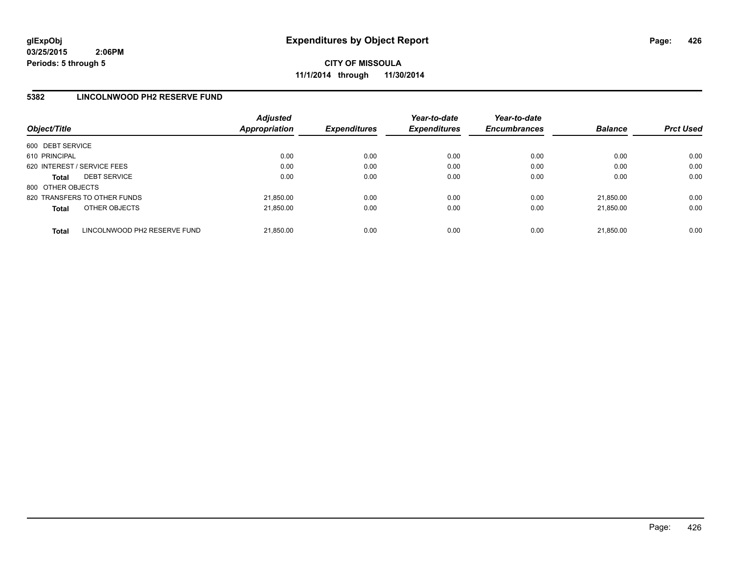**glExpObj**
**03/25/2015 2:06PM**
**Periods: 5 through 5**

# Expenditures by Object Report

**CITY OF MISSOULA**
**11/1/2014 through 11/30/2014**

## 5382 LINCOLNWOOD PH2 RESERVE FUND

| Object/Title | Adjusted Appropriation | Expenditures | Year-to-date Expenditures | Year-to-date Encumbrances | Balance | Prct Used |
|---|---|---|---|---|---|---|
| 600 DEBT SERVICE | | | | | | |
| 610 PRINCIPAL | 0.00 | 0.00 | 0.00 | 0.00 | 0.00 | 0.00 |
| 620 INTEREST / SERVICE FEES | 0.00 | 0.00 | 0.00 | 0.00 | 0.00 | 0.00 |
| **Total** DEBT SERVICE | 0.00 | 0.00 | 0.00 | 0.00 | 0.00 | 0.00 |
| 800 OTHER OBJECTS | | | | | | |
| 820 TRANSFERS TO OTHER FUNDS | 21,850.00 | 0.00 | 0.00 | 0.00 | 21,850.00 | 0.00 |
| **Total** OTHER OBJECTS | 21,850.00 | 0.00 | 0.00 | 0.00 | 21,850.00 | 0.00 |
| **Total** LINCOLNWOOD PH2 RESERVE FUND | 21,850.00 | 0.00 | 0.00 | 0.00 | 21,850.00 | 0.00 |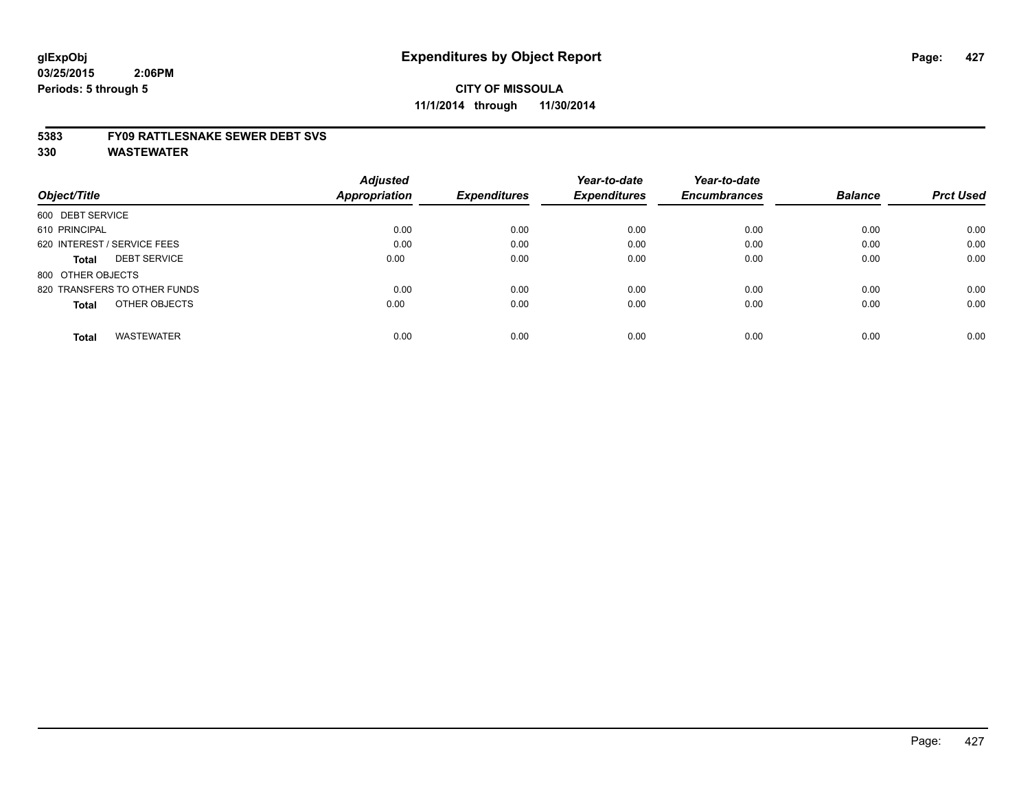# Expenditures by Object Report

glExpObj
03/25/2015 2:06PM
Periods: 5 through 5

**CITY OF MISSOULA**
**11/1/2014 through 11/30/2014**

**5383 FY09 RATTLESNAKE SEWER DEBT SVS**
**330 WASTEWATER**

| Object/Title | Adjusted Appropriation | Expenditures | Year-to-date Expenditures | Year-to-date Encumbrances | Balance | Prct Used |
|---|---|---|---|---|---|---|
| 600 DEBT SERVICE | | | | | | |
| 610 PRINCIPAL | 0.00 | 0.00 | 0.00 | 0.00 | 0.00 | 0.00 |
| 620 INTEREST / SERVICE FEES | 0.00 | 0.00 | 0.00 | 0.00 | 0.00 | 0.00 |
| **Total** DEBT SERVICE | 0.00 | 0.00 | 0.00 | 0.00 | 0.00 | 0.00 |
| 800 OTHER OBJECTS | | | | | | |
| 820 TRANSFERS TO OTHER FUNDS | 0.00 | 0.00 | 0.00 | 0.00 | 0.00 | 0.00 |
| **Total** OTHER OBJECTS | 0.00 | 0.00 | 0.00 | 0.00 | 0.00 | 0.00 |
| **Total** WASTEWATER | 0.00 | 0.00 | 0.00 | 0.00 | 0.00 | 0.00 |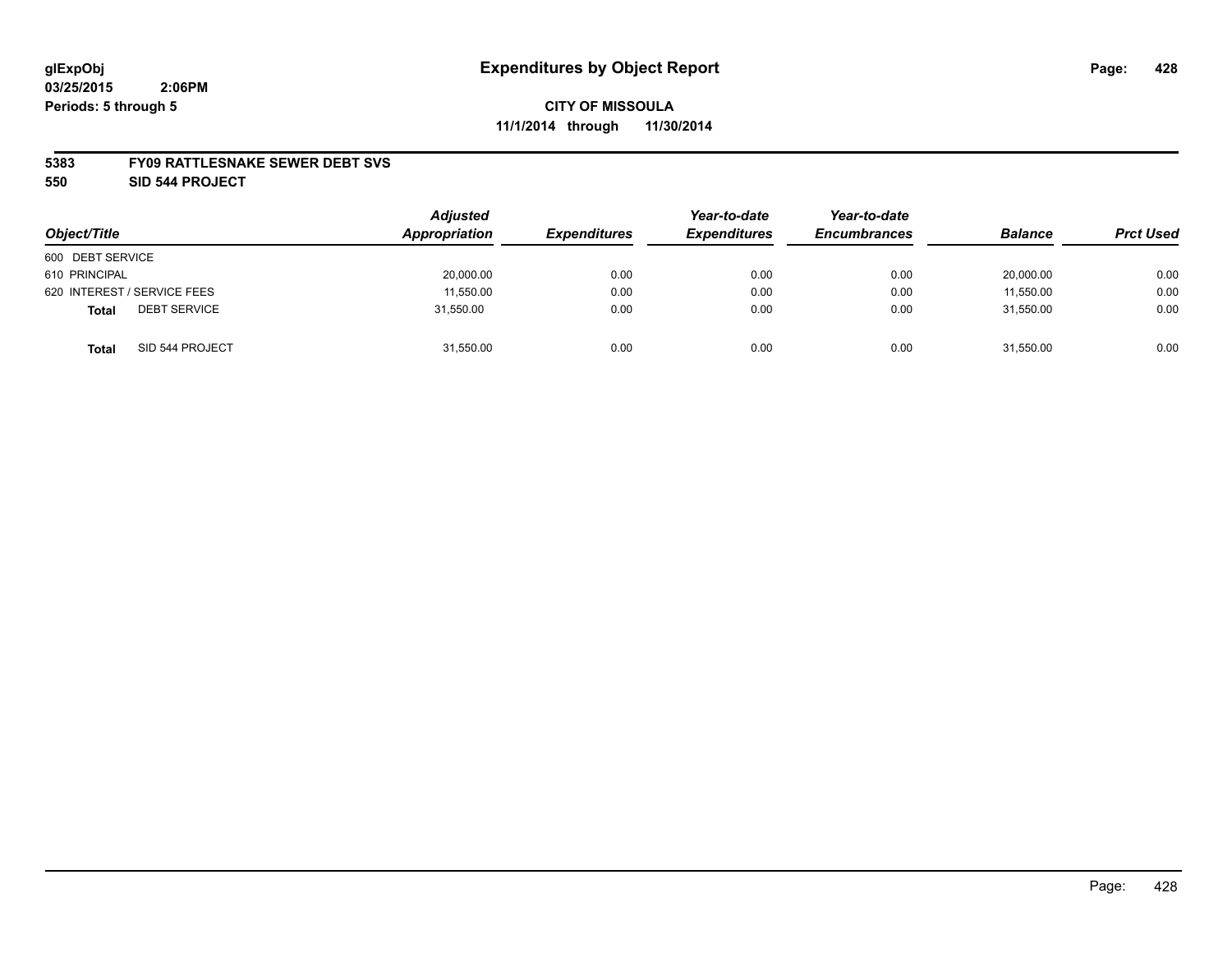# Expenditures by Object Report

glExpObj
03/25/2015 2:06PM
Periods: 5 through 5

**CITY OF MISSOULA**
**11/1/2014 through 11/30/2014**

**5383 FY09 RATTLESNAKE SEWER DEBT SVS**
**550 SID 544 PROJECT**

| Object/Title | Adjusted Appropriation | Expenditures | Year-to-date Expenditures | Year-to-date Encumbrances | Balance | Prct Used |
|---|---|---|---|---|---|---|
| 600 DEBT SERVICE | | | | | | |
| 610 PRINCIPAL | 20,000.00 | 0.00 | 0.00 | 0.00 | 20,000.00 | 0.00 |
| 620 INTEREST / SERVICE FEES | 11,550.00 | 0.00 | 0.00 | 0.00 | 11,550.00 | 0.00 |
| **Total** DEBT SERVICE | 31,550.00 | 0.00 | 0.00 | 0.00 | 31,550.00 | 0.00 |
| **Total** SID 544 PROJECT | 31,550.00 | 0.00 | 0.00 | 0.00 | 31,550.00 | 0.00 |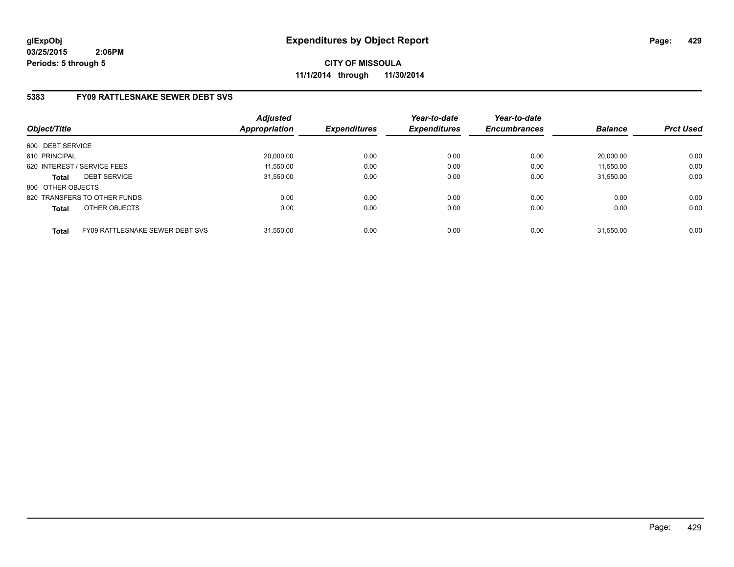**glExpObj**
**03/25/2015 2:06PM**
**Periods: 5 through 5**

# Expenditures by Object Report

**CITY OF MISSOULA**
**11/1/2014 through 11/30/2014**

## 5383 FY09 RATTLESNAKE SEWER DEBT SVS

| Object/Title | | Adjusted Appropriation | Expenditures | Year-to-date Expenditures | Year-to-date Encumbrances | Balance | Prct Used |
|---|---|---|---|---|---|---|---|
| 600 DEBT SERVICE | | | | | | | |
| 610 PRINCIPAL | | 20,000.00 | 0.00 | 0.00 | 0.00 | 20,000.00 | 0.00 |
| 620 INTEREST / SERVICE FEES | | 11,550.00 | 0.00 | 0.00 | 0.00 | 11,550.00 | 0.00 |
| **Total** | DEBT SERVICE | 31,550.00 | 0.00 | 0.00 | 0.00 | 31,550.00 | 0.00 |
| 800 OTHER OBJECTS | | | | | | | |
| 820 TRANSFERS TO OTHER FUNDS | | 0.00 | 0.00 | 0.00 | 0.00 | 0.00 | 0.00 |
| **Total** | OTHER OBJECTS | 0.00 | 0.00 | 0.00 | 0.00 | 0.00 | 0.00 |
| **Total** | FY09 RATTLESNAKE SEWER DEBT SVS | 31,550.00 | 0.00 | 0.00 | 0.00 | 31,550.00 | 0.00 |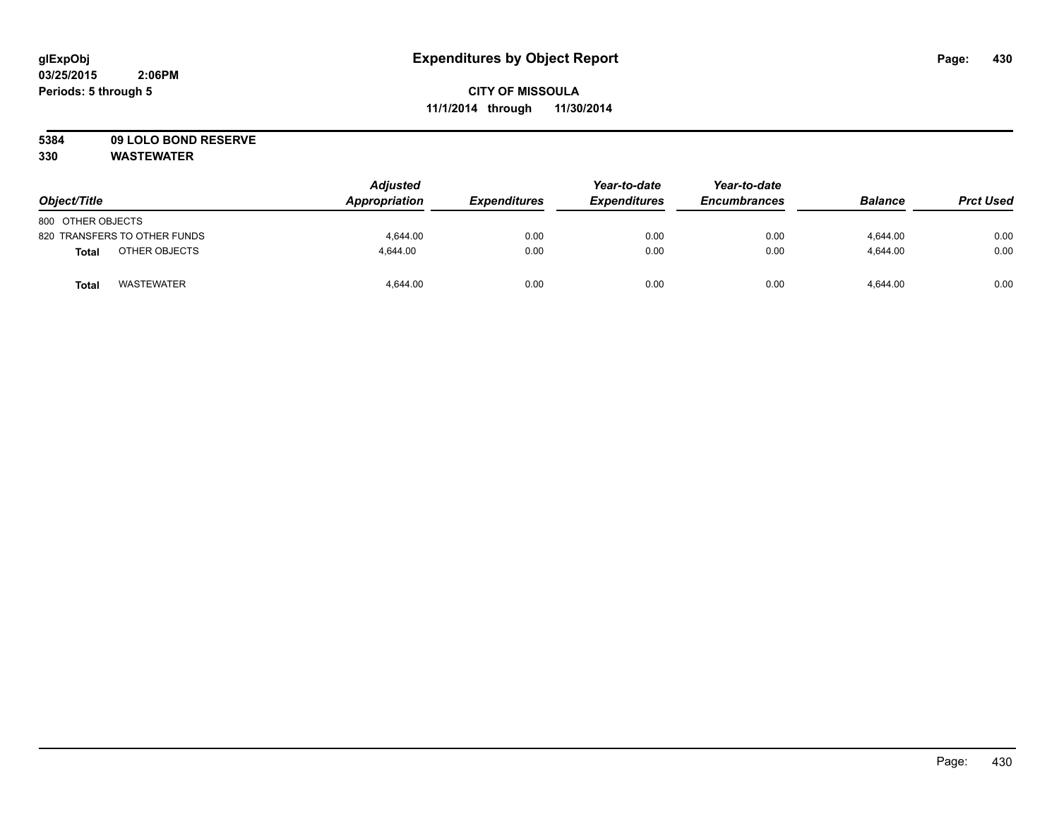**glExpObj** **Expenditures by Object Report**
**03/25/2015 2:06PM**
**Periods: 5 through 5**

**CITY OF MISSOULA**
**11/1/2014 through 11/30/2014**

**5384 09 LOLO BOND RESERVE**
**330 WASTEWATER**

| Object/Title | | Adjusted Appropriation | Expenditures | Year-to-date Expenditures | Year-to-date Encumbrances | Balance | Prct Used |
|---|---|---|---|---|---|---|---|
| 800 OTHER OBJECTS | | | | | | | |
| 820 TRANSFERS TO OTHER FUNDS | | 4,644.00 | 0.00 | 0.00 | 0.00 | 4,644.00 | 0.00 |
| **Total** | OTHER OBJECTS | 4,644.00 | 0.00 | 0.00 | 0.00 | 4,644.00 | 0.00 |
| **Total** | WASTEWATER | 4,644.00 | 0.00 | 0.00 | 0.00 | 4,644.00 | 0.00 |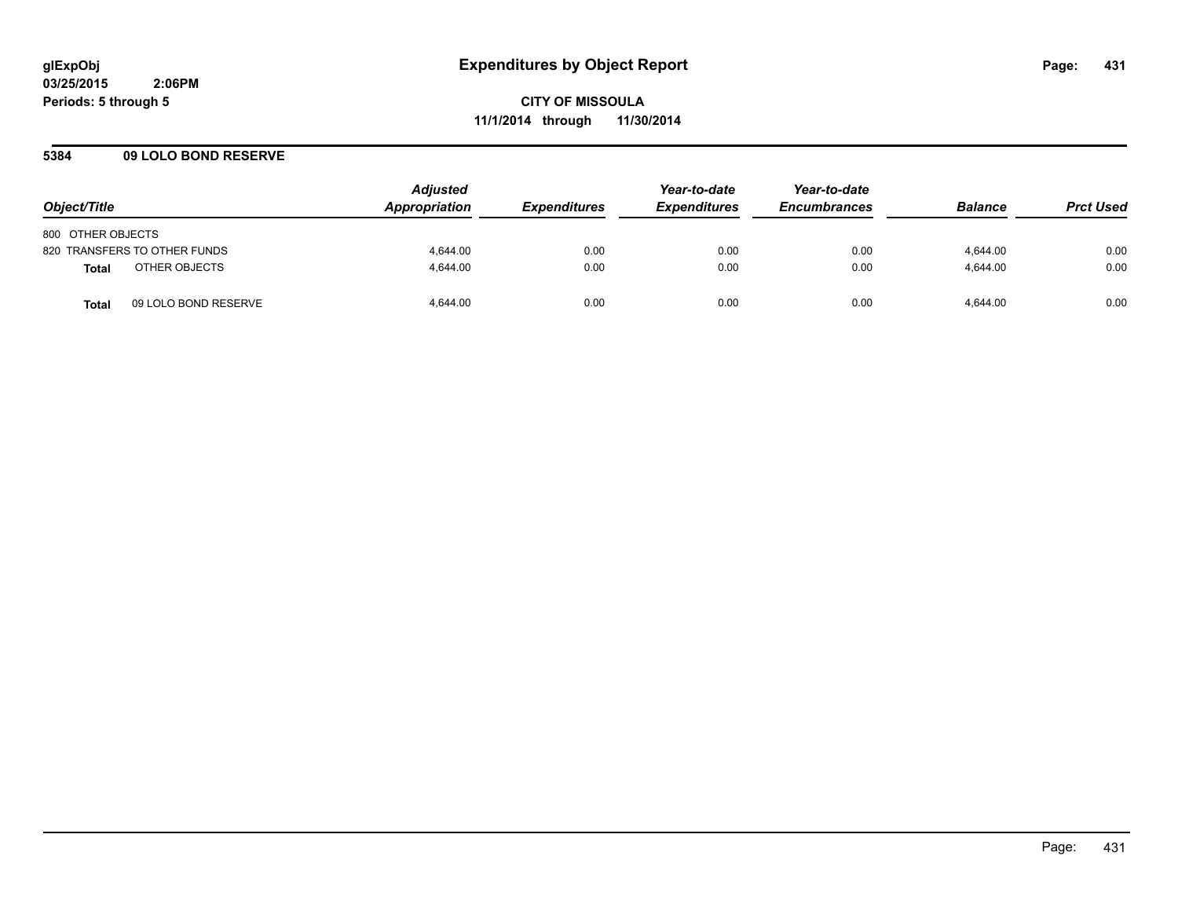# Expenditures by Object Report

glExpObj
03/25/2015 2:06PM
Periods: 5 through 5

**CITY OF MISSOULA**
**11/1/2014 through 11/30/2014**

## 5384 09 LOLO BOND RESERVE

| Object/Title | Adjusted Appropriation | Expenditures | Year-to-date Expenditures | Year-to-date Encumbrances | Balance | Prct Used |
|---|---|---|---|---|---|---|
| 800 OTHER OBJECTS | | | | | | |
| 820 TRANSFERS TO OTHER FUNDS | 4,644.00 | 0.00 | 0.00 | 0.00 | 4,644.00 | 0.00 |
| **Total** OTHER OBJECTS | 4,644.00 | 0.00 | 0.00 | 0.00 | 4,644.00 | 0.00 |
| **Total** 09 LOLO BOND RESERVE | 4,644.00 | 0.00 | 0.00 | 0.00 | 4,644.00 | 0.00 |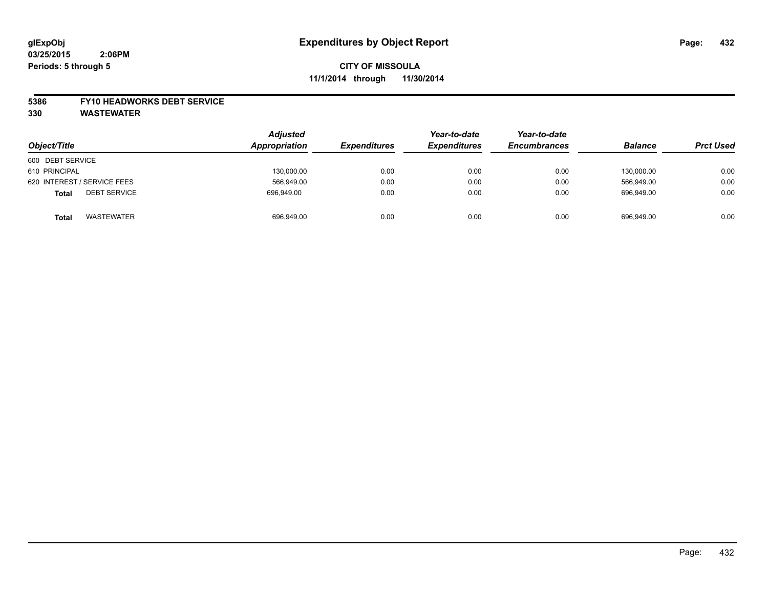**glExpObj**
**03/25/2015 2:06PM**
**Periods: 5 through 5**

# Expenditures by Object Report

**CITY OF MISSOULA**
**11/1/2014 through 11/30/2014**

**5386 FY10 HEADWORKS DEBT SERVICE**
**330 WASTEWATER**

| Object/Title | Adjusted Appropriation | Expenditures | Year-to-date Expenditures | Year-to-date Encumbrances | Balance | Prct Used |
|---|---|---|---|---|---|---|
| 600 DEBT SERVICE | | | | | | |
| 610 PRINCIPAL | 130,000.00 | 0.00 | 0.00 | 0.00 | 130,000.00 | 0.00 |
| 620 INTEREST / SERVICE FEES | 566,949.00 | 0.00 | 0.00 | 0.00 | 566,949.00 | 0.00 |
| **Total** DEBT SERVICE | 696,949.00 | 0.00 | 0.00 | 0.00 | 696,949.00 | 0.00 |
| **Total** WASTEWATER | 696,949.00 | 0.00 | 0.00 | 0.00 | 696,949.00 | 0.00 |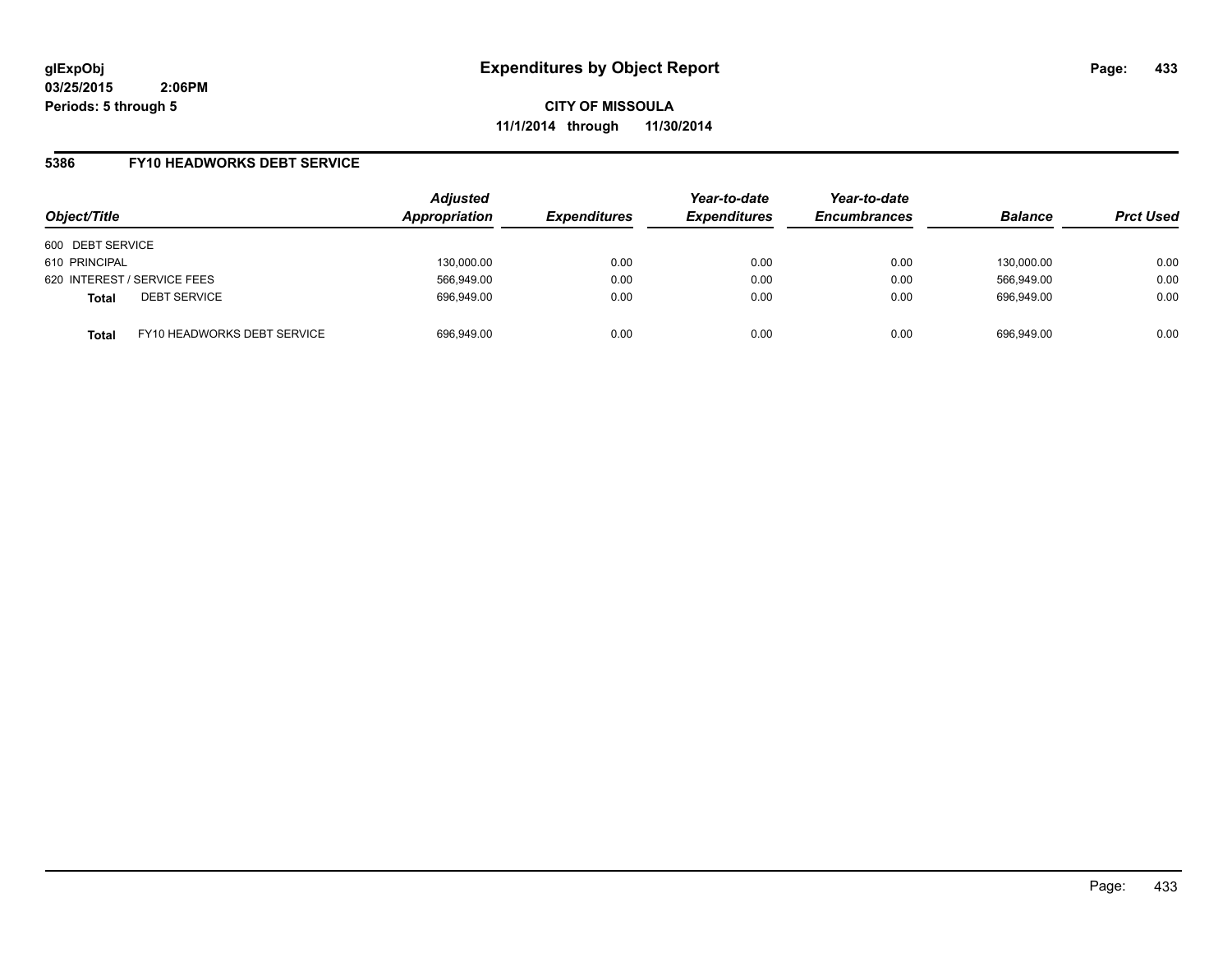# Expenditures by Object Report

glExpObj
03/25/2015 2:06PM
Periods: 5 through 5

**CITY OF MISSOULA**
**11/1/2014 through 11/30/2014**

## 5386 FY10 HEADWORKS DEBT SERVICE

| Object/Title | | Adjusted Appropriation | Expenditures | Year-to-date Expenditures | Year-to-date Encumbrances | Balance | Prct Used |
|---|---|---|---|---|---|---|---|
| 600 DEBT SERVICE | | | | | | | |
| 610 PRINCIPAL | | 130,000.00 | 0.00 | 0.00 | 0.00 | 130,000.00 | 0.00 |
| 620 INTEREST / SERVICE FEES | | 566,949.00 | 0.00 | 0.00 | 0.00 | 566,949.00 | 0.00 |
| **Total** | DEBT SERVICE | 696,949.00 | 0.00 | 0.00 | 0.00 | 696,949.00 | 0.00 |
| **Total** | FY10 HEADWORKS DEBT SERVICE | 696,949.00 | 0.00 | 0.00 | 0.00 | 696,949.00 | 0.00 |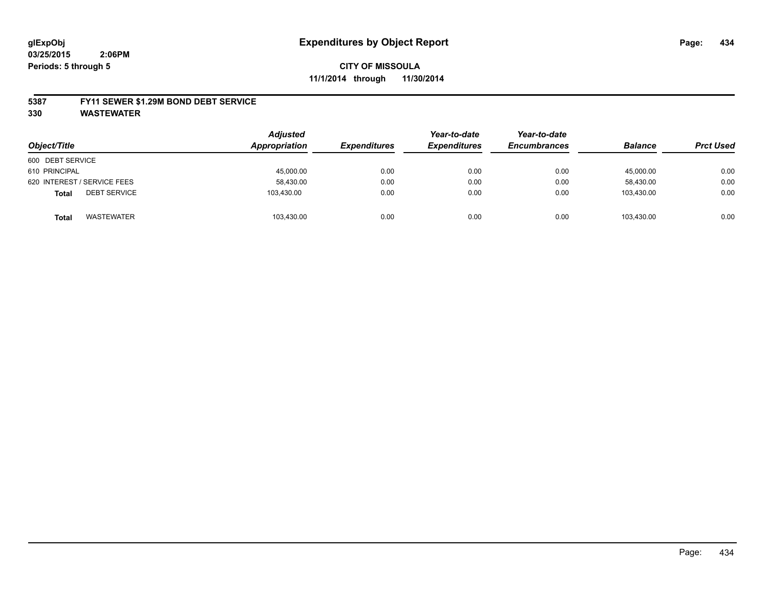**glExpObj**
**03/25/2015 2:06PM**
**Periods: 5 through 5**

# Expenditures by Object Report

**CITY OF MISSOULA**
**11/1/2014 through 11/30/2014**

## 5387 FY11 SEWER $1.29M BOND DEBT SERVICE
## 330 WASTEWATER

| Object/Title | | Adjusted Appropriation | Expenditures | Year-to-date Expenditures | Year-to-date Encumbrances | Balance | Prct Used |
|---|---|---|---|---|---|---|---|
| 600 DEBT SERVICE | | | | | | | |
| 610 PRINCIPAL | | 45,000.00 | 0.00 | 0.00 | 0.00 | 45,000.00 | 0.00 |
| 620 INTEREST / SERVICE FEES | | 58,430.00 | 0.00 | 0.00 | 0.00 | 58,430.00 | 0.00 |
| **Total** | DEBT SERVICE | 103,430.00 | 0.00 | 0.00 | 0.00 | 103,430.00 | 0.00 |
| **Total** | WASTEWATER | 103,430.00 | 0.00 | 0.00 | 0.00 | 103,430.00 | 0.00 |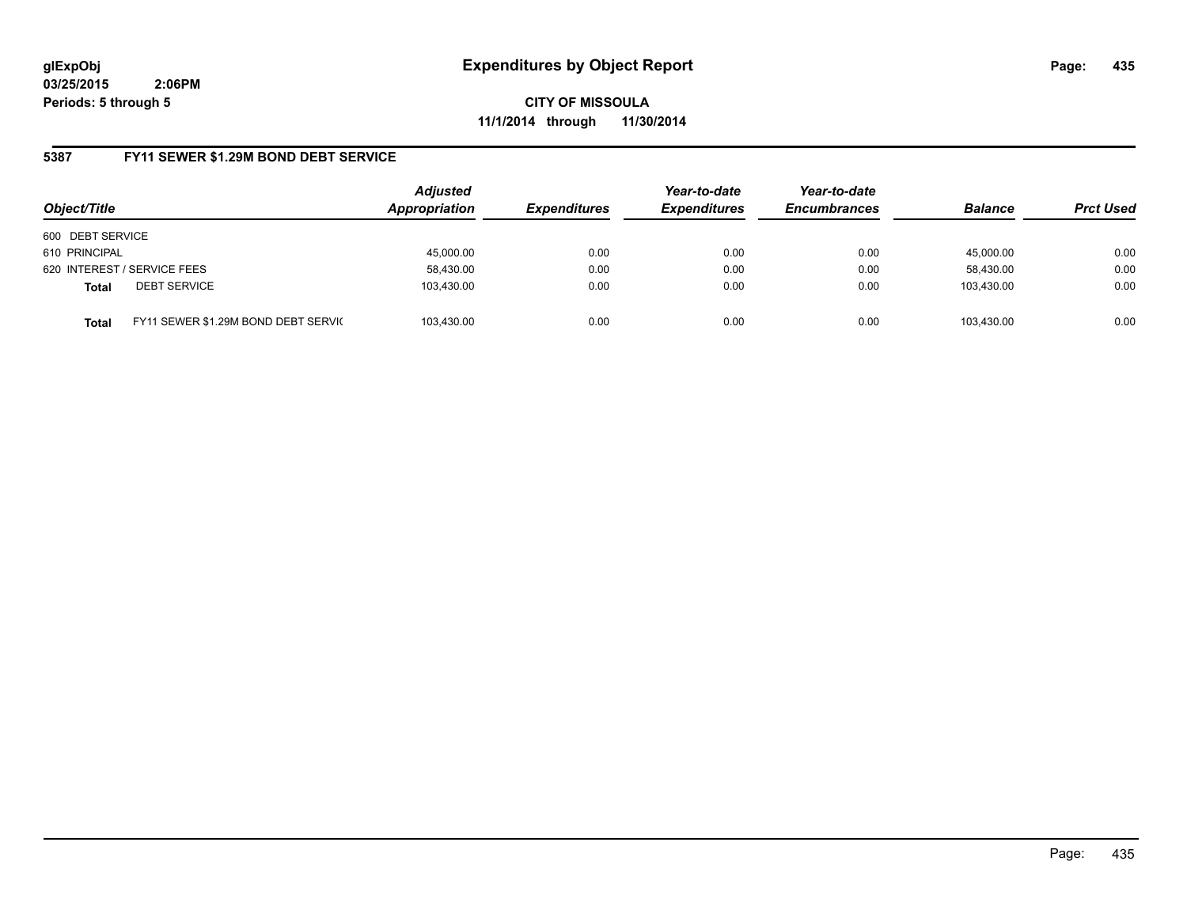glExpObj
03/25/2015 2:06PM
Periods: 5 through 5

# Expenditures by Object Report

**CITY OF MISSOULA**
**11/1/2014 through 11/30/2014**

## 5387 FY11 SEWER $1.29M BOND DEBT SERVICE

| Object/Title | | Adjusted Appropriation | Expenditures | Year-to-date Expenditures | Year-to-date Encumbrances | Balance | Prct Used |
|---|---|---|---|---|---|---|---|
| 600 DEBT SERVICE | | | | | | | |
| 610 PRINCIPAL | | 45,000.00 | 0.00 | 0.00 | 0.00 | 45,000.00 | 0.00 |
| 620 INTEREST / SERVICE FEES | | 58,430.00 | 0.00 | 0.00 | 0.00 | 58,430.00 | 0.00 |
| **Total** | DEBT SERVICE | 103,430.00 | 0.00 | 0.00 | 0.00 | 103,430.00 | 0.00 |
| **Total** | FY11 SEWER $1.29M BOND DEBT SERVIC | 103,430.00 | 0.00 | 0.00 | 0.00 | 103,430.00 | 0.00 |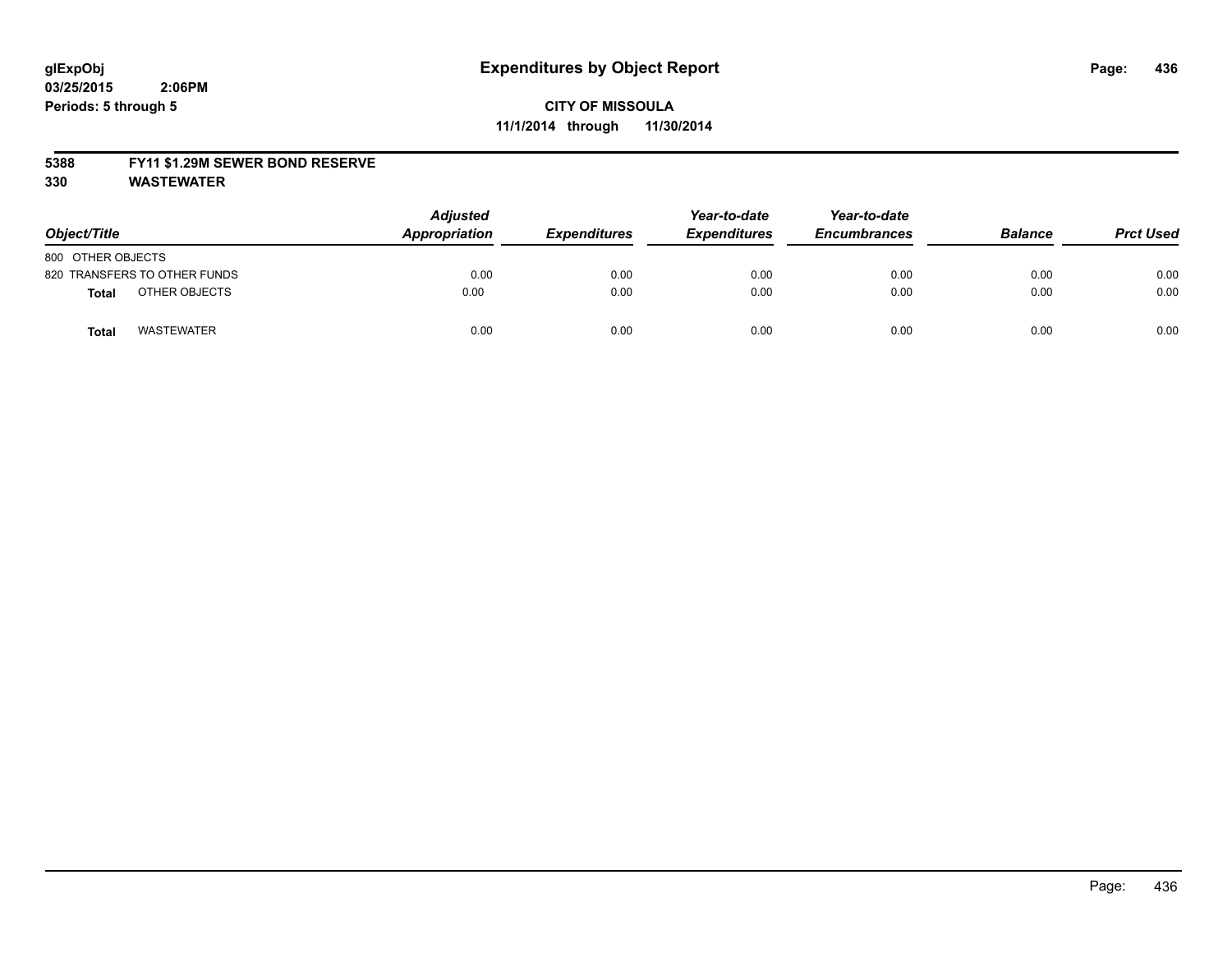**glExpObj** **Expenditures by Object Report**

**03/25/2015 2:06PM**

**Periods: 5 through 5**

**CITY OF MISSOULA**

**11/1/2014 through 11/30/2014**

**5388 FY11 $1.29M SEWER BOND RESERVE**

**330 WASTEWATER**

| Object/Title | Adjusted Appropriation | Expenditures | Year-to-date Expenditures | Year-to-date Encumbrances | Balance | Prct Used |
|---|---|---|---|---|---|---|
| 800 OTHER OBJECTS | | | | | | |
| 820 TRANSFERS TO OTHER FUNDS | 0.00 | 0.00 | 0.00 | 0.00 | 0.00 | 0.00 |
| **Total** OTHER OBJECTS | 0.00 | 0.00 | 0.00 | 0.00 | 0.00 | 0.00 |
| **Total** WASTEWATER | 0.00 | 0.00 | 0.00 | 0.00 | 0.00 | 0.00 |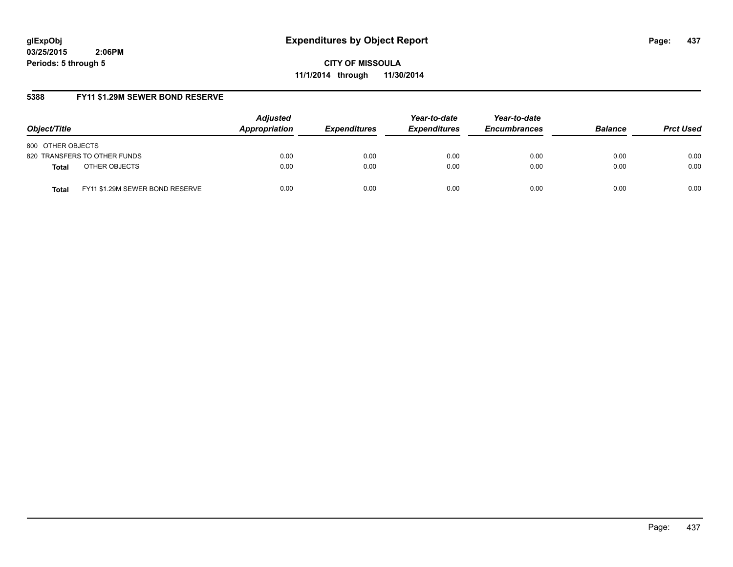**glExpObj**
**03/25/2015 2:06PM**
**Periods: 5 through 5**

# Expenditures by Object Report

**CITY OF MISSOULA**
**11/1/2014 through 11/30/2014**

## 5388 FY11 $1.29M SEWER BOND RESERVE

| Object/Title | Adjusted Appropriation | Expenditures | Year-to-date Expenditures | Year-to-date Encumbrances | Balance | Prct Used |
|---|---|---|---|---|---|---|
| 800 OTHER OBJECTS | | | | | | |
| 820 TRANSFERS TO OTHER FUNDS | 0.00 | 0.00 | 0.00 | 0.00 | 0.00 | 0.00 |
| **Total** OTHER OBJECTS | 0.00 | 0.00 | 0.00 | 0.00 | 0.00 | 0.00 |
| **Total** FY11 $1.29M SEWER BOND RESERVE | 0.00 | 0.00 | 0.00 | 0.00 | 0.00 | 0.00 |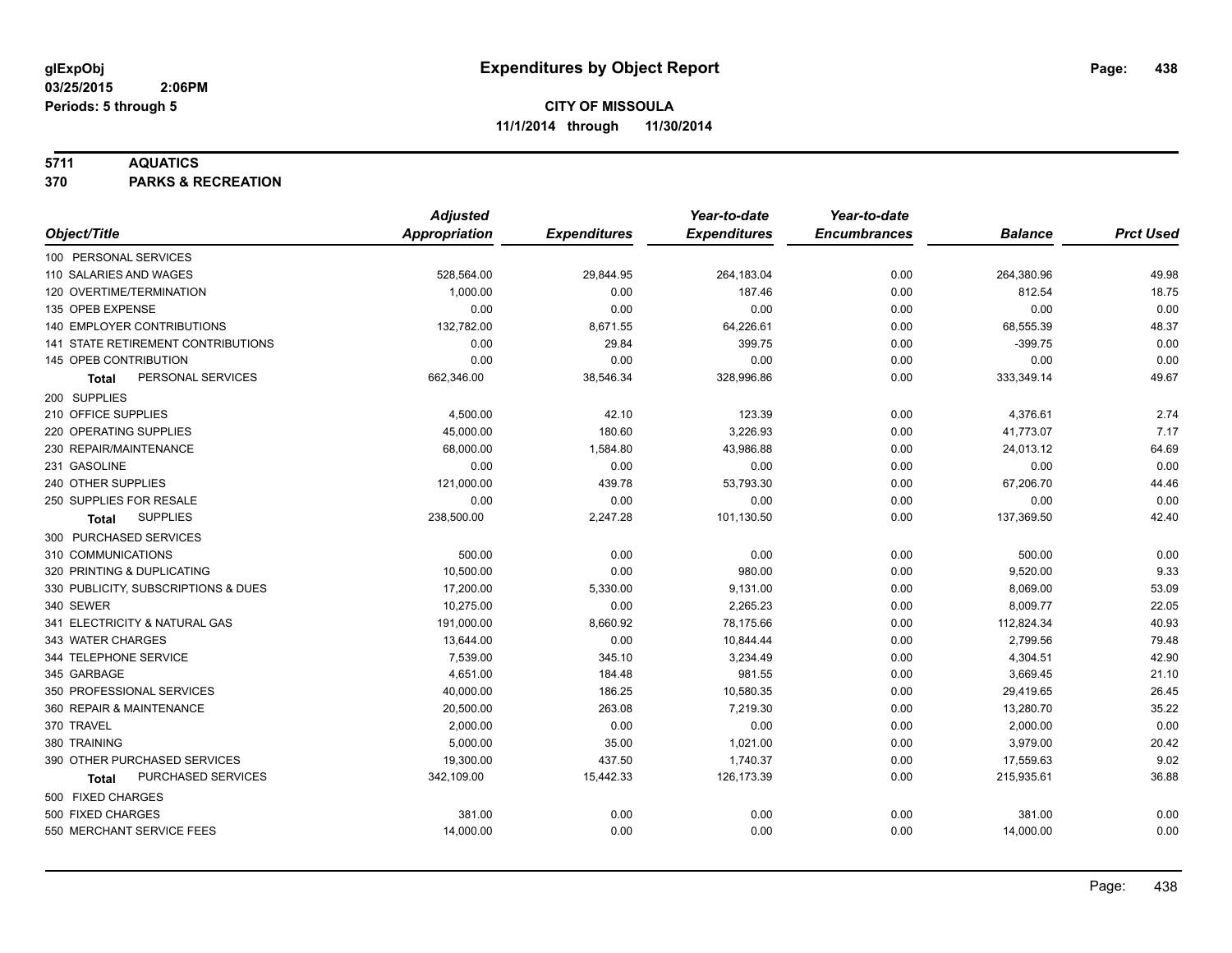# Expenditures by Object Report

glExpObj
03/25/2015 2:06PM
Periods: 5 through 5

**CITY OF MISSOULA**
**11/1/2014 through 11/30/2014**

**5711 AQUATICS**
**370 PARKS & RECREATION**

| Object/Title | Adjusted Appropriation | Expenditures | Year-to-date Expenditures | Year-to-date Encumbrances | Balance | Prct Used |
|---|---|---|---|---|---|---|
| 100 PERSONAL SERVICES | | | | | | |
| 110 SALARIES AND WAGES | 528,564.00 | 29,844.95 | 264,183.04 | 0.00 | 264,380.96 | 49.98 |
| 120 OVERTIME/TERMINATION | 1,000.00 | 0.00 | 187.46 | 0.00 | 812.54 | 18.75 |
| 135 OPEB EXPENSE | 0.00 | 0.00 | 0.00 | 0.00 | 0.00 | 0.00 |
| 140 EMPLOYER CONTRIBUTIONS | 132,782.00 | 8,671.55 | 64,226.61 | 0.00 | 68,555.39 | 48.37 |
| 141 STATE RETIREMENT CONTRIBUTIONS | 0.00 | 29.84 | 399.75 | 0.00 | -399.75 | 0.00 |
| 145 OPEB CONTRIBUTION | 0.00 | 0.00 | 0.00 | 0.00 | 0.00 | 0.00 |
| **Total** PERSONAL SERVICES | 662,346.00 | 38,546.34 | 328,996.86 | 0.00 | 333,349.14 | 49.67 |
| 200 SUPPLIES | | | | | | |
| 210 OFFICE SUPPLIES | 4,500.00 | 42.10 | 123.39 | 0.00 | 4,376.61 | 2.74 |
| 220 OPERATING SUPPLIES | 45,000.00 | 180.60 | 3,226.93 | 0.00 | 41,773.07 | 7.17 |
| 230 REPAIR/MAINTENANCE | 68,000.00 | 1,584.80 | 43,986.88 | 0.00 | 24,013.12 | 64.69 |
| 231 GASOLINE | 0.00 | 0.00 | 0.00 | 0.00 | 0.00 | 0.00 |
| 240 OTHER SUPPLIES | 121,000.00 | 439.78 | 53,793.30 | 0.00 | 67,206.70 | 44.46 |
| 250 SUPPLIES FOR RESALE | 0.00 | 0.00 | 0.00 | 0.00 | 0.00 | 0.00 |
| **Total** SUPPLIES | 238,500.00 | 2,247.28 | 101,130.50 | 0.00 | 137,369.50 | 42.40 |
| 300 PURCHASED SERVICES | | | | | | |
| 310 COMMUNICATIONS | 500.00 | 0.00 | 0.00 | 0.00 | 500.00 | 0.00 |
| 320 PRINTING & DUPLICATING | 10,500.00 | 0.00 | 980.00 | 0.00 | 9,520.00 | 9.33 |
| 330 PUBLICITY, SUBSCRIPTIONS & DUES | 17,200.00 | 5,330.00 | 9,131.00 | 0.00 | 8,069.00 | 53.09 |
| 340 SEWER | 10,275.00 | 0.00 | 2,265.23 | 0.00 | 8,009.77 | 22.05 |
| 341 ELECTRICITY & NATURAL GAS | 191,000.00 | 8,660.92 | 78,175.66 | 0.00 | 112,824.34 | 40.93 |
| 343 WATER CHARGES | 13,644.00 | 0.00 | 10,844.44 | 0.00 | 2,799.56 | 79.48 |
| 344 TELEPHONE SERVICE | 7,539.00 | 345.10 | 3,234.49 | 0.00 | 4,304.51 | 42.90 |
| 345 GARBAGE | 4,651.00 | 184.48 | 981.55 | 0.00 | 3,669.45 | 21.10 |
| 350 PROFESSIONAL SERVICES | 40,000.00 | 186.25 | 10,580.35 | 0.00 | 29,419.65 | 26.45 |
| 360 REPAIR & MAINTENANCE | 20,500.00 | 263.08 | 7,219.30 | 0.00 | 13,280.70 | 35.22 |
| 370 TRAVEL | 2,000.00 | 0.00 | 0.00 | 0.00 | 2,000.00 | 0.00 |
| 380 TRAINING | 5,000.00 | 35.00 | 1,021.00 | 0.00 | 3,979.00 | 20.42 |
| 390 OTHER PURCHASED SERVICES | 19,300.00 | 437.50 | 1,740.37 | 0.00 | 17,559.63 | 9.02 |
| **Total** PURCHASED SERVICES | 342,109.00 | 15,442.33 | 126,173.39 | 0.00 | 215,935.61 | 36.88 |
| 500 FIXED CHARGES | | | | | | |
| 500 FIXED CHARGES | 381.00 | 0.00 | 0.00 | 0.00 | 381.00 | 0.00 |
| 550 MERCHANT SERVICE FEES | 14,000.00 | 0.00 | 0.00 | 0.00 | 14,000.00 | 0.00 |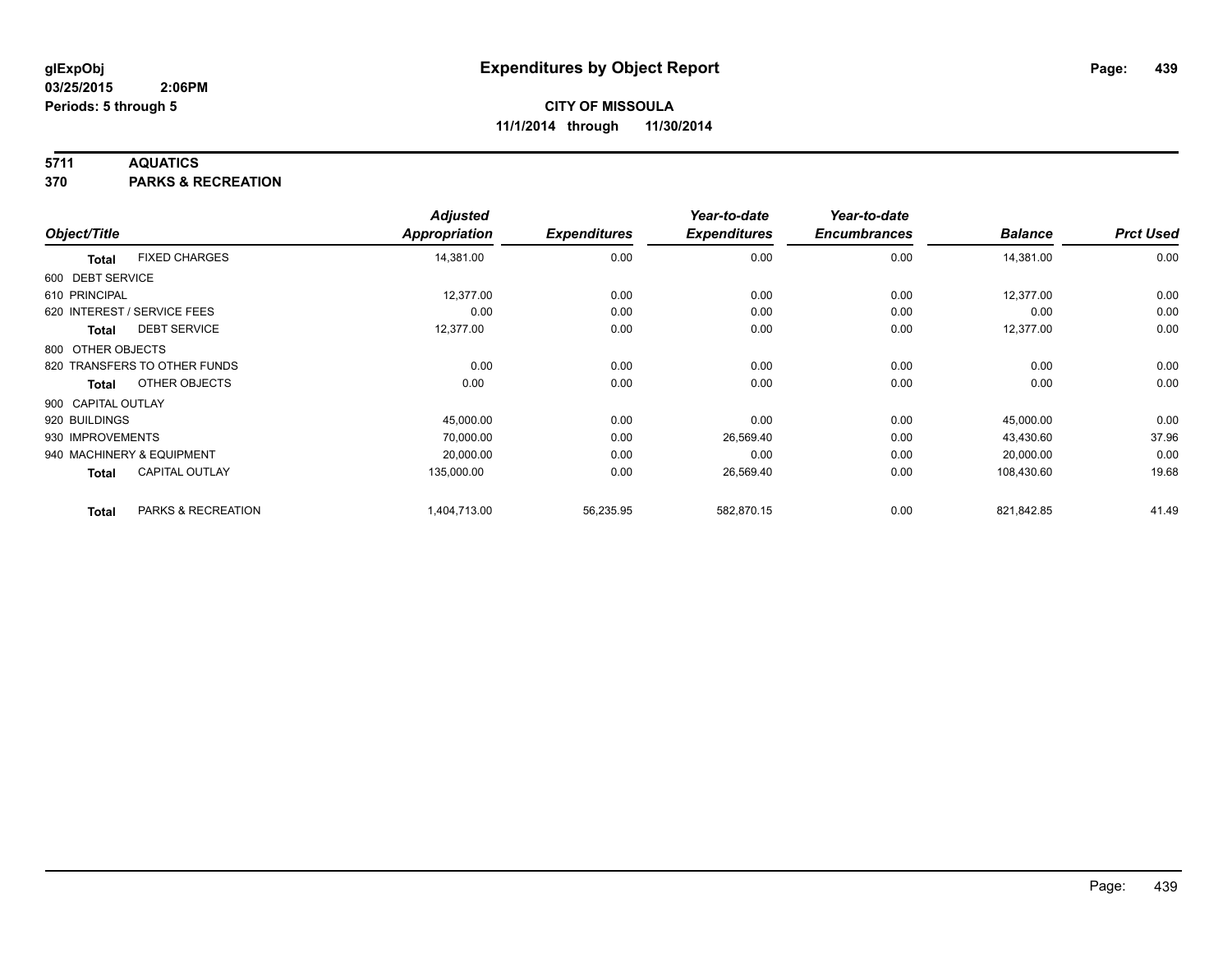**glExpObj**
**03/25/2015 2:06PM**
**Periods: 5 through 5**

# Expenditures by Object Report

**CITY OF MISSOULA**
**11/1/2014 through 11/30/2014**

**5711 AQUATICS**
**370 PARKS & RECREATION**

| Object/Title | Adjusted Appropriation | Expenditures | Year-to-date Expenditures | Year-to-date Encumbrances | Balance | Prct Used |
|---|---|---|---|---|---|---|
| **Total** FIXED CHARGES | 14,381.00 | 0.00 | 0.00 | 0.00 | 14,381.00 | 0.00 |
| 600 DEBT SERVICE | | | | | | |
| 610 PRINCIPAL | 12,377.00 | 0.00 | 0.00 | 0.00 | 12,377.00 | 0.00 |
| 620 INTEREST / SERVICE FEES | 0.00 | 0.00 | 0.00 | 0.00 | 0.00 | 0.00 |
| **Total** DEBT SERVICE | 12,377.00 | 0.00 | 0.00 | 0.00 | 12,377.00 | 0.00 |
| 800 OTHER OBJECTS | | | | | | |
| 820 TRANSFERS TO OTHER FUNDS | 0.00 | 0.00 | 0.00 | 0.00 | 0.00 | 0.00 |
| **Total** OTHER OBJECTS | 0.00 | 0.00 | 0.00 | 0.00 | 0.00 | 0.00 |
| 900 CAPITAL OUTLAY | | | | | | |
| 920 BUILDINGS | 45,000.00 | 0.00 | 0.00 | 0.00 | 45,000.00 | 0.00 |
| 930 IMPROVEMENTS | 70,000.00 | 0.00 | 26,569.40 | 0.00 | 43,430.60 | 37.96 |
| 940 MACHINERY & EQUIPMENT | 20,000.00 | 0.00 | 0.00 | 0.00 | 20,000.00 | 0.00 |
| **Total** CAPITAL OUTLAY | 135,000.00 | 0.00 | 26,569.40 | 0.00 | 108,430.60 | 19.68 |
| **Total** PARKS & RECREATION | 1,404,713.00 | 56,235.95 | 582,870.15 | 0.00 | 821,842.85 | 41.49 |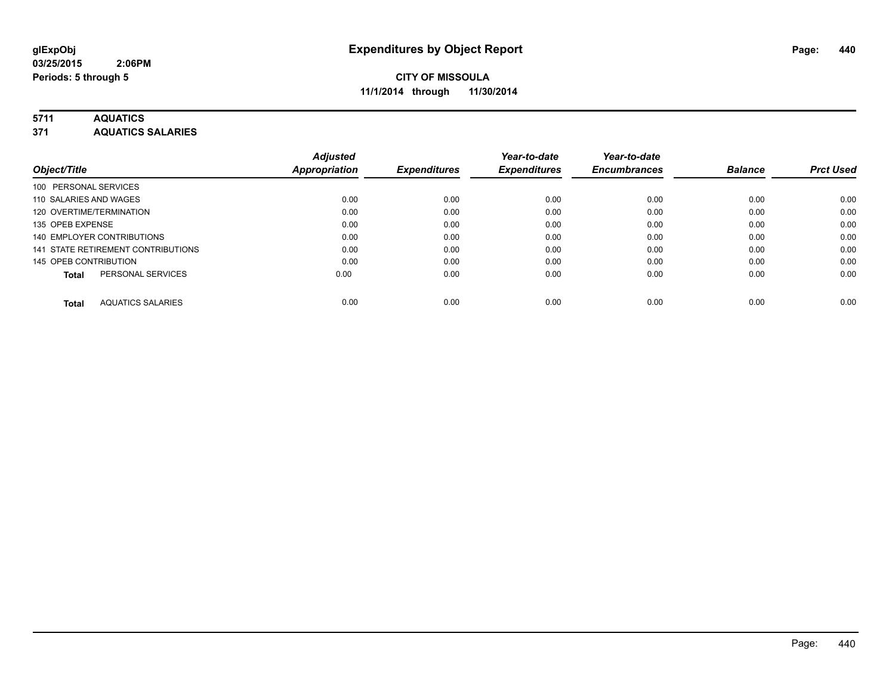**glExpObj**
**03/25/2015 2:06PM**
**Periods: 5 through 5**

# Expenditures by Object Report

**CITY OF MISSOULA**
**11/1/2014 through 11/30/2014**

**5711 AQUATICS**
**371 AQUATICS SALARIES**

| Object/Title | Adjusted Appropriation | Expenditures | Year-to-date Expenditures | Year-to-date Encumbrances | Balance | Prct Used |
|---|---|---|---|---|---|---|
| 100 PERSONAL SERVICES | | | | | | |
| 110 SALARIES AND WAGES | 0.00 | 0.00 | 0.00 | 0.00 | 0.00 | 0.00 |
| 120 OVERTIME/TERMINATION | 0.00 | 0.00 | 0.00 | 0.00 | 0.00 | 0.00 |
| 135 OPEB EXPENSE | 0.00 | 0.00 | 0.00 | 0.00 | 0.00 | 0.00 |
| 140 EMPLOYER CONTRIBUTIONS | 0.00 | 0.00 | 0.00 | 0.00 | 0.00 | 0.00 |
| 141 STATE RETIREMENT CONTRIBUTIONS | 0.00 | 0.00 | 0.00 | 0.00 | 0.00 | 0.00 |
| 145 OPEB CONTRIBUTION | 0.00 | 0.00 | 0.00 | 0.00 | 0.00 | 0.00 |
| **Total** PERSONAL SERVICES | 0.00 | 0.00 | 0.00 | 0.00 | 0.00 | 0.00 |
| **Total** AQUATICS SALARIES | 0.00 | 0.00 | 0.00 | 0.00 | 0.00 | 0.00 |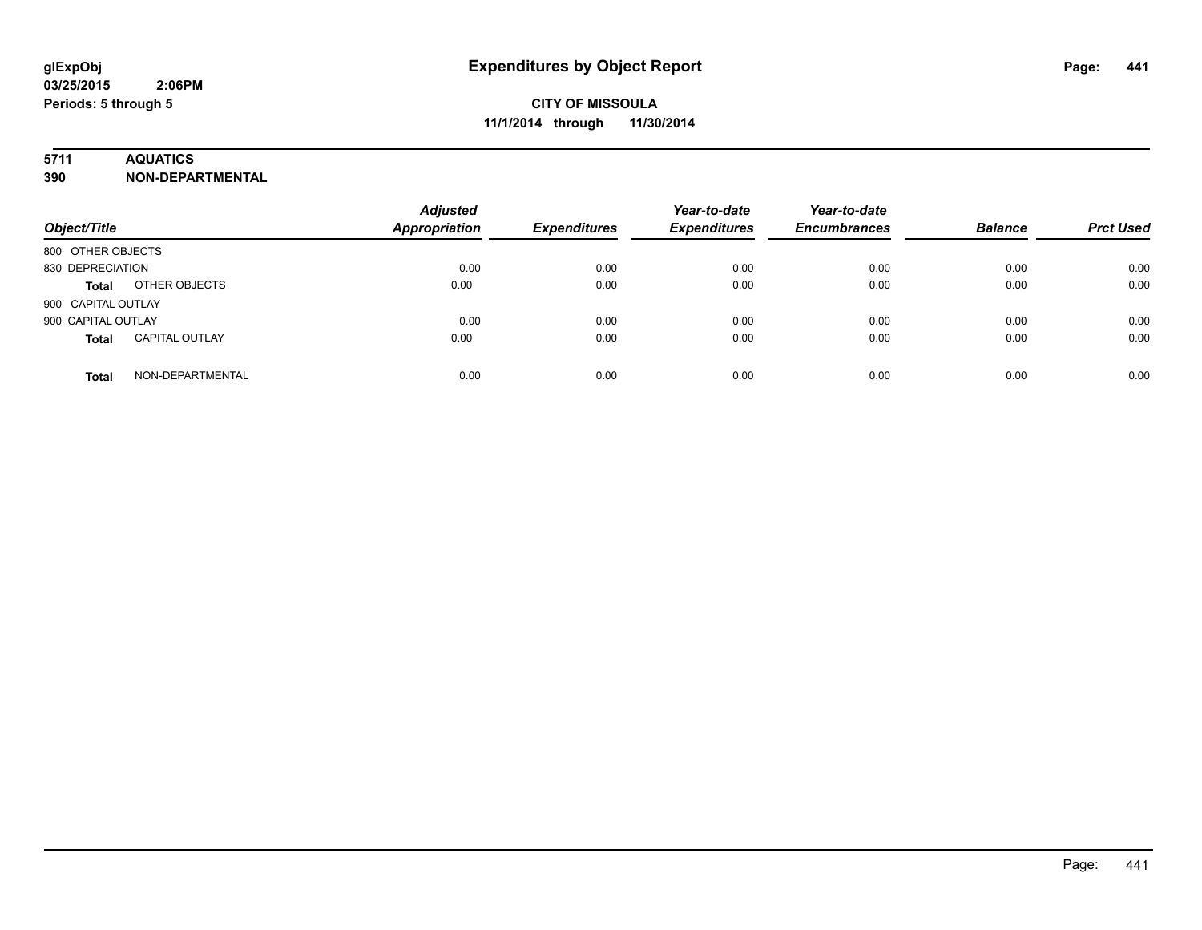**glExpObj** **Expenditures by Object Report**

**03/25/2015 2:06PM**

**Periods: 5 through 5**

**CITY OF MISSOULA**

**11/1/2014 through 11/30/2014**

**5711 AQUATICS**

**390 NON-DEPARTMENTAL**

| Object/Title | | Adjusted Appropriation | Expenditures | Year-to-date Expenditures | Year-to-date Encumbrances | Balance | Prct Used |
|---|---|---|---|---|---|---|---|
| 800 OTHER OBJECTS | | | | | | | |
| 830 DEPRECIATION | | 0.00 | 0.00 | 0.00 | 0.00 | 0.00 | 0.00 |
| **Total** | OTHER OBJECTS | 0.00 | 0.00 | 0.00 | 0.00 | 0.00 | 0.00 |
| 900 CAPITAL OUTLAY | | | | | | | |
| 900 CAPITAL OUTLAY | | 0.00 | 0.00 | 0.00 | 0.00 | 0.00 | 0.00 |
| **Total** | CAPITAL OUTLAY | 0.00 | 0.00 | 0.00 | 0.00 | 0.00 | 0.00 |
| **Total** | NON-DEPARTMENTAL | 0.00 | 0.00 | 0.00 | 0.00 | 0.00 | 0.00 |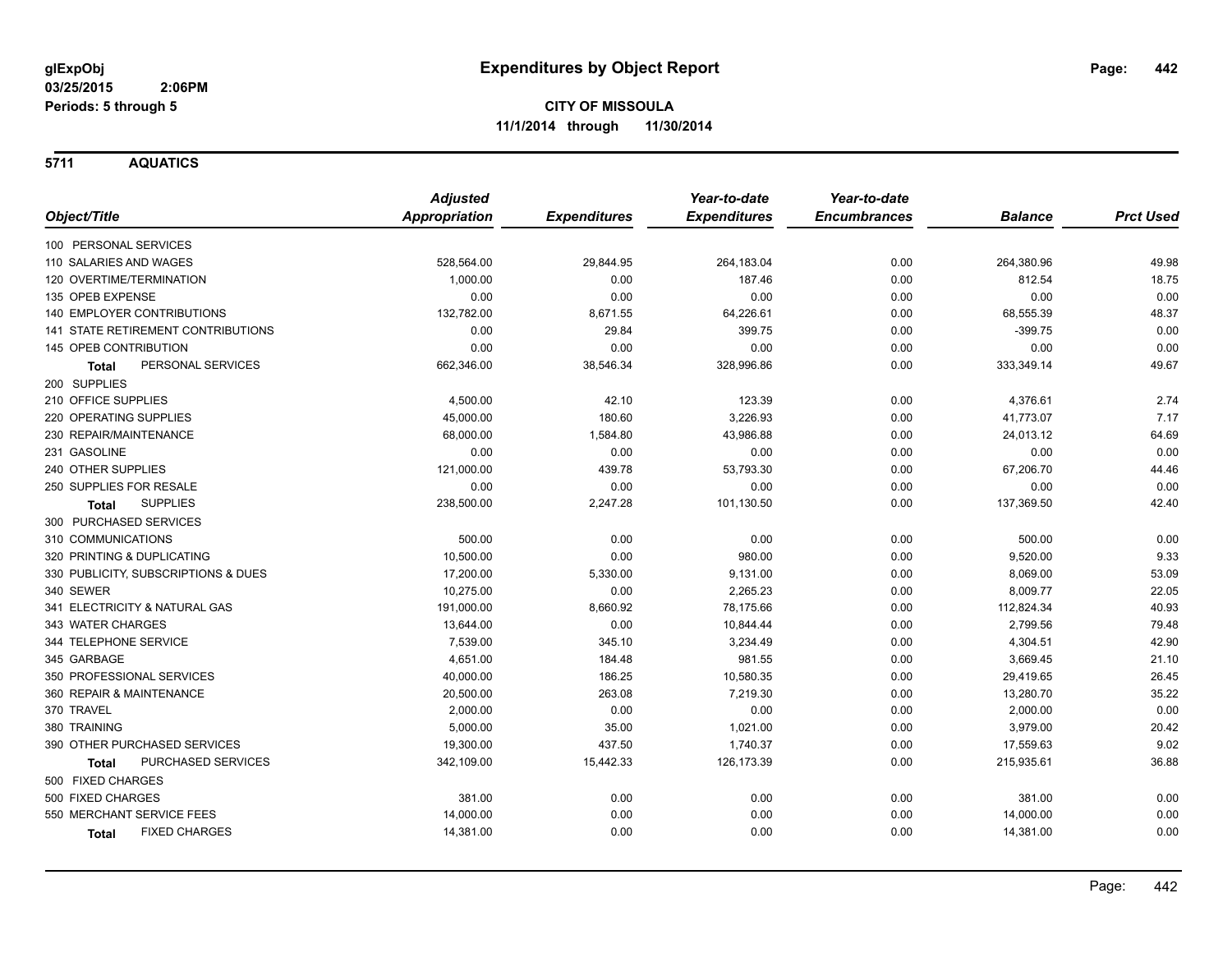# Expenditures by Object Report

glExpObj
03/25/2015 2:06PM
Periods: 5 through 5

**CITY OF MISSOULA**
**11/1/2014 through 11/30/2014**

## 5711 AQUATICS

| Object/Title | Adjusted Appropriation | Expenditures | Year-to-date Expenditures | Year-to-date Encumbrances | Balance | Prct Used |
|---|---|---|---|---|---|---|
| 100 PERSONAL SERVICES | | | | | | |
| 110 SALARIES AND WAGES | 528,564.00 | 29,844.95 | 264,183.04 | 0.00 | 264,380.96 | 49.98 |
| 120 OVERTIME/TERMINATION | 1,000.00 | 0.00 | 187.46 | 0.00 | 812.54 | 18.75 |
| 135 OPEB EXPENSE | 0.00 | 0.00 | 0.00 | 0.00 | 0.00 | 0.00 |
| 140 EMPLOYER CONTRIBUTIONS | 132,782.00 | 8,671.55 | 64,226.61 | 0.00 | 68,555.39 | 48.37 |
| 141 STATE RETIREMENT CONTRIBUTIONS | 0.00 | 29.84 | 399.75 | 0.00 | -399.75 | 0.00 |
| 145 OPEB CONTRIBUTION | 0.00 | 0.00 | 0.00 | 0.00 | 0.00 | 0.00 |
| **Total** PERSONAL SERVICES | 662,346.00 | 38,546.34 | 328,996.86 | 0.00 | 333,349.14 | 49.67 |
| 200 SUPPLIES | | | | | | |
| 210 OFFICE SUPPLIES | 4,500.00 | 42.10 | 123.39 | 0.00 | 4,376.61 | 2.74 |
| 220 OPERATING SUPPLIES | 45,000.00 | 180.60 | 3,226.93 | 0.00 | 41,773.07 | 7.17 |
| 230 REPAIR/MAINTENANCE | 68,000.00 | 1,584.80 | 43,986.88 | 0.00 | 24,013.12 | 64.69 |
| 231 GASOLINE | 0.00 | 0.00 | 0.00 | 0.00 | 0.00 | 0.00 |
| 240 OTHER SUPPLIES | 121,000.00 | 439.78 | 53,793.30 | 0.00 | 67,206.70 | 44.46 |
| 250 SUPPLIES FOR RESALE | 0.00 | 0.00 | 0.00 | 0.00 | 0.00 | 0.00 |
| **Total** SUPPLIES | 238,500.00 | 2,247.28 | 101,130.50 | 0.00 | 137,369.50 | 42.40 |
| 300 PURCHASED SERVICES | | | | | | |
| 310 COMMUNICATIONS | 500.00 | 0.00 | 0.00 | 0.00 | 500.00 | 0.00 |
| 320 PRINTING & DUPLICATING | 10,500.00 | 0.00 | 980.00 | 0.00 | 9,520.00 | 9.33 |
| 330 PUBLICITY, SUBSCRIPTIONS & DUES | 17,200.00 | 5,330.00 | 9,131.00 | 0.00 | 8,069.00 | 53.09 |
| 340 SEWER | 10,275.00 | 0.00 | 2,265.23 | 0.00 | 8,009.77 | 22.05 |
| 341 ELECTRICITY & NATURAL GAS | 191,000.00 | 8,660.92 | 78,175.66 | 0.00 | 112,824.34 | 40.93 |
| 343 WATER CHARGES | 13,644.00 | 0.00 | 10,844.44 | 0.00 | 2,799.56 | 79.48 |
| 344 TELEPHONE SERVICE | 7,539.00 | 345.10 | 3,234.49 | 0.00 | 4,304.51 | 42.90 |
| 345 GARBAGE | 4,651.00 | 184.48 | 981.55 | 0.00 | 3,669.45 | 21.10 |
| 350 PROFESSIONAL SERVICES | 40,000.00 | 186.25 | 10,580.35 | 0.00 | 29,419.65 | 26.45 |
| 360 REPAIR & MAINTENANCE | 20,500.00 | 263.08 | 7,219.30 | 0.00 | 13,280.70 | 35.22 |
| 370 TRAVEL | 2,000.00 | 0.00 | 0.00 | 0.00 | 2,000.00 | 0.00 |
| 380 TRAINING | 5,000.00 | 35.00 | 1,021.00 | 0.00 | 3,979.00 | 20.42 |
| 390 OTHER PURCHASED SERVICES | 19,300.00 | 437.50 | 1,740.37 | 0.00 | 17,559.63 | 9.02 |
| **Total** PURCHASED SERVICES | 342,109.00 | 15,442.33 | 126,173.39 | 0.00 | 215,935.61 | 36.88 |
| 500 FIXED CHARGES | | | | | | |
| 500 FIXED CHARGES | 381.00 | 0.00 | 0.00 | 0.00 | 381.00 | 0.00 |
| 550 MERCHANT SERVICE FEES | 14,000.00 | 0.00 | 0.00 | 0.00 | 14,000.00 | 0.00 |
| **Total** FIXED CHARGES | 14,381.00 | 0.00 | 0.00 | 0.00 | 14,381.00 | 0.00 |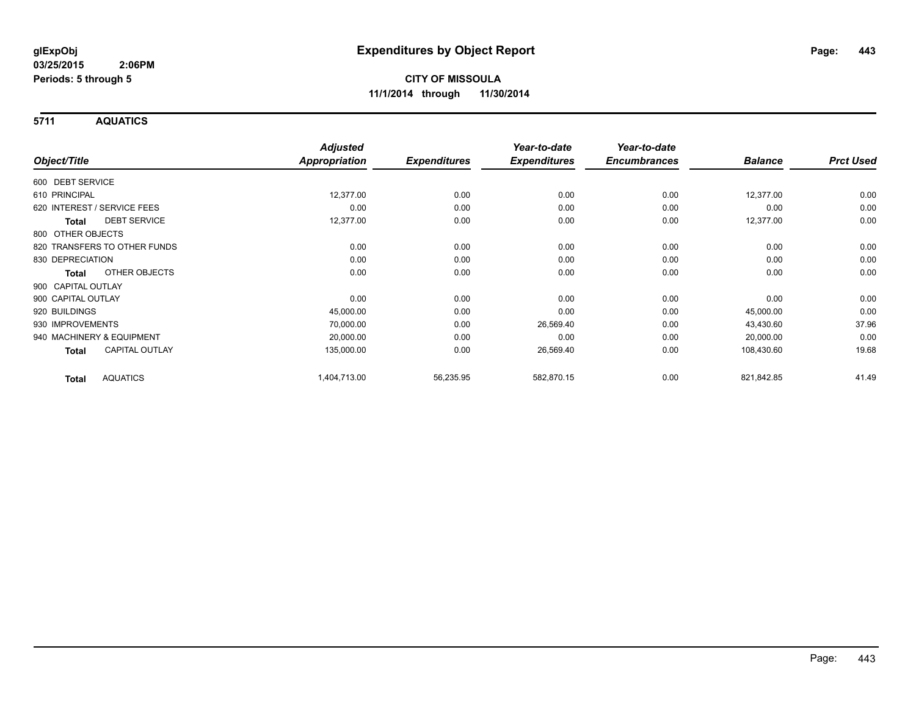**glExpObj**
**03/25/2015 2:06PM**
**Periods: 5 through 5**

# Expenditures by Object Report

**CITY OF MISSOULA**
**11/1/2014 through 11/30/2014**

## 5711 AQUATICS

| Object/Title | Adjusted Appropriation | Expenditures | Year-to-date Expenditures | Year-to-date Encumbrances | Balance | Prct Used |
|---|---|---|---|---|---|---|
| 600 DEBT SERVICE | | | | | | |
| 610 PRINCIPAL | 12,377.00 | 0.00 | 0.00 | 0.00 | 12,377.00 | 0.00 |
| 620 INTEREST / SERVICE FEES | 0.00 | 0.00 | 0.00 | 0.00 | 0.00 | 0.00 |
| **Total** DEBT SERVICE | 12,377.00 | 0.00 | 0.00 | 0.00 | 12,377.00 | 0.00 |
| 800 OTHER OBJECTS | | | | | | |
| 820 TRANSFERS TO OTHER FUNDS | 0.00 | 0.00 | 0.00 | 0.00 | 0.00 | 0.00 |
| 830 DEPRECIATION | 0.00 | 0.00 | 0.00 | 0.00 | 0.00 | 0.00 |
| **Total** OTHER OBJECTS | 0.00 | 0.00 | 0.00 | 0.00 | 0.00 | 0.00 |
| 900 CAPITAL OUTLAY | | | | | | |
| 900 CAPITAL OUTLAY | 0.00 | 0.00 | 0.00 | 0.00 | 0.00 | 0.00 |
| 920 BUILDINGS | 45,000.00 | 0.00 | 0.00 | 0.00 | 45,000.00 | 0.00 |
| 930 IMPROVEMENTS | 70,000.00 | 0.00 | 26,569.40 | 0.00 | 43,430.60 | 37.96 |
| 940 MACHINERY & EQUIPMENT | 20,000.00 | 0.00 | 0.00 | 0.00 | 20,000.00 | 0.00 |
| **Total** CAPITAL OUTLAY | 135,000.00 | 0.00 | 26,569.40 | 0.00 | 108,430.60 | 19.68 |
| **Total** AQUATICS | 1,404,713.00 | 56,235.95 | 582,870.15 | 0.00 | 821,842.85 | 41.49 |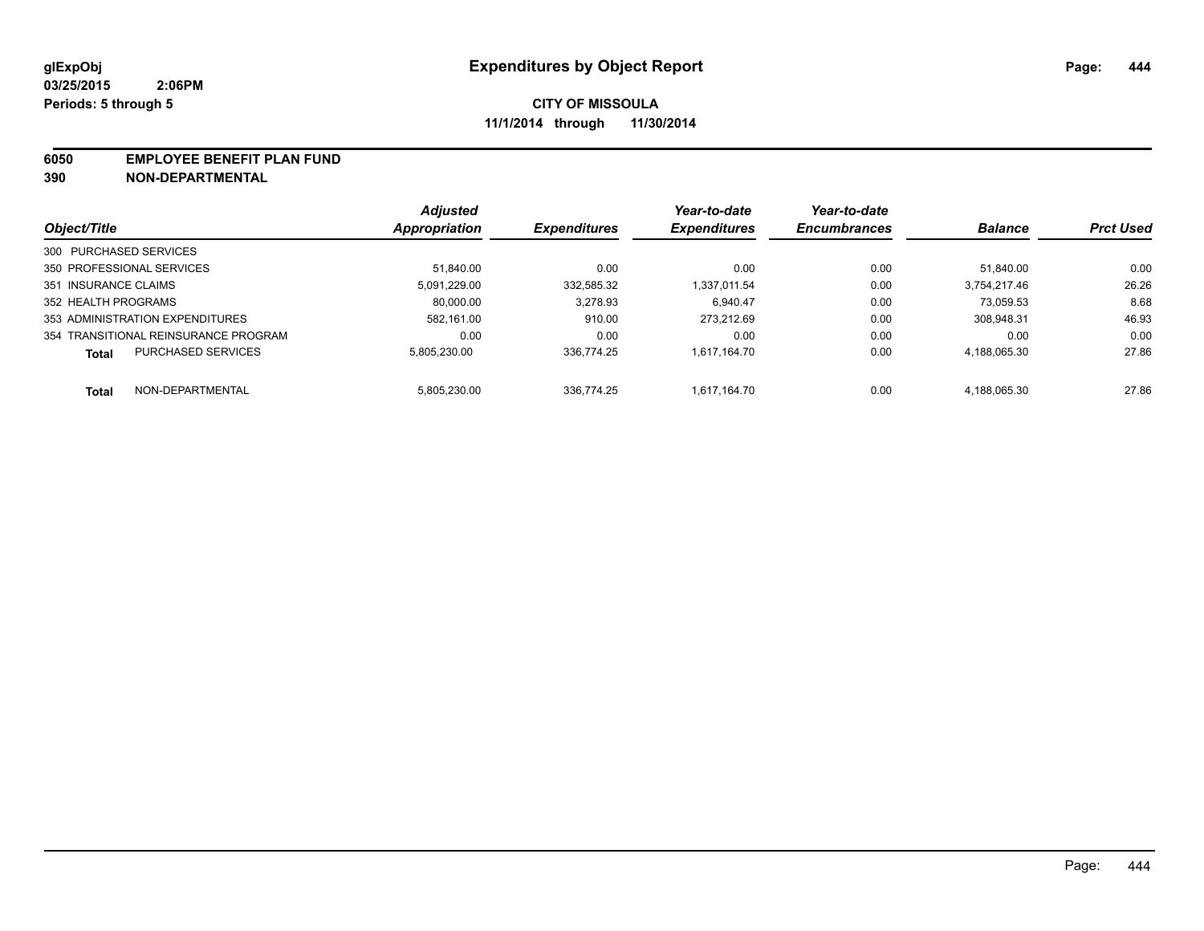# Expenditures by Object Report

glExpObj
03/25/2015 2:06PM
Periods: 5 through 5

**CITY OF MISSOULA**
**11/1/2014 through 11/30/2014**

**6050 EMPLOYEE BENEFIT PLAN FUND**
**390 NON-DEPARTMENTAL**

| Object/Title | Adjusted Appropriation | Expenditures | Year-to-date Expenditures | Year-to-date Encumbrances | Balance | Prct Used |
|---|---|---|---|---|---|---|
| 300 PURCHASED SERVICES | | | | | | |
| 350 PROFESSIONAL SERVICES | 51,840.00 | 0.00 | 0.00 | 0.00 | 51,840.00 | 0.00 |
| 351 INSURANCE CLAIMS | 5,091,229.00 | 332,585.32 | 1,337,011.54 | 0.00 | 3,754,217.46 | 26.26 |
| 352 HEALTH PROGRAMS | 80,000.00 | 3,278.93 | 6,940.47 | 0.00 | 73,059.53 | 8.68 |
| 353 ADMINISTRATION EXPENDITURES | 582,161.00 | 910.00 | 273,212.69 | 0.00 | 308,948.31 | 46.93 |
| 354 TRANSITIONAL REINSURANCE PROGRAM | 0.00 | 0.00 | 0.00 | 0.00 | 0.00 | 0.00 |
| **Total** PURCHASED SERVICES | 5,805,230.00 | 336,774.25 | 1,617,164.70 | 0.00 | 4,188,065.30 | 27.86 |
| **Total** NON-DEPARTMENTAL | 5,805,230.00 | 336,774.25 | 1,617,164.70 | 0.00 | 4,188,065.30 | 27.86 |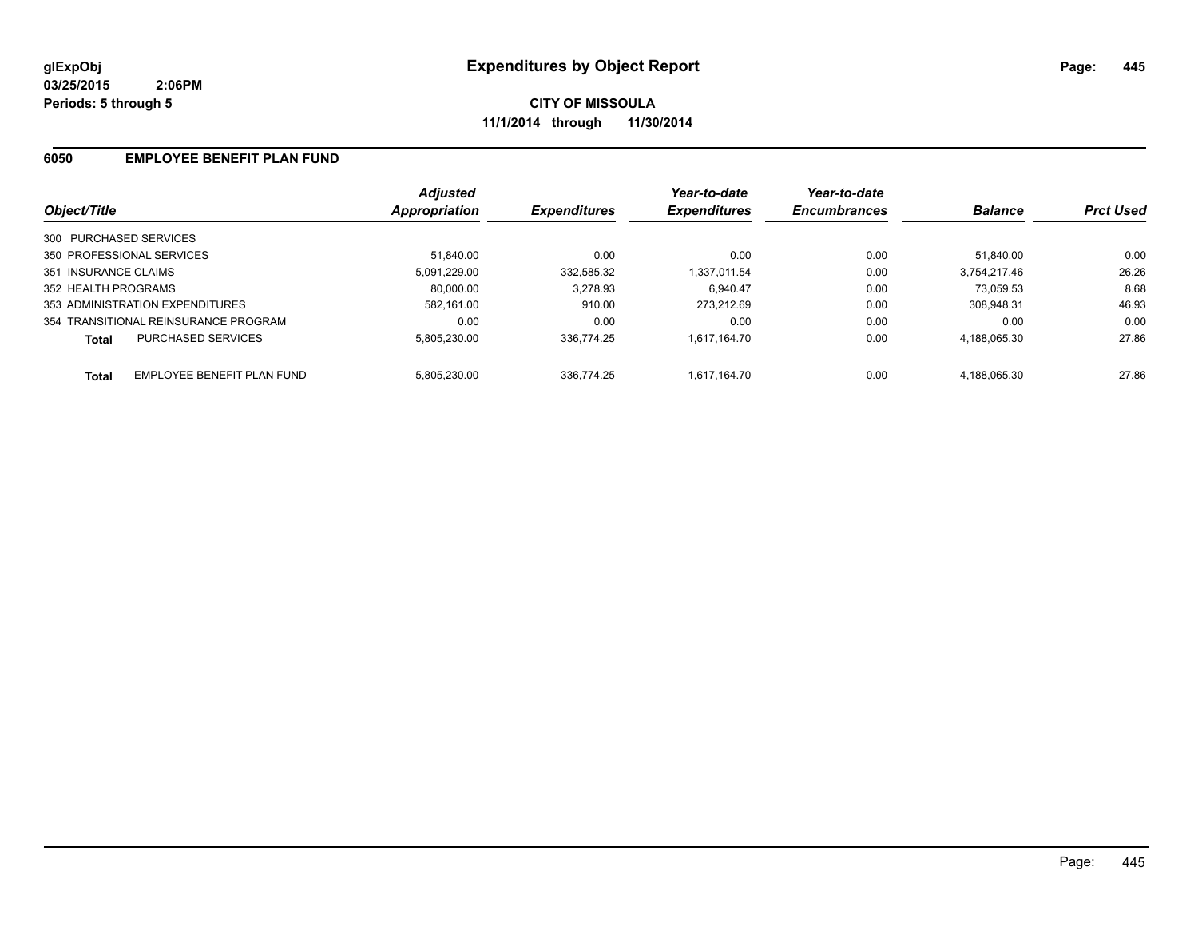glExpObj
03/25/2015 2:06PM
Periods: 5 through 5

# Expenditures by Object Report

**CITY OF MISSOULA**
**11/1/2014 through 11/30/2014**

## 6050 EMPLOYEE BENEFIT PLAN FUND

| Object/Title | Adjusted Appropriation | Expenditures | Year-to-date Expenditures | Year-to-date Encumbrances | Balance | Prct Used |
|---|---|---|---|---|---|---|
| 300 PURCHASED SERVICES | | | | | | |
| 350 PROFESSIONAL SERVICES | 51,840.00 | 0.00 | 0.00 | 0.00 | 51,840.00 | 0.00 |
| 351 INSURANCE CLAIMS | 5,091,229.00 | 332,585.32 | 1,337,011.54 | 0.00 | 3,754,217.46 | 26.26 |
| 352 HEALTH PROGRAMS | 80,000.00 | 3,278.93 | 6,940.47 | 0.00 | 73,059.53 | 8.68 |
| 353 ADMINISTRATION EXPENDITURES | 582,161.00 | 910.00 | 273,212.69 | 0.00 | 308,948.31 | 46.93 |
| 354 TRANSITIONAL REINSURANCE PROGRAM | 0.00 | 0.00 | 0.00 | 0.00 | 0.00 | 0.00 |
| **Total** PURCHASED SERVICES | 5,805,230.00 | 336,774.25 | 1,617,164.70 | 0.00 | 4,188,065.30 | 27.86 |
| **Total** EMPLOYEE BENEFIT PLAN FUND | 5,805,230.00 | 336,774.25 | 1,617,164.70 | 0.00 | 4,188,065.30 | 27.86 |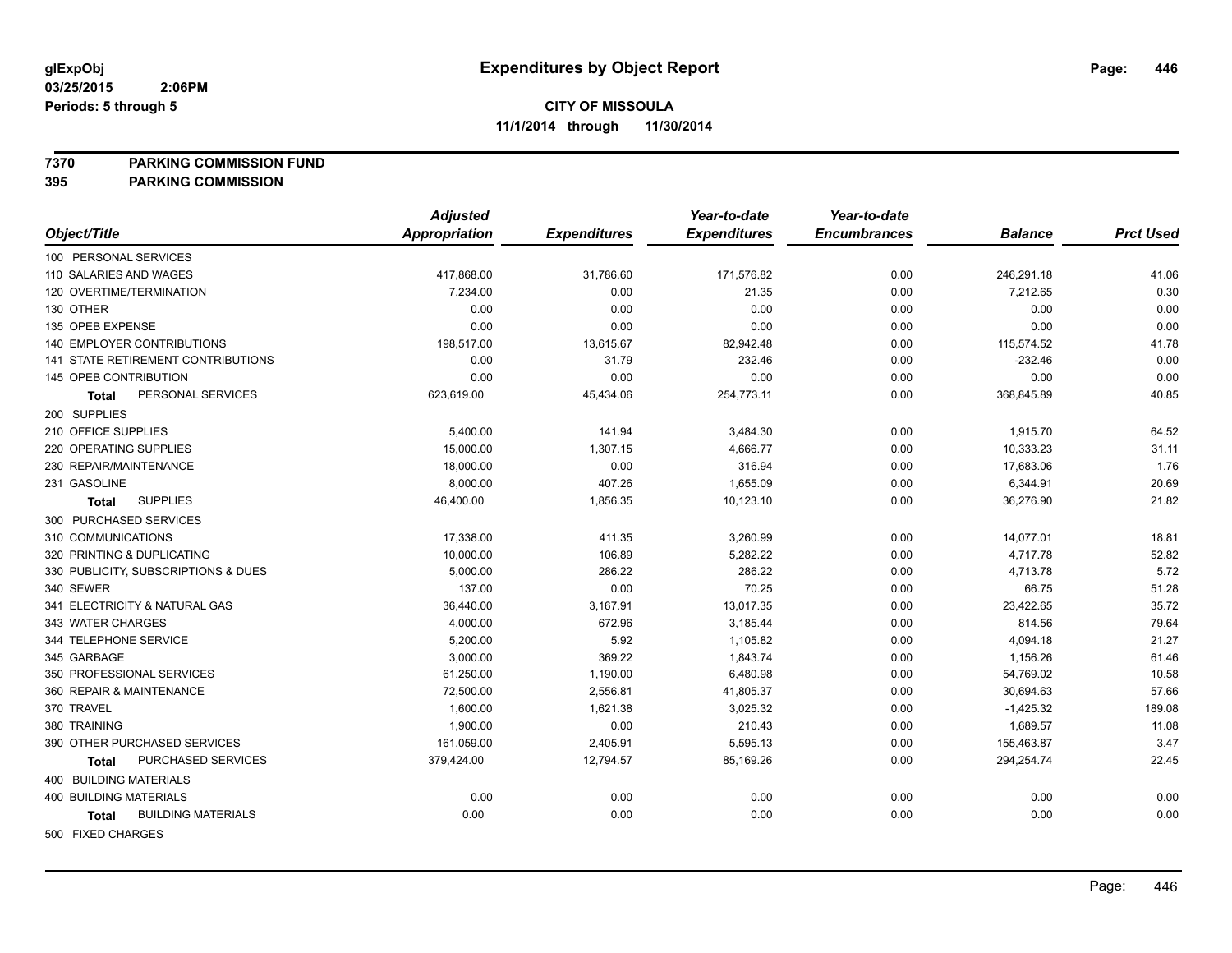**glExpObj**
**03/25/2015 2:06PM**
**Periods: 5 through 5**

# Expenditures by Object Report

**CITY OF MISSOULA**
**11/1/2014 through 11/30/2014**

**7370 PARKING COMMISSION FUND**
**395 PARKING COMMISSION**

| Object/Title | Adjusted Appropriation | Expenditures | Year-to-date Expenditures | Year-to-date Encumbrances | Balance | Prct Used |
|---|---|---|---|---|---|---|
| 100 PERSONAL SERVICES | | | | | | |
| 110 SALARIES AND WAGES | 417,868.00 | 31,786.60 | 171,576.82 | 0.00 | 246,291.18 | 41.06 |
| 120 OVERTIME/TERMINATION | 7,234.00 | 0.00 | 21.35 | 0.00 | 7,212.65 | 0.30 |
| 130 OTHER | 0.00 | 0.00 | 0.00 | 0.00 | 0.00 | 0.00 |
| 135 OPEB EXPENSE | 0.00 | 0.00 | 0.00 | 0.00 | 0.00 | 0.00 |
| 140 EMPLOYER CONTRIBUTIONS | 198,517.00 | 13,615.67 | 82,942.48 | 0.00 | 115,574.52 | 41.78 |
| 141 STATE RETIREMENT CONTRIBUTIONS | 0.00 | 31.79 | 232.46 | 0.00 | -232.46 | 0.00 |
| 145 OPEB CONTRIBUTION | 0.00 | 0.00 | 0.00 | 0.00 | 0.00 | 0.00 |
| **Total** PERSONAL SERVICES | 623,619.00 | 45,434.06 | 254,773.11 | 0.00 | 368,845.89 | 40.85 |
| 200 SUPPLIES | | | | | | |
| 210 OFFICE SUPPLIES | 5,400.00 | 141.94 | 3,484.30 | 0.00 | 1,915.70 | 64.52 |
| 220 OPERATING SUPPLIES | 15,000.00 | 1,307.15 | 4,666.77 | 0.00 | 10,333.23 | 31.11 |
| 230 REPAIR/MAINTENANCE | 18,000.00 | 0.00 | 316.94 | 0.00 | 17,683.06 | 1.76 |
| 231 GASOLINE | 8,000.00 | 407.26 | 1,655.09 | 0.00 | 6,344.91 | 20.69 |
| **Total** SUPPLIES | 46,400.00 | 1,856.35 | 10,123.10 | 0.00 | 36,276.90 | 21.82 |
| 300 PURCHASED SERVICES | | | | | | |
| 310 COMMUNICATIONS | 17,338.00 | 411.35 | 3,260.99 | 0.00 | 14,077.01 | 18.81 |
| 320 PRINTING & DUPLICATING | 10,000.00 | 106.89 | 5,282.22 | 0.00 | 4,717.78 | 52.82 |
| 330 PUBLICITY, SUBSCRIPTIONS & DUES | 5,000.00 | 286.22 | 286.22 | 0.00 | 4,713.78 | 5.72 |
| 340 SEWER | 137.00 | 0.00 | 70.25 | 0.00 | 66.75 | 51.28 |
| 341 ELECTRICITY & NATURAL GAS | 36,440.00 | 3,167.91 | 13,017.35 | 0.00 | 23,422.65 | 35.72 |
| 343 WATER CHARGES | 4,000.00 | 672.96 | 3,185.44 | 0.00 | 814.56 | 79.64 |
| 344 TELEPHONE SERVICE | 5,200.00 | 5.92 | 1,105.82 | 0.00 | 4,094.18 | 21.27 |
| 345 GARBAGE | 3,000.00 | 369.22 | 1,843.74 | 0.00 | 1,156.26 | 61.46 |
| 350 PROFESSIONAL SERVICES | 61,250.00 | 1,190.00 | 6,480.98 | 0.00 | 54,769.02 | 10.58 |
| 360 REPAIR & MAINTENANCE | 72,500.00 | 2,556.81 | 41,805.37 | 0.00 | 30,694.63 | 57.66 |
| 370 TRAVEL | 1,600.00 | 1,621.38 | 3,025.32 | 0.00 | -1,425.32 | 189.08 |
| 380 TRAINING | 1,900.00 | 0.00 | 210.43 | 0.00 | 1,689.57 | 11.08 |
| 390 OTHER PURCHASED SERVICES | 161,059.00 | 2,405.91 | 5,595.13 | 0.00 | 155,463.87 | 3.47 |
| **Total** PURCHASED SERVICES | 379,424.00 | 12,794.57 | 85,169.26 | 0.00 | 294,254.74 | 22.45 |
| 400 BUILDING MATERIALS | | | | | | |
| 400 BUILDING MATERIALS | 0.00 | 0.00 | 0.00 | 0.00 | 0.00 | 0.00 |
| **Total** BUILDING MATERIALS | 0.00 | 0.00 | 0.00 | 0.00 | 0.00 | 0.00 |
| 500 FIXED CHARGES | | | | | | |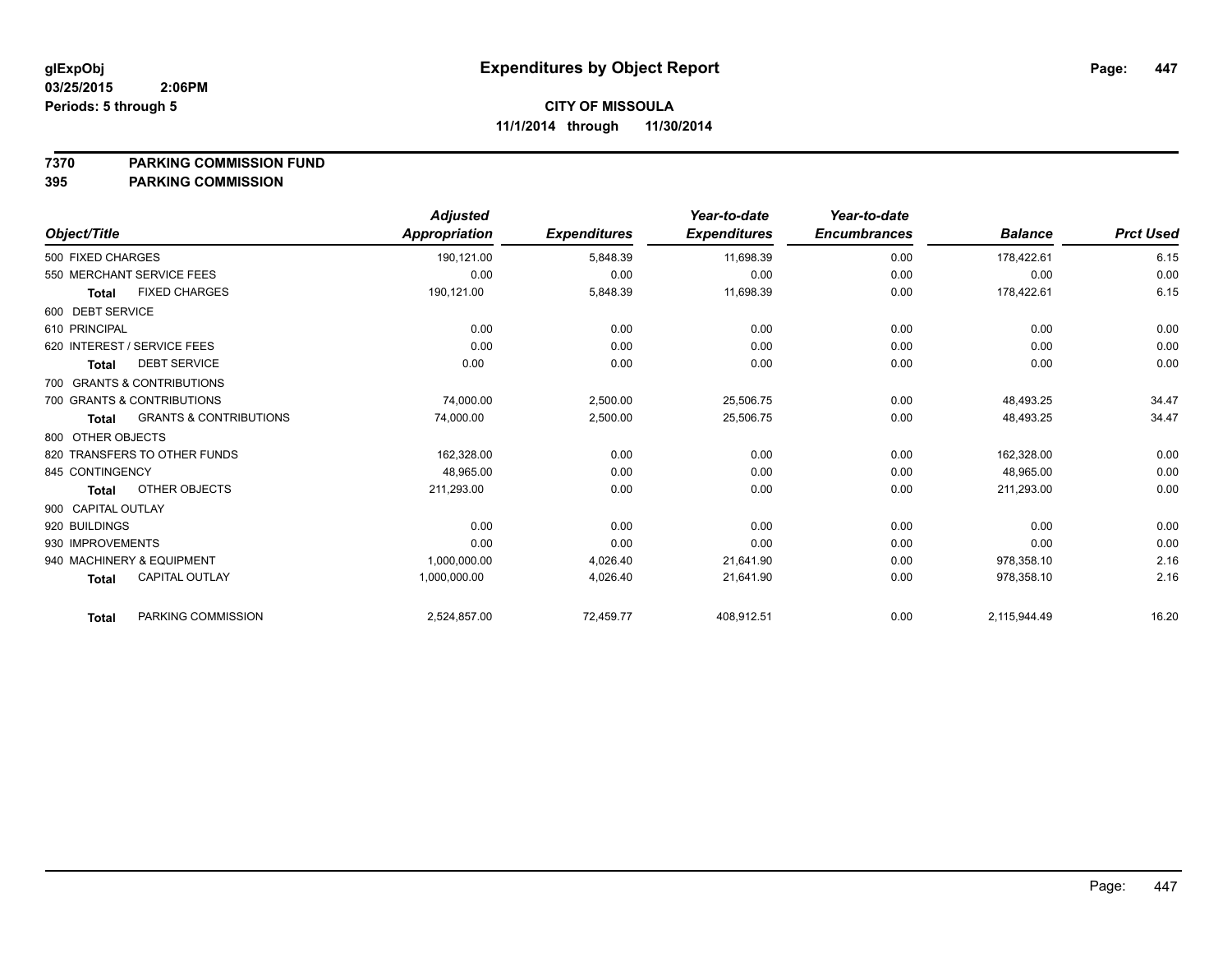**glExpObj** **Expenditures by Object Report**

**03/25/2015 2:06PM**

**Periods: 5 through 5**

**CITY OF MISSOULA**

**11/1/2014 through 11/30/2014**

**7370 PARKING COMMISSION FUND**

**395 PARKING COMMISSION**

| Object/Title | Adjusted Appropriation | Expenditures | Year-to-date Expenditures | Year-to-date Encumbrances | Balance | Prct Used |
|---|---|---|---|---|---|---|
| 500 FIXED CHARGES | 190,121.00 | 5,848.39 | 11,698.39 | 0.00 | 178,422.61 | 6.15 |
| 550 MERCHANT SERVICE FEES | 0.00 | 0.00 | 0.00 | 0.00 | 0.00 | 0.00 |
| **Total** FIXED CHARGES | 190,121.00 | 5,848.39 | 11,698.39 | 0.00 | 178,422.61 | 6.15 |
| 600 DEBT SERVICE | | | | | | |
| 610 PRINCIPAL | 0.00 | 0.00 | 0.00 | 0.00 | 0.00 | 0.00 |
| 620 INTEREST / SERVICE FEES | 0.00 | 0.00 | 0.00 | 0.00 | 0.00 | 0.00 |
| **Total** DEBT SERVICE | 0.00 | 0.00 | 0.00 | 0.00 | 0.00 | 0.00 |
| 700 GRANTS & CONTRIBUTIONS | | | | | | |
| 700 GRANTS & CONTRIBUTIONS | 74,000.00 | 2,500.00 | 25,506.75 | 0.00 | 48,493.25 | 34.47 |
| **Total** GRANTS & CONTRIBUTIONS | 74,000.00 | 2,500.00 | 25,506.75 | 0.00 | 48,493.25 | 34.47 |
| 800 OTHER OBJECTS | | | | | | |
| 820 TRANSFERS TO OTHER FUNDS | 162,328.00 | 0.00 | 0.00 | 0.00 | 162,328.00 | 0.00 |
| 845 CONTINGENCY | 48,965.00 | 0.00 | 0.00 | 0.00 | 48,965.00 | 0.00 |
| **Total** OTHER OBJECTS | 211,293.00 | 0.00 | 0.00 | 0.00 | 211,293.00 | 0.00 |
| 900 CAPITAL OUTLAY | | | | | | |
| 920 BUILDINGS | 0.00 | 0.00 | 0.00 | 0.00 | 0.00 | 0.00 |
| 930 IMPROVEMENTS | 0.00 | 0.00 | 0.00 | 0.00 | 0.00 | 0.00 |
| 940 MACHINERY & EQUIPMENT | 1,000,000.00 | 4,026.40 | 21,641.90 | 0.00 | 978,358.10 | 2.16 |
| **Total** CAPITAL OUTLAY | 1,000,000.00 | 4,026.40 | 21,641.90 | 0.00 | 978,358.10 | 2.16 |
| **Total** PARKING COMMISSION | 2,524,857.00 | 72,459.77 | 408,912.51 | 0.00 | 2,115,944.49 | 16.20 |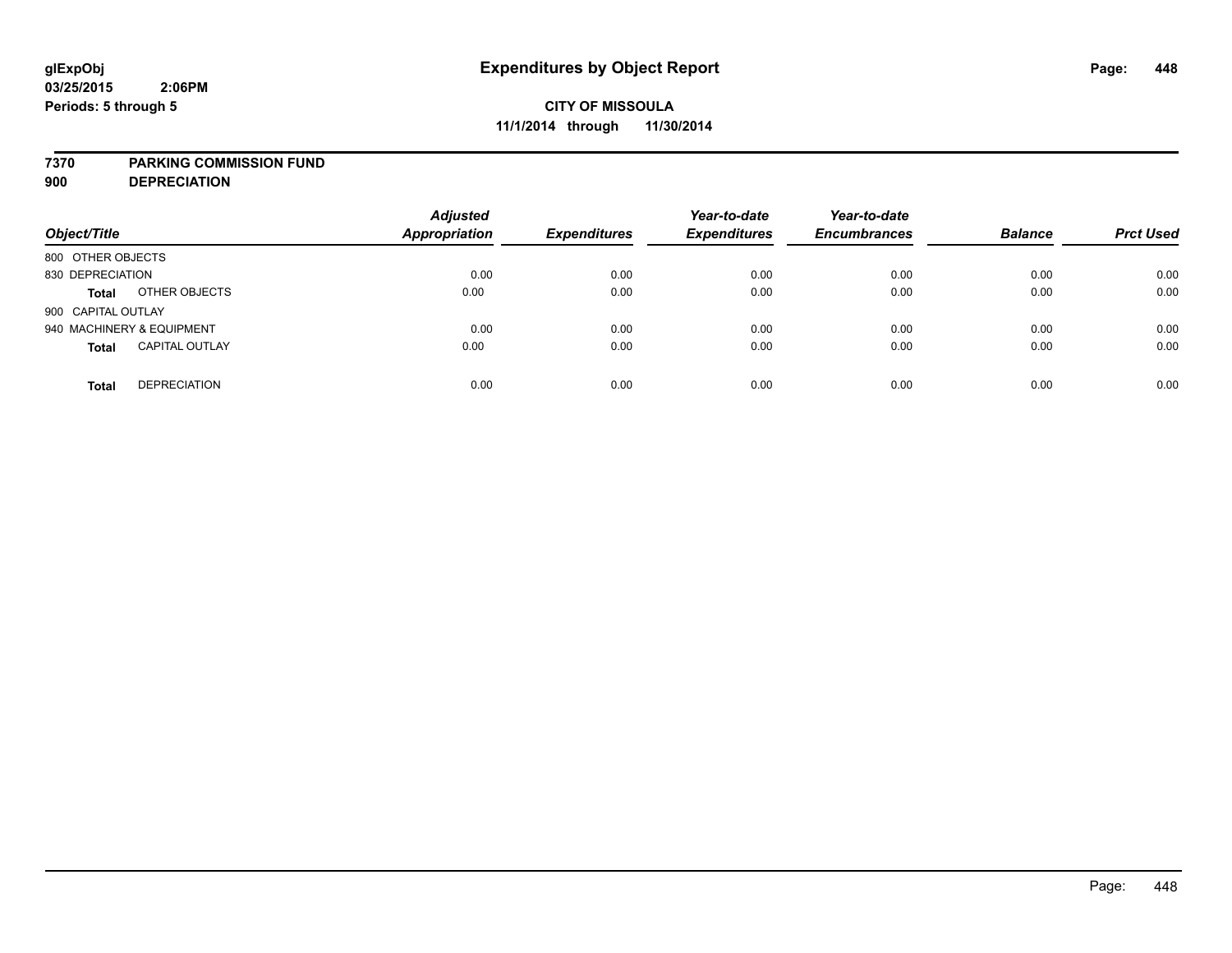**glExpObj**
**03/25/2015 2:06PM**
**Periods: 5 through 5**

# Expenditures by Object Report

**CITY OF MISSOULA**
**11/1/2014 through 11/30/2014**

**7370 PARKING COMMISSION FUND**
**900 DEPRECIATION**

| Object/Title | | Adjusted Appropriation | Expenditures | Year-to-date Expenditures | Year-to-date Encumbrances | Balance | Prct Used |
|---|---|---|---|---|---|---|---|
| 800 OTHER OBJECTS | | | | | | | |
| 830 DEPRECIATION | | 0.00 | 0.00 | 0.00 | 0.00 | 0.00 | 0.00 |
| **Total** | OTHER OBJECTS | 0.00 | 0.00 | 0.00 | 0.00 | 0.00 | 0.00 |
| 900 CAPITAL OUTLAY | | | | | | | |
| 940 MACHINERY & EQUIPMENT | | 0.00 | 0.00 | 0.00 | 0.00 | 0.00 | 0.00 |
| **Total** | CAPITAL OUTLAY | 0.00 | 0.00 | 0.00 | 0.00 | 0.00 | 0.00 |
| **Total** | DEPRECIATION | 0.00 | 0.00 | 0.00 | 0.00 | 0.00 | 0.00 |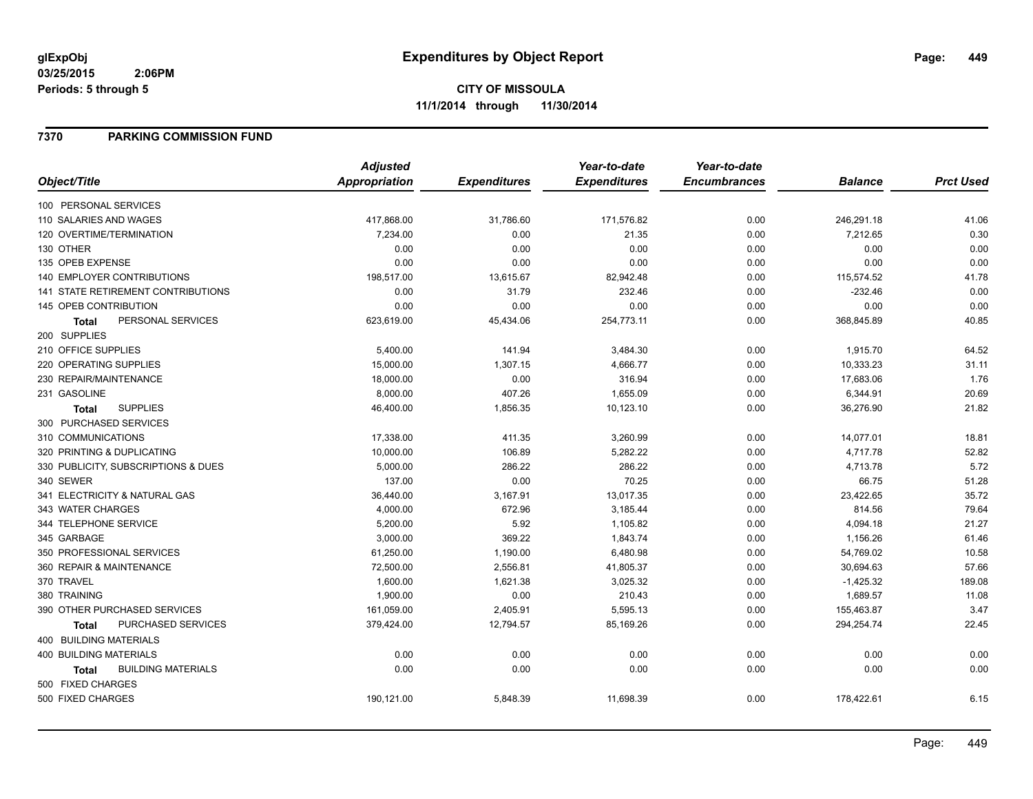glExpObj
03/25/2015 2:06PM
Periods: 5 through 5

# Expenditures by Object Report

**CITY OF MISSOULA**
**11/1/2014 through 11/30/2014**

## 7370 PARKING COMMISSION FUND

| Object/Title | Adjusted Appropriation | Expenditures | Year-to-date Expenditures | Year-to-date Encumbrances | Balance | Prct Used |
|---|---|---|---|---|---|---|
| 100 PERSONAL SERVICES | | | | | | |
| 110 SALARIES AND WAGES | 417,868.00 | 31,786.60 | 171,576.82 | 0.00 | 246,291.18 | 41.06 |
| 120 OVERTIME/TERMINATION | 7,234.00 | 0.00 | 21.35 | 0.00 | 7,212.65 | 0.30 |
| 130 OTHER | 0.00 | 0.00 | 0.00 | 0.00 | 0.00 | 0.00 |
| 135 OPEB EXPENSE | 0.00 | 0.00 | 0.00 | 0.00 | 0.00 | 0.00 |
| 140 EMPLOYER CONTRIBUTIONS | 198,517.00 | 13,615.67 | 82,942.48 | 0.00 | 115,574.52 | 41.78 |
| 141 STATE RETIREMENT CONTRIBUTIONS | 0.00 | 31.79 | 232.46 | 0.00 | -232.46 | 0.00 |
| 145 OPEB CONTRIBUTION | 0.00 | 0.00 | 0.00 | 0.00 | 0.00 | 0.00 |
| **Total** PERSONAL SERVICES | 623,619.00 | 45,434.06 | 254,773.11 | 0.00 | 368,845.89 | 40.85 |
| 200 SUPPLIES | | | | | | |
| 210 OFFICE SUPPLIES | 5,400.00 | 141.94 | 3,484.30 | 0.00 | 1,915.70 | 64.52 |
| 220 OPERATING SUPPLIES | 15,000.00 | 1,307.15 | 4,666.77 | 0.00 | 10,333.23 | 31.11 |
| 230 REPAIR/MAINTENANCE | 18,000.00 | 0.00 | 316.94 | 0.00 | 17,683.06 | 1.76 |
| 231 GASOLINE | 8,000.00 | 407.26 | 1,655.09 | 0.00 | 6,344.91 | 20.69 |
| **Total** SUPPLIES | 46,400.00 | 1,856.35 | 10,123.10 | 0.00 | 36,276.90 | 21.82 |
| 300 PURCHASED SERVICES | | | | | | |
| 310 COMMUNICATIONS | 17,338.00 | 411.35 | 3,260.99 | 0.00 | 14,077.01 | 18.81 |
| 320 PRINTING & DUPLICATING | 10,000.00 | 106.89 | 5,282.22 | 0.00 | 4,717.78 | 52.82 |
| 330 PUBLICITY, SUBSCRIPTIONS & DUES | 5,000.00 | 286.22 | 286.22 | 0.00 | 4,713.78 | 5.72 |
| 340 SEWER | 137.00 | 0.00 | 70.25 | 0.00 | 66.75 | 51.28 |
| 341 ELECTRICITY & NATURAL GAS | 36,440.00 | 3,167.91 | 13,017.35 | 0.00 | 23,422.65 | 35.72 |
| 343 WATER CHARGES | 4,000.00 | 672.96 | 3,185.44 | 0.00 | 814.56 | 79.64 |
| 344 TELEPHONE SERVICE | 5,200.00 | 5.92 | 1,105.82 | 0.00 | 4,094.18 | 21.27 |
| 345 GARBAGE | 3,000.00 | 369.22 | 1,843.74 | 0.00 | 1,156.26 | 61.46 |
| 350 PROFESSIONAL SERVICES | 61,250.00 | 1,190.00 | 6,480.98 | 0.00 | 54,769.02 | 10.58 |
| 360 REPAIR & MAINTENANCE | 72,500.00 | 2,556.81 | 41,805.37 | 0.00 | 30,694.63 | 57.66 |
| 370 TRAVEL | 1,600.00 | 1,621.38 | 3,025.32 | 0.00 | -1,425.32 | 189.08 |
| 380 TRAINING | 1,900.00 | 0.00 | 210.43 | 0.00 | 1,689.57 | 11.08 |
| 390 OTHER PURCHASED SERVICES | 161,059.00 | 2,405.91 | 5,595.13 | 0.00 | 155,463.87 | 3.47 |
| **Total** PURCHASED SERVICES | 379,424.00 | 12,794.57 | 85,169.26 | 0.00 | 294,254.74 | 22.45 |
| 400 BUILDING MATERIALS | | | | | | |
| 400 BUILDING MATERIALS | 0.00 | 0.00 | 0.00 | 0.00 | 0.00 | 0.00 |
| **Total** BUILDING MATERIALS | 0.00 | 0.00 | 0.00 | 0.00 | 0.00 | 0.00 |
| 500 FIXED CHARGES | | | | | | |
| 500 FIXED CHARGES | 190,121.00 | 5,848.39 | 11,698.39 | 0.00 | 178,422.61 | 6.15 |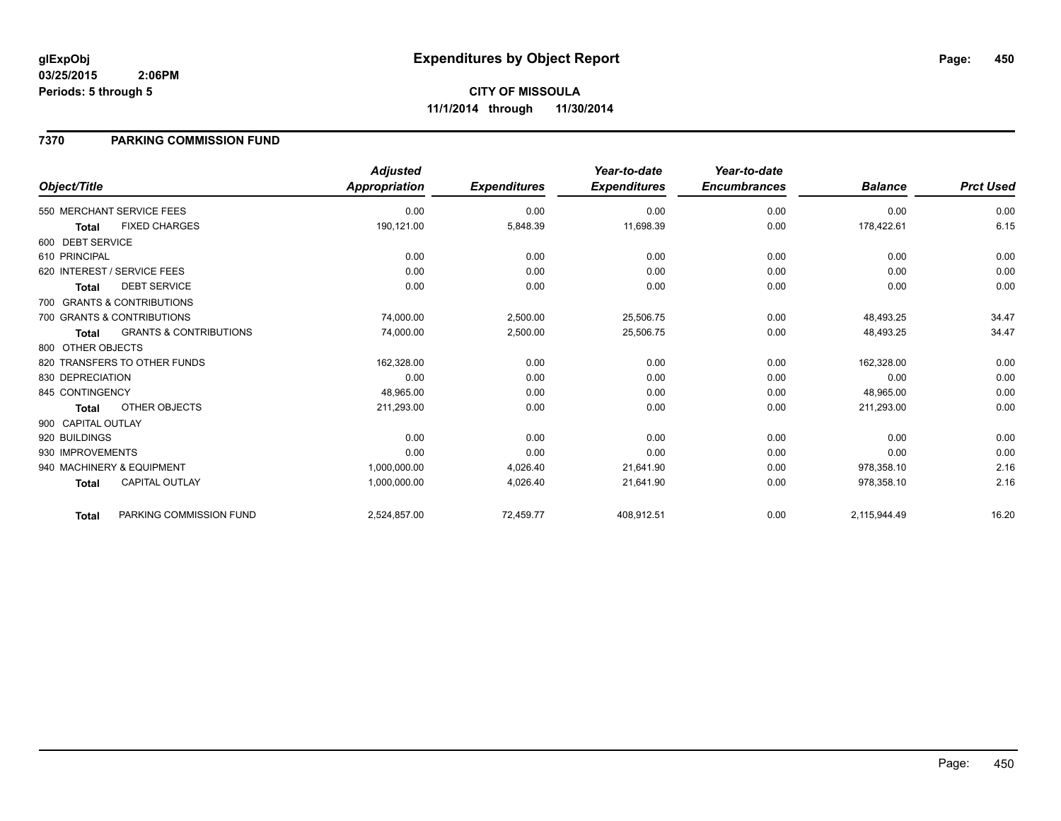**glExpObj** **Expenditures by Object Report**
**03/25/2015 2:06PM**
**Periods: 5 through 5**

**CITY OF MISSOULA**
**11/1/2014 through 11/30/2014**

## 7370 PARKING COMMISSION FUND

| Object/Title | Adjusted Appropriation | Expenditures | Year-to-date Expenditures | Year-to-date Encumbrances | Balance | Prct Used |
|---|---|---|---|---|---|---|
| 550 MERCHANT SERVICE FEES | 0.00 | 0.00 | 0.00 | 0.00 | 0.00 | 0.00 |
| **Total** FIXED CHARGES | 190,121.00 | 5,848.39 | 11,698.39 | 0.00 | 178,422.61 | 6.15 |
| 600 DEBT SERVICE | | | | | | |
| 610 PRINCIPAL | 0.00 | 0.00 | 0.00 | 0.00 | 0.00 | 0.00 |
| 620 INTEREST / SERVICE FEES | 0.00 | 0.00 | 0.00 | 0.00 | 0.00 | 0.00 |
| **Total** DEBT SERVICE | 0.00 | 0.00 | 0.00 | 0.00 | 0.00 | 0.00 |
| 700 GRANTS & CONTRIBUTIONS | | | | | | |
| 700 GRANTS & CONTRIBUTIONS | 74,000.00 | 2,500.00 | 25,506.75 | 0.00 | 48,493.25 | 34.47 |
| **Total** GRANTS & CONTRIBUTIONS | 74,000.00 | 2,500.00 | 25,506.75 | 0.00 | 48,493.25 | 34.47 |
| 800 OTHER OBJECTS | | | | | | |
| 820 TRANSFERS TO OTHER FUNDS | 162,328.00 | 0.00 | 0.00 | 0.00 | 162,328.00 | 0.00 |
| 830 DEPRECIATION | 0.00 | 0.00 | 0.00 | 0.00 | 0.00 | 0.00 |
| 845 CONTINGENCY | 48,965.00 | 0.00 | 0.00 | 0.00 | 48,965.00 | 0.00 |
| **Total** OTHER OBJECTS | 211,293.00 | 0.00 | 0.00 | 0.00 | 211,293.00 | 0.00 |
| 900 CAPITAL OUTLAY | | | | | | |
| 920 BUILDINGS | 0.00 | 0.00 | 0.00 | 0.00 | 0.00 | 0.00 |
| 930 IMPROVEMENTS | 0.00 | 0.00 | 0.00 | 0.00 | 0.00 | 0.00 |
| 940 MACHINERY & EQUIPMENT | 1,000,000.00 | 4,026.40 | 21,641.90 | 0.00 | 978,358.10 | 2.16 |
| **Total** CAPITAL OUTLAY | 1,000,000.00 | 4,026.40 | 21,641.90 | 0.00 | 978,358.10 | 2.16 |
| **Total** PARKING COMMISSION FUND | 2,524,857.00 | 72,459.77 | 408,912.51 | 0.00 | 2,115,944.49 | 16.20 |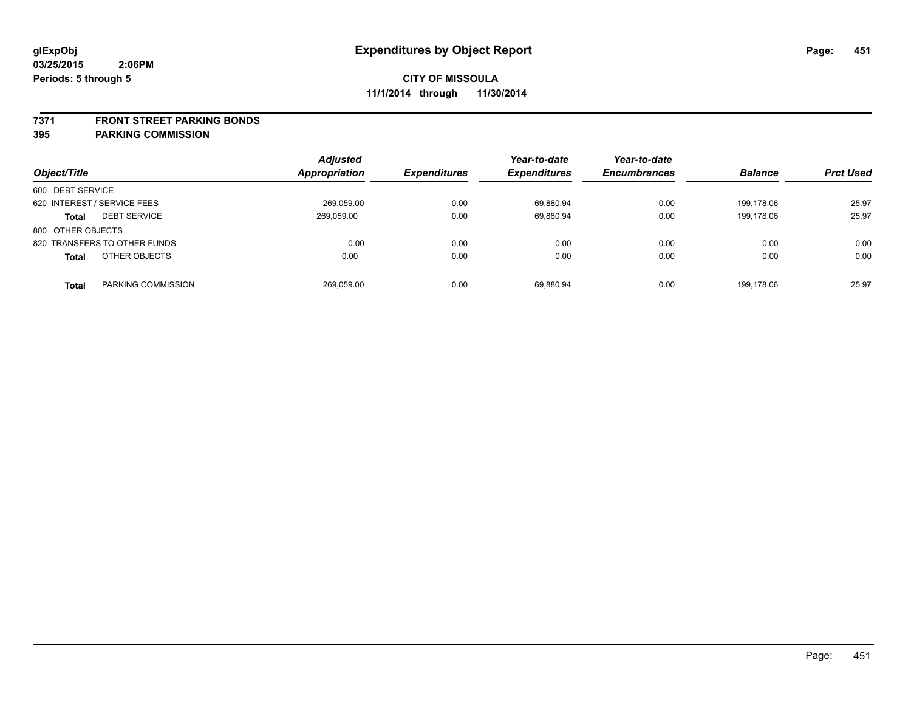**glExpObj**
**03/25/2015 2:06PM**
**Periods: 5 through 5**

# Expenditures by Object Report

**CITY OF MISSOULA**
**11/1/2014 through 11/30/2014**

**7371 FRONT STREET PARKING BONDS**
**395 PARKING COMMISSION**

| Object/Title | | *Adjusted Appropriation* | *Expenditures* | *Year-to-date Expenditures* | *Year-to-date Encumbrances* | *Balance* | *Prct Used* |
|---|---|---|---|---|---|---|---|
| 600 DEBT SERVICE | | | | | | | |
| 620 INTEREST / SERVICE FEES | | 269,059.00 | 0.00 | 69,880.94 | 0.00 | 199,178.06 | 25.97 |
| **Total** | DEBT SERVICE | 269,059.00 | 0.00 | 69,880.94 | 0.00 | 199,178.06 | 25.97 |
| 800 OTHER OBJECTS | | | | | | | |
| 820 TRANSFERS TO OTHER FUNDS | | 0.00 | 0.00 | 0.00 | 0.00 | 0.00 | 0.00 |
| **Total** | OTHER OBJECTS | 0.00 | 0.00 | 0.00 | 0.00 | 0.00 | 0.00 |
| **Total** | PARKING COMMISSION | 269,059.00 | 0.00 | 69,880.94 | 0.00 | 199,178.06 | 25.97 |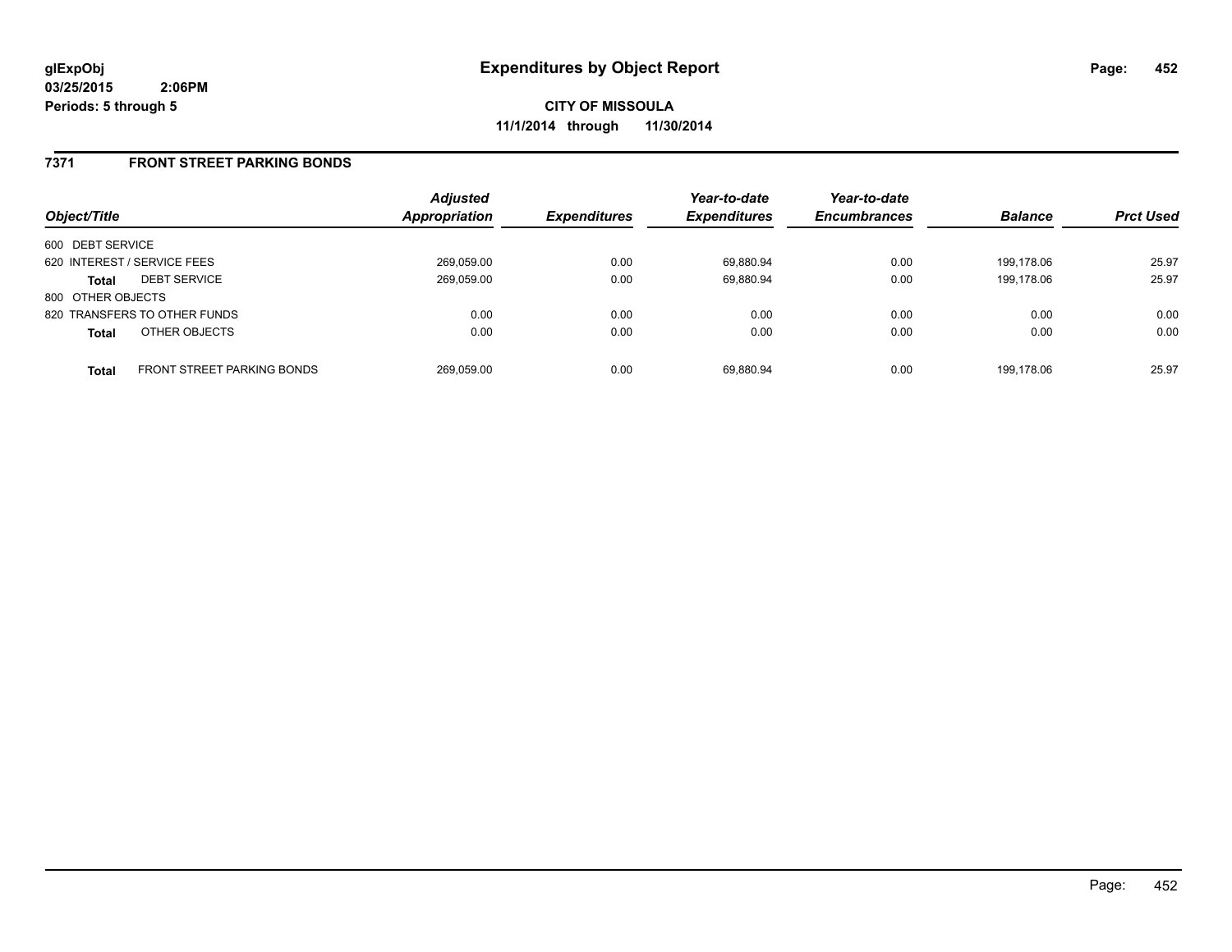**glExpObj** 
**03/25/2015 2:06PM** 
**Periods: 5 through 5**

# Expenditures by Object Report

**CITY OF MISSOULA** 
**11/1/2014 through 11/30/2014**

## 7371 FRONT STREET PARKING BONDS

| Object/Title | | Adjusted Appropriation | Expenditures | Year-to-date Expenditures | Year-to-date Encumbrances | Balance | Prct Used |
|---|---|---|---|---|---|---|---|
| 600 DEBT SERVICE | | | | | | | |
| 620 INTEREST / SERVICE FEES | | 269,059.00 | 0.00 | 69,880.94 | 0.00 | 199,178.06 | 25.97 |
| **Total** | DEBT SERVICE | 269,059.00 | 0.00 | 69,880.94 | 0.00 | 199,178.06 | 25.97 |
| 800 OTHER OBJECTS | | | | | | | |
| 820 TRANSFERS TO OTHER FUNDS | | 0.00 | 0.00 | 0.00 | 0.00 | 0.00 | 0.00 |
| **Total** | OTHER OBJECTS | 0.00 | 0.00 | 0.00 | 0.00 | 0.00 | 0.00 |
| **Total** | FRONT STREET PARKING BONDS | 269,059.00 | 0.00 | 69,880.94 | 0.00 | 199,178.06 | 25.97 |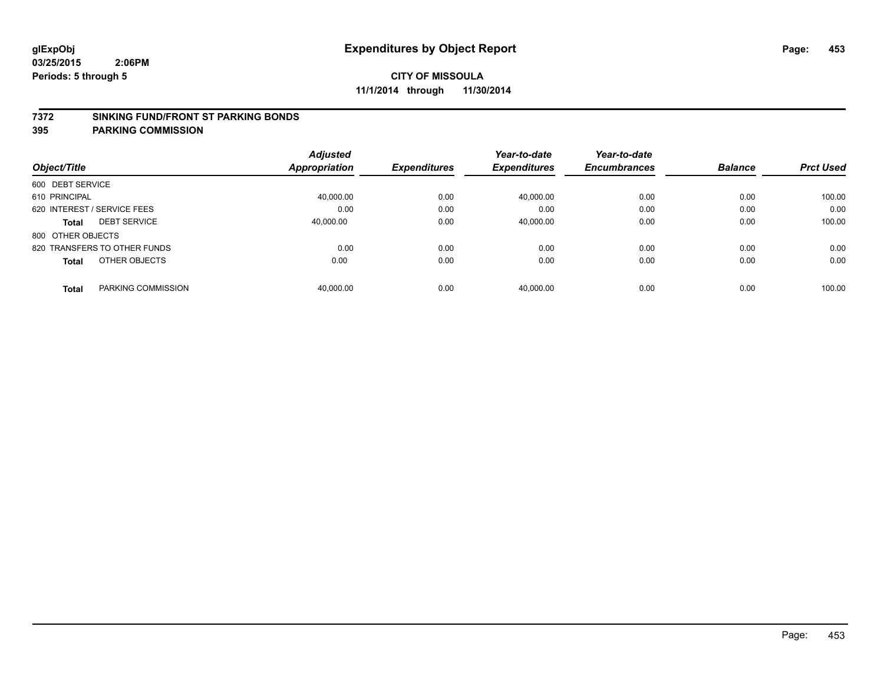**glExpObj** **Expenditures by Object Report**

**03/25/2015 2:06PM**

**Periods: 5 through 5**

**CITY OF MISSOULA**

**11/1/2014 through 11/30/2014**

## 7372 SINKING FUND/FRONT ST PARKING BONDS

## 395 PARKING COMMISSION

| Object/Title | | Adjusted Appropriation | Expenditures | Year-to-date Expenditures | Year-to-date Encumbrances | Balance | Prct Used |
|---|---|---|---|---|---|---|---|
| 600 DEBT SERVICE | | | | | | | |
| 610 PRINCIPAL | | 40,000.00 | 0.00 | 40,000.00 | 0.00 | 0.00 | 100.00 |
| 620 INTEREST / SERVICE FEES | | 0.00 | 0.00 | 0.00 | 0.00 | 0.00 | 0.00 |
| **Total** | DEBT SERVICE | 40,000.00 | 0.00 | 40,000.00 | 0.00 | 0.00 | 100.00 |
| 800 OTHER OBJECTS | | | | | | | |
| 820 TRANSFERS TO OTHER FUNDS | | 0.00 | 0.00 | 0.00 | 0.00 | 0.00 | 0.00 |
| **Total** | OTHER OBJECTS | 0.00 | 0.00 | 0.00 | 0.00 | 0.00 | 0.00 |
| **Total** | PARKING COMMISSION | 40,000.00 | 0.00 | 40,000.00 | 0.00 | 0.00 | 100.00 |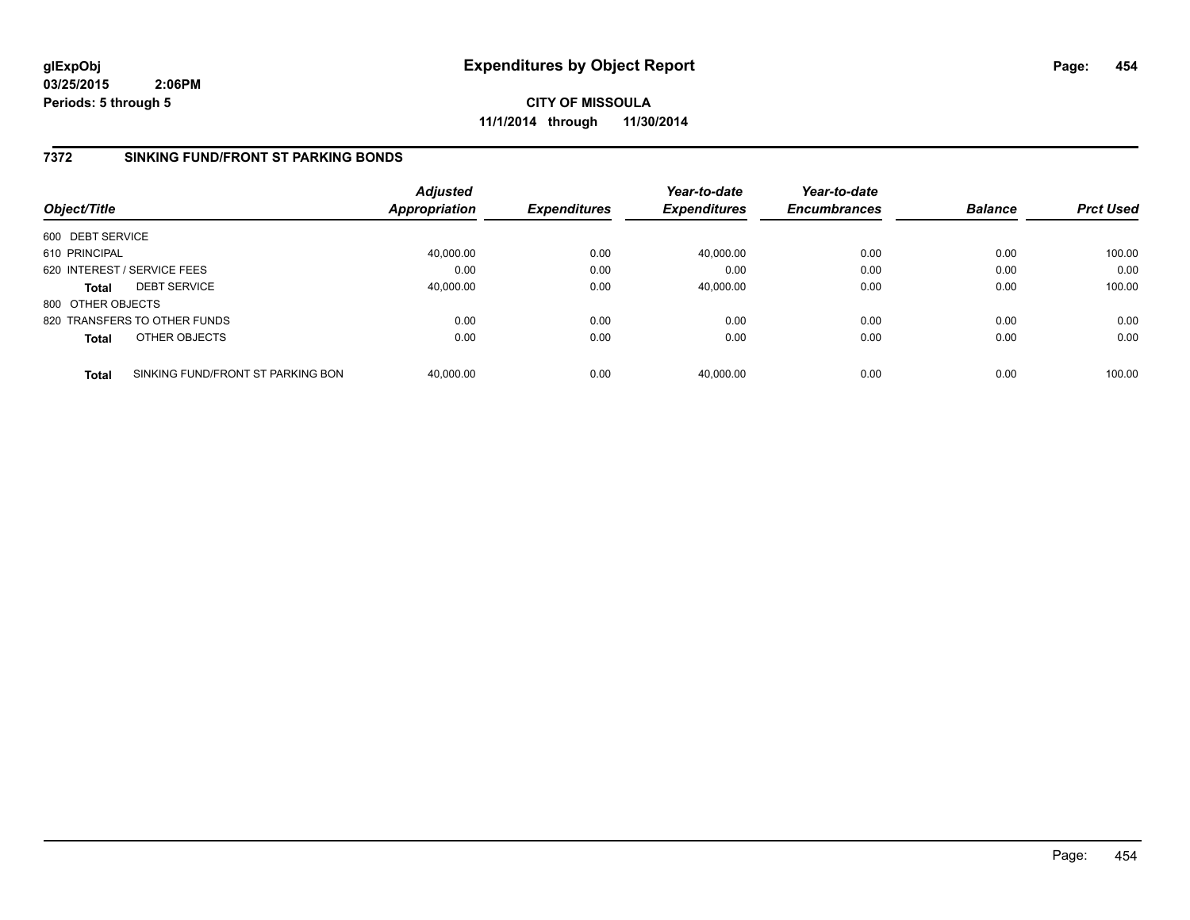**glExpObj**
**03/25/2015 2:06PM**
**Periods: 5 through 5**

# Expenditures by Object Report

**CITY OF MISSOULA**
**11/1/2014 through 11/30/2014**

## 7372 SINKING FUND/FRONT ST PARKING BONDS

| Object/Title | Adjusted Appropriation | Expenditures | Year-to-date Expenditures | Year-to-date Encumbrances | Balance | Prct Used |
|---|---|---|---|---|---|---|
| 600 DEBT SERVICE | | | | | | |
| 610 PRINCIPAL | 40,000.00 | 0.00 | 40,000.00 | 0.00 | 0.00 | 100.00 |
| 620 INTEREST / SERVICE FEES | 0.00 | 0.00 | 0.00 | 0.00 | 0.00 | 0.00 |
| **Total** DEBT SERVICE | 40,000.00 | 0.00 | 40,000.00 | 0.00 | 0.00 | 100.00 |
| 800 OTHER OBJECTS | | | | | | |
| 820 TRANSFERS TO OTHER FUNDS | 0.00 | 0.00 | 0.00 | 0.00 | 0.00 | 0.00 |
| **Total** OTHER OBJECTS | 0.00 | 0.00 | 0.00 | 0.00 | 0.00 | 0.00 |
| **Total** SINKING FUND/FRONT ST PARKING BON | 40,000.00 | 0.00 | 40,000.00 | 0.00 | 0.00 | 100.00 |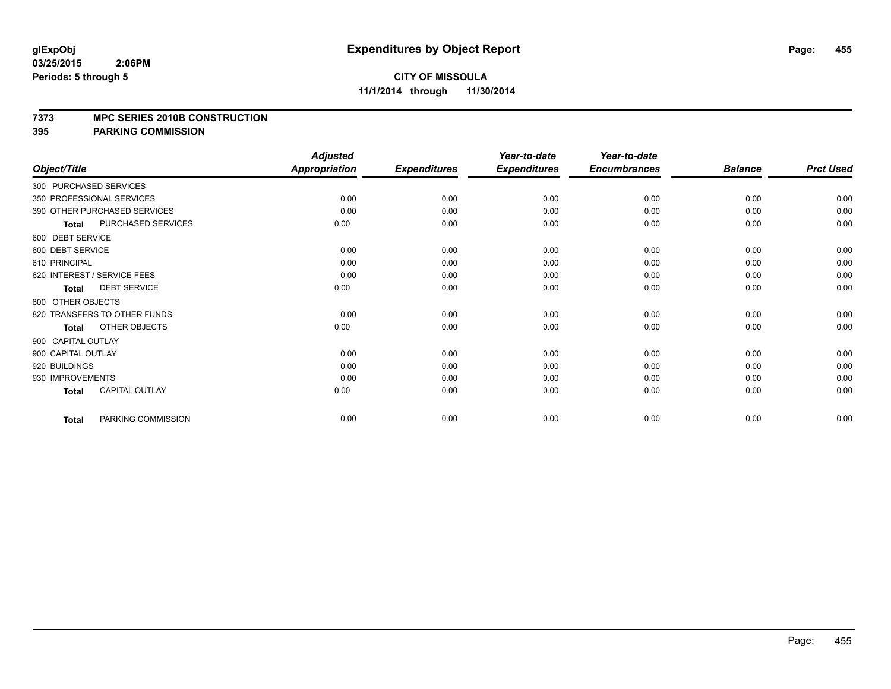# Expenditures by Object Report

glExpObj
03/25/2015 2:06PM
Periods: 5 through 5

**CITY OF MISSOULA**
**11/1/2014 through 11/30/2014**

**7373 MPC SERIES 2010B CONSTRUCTION**
**395 PARKING COMMISSION**

| Object/Title | Adjusted Appropriation | Expenditures | Year-to-date Expenditures | Year-to-date Encumbrances | Balance | Prct Used |
|---|---|---|---|---|---|---|
| 300 PURCHASED SERVICES | | | | | | |
| 350 PROFESSIONAL SERVICES | 0.00 | 0.00 | 0.00 | 0.00 | 0.00 | 0.00 |
| 390 OTHER PURCHASED SERVICES | 0.00 | 0.00 | 0.00 | 0.00 | 0.00 | 0.00 |
| **Total** PURCHASED SERVICES | 0.00 | 0.00 | 0.00 | 0.00 | 0.00 | 0.00 |
| 600 DEBT SERVICE | | | | | | |
| 600 DEBT SERVICE | 0.00 | 0.00 | 0.00 | 0.00 | 0.00 | 0.00 |
| 610 PRINCIPAL | 0.00 | 0.00 | 0.00 | 0.00 | 0.00 | 0.00 |
| 620 INTEREST / SERVICE FEES | 0.00 | 0.00 | 0.00 | 0.00 | 0.00 | 0.00 |
| **Total** DEBT SERVICE | 0.00 | 0.00 | 0.00 | 0.00 | 0.00 | 0.00 |
| 800 OTHER OBJECTS | | | | | | |
| 820 TRANSFERS TO OTHER FUNDS | 0.00 | 0.00 | 0.00 | 0.00 | 0.00 | 0.00 |
| **Total** OTHER OBJECTS | 0.00 | 0.00 | 0.00 | 0.00 | 0.00 | 0.00 |
| 900 CAPITAL OUTLAY | | | | | | |
| 900 CAPITAL OUTLAY | 0.00 | 0.00 | 0.00 | 0.00 | 0.00 | 0.00 |
| 920 BUILDINGS | 0.00 | 0.00 | 0.00 | 0.00 | 0.00 | 0.00 |
| 930 IMPROVEMENTS | 0.00 | 0.00 | 0.00 | 0.00 | 0.00 | 0.00 |
| **Total** CAPITAL OUTLAY | 0.00 | 0.00 | 0.00 | 0.00 | 0.00 | 0.00 |
| **Total** PARKING COMMISSION | 0.00 | 0.00 | 0.00 | 0.00 | 0.00 | 0.00 |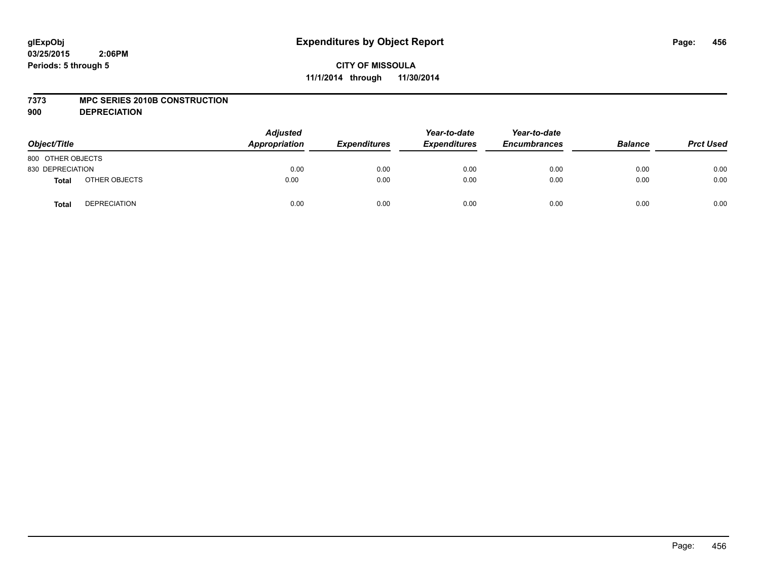# Expenditures by Object Report

glExpObj
03/25/2015 2:06PM
Periods: 5 through 5

**CITY OF MISSOULA**
**11/1/2014 through 11/30/2014**

**7373 MPC SERIES 2010B CONSTRUCTION**
**900 DEPRECIATION**

| Object/Title | | Adjusted Appropriation | Expenditures | Year-to-date Expenditures | Year-to-date Encumbrances | Balance | Prct Used |
|---|---|---|---|---|---|---|---|
| 800 OTHER OBJECTS | | | | | | | |
| 830 DEPRECIATION | | 0.00 | 0.00 | 0.00 | 0.00 | 0.00 | 0.00 |
| **Total** | OTHER OBJECTS | 0.00 | 0.00 | 0.00 | 0.00 | 0.00 | 0.00 |
| **Total** | DEPRECIATION | 0.00 | 0.00 | 0.00 | 0.00 | 0.00 | 0.00 |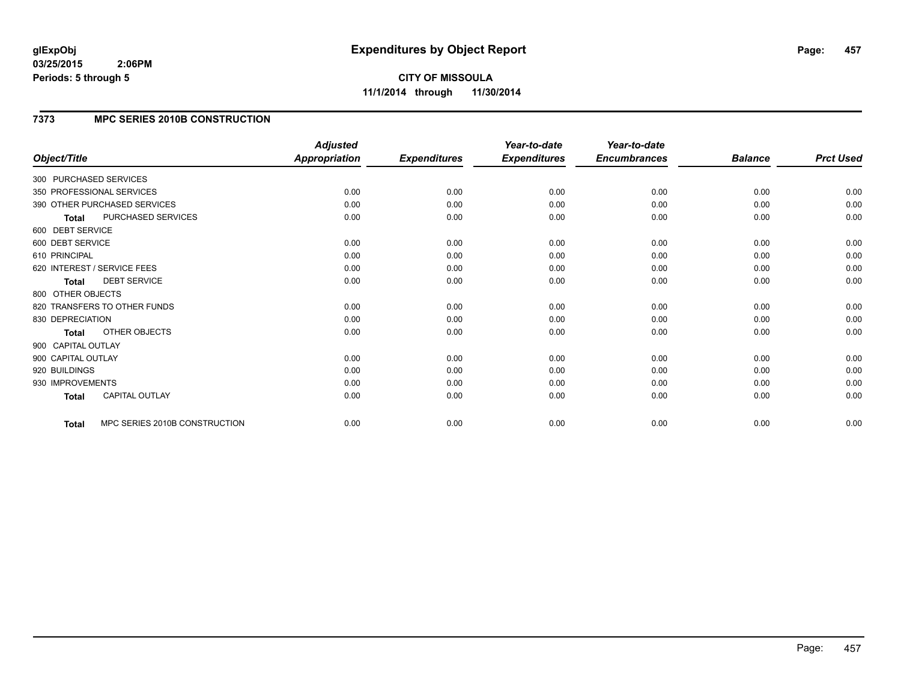# Expenditures by Object Report

glExpObj
03/25/2015 2:06PM
Periods: 5 through 5

**CITY OF MISSOULA**
**11/1/2014 through 11/30/2014**

## 7373 MPC SERIES 2010B CONSTRUCTION

| Object/Title | Adjusted Appropriation | Expenditures | Year-to-date Expenditures | Year-to-date Encumbrances | Balance | Prct Used |
|---|---|---|---|---|---|---|
| 300 PURCHASED SERVICES | | | | | | |
| 350 PROFESSIONAL SERVICES | 0.00 | 0.00 | 0.00 | 0.00 | 0.00 | 0.00 |
| 390 OTHER PURCHASED SERVICES | 0.00 | 0.00 | 0.00 | 0.00 | 0.00 | 0.00 |
| **Total** PURCHASED SERVICES | 0.00 | 0.00 | 0.00 | 0.00 | 0.00 | 0.00 |
| 600 DEBT SERVICE | | | | | | |
| 600 DEBT SERVICE | 0.00 | 0.00 | 0.00 | 0.00 | 0.00 | 0.00 |
| 610 PRINCIPAL | 0.00 | 0.00 | 0.00 | 0.00 | 0.00 | 0.00 |
| 620 INTEREST / SERVICE FEES | 0.00 | 0.00 | 0.00 | 0.00 | 0.00 | 0.00 |
| **Total** DEBT SERVICE | 0.00 | 0.00 | 0.00 | 0.00 | 0.00 | 0.00 |
| 800 OTHER OBJECTS | | | | | | |
| 820 TRANSFERS TO OTHER FUNDS | 0.00 | 0.00 | 0.00 | 0.00 | 0.00 | 0.00 |
| 830 DEPRECIATION | 0.00 | 0.00 | 0.00 | 0.00 | 0.00 | 0.00 |
| **Total** OTHER OBJECTS | 0.00 | 0.00 | 0.00 | 0.00 | 0.00 | 0.00 |
| 900 CAPITAL OUTLAY | | | | | | |
| 900 CAPITAL OUTLAY | 0.00 | 0.00 | 0.00 | 0.00 | 0.00 | 0.00 |
| 920 BUILDINGS | 0.00 | 0.00 | 0.00 | 0.00 | 0.00 | 0.00 |
| 930 IMPROVEMENTS | 0.00 | 0.00 | 0.00 | 0.00 | 0.00 | 0.00 |
| **Total** CAPITAL OUTLAY | 0.00 | 0.00 | 0.00 | 0.00 | 0.00 | 0.00 |
| **Total** MPC SERIES 2010B CONSTRUCTION | 0.00 | 0.00 | 0.00 | 0.00 | 0.00 | 0.00 |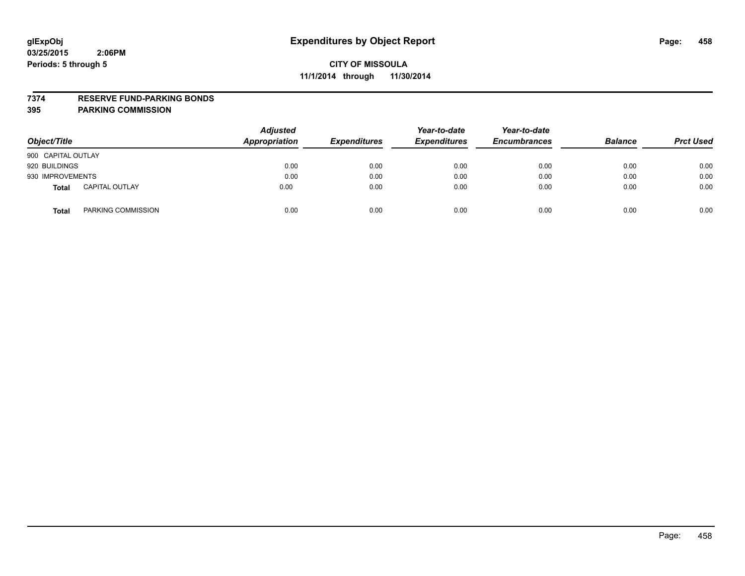**glExpObj**
**03/25/2015 2:06PM**
**Periods: 5 through 5**

# Expenditures by Object Report

**CITY OF MISSOULA**
**11/1/2014 through 11/30/2014**

**7374 RESERVE FUND-PARKING BONDS**
**395 PARKING COMMISSION**

| Object/Title | | Adjusted Appropriation | Expenditures | Year-to-date Expenditures | Year-to-date Encumbrances | Balance | Prct Used |
|---|---|---|---|---|---|---|---|
| 900 CAPITAL OUTLAY | | | | | | | |
| 920 BUILDINGS | | 0.00 | 0.00 | 0.00 | 0.00 | 0.00 | 0.00 |
| 930 IMPROVEMENTS | | 0.00 | 0.00 | 0.00 | 0.00 | 0.00 | 0.00 |
| **Total** | CAPITAL OUTLAY | 0.00 | 0.00 | 0.00 | 0.00 | 0.00 | 0.00 |
| **Total** | PARKING COMMISSION | 0.00 | 0.00 | 0.00 | 0.00 | 0.00 | 0.00 |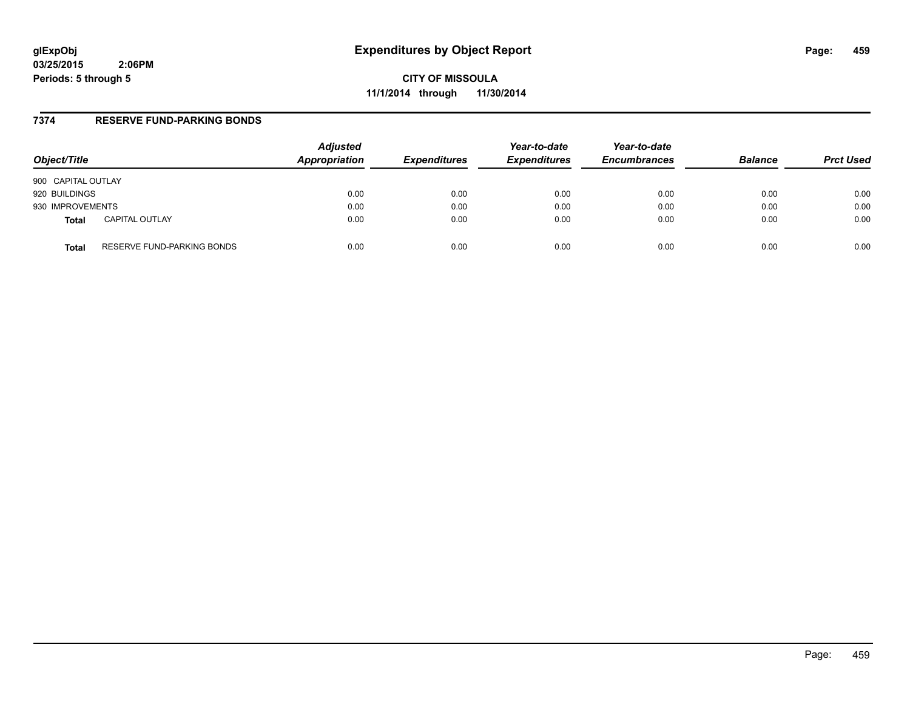**glExpObj**
**03/25/2015 2:06PM**
**Periods: 5 through 5**

# Expenditures by Object Report

**CITY OF MISSOULA**
**11/1/2014 through 11/30/2014**

## 7374 RESERVE FUND-PARKING BONDS

| Object/Title | | *Adjusted Appropriation* | *Expenditures* | *Year-to-date Expenditures* | *Year-to-date Encumbrances* | *Balance* | *Prct Used* |
|---|---|---|---|---|---|---|---|
| 900 CAPITAL OUTLAY | | | | | | | |
| 920 BUILDINGS | | 0.00 | 0.00 | 0.00 | 0.00 | 0.00 | 0.00 |
| 930 IMPROVEMENTS | | 0.00 | 0.00 | 0.00 | 0.00 | 0.00 | 0.00 |
| **Total** | CAPITAL OUTLAY | 0.00 | 0.00 | 0.00 | 0.00 | 0.00 | 0.00 |
| **Total** | RESERVE FUND-PARKING BONDS | 0.00 | 0.00 | 0.00 | 0.00 | 0.00 | 0.00 |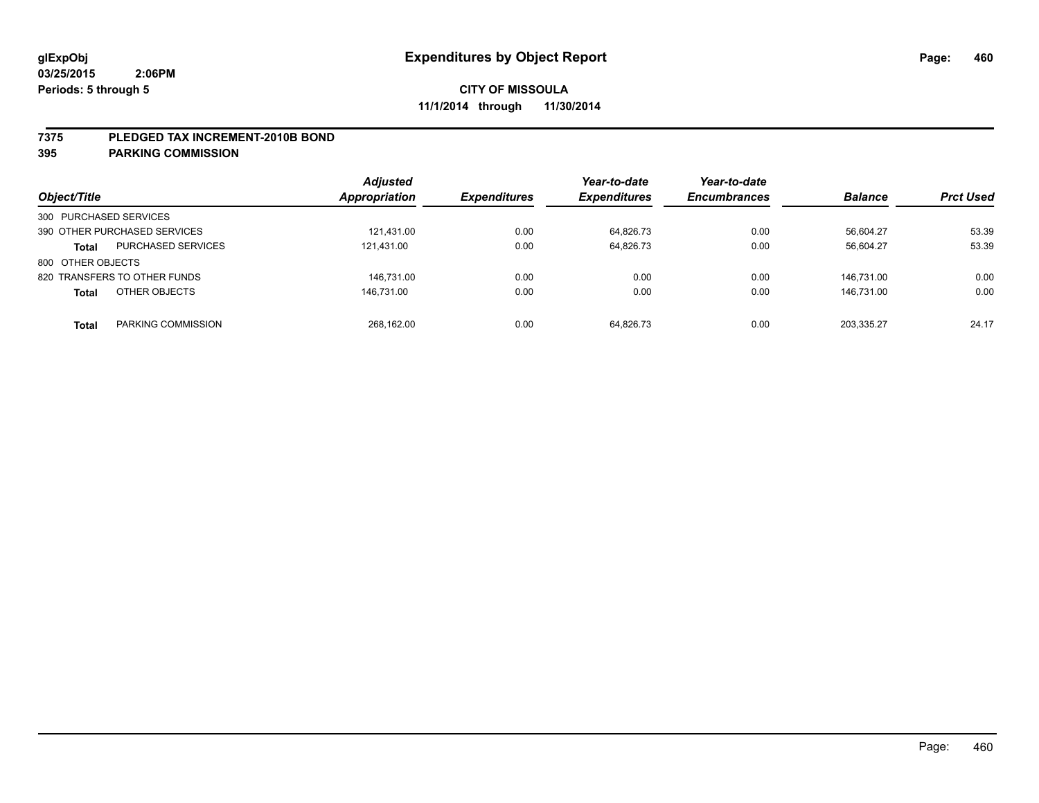# Expenditures by Object Report

glExpObj
03/25/2015 2:06PM
Periods: 5 through 5

**CITY OF MISSOULA**
**11/1/2014 through 11/30/2014**

## 7375 PLEDGED TAX INCREMENT-2010B BOND
## 395 PARKING COMMISSION

| Object/Title | | Adjusted Appropriation | Expenditures | Year-to-date Expenditures | Year-to-date Encumbrances | Balance | Prct Used |
|---|---|---|---|---|---|---|---|
| 300 PURCHASED SERVICES | | | | | | | |
| 390 OTHER PURCHASED SERVICES | | 121,431.00 | 0.00 | 64,826.73 | 0.00 | 56,604.27 | 53.39 |
| **Total** | PURCHASED SERVICES | 121,431.00 | 0.00 | 64,826.73 | 0.00 | 56,604.27 | 53.39 |
| 800 OTHER OBJECTS | | | | | | | |
| 820 TRANSFERS TO OTHER FUNDS | | 146,731.00 | 0.00 | 0.00 | 0.00 | 146,731.00 | 0.00 |
| **Total** | OTHER OBJECTS | 146,731.00 | 0.00 | 0.00 | 0.00 | 146,731.00 | 0.00 |
| **Total** | PARKING COMMISSION | 268,162.00 | 0.00 | 64,826.73 | 0.00 | 203,335.27 | 24.17 |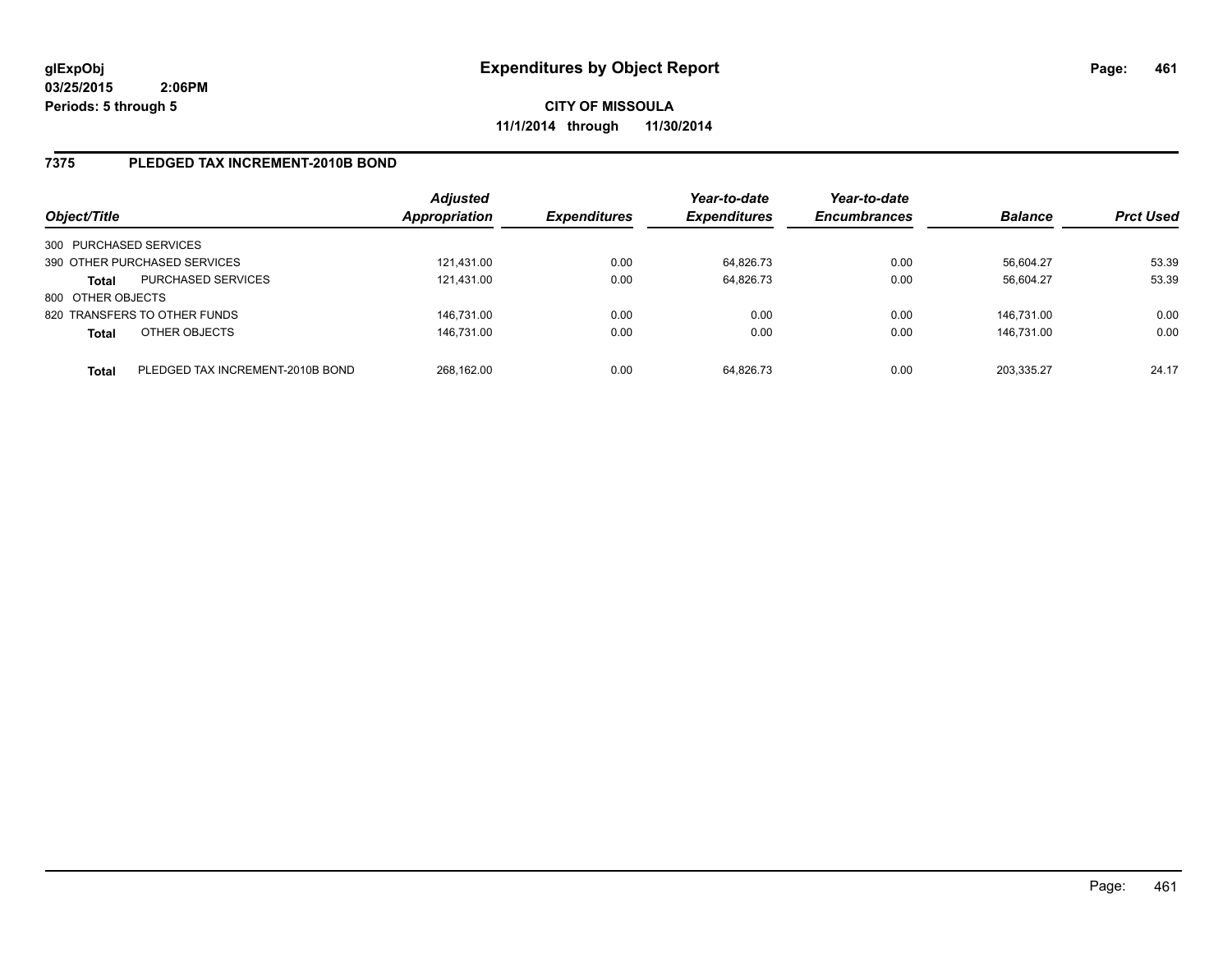**glExpObj**
**03/25/2015 2:06PM**
**Periods: 5 through 5**

# Expenditures by Object Report

**CITY OF MISSOULA**
**11/1/2014 through 11/30/2014**

## 7375 PLEDGED TAX INCREMENT-2010B BOND

| Object/Title | | Adjusted Appropriation | Expenditures | Year-to-date Expenditures | Year-to-date Encumbrances | Balance | Prct Used |
|---|---|---|---|---|---|---|---|
| 300 PURCHASED SERVICES | | | | | | | |
| 390 OTHER PURCHASED SERVICES | | 121,431.00 | 0.00 | 64,826.73 | 0.00 | 56,604.27 | 53.39 |
| **Total** | PURCHASED SERVICES | 121,431.00 | 0.00 | 64,826.73 | 0.00 | 56,604.27 | 53.39 |
| 800 OTHER OBJECTS | | | | | | | |
| 820 TRANSFERS TO OTHER FUNDS | | 146,731.00 | 0.00 | 0.00 | 0.00 | 146,731.00 | 0.00 |
| **Total** | OTHER OBJECTS | 146,731.00 | 0.00 | 0.00 | 0.00 | 146,731.00 | 0.00 |
| **Total** | PLEDGED TAX INCREMENT-2010B BOND | 268,162.00 | 0.00 | 64,826.73 | 0.00 | 203,335.27 | 24.17 |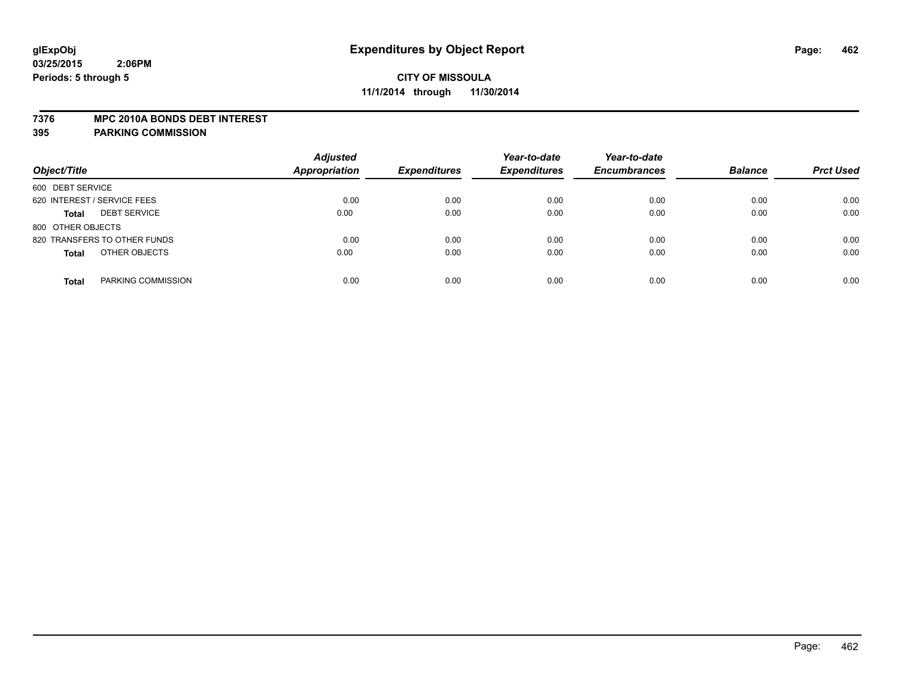**glExpObj**
**03/25/2015 2:06PM**
**Periods: 5 through 5**

# Expenditures by Object Report

**CITY OF MISSOULA**
**11/1/2014 through 11/30/2014**

**7376 MPC 2010A BONDS DEBT INTEREST**
**395 PARKING COMMISSION**

| Object/Title | | Adjusted Appropriation | Expenditures | Year-to-date Expenditures | Year-to-date Encumbrances | Balance | Prct Used |
|---|---|---|---|---|---|---|---|
| 600 DEBT SERVICE | | | | | | | |
| 620 INTEREST / SERVICE FEES | | 0.00 | 0.00 | 0.00 | 0.00 | 0.00 | 0.00 |
| **Total** | DEBT SERVICE | 0.00 | 0.00 | 0.00 | 0.00 | 0.00 | 0.00 |
| 800 OTHER OBJECTS | | | | | | | |
| 820 TRANSFERS TO OTHER FUNDS | | 0.00 | 0.00 | 0.00 | 0.00 | 0.00 | 0.00 |
| **Total** | OTHER OBJECTS | 0.00 | 0.00 | 0.00 | 0.00 | 0.00 | 0.00 |
| **Total** | PARKING COMMISSION | 0.00 | 0.00 | 0.00 | 0.00 | 0.00 | 0.00 |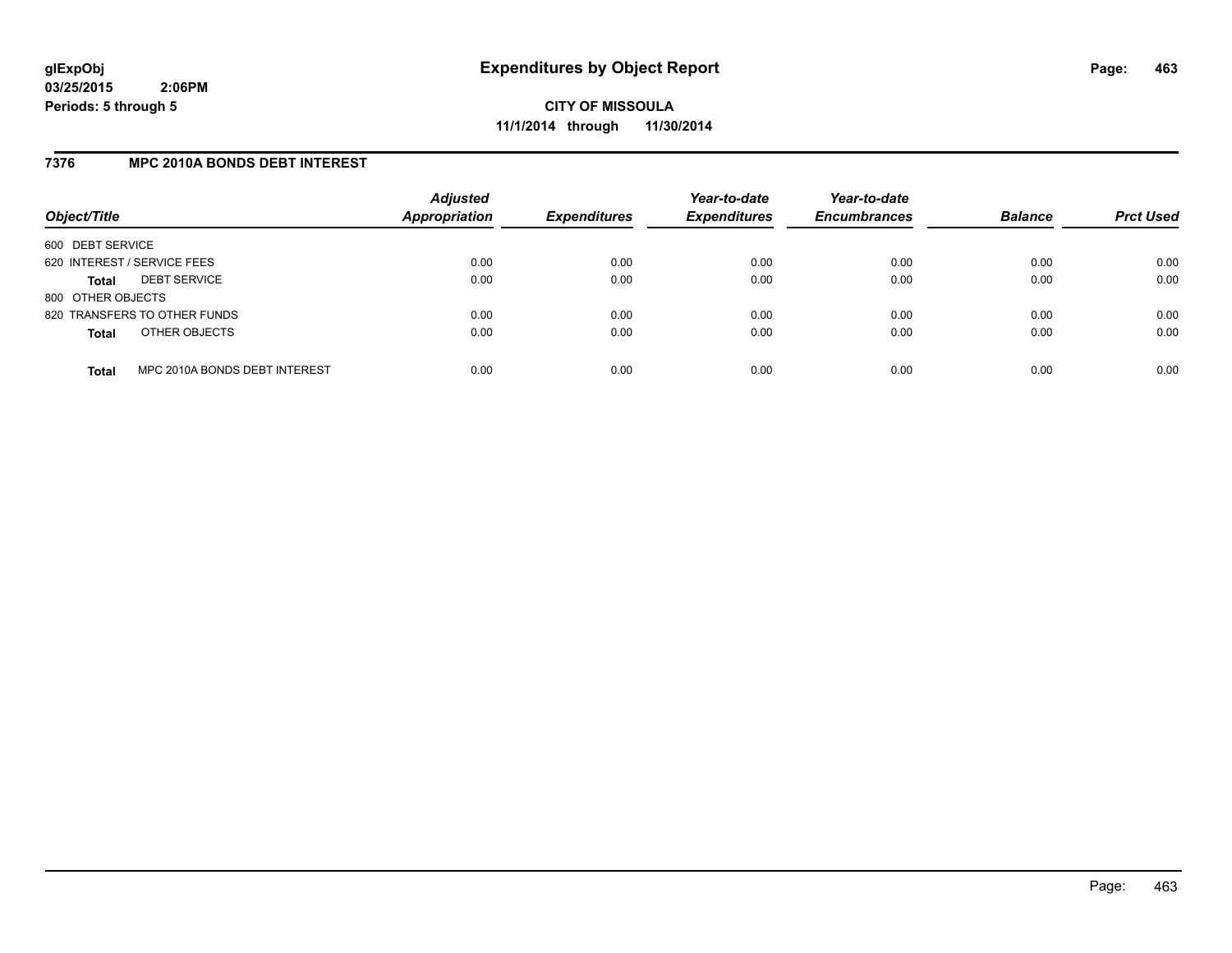# Expenditures by Object Report

glExpObj
03/25/2015 2:06PM
Periods: 5 through 5

**CITY OF MISSOULA**
**11/1/2014 through 11/30/2014**

## 7376 MPC 2010A BONDS DEBT INTEREST

| Object/Title | | Adjusted Appropriation | Expenditures | Year-to-date Expenditures | Year-to-date Encumbrances | Balance | Prct Used |
|---|---|---|---|---|---|---|---|
| 600 DEBT SERVICE | | | | | | | |
| 620 INTEREST / SERVICE FEES | | 0.00 | 0.00 | 0.00 | 0.00 | 0.00 | 0.00 |
| **Total** | DEBT SERVICE | 0.00 | 0.00 | 0.00 | 0.00 | 0.00 | 0.00 |
| 800 OTHER OBJECTS | | | | | | | |
| 820 TRANSFERS TO OTHER FUNDS | | 0.00 | 0.00 | 0.00 | 0.00 | 0.00 | 0.00 |
| **Total** | OTHER OBJECTS | 0.00 | 0.00 | 0.00 | 0.00 | 0.00 | 0.00 |
| **Total** | MPC 2010A BONDS DEBT INTEREST | 0.00 | 0.00 | 0.00 | 0.00 | 0.00 | 0.00 |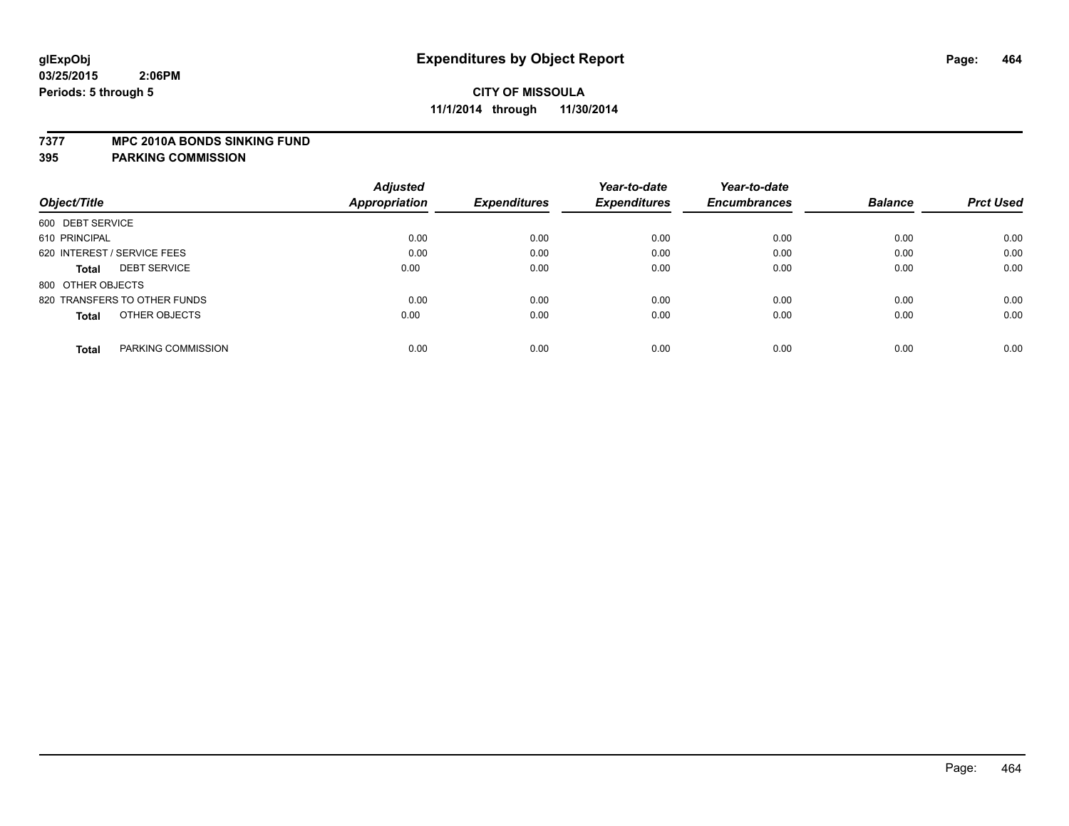glExpObj
03/25/2015 2:06PM
Periods: 5 through 5

# Expenditures by Object Report

**CITY OF MISSOULA**
**11/1/2014 through 11/30/2014**

**7377 MPC 2010A BONDS SINKING FUND**
**395 PARKING COMMISSION**

| Object/Title | | Adjusted Appropriation | Expenditures | Year-to-date Expenditures | Year-to-date Encumbrances | Balance | Prct Used |
|---|---|---|---|---|---|---|---|
| 600 DEBT SERVICE | | | | | | | |
| 610 PRINCIPAL | | 0.00 | 0.00 | 0.00 | 0.00 | 0.00 | 0.00 |
| 620 INTEREST / SERVICE FEES | | 0.00 | 0.00 | 0.00 | 0.00 | 0.00 | 0.00 |
| **Total** | DEBT SERVICE | 0.00 | 0.00 | 0.00 | 0.00 | 0.00 | 0.00 |
| 800 OTHER OBJECTS | | | | | | | |
| 820 TRANSFERS TO OTHER FUNDS | | 0.00 | 0.00 | 0.00 | 0.00 | 0.00 | 0.00 |
| **Total** | OTHER OBJECTS | 0.00 | 0.00 | 0.00 | 0.00 | 0.00 | 0.00 |
| **Total** | PARKING COMMISSION | 0.00 | 0.00 | 0.00 | 0.00 | 0.00 | 0.00 |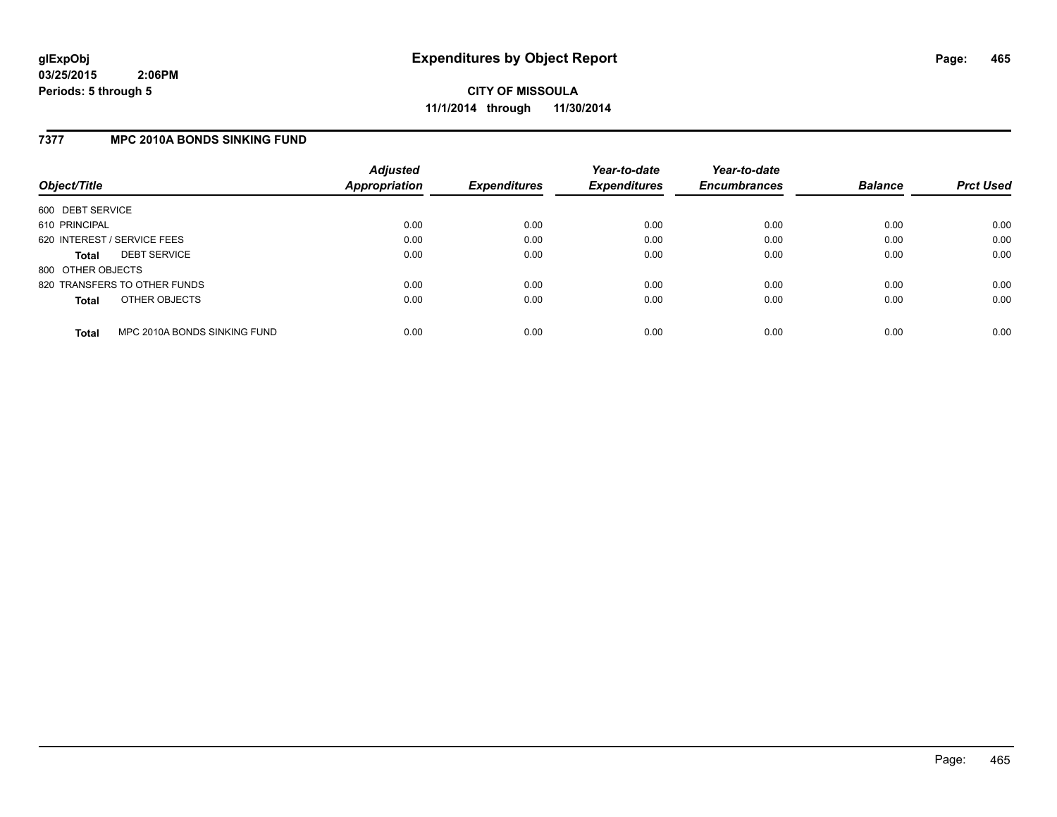# Expenditures by Object Report

**glExpObj**
**03/25/2015 2:06PM**
**Periods: 5 through 5**

**CITY OF MISSOULA**
**11/1/2014 through 11/30/2014**

## 7377 MPC 2010A BONDS SINKING FUND

| Object/Title | Adjusted Appropriation | Expenditures | Year-to-date Expenditures | Year-to-date Encumbrances | Balance | Prct Used |
|---|---|---|---|---|---|---|
| 600 DEBT SERVICE | | | | | | |
| 610 PRINCIPAL | 0.00 | 0.00 | 0.00 | 0.00 | 0.00 | 0.00 |
| 620 INTEREST / SERVICE FEES | 0.00 | 0.00 | 0.00 | 0.00 | 0.00 | 0.00 |
| **Total** DEBT SERVICE | 0.00 | 0.00 | 0.00 | 0.00 | 0.00 | 0.00 |
| 800 OTHER OBJECTS | | | | | | |
| 820 TRANSFERS TO OTHER FUNDS | 0.00 | 0.00 | 0.00 | 0.00 | 0.00 | 0.00 |
| **Total** OTHER OBJECTS | 0.00 | 0.00 | 0.00 | 0.00 | 0.00 | 0.00 |
| **Total** MPC 2010A BONDS SINKING FUND | 0.00 | 0.00 | 0.00 | 0.00 | 0.00 | 0.00 |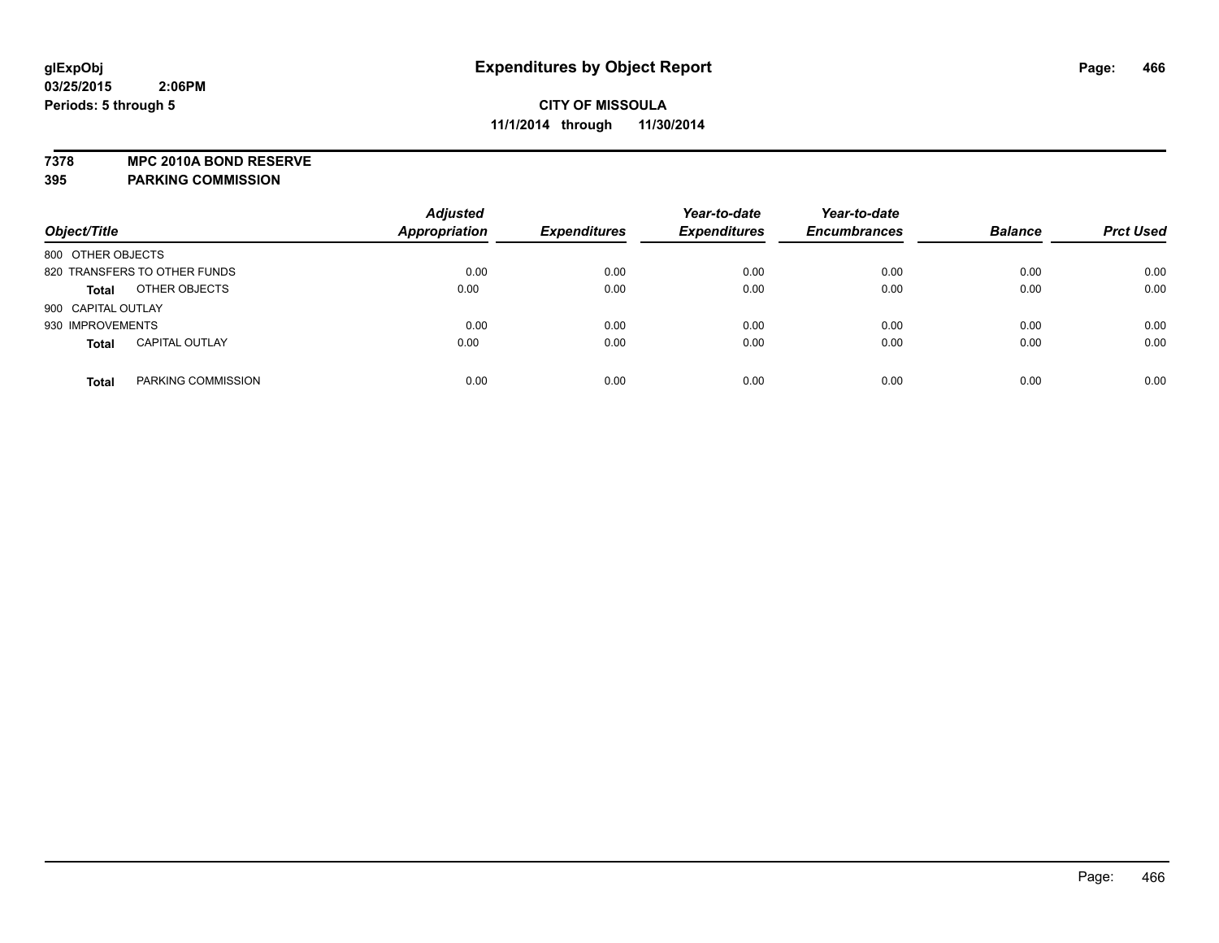**glExpObj**
**03/25/2015 2:06PM**
**Periods: 5 through 5**

# Expenditures by Object Report

**CITY OF MISSOULA**
**11/1/2014 through 11/30/2014**

**7378 MPC 2010A BOND RESERVE**
**395 PARKING COMMISSION**

| Object/Title | | Adjusted Appropriation | Expenditures | Year-to-date Expenditures | Year-to-date Encumbrances | Balance | Prct Used |
|---|---|---|---|---|---|---|---|
| 800 OTHER OBJECTS | | | | | | | |
| 820 TRANSFERS TO OTHER FUNDS | | 0.00 | 0.00 | 0.00 | 0.00 | 0.00 | 0.00 |
| **Total** | OTHER OBJECTS | 0.00 | 0.00 | 0.00 | 0.00 | 0.00 | 0.00 |
| 900 CAPITAL OUTLAY | | | | | | | |
| 930 IMPROVEMENTS | | 0.00 | 0.00 | 0.00 | 0.00 | 0.00 | 0.00 |
| **Total** | CAPITAL OUTLAY | 0.00 | 0.00 | 0.00 | 0.00 | 0.00 | 0.00 |
| **Total** | PARKING COMMISSION | 0.00 | 0.00 | 0.00 | 0.00 | 0.00 | 0.00 |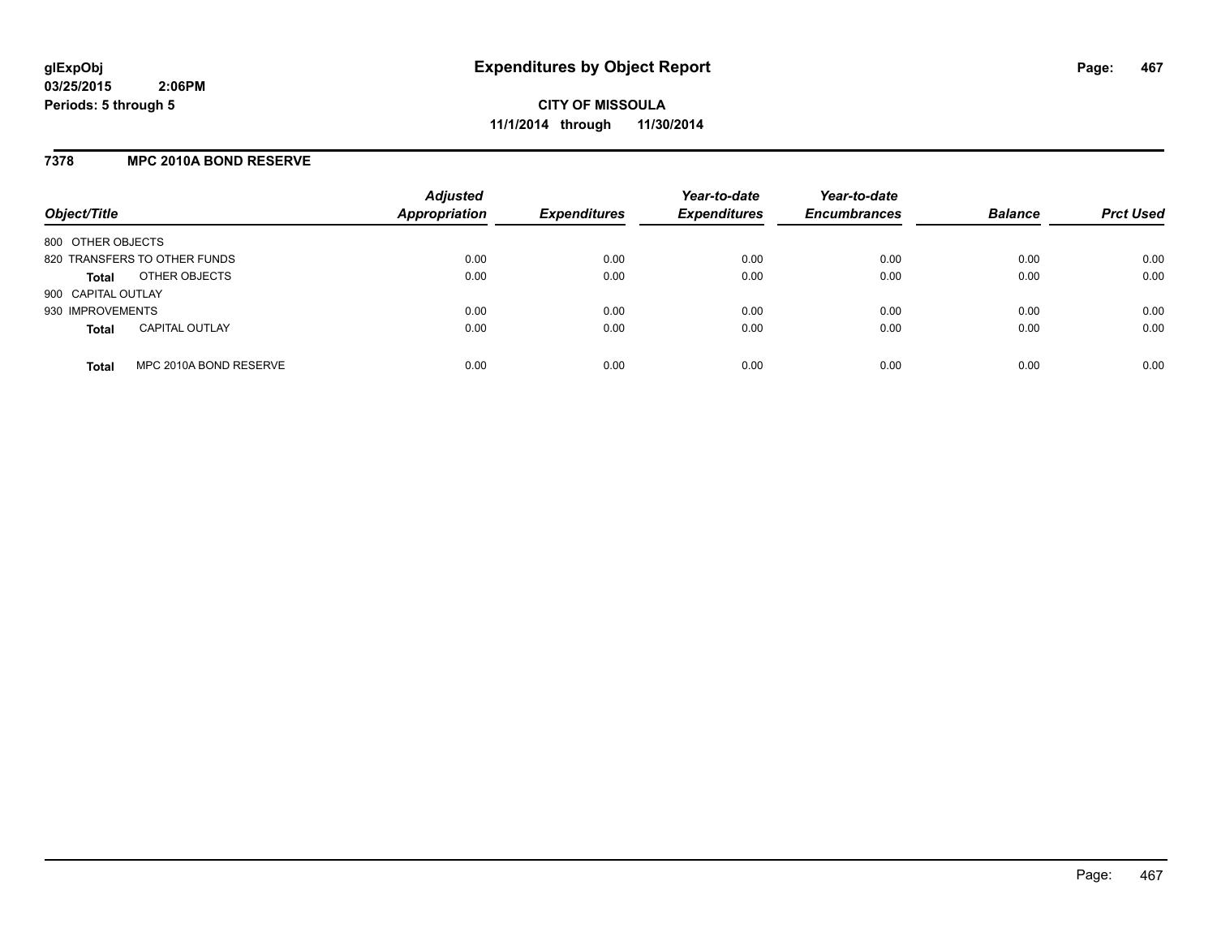glExpObj
03/25/2015 2:06PM
Periods: 5 through 5

# Expenditures by Object Report

CITY OF MISSOULA
11/1/2014 through 11/30/2014

## 7378 MPC 2010A BOND RESERVE

| Object/Title | | Adjusted Appropriation | Expenditures | Year-to-date Expenditures | Year-to-date Encumbrances | Balance | Prct Used |
|---|---|---|---|---|---|---|---|
| 800 OTHER OBJECTS | | | | | | | |
| 820 TRANSFERS TO OTHER FUNDS | | 0.00 | 0.00 | 0.00 | 0.00 | 0.00 | 0.00 |
| **Total** | OTHER OBJECTS | 0.00 | 0.00 | 0.00 | 0.00 | 0.00 | 0.00 |
| 900 CAPITAL OUTLAY | | | | | | | |
| 930 IMPROVEMENTS | | 0.00 | 0.00 | 0.00 | 0.00 | 0.00 | 0.00 |
| **Total** | CAPITAL OUTLAY | 0.00 | 0.00 | 0.00 | 0.00 | 0.00 | 0.00 |
| **Total** | MPC 2010A BOND RESERVE | 0.00 | 0.00 | 0.00 | 0.00 | 0.00 | 0.00 |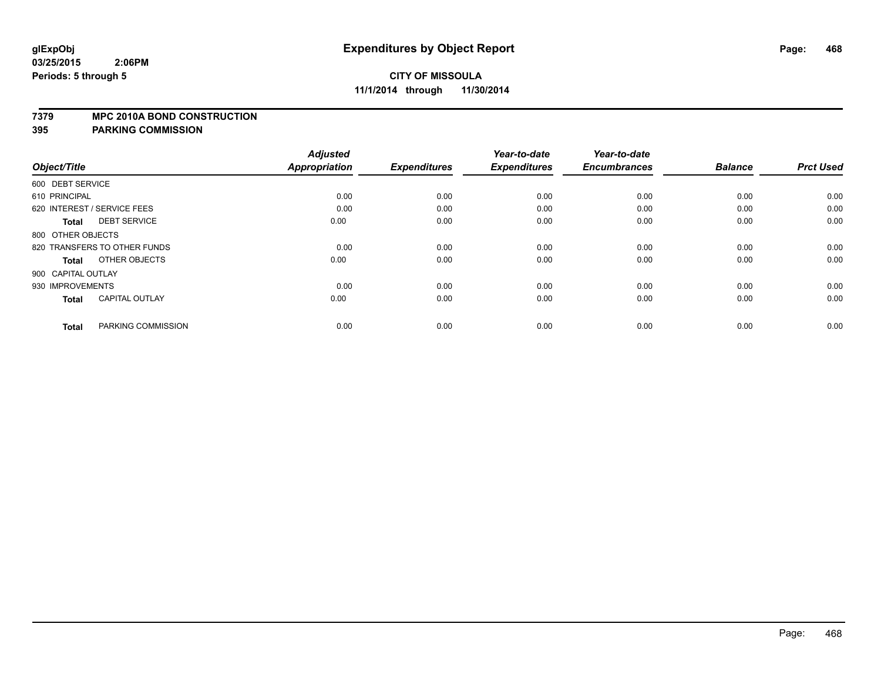# Expenditures by Object Report

glExpObj
03/25/2015 2:06PM
Periods: 5 through 5

**CITY OF MISSOULA**
**11/1/2014 through 11/30/2014**

**7379 MPC 2010A BOND CONSTRUCTION**
**395 PARKING COMMISSION**

| Object/Title | Adjusted Appropriation | Expenditures | Year-to-date Expenditures | Year-to-date Encumbrances | Balance | Prct Used |
|---|---|---|---|---|---|---|
| 600 DEBT SERVICE | | | | | | |
| 610 PRINCIPAL | 0.00 | 0.00 | 0.00 | 0.00 | 0.00 | 0.00 |
| 620 INTEREST / SERVICE FEES | 0.00 | 0.00 | 0.00 | 0.00 | 0.00 | 0.00 |
| **Total** DEBT SERVICE | 0.00 | 0.00 | 0.00 | 0.00 | 0.00 | 0.00 |
| 800 OTHER OBJECTS | | | | | | |
| 820 TRANSFERS TO OTHER FUNDS | 0.00 | 0.00 | 0.00 | 0.00 | 0.00 | 0.00 |
| **Total** OTHER OBJECTS | 0.00 | 0.00 | 0.00 | 0.00 | 0.00 | 0.00 |
| 900 CAPITAL OUTLAY | | | | | | |
| 930 IMPROVEMENTS | 0.00 | 0.00 | 0.00 | 0.00 | 0.00 | 0.00 |
| **Total** CAPITAL OUTLAY | 0.00 | 0.00 | 0.00 | 0.00 | 0.00 | 0.00 |
| **Total** PARKING COMMISSION | 0.00 | 0.00 | 0.00 | 0.00 | 0.00 | 0.00 |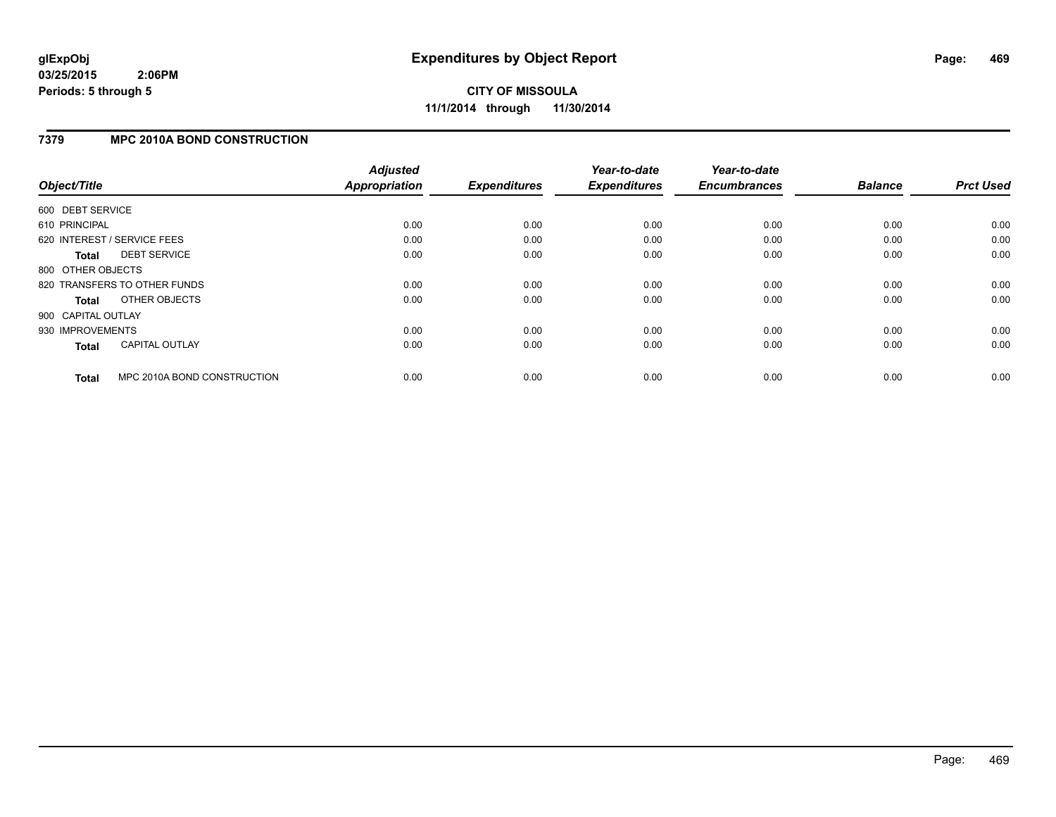**glExpObj**
**03/25/2015 2:06PM**
**Periods: 5 through 5**

# Expenditures by Object Report

**CITY OF MISSOULA**
**11/1/2014 through 11/30/2014**

## 7379 MPC 2010A BOND CONSTRUCTION

| Object/Title | | Adjusted Appropriation | Expenditures | Year-to-date Expenditures | Year-to-date Encumbrances | Balance | Prct Used |
|---|---|---|---|---|---|---|---|
| 600 DEBT SERVICE | | | | | | | |
| 610 PRINCIPAL | | 0.00 | 0.00 | 0.00 | 0.00 | 0.00 | 0.00 |
| 620 INTEREST / SERVICE FEES | | 0.00 | 0.00 | 0.00 | 0.00 | 0.00 | 0.00 |
| **Total** | DEBT SERVICE | 0.00 | 0.00 | 0.00 | 0.00 | 0.00 | 0.00 |
| 800 OTHER OBJECTS | | | | | | | |
| 820 TRANSFERS TO OTHER FUNDS | | 0.00 | 0.00 | 0.00 | 0.00 | 0.00 | 0.00 |
| **Total** | OTHER OBJECTS | 0.00 | 0.00 | 0.00 | 0.00 | 0.00 | 0.00 |
| 900 CAPITAL OUTLAY | | | | | | | |
| 930 IMPROVEMENTS | | 0.00 | 0.00 | 0.00 | 0.00 | 0.00 | 0.00 |
| **Total** | CAPITAL OUTLAY | 0.00 | 0.00 | 0.00 | 0.00 | 0.00 | 0.00 |
| **Total** | MPC 2010A BOND CONSTRUCTION | 0.00 | 0.00 | 0.00 | 0.00 | 0.00 | 0.00 |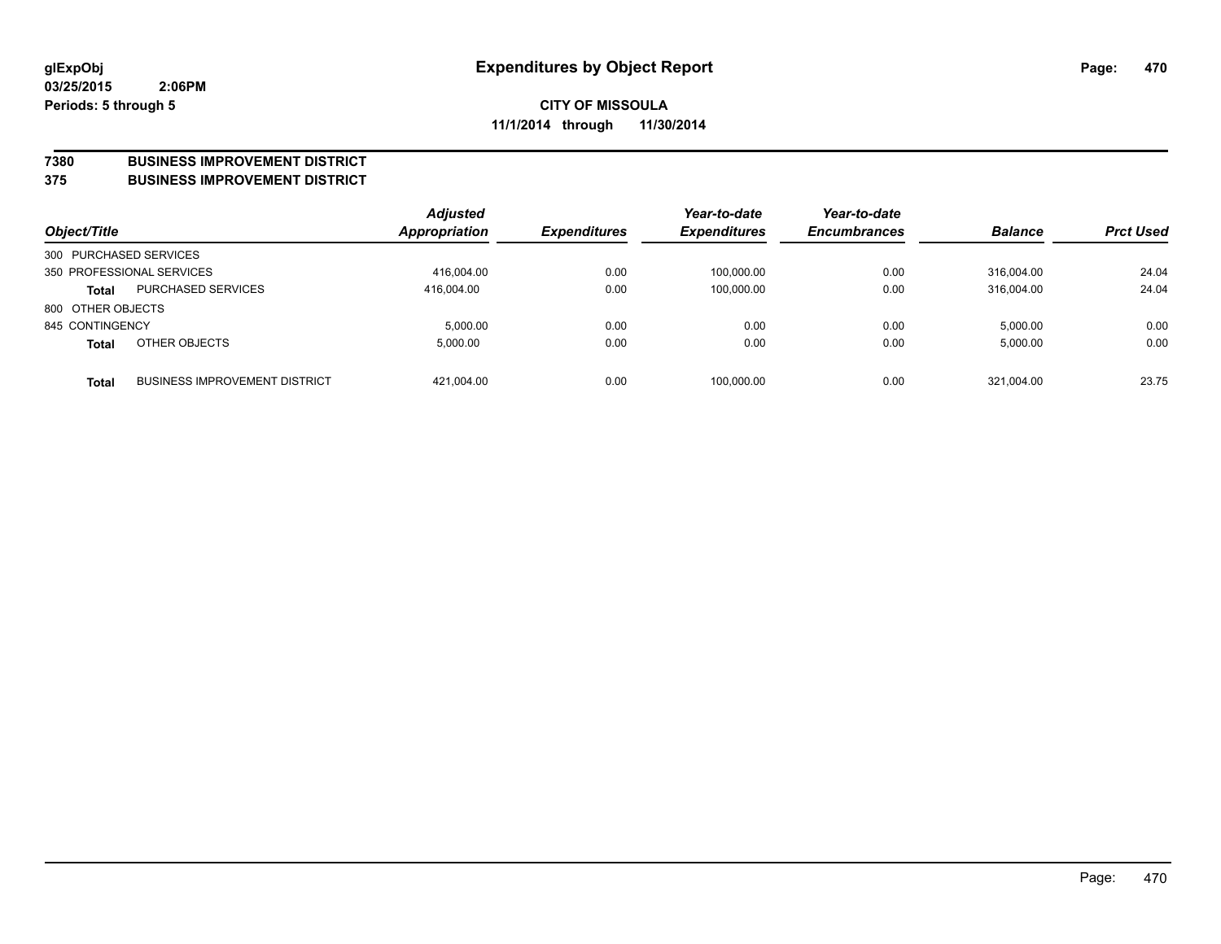glExpObj
03/25/2015 2:06PM
Periods: 5 through 5

# Expenditures by Object Report

**CITY OF MISSOULA**
**11/1/2014 through 11/30/2014**

## 7380 BUSINESS IMPROVEMENT DISTRICT
## 375 BUSINESS IMPROVEMENT DISTRICT

| Object/Title | | Adjusted Appropriation | Expenditures | Year-to-date Expenditures | Year-to-date Encumbrances | Balance | Prct Used |
|---|---|---|---|---|---|---|---|
| 300 PURCHASED SERVICES | | | | | | | |
| 350 PROFESSIONAL SERVICES | | 416,004.00 | 0.00 | 100,000.00 | 0.00 | 316,004.00 | 24.04 |
| **Total** | PURCHASED SERVICES | 416,004.00 | 0.00 | 100,000.00 | 0.00 | 316,004.00 | 24.04 |
| 800 OTHER OBJECTS | | | | | | | |
| 845 CONTINGENCY | | 5,000.00 | 0.00 | 0.00 | 0.00 | 5,000.00 | 0.00 |
| **Total** | OTHER OBJECTS | 5,000.00 | 0.00 | 0.00 | 0.00 | 5,000.00 | 0.00 |
| **Total** | BUSINESS IMPROVEMENT DISTRICT | 421,004.00 | 0.00 | 100,000.00 | 0.00 | 321,004.00 | 23.75 |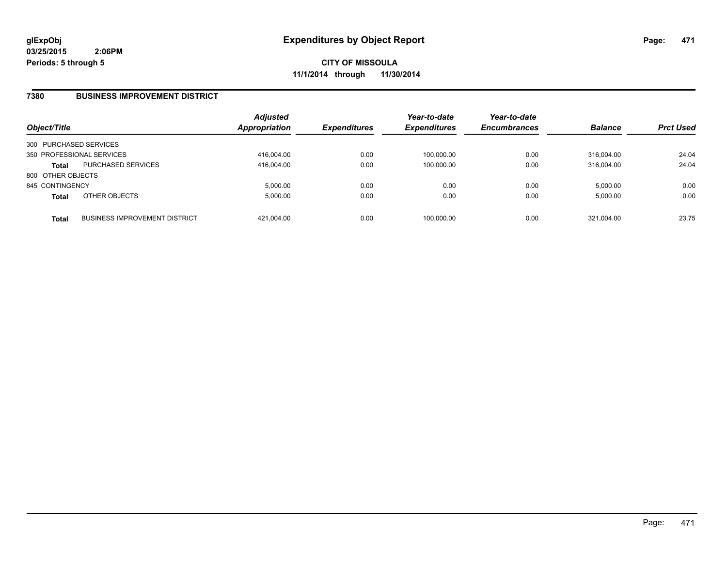**glExpObj**
**03/25/2015 2:06PM**
**Periods: 5 through 5**

# Expenditures by Object Report

**CITY OF MISSOULA**
**11/1/2014 through 11/30/2014**

## 7380 BUSINESS IMPROVEMENT DISTRICT

| Object/Title | | *Adjusted Appropriation* | *Expenditures* | *Year-to-date Expenditures* | *Year-to-date Encumbrances* | *Balance* | *Prct Used* |
|---|---|---|---|---|---|---|---|
| 300 PURCHASED SERVICES | | | | | | | |
| 350 PROFESSIONAL SERVICES | | 416,004.00 | 0.00 | 100,000.00 | 0.00 | 316,004.00 | 24.04 |
| **Total** | PURCHASED SERVICES | 416,004.00 | 0.00 | 100,000.00 | 0.00 | 316,004.00 | 24.04 |
| 800 OTHER OBJECTS | | | | | | | |
| 845 CONTINGENCY | | 5,000.00 | 0.00 | 0.00 | 0.00 | 5,000.00 | 0.00 |
| **Total** | OTHER OBJECTS | 5,000.00 | 0.00 | 0.00 | 0.00 | 5,000.00 | 0.00 |
| **Total** | BUSINESS IMPROVEMENT DISTRICT | 421,004.00 | 0.00 | 100,000.00 | 0.00 | 321,004.00 | 23.75 |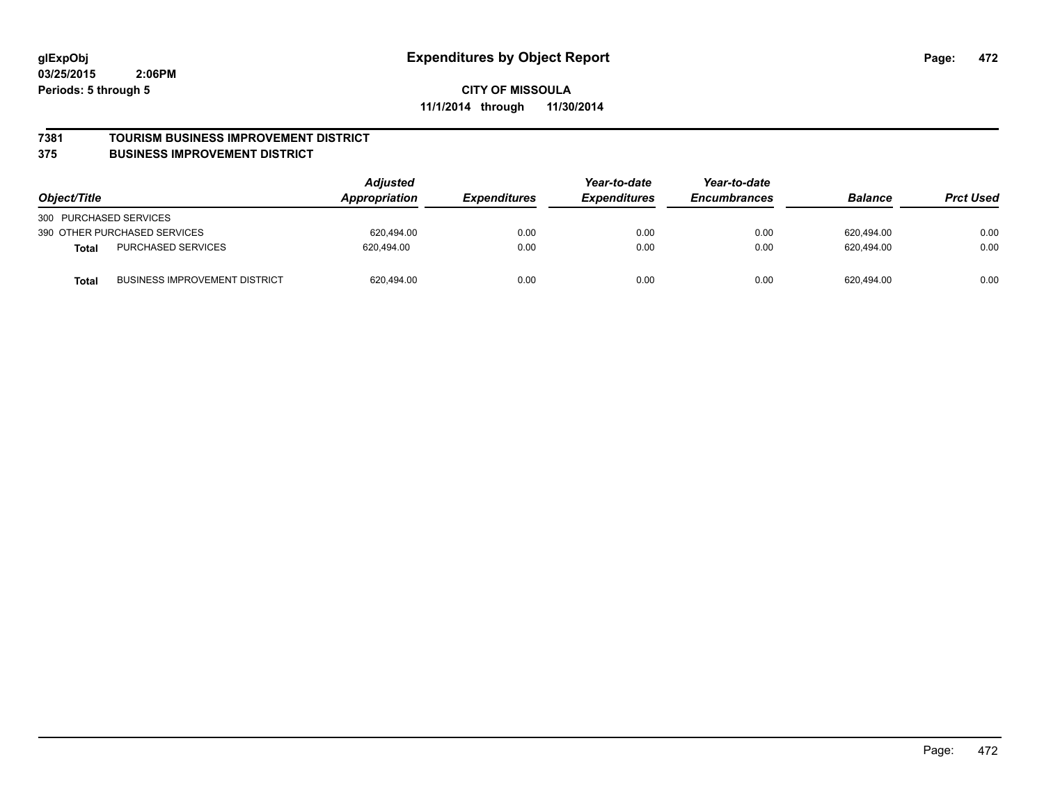glExpObj
03/25/2015 2:06PM
Periods: 5 through 5

# Expenditures by Object Report

**CITY OF MISSOULA**
**11/1/2014 through 11/30/2014**

**7381 TOURISM BUSINESS IMPROVEMENT DISTRICT**
**375 BUSINESS IMPROVEMENT DISTRICT**

| Object/Title | | Adjusted Appropriation | Expenditures | Year-to-date Expenditures | Year-to-date Encumbrances | Balance | Prct Used |
|---|---|---|---|---|---|---|---|
| 300 PURCHASED SERVICES | | | | | | | |
| 390 OTHER PURCHASED SERVICES | | 620,494.00 | 0.00 | 0.00 | 0.00 | 620,494.00 | 0.00 |
| **Total** | PURCHASED SERVICES | 620,494.00 | 0.00 | 0.00 | 0.00 | 620,494.00 | 0.00 |
| **Total** | BUSINESS IMPROVEMENT DISTRICT | 620,494.00 | 0.00 | 0.00 | 0.00 | 620,494.00 | 0.00 |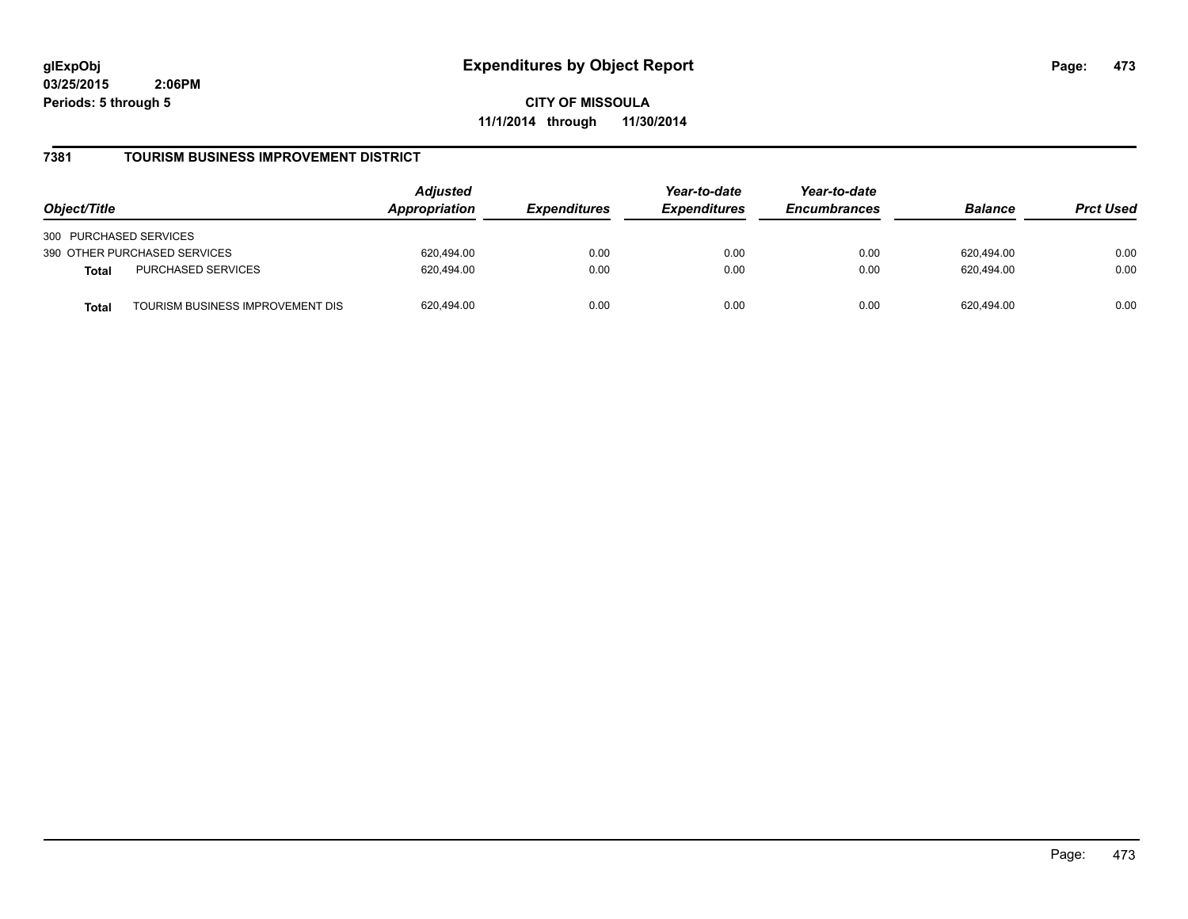**glExpObj**
**03/25/2015 2:06PM**
**Periods: 5 through 5**

# Expenditures by Object Report

**CITY OF MISSOULA**
**11/1/2014 through 11/30/2014**

## 7381 TOURISM BUSINESS IMPROVEMENT DISTRICT

| Object/Title | | Adjusted Appropriation | Expenditures | Year-to-date Expenditures | Year-to-date Encumbrances | Balance | Prct Used |
|---|---|---|---|---|---|---|---|
| 300 PURCHASED SERVICES | | | | | | | |
| 390 OTHER PURCHASED SERVICES | | 620,494.00 | 0.00 | 0.00 | 0.00 | 620,494.00 | 0.00 |
| **Total** | PURCHASED SERVICES | 620,494.00 | 0.00 | 0.00 | 0.00 | 620,494.00 | 0.00 |
| **Total** | TOURISM BUSINESS IMPROVEMENT DIS | 620,494.00 | 0.00 | 0.00 | 0.00 | 620,494.00 | 0.00 |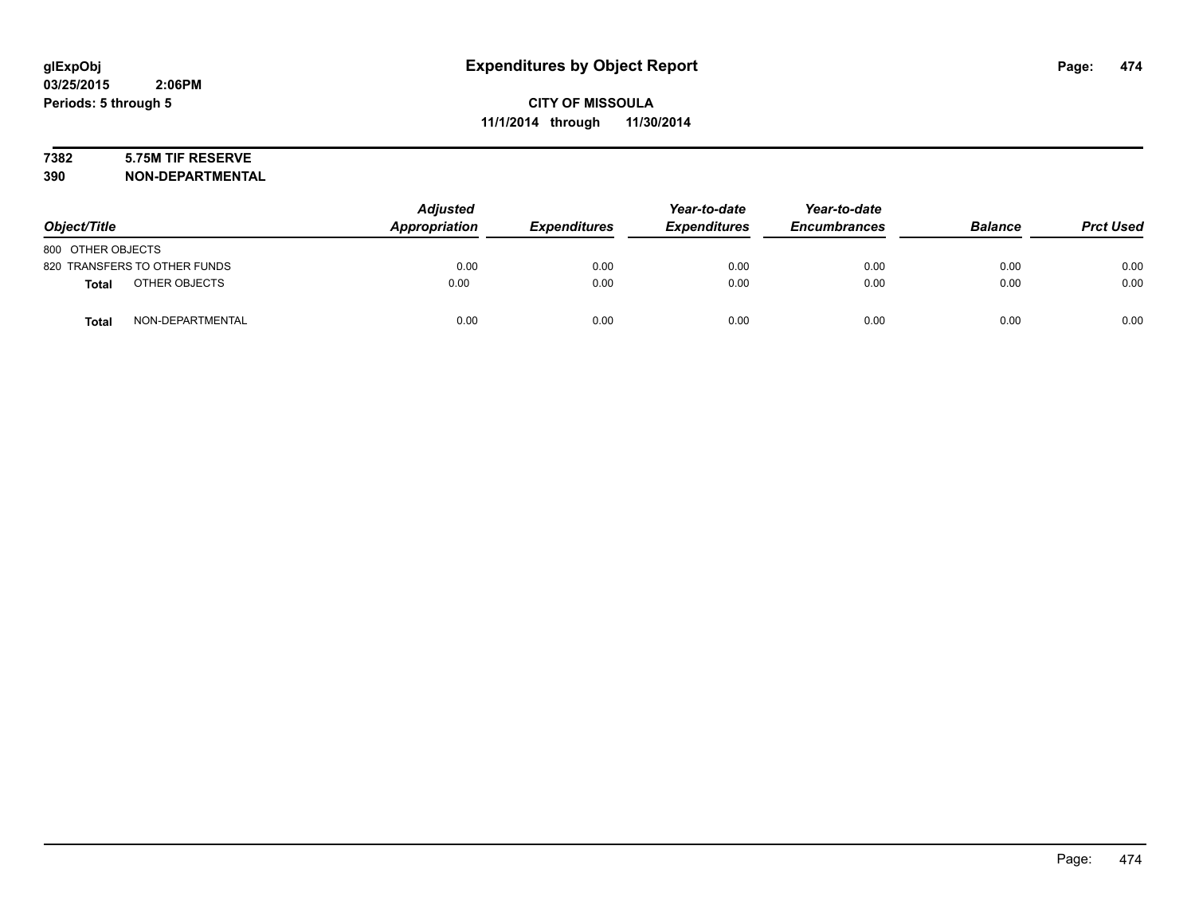**glExpObj**
**03/25/2015 2:06PM**
**Periods: 5 through 5**

# Expenditures by Object Report

**CITY OF MISSOULA**
**11/1/2014 through 11/30/2014**

**7382 5.75M TIF RESERVE**
**390 NON-DEPARTMENTAL**

| Object/Title | Adjusted Appropriation | Expenditures | Year-to-date Expenditures | Year-to-date Encumbrances | Balance | Prct Used |
|---|---|---|---|---|---|---|
| 800 OTHER OBJECTS | | | | | | |
| 820 TRANSFERS TO OTHER FUNDS | 0.00 | 0.00 | 0.00 | 0.00 | 0.00 | 0.00 |
| **Total** OTHER OBJECTS | 0.00 | 0.00 | 0.00 | 0.00 | 0.00 | 0.00 |
| **Total** NON-DEPARTMENTAL | 0.00 | 0.00 | 0.00 | 0.00 | 0.00 | 0.00 |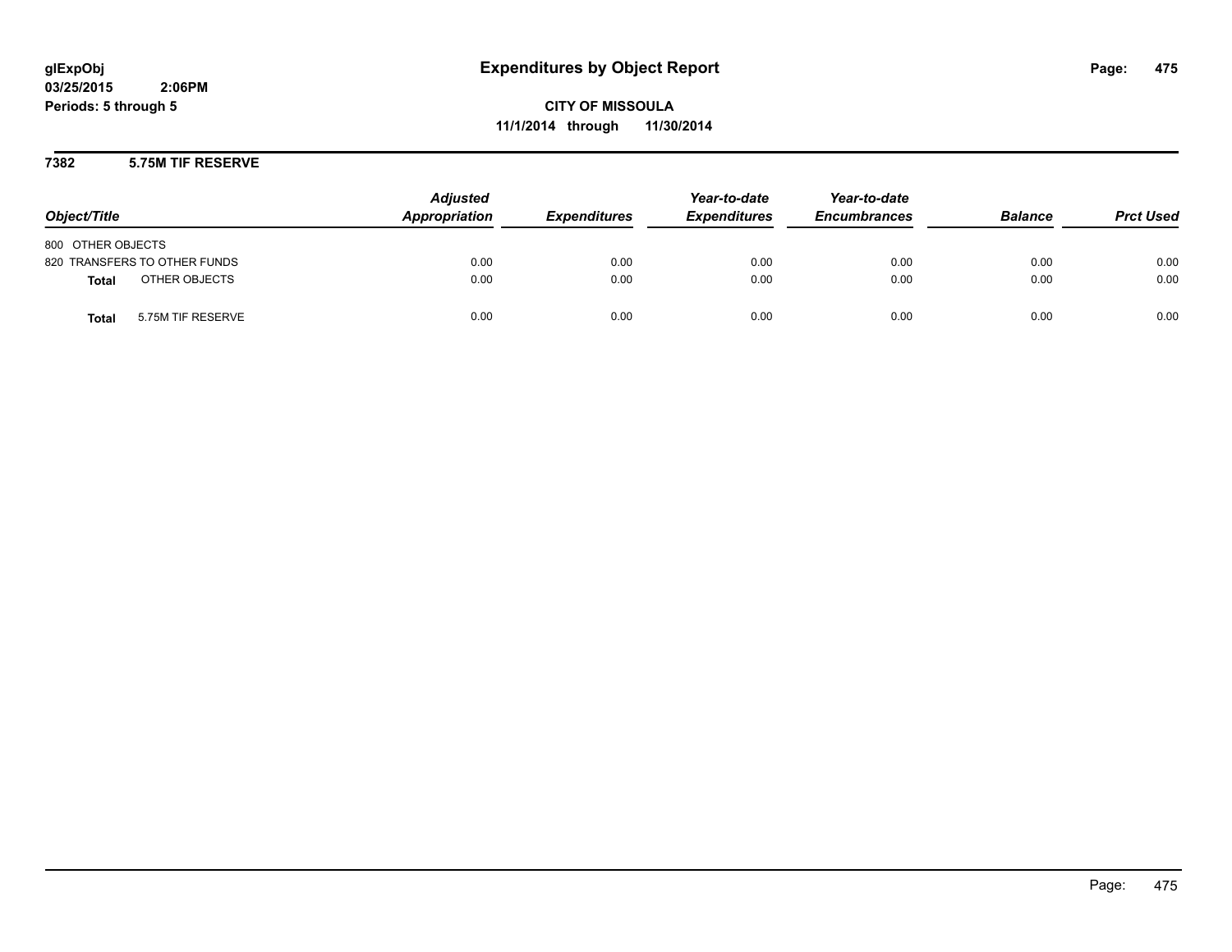glExpObj
03/25/2015 2:06PM
Periods: 5 through 5

# Expenditures by Object Report

**CITY OF MISSOULA**
**11/1/2014 through 11/30/2014**

## 7382 5.75M TIF RESERVE

| Object/Title | Adjusted Appropriation | Expenditures | Year-to-date Expenditures | Year-to-date Encumbrances | Balance | Prct Used |
|---|---|---|---|---|---|---|
| 800 OTHER OBJECTS | | | | | | |
| 820 TRANSFERS TO OTHER FUNDS | 0.00 | 0.00 | 0.00 | 0.00 | 0.00 | 0.00 |
| **Total** OTHER OBJECTS | 0.00 | 0.00 | 0.00 | 0.00 | 0.00 | 0.00 |
| **Total** 5.75M TIF RESERVE | 0.00 | 0.00 | 0.00 | 0.00 | 0.00 | 0.00 |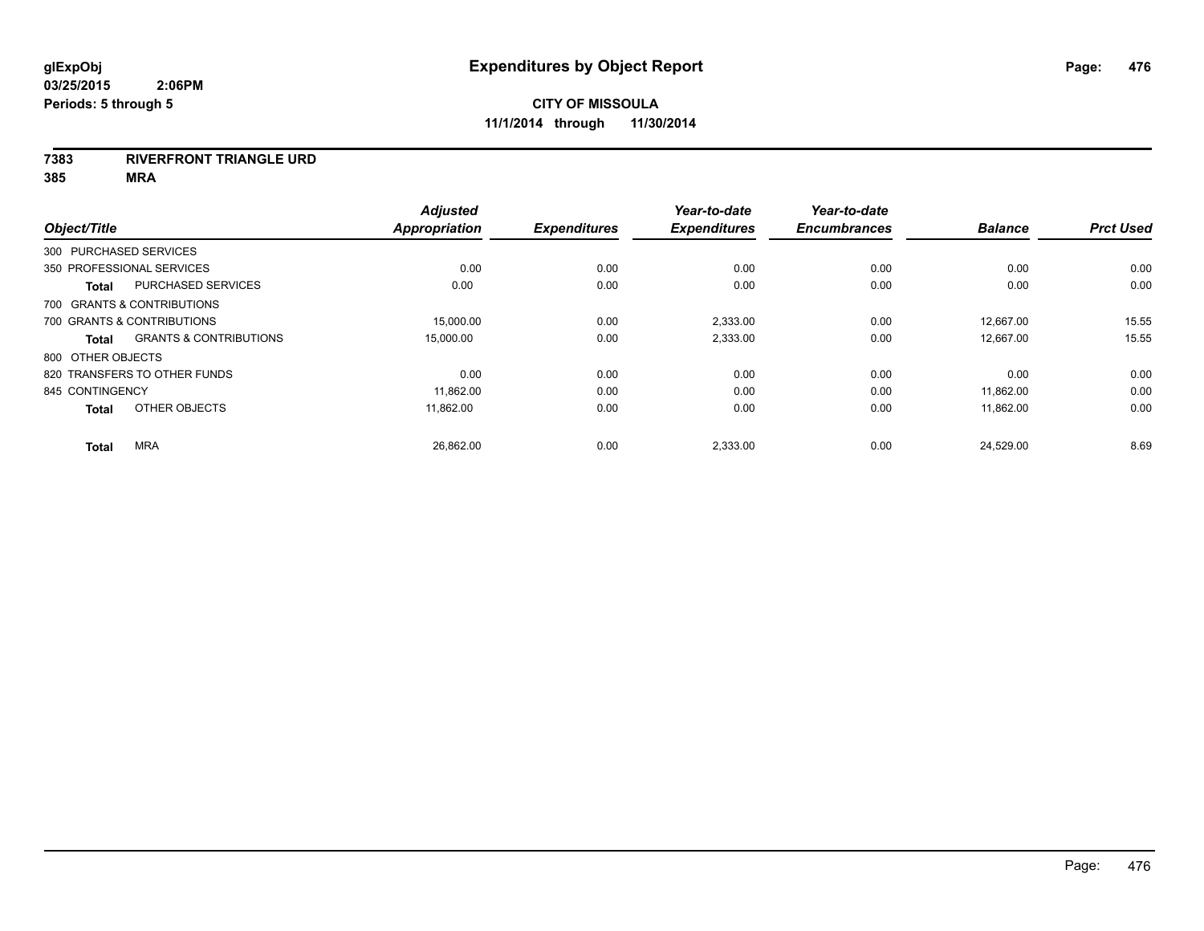**glExpObj**
**03/25/2015 2:06PM**
**Periods: 5 through 5**

# Expenditures by Object Report

**CITY OF MISSOULA**
**11/1/2014 through 11/30/2014**

**7383 RIVERFRONT TRIANGLE URD**
**385 MRA**

| Object/Title | | Adjusted Appropriation | Expenditures | Year-to-date Expenditures | Year-to-date Encumbrances | Balance | Prct Used |
|---|---|---|---|---|---|---|---|
| 300 PURCHASED SERVICES | | | | | | | |
| 350 PROFESSIONAL SERVICES | | 0.00 | 0.00 | 0.00 | 0.00 | 0.00 | 0.00 |
| **Total** | PURCHASED SERVICES | 0.00 | 0.00 | 0.00 | 0.00 | 0.00 | 0.00 |
| 700 GRANTS & CONTRIBUTIONS | | | | | | | |
| 700 GRANTS & CONTRIBUTIONS | | 15,000.00 | 0.00 | 2,333.00 | 0.00 | 12,667.00 | 15.55 |
| **Total** | GRANTS & CONTRIBUTIONS | 15,000.00 | 0.00 | 2,333.00 | 0.00 | 12,667.00 | 15.55 |
| 800 OTHER OBJECTS | | | | | | | |
| 820 TRANSFERS TO OTHER FUNDS | | 0.00 | 0.00 | 0.00 | 0.00 | 0.00 | 0.00 |
| 845 CONTINGENCY | | 11,862.00 | 0.00 | 0.00 | 0.00 | 11,862.00 | 0.00 |
| **Total** | OTHER OBJECTS | 11,862.00 | 0.00 | 0.00 | 0.00 | 11,862.00 | 0.00 |
| **Total** | MRA | 26,862.00 | 0.00 | 2,333.00 | 0.00 | 24,529.00 | 8.69 |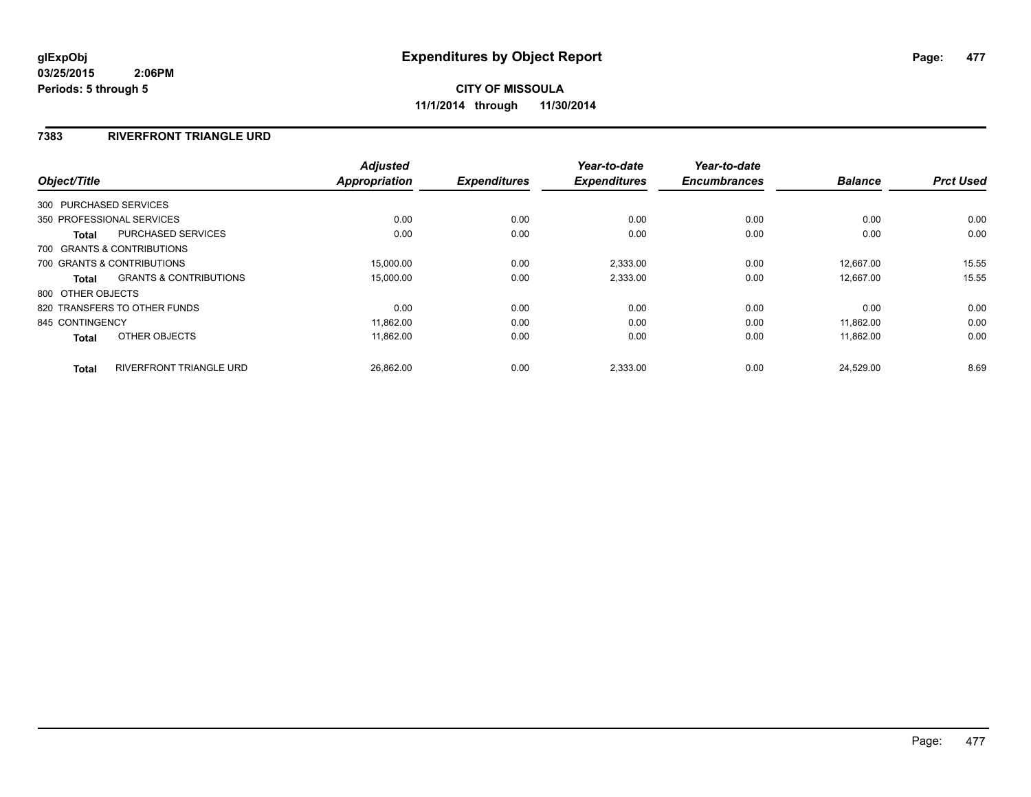**glExpObj**
**03/25/2015 2:06PM**
**Periods: 5 through 5**

# Expenditures by Object Report

**CITY OF MISSOULA**
**11/1/2014 through 11/30/2014**

## 7383 RIVERFRONT TRIANGLE URD

| Object/Title | | *Adjusted Appropriation* | *Expenditures* | *Year-to-date Expenditures* | *Year-to-date Encumbrances* | *Balance* | *Prct Used* |
|---|---|---|---|---|---|---|---|
| 300 PURCHASED SERVICES | | | | | | | |
| 350 PROFESSIONAL SERVICES | | 0.00 | 0.00 | 0.00 | 0.00 | 0.00 | 0.00 |
| **Total** | PURCHASED SERVICES | 0.00 | 0.00 | 0.00 | 0.00 | 0.00 | 0.00 |
| 700 GRANTS & CONTRIBUTIONS | | | | | | | |
| 700 GRANTS & CONTRIBUTIONS | | 15,000.00 | 0.00 | 2,333.00 | 0.00 | 12,667.00 | 15.55 |
| **Total** | GRANTS & CONTRIBUTIONS | 15,000.00 | 0.00 | 2,333.00 | 0.00 | 12,667.00 | 15.55 |
| 800 OTHER OBJECTS | | | | | | | |
| 820 TRANSFERS TO OTHER FUNDS | | 0.00 | 0.00 | 0.00 | 0.00 | 0.00 | 0.00 |
| 845 CONTINGENCY | | 11,862.00 | 0.00 | 0.00 | 0.00 | 11,862.00 | 0.00 |
| **Total** | OTHER OBJECTS | 11,862.00 | 0.00 | 0.00 | 0.00 | 11,862.00 | 0.00 |
| **Total** | RIVERFRONT TRIANGLE URD | 26,862.00 | 0.00 | 2,333.00 | 0.00 | 24,529.00 | 8.69 |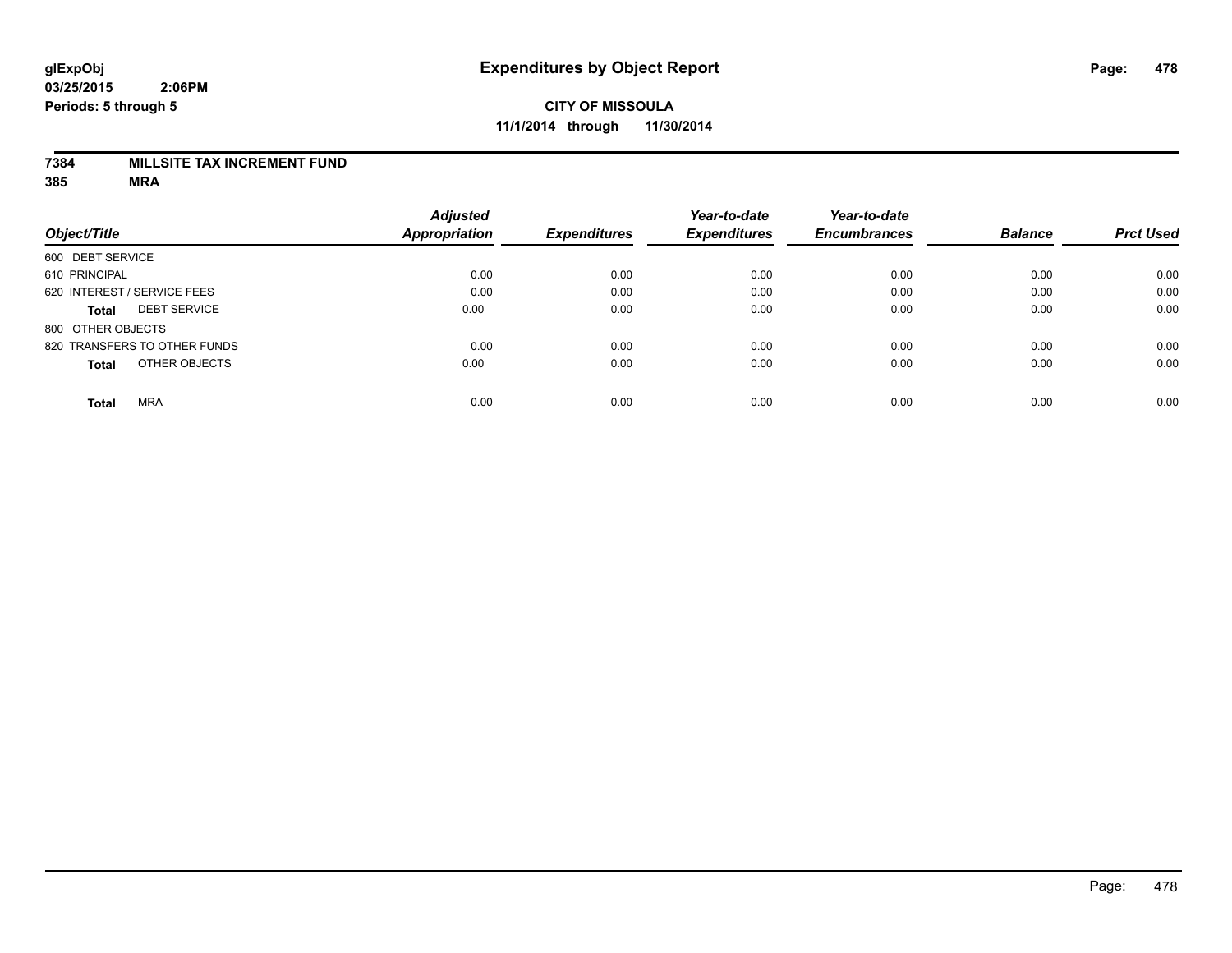glExpObj
03/25/2015 2:06PM
Periods: 5 through 5

# Expenditures by Object Report

**CITY OF MISSOULA**
**11/1/2014 through 11/30/2014**

**7384 MILLSITE TAX INCREMENT FUND**
**385 MRA**

| Object/Title | Adjusted Appropriation | Expenditures | Year-to-date Expenditures | Year-to-date Encumbrances | Balance | Prct Used |
|---|---|---|---|---|---|---|
| 600 DEBT SERVICE | | | | | | |
| 610 PRINCIPAL | 0.00 | 0.00 | 0.00 | 0.00 | 0.00 | 0.00 |
| 620 INTEREST / SERVICE FEES | 0.00 | 0.00 | 0.00 | 0.00 | 0.00 | 0.00 |
| **Total** DEBT SERVICE | 0.00 | 0.00 | 0.00 | 0.00 | 0.00 | 0.00 |
| 800 OTHER OBJECTS | | | | | | |
| 820 TRANSFERS TO OTHER FUNDS | 0.00 | 0.00 | 0.00 | 0.00 | 0.00 | 0.00 |
| **Total** OTHER OBJECTS | 0.00 | 0.00 | 0.00 | 0.00 | 0.00 | 0.00 |
| **Total** MRA | 0.00 | 0.00 | 0.00 | 0.00 | 0.00 | 0.00 |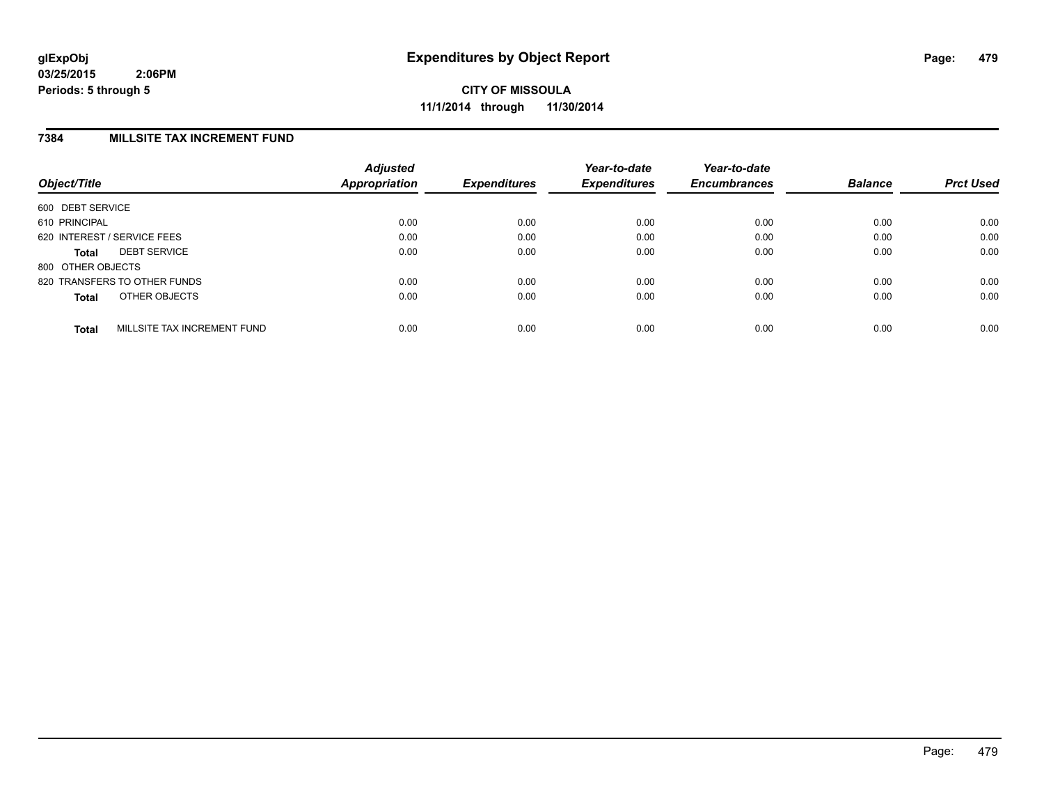**glExpObj** **Expenditures by Object Report**

**03/25/2015 2:06PM**

**Periods: 5 through 5**

**CITY OF MISSOULA**

**11/1/2014 through 11/30/2014**

## 7384 MILLSITE TAX INCREMENT FUND

| Object/Title | Adjusted Appropriation | Expenditures | Year-to-date Expenditures | Year-to-date Encumbrances | Balance | Prct Used |
|---|---|---|---|---|---|---|
| 600 DEBT SERVICE | | | | | | |
| 610 PRINCIPAL | 0.00 | 0.00 | 0.00 | 0.00 | 0.00 | 0.00 |
| 620 INTEREST / SERVICE FEES | 0.00 | 0.00 | 0.00 | 0.00 | 0.00 | 0.00 |
| **Total** DEBT SERVICE | 0.00 | 0.00 | 0.00 | 0.00 | 0.00 | 0.00 |
| 800 OTHER OBJECTS | | | | | | |
| 820 TRANSFERS TO OTHER FUNDS | 0.00 | 0.00 | 0.00 | 0.00 | 0.00 | 0.00 |
| **Total** OTHER OBJECTS | 0.00 | 0.00 | 0.00 | 0.00 | 0.00 | 0.00 |
| **Total** MILLSITE TAX INCREMENT FUND | 0.00 | 0.00 | 0.00 | 0.00 | 0.00 | 0.00 |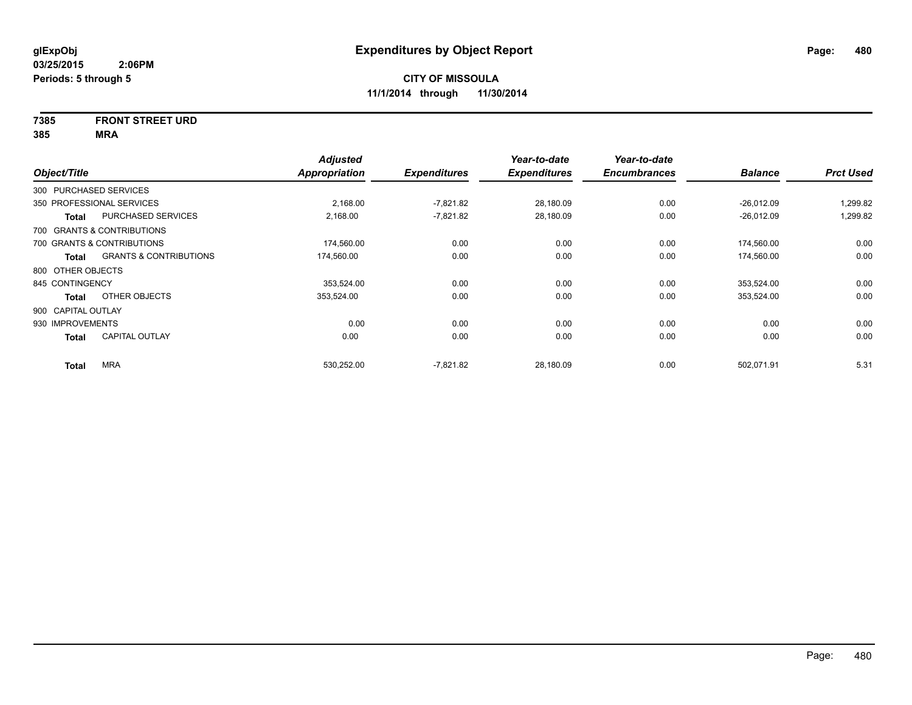**glExpObj**
**03/25/2015 2:06PM**
**Periods: 5 through 5**

# Expenditures by Object Report

**CITY OF MISSOULA**
**11/1/2014 through 11/30/2014**

**7385 FRONT STREET URD**
**385 MRA**

| Object/Title | | Adjusted Appropriation | Expenditures | Year-to-date Expenditures | Year-to-date Encumbrances | Balance | Prct Used |
|---|---|---|---|---|---|---|---|
| 300 PURCHASED SERVICES | | | | | | | |
| 350 PROFESSIONAL SERVICES | | 2,168.00 | -7,821.82 | 28,180.09 | 0.00 | -26,012.09 | 1,299.82 |
| **Total** | PURCHASED SERVICES | 2,168.00 | -7,821.82 | 28,180.09 | 0.00 | -26,012.09 | 1,299.82 |
| 700 GRANTS & CONTRIBUTIONS | | | | | | | |
| 700 GRANTS & CONTRIBUTIONS | | 174,560.00 | 0.00 | 0.00 | 0.00 | 174,560.00 | 0.00 |
| **Total** | GRANTS & CONTRIBUTIONS | 174,560.00 | 0.00 | 0.00 | 0.00 | 174,560.00 | 0.00 |
| 800 OTHER OBJECTS | | | | | | | |
| 845 CONTINGENCY | | 353,524.00 | 0.00 | 0.00 | 0.00 | 353,524.00 | 0.00 |
| **Total** | OTHER OBJECTS | 353,524.00 | 0.00 | 0.00 | 0.00 | 353,524.00 | 0.00 |
| 900 CAPITAL OUTLAY | | | | | | | |
| 930 IMPROVEMENTS | | 0.00 | 0.00 | 0.00 | 0.00 | 0.00 | 0.00 |
| **Total** | CAPITAL OUTLAY | 0.00 | 0.00 | 0.00 | 0.00 | 0.00 | 0.00 |
| **Total** | MRA | 530,252.00 | -7,821.82 | 28,180.09 | 0.00 | 502,071.91 | 5.31 |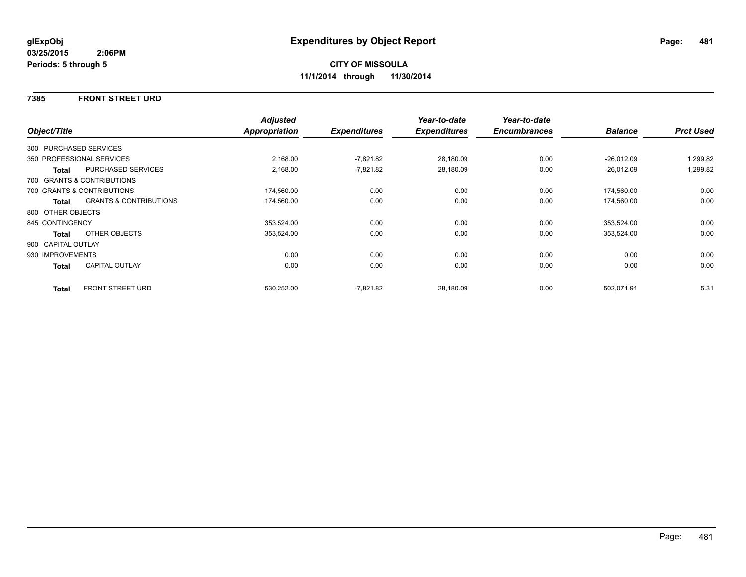**glExpObj**
**03/25/2015 2:06PM**
**Periods: 5 through 5**

# Expenditures by Object Report

**CITY OF MISSOULA**
**11/1/2014 through 11/30/2014**

## 7385 FRONT STREET URD

| Object/Title | | Adjusted Appropriation | Expenditures | Year-to-date Expenditures | Year-to-date Encumbrances | Balance | Prct Used |
|---|---|---|---|---|---|---|---|
| 300 PURCHASED SERVICES | | | | | | | |
| 350 PROFESSIONAL SERVICES | | 2,168.00 | -7,821.82 | 28,180.09 | 0.00 | -26,012.09 | 1,299.82 |
| **Total** | PURCHASED SERVICES | 2,168.00 | -7,821.82 | 28,180.09 | 0.00 | -26,012.09 | 1,299.82 |
| 700 GRANTS & CONTRIBUTIONS | | | | | | | |
| 700 GRANTS & CONTRIBUTIONS | | 174,560.00 | 0.00 | 0.00 | 0.00 | 174,560.00 | 0.00 |
| **Total** | GRANTS & CONTRIBUTIONS | 174,560.00 | 0.00 | 0.00 | 0.00 | 174,560.00 | 0.00 |
| 800 OTHER OBJECTS | | | | | | | |
| 845 CONTINGENCY | | 353,524.00 | 0.00 | 0.00 | 0.00 | 353,524.00 | 0.00 |
| **Total** | OTHER OBJECTS | 353,524.00 | 0.00 | 0.00 | 0.00 | 353,524.00 | 0.00 |
| 900 CAPITAL OUTLAY | | | | | | | |
| 930 IMPROVEMENTS | | 0.00 | 0.00 | 0.00 | 0.00 | 0.00 | 0.00 |
| **Total** | CAPITAL OUTLAY | 0.00 | 0.00 | 0.00 | 0.00 | 0.00 | 0.00 |
| **Total** | FRONT STREET URD | 530,252.00 | -7,821.82 | 28,180.09 | 0.00 | 502,071.91 | 5.31 |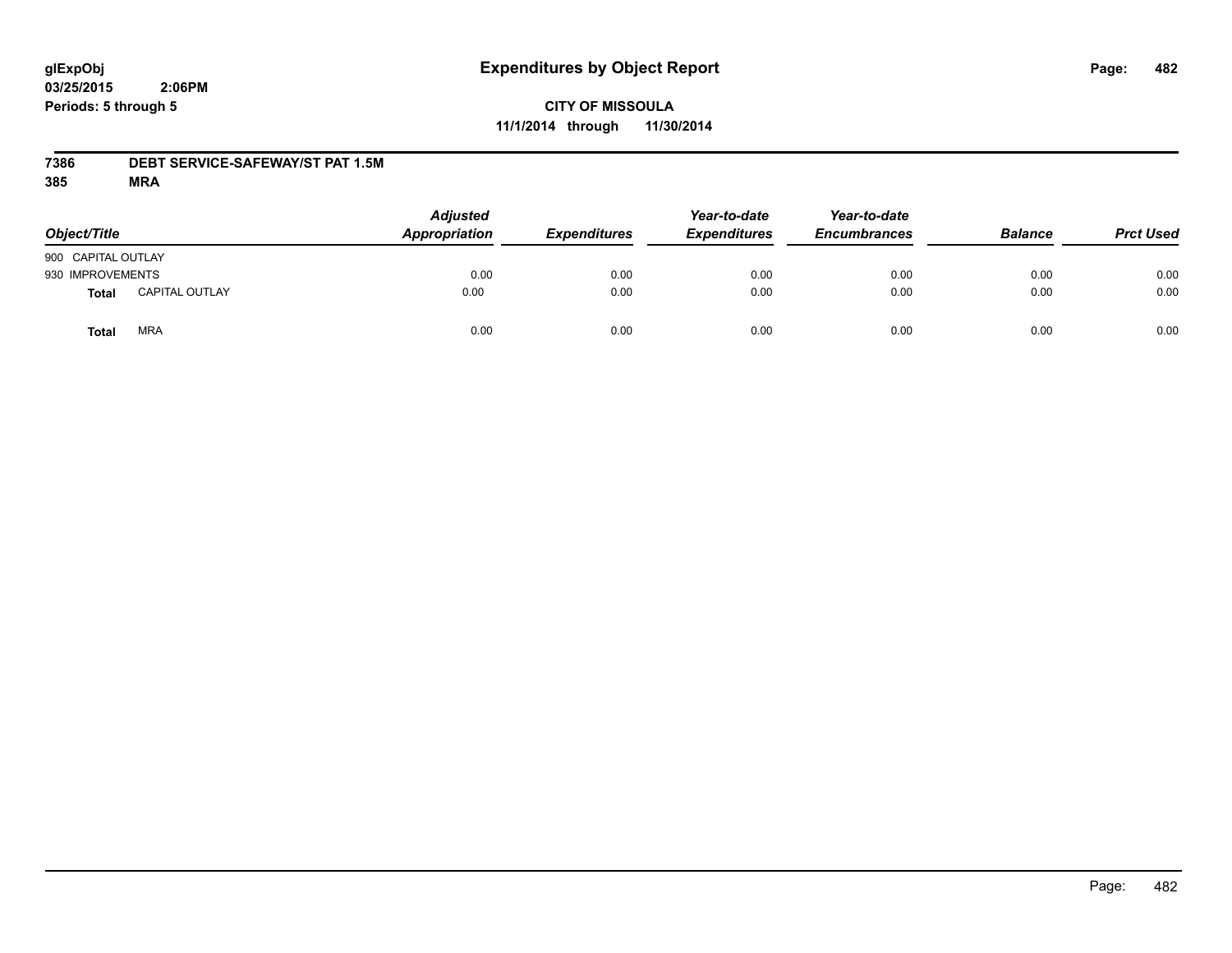glExpObj
03/25/2015 2:06PM
Periods: 5 through 5

# Expenditures by Object Report

**CITY OF MISSOULA**
**11/1/2014 through 11/30/2014**

**7386 DEBT SERVICE-SAFEWAY/ST PAT 1.5M**
**385 MRA**

| Object/Title | | Adjusted Appropriation | Expenditures | Year-to-date Expenditures | Year-to-date Encumbrances | Balance | Prct Used |
|---|---|---|---|---|---|---|---|
| 900 CAPITAL OUTLAY | | | | | | | |
| 930 IMPROVEMENTS | | 0.00 | 0.00 | 0.00 | 0.00 | 0.00 | 0.00 |
| **Total** | CAPITAL OUTLAY | 0.00 | 0.00 | 0.00 | 0.00 | 0.00 | 0.00 |
| **Total** | MRA | 0.00 | 0.00 | 0.00 | 0.00 | 0.00 | 0.00 |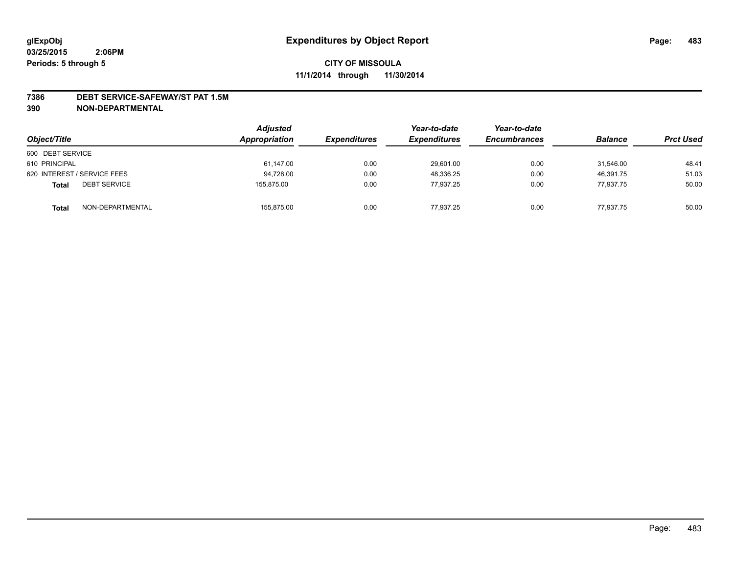# Expenditures by Object Report

**glExpObj**
**03/25/2015 2:06PM**
**Periods: 5 through 5**

**CITY OF MISSOULA**
**11/1/2014 through 11/30/2014**

## 7386 DEBT SERVICE-SAFEWAY/ST PAT 1.5M
## 390 NON-DEPARTMENTAL

| Object/Title | | Adjusted Appropriation | Expenditures | Year-to-date Expenditures | Year-to-date Encumbrances | Balance | Prct Used |
|---|---|---|---|---|---|---|---|
| 600 DEBT SERVICE | | | | | | | |
| 610 PRINCIPAL | | 61,147.00 | 0.00 | 29,601.00 | 0.00 | 31,546.00 | 48.41 |
| 620 INTEREST / SERVICE FEES | | 94,728.00 | 0.00 | 48,336.25 | 0.00 | 46,391.75 | 51.03 |
| **Total** | DEBT SERVICE | 155,875.00 | 0.00 | 77,937.25 | 0.00 | 77,937.75 | 50.00 |
| **Total** | NON-DEPARTMENTAL | 155,875.00 | 0.00 | 77,937.25 | 0.00 | 77,937.75 | 50.00 |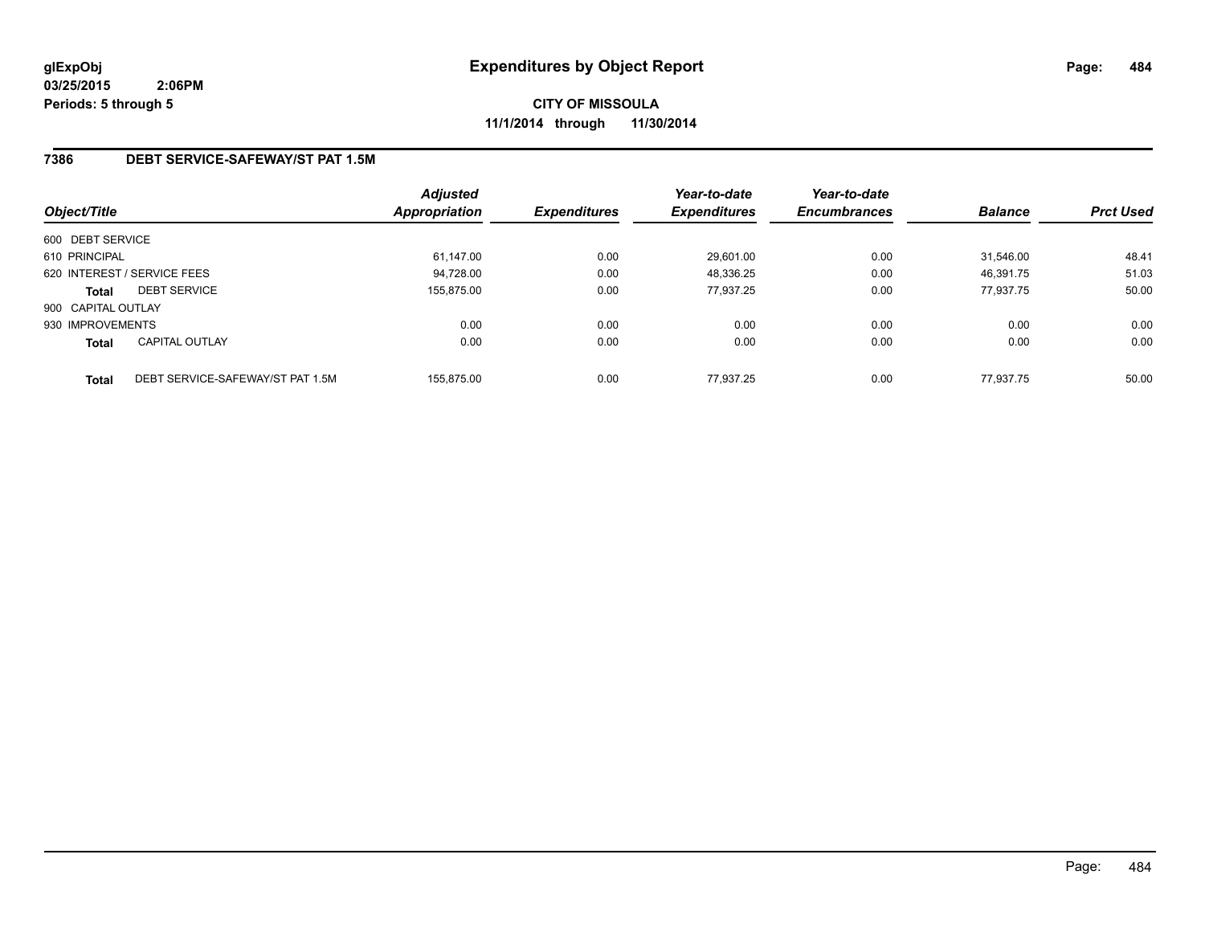# Expenditures by Object Report

glExpObj
03/25/2015 2:06PM
Periods: 5 through 5

**CITY OF MISSOULA**
**11/1/2014 through 11/30/2014**

## 7386 DEBT SERVICE-SAFEWAY/ST PAT 1.5M

| Object/Title | | Adjusted Appropriation | Expenditures | Year-to-date Expenditures | Year-to-date Encumbrances | Balance | Prct Used |
|---|---|---|---|---|---|---|---|
| 600 DEBT SERVICE | | | | | | | |
| 610 PRINCIPAL | | 61,147.00 | 0.00 | 29,601.00 | 0.00 | 31,546.00 | 48.41 |
| 620 INTEREST / SERVICE FEES | | 94,728.00 | 0.00 | 48,336.25 | 0.00 | 46,391.75 | 51.03 |
| **Total** | DEBT SERVICE | 155,875.00 | 0.00 | 77,937.25 | 0.00 | 77,937.75 | 50.00 |
| 900 CAPITAL OUTLAY | | | | | | | |
| 930 IMPROVEMENTS | | 0.00 | 0.00 | 0.00 | 0.00 | 0.00 | 0.00 |
| **Total** | CAPITAL OUTLAY | 0.00 | 0.00 | 0.00 | 0.00 | 0.00 | 0.00 |
| **Total** | DEBT SERVICE-SAFEWAY/ST PAT 1.5M | 155,875.00 | 0.00 | 77,937.25 | 0.00 | 77,937.75 | 50.00 |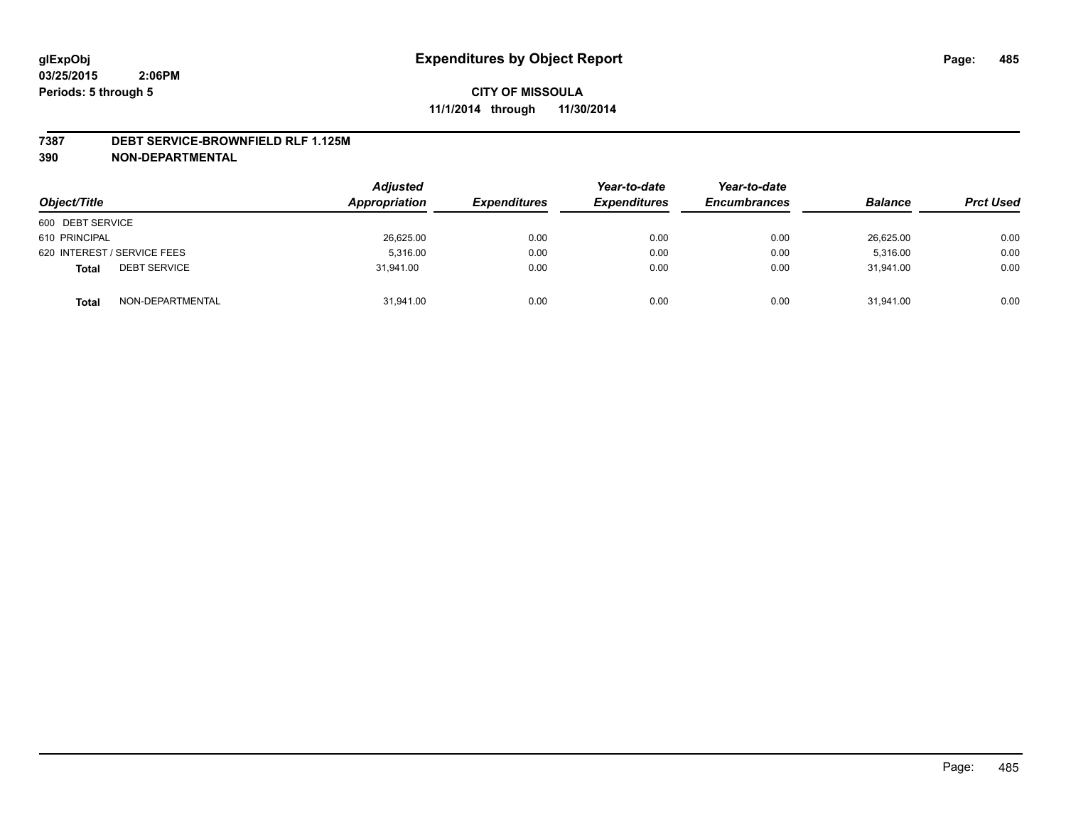# Expenditures by Object Report

glExpObj
03/25/2015 2:06PM
Periods: 5 through 5

**CITY OF MISSOULA**
**11/1/2014 through 11/30/2014**

**7387 DEBT SERVICE-BROWNFIELD RLF 1.125M**
**390 NON-DEPARTMENTAL**

| Object/Title | Adjusted Appropriation | Expenditures | Year-to-date Expenditures | Year-to-date Encumbrances | Balance | Prct Used |
|---|---|---|---|---|---|---|
| 600 DEBT SERVICE | | | | | | |
| 610 PRINCIPAL | 26,625.00 | 0.00 | 0.00 | 0.00 | 26,625.00 | 0.00 |
| 620 INTEREST / SERVICE FEES | 5,316.00 | 0.00 | 0.00 | 0.00 | 5,316.00 | 0.00 |
| **Total** DEBT SERVICE | 31,941.00 | 0.00 | 0.00 | 0.00 | 31,941.00 | 0.00 |
| **Total** NON-DEPARTMENTAL | 31,941.00 | 0.00 | 0.00 | 0.00 | 31,941.00 | 0.00 |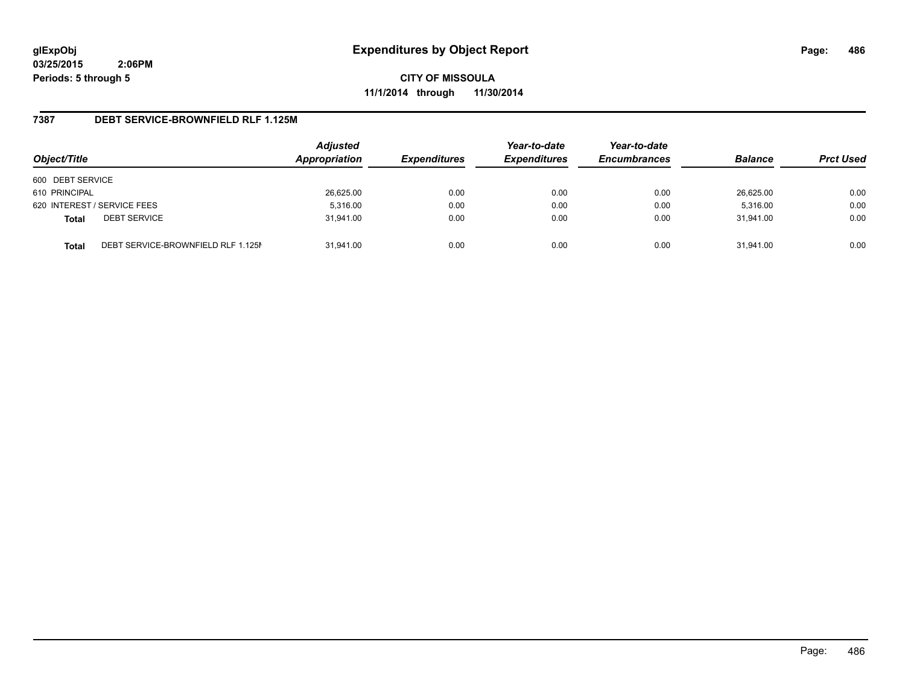**glExpObj**
**03/25/2015 2:06PM**
**Periods: 5 through 5**

# Expenditures by Object Report

**CITY OF MISSOULA**
**11/1/2014 through 11/30/2014**

## 7387 DEBT SERVICE-BROWNFIELD RLF 1.125M

| Object/Title | | Adjusted Appropriation | Expenditures | Year-to-date Expenditures | Year-to-date Encumbrances | Balance | Prct Used |
|---|---|---|---|---|---|---|---|
| 600 DEBT SERVICE | | | | | | | |
| 610 PRINCIPAL | | 26,625.00 | 0.00 | 0.00 | 0.00 | 26,625.00 | 0.00 |
| 620 INTEREST / SERVICE FEES | | 5,316.00 | 0.00 | 0.00 | 0.00 | 5,316.00 | 0.00 |
| **Total** | DEBT SERVICE | 31,941.00 | 0.00 | 0.00 | 0.00 | 31,941.00 | 0.00 |
| **Total** | DEBT SERVICE-BROWNFIELD RLF 1.125M | 31,941.00 | 0.00 | 0.00 | 0.00 | 31,941.00 | 0.00 |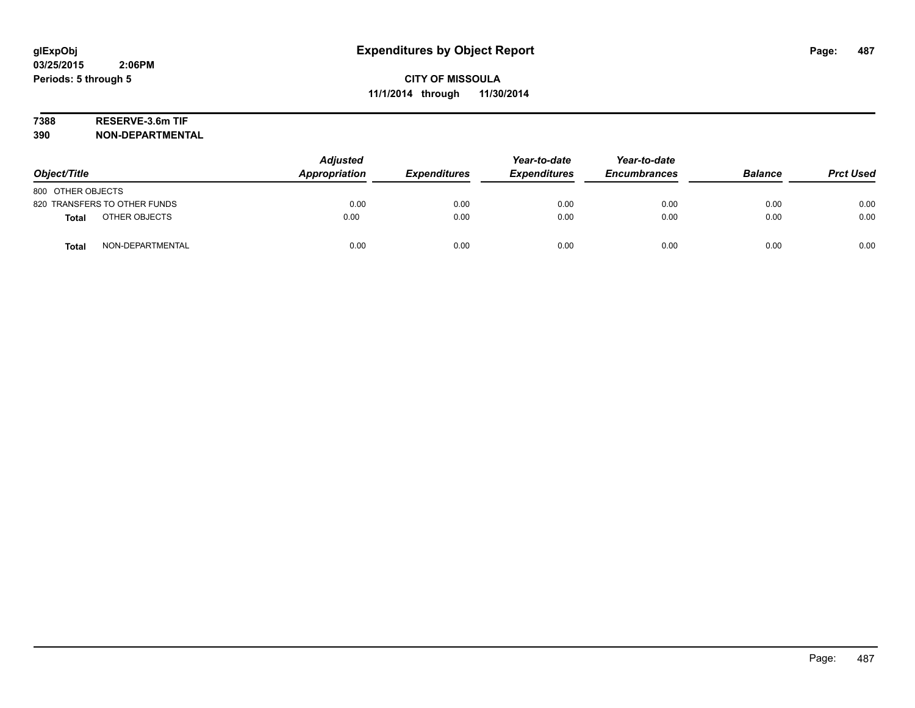**glExpObj**
**03/25/2015 2:06PM**
**Periods: 5 through 5**

# Expenditures by Object Report

**CITY OF MISSOULA**
**11/1/2014 through 11/30/2014**

**7388 RESERVE-3.6m TIF**
**390 NON-DEPARTMENTAL**

| Object/Title | Adjusted Appropriation | Expenditures | Year-to-date Expenditures | Year-to-date Encumbrances | Balance | Prct Used |
|---|---|---|---|---|---|---|
| 800 OTHER OBJECTS | | | | | | |
| 820 TRANSFERS TO OTHER FUNDS | 0.00 | 0.00 | 0.00 | 0.00 | 0.00 | 0.00 |
| **Total** OTHER OBJECTS | 0.00 | 0.00 | 0.00 | 0.00 | 0.00 | 0.00 |
| **Total** NON-DEPARTMENTAL | 0.00 | 0.00 | 0.00 | 0.00 | 0.00 | 0.00 |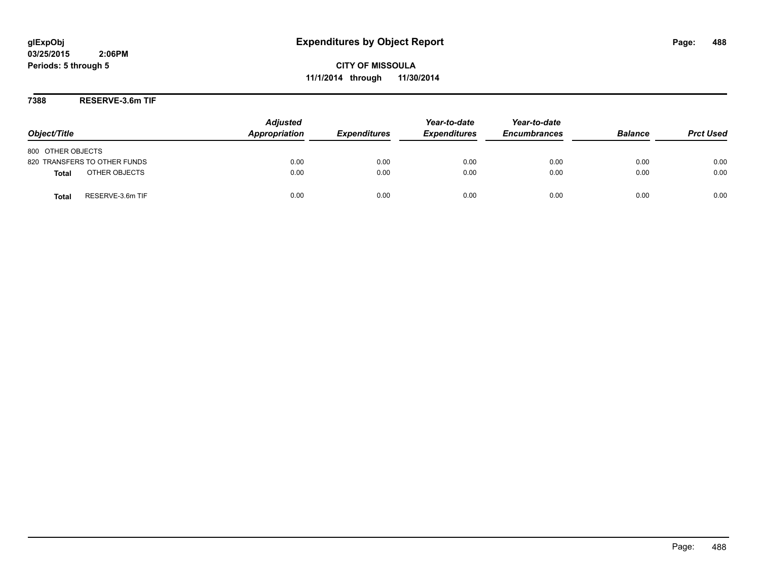# Expenditures by Object Report

glExpObj
03/25/2015 2:06PM
Periods: 5 through 5

**CITY OF MISSOULA**
**11/1/2014 through 11/30/2014**

**7388 RESERVE-3.6m TIF**

| Object/Title | Adjusted Appropriation | Expenditures | Year-to-date Expenditures | Year-to-date Encumbrances | Balance | Prct Used |
|---|---|---|---|---|---|---|
| 800 OTHER OBJECTS | | | | | | |
| 820 TRANSFERS TO OTHER FUNDS | 0.00 | 0.00 | 0.00 | 0.00 | 0.00 | 0.00 |
| **Total** OTHER OBJECTS | 0.00 | 0.00 | 0.00 | 0.00 | 0.00 | 0.00 |
| **Total** RESERVE-3.6m TIF | 0.00 | 0.00 | 0.00 | 0.00 | 0.00 | 0.00 |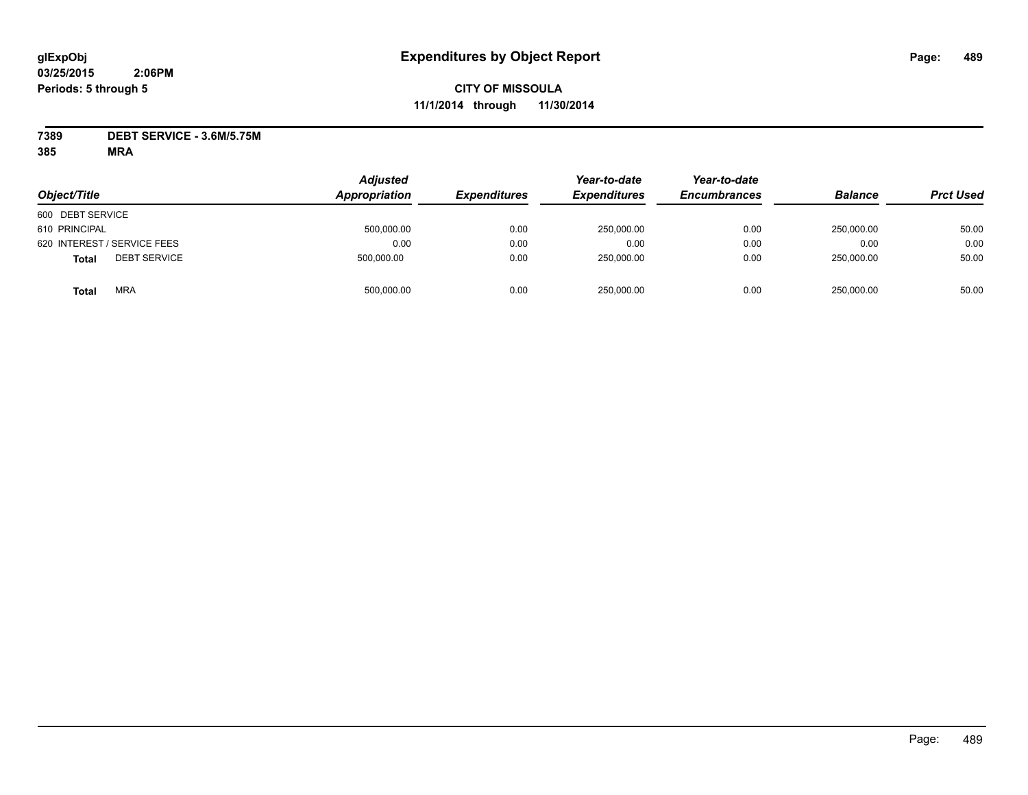# Expenditures by Object Report

glExpObj
03/25/2015 2:06PM
Periods: 5 through 5

**CITY OF MISSOULA**
**11/1/2014 through 11/30/2014**

**7389 DEBT SERVICE - 3.6M/5.75M**
**385 MRA**

| Object/Title | Adjusted Appropriation | Expenditures | Year-to-date Expenditures | Year-to-date Encumbrances | Balance | Prct Used |
|---|---|---|---|---|---|---|
| 600 DEBT SERVICE | | | | | | |
| 610 PRINCIPAL | 500,000.00 | 0.00 | 250,000.00 | 0.00 | 250,000.00 | 50.00 |
| 620 INTEREST / SERVICE FEES | 0.00 | 0.00 | 0.00 | 0.00 | 0.00 | 0.00 |
| **Total** DEBT SERVICE | 500,000.00 | 0.00 | 250,000.00 | 0.00 | 250,000.00 | 50.00 |
| **Total** MRA | 500,000.00 | 0.00 | 250,000.00 | 0.00 | 250,000.00 | 50.00 |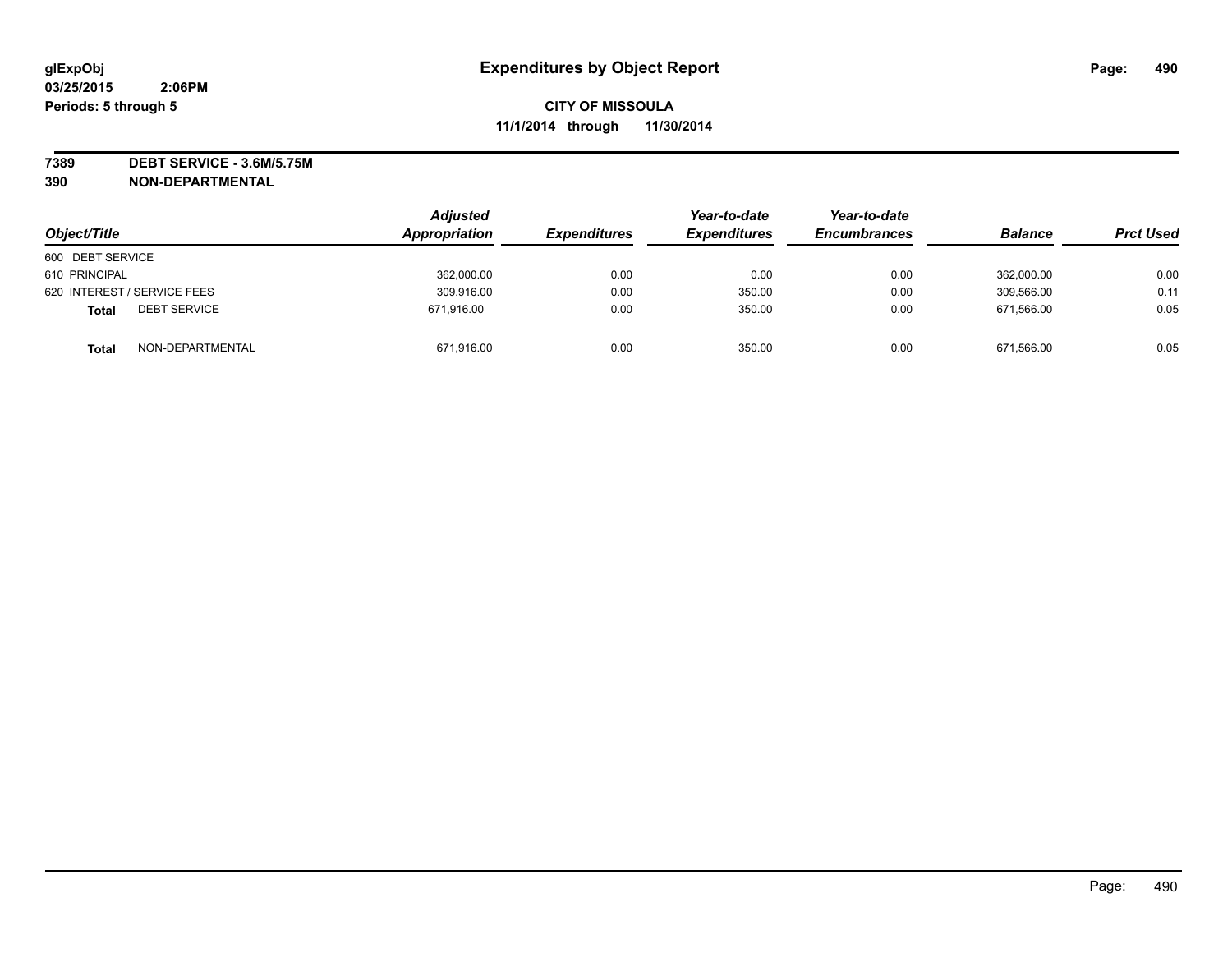glExpObj
03/25/2015 2:06PM
Periods: 5 through 5

# Expenditures by Object Report

**CITY OF MISSOULA**
**11/1/2014 through 11/30/2014**

**7389 DEBT SERVICE - 3.6M/5.75M**
**390 NON-DEPARTMENTAL**

| Object/Title | | Adjusted Appropriation | Expenditures | Year-to-date Expenditures | Year-to-date Encumbrances | Balance | Prct Used |
|---|---|---|---|---|---|---|---|
| 600 DEBT SERVICE | | | | | | | |
| 610 PRINCIPAL | | 362,000.00 | 0.00 | 0.00 | 0.00 | 362,000.00 | 0.00 |
| 620 INTEREST / SERVICE FEES | | 309,916.00 | 0.00 | 350.00 | 0.00 | 309,566.00 | 0.11 |
| **Total** | DEBT SERVICE | 671,916.00 | 0.00 | 350.00 | 0.00 | 671,566.00 | 0.05 |
| **Total** | NON-DEPARTMENTAL | 671,916.00 | 0.00 | 350.00 | 0.00 | 671,566.00 | 0.05 |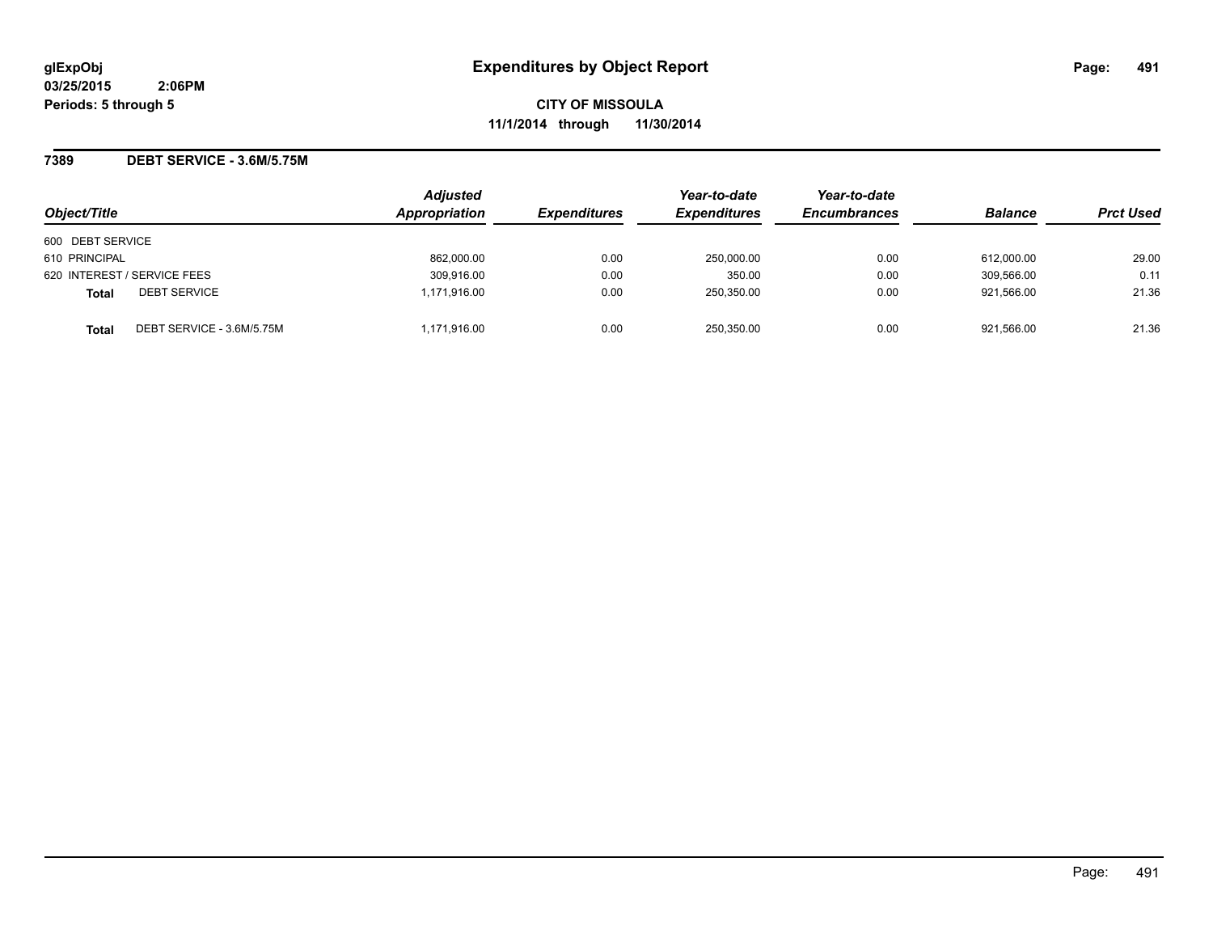# Expenditures by Object Report

glExpObj
03/25/2015 2:06PM
Periods: 5 through 5

**CITY OF MISSOULA**
**11/1/2014 through 11/30/2014**

## 7389 DEBT SERVICE - 3.6M/5.75M

| Object/Title | | Adjusted Appropriation | Expenditures | Year-to-date Expenditures | Year-to-date Encumbrances | Balance | Prct Used |
|---|---|---|---|---|---|---|---|
| 600 DEBT SERVICE | | | | | | | |
| 610 PRINCIPAL | | 862,000.00 | 0.00 | 250,000.00 | 0.00 | 612,000.00 | 29.00 |
| 620 INTEREST / SERVICE FEES | | 309,916.00 | 0.00 | 350.00 | 0.00 | 309,566.00 | 0.11 |
| **Total** | DEBT SERVICE | 1,171,916.00 | 0.00 | 250,350.00 | 0.00 | 921,566.00 | 21.36 |
| **Total** | DEBT SERVICE - 3.6M/5.75M | 1,171,916.00 | 0.00 | 250,350.00 | 0.00 | 921,566.00 | 21.36 |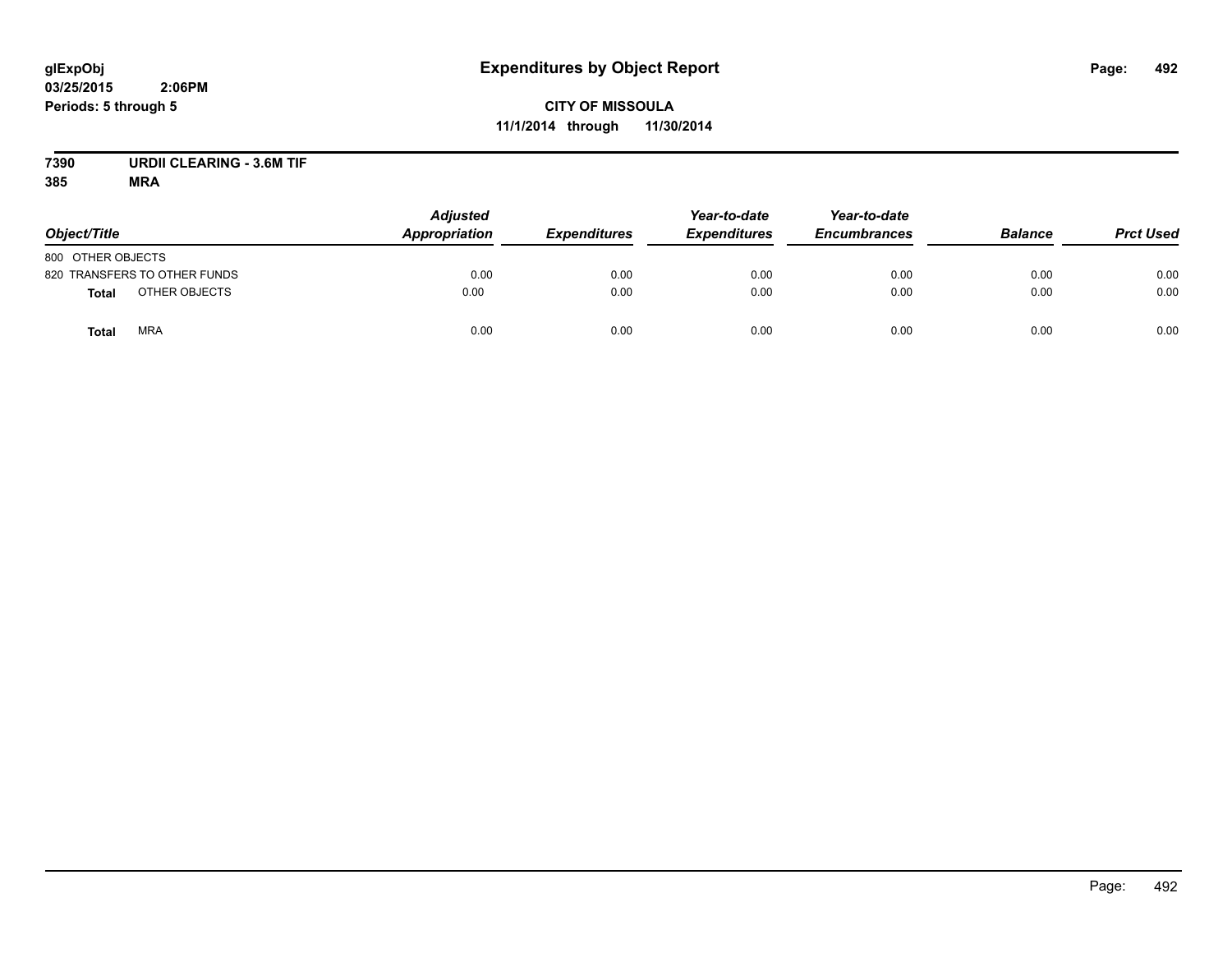# Expenditures by Object Report

glExpObj
03/25/2015 2:06PM
Periods: 5 through 5

**CITY OF MISSOULA**
**11/1/2014 through 11/30/2014**

**7390 URDII CLEARING - 3.6M TIF**
**385 MRA**

| Object/Title | Adjusted Appropriation | Expenditures | Year-to-date Expenditures | Year-to-date Encumbrances | Balance | Prct Used |
|---|---|---|---|---|---|---|
| 800 OTHER OBJECTS | | | | | | |
| 820 TRANSFERS TO OTHER FUNDS | 0.00 | 0.00 | 0.00 | 0.00 | 0.00 | 0.00 |
| **Total** OTHER OBJECTS | 0.00 | 0.00 | 0.00 | 0.00 | 0.00 | 0.00 |
| **Total** MRA | 0.00 | 0.00 | 0.00 | 0.00 | 0.00 | 0.00 |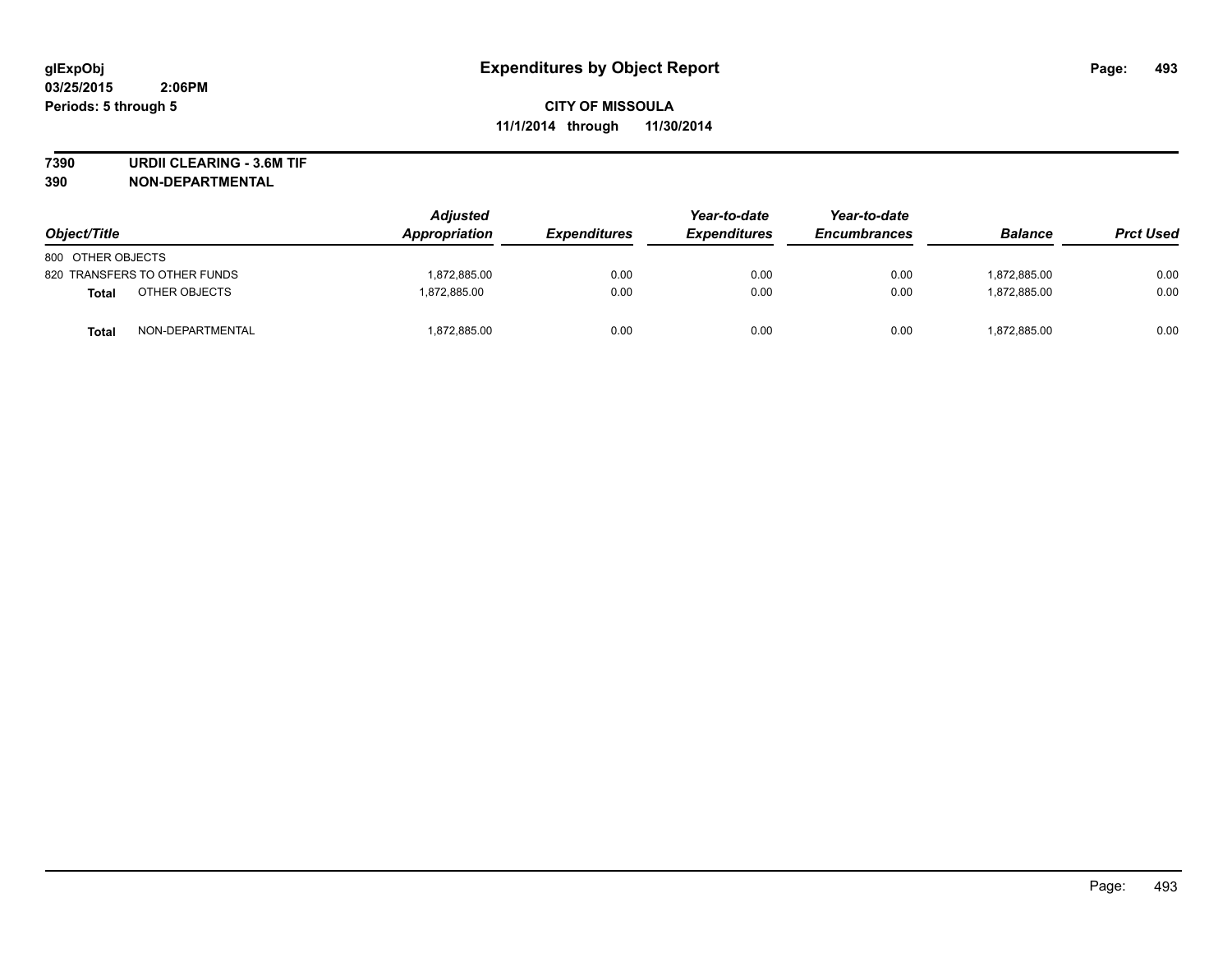glExpObj
03/25/2015 2:06PM
Periods: 5 through 5

# Expenditures by Object Report

**CITY OF MISSOULA**
**11/1/2014 through 11/30/2014**

**7390 URDII CLEARING - 3.6M TIF**
**390 NON-DEPARTMENTAL**

| Object/Title | | Adjusted Appropriation | Expenditures | Year-to-date Expenditures | Year-to-date Encumbrances | Balance | Prct Used |
|---|---|---|---|---|---|---|---|
| 800 OTHER OBJECTS | | | | | | | |
| 820 TRANSFERS TO OTHER FUNDS | | 1,872,885.00 | 0.00 | 0.00 | 0.00 | 1,872,885.00 | 0.00 |
| **Total** | OTHER OBJECTS | 1,872,885.00 | 0.00 | 0.00 | 0.00 | 1,872,885.00 | 0.00 |
| **Total** | NON-DEPARTMENTAL | 1,872,885.00 | 0.00 | 0.00 | 0.00 | 1,872,885.00 | 0.00 |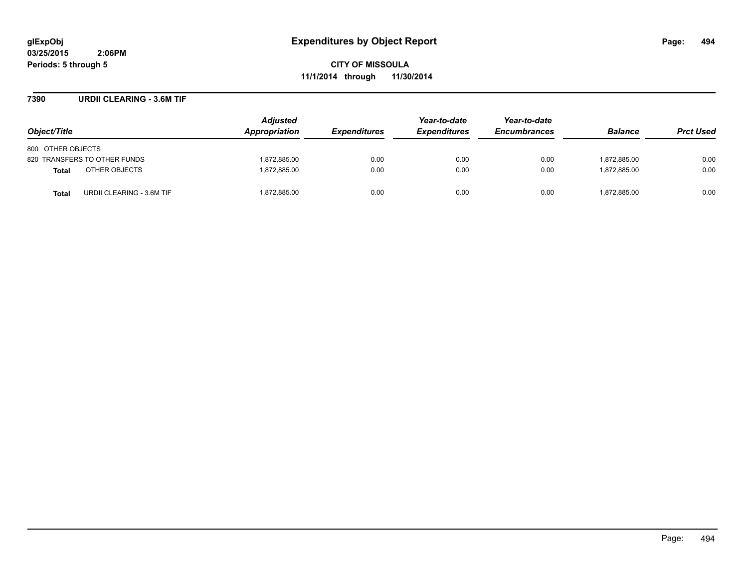# Expenditures by Object Report

glExpObj
03/25/2015 2:06PM
Periods: 5 through 5

**CITY OF MISSOULA**
**11/1/2014 through 11/30/2014**

## 7390 URDII CLEARING - 3.6M TIF

| Object/Title | Adjusted Appropriation | Expenditures | Year-to-date Expenditures | Year-to-date Encumbrances | Balance | Prct Used |
|---|---|---|---|---|---|---|
| 800 OTHER OBJECTS | | | | | | |
| 820 TRANSFERS TO OTHER FUNDS | 1,872,885.00 | 0.00 | 0.00 | 0.00 | 1,872,885.00 | 0.00 |
| **Total** OTHER OBJECTS | 1,872,885.00 | 0.00 | 0.00 | 0.00 | 1,872,885.00 | 0.00 |
| **Total** URDII CLEARING - 3.6M TIF | 1,872,885.00 | 0.00 | 0.00 | 0.00 | 1,872,885.00 | 0.00 |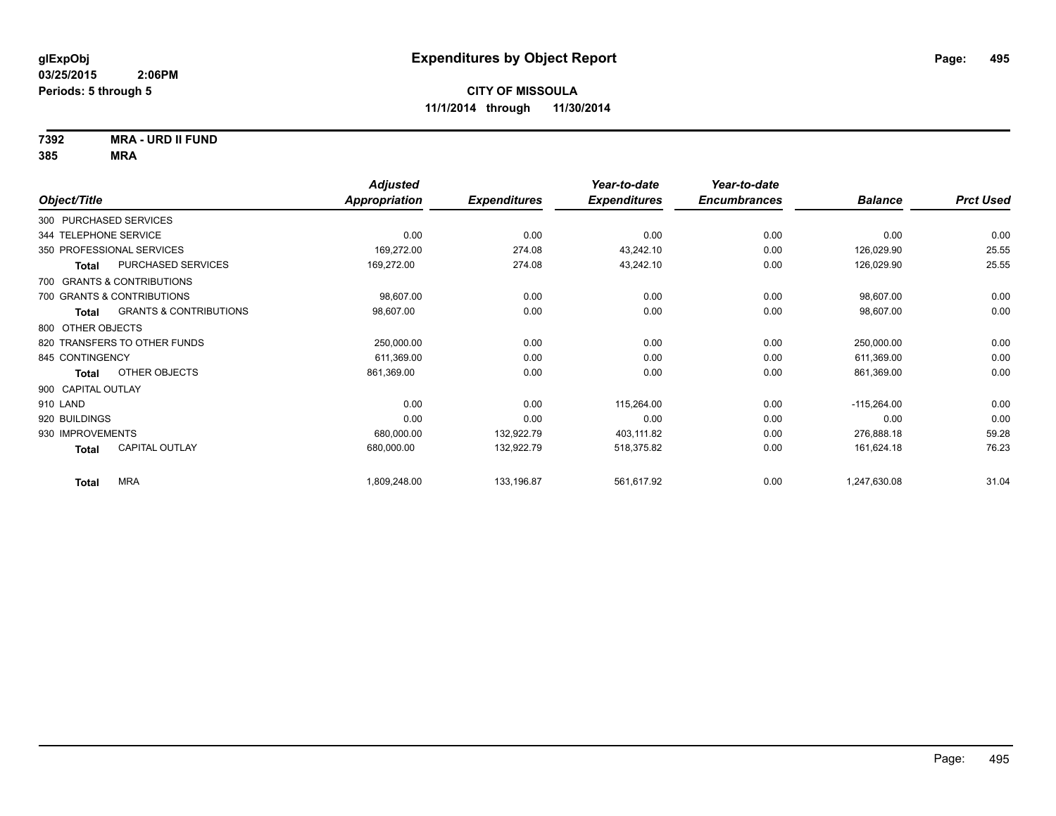**glExpObj**
**03/25/2015 2:06PM**
**Periods: 5 through 5**

# Expenditures by Object Report

**CITY OF MISSOULA**
**11/1/2014 through 11/30/2014**

**7392 MRA - URD II FUND**
**385 MRA**

| Object/Title | Adjusted Appropriation | Expenditures | Year-to-date Expenditures | Year-to-date Encumbrances | Balance | Prct Used |
|---|---|---|---|---|---|---|
| 300 PURCHASED SERVICES | | | | | | |
| 344 TELEPHONE SERVICE | 0.00 | 0.00 | 0.00 | 0.00 | 0.00 | 0.00 |
| 350 PROFESSIONAL SERVICES | 169,272.00 | 274.08 | 43,242.10 | 0.00 | 126,029.90 | 25.55 |
| **Total** PURCHASED SERVICES | 169,272.00 | 274.08 | 43,242.10 | 0.00 | 126,029.90 | 25.55 |
| 700 GRANTS & CONTRIBUTIONS | | | | | | |
| 700 GRANTS & CONTRIBUTIONS | 98,607.00 | 0.00 | 0.00 | 0.00 | 98,607.00 | 0.00 |
| **Total** GRANTS & CONTRIBUTIONS | 98,607.00 | 0.00 | 0.00 | 0.00 | 98,607.00 | 0.00 |
| 800 OTHER OBJECTS | | | | | | |
| 820 TRANSFERS TO OTHER FUNDS | 250,000.00 | 0.00 | 0.00 | 0.00 | 250,000.00 | 0.00 |
| 845 CONTINGENCY | 611,369.00 | 0.00 | 0.00 | 0.00 | 611,369.00 | 0.00 |
| **Total** OTHER OBJECTS | 861,369.00 | 0.00 | 0.00 | 0.00 | 861,369.00 | 0.00 |
| 900 CAPITAL OUTLAY | | | | | | |
| 910 LAND | 0.00 | 0.00 | 115,264.00 | 0.00 | -115,264.00 | 0.00 |
| 920 BUILDINGS | 0.00 | 0.00 | 0.00 | 0.00 | 0.00 | 0.00 |
| 930 IMPROVEMENTS | 680,000.00 | 132,922.79 | 403,111.82 | 0.00 | 276,888.18 | 59.28 |
| **Total** CAPITAL OUTLAY | 680,000.00 | 132,922.79 | 518,375.82 | 0.00 | 161,624.18 | 76.23 |
| **Total** MRA | 1,809,248.00 | 133,196.87 | 561,617.92 | 0.00 | 1,247,630.08 | 31.04 |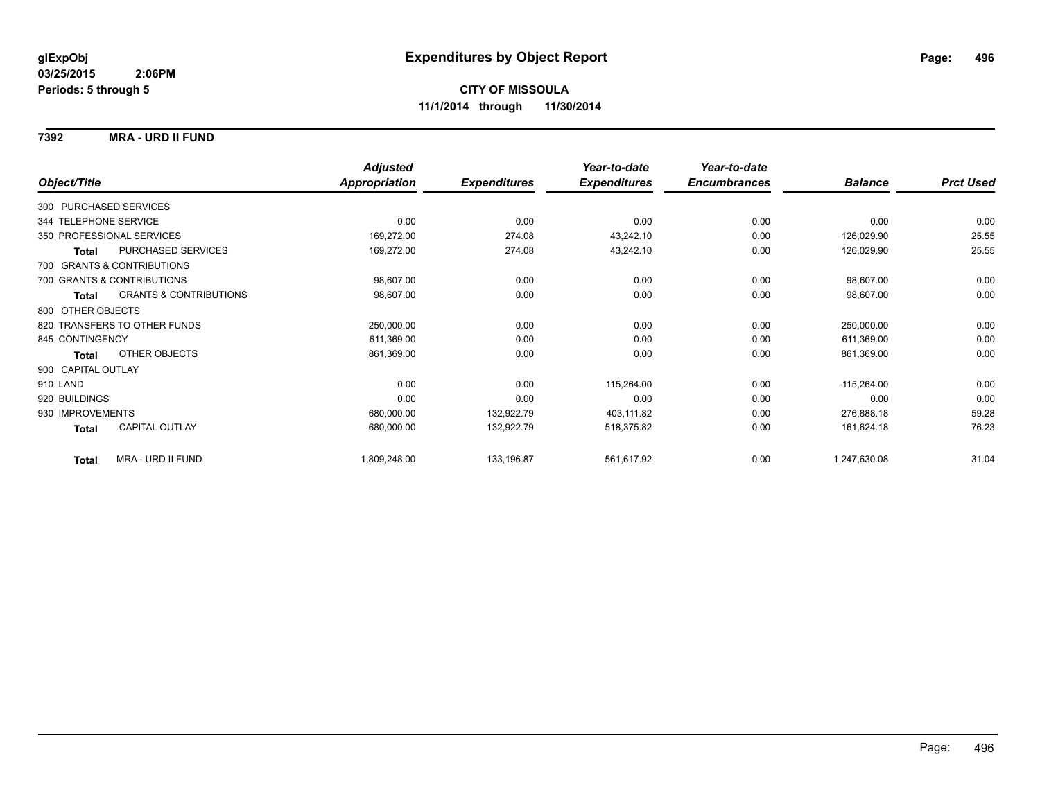**glExpObj**
**03/25/2015 2:06PM**
**Periods: 5 through 5**

# Expenditures by Object Report

**CITY OF MISSOULA**
**11/1/2014 through 11/30/2014**

**7392 MRA - URD II FUND**

| Object/Title | Adjusted Appropriation | Expenditures | Year-to-date Expenditures | Year-to-date Encumbrances | Balance | Prct Used |
|---|---|---|---|---|---|---|
| 300 PURCHASED SERVICES | | | | | | |
| 344 TELEPHONE SERVICE | 0.00 | 0.00 | 0.00 | 0.00 | 0.00 | 0.00 |
| 350 PROFESSIONAL SERVICES | 169,272.00 | 274.08 | 43,242.10 | 0.00 | 126,029.90 | 25.55 |
| **Total** PURCHASED SERVICES | 169,272.00 | 274.08 | 43,242.10 | 0.00 | 126,029.90 | 25.55 |
| 700 GRANTS & CONTRIBUTIONS | | | | | | |
| 700 GRANTS & CONTRIBUTIONS | 98,607.00 | 0.00 | 0.00 | 0.00 | 98,607.00 | 0.00 |
| **Total** GRANTS & CONTRIBUTIONS | 98,607.00 | 0.00 | 0.00 | 0.00 | 98,607.00 | 0.00 |
| 800 OTHER OBJECTS | | | | | | |
| 820 TRANSFERS TO OTHER FUNDS | 250,000.00 | 0.00 | 0.00 | 0.00 | 250,000.00 | 0.00 |
| 845 CONTINGENCY | 611,369.00 | 0.00 | 0.00 | 0.00 | 611,369.00 | 0.00 |
| **Total** OTHER OBJECTS | 861,369.00 | 0.00 | 0.00 | 0.00 | 861,369.00 | 0.00 |
| 900 CAPITAL OUTLAY | | | | | | |
| 910 LAND | 0.00 | 0.00 | 115,264.00 | 0.00 | -115,264.00 | 0.00 |
| 920 BUILDINGS | 0.00 | 0.00 | 0.00 | 0.00 | 0.00 | 0.00 |
| 930 IMPROVEMENTS | 680,000.00 | 132,922.79 | 403,111.82 | 0.00 | 276,888.18 | 59.28 |
| **Total** CAPITAL OUTLAY | 680,000.00 | 132,922.79 | 518,375.82 | 0.00 | 161,624.18 | 76.23 |
| **Total** MRA - URD II FUND | 1,809,248.00 | 133,196.87 | 561,617.92 | 0.00 | 1,247,630.08 | 31.04 |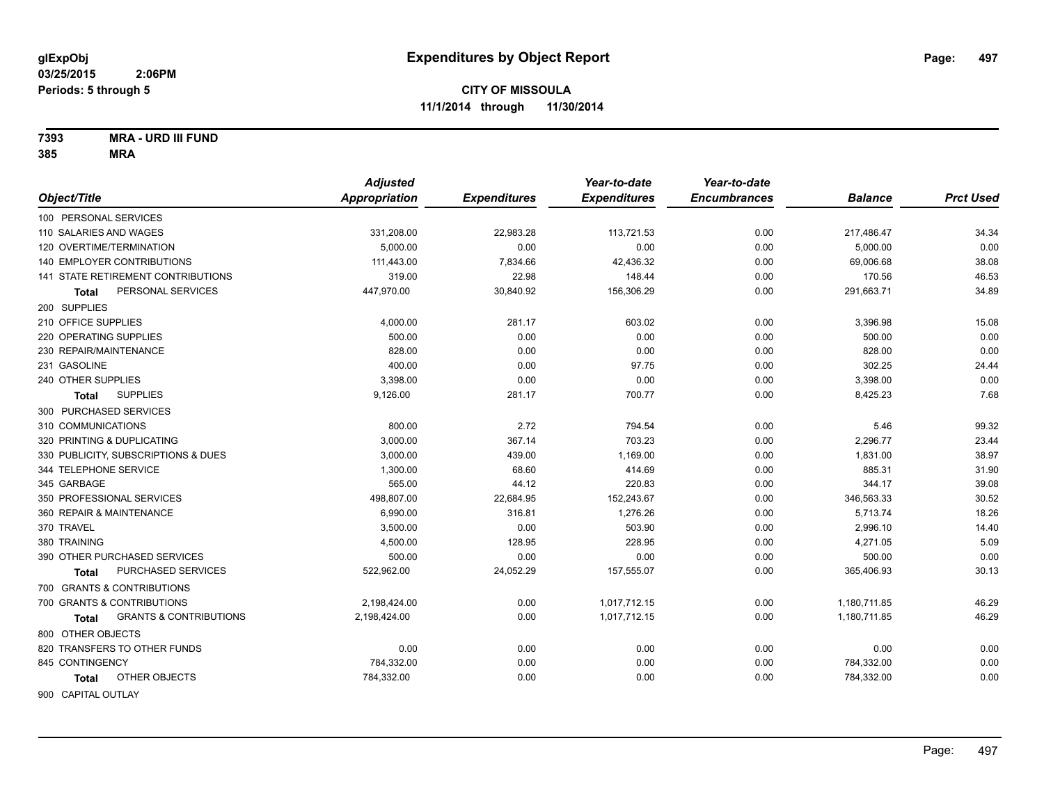glExpObj
03/25/2015 2:06PM
Periods: 5 through 5

# Expenditures by Object Report

**CITY OF MISSOULA**
**11/1/2014 through 11/30/2014**

**7393 MRA - URD III FUND**
**385 MRA**

| Object/Title | Adjusted Appropriation | Expenditures | Year-to-date Expenditures | Year-to-date Encumbrances | Balance | Prct Used |
|---|---|---|---|---|---|---|
| 100 PERSONAL SERVICES | | | | | | |
| 110 SALARIES AND WAGES | 331,208.00 | 22,983.28 | 113,721.53 | 0.00 | 217,486.47 | 34.34 |
| 120 OVERTIME/TERMINATION | 5,000.00 | 0.00 | 0.00 | 0.00 | 5,000.00 | 0.00 |
| 140 EMPLOYER CONTRIBUTIONS | 111,443.00 | 7,834.66 | 42,436.32 | 0.00 | 69,006.68 | 38.08 |
| 141 STATE RETIREMENT CONTRIBUTIONS | 319.00 | 22.98 | 148.44 | 0.00 | 170.56 | 46.53 |
| **Total** PERSONAL SERVICES | 447,970.00 | 30,840.92 | 156,306.29 | 0.00 | 291,663.71 | 34.89 |
| 200 SUPPLIES | | | | | | |
| 210 OFFICE SUPPLIES | 4,000.00 | 281.17 | 603.02 | 0.00 | 3,396.98 | 15.08 |
| 220 OPERATING SUPPLIES | 500.00 | 0.00 | 0.00 | 0.00 | 500.00 | 0.00 |
| 230 REPAIR/MAINTENANCE | 828.00 | 0.00 | 0.00 | 0.00 | 828.00 | 0.00 |
| 231 GASOLINE | 400.00 | 0.00 | 97.75 | 0.00 | 302.25 | 24.44 |
| 240 OTHER SUPPLIES | 3,398.00 | 0.00 | 0.00 | 0.00 | 3,398.00 | 0.00 |
| **Total** SUPPLIES | 9,126.00 | 281.17 | 700.77 | 0.00 | 8,425.23 | 7.68 |
| 300 PURCHASED SERVICES | | | | | | |
| 310 COMMUNICATIONS | 800.00 | 2.72 | 794.54 | 0.00 | 5.46 | 99.32 |
| 320 PRINTING & DUPLICATING | 3,000.00 | 367.14 | 703.23 | 0.00 | 2,296.77 | 23.44 |
| 330 PUBLICITY, SUBSCRIPTIONS & DUES | 3,000.00 | 439.00 | 1,169.00 | 0.00 | 1,831.00 | 38.97 |
| 344 TELEPHONE SERVICE | 1,300.00 | 68.60 | 414.69 | 0.00 | 885.31 | 31.90 |
| 345 GARBAGE | 565.00 | 44.12 | 220.83 | 0.00 | 344.17 | 39.08 |
| 350 PROFESSIONAL SERVICES | 498,807.00 | 22,684.95 | 152,243.67 | 0.00 | 346,563.33 | 30.52 |
| 360 REPAIR & MAINTENANCE | 6,990.00 | 316.81 | 1,276.26 | 0.00 | 5,713.74 | 18.26 |
| 370 TRAVEL | 3,500.00 | 0.00 | 503.90 | 0.00 | 2,996.10 | 14.40 |
| 380 TRAINING | 4,500.00 | 128.95 | 228.95 | 0.00 | 4,271.05 | 5.09 |
| 390 OTHER PURCHASED SERVICES | 500.00 | 0.00 | 0.00 | 0.00 | 500.00 | 0.00 |
| **Total** PURCHASED SERVICES | 522,962.00 | 24,052.29 | 157,555.07 | 0.00 | 365,406.93 | 30.13 |
| 700 GRANTS & CONTRIBUTIONS | | | | | | |
| 700 GRANTS & CONTRIBUTIONS | 2,198,424.00 | 0.00 | 1,017,712.15 | 0.00 | 1,180,711.85 | 46.29 |
| **Total** GRANTS & CONTRIBUTIONS | 2,198,424.00 | 0.00 | 1,017,712.15 | 0.00 | 1,180,711.85 | 46.29 |
| 800 OTHER OBJECTS | | | | | | |
| 820 TRANSFERS TO OTHER FUNDS | 0.00 | 0.00 | 0.00 | 0.00 | 0.00 | 0.00 |
| 845 CONTINGENCY | 784,332.00 | 0.00 | 0.00 | 0.00 | 784,332.00 | 0.00 |
| **Total** OTHER OBJECTS | 784,332.00 | 0.00 | 0.00 | 0.00 | 784,332.00 | 0.00 |
| 900 CAPITAL OUTLAY | | | | | | |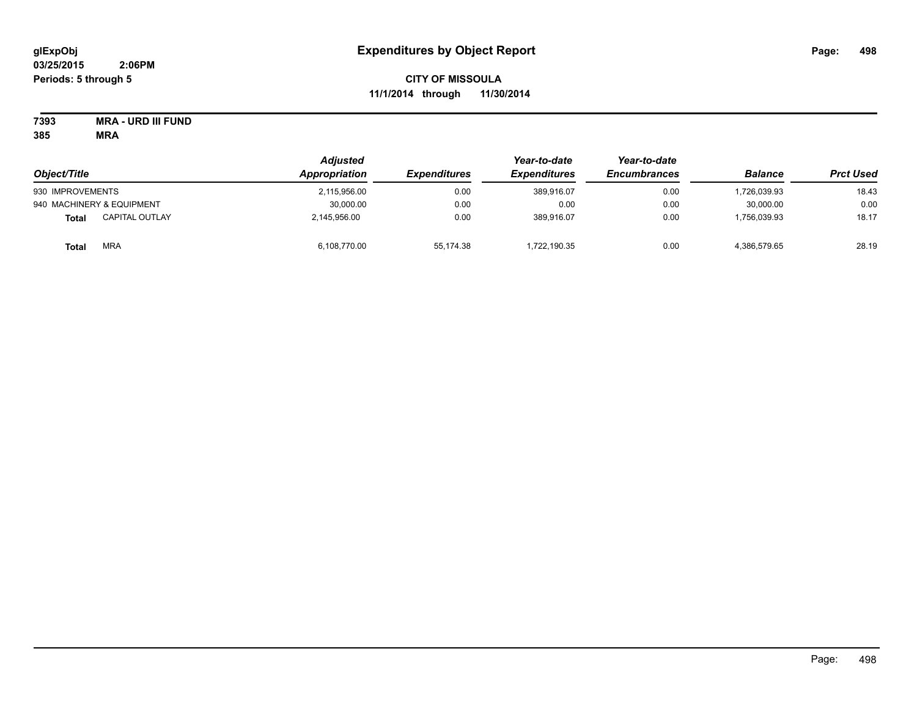**CITY OF MISSOULA**
**11/1/2014 through 11/30/2014**

**7393 MRA - URD III FUND**
**385 MRA**

| Object/Title | Adjusted Appropriation | Expenditures | Year-to-date Expenditures | Year-to-date Encumbrances | Balance | Prct Used |
|---|---|---|---|---|---|---|
| 930 IMPROVEMENTS | 2,115,956.00 | 0.00 | 389,916.07 | 0.00 | 1,726,039.93 | 18.43 |
| 940 MACHINERY & EQUIPMENT | 30,000.00 | 0.00 | 0.00 | 0.00 | 30,000.00 | 0.00 |
| **Total** CAPITAL OUTLAY | 2,145,956.00 | 0.00 | 389,916.07 | 0.00 | 1,756,039.93 | 18.17 |
| **Total** MRA | 6,108,770.00 | 55,174.38 | 1,722,190.35 | 0.00 | 4,386,579.65 | 28.19 |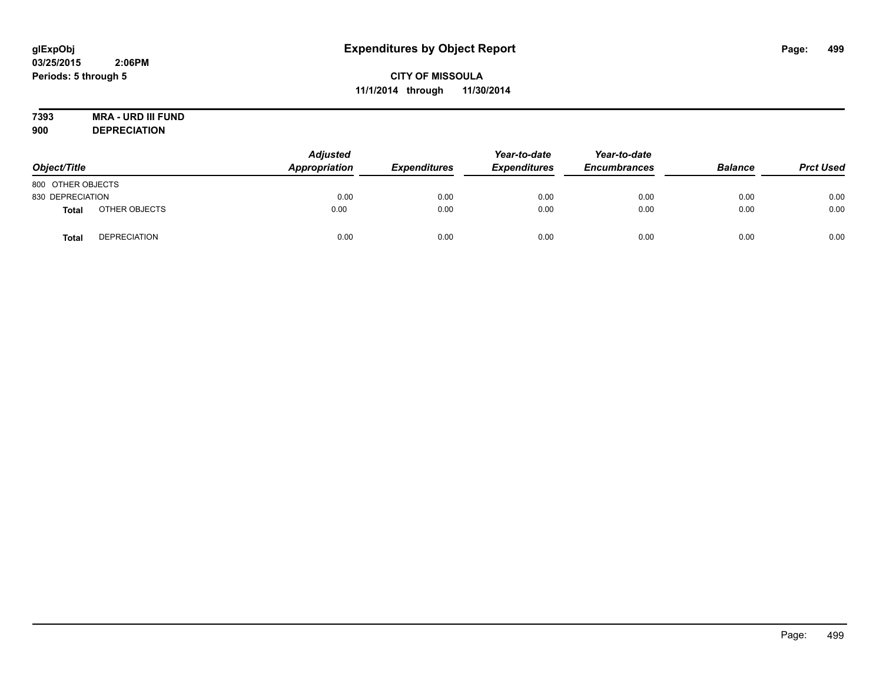# Expenditures by Object Report

glExpObj
03/25/2015 2:06PM
Periods: 5 through 5

**CITY OF MISSOULA**
**11/1/2014 through 11/30/2014**

**7393 MRA - URD III FUND**
**900 DEPRECIATION**

| Object/Title | | Adjusted Appropriation | Expenditures | Year-to-date Expenditures | Year-to-date Encumbrances | Balance | Prct Used |
|---|---|---|---|---|---|---|---|
| 800 OTHER OBJECTS | | | | | | | |
| 830 DEPRECIATION | | 0.00 | 0.00 | 0.00 | 0.00 | 0.00 | 0.00 |
| **Total** | OTHER OBJECTS | 0.00 | 0.00 | 0.00 | 0.00 | 0.00 | 0.00 |
| **Total** | DEPRECIATION | 0.00 | 0.00 | 0.00 | 0.00 | 0.00 | 0.00 |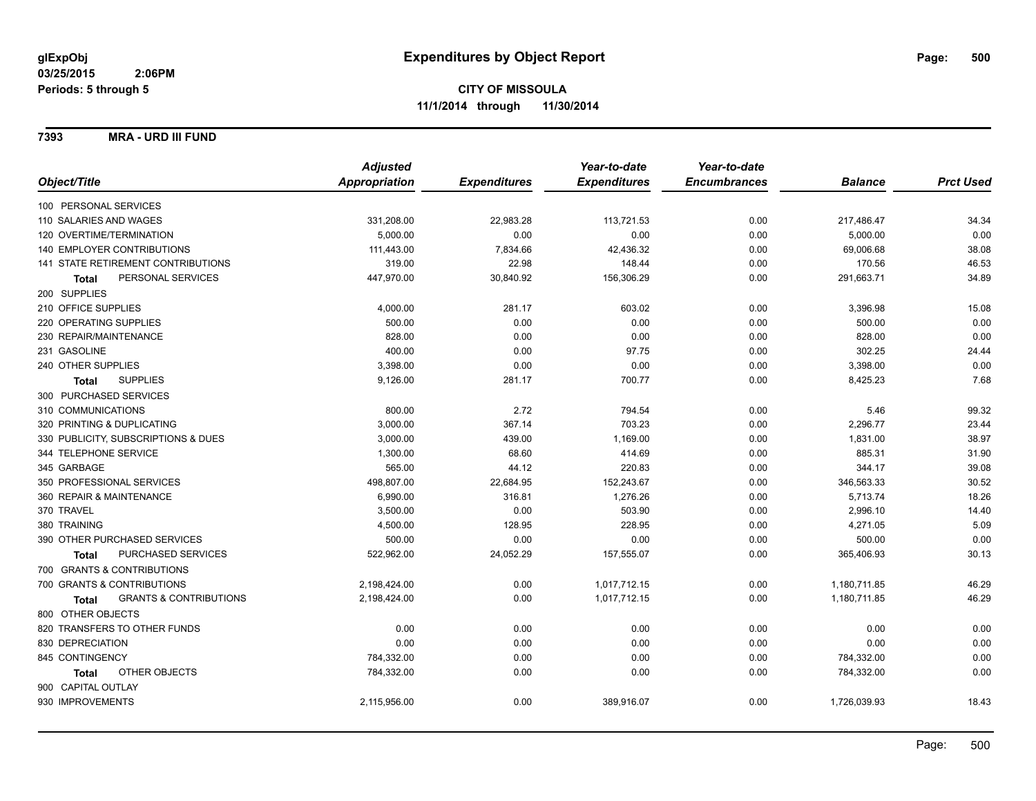**glExpObj**
**03/25/2015 2:06PM**
**Periods: 5 through 5**

# Expenditures by Object Report

**CITY OF MISSOULA**
**11/1/2014 through 11/30/2014**

**7393 MRA - URD III FUND**

| Object/Title | Adjusted Appropriation | Expenditures | Year-to-date Expenditures | Year-to-date Encumbrances | Balance | Prct Used |
|---|---|---|---|---|---|---|
| 100 PERSONAL SERVICES | | | | | | |
| 110 SALARIES AND WAGES | 331,208.00 | 22,983.28 | 113,721.53 | 0.00 | 217,486.47 | 34.34 |
| 120 OVERTIME/TERMINATION | 5,000.00 | 0.00 | 0.00 | 0.00 | 5,000.00 | 0.00 |
| 140 EMPLOYER CONTRIBUTIONS | 111,443.00 | 7,834.66 | 42,436.32 | 0.00 | 69,006.68 | 38.08 |
| 141 STATE RETIREMENT CONTRIBUTIONS | 319.00 | 22.98 | 148.44 | 0.00 | 170.56 | 46.53 |
| **Total** PERSONAL SERVICES | 447,970.00 | 30,840.92 | 156,306.29 | 0.00 | 291,663.71 | 34.89 |
| 200 SUPPLIES | | | | | | |
| 210 OFFICE SUPPLIES | 4,000.00 | 281.17 | 603.02 | 0.00 | 3,396.98 | 15.08 |
| 220 OPERATING SUPPLIES | 500.00 | 0.00 | 0.00 | 0.00 | 500.00 | 0.00 |
| 230 REPAIR/MAINTENANCE | 828.00 | 0.00 | 0.00 | 0.00 | 828.00 | 0.00 |
| 231 GASOLINE | 400.00 | 0.00 | 97.75 | 0.00 | 302.25 | 24.44 |
| 240 OTHER SUPPLIES | 3,398.00 | 0.00 | 0.00 | 0.00 | 3,398.00 | 0.00 |
| **Total** SUPPLIES | 9,126.00 | 281.17 | 700.77 | 0.00 | 8,425.23 | 7.68 |
| 300 PURCHASED SERVICES | | | | | | |
| 310 COMMUNICATIONS | 800.00 | 2.72 | 794.54 | 0.00 | 5.46 | 99.32 |
| 320 PRINTING & DUPLICATING | 3,000.00 | 367.14 | 703.23 | 0.00 | 2,296.77 | 23.44 |
| 330 PUBLICITY, SUBSCRIPTIONS & DUES | 3,000.00 | 439.00 | 1,169.00 | 0.00 | 1,831.00 | 38.97 |
| 344 TELEPHONE SERVICE | 1,300.00 | 68.60 | 414.69 | 0.00 | 885.31 | 31.90 |
| 345 GARBAGE | 565.00 | 44.12 | 220.83 | 0.00 | 344.17 | 39.08 |
| 350 PROFESSIONAL SERVICES | 498,807.00 | 22,684.95 | 152,243.67 | 0.00 | 346,563.33 | 30.52 |
| 360 REPAIR & MAINTENANCE | 6,990.00 | 316.81 | 1,276.26 | 0.00 | 5,713.74 | 18.26 |
| 370 TRAVEL | 3,500.00 | 0.00 | 503.90 | 0.00 | 2,996.10 | 14.40 |
| 380 TRAINING | 4,500.00 | 128.95 | 228.95 | 0.00 | 4,271.05 | 5.09 |
| 390 OTHER PURCHASED SERVICES | 500.00 | 0.00 | 0.00 | 0.00 | 500.00 | 0.00 |
| **Total** PURCHASED SERVICES | 522,962.00 | 24,052.29 | 157,555.07 | 0.00 | 365,406.93 | 30.13 |
| 700 GRANTS & CONTRIBUTIONS | | | | | | |
| 700 GRANTS & CONTRIBUTIONS | 2,198,424.00 | 0.00 | 1,017,712.15 | 0.00 | 1,180,711.85 | 46.29 |
| **Total** GRANTS & CONTRIBUTIONS | 2,198,424.00 | 0.00 | 1,017,712.15 | 0.00 | 1,180,711.85 | 46.29 |
| 800 OTHER OBJECTS | | | | | | |
| 820 TRANSFERS TO OTHER FUNDS | 0.00 | 0.00 | 0.00 | 0.00 | 0.00 | 0.00 |
| 830 DEPRECIATION | 0.00 | 0.00 | 0.00 | 0.00 | 0.00 | 0.00 |
| 845 CONTINGENCY | 784,332.00 | 0.00 | 0.00 | 0.00 | 784,332.00 | 0.00 |
| **Total** OTHER OBJECTS | 784,332.00 | 0.00 | 0.00 | 0.00 | 784,332.00 | 0.00 |
| 900 CAPITAL OUTLAY | | | | | | |
| 930 IMPROVEMENTS | 2,115,956.00 | 0.00 | 389,916.07 | 0.00 | 1,726,039.93 | 18.43 |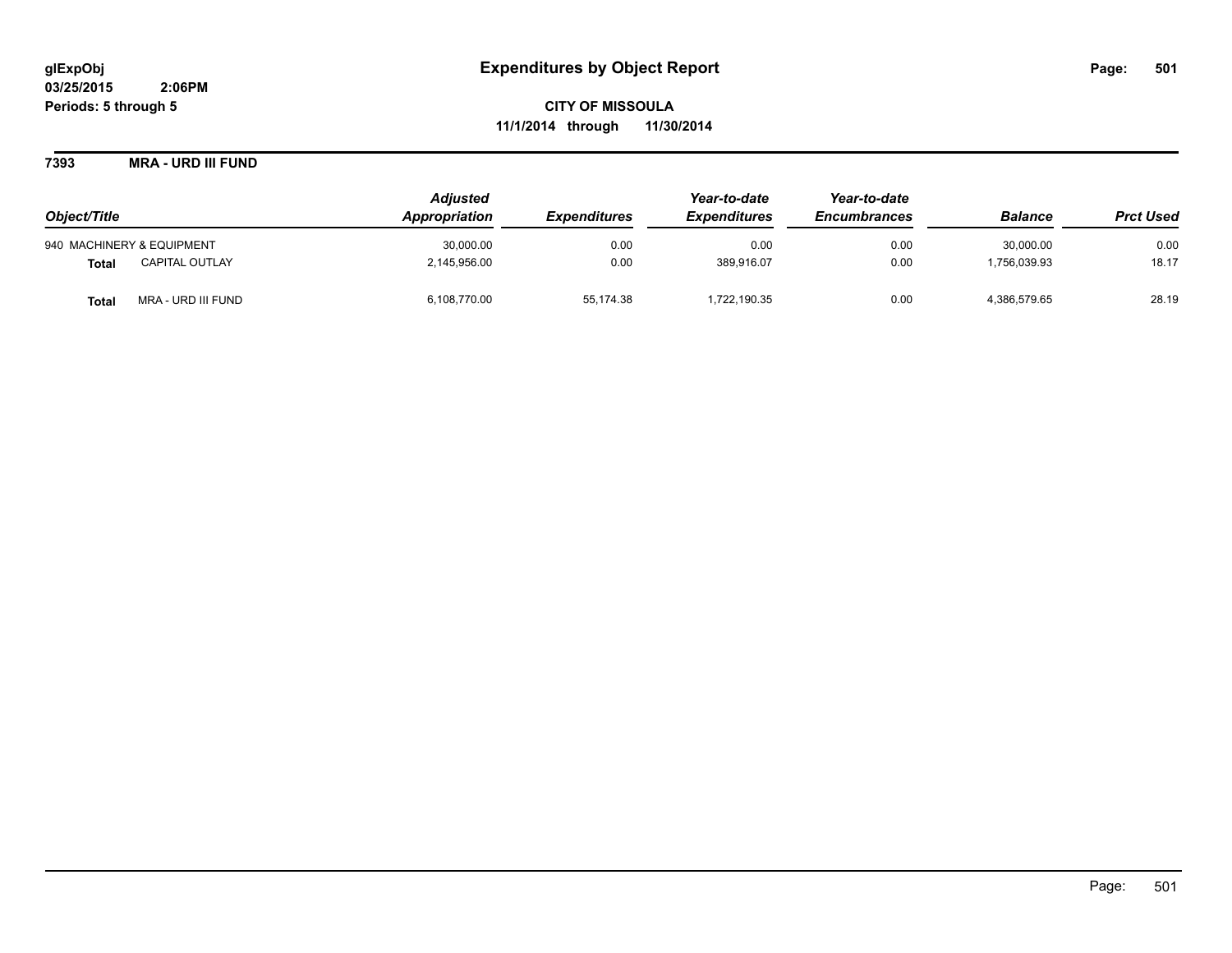glExpObj
03/25/2015 2:06PM
Periods: 5 through 5

# Expenditures by Object Report

**CITY OF MISSOULA**
**11/1/2014 through 11/30/2014**

**7393 MRA - URD III FUND**

| Object/Title | | Adjusted Appropriation | Expenditures | Year-to-date Expenditures | Year-to-date Encumbrances | Balance | Prct Used |
|---|---|---|---|---|---|---|---|
| 940 MACHINERY & EQUIPMENT | | 30,000.00 | 0.00 | 0.00 | 0.00 | 30,000.00 | 0.00 |
| **Total** | CAPITAL OUTLAY | 2,145,956.00 | 0.00 | 389,916.07 | 0.00 | 1,756,039.93 | 18.17 |
| **Total** | MRA - URD III FUND | 6,108,770.00 | 55,174.38 | 1,722,190.35 | 0.00 | 4,386,579.65 | 28.19 |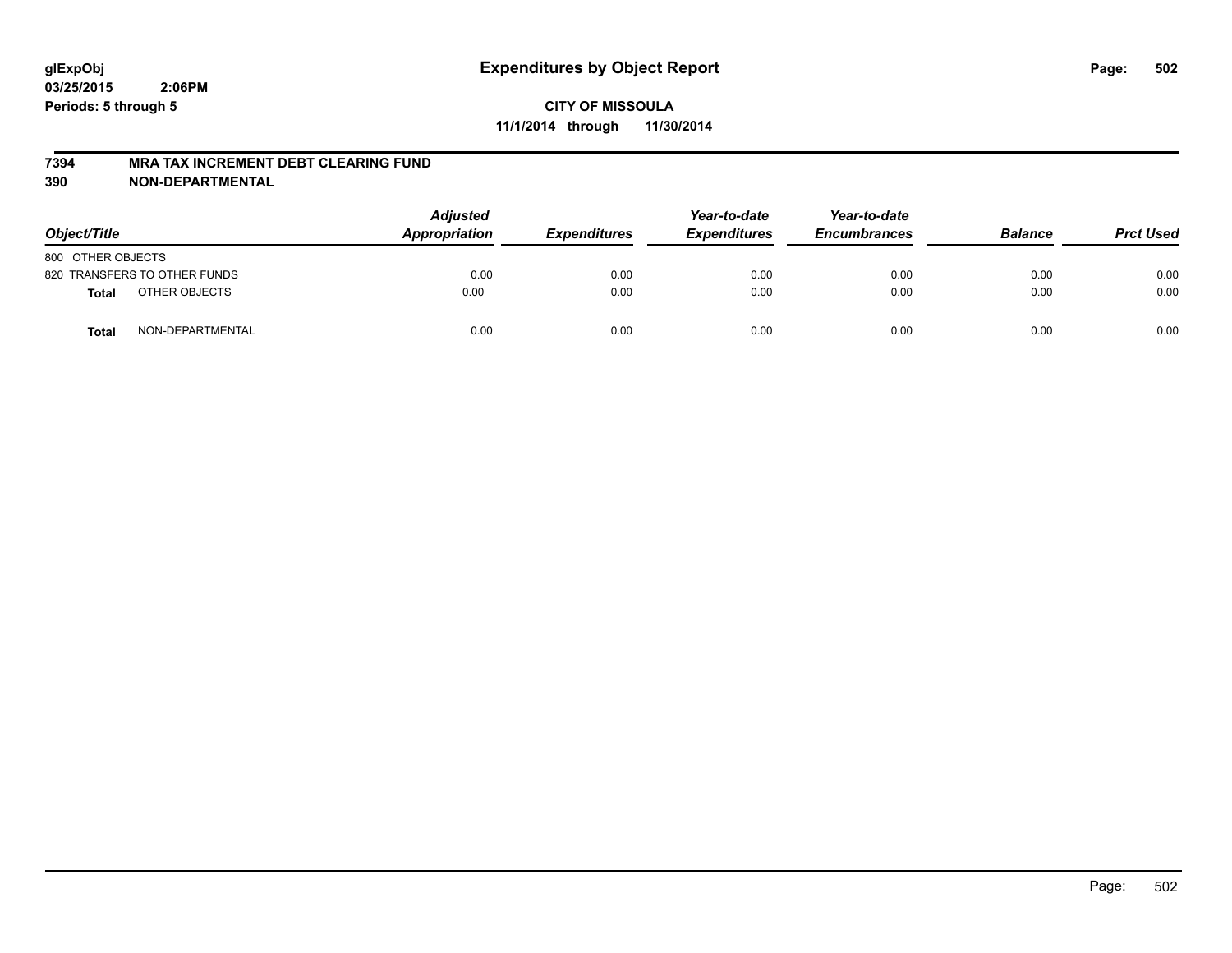# Expenditures by Object Report

glExpObj
03/25/2015 2:06PM
Periods: 5 through 5

**CITY OF MISSOULA**
**11/1/2014 through 11/30/2014**

**7394 MRA TAX INCREMENT DEBT CLEARING FUND**
**390 NON-DEPARTMENTAL**

| Object/Title | | Adjusted Appropriation | Expenditures | Year-to-date Expenditures | Year-to-date Encumbrances | Balance | Prct Used |
|---|---|---|---|---|---|---|---|
| 800 OTHER OBJECTS | | | | | | | |
| 820 TRANSFERS TO OTHER FUNDS | | 0.00 | 0.00 | 0.00 | 0.00 | 0.00 | 0.00 |
| **Total** | OTHER OBJECTS | 0.00 | 0.00 | 0.00 | 0.00 | 0.00 | 0.00 |
| **Total** | NON-DEPARTMENTAL | 0.00 | 0.00 | 0.00 | 0.00 | 0.00 | 0.00 |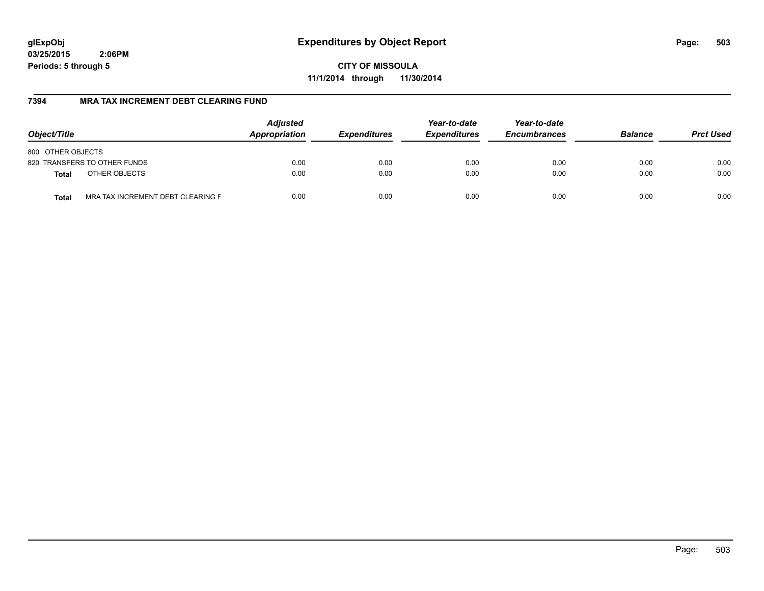**CITY OF MISSOULA**
**11/1/2014 through 11/30/2014**

## 7394 MRA TAX INCREMENT DEBT CLEARING FUND

| Object/Title | | Adjusted Appropriation | Expenditures | Year-to-date Expenditures | Year-to-date Encumbrances | Balance | Prct Used |
|---|---|---|---|---|---|---|---|
| 800 OTHER OBJECTS | | | | | | | |
| 820 TRANSFERS TO OTHER FUNDS | | 0.00 | 0.00 | 0.00 | 0.00 | 0.00 | 0.00 |
| **Total** | OTHER OBJECTS | 0.00 | 0.00 | 0.00 | 0.00 | 0.00 | 0.00 |
| **Total** | MRA TAX INCREMENT DEBT CLEARING F | 0.00 | 0.00 | 0.00 | 0.00 | 0.00 | 0.00 |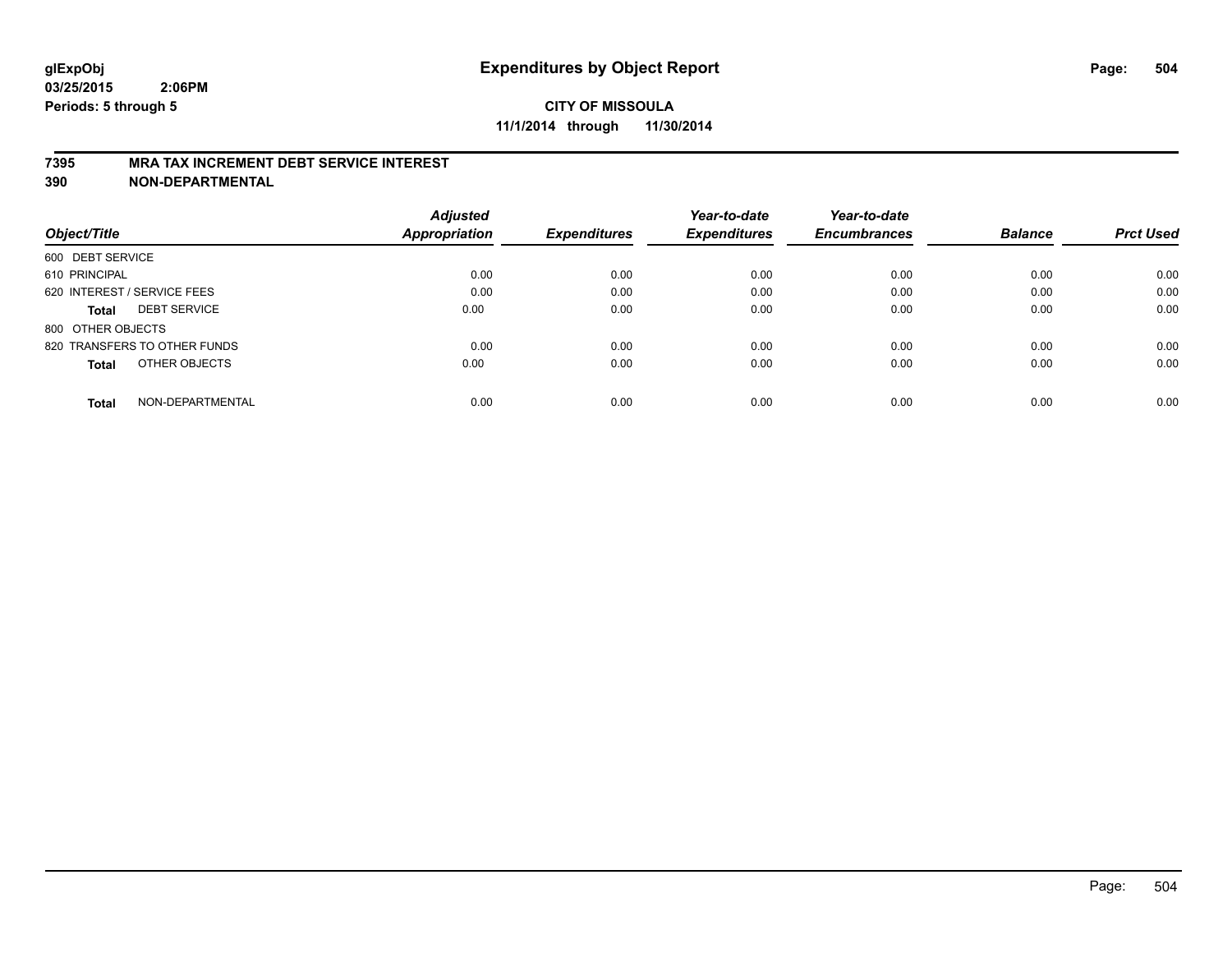glExpObj
03/25/2015 2:06PM
Periods: 5 through 5

# Expenditures by Object Report

**CITY OF MISSOULA**
**11/1/2014 through 11/30/2014**

**7395 MRA TAX INCREMENT DEBT SERVICE INTEREST**
**390 NON-DEPARTMENTAL**

| Object/Title | | Adjusted Appropriation | Expenditures | Year-to-date Expenditures | Year-to-date Encumbrances | Balance | Prct Used |
|---|---|---|---|---|---|---|---|
| 600 DEBT SERVICE | | | | | | | |
| 610 PRINCIPAL | | 0.00 | 0.00 | 0.00 | 0.00 | 0.00 | 0.00 |
| 620 INTEREST / SERVICE FEES | | 0.00 | 0.00 | 0.00 | 0.00 | 0.00 | 0.00 |
| **Total** | DEBT SERVICE | 0.00 | 0.00 | 0.00 | 0.00 | 0.00 | 0.00 |
| 800 OTHER OBJECTS | | | | | | | |
| 820 TRANSFERS TO OTHER FUNDS | | 0.00 | 0.00 | 0.00 | 0.00 | 0.00 | 0.00 |
| **Total** | OTHER OBJECTS | 0.00 | 0.00 | 0.00 | 0.00 | 0.00 | 0.00 |
| **Total** | NON-DEPARTMENTAL | 0.00 | 0.00 | 0.00 | 0.00 | 0.00 | 0.00 |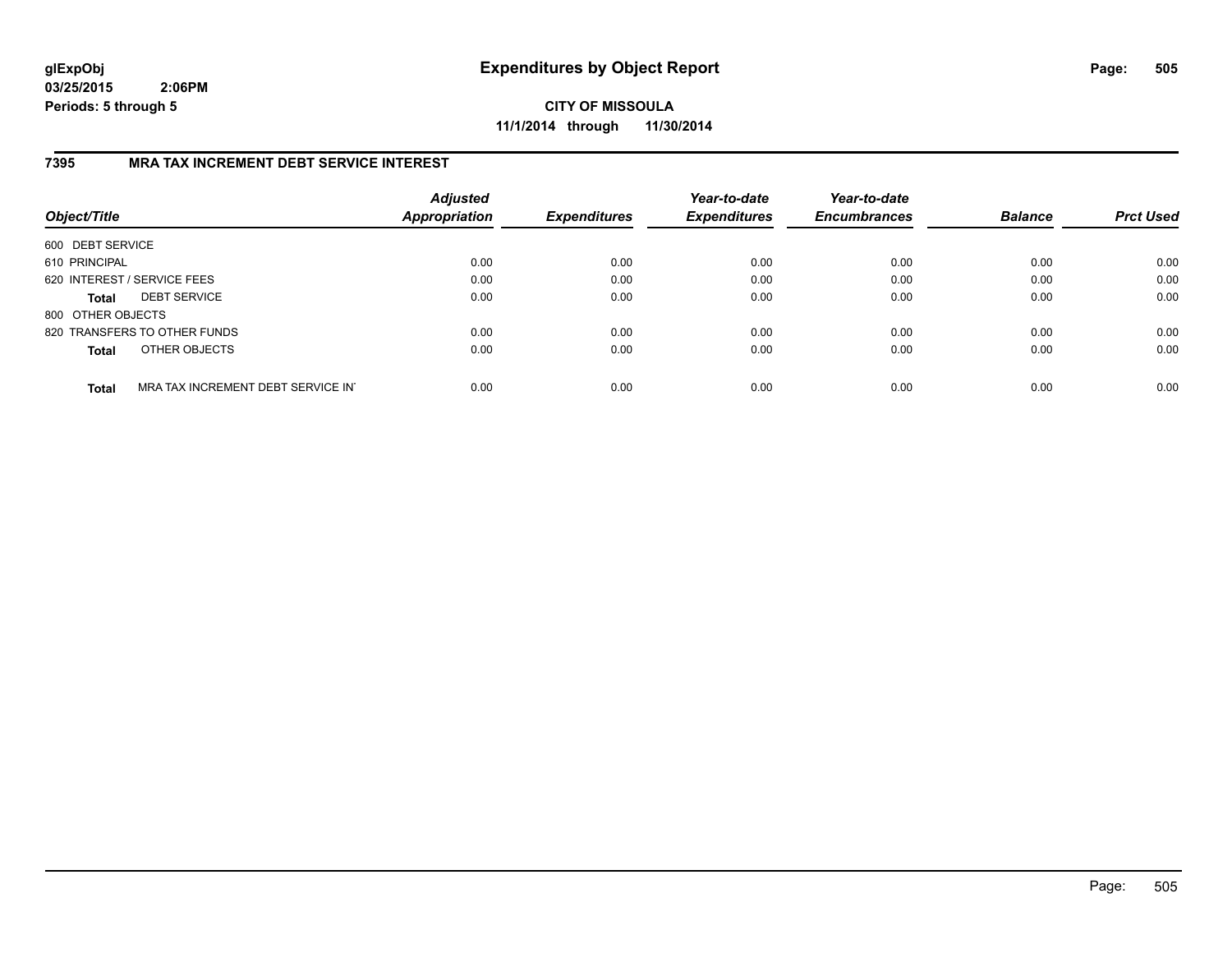# Expenditures by Object Report

glExpObj
03/25/2015 2:06PM
Periods: 5 through 5

**CITY OF MISSOULA**
**11/1/2014 through 11/30/2014**

## 7395 MRA TAX INCREMENT DEBT SERVICE INTEREST

| Object/Title | | *Adjusted Appropriation* | *Expenditures* | *Year-to-date Expenditures* | *Year-to-date Encumbrances* | *Balance* | *Prct Used* |
|---|---|---|---|---|---|---|---|
| 600 DEBT SERVICE | | | | | | | |
| 610 PRINCIPAL | | 0.00 | 0.00 | 0.00 | 0.00 | 0.00 | 0.00 |
| 620 INTEREST / SERVICE FEES | | 0.00 | 0.00 | 0.00 | 0.00 | 0.00 | 0.00 |
| **Total** | DEBT SERVICE | 0.00 | 0.00 | 0.00 | 0.00 | 0.00 | 0.00 |
| 800 OTHER OBJECTS | | | | | | | |
| 820 TRANSFERS TO OTHER FUNDS | | 0.00 | 0.00 | 0.00 | 0.00 | 0.00 | 0.00 |
| **Total** | OTHER OBJECTS | 0.00 | 0.00 | 0.00 | 0.00 | 0.00 | 0.00 |
| **Total** | MRA TAX INCREMENT DEBT SERVICE IN | 0.00 | 0.00 | 0.00 | 0.00 | 0.00 | 0.00 |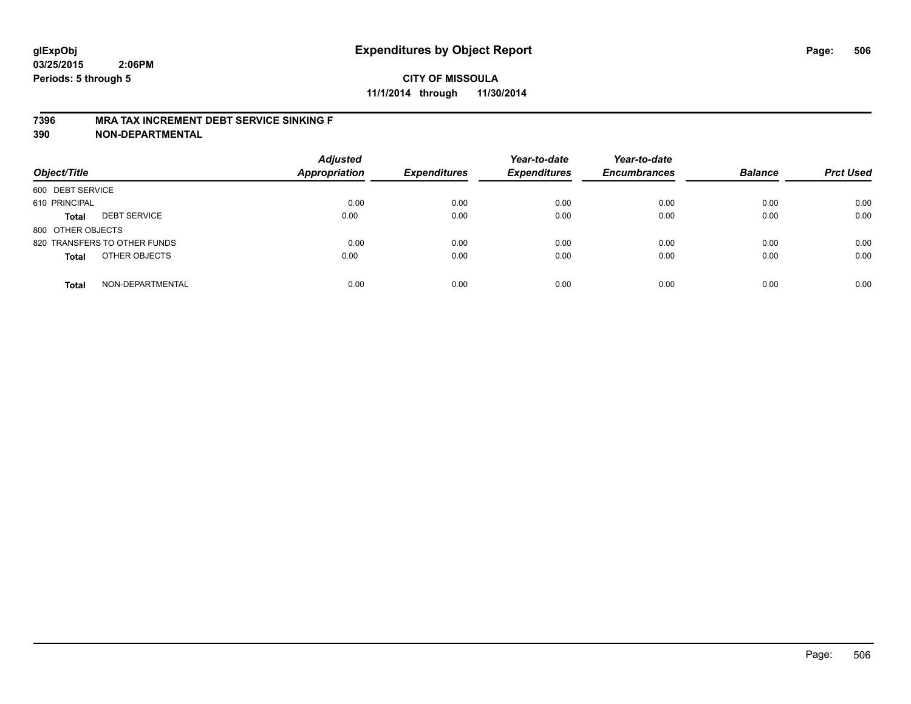# Expenditures by Object Report

glExpObj
03/25/2015 2:06PM
Periods: 5 through 5

**CITY OF MISSOULA**
**11/1/2014 through 11/30/2014**

**7396 MRA TAX INCREMENT DEBT SERVICE SINKING F**
**390 NON-DEPARTMENTAL**

| Object/Title | | Adjusted Appropriation | Expenditures | Year-to-date Expenditures | Year-to-date Encumbrances | Balance | Prct Used |
|---|---|---|---|---|---|---|---|
| 600 DEBT SERVICE | | | | | | | |
| 610 PRINCIPAL | | 0.00 | 0.00 | 0.00 | 0.00 | 0.00 | 0.00 |
| **Total** | DEBT SERVICE | 0.00 | 0.00 | 0.00 | 0.00 | 0.00 | 0.00 |
| 800 OTHER OBJECTS | | | | | | | |
| 820 TRANSFERS TO OTHER FUNDS | | 0.00 | 0.00 | 0.00 | 0.00 | 0.00 | 0.00 |
| **Total** | OTHER OBJECTS | 0.00 | 0.00 | 0.00 | 0.00 | 0.00 | 0.00 |
| **Total** | NON-DEPARTMENTAL | 0.00 | 0.00 | 0.00 | 0.00 | 0.00 | 0.00 |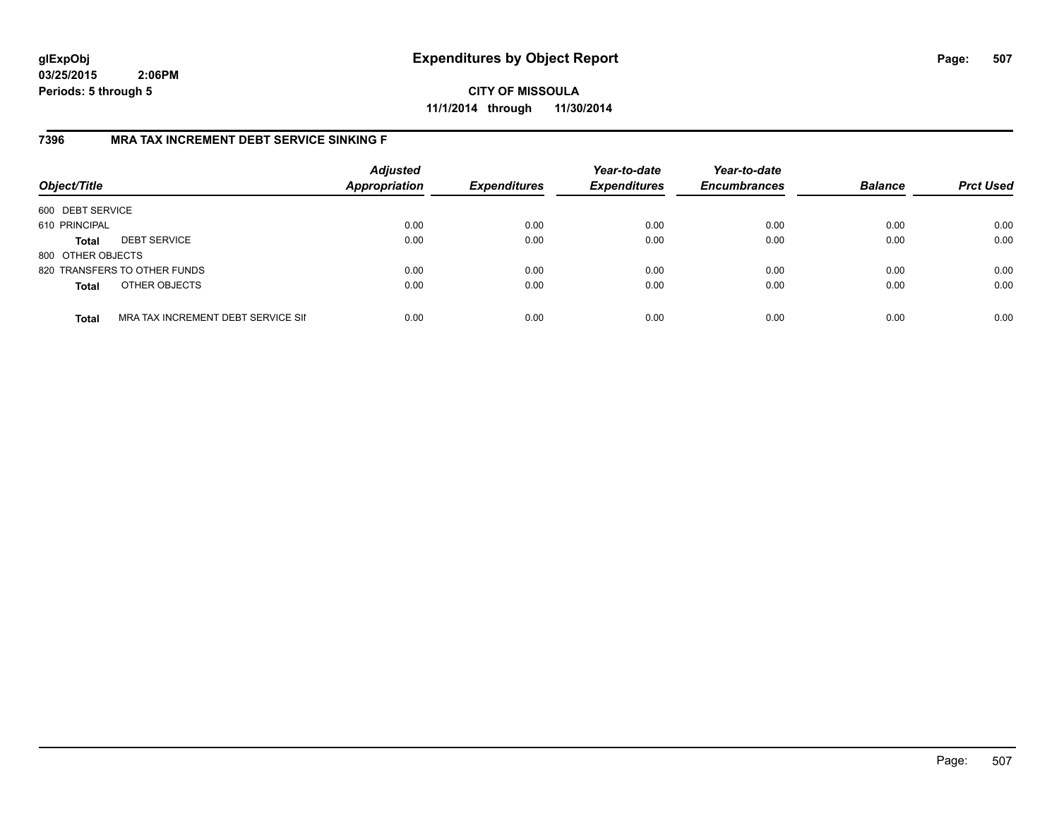glExpObj
03/25/2015 2:06PM
Periods: 5 through 5

# Expenditures by Object Report

**CITY OF MISSOULA**
**11/1/2014 through 11/30/2014**

## 7396 MRA TAX INCREMENT DEBT SERVICE SINKING F

| Object/Title | | Adjusted Appropriation | Expenditures | Year-to-date Expenditures | Year-to-date Encumbrances | Balance | Prct Used |
|---|---|---|---|---|---|---|---|
| 600 DEBT SERVICE | | | | | | | |
| 610 PRINCIPAL | | 0.00 | 0.00 | 0.00 | 0.00 | 0.00 | 0.00 |
| **Total** | DEBT SERVICE | 0.00 | 0.00 | 0.00 | 0.00 | 0.00 | 0.00 |
| 800 OTHER OBJECTS | | | | | | | |
| 820 TRANSFERS TO OTHER FUNDS | | 0.00 | 0.00 | 0.00 | 0.00 | 0.00 | 0.00 |
| **Total** | OTHER OBJECTS | 0.00 | 0.00 | 0.00 | 0.00 | 0.00 | 0.00 |
| **Total** | MRA TAX INCREMENT DEBT SERVICE SII | 0.00 | 0.00 | 0.00 | 0.00 | 0.00 | 0.00 |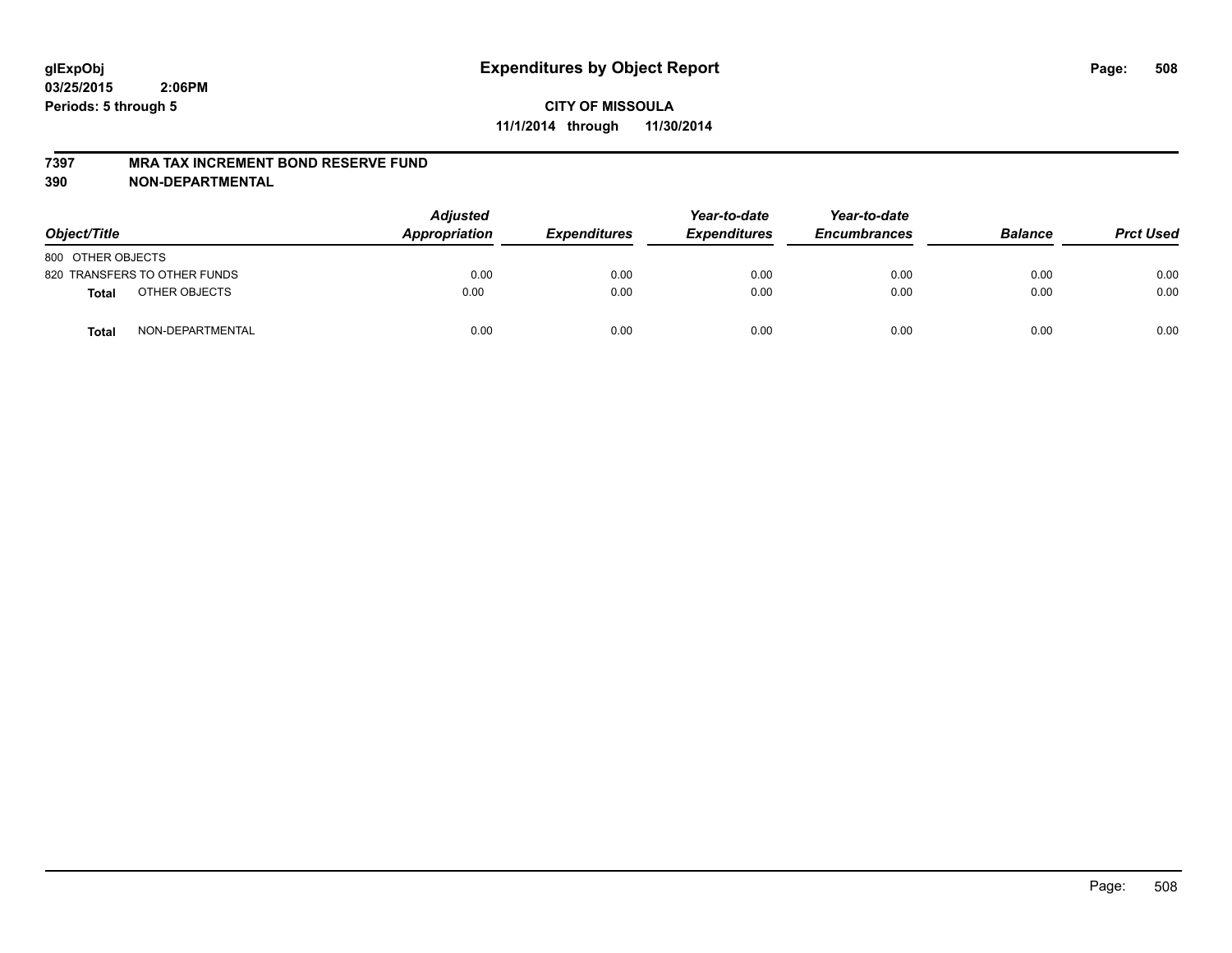**glExpObj** **Expenditures by Object Report**
**03/25/2015 2:06PM**
**Periods: 5 through 5**

**CITY OF MISSOULA**
**11/1/2014 through 11/30/2014**

**7397 MRA TAX INCREMENT BOND RESERVE FUND**
**390 NON-DEPARTMENTAL**

| Object/Title | | Adjusted Appropriation | Expenditures | Year-to-date Expenditures | Year-to-date Encumbrances | Balance | Prct Used |
|---|---|---|---|---|---|---|---|
| 800 OTHER OBJECTS | | | | | | | |
| 820 TRANSFERS TO OTHER FUNDS | | 0.00 | 0.00 | 0.00 | 0.00 | 0.00 | 0.00 |
| **Total** | OTHER OBJECTS | 0.00 | 0.00 | 0.00 | 0.00 | 0.00 | 0.00 |
| **Total** | NON-DEPARTMENTAL | 0.00 | 0.00 | 0.00 | 0.00 | 0.00 | 0.00 |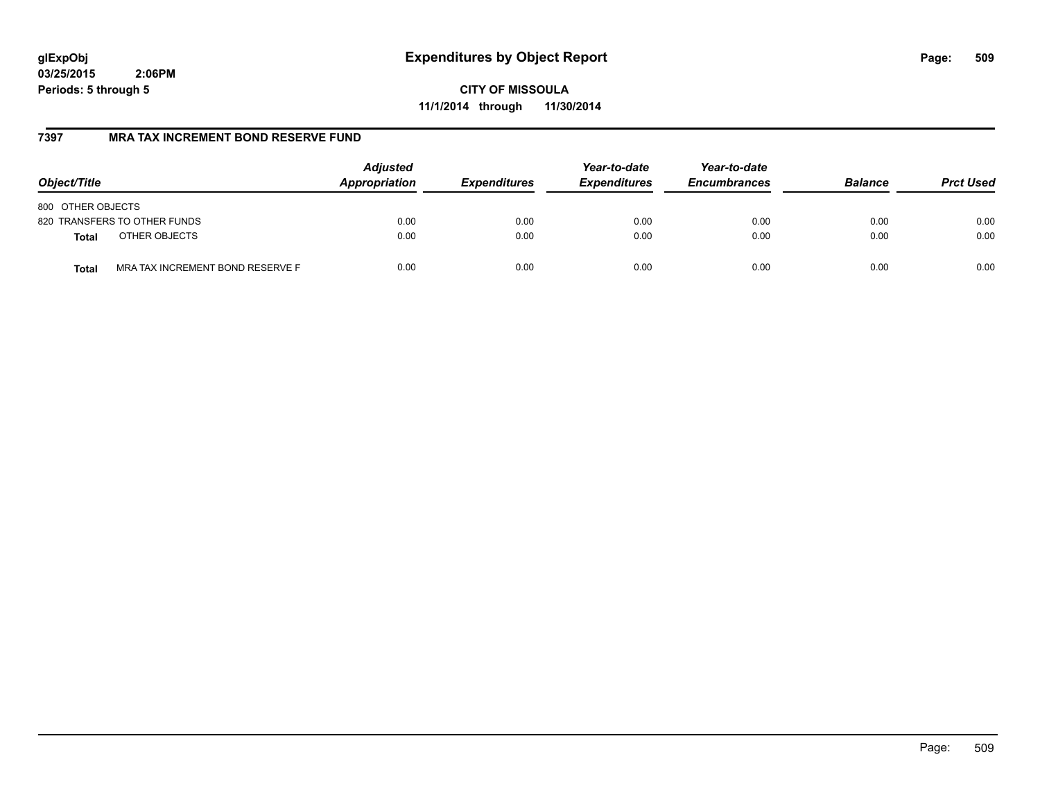# Expenditures by Object Report

glExpObj
03/25/2015 2:06PM
Periods: 5 through 5

**CITY OF MISSOULA**
**11/1/2014 through 11/30/2014**

## 7397 MRA TAX INCREMENT BOND RESERVE FUND

| Object/Title | | Adjusted Appropriation | Expenditures | Year-to-date Expenditures | Year-to-date Encumbrances | Balance | Prct Used |
|---|---|---|---|---|---|---|---|
| 800 OTHER OBJECTS | | | | | | | |
| 820 TRANSFERS TO OTHER FUNDS | | 0.00 | 0.00 | 0.00 | 0.00 | 0.00 | 0.00 |
| **Total** | OTHER OBJECTS | 0.00 | 0.00 | 0.00 | 0.00 | 0.00 | 0.00 |
| **Total** | MRA TAX INCREMENT BOND RESERVE F | 0.00 | 0.00 | 0.00 | 0.00 | 0.00 | 0.00 |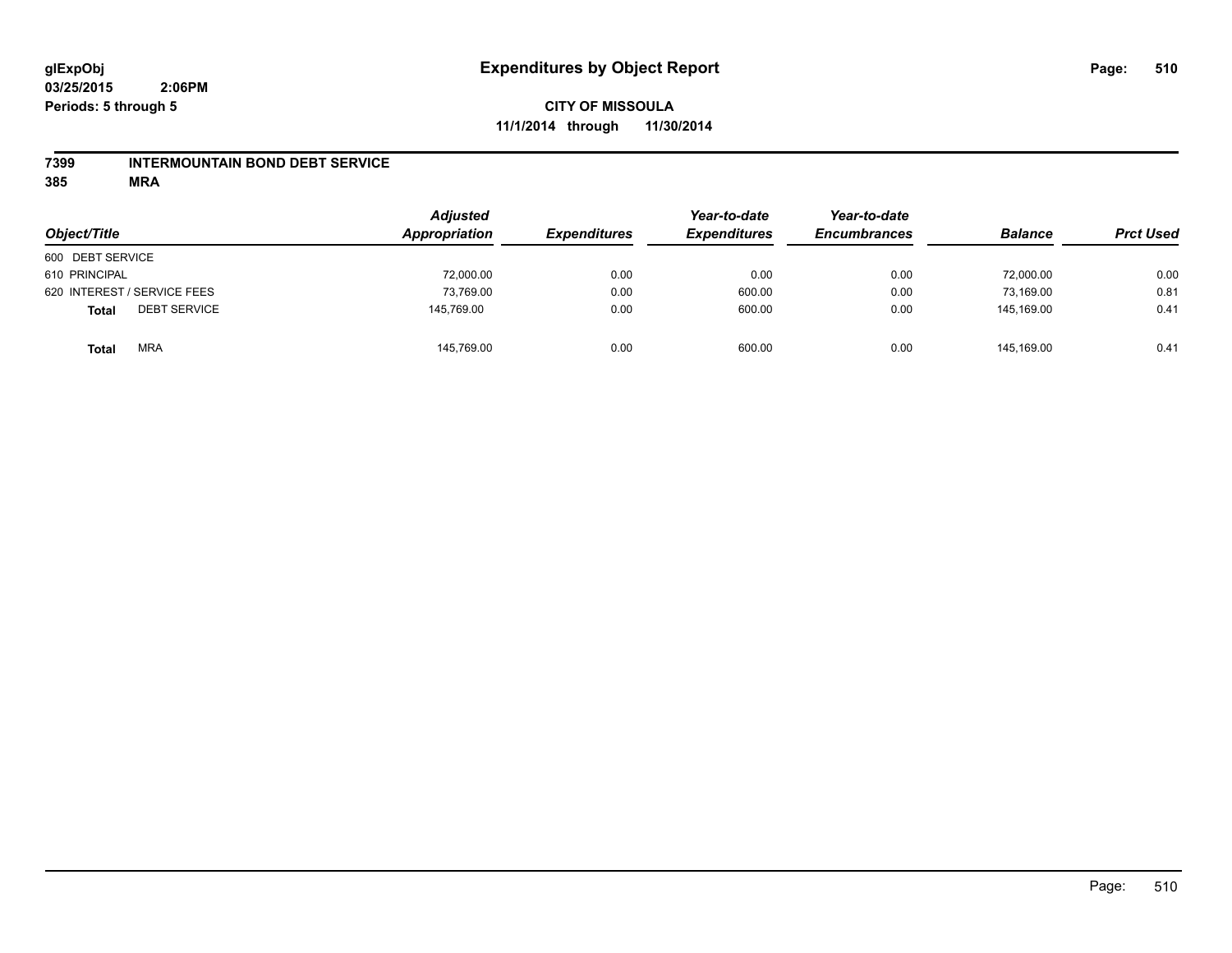**glExpObj** **Expenditures by Object Report**
**03/25/2015 2:06PM**
**Periods: 5 through 5**

**CITY OF MISSOULA**
**11/1/2014 through 11/30/2014**

**7399 INTERMOUNTAIN BOND DEBT SERVICE**
**385 MRA**

| Object/Title | | Adjusted Appropriation | Expenditures | Year-to-date Expenditures | Year-to-date Encumbrances | Balance | Prct Used |
|---|---|---|---|---|---|---|---|
| 600 DEBT SERVICE | | | | | | | |
| 610 PRINCIPAL | | 72,000.00 | 0.00 | 0.00 | 0.00 | 72,000.00 | 0.00 |
| 620 INTEREST / SERVICE FEES | | 73,769.00 | 0.00 | 600.00 | 0.00 | 73,169.00 | 0.81 |
| **Total** | DEBT SERVICE | 145,769.00 | 0.00 | 600.00 | 0.00 | 145,169.00 | 0.41 |
| **Total** | MRA | 145,769.00 | 0.00 | 600.00 | 0.00 | 145,169.00 | 0.41 |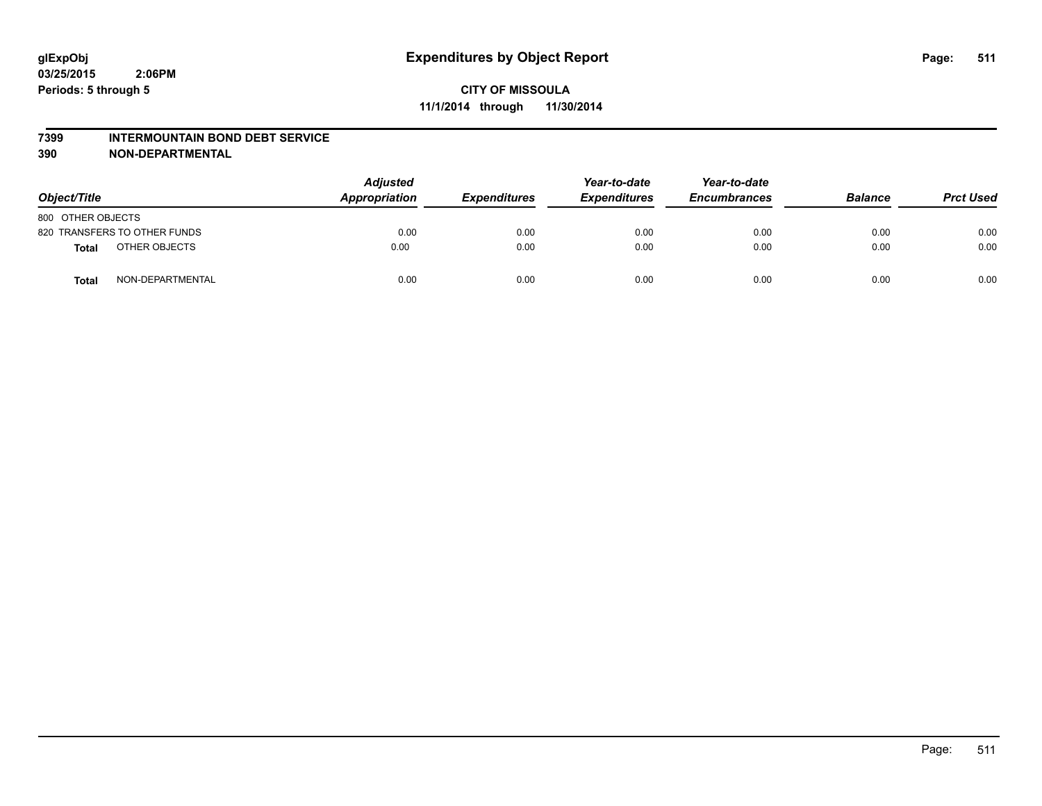glExpObj
03/25/2015 2:06PM
Periods: 5 through 5

# Expenditures by Object Report

**CITY OF MISSOULA**
**11/1/2014 through 11/30/2014**

**7399 INTERMOUNTAIN BOND DEBT SERVICE**
**390 NON-DEPARTMENTAL**

| Object/Title | | Adjusted Appropriation | Expenditures | Year-to-date Expenditures | Year-to-date Encumbrances | Balance | Prct Used |
|---|---|---|---|---|---|---|---|
| 800 OTHER OBJECTS | | | | | | | |
| 820 TRANSFERS TO OTHER FUNDS | | 0.00 | 0.00 | 0.00 | 0.00 | 0.00 | 0.00 |
| **Total** | OTHER OBJECTS | 0.00 | 0.00 | 0.00 | 0.00 | 0.00 | 0.00 |
| **Total** | NON-DEPARTMENTAL | 0.00 | 0.00 | 0.00 | 0.00 | 0.00 | 0.00 |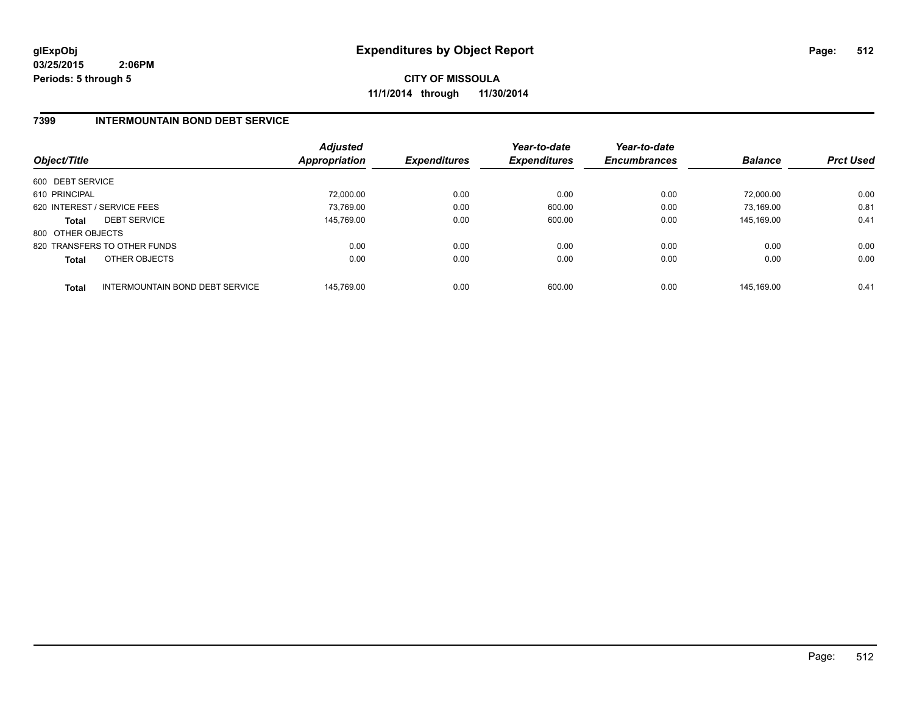**glExpObj** **Expenditures by Object Report**
**03/25/2015 2:06PM**
**Periods: 5 through 5**

**CITY OF MISSOULA**
**11/1/2014 through 11/30/2014**

## 7399 INTERMOUNTAIN BOND DEBT SERVICE

| Object/Title | | Adjusted Appropriation | Expenditures | Year-to-date Expenditures | Year-to-date Encumbrances | Balance | Prct Used |
|---|---|---|---|---|---|---|---|
| 600 DEBT SERVICE | | | | | | | |
| 610 PRINCIPAL | | 72,000.00 | 0.00 | 0.00 | 0.00 | 72,000.00 | 0.00 |
| 620 INTEREST / SERVICE FEES | | 73,769.00 | 0.00 | 600.00 | 0.00 | 73,169.00 | 0.81 |
| **Total** | DEBT SERVICE | 145,769.00 | 0.00 | 600.00 | 0.00 | 145,169.00 | 0.41 |
| 800 OTHER OBJECTS | | | | | | | |
| 820 TRANSFERS TO OTHER FUNDS | | 0.00 | 0.00 | 0.00 | 0.00 | 0.00 | 0.00 |
| **Total** | OTHER OBJECTS | 0.00 | 0.00 | 0.00 | 0.00 | 0.00 | 0.00 |
| **Total** | INTERMOUNTAIN BOND DEBT SERVICE | 145,769.00 | 0.00 | 600.00 | 0.00 | 145,169.00 | 0.41 |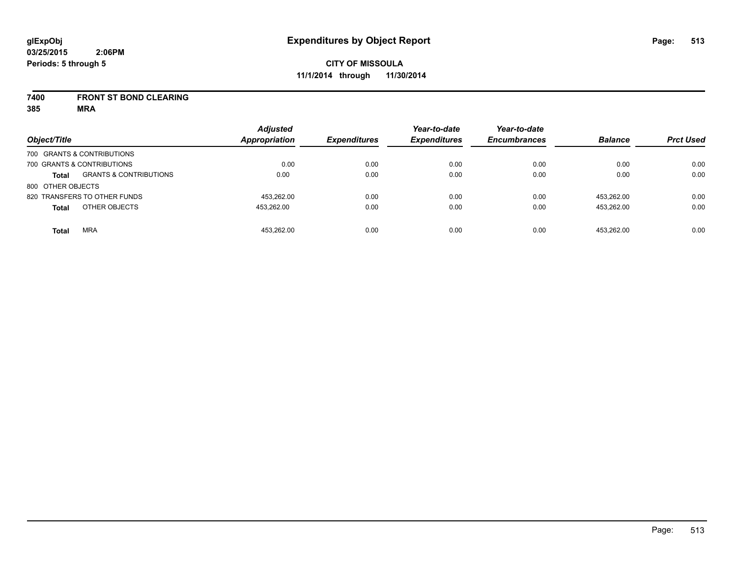**glExpObj**
**03/25/2015 2:06PM**
**Periods: 5 through 5**

# Expenditures by Object Report

**CITY OF MISSOULA**
**11/1/2014 through 11/30/2014**

**7400 FRONT ST BOND CLEARING**
**385 MRA**

| Object/Title | | Adjusted Appropriation | Expenditures | Year-to-date Expenditures | Year-to-date Encumbrances | Balance | Prct Used |
|---|---|---|---|---|---|---|---|
| 700 GRANTS & CONTRIBUTIONS | | | | | | | |
| 700 GRANTS & CONTRIBUTIONS | | 0.00 | 0.00 | 0.00 | 0.00 | 0.00 | 0.00 |
| **Total** | GRANTS & CONTRIBUTIONS | 0.00 | 0.00 | 0.00 | 0.00 | 0.00 | 0.00 |
| 800 OTHER OBJECTS | | | | | | | |
| 820 TRANSFERS TO OTHER FUNDS | | 453,262.00 | 0.00 | 0.00 | 0.00 | 453,262.00 | 0.00 |
| **Total** | OTHER OBJECTS | 453,262.00 | 0.00 | 0.00 | 0.00 | 453,262.00 | 0.00 |
| **Total** | MRA | 453,262.00 | 0.00 | 0.00 | 0.00 | 453,262.00 | 0.00 |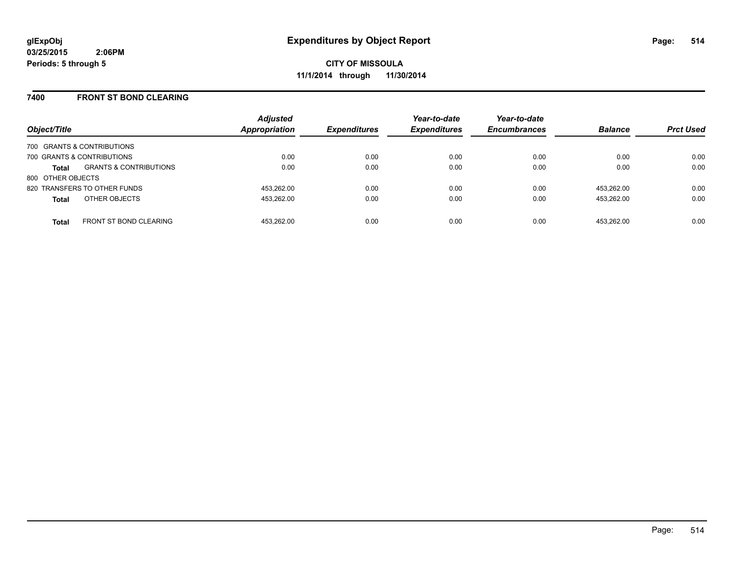glExpObj
03/25/2015 2:06PM
Periods: 5 through 5

# Expenditures by Object Report

**CITY OF MISSOULA**
**11/1/2014 through 11/30/2014**

## 7400 FRONT ST BOND CLEARING

| Object/Title | | Adjusted Appropriation | Expenditures | Year-to-date Expenditures | Year-to-date Encumbrances | Balance | Prct Used |
|---|---|---|---|---|---|---|---|
| 700 GRANTS & CONTRIBUTIONS | | | | | | | |
| 700 GRANTS & CONTRIBUTIONS | | 0.00 | 0.00 | 0.00 | 0.00 | 0.00 | 0.00 |
| **Total** | GRANTS & CONTRIBUTIONS | 0.00 | 0.00 | 0.00 | 0.00 | 0.00 | 0.00 |
| 800 OTHER OBJECTS | | | | | | | |
| 820 TRANSFERS TO OTHER FUNDS | | 453,262.00 | 0.00 | 0.00 | 0.00 | 453,262.00 | 0.00 |
| **Total** | OTHER OBJECTS | 453,262.00 | 0.00 | 0.00 | 0.00 | 453,262.00 | 0.00 |
| **Total** | FRONT ST BOND CLEARING | 453,262.00 | 0.00 | 0.00 | 0.00 | 453,262.00 | 0.00 |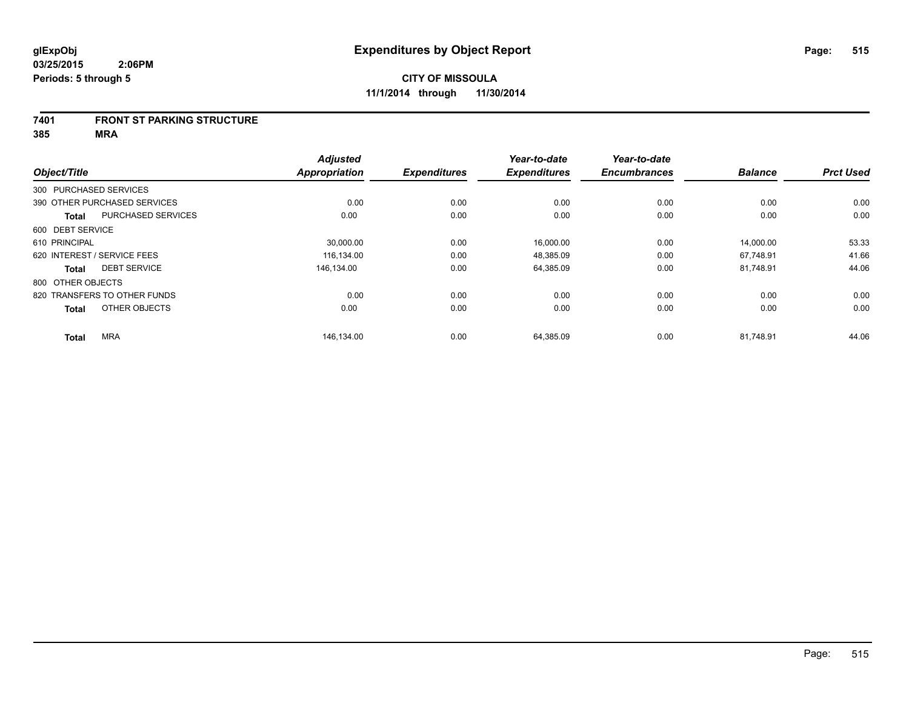**glExpObj**
**03/25/2015 2:06PM**
**Periods: 5 through 5**

# Expenditures by Object Report

**CITY OF MISSOULA**
**11/1/2014 through 11/30/2014**

**7401 FRONT ST PARKING STRUCTURE**
**385 MRA**

| Object/Title | | Adjusted Appropriation | Expenditures | Year-to-date Expenditures | Year-to-date Encumbrances | Balance | Prct Used |
|---|---|---|---|---|---|---|---|
| 300 PURCHASED SERVICES | | | | | | | |
| 390 OTHER PURCHASED SERVICES | | 0.00 | 0.00 | 0.00 | 0.00 | 0.00 | 0.00 |
| **Total** | PURCHASED SERVICES | 0.00 | 0.00 | 0.00 | 0.00 | 0.00 | 0.00 |
| 600 DEBT SERVICE | | | | | | | |
| 610 PRINCIPAL | | 30,000.00 | 0.00 | 16,000.00 | 0.00 | 14,000.00 | 53.33 |
| 620 INTEREST / SERVICE FEES | | 116,134.00 | 0.00 | 48,385.09 | 0.00 | 67,748.91 | 41.66 |
| **Total** | DEBT SERVICE | 146,134.00 | 0.00 | 64,385.09 | 0.00 | 81,748.91 | 44.06 |
| 800 OTHER OBJECTS | | | | | | | |
| 820 TRANSFERS TO OTHER FUNDS | | 0.00 | 0.00 | 0.00 | 0.00 | 0.00 | 0.00 |
| **Total** | OTHER OBJECTS | 0.00 | 0.00 | 0.00 | 0.00 | 0.00 | 0.00 |
| **Total** | MRA | 146,134.00 | 0.00 | 64,385.09 | 0.00 | 81,748.91 | 44.06 |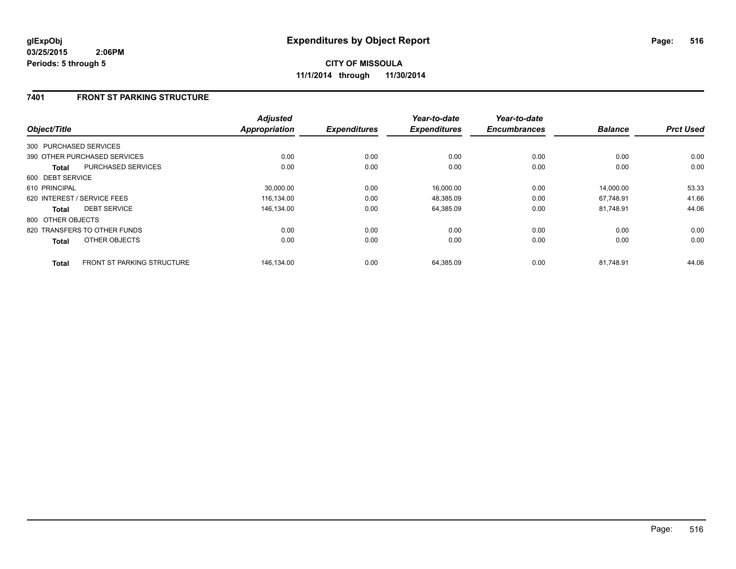**glExpObj**
**03/25/2015 2:06PM**
**Periods: 5 through 5**

# Expenditures by Object Report

**CITY OF MISSOULA**
**11/1/2014 through 11/30/2014**

## 7401 FRONT ST PARKING STRUCTURE

| Object/Title | | Adjusted Appropriation | Expenditures | Year-to-date Expenditures | Year-to-date Encumbrances | Balance | Prct Used |
|---|---|---|---|---|---|---|---|
| 300 PURCHASED SERVICES | | | | | | | |
| 390 OTHER PURCHASED SERVICES | | 0.00 | 0.00 | 0.00 | 0.00 | 0.00 | 0.00 |
| **Total** | PURCHASED SERVICES | 0.00 | 0.00 | 0.00 | 0.00 | 0.00 | 0.00 |
| 600 DEBT SERVICE | | | | | | | |
| 610 PRINCIPAL | | 30,000.00 | 0.00 | 16,000.00 | 0.00 | 14,000.00 | 53.33 |
| 620 INTEREST / SERVICE FEES | | 116,134.00 | 0.00 | 48,385.09 | 0.00 | 67,748.91 | 41.66 |
| **Total** | DEBT SERVICE | 146,134.00 | 0.00 | 64,385.09 | 0.00 | 81,748.91 | 44.06 |
| 800 OTHER OBJECTS | | | | | | | |
| 820 TRANSFERS TO OTHER FUNDS | | 0.00 | 0.00 | 0.00 | 0.00 | 0.00 | 0.00 |
| **Total** | OTHER OBJECTS | 0.00 | 0.00 | 0.00 | 0.00 | 0.00 | 0.00 |
| **Total** | FRONT ST PARKING STRUCTURE | 146,134.00 | 0.00 | 64,385.09 | 0.00 | 81,748.91 | 44.06 |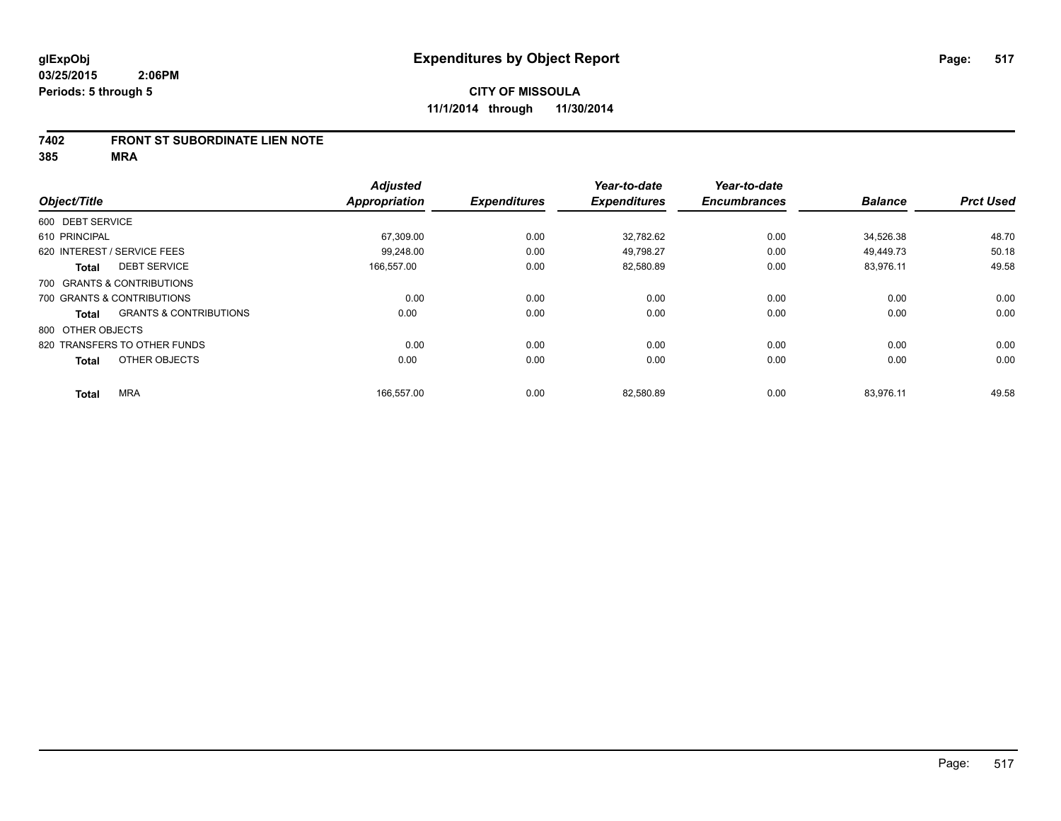**glExpObj**
**03/25/2015 2:06PM**
**Periods: 5 through 5**

# Expenditures by Object Report

**CITY OF MISSOULA**
**11/1/2014 through 11/30/2014**

## 7402 FRONT ST SUBORDINATE LIEN NOTE
## 385 MRA

| Object/Title | | Adjusted Appropriation | Expenditures | Year-to-date Expenditures | Year-to-date Encumbrances | Balance | Prct Used |
|---|---|---|---|---|---|---|---|
| 600 DEBT SERVICE | | | | | | | |
| 610 PRINCIPAL | | 67,309.00 | 0.00 | 32,782.62 | 0.00 | 34,526.38 | 48.70 |
| 620 INTEREST / SERVICE FEES | | 99,248.00 | 0.00 | 49,798.27 | 0.00 | 49,449.73 | 50.18 |
| **Total** | DEBT SERVICE | 166,557.00 | 0.00 | 82,580.89 | 0.00 | 83,976.11 | 49.58 |
| 700 GRANTS & CONTRIBUTIONS | | | | | | | |
| 700 GRANTS & CONTRIBUTIONS | | 0.00 | 0.00 | 0.00 | 0.00 | 0.00 | 0.00 |
| **Total** | GRANTS & CONTRIBUTIONS | 0.00 | 0.00 | 0.00 | 0.00 | 0.00 | 0.00 |
| 800 OTHER OBJECTS | | | | | | | |
| 820 TRANSFERS TO OTHER FUNDS | | 0.00 | 0.00 | 0.00 | 0.00 | 0.00 | 0.00 |
| **Total** | OTHER OBJECTS | 0.00 | 0.00 | 0.00 | 0.00 | 0.00 | 0.00 |
| **Total** | MRA | 166,557.00 | 0.00 | 82,580.89 | 0.00 | 83,976.11 | 49.58 |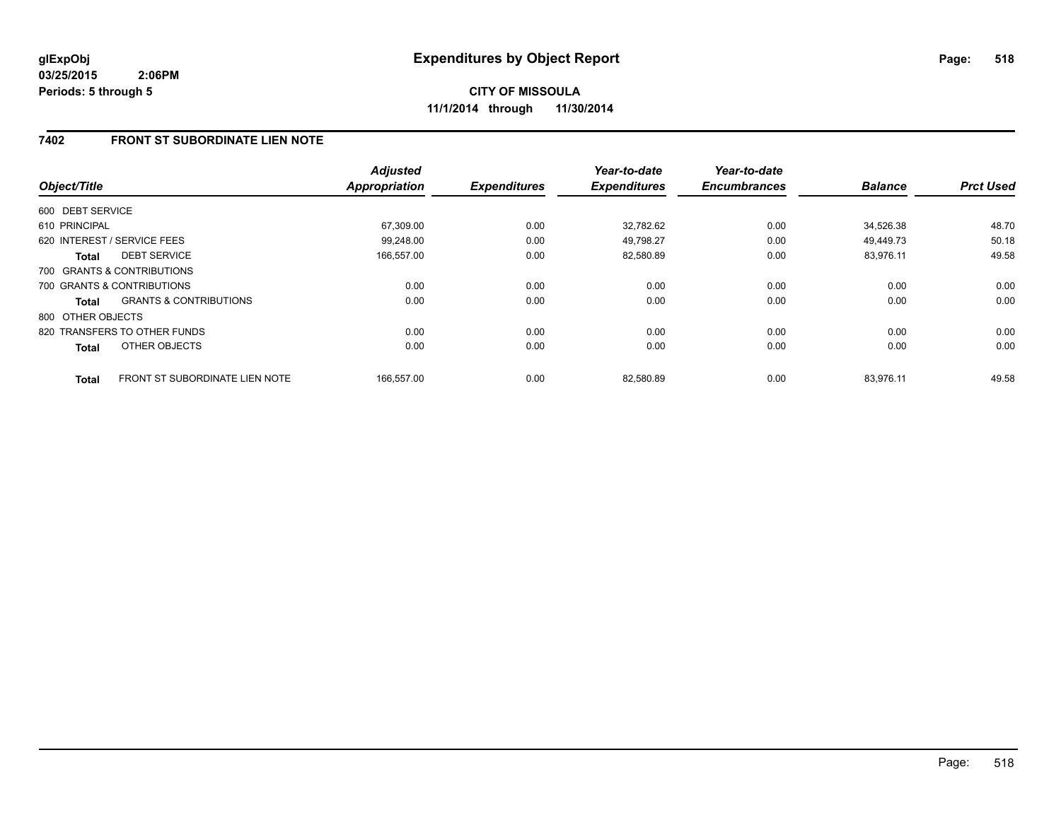# Expenditures by Object Report

glExpObj
03/25/2015 2:06PM
Periods: 5 through 5

**CITY OF MISSOULA**
**11/1/2014 through 11/30/2014**

## 7402 FRONT ST SUBORDINATE LIEN NOTE

| Object/Title | | Adjusted Appropriation | Expenditures | Year-to-date Expenditures | Year-to-date Encumbrances | Balance | Prct Used |
|---|---|---|---|---|---|---|---|
| 600 DEBT SERVICE | | | | | | | |
| 610 PRINCIPAL | | 67,309.00 | 0.00 | 32,782.62 | 0.00 | 34,526.38 | 48.70 |
| 620 INTEREST / SERVICE FEES | | 99,248.00 | 0.00 | 49,798.27 | 0.00 | 49,449.73 | 50.18 |
| **Total** | DEBT SERVICE | 166,557.00 | 0.00 | 82,580.89 | 0.00 | 83,976.11 | 49.58 |
| 700 GRANTS & CONTRIBUTIONS | | | | | | | |
| 700 GRANTS & CONTRIBUTIONS | | 0.00 | 0.00 | 0.00 | 0.00 | 0.00 | 0.00 |
| **Total** | GRANTS & CONTRIBUTIONS | 0.00 | 0.00 | 0.00 | 0.00 | 0.00 | 0.00 |
| 800 OTHER OBJECTS | | | | | | | |
| 820 TRANSFERS TO OTHER FUNDS | | 0.00 | 0.00 | 0.00 | 0.00 | 0.00 | 0.00 |
| **Total** | OTHER OBJECTS | 0.00 | 0.00 | 0.00 | 0.00 | 0.00 | 0.00 |
| **Total** | FRONT ST SUBORDINATE LIEN NOTE | 166,557.00 | 0.00 | 82,580.89 | 0.00 | 83,976.11 | 49.58 |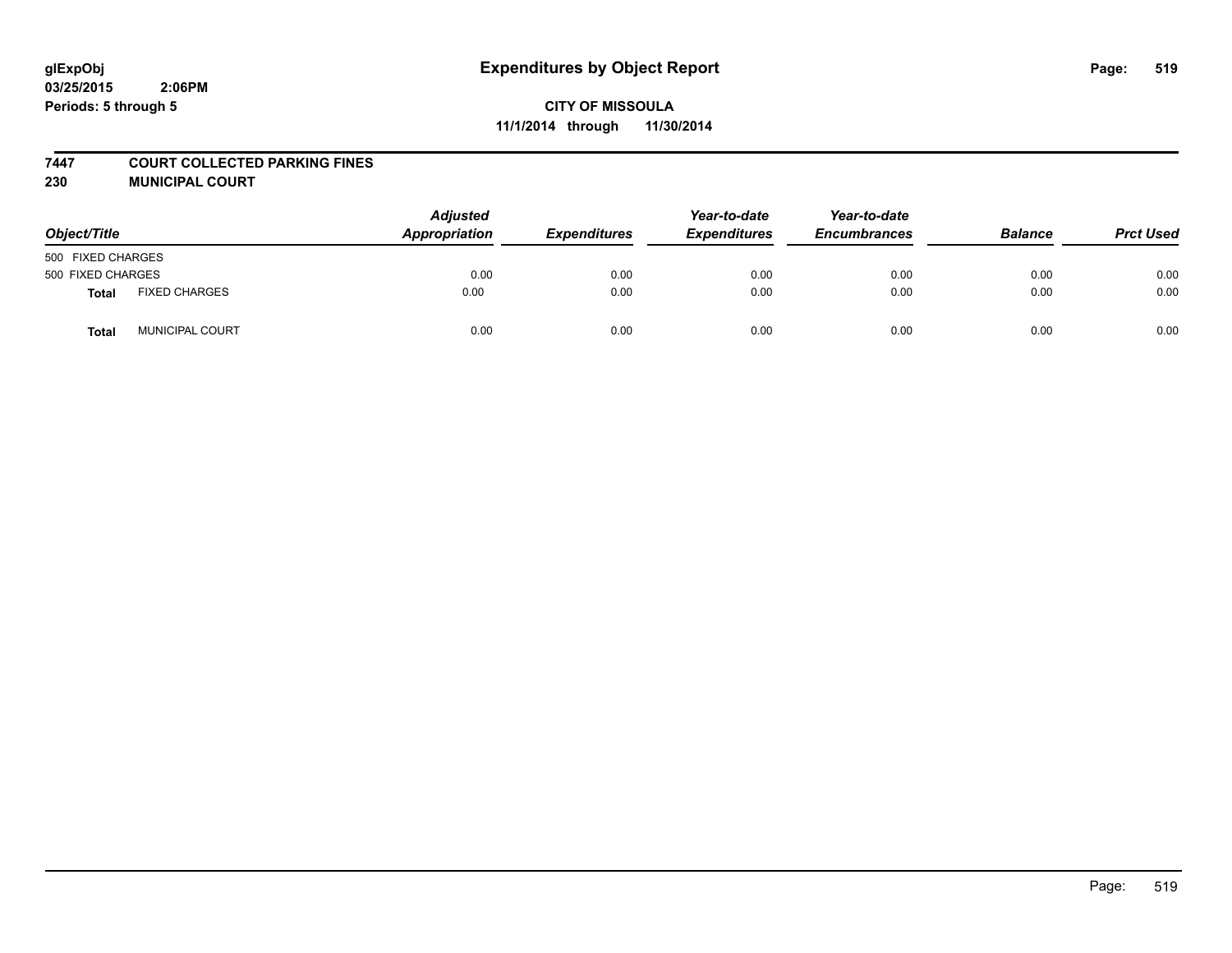**glExpObj** **Expenditures by Object Report**

**03/25/2015 2:06PM**

**Periods: 5 through 5**

**CITY OF MISSOULA**

**11/1/2014 through 11/30/2014**

**7447 COURT COLLECTED PARKING FINES**

**230 MUNICIPAL COURT**

| Object/Title | | Adjusted Appropriation | Expenditures | Year-to-date Expenditures | Year-to-date Encumbrances | Balance | Prct Used |
|---|---|---|---|---|---|---|---|
| 500 FIXED CHARGES | | | | | | | |
| 500 FIXED CHARGES | | 0.00 | 0.00 | 0.00 | 0.00 | 0.00 | 0.00 |
| **Total** | FIXED CHARGES | 0.00 | 0.00 | 0.00 | 0.00 | 0.00 | 0.00 |
| **Total** | MUNICIPAL COURT | 0.00 | 0.00 | 0.00 | 0.00 | 0.00 | 0.00 |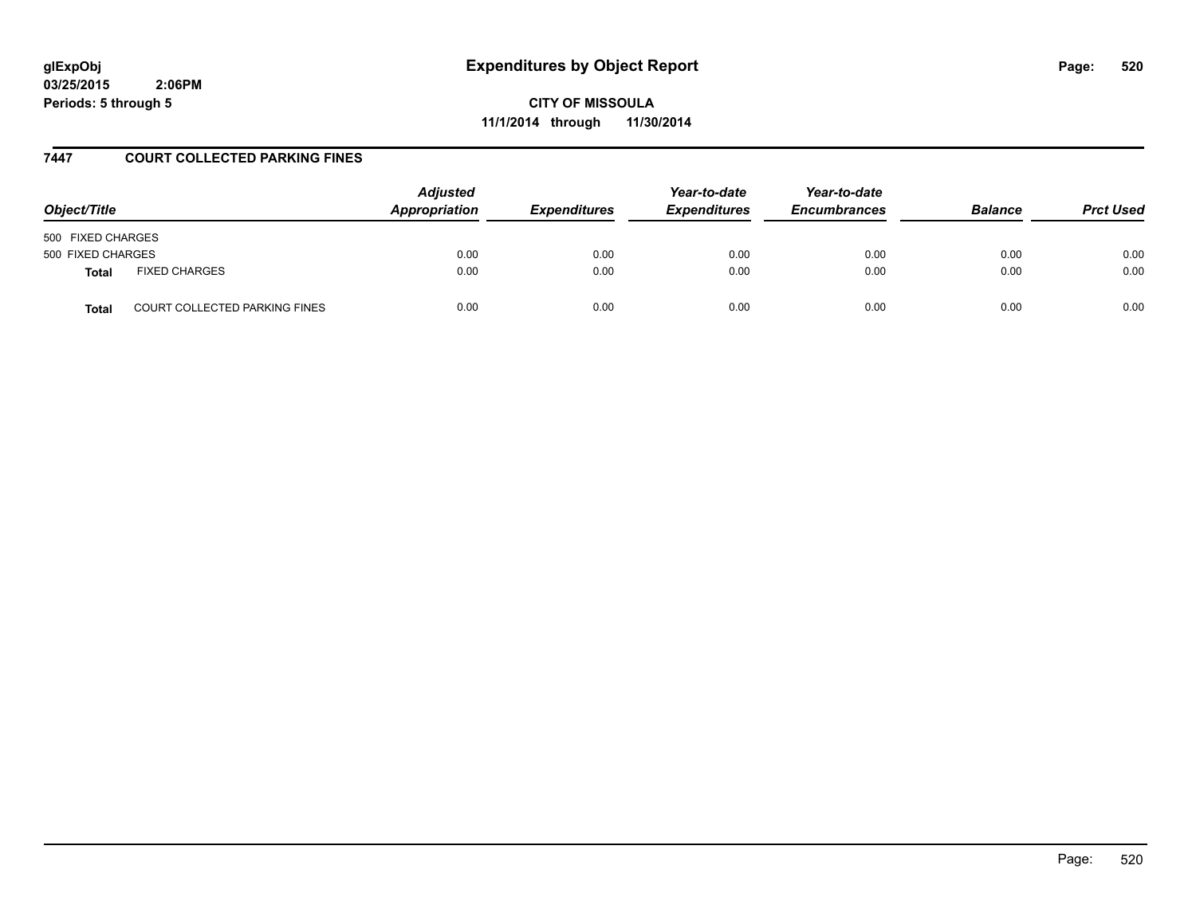glExpObj
03/25/2015 2:06PM
Periods: 5 through 5

# Expenditures by Object Report

**CITY OF MISSOULA**
**11/1/2014 through 11/30/2014**

## 7447 COURT COLLECTED PARKING FINES

| Object/Title | | Adjusted Appropriation | Expenditures | Year-to-date Expenditures | Year-to-date Encumbrances | Balance | Prct Used |
|---|---|---|---|---|---|---|---|
| 500 FIXED CHARGES | | | | | | | |
| 500 FIXED CHARGES | | 0.00 | 0.00 | 0.00 | 0.00 | 0.00 | 0.00 |
| **Total** | FIXED CHARGES | 0.00 | 0.00 | 0.00 | 0.00 | 0.00 | 0.00 |
| **Total** | COURT COLLECTED PARKING FINES | 0.00 | 0.00 | 0.00 | 0.00 | 0.00 | 0.00 |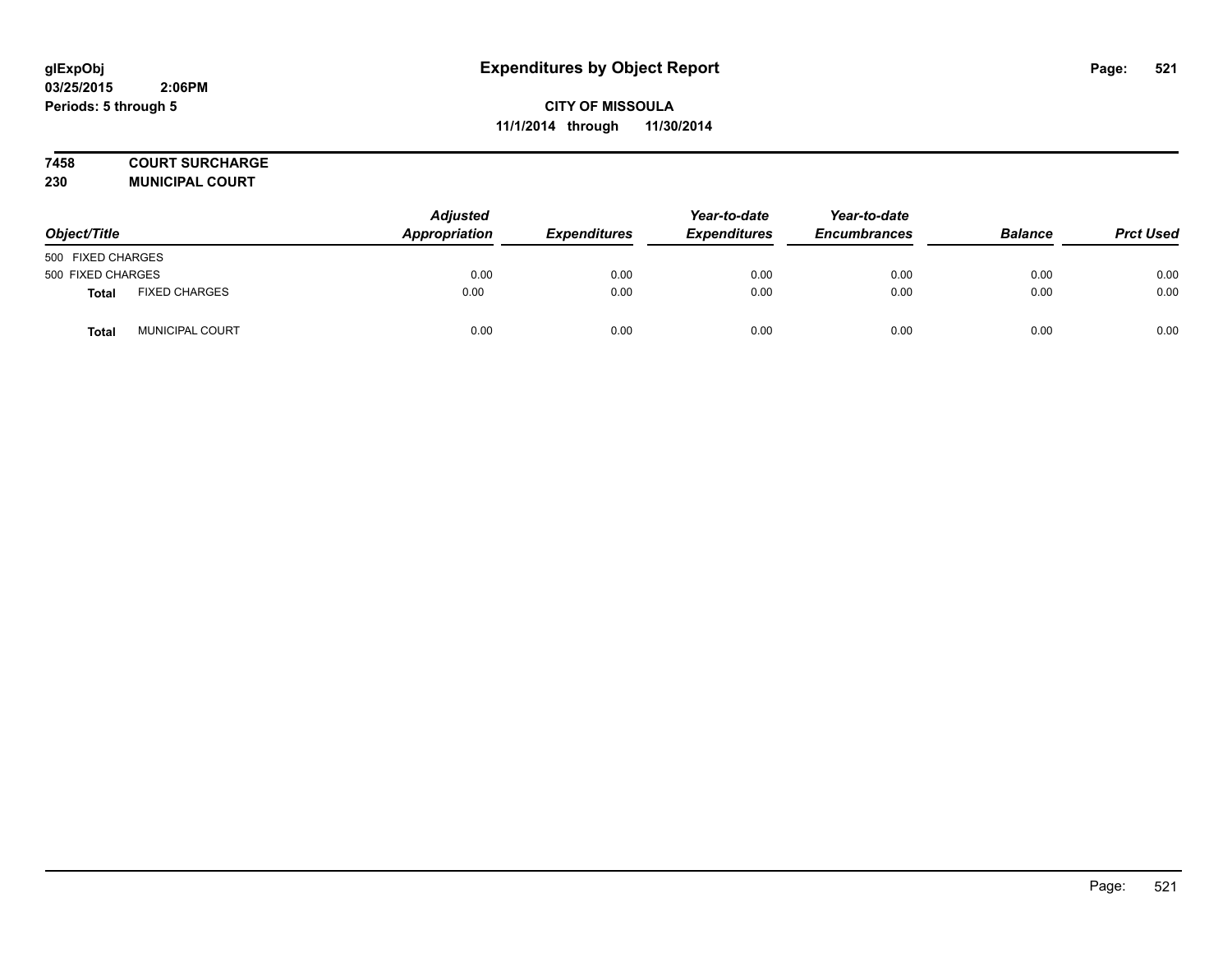glExpObj
03/25/2015 2:06PM
Periods: 5 through 5

# Expenditures by Object Report

**CITY OF MISSOULA**
**11/1/2014 through 11/30/2014**

**7458 COURT SURCHARGE**
**230 MUNICIPAL COURT**

| Object/Title | | Adjusted Appropriation | Expenditures | Year-to-date Expenditures | Year-to-date Encumbrances | Balance | Prct Used |
|---|---|---|---|---|---|---|---|
| 500 FIXED CHARGES | | | | | | | |
| 500 FIXED CHARGES | | 0.00 | 0.00 | 0.00 | 0.00 | 0.00 | 0.00 |
| **Total** | FIXED CHARGES | 0.00 | 0.00 | 0.00 | 0.00 | 0.00 | 0.00 |
| **Total** | MUNICIPAL COURT | 0.00 | 0.00 | 0.00 | 0.00 | 0.00 | 0.00 |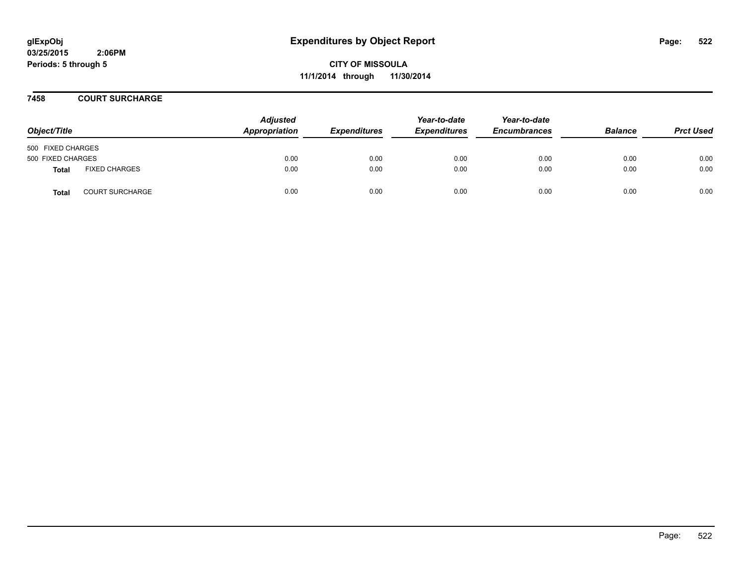# Expenditures by Object Report

glExpObj
03/25/2015 2:06PM
Periods: 5 through 5

**CITY OF MISSOULA**
**11/1/2014 through 11/30/2014**

## 7458 COURT SURCHARGE

| Object/Title | | Adjusted Appropriation | Expenditures | Year-to-date Expenditures | Year-to-date Encumbrances | Balance | Prct Used |
|---|---|---|---|---|---|---|---|
| 500 FIXED CHARGES | | | | | | | |
| 500 FIXED CHARGES | | 0.00 | 0.00 | 0.00 | 0.00 | 0.00 | 0.00 |
| **Total** | FIXED CHARGES | 0.00 | 0.00 | 0.00 | 0.00 | 0.00 | 0.00 |
| **Total** | COURT SURCHARGE | 0.00 | 0.00 | 0.00 | 0.00 | 0.00 | 0.00 |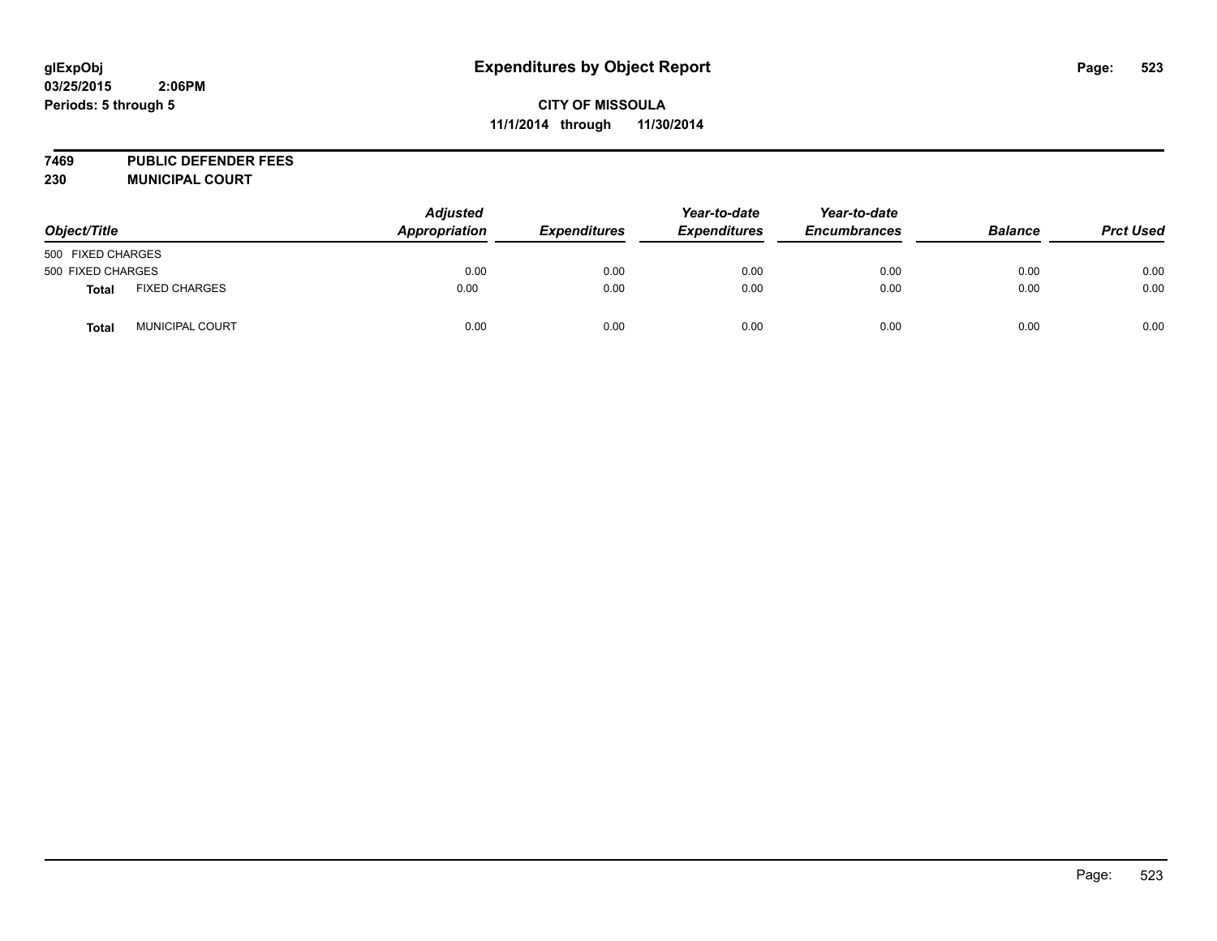**glExpObj** **Expenditures by Object Report**

**03/25/2015 2:06PM**

**Periods: 5 through 5**

**CITY OF MISSOULA**

**11/1/2014 through 11/30/2014**

**7469 PUBLIC DEFENDER FEES**

**230 MUNICIPAL COURT**

| Object/Title | | Adjusted Appropriation | Expenditures | Year-to-date Expenditures | Year-to-date Encumbrances | Balance | Prct Used |
|---|---|---|---|---|---|---|---|
| 500 FIXED CHARGES | | | | | | | |
| 500 FIXED CHARGES | | 0.00 | 0.00 | 0.00 | 0.00 | 0.00 | 0.00 |
| **Total** | FIXED CHARGES | 0.00 | 0.00 | 0.00 | 0.00 | 0.00 | 0.00 |
| **Total** | MUNICIPAL COURT | 0.00 | 0.00 | 0.00 | 0.00 | 0.00 | 0.00 |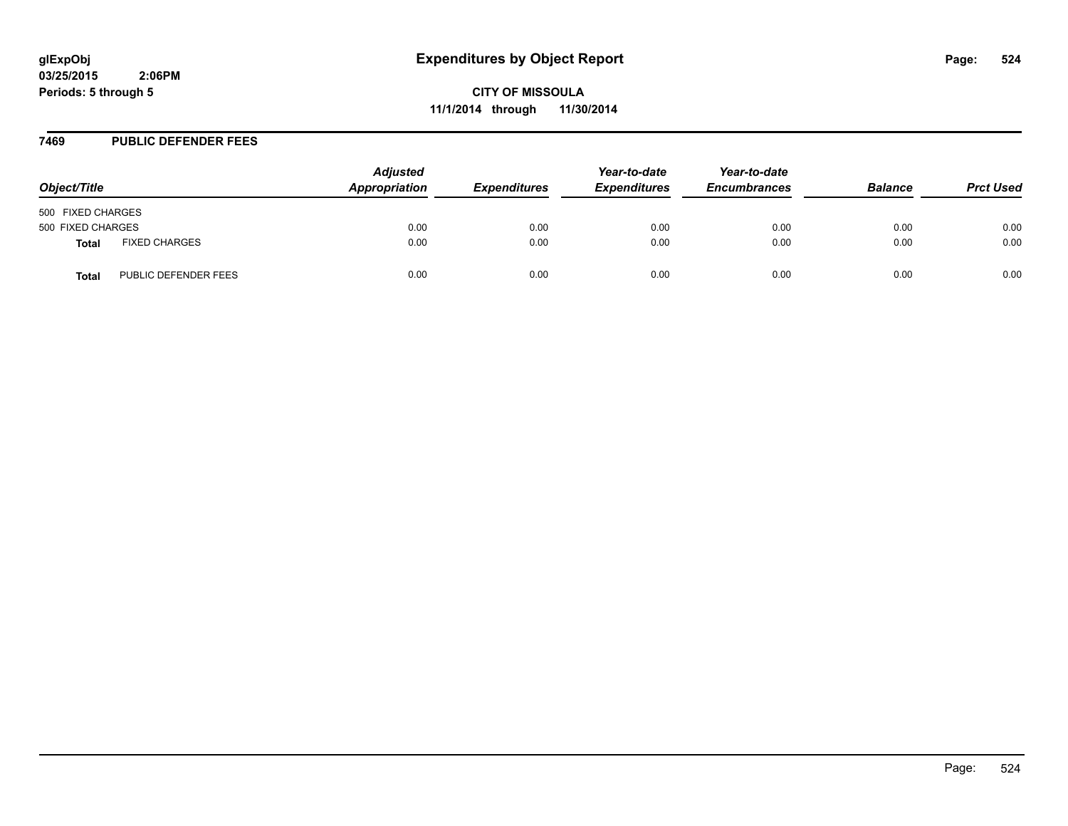**glExpObj**
**03/25/2015 2:06PM**
**Periods: 5 through 5**

# Expenditures by Object Report

**CITY OF MISSOULA**
**11/1/2014 through 11/30/2014**

## 7469 PUBLIC DEFENDER FEES

| Object/Title | | *Adjusted Appropriation* | *Expenditures* | *Year-to-date Expenditures* | *Year-to-date Encumbrances* | *Balance* | *Prct Used* |
|---|---|---|---|---|---|---|---|
| 500 FIXED CHARGES | | | | | | | |
| 500 FIXED CHARGES | | 0.00 | 0.00 | 0.00 | 0.00 | 0.00 | 0.00 |
| **Total** | FIXED CHARGES | 0.00 | 0.00 | 0.00 | 0.00 | 0.00 | 0.00 |
| **Total** | PUBLIC DEFENDER FEES | 0.00 | 0.00 | 0.00 | 0.00 | 0.00 | 0.00 |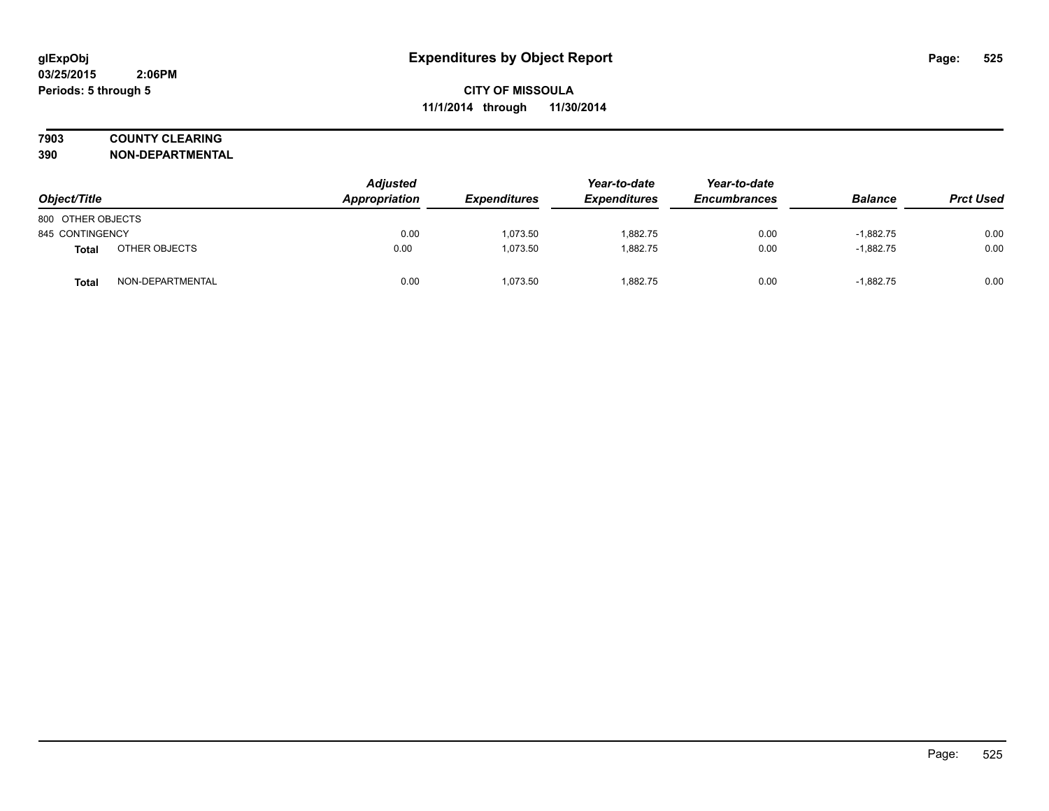**glExpObj**
**03/25/2015 2:06PM**
**Periods: 5 through 5**

# Expenditures by Object Report

**CITY OF MISSOULA**
**11/1/2014 through 11/30/2014**

**7903 COUNTY CLEARING**
**390 NON-DEPARTMENTAL**

| Object/Title | | Adjusted Appropriation | Expenditures | Year-to-date Expenditures | Year-to-date Encumbrances | Balance | Prct Used |
|---|---|---|---|---|---|---|---|
| 800 OTHER OBJECTS | | | | | | | |
| 845 CONTINGENCY | | 0.00 | 1,073.50 | 1,882.75 | 0.00 | -1,882.75 | 0.00 |
| **Total** | OTHER OBJECTS | 0.00 | 1,073.50 | 1,882.75 | 0.00 | -1,882.75 | 0.00 |
| **Total** | NON-DEPARTMENTAL | 0.00 | 1,073.50 | 1,882.75 | 0.00 | -1,882.75 | 0.00 |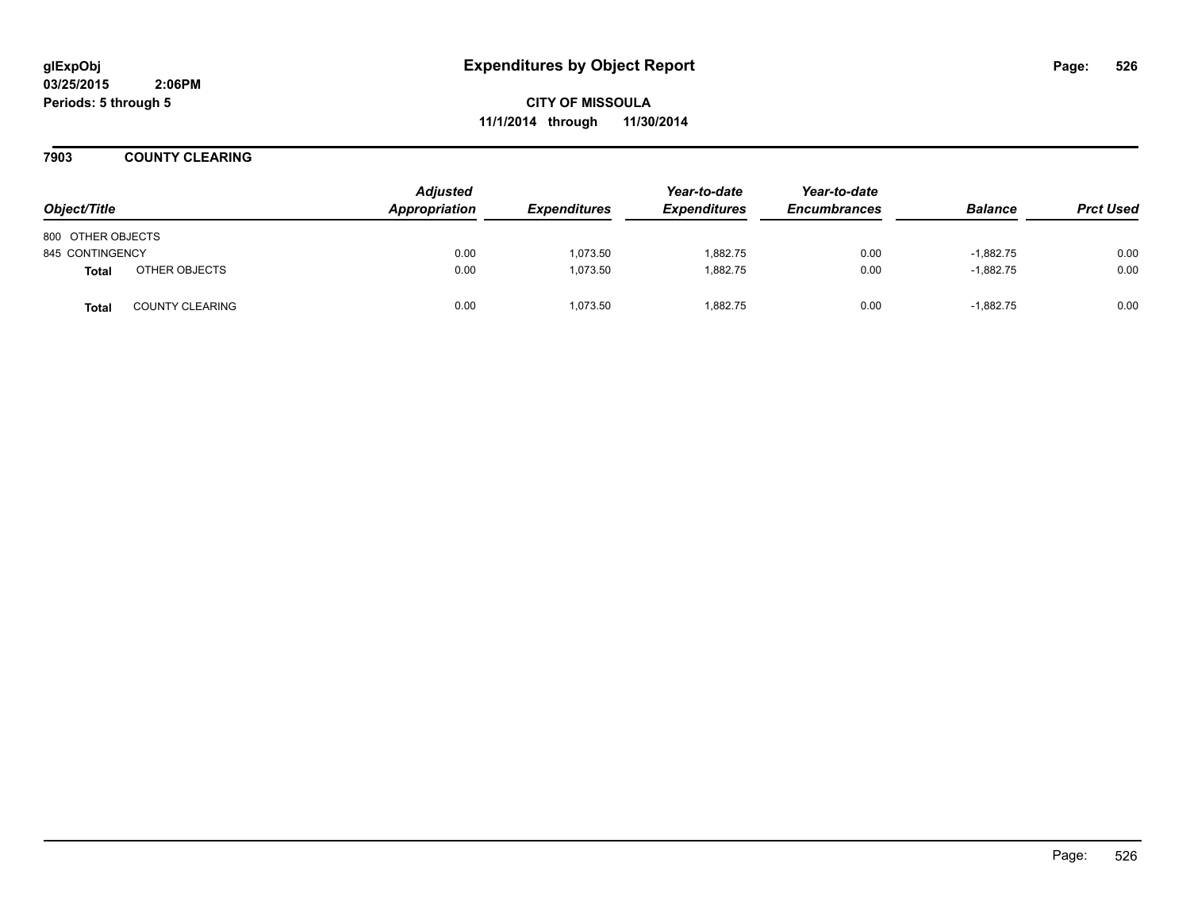# Expenditures by Object Report

glExpObj
03/25/2015 2:06PM
Periods: 5 through 5

**CITY OF MISSOULA**
**11/1/2014 through 11/30/2014**

## 7903 COUNTY CLEARING

| Object/Title | | Adjusted Appropriation | Expenditures | Year-to-date Expenditures | Year-to-date Encumbrances | Balance | Prct Used |
|---|---|---|---|---|---|---|---|
| 800 OTHER OBJECTS | | | | | | | |
| 845 CONTINGENCY | | 0.00 | 1,073.50 | 1,882.75 | 0.00 | -1,882.75 | 0.00 |
| **Total** | OTHER OBJECTS | 0.00 | 1,073.50 | 1,882.75 | 0.00 | -1,882.75 | 0.00 |
| **Total** | COUNTY CLEARING | 0.00 | 1,073.50 | 1,882.75 | 0.00 | -1,882.75 | 0.00 |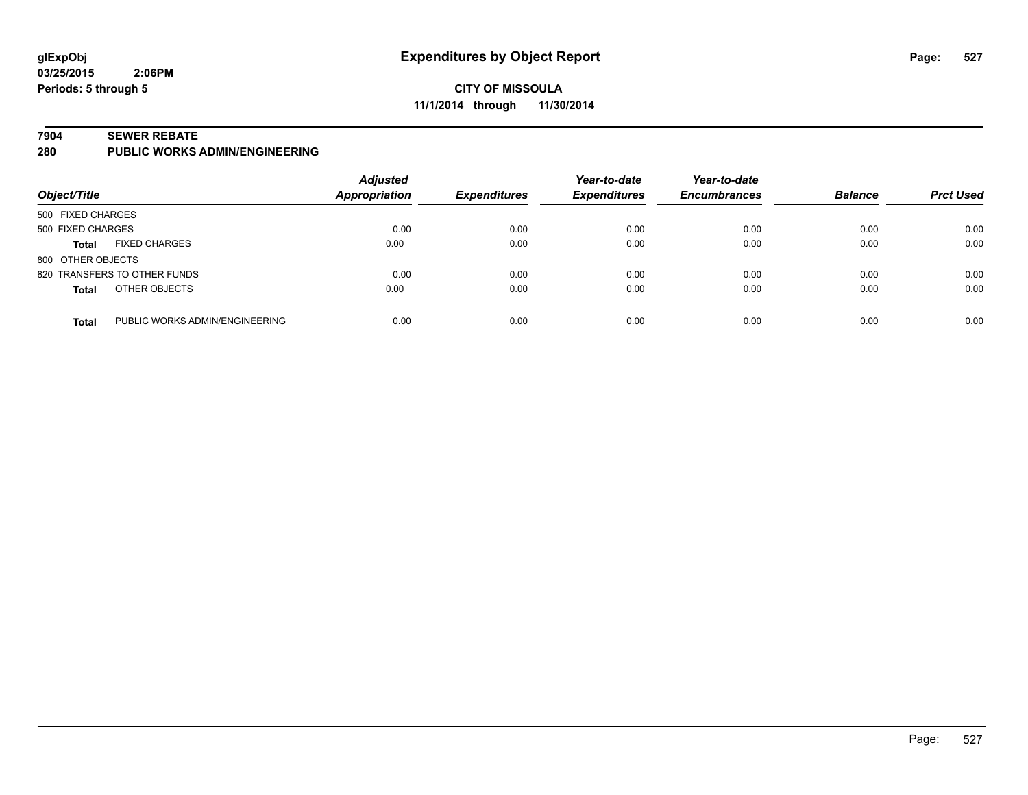# Expenditures by Object Report

**CITY OF MISSOULA**
**11/1/2014 through 11/30/2014**

glExpObj
03/25/2015 2:06PM
Periods: 5 through 5

**7904 SEWER REBATE**
**280 PUBLIC WORKS ADMIN/ENGINEERING**

| Object/Title | | Adjusted Appropriation | Expenditures | Year-to-date Expenditures | Year-to-date Encumbrances | Balance | Prct Used |
|---|---|---|---|---|---|---|---|
| 500 FIXED CHARGES | | | | | | | |
| 500 FIXED CHARGES | | 0.00 | 0.00 | 0.00 | 0.00 | 0.00 | 0.00 |
| **Total** | FIXED CHARGES | 0.00 | 0.00 | 0.00 | 0.00 | 0.00 | 0.00 |
| 800 OTHER OBJECTS | | | | | | | |
| 820 TRANSFERS TO OTHER FUNDS | | 0.00 | 0.00 | 0.00 | 0.00 | 0.00 | 0.00 |
| **Total** | OTHER OBJECTS | 0.00 | 0.00 | 0.00 | 0.00 | 0.00 | 0.00 |
| **Total** | PUBLIC WORKS ADMIN/ENGINEERING | 0.00 | 0.00 | 0.00 | 0.00 | 0.00 | 0.00 |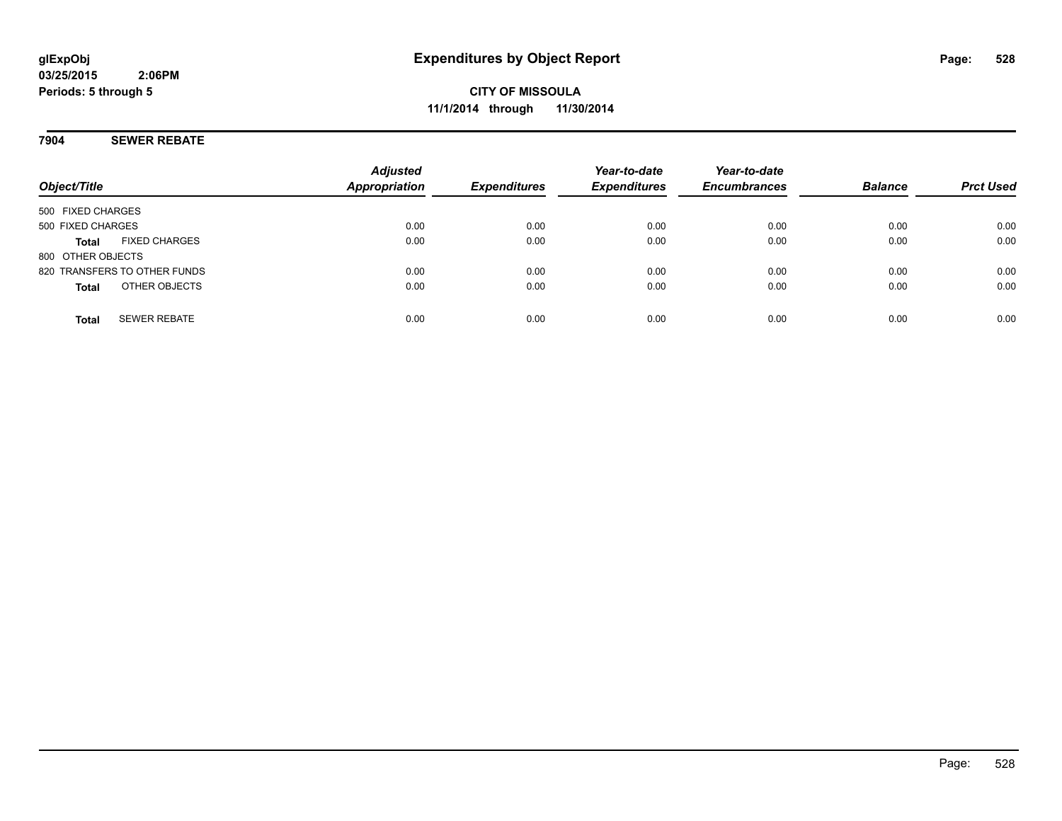**glExpObj**
**03/25/2015 2:06PM**
**Periods: 5 through 5**

# Expenditures by Object Report

**CITY OF MISSOULA**
**11/1/2014 through 11/30/2014**

## 7904 SEWER REBATE

| Object/Title | | Adjusted Appropriation | Expenditures | Year-to-date Expenditures | Year-to-date Encumbrances | Balance | Prct Used |
|---|---|---|---|---|---|---|---|
| 500 FIXED CHARGES | | | | | | | |
| 500 FIXED CHARGES | | 0.00 | 0.00 | 0.00 | 0.00 | 0.00 | 0.00 |
| **Total** | FIXED CHARGES | 0.00 | 0.00 | 0.00 | 0.00 | 0.00 | 0.00 |
| 800 OTHER OBJECTS | | | | | | | |
| 820 TRANSFERS TO OTHER FUNDS | | 0.00 | 0.00 | 0.00 | 0.00 | 0.00 | 0.00 |
| **Total** | OTHER OBJECTS | 0.00 | 0.00 | 0.00 | 0.00 | 0.00 | 0.00 |
| **Total** | SEWER REBATE | 0.00 | 0.00 | 0.00 | 0.00 | 0.00 | 0.00 |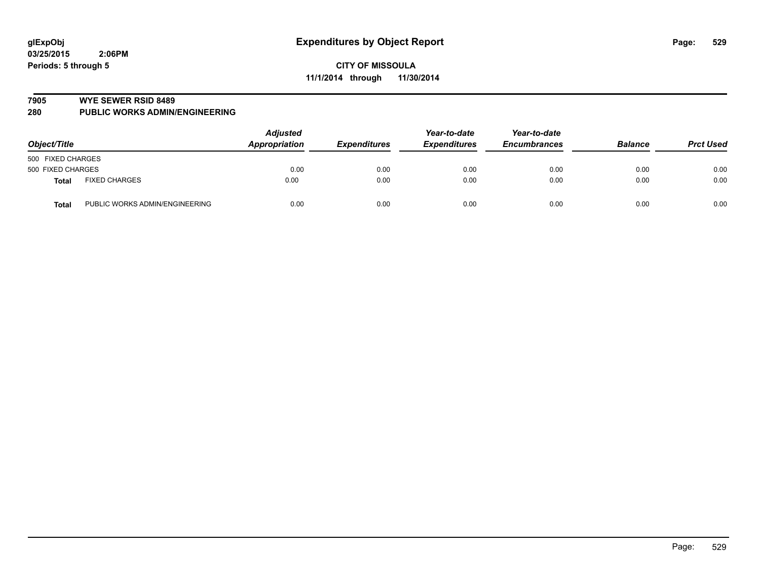# Expenditures by Object Report

glExpObj
03/25/2015 2:06PM
Periods: 5 through 5

**CITY OF MISSOULA**
**11/1/2014 through 11/30/2014**

**7905 WYE SEWER RSID 8489**
**280 PUBLIC WORKS ADMIN/ENGINEERING**

| Object/Title | | Adjusted Appropriation | Expenditures | Year-to-date Expenditures | Year-to-date Encumbrances | Balance | Prct Used |
|---|---|---|---|---|---|---|---|
| 500 FIXED CHARGES | | | | | | | |
| 500 FIXED CHARGES | | 0.00 | 0.00 | 0.00 | 0.00 | 0.00 | 0.00 |
| **Total** | FIXED CHARGES | 0.00 | 0.00 | 0.00 | 0.00 | 0.00 | 0.00 |
| **Total** | PUBLIC WORKS ADMIN/ENGINEERING | 0.00 | 0.00 | 0.00 | 0.00 | 0.00 | 0.00 |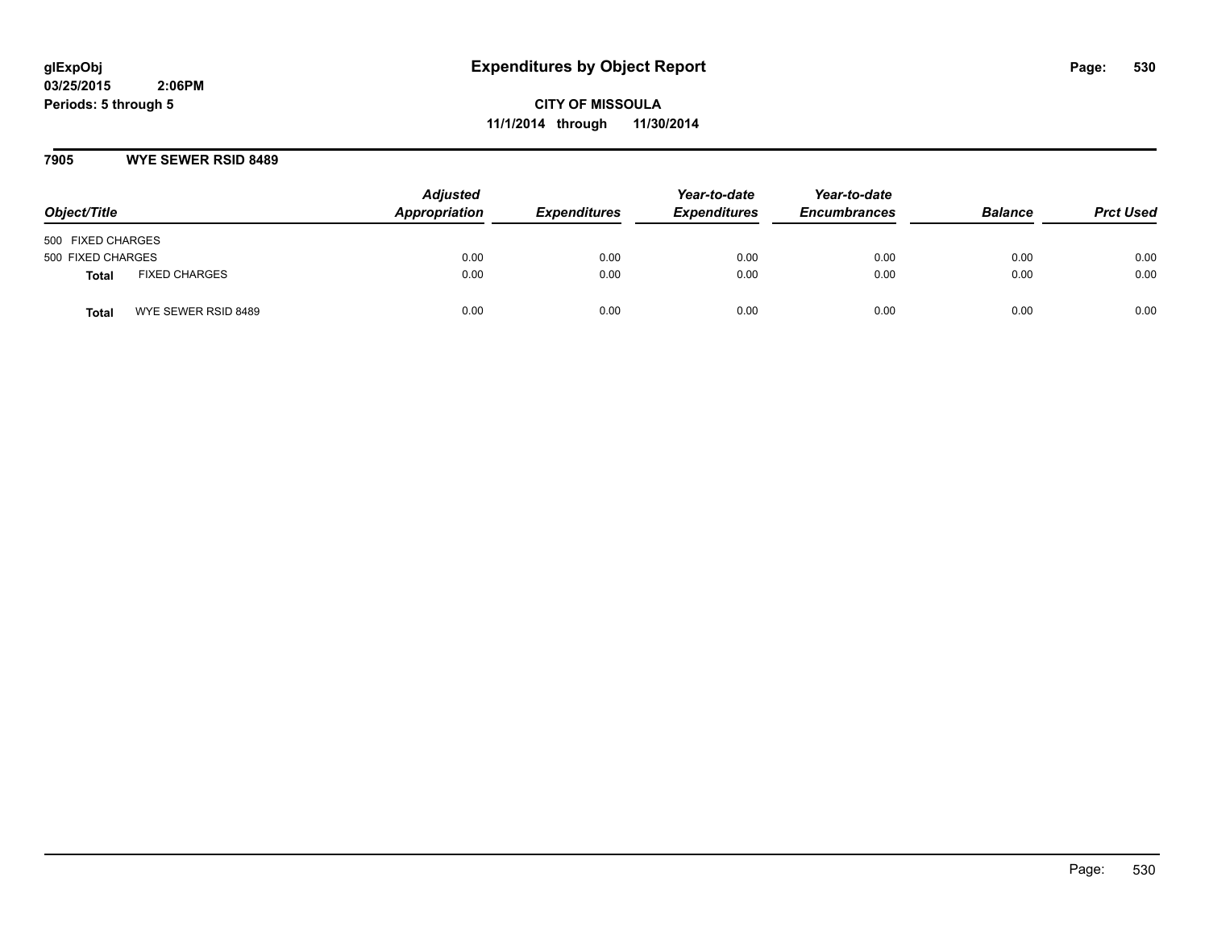**glExpObj** **Expenditures by Object Report**

**03/25/2015 2:06PM**

**Periods: 5 through 5**

**CITY OF MISSOULA**

**11/1/2014 through 11/30/2014**

**7905 WYE SEWER RSID 8489**

| Object/Title | | Adjusted Appropriation | Expenditures | Year-to-date Expenditures | Year-to-date Encumbrances | Balance | Prct Used |
|---|---|---|---|---|---|---|---|
| 500 FIXED CHARGES | | | | | | | |
| 500 FIXED CHARGES | | 0.00 | 0.00 | 0.00 | 0.00 | 0.00 | 0.00 |
| **Total** | FIXED CHARGES | 0.00 | 0.00 | 0.00 | 0.00 | 0.00 | 0.00 |
| **Total** | WYE SEWER RSID 8489 | 0.00 | 0.00 | 0.00 | 0.00 | 0.00 | 0.00 |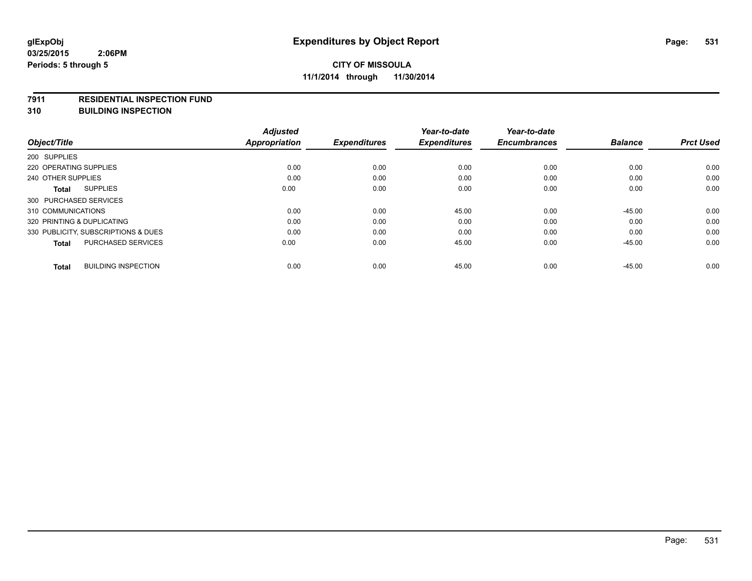# Expenditures by Object Report

**CITY OF MISSOULA**

**11/1/2014 through 11/30/2014**

glExpObj
03/25/2015 2:06PM
Periods: 5 through 5

**7911 RESIDENTIAL INSPECTION FUND**
**310 BUILDING INSPECTION**

| Object/Title | Adjusted Appropriation | Expenditures | Year-to-date Expenditures | Year-to-date Encumbrances | Balance | Prct Used |
|---|---|---|---|---|---|---|
| 200 SUPPLIES | | | | | | |
| 220 OPERATING SUPPLIES | 0.00 | 0.00 | 0.00 | 0.00 | 0.00 | 0.00 |
| 240 OTHER SUPPLIES | 0.00 | 0.00 | 0.00 | 0.00 | 0.00 | 0.00 |
| **Total** SUPPLIES | 0.00 | 0.00 | 0.00 | 0.00 | 0.00 | 0.00 |
| 300 PURCHASED SERVICES | | | | | | |
| 310 COMMUNICATIONS | 0.00 | 0.00 | 45.00 | 0.00 | -45.00 | 0.00 |
| 320 PRINTING & DUPLICATING | 0.00 | 0.00 | 0.00 | 0.00 | 0.00 | 0.00 |
| 330 PUBLICITY, SUBSCRIPTIONS & DUES | 0.00 | 0.00 | 0.00 | 0.00 | 0.00 | 0.00 |
| **Total** PURCHASED SERVICES | 0.00 | 0.00 | 45.00 | 0.00 | -45.00 | 0.00 |
| **Total** BUILDING INSPECTION | 0.00 | 0.00 | 45.00 | 0.00 | -45.00 | 0.00 |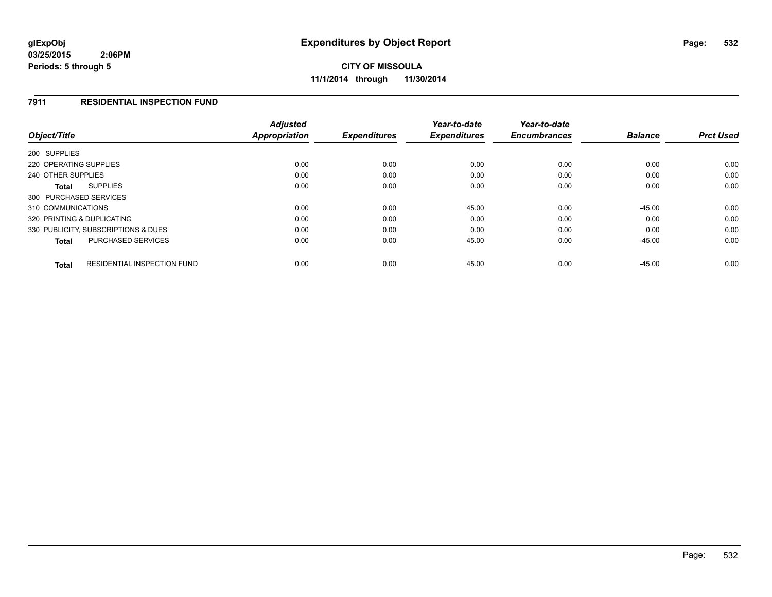**glExpObj**
**03/25/2015 2:06PM**
**Periods: 5 through 5**

# Expenditures by Object Report

**CITY OF MISSOULA**
**11/1/2014 through 11/30/2014**

## 7911 RESIDENTIAL INSPECTION FUND

| Object/Title | Adjusted Appropriation | Expenditures | Year-to-date Expenditures | Year-to-date Encumbrances | Balance | Prct Used |
|---|---|---|---|---|---|---|
| 200 SUPPLIES | | | | | | |
| 220 OPERATING SUPPLIES | 0.00 | 0.00 | 0.00 | 0.00 | 0.00 | 0.00 |
| 240 OTHER SUPPLIES | 0.00 | 0.00 | 0.00 | 0.00 | 0.00 | 0.00 |
| **Total** SUPPLIES | 0.00 | 0.00 | 0.00 | 0.00 | 0.00 | 0.00 |
| 300 PURCHASED SERVICES | | | | | | |
| 310 COMMUNICATIONS | 0.00 | 0.00 | 45.00 | 0.00 | -45.00 | 0.00 |
| 320 PRINTING & DUPLICATING | 0.00 | 0.00 | 0.00 | 0.00 | 0.00 | 0.00 |
| 330 PUBLICITY, SUBSCRIPTIONS & DUES | 0.00 | 0.00 | 0.00 | 0.00 | 0.00 | 0.00 |
| **Total** PURCHASED SERVICES | 0.00 | 0.00 | 45.00 | 0.00 | -45.00 | 0.00 |
| **Total** RESIDENTIAL INSPECTION FUND | 0.00 | 0.00 | 45.00 | 0.00 | -45.00 | 0.00 |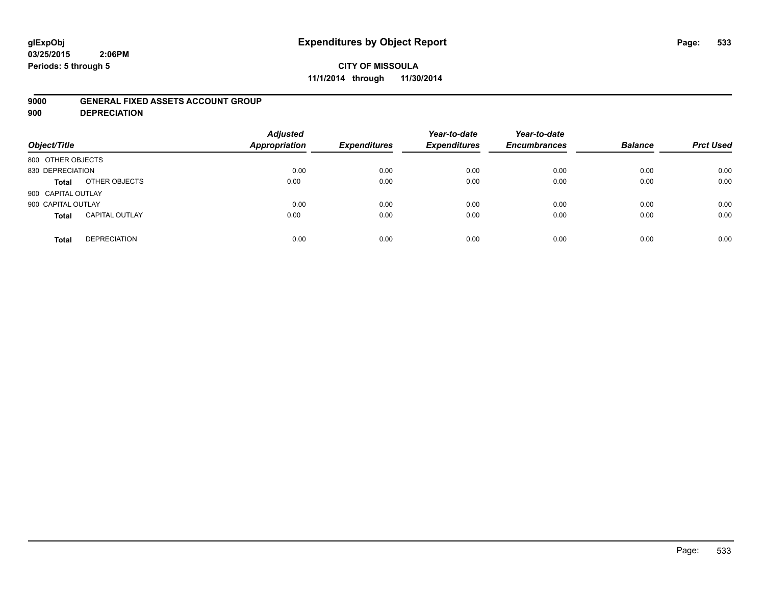**glExpObj**
**03/25/2015 2:06PM**
**Periods: 5 through 5**

# Expenditures by Object Report

**CITY OF MISSOULA**
**11/1/2014 through 11/30/2014**

**9000 GENERAL FIXED ASSETS ACCOUNT GROUP**
**900 DEPRECIATION**

| Object/Title | | Adjusted Appropriation | Expenditures | Year-to-date Expenditures | Year-to-date Encumbrances | Balance | Prct Used |
|---|---|---|---|---|---|---|---|
| 800 OTHER OBJECTS | | | | | | | |
| 830 DEPRECIATION | | 0.00 | 0.00 | 0.00 | 0.00 | 0.00 | 0.00 |
| **Total** | OTHER OBJECTS | 0.00 | 0.00 | 0.00 | 0.00 | 0.00 | 0.00 |
| 900 CAPITAL OUTLAY | | | | | | | |
| 900 CAPITAL OUTLAY | | 0.00 | 0.00 | 0.00 | 0.00 | 0.00 | 0.00 |
| **Total** | CAPITAL OUTLAY | 0.00 | 0.00 | 0.00 | 0.00 | 0.00 | 0.00 |
| **Total** | DEPRECIATION | 0.00 | 0.00 | 0.00 | 0.00 | 0.00 | 0.00 |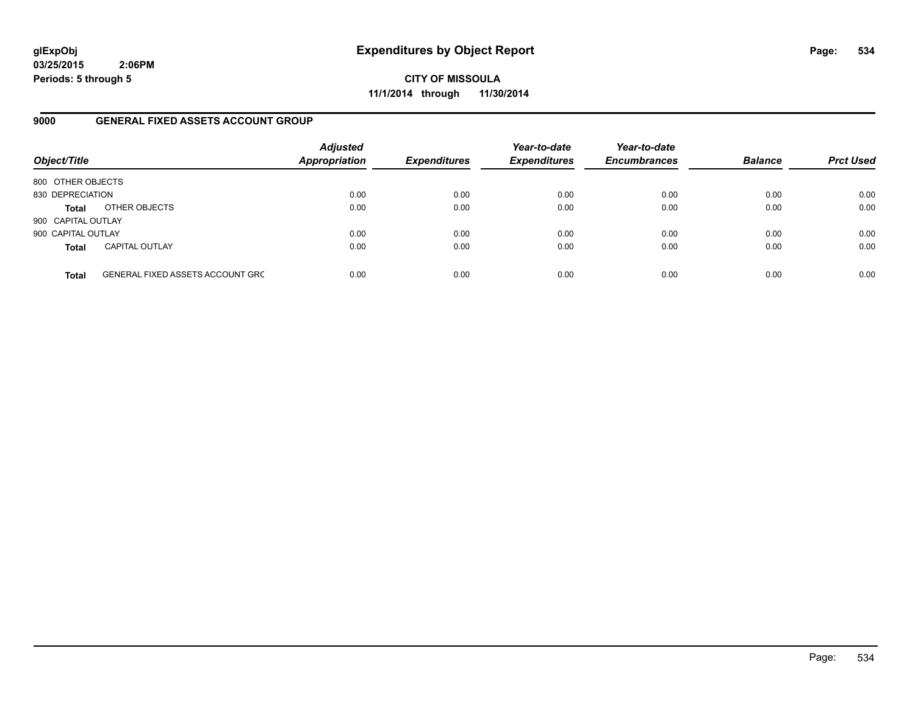# Expenditures by Object Report

glExpObj
03/25/2015 2:06PM
Periods: 5 through 5

**CITY OF MISSOULA**
**11/1/2014 through 11/30/2014**

## 9000 GENERAL FIXED ASSETS ACCOUNT GROUP

| Object/Title | | Adjusted Appropriation | Expenditures | Year-to-date Expenditures | Year-to-date Encumbrances | Balance | Prct Used |
|---|---|---|---|---|---|---|---|
| 800 OTHER OBJECTS | | | | | | | |
| 830 DEPRECIATION | | 0.00 | 0.00 | 0.00 | 0.00 | 0.00 | 0.00 |
| **Total** | OTHER OBJECTS | 0.00 | 0.00 | 0.00 | 0.00 | 0.00 | 0.00 |
| 900 CAPITAL OUTLAY | | | | | | | |
| 900 CAPITAL OUTLAY | | 0.00 | 0.00 | 0.00 | 0.00 | 0.00 | 0.00 |
| **Total** | CAPITAL OUTLAY | 0.00 | 0.00 | 0.00 | 0.00 | 0.00 | 0.00 |
| **Total** | GENERAL FIXED ASSETS ACCOUNT GRC | 0.00 | 0.00 | 0.00 | 0.00 | 0.00 | 0.00 |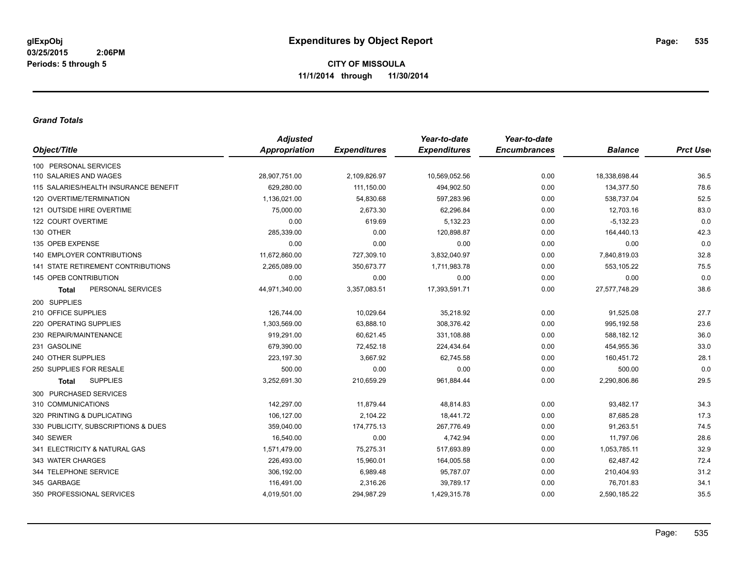# Expenditures by Object Report

glExpObj
03/25/2015 2:06PM
Periods: 5 through 5

**CITY OF MISSOULA**
**11/1/2014 through 11/30/2014**

### *Grand Totals*

| Object/Title | Adjusted Appropriation | Expenditures | Year-to-date Expenditures | Year-to-date Encumbrances | Balance | Prct Used |
|---|---|---|---|---|---|---|
| 100 PERSONAL SERVICES | | | | | | |
| 110 SALARIES AND WAGES | 28,907,751.00 | 2,109,826.97 | 10,569,052.56 | 0.00 | 18,338,698.44 | 36.5 |
| 115 SALARIES/HEALTH INSURANCE BENEFIT | 629,280.00 | 111,150.00 | 494,902.50 | 0.00 | 134,377.50 | 78.6 |
| 120 OVERTIME/TERMINATION | 1,136,021.00 | 54,830.68 | 597,283.96 | 0.00 | 538,737.04 | 52.5 |
| 121 OUTSIDE HIRE OVERTIME | 75,000.00 | 2,673.30 | 62,296.84 | 0.00 | 12,703.16 | 83.0 |
| 122 COURT OVERTIME | 0.00 | 619.69 | 5,132.23 | 0.00 | -5,132.23 | 0.0 |
| 130 OTHER | 285,339.00 | 0.00 | 120,898.87 | 0.00 | 164,440.13 | 42.3 |
| 135 OPEB EXPENSE | 0.00 | 0.00 | 0.00 | 0.00 | 0.00 | 0.0 |
| 140 EMPLOYER CONTRIBUTIONS | 11,672,860.00 | 727,309.10 | 3,832,040.97 | 0.00 | 7,840,819.03 | 32.8 |
| 141 STATE RETIREMENT CONTRIBUTIONS | 2,265,089.00 | 350,673.77 | 1,711,983.78 | 0.00 | 553,105.22 | 75.5 |
| 145 OPEB CONTRIBUTION | 0.00 | 0.00 | 0.00 | 0.00 | 0.00 | 0.0 |
| **Total** PERSONAL SERVICES | 44,971,340.00 | 3,357,083.51 | 17,393,591.71 | 0.00 | 27,577,748.29 | 38.6 |
| 200 SUPPLIES | | | | | | |
| 210 OFFICE SUPPLIES | 126,744.00 | 10,029.64 | 35,218.92 | 0.00 | 91,525.08 | 27.7 |
| 220 OPERATING SUPPLIES | 1,303,569.00 | 63,888.10 | 308,376.42 | 0.00 | 995,192.58 | 23.6 |
| 230 REPAIR/MAINTENANCE | 919,291.00 | 60,621.45 | 331,108.88 | 0.00 | 588,182.12 | 36.0 |
| 231 GASOLINE | 679,390.00 | 72,452.18 | 224,434.64 | 0.00 | 454,955.36 | 33.0 |
| 240 OTHER SUPPLIES | 223,197.30 | 3,667.92 | 62,745.58 | 0.00 | 160,451.72 | 28.1 |
| 250 SUPPLIES FOR RESALE | 500.00 | 0.00 | 0.00 | 0.00 | 500.00 | 0.0 |
| **Total** SUPPLIES | 3,252,691.30 | 210,659.29 | 961,884.44 | 0.00 | 2,290,806.86 | 29.5 |
| 300 PURCHASED SERVICES | | | | | | |
| 310 COMMUNICATIONS | 142,297.00 | 11,879.44 | 48,814.83 | 0.00 | 93,482.17 | 34.3 |
| 320 PRINTING & DUPLICATING | 106,127.00 | 2,104.22 | 18,441.72 | 0.00 | 87,685.28 | 17.3 |
| 330 PUBLICITY, SUBSCRIPTIONS & DUES | 359,040.00 | 174,775.13 | 267,776.49 | 0.00 | 91,263.51 | 74.5 |
| 340 SEWER | 16,540.00 | 0.00 | 4,742.94 | 0.00 | 11,797.06 | 28.6 |
| 341 ELECTRICITY & NATURAL GAS | 1,571,479.00 | 75,275.31 | 517,693.89 | 0.00 | 1,053,785.11 | 32.9 |
| 343 WATER CHARGES | 226,493.00 | 15,960.01 | 164,005.58 | 0.00 | 62,487.42 | 72.4 |
| 344 TELEPHONE SERVICE | 306,192.00 | 6,989.48 | 95,787.07 | 0.00 | 210,404.93 | 31.2 |
| 345 GARBAGE | 116,491.00 | 2,316.26 | 39,789.17 | 0.00 | 76,701.83 | 34.1 |
| 350 PROFESSIONAL SERVICES | 4,019,501.00 | 294,987.29 | 1,429,315.78 | 0.00 | 2,590,185.22 | 35.5 |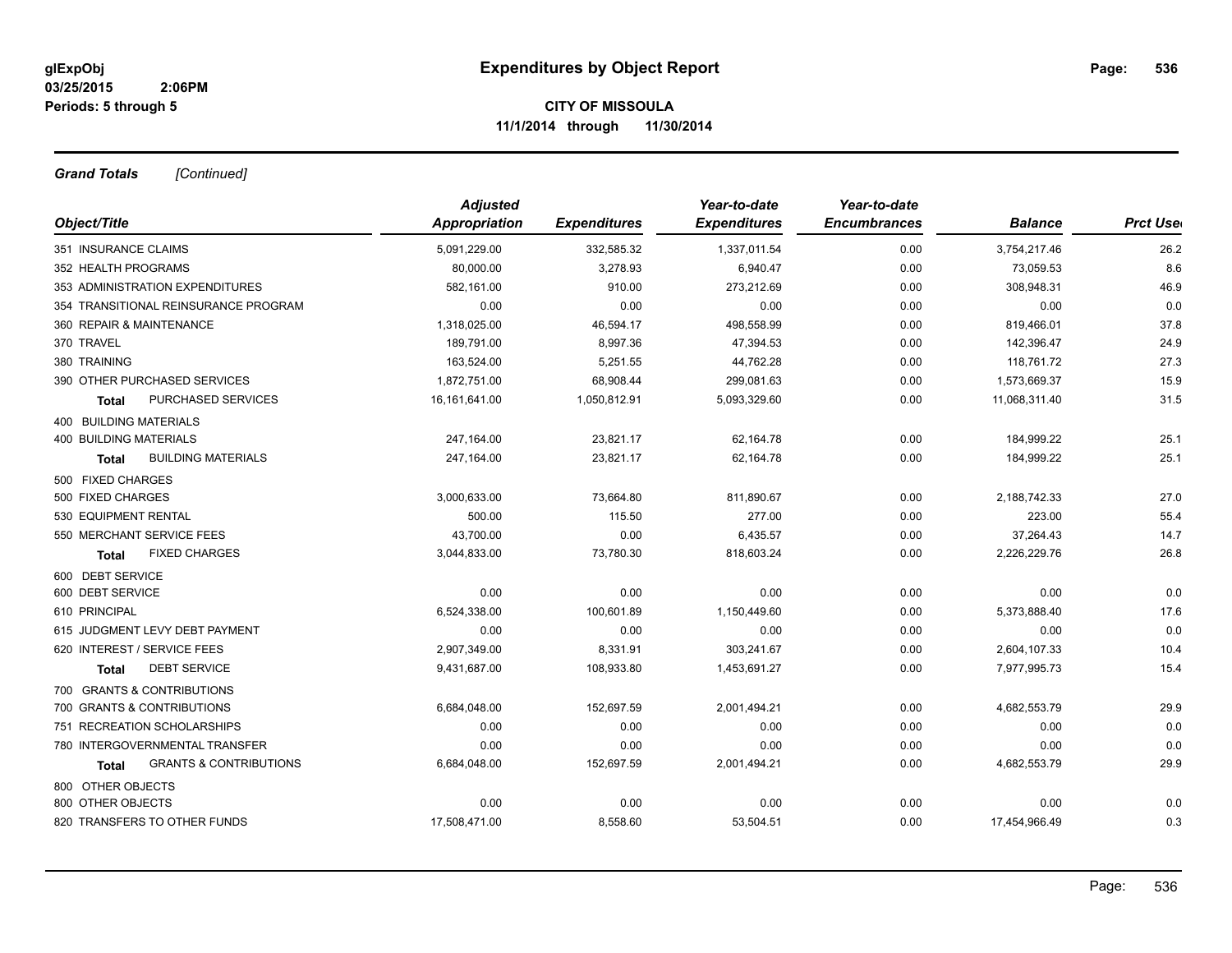**glExpObj** **Expenditures by Object Report**
**03/25/2015 2:06PM**
**Periods: 5 through 5**

**CITY OF MISSOULA**
**11/1/2014 through 11/30/2014**

***Grand Totals*** *[Continued]*

| Object/Title | | *Adjusted Appropriation* | *Expenditures* | *Year-to-date Expenditures* | *Year-to-date Encumbrances* | *Balance* | *Prct Used* |
|---|---|---|---|---|---|---|---|
| 351 INSURANCE CLAIMS | | 5,091,229.00 | 332,585.32 | 1,337,011.54 | 0.00 | 3,754,217.46 | 26.2 |
| 352 HEALTH PROGRAMS | | 80,000.00 | 3,278.93 | 6,940.47 | 0.00 | 73,059.53 | 8.6 |
| 353 ADMINISTRATION EXPENDITURES | | 582,161.00 | 910.00 | 273,212.69 | 0.00 | 308,948.31 | 46.9 |
| 354 TRANSITIONAL REINSURANCE PROGRAM | | 0.00 | 0.00 | 0.00 | 0.00 | 0.00 | 0.0 |
| 360 REPAIR & MAINTENANCE | | 1,318,025.00 | 46,594.17 | 498,558.99 | 0.00 | 819,466.01 | 37.8 |
| 370 TRAVEL | | 189,791.00 | 8,997.36 | 47,394.53 | 0.00 | 142,396.47 | 24.9 |
| 380 TRAINING | | 163,524.00 | 5,251.55 | 44,762.28 | 0.00 | 118,761.72 | 27.3 |
| 390 OTHER PURCHASED SERVICES | | 1,872,751.00 | 68,908.44 | 299,081.63 | 0.00 | 1,573,669.37 | 15.9 |
| **Total** | PURCHASED SERVICES | 16,161,641.00 | 1,050,812.91 | 5,093,329.60 | 0.00 | 11,068,311.40 | 31.5 |
| 400 BUILDING MATERIALS | | | | | | | |
| 400 BUILDING MATERIALS | | 247,164.00 | 23,821.17 | 62,164.78 | 0.00 | 184,999.22 | 25.1 |
| **Total** | BUILDING MATERIALS | 247,164.00 | 23,821.17 | 62,164.78 | 0.00 | 184,999.22 | 25.1 |
| 500 FIXED CHARGES | | | | | | | |
| 500 FIXED CHARGES | | 3,000,633.00 | 73,664.80 | 811,890.67 | 0.00 | 2,188,742.33 | 27.0 |
| 530 EQUIPMENT RENTAL | | 500.00 | 115.50 | 277.00 | 0.00 | 223.00 | 55.4 |
| 550 MERCHANT SERVICE FEES | | 43,700.00 | 0.00 | 6,435.57 | 0.00 | 37,264.43 | 14.7 |
| **Total** | FIXED CHARGES | 3,044,833.00 | 73,780.30 | 818,603.24 | 0.00 | 2,226,229.76 | 26.8 |
| 600 DEBT SERVICE | | | | | | | |
| 600 DEBT SERVICE | | 0.00 | 0.00 | 0.00 | 0.00 | 0.00 | 0.0 |
| 610 PRINCIPAL | | 6,524,338.00 | 100,601.89 | 1,150,449.60 | 0.00 | 5,373,888.40 | 17.6 |
| 615 JUDGMENT LEVY DEBT PAYMENT | | 0.00 | 0.00 | 0.00 | 0.00 | 0.00 | 0.0 |
| 620 INTEREST / SERVICE FEES | | 2,907,349.00 | 8,331.91 | 303,241.67 | 0.00 | 2,604,107.33 | 10.4 |
| **Total** | DEBT SERVICE | 9,431,687.00 | 108,933.80 | 1,453,691.27 | 0.00 | 7,977,995.73 | 15.4 |
| 700 GRANTS & CONTRIBUTIONS | | | | | | | |
| 700 GRANTS & CONTRIBUTIONS | | 6,684,048.00 | 152,697.59 | 2,001,494.21 | 0.00 | 4,682,553.79 | 29.9 |
| 751 RECREATION SCHOLARSHIPS | | 0.00 | 0.00 | 0.00 | 0.00 | 0.00 | 0.0 |
| 780 INTERGOVERNMENTAL TRANSFER | | 0.00 | 0.00 | 0.00 | 0.00 | 0.00 | 0.0 |
| **Total** | GRANTS & CONTRIBUTIONS | 6,684,048.00 | 152,697.59 | 2,001,494.21 | 0.00 | 4,682,553.79 | 29.9 |
| 800 OTHER OBJECTS | | | | | | | |
| 800 OTHER OBJECTS | | 0.00 | 0.00 | 0.00 | 0.00 | 0.00 | 0.0 |
| 820 TRANSFERS TO OTHER FUNDS | | 17,508,471.00 | 8,558.60 | 53,504.51 | 0.00 | 17,454,966.49 | 0.3 |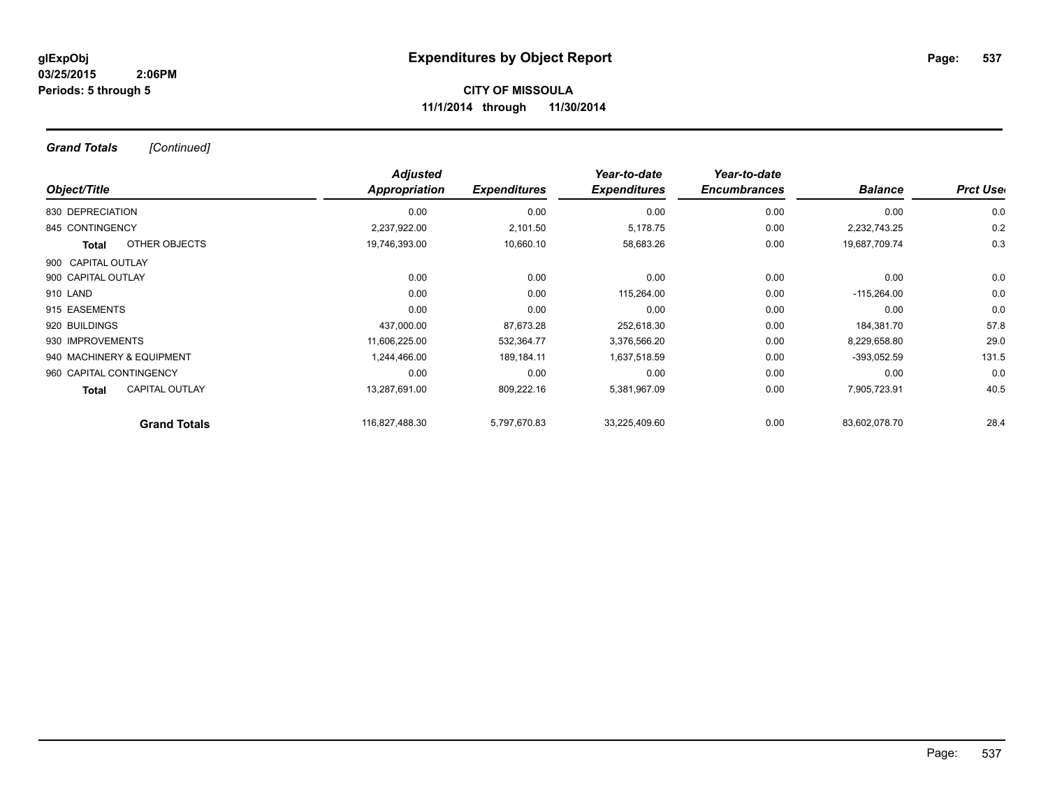# Expenditures by Object Report

glExpObj
03/25/2015 2:06PM
Periods: 5 through 5

**CITY OF MISSOULA**
**11/1/2014 through 11/30/2014**

***Grand Totals*** *[Continued]*

| *Object/Title* | *Adjusted Appropriation* | *Expenditures* | *Year-to-date Expenditures* | *Year-to-date Encumbrances* | *Balance* | *Prct Used* |
|---|---|---|---|---|---|---|
| 830 DEPRECIATION | 0.00 | 0.00 | 0.00 | 0.00 | 0.00 | 0.0 |
| 845 CONTINGENCY | 2,237,922.00 | 2,101.50 | 5,178.75 | 0.00 | 2,232,743.25 | 0.2 |
| **Total** OTHER OBJECTS | 19,746,393.00 | 10,660.10 | 58,683.26 | 0.00 | 19,687,709.74 | 0.3 |
| 900 CAPITAL OUTLAY | | | | | | |
| 900 CAPITAL OUTLAY | 0.00 | 0.00 | 0.00 | 0.00 | 0.00 | 0.0 |
| 910 LAND | 0.00 | 0.00 | 115,264.00 | 0.00 | -115,264.00 | 0.0 |
| 915 EASEMENTS | 0.00 | 0.00 | 0.00 | 0.00 | 0.00 | 0.0 |
| 920 BUILDINGS | 437,000.00 | 87,673.28 | 252,618.30 | 0.00 | 184,381.70 | 57.8 |
| 930 IMPROVEMENTS | 11,606,225.00 | 532,364.77 | 3,376,566.20 | 0.00 | 8,229,658.80 | 29.0 |
| 940 MACHINERY & EQUIPMENT | 1,244,466.00 | 189,184.11 | 1,637,518.59 | 0.00 | -393,052.59 | 131.5 |
| 960 CAPITAL CONTINGENCY | 0.00 | 0.00 | 0.00 | 0.00 | 0.00 | 0.0 |
| **Total** CAPITAL OUTLAY | 13,287,691.00 | 809,222.16 | 5,381,967.09 | 0.00 | 7,905,723.91 | 40.5 |
| **Grand Totals** | 116,827,488.30 | 5,797,670.83 | 33,225,409.60 | 0.00 | 83,602,078.70 | 28.4 |